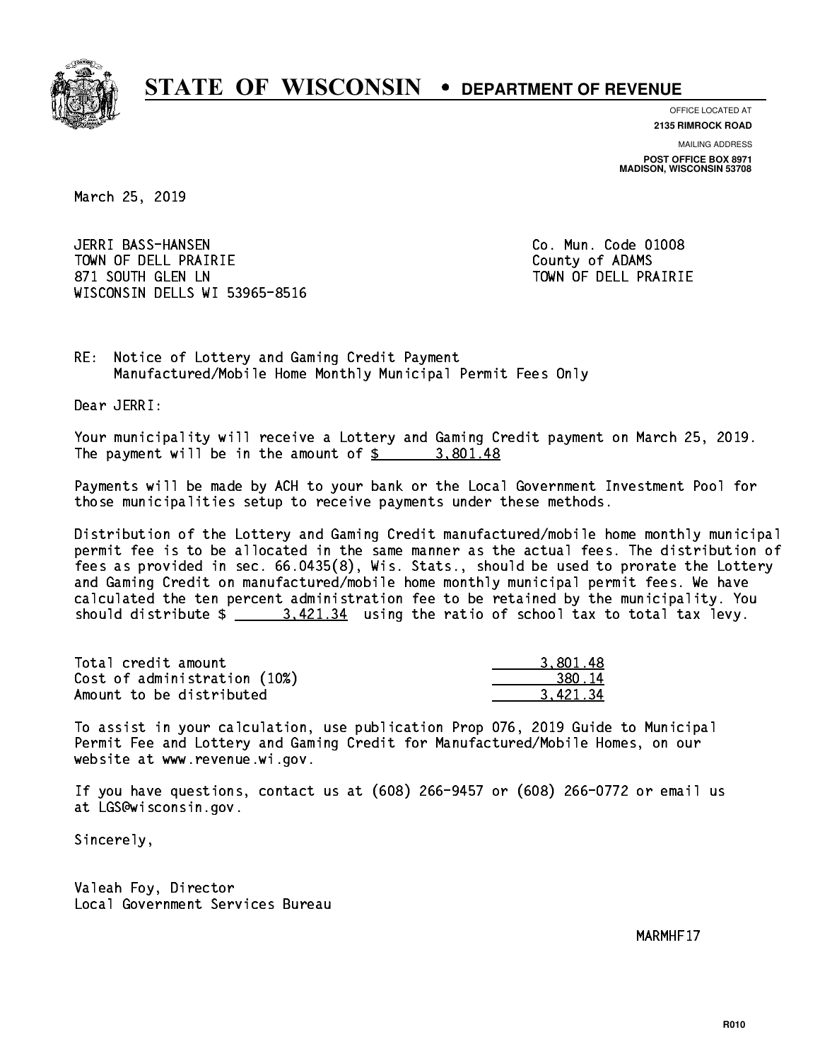# STATE OF WISCONSIN • DEPARTMENT OF REVENUE

OFFICE LOCATED AT
**2135 RIMROCK ROAD**

MAILING ADDRESS
**POST OFFICE BOX 8971**
**MADISON, WISCONSIN 53708**

March 25, 2019

JERRI BASS-HANSEN
TOWN OF DELL PRAIRIE
871 SOUTH GLEN LN
WISCONSIN DELLS WI 53965-8516

Co. Mun. Code 01008
County of ADAMS
TOWN OF DELL PRAIRIE

RE: Notice of Lottery and Gaming Credit Payment
Manufactured/Mobile Home Monthly Municipal Permit Fees Only

Dear JERRI:

Your municipality will receive a Lottery and Gaming Credit payment on March 25, 2019. The payment will be in the amount of $ 3,801.48

Payments will be made by ACH to your bank or the Local Government Investment Pool for those municipalities setup to receive payments under these methods.

Distribution of the Lottery and Gaming Credit manufactured/mobile home monthly municipal permit fee is to be allocated in the same manner as the actual fees. The distribution of fees as provided in sec. 66.0435(8), Wis. Stats., should be used to prorate the Lottery and Gaming Credit on manufactured/mobile home monthly municipal permit fees. We have calculated the ten percent administration fee to be retained by the municipality. You should distribute $ 3,421.34 using the ratio of school tax to total tax levy.

| | |
|---|---|
| Total credit amount | 3,801.48 |
| Cost of administration (10%) | 380.14 |
| Amount to be distributed | 3,421.34 |

To assist in your calculation, use publication Prop 076, 2019 Guide to Municipal Permit Fee and Lottery and Gaming Credit for Manufactured/Mobile Homes, on our website at www.revenue.wi.gov.

If you have questions, contact us at (608) 266-9457 or (608) 266-0772 or email us at LGS@wisconsin.gov.

Sincerely,

Valeah Foy, Director
Local Government Services Bureau

MARMHF17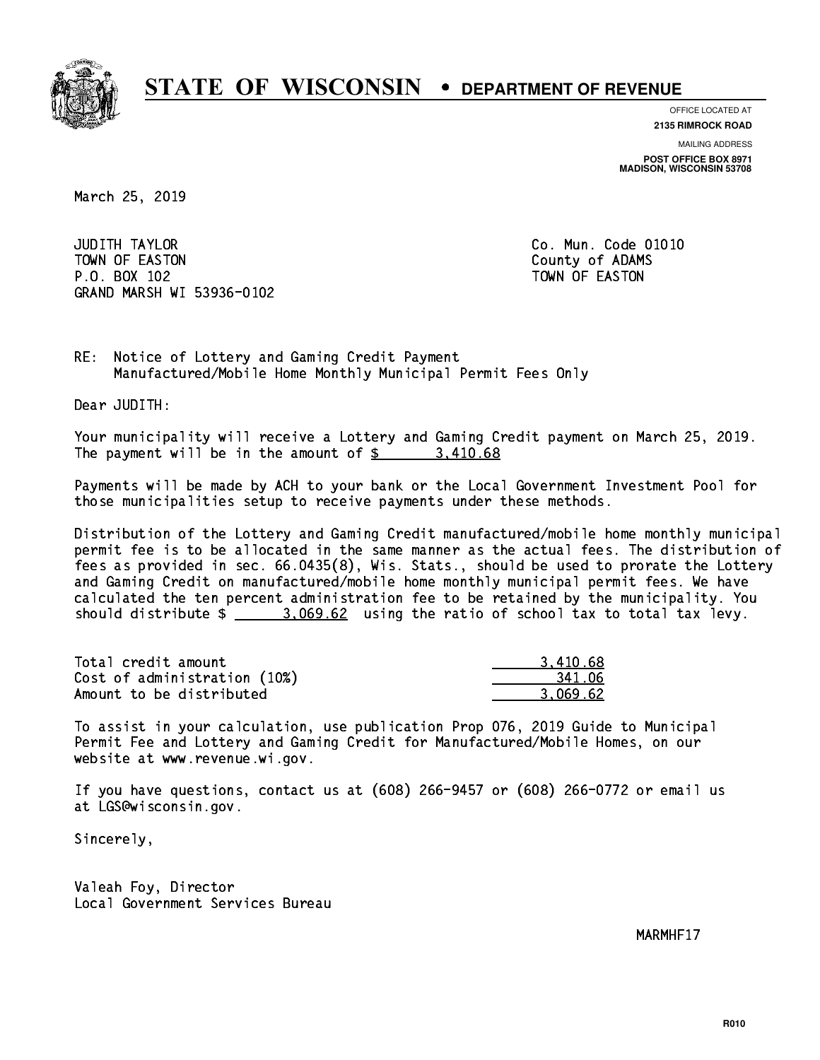# STATE OF WISCONSIN • DEPARTMENT OF REVENUE

OFFICE LOCATED AT
**2135 RIMROCK ROAD**

MAILING ADDRESS
**POST OFFICE BOX 8971**
**MADISON, WISCONSIN 53708**

March 25, 2019

JUDITH TAYLOR
TOWN OF EASTON
P.O. BOX 102
GRAND MARSH WI 53936-0102

Co. Mun. Code 01010
County of ADAMS
TOWN OF EASTON

RE: Notice of Lottery and Gaming Credit Payment
Manufactured/Mobile Home Monthly Municipal Permit Fees Only

Dear JUDITH:

Your municipality will receive a Lottery and Gaming Credit payment on March 25, 2019. The payment will be in the amount of $ 3,410.68

Payments will be made by ACH to your bank or the Local Government Investment Pool for those municipalities setup to receive payments under these methods.

Distribution of the Lottery and Gaming Credit manufactured/mobile home monthly municipal permit fee is to be allocated in the same manner as the actual fees. The distribution of fees as provided in sec. 66.0435(8), Wis. Stats., should be used to prorate the Lottery and Gaming Credit on manufactured/mobile home monthly municipal permit fees. We have calculated the ten percent administration fee to be retained by the municipality. You should distribute $ 3,069.62 using the ratio of school tax to total tax levy.

| | |
|---|---|
| Total credit amount | 3,410.68 |
| Cost of administration (10%) | 341.06 |
| Amount to be distributed | 3,069.62 |

To assist in your calculation, use publication Prop 076, 2019 Guide to Municipal Permit Fee and Lottery and Gaming Credit for Manufactured/Mobile Homes, on our website at www.revenue.wi.gov.

If you have questions, contact us at (608) 266-9457 or (608) 266-0772 or email us at LGS@wisconsin.gov.

Sincerely,

Valeah Foy, Director
Local Government Services Bureau

MARMHF17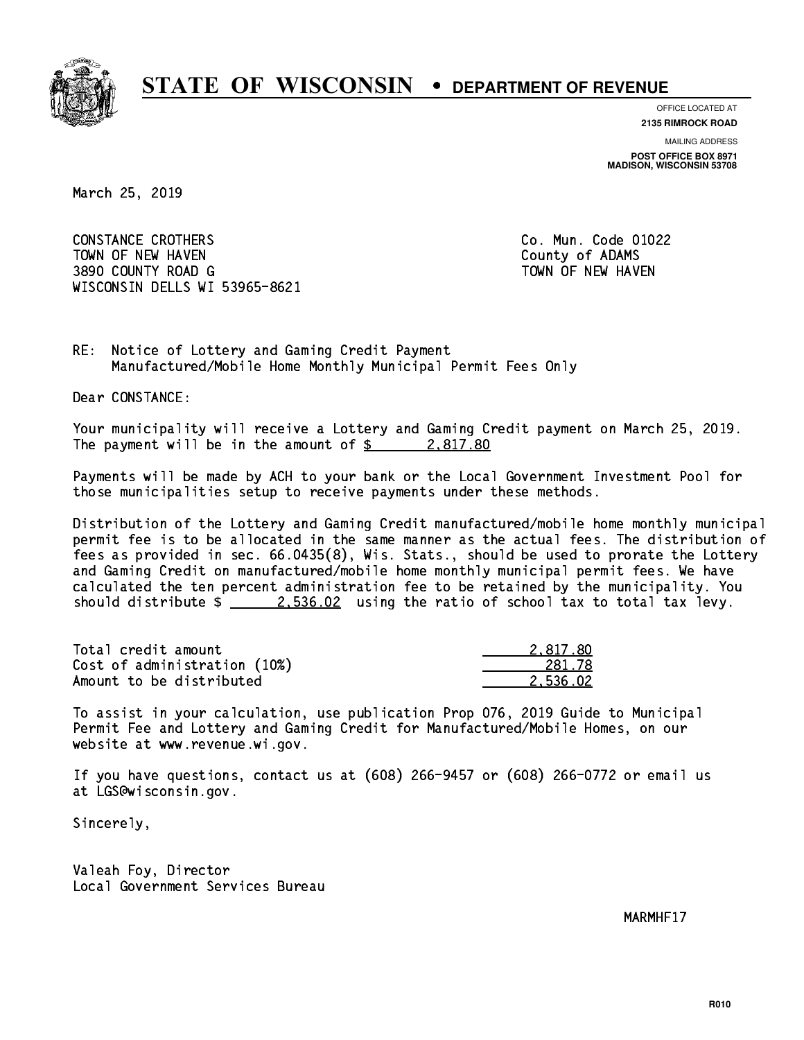# STATE OF WISCONSIN • DEPARTMENT OF REVENUE

OFFICE LOCATED AT
**2135 RIMROCK ROAD**

MAILING ADDRESS
**POST OFFICE BOX 8971**
**MADISON, WISCONSIN 53708**

March 25, 2019

CONSTANCE CROTHERS
TOWN OF NEW HAVEN
3890 COUNTY ROAD G
WISCONSIN DELLS WI 53965-8621

Co. Mun. Code 01022
County of ADAMS
TOWN OF NEW HAVEN

RE: Notice of Lottery and Gaming Credit Payment
Manufactured/Mobile Home Monthly Municipal Permit Fees Only

Dear CONSTANCE:

Your municipality will receive a Lottery and Gaming Credit payment on March 25, 2019. The payment will be in the amount of $ 2,817.80

Payments will be made by ACH to your bank or the Local Government Investment Pool for those municipalities setup to receive payments under these methods.

Distribution of the Lottery and Gaming Credit manufactured/mobile home monthly municipal permit fee is to be allocated in the same manner as the actual fees. The distribution of fees as provided in sec. 66.0435(8), Wis. Stats., should be used to prorate the Lottery and Gaming Credit on manufactured/mobile home monthly municipal permit fees. We have calculated the ten percent administration fee to be retained by the municipality. You should distribute $ 2,536.02 using the ratio of school tax to total tax levy.

| | |
|---|---|
| Total credit amount | 2,817.80 |
| Cost of administration (10%) | 281.78 |
| Amount to be distributed | 2,536.02 |

To assist in your calculation, use publication Prop 076, 2019 Guide to Municipal Permit Fee and Lottery and Gaming Credit for Manufactured/Mobile Homes, on our website at www.revenue.wi.gov.

If you have questions, contact us at (608) 266-9457 or (608) 266-0772 or email us at LGS@wisconsin.gov.

Sincerely,

Valeah Foy, Director
Local Government Services Bureau

MARMHF17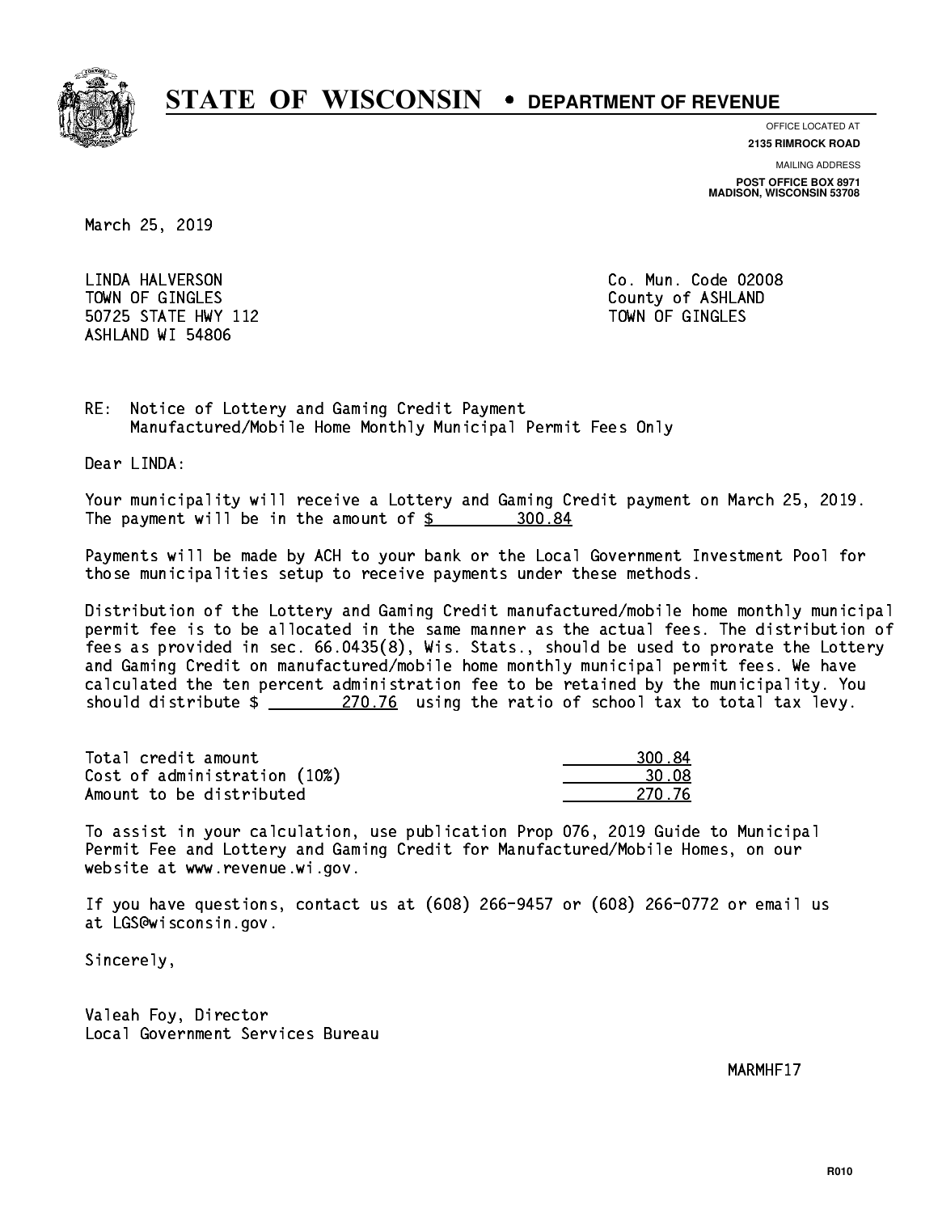# STATE OF WISCONSIN • DEPARTMENT OF REVENUE

OFFICE LOCATED AT
**2135 RIMROCK ROAD**

MAILING ADDRESS
**POST OFFICE BOX 8971**
**MADISON, WISCONSIN 53708**

March 25, 2019

LINDA HALVERSON
TOWN OF GINGLES
50725 STATE HWY 112
ASHLAND WI 54806

Co. Mun. Code 02008
County of ASHLAND
TOWN OF GINGLES

RE: Notice of Lottery and Gaming Credit Payment
Manufactured/Mobile Home Monthly Municipal Permit Fees Only

Dear LINDA:

Your municipality will receive a Lottery and Gaming Credit payment on March 25, 2019. The payment will be in the amount of $ 300.84

Payments will be made by ACH to your bank or the Local Government Investment Pool for those municipalities setup to receive payments under these methods.

Distribution of the Lottery and Gaming Credit manufactured/mobile home monthly municipal permit fee is to be allocated in the same manner as the actual fees. The distribution of fees as provided in sec. 66.0435(8), Wis. Stats., should be used to prorate the Lottery and Gaming Credit on manufactured/mobile home monthly municipal permit fees. We have calculated the ten percent administration fee to be retained by the municipality. You should distribute $ 270.76 using the ratio of school tax to total tax levy.

| | |
|---|---|
| Total credit amount | 300.84 |
| Cost of administration (10%) | 30.08 |
| Amount to be distributed | 270.76 |

To assist in your calculation, use publication Prop 076, 2019 Guide to Municipal Permit Fee and Lottery and Gaming Credit for Manufactured/Mobile Homes, on our website at www.revenue.wi.gov.

If you have questions, contact us at (608) 266-9457 or (608) 266-0772 or email us at LGS@wisconsin.gov.

Sincerely,

Valeah Foy, Director
Local Government Services Bureau

MARMHF17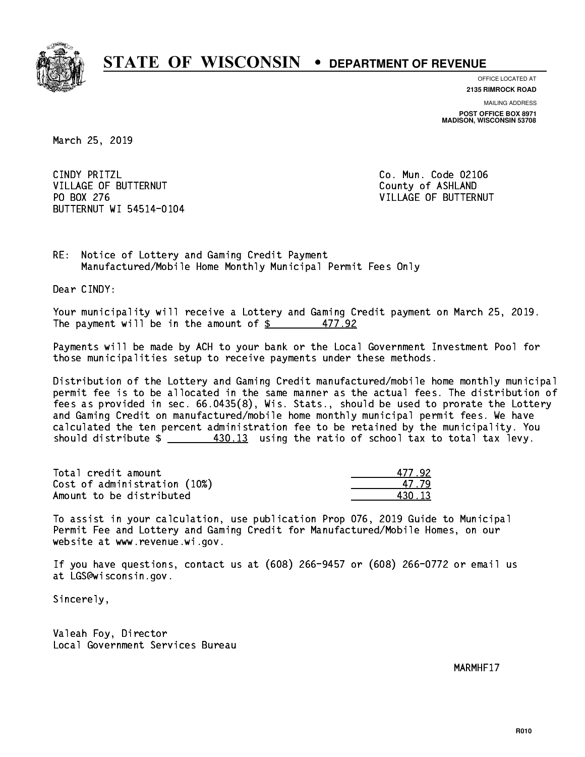# STATE OF WISCONSIN • DEPARTMENT OF REVENUE

OFFICE LOCATED AT
**2135 RIMROCK ROAD**

MAILING ADDRESS
**POST OFFICE BOX 8971**
**MADISON, WISCONSIN 53708**

March 25, 2019

CINDY PRITZL
VILLAGE OF BUTTERNUT
PO BOX 276
BUTTERNUT WI 54514-0104

Co. Mun. Code 02106
County of ASHLAND
VILLAGE OF BUTTERNUT

RE: Notice of Lottery and Gaming Credit Payment
Manufactured/Mobile Home Monthly Municipal Permit Fees Only

Dear CINDY:

Your municipality will receive a Lottery and Gaming Credit payment on March 25, 2019. The payment will be in the amount of $ 477.92

Payments will be made by ACH to your bank or the Local Government Investment Pool for those municipalities setup to receive payments under these methods.

Distribution of the Lottery and Gaming Credit manufactured/mobile home monthly municipal permit fee is to be allocated in the same manner as the actual fees. The distribution of fees as provided in sec. 66.0435(8), Wis. Stats., should be used to prorate the Lottery and Gaming Credit on manufactured/mobile home monthly municipal permit fees. We have calculated the ten percent administration fee to be retained by the municipality. You should distribute $ 430.13 using the ratio of school tax to total tax levy.

| | |
|---|---|
| Total credit amount | 477.92 |
| Cost of administration (10%) | 47.79 |
| Amount to be distributed | 430.13 |

To assist in your calculation, use publication Prop 076, 2019 Guide to Municipal Permit Fee and Lottery and Gaming Credit for Manufactured/Mobile Homes, on our website at www.revenue.wi.gov.

If you have questions, contact us at (608) 266-9457 or (608) 266-0772 or email us at LGS@wisconsin.gov.

Sincerely,

Valeah Foy, Director
Local Government Services Bureau

MARMHF17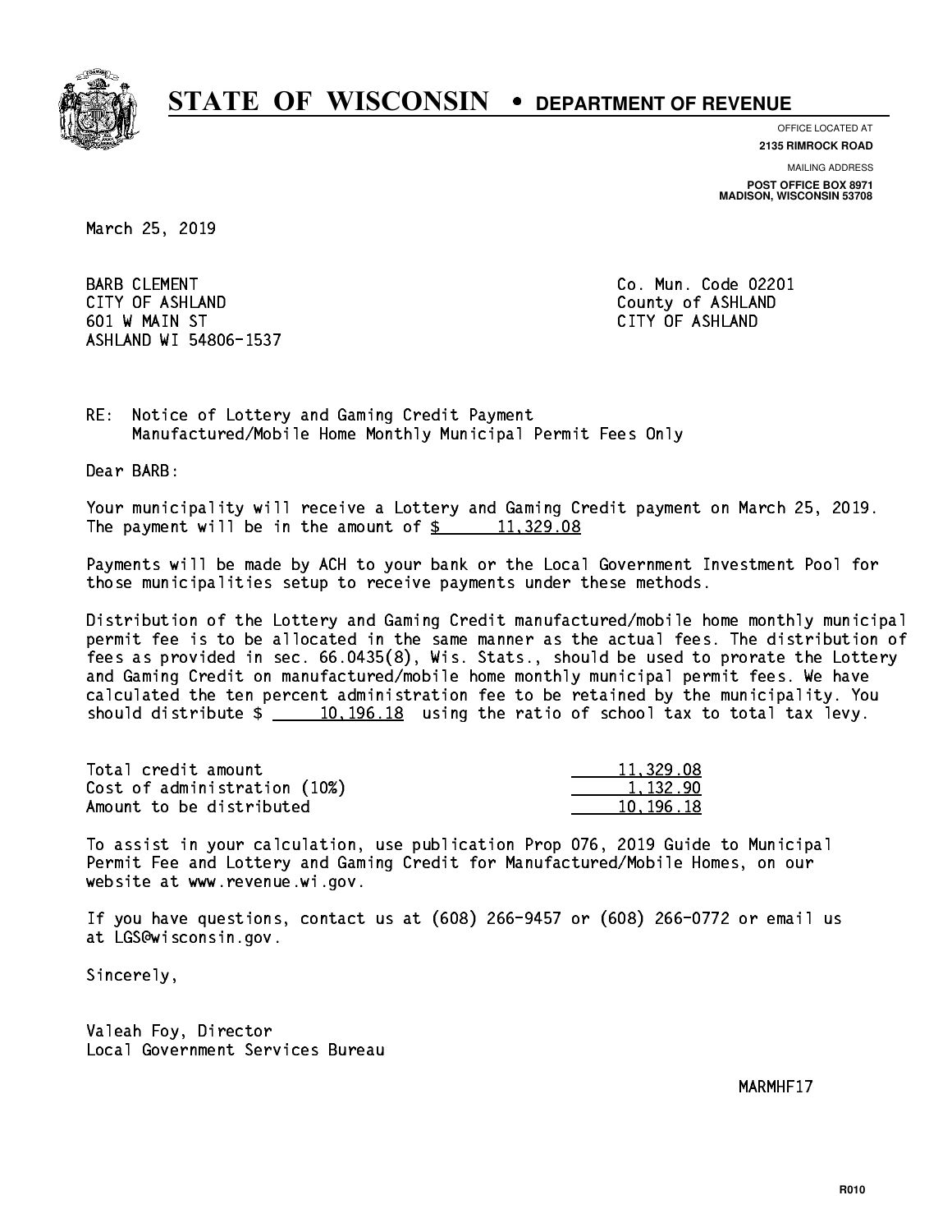# STATE OF WISCONSIN • DEPARTMENT OF REVENUE

OFFICE LOCATED AT
**2135 RIMROCK ROAD**

MAILING ADDRESS
**POST OFFICE BOX 8971**
**MADISON, WISCONSIN 53708**

March 25, 2019

BARB CLEMENT
CITY OF ASHLAND
601 W MAIN ST
ASHLAND WI 54806-1537

Co. Mun. Code 02201
County of ASHLAND
CITY OF ASHLAND

RE: Notice of Lottery and Gaming Credit Payment
Manufactured/Mobile Home Monthly Municipal Permit Fees Only

Dear BARB:

Your municipality will receive a Lottery and Gaming Credit payment on March 25, 2019. The payment will be in the amount of $ 11,329.08

Payments will be made by ACH to your bank or the Local Government Investment Pool for those municipalities setup to receive payments under these methods.

Distribution of the Lottery and Gaming Credit manufactured/mobile home monthly municipal permit fee is to be allocated in the same manner as the actual fees. The distribution of fees as provided in sec. 66.0435(8), Wis. Stats., should be used to prorate the Lottery and Gaming Credit on manufactured/mobile home monthly municipal permit fees. We have calculated the ten percent administration fee to be retained by the municipality. You should distribute $ 10,196.18 using the ratio of school tax to total tax levy.

| | |
|---|---|
| Total credit amount | 11,329.08 |
| Cost of administration (10%) | 1,132.90 |
| Amount to be distributed | 10,196.18 |

To assist in your calculation, use publication Prop 076, 2019 Guide to Municipal Permit Fee and Lottery and Gaming Credit for Manufactured/Mobile Homes, on our website at www.revenue.wi.gov.

If you have questions, contact us at (608) 266-9457 or (608) 266-0772 or email us at LGS@wisconsin.gov.

Sincerely,

Valeah Foy, Director
Local Government Services Bureau

MARMHF17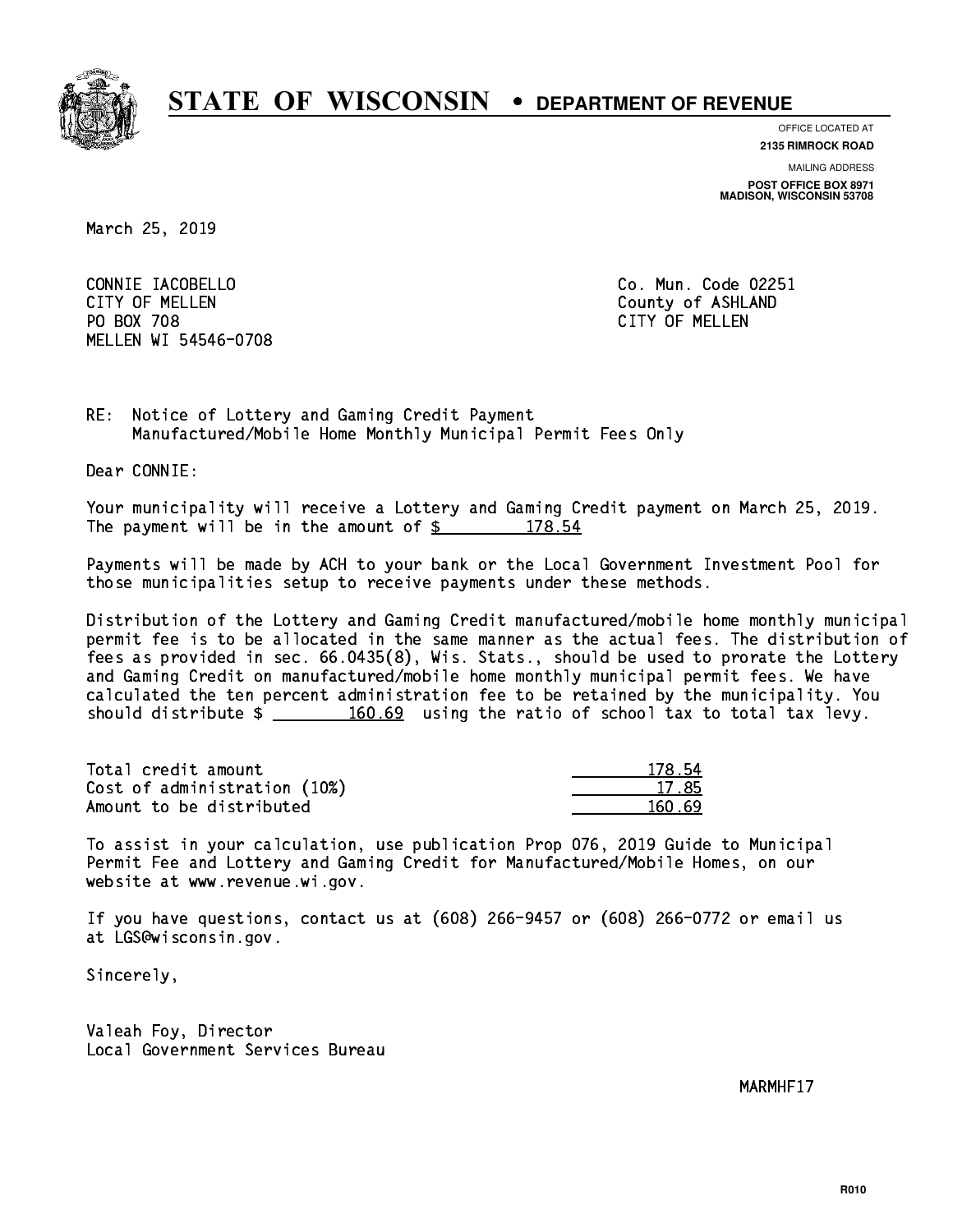# STATE OF WISCONSIN • DEPARTMENT OF REVENUE

OFFICE LOCATED AT
**2135 RIMROCK ROAD**

MAILING ADDRESS
**POST OFFICE BOX 8971**
**MADISON, WISCONSIN 53708**

March 25, 2019

CONNIE IACOBELLO
CITY OF MELLEN
PO BOX 708
MELLEN WI 54546-0708

Co. Mun. Code 02251
County of ASHLAND
CITY OF MELLEN

RE: Notice of Lottery and Gaming Credit Payment
Manufactured/Mobile Home Monthly Municipal Permit Fees Only

Dear CONNIE:

Your municipality will receive a Lottery and Gaming Credit payment on March 25, 2019. The payment will be in the amount of $ 178.54

Payments will be made by ACH to your bank or the Local Government Investment Pool for those municipalities setup to receive payments under these methods.

Distribution of the Lottery and Gaming Credit manufactured/mobile home monthly municipal permit fee is to be allocated in the same manner as the actual fees. The distribution of fees as provided in sec. 66.0435(8), Wis. Stats., should be used to prorate the Lottery and Gaming Credit on manufactured/mobile home monthly municipal permit fees. We have calculated the ten percent administration fee to be retained by the municipality. You should distribute $ 160.69 using the ratio of school tax to total tax levy.

| | |
|---|---|
| Total credit amount | 178.54 |
| Cost of administration (10%) | 17.85 |
| Amount to be distributed | 160.69 |

To assist in your calculation, use publication Prop 076, 2019 Guide to Municipal Permit Fee and Lottery and Gaming Credit for Manufactured/Mobile Homes, on our website at www.revenue.wi.gov.

If you have questions, contact us at (608) 266-9457 or (608) 266-0772 or email us at LGS@wisconsin.gov.

Sincerely,

Valeah Foy, Director
Local Government Services Bureau

MARMHF17

R010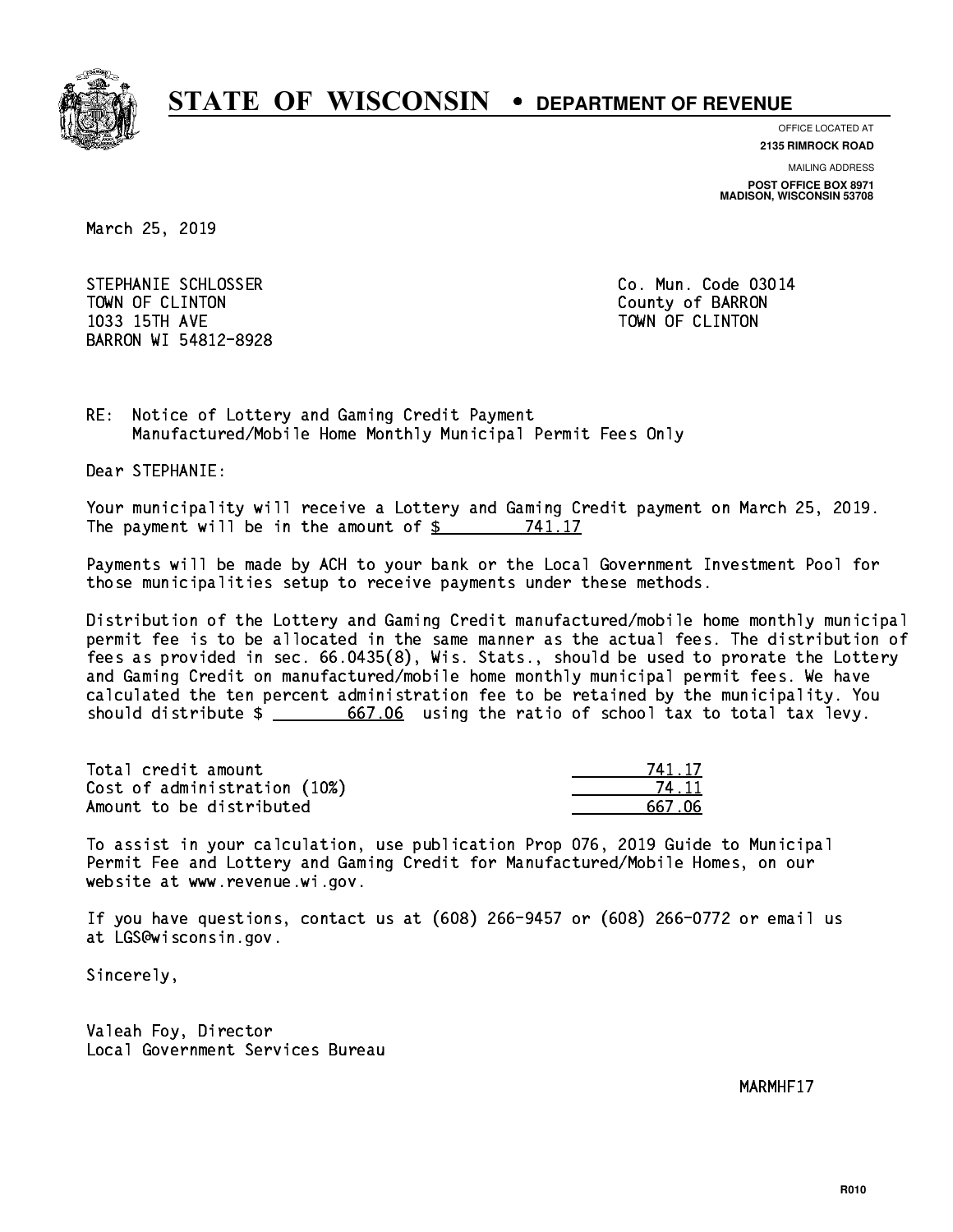# STATE OF WISCONSIN • DEPARTMENT OF REVENUE

OFFICE LOCATED AT
**2135 RIMROCK ROAD**

MAILING ADDRESS
**POST OFFICE BOX 8971**
**MADISON, WISCONSIN 53708**

March 25, 2019

STEPHANIE SCHLOSSER
TOWN OF CLINTON
1033 15TH AVE
BARRON WI 54812-8928

Co. Mun. Code 03014
County of BARRON
TOWN OF CLINTON

RE: Notice of Lottery and Gaming Credit Payment
Manufactured/Mobile Home Monthly Municipal Permit Fees Only

Dear STEPHANIE:

Your municipality will receive a Lottery and Gaming Credit payment on March 25, 2019. The payment will be in the amount of $ 741.17

Payments will be made by ACH to your bank or the Local Government Investment Pool for those municipalities setup to receive payments under these methods.

Distribution of the Lottery and Gaming Credit manufactured/mobile home monthly municipal permit fee is to be allocated in the same manner as the actual fees. The distribution of fees as provided in sec. 66.0435(8), Wis. Stats., should be used to prorate the Lottery and Gaming Credit on manufactured/mobile home monthly municipal permit fees. We have calculated the ten percent administration fee to be retained by the municipality. You should distribute $ 667.06 using the ratio of school tax to total tax levy.

| | |
|---|---|
| Total credit amount | 741.17 |
| Cost of administration (10%) | 74.11 |
| Amount to be distributed | 667.06 |

To assist in your calculation, use publication Prop 076, 2019 Guide to Municipal Permit Fee and Lottery and Gaming Credit for Manufactured/Mobile Homes, on our website at www.revenue.wi.gov.

If you have questions, contact us at (608) 266-9457 or (608) 266-0772 or email us at LGS@wisconsin.gov.

Sincerely,

Valeah Foy, Director
Local Government Services Bureau

MARMHF17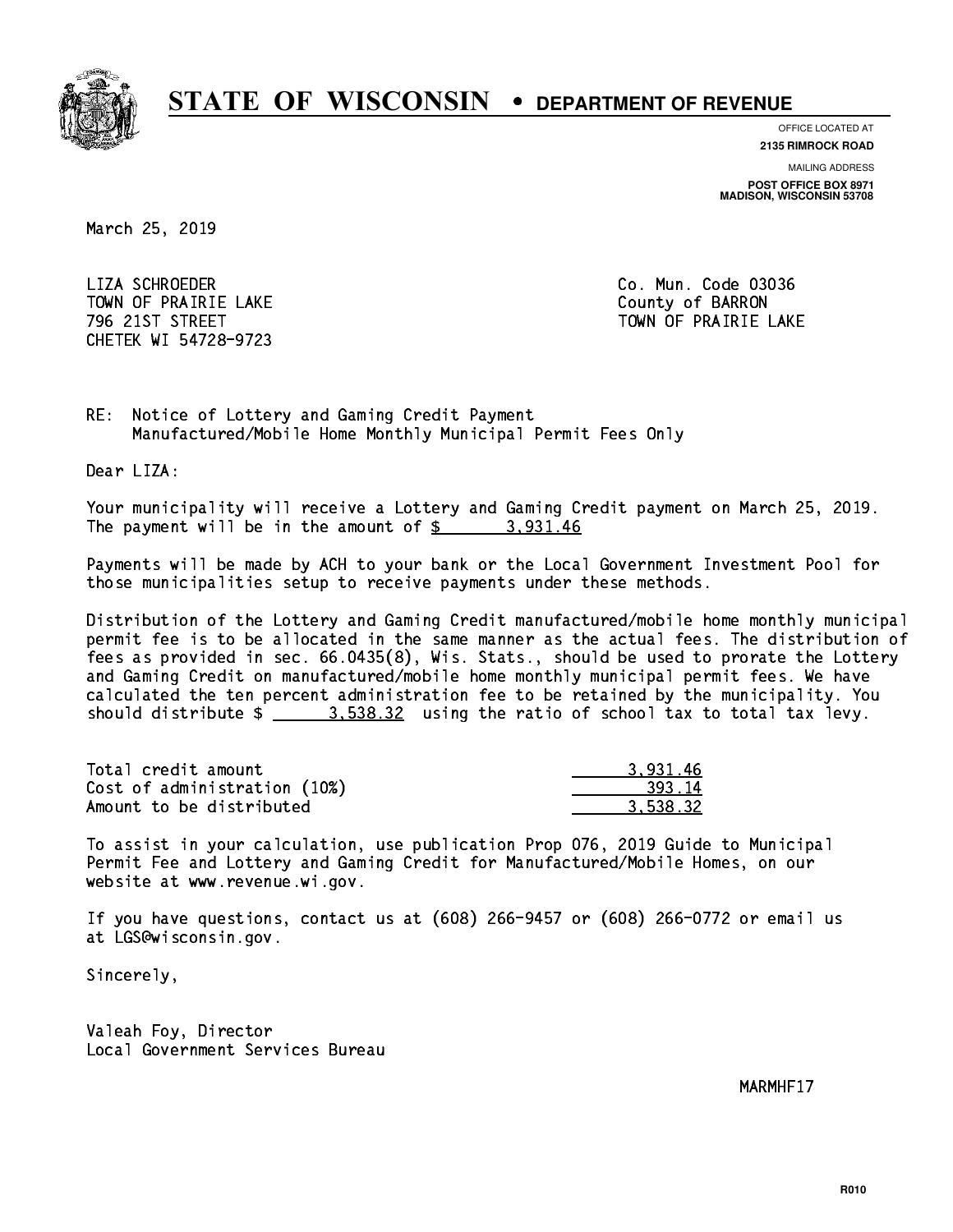# STATE OF WISCONSIN • DEPARTMENT OF REVENUE

OFFICE LOCATED AT
**2135 RIMROCK ROAD**

MAILING ADDRESS
**POST OFFICE BOX 8971**
**MADISON, WISCONSIN 53708**

March 25, 2019

LIZA SCHROEDER
TOWN OF PRAIRIE LAKE
796 21ST STREET
CHETEK WI 54728-9723

Co. Mun. Code 03036
County of BARRON
TOWN OF PRAIRIE LAKE

RE: Notice of Lottery and Gaming Credit Payment
Manufactured/Mobile Home Monthly Municipal Permit Fees Only

Dear LIZA:

Your municipality will receive a Lottery and Gaming Credit payment on March 25, 2019. The payment will be in the amount of $ 3,931.46

Payments will be made by ACH to your bank or the Local Government Investment Pool for those municipalities setup to receive payments under these methods.

Distribution of the Lottery and Gaming Credit manufactured/mobile home monthly municipal permit fee is to be allocated in the same manner as the actual fees. The distribution of fees as provided in sec. 66.0435(8), Wis. Stats., should be used to prorate the Lottery and Gaming Credit on manufactured/mobile home monthly municipal permit fees. We have calculated the ten percent administration fee to be retained by the municipality. You should distribute $ 3,538.32 using the ratio of school tax to total tax levy.

| | |
|---|---|
| Total credit amount | 3,931.46 |
| Cost of administration (10%) | 393.14 |
| Amount to be distributed | 3,538.32 |

To assist in your calculation, use publication Prop 076, 2019 Guide to Municipal Permit Fee and Lottery and Gaming Credit for Manufactured/Mobile Homes, on our website at www.revenue.wi.gov.

If you have questions, contact us at (608) 266-9457 or (608) 266-0772 or email us at LGS@wisconsin.gov.

Sincerely,

Valeah Foy, Director
Local Government Services Bureau

MARMHF17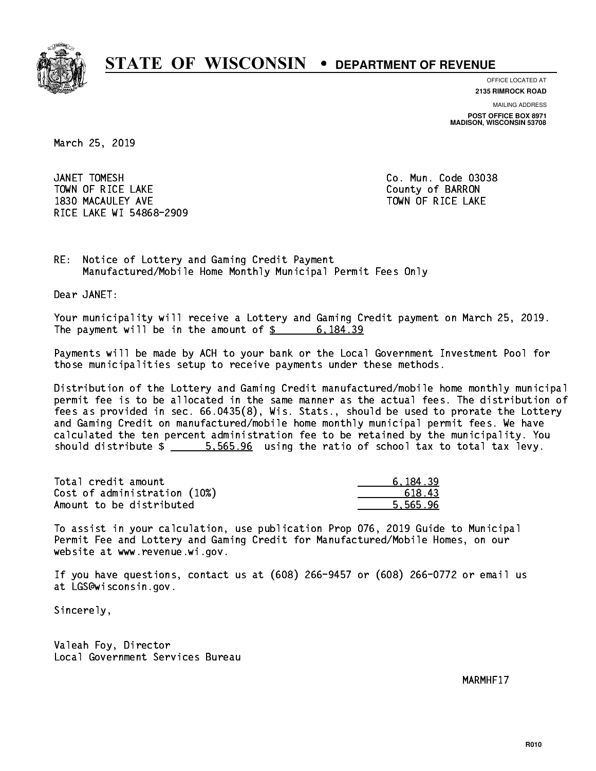# STATE OF WISCONSIN • DEPARTMENT OF REVENUE

OFFICE LOCATED AT
**2135 RIMROCK ROAD**

MAILING ADDRESS
**POST OFFICE BOX 8971**
**MADISON, WISCONSIN 53708**

March 25, 2019

JANET TOMESH
TOWN OF RICE LAKE
1830 MACAULEY AVE
RICE LAKE WI 54868-2909

Co. Mun. Code 03038
County of BARRON
TOWN OF RICE LAKE

RE: Notice of Lottery and Gaming Credit Payment
Manufactured/Mobile Home Monthly Municipal Permit Fees Only

Dear JANET:

Your municipality will receive a Lottery and Gaming Credit payment on March 25, 2019. The payment will be in the amount of $ 6,184.39

Payments will be made by ACH to your bank or the Local Government Investment Pool for those municipalities setup to receive payments under these methods.

Distribution of the Lottery and Gaming Credit manufactured/mobile home monthly municipal permit fee is to be allocated in the same manner as the actual fees. The distribution of fees as provided in sec. 66.0435(8), Wis. Stats., should be used to prorate the Lottery and Gaming Credit on manufactured/mobile home monthly municipal permit fees. We have calculated the ten percent administration fee to be retained by the municipality. You should distribute $ 5,565.96 using the ratio of school tax to total tax levy.

| | |
|---|---|
| Total credit amount | 6,184.39 |
| Cost of administration (10%) | 618.43 |
| Amount to be distributed | 5,565.96 |

To assist in your calculation, use publication Prop 076, 2019 Guide to Municipal Permit Fee and Lottery and Gaming Credit for Manufactured/Mobile Homes, on our website at www.revenue.wi.gov.

If you have questions, contact us at (608) 266-9457 or (608) 266-0772 or email us at LGS@wisconsin.gov.

Sincerely,

Valeah Foy, Director
Local Government Services Bureau

MARMHF17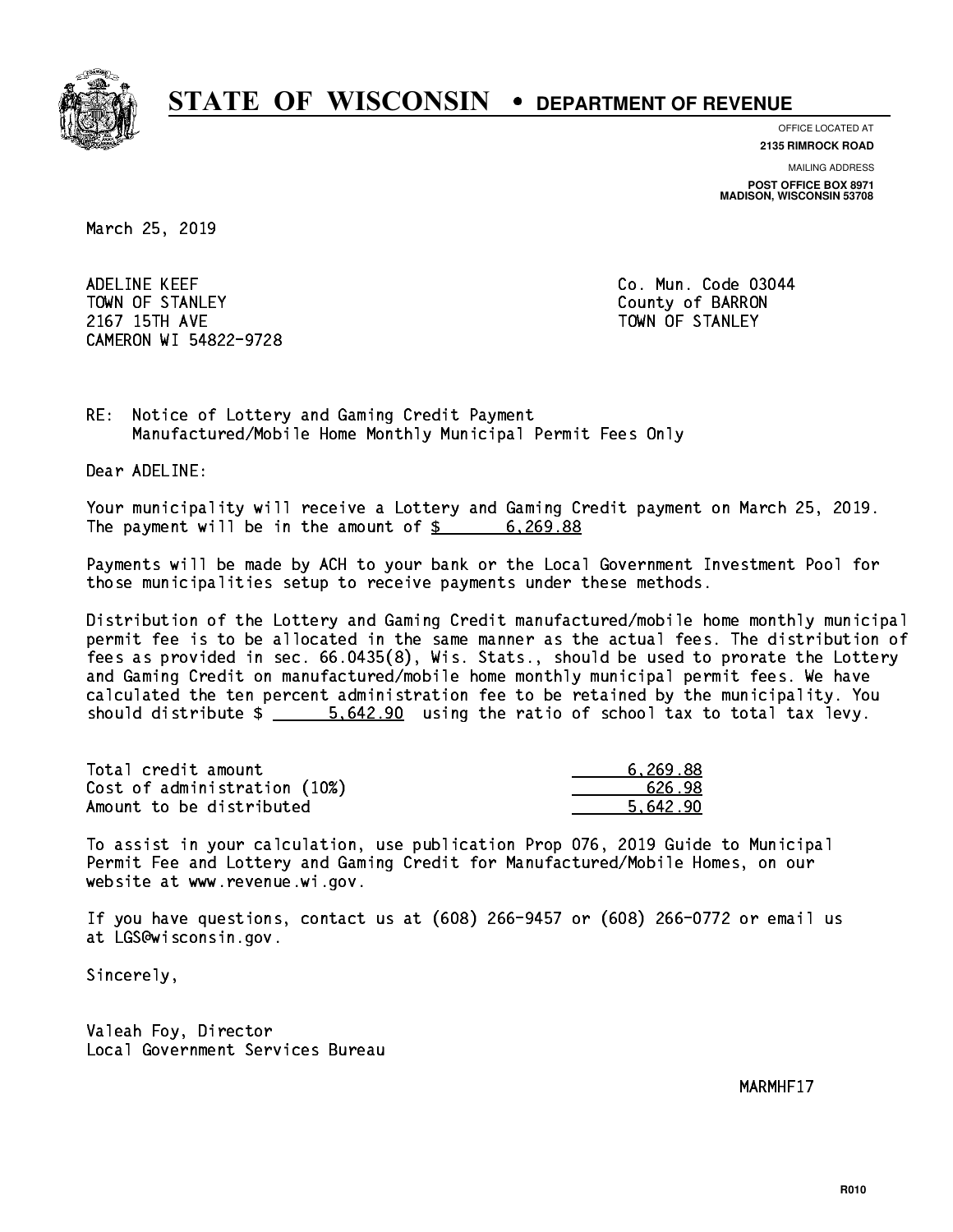# STATE OF WISCONSIN • DEPARTMENT OF REVENUE

OFFICE LOCATED AT
**2135 RIMROCK ROAD**

MAILING ADDRESS
**POST OFFICE BOX 8971**
**MADISON, WISCONSIN 53708**

March 25, 2019

ADELINE KEEF
TOWN OF STANLEY
2167 15TH AVE
CAMERON WI 54822-9728

Co. Mun. Code 03044
County of BARRON
TOWN OF STANLEY

RE: Notice of Lottery and Gaming Credit Payment
Manufactured/Mobile Home Monthly Municipal Permit Fees Only

Dear ADELINE:

Your municipality will receive a Lottery and Gaming Credit payment on March 25, 2019. The payment will be in the amount of $ 6,269.88

Payments will be made by ACH to your bank or the Local Government Investment Pool for those municipalities setup to receive payments under these methods.

Distribution of the Lottery and Gaming Credit manufactured/mobile home monthly municipal permit fee is to be allocated in the same manner as the actual fees. The distribution of fees as provided in sec. 66.0435(8), Wis. Stats., should be used to prorate the Lottery and Gaming Credit on manufactured/mobile home monthly municipal permit fees. We have calculated the ten percent administration fee to be retained by the municipality. You should distribute $ 5,642.90 using the ratio of school tax to total tax levy.

| | |
|---|---|
| Total credit amount | 6,269.88 |
| Cost of administration (10%) | 626.98 |
| Amount to be distributed | 5,642.90 |

To assist in your calculation, use publication Prop 076, 2019 Guide to Municipal Permit Fee and Lottery and Gaming Credit for Manufactured/Mobile Homes, on our website at www.revenue.wi.gov.

If you have questions, contact us at (608) 266-9457 or (608) 266-0772 or email us at LGS@wisconsin.gov.

Sincerely,

Valeah Foy, Director
Local Government Services Bureau

MARMHF17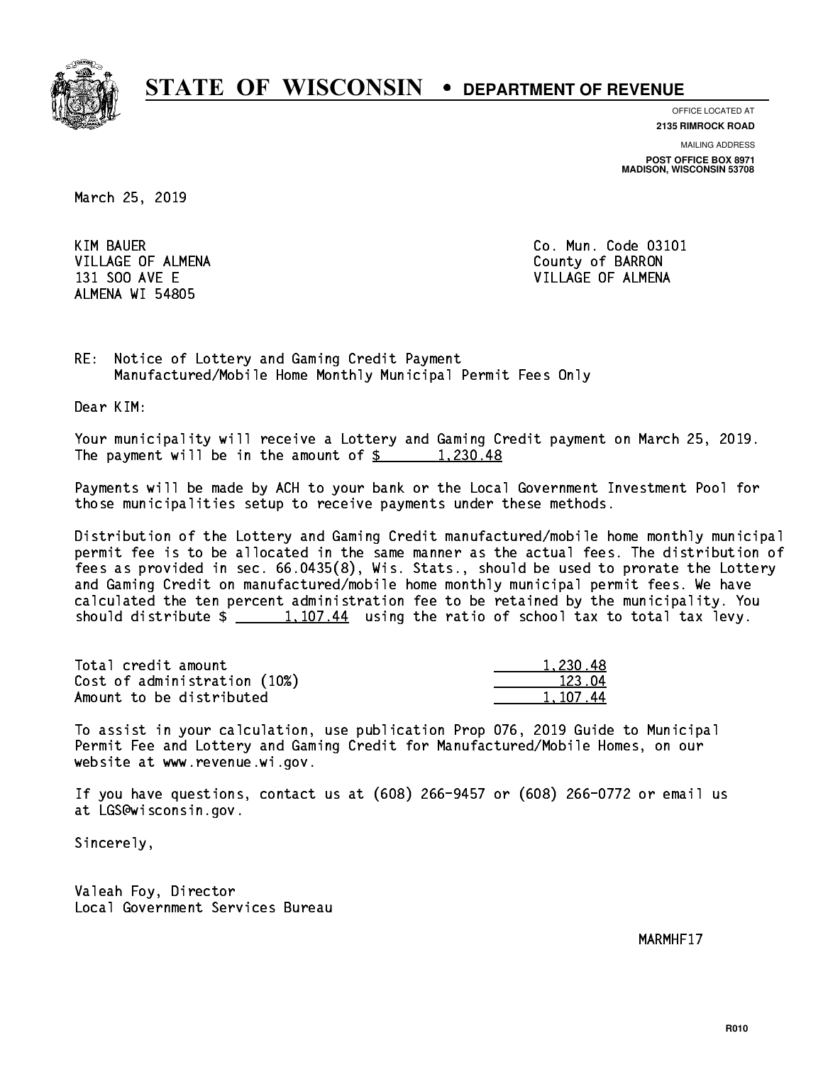# STATE OF WISCONSIN • DEPARTMENT OF REVENUE

OFFICE LOCATED AT
**2135 RIMROCK ROAD**

MAILING ADDRESS
**POST OFFICE BOX 8971**
**MADISON, WISCONSIN 53708**

March 25, 2019

KIM BAUER
VILLAGE OF ALMENA
131 SOO AVE E
ALMENA WI 54805

Co. Mun. Code 03101
County of BARRON
VILLAGE OF ALMENA

RE: Notice of Lottery and Gaming Credit Payment
Manufactured/Mobile Home Monthly Municipal Permit Fees Only

Dear KIM:

Your municipality will receive a Lottery and Gaming Credit payment on March 25, 2019. The payment will be in the amount of $ 1,230.48

Payments will be made by ACH to your bank or the Local Government Investment Pool for those municipalities setup to receive payments under these methods.

Distribution of the Lottery and Gaming Credit manufactured/mobile home monthly municipal permit fee is to be allocated in the same manner as the actual fees. The distribution of fees as provided in sec. 66.0435(8), Wis. Stats., should be used to prorate the Lottery and Gaming Credit on manufactured/mobile home monthly municipal permit fees. We have calculated the ten percent administration fee to be retained by the municipality. You should distribute $ 1,107.44 using the ratio of school tax to total tax levy.

| | |
|---|---|
| Total credit amount | 1,230.48 |
| Cost of administration (10%) | 123.04 |
| Amount to be distributed | 1,107.44 |

To assist in your calculation, use publication Prop 076, 2019 Guide to Municipal Permit Fee and Lottery and Gaming Credit for Manufactured/Mobile Homes, on our website at www.revenue.wi.gov.

If you have questions, contact us at (608) 266-9457 or (608) 266-0772 or email us at LGS@wisconsin.gov.

Sincerely,

Valeah Foy, Director
Local Government Services Bureau

MARMHF17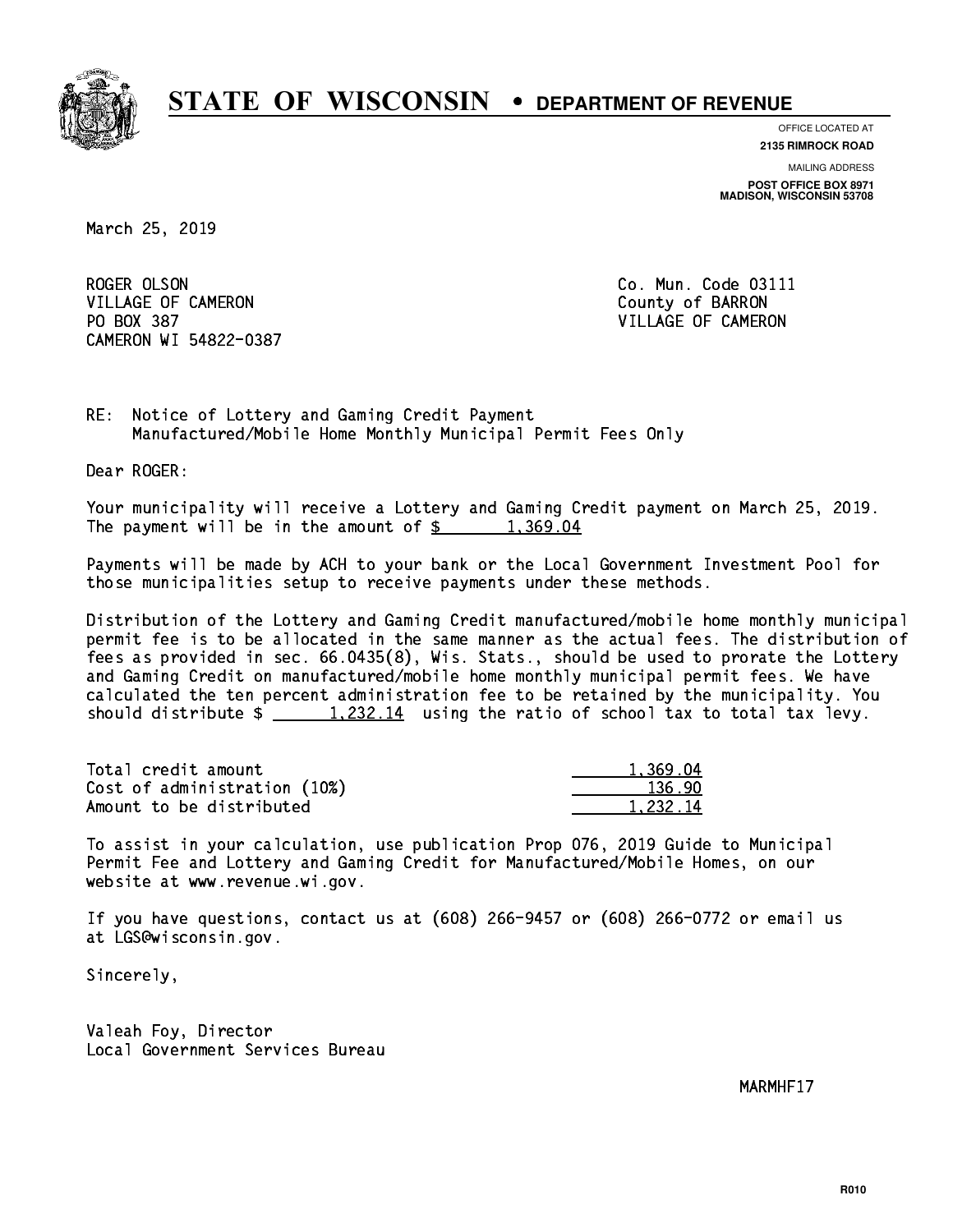# STATE OF WISCONSIN • DEPARTMENT OF REVENUE

OFFICE LOCATED AT
**2135 RIMROCK ROAD**

MAILING ADDRESS
**POST OFFICE BOX 8971**
**MADISON, WISCONSIN 53708**

March 25, 2019

ROGER OLSON
VILLAGE OF CAMERON
PO BOX 387
CAMERON WI 54822-0387

Co. Mun. Code 03111
County of BARRON
VILLAGE OF CAMERON

RE: Notice of Lottery and Gaming Credit Payment
Manufactured/Mobile Home Monthly Municipal Permit Fees Only

Dear ROGER:

Your municipality will receive a Lottery and Gaming Credit payment on March 25, 2019. The payment will be in the amount of $ 1,369.04

Payments will be made by ACH to your bank or the Local Government Investment Pool for those municipalities setup to receive payments under these methods.

Distribution of the Lottery and Gaming Credit manufactured/mobile home monthly municipal permit fee is to be allocated in the same manner as the actual fees. The distribution of fees as provided in sec. 66.0435(8), Wis. Stats., should be used to prorate the Lottery and Gaming Credit on manufactured/mobile home monthly municipal permit fees. We have calculated the ten percent administration fee to be retained by the municipality. You should distribute $ 1,232.14 using the ratio of school tax to total tax levy.

| | |
|---|---|
| Total credit amount | 1,369.04 |
| Cost of administration (10%) | 136.90 |
| Amount to be distributed | 1,232.14 |

To assist in your calculation, use publication Prop 076, 2019 Guide to Municipal Permit Fee and Lottery and Gaming Credit for Manufactured/Mobile Homes, on our website at www.revenue.wi.gov.

If you have questions, contact us at (608) 266-9457 or (608) 266-0772 or email us at LGS@wisconsin.gov.

Sincerely,

Valeah Foy, Director
Local Government Services Bureau

MARMHF17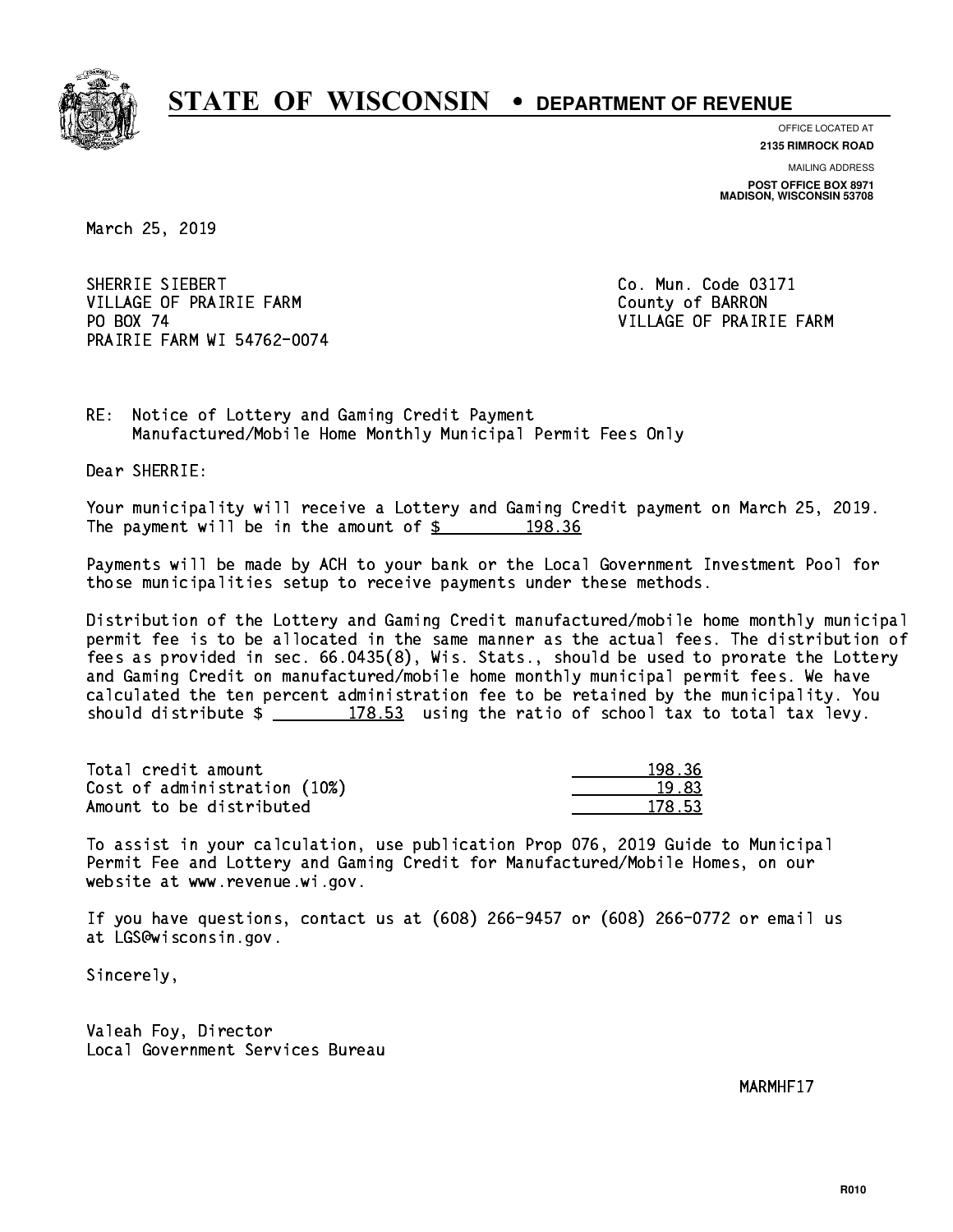# STATE OF WISCONSIN • DEPARTMENT OF REVENUE

OFFICE LOCATED AT
**2135 RIMROCK ROAD**

MAILING ADDRESS
**POST OFFICE BOX 8971**
**MADISON, WISCONSIN 53708**

March 25, 2019

SHERRIE SIEBERT
VILLAGE OF PRAIRIE FARM
PO BOX 74
PRAIRIE FARM WI 54762-0074

Co. Mun. Code 03171
County of BARRON
VILLAGE OF PRAIRIE FARM

RE: Notice of Lottery and Gaming Credit Payment
Manufactured/Mobile Home Monthly Municipal Permit Fees Only

Dear SHERRIE:

Your municipality will receive a Lottery and Gaming Credit payment on March 25, 2019. The payment will be in the amount of $ 198.36

Payments will be made by ACH to your bank or the Local Government Investment Pool for those municipalities setup to receive payments under these methods.

Distribution of the Lottery and Gaming Credit manufactured/mobile home monthly municipal permit fee is to be allocated in the same manner as the actual fees. The distribution of fees as provided in sec. 66.0435(8), Wis. Stats., should be used to prorate the Lottery and Gaming Credit on manufactured/mobile home monthly municipal permit fees. We have calculated the ten percent administration fee to be retained by the municipality. You should distribute $ 178.53 using the ratio of school tax to total tax levy.

| | |
|---|---|
| Total credit amount | 198.36 |
| Cost of administration (10%) | 19.83 |
| Amount to be distributed | 178.53 |

To assist in your calculation, use publication Prop 076, 2019 Guide to Municipal Permit Fee and Lottery and Gaming Credit for Manufactured/Mobile Homes, on our website at www.revenue.wi.gov.

If you have questions, contact us at (608) 266-9457 or (608) 266-0772 or email us at LGS@wisconsin.gov.

Sincerely,

Valeah Foy, Director
Local Government Services Bureau

MARMHF17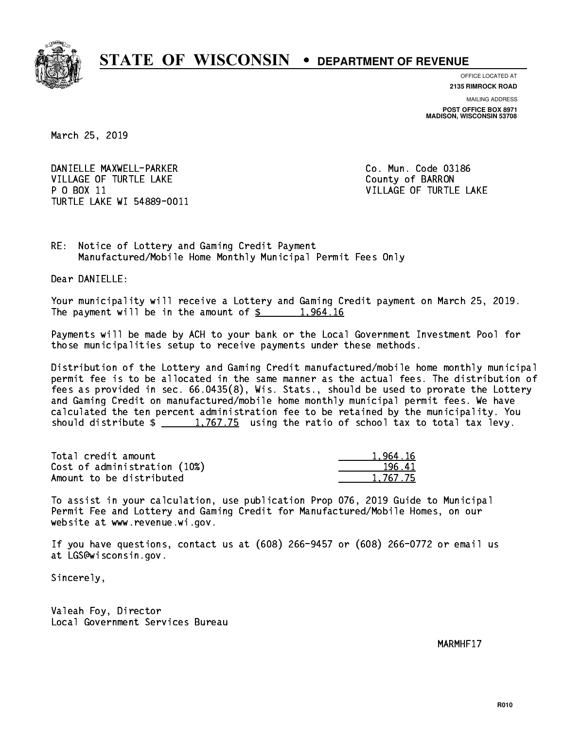# STATE OF WISCONSIN • DEPARTMENT OF REVENUE

OFFICE LOCATED AT
**2135 RIMROCK ROAD**

MAILING ADDRESS
**POST OFFICE BOX 8971**
**MADISON, WISCONSIN 53708**

March 25, 2019

DANIELLE MAXWELL-PARKER
VILLAGE OF TURTLE LAKE
P O BOX 11
TURTLE LAKE WI 54889-0011

Co. Mun. Code 03186
County of BARRON
VILLAGE OF TURTLE LAKE

RE: Notice of Lottery and Gaming Credit Payment
Manufactured/Mobile Home Monthly Municipal Permit Fees Only

Dear DANIELLE:

Your municipality will receive a Lottery and Gaming Credit payment on March 25, 2019. The payment will be in the amount of $ 1,964.16

Payments will be made by ACH to your bank or the Local Government Investment Pool for those municipalities setup to receive payments under these methods.

Distribution of the Lottery and Gaming Credit manufactured/mobile home monthly municipal permit fee is to be allocated in the same manner as the actual fees. The distribution of fees as provided in sec. 66.0435(8), Wis. Stats., should be used to prorate the Lottery and Gaming Credit on manufactured/mobile home monthly municipal permit fees. We have calculated the ten percent administration fee to be retained by the municipality. You should distribute $ 1,767.75 using the ratio of school tax to total tax levy.

| | |
|---|---|
| Total credit amount | 1,964.16 |
| Cost of administration (10%) | 196.41 |
| Amount to be distributed | 1,767.75 |

To assist in your calculation, use publication Prop 076, 2019 Guide to Municipal Permit Fee and Lottery and Gaming Credit for Manufactured/Mobile Homes, on our website at www.revenue.wi.gov.

If you have questions, contact us at (608) 266-9457 or (608) 266-0772 or email us at LGS@wisconsin.gov.

Sincerely,

Valeah Foy, Director
Local Government Services Bureau

MARMHF17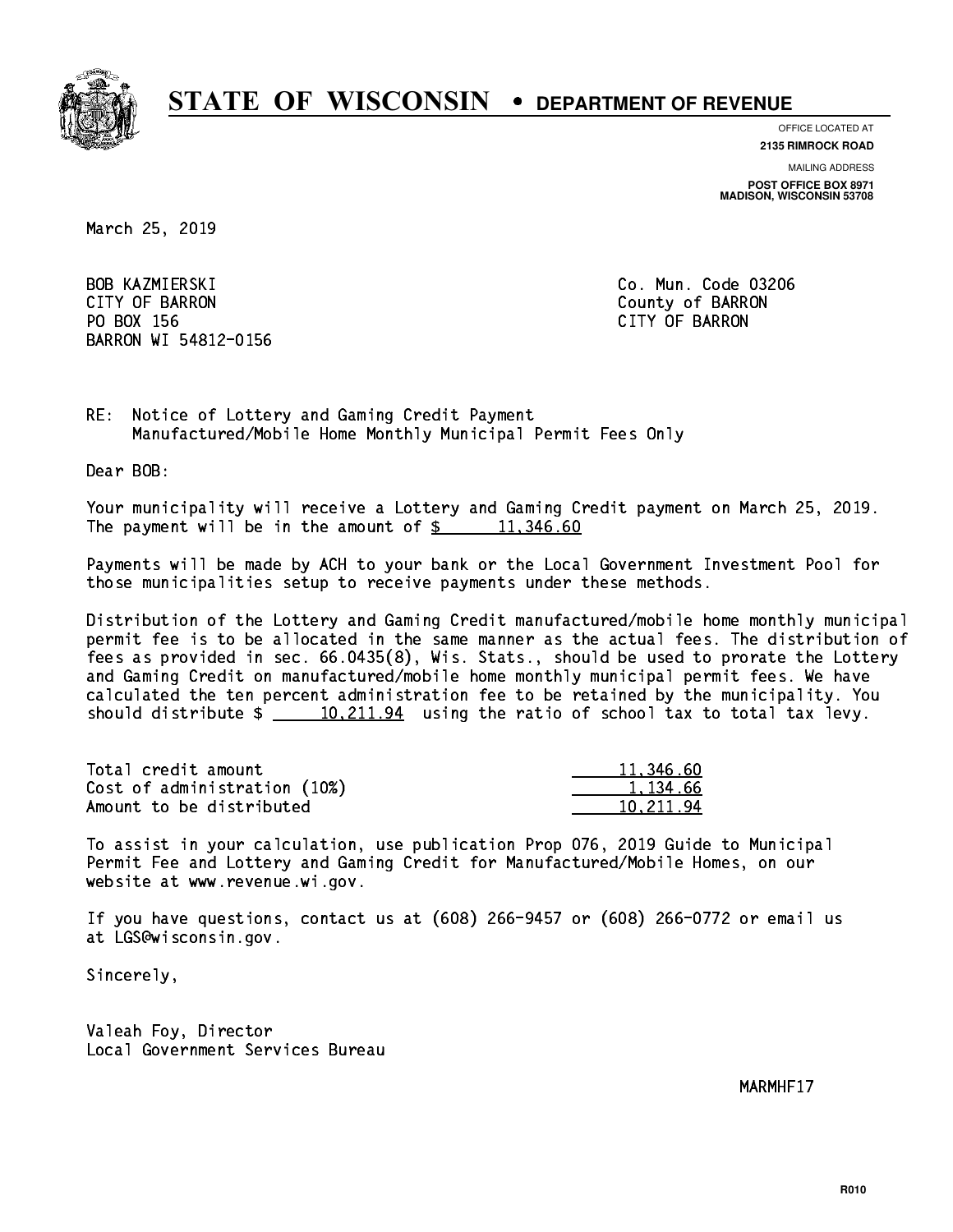# STATE OF WISCONSIN • DEPARTMENT OF REVENUE

OFFICE LOCATED AT
**2135 RIMROCK ROAD**

MAILING ADDRESS
**POST OFFICE BOX 8971**
**MADISON, WISCONSIN 53708**

March 25, 2019

BOB KAZMIERSKI
CITY OF BARRON
PO BOX 156
BARRON WI 54812-0156

Co. Mun. Code 03206
County of BARRON
CITY OF BARRON

RE: Notice of Lottery and Gaming Credit Payment
Manufactured/Mobile Home Monthly Municipal Permit Fees Only

Dear BOB:

Your municipality will receive a Lottery and Gaming Credit payment on March 25, 2019. The payment will be in the amount of $ 11,346.60

Payments will be made by ACH to your bank or the Local Government Investment Pool for those municipalities setup to receive payments under these methods.

Distribution of the Lottery and Gaming Credit manufactured/mobile home monthly municipal permit fee is to be allocated in the same manner as the actual fees. The distribution of fees as provided in sec. 66.0435(8), Wis. Stats., should be used to prorate the Lottery and Gaming Credit on manufactured/mobile home monthly municipal permit fees. We have calculated the ten percent administration fee to be retained by the municipality. You should distribute $ 10,211.94 using the ratio of school tax to total tax levy.

| | |
|---|---|
| Total credit amount | 11,346.60 |
| Cost of administration (10%) | 1,134.66 |
| Amount to be distributed | 10,211.94 |

To assist in your calculation, use publication Prop 076, 2019 Guide to Municipal Permit Fee and Lottery and Gaming Credit for Manufactured/Mobile Homes, on our website at www.revenue.wi.gov.

If you have questions, contact us at (608) 266-9457 or (608) 266-0772 or email us at LGS@wisconsin.gov.

Sincerely,

Valeah Foy, Director
Local Government Services Bureau

MARMHF17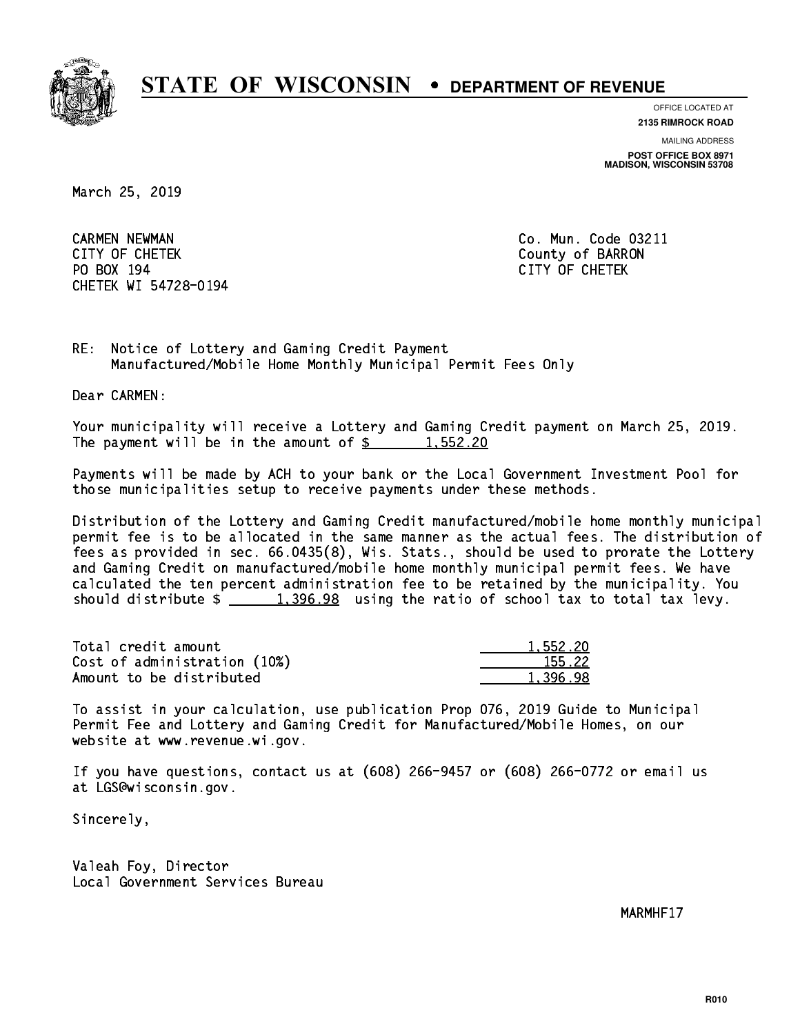# STATE OF WISCONSIN • DEPARTMENT OF REVENUE

OFFICE LOCATED AT
**2135 RIMROCK ROAD**

MAILING ADDRESS
**POST OFFICE BOX 8971**
**MADISON, WISCONSIN 53708**

March 25, 2019

CARMEN NEWMAN
CITY OF CHETEK
PO BOX 194
CHETEK WI 54728-0194

Co. Mun. Code 03211
County of BARRON
CITY OF CHETEK

RE: Notice of Lottery and Gaming Credit Payment
Manufactured/Mobile Home Monthly Municipal Permit Fees Only

Dear CARMEN:

Your municipality will receive a Lottery and Gaming Credit payment on March 25, 2019. The payment will be in the amount of $ 1,552.20

Payments will be made by ACH to your bank or the Local Government Investment Pool for those municipalities setup to receive payments under these methods.

Distribution of the Lottery and Gaming Credit manufactured/mobile home monthly municipal permit fee is to be allocated in the same manner as the actual fees. The distribution of fees as provided in sec. 66.0435(8), Wis. Stats., should be used to prorate the Lottery and Gaming Credit on manufactured/mobile home monthly municipal permit fees. We have calculated the ten percent administration fee to be retained by the municipality. You should distribute $ 1,396.98 using the ratio of school tax to total tax levy.

| | |
|---|---|
| Total credit amount | 1,552.20 |
| Cost of administration (10%) | 155.22 |
| Amount to be distributed | 1,396.98 |

To assist in your calculation, use publication Prop 076, 2019 Guide to Municipal Permit Fee and Lottery and Gaming Credit for Manufactured/Mobile Homes, on our website at www.revenue.wi.gov.

If you have questions, contact us at (608) 266-9457 or (608) 266-0772 or email us at LGS@wisconsin.gov.

Sincerely,

Valeah Foy, Director
Local Government Services Bureau

MARMHF17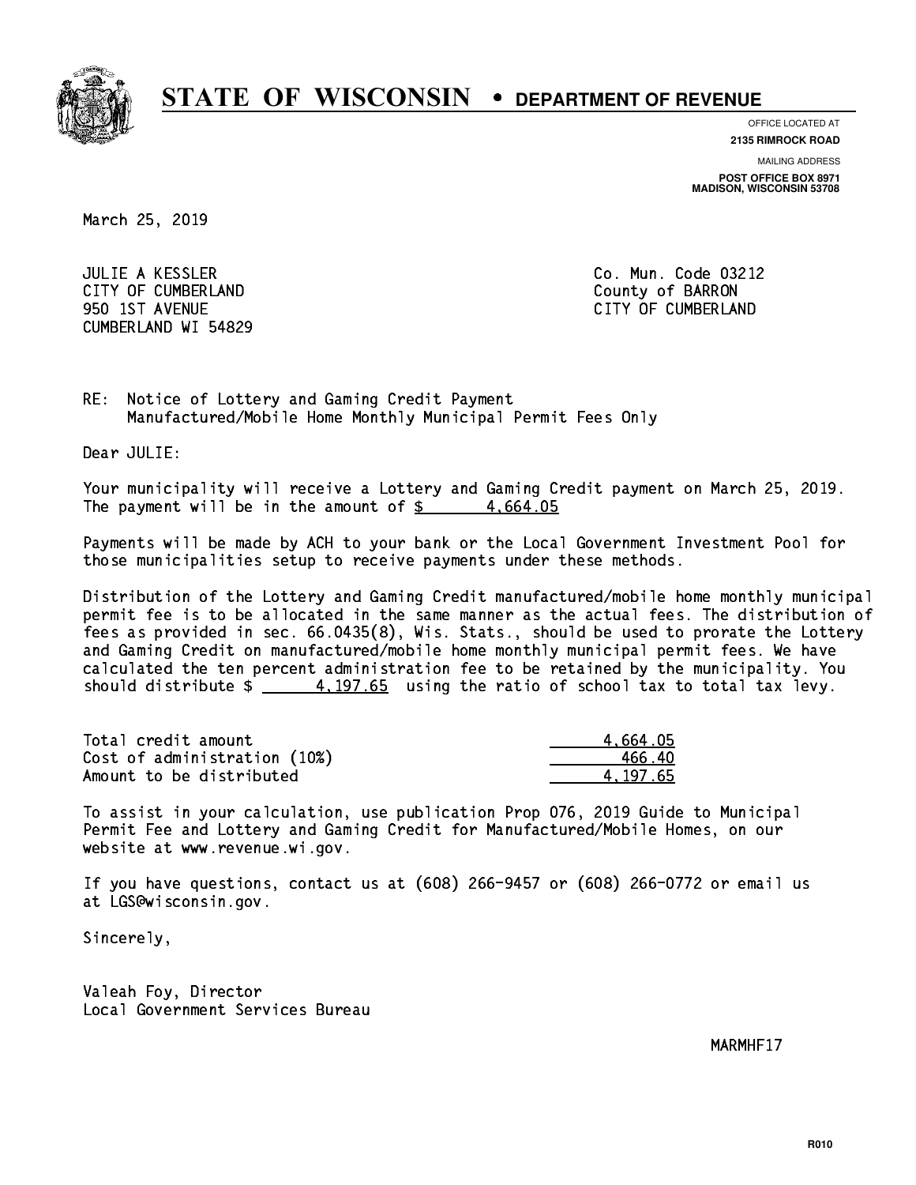# STATE OF WISCONSIN • DEPARTMENT OF REVENUE

OFFICE LOCATED AT
**2135 RIMROCK ROAD**

MAILING ADDRESS
**POST OFFICE BOX 8971**
**MADISON, WISCONSIN 53708**

March 25, 2019

JULIE A KESSLER
CITY OF CUMBERLAND
950 1ST AVENUE
CUMBERLAND WI 54829

Co. Mun. Code 03212
County of BARRON
CITY OF CUMBERLAND

RE: Notice of Lottery and Gaming Credit Payment
Manufactured/Mobile Home Monthly Municipal Permit Fees Only

Dear JULIE:

Your municipality will receive a Lottery and Gaming Credit payment on March 25, 2019. The payment will be in the amount of $ 4,664.05

Payments will be made by ACH to your bank or the Local Government Investment Pool for those municipalities setup to receive payments under these methods.

Distribution of the Lottery and Gaming Credit manufactured/mobile home monthly municipal permit fee is to be allocated in the same manner as the actual fees. The distribution of fees as provided in sec. 66.0435(8), Wis. Stats., should be used to prorate the Lottery and Gaming Credit on manufactured/mobile home monthly municipal permit fees. We have calculated the ten percent administration fee to be retained by the municipality. You should distribute $ 4,197.65 using the ratio of school tax to total tax levy.

| | |
|---|---|
| Total credit amount | 4,664.05 |
| Cost of administration (10%) | 466.40 |
| Amount to be distributed | 4,197.65 |

To assist in your calculation, use publication Prop 076, 2019 Guide to Municipal Permit Fee and Lottery and Gaming Credit for Manufactured/Mobile Homes, on our website at www.revenue.wi.gov.

If you have questions, contact us at (608) 266-9457 or (608) 266-0772 or email us at LGS@wisconsin.gov.

Sincerely,

Valeah Foy, Director
Local Government Services Bureau

MARMHF17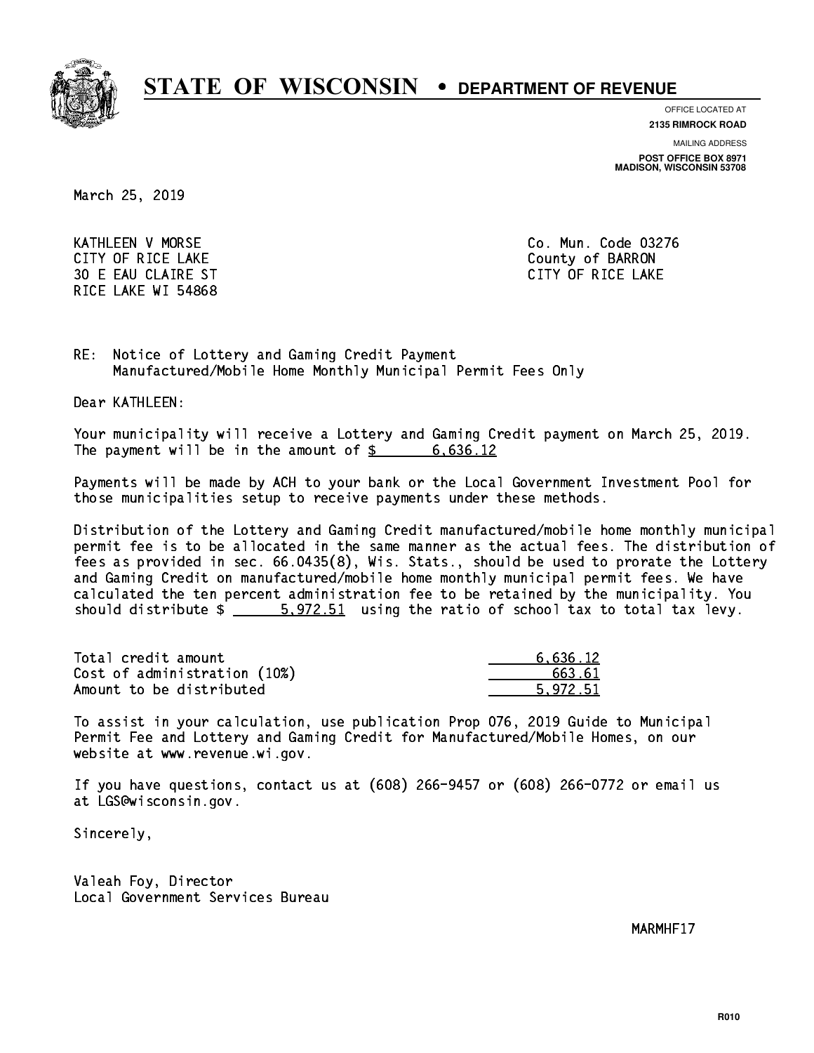# STATE OF WISCONSIN • DEPARTMENT OF REVENUE

OFFICE LOCATED AT
**2135 RIMROCK ROAD**

MAILING ADDRESS
**POST OFFICE BOX 8971**
**MADISON, WISCONSIN 53708**

March 25, 2019

KATHLEEN V MORSE
CITY OF RICE LAKE
30 E EAU CLAIRE ST
RICE LAKE WI 54868

Co. Mun. Code 03276
County of BARRON
CITY OF RICE LAKE

RE: Notice of Lottery and Gaming Credit Payment
Manufactured/Mobile Home Monthly Municipal Permit Fees Only

Dear KATHLEEN:

Your municipality will receive a Lottery and Gaming Credit payment on March 25, 2019. The payment will be in the amount of $ 6,636.12

Payments will be made by ACH to your bank or the Local Government Investment Pool for those municipalities setup to receive payments under these methods.

Distribution of the Lottery and Gaming Credit manufactured/mobile home monthly municipal permit fee is to be allocated in the same manner as the actual fees. The distribution of fees as provided in sec. 66.0435(8), Wis. Stats., should be used to prorate the Lottery and Gaming Credit on manufactured/mobile home monthly municipal permit fees. We have calculated the ten percent administration fee to be retained by the municipality. You should distribute $ 5,972.51 using the ratio of school tax to total tax levy.

| | |
|---|---|
| Total credit amount | 6,636.12 |
| Cost of administration (10%) | 663.61 |
| Amount to be distributed | 5,972.51 |

To assist in your calculation, use publication Prop 076, 2019 Guide to Municipal Permit Fee and Lottery and Gaming Credit for Manufactured/Mobile Homes, on our website at www.revenue.wi.gov.

If you have questions, contact us at (608) 266-9457 or (608) 266-0772 or email us at LGS@wisconsin.gov.

Sincerely,

Valeah Foy, Director
Local Government Services Bureau

MARMHF17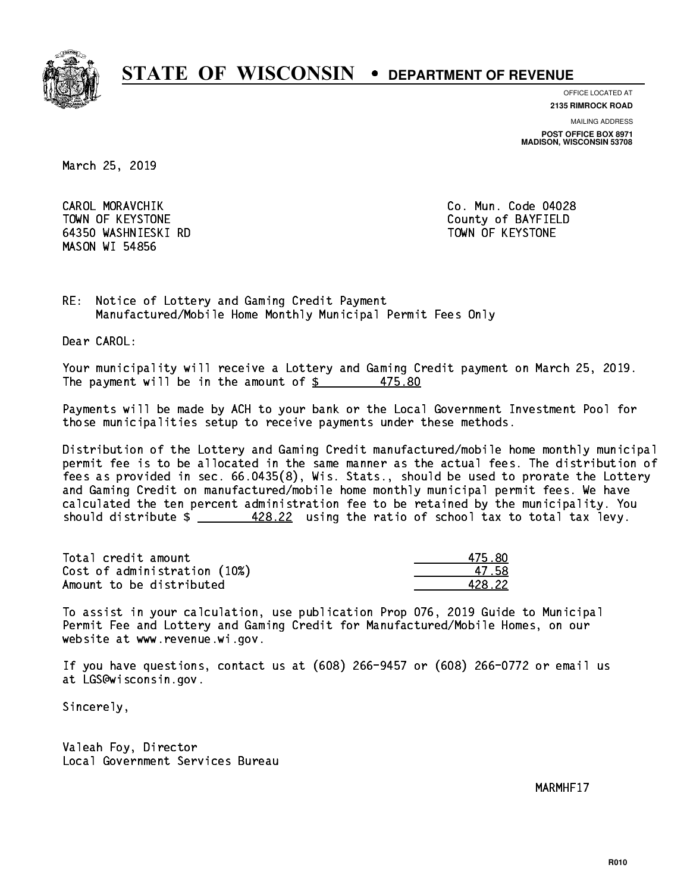# STATE OF WISCONSIN • DEPARTMENT OF REVENUE

OFFICE LOCATED AT
**2135 RIMROCK ROAD**

MAILING ADDRESS
**POST OFFICE BOX 8971**
**MADISON, WISCONSIN 53708**

March 25, 2019

CAROL MORAVCHIK
TOWN OF KEYSTONE
64350 WASHNIESKI RD
MASON WI 54856

Co. Mun. Code 04028
County of BAYFIELD
TOWN OF KEYSTONE

RE: Notice of Lottery and Gaming Credit Payment
Manufactured/Mobile Home Monthly Municipal Permit Fees Only

Dear CAROL:

Your municipality will receive a Lottery and Gaming Credit payment on March 25, 2019. The payment will be in the amount of $ 475.80

Payments will be made by ACH to your bank or the Local Government Investment Pool for those municipalities setup to receive payments under these methods.

Distribution of the Lottery and Gaming Credit manufactured/mobile home monthly municipal permit fee is to be allocated in the same manner as the actual fees. The distribution of fees as provided in sec. 66.0435(8), Wis. Stats., should be used to prorate the Lottery and Gaming Credit on manufactured/mobile home monthly municipal permit fees. We have calculated the ten percent administration fee to be retained by the municipality. You should distribute $ 428.22 using the ratio of school tax to total tax levy.

| | |
|---|---|
| Total credit amount | 475.80 |
| Cost of administration (10%) | 47.58 |
| Amount to be distributed | 428.22 |

To assist in your calculation, use publication Prop 076, 2019 Guide to Municipal Permit Fee and Lottery and Gaming Credit for Manufactured/Mobile Homes, on our website at www.revenue.wi.gov.

If you have questions, contact us at (608) 266-9457 or (608) 266-0772 or email us at LGS@wisconsin.gov.

Sincerely,

Valeah Foy, Director
Local Government Services Bureau

MARMHF17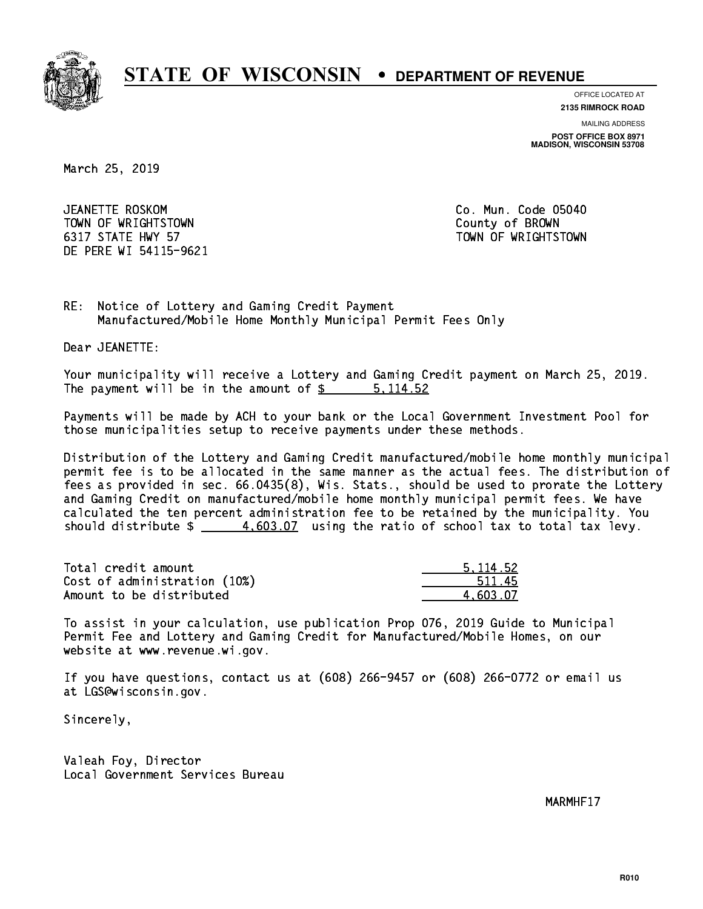# STATE OF WISCONSIN • DEPARTMENT OF REVENUE

OFFICE LOCATED AT
**2135 RIMROCK ROAD**

MAILING ADDRESS
**POST OFFICE BOX 8971**
**MADISON, WISCONSIN 53708**

March 25, 2019

JEANETTE ROSKOM
TOWN OF WRIGHTSTOWN
6317 STATE HWY 57
DE PERE WI 54115-9621

Co. Mun. Code 05040
County of BROWN
TOWN OF WRIGHTSTOWN

RE: Notice of Lottery and Gaming Credit Payment
Manufactured/Mobile Home Monthly Municipal Permit Fees Only

Dear JEANETTE:

Your municipality will receive a Lottery and Gaming Credit payment on March 25, 2019. The payment will be in the amount of $ 5,114.52

Payments will be made by ACH to your bank or the Local Government Investment Pool for those municipalities setup to receive payments under these methods.

Distribution of the Lottery and Gaming Credit manufactured/mobile home monthly municipal permit fee is to be allocated in the same manner as the actual fees. The distribution of fees as provided in sec. 66.0435(8), Wis. Stats., should be used to prorate the Lottery and Gaming Credit on manufactured/mobile home monthly municipal permit fees. We have calculated the ten percent administration fee to be retained by the municipality. You should distribute $ 4,603.07 using the ratio of school tax to total tax levy.

| | |
|---|---|
| Total credit amount | 5,114.52 |
| Cost of administration (10%) | 511.45 |
| Amount to be distributed | 4,603.07 |

To assist in your calculation, use publication Prop 076, 2019 Guide to Municipal Permit Fee and Lottery and Gaming Credit for Manufactured/Mobile Homes, on our website at www.revenue.wi.gov.

If you have questions, contact us at (608) 266-9457 or (608) 266-0772 or email us at LGS@wisconsin.gov.

Sincerely,

Valeah Foy, Director
Local Government Services Bureau

MARMHF17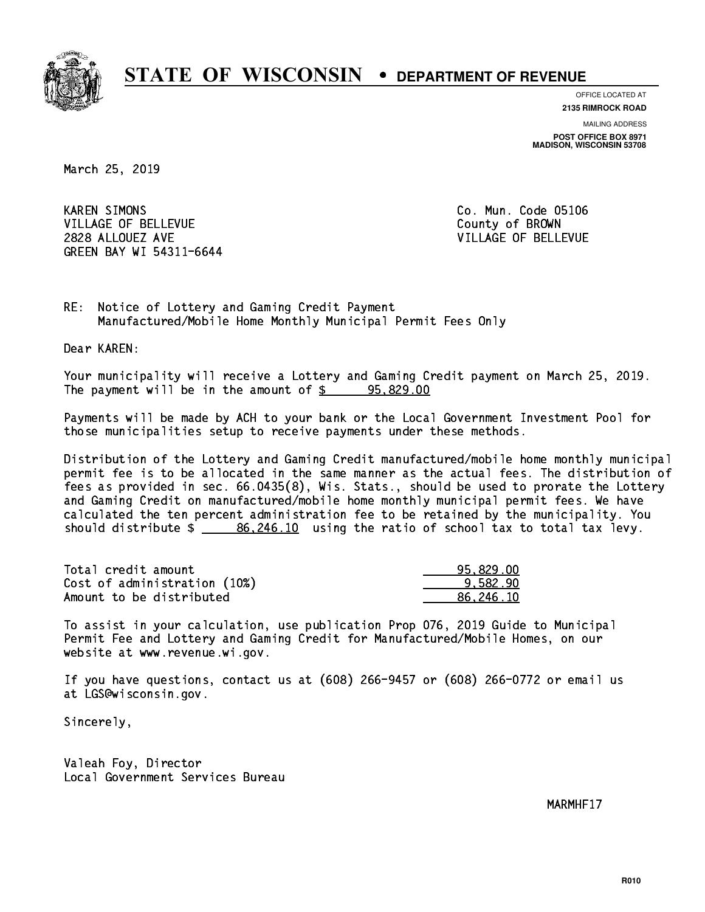# STATE OF WISCONSIN • DEPARTMENT OF REVENUE

OFFICE LOCATED AT
**2135 RIMROCK ROAD**

MAILING ADDRESS
**POST OFFICE BOX 8971**
**MADISON, WISCONSIN 53708**

March 25, 2019

KAREN SIMONS
VILLAGE OF BELLEVUE
2828 ALLOUEZ AVE
GREEN BAY WI 54311-6644

Co. Mun. Code 05106
County of BROWN
VILLAGE OF BELLEVUE

RE: Notice of Lottery and Gaming Credit Payment
Manufactured/Mobile Home Monthly Municipal Permit Fees Only

Dear KAREN:

Your municipality will receive a Lottery and Gaming Credit payment on March 25, 2019. The payment will be in the amount of $ 95,829.00

Payments will be made by ACH to your bank or the Local Government Investment Pool for those municipalities setup to receive payments under these methods.

Distribution of the Lottery and Gaming Credit manufactured/mobile home monthly municipal permit fee is to be allocated in the same manner as the actual fees. The distribution of fees as provided in sec. 66.0435(8), Wis. Stats., should be used to prorate the Lottery and Gaming Credit on manufactured/mobile home monthly municipal permit fees. We have calculated the ten percent administration fee to be retained by the municipality. You should distribute $ 86,246.10 using the ratio of school tax to total tax levy.

| | |
|---|---|
| Total credit amount | 95,829.00 |
| Cost of administration (10%) | 9,582.90 |
| Amount to be distributed | 86,246.10 |

To assist in your calculation, use publication Prop 076, 2019 Guide to Municipal Permit Fee and Lottery and Gaming Credit for Manufactured/Mobile Homes, on our website at www.revenue.wi.gov.

If you have questions, contact us at (608) 266-9457 or (608) 266-0772 or email us at LGS@wisconsin.gov.

Sincerely,

Valeah Foy, Director
Local Government Services Bureau

MARMHF17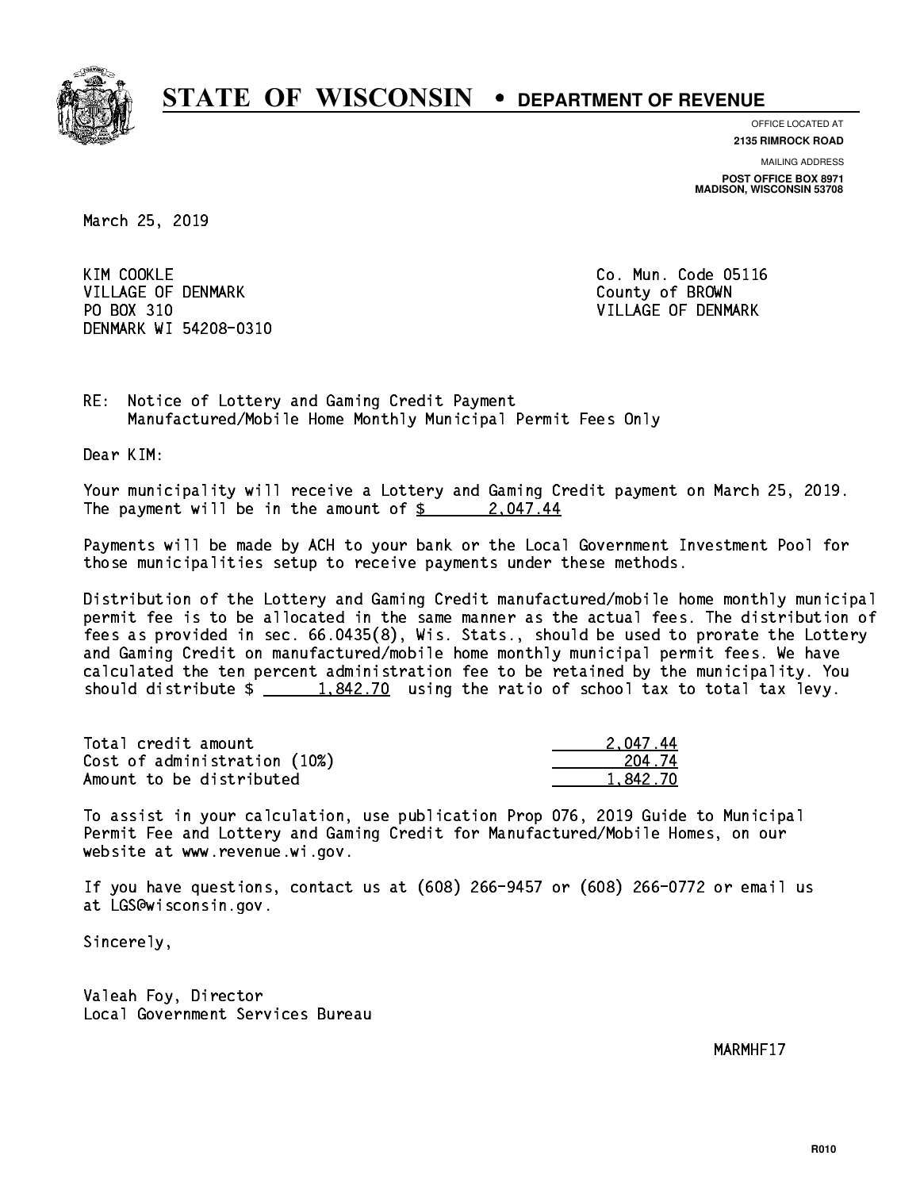# STATE OF WISCONSIN • DEPARTMENT OF REVENUE

OFFICE LOCATED AT
**2135 RIMROCK ROAD**

MAILING ADDRESS
**POST OFFICE BOX 8971**
**MADISON, WISCONSIN 53708**

March 25, 2019

KIM COOKLE
VILLAGE OF DENMARK
PO BOX 310
DENMARK WI 54208-0310

Co. Mun. Code 05116
County of BROWN
VILLAGE OF DENMARK

RE: Notice of Lottery and Gaming Credit Payment
Manufactured/Mobile Home Monthly Municipal Permit Fees Only

Dear KIM:

Your municipality will receive a Lottery and Gaming Credit payment on March 25, 2019. The payment will be in the amount of $ 2,047.44

Payments will be made by ACH to your bank or the Local Government Investment Pool for those municipalities setup to receive payments under these methods.

Distribution of the Lottery and Gaming Credit manufactured/mobile home monthly municipal permit fee is to be allocated in the same manner as the actual fees. The distribution of fees as provided in sec. 66.0435(8), Wis. Stats., should be used to prorate the Lottery and Gaming Credit on manufactured/mobile home monthly municipal permit fees. We have calculated the ten percent administration fee to be retained by the municipality. You should distribute $ 1,842.70 using the ratio of school tax to total tax levy.

| | |
|---|---|
| Total credit amount | 2,047.44 |
| Cost of administration (10%) | 204.74 |
| Amount to be distributed | 1,842.70 |

To assist in your calculation, use publication Prop 076, 2019 Guide to Municipal Permit Fee and Lottery and Gaming Credit for Manufactured/Mobile Homes, on our website at www.revenue.wi.gov.

If you have questions, contact us at (608) 266-9457 or (608) 266-0772 or email us at LGS@wisconsin.gov.

Sincerely,

Valeah Foy, Director
Local Government Services Bureau

MARMHF17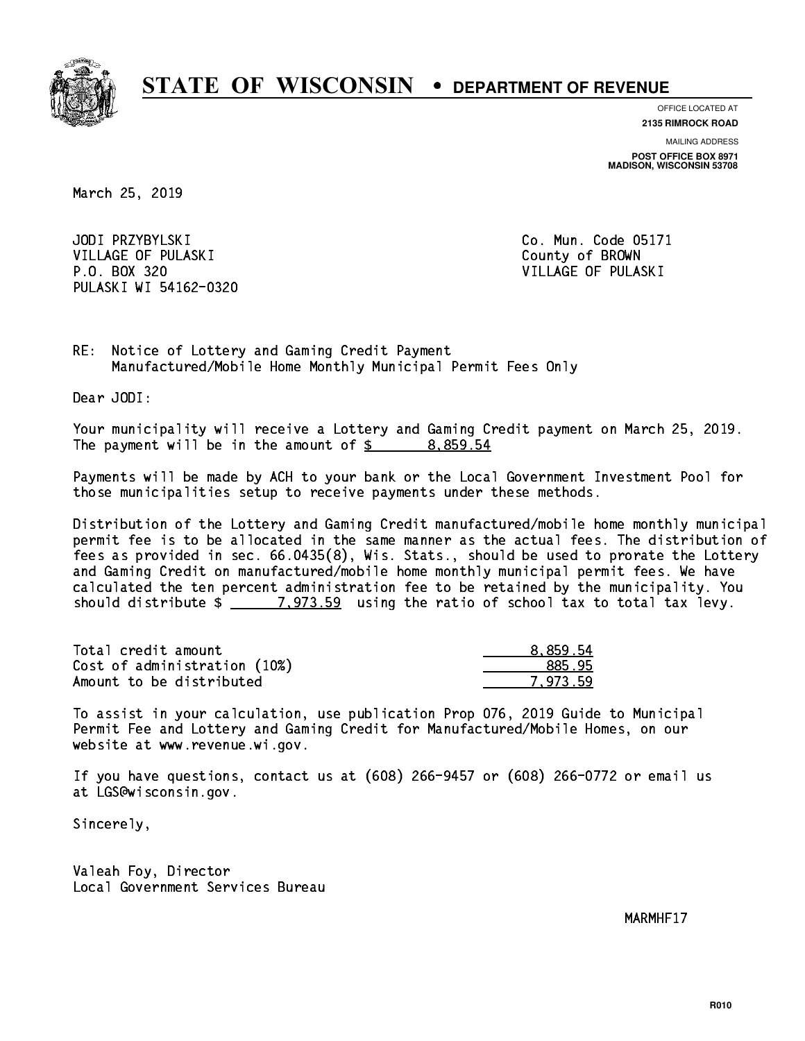# STATE OF WISCONSIN • DEPARTMENT OF REVENUE

OFFICE LOCATED AT
**2135 RIMROCK ROAD**

MAILING ADDRESS
**POST OFFICE BOX 8971**
**MADISON, WISCONSIN 53708**

March 25, 2019

JODI PRZYBYLSKI
VILLAGE OF PULASKI
P.O. BOX 320
PULASKI WI 54162-0320

Co. Mun. Code 05171
County of BROWN
VILLAGE OF PULASKI

RE: Notice of Lottery and Gaming Credit Payment
Manufactured/Mobile Home Monthly Municipal Permit Fees Only

Dear JODI:

Your municipality will receive a Lottery and Gaming Credit payment on March 25, 2019. The payment will be in the amount of $ 8,859.54

Payments will be made by ACH to your bank or the Local Government Investment Pool for those municipalities setup to receive payments under these methods.

Distribution of the Lottery and Gaming Credit manufactured/mobile home monthly municipal permit fee is to be allocated in the same manner as the actual fees. The distribution of fees as provided in sec. 66.0435(8), Wis. Stats., should be used to prorate the Lottery and Gaming Credit on manufactured/mobile home monthly municipal permit fees. We have calculated the ten percent administration fee to be retained by the municipality. You should distribute $ 7,973.59 using the ratio of school tax to total tax levy.

| | |
|---|---|
| Total credit amount | 8,859.54 |
| Cost of administration (10%) | 885.95 |
| Amount to be distributed | 7,973.59 |

To assist in your calculation, use publication Prop 076, 2019 Guide to Municipal Permit Fee and Lottery and Gaming Credit for Manufactured/Mobile Homes, on our website at www.revenue.wi.gov.

If you have questions, contact us at (608) 266-9457 or (608) 266-0772 or email us at LGS@wisconsin.gov.

Sincerely,

Valeah Foy, Director
Local Government Services Bureau

MARMHF17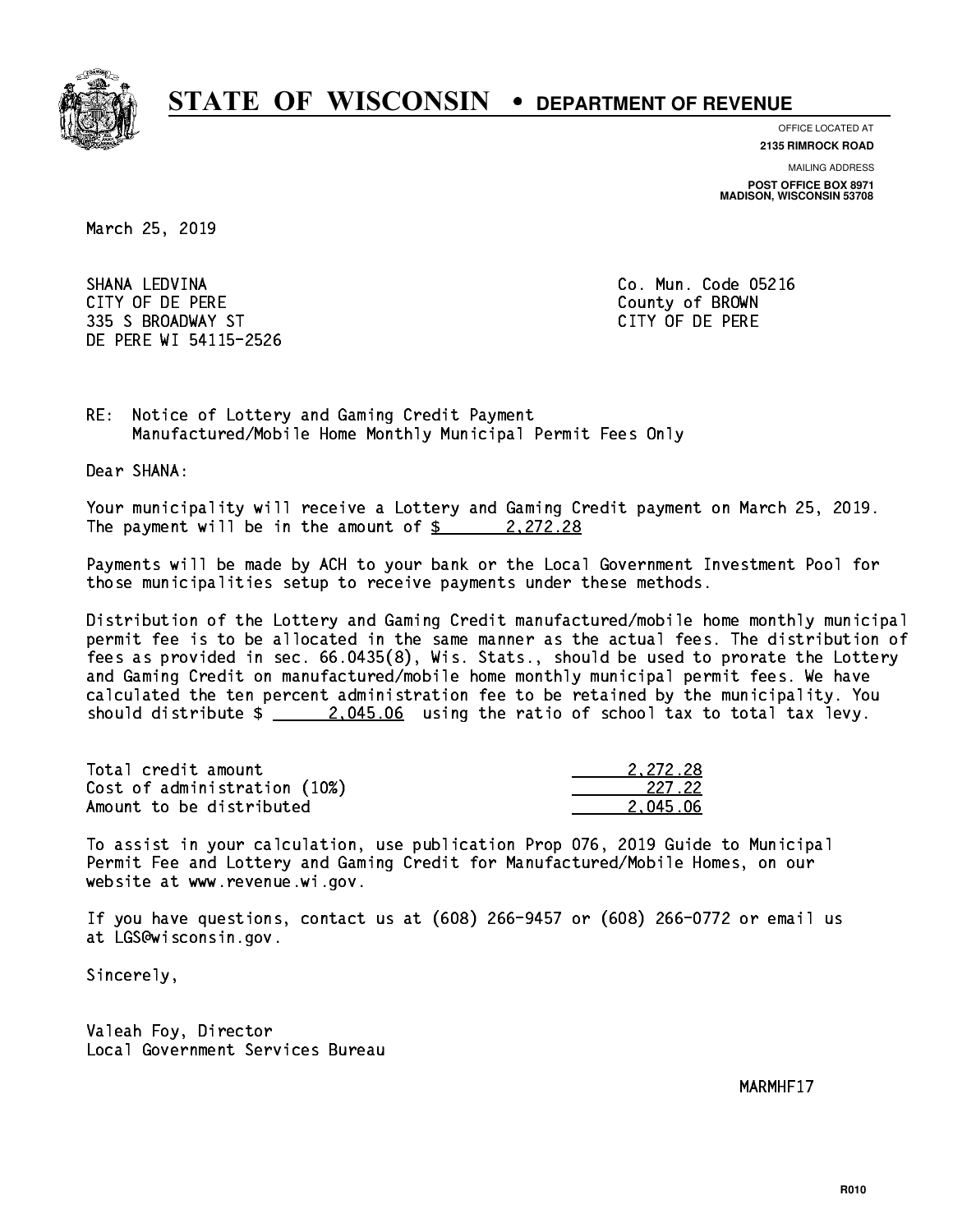# STATE OF WISCONSIN • DEPARTMENT OF REVENUE

OFFICE LOCATED AT
**2135 RIMROCK ROAD**

MAILING ADDRESS
**POST OFFICE BOX 8971**
**MADISON, WISCONSIN 53708**

March 25, 2019

SHANA LEDVINA
CITY OF DE PERE
335 S BROADWAY ST
DE PERE WI 54115-2526

Co. Mun. Code 05216
County of BROWN
CITY OF DE PERE

RE: Notice of Lottery and Gaming Credit Payment
Manufactured/Mobile Home Monthly Municipal Permit Fees Only

Dear SHANA:

Your municipality will receive a Lottery and Gaming Credit payment on March 25, 2019. The payment will be in the amount of $ 2,272.28

Payments will be made by ACH to your bank or the Local Government Investment Pool for those municipalities setup to receive payments under these methods.

Distribution of the Lottery and Gaming Credit manufactured/mobile home monthly municipal permit fee is to be allocated in the same manner as the actual fees. The distribution of fees as provided in sec. 66.0435(8), Wis. Stats., should be used to prorate the Lottery and Gaming Credit on manufactured/mobile home monthly municipal permit fees. We have calculated the ten percent administration fee to be retained by the municipality. You should distribute $ 2,045.06 using the ratio of school tax to total tax levy.

| | |
|---|---|
| Total credit amount | 2,272.28 |
| Cost of administration (10%) | 227.22 |
| Amount to be distributed | 2,045.06 |

To assist in your calculation, use publication Prop 076, 2019 Guide to Municipal Permit Fee and Lottery and Gaming Credit for Manufactured/Mobile Homes, on our website at www.revenue.wi.gov.

If you have questions, contact us at (608) 266-9457 or (608) 266-0772 or email us at LGS@wisconsin.gov.

Sincerely,

Valeah Foy, Director
Local Government Services Bureau

MARMHF17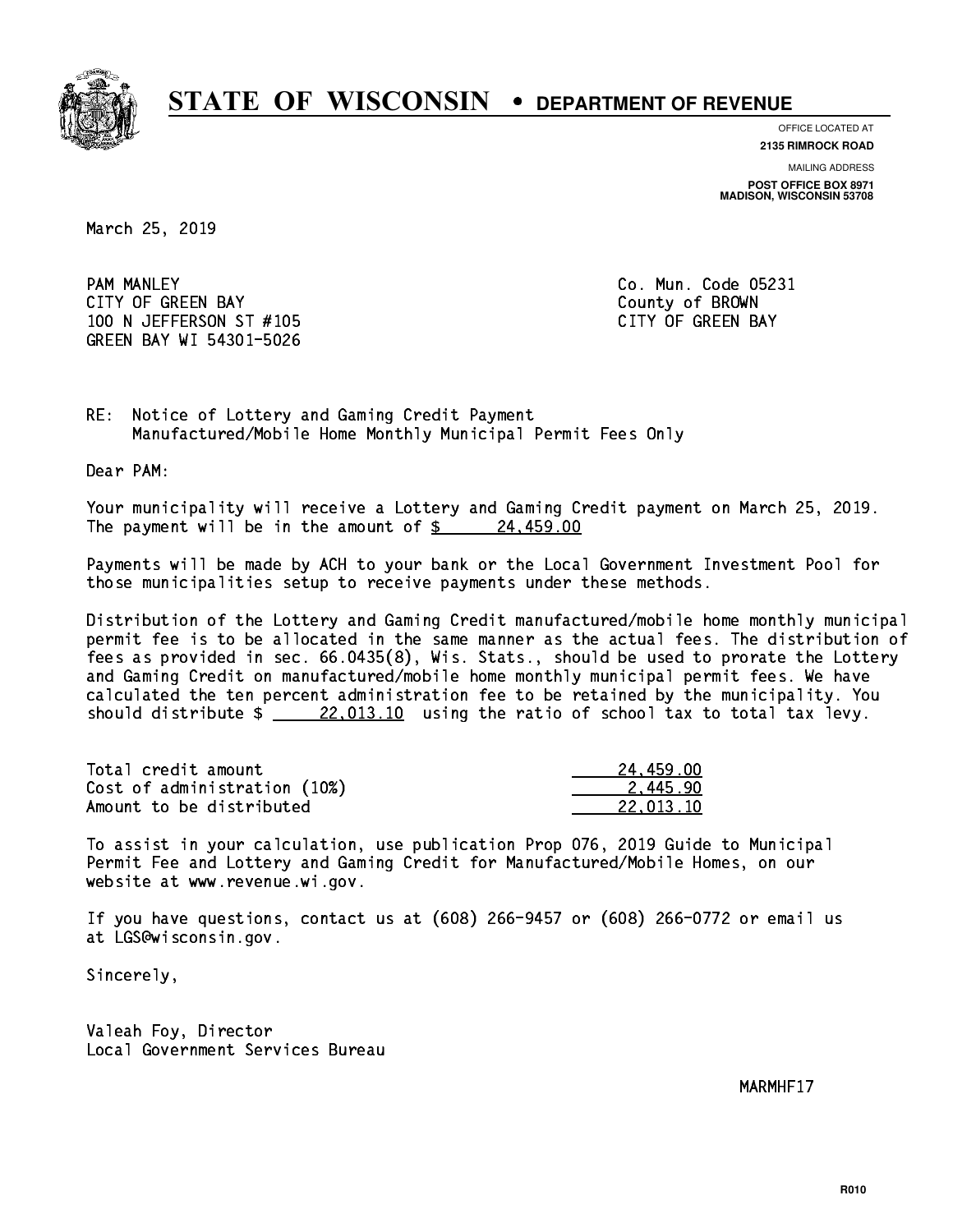# STATE OF WISCONSIN • DEPARTMENT OF REVENUE

OFFICE LOCATED AT
**2135 RIMROCK ROAD**

MAILING ADDRESS
**POST OFFICE BOX 8971**
**MADISON, WISCONSIN 53708**

March 25, 2019

PAM MANLEY
CITY OF GREEN BAY
100 N JEFFERSON ST #105
GREEN BAY WI 54301-5026

Co. Mun. Code 05231
County of BROWN
CITY OF GREEN BAY

RE: Notice of Lottery and Gaming Credit Payment
Manufactured/Mobile Home Monthly Municipal Permit Fees Only

Dear PAM:

Your municipality will receive a Lottery and Gaming Credit payment on March 25, 2019. The payment will be in the amount of $ 24,459.00

Payments will be made by ACH to your bank or the Local Government Investment Pool for those municipalities setup to receive payments under these methods.

Distribution of the Lottery and Gaming Credit manufactured/mobile home monthly municipal permit fee is to be allocated in the same manner as the actual fees. The distribution of fees as provided in sec. 66.0435(8), Wis. Stats., should be used to prorate the Lottery and Gaming Credit on manufactured/mobile home monthly municipal permit fees. We have calculated the ten percent administration fee to be retained by the municipality. You should distribute $ 22,013.10 using the ratio of school tax to total tax levy.

| | |
|---|---|
| Total credit amount | 24,459.00 |
| Cost of administration (10%) | 2,445.90 |
| Amount to be distributed | 22,013.10 |

To assist in your calculation, use publication Prop 076, 2019 Guide to Municipal Permit Fee and Lottery and Gaming Credit for Manufactured/Mobile Homes, on our website at www.revenue.wi.gov.

If you have questions, contact us at (608) 266-9457 or (608) 266-0772 or email us at LGS@wisconsin.gov.

Sincerely,

Valeah Foy, Director
Local Government Services Bureau

MARMHF17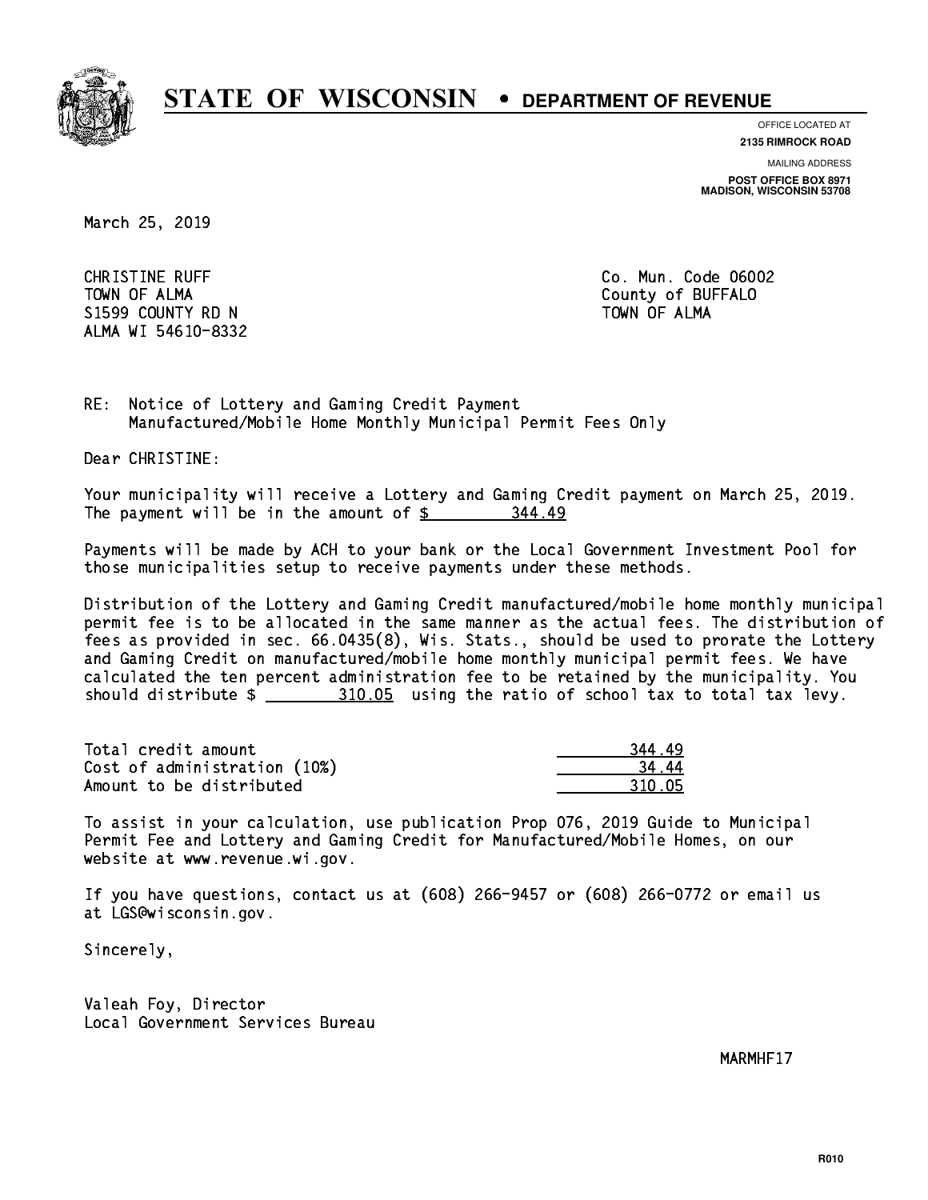# STATE OF WISCONSIN • DEPARTMENT OF REVENUE

OFFICE LOCATED AT
**2135 RIMROCK ROAD**

MAILING ADDRESS
**POST OFFICE BOX 8971**
**MADISON, WISCONSIN 53708**

March 25, 2019

CHRISTINE RUFF
TOWN OF ALMA
S1599 COUNTY RD N
ALMA WI 54610-8332

Co. Mun. Code 06002
County of BUFFALO
TOWN OF ALMA

RE: Notice of Lottery and Gaming Credit Payment
Manufactured/Mobile Home Monthly Municipal Permit Fees Only

Dear CHRISTINE:

Your municipality will receive a Lottery and Gaming Credit payment on March 25, 2019. The payment will be in the amount of $ 344.49

Payments will be made by ACH to your bank or the Local Government Investment Pool for those municipalities setup to receive payments under these methods.

Distribution of the Lottery and Gaming Credit manufactured/mobile home monthly municipal permit fee is to be allocated in the same manner as the actual fees. The distribution of fees as provided in sec. 66.0435(8), Wis. Stats., should be used to prorate the Lottery and Gaming Credit on manufactured/mobile home monthly municipal permit fees. We have calculated the ten percent administration fee to be retained by the municipality. You should distribute $ 310.05 using the ratio of school tax to total tax levy.

| | |
|---|---|
| Total credit amount | 344.49 |
| Cost of administration (10%) | 34.44 |
| Amount to be distributed | 310.05 |

To assist in your calculation, use publication Prop 076, 2019 Guide to Municipal Permit Fee and Lottery and Gaming Credit for Manufactured/Mobile Homes, on our website at www.revenue.wi.gov.

If you have questions, contact us at (608) 266-9457 or (608) 266-0772 or email us at LGS@wisconsin.gov.

Sincerely,

Valeah Foy, Director
Local Government Services Bureau

MARMHF17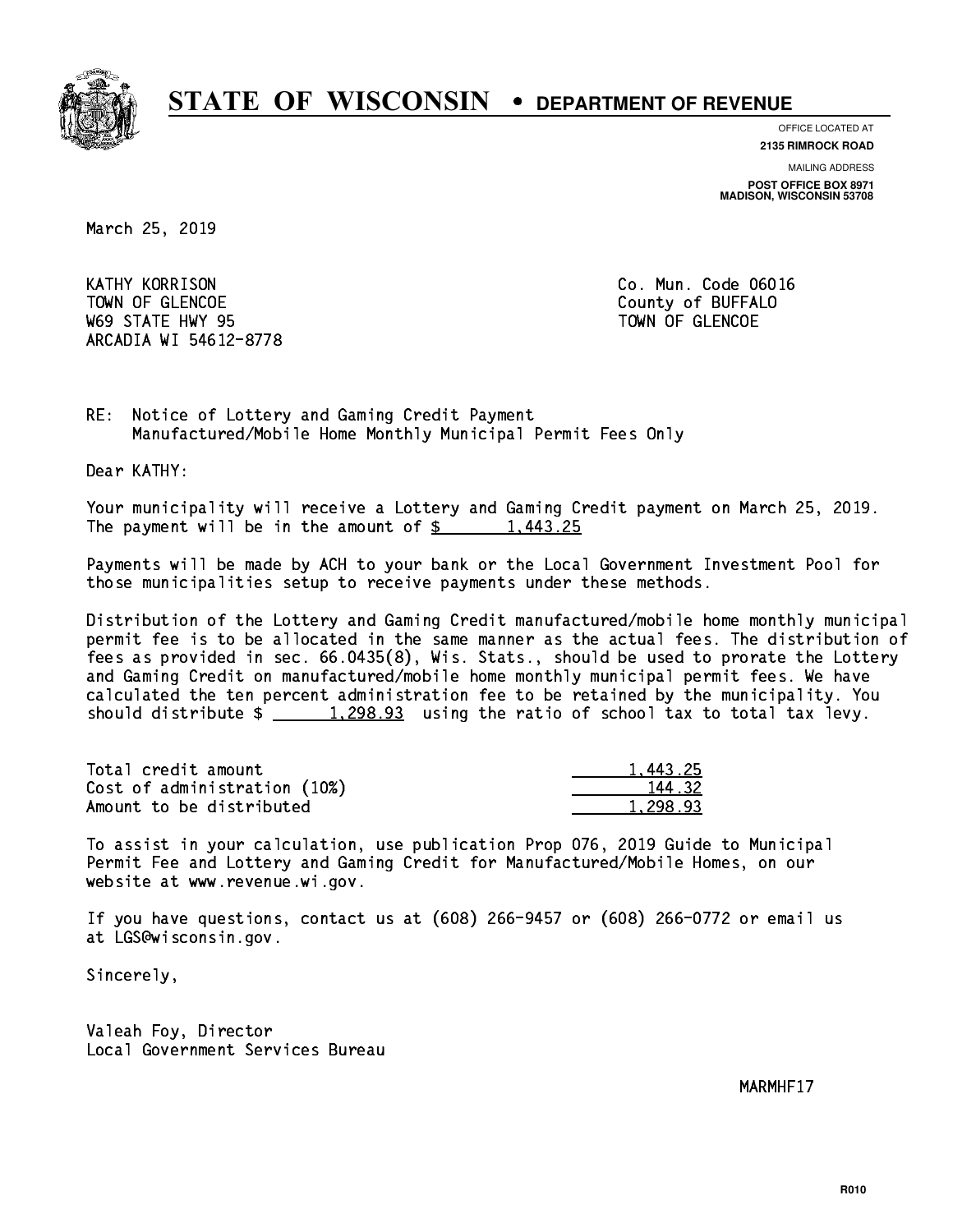# STATE OF WISCONSIN • DEPARTMENT OF REVENUE

OFFICE LOCATED AT
**2135 RIMROCK ROAD**

MAILING ADDRESS
**POST OFFICE BOX 8971**
**MADISON, WISCONSIN 53708**

March 25, 2019

KATHY KORRISON
TOWN OF GLENCOE
W69 STATE HWY 95
ARCADIA WI 54612-8778

Co. Mun. Code 06016
County of BUFFALO
TOWN OF GLENCOE

RE: Notice of Lottery and Gaming Credit Payment
Manufactured/Mobile Home Monthly Municipal Permit Fees Only

Dear KATHY:

Your municipality will receive a Lottery and Gaming Credit payment on March 25, 2019. The payment will be in the amount of $ 1,443.25

Payments will be made by ACH to your bank or the Local Government Investment Pool for those municipalities setup to receive payments under these methods.

Distribution of the Lottery and Gaming Credit manufactured/mobile home monthly municipal permit fee is to be allocated in the same manner as the actual fees. The distribution of fees as provided in sec. 66.0435(8), Wis. Stats., should be used to prorate the Lottery and Gaming Credit on manufactured/mobile home monthly municipal permit fees. We have calculated the ten percent administration fee to be retained by the municipality. You should distribute $ 1,298.93 using the ratio of school tax to total tax levy.

| | |
|---|---|
| Total credit amount | 1,443.25 |
| Cost of administration (10%) | 144.32 |
| Amount to be distributed | 1,298.93 |

To assist in your calculation, use publication Prop 076, 2019 Guide to Municipal Permit Fee and Lottery and Gaming Credit for Manufactured/Mobile Homes, on our website at www.revenue.wi.gov.

If you have questions, contact us at (608) 266-9457 or (608) 266-0772 or email us at LGS@wisconsin.gov.

Sincerely,

Valeah Foy, Director
Local Government Services Bureau

MARMHF17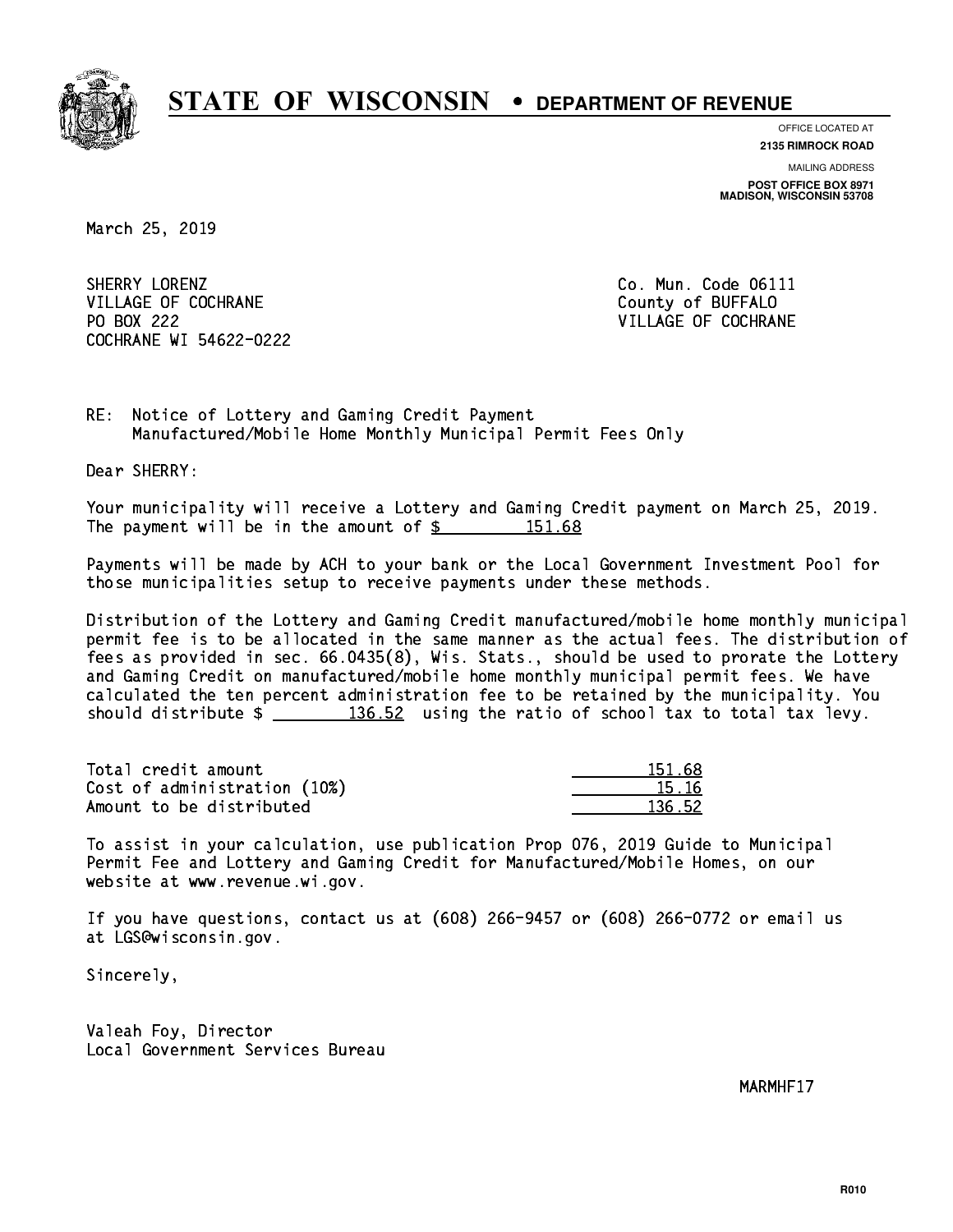# STATE OF WISCONSIN • DEPARTMENT OF REVENUE

OFFICE LOCATED AT
**2135 RIMROCK ROAD**

MAILING ADDRESS
**POST OFFICE BOX 8971**
**MADISON, WISCONSIN 53708**

March 25, 2019

SHERRY LORENZ
VILLAGE OF COCHRANE
PO BOX 222
COCHRANE WI 54622-0222

Co. Mun. Code 06111
County of BUFFALO
VILLAGE OF COCHRANE

RE: Notice of Lottery and Gaming Credit Payment
Manufactured/Mobile Home Monthly Municipal Permit Fees Only

Dear SHERRY:

Your municipality will receive a Lottery and Gaming Credit payment on March 25, 2019. The payment will be in the amount of $ 151.68

Payments will be made by ACH to your bank or the Local Government Investment Pool for those municipalities setup to receive payments under these methods.

Distribution of the Lottery and Gaming Credit manufactured/mobile home monthly municipal permit fee is to be allocated in the same manner as the actual fees. The distribution of fees as provided in sec. 66.0435(8), Wis. Stats., should be used to prorate the Lottery and Gaming Credit on manufactured/mobile home monthly municipal permit fees. We have calculated the ten percent administration fee to be retained by the municipality. You should distribute $ 136.52 using the ratio of school tax to total tax levy.

| | |
|---|---|
| Total credit amount | 151.68 |
| Cost of administration (10%) | 15.16 |
| Amount to be distributed | 136.52 |

To assist in your calculation, use publication Prop 076, 2019 Guide to Municipal Permit Fee and Lottery and Gaming Credit for Manufactured/Mobile Homes, on our website at www.revenue.wi.gov.

If you have questions, contact us at (608) 266-9457 or (608) 266-0772 or email us at LGS@wisconsin.gov.

Sincerely,

Valeah Foy, Director
Local Government Services Bureau

MARMHF17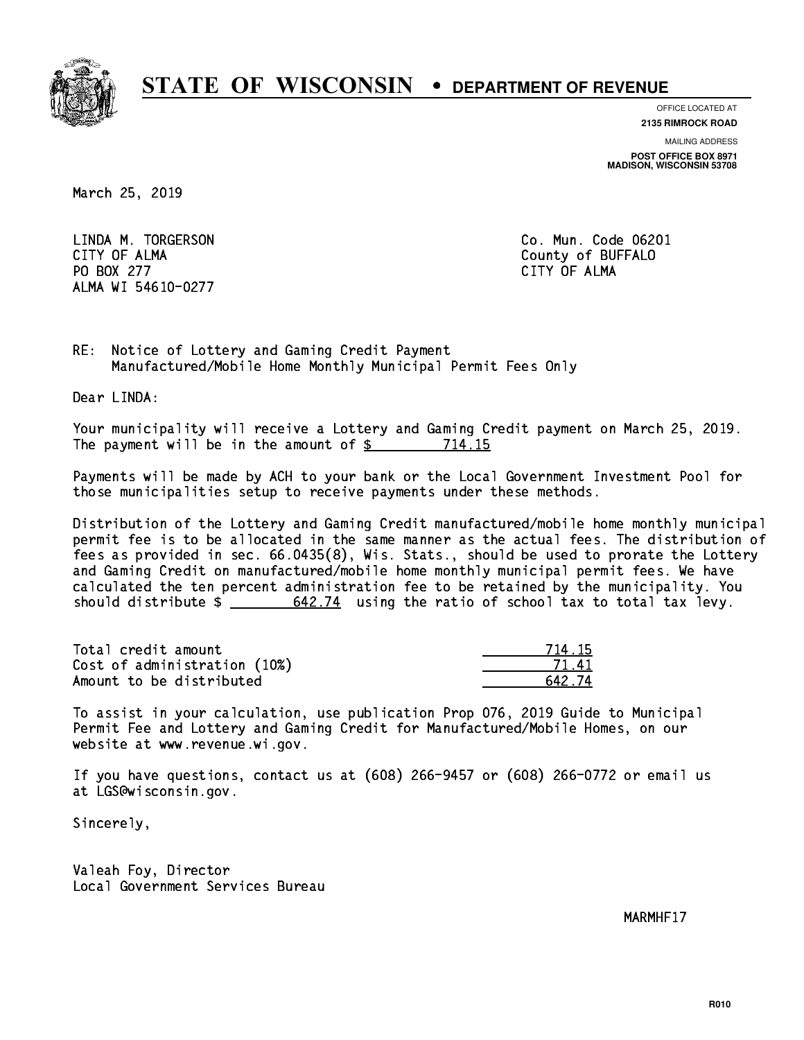# STATE OF WISCONSIN • DEPARTMENT OF REVENUE

OFFICE LOCATED AT
**2135 RIMROCK ROAD**

MAILING ADDRESS
**POST OFFICE BOX 8971**
**MADISON, WISCONSIN 53708**

March 25, 2019

LINDA M. TORGERSON
CITY OF ALMA
PO BOX 277
ALMA WI 54610-0277

Co. Mun. Code 06201
County of BUFFALO
CITY OF ALMA

RE: Notice of Lottery and Gaming Credit Payment
Manufactured/Mobile Home Monthly Municipal Permit Fees Only

Dear LINDA:

Your municipality will receive a Lottery and Gaming Credit payment on March 25, 2019. The payment will be in the amount of $ 714.15

Payments will be made by ACH to your bank or the Local Government Investment Pool for those municipalities setup to receive payments under these methods.

Distribution of the Lottery and Gaming Credit manufactured/mobile home monthly municipal permit fee is to be allocated in the same manner as the actual fees. The distribution of fees as provided in sec. 66.0435(8), Wis. Stats., should be used to prorate the Lottery and Gaming Credit on manufactured/mobile home monthly municipal permit fees. We have calculated the ten percent administration fee to be retained by the municipality. You should distribute $ 642.74 using the ratio of school tax to total tax levy.

| | |
|---|---|
| Total credit amount | 714.15 |
| Cost of administration (10%) | 71.41 |
| Amount to be distributed | 642.74 |

To assist in your calculation, use publication Prop 076, 2019 Guide to Municipal Permit Fee and Lottery and Gaming Credit for Manufactured/Mobile Homes, on our website at www.revenue.wi.gov.

If you have questions, contact us at (608) 266-9457 or (608) 266-0772 or email us at LGS@wisconsin.gov.

Sincerely,

Valeah Foy, Director
Local Government Services Bureau

MARMHF17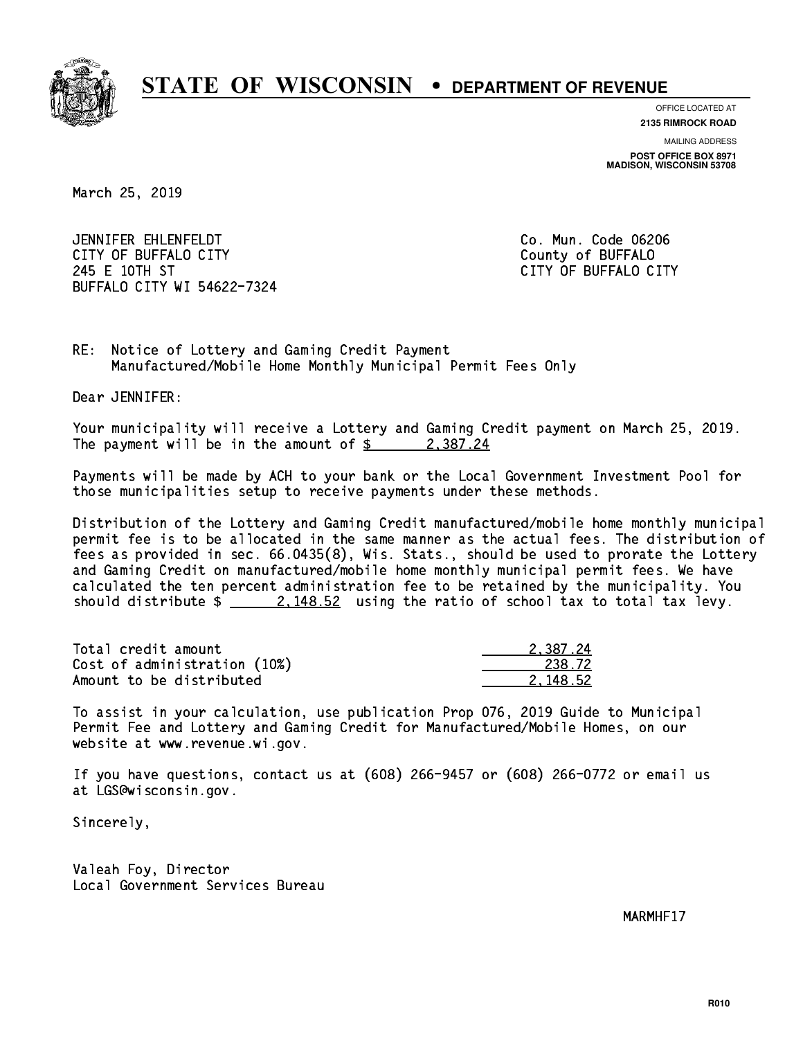# STATE OF WISCONSIN • DEPARTMENT OF REVENUE

OFFICE LOCATED AT
**2135 RIMROCK ROAD**

MAILING ADDRESS
**POST OFFICE BOX 8971**
**MADISON, WISCONSIN 53708**

March 25, 2019

JENNIFER EHLENFELDT
CITY OF BUFFALO CITY
245 E 10TH ST
BUFFALO CITY WI 54622-7324

Co. Mun. Code 06206
County of BUFFALO
CITY OF BUFFALO CITY

RE: Notice of Lottery and Gaming Credit Payment
Manufactured/Mobile Home Monthly Municipal Permit Fees Only

Dear JENNIFER:

Your municipality will receive a Lottery and Gaming Credit payment on March 25, 2019. The payment will be in the amount of $ 2,387.24

Payments will be made by ACH to your bank or the Local Government Investment Pool for those municipalities setup to receive payments under these methods.

Distribution of the Lottery and Gaming Credit manufactured/mobile home monthly municipal permit fee is to be allocated in the same manner as the actual fees. The distribution of fees as provided in sec. 66.0435(8), Wis. Stats., should be used to prorate the Lottery and Gaming Credit on manufactured/mobile home monthly municipal permit fees. We have calculated the ten percent administration fee to be retained by the municipality. You should distribute $ 2,148.52 using the ratio of school tax to total tax levy.

| | |
|---|---|
| Total credit amount | 2,387.24 |
| Cost of administration (10%) | 238.72 |
| Amount to be distributed | 2,148.52 |

To assist in your calculation, use publication Prop 076, 2019 Guide to Municipal Permit Fee and Lottery and Gaming Credit for Manufactured/Mobile Homes, on our website at www.revenue.wi.gov.

If you have questions, contact us at (608) 266-9457 or (608) 266-0772 or email us at LGS@wisconsin.gov.

Sincerely,

Valeah Foy, Director
Local Government Services Bureau

MARMHF17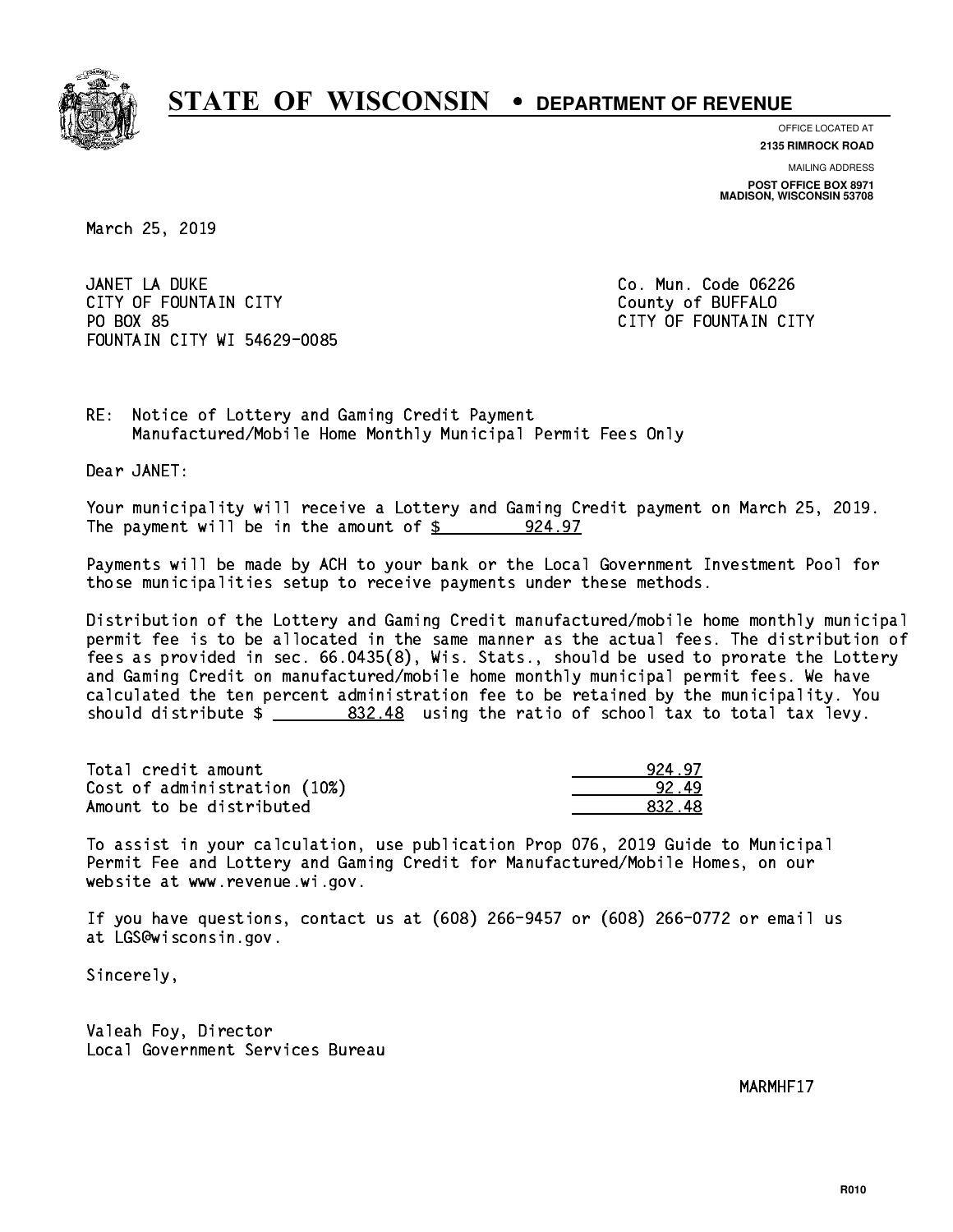# STATE OF WISCONSIN • DEPARTMENT OF REVENUE

OFFICE LOCATED AT
**2135 RIMROCK ROAD**

MAILING ADDRESS
**POST OFFICE BOX 8971**
**MADISON, WISCONSIN 53708**

March 25, 2019

JANET LA DUKE
CITY OF FOUNTAIN CITY
PO BOX 85
FOUNTAIN CITY WI 54629-0085

Co. Mun. Code 06226
County of BUFFALO
CITY OF FOUNTAIN CITY

RE: Notice of Lottery and Gaming Credit Payment
Manufactured/Mobile Home Monthly Municipal Permit Fees Only

Dear JANET:

Your municipality will receive a Lottery and Gaming Credit payment on March 25, 2019. The payment will be in the amount of $ 924.97

Payments will be made by ACH to your bank or the Local Government Investment Pool for those municipalities setup to receive payments under these methods.

Distribution of the Lottery and Gaming Credit manufactured/mobile home monthly municipal permit fee is to be allocated in the same manner as the actual fees. The distribution of fees as provided in sec. 66.0435(8), Wis. Stats., should be used to prorate the Lottery and Gaming Credit on manufactured/mobile home monthly municipal permit fees. We have calculated the ten percent administration fee to be retained by the municipality. You should distribute $ 832.48 using the ratio of school tax to total tax levy.

| | |
|---|---|
| Total credit amount | 924.97 |
| Cost of administration (10%) | 92.49 |
| Amount to be distributed | 832.48 |

To assist in your calculation, use publication Prop 076, 2019 Guide to Municipal Permit Fee and Lottery and Gaming Credit for Manufactured/Mobile Homes, on our website at www.revenue.wi.gov.

If you have questions, contact us at (608) 266-9457 or (608) 266-0772 or email us at LGS@wisconsin.gov.

Sincerely,

Valeah Foy, Director
Local Government Services Bureau

MARMHF17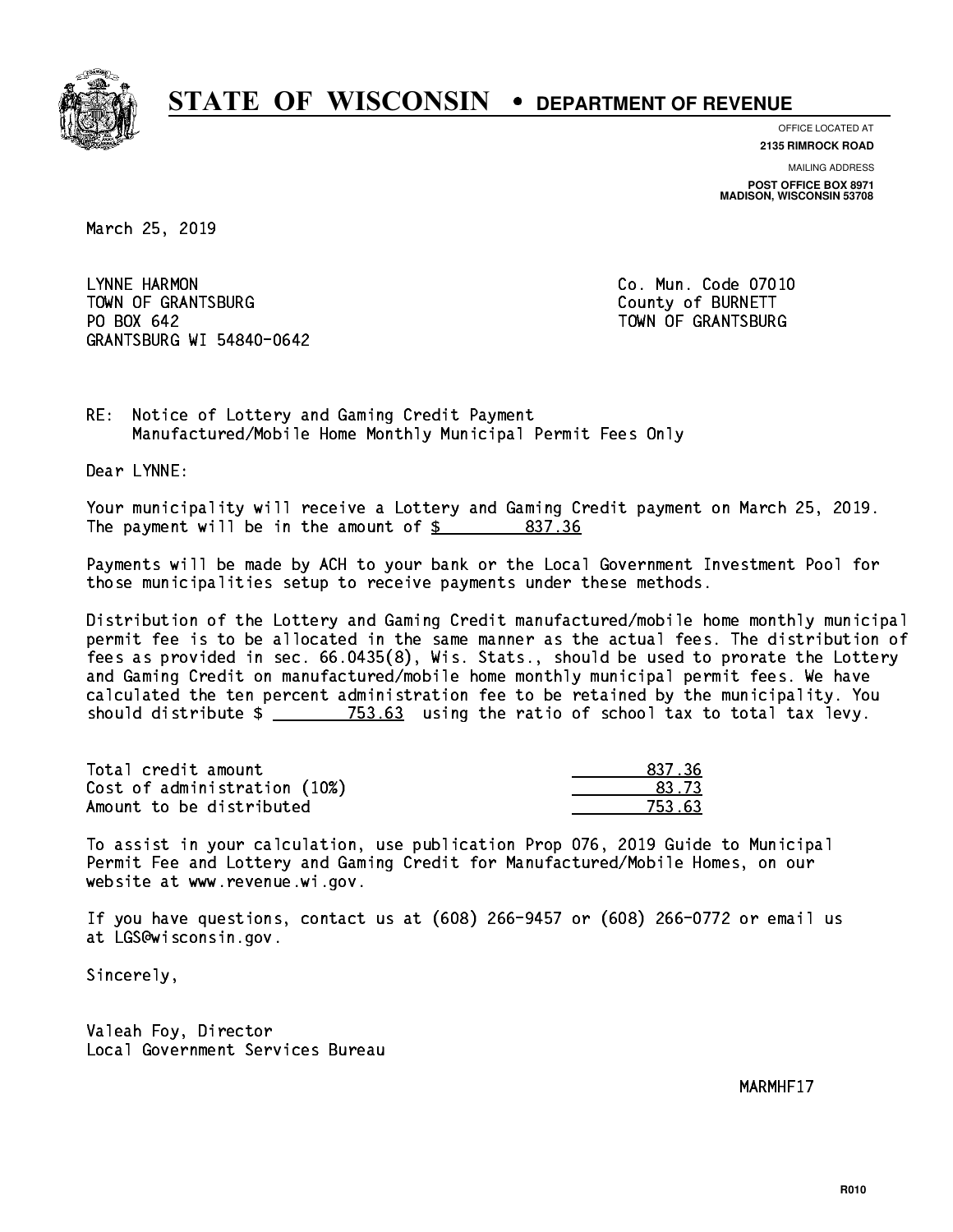# STATE OF WISCONSIN • DEPARTMENT OF REVENUE

OFFICE LOCATED AT
**2135 RIMROCK ROAD**

MAILING ADDRESS
**POST OFFICE BOX 8971**
**MADISON, WISCONSIN 53708**

March 25, 2019

LYNNE HARMON
TOWN OF GRANTSBURG
PO BOX 642
GRANTSBURG WI 54840-0642

Co. Mun. Code 07010
County of BURNETT
TOWN OF GRANTSBURG

RE: Notice of Lottery and Gaming Credit Payment
Manufactured/Mobile Home Monthly Municipal Permit Fees Only

Dear LYNNE:

Your municipality will receive a Lottery and Gaming Credit payment on March 25, 2019. The payment will be in the amount of $ 837.36

Payments will be made by ACH to your bank or the Local Government Investment Pool for those municipalities setup to receive payments under these methods.

Distribution of the Lottery and Gaming Credit manufactured/mobile home monthly municipal permit fee is to be allocated in the same manner as the actual fees. The distribution of fees as provided in sec. 66.0435(8), Wis. Stats., should be used to prorate the Lottery and Gaming Credit on manufactured/mobile home monthly municipal permit fees. We have calculated the ten percent administration fee to be retained by the municipality. You should distribute $ 753.63 using the ratio of school tax to total tax levy.

| | |
|---|---|
| Total credit amount | 837.36 |
| Cost of administration (10%) | 83.73 |
| Amount to be distributed | 753.63 |

To assist in your calculation, use publication Prop 076, 2019 Guide to Municipal Permit Fee and Lottery and Gaming Credit for Manufactured/Mobile Homes, on our website at www.revenue.wi.gov.

If you have questions, contact us at (608) 266-9457 or (608) 266-0772 or email us at LGS@wisconsin.gov.

Sincerely,

Valeah Foy, Director
Local Government Services Bureau

MARMHF17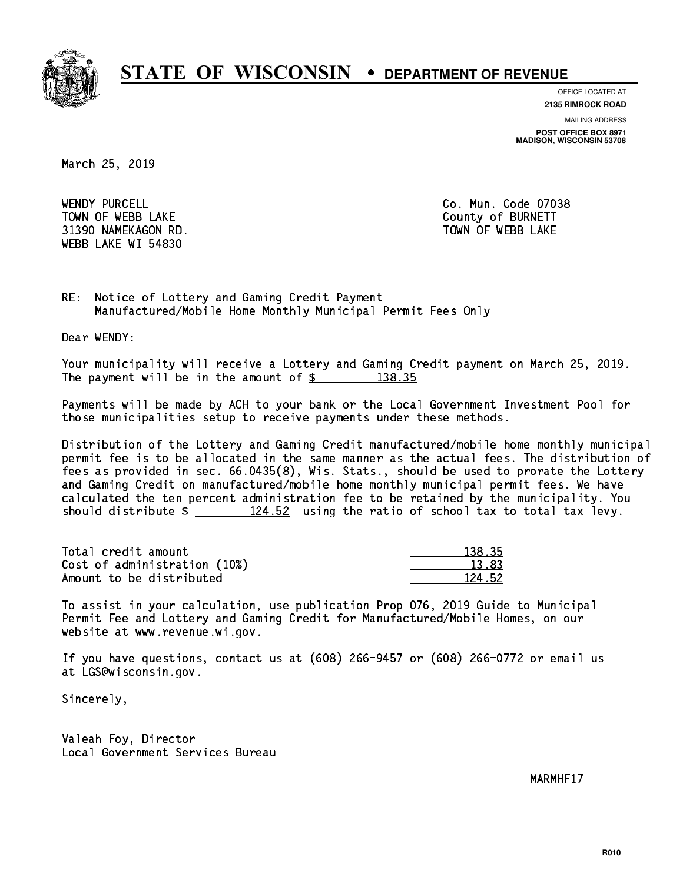# STATE OF WISCONSIN • DEPARTMENT OF REVENUE

OFFICE LOCATED AT
**2135 RIMROCK ROAD**

MAILING ADDRESS
**POST OFFICE BOX 8971**
**MADISON, WISCONSIN 53708**

March 25, 2019

WENDY PURCELL
TOWN OF WEBB LAKE
31390 NAMEKAGON RD.
WEBB LAKE WI 54830

Co. Mun. Code 07038
County of BURNETT
TOWN OF WEBB LAKE

RE: Notice of Lottery and Gaming Credit Payment
Manufactured/Mobile Home Monthly Municipal Permit Fees Only

Dear WENDY:

Your municipality will receive a Lottery and Gaming Credit payment on March 25, 2019. The payment will be in the amount of $ 138.35

Payments will be made by ACH to your bank or the Local Government Investment Pool for those municipalities setup to receive payments under these methods.

Distribution of the Lottery and Gaming Credit manufactured/mobile home monthly municipal permit fee is to be allocated in the same manner as the actual fees. The distribution of fees as provided in sec. 66.0435(8), Wis. Stats., should be used to prorate the Lottery and Gaming Credit on manufactured/mobile home monthly municipal permit fees. We have calculated the ten percent administration fee to be retained by the municipality. You should distribute $ 124.52 using the ratio of school tax to total tax levy.

| | |
|---|---|
| Total credit amount | 138.35 |
| Cost of administration (10%) | 13.83 |
| Amount to be distributed | 124.52 |

To assist in your calculation, use publication Prop 076, 2019 Guide to Municipal Permit Fee and Lottery and Gaming Credit for Manufactured/Mobile Homes, on our website at www.revenue.wi.gov.

If you have questions, contact us at (608) 266-9457 or (608) 266-0772 or email us at LGS@wisconsin.gov.

Sincerely,

Valeah Foy, Director
Local Government Services Bureau

MARMHF17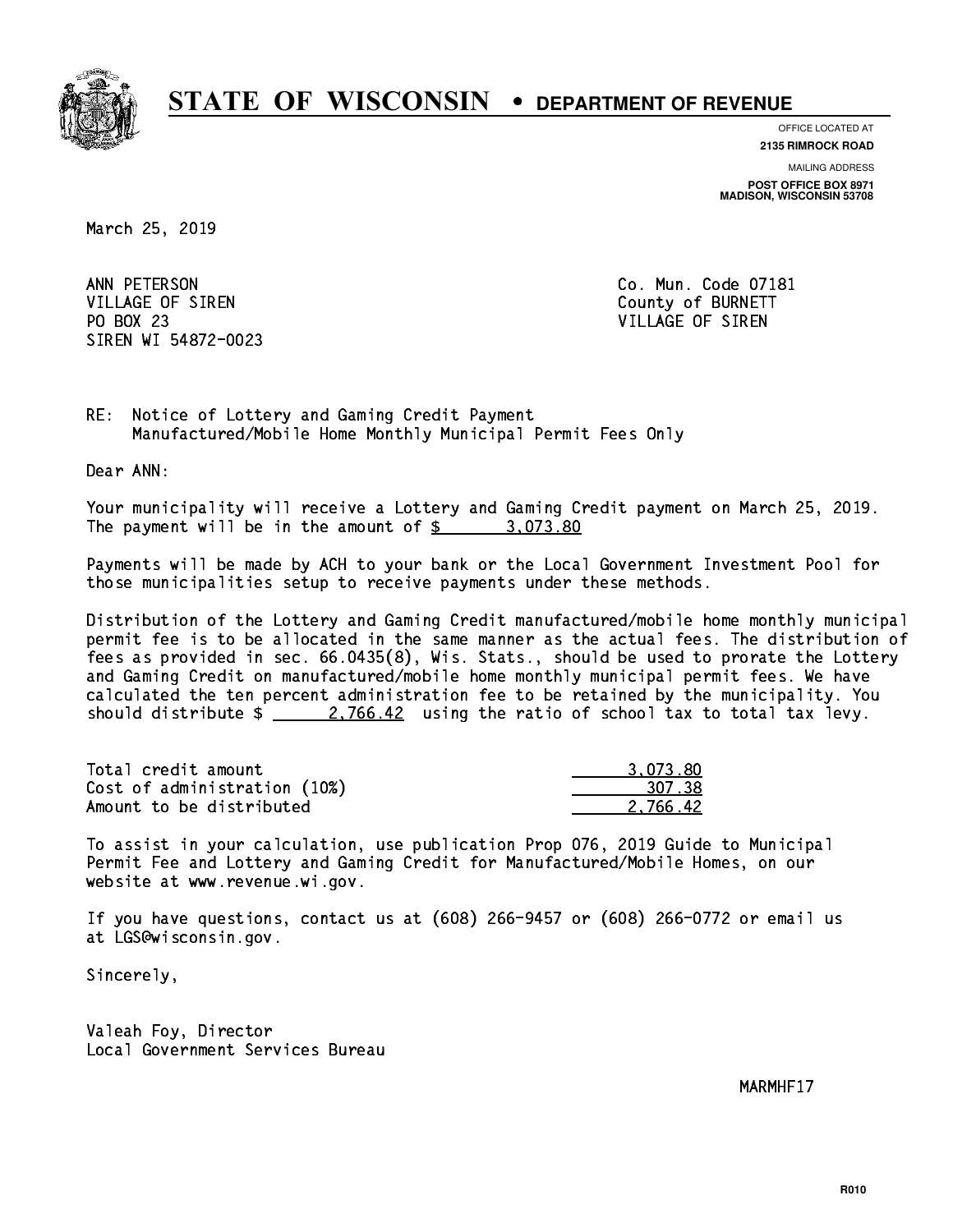# STATE OF WISCONSIN • DEPARTMENT OF REVENUE

OFFICE LOCATED AT
**2135 RIMROCK ROAD**

MAILING ADDRESS
**POST OFFICE BOX 8971**
**MADISON, WISCONSIN 53708**

March 25, 2019

ANN PETERSON
VILLAGE OF SIREN
PO BOX 23
SIREN WI 54872-0023

Co. Mun. Code 07181
County of BURNETT
VILLAGE OF SIREN

RE: Notice of Lottery and Gaming Credit Payment
Manufactured/Mobile Home Monthly Municipal Permit Fees Only

Dear ANN:

Your municipality will receive a Lottery and Gaming Credit payment on March 25, 2019. The payment will be in the amount of $ 3,073.80

Payments will be made by ACH to your bank or the Local Government Investment Pool for those municipalities setup to receive payments under these methods.

Distribution of the Lottery and Gaming Credit manufactured/mobile home monthly municipal permit fee is to be allocated in the same manner as the actual fees. The distribution of fees as provided in sec. 66.0435(8), Wis. Stats., should be used to prorate the Lottery and Gaming Credit on manufactured/mobile home monthly municipal permit fees. We have calculated the ten percent administration fee to be retained by the municipality. You should distribute $ 2,766.42 using the ratio of school tax to total tax levy.

| | |
|---|---|
| Total credit amount | 3,073.80 |
| Cost of administration (10%) | 307.38 |
| Amount to be distributed | 2,766.42 |

To assist in your calculation, use publication Prop 076, 2019 Guide to Municipal Permit Fee and Lottery and Gaming Credit for Manufactured/Mobile Homes, on our website at www.revenue.wi.gov.

If you have questions, contact us at (608) 266-9457 or (608) 266-0772 or email us at LGS@wisconsin.gov.

Sincerely,

Valeah Foy, Director
Local Government Services Bureau

MARMHF17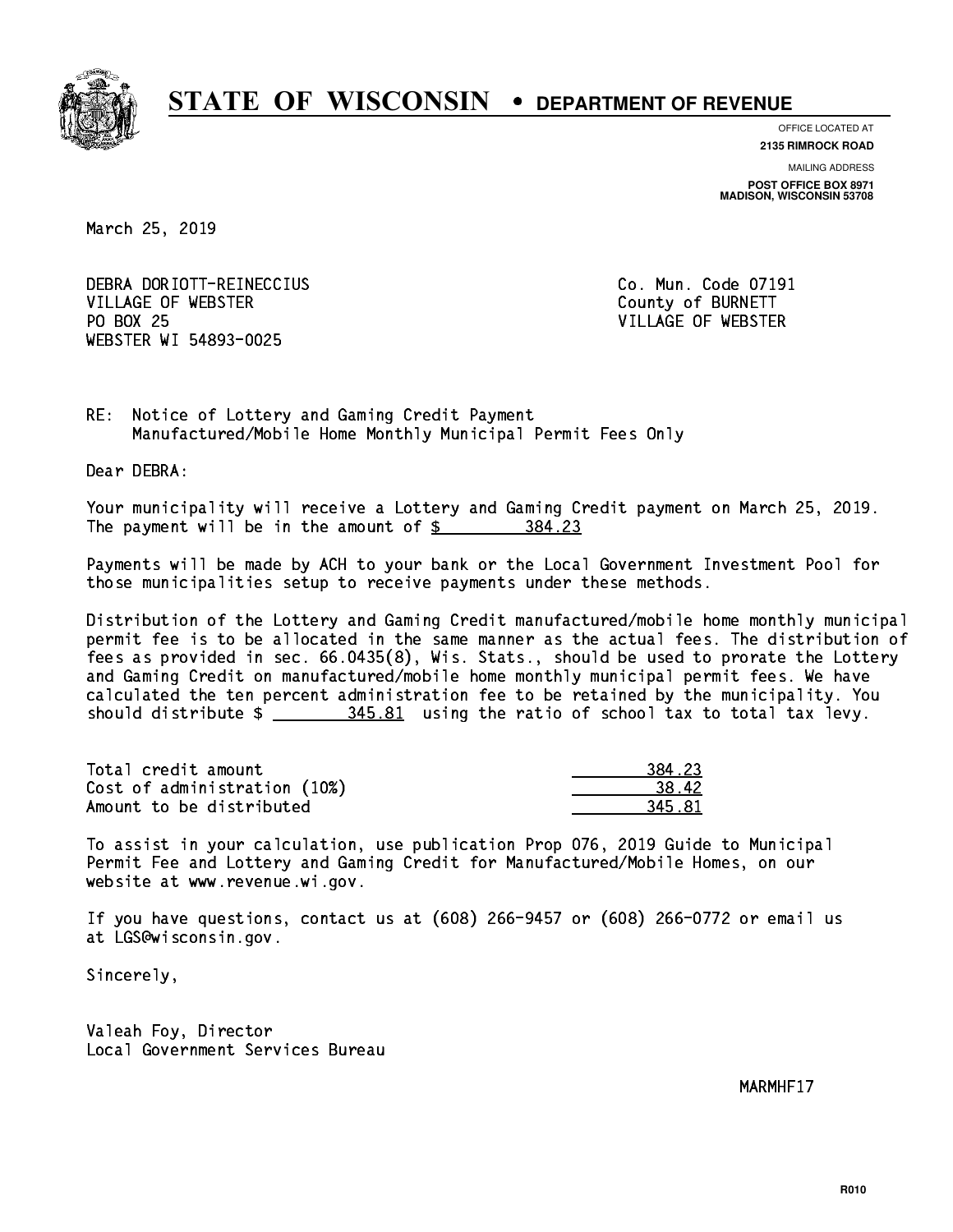# STATE OF WISCONSIN • DEPARTMENT OF REVENUE

OFFICE LOCATED AT
**2135 RIMROCK ROAD**

MAILING ADDRESS
**POST OFFICE BOX 8971**
**MADISON, WISCONSIN 53708**

March 25, 2019

DEBRA DORIOTT-REINECCIUS
VILLAGE OF WEBSTER
PO BOX 25
WEBSTER WI 54893-0025

Co. Mun. Code 07191
County of BURNETT
VILLAGE OF WEBSTER

RE: Notice of Lottery and Gaming Credit Payment
Manufactured/Mobile Home Monthly Municipal Permit Fees Only

Dear DEBRA:

Your municipality will receive a Lottery and Gaming Credit payment on March 25, 2019. The payment will be in the amount of $ 384.23

Payments will be made by ACH to your bank or the Local Government Investment Pool for those municipalities setup to receive payments under these methods.

Distribution of the Lottery and Gaming Credit manufactured/mobile home monthly municipal permit fee is to be allocated in the same manner as the actual fees. The distribution of fees as provided in sec. 66.0435(8), Wis. Stats., should be used to prorate the Lottery and Gaming Credit on manufactured/mobile home monthly municipal permit fees. We have calculated the ten percent administration fee to be retained by the municipality. You should distribute $ 345.81 using the ratio of school tax to total tax levy.

| | |
|---|---|
| Total credit amount | 384.23 |
| Cost of administration (10%) | 38.42 |
| Amount to be distributed | 345.81 |

To assist in your calculation, use publication Prop 076, 2019 Guide to Municipal Permit Fee and Lottery and Gaming Credit for Manufactured/Mobile Homes, on our website at www.revenue.wi.gov.

If you have questions, contact us at (608) 266-9457 or (608) 266-0772 or email us at LGS@wisconsin.gov.

Sincerely,

Valeah Foy, Director
Local Government Services Bureau

MARMHF17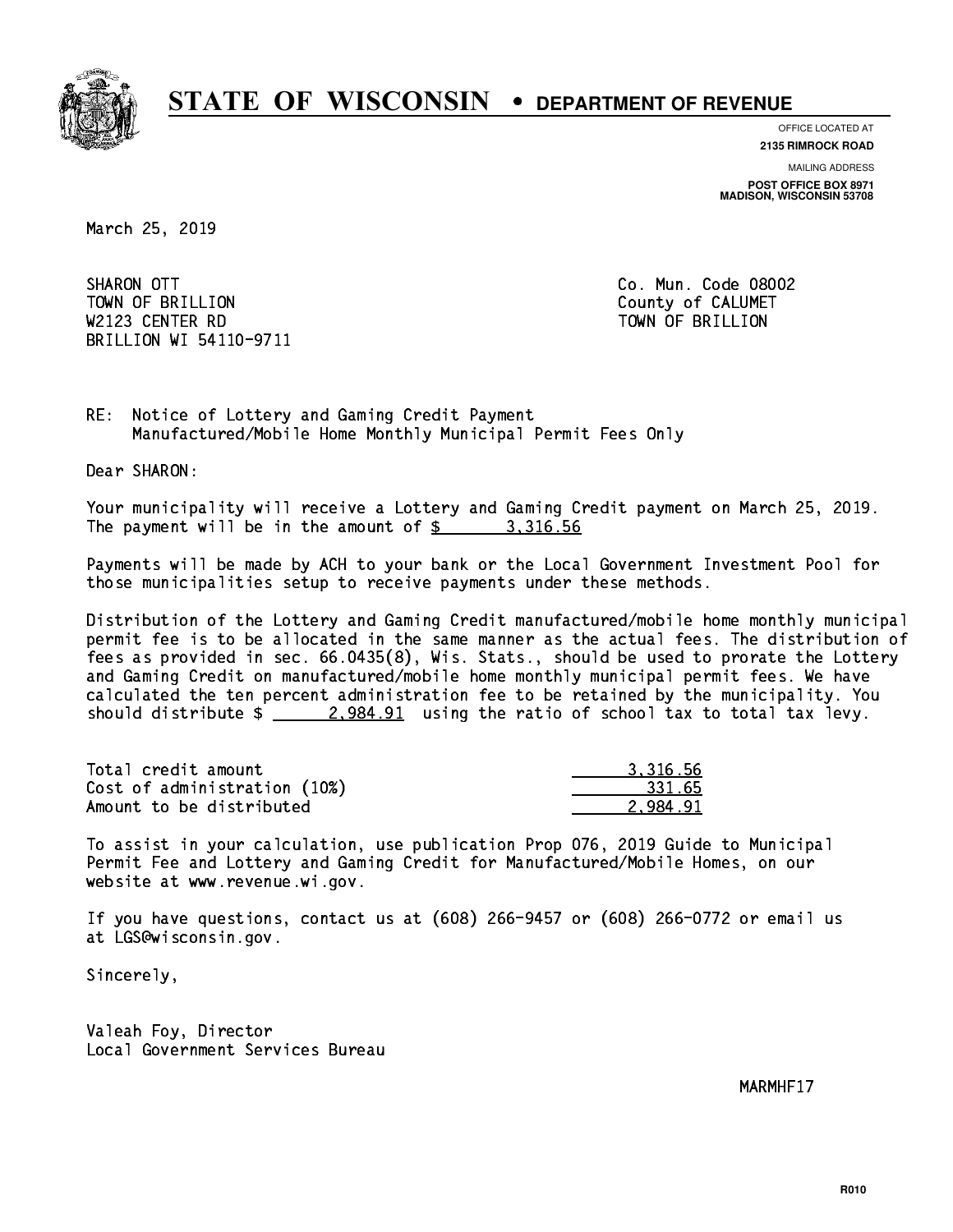# STATE OF WISCONSIN • DEPARTMENT OF REVENUE

OFFICE LOCATED AT
**2135 RIMROCK ROAD**

MAILING ADDRESS
**POST OFFICE BOX 8971**
**MADISON, WISCONSIN 53708**

March 25, 2019

SHARON OTT
TOWN OF BRILLION
W2123 CENTER RD
BRILLION WI 54110-9711

Co. Mun. Code 08002
County of CALUMET
TOWN OF BRILLION

RE: Notice of Lottery and Gaming Credit Payment
Manufactured/Mobile Home Monthly Municipal Permit Fees Only

Dear SHARON:

Your municipality will receive a Lottery and Gaming Credit payment on March 25, 2019. The payment will be in the amount of $ 3,316.56

Payments will be made by ACH to your bank or the Local Government Investment Pool for those municipalities setup to receive payments under these methods.

Distribution of the Lottery and Gaming Credit manufactured/mobile home monthly municipal permit fee is to be allocated in the same manner as the actual fees. The distribution of fees as provided in sec. 66.0435(8), Wis. Stats., should be used to prorate the Lottery and Gaming Credit on manufactured/mobile home monthly municipal permit fees. We have calculated the ten percent administration fee to be retained by the municipality. You should distribute $ 2,984.91 using the ratio of school tax to total tax levy.

| | |
|---|---|
| Total credit amount | 3,316.56 |
| Cost of administration (10%) | 331.65 |
| Amount to be distributed | 2,984.91 |

To assist in your calculation, use publication Prop 076, 2019 Guide to Municipal Permit Fee and Lottery and Gaming Credit for Manufactured/Mobile Homes, on our website at www.revenue.wi.gov.

If you have questions, contact us at (608) 266-9457 or (608) 266-0772 or email us at LGS@wisconsin.gov.

Sincerely,

Valeah Foy, Director
Local Government Services Bureau

MARMHF17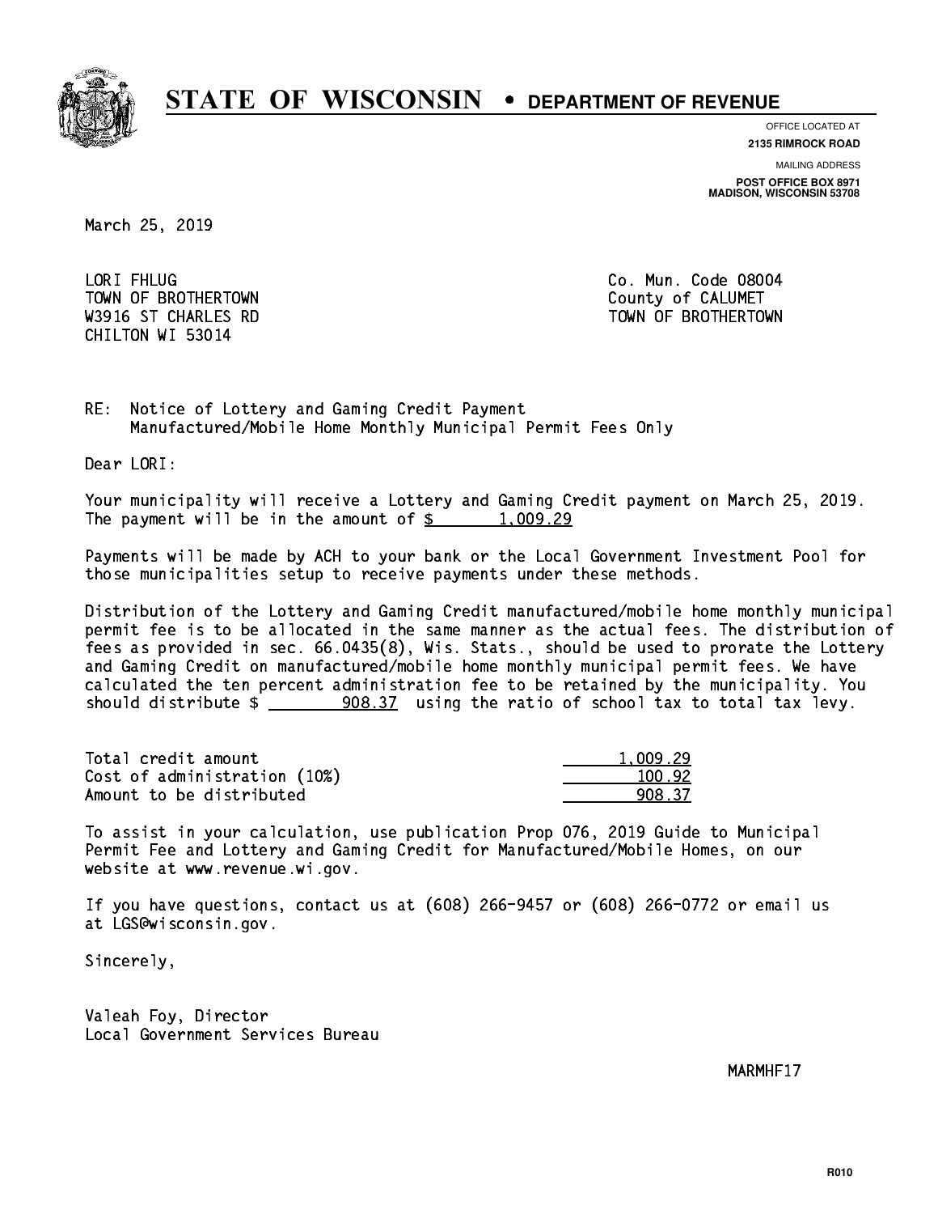# STATE OF WISCONSIN • DEPARTMENT OF REVENUE

OFFICE LOCATED AT
**2135 RIMROCK ROAD**

MAILING ADDRESS
**POST OFFICE BOX 8971**
**MADISON, WISCONSIN 53708**

March 25, 2019

LORI FHLUG
TOWN OF BROTHERTOWN
W3916 ST CHARLES RD
CHILTON WI 53014

Co. Mun. Code 08004
County of CALUMET
TOWN OF BROTHERTOWN

RE: Notice of Lottery and Gaming Credit Payment
Manufactured/Mobile Home Monthly Municipal Permit Fees Only

Dear LORI:

Your municipality will receive a Lottery and Gaming Credit payment on March 25, 2019. The payment will be in the amount of $ 1,009.29

Payments will be made by ACH to your bank or the Local Government Investment Pool for those municipalities setup to receive payments under these methods.

Distribution of the Lottery and Gaming Credit manufactured/mobile home monthly municipal permit fee is to be allocated in the same manner as the actual fees. The distribution of fees as provided in sec. 66.0435(8), Wis. Stats., should be used to prorate the Lottery and Gaming Credit on manufactured/mobile home monthly municipal permit fees. We have calculated the ten percent administration fee to be retained by the municipality. You should distribute $ 908.37 using the ratio of school tax to total tax levy.

| | |
|---|---|
| Total credit amount | 1,009.29 |
| Cost of administration (10%) | 100.92 |
| Amount to be distributed | 908.37 |

To assist in your calculation, use publication Prop 076, 2019 Guide to Municipal Permit Fee and Lottery and Gaming Credit for Manufactured/Mobile Homes, on our website at www.revenue.wi.gov.

If you have questions, contact us at (608) 266-9457 or (608) 266-0772 or email us at LGS@wisconsin.gov.

Sincerely,

Valeah Foy, Director
Local Government Services Bureau

MARMHF17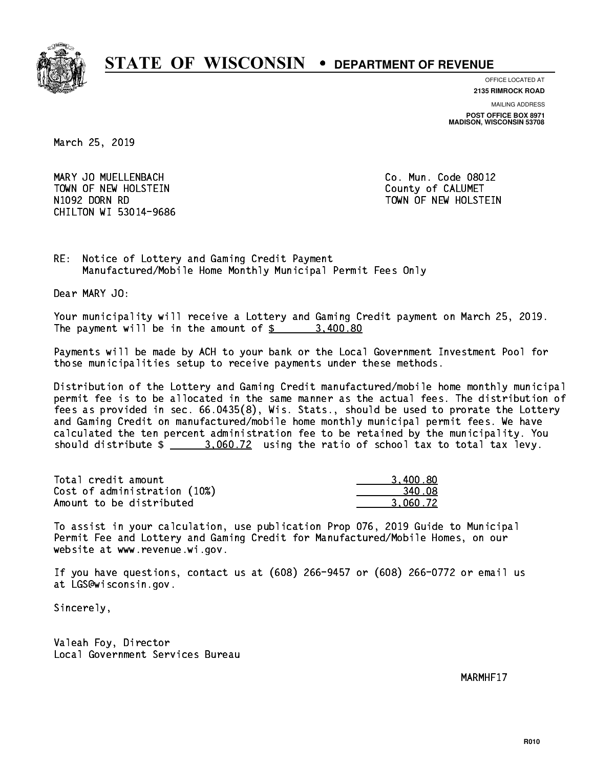# STATE OF WISCONSIN • DEPARTMENT OF REVENUE

OFFICE LOCATED AT
**2135 RIMROCK ROAD**

MAILING ADDRESS
**POST OFFICE BOX 8971**
**MADISON, WISCONSIN 53708**

March 25, 2019

MARY JO MUELLENBACH
TOWN OF NEW HOLSTEIN
N1092 DORN RD
CHILTON WI 53014-9686

Co. Mun. Code 08012
County of CALUMET
TOWN OF NEW HOLSTEIN

RE: Notice of Lottery and Gaming Credit Payment
Manufactured/Mobile Home Monthly Municipal Permit Fees Only

Dear MARY JO:

Your municipality will receive a Lottery and Gaming Credit payment on March 25, 2019. The payment will be in the amount of $ 3,400.80

Payments will be made by ACH to your bank or the Local Government Investment Pool for those municipalities setup to receive payments under these methods.

Distribution of the Lottery and Gaming Credit manufactured/mobile home monthly municipal permit fee is to be allocated in the same manner as the actual fees. The distribution of fees as provided in sec. 66.0435(8), Wis. Stats., should be used to prorate the Lottery and Gaming Credit on manufactured/mobile home monthly municipal permit fees. We have calculated the ten percent administration fee to be retained by the municipality. You should distribute $ 3,060.72 using the ratio of school tax to total tax levy.

| | |
|---|---|
| Total credit amount | 3,400.80 |
| Cost of administration (10%) | 340.08 |
| Amount to be distributed | 3,060.72 |

To assist in your calculation, use publication Prop 076, 2019 Guide to Municipal Permit Fee and Lottery and Gaming Credit for Manufactured/Mobile Homes, on our website at www.revenue.wi.gov.

If you have questions, contact us at (608) 266-9457 or (608) 266-0772 or email us at LGS@wisconsin.gov.

Sincerely,

Valeah Foy, Director
Local Government Services Bureau

MARMHF17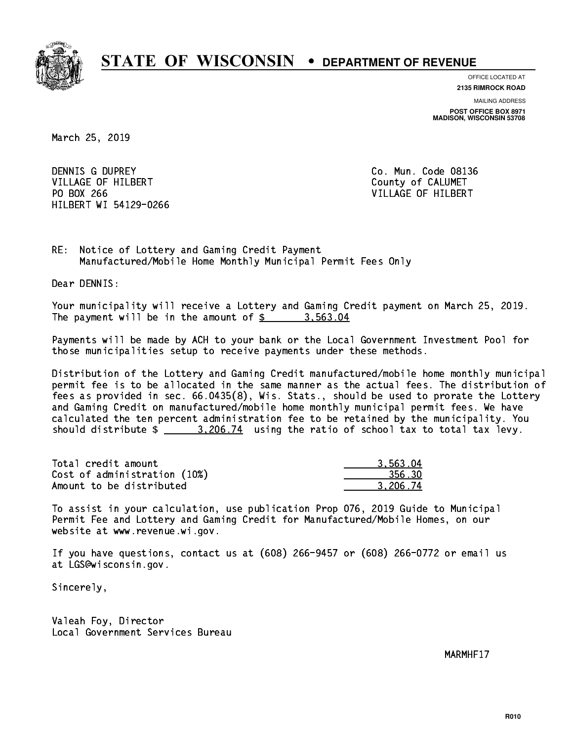# STATE OF WISCONSIN • DEPARTMENT OF REVENUE

OFFICE LOCATED AT
**2135 RIMROCK ROAD**

MAILING ADDRESS
**POST OFFICE BOX 8971**
**MADISON, WISCONSIN 53708**

March 25, 2019

DENNIS G DUPREY
VILLAGE OF HILBERT
PO BOX 266
HILBERT WI 54129-0266

Co. Mun. Code 08136
County of CALUMET
VILLAGE OF HILBERT

RE: Notice of Lottery and Gaming Credit Payment
Manufactured/Mobile Home Monthly Municipal Permit Fees Only

Dear DENNIS:

Your municipality will receive a Lottery and Gaming Credit payment on March 25, 2019. The payment will be in the amount of $ 3,563.04

Payments will be made by ACH to your bank or the Local Government Investment Pool for those municipalities setup to receive payments under these methods.

Distribution of the Lottery and Gaming Credit manufactured/mobile home monthly municipal permit fee is to be allocated in the same manner as the actual fees. The distribution of fees as provided in sec. 66.0435(8), Wis. Stats., should be used to prorate the Lottery and Gaming Credit on manufactured/mobile home monthly municipal permit fees. We have calculated the ten percent administration fee to be retained by the municipality. You should distribute $ 3,206.74 using the ratio of school tax to total tax levy.

| | |
|---|---|
| Total credit amount | 3,563.04 |
| Cost of administration (10%) | 356.30 |
| Amount to be distributed | 3,206.74 |

To assist in your calculation, use publication Prop 076, 2019 Guide to Municipal Permit Fee and Lottery and Gaming Credit for Manufactured/Mobile Homes, on our website at www.revenue.wi.gov.

If you have questions, contact us at (608) 266-9457 or (608) 266-0772 or email us at LGS@wisconsin.gov.

Sincerely,

Valeah Foy, Director
Local Government Services Bureau

MARMHF17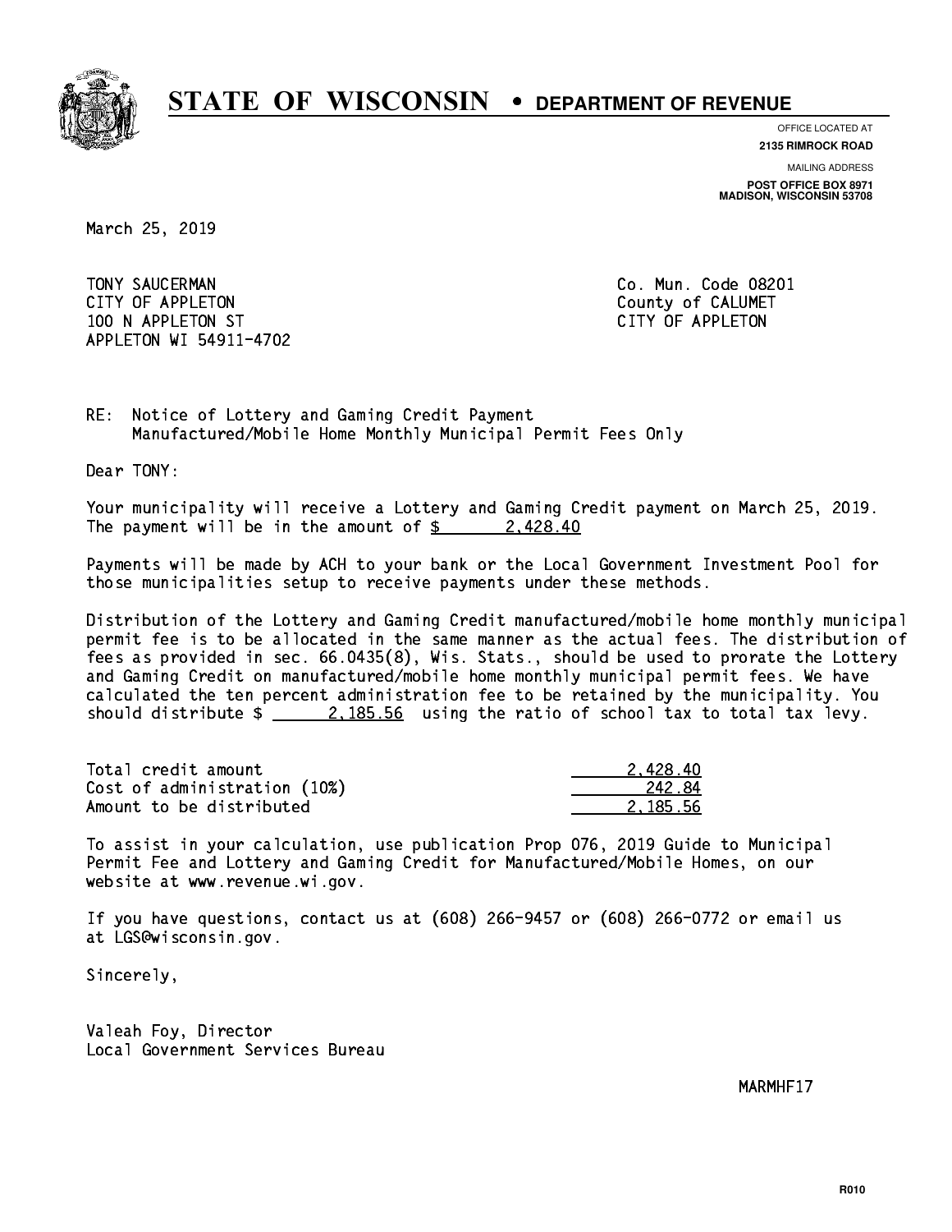# STATE OF WISCONSIN • DEPARTMENT OF REVENUE

OFFICE LOCATED AT
**2135 RIMROCK ROAD**

MAILING ADDRESS
**POST OFFICE BOX 8971**
**MADISON, WISCONSIN 53708**

March 25, 2019

TONY SAUCERMAN
CITY OF APPLETON
100 N APPLETON ST
APPLETON WI 54911-4702

Co. Mun. Code 08201
County of CALUMET
CITY OF APPLETON

RE: Notice of Lottery and Gaming Credit Payment
Manufactured/Mobile Home Monthly Municipal Permit Fees Only

Dear TONY:

Your municipality will receive a Lottery and Gaming Credit payment on March 25, 2019. The payment will be in the amount of $ 2,428.40

Payments will be made by ACH to your bank or the Local Government Investment Pool for those municipalities setup to receive payments under these methods.

Distribution of the Lottery and Gaming Credit manufactured/mobile home monthly municipal permit fee is to be allocated in the same manner as the actual fees. The distribution of fees as provided in sec. 66.0435(8), Wis. Stats., should be used to prorate the Lottery and Gaming Credit on manufactured/mobile home monthly municipal permit fees. We have calculated the ten percent administration fee to be retained by the municipality. You should distribute $ 2,185.56 using the ratio of school tax to total tax levy.

| | |
|---|---|
| Total credit amount | 2,428.40 |
| Cost of administration (10%) | 242.84 |
| Amount to be distributed | 2,185.56 |

To assist in your calculation, use publication Prop 076, 2019 Guide to Municipal Permit Fee and Lottery and Gaming Credit for Manufactured/Mobile Homes, on our website at www.revenue.wi.gov.

If you have questions, contact us at (608) 266-9457 or (608) 266-0772 or email us at LGS@wisconsin.gov.

Sincerely,

Valeah Foy, Director
Local Government Services Bureau

MARMHF17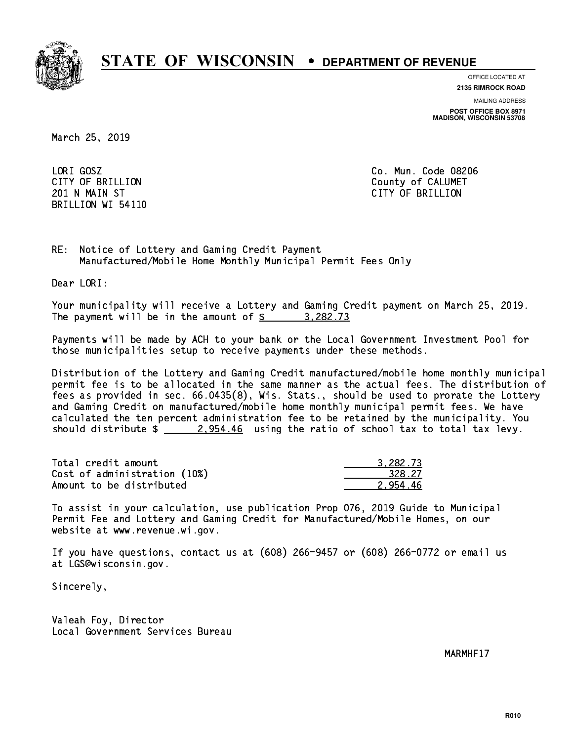# STATE OF WISCONSIN • DEPARTMENT OF REVENUE

OFFICE LOCATED AT
**2135 RIMROCK ROAD**

MAILING ADDRESS
**POST OFFICE BOX 8971**
**MADISON, WISCONSIN 53708**

March 25, 2019

LORI GOSZ
CITY OF BRILLION
201 N MAIN ST
BRILLION WI 54110

Co. Mun. Code 08206
County of CALUMET
CITY OF BRILLION

RE: Notice of Lottery and Gaming Credit Payment
Manufactured/Mobile Home Monthly Municipal Permit Fees Only

Dear LORI:

Your municipality will receive a Lottery and Gaming Credit payment on March 25, 2019. The payment will be in the amount of $ 3,282.73

Payments will be made by ACH to your bank or the Local Government Investment Pool for those municipalities setup to receive payments under these methods.

Distribution of the Lottery and Gaming Credit manufactured/mobile home monthly municipal permit fee is to be allocated in the same manner as the actual fees. The distribution of fees as provided in sec. 66.0435(8), Wis. Stats., should be used to prorate the Lottery and Gaming Credit on manufactured/mobile home monthly municipal permit fees. We have calculated the ten percent administration fee to be retained by the municipality. You should distribute $ 2,954.46 using the ratio of school tax to total tax levy.

| | |
|---|---|
| Total credit amount | 3,282.73 |
| Cost of administration (10%) | 328.27 |
| Amount to be distributed | 2,954.46 |

To assist in your calculation, use publication Prop 076, 2019 Guide to Municipal Permit Fee and Lottery and Gaming Credit for Manufactured/Mobile Homes, on our website at www.revenue.wi.gov.

If you have questions, contact us at (608) 266-9457 or (608) 266-0772 or email us at LGS@wisconsin.gov.

Sincerely,

Valeah Foy, Director
Local Government Services Bureau

MARMHF17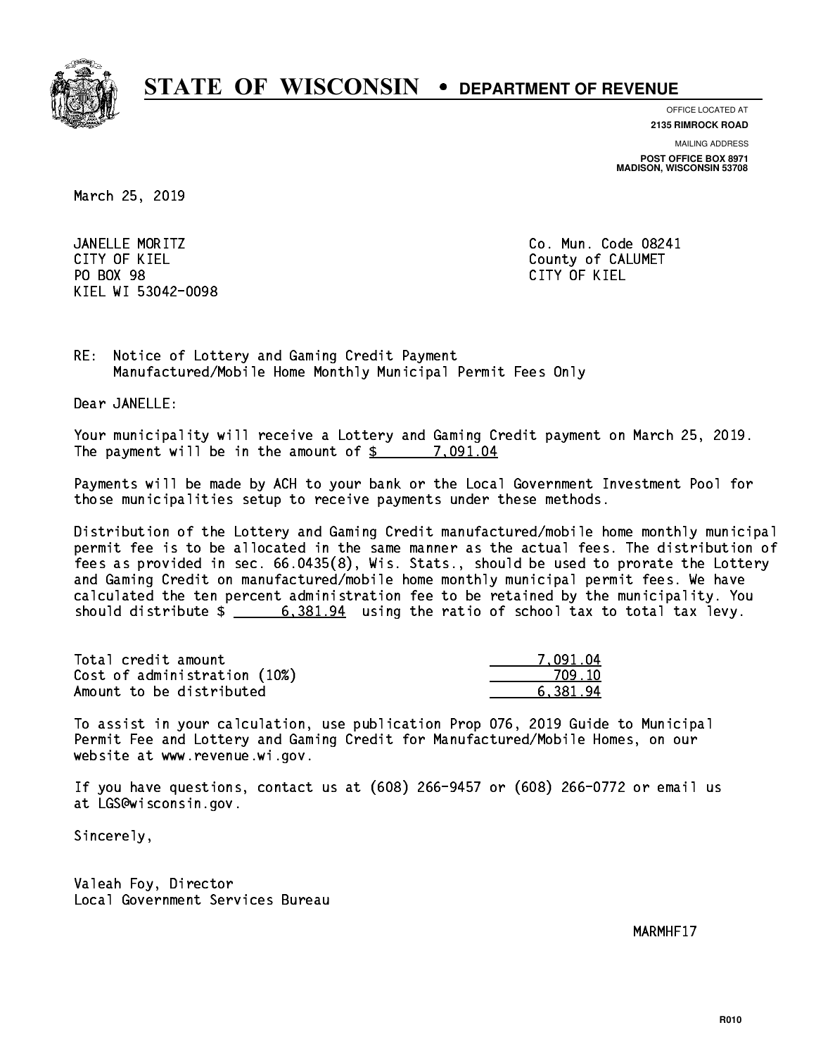# STATE OF WISCONSIN • DEPARTMENT OF REVENUE

OFFICE LOCATED AT
**2135 RIMROCK ROAD**

MAILING ADDRESS
**POST OFFICE BOX 8971**
**MADISON, WISCONSIN 53708**

March 25, 2019

JANELLE MORITZ
CITY OF KIEL
PO BOX 98
KIEL WI 53042-0098

Co. Mun. Code 08241
County of CALUMET
CITY OF KIEL

RE: Notice of Lottery and Gaming Credit Payment
Manufactured/Mobile Home Monthly Municipal Permit Fees Only

Dear JANELLE:

Your municipality will receive a Lottery and Gaming Credit payment on March 25, 2019. The payment will be in the amount of $ 7,091.04

Payments will be made by ACH to your bank or the Local Government Investment Pool for those municipalities setup to receive payments under these methods.

Distribution of the Lottery and Gaming Credit manufactured/mobile home monthly municipal permit fee is to be allocated in the same manner as the actual fees. The distribution of fees as provided in sec. 66.0435(8), Wis. Stats., should be used to prorate the Lottery and Gaming Credit on manufactured/mobile home monthly municipal permit fees. We have calculated the ten percent administration fee to be retained by the municipality. You should distribute $ 6,381.94 using the ratio of school tax to total tax levy.

| | |
|---|---|
| Total credit amount | 7,091.04 |
| Cost of administration (10%) | 709.10 |
| Amount to be distributed | 6,381.94 |

To assist in your calculation, use publication Prop 076, 2019 Guide to Municipal Permit Fee and Lottery and Gaming Credit for Manufactured/Mobile Homes, on our website at www.revenue.wi.gov.

If you have questions, contact us at (608) 266-9457 or (608) 266-0772 or email us at LGS@wisconsin.gov.

Sincerely,

Valeah Foy, Director
Local Government Services Bureau

MARMHF17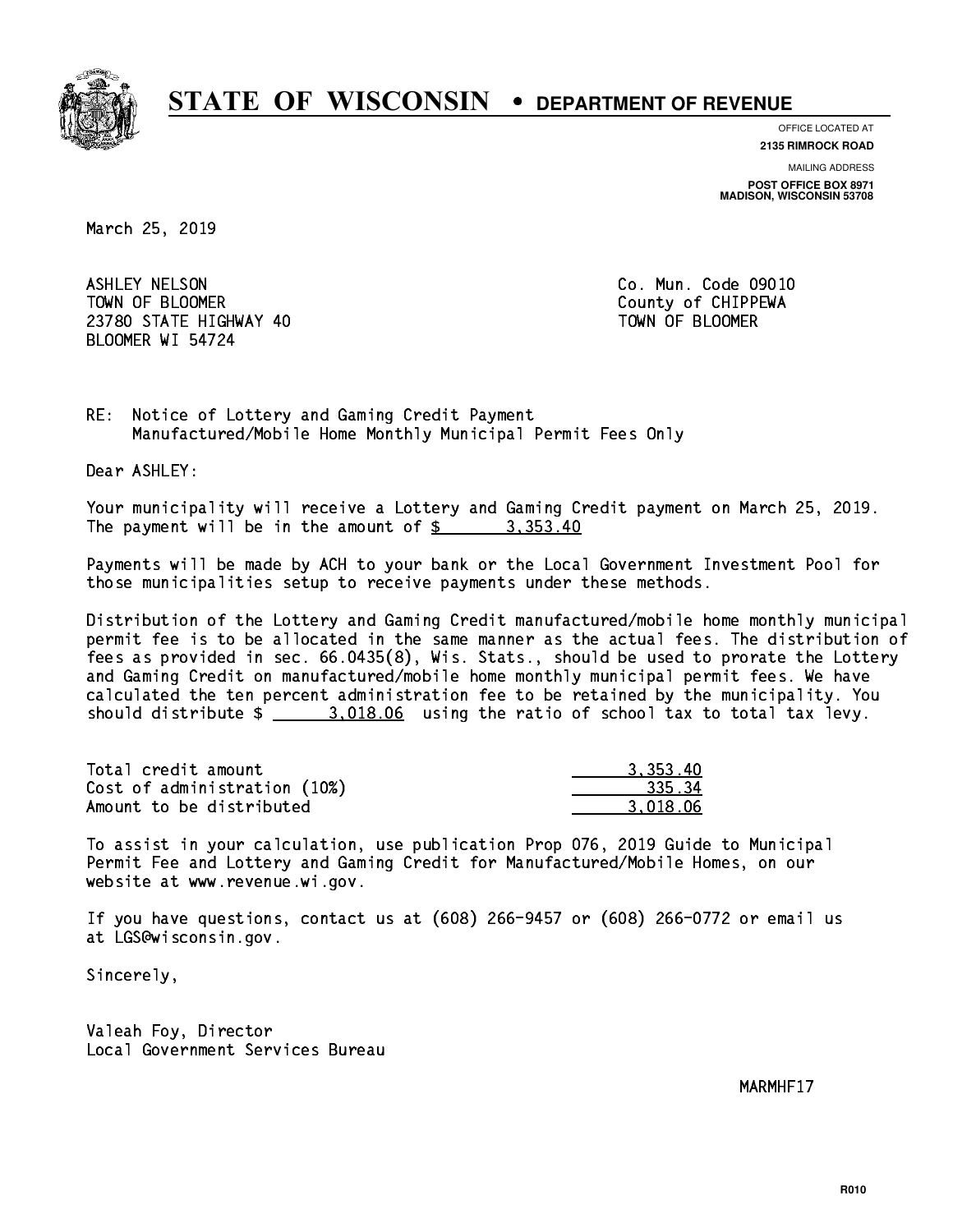# STATE OF WISCONSIN • DEPARTMENT OF REVENUE

OFFICE LOCATED AT
**2135 RIMROCK ROAD**

MAILING ADDRESS
**POST OFFICE BOX 8971**
**MADISON, WISCONSIN 53708**

March 25, 2019

ASHLEY NELSON
TOWN OF BLOOMER
23780 STATE HIGHWAY 40
BLOOMER WI 54724

Co. Mun. Code 09010
County of CHIPPEWA
TOWN OF BLOOMER

RE: Notice of Lottery and Gaming Credit Payment
Manufactured/Mobile Home Monthly Municipal Permit Fees Only

Dear ASHLEY:

Your municipality will receive a Lottery and Gaming Credit payment on March 25, 2019. The payment will be in the amount of $ 3,353.40

Payments will be made by ACH to your bank or the Local Government Investment Pool for those municipalities setup to receive payments under these methods.

Distribution of the Lottery and Gaming Credit manufactured/mobile home monthly municipal permit fee is to be allocated in the same manner as the actual fees. The distribution of fees as provided in sec. 66.0435(8), Wis. Stats., should be used to prorate the Lottery and Gaming Credit on manufactured/mobile home monthly municipal permit fees. We have calculated the ten percent administration fee to be retained by the municipality. You should distribute $ 3,018.06 using the ratio of school tax to total tax levy.

| | |
|---|---|
| Total credit amount | 3,353.40 |
| Cost of administration (10%) | 335.34 |
| Amount to be distributed | 3,018.06 |

To assist in your calculation, use publication Prop 076, 2019 Guide to Municipal Permit Fee and Lottery and Gaming Credit for Manufactured/Mobile Homes, on our website at www.revenue.wi.gov.

If you have questions, contact us at (608) 266-9457 or (608) 266-0772 or email us at LGS@wisconsin.gov.

Sincerely,

Valeah Foy, Director
Local Government Services Bureau

MARMHF17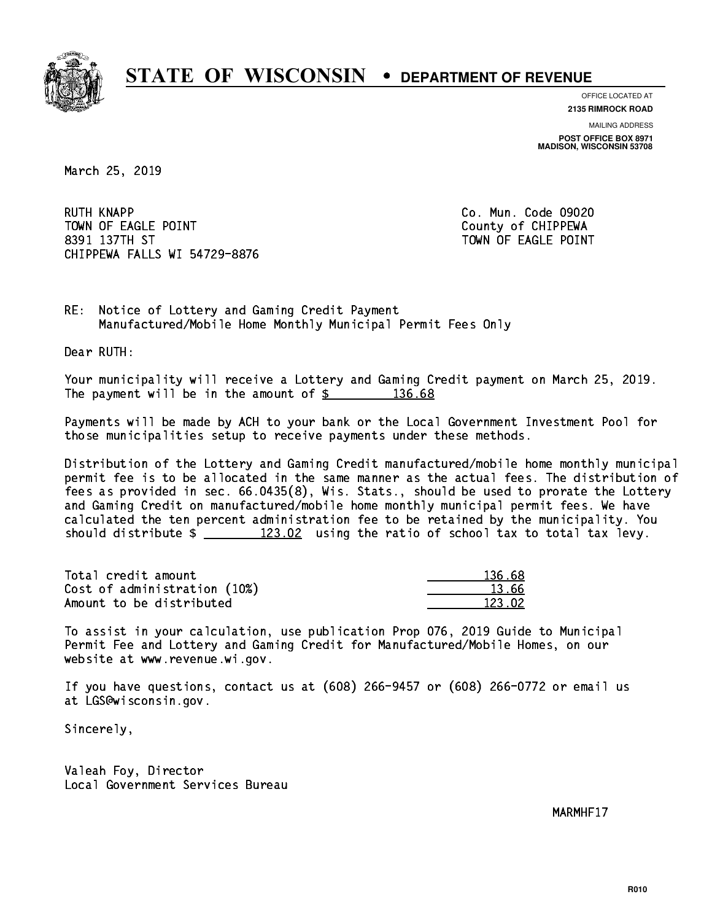# STATE OF WISCONSIN • DEPARTMENT OF REVENUE

OFFICE LOCATED AT
**2135 RIMROCK ROAD**

MAILING ADDRESS
**POST OFFICE BOX 8971**
**MADISON, WISCONSIN 53708**

March 25, 2019

RUTH KNAPP
TOWN OF EAGLE POINT
8391 137TH ST
CHIPPEWA FALLS WI 54729-8876

Co. Mun. Code 09020
County of CHIPPEWA
TOWN OF EAGLE POINT

RE: Notice of Lottery and Gaming Credit Payment
Manufactured/Mobile Home Monthly Municipal Permit Fees Only

Dear RUTH:

Your municipality will receive a Lottery and Gaming Credit payment on March 25, 2019. The payment will be in the amount of $ 136.68

Payments will be made by ACH to your bank or the Local Government Investment Pool for those municipalities setup to receive payments under these methods.

Distribution of the Lottery and Gaming Credit manufactured/mobile home monthly municipal permit fee is to be allocated in the same manner as the actual fees. The distribution of fees as provided in sec. 66.0435(8), Wis. Stats., should be used to prorate the Lottery and Gaming Credit on manufactured/mobile home monthly municipal permit fees. We have calculated the ten percent administration fee to be retained by the municipality. You should distribute $ 123.02 using the ratio of school tax to total tax levy.

| | |
|---|---|
| Total credit amount | 136.68 |
| Cost of administration (10%) | 13.66 |
| Amount to be distributed | 123.02 |

To assist in your calculation, use publication Prop 076, 2019 Guide to Municipal Permit Fee and Lottery and Gaming Credit for Manufactured/Mobile Homes, on our website at www.revenue.wi.gov.

If you have questions, contact us at (608) 266-9457 or (608) 266-0772 or email us at LGS@wisconsin.gov.

Sincerely,

Valeah Foy, Director
Local Government Services Bureau

MARMHF17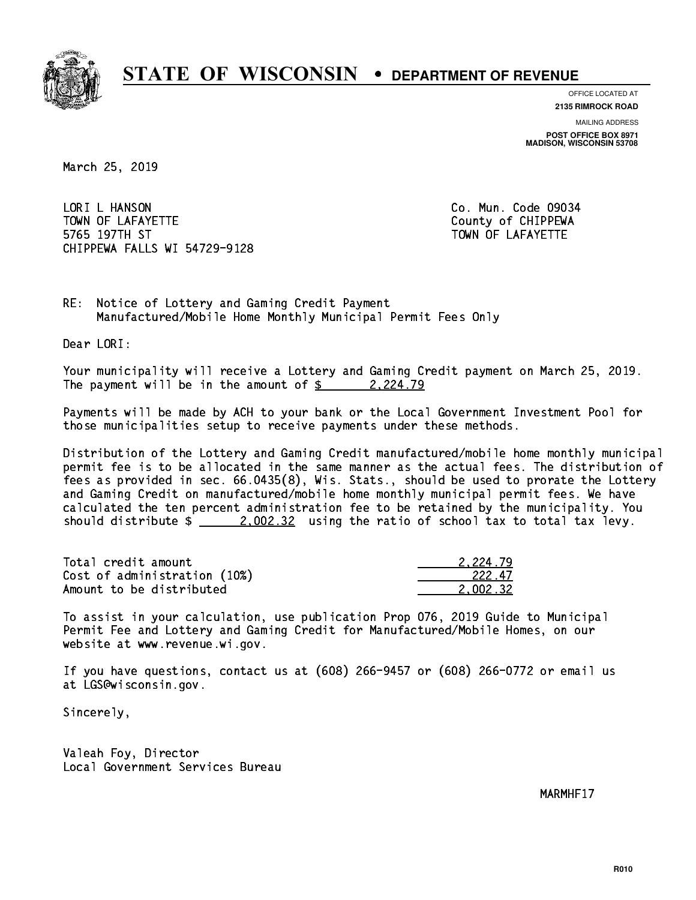# STATE OF WISCONSIN • DEPARTMENT OF REVENUE

OFFICE LOCATED AT
**2135 RIMROCK ROAD**

MAILING ADDRESS
**POST OFFICE BOX 8971**
**MADISON, WISCONSIN 53708**

March 25, 2019

LORI L HANSON
TOWN OF LAFAYETTE
5765 197TH ST
CHIPPEWA FALLS WI 54729-9128

Co. Mun. Code 09034
County of CHIPPEWA
TOWN OF LAFAYETTE

RE: Notice of Lottery and Gaming Credit Payment
Manufactured/Mobile Home Monthly Municipal Permit Fees Only

Dear LORI:

Your municipality will receive a Lottery and Gaming Credit payment on March 25, 2019. The payment will be in the amount of $ 2,224.79

Payments will be made by ACH to your bank or the Local Government Investment Pool for those municipalities setup to receive payments under these methods.

Distribution of the Lottery and Gaming Credit manufactured/mobile home monthly municipal permit fee is to be allocated in the same manner as the actual fees. The distribution of fees as provided in sec. 66.0435(8), Wis. Stats., should be used to prorate the Lottery and Gaming Credit on manufactured/mobile home monthly municipal permit fees. We have calculated the ten percent administration fee to be retained by the municipality. You should distribute $ 2,002.32 using the ratio of school tax to total tax levy.

| | |
|---|---|
| Total credit amount | 2,224.79 |
| Cost of administration (10%) | 222.47 |
| Amount to be distributed | 2,002.32 |

To assist in your calculation, use publication Prop 076, 2019 Guide to Municipal Permit Fee and Lottery and Gaming Credit for Manufactured/Mobile Homes, on our website at www.revenue.wi.gov.

If you have questions, contact us at (608) 266-9457 or (608) 266-0772 or email us at LGS@wisconsin.gov.

Sincerely,

Valeah Foy, Director
Local Government Services Bureau

MARMHF17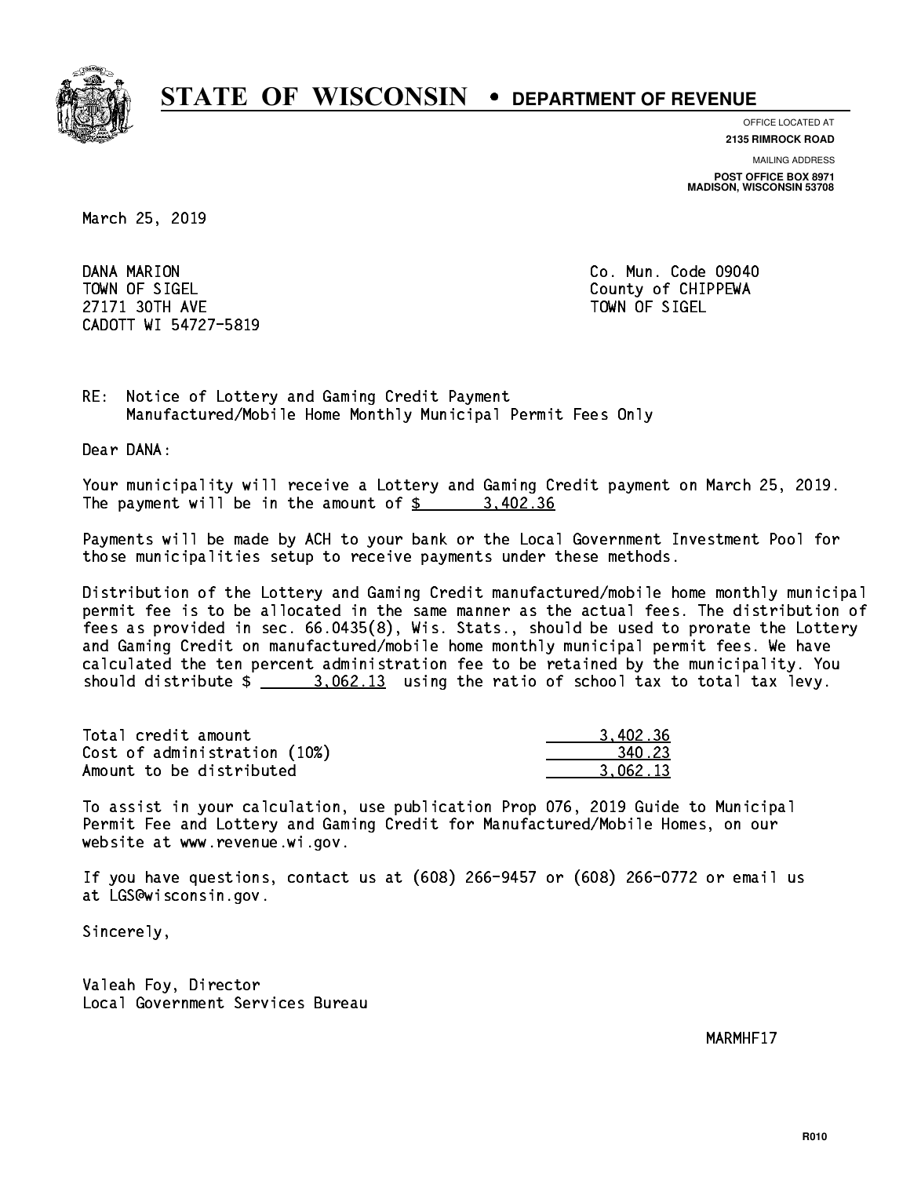# STATE OF WISCONSIN • DEPARTMENT OF REVENUE

OFFICE LOCATED AT
**2135 RIMROCK ROAD**

MAILING ADDRESS
**POST OFFICE BOX 8971**
**MADISON, WISCONSIN 53708**

March 25, 2019

DANA MARION
TOWN OF SIGEL
27171 30TH AVE
CADOTT WI 54727-5819

Co. Mun. Code 09040
County of CHIPPEWA
TOWN OF SIGEL

RE: Notice of Lottery and Gaming Credit Payment
Manufactured/Mobile Home Monthly Municipal Permit Fees Only

Dear DANA:

Your municipality will receive a Lottery and Gaming Credit payment on March 25, 2019. The payment will be in the amount of $ 3,402.36

Payments will be made by ACH to your bank or the Local Government Investment Pool for those municipalities setup to receive payments under these methods.

Distribution of the Lottery and Gaming Credit manufactured/mobile home monthly municipal permit fee is to be allocated in the same manner as the actual fees. The distribution of fees as provided in sec. 66.0435(8), Wis. Stats., should be used to prorate the Lottery and Gaming Credit on manufactured/mobile home monthly municipal permit fees. We have calculated the ten percent administration fee to be retained by the municipality. You should distribute $ 3,062.13 using the ratio of school tax to total tax levy.

| | |
|---|---|
| Total credit amount | 3,402.36 |
| Cost of administration (10%) | 340.23 |
| Amount to be distributed | 3,062.13 |

To assist in your calculation, use publication Prop 076, 2019 Guide to Municipal Permit Fee and Lottery and Gaming Credit for Manufactured/Mobile Homes, on our website at www.revenue.wi.gov.

If you have questions, contact us at (608) 266-9457 or (608) 266-0772 or email us at LGS@wisconsin.gov.

Sincerely,

Valeah Foy, Director
Local Government Services Bureau

MARMHF17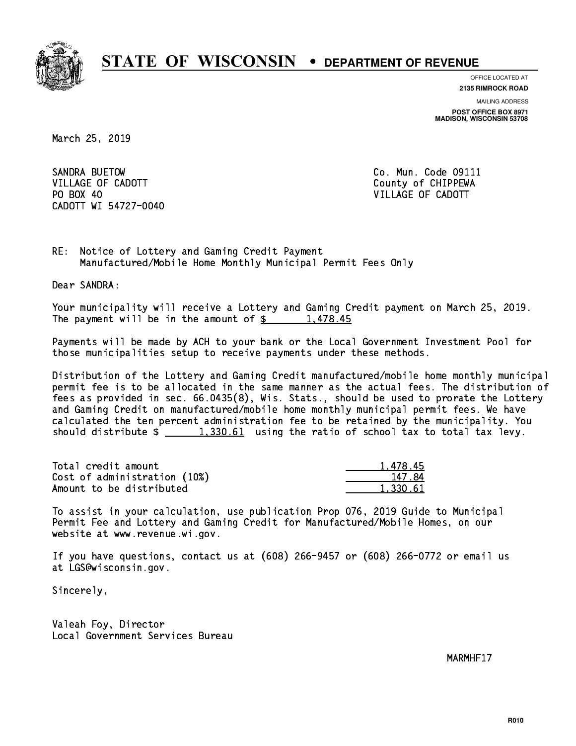# STATE OF WISCONSIN • DEPARTMENT OF REVENUE

OFFICE LOCATED AT
**2135 RIMROCK ROAD**

MAILING ADDRESS
**POST OFFICE BOX 8971**
**MADISON, WISCONSIN 53708**

March 25, 2019

SANDRA BUETOW
VILLAGE OF CADOTT
PO BOX 40
CADOTT WI 54727-0040

Co. Mun. Code 09111
County of CHIPPEWA
VILLAGE OF CADOTT

RE: Notice of Lottery and Gaming Credit Payment
Manufactured/Mobile Home Monthly Municipal Permit Fees Only

Dear SANDRA:

Your municipality will receive a Lottery and Gaming Credit payment on March 25, 2019. The payment will be in the amount of $ 1,478.45

Payments will be made by ACH to your bank or the Local Government Investment Pool for those municipalities setup to receive payments under these methods.

Distribution of the Lottery and Gaming Credit manufactured/mobile home monthly municipal permit fee is to be allocated in the same manner as the actual fees. The distribution of fees as provided in sec. 66.0435(8), Wis. Stats., should be used to prorate the Lottery and Gaming Credit on manufactured/mobile home monthly municipal permit fees. We have calculated the ten percent administration fee to be retained by the municipality. You should distribute $ 1,330.61 using the ratio of school tax to total tax levy.

| | |
|---|---|
| Total credit amount | 1,478.45 |
| Cost of administration (10%) | 147.84 |
| Amount to be distributed | 1,330.61 |

To assist in your calculation, use publication Prop 076, 2019 Guide to Municipal Permit Fee and Lottery and Gaming Credit for Manufactured/Mobile Homes, on our website at www.revenue.wi.gov.

If you have questions, contact us at (608) 266-9457 or (608) 266-0772 or email us at LGS@wisconsin.gov.

Sincerely,

Valeah Foy, Director
Local Government Services Bureau

MARMHF17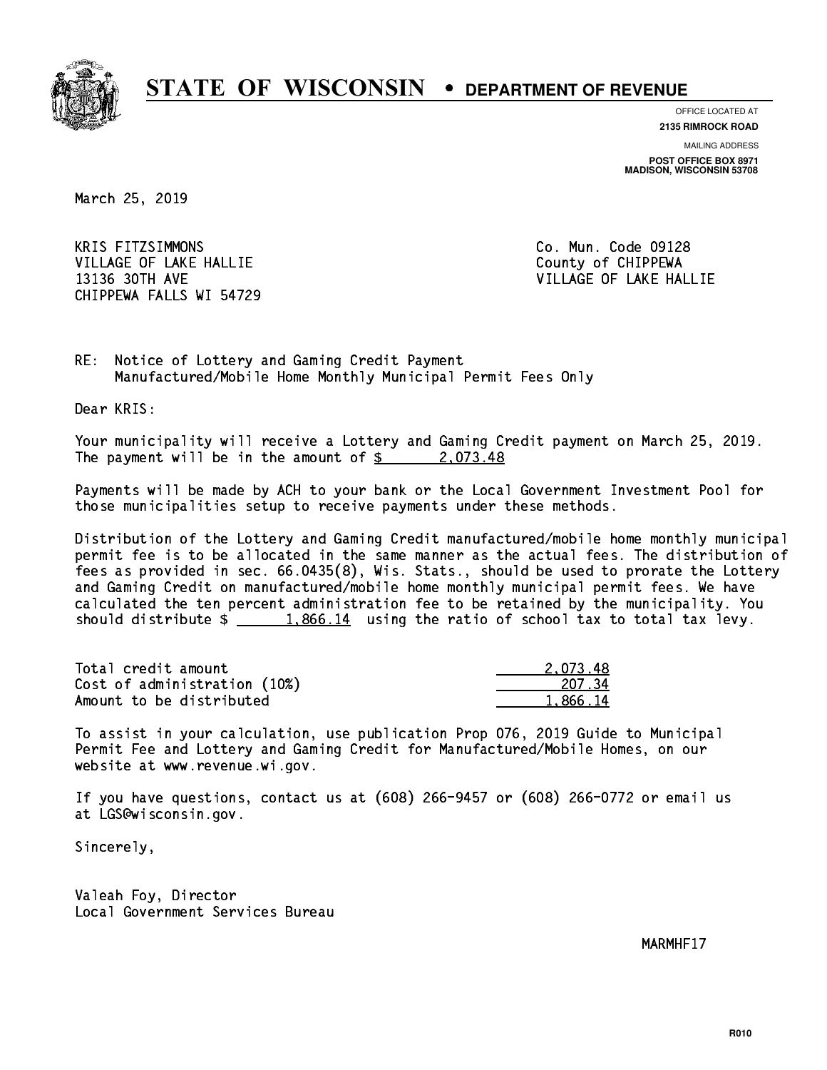# STATE OF WISCONSIN • DEPARTMENT OF REVENUE

OFFICE LOCATED AT
**2135 RIMROCK ROAD**

MAILING ADDRESS
**POST OFFICE BOX 8971**
**MADISON, WISCONSIN 53708**

March 25, 2019

KRIS FITZSIMMONS
VILLAGE OF LAKE HALLIE
13136 30TH AVE
CHIPPEWA FALLS WI 54729

Co. Mun. Code 09128
County of CHIPPEWA
VILLAGE OF LAKE HALLIE

RE: Notice of Lottery and Gaming Credit Payment
Manufactured/Mobile Home Monthly Municipal Permit Fees Only

Dear KRIS:

Your municipality will receive a Lottery and Gaming Credit payment on March 25, 2019. The payment will be in the amount of $ 2,073.48

Payments will be made by ACH to your bank or the Local Government Investment Pool for those municipalities setup to receive payments under these methods.

Distribution of the Lottery and Gaming Credit manufactured/mobile home monthly municipal permit fee is to be allocated in the same manner as the actual fees. The distribution of fees as provided in sec. 66.0435(8), Wis. Stats., should be used to prorate the Lottery and Gaming Credit on manufactured/mobile home monthly municipal permit fees. We have calculated the ten percent administration fee to be retained by the municipality. You should distribute $ 1,866.14 using the ratio of school tax to total tax levy.

| | |
|---|---|
| Total credit amount | 2,073.48 |
| Cost of administration (10%) | 207.34 |
| Amount to be distributed | 1,866.14 |

To assist in your calculation, use publication Prop 076, 2019 Guide to Municipal Permit Fee and Lottery and Gaming Credit for Manufactured/Mobile Homes, on our website at www.revenue.wi.gov.

If you have questions, contact us at (608) 266-9457 or (608) 266-0772 or email us at LGS@wisconsin.gov.

Sincerely,

Valeah Foy, Director
Local Government Services Bureau

MARMHF17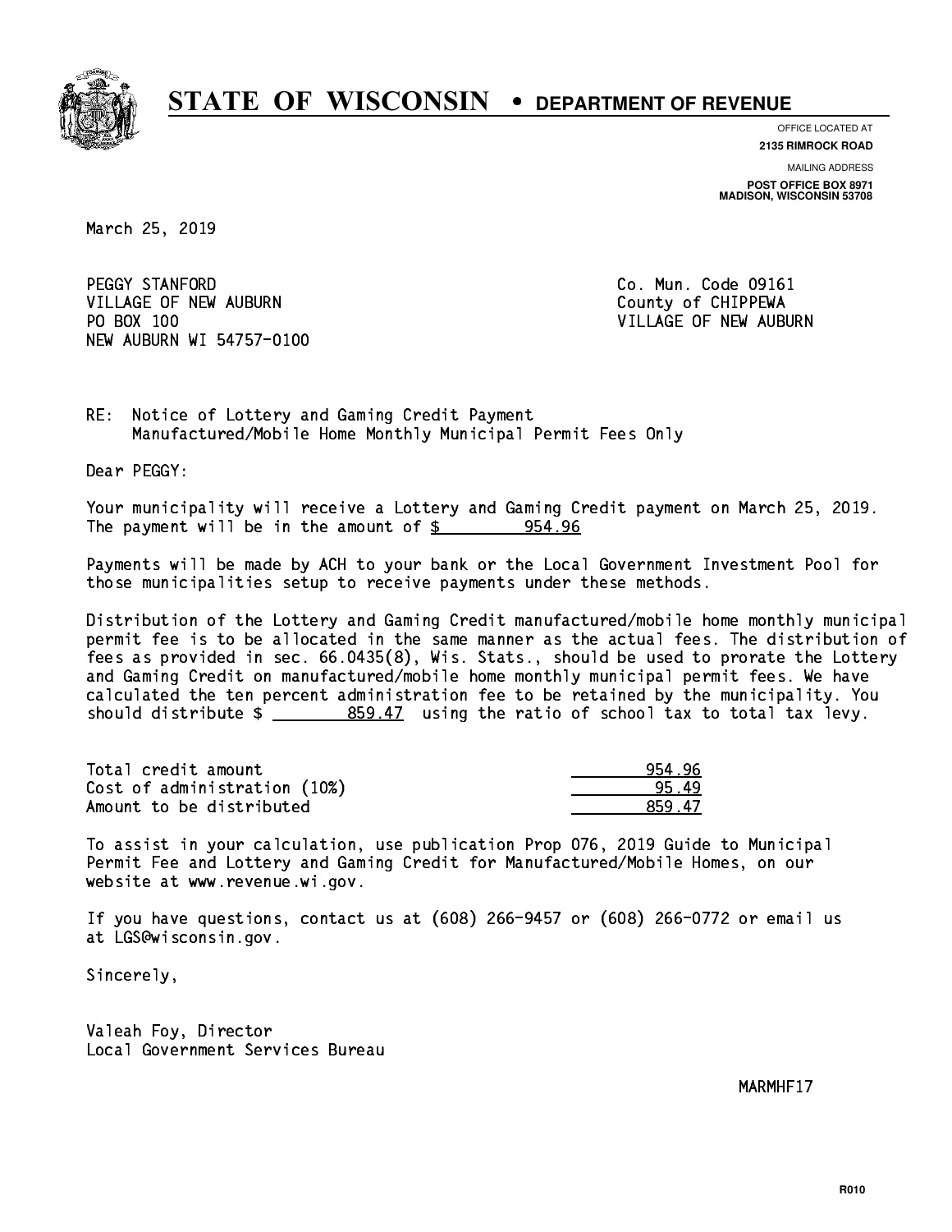# STATE OF WISCONSIN • DEPARTMENT OF REVENUE

OFFICE LOCATED AT
**2135 RIMROCK ROAD**

MAILING ADDRESS
**POST OFFICE BOX 8971**
**MADISON, WISCONSIN 53708**

March 25, 2019

PEGGY STANFORD
VILLAGE OF NEW AUBURN
PO BOX 100
NEW AUBURN WI 54757-0100

Co. Mun. Code 09161
County of CHIPPEWA
VILLAGE OF NEW AUBURN

RE: Notice of Lottery and Gaming Credit Payment
Manufactured/Mobile Home Monthly Municipal Permit Fees Only

Dear PEGGY:

Your municipality will receive a Lottery and Gaming Credit payment on March 25, 2019. The payment will be in the amount of $ 954.96

Payments will be made by ACH to your bank or the Local Government Investment Pool for those municipalities setup to receive payments under these methods.

Distribution of the Lottery and Gaming Credit manufactured/mobile home monthly municipal permit fee is to be allocated in the same manner as the actual fees. The distribution of fees as provided in sec. 66.0435(8), Wis. Stats., should be used to prorate the Lottery and Gaming Credit on manufactured/mobile home monthly municipal permit fees. We have calculated the ten percent administration fee to be retained by the municipality. You should distribute $ 859.47 using the ratio of school tax to total tax levy.

| | |
|---|---|
| Total credit amount | 954.96 |
| Cost of administration (10%) | 95.49 |
| Amount to be distributed | 859.47 |

To assist in your calculation, use publication Prop 076, 2019 Guide to Municipal Permit Fee and Lottery and Gaming Credit for Manufactured/Mobile Homes, on our website at www.revenue.wi.gov.

If you have questions, contact us at (608) 266-9457 or (608) 266-0772 or email us at LGS@wisconsin.gov.

Sincerely,

Valeah Foy, Director
Local Government Services Bureau

MARMHF17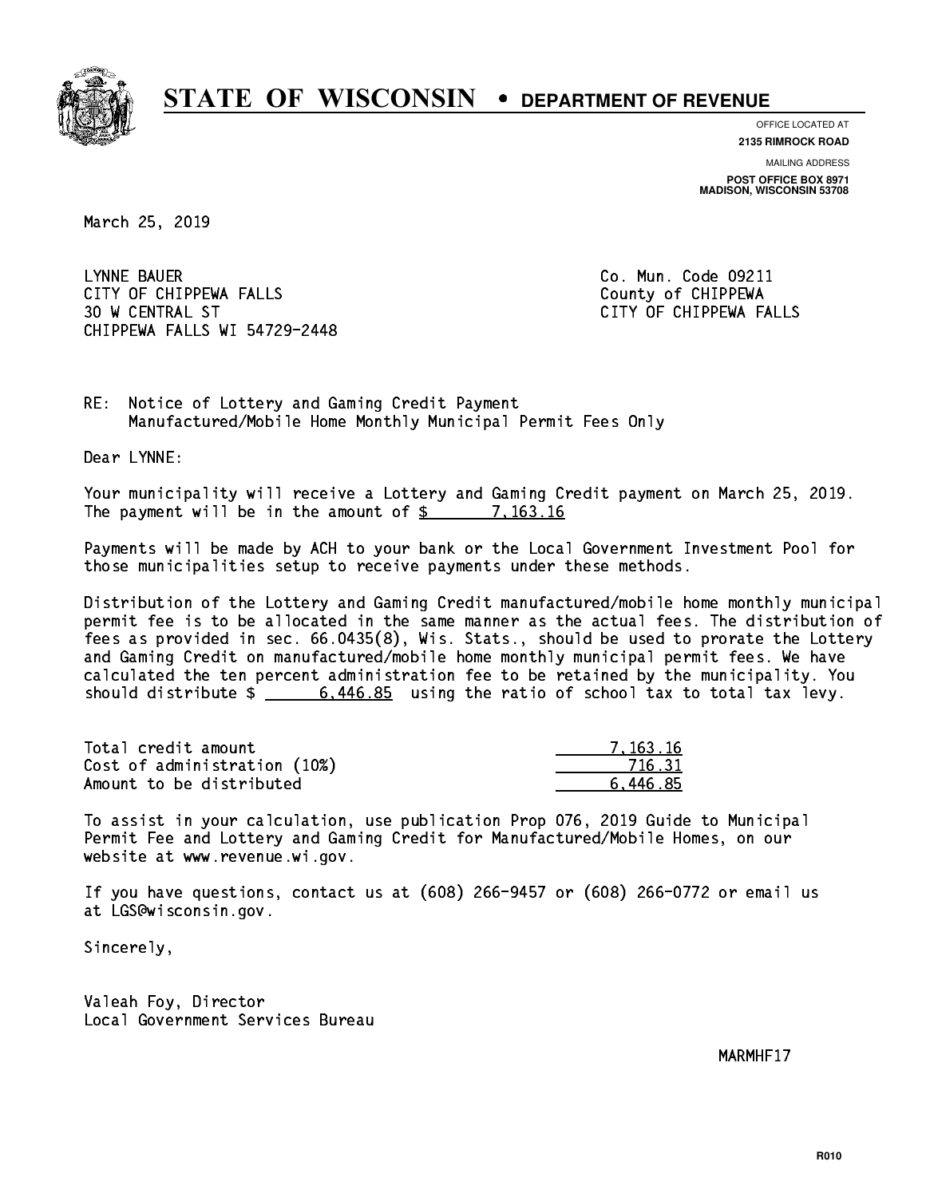# STATE OF WISCONSIN • DEPARTMENT OF REVENUE

OFFICE LOCATED AT
**2135 RIMROCK ROAD**

MAILING ADDRESS
**POST OFFICE BOX 8971**
**MADISON, WISCONSIN 53708**

March 25, 2019

LYNNE BAUER
CITY OF CHIPPEWA FALLS
30 W CENTRAL ST
CHIPPEWA FALLS WI 54729-2448

Co. Mun. Code 09211
County of CHIPPEWA
CITY OF CHIPPEWA FALLS

RE: Notice of Lottery and Gaming Credit Payment
Manufactured/Mobile Home Monthly Municipal Permit Fees Only

Dear LYNNE:

Your municipality will receive a Lottery and Gaming Credit payment on March 25, 2019. The payment will be in the amount of $ 7,163.16

Payments will be made by ACH to your bank or the Local Government Investment Pool for those municipalities setup to receive payments under these methods.

Distribution of the Lottery and Gaming Credit manufactured/mobile home monthly municipal permit fee is to be allocated in the same manner as the actual fees. The distribution of fees as provided in sec. 66.0435(8), Wis. Stats., should be used to prorate the Lottery and Gaming Credit on manufactured/mobile home monthly municipal permit fees. We have calculated the ten percent administration fee to be retained by the municipality. You should distribute $ 6,446.85 using the ratio of school tax to total tax levy.

| | |
|---|---|
| Total credit amount | 7,163.16 |
| Cost of administration (10%) | 716.31 |
| Amount to be distributed | 6,446.85 |

To assist in your calculation, use publication Prop 076, 2019 Guide to Municipal Permit Fee and Lottery and Gaming Credit for Manufactured/Mobile Homes, on our website at www.revenue.wi.gov.

If you have questions, contact us at (608) 266-9457 or (608) 266-0772 or email us at LGS@wisconsin.gov.

Sincerely,

Valeah Foy, Director
Local Government Services Bureau

MARMHF17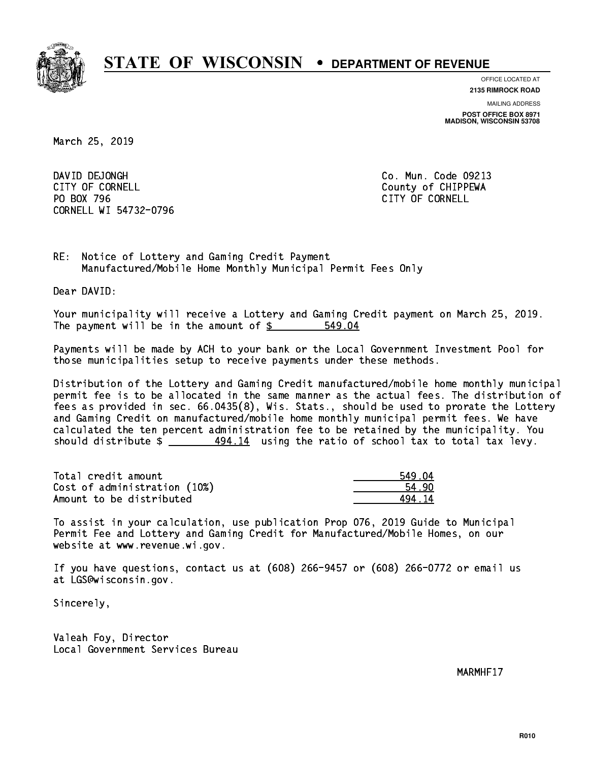# STATE OF WISCONSIN • DEPARTMENT OF REVENUE

OFFICE LOCATED AT
**2135 RIMROCK ROAD**

MAILING ADDRESS
**POST OFFICE BOX 8971**
**MADISON, WISCONSIN 53708**

March 25, 2019

DAVID DEJONGH
CITY OF CORNELL
PO BOX 796
CORNELL WI 54732-0796

Co. Mun. Code 09213
County of CHIPPEWA
CITY OF CORNELL

RE: Notice of Lottery and Gaming Credit Payment
Manufactured/Mobile Home Monthly Municipal Permit Fees Only

Dear DAVID:

Your municipality will receive a Lottery and Gaming Credit payment on March 25, 2019. The payment will be in the amount of $ 549.04

Payments will be made by ACH to your bank or the Local Government Investment Pool for those municipalities setup to receive payments under these methods.

Distribution of the Lottery and Gaming Credit manufactured/mobile home monthly municipal permit fee is to be allocated in the same manner as the actual fees. The distribution of fees as provided in sec. 66.0435(8), Wis. Stats., should be used to prorate the Lottery and Gaming Credit on manufactured/mobile home monthly municipal permit fees. We have calculated the ten percent administration fee to be retained by the municipality. You should distribute $ 494.14 using the ratio of school tax to total tax levy.

| | |
|---|---|
| Total credit amount | 549.04 |
| Cost of administration (10%) | 54.90 |
| Amount to be distributed | 494.14 |

To assist in your calculation, use publication Prop 076, 2019 Guide to Municipal Permit Fee and Lottery and Gaming Credit for Manufactured/Mobile Homes, on our website at www.revenue.wi.gov.

If you have questions, contact us at (608) 266-9457 or (608) 266-0772 or email us at LGS@wisconsin.gov.

Sincerely,

Valeah Foy, Director
Local Government Services Bureau

MARMHF17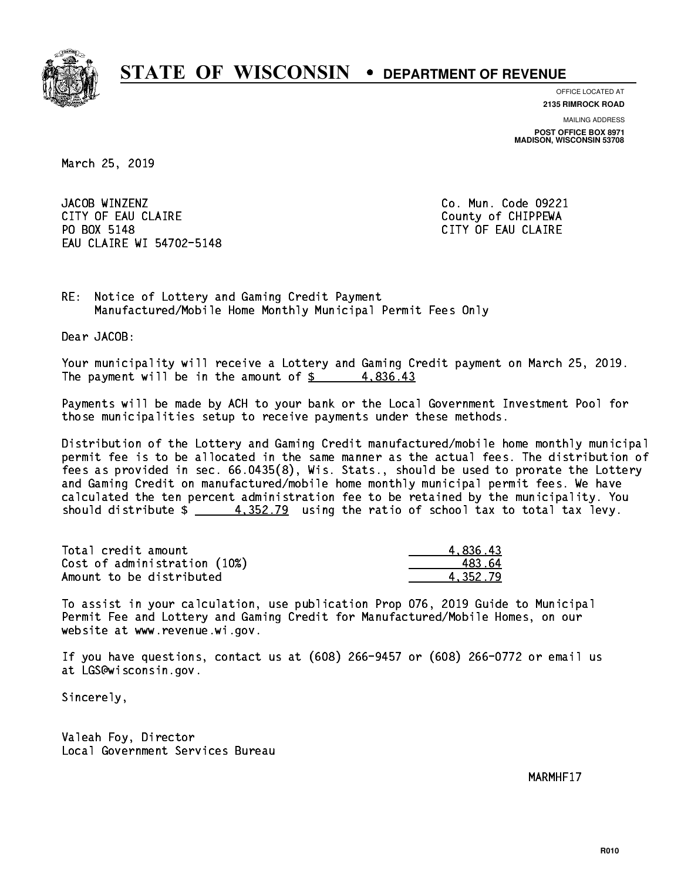# STATE OF WISCONSIN • DEPARTMENT OF REVENUE

OFFICE LOCATED AT
**2135 RIMROCK ROAD**

MAILING ADDRESS
**POST OFFICE BOX 8971**
**MADISON, WISCONSIN 53708**

March 25, 2019

JACOB WINZENZ
CITY OF EAU CLAIRE
PO BOX 5148
EAU CLAIRE WI 54702-5148

Co. Mun. Code 09221
County of CHIPPEWA
CITY OF EAU CLAIRE

RE: Notice of Lottery and Gaming Credit Payment
Manufactured/Mobile Home Monthly Municipal Permit Fees Only

Dear JACOB:

Your municipality will receive a Lottery and Gaming Credit payment on March 25, 2019. The payment will be in the amount of $ 4,836.43

Payments will be made by ACH to your bank or the Local Government Investment Pool for those municipalities setup to receive payments under these methods.

Distribution of the Lottery and Gaming Credit manufactured/mobile home monthly municipal permit fee is to be allocated in the same manner as the actual fees. The distribution of fees as provided in sec. 66.0435(8), Wis. Stats., should be used to prorate the Lottery and Gaming Credit on manufactured/mobile home monthly municipal permit fees. We have calculated the ten percent administration fee to be retained by the municipality. You should distribute $ 4,352.79 using the ratio of school tax to total tax levy.

| | |
|---|---|
| Total credit amount | 4,836.43 |
| Cost of administration (10%) | 483.64 |
| Amount to be distributed | 4,352.79 |

To assist in your calculation, use publication Prop 076, 2019 Guide to Municipal Permit Fee and Lottery and Gaming Credit for Manufactured/Mobile Homes, on our website at www.revenue.wi.gov.

If you have questions, contact us at (608) 266-9457 or (608) 266-0772 or email us at LGS@wisconsin.gov.

Sincerely,

Valeah Foy, Director
Local Government Services Bureau

MARMHF17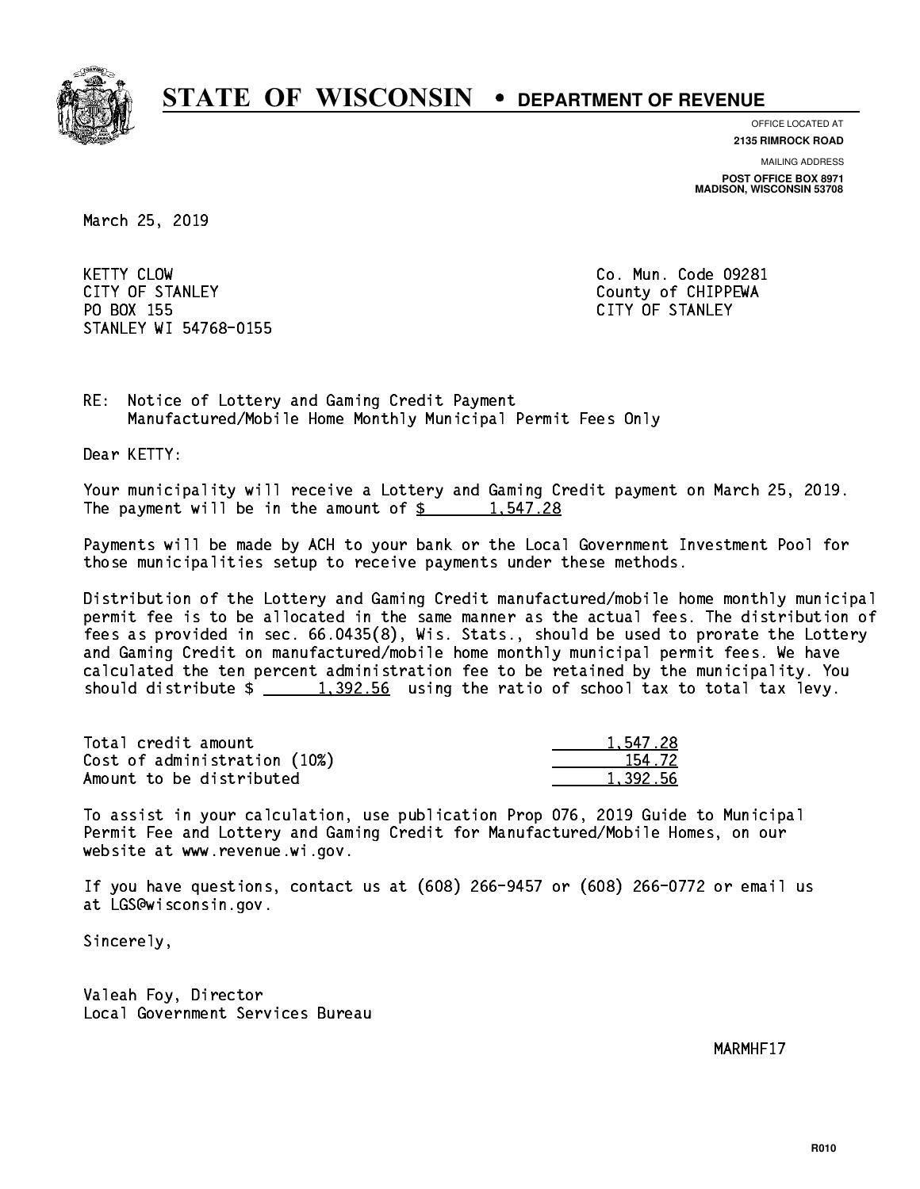# STATE OF WISCONSIN • DEPARTMENT OF REVENUE

OFFICE LOCATED AT
**2135 RIMROCK ROAD**

MAILING ADDRESS
**POST OFFICE BOX 8971**
**MADISON, WISCONSIN 53708**

March 25, 2019

KETTY CLOW
CITY OF STANLEY
PO BOX 155
STANLEY WI 54768-0155

Co. Mun. Code 09281
County of CHIPPEWA
CITY OF STANLEY

RE: Notice of Lottery and Gaming Credit Payment
Manufactured/Mobile Home Monthly Municipal Permit Fees Only

Dear KETTY:

Your municipality will receive a Lottery and Gaming Credit payment on March 25, 2019. The payment will be in the amount of $ 1,547.28

Payments will be made by ACH to your bank or the Local Government Investment Pool for those municipalities setup to receive payments under these methods.

Distribution of the Lottery and Gaming Credit manufactured/mobile home monthly municipal permit fee is to be allocated in the same manner as the actual fees. The distribution of fees as provided in sec. 66.0435(8), Wis. Stats., should be used to prorate the Lottery and Gaming Credit on manufactured/mobile home monthly municipal permit fees. We have calculated the ten percent administration fee to be retained by the municipality. You should distribute $ 1,392.56 using the ratio of school tax to total tax levy.

| | |
|---|---|
| Total credit amount | 1,547.28 |
| Cost of administration (10%) | 154.72 |
| Amount to be distributed | 1,392.56 |

To assist in your calculation, use publication Prop 076, 2019 Guide to Municipal Permit Fee and Lottery and Gaming Credit for Manufactured/Mobile Homes, on our website at www.revenue.wi.gov.

If you have questions, contact us at (608) 266-9457 or (608) 266-0772 or email us at LGS@wisconsin.gov.

Sincerely,

Valeah Foy, Director
Local Government Services Bureau

MARMHF17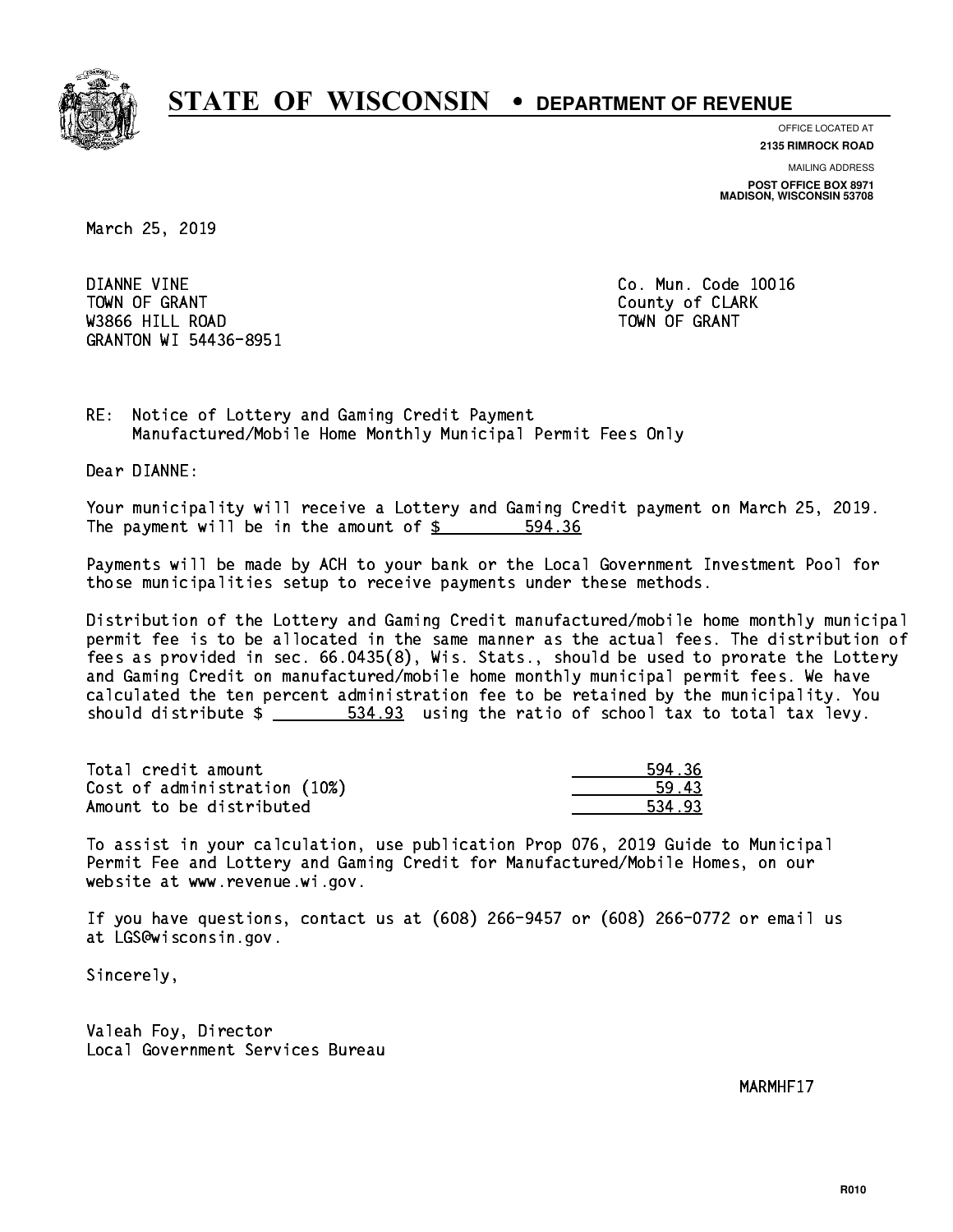# STATE OF WISCONSIN • DEPARTMENT OF REVENUE

OFFICE LOCATED AT
**2135 RIMROCK ROAD**

MAILING ADDRESS
**POST OFFICE BOX 8971**
**MADISON, WISCONSIN 53708**

March 25, 2019

DIANNE VINE
TOWN OF GRANT
W3866 HILL ROAD
GRANTON WI 54436-8951

Co. Mun. Code 10016
County of CLARK
TOWN OF GRANT

RE: Notice of Lottery and Gaming Credit Payment
Manufactured/Mobile Home Monthly Municipal Permit Fees Only

Dear DIANNE:

Your municipality will receive a Lottery and Gaming Credit payment on March 25, 2019. The payment will be in the amount of $ 594.36

Payments will be made by ACH to your bank or the Local Government Investment Pool for those municipalities setup to receive payments under these methods.

Distribution of the Lottery and Gaming Credit manufactured/mobile home monthly municipal permit fee is to be allocated in the same manner as the actual fees. The distribution of fees as provided in sec. 66.0435(8), Wis. Stats., should be used to prorate the Lottery and Gaming Credit on manufactured/mobile home monthly municipal permit fees. We have calculated the ten percent administration fee to be retained by the municipality. You should distribute $ 534.93 using the ratio of school tax to total tax levy.

| | |
|---|---|
| Total credit amount | 594.36 |
| Cost of administration (10%) | 59.43 |
| Amount to be distributed | 534.93 |

To assist in your calculation, use publication Prop 076, 2019 Guide to Municipal Permit Fee and Lottery and Gaming Credit for Manufactured/Mobile Homes, on our website at www.revenue.wi.gov.

If you have questions, contact us at (608) 266-9457 or (608) 266-0772 or email us at LGS@wisconsin.gov.

Sincerely,

Valeah Foy, Director
Local Government Services Bureau

MARMHF17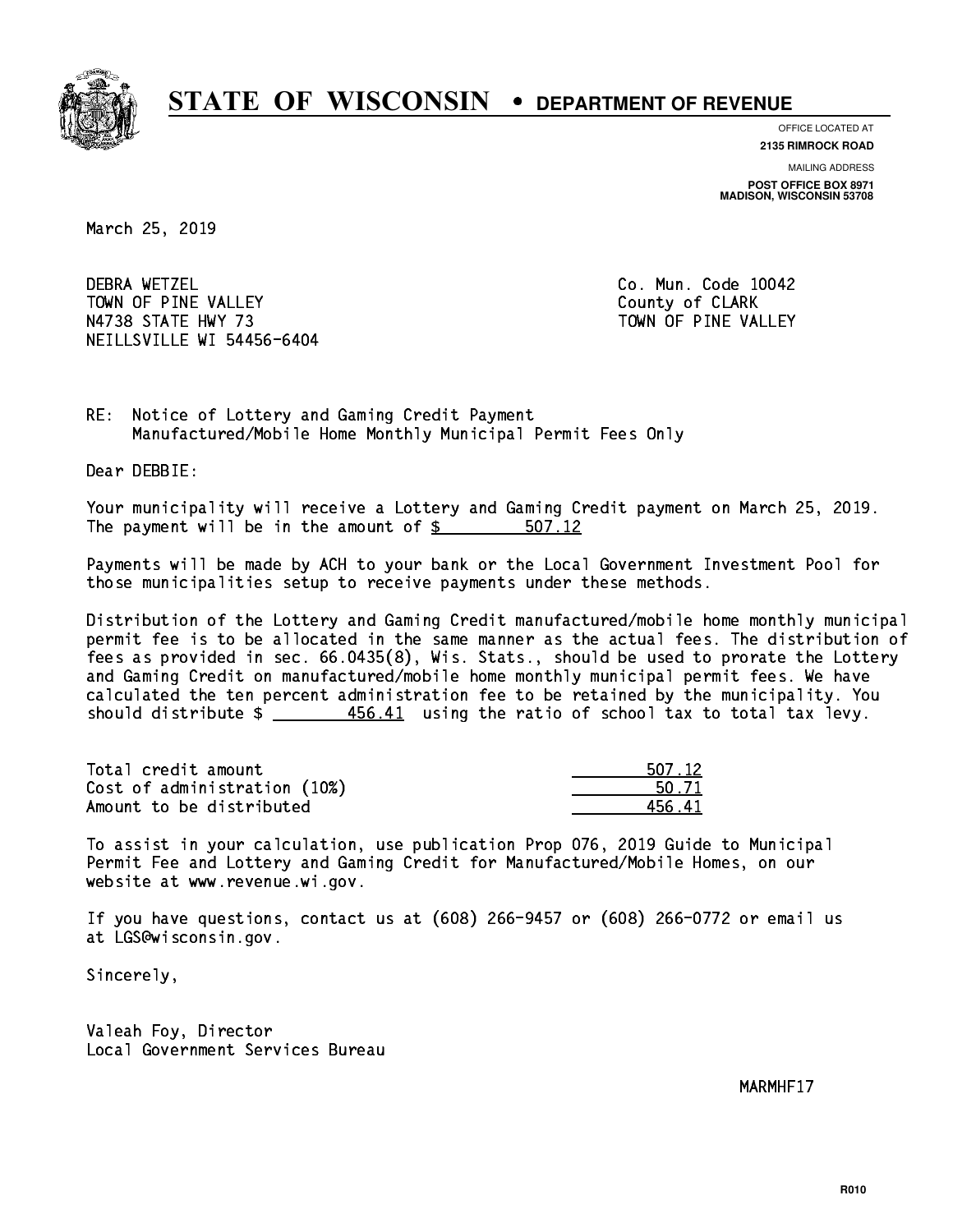# STATE OF WISCONSIN • DEPARTMENT OF REVENUE

OFFICE LOCATED AT
**2135 RIMROCK ROAD**

MAILING ADDRESS
**POST OFFICE BOX 8971**
**MADISON, WISCONSIN 53708**

March 25, 2019

DEBRA WETZEL
TOWN OF PINE VALLEY
N4738 STATE HWY 73
NEILLSVILLE WI 54456-6404

Co. Mun. Code 10042
County of CLARK
TOWN OF PINE VALLEY

RE: Notice of Lottery and Gaming Credit Payment
Manufactured/Mobile Home Monthly Municipal Permit Fees Only

Dear DEBBIE:

Your municipality will receive a Lottery and Gaming Credit payment on March 25, 2019. The payment will be in the amount of $ 507.12

Payments will be made by ACH to your bank or the Local Government Investment Pool for those municipalities setup to receive payments under these methods.

Distribution of the Lottery and Gaming Credit manufactured/mobile home monthly municipal permit fee is to be allocated in the same manner as the actual fees. The distribution of fees as provided in sec. 66.0435(8), Wis. Stats., should be used to prorate the Lottery and Gaming Credit on manufactured/mobile home monthly municipal permit fees. We have calculated the ten percent administration fee to be retained by the municipality. You should distribute $ 456.41 using the ratio of school tax to total tax levy.

| | |
|---|---|
| Total credit amount | 507.12 |
| Cost of administration (10%) | 50.71 |
| Amount to be distributed | 456.41 |

To assist in your calculation, use publication Prop 076, 2019 Guide to Municipal Permit Fee and Lottery and Gaming Credit for Manufactured/Mobile Homes, on our website at www.revenue.wi.gov.

If you have questions, contact us at (608) 266-9457 or (608) 266-0772 or email us at LGS@wisconsin.gov.

Sincerely,

Valeah Foy, Director
Local Government Services Bureau

MARMHF17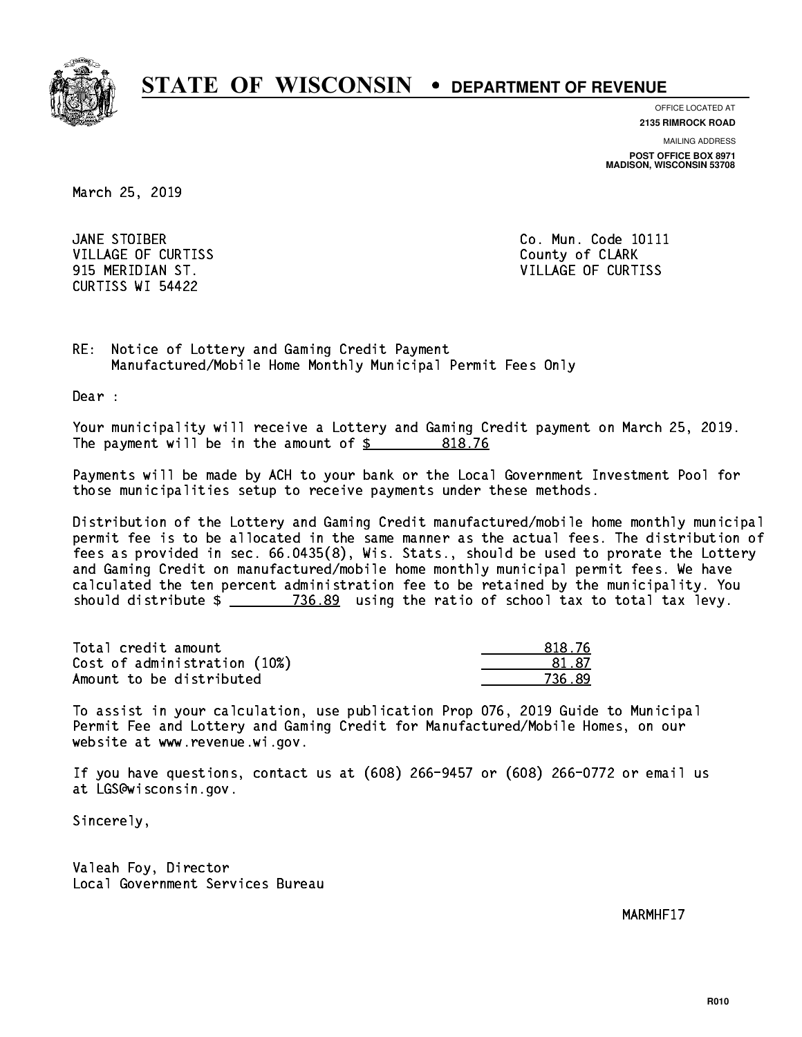# STATE OF WISCONSIN • DEPARTMENT OF REVENUE

OFFICE LOCATED AT
**2135 RIMROCK ROAD**

MAILING ADDRESS
**POST OFFICE BOX 8971**
**MADISON, WISCONSIN 53708**

March 25, 2019

JANE STOIBER
VILLAGE OF CURTISS
915 MERIDIAN ST.
CURTISS WI 54422

Co. Mun. Code 10111
County of CLARK
VILLAGE OF CURTISS

RE: Notice of Lottery and Gaming Credit Payment
Manufactured/Mobile Home Monthly Municipal Permit Fees Only

Dear :

Your municipality will receive a Lottery and Gaming Credit payment on March 25, 2019. The payment will be in the amount of $ 818.76

Payments will be made by ACH to your bank or the Local Government Investment Pool for those municipalities setup to receive payments under these methods.

Distribution of the Lottery and Gaming Credit manufactured/mobile home monthly municipal permit fee is to be allocated in the same manner as the actual fees. The distribution of fees as provided in sec. 66.0435(8), Wis. Stats., should be used to prorate the Lottery and Gaming Credit on manufactured/mobile home monthly municipal permit fees. We have calculated the ten percent administration fee to be retained by the municipality. You should distribute $ 736.89 using the ratio of school tax to total tax levy.

| | |
|---|---|
| Total credit amount | 818.76 |
| Cost of administration (10%) | 81.87 |
| Amount to be distributed | 736.89 |

To assist in your calculation, use publication Prop 076, 2019 Guide to Municipal Permit Fee and Lottery and Gaming Credit for Manufactured/Mobile Homes, on our website at www.revenue.wi.gov.

If you have questions, contact us at (608) 266-9457 or (608) 266-0772 or email us at LGS@wisconsin.gov.

Sincerely,

Valeah Foy, Director
Local Government Services Bureau

MARMHF17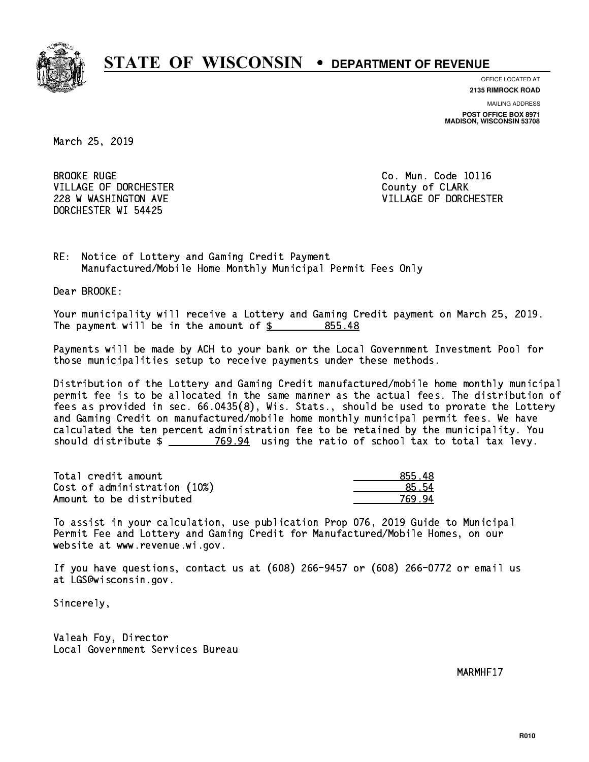# STATE OF WISCONSIN • DEPARTMENT OF REVENUE

OFFICE LOCATED AT
**2135 RIMROCK ROAD**

MAILING ADDRESS
**POST OFFICE BOX 8971**
**MADISON, WISCONSIN 53708**

March 25, 2019

BROOKE RUGE
VILLAGE OF DORCHESTER
228 W WASHINGTON AVE
DORCHESTER WI 54425

Co. Mun. Code 10116
County of CLARK
VILLAGE OF DORCHESTER

RE: Notice of Lottery and Gaming Credit Payment
Manufactured/Mobile Home Monthly Municipal Permit Fees Only

Dear BROOKE:

Your municipality will receive a Lottery and Gaming Credit payment on March 25, 2019. The payment will be in the amount of $ 855.48

Payments will be made by ACH to your bank or the Local Government Investment Pool for those municipalities setup to receive payments under these methods.

Distribution of the Lottery and Gaming Credit manufactured/mobile home monthly municipal permit fee is to be allocated in the same manner as the actual fees. The distribution of fees as provided in sec. 66.0435(8), Wis. Stats., should be used to prorate the Lottery and Gaming Credit on manufactured/mobile home monthly municipal permit fees. We have calculated the ten percent administration fee to be retained by the municipality. You should distribute $ 769.94 using the ratio of school tax to total tax levy.

| | |
|---|---|
| Total credit amount | 855.48 |
| Cost of administration (10%) | 85.54 |
| Amount to be distributed | 769.94 |

To assist in your calculation, use publication Prop 076, 2019 Guide to Municipal Permit Fee and Lottery and Gaming Credit for Manufactured/Mobile Homes, on our website at www.revenue.wi.gov.

If you have questions, contact us at (608) 266-9457 or (608) 266-0772 or email us at LGS@wisconsin.gov.

Sincerely,

Valeah Foy, Director
Local Government Services Bureau

MARMHF17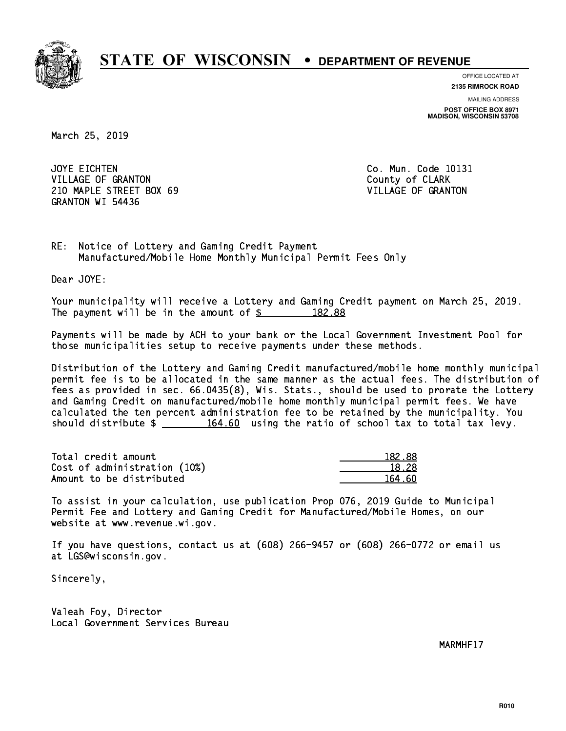# STATE OF WISCONSIN • DEPARTMENT OF REVENUE

OFFICE LOCATED AT
**2135 RIMROCK ROAD**

MAILING ADDRESS
**POST OFFICE BOX 8971**
**MADISON, WISCONSIN 53708**

March 25, 2019

JOYE EICHTEN
VILLAGE OF GRANTON
210 MAPLE STREET BOX 69
GRANTON WI 54436

Co. Mun. Code 10131
County of CLARK
VILLAGE OF GRANTON

RE: Notice of Lottery and Gaming Credit Payment
Manufactured/Mobile Home Monthly Municipal Permit Fees Only

Dear JOYE:

Your municipality will receive a Lottery and Gaming Credit payment on March 25, 2019. The payment will be in the amount of $ 182.88

Payments will be made by ACH to your bank or the Local Government Investment Pool for those municipalities setup to receive payments under these methods.

Distribution of the Lottery and Gaming Credit manufactured/mobile home monthly municipal permit fee is to be allocated in the same manner as the actual fees. The distribution of fees as provided in sec. 66.0435(8), Wis. Stats., should be used to prorate the Lottery and Gaming Credit on manufactured/mobile home monthly municipal permit fees. We have calculated the ten percent administration fee to be retained by the municipality. You should distribute $ 164.60 using the ratio of school tax to total tax levy.

| | |
|---|---|
| Total credit amount | 182.88 |
| Cost of administration (10%) | 18.28 |
| Amount to be distributed | 164.60 |

To assist in your calculation, use publication Prop 076, 2019 Guide to Municipal Permit Fee and Lottery and Gaming Credit for Manufactured/Mobile Homes, on our website at www.revenue.wi.gov.

If you have questions, contact us at (608) 266-9457 or (608) 266-0772 or email us at LGS@wisconsin.gov.

Sincerely,

Valeah Foy, Director
Local Government Services Bureau

MARMHF17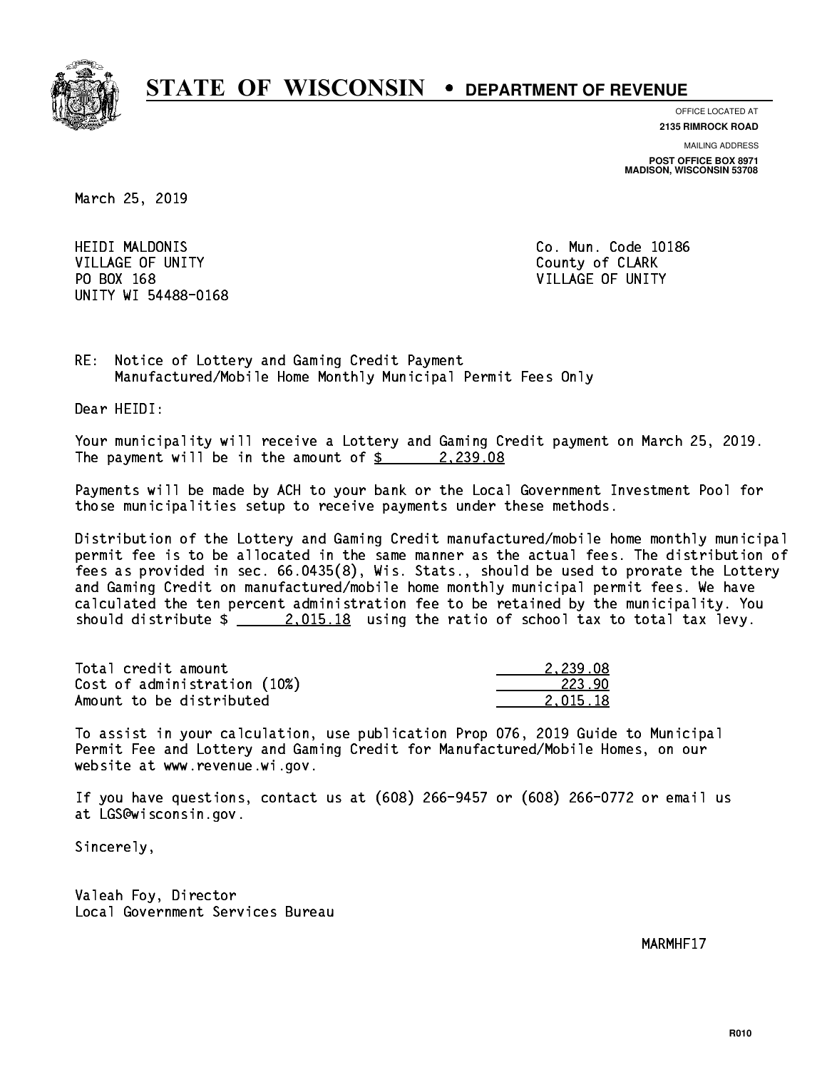# STATE OF WISCONSIN • DEPARTMENT OF REVENUE

OFFICE LOCATED AT
**2135 RIMROCK ROAD**

MAILING ADDRESS
**POST OFFICE BOX 8971**
**MADISON, WISCONSIN 53708**

March 25, 2019

HEIDI MALDONIS
VILLAGE OF UNITY
PO BOX 168
UNITY WI 54488-0168

Co. Mun. Code 10186
County of CLARK
VILLAGE OF UNITY

RE: Notice of Lottery and Gaming Credit Payment
Manufactured/Mobile Home Monthly Municipal Permit Fees Only

Dear HEIDI:

Your municipality will receive a Lottery and Gaming Credit payment on March 25, 2019. The payment will be in the amount of $ 2,239.08

Payments will be made by ACH to your bank or the Local Government Investment Pool for those municipalities setup to receive payments under these methods.

Distribution of the Lottery and Gaming Credit manufactured/mobile home monthly municipal permit fee is to be allocated in the same manner as the actual fees. The distribution of fees as provided in sec. 66.0435(8), Wis. Stats., should be used to prorate the Lottery and Gaming Credit on manufactured/mobile home monthly municipal permit fees. We have calculated the ten percent administration fee to be retained by the municipality. You should distribute $ 2,015.18 using the ratio of school tax to total tax levy.

| | |
|---|---|
| Total credit amount | 2,239.08 |
| Cost of administration (10%) | 223.90 |
| Amount to be distributed | 2,015.18 |

To assist in your calculation, use publication Prop 076, 2019 Guide to Municipal Permit Fee and Lottery and Gaming Credit for Manufactured/Mobile Homes, on our website at www.revenue.wi.gov.

If you have questions, contact us at (608) 266-9457 or (608) 266-0772 or email us at LGS@wisconsin.gov.

Sincerely,

Valeah Foy, Director
Local Government Services Bureau

MARMHF17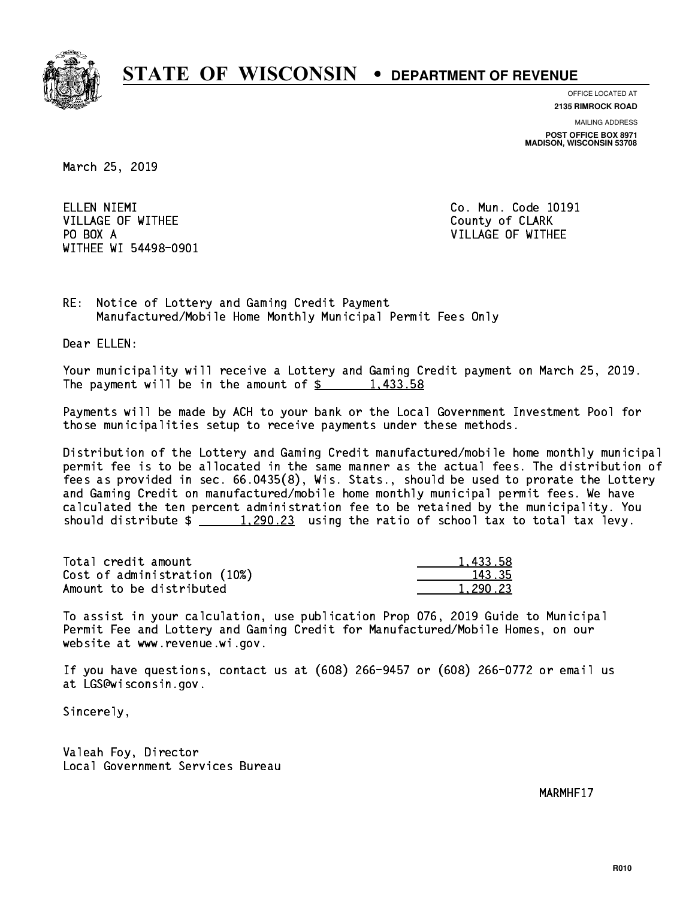# STATE OF WISCONSIN • DEPARTMENT OF REVENUE

OFFICE LOCATED AT
**2135 RIMROCK ROAD**

MAILING ADDRESS
**POST OFFICE BOX 8971**
**MADISON, WISCONSIN 53708**

March 25, 2019

ELLEN NIEMI
VILLAGE OF WITHEE
PO BOX A
WITHEE WI 54498-0901

Co. Mun. Code 10191
County of CLARK
VILLAGE OF WITHEE

RE: Notice of Lottery and Gaming Credit Payment
Manufactured/Mobile Home Monthly Municipal Permit Fees Only

Dear ELLEN:

Your municipality will receive a Lottery and Gaming Credit payment on March 25, 2019. The payment will be in the amount of $ 1,433.58

Payments will be made by ACH to your bank or the Local Government Investment Pool for those municipalities setup to receive payments under these methods.

Distribution of the Lottery and Gaming Credit manufactured/mobile home monthly municipal permit fee is to be allocated in the same manner as the actual fees. The distribution of fees as provided in sec. 66.0435(8), Wis. Stats., should be used to prorate the Lottery and Gaming Credit on manufactured/mobile home monthly municipal permit fees. We have calculated the ten percent administration fee to be retained by the municipality. You should distribute $ 1,290.23 using the ratio of school tax to total tax levy.

| | |
|---|---|
| Total credit amount | 1,433.58 |
| Cost of administration (10%) | 143.35 |
| Amount to be distributed | 1,290.23 |

To assist in your calculation, use publication Prop 076, 2019 Guide to Municipal Permit Fee and Lottery and Gaming Credit for Manufactured/Mobile Homes, on our website at www.revenue.wi.gov.

If you have questions, contact us at (608) 266-9457 or (608) 266-0772 or email us at LGS@wisconsin.gov.

Sincerely,

Valeah Foy, Director
Local Government Services Bureau

MARMHF17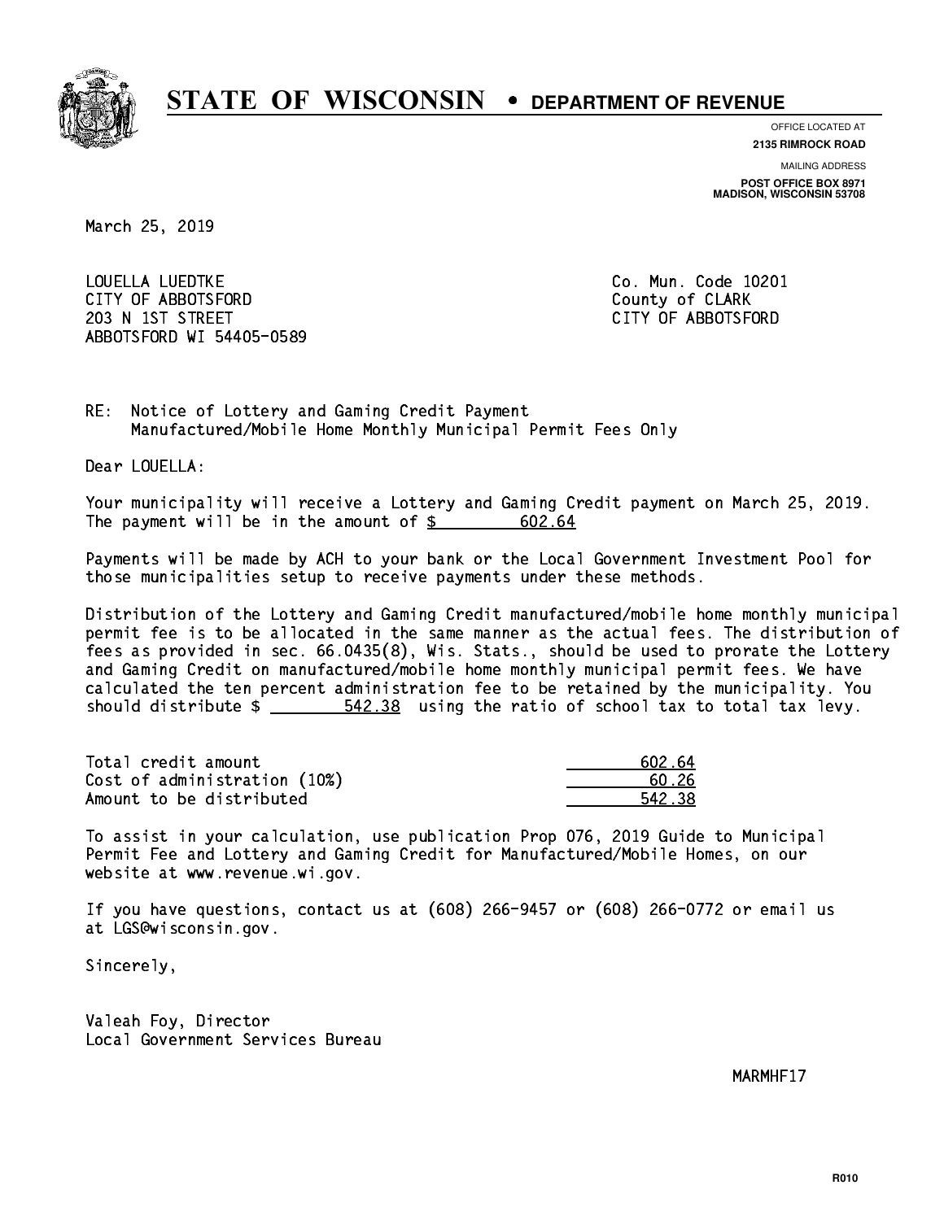# STATE OF WISCONSIN • DEPARTMENT OF REVENUE

OFFICE LOCATED AT
**2135 RIMROCK ROAD**

MAILING ADDRESS
**POST OFFICE BOX 8971**
**MADISON, WISCONSIN 53708**

March 25, 2019

LOUELLA LUEDTKE
CITY OF ABBOTSFORD
203 N 1ST STREET
ABBOTSFORD WI 54405-0589

Co. Mun. Code 10201
County of CLARK
CITY OF ABBOTSFORD

RE: Notice of Lottery and Gaming Credit Payment
Manufactured/Mobile Home Monthly Municipal Permit Fees Only

Dear LOUELLA:

Your municipality will receive a Lottery and Gaming Credit payment on March 25, 2019. The payment will be in the amount of $ 602.64

Payments will be made by ACH to your bank or the Local Government Investment Pool for those municipalities setup to receive payments under these methods.

Distribution of the Lottery and Gaming Credit manufactured/mobile home monthly municipal permit fee is to be allocated in the same manner as the actual fees. The distribution of fees as provided in sec. 66.0435(8), Wis. Stats., should be used to prorate the Lottery and Gaming Credit on manufactured/mobile home monthly municipal permit fees. We have calculated the ten percent administration fee to be retained by the municipality. You should distribute $ 542.38 using the ratio of school tax to total tax levy.

| | |
|---|---|
| Total credit amount | 602.64 |
| Cost of administration (10%) | 60.26 |
| Amount to be distributed | 542.38 |

To assist in your calculation, use publication Prop 076, 2019 Guide to Municipal Permit Fee and Lottery and Gaming Credit for Manufactured/Mobile Homes, on our website at www.revenue.wi.gov.

If you have questions, contact us at (608) 266-9457 or (608) 266-0772 or email us at LGS@wisconsin.gov.

Sincerely,

Valeah Foy, Director
Local Government Services Bureau

MARMHF17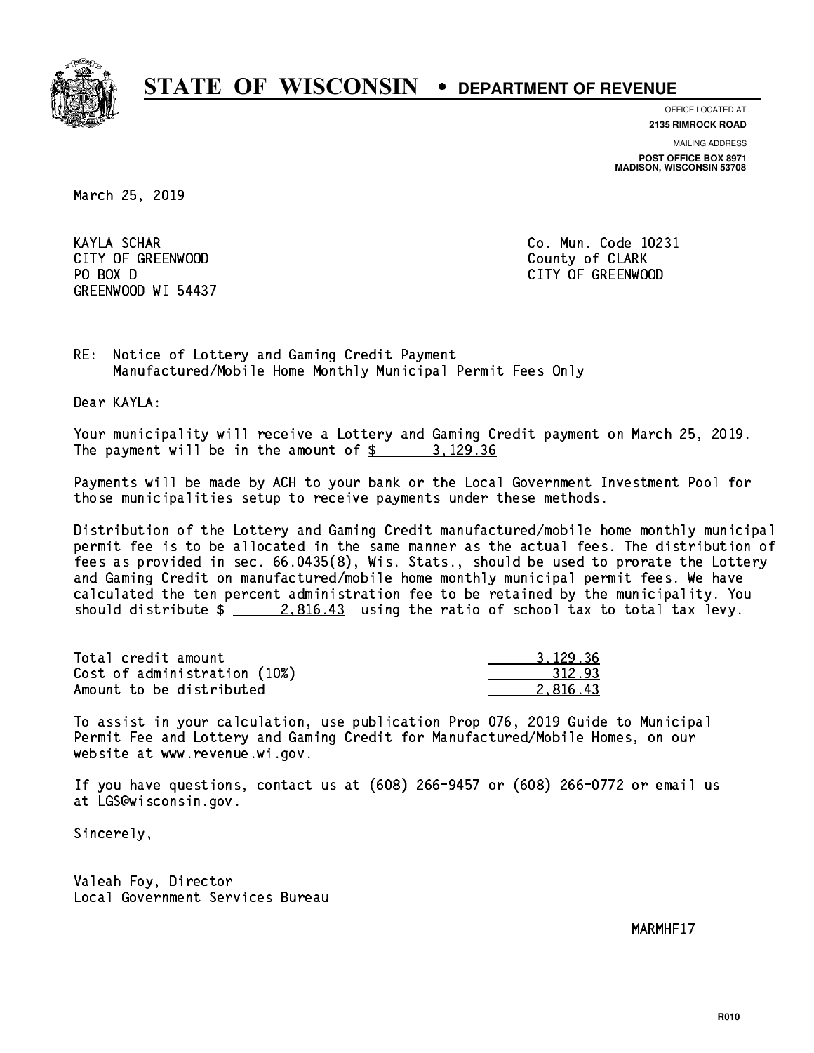# STATE OF WISCONSIN • DEPARTMENT OF REVENUE

OFFICE LOCATED AT
**2135 RIMROCK ROAD**

MAILING ADDRESS
**POST OFFICE BOX 8971**
**MADISON, WISCONSIN 53708**

March 25, 2019

KAYLA SCHAR
CITY OF GREENWOOD
PO BOX D
GREENWOOD WI 54437

Co. Mun. Code 10231
County of CLARK
CITY OF GREENWOOD

RE: Notice of Lottery and Gaming Credit Payment
Manufactured/Mobile Home Monthly Municipal Permit Fees Only

Dear KAYLA:

Your municipality will receive a Lottery and Gaming Credit payment on March 25, 2019. The payment will be in the amount of $ 3,129.36

Payments will be made by ACH to your bank or the Local Government Investment Pool for those municipalities setup to receive payments under these methods.

Distribution of the Lottery and Gaming Credit manufactured/mobile home monthly municipal permit fee is to be allocated in the same manner as the actual fees. The distribution of fees as provided in sec. 66.0435(8), Wis. Stats., should be used to prorate the Lottery and Gaming Credit on manufactured/mobile home monthly municipal permit fees. We have calculated the ten percent administration fee to be retained by the municipality. You should distribute $ 2,816.43 using the ratio of school tax to total tax levy.

| | |
|---|---|
| Total credit amount | 3,129.36 |
| Cost of administration (10%) | 312.93 |
| Amount to be distributed | 2,816.43 |

To assist in your calculation, use publication Prop 076, 2019 Guide to Municipal Permit Fee and Lottery and Gaming Credit for Manufactured/Mobile Homes, on our website at www.revenue.wi.gov.

If you have questions, contact us at (608) 266-9457 or (608) 266-0772 or email us at LGS@wisconsin.gov.

Sincerely,

Valeah Foy, Director
Local Government Services Bureau

MARMHF17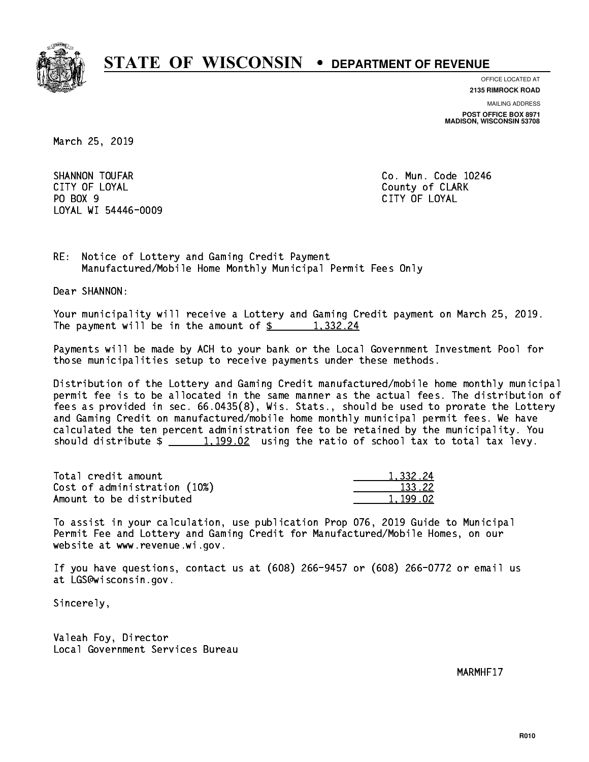# STATE OF WISCONSIN • DEPARTMENT OF REVENUE

OFFICE LOCATED AT
**2135 RIMROCK ROAD**

MAILING ADDRESS
**POST OFFICE BOX 8971**
**MADISON, WISCONSIN 53708**

March 25, 2019

SHANNON TOUFAR
CITY OF LOYAL
PO BOX 9
LOYAL WI 54446-0009

Co. Mun. Code 10246
County of CLARK
CITY OF LOYAL

RE: Notice of Lottery and Gaming Credit Payment
Manufactured/Mobile Home Monthly Municipal Permit Fees Only

Dear SHANNON:

Your municipality will receive a Lottery and Gaming Credit payment on March 25, 2019. The payment will be in the amount of $ 1,332.24

Payments will be made by ACH to your bank or the Local Government Investment Pool for those municipalities setup to receive payments under these methods.

Distribution of the Lottery and Gaming Credit manufactured/mobile home monthly municipal permit fee is to be allocated in the same manner as the actual fees. The distribution of fees as provided in sec. 66.0435(8), Wis. Stats., should be used to prorate the Lottery and Gaming Credit on manufactured/mobile home monthly municipal permit fees. We have calculated the ten percent administration fee to be retained by the municipality. You should distribute $ 1,199.02 using the ratio of school tax to total tax levy.

| | |
|---|---|
| Total credit amount | 1,332.24 |
| Cost of administration (10%) | 133.22 |
| Amount to be distributed | 1,199.02 |

To assist in your calculation, use publication Prop 076, 2019 Guide to Municipal Permit Fee and Lottery and Gaming Credit for Manufactured/Mobile Homes, on our website at www.revenue.wi.gov.

If you have questions, contact us at (608) 266-9457 or (608) 266-0772 or email us at LGS@wisconsin.gov.

Sincerely,

Valeah Foy, Director
Local Government Services Bureau

MARMHF17

R010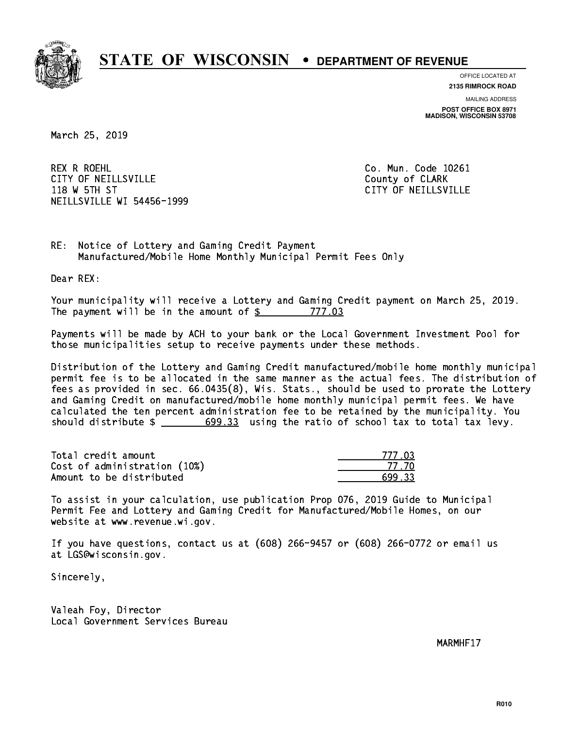# STATE OF WISCONSIN • DEPARTMENT OF REVENUE

OFFICE LOCATED AT
**2135 RIMROCK ROAD**

MAILING ADDRESS
**POST OFFICE BOX 8971**
**MADISON, WISCONSIN 53708**

March 25, 2019

REX R ROEHL
CITY OF NEILLSVILLE
118 W 5TH ST
NEILLSVILLE WI 54456-1999

Co. Mun. Code 10261
County of CLARK
CITY OF NEILLSVILLE

RE: Notice of Lottery and Gaming Credit Payment
Manufactured/Mobile Home Monthly Municipal Permit Fees Only

Dear REX:

Your municipality will receive a Lottery and Gaming Credit payment on March 25, 2019. The payment will be in the amount of $ 777.03

Payments will be made by ACH to your bank or the Local Government Investment Pool for those municipalities setup to receive payments under these methods.

Distribution of the Lottery and Gaming Credit manufactured/mobile home monthly municipal permit fee is to be allocated in the same manner as the actual fees. The distribution of fees as provided in sec. 66.0435(8), Wis. Stats., should be used to prorate the Lottery and Gaming Credit on manufactured/mobile home monthly municipal permit fees. We have calculated the ten percent administration fee to be retained by the municipality. You should distribute $ 699.33 using the ratio of school tax to total tax levy.

| | |
|---|---|
| Total credit amount | 777.03 |
| Cost of administration (10%) | 77.70 |
| Amount to be distributed | 699.33 |

To assist in your calculation, use publication Prop 076, 2019 Guide to Municipal Permit Fee and Lottery and Gaming Credit for Manufactured/Mobile Homes, on our website at www.revenue.wi.gov.

If you have questions, contact us at (608) 266-9457 or (608) 266-0772 or email us at LGS@wisconsin.gov.

Sincerely,

Valeah Foy, Director
Local Government Services Bureau

MARMHF17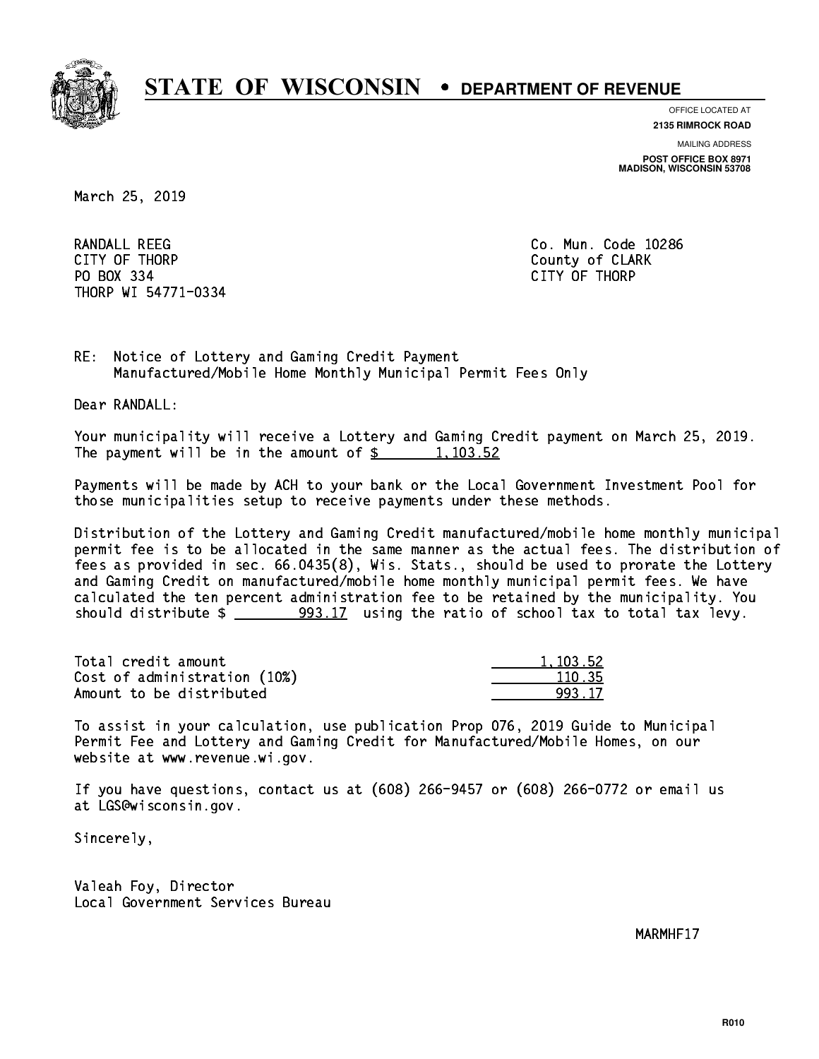# STATE OF WISCONSIN • DEPARTMENT OF REVENUE

OFFICE LOCATED AT
**2135 RIMROCK ROAD**

MAILING ADDRESS
**POST OFFICE BOX 8971**
**MADISON, WISCONSIN 53708**

March 25, 2019

RANDALL REEG
CITY OF THORP
PO BOX 334
THORP WI 54771-0334

Co. Mun. Code 10286
County of CLARK
CITY OF THORP

RE: Notice of Lottery and Gaming Credit Payment
Manufactured/Mobile Home Monthly Municipal Permit Fees Only

Dear RANDALL:

Your municipality will receive a Lottery and Gaming Credit payment on March 25, 2019. The payment will be in the amount of $ 1,103.52

Payments will be made by ACH to your bank or the Local Government Investment Pool for those municipalities setup to receive payments under these methods.

Distribution of the Lottery and Gaming Credit manufactured/mobile home monthly municipal permit fee is to be allocated in the same manner as the actual fees. The distribution of fees as provided in sec. 66.0435(8), Wis. Stats., should be used to prorate the Lottery and Gaming Credit on manufactured/mobile home monthly municipal permit fees. We have calculated the ten percent administration fee to be retained by the municipality. You should distribute $ 993.17 using the ratio of school tax to total tax levy.

| | |
|---|---|
| Total credit amount | 1,103.52 |
| Cost of administration (10%) | 110.35 |
| Amount to be distributed | 993.17 |

To assist in your calculation, use publication Prop 076, 2019 Guide to Municipal Permit Fee and Lottery and Gaming Credit for Manufactured/Mobile Homes, on our website at www.revenue.wi.gov.

If you have questions, contact us at (608) 266-9457 or (608) 266-0772 or email us at LGS@wisconsin.gov.

Sincerely,

Valeah Foy, Director
Local Government Services Bureau

MARMHF17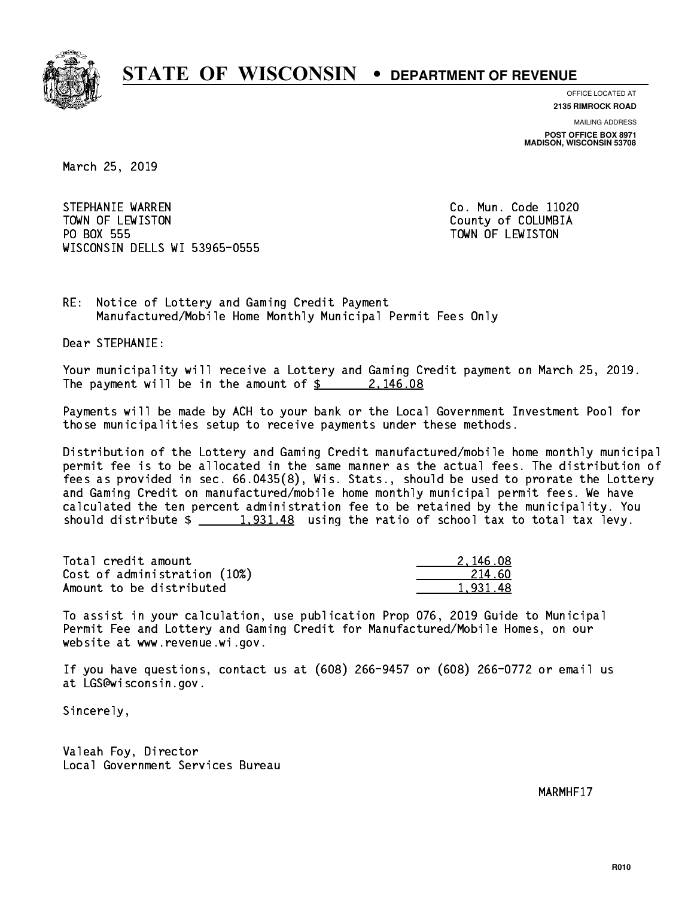# STATE OF WISCONSIN • DEPARTMENT OF REVENUE

OFFICE LOCATED AT
**2135 RIMROCK ROAD**

MAILING ADDRESS
**POST OFFICE BOX 8971**
**MADISON, WISCONSIN 53708**

March 25, 2019

STEPHANIE WARREN
TOWN OF LEWISTON
PO BOX 555
WISCONSIN DELLS WI 53965-0555

Co. Mun. Code 11020
County of COLUMBIA
TOWN OF LEWISTON

RE: Notice of Lottery and Gaming Credit Payment
Manufactured/Mobile Home Monthly Municipal Permit Fees Only

Dear STEPHANIE:

Your municipality will receive a Lottery and Gaming Credit payment on March 25, 2019. The payment will be in the amount of $ 2,146.08

Payments will be made by ACH to your bank or the Local Government Investment Pool for those municipalities setup to receive payments under these methods.

Distribution of the Lottery and Gaming Credit manufactured/mobile home monthly municipal permit fee is to be allocated in the same manner as the actual fees. The distribution of fees as provided in sec. 66.0435(8), Wis. Stats., should be used to prorate the Lottery and Gaming Credit on manufactured/mobile home monthly municipal permit fees. We have calculated the ten percent administration fee to be retained by the municipality. You should distribute $ 1,931.48 using the ratio of school tax to total tax levy.

| | |
|---|---|
| Total credit amount | 2,146.08 |
| Cost of administration (10%) | 214.60 |
| Amount to be distributed | 1,931.48 |

To assist in your calculation, use publication Prop 076, 2019 Guide to Municipal Permit Fee and Lottery and Gaming Credit for Manufactured/Mobile Homes, on our website at www.revenue.wi.gov.

If you have questions, contact us at (608) 266-9457 or (608) 266-0772 or email us at LGS@wisconsin.gov.

Sincerely,

Valeah Foy, Director
Local Government Services Bureau

MARMHF17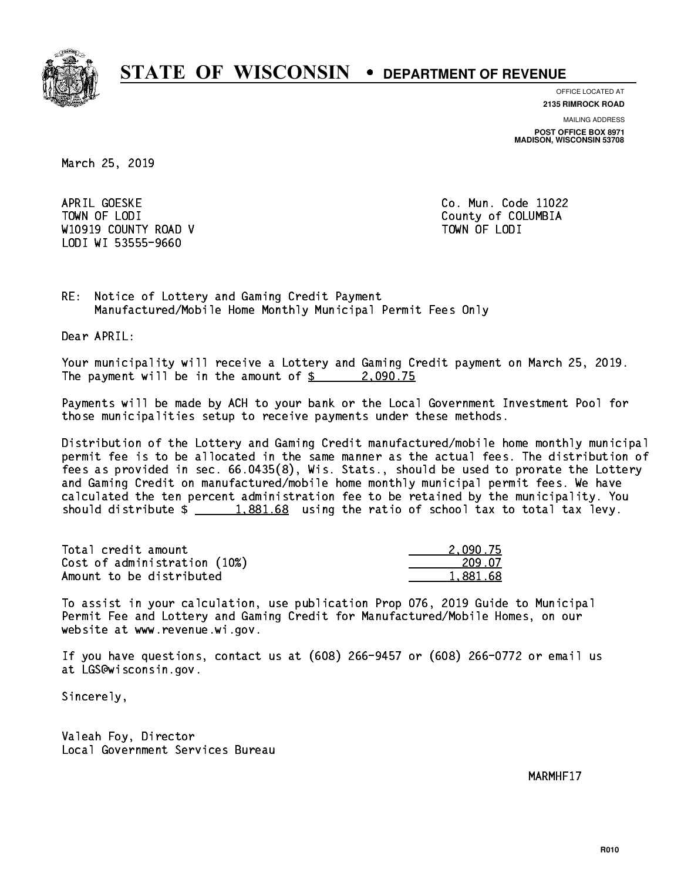# STATE OF WISCONSIN • DEPARTMENT OF REVENUE

OFFICE LOCATED AT
**2135 RIMROCK ROAD**

MAILING ADDRESS
**POST OFFICE BOX 8971**
**MADISON, WISCONSIN 53708**

March 25, 2019

APRIL GOESKE
TOWN OF LODI
W10919 COUNTY ROAD V
LODI WI 53555-9660

Co. Mun. Code 11022
County of COLUMBIA
TOWN OF LODI

RE: Notice of Lottery and Gaming Credit Payment
Manufactured/Mobile Home Monthly Municipal Permit Fees Only

Dear APRIL:

Your municipality will receive a Lottery and Gaming Credit payment on March 25, 2019. The payment will be in the amount of $ 2,090.75

Payments will be made by ACH to your bank or the Local Government Investment Pool for those municipalities setup to receive payments under these methods.

Distribution of the Lottery and Gaming Credit manufactured/mobile home monthly municipal permit fee is to be allocated in the same manner as the actual fees. The distribution of fees as provided in sec. 66.0435(8), Wis. Stats., should be used to prorate the Lottery and Gaming Credit on manufactured/mobile home monthly municipal permit fees. We have calculated the ten percent administration fee to be retained by the municipality. You should distribute $ 1,881.68 using the ratio of school tax to total tax levy.

| | |
|---|---|
| Total credit amount | 2,090.75 |
| Cost of administration (10%) | 209.07 |
| Amount to be distributed | 1,881.68 |

To assist in your calculation, use publication Prop 076, 2019 Guide to Municipal Permit Fee and Lottery and Gaming Credit for Manufactured/Mobile Homes, on our website at www.revenue.wi.gov.

If you have questions, contact us at (608) 266-9457 or (608) 266-0772 or email us at LGS@wisconsin.gov.

Sincerely,

Valeah Foy, Director
Local Government Services Bureau

MARMHF17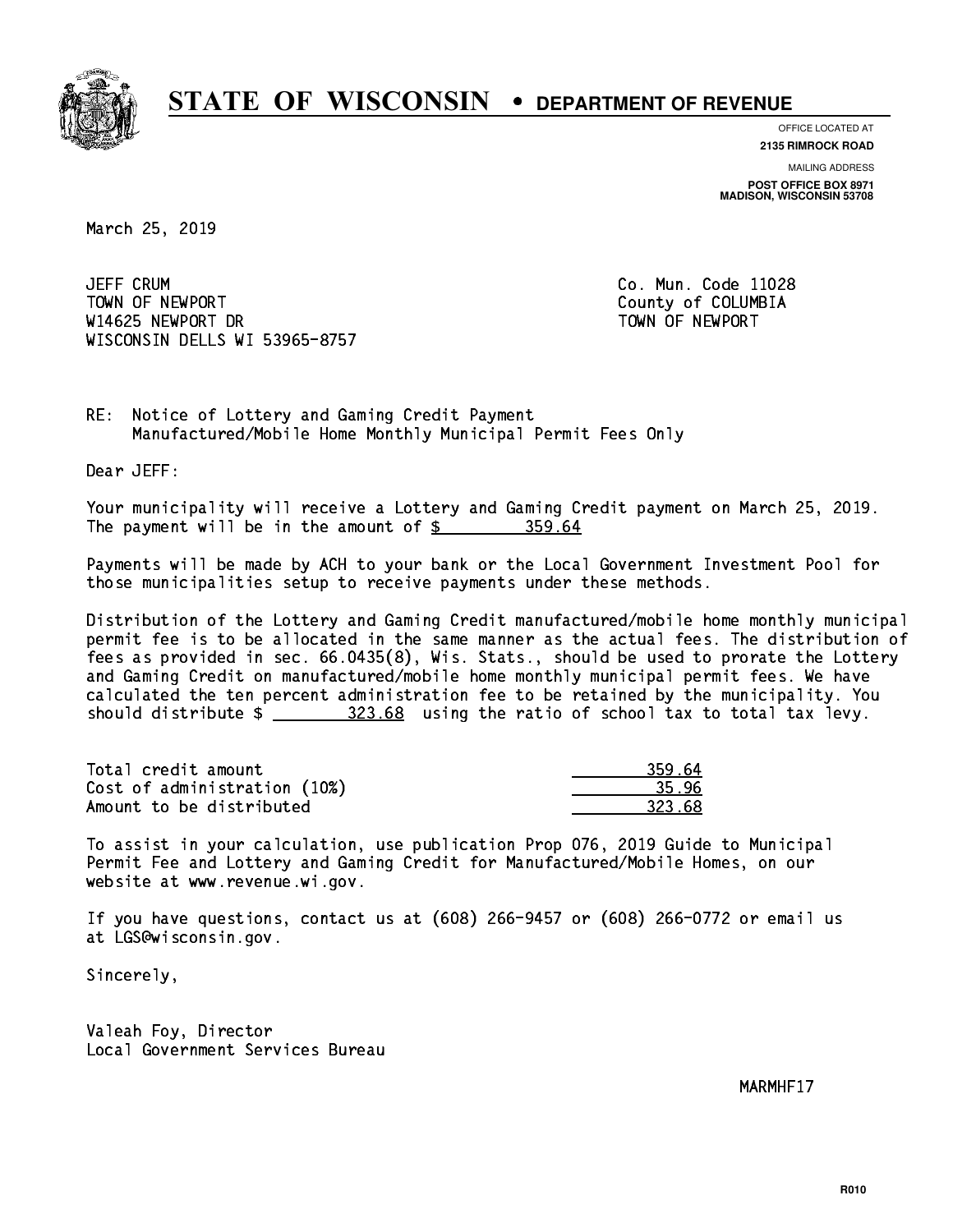# STATE OF WISCONSIN • DEPARTMENT OF REVENUE

OFFICE LOCATED AT
**2135 RIMROCK ROAD**

MAILING ADDRESS
**POST OFFICE BOX 8971**
**MADISON, WISCONSIN 53708**

March 25, 2019

JEFF CRUM
TOWN OF NEWPORT
W14625 NEWPORT DR
WISCONSIN DELLS WI 53965-8757

Co. Mun. Code 11028
County of COLUMBIA
TOWN OF NEWPORT

RE: Notice of Lottery and Gaming Credit Payment
Manufactured/Mobile Home Monthly Municipal Permit Fees Only

Dear JEFF:

Your municipality will receive a Lottery and Gaming Credit payment on March 25, 2019. The payment will be in the amount of $ 359.64

Payments will be made by ACH to your bank or the Local Government Investment Pool for those municipalities setup to receive payments under these methods.

Distribution of the Lottery and Gaming Credit manufactured/mobile home monthly municipal permit fee is to be allocated in the same manner as the actual fees. The distribution of fees as provided in sec. 66.0435(8), Wis. Stats., should be used to prorate the Lottery and Gaming Credit on manufactured/mobile home monthly municipal permit fees. We have calculated the ten percent administration fee to be retained by the municipality. You should distribute $ 323.68 using the ratio of school tax to total tax levy.

| | |
|---|---|
| Total credit amount | 359.64 |
| Cost of administration (10%) | 35.96 |
| Amount to be distributed | 323.68 |

To assist in your calculation, use publication Prop 076, 2019 Guide to Municipal Permit Fee and Lottery and Gaming Credit for Manufactured/Mobile Homes, on our website at www.revenue.wi.gov.

If you have questions, contact us at (608) 266-9457 or (608) 266-0772 or email us at LGS@wisconsin.gov.

Sincerely,

Valeah Foy, Director
Local Government Services Bureau

MARMHF17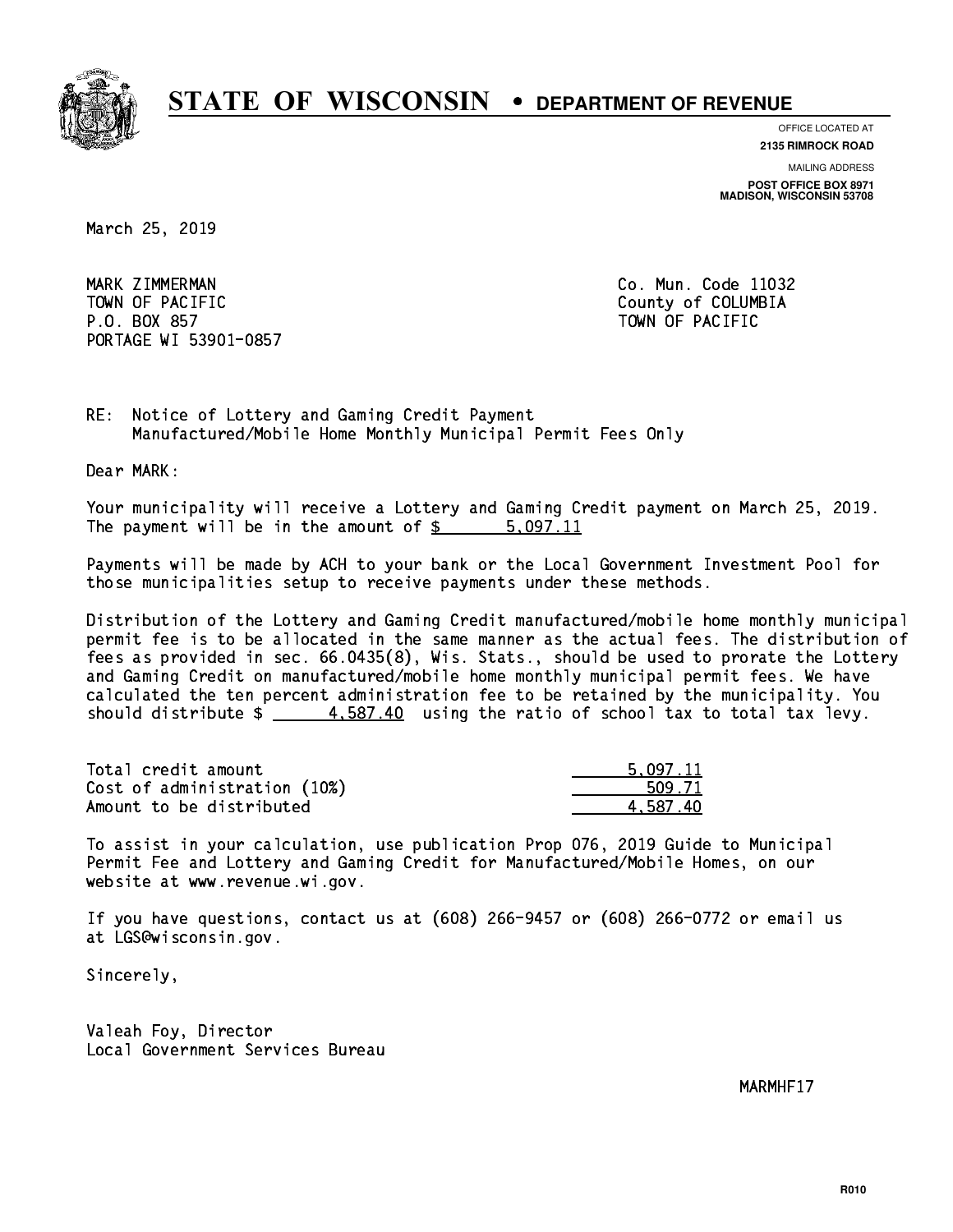# STATE OF WISCONSIN • DEPARTMENT OF REVENUE

OFFICE LOCATED AT
**2135 RIMROCK ROAD**

MAILING ADDRESS
**POST OFFICE BOX 8971**
**MADISON, WISCONSIN 53708**

March 25, 2019

MARK ZIMMERMAN
TOWN OF PACIFIC
P.O. BOX 857
PORTAGE WI 53901-0857

Co. Mun. Code 11032
County of COLUMBIA
TOWN OF PACIFIC

RE: Notice of Lottery and Gaming Credit Payment
Manufactured/Mobile Home Monthly Municipal Permit Fees Only

Dear MARK:

Your municipality will receive a Lottery and Gaming Credit payment on March 25, 2019. The payment will be in the amount of $ 5,097.11

Payments will be made by ACH to your bank or the Local Government Investment Pool for those municipalities setup to receive payments under these methods.

Distribution of the Lottery and Gaming Credit manufactured/mobile home monthly municipal permit fee is to be allocated in the same manner as the actual fees. The distribution of fees as provided in sec. 66.0435(8), Wis. Stats., should be used to prorate the Lottery and Gaming Credit on manufactured/mobile home monthly municipal permit fees. We have calculated the ten percent administration fee to be retained by the municipality. You should distribute $ 4,587.40 using the ratio of school tax to total tax levy.

| | |
|---|---|
| Total credit amount | 5,097.11 |
| Cost of administration (10%) | 509.71 |
| Amount to be distributed | 4,587.40 |

To assist in your calculation, use publication Prop 076, 2019 Guide to Municipal Permit Fee and Lottery and Gaming Credit for Manufactured/Mobile Homes, on our website at www.revenue.wi.gov.

If you have questions, contact us at (608) 266-9457 or (608) 266-0772 or email us at LGS@wisconsin.gov.

Sincerely,

Valeah Foy, Director
Local Government Services Bureau

MARMHF17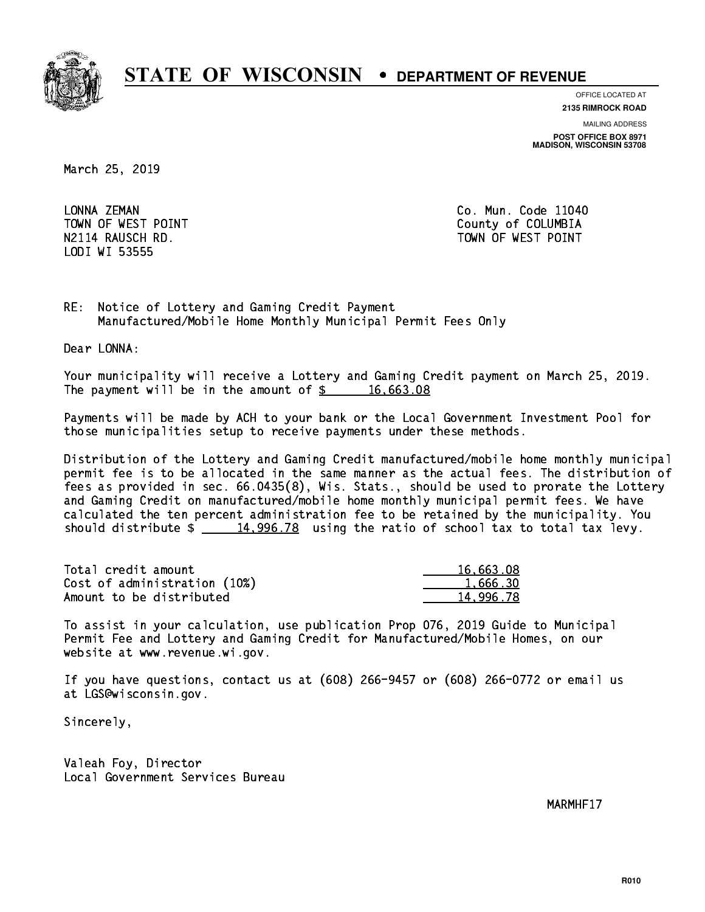# STATE OF WISCONSIN • DEPARTMENT OF REVENUE

OFFICE LOCATED AT
**2135 RIMROCK ROAD**

MAILING ADDRESS
**POST OFFICE BOX 8971**
**MADISON, WISCONSIN 53708**

March 25, 2019

LONNA ZEMAN
TOWN OF WEST POINT
N2114 RAUSCH RD.
LODI WI 53555

Co. Mun. Code 11040
County of COLUMBIA
TOWN OF WEST POINT

RE: Notice of Lottery and Gaming Credit Payment
Manufactured/Mobile Home Monthly Municipal Permit Fees Only

Dear LONNA:

Your municipality will receive a Lottery and Gaming Credit payment on March 25, 2019. The payment will be in the amount of $ 16,663.08

Payments will be made by ACH to your bank or the Local Government Investment Pool for those municipalities setup to receive payments under these methods.

Distribution of the Lottery and Gaming Credit manufactured/mobile home monthly municipal permit fee is to be allocated in the same manner as the actual fees. The distribution of fees as provided in sec. 66.0435(8), Wis. Stats., should be used to prorate the Lottery and Gaming Credit on manufactured/mobile home monthly municipal permit fees. We have calculated the ten percent administration fee to be retained by the municipality. You should distribute $ 14,996.78 using the ratio of school tax to total tax levy.

| | |
|---|---|
| Total credit amount | 16,663.08 |
| Cost of administration (10%) | 1,666.30 |
| Amount to be distributed | 14,996.78 |

To assist in your calculation, use publication Prop 076, 2019 Guide to Municipal Permit Fee and Lottery and Gaming Credit for Manufactured/Mobile Homes, on our website at www.revenue.wi.gov.

If you have questions, contact us at (608) 266-9457 or (608) 266-0772 or email us at LGS@wisconsin.gov.

Sincerely,

Valeah Foy, Director
Local Government Services Bureau

MARMHF17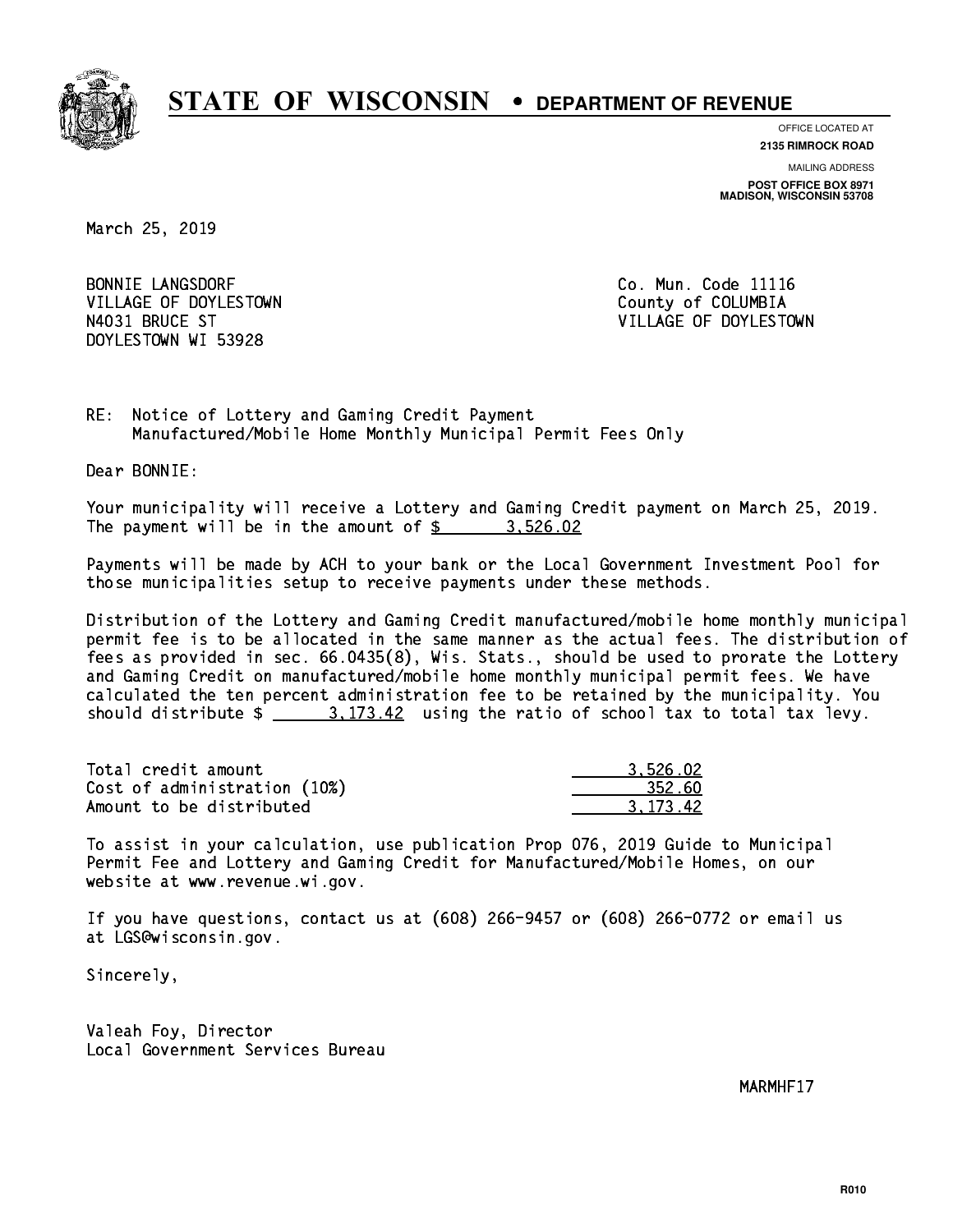# STATE OF WISCONSIN • DEPARTMENT OF REVENUE

OFFICE LOCATED AT
**2135 RIMROCK ROAD**

MAILING ADDRESS
**POST OFFICE BOX 8971**
**MADISON, WISCONSIN 53708**

March 25, 2019

BONNIE LANGSDORF
VILLAGE OF DOYLESTOWN
N4031 BRUCE ST
DOYLESTOWN WI 53928

Co. Mun. Code 11116
County of COLUMBIA
VILLAGE OF DOYLESTOWN

RE: Notice of Lottery and Gaming Credit Payment
Manufactured/Mobile Home Monthly Municipal Permit Fees Only

Dear BONNIE:

Your municipality will receive a Lottery and Gaming Credit payment on March 25, 2019. The payment will be in the amount of $ 3,526.02

Payments will be made by ACH to your bank or the Local Government Investment Pool for those municipalities setup to receive payments under these methods.

Distribution of the Lottery and Gaming Credit manufactured/mobile home monthly municipal permit fee is to be allocated in the same manner as the actual fees. The distribution of fees as provided in sec. 66.0435(8), Wis. Stats., should be used to prorate the Lottery and Gaming Credit on manufactured/mobile home monthly municipal permit fees. We have calculated the ten percent administration fee to be retained by the municipality. You should distribute $ 3,173.42 using the ratio of school tax to total tax levy.

| | |
|---|---|
| Total credit amount | 3,526.02 |
| Cost of administration (10%) | 352.60 |
| Amount to be distributed | 3,173.42 |

To assist in your calculation, use publication Prop 076, 2019 Guide to Municipal Permit Fee and Lottery and Gaming Credit for Manufactured/Mobile Homes, on our website at www.revenue.wi.gov.

If you have questions, contact us at (608) 266-9457 or (608) 266-0772 or email us at LGS@wisconsin.gov.

Sincerely,

Valeah Foy, Director
Local Government Services Bureau

MARMHF17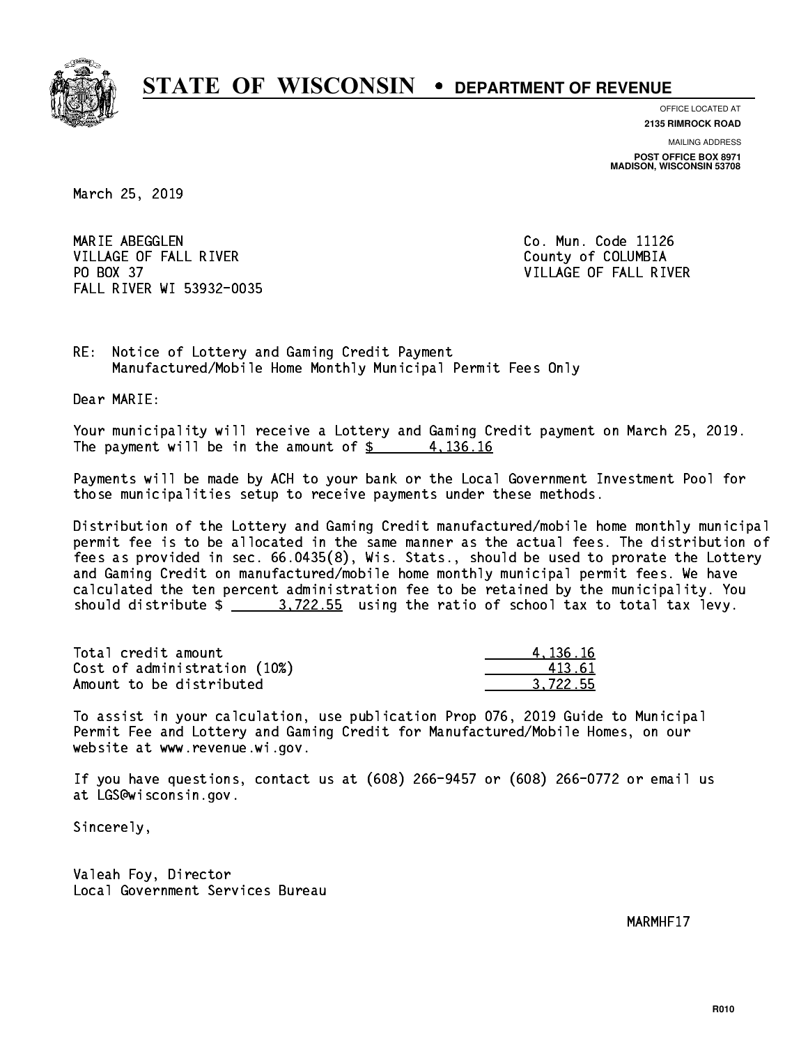# STATE OF WISCONSIN • DEPARTMENT OF REVENUE

OFFICE LOCATED AT
**2135 RIMROCK ROAD**

MAILING ADDRESS
**POST OFFICE BOX 8971**
**MADISON, WISCONSIN 53708**

March 25, 2019

MARIE ABEGGLEN
VILLAGE OF FALL RIVER
PO BOX 37
FALL RIVER WI 53932-0035

Co. Mun. Code 11126
County of COLUMBIA
VILLAGE OF FALL RIVER

RE: Notice of Lottery and Gaming Credit Payment
Manufactured/Mobile Home Monthly Municipal Permit Fees Only

Dear MARIE:

Your municipality will receive a Lottery and Gaming Credit payment on March 25, 2019. The payment will be in the amount of $ 4,136.16

Payments will be made by ACH to your bank or the Local Government Investment Pool for those municipalities setup to receive payments under these methods.

Distribution of the Lottery and Gaming Credit manufactured/mobile home monthly municipal permit fee is to be allocated in the same manner as the actual fees. The distribution of fees as provided in sec. 66.0435(8), Wis. Stats., should be used to prorate the Lottery and Gaming Credit on manufactured/mobile home monthly municipal permit fees. We have calculated the ten percent administration fee to be retained by the municipality. You should distribute $ 3,722.55 using the ratio of school tax to total tax levy.

| | |
|---|---|
| Total credit amount | 4,136.16 |
| Cost of administration (10%) | 413.61 |
| Amount to be distributed | 3,722.55 |

To assist in your calculation, use publication Prop 076, 2019 Guide to Municipal Permit Fee and Lottery and Gaming Credit for Manufactured/Mobile Homes, on our website at www.revenue.wi.gov.

If you have questions, contact us at (608) 266-9457 or (608) 266-0772 or email us at LGS@wisconsin.gov.

Sincerely,

Valeah Foy, Director
Local Government Services Bureau

MARMHF17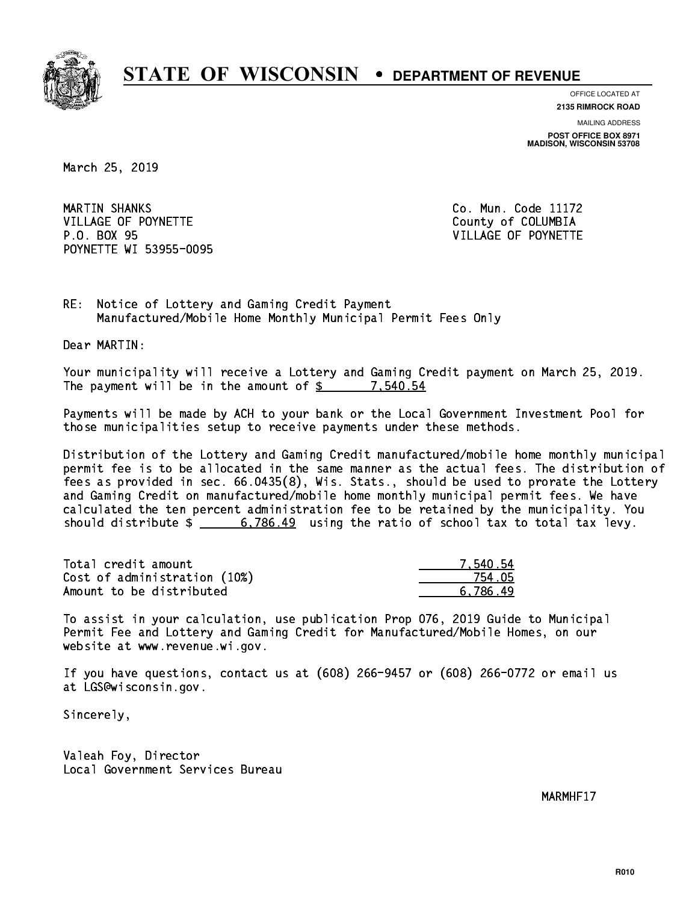# STATE OF WISCONSIN • DEPARTMENT OF REVENUE

OFFICE LOCATED AT
**2135 RIMROCK ROAD**

MAILING ADDRESS
**POST OFFICE BOX 8971**
**MADISON, WISCONSIN 53708**

March 25, 2019

MARTIN SHANKS
VILLAGE OF POYNETTE
P.O. BOX 95
POYNETTE WI 53955-0095

Co. Mun. Code 11172
County of COLUMBIA
VILLAGE OF POYNETTE

RE: Notice of Lottery and Gaming Credit Payment
Manufactured/Mobile Home Monthly Municipal Permit Fees Only

Dear MARTIN:

Your municipality will receive a Lottery and Gaming Credit payment on March 25, 2019. The payment will be in the amount of $ 7,540.54

Payments will be made by ACH to your bank or the Local Government Investment Pool for those municipalities setup to receive payments under these methods.

Distribution of the Lottery and Gaming Credit manufactured/mobile home monthly municipal permit fee is to be allocated in the same manner as the actual fees. The distribution of fees as provided in sec. 66.0435(8), Wis. Stats., should be used to prorate the Lottery and Gaming Credit on manufactured/mobile home monthly municipal permit fees. We have calculated the ten percent administration fee to be retained by the municipality. You should distribute $ 6,786.49 using the ratio of school tax to total tax levy.

| | |
|---|---|
| Total credit amount | 7,540.54 |
| Cost of administration (10%) | 754.05 |
| Amount to be distributed | 6,786.49 |

To assist in your calculation, use publication Prop 076, 2019 Guide to Municipal Permit Fee and Lottery and Gaming Credit for Manufactured/Mobile Homes, on our website at www.revenue.wi.gov.

If you have questions, contact us at (608) 266-9457 or (608) 266-0772 or email us at LGS@wisconsin.gov.

Sincerely,

Valeah Foy, Director
Local Government Services Bureau

MARMHF17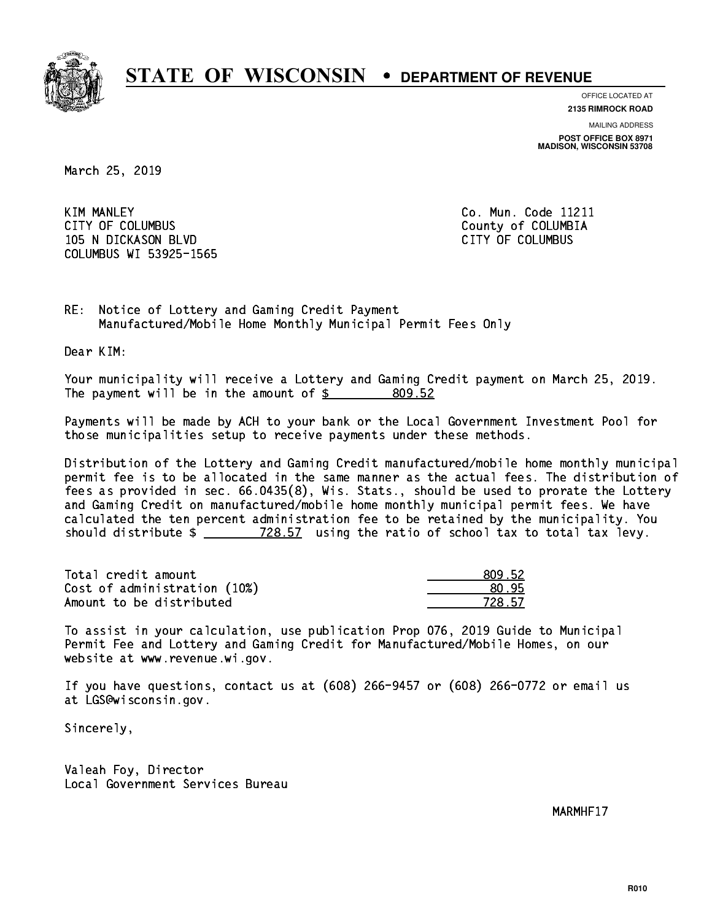# STATE OF WISCONSIN • DEPARTMENT OF REVENUE

OFFICE LOCATED AT
**2135 RIMROCK ROAD**

MAILING ADDRESS
**POST OFFICE BOX 8971**
**MADISON, WISCONSIN 53708**

March 25, 2019

KIM MANLEY
CITY OF COLUMBUS
105 N DICKASON BLVD
COLUMBUS WI 53925-1565

Co. Mun. Code 11211
County of COLUMBIA
CITY OF COLUMBUS

RE: Notice of Lottery and Gaming Credit Payment
Manufactured/Mobile Home Monthly Municipal Permit Fees Only

Dear KIM:

Your municipality will receive a Lottery and Gaming Credit payment on March 25, 2019. The payment will be in the amount of $ 809.52

Payments will be made by ACH to your bank or the Local Government Investment Pool for those municipalities setup to receive payments under these methods.

Distribution of the Lottery and Gaming Credit manufactured/mobile home monthly municipal permit fee is to be allocated in the same manner as the actual fees. The distribution of fees as provided in sec. 66.0435(8), Wis. Stats., should be used to prorate the Lottery and Gaming Credit on manufactured/mobile home monthly municipal permit fees. We have calculated the ten percent administration fee to be retained by the municipality. You should distribute $ 728.57 using the ratio of school tax to total tax levy.

| | |
|---|---|
| Total credit amount | 809.52 |
| Cost of administration (10%) | 80.95 |
| Amount to be distributed | 728.57 |

To assist in your calculation, use publication Prop 076, 2019 Guide to Municipal Permit Fee and Lottery and Gaming Credit for Manufactured/Mobile Homes, on our website at www.revenue.wi.gov.

If you have questions, contact us at (608) 266-9457 or (608) 266-0772 or email us at LGS@wisconsin.gov.

Sincerely,

Valeah Foy, Director
Local Government Services Bureau

MARMHF17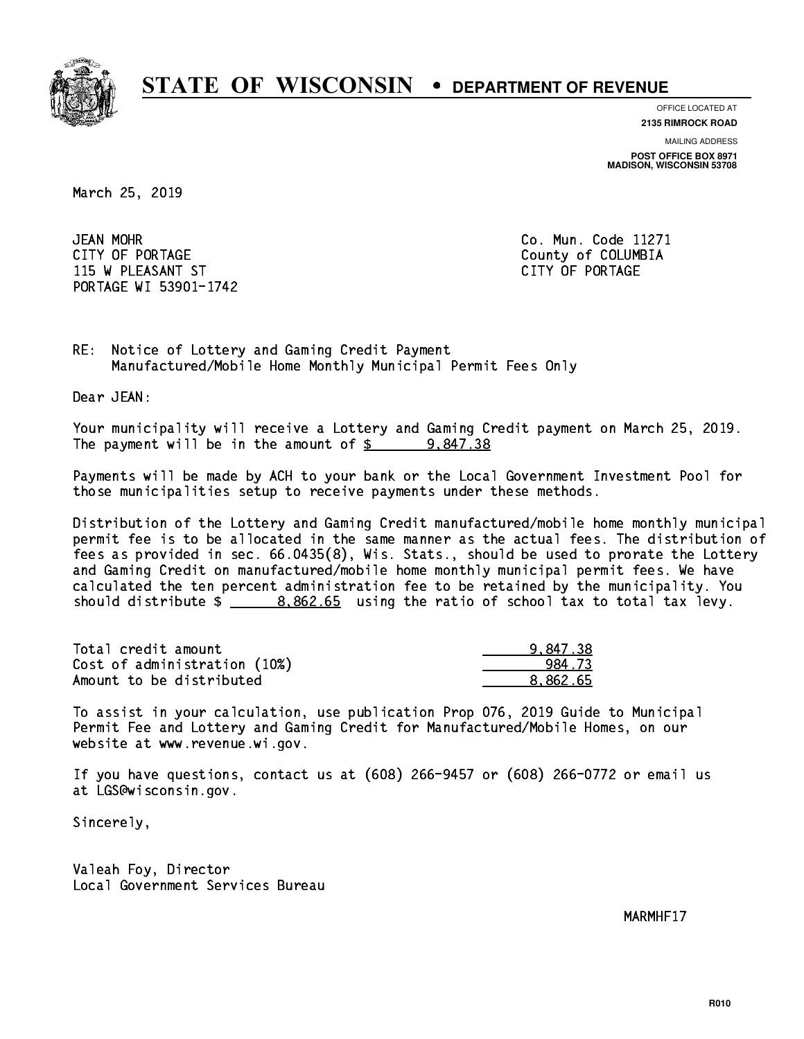# STATE OF WISCONSIN • DEPARTMENT OF REVENUE

OFFICE LOCATED AT
**2135 RIMROCK ROAD**

MAILING ADDRESS
**POST OFFICE BOX 8971**
**MADISON, WISCONSIN 53708**

March 25, 2019

JEAN MOHR
CITY OF PORTAGE
115 W PLEASANT ST
PORTAGE WI 53901-1742

Co. Mun. Code 11271
County of COLUMBIA
CITY OF PORTAGE

RE: Notice of Lottery and Gaming Credit Payment
Manufactured/Mobile Home Monthly Municipal Permit Fees Only

Dear JEAN:

Your municipality will receive a Lottery and Gaming Credit payment on March 25, 2019. The payment will be in the amount of $ 9,847.38

Payments will be made by ACH to your bank or the Local Government Investment Pool for those municipalities setup to receive payments under these methods.

Distribution of the Lottery and Gaming Credit manufactured/mobile home monthly municipal permit fee is to be allocated in the same manner as the actual fees. The distribution of fees as provided in sec. 66.0435(8), Wis. Stats., should be used to prorate the Lottery and Gaming Credit on manufactured/mobile home monthly municipal permit fees. We have calculated the ten percent administration fee to be retained by the municipality. You should distribute $ 8,862.65 using the ratio of school tax to total tax levy.

| | |
|---|---|
| Total credit amount | 9,847.38 |
| Cost of administration (10%) | 984.73 |
| Amount to be distributed | 8,862.65 |

To assist in your calculation, use publication Prop 076, 2019 Guide to Municipal Permit Fee and Lottery and Gaming Credit for Manufactured/Mobile Homes, on our website at www.revenue.wi.gov.

If you have questions, contact us at (608) 266-9457 or (608) 266-0772 or email us at LGS@wisconsin.gov.

Sincerely,

Valeah Foy, Director
Local Government Services Bureau

MARMHF17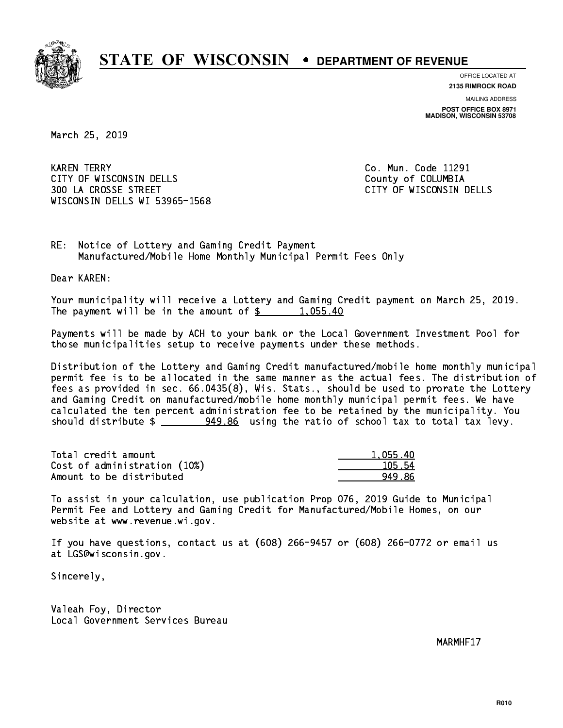# STATE OF WISCONSIN • DEPARTMENT OF REVENUE

OFFICE LOCATED AT
**2135 RIMROCK ROAD**

MAILING ADDRESS
**POST OFFICE BOX 8971**
**MADISON, WISCONSIN 53708**

March 25, 2019

KAREN TERRY
CITY OF WISCONSIN DELLS
300 LA CROSSE STREET
WISCONSIN DELLS WI 53965-1568

Co. Mun. Code 11291
County of COLUMBIA
CITY OF WISCONSIN DELLS

RE: Notice of Lottery and Gaming Credit Payment
Manufactured/Mobile Home Monthly Municipal Permit Fees Only

Dear KAREN:

Your municipality will receive a Lottery and Gaming Credit payment on March 25, 2019. The payment will be in the amount of $ 1,055.40

Payments will be made by ACH to your bank or the Local Government Investment Pool for those municipalities setup to receive payments under these methods.

Distribution of the Lottery and Gaming Credit manufactured/mobile home monthly municipal permit fee is to be allocated in the same manner as the actual fees. The distribution of fees as provided in sec. 66.0435(8), Wis. Stats., should be used to prorate the Lottery and Gaming Credit on manufactured/mobile home monthly municipal permit fees. We have calculated the ten percent administration fee to be retained by the municipality. You should distribute $ 949.86 using the ratio of school tax to total tax levy.

| | |
|---|---|
| Total credit amount | 1,055.40 |
| Cost of administration (10%) | 105.54 |
| Amount to be distributed | 949.86 |

To assist in your calculation, use publication Prop 076, 2019 Guide to Municipal Permit Fee and Lottery and Gaming Credit for Manufactured/Mobile Homes, on our website at www.revenue.wi.gov.

If you have questions, contact us at (608) 266-9457 or (608) 266-0772 or email us at LGS@wisconsin.gov.

Sincerely,

Valeah Foy, Director
Local Government Services Bureau

MARMHF17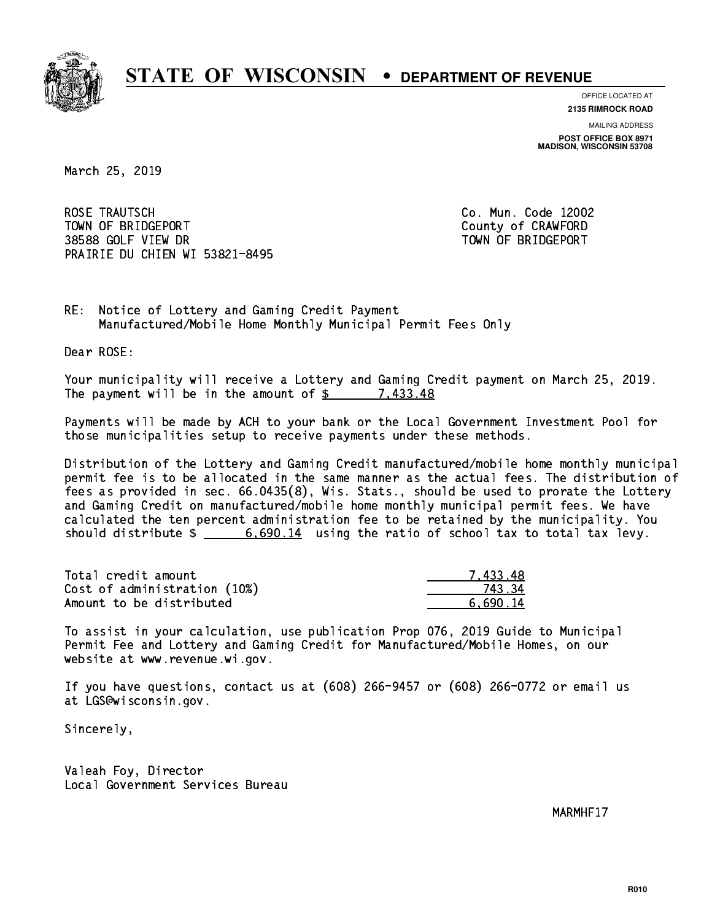# STATE OF WISCONSIN • DEPARTMENT OF REVENUE

OFFICE LOCATED AT
**2135 RIMROCK ROAD**

MAILING ADDRESS
**POST OFFICE BOX 8971**
**MADISON, WISCONSIN 53708**

March 25, 2019

ROSE TRAUTSCH
TOWN OF BRIDGEPORT
38588 GOLF VIEW DR
PRAIRIE DU CHIEN WI 53821-8495

Co. Mun. Code 12002
County of CRAWFORD
TOWN OF BRIDGEPORT

RE: Notice of Lottery and Gaming Credit Payment
Manufactured/Mobile Home Monthly Municipal Permit Fees Only

Dear ROSE:

Your municipality will receive a Lottery and Gaming Credit payment on March 25, 2019. The payment will be in the amount of $ 7,433.48

Payments will be made by ACH to your bank or the Local Government Investment Pool for those municipalities setup to receive payments under these methods.

Distribution of the Lottery and Gaming Credit manufactured/mobile home monthly municipal permit fee is to be allocated in the same manner as the actual fees. The distribution of fees as provided in sec. 66.0435(8), Wis. Stats., should be used to prorate the Lottery and Gaming Credit on manufactured/mobile home monthly municipal permit fees. We have calculated the ten percent administration fee to be retained by the municipality. You should distribute $ 6,690.14 using the ratio of school tax to total tax levy.

| | |
|---|---|
| Total credit amount | 7,433.48 |
| Cost of administration (10%) | 743.34 |
| Amount to be distributed | 6,690.14 |

To assist in your calculation, use publication Prop 076, 2019 Guide to Municipal Permit Fee and Lottery and Gaming Credit for Manufactured/Mobile Homes, on our website at www.revenue.wi.gov.

If you have questions, contact us at (608) 266-9457 or (608) 266-0772 or email us at LGS@wisconsin.gov.

Sincerely,

Valeah Foy, Director
Local Government Services Bureau

MARMHF17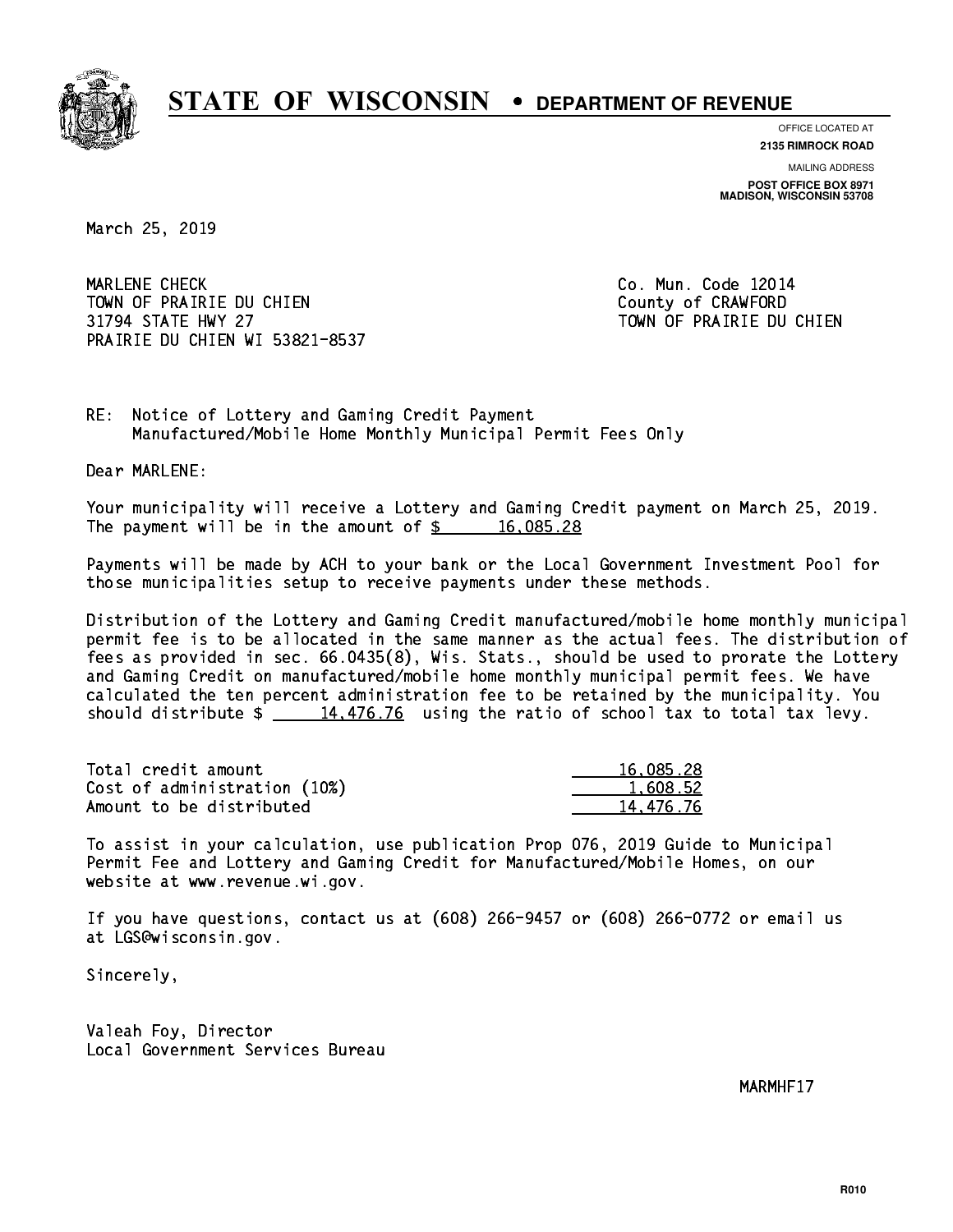# STATE OF WISCONSIN • DEPARTMENT OF REVENUE

OFFICE LOCATED AT
**2135 RIMROCK ROAD**

MAILING ADDRESS
**POST OFFICE BOX 8971**
**MADISON, WISCONSIN 53708**

March 25, 2019

MARLENE CHECK
TOWN OF PRAIRIE DU CHIEN
31794 STATE HWY 27
PRAIRIE DU CHIEN WI 53821-8537

Co. Mun. Code 12014
County of CRAWFORD
TOWN OF PRAIRIE DU CHIEN

RE: Notice of Lottery and Gaming Credit Payment
Manufactured/Mobile Home Monthly Municipal Permit Fees Only

Dear MARLENE:

Your municipality will receive a Lottery and Gaming Credit payment on March 25, 2019. The payment will be in the amount of $ 16,085.28

Payments will be made by ACH to your bank or the Local Government Investment Pool for those municipalities setup to receive payments under these methods.

Distribution of the Lottery and Gaming Credit manufactured/mobile home monthly municipal permit fee is to be allocated in the same manner as the actual fees. The distribution of fees as provided in sec. 66.0435(8), Wis. Stats., should be used to prorate the Lottery and Gaming Credit on manufactured/mobile home monthly municipal permit fees. We have calculated the ten percent administration fee to be retained by the municipality. You should distribute $ 14,476.76 using the ratio of school tax to total tax levy.

| | |
|---|---|
| Total credit amount | 16,085.28 |
| Cost of administration (10%) | 1,608.52 |
| Amount to be distributed | 14,476.76 |

To assist in your calculation, use publication Prop 076, 2019 Guide to Municipal Permit Fee and Lottery and Gaming Credit for Manufactured/Mobile Homes, on our website at www.revenue.wi.gov.

If you have questions, contact us at (608) 266-9457 or (608) 266-0772 or email us at LGS@wisconsin.gov.

Sincerely,

Valeah Foy, Director
Local Government Services Bureau

MARMHF17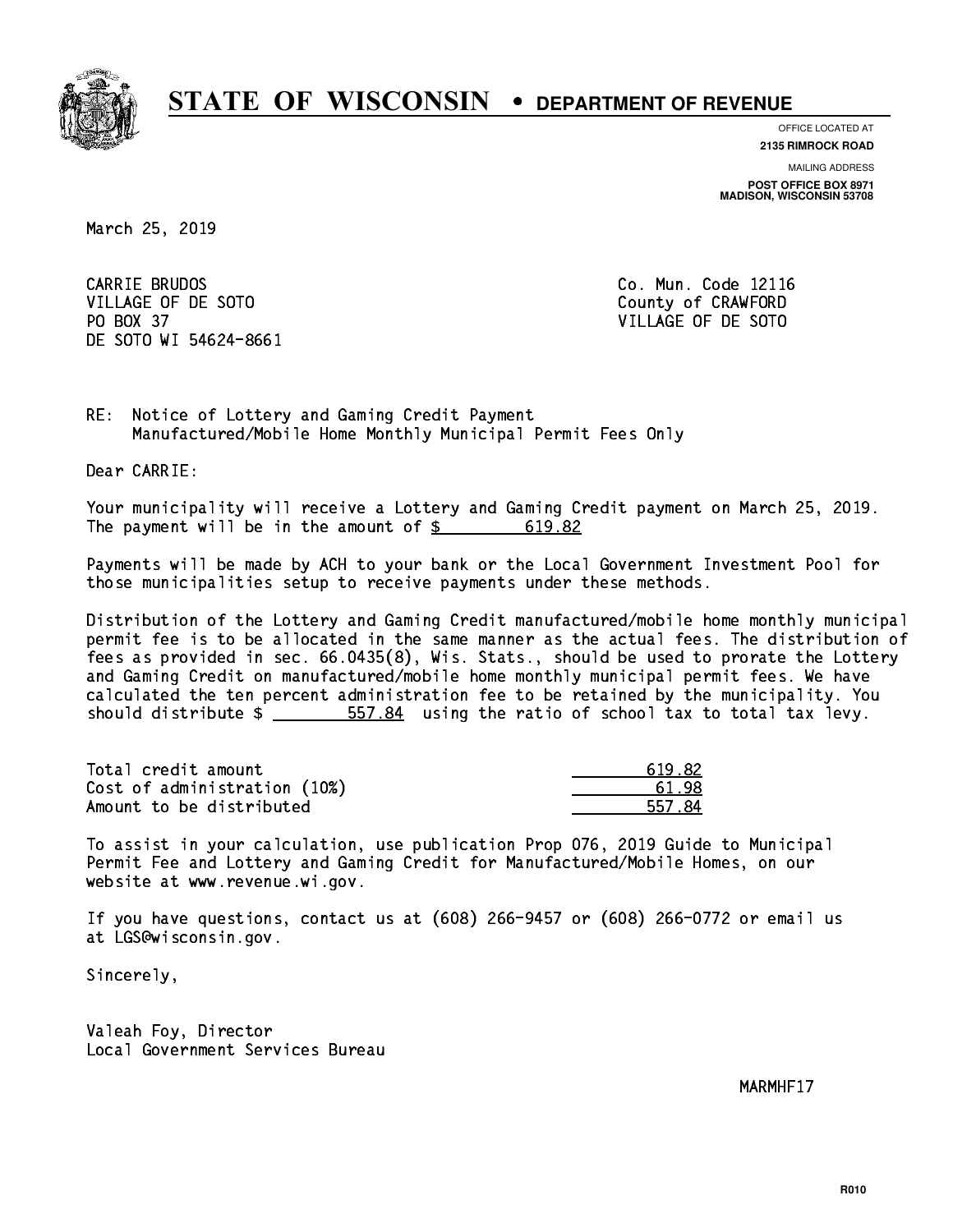# STATE OF WISCONSIN • DEPARTMENT OF REVENUE

OFFICE LOCATED AT
**2135 RIMROCK ROAD**

MAILING ADDRESS
**POST OFFICE BOX 8971**
**MADISON, WISCONSIN 53708**

March 25, 2019

CARRIE BRUDOS
VILLAGE OF DE SOTO
PO BOX 37
DE SOTO WI 54624-8661

Co. Mun. Code 12116
County of CRAWFORD
VILLAGE OF DE SOTO

RE: Notice of Lottery and Gaming Credit Payment
Manufactured/Mobile Home Monthly Municipal Permit Fees Only

Dear CARRIE:

Your municipality will receive a Lottery and Gaming Credit payment on March 25, 2019. The payment will be in the amount of $ 619.82

Payments will be made by ACH to your bank or the Local Government Investment Pool for those municipalities setup to receive payments under these methods.

Distribution of the Lottery and Gaming Credit manufactured/mobile home monthly municipal permit fee is to be allocated in the same manner as the actual fees. The distribution of fees as provided in sec. 66.0435(8), Wis. Stats., should be used to prorate the Lottery and Gaming Credit on manufactured/mobile home monthly municipal permit fees. We have calculated the ten percent administration fee to be retained by the municipality. You should distribute $ 557.84 using the ratio of school tax to total tax levy.

| | |
|---|---|
| Total credit amount | 619.82 |
| Cost of administration (10%) | 61.98 |
| Amount to be distributed | 557.84 |

To assist in your calculation, use publication Prop 076, 2019 Guide to Municipal Permit Fee and Lottery and Gaming Credit for Manufactured/Mobile Homes, on our website at www.revenue.wi.gov.

If you have questions, contact us at (608) 266-9457 or (608) 266-0772 or email us at LGS@wisconsin.gov.

Sincerely,

Valeah Foy, Director
Local Government Services Bureau

MARMHF17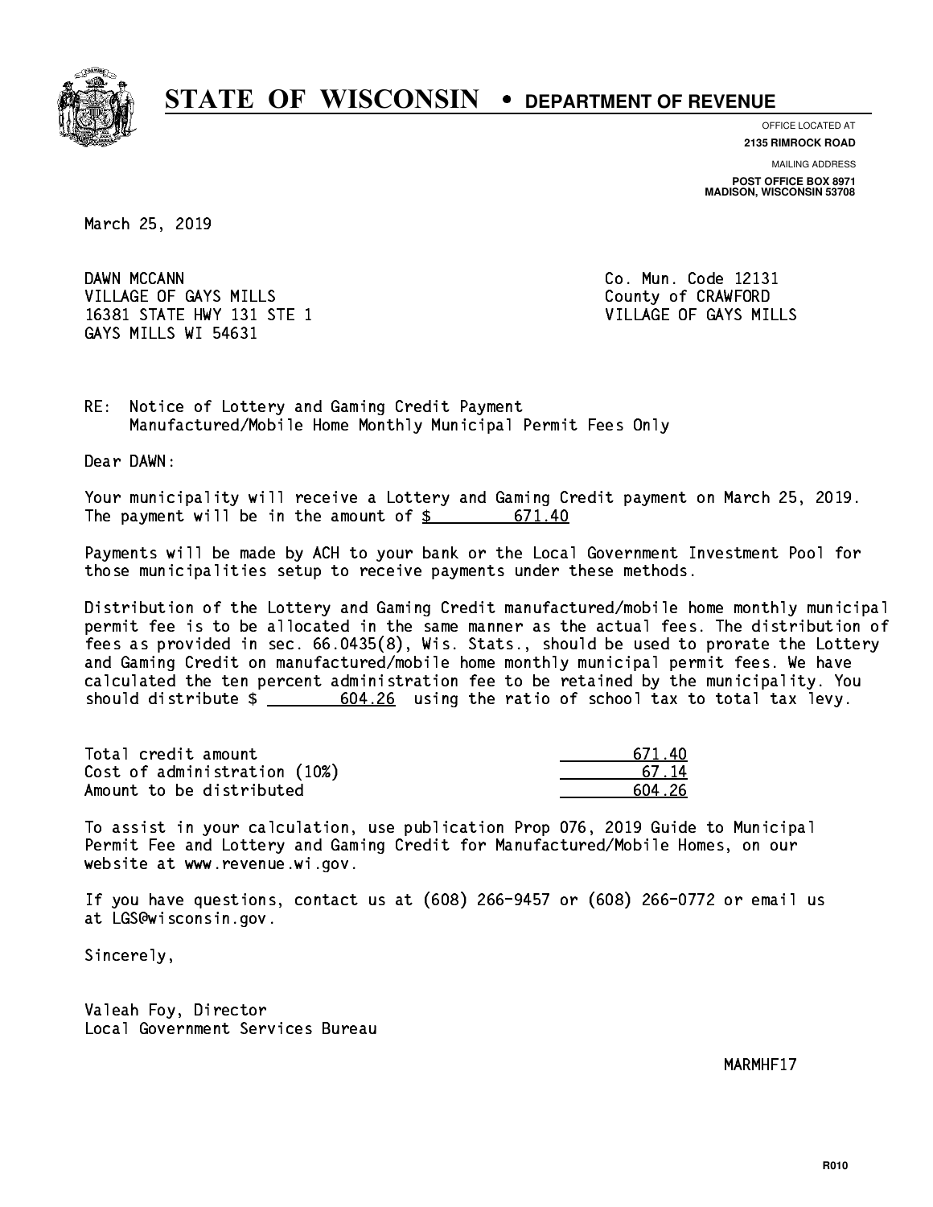# STATE OF WISCONSIN • DEPARTMENT OF REVENUE

OFFICE LOCATED AT
**2135 RIMROCK ROAD**

MAILING ADDRESS
**POST OFFICE BOX 8971**
**MADISON, WISCONSIN 53708**

March 25, 2019

DAWN MCCANN
VILLAGE OF GAYS MILLS
16381 STATE HWY 131 STE 1
GAYS MILLS WI 54631

Co. Mun. Code 12131
County of CRAWFORD
VILLAGE OF GAYS MILLS

RE: Notice of Lottery and Gaming Credit Payment
Manufactured/Mobile Home Monthly Municipal Permit Fees Only

Dear DAWN:

Your municipality will receive a Lottery and Gaming Credit payment on March 25, 2019. The payment will be in the amount of $ 671.40

Payments will be made by ACH to your bank or the Local Government Investment Pool for those municipalities setup to receive payments under these methods.

Distribution of the Lottery and Gaming Credit manufactured/mobile home monthly municipal permit fee is to be allocated in the same manner as the actual fees. The distribution of fees as provided in sec. 66.0435(8), Wis. Stats., should be used to prorate the Lottery and Gaming Credit on manufactured/mobile home monthly municipal permit fees. We have calculated the ten percent administration fee to be retained by the municipality. You should distribute $ 604.26 using the ratio of school tax to total tax levy.

| | |
|---|---|
| Total credit amount | 671.40 |
| Cost of administration (10%) | 67.14 |
| Amount to be distributed | 604.26 |

To assist in your calculation, use publication Prop 076, 2019 Guide to Municipal Permit Fee and Lottery and Gaming Credit for Manufactured/Mobile Homes, on our website at www.revenue.wi.gov.

If you have questions, contact us at (608) 266-9457 or (608) 266-0772 or email us at LGS@wisconsin.gov.

Sincerely,

Valeah Foy, Director
Local Government Services Bureau

MARMHF17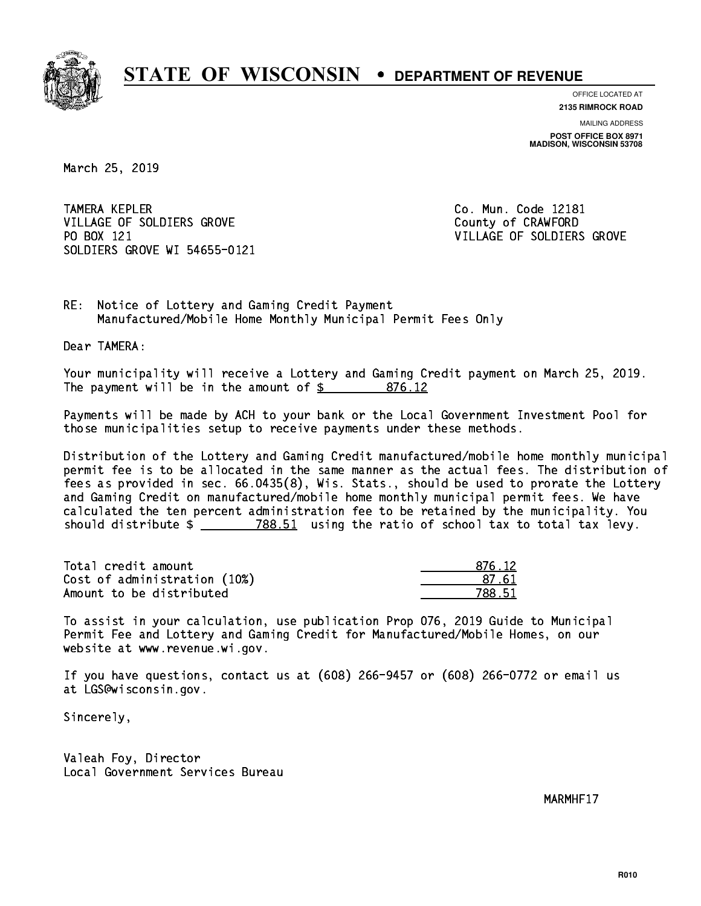# STATE OF WISCONSIN • DEPARTMENT OF REVENUE

OFFICE LOCATED AT
**2135 RIMROCK ROAD**

MAILING ADDRESS
**POST OFFICE BOX 8971**
**MADISON, WISCONSIN 53708**

March 25, 2019

TAMERA KEPLER
VILLAGE OF SOLDIERS GROVE
PO BOX 121
SOLDIERS GROVE WI 54655-0121

Co. Mun. Code 12181
County of CRAWFORD
VILLAGE OF SOLDIERS GROVE

RE: Notice of Lottery and Gaming Credit Payment
Manufactured/Mobile Home Monthly Municipal Permit Fees Only

Dear TAMERA:

Your municipality will receive a Lottery and Gaming Credit payment on March 25, 2019. The payment will be in the amount of $ 876.12

Payments will be made by ACH to your bank or the Local Government Investment Pool for those municipalities setup to receive payments under these methods.

Distribution of the Lottery and Gaming Credit manufactured/mobile home monthly municipal permit fee is to be allocated in the same manner as the actual fees. The distribution of fees as provided in sec. 66.0435(8), Wis. Stats., should be used to prorate the Lottery and Gaming Credit on manufactured/mobile home monthly municipal permit fees. We have calculated the ten percent administration fee to be retained by the municipality. You should distribute $ 788.51 using the ratio of school tax to total tax levy.

| | |
|---|---|
| Total credit amount | 876.12 |
| Cost of administration (10%) | 87.61 |
| Amount to be distributed | 788.51 |

To assist in your calculation, use publication Prop 076, 2019 Guide to Municipal Permit Fee and Lottery and Gaming Credit for Manufactured/Mobile Homes, on our website at www.revenue.wi.gov.

If you have questions, contact us at (608) 266-9457 or (608) 266-0772 or email us at LGS@wisconsin.gov.

Sincerely,

Valeah Foy, Director
Local Government Services Bureau

MARMHF17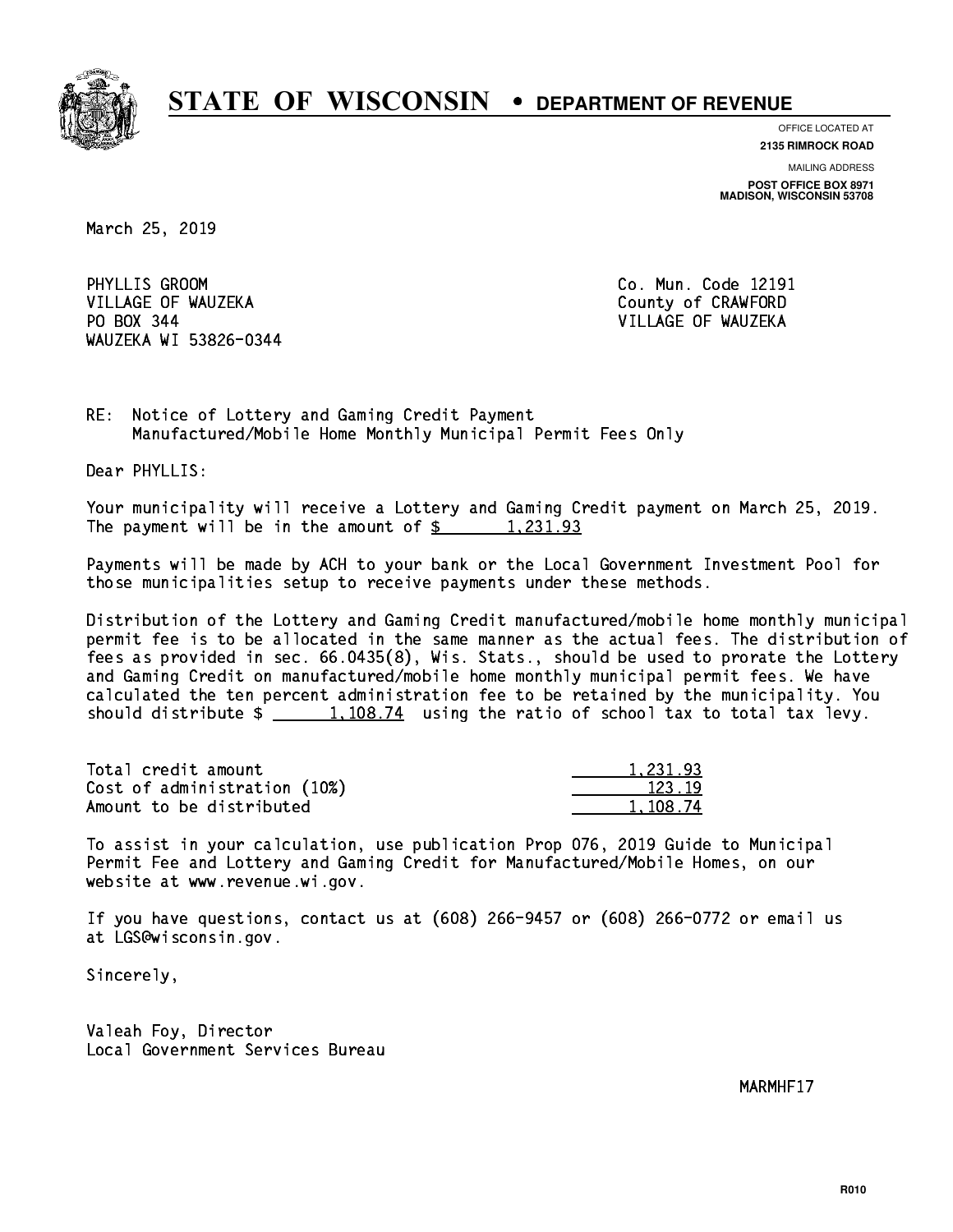# STATE OF WISCONSIN • DEPARTMENT OF REVENUE

OFFICE LOCATED AT
**2135 RIMROCK ROAD**

MAILING ADDRESS
**POST OFFICE BOX 8971**
**MADISON, WISCONSIN 53708**

March 25, 2019

PHYLLIS GROOM
VILLAGE OF WAUZEKA
PO BOX 344
WAUZEKA WI 53826-0344

Co. Mun. Code 12191
County of CRAWFORD
VILLAGE OF WAUZEKA

RE: Notice of Lottery and Gaming Credit Payment
Manufactured/Mobile Home Monthly Municipal Permit Fees Only

Dear PHYLLIS:

Your municipality will receive a Lottery and Gaming Credit payment on March 25, 2019. The payment will be in the amount of $ 1,231.93

Payments will be made by ACH to your bank or the Local Government Investment Pool for those municipalities setup to receive payments under these methods.

Distribution of the Lottery and Gaming Credit manufactured/mobile home monthly municipal permit fee is to be allocated in the same manner as the actual fees. The distribution of fees as provided in sec. 66.0435(8), Wis. Stats., should be used to prorate the Lottery and Gaming Credit on manufactured/mobile home monthly municipal permit fees. We have calculated the ten percent administration fee to be retained by the municipality. You should distribute $ 1,108.74 using the ratio of school tax to total tax levy.

| | |
|---|---|
| Total credit amount | 1,231.93 |
| Cost of administration (10%) | 123.19 |
| Amount to be distributed | 1,108.74 |

To assist in your calculation, use publication Prop 076, 2019 Guide to Municipal Permit Fee and Lottery and Gaming Credit for Manufactured/Mobile Homes, on our website at www.revenue.wi.gov.

If you have questions, contact us at (608) 266-9457 or (608) 266-0772 or email us at LGS@wisconsin.gov.

Sincerely,

Valeah Foy, Director
Local Government Services Bureau

MARMHF17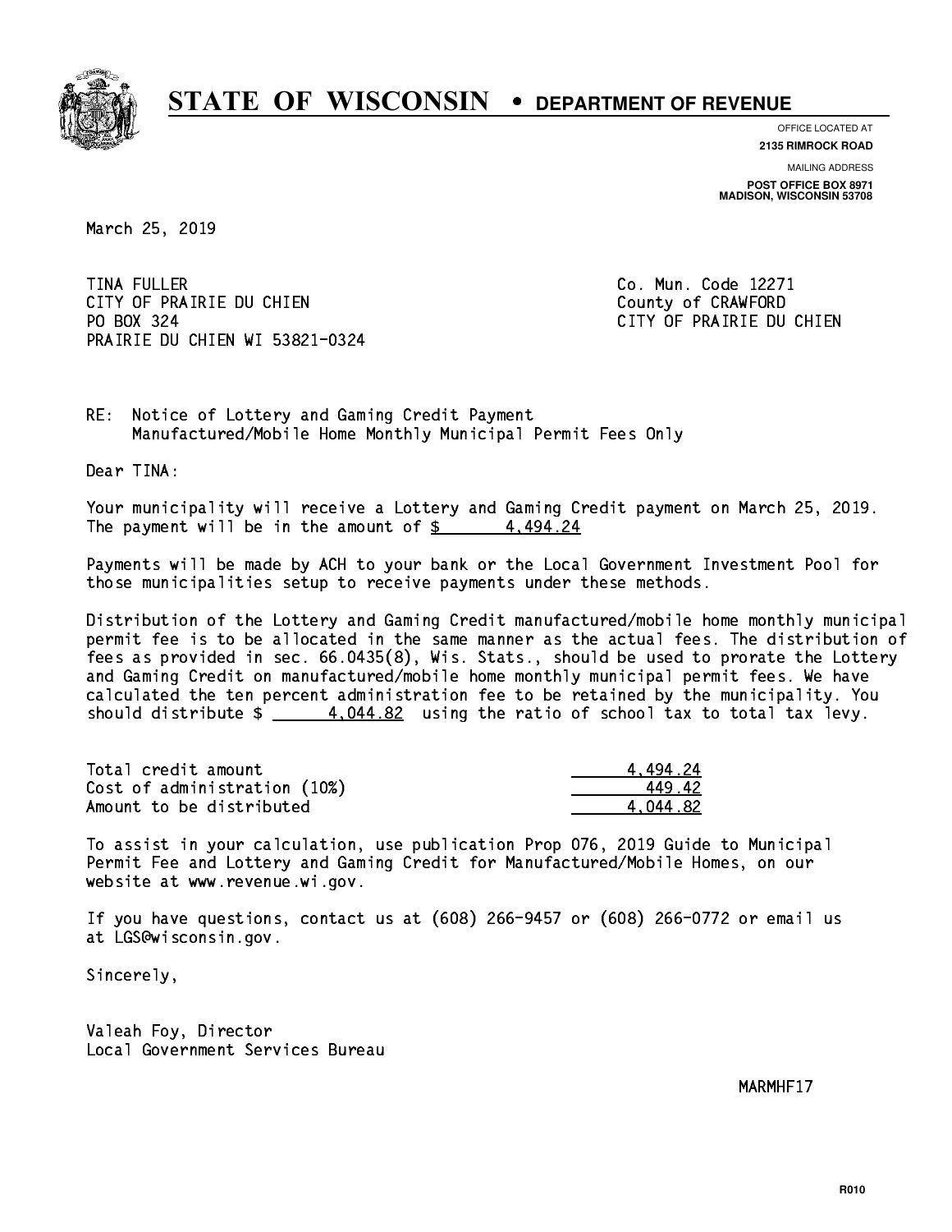# STATE OF WISCONSIN • DEPARTMENT OF REVENUE

OFFICE LOCATED AT
**2135 RIMROCK ROAD**

MAILING ADDRESS
**POST OFFICE BOX 8971**
**MADISON, WISCONSIN 53708**

March 25, 2019

TINA FULLER
CITY OF PRAIRIE DU CHIEN
PO BOX 324
PRAIRIE DU CHIEN WI 53821-0324

Co. Mun. Code 12271
County of CRAWFORD
CITY OF PRAIRIE DU CHIEN

RE: Notice of Lottery and Gaming Credit Payment
Manufactured/Mobile Home Monthly Municipal Permit Fees Only

Dear TINA:

Your municipality will receive a Lottery and Gaming Credit payment on March 25, 2019. The payment will be in the amount of $ 4,494.24

Payments will be made by ACH to your bank or the Local Government Investment Pool for those municipalities setup to receive payments under these methods.

Distribution of the Lottery and Gaming Credit manufactured/mobile home monthly municipal permit fee is to be allocated in the same manner as the actual fees. The distribution of fees as provided in sec. 66.0435(8), Wis. Stats., should be used to prorate the Lottery and Gaming Credit on manufactured/mobile home monthly municipal permit fees. We have calculated the ten percent administration fee to be retained by the municipality. You should distribute $ 4,044.82 using the ratio of school tax to total tax levy.

| | |
|---|---|
| Total credit amount | 4,494.24 |
| Cost of administration (10%) | 449.42 |
| Amount to be distributed | 4,044.82 |

To assist in your calculation, use publication Prop 076, 2019 Guide to Municipal Permit Fee and Lottery and Gaming Credit for Manufactured/Mobile Homes, on our website at www.revenue.wi.gov.

If you have questions, contact us at (608) 266-9457 or (608) 266-0772 or email us at LGS@wisconsin.gov.

Sincerely,

Valeah Foy, Director
Local Government Services Bureau

MARMHF17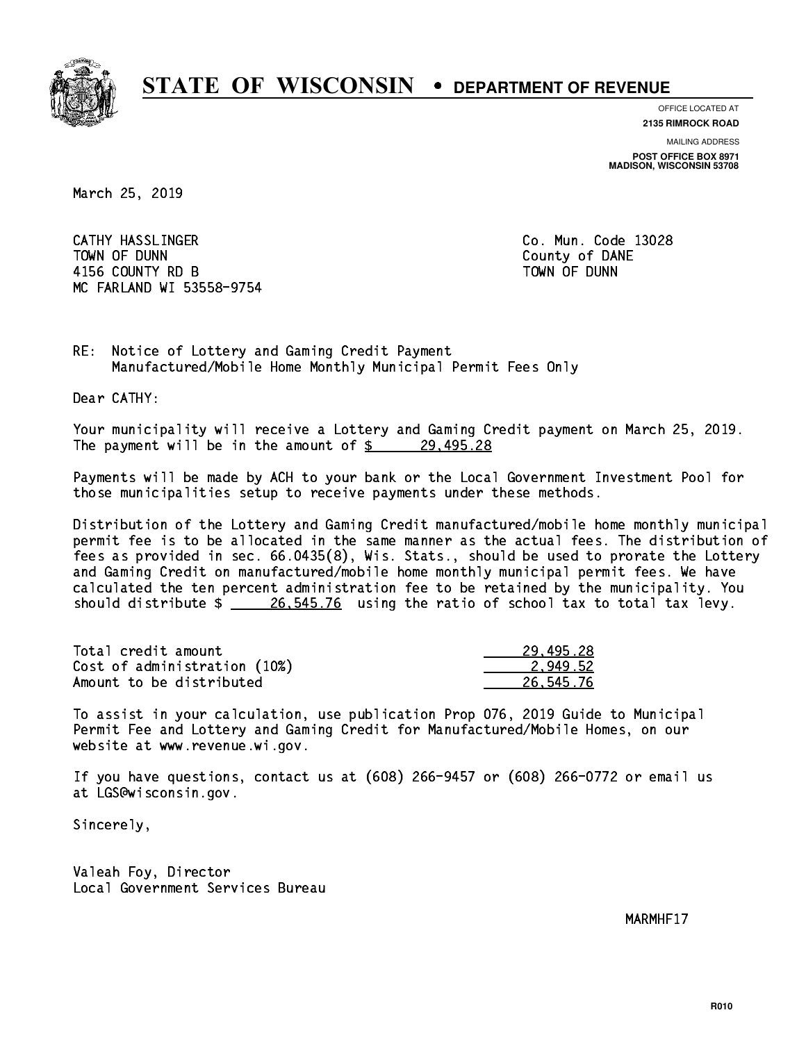# STATE OF WISCONSIN • DEPARTMENT OF REVENUE

OFFICE LOCATED AT
**2135 RIMROCK ROAD**

MAILING ADDRESS
**POST OFFICE BOX 8971**
**MADISON, WISCONSIN 53708**

March 25, 2019

CATHY HASSLINGER
TOWN OF DUNN
4156 COUNTY RD B
MC FARLAND WI 53558-9754

Co. Mun. Code 13028
County of DANE
TOWN OF DUNN

RE: Notice of Lottery and Gaming Credit Payment
Manufactured/Mobile Home Monthly Municipal Permit Fees Only

Dear CATHY:

Your municipality will receive a Lottery and Gaming Credit payment on March 25, 2019. The payment will be in the amount of $ 29,495.28

Payments will be made by ACH to your bank or the Local Government Investment Pool for those municipalities setup to receive payments under these methods.

Distribution of the Lottery and Gaming Credit manufactured/mobile home monthly municipal permit fee is to be allocated in the same manner as the actual fees. The distribution of fees as provided in sec. 66.0435(8), Wis. Stats., should be used to prorate the Lottery and Gaming Credit on manufactured/mobile home monthly municipal permit fees. We have calculated the ten percent administration fee to be retained by the municipality. You should distribute $ 26,545.76 using the ratio of school tax to total tax levy.

| | |
|---|---|
| Total credit amount | 29,495.28 |
| Cost of administration (10%) | 2,949.52 |
| Amount to be distributed | 26,545.76 |

To assist in your calculation, use publication Prop 076, 2019 Guide to Municipal Permit Fee and Lottery and Gaming Credit for Manufactured/Mobile Homes, on our website at www.revenue.wi.gov.

If you have questions, contact us at (608) 266-9457 or (608) 266-0772 or email us at LGS@wisconsin.gov.

Sincerely,

Valeah Foy, Director
Local Government Services Bureau

MARMHF17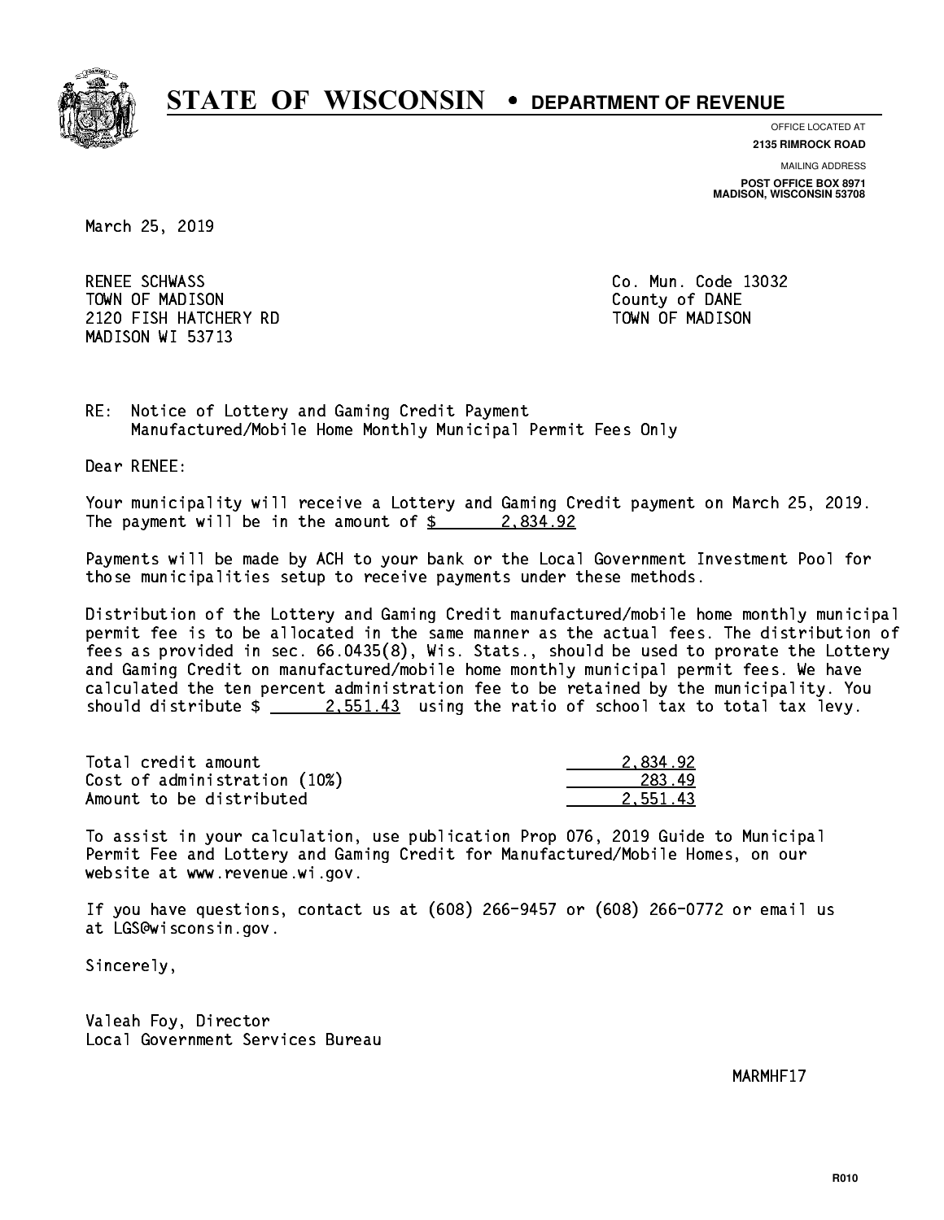# STATE OF WISCONSIN • DEPARTMENT OF REVENUE

OFFICE LOCATED AT
**2135 RIMROCK ROAD**

MAILING ADDRESS
**POST OFFICE BOX 8971**
**MADISON, WISCONSIN 53708**

March 25, 2019

RENEE SCHWASS
TOWN OF MADISON
2120 FISH HATCHERY RD
MADISON WI 53713

Co. Mun. Code 13032
County of DANE
TOWN OF MADISON

RE: Notice of Lottery and Gaming Credit Payment
Manufactured/Mobile Home Monthly Municipal Permit Fees Only

Dear RENEE:

Your municipality will receive a Lottery and Gaming Credit payment on March 25, 2019. The payment will be in the amount of $ 2,834.92

Payments will be made by ACH to your bank or the Local Government Investment Pool for those municipalities setup to receive payments under these methods.

Distribution of the Lottery and Gaming Credit manufactured/mobile home monthly municipal permit fee is to be allocated in the same manner as the actual fees. The distribution of fees as provided in sec. 66.0435(8), Wis. Stats., should be used to prorate the Lottery and Gaming Credit on manufactured/mobile home monthly municipal permit fees. We have calculated the ten percent administration fee to be retained by the municipality. You should distribute $ 2,551.43 using the ratio of school tax to total tax levy.

| | |
|---|---|
| Total credit amount | 2,834.92 |
| Cost of administration (10%) | 283.49 |
| Amount to be distributed | 2,551.43 |

To assist in your calculation, use publication Prop 076, 2019 Guide to Municipal Permit Fee and Lottery and Gaming Credit for Manufactured/Mobile Homes, on our website at www.revenue.wi.gov.

If you have questions, contact us at (608) 266-9457 or (608) 266-0772 or email us at LGS@wisconsin.gov.

Sincerely,

Valeah Foy, Director
Local Government Services Bureau

MARMHF17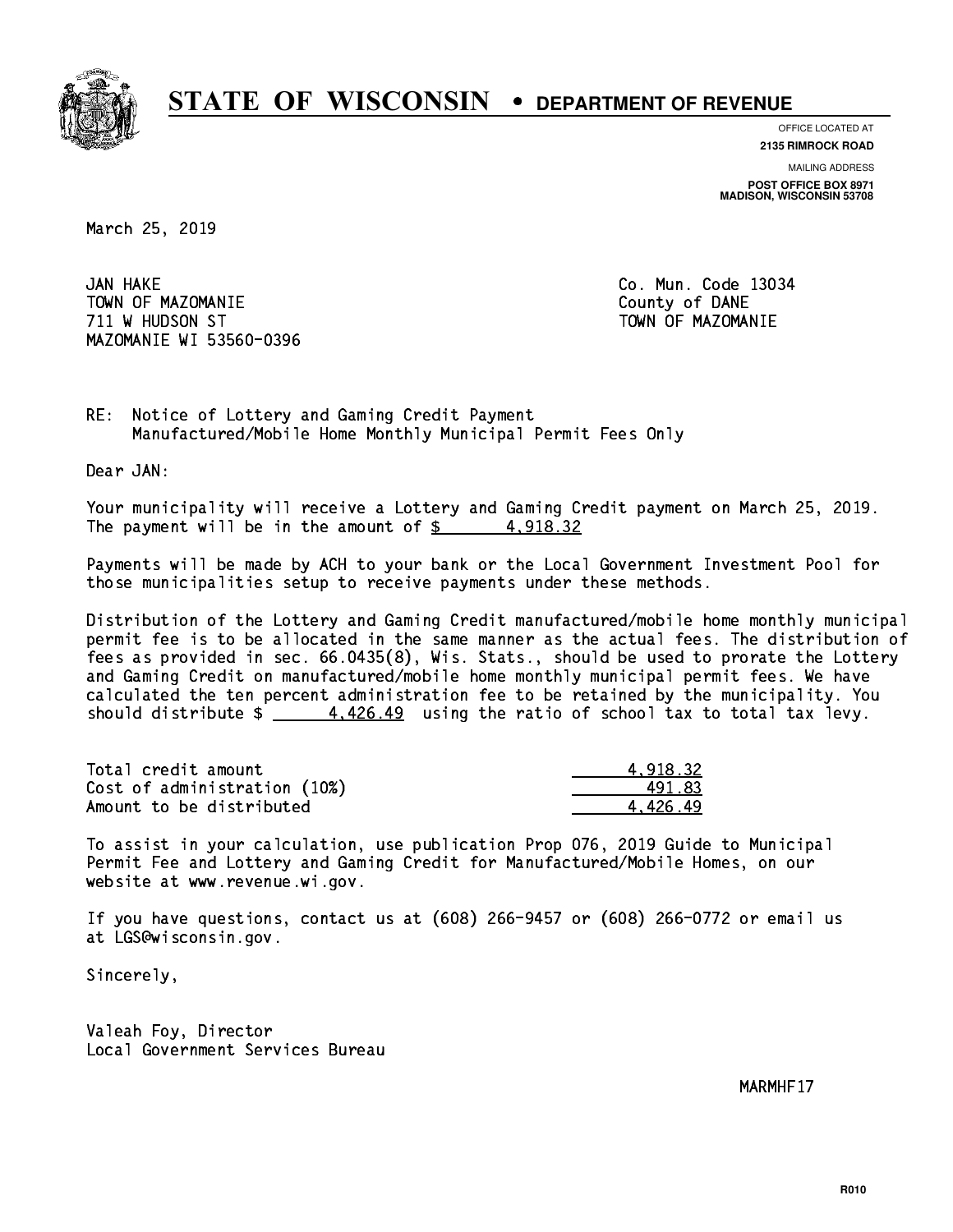# STATE OF WISCONSIN • DEPARTMENT OF REVENUE

OFFICE LOCATED AT
**2135 RIMROCK ROAD**

MAILING ADDRESS
**POST OFFICE BOX 8971**
**MADISON, WISCONSIN 53708**

March 25, 2019

JAN HAKE
TOWN OF MAZOMANIE
711 W HUDSON ST
MAZOMANIE WI 53560-0396

Co. Mun. Code 13034
County of DANE
TOWN OF MAZOMANIE

RE: Notice of Lottery and Gaming Credit Payment
Manufactured/Mobile Home Monthly Municipal Permit Fees Only

Dear JAN:

Your municipality will receive a Lottery and Gaming Credit payment on March 25, 2019. The payment will be in the amount of $ 4,918.32

Payments will be made by ACH to your bank or the Local Government Investment Pool for those municipalities setup to receive payments under these methods.

Distribution of the Lottery and Gaming Credit manufactured/mobile home monthly municipal permit fee is to be allocated in the same manner as the actual fees. The distribution of fees as provided in sec. 66.0435(8), Wis. Stats., should be used to prorate the Lottery and Gaming Credit on manufactured/mobile home monthly municipal permit fees. We have calculated the ten percent administration fee to be retained by the municipality. You should distribute $ 4,426.49 using the ratio of school tax to total tax levy.

| | |
|---|---|
| Total credit amount | 4,918.32 |
| Cost of administration (10%) | 491.83 |
| Amount to be distributed | 4,426.49 |

To assist in your calculation, use publication Prop 076, 2019 Guide to Municipal Permit Fee and Lottery and Gaming Credit for Manufactured/Mobile Homes, on our website at www.revenue.wi.gov.

If you have questions, contact us at (608) 266-9457 or (608) 266-0772 or email us at LGS@wisconsin.gov.

Sincerely,

Valeah Foy, Director
Local Government Services Bureau

MARMHF17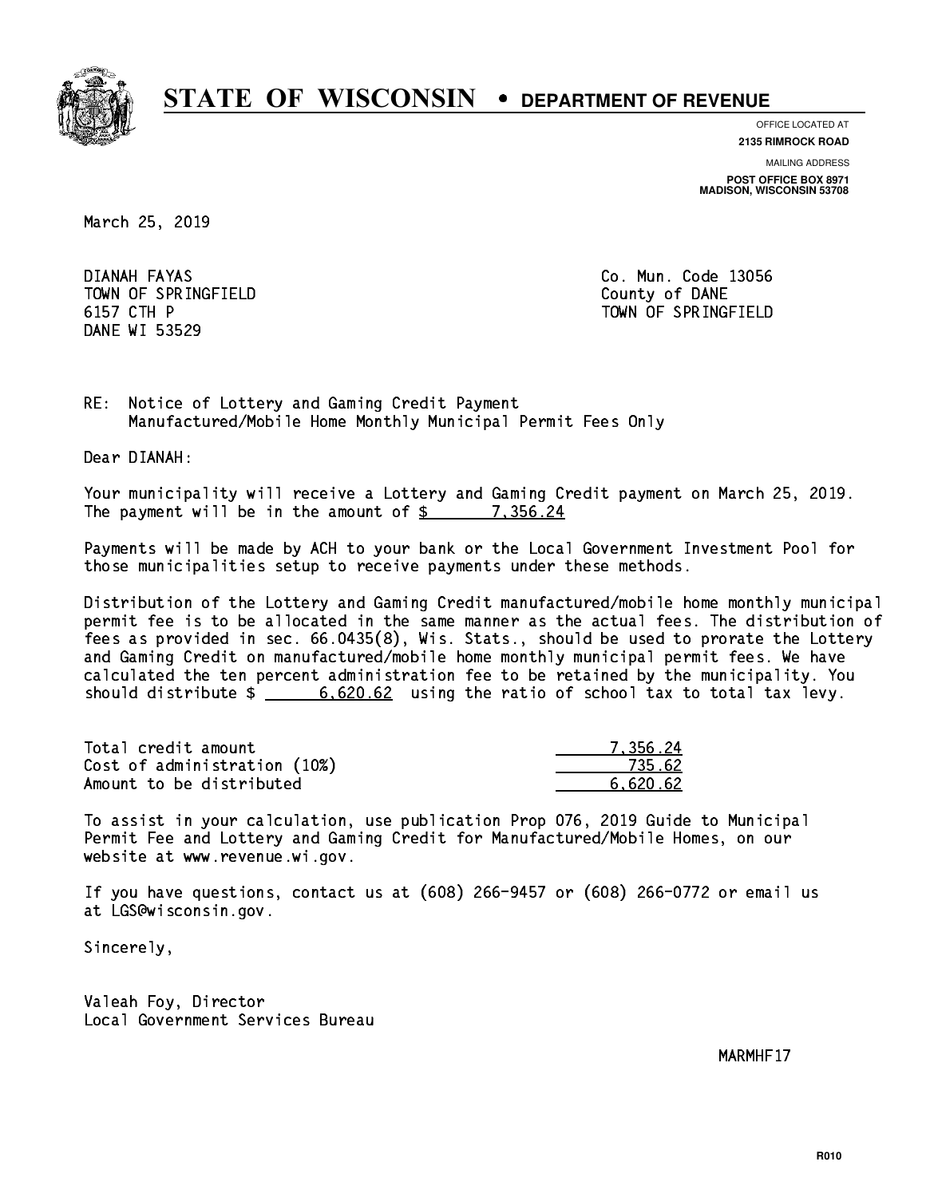# STATE OF WISCONSIN • DEPARTMENT OF REVENUE

OFFICE LOCATED AT
**2135 RIMROCK ROAD**

MAILING ADDRESS
**POST OFFICE BOX 8971**
**MADISON, WISCONSIN 53708**

March 25, 2019

DIANAH FAYAS
TOWN OF SPRINGFIELD
6157 CTH P
DANE WI 53529

Co. Mun. Code 13056
County of DANE
TOWN OF SPRINGFIELD

RE: Notice of Lottery and Gaming Credit Payment
Manufactured/Mobile Home Monthly Municipal Permit Fees Only

Dear DIANAH:

Your municipality will receive a Lottery and Gaming Credit payment on March 25, 2019. The payment will be in the amount of $ 7,356.24

Payments will be made by ACH to your bank or the Local Government Investment Pool for those municipalities setup to receive payments under these methods.

Distribution of the Lottery and Gaming Credit manufactured/mobile home monthly municipal permit fee is to be allocated in the same manner as the actual fees. The distribution of fees as provided in sec. 66.0435(8), Wis. Stats., should be used to prorate the Lottery and Gaming Credit on manufactured/mobile home monthly municipal permit fees. We have calculated the ten percent administration fee to be retained by the municipality. You should distribute $ 6,620.62 using the ratio of school tax to total tax levy.

| | |
|---|---|
| Total credit amount | 7,356.24 |
| Cost of administration (10%) | 735.62 |
| Amount to be distributed | 6,620.62 |

To assist in your calculation, use publication Prop 076, 2019 Guide to Municipal Permit Fee and Lottery and Gaming Credit for Manufactured/Mobile Homes, on our website at www.revenue.wi.gov.

If you have questions, contact us at (608) 266-9457 or (608) 266-0772 or email us at LGS@wisconsin.gov.

Sincerely,

Valeah Foy, Director
Local Government Services Bureau

MARMHF17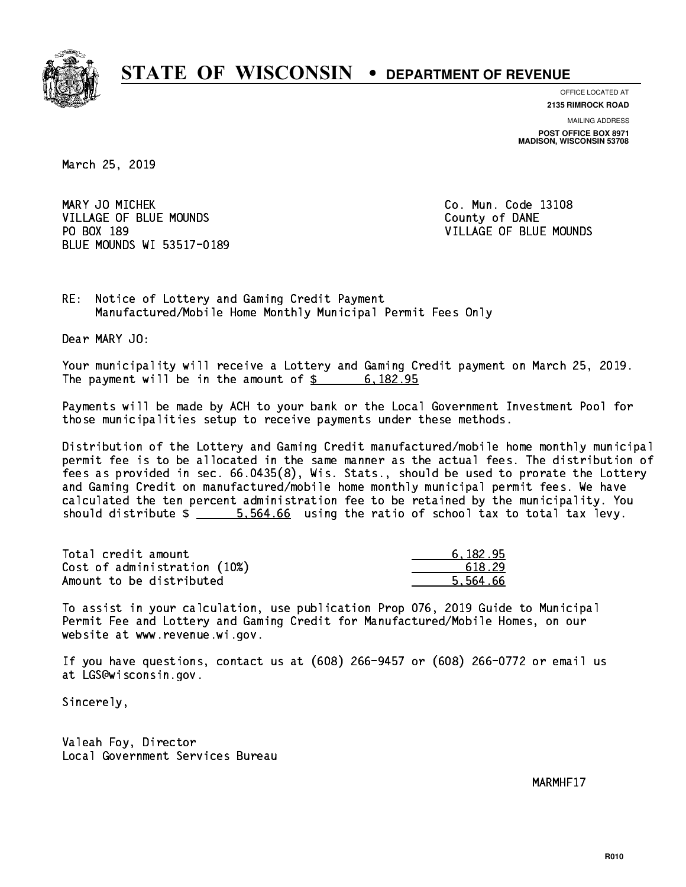# STATE OF WISCONSIN • DEPARTMENT OF REVENUE

OFFICE LOCATED AT
**2135 RIMROCK ROAD**

MAILING ADDRESS
**POST OFFICE BOX 8971**
**MADISON, WISCONSIN 53708**

March 25, 2019

MARY JO MICHEK
VILLAGE OF BLUE MOUNDS
PO BOX 189
BLUE MOUNDS WI 53517-0189

Co. Mun. Code 13108
County of DANE
VILLAGE OF BLUE MOUNDS

RE: Notice of Lottery and Gaming Credit Payment
Manufactured/Mobile Home Monthly Municipal Permit Fees Only

Dear MARY JO:

Your municipality will receive a Lottery and Gaming Credit payment on March 25, 2019. The payment will be in the amount of $ 6,182.95

Payments will be made by ACH to your bank or the Local Government Investment Pool for those municipalities setup to receive payments under these methods.

Distribution of the Lottery and Gaming Credit manufactured/mobile home monthly municipal permit fee is to be allocated in the same manner as the actual fees. The distribution of fees as provided in sec. 66.0435(8), Wis. Stats., should be used to prorate the Lottery and Gaming Credit on manufactured/mobile home monthly municipal permit fees. We have calculated the ten percent administration fee to be retained by the municipality. You should distribute $ 5,564.66 using the ratio of school tax to total tax levy.

| | |
|---|---|
| Total credit amount | 6,182.95 |
| Cost of administration (10%) | 618.29 |
| Amount to be distributed | 5,564.66 |

To assist in your calculation, use publication Prop 076, 2019 Guide to Municipal Permit Fee and Lottery and Gaming Credit for Manufactured/Mobile Homes, on our website at www.revenue.wi.gov.

If you have questions, contact us at (608) 266-9457 or (608) 266-0772 or email us at LGS@wisconsin.gov.

Sincerely,

Valeah Foy, Director
Local Government Services Bureau

MARMHF17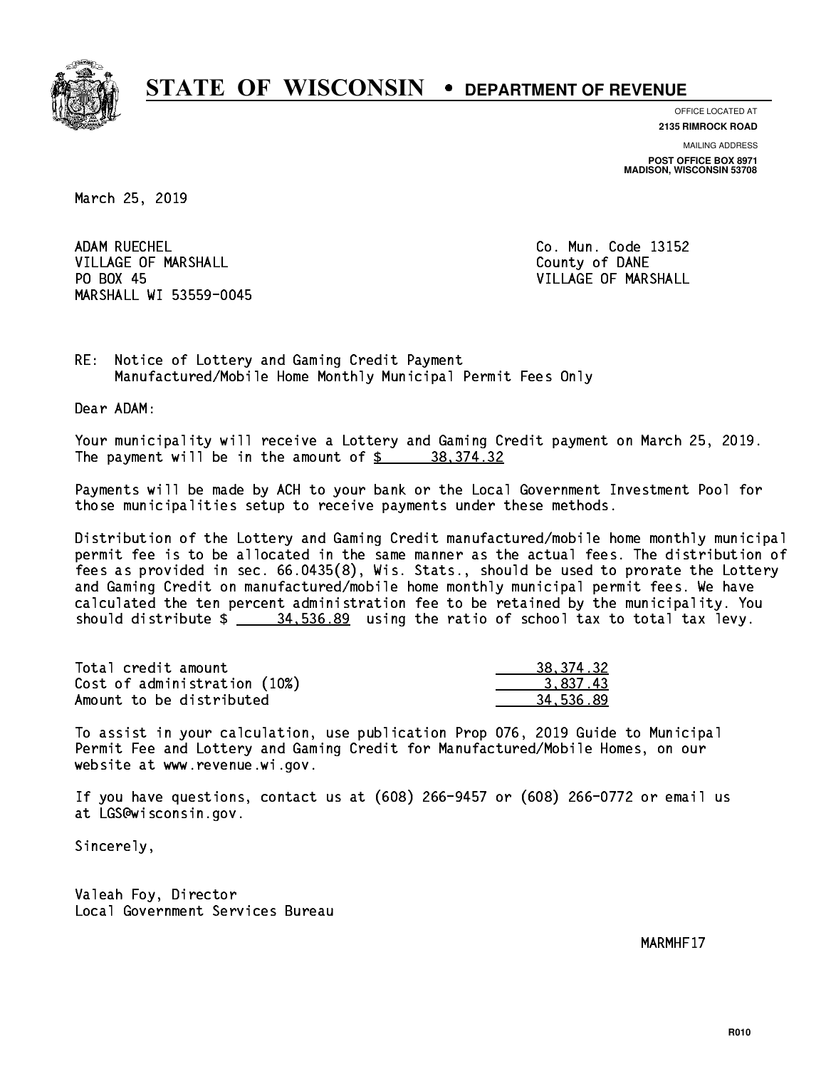# STATE OF WISCONSIN • DEPARTMENT OF REVENUE

OFFICE LOCATED AT
**2135 RIMROCK ROAD**

MAILING ADDRESS
**POST OFFICE BOX 8971**
**MADISON, WISCONSIN 53708**

March 25, 2019

ADAM RUECHEL
VILLAGE OF MARSHALL
PO BOX 45
MARSHALL WI 53559-0045

Co. Mun. Code 13152
County of DANE
VILLAGE OF MARSHALL

RE: Notice of Lottery and Gaming Credit Payment
Manufactured/Mobile Home Monthly Municipal Permit Fees Only

Dear ADAM:

Your municipality will receive a Lottery and Gaming Credit payment on March 25, 2019. The payment will be in the amount of $ 38,374.32

Payments will be made by ACH to your bank or the Local Government Investment Pool for those municipalities setup to receive payments under these methods.

Distribution of the Lottery and Gaming Credit manufactured/mobile home monthly municipal permit fee is to be allocated in the same manner as the actual fees. The distribution of fees as provided in sec. 66.0435(8), Wis. Stats., should be used to prorate the Lottery and Gaming Credit on manufactured/mobile home monthly municipal permit fees. We have calculated the ten percent administration fee to be retained by the municipality. You should distribute $ 34,536.89 using the ratio of school tax to total tax levy.

| | |
|---|---|
| Total credit amount | 38,374.32 |
| Cost of administration (10%) | 3,837.43 |
| Amount to be distributed | 34,536.89 |

To assist in your calculation, use publication Prop 076, 2019 Guide to Municipal Permit Fee and Lottery and Gaming Credit for Manufactured/Mobile Homes, on our website at www.revenue.wi.gov.

If you have questions, contact us at (608) 266-9457 or (608) 266-0772 or email us at LGS@wisconsin.gov.

Sincerely,

Valeah Foy, Director
Local Government Services Bureau

MARMHF17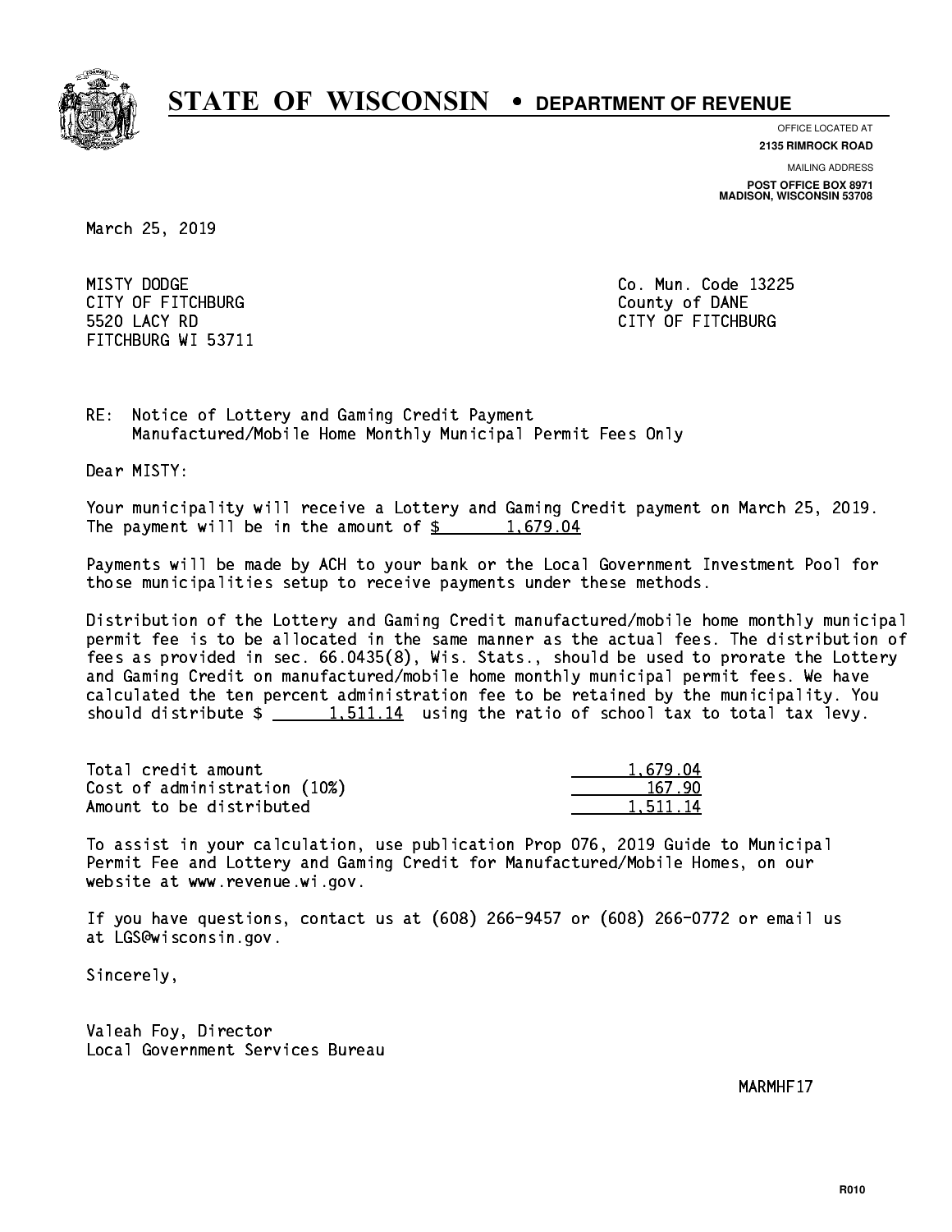# STATE OF WISCONSIN • DEPARTMENT OF REVENUE

OFFICE LOCATED AT
**2135 RIMROCK ROAD**

MAILING ADDRESS
**POST OFFICE BOX 8971**
**MADISON, WISCONSIN 53708**

March 25, 2019

MISTY DODGE
CITY OF FITCHBURG
5520 LACY RD
FITCHBURG WI 53711

Co. Mun. Code 13225
County of DANE
CITY OF FITCHBURG

RE: Notice of Lottery and Gaming Credit Payment
Manufactured/Mobile Home Monthly Municipal Permit Fees Only

Dear MISTY:

Your municipality will receive a Lottery and Gaming Credit payment on March 25, 2019. The payment will be in the amount of $ 1,679.04

Payments will be made by ACH to your bank or the Local Government Investment Pool for those municipalities setup to receive payments under these methods.

Distribution of the Lottery and Gaming Credit manufactured/mobile home monthly municipal permit fee is to be allocated in the same manner as the actual fees. The distribution of fees as provided in sec. 66.0435(8), Wis. Stats., should be used to prorate the Lottery and Gaming Credit on manufactured/mobile home monthly municipal permit fees. We have calculated the ten percent administration fee to be retained by the municipality. You should distribute $ 1,511.14 using the ratio of school tax to total tax levy.

| | |
|---|---|
| Total credit amount | 1,679.04 |
| Cost of administration (10%) | 167.90 |
| Amount to be distributed | 1,511.14 |

To assist in your calculation, use publication Prop 076, 2019 Guide to Municipal Permit Fee and Lottery and Gaming Credit for Manufactured/Mobile Homes, on our website at www.revenue.wi.gov.

If you have questions, contact us at (608) 266-9457 or (608) 266-0772 or email us at LGS@wisconsin.gov.

Sincerely,

Valeah Foy, Director
Local Government Services Bureau

MARMHF17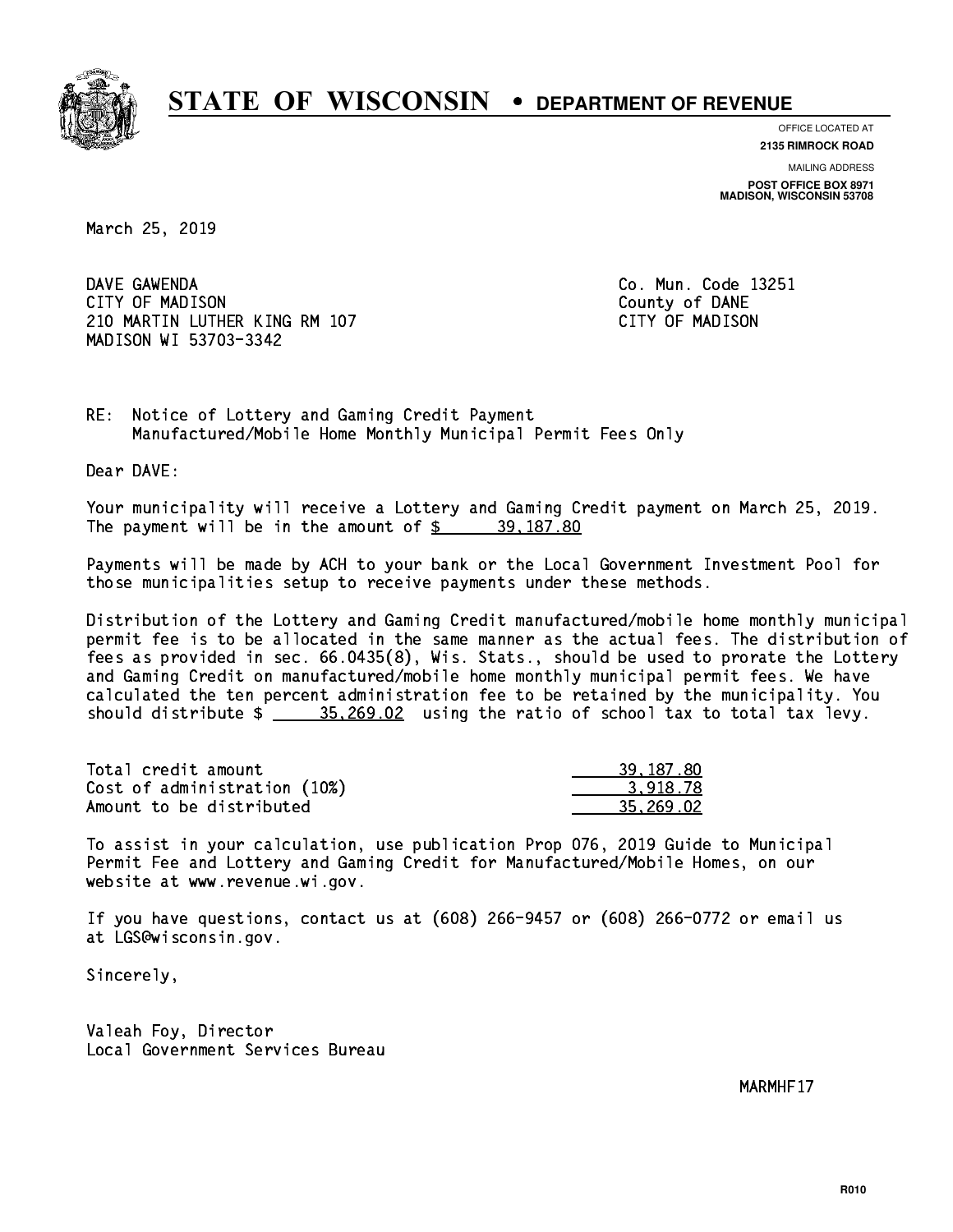# STATE OF WISCONSIN • DEPARTMENT OF REVENUE

OFFICE LOCATED AT
**2135 RIMROCK ROAD**

MAILING ADDRESS
**POST OFFICE BOX 8971**
**MADISON, WISCONSIN 53708**

March 25, 2019

DAVE GAWENDA
CITY OF MADISON
210 MARTIN LUTHER KING RM 107
MADISON WI 53703-3342

Co. Mun. Code 13251
County of DANE
CITY OF MADISON

RE: Notice of Lottery and Gaming Credit Payment
Manufactured/Mobile Home Monthly Municipal Permit Fees Only

Dear DAVE:

Your municipality will receive a Lottery and Gaming Credit payment on March 25, 2019. The payment will be in the amount of $ 39,187.80

Payments will be made by ACH to your bank or the Local Government Investment Pool for those municipalities setup to receive payments under these methods.

Distribution of the Lottery and Gaming Credit manufactured/mobile home monthly municipal permit fee is to be allocated in the same manner as the actual fees. The distribution of fees as provided in sec. 66.0435(8), Wis. Stats., should be used to prorate the Lottery and Gaming Credit on manufactured/mobile home monthly municipal permit fees. We have calculated the ten percent administration fee to be retained by the municipality. You should distribute $ 35,269.02 using the ratio of school tax to total tax levy.

| | |
|---|---|
| Total credit amount | 39,187.80 |
| Cost of administration (10%) | 3,918.78 |
| Amount to be distributed | 35,269.02 |

To assist in your calculation, use publication Prop 076, 2019 Guide to Municipal Permit Fee and Lottery and Gaming Credit for Manufactured/Mobile Homes, on our website at www.revenue.wi.gov.

If you have questions, contact us at (608) 266-9457 or (608) 266-0772 or email us at LGS@wisconsin.gov.

Sincerely,

Valeah Foy, Director
Local Government Services Bureau

MARMHF17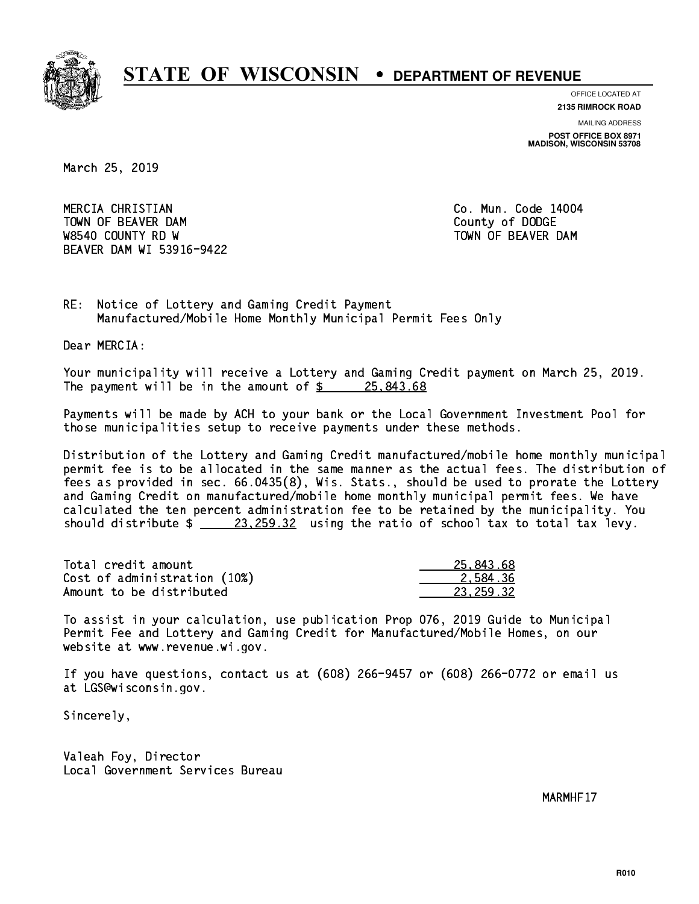# STATE OF WISCONSIN • DEPARTMENT OF REVENUE

OFFICE LOCATED AT
**2135 RIMROCK ROAD**

MAILING ADDRESS
**POST OFFICE BOX 8971**
**MADISON, WISCONSIN 53708**

March 25, 2019

MERCIA CHRISTIAN
TOWN OF BEAVER DAM
W8540 COUNTY RD W
BEAVER DAM WI 53916-9422

Co. Mun. Code 14004
County of DODGE
TOWN OF BEAVER DAM

RE: Notice of Lottery and Gaming Credit Payment
Manufactured/Mobile Home Monthly Municipal Permit Fees Only

Dear MERCIA:

Your municipality will receive a Lottery and Gaming Credit payment on March 25, 2019. The payment will be in the amount of $ 25,843.68

Payments will be made by ACH to your bank or the Local Government Investment Pool for those municipalities setup to receive payments under these methods.

Distribution of the Lottery and Gaming Credit manufactured/mobile home monthly municipal permit fee is to be allocated in the same manner as the actual fees. The distribution of fees as provided in sec. 66.0435(8), Wis. Stats., should be used to prorate the Lottery and Gaming Credit on manufactured/mobile home monthly municipal permit fees. We have calculated the ten percent administration fee to be retained by the municipality. You should distribute $ 23,259.32 using the ratio of school tax to total tax levy.

| | |
|---|---|
| Total credit amount | 25,843.68 |
| Cost of administration (10%) | 2,584.36 |
| Amount to be distributed | 23,259.32 |

To assist in your calculation, use publication Prop 076, 2019 Guide to Municipal Permit Fee and Lottery and Gaming Credit for Manufactured/Mobile Homes, on our website at www.revenue.wi.gov.

If you have questions, contact us at (608) 266-9457 or (608) 266-0772 or email us at LGS@wisconsin.gov.

Sincerely,

Valeah Foy, Director
Local Government Services Bureau

MARMHF17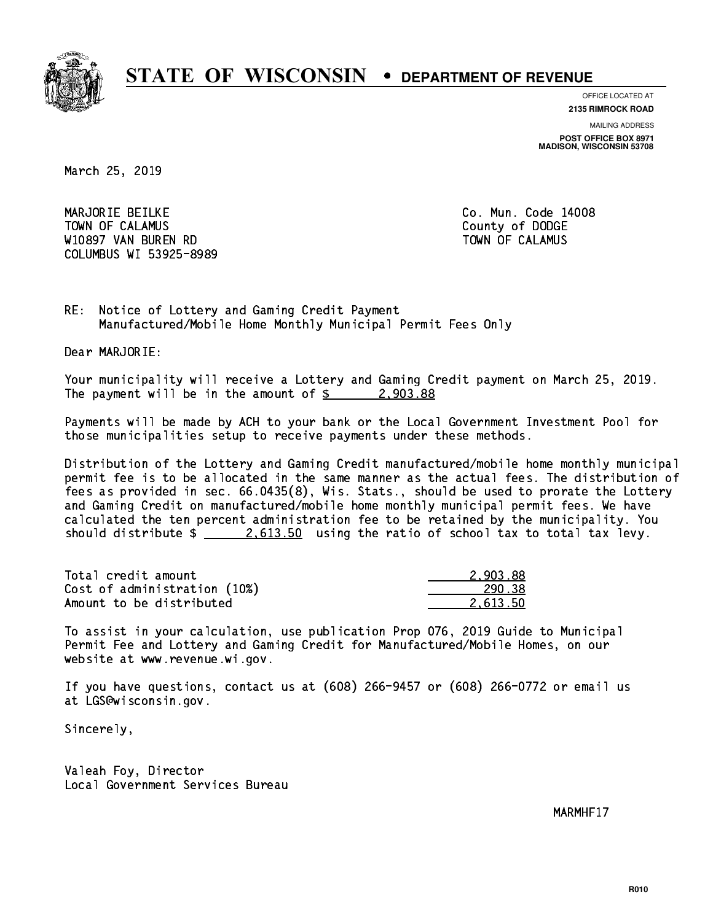# STATE OF WISCONSIN • DEPARTMENT OF REVENUE

OFFICE LOCATED AT
**2135 RIMROCK ROAD**

MAILING ADDRESS
**POST OFFICE BOX 8971**
**MADISON, WISCONSIN 53708**

March 25, 2019

MARJORIE BEILKE
TOWN OF CALAMUS
W10897 VAN BUREN RD
COLUMBUS WI 53925-8989

Co. Mun. Code 14008
County of DODGE
TOWN OF CALAMUS

RE: Notice of Lottery and Gaming Credit Payment
Manufactured/Mobile Home Monthly Municipal Permit Fees Only

Dear MARJORIE:

Your municipality will receive a Lottery and Gaming Credit payment on March 25, 2019. The payment will be in the amount of $ 2,903.88

Payments will be made by ACH to your bank or the Local Government Investment Pool for those municipalities setup to receive payments under these methods.

Distribution of the Lottery and Gaming Credit manufactured/mobile home monthly municipal permit fee is to be allocated in the same manner as the actual fees. The distribution of fees as provided in sec. 66.0435(8), Wis. Stats., should be used to prorate the Lottery and Gaming Credit on manufactured/mobile home monthly municipal permit fees. We have calculated the ten percent administration fee to be retained by the municipality. You should distribute $ 2,613.50 using the ratio of school tax to total tax levy.

| | |
|---|---|
| Total credit amount | 2,903.88 |
| Cost of administration (10%) | 290.38 |
| Amount to be distributed | 2,613.50 |

To assist in your calculation, use publication Prop 076, 2019 Guide to Municipal Permit Fee and Lottery and Gaming Credit for Manufactured/Mobile Homes, on our website at www.revenue.wi.gov.

If you have questions, contact us at (608) 266-9457 or (608) 266-0772 or email us at LGS@wisconsin.gov.

Sincerely,

Valeah Foy, Director
Local Government Services Bureau

MARMHF17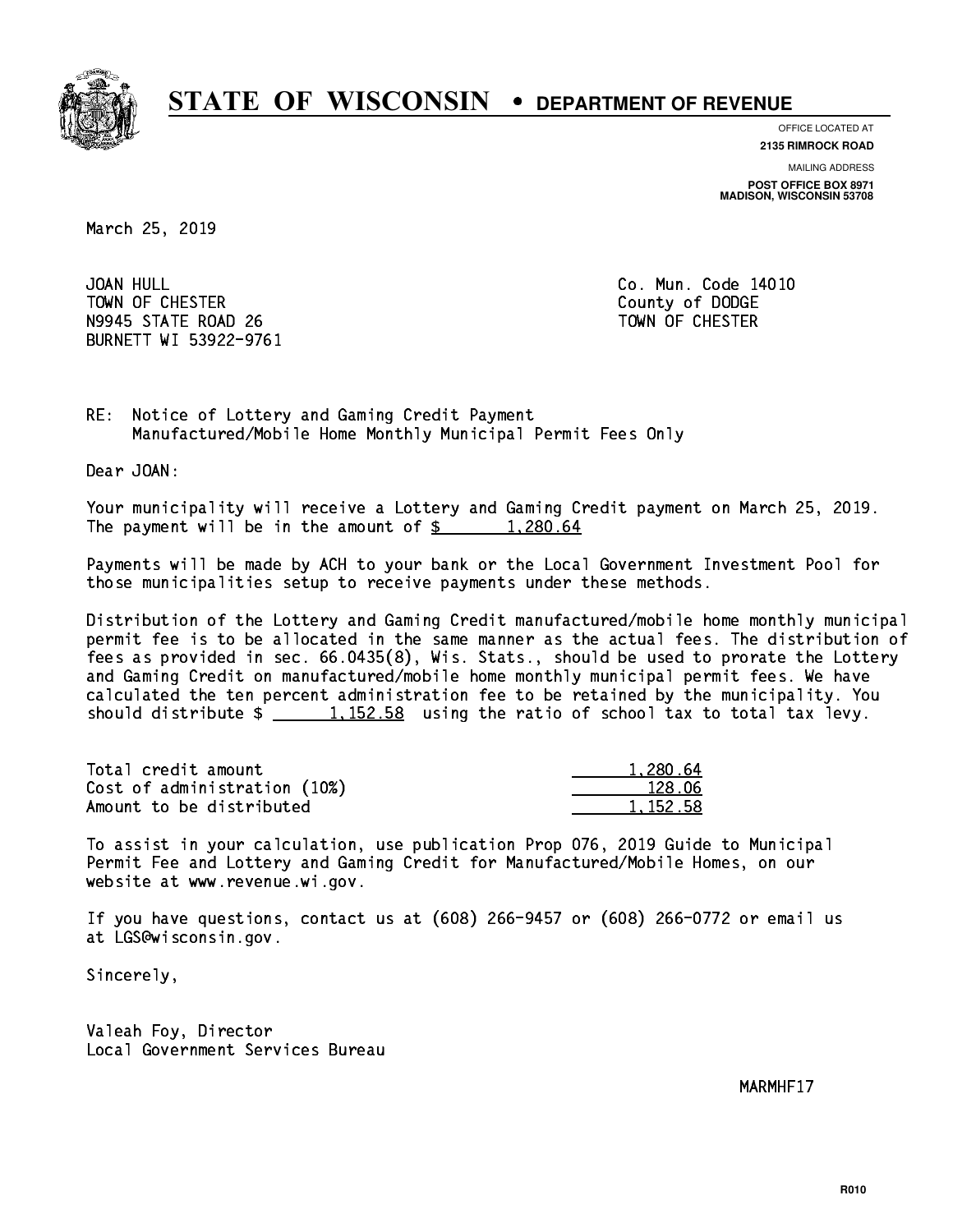# STATE OF WISCONSIN • DEPARTMENT OF REVENUE

OFFICE LOCATED AT
**2135 RIMROCK ROAD**

MAILING ADDRESS
**POST OFFICE BOX 8971**
**MADISON, WISCONSIN 53708**

March 25, 2019

JOAN HULL
TOWN OF CHESTER
N9945 STATE ROAD 26
BURNETT WI 53922-9761

Co. Mun. Code 14010
County of DODGE
TOWN OF CHESTER

RE: Notice of Lottery and Gaming Credit Payment
Manufactured/Mobile Home Monthly Municipal Permit Fees Only

Dear JOAN:

Your municipality will receive a Lottery and Gaming Credit payment on March 25, 2019. The payment will be in the amount of $ 1,280.64

Payments will be made by ACH to your bank or the Local Government Investment Pool for those municipalities setup to receive payments under these methods.

Distribution of the Lottery and Gaming Credit manufactured/mobile home monthly municipal permit fee is to be allocated in the same manner as the actual fees. The distribution of fees as provided in sec. 66.0435(8), Wis. Stats., should be used to prorate the Lottery and Gaming Credit on manufactured/mobile home monthly municipal permit fees. We have calculated the ten percent administration fee to be retained by the municipality. You should distribute $ 1,152.58 using the ratio of school tax to total tax levy.

| | |
|---|---|
| Total credit amount | 1,280.64 |
| Cost of administration (10%) | 128.06 |
| Amount to be distributed | 1,152.58 |

To assist in your calculation, use publication Prop 076, 2019 Guide to Municipal Permit Fee and Lottery and Gaming Credit for Manufactured/Mobile Homes, on our website at www.revenue.wi.gov.

If you have questions, contact us at (608) 266-9457 or (608) 266-0772 or email us at LGS@wisconsin.gov.

Sincerely,

Valeah Foy, Director
Local Government Services Bureau

MARMHF17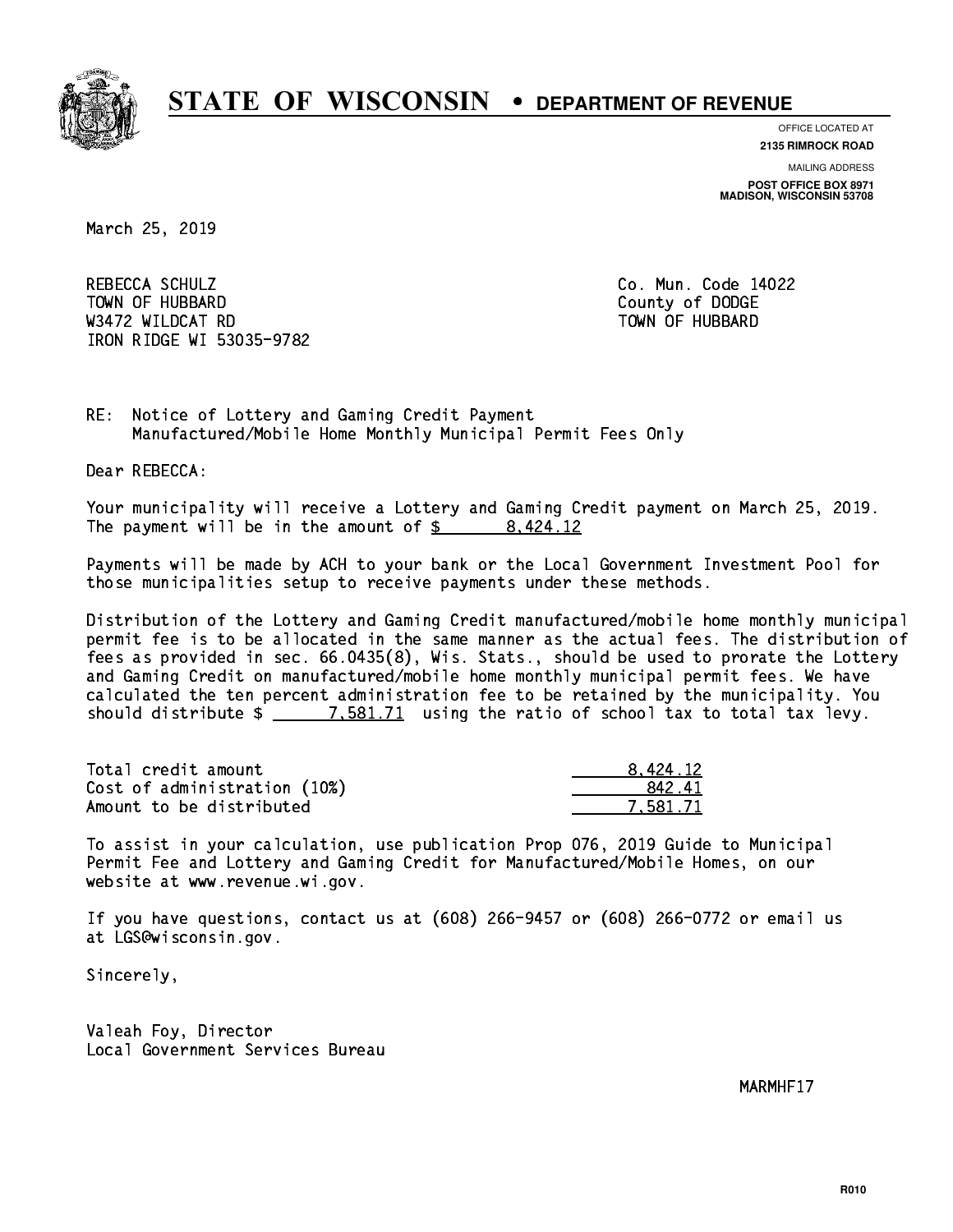# STATE OF WISCONSIN • DEPARTMENT OF REVENUE

OFFICE LOCATED AT
**2135 RIMROCK ROAD**

MAILING ADDRESS
**POST OFFICE BOX 8971**
**MADISON, WISCONSIN 53708**

March 25, 2019

REBECCA SCHULZ
TOWN OF HUBBARD
W3472 WILDCAT RD
IRON RIDGE WI 53035-9782

Co. Mun. Code 14022
County of DODGE
TOWN OF HUBBARD

RE: Notice of Lottery and Gaming Credit Payment
Manufactured/Mobile Home Monthly Municipal Permit Fees Only

Dear REBECCA:

Your municipality will receive a Lottery and Gaming Credit payment on March 25, 2019. The payment will be in the amount of $ 8,424.12

Payments will be made by ACH to your bank or the Local Government Investment Pool for those municipalities setup to receive payments under these methods.

Distribution of the Lottery and Gaming Credit manufactured/mobile home monthly municipal permit fee is to be allocated in the same manner as the actual fees. The distribution of fees as provided in sec. 66.0435(8), Wis. Stats., should be used to prorate the Lottery and Gaming Credit on manufactured/mobile home monthly municipal permit fees. We have calculated the ten percent administration fee to be retained by the municipality. You should distribute $ 7,581.71 using the ratio of school tax to total tax levy.

| | |
|---|---|
| Total credit amount | 8,424.12 |
| Cost of administration (10%) | 842.41 |
| Amount to be distributed | 7,581.71 |

To assist in your calculation, use publication Prop 076, 2019 Guide to Municipal Permit Fee and Lottery and Gaming Credit for Manufactured/Mobile Homes, on our website at www.revenue.wi.gov.

If you have questions, contact us at (608) 266-9457 or (608) 266-0772 or email us at LGS@wisconsin.gov.

Sincerely,

Valeah Foy, Director
Local Government Services Bureau

MARMHF17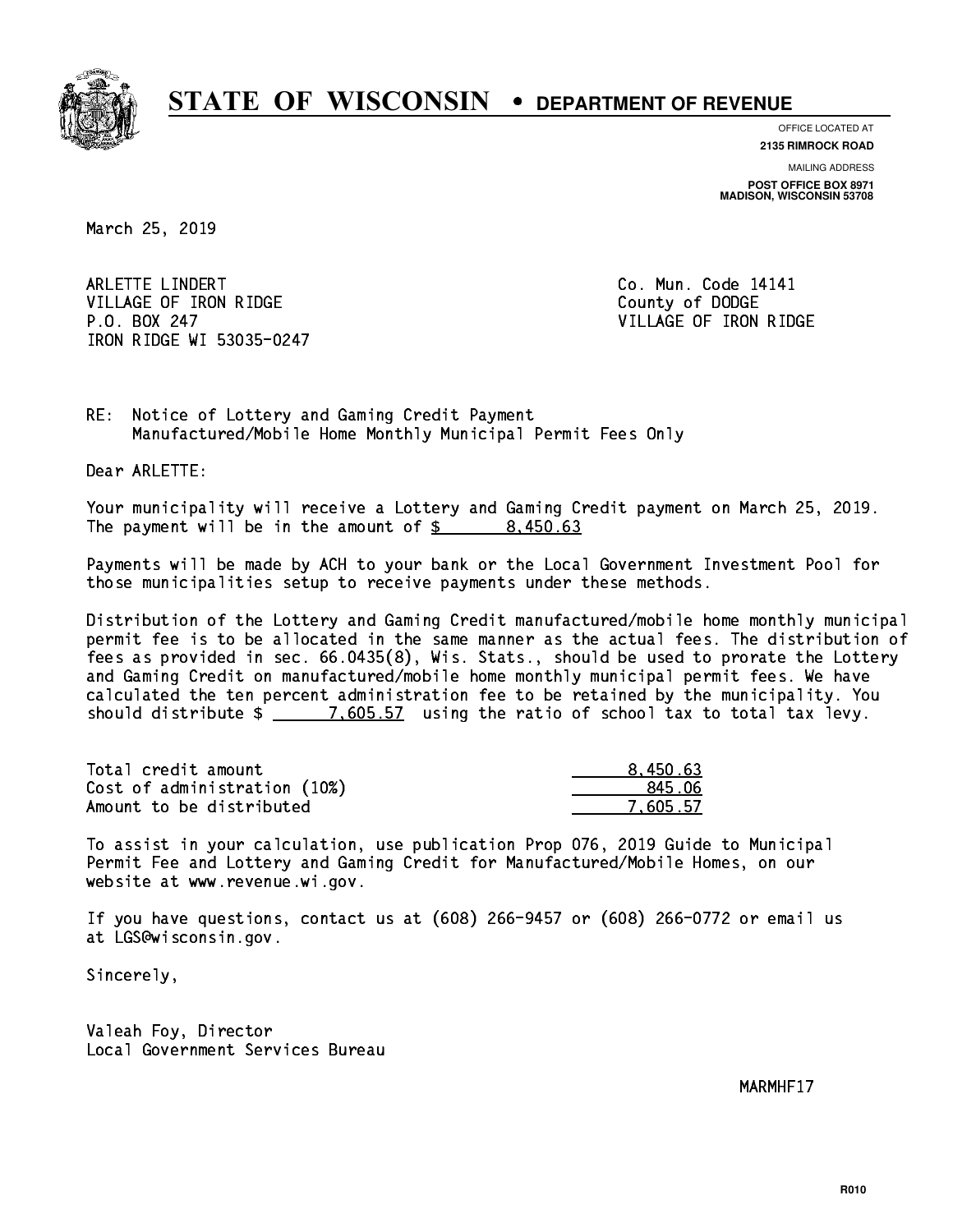# STATE OF WISCONSIN • DEPARTMENT OF REVENUE

OFFICE LOCATED AT
**2135 RIMROCK ROAD**

MAILING ADDRESS
**POST OFFICE BOX 8971**
**MADISON, WISCONSIN 53708**

March 25, 2019

ARLETTE LINDERT
VILLAGE OF IRON RIDGE
P.O. BOX 247
IRON RIDGE WI 53035-0247

Co. Mun. Code 14141
County of DODGE
VILLAGE OF IRON RIDGE

RE: Notice of Lottery and Gaming Credit Payment
Manufactured/Mobile Home Monthly Municipal Permit Fees Only

Dear ARLETTE:

Your municipality will receive a Lottery and Gaming Credit payment on March 25, 2019. The payment will be in the amount of $ 8,450.63

Payments will be made by ACH to your bank or the Local Government Investment Pool for those municipalities setup to receive payments under these methods.

Distribution of the Lottery and Gaming Credit manufactured/mobile home monthly municipal permit fee is to be allocated in the same manner as the actual fees. The distribution of fees as provided in sec. 66.0435(8), Wis. Stats., should be used to prorate the Lottery and Gaming Credit on manufactured/mobile home monthly municipal permit fees. We have calculated the ten percent administration fee to be retained by the municipality. You should distribute $ 7,605.57 using the ratio of school tax to total tax levy.

| | |
|---|---|
| Total credit amount | 8,450.63 |
| Cost of administration (10%) | 845.06 |
| Amount to be distributed | 7,605.57 |

To assist in your calculation, use publication Prop 076, 2019 Guide to Municipal Permit Fee and Lottery and Gaming Credit for Manufactured/Mobile Homes, on our website at www.revenue.wi.gov.

If you have questions, contact us at (608) 266-9457 or (608) 266-0772 or email us at LGS@wisconsin.gov.

Sincerely,

Valeah Foy, Director
Local Government Services Bureau

MARMHF17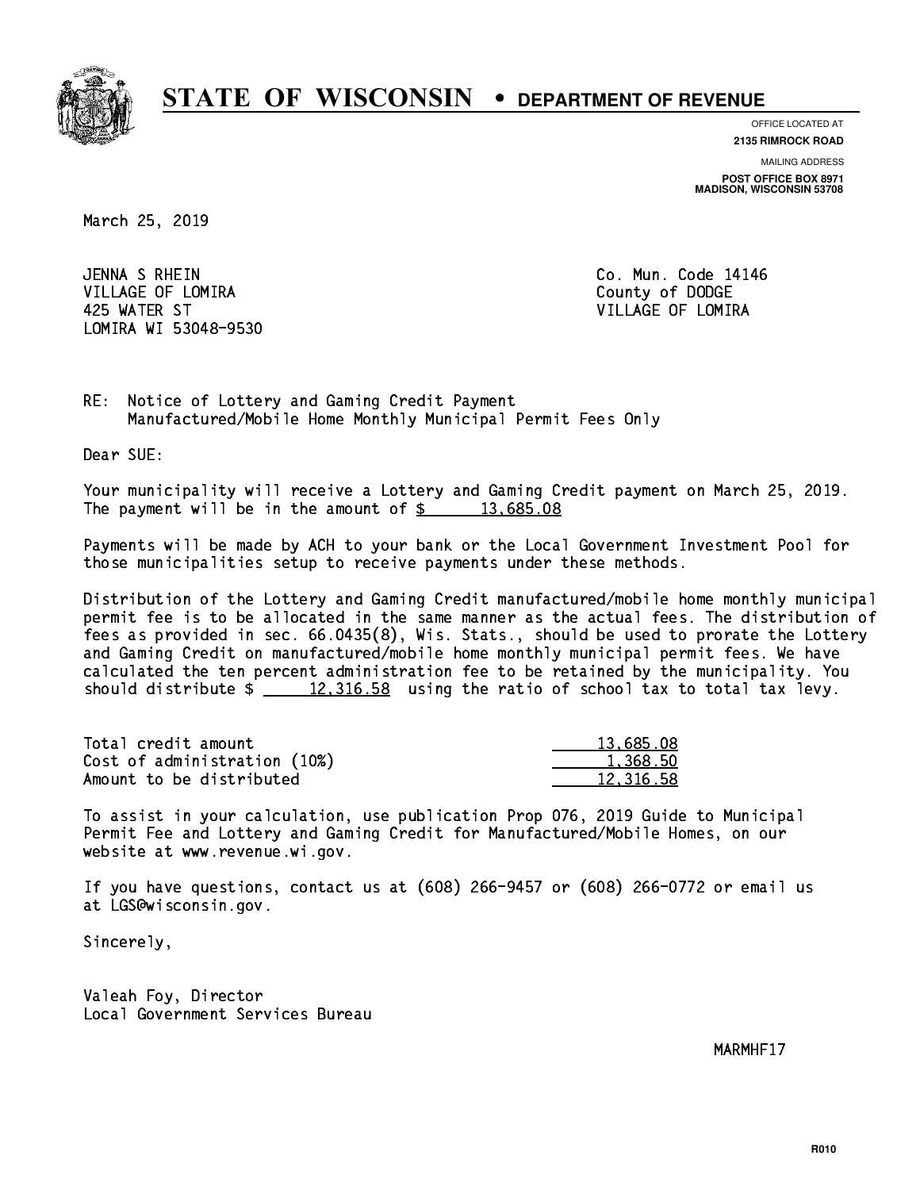# STATE OF WISCONSIN • DEPARTMENT OF REVENUE

OFFICE LOCATED AT
**2135 RIMROCK ROAD**

MAILING ADDRESS
**POST OFFICE BOX 8971**
**MADISON, WISCONSIN 53708**

March 25, 2019

JENNA S RHEIN
VILLAGE OF LOMIRA
425 WATER ST
LOMIRA WI 53048-9530

Co. Mun. Code 14146
County of DODGE
VILLAGE OF LOMIRA

RE: Notice of Lottery and Gaming Credit Payment
Manufactured/Mobile Home Monthly Municipal Permit Fees Only

Dear SUE:

Your municipality will receive a Lottery and Gaming Credit payment on March 25, 2019. The payment will be in the amount of $ 13,685.08

Payments will be made by ACH to your bank or the Local Government Investment Pool for those municipalities setup to receive payments under these methods.

Distribution of the Lottery and Gaming Credit manufactured/mobile home monthly municipal permit fee is to be allocated in the same manner as the actual fees. The distribution of fees as provided in sec. 66.0435(8), Wis. Stats., should be used to prorate the Lottery and Gaming Credit on manufactured/mobile home monthly municipal permit fees. We have calculated the ten percent administration fee to be retained by the municipality. You should distribute $ 12,316.58 using the ratio of school tax to total tax levy.

| | |
|---|---|
| Total credit amount | 13,685.08 |
| Cost of administration (10%) | 1,368.50 |
| Amount to be distributed | 12,316.58 |

To assist in your calculation, use publication Prop 076, 2019 Guide to Municipal Permit Fee and Lottery and Gaming Credit for Manufactured/Mobile Homes, on our website at www.revenue.wi.gov.

If you have questions, contact us at (608) 266-9457 or (608) 266-0772 or email us at LGS@wisconsin.gov.

Sincerely,

Valeah Foy, Director
Local Government Services Bureau

MARMHF17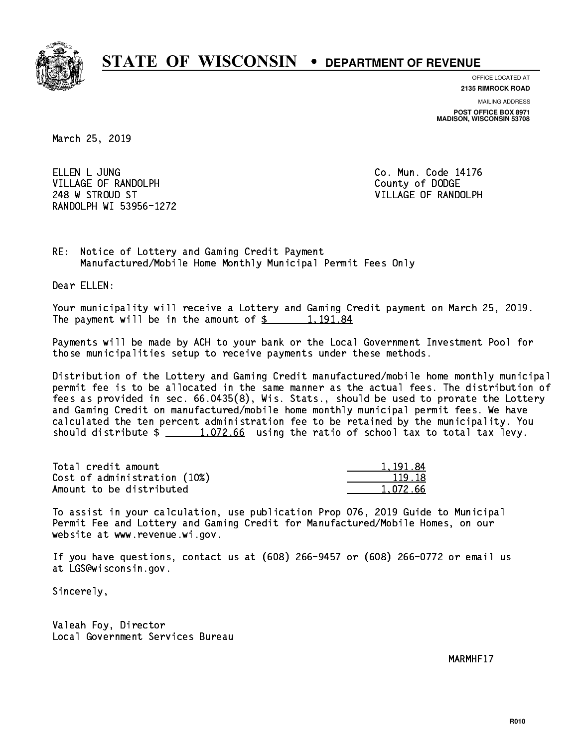# STATE OF WISCONSIN • DEPARTMENT OF REVENUE

OFFICE LOCATED AT
**2135 RIMROCK ROAD**

MAILING ADDRESS
**POST OFFICE BOX 8971**
**MADISON, WISCONSIN 53708**

March 25, 2019

ELLEN L JUNG
VILLAGE OF RANDOLPH
248 W STROUD ST
RANDOLPH WI 53956-1272

Co. Mun. Code 14176
County of DODGE
VILLAGE OF RANDOLPH

RE: Notice of Lottery and Gaming Credit Payment
Manufactured/Mobile Home Monthly Municipal Permit Fees Only

Dear ELLEN:

Your municipality will receive a Lottery and Gaming Credit payment on March 25, 2019. The payment will be in the amount of $ 1,191.84

Payments will be made by ACH to your bank or the Local Government Investment Pool for those municipalities setup to receive payments under these methods.

Distribution of the Lottery and Gaming Credit manufactured/mobile home monthly municipal permit fee is to be allocated in the same manner as the actual fees. The distribution of fees as provided in sec. 66.0435(8), Wis. Stats., should be used to prorate the Lottery and Gaming Credit on manufactured/mobile home monthly municipal permit fees. We have calculated the ten percent administration fee to be retained by the municipality. You should distribute $ 1,072.66 using the ratio of school tax to total tax levy.

| | |
|---|---|
| Total credit amount | 1,191.84 |
| Cost of administration (10%) | 119.18 |
| Amount to be distributed | 1,072.66 |

To assist in your calculation, use publication Prop 076, 2019 Guide to Municipal Permit Fee and Lottery and Gaming Credit for Manufactured/Mobile Homes, on our website at www.revenue.wi.gov.

If you have questions, contact us at (608) 266-9457 or (608) 266-0772 or email us at LGS@wisconsin.gov.

Sincerely,

Valeah Foy, Director
Local Government Services Bureau

MARMHF17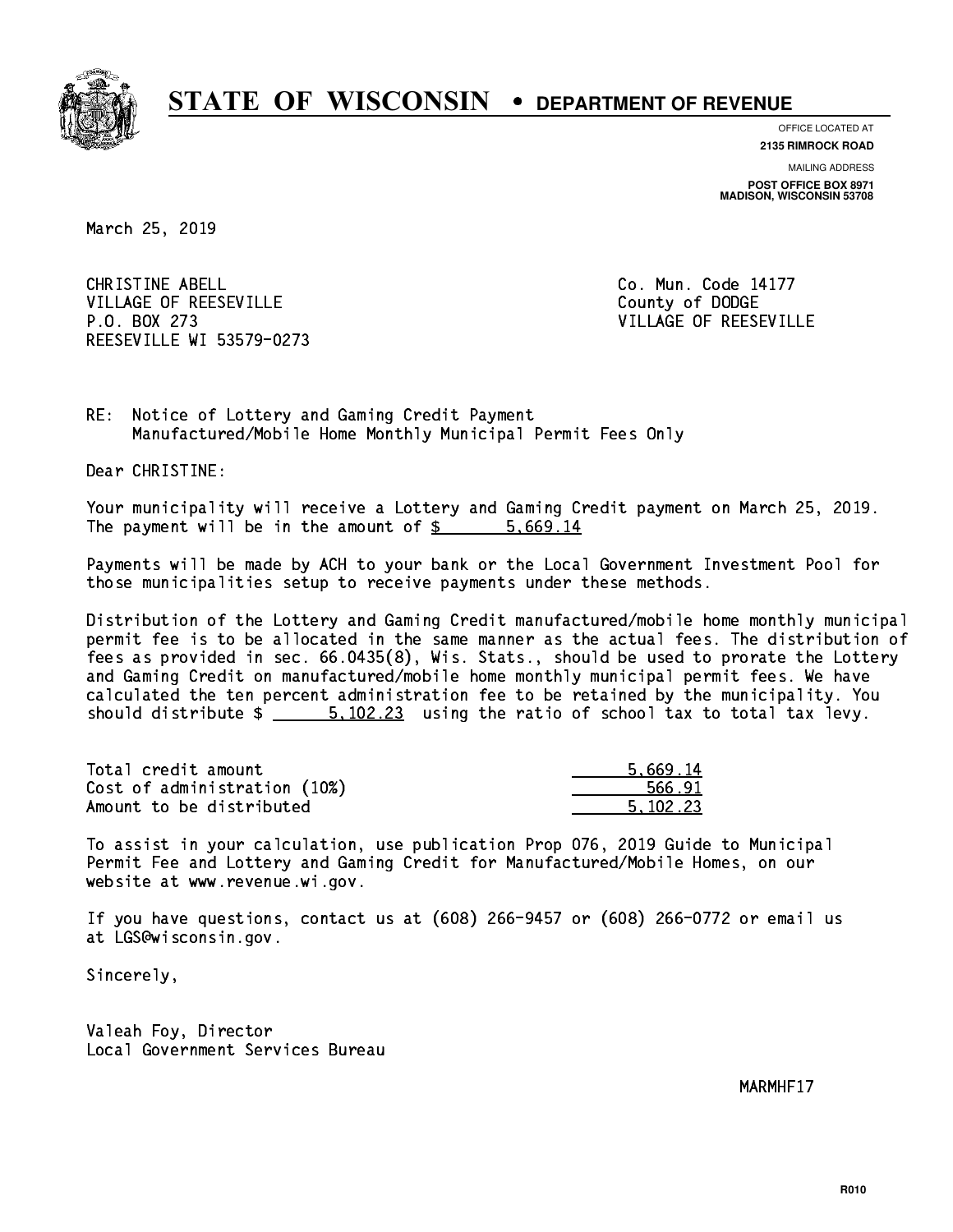# STATE OF WISCONSIN • DEPARTMENT OF REVENUE

OFFICE LOCATED AT
**2135 RIMROCK ROAD**

MAILING ADDRESS
**POST OFFICE BOX 8971**
**MADISON, WISCONSIN 53708**

March 25, 2019

CHRISTINE ABELL
VILLAGE OF REESEVILLE
P.O. BOX 273
REESEVILLE WI 53579-0273

Co. Mun. Code 14177
County of DODGE
VILLAGE OF REESEVILLE

RE: Notice of Lottery and Gaming Credit Payment
Manufactured/Mobile Home Monthly Municipal Permit Fees Only

Dear CHRISTINE:

Your municipality will receive a Lottery and Gaming Credit payment on March 25, 2019. The payment will be in the amount of $ 5,669.14

Payments will be made by ACH to your bank or the Local Government Investment Pool for those municipalities setup to receive payments under these methods.

Distribution of the Lottery and Gaming Credit manufactured/mobile home monthly municipal permit fee is to be allocated in the same manner as the actual fees. The distribution of fees as provided in sec. 66.0435(8), Wis. Stats., should be used to prorate the Lottery and Gaming Credit on manufactured/mobile home monthly municipal permit fees. We have calculated the ten percent administration fee to be retained by the municipality. You should distribute $ 5,102.23 using the ratio of school tax to total tax levy.

| | |
|---|---|
| Total credit amount | 5,669.14 |
| Cost of administration (10%) | 566.91 |
| Amount to be distributed | 5,102.23 |

To assist in your calculation, use publication Prop 076, 2019 Guide to Municipal Permit Fee and Lottery and Gaming Credit for Manufactured/Mobile Homes, on our website at www.revenue.wi.gov.

If you have questions, contact us at (608) 266-9457 or (608) 266-0772 or email us at LGS@wisconsin.gov.

Sincerely,

Valeah Foy, Director
Local Government Services Bureau

MARMHF17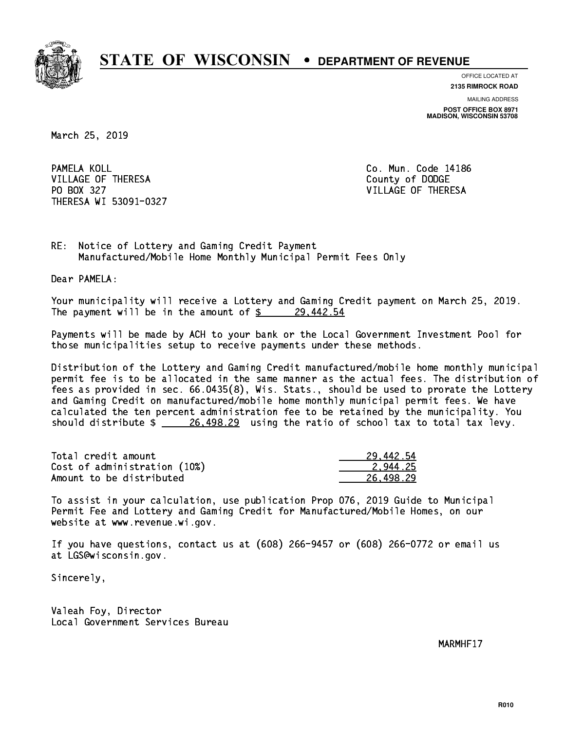# STATE OF WISCONSIN • DEPARTMENT OF REVENUE

OFFICE LOCATED AT
**2135 RIMROCK ROAD**

MAILING ADDRESS
**POST OFFICE BOX 8971**
**MADISON, WISCONSIN 53708**

March 25, 2019

PAMELA KOLL
VILLAGE OF THERESA
PO BOX 327
THERESA WI 53091-0327

Co. Mun. Code 14186
County of DODGE
VILLAGE OF THERESA

RE: Notice of Lottery and Gaming Credit Payment
Manufactured/Mobile Home Monthly Municipal Permit Fees Only

Dear PAMELA:

Your municipality will receive a Lottery and Gaming Credit payment on March 25, 2019. The payment will be in the amount of $ 29,442.54

Payments will be made by ACH to your bank or the Local Government Investment Pool for those municipalities setup to receive payments under these methods.

Distribution of the Lottery and Gaming Credit manufactured/mobile home monthly municipal permit fee is to be allocated in the same manner as the actual fees. The distribution of fees as provided in sec. 66.0435(8), Wis. Stats., should be used to prorate the Lottery and Gaming Credit on manufactured/mobile home monthly municipal permit fees. We have calculated the ten percent administration fee to be retained by the municipality. You should distribute $ 26,498.29 using the ratio of school tax to total tax levy.

| | |
|---|---|
| Total credit amount | 29,442.54 |
| Cost of administration (10%) | 2,944.25 |
| Amount to be distributed | 26,498.29 |

To assist in your calculation, use publication Prop 076, 2019 Guide to Municipal Permit Fee and Lottery and Gaming Credit for Manufactured/Mobile Homes, on our website at www.revenue.wi.gov.

If you have questions, contact us at (608) 266-9457 or (608) 266-0772 or email us at LGS@wisconsin.gov.

Sincerely,

Valeah Foy, Director
Local Government Services Bureau

MARMHF17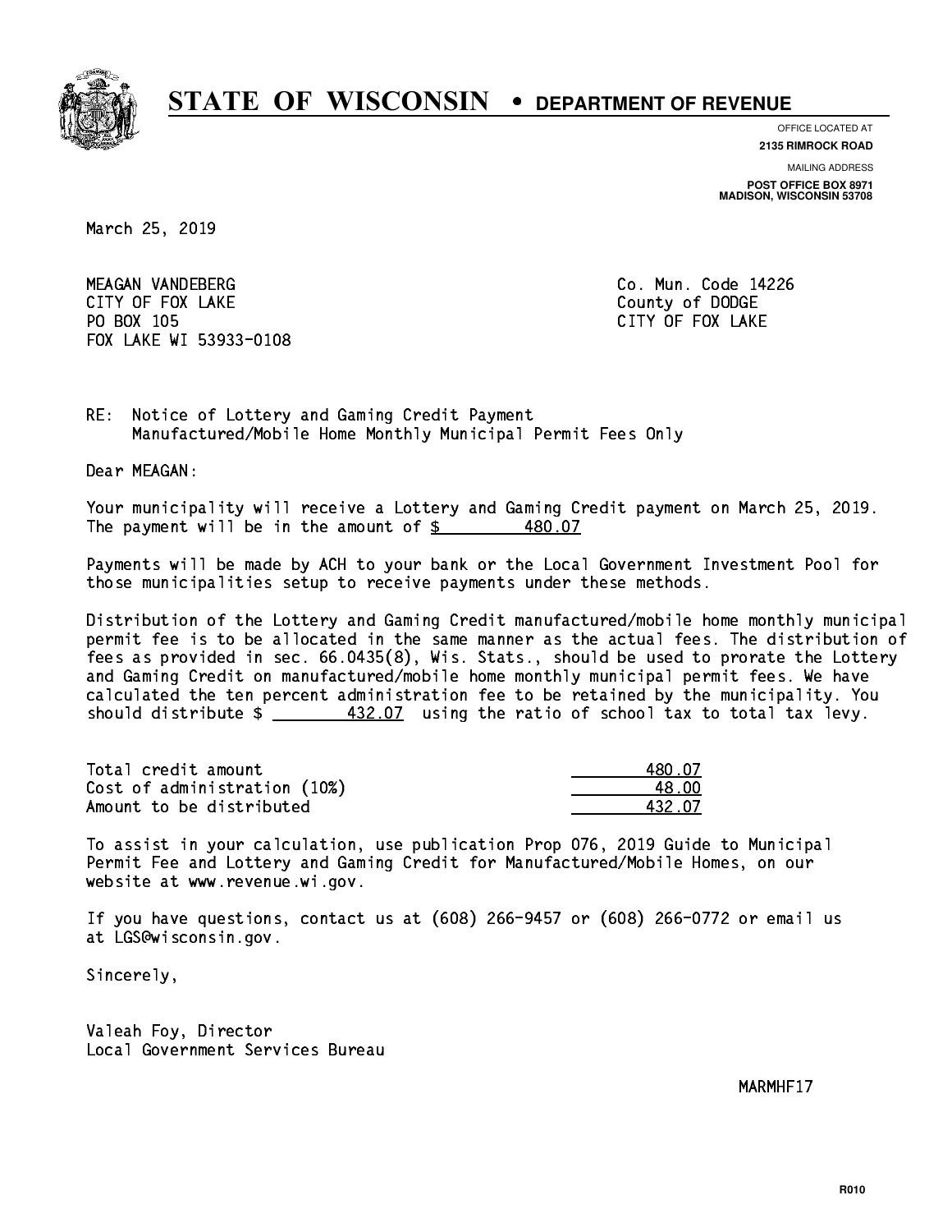# STATE OF WISCONSIN • DEPARTMENT OF REVENUE

OFFICE LOCATED AT
**2135 RIMROCK ROAD**

MAILING ADDRESS
**POST OFFICE BOX 8971**
**MADISON, WISCONSIN 53708**

March 25, 2019

MEAGAN VANDEBERG
CITY OF FOX LAKE
PO BOX 105
FOX LAKE WI 53933-0108

Co. Mun. Code 14226
County of DODGE
CITY OF FOX LAKE

RE: Notice of Lottery and Gaming Credit Payment
Manufactured/Mobile Home Monthly Municipal Permit Fees Only

Dear MEAGAN:

Your municipality will receive a Lottery and Gaming Credit payment on March 25, 2019. The payment will be in the amount of $ 480.07

Payments will be made by ACH to your bank or the Local Government Investment Pool for those municipalities setup to receive payments under these methods.

Distribution of the Lottery and Gaming Credit manufactured/mobile home monthly municipal permit fee is to be allocated in the same manner as the actual fees. The distribution of fees as provided in sec. 66.0435(8), Wis. Stats., should be used to prorate the Lottery and Gaming Credit on manufactured/mobile home monthly municipal permit fees. We have calculated the ten percent administration fee to be retained by the municipality. You should distribute $ 432.07 using the ratio of school tax to total tax levy.

| | |
|---|---|
| Total credit amount | 480.07 |
| Cost of administration (10%) | 48.00 |
| Amount to be distributed | 432.07 |

To assist in your calculation, use publication Prop 076, 2019 Guide to Municipal Permit Fee and Lottery and Gaming Credit for Manufactured/Mobile Homes, on our website at www.revenue.wi.gov.

If you have questions, contact us at (608) 266-9457 or (608) 266-0772 or email us at LGS@wisconsin.gov.

Sincerely,

Valeah Foy, Director
Local Government Services Bureau

MARMHF17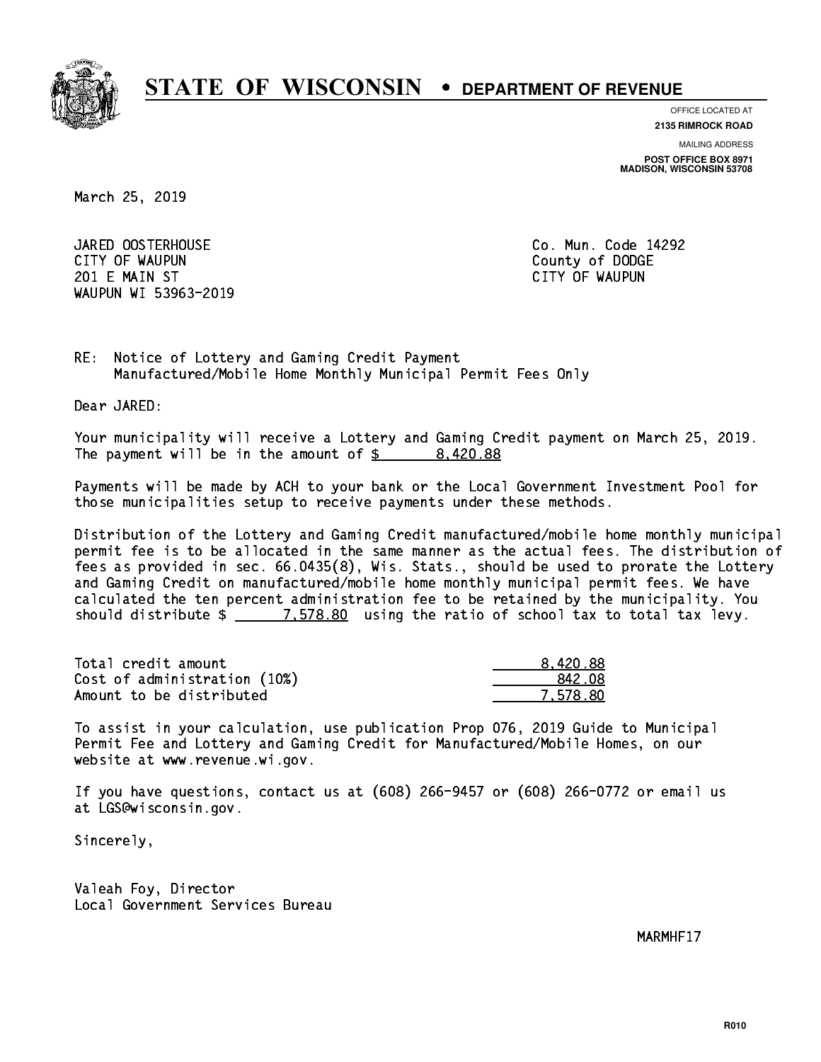# STATE OF WISCONSIN • DEPARTMENT OF REVENUE

OFFICE LOCATED AT
**2135 RIMROCK ROAD**

MAILING ADDRESS
**POST OFFICE BOX 8971**
**MADISON, WISCONSIN 53708**

March 25, 2019

JARED OOSTERHOUSE
CITY OF WAUPUN
201 E MAIN ST
WAUPUN WI 53963-2019

Co. Mun. Code 14292
County of DODGE
CITY OF WAUPUN

RE: Notice of Lottery and Gaming Credit Payment
Manufactured/Mobile Home Monthly Municipal Permit Fees Only

Dear JARED:

Your municipality will receive a Lottery and Gaming Credit payment on March 25, 2019. The payment will be in the amount of $ 8,420.88

Payments will be made by ACH to your bank or the Local Government Investment Pool for those municipalities setup to receive payments under these methods.

Distribution of the Lottery and Gaming Credit manufactured/mobile home monthly municipal permit fee is to be allocated in the same manner as the actual fees. The distribution of fees as provided in sec. 66.0435(8), Wis. Stats., should be used to prorate the Lottery and Gaming Credit on manufactured/mobile home monthly municipal permit fees. We have calculated the ten percent administration fee to be retained by the municipality. You should distribute $ 7,578.80 using the ratio of school tax to total tax levy.

| | |
|---|---|
| Total credit amount | 8,420.88 |
| Cost of administration (10%) | 842.08 |
| Amount to be distributed | 7,578.80 |

To assist in your calculation, use publication Prop 076, 2019 Guide to Municipal Permit Fee and Lottery and Gaming Credit for Manufactured/Mobile Homes, on our website at www.revenue.wi.gov.

If you have questions, contact us at (608) 266-9457 or (608) 266-0772 or email us at LGS@wisconsin.gov.

Sincerely,

Valeah Foy, Director
Local Government Services Bureau

MARMHF17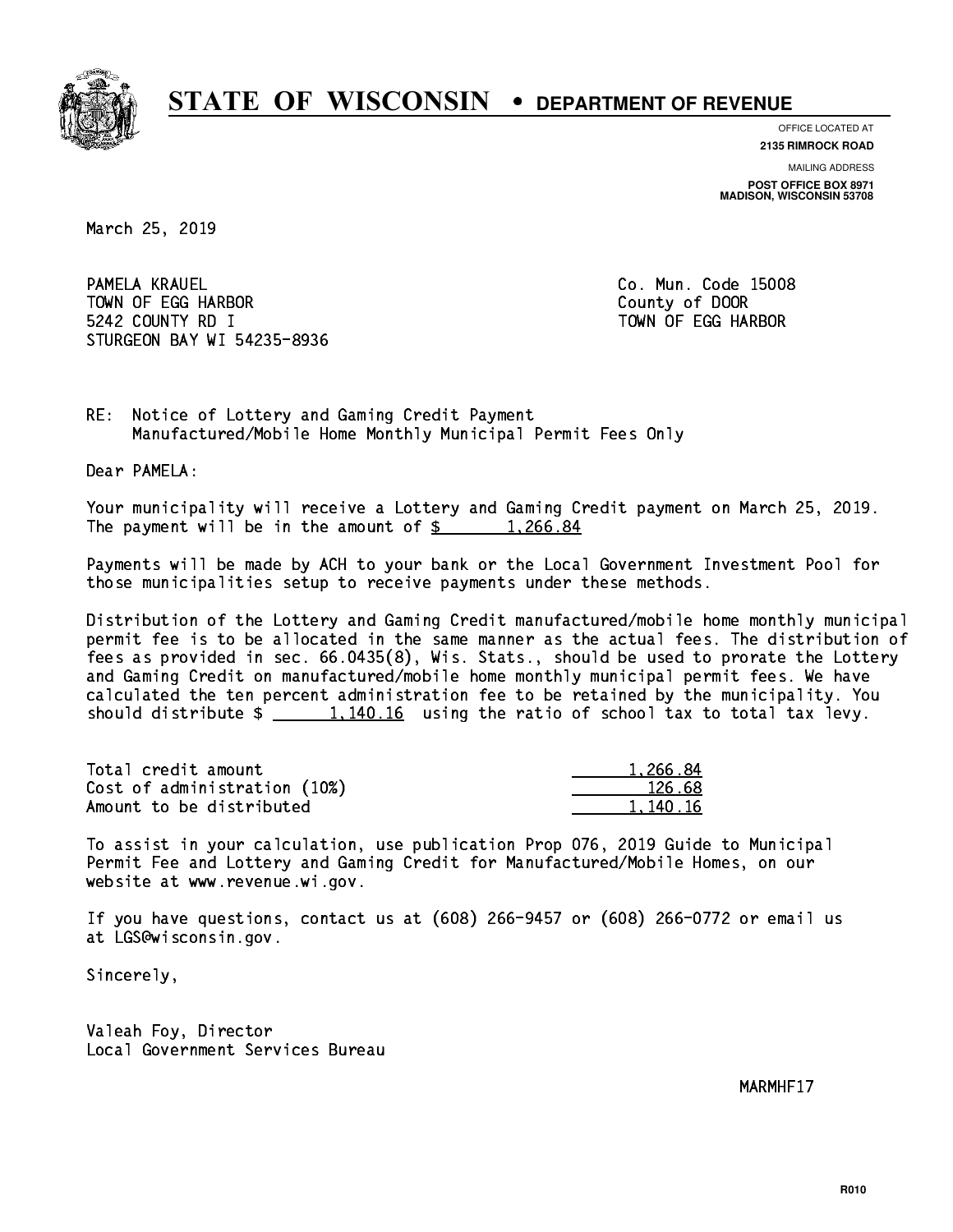# STATE OF WISCONSIN • DEPARTMENT OF REVENUE

OFFICE LOCATED AT
**2135 RIMROCK ROAD**

MAILING ADDRESS
**POST OFFICE BOX 8971**
**MADISON, WISCONSIN 53708**

March 25, 2019

PAMELA KRAUEL
TOWN OF EGG HARBOR
5242 COUNTY RD I
STURGEON BAY WI 54235-8936

Co. Mun. Code 15008
County of DOOR
TOWN OF EGG HARBOR

RE: Notice of Lottery and Gaming Credit Payment
Manufactured/Mobile Home Monthly Municipal Permit Fees Only

Dear PAMELA:

Your municipality will receive a Lottery and Gaming Credit payment on March 25, 2019. The payment will be in the amount of $ 1,266.84

Payments will be made by ACH to your bank or the Local Government Investment Pool for those municipalities setup to receive payments under these methods.

Distribution of the Lottery and Gaming Credit manufactured/mobile home monthly municipal permit fee is to be allocated in the same manner as the actual fees. The distribution of fees as provided in sec. 66.0435(8), Wis. Stats., should be used to prorate the Lottery and Gaming Credit on manufactured/mobile home monthly municipal permit fees. We have calculated the ten percent administration fee to be retained by the municipality. You should distribute $ 1,140.16 using the ratio of school tax to total tax levy.

| | |
|---|---|
| Total credit amount | 1,266.84 |
| Cost of administration (10%) | 126.68 |
| Amount to be distributed | 1,140.16 |

To assist in your calculation, use publication Prop 076, 2019 Guide to Municipal Permit Fee and Lottery and Gaming Credit for Manufactured/Mobile Homes, on our website at www.revenue.wi.gov.

If you have questions, contact us at (608) 266-9457 or (608) 266-0772 or email us at LGS@wisconsin.gov.

Sincerely,

Valeah Foy, Director
Local Government Services Bureau

MARMHF17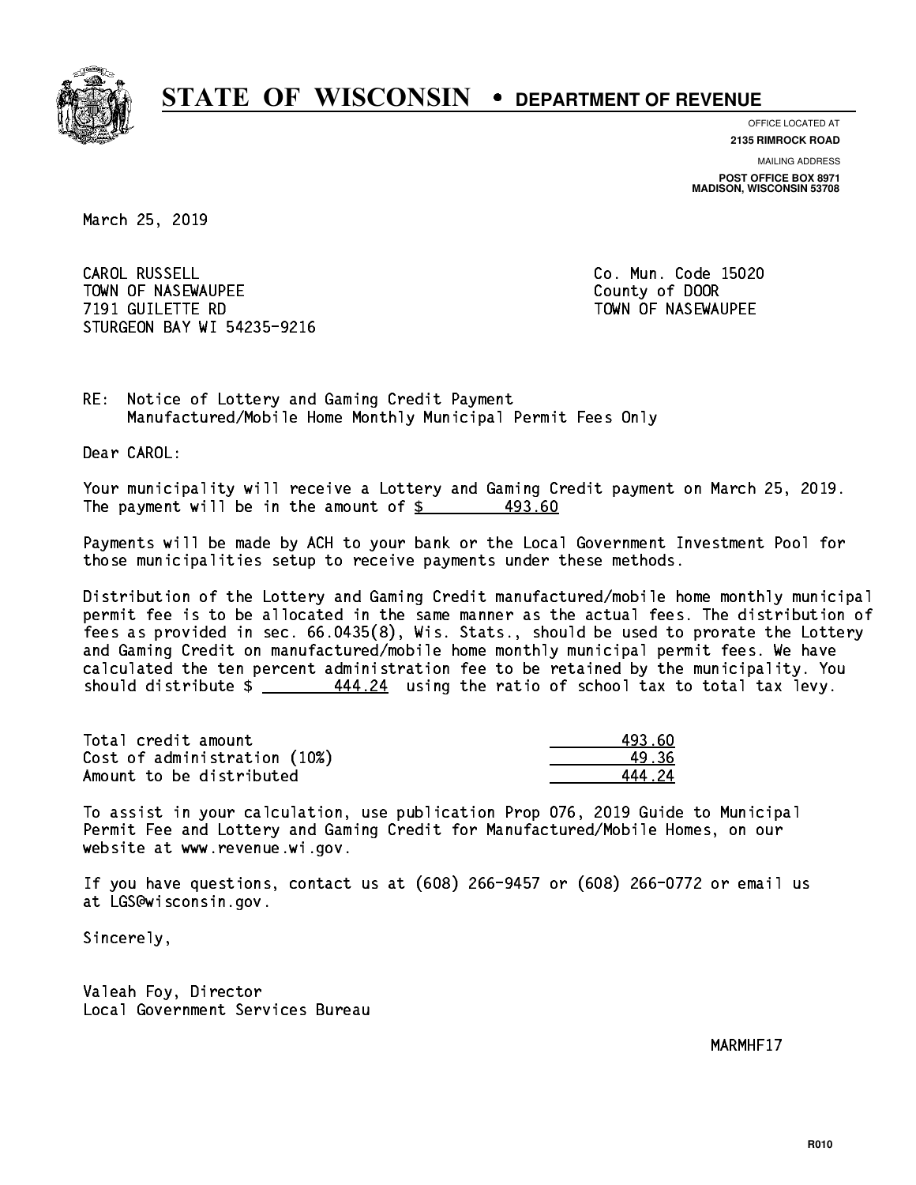# STATE OF WISCONSIN • DEPARTMENT OF REVENUE

OFFICE LOCATED AT
**2135 RIMROCK ROAD**

MAILING ADDRESS
**POST OFFICE BOX 8971**
**MADISON, WISCONSIN 53708**

March 25, 2019

CAROL RUSSELL
TOWN OF NASEWAUPEE
7191 GUILETTE RD
STURGEON BAY WI 54235-9216

Co. Mun. Code 15020
County of DOOR
TOWN OF NASEWAUPEE

RE: Notice of Lottery and Gaming Credit Payment
Manufactured/Mobile Home Monthly Municipal Permit Fees Only

Dear CAROL:

Your municipality will receive a Lottery and Gaming Credit payment on March 25, 2019. The payment will be in the amount of $ 493.60

Payments will be made by ACH to your bank or the Local Government Investment Pool for those municipalities setup to receive payments under these methods.

Distribution of the Lottery and Gaming Credit manufactured/mobile home monthly municipal permit fee is to be allocated in the same manner as the actual fees. The distribution of fees as provided in sec. 66.0435(8), Wis. Stats., should be used to prorate the Lottery and Gaming Credit on manufactured/mobile home monthly municipal permit fees. We have calculated the ten percent administration fee to be retained by the municipality. You should distribute $ 444.24 using the ratio of school tax to total tax levy.

| | |
|---|---|
| Total credit amount | 493.60 |
| Cost of administration (10%) | 49.36 |
| Amount to be distributed | 444.24 |

To assist in your calculation, use publication Prop 076, 2019 Guide to Municipal Permit Fee and Lottery and Gaming Credit for Manufactured/Mobile Homes, on our website at www.revenue.wi.gov.

If you have questions, contact us at (608) 266-9457 or (608) 266-0772 or email us at LGS@wisconsin.gov.

Sincerely,

Valeah Foy, Director
Local Government Services Bureau

MARMHF17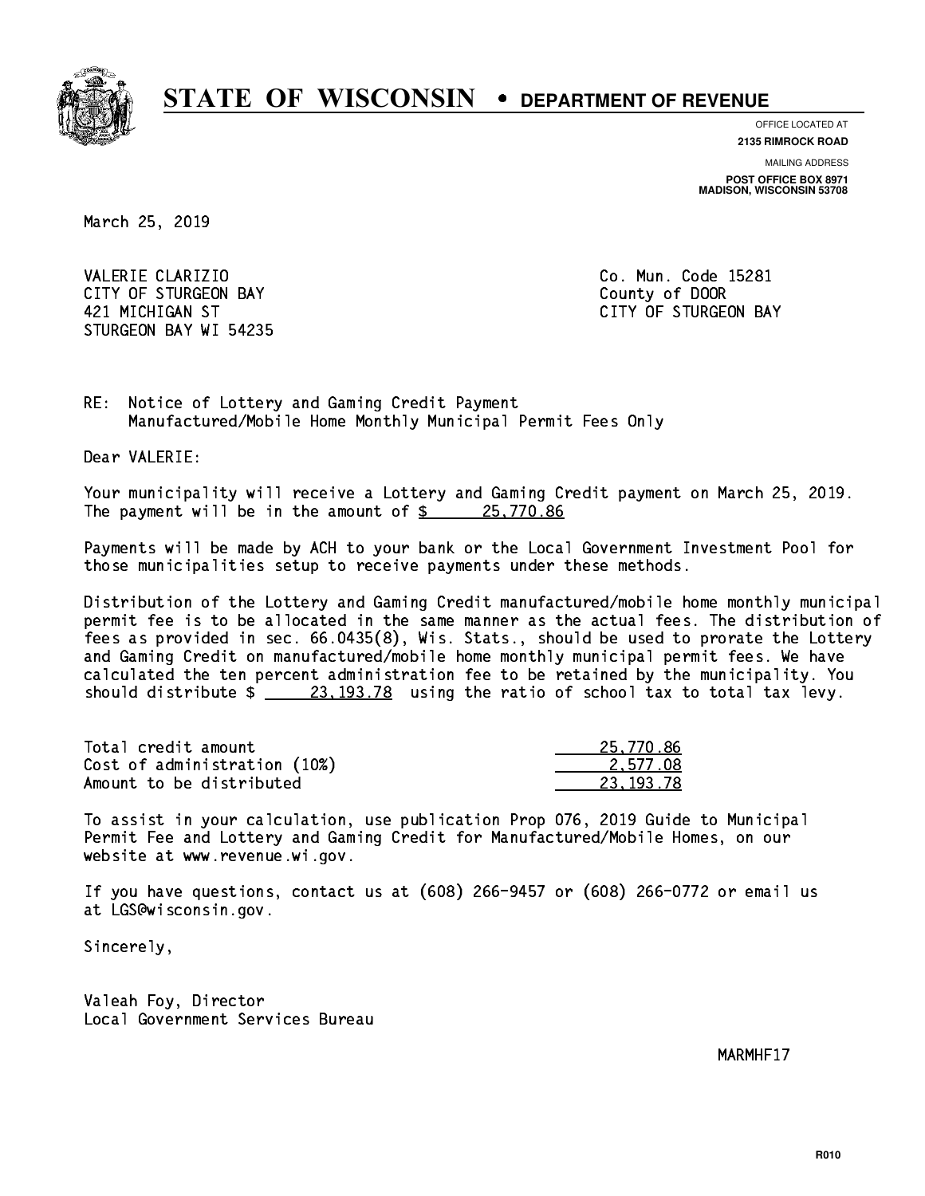# STATE OF WISCONSIN • DEPARTMENT OF REVENUE

OFFICE LOCATED AT
**2135 RIMROCK ROAD**

MAILING ADDRESS
**POST OFFICE BOX 8971**
**MADISON, WISCONSIN 53708**

March 25, 2019

VALERIE CLARIZIO
CITY OF STURGEON BAY
421 MICHIGAN ST
STURGEON BAY WI 54235

Co. Mun. Code 15281
County of DOOR
CITY OF STURGEON BAY

RE: Notice of Lottery and Gaming Credit Payment
Manufactured/Mobile Home Monthly Municipal Permit Fees Only

Dear VALERIE:

Your municipality will receive a Lottery and Gaming Credit payment on March 25, 2019. The payment will be in the amount of $ 25,770.86

Payments will be made by ACH to your bank or the Local Government Investment Pool for those municipalities setup to receive payments under these methods.

Distribution of the Lottery and Gaming Credit manufactured/mobile home monthly municipal permit fee is to be allocated in the same manner as the actual fees. The distribution of fees as provided in sec. 66.0435(8), Wis. Stats., should be used to prorate the Lottery and Gaming Credit on manufactured/mobile home monthly municipal permit fees. We have calculated the ten percent administration fee to be retained by the municipality. You should distribute $ 23,193.78 using the ratio of school tax to total tax levy.

| | |
|---|---|
| Total credit amount | 25,770.86 |
| Cost of administration (10%) | 2,577.08 |
| Amount to be distributed | 23,193.78 |

To assist in your calculation, use publication Prop 076, 2019 Guide to Municipal Permit Fee and Lottery and Gaming Credit for Manufactured/Mobile Homes, on our website at www.revenue.wi.gov.

If you have questions, contact us at (608) 266-9457 or (608) 266-0772 or email us at LGS@wisconsin.gov.

Sincerely,

Valeah Foy, Director
Local Government Services Bureau

MARMHF17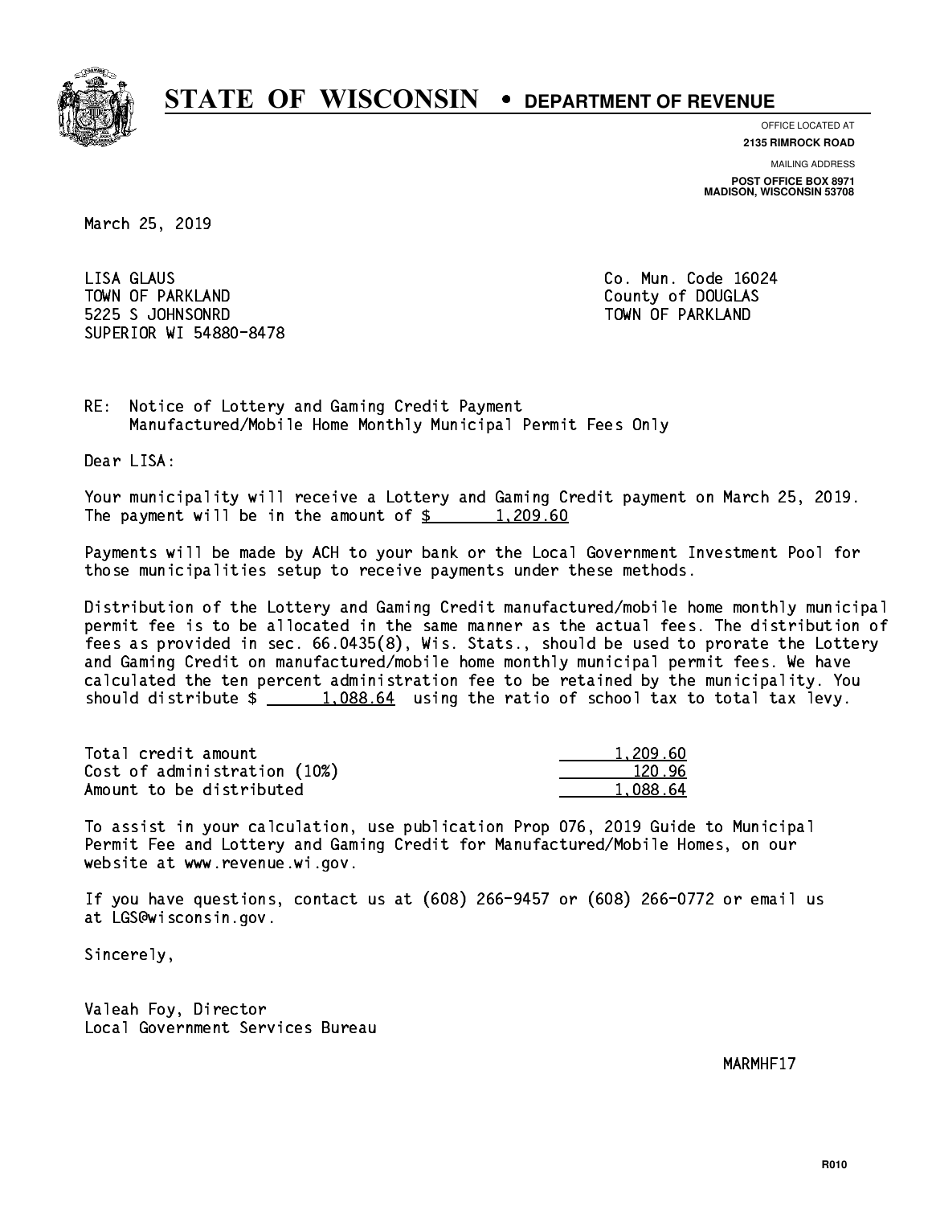# STATE OF WISCONSIN • DEPARTMENT OF REVENUE

OFFICE LOCATED AT
**2135 RIMROCK ROAD**

MAILING ADDRESS
**POST OFFICE BOX 8971**
**MADISON, WISCONSIN 53708**

March 25, 2019

LISA GLAUS
TOWN OF PARKLAND
5225 S JOHNSONRD
SUPERIOR WI 54880-8478

Co. Mun. Code 16024
County of DOUGLAS
TOWN OF PARKLAND

RE: Notice of Lottery and Gaming Credit Payment
Manufactured/Mobile Home Monthly Municipal Permit Fees Only

Dear LISA:

Your municipality will receive a Lottery and Gaming Credit payment on March 25, 2019. The payment will be in the amount of $ 1,209.60

Payments will be made by ACH to your bank or the Local Government Investment Pool for those municipalities setup to receive payments under these methods.

Distribution of the Lottery and Gaming Credit manufactured/mobile home monthly municipal permit fee is to be allocated in the same manner as the actual fees. The distribution of fees as provided in sec. 66.0435(8), Wis. Stats., should be used to prorate the Lottery and Gaming Credit on manufactured/mobile home monthly municipal permit fees. We have calculated the ten percent administration fee to be retained by the municipality. You should distribute $ 1,088.64 using the ratio of school tax to total tax levy.

| | |
|---|---|
| Total credit amount | 1,209.60 |
| Cost of administration (10%) | 120.96 |
| Amount to be distributed | 1,088.64 |

To assist in your calculation, use publication Prop 076, 2019 Guide to Municipal Permit Fee and Lottery and Gaming Credit for Manufactured/Mobile Homes, on our website at www.revenue.wi.gov.

If you have questions, contact us at (608) 266-9457 or (608) 266-0772 or email us at LGS@wisconsin.gov.

Sincerely,

Valeah Foy, Director
Local Government Services Bureau

MARMHF17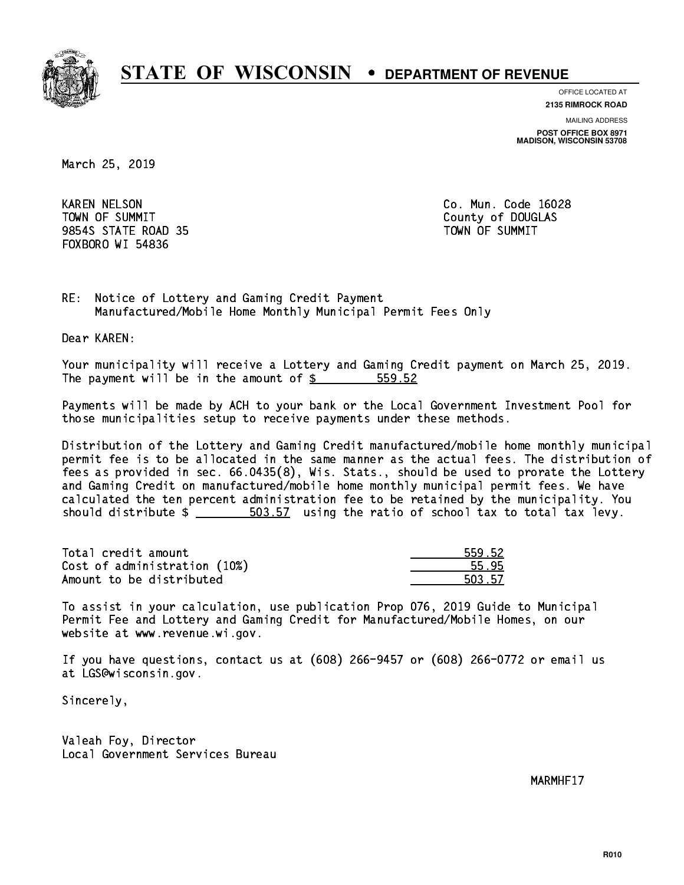# STATE OF WISCONSIN • DEPARTMENT OF REVENUE

OFFICE LOCATED AT
**2135 RIMROCK ROAD**

MAILING ADDRESS
**POST OFFICE BOX 8971**
**MADISON, WISCONSIN 53708**

March 25, 2019

KAREN NELSON
TOWN OF SUMMIT
9854S STATE ROAD 35
FOXBORO WI 54836

Co. Mun. Code 16028
County of DOUGLAS
TOWN OF SUMMIT

RE: Notice of Lottery and Gaming Credit Payment
Manufactured/Mobile Home Monthly Municipal Permit Fees Only

Dear KAREN:

Your municipality will receive a Lottery and Gaming Credit payment on March 25, 2019. The payment will be in the amount of $ 559.52

Payments will be made by ACH to your bank or the Local Government Investment Pool for those municipalities setup to receive payments under these methods.

Distribution of the Lottery and Gaming Credit manufactured/mobile home monthly municipal permit fee is to be allocated in the same manner as the actual fees. The distribution of fees as provided in sec. 66.0435(8), Wis. Stats., should be used to prorate the Lottery and Gaming Credit on manufactured/mobile home monthly municipal permit fees. We have calculated the ten percent administration fee to be retained by the municipality. You should distribute $ 503.57 using the ratio of school tax to total tax levy.

| | |
|---|---|
| Total credit amount | 559.52 |
| Cost of administration (10%) | 55.95 |
| Amount to be distributed | 503.57 |

To assist in your calculation, use publication Prop 076, 2019 Guide to Municipal Permit Fee and Lottery and Gaming Credit for Manufactured/Mobile Homes, on our website at www.revenue.wi.gov.

If you have questions, contact us at (608) 266-9457 or (608) 266-0772 or email us at LGS@wisconsin.gov.

Sincerely,

Valeah Foy, Director
Local Government Services Bureau

MARMHF17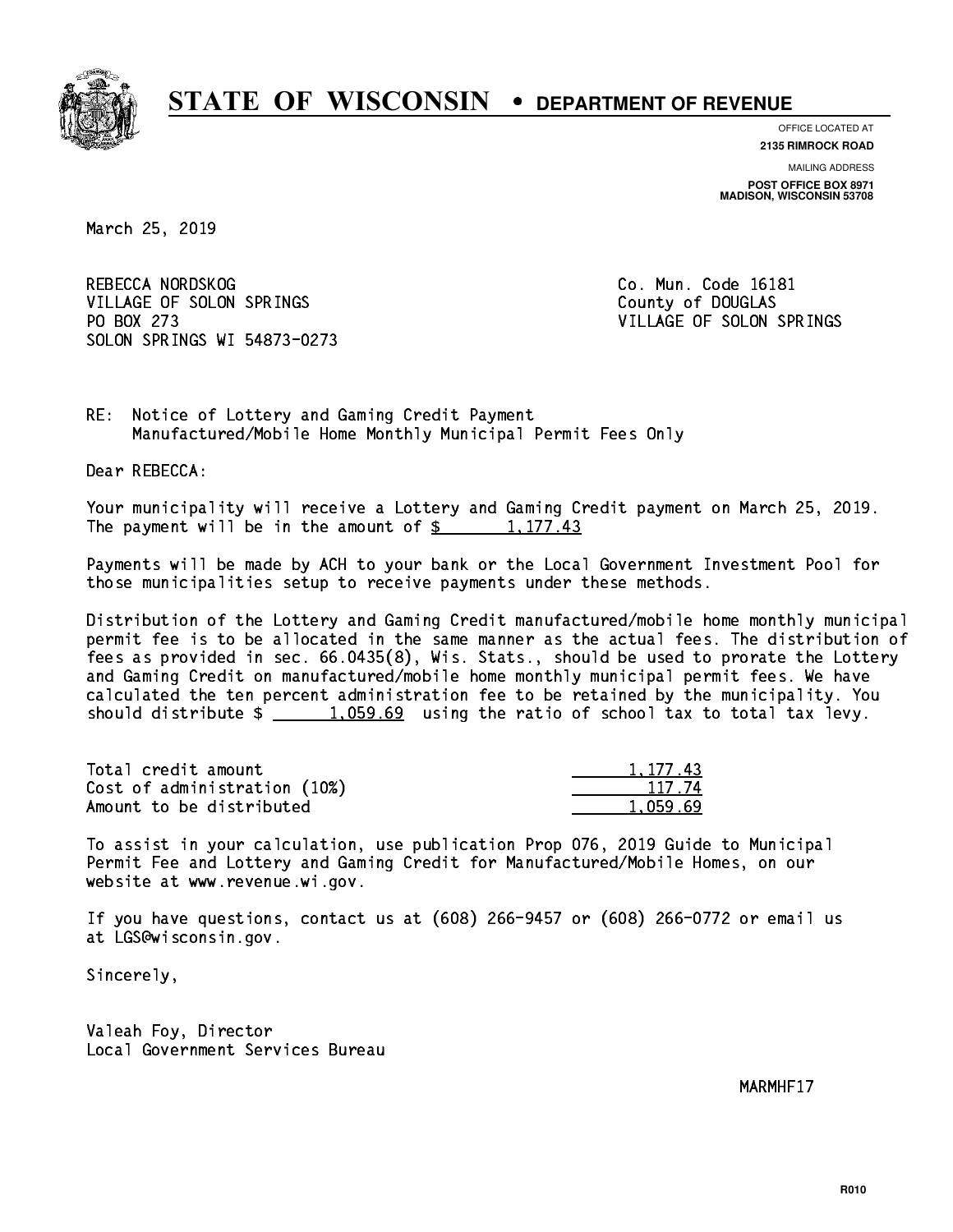# STATE OF WISCONSIN • DEPARTMENT OF REVENUE

OFFICE LOCATED AT
**2135 RIMROCK ROAD**

MAILING ADDRESS
**POST OFFICE BOX 8971**
**MADISON, WISCONSIN 53708**

March 25, 2019

REBECCA NORDSKOG
VILLAGE OF SOLON SPRINGS
PO BOX 273
SOLON SPRINGS WI 54873-0273

Co. Mun. Code 16181
County of DOUGLAS
VILLAGE OF SOLON SPRINGS

RE: Notice of Lottery and Gaming Credit Payment
Manufactured/Mobile Home Monthly Municipal Permit Fees Only

Dear REBECCA:

Your municipality will receive a Lottery and Gaming Credit payment on March 25, 2019. The payment will be in the amount of $ 1,177.43

Payments will be made by ACH to your bank or the Local Government Investment Pool for those municipalities setup to receive payments under these methods.

Distribution of the Lottery and Gaming Credit manufactured/mobile home monthly municipal permit fee is to be allocated in the same manner as the actual fees. The distribution of fees as provided in sec. 66.0435(8), Wis. Stats., should be used to prorate the Lottery and Gaming Credit on manufactured/mobile home monthly municipal permit fees. We have calculated the ten percent administration fee to be retained by the municipality. You should distribute $ 1,059.69 using the ratio of school tax to total tax levy.

| | |
|---|---|
| Total credit amount | 1,177.43 |
| Cost of administration (10%) | 117.74 |
| Amount to be distributed | 1,059.69 |

To assist in your calculation, use publication Prop 076, 2019 Guide to Municipal Permit Fee and Lottery and Gaming Credit for Manufactured/Mobile Homes, on our website at www.revenue.wi.gov.

If you have questions, contact us at (608) 266-9457 or (608) 266-0772 or email us at LGS@wisconsin.gov.

Sincerely,

Valeah Foy, Director
Local Government Services Bureau

MARMHF17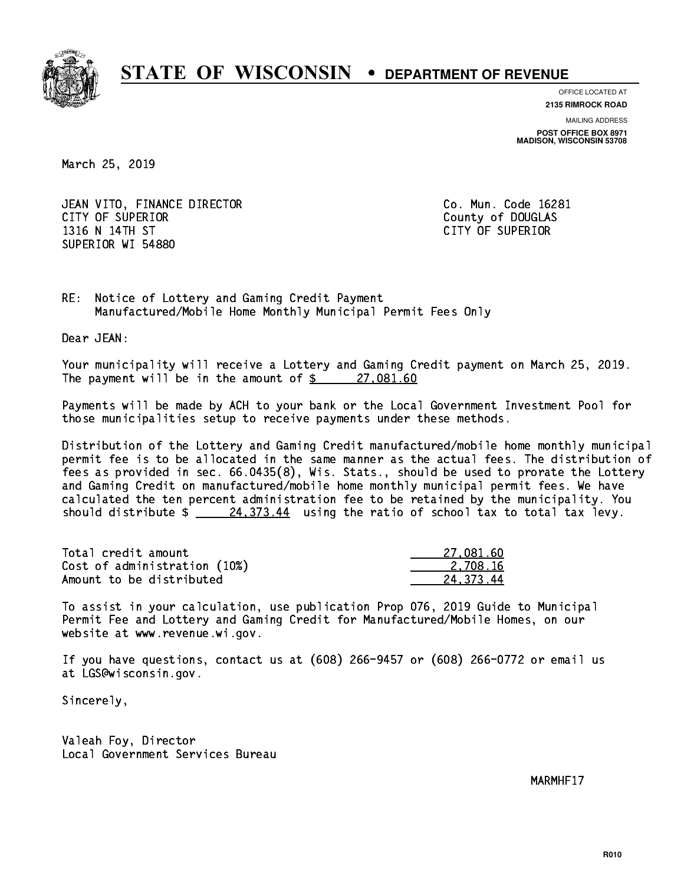# STATE OF WISCONSIN • DEPARTMENT OF REVENUE

OFFICE LOCATED AT
**2135 RIMROCK ROAD**

MAILING ADDRESS
**POST OFFICE BOX 8971**
**MADISON, WISCONSIN 53708**

March 25, 2019

JEAN VITO, FINANCE DIRECTOR
CITY OF SUPERIOR
1316 N 14TH ST
SUPERIOR WI 54880

Co. Mun. Code 16281
County of DOUGLAS
CITY OF SUPERIOR

RE: Notice of Lottery and Gaming Credit Payment
Manufactured/Mobile Home Monthly Municipal Permit Fees Only

Dear JEAN:

Your municipality will receive a Lottery and Gaming Credit payment on March 25, 2019. The payment will be in the amount of $ 27,081.60

Payments will be made by ACH to your bank or the Local Government Investment Pool for those municipalities setup to receive payments under these methods.

Distribution of the Lottery and Gaming Credit manufactured/mobile home monthly municipal permit fee is to be allocated in the same manner as the actual fees. The distribution of fees as provided in sec. 66.0435(8), Wis. Stats., should be used to prorate the Lottery and Gaming Credit on manufactured/mobile home monthly municipal permit fees. We have calculated the ten percent administration fee to be retained by the municipality. You should distribute $ 24,373.44 using the ratio of school tax to total tax levy.

| | |
|---|---|
| Total credit amount | 27,081.60 |
| Cost of administration (10%) | 2,708.16 |
| Amount to be distributed | 24,373.44 |

To assist in your calculation, use publication Prop 076, 2019 Guide to Municipal Permit Fee and Lottery and Gaming Credit for Manufactured/Mobile Homes, on our website at www.revenue.wi.gov.

If you have questions, contact us at (608) 266-9457 or (608) 266-0772 or email us at LGS@wisconsin.gov.

Sincerely,

Valeah Foy, Director
Local Government Services Bureau

MARMHF17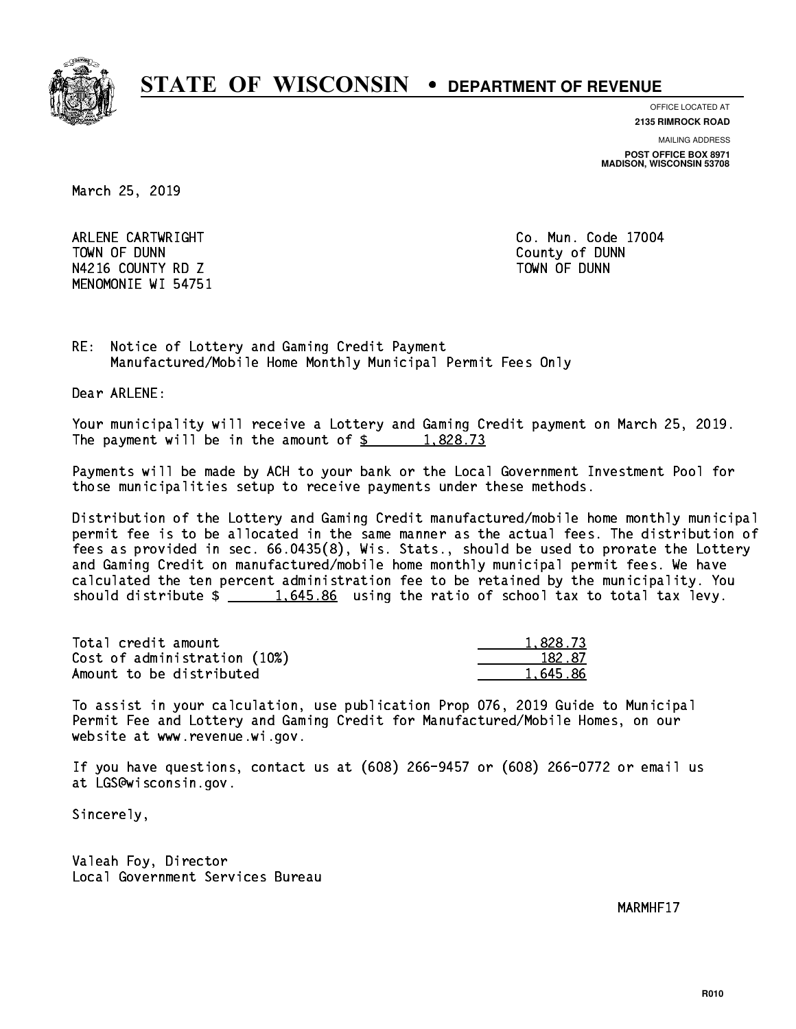# STATE OF WISCONSIN • DEPARTMENT OF REVENUE

OFFICE LOCATED AT
**2135 RIMROCK ROAD**

MAILING ADDRESS
**POST OFFICE BOX 8971**
**MADISON, WISCONSIN 53708**

March 25, 2019

ARLENE CARTWRIGHT
TOWN OF DUNN
N4216 COUNTY RD Z
MENOMONIE WI 54751

Co. Mun. Code 17004
County of DUNN
TOWN OF DUNN

RE: Notice of Lottery and Gaming Credit Payment
Manufactured/Mobile Home Monthly Municipal Permit Fees Only

Dear ARLENE:

Your municipality will receive a Lottery and Gaming Credit payment on March 25, 2019. The payment will be in the amount of $ 1,828.73

Payments will be made by ACH to your bank or the Local Government Investment Pool for those municipalities setup to receive payments under these methods.

Distribution of the Lottery and Gaming Credit manufactured/mobile home monthly municipal permit fee is to be allocated in the same manner as the actual fees. The distribution of fees as provided in sec. 66.0435(8), Wis. Stats., should be used to prorate the Lottery and Gaming Credit on manufactured/mobile home monthly municipal permit fees. We have calculated the ten percent administration fee to be retained by the municipality. You should distribute $ 1,645.86 using the ratio of school tax to total tax levy.

| | |
|---|---|
| Total credit amount | 1,828.73 |
| Cost of administration (10%) | 182.87 |
| Amount to be distributed | 1,645.86 |

To assist in your calculation, use publication Prop 076, 2019 Guide to Municipal Permit Fee and Lottery and Gaming Credit for Manufactured/Mobile Homes, on our website at www.revenue.wi.gov.

If you have questions, contact us at (608) 266-9457 or (608) 266-0772 or email us at LGS@wisconsin.gov.

Sincerely,

Valeah Foy, Director
Local Government Services Bureau

MARMHF17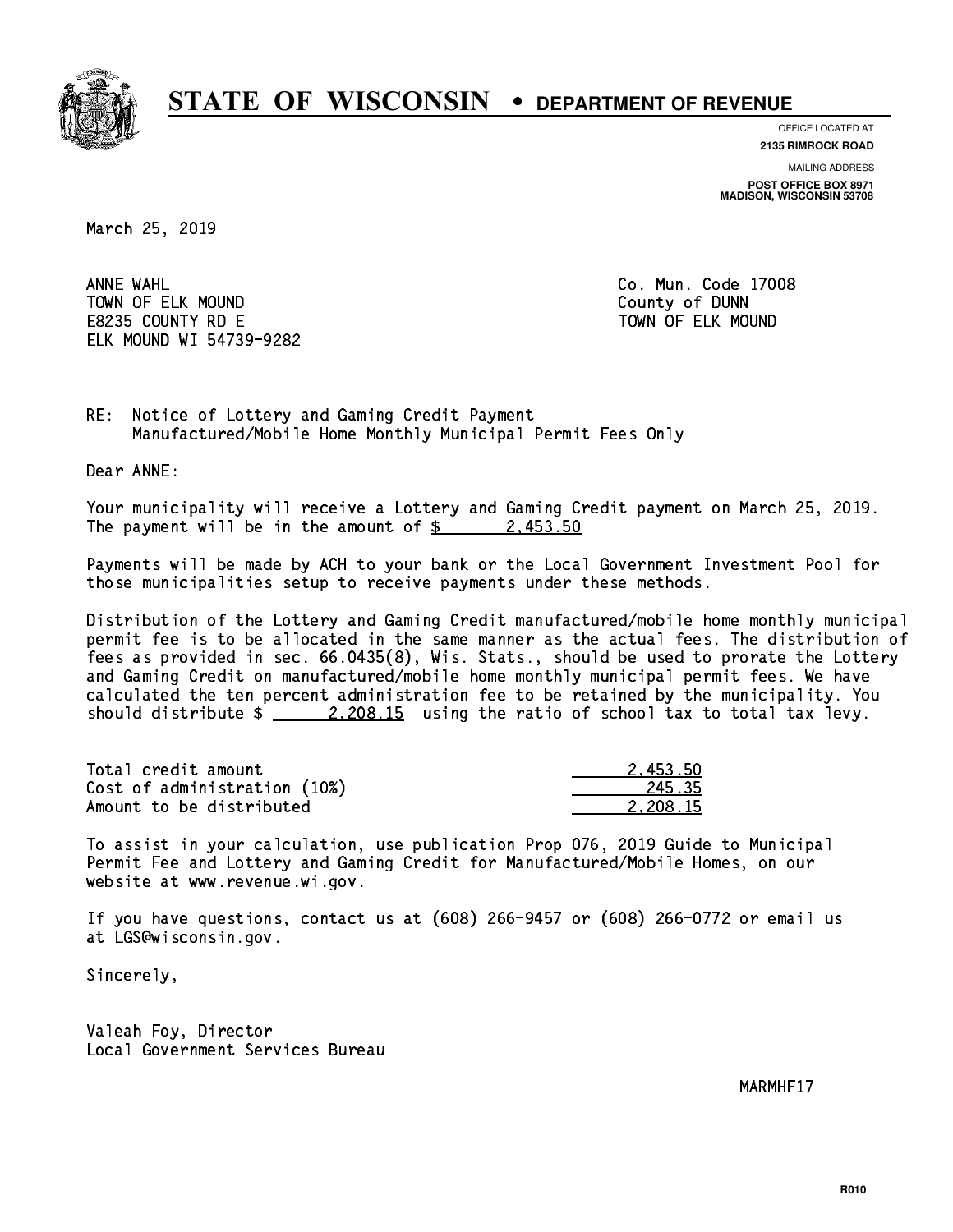# STATE OF WISCONSIN • DEPARTMENT OF REVENUE

OFFICE LOCATED AT
**2135 RIMROCK ROAD**

MAILING ADDRESS
**POST OFFICE BOX 8971**
**MADISON, WISCONSIN 53708**

March 25, 2019

ANNE WAHL
TOWN OF ELK MOUND
E8235 COUNTY RD E
ELK MOUND WI 54739-9282

Co. Mun. Code 17008
County of DUNN
TOWN OF ELK MOUND

RE: Notice of Lottery and Gaming Credit Payment
Manufactured/Mobile Home Monthly Municipal Permit Fees Only

Dear ANNE:

Your municipality will receive a Lottery and Gaming Credit payment on March 25, 2019. The payment will be in the amount of $ 2,453.50

Payments will be made by ACH to your bank or the Local Government Investment Pool for those municipalities setup to receive payments under these methods.

Distribution of the Lottery and Gaming Credit manufactured/mobile home monthly municipal permit fee is to be allocated in the same manner as the actual fees. The distribution of fees as provided in sec. 66.0435(8), Wis. Stats., should be used to prorate the Lottery and Gaming Credit on manufactured/mobile home monthly municipal permit fees. We have calculated the ten percent administration fee to be retained by the municipality. You should distribute $ 2,208.15 using the ratio of school tax to total tax levy.

| | |
|---|---|
| Total credit amount | 2,453.50 |
| Cost of administration (10%) | 245.35 |
| Amount to be distributed | 2,208.15 |

To assist in your calculation, use publication Prop 076, 2019 Guide to Municipal Permit Fee and Lottery and Gaming Credit for Manufactured/Mobile Homes, on our website at www.revenue.wi.gov.

If you have questions, contact us at (608) 266-9457 or (608) 266-0772 or email us at LGS@wisconsin.gov.

Sincerely,

Valeah Foy, Director
Local Government Services Bureau

MARMHF17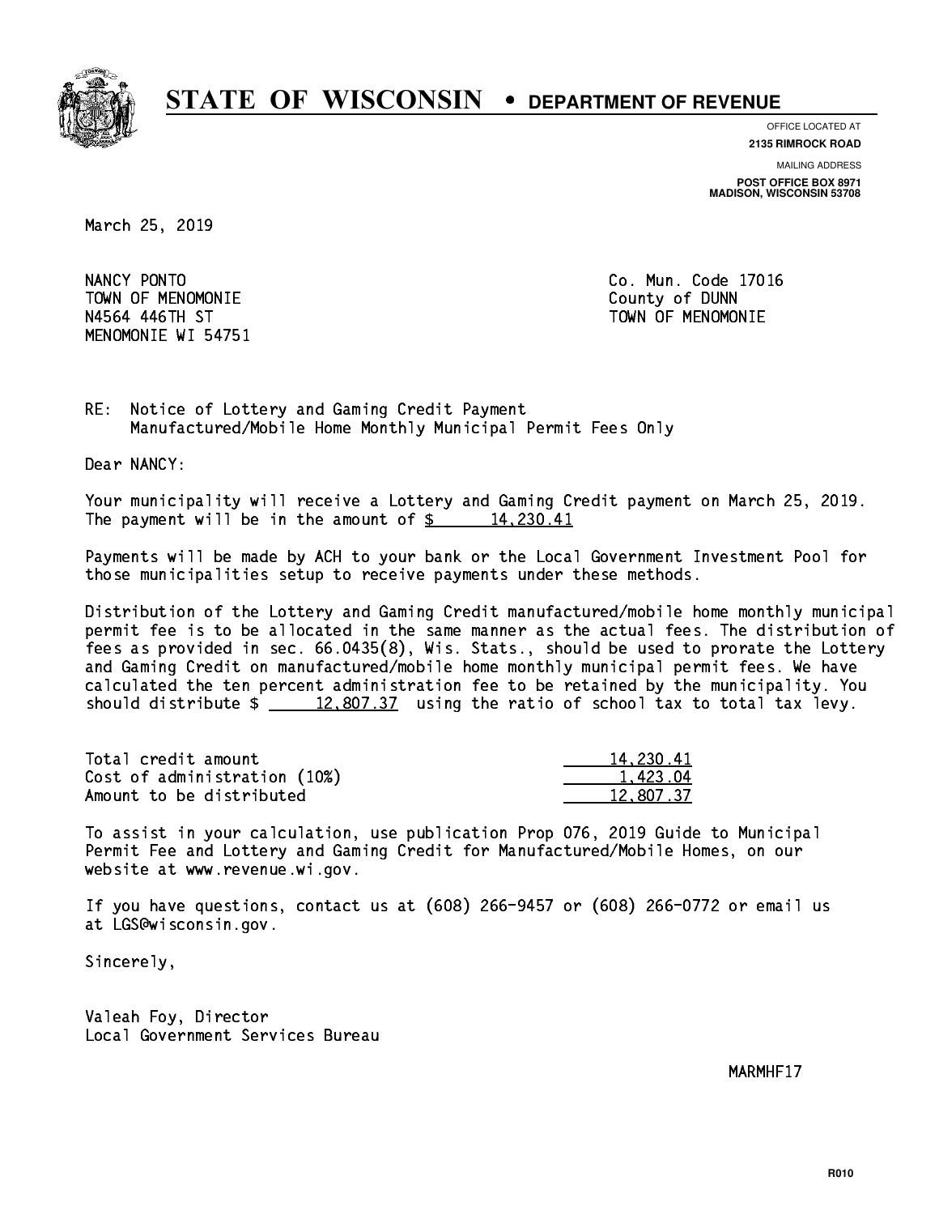# STATE OF WISCONSIN • DEPARTMENT OF REVENUE

OFFICE LOCATED AT
**2135 RIMROCK ROAD**

MAILING ADDRESS
**POST OFFICE BOX 8971**
**MADISON, WISCONSIN 53708**

March 25, 2019

NANCY PONTO
TOWN OF MENOMONIE
N4564 446TH ST
MENOMONIE WI 54751

Co. Mun. Code 17016
County of DUNN
TOWN OF MENOMONIE

RE: Notice of Lottery and Gaming Credit Payment
Manufactured/Mobile Home Monthly Municipal Permit Fees Only

Dear NANCY:

Your municipality will receive a Lottery and Gaming Credit payment on March 25, 2019. The payment will be in the amount of $ 14,230.41

Payments will be made by ACH to your bank or the Local Government Investment Pool for those municipalities setup to receive payments under these methods.

Distribution of the Lottery and Gaming Credit manufactured/mobile home monthly municipal permit fee is to be allocated in the same manner as the actual fees. The distribution of fees as provided in sec. 66.0435(8), Wis. Stats., should be used to prorate the Lottery and Gaming Credit on manufactured/mobile home monthly municipal permit fees. We have calculated the ten percent administration fee to be retained by the municipality. You should distribute $ 12,807.37 using the ratio of school tax to total tax levy.

| | |
|---|---|
| Total credit amount | 14,230.41 |
| Cost of administration (10%) | 1,423.04 |
| Amount to be distributed | 12,807.37 |

To assist in your calculation, use publication Prop 076, 2019 Guide to Municipal Permit Fee and Lottery and Gaming Credit for Manufactured/Mobile Homes, on our website at www.revenue.wi.gov.

If you have questions, contact us at (608) 266-9457 or (608) 266-0772 or email us at LGS@wisconsin.gov.

Sincerely,

Valeah Foy, Director
Local Government Services Bureau

MARMHF17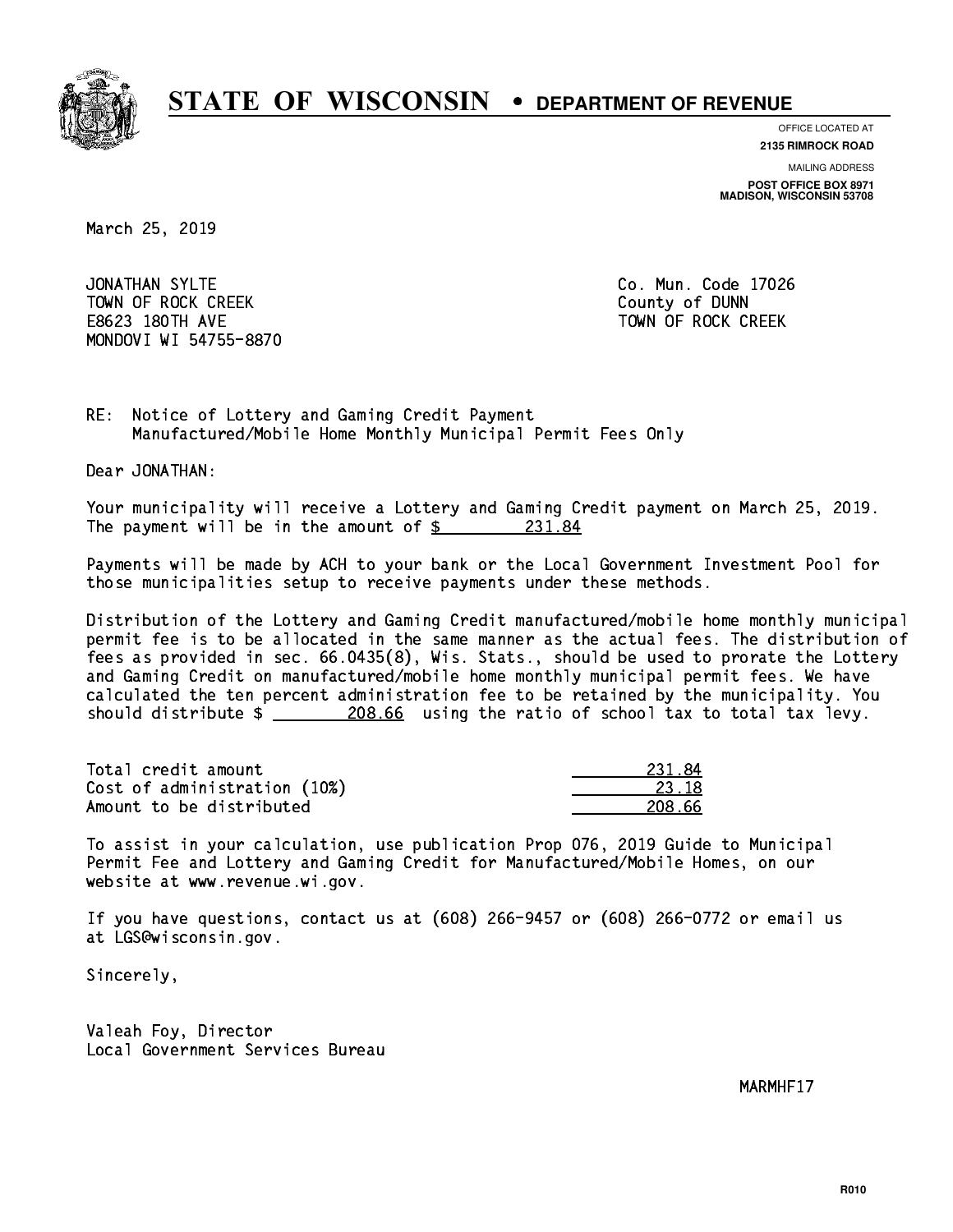# STATE OF WISCONSIN • DEPARTMENT OF REVENUE

OFFICE LOCATED AT
**2135 RIMROCK ROAD**

MAILING ADDRESS
**POST OFFICE BOX 8971**
**MADISON, WISCONSIN 53708**

March 25, 2019

JONATHAN SYLTE
TOWN OF ROCK CREEK
E8623 180TH AVE
MONDOVI WI 54755-8870

Co. Mun. Code 17026
County of DUNN
TOWN OF ROCK CREEK

RE: Notice of Lottery and Gaming Credit Payment
Manufactured/Mobile Home Monthly Municipal Permit Fees Only

Dear JONATHAN:

Your municipality will receive a Lottery and Gaming Credit payment on March 25, 2019. The payment will be in the amount of $ 231.84

Payments will be made by ACH to your bank or the Local Government Investment Pool for those municipalities setup to receive payments under these methods.

Distribution of the Lottery and Gaming Credit manufactured/mobile home monthly municipal permit fee is to be allocated in the same manner as the actual fees. The distribution of fees as provided in sec. 66.0435(8), Wis. Stats., should be used to prorate the Lottery and Gaming Credit on manufactured/mobile home monthly municipal permit fees. We have calculated the ten percent administration fee to be retained by the municipality. You should distribute $ 208.66 using the ratio of school tax to total tax levy.

| | |
|---|---|
| Total credit amount | 231.84 |
| Cost of administration (10%) | 23.18 |
| Amount to be distributed | 208.66 |

To assist in your calculation, use publication Prop 076, 2019 Guide to Municipal Permit Fee and Lottery and Gaming Credit for Manufactured/Mobile Homes, on our website at www.revenue.wi.gov.

If you have questions, contact us at (608) 266-9457 or (608) 266-0772 or email us at LGS@wisconsin.gov.

Sincerely,

Valeah Foy, Director
Local Government Services Bureau

MARMHF17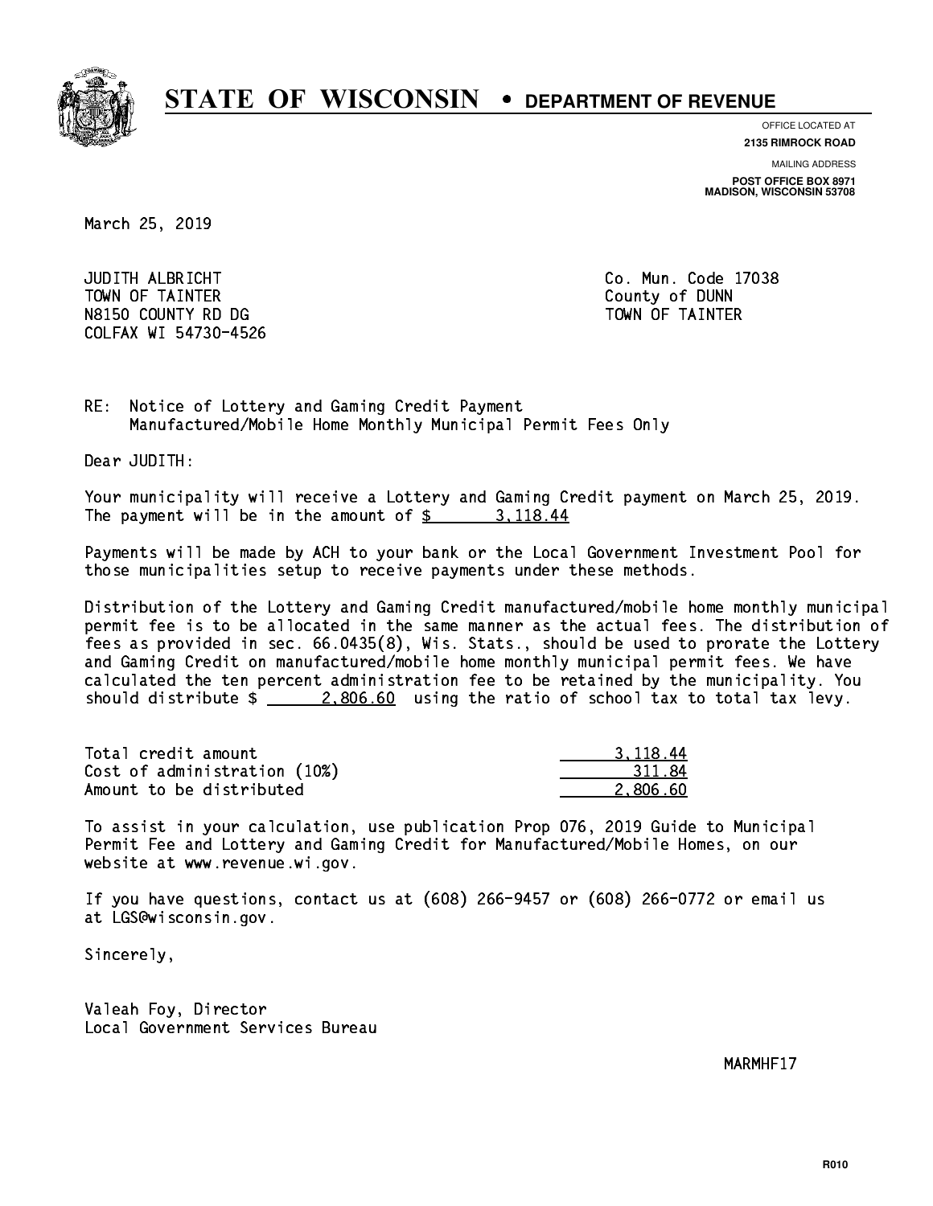# STATE OF WISCONSIN • DEPARTMENT OF REVENUE

OFFICE LOCATED AT
**2135 RIMROCK ROAD**

MAILING ADDRESS
**POST OFFICE BOX 8971**
**MADISON, WISCONSIN 53708**

March 25, 2019

JUDITH ALBRICHT
TOWN OF TAINTER
N8150 COUNTY RD DG
COLFAX WI 54730-4526

Co. Mun. Code 17038
County of DUNN
TOWN OF TAINTER

RE: Notice of Lottery and Gaming Credit Payment
Manufactured/Mobile Home Monthly Municipal Permit Fees Only

Dear JUDITH:

Your municipality will receive a Lottery and Gaming Credit payment on March 25, 2019. The payment will be in the amount of $ 3,118.44

Payments will be made by ACH to your bank or the Local Government Investment Pool for those municipalities setup to receive payments under these methods.

Distribution of the Lottery and Gaming Credit manufactured/mobile home monthly municipal permit fee is to be allocated in the same manner as the actual fees. The distribution of fees as provided in sec. 66.0435(8), Wis. Stats., should be used to prorate the Lottery and Gaming Credit on manufactured/mobile home monthly municipal permit fees. We have calculated the ten percent administration fee to be retained by the municipality. You should distribute $ 2,806.60 using the ratio of school tax to total tax levy.

| | |
|---|---|
| Total credit amount | 3,118.44 |
| Cost of administration (10%) | 311.84 |
| Amount to be distributed | 2,806.60 |

To assist in your calculation, use publication Prop 076, 2019 Guide to Municipal Permit Fee and Lottery and Gaming Credit for Manufactured/Mobile Homes, on our website at www.revenue.wi.gov.

If you have questions, contact us at (608) 266-9457 or (608) 266-0772 or email us at LGS@wisconsin.gov.

Sincerely,

Valeah Foy, Director
Local Government Services Bureau

MARMHF17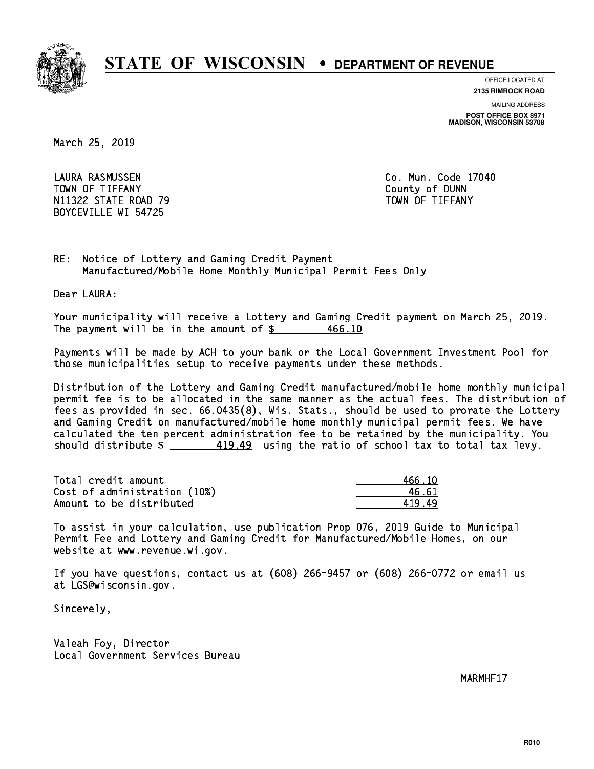# STATE OF WISCONSIN • DEPARTMENT OF REVENUE

OFFICE LOCATED AT
**2135 RIMROCK ROAD**

MAILING ADDRESS
**POST OFFICE BOX 8971**
**MADISON, WISCONSIN 53708**

March 25, 2019

LAURA RASMUSSEN
TOWN OF TIFFANY
N11322 STATE ROAD 79
BOYCEVILLE WI 54725

Co. Mun. Code 17040
County of DUNN
TOWN OF TIFFANY

RE: Notice of Lottery and Gaming Credit Payment
Manufactured/Mobile Home Monthly Municipal Permit Fees Only

Dear LAURA:

Your municipality will receive a Lottery and Gaming Credit payment on March 25, 2019. The payment will be in the amount of $ 466.10

Payments will be made by ACH to your bank or the Local Government Investment Pool for those municipalities setup to receive payments under these methods.

Distribution of the Lottery and Gaming Credit manufactured/mobile home monthly municipal permit fee is to be allocated in the same manner as the actual fees. The distribution of fees as provided in sec. 66.0435(8), Wis. Stats., should be used to prorate the Lottery and Gaming Credit on manufactured/mobile home monthly municipal permit fees. We have calculated the ten percent administration fee to be retained by the municipality. You should distribute $ 419.49 using the ratio of school tax to total tax levy.

| | |
|---|---|
| Total credit amount | 466.10 |
| Cost of administration (10%) | 46.61 |
| Amount to be distributed | 419.49 |

To assist in your calculation, use publication Prop 076, 2019 Guide to Municipal Permit Fee and Lottery and Gaming Credit for Manufactured/Mobile Homes, on our website at www.revenue.wi.gov.

If you have questions, contact us at (608) 266-9457 or (608) 266-0772 or email us at LGS@wisconsin.gov.

Sincerely,

Valeah Foy, Director
Local Government Services Bureau

MARMHF17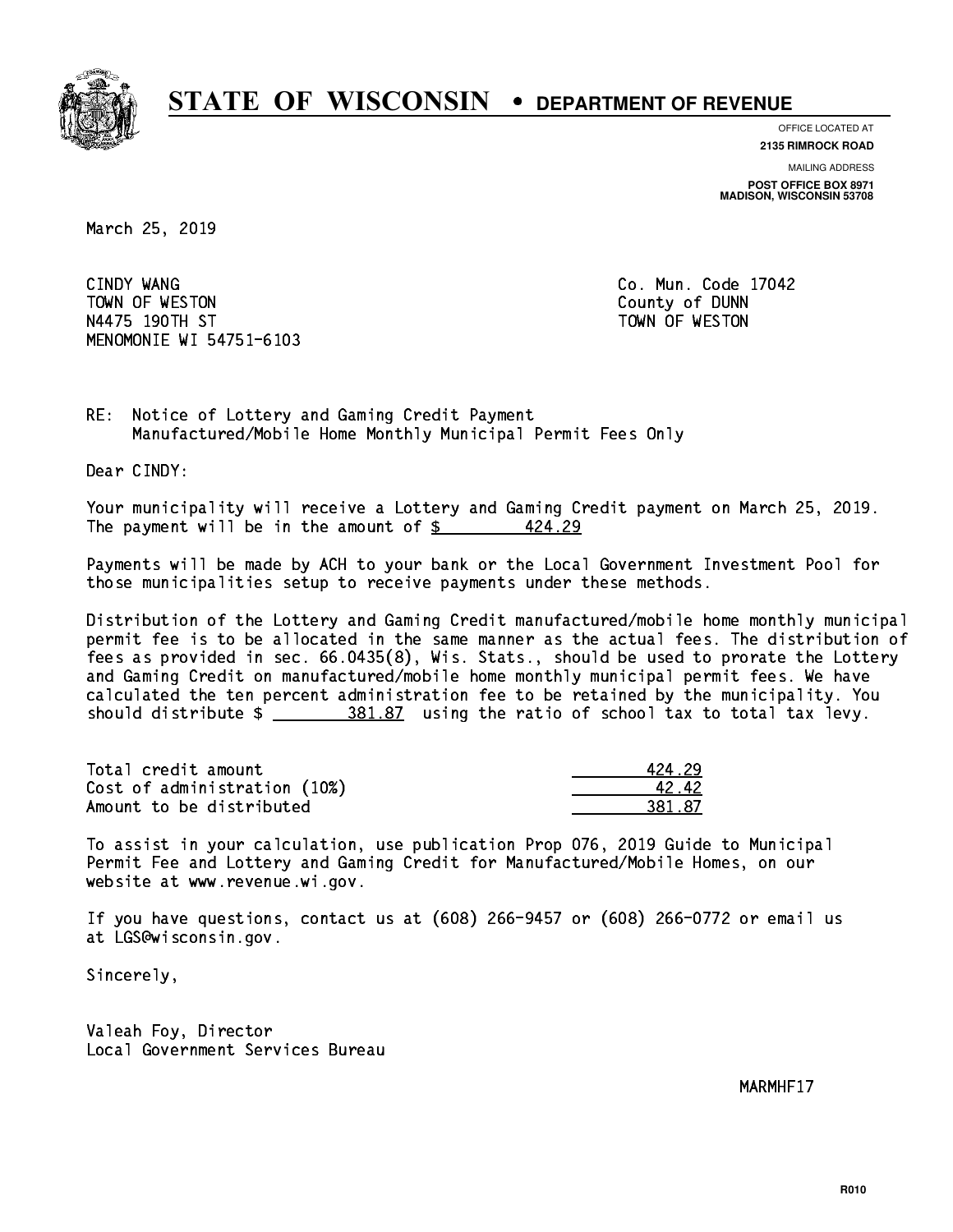# STATE OF WISCONSIN • DEPARTMENT OF REVENUE

OFFICE LOCATED AT
**2135 RIMROCK ROAD**

MAILING ADDRESS
**POST OFFICE BOX 8971**
**MADISON, WISCONSIN 53708**

March 25, 2019

CINDY WANG
TOWN OF WESTON
N4475 190TH ST
MENOMONIE WI 54751-6103

Co. Mun. Code 17042
County of DUNN
TOWN OF WESTON

RE: Notice of Lottery and Gaming Credit Payment
Manufactured/Mobile Home Monthly Municipal Permit Fees Only

Dear CINDY:

Your municipality will receive a Lottery and Gaming Credit payment on March 25, 2019. The payment will be in the amount of $ 424.29

Payments will be made by ACH to your bank or the Local Government Investment Pool for those municipalities setup to receive payments under these methods.

Distribution of the Lottery and Gaming Credit manufactured/mobile home monthly municipal permit fee is to be allocated in the same manner as the actual fees. The distribution of fees as provided in sec. 66.0435(8), Wis. Stats., should be used to prorate the Lottery and Gaming Credit on manufactured/mobile home monthly municipal permit fees. We have calculated the ten percent administration fee to be retained by the municipality. You should distribute $ 381.87 using the ratio of school tax to total tax levy.

| | |
|---|---|
| Total credit amount | 424.29 |
| Cost of administration (10%) | 42.42 |
| Amount to be distributed | 381.87 |

To assist in your calculation, use publication Prop 076, 2019 Guide to Municipal Permit Fee and Lottery and Gaming Credit for Manufactured/Mobile Homes, on our website at www.revenue.wi.gov.

If you have questions, contact us at (608) 266-9457 or (608) 266-0772 or email us at LGS@wisconsin.gov.

Sincerely,

Valeah Foy, Director
Local Government Services Bureau

MARMHF17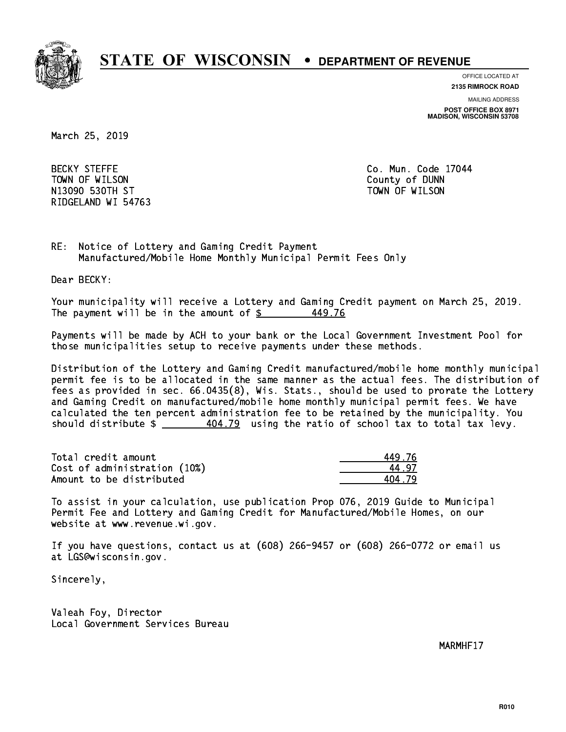# STATE OF WISCONSIN • DEPARTMENT OF REVENUE

OFFICE LOCATED AT
**2135 RIMROCK ROAD**

MAILING ADDRESS
**POST OFFICE BOX 8971**
**MADISON, WISCONSIN 53708**

March 25, 2019

BECKY STEFFE
TOWN OF WILSON
N13090 530TH ST
RIDGELAND WI 54763

Co. Mun. Code 17044
County of DUNN
TOWN OF WILSON

RE: Notice of Lottery and Gaming Credit Payment
Manufactured/Mobile Home Monthly Municipal Permit Fees Only

Dear BECKY:

Your municipality will receive a Lottery and Gaming Credit payment on March 25, 2019. The payment will be in the amount of $ 449.76

Payments will be made by ACH to your bank or the Local Government Investment Pool for those municipalities setup to receive payments under these methods.

Distribution of the Lottery and Gaming Credit manufactured/mobile home monthly municipal permit fee is to be allocated in the same manner as the actual fees. The distribution of fees as provided in sec. 66.0435(8), Wis. Stats., should be used to prorate the Lottery and Gaming Credit on manufactured/mobile home monthly municipal permit fees. We have calculated the ten percent administration fee to be retained by the municipality. You should distribute $ 404.79 using the ratio of school tax to total tax levy.

| | |
|---|---|
| Total credit amount | 449.76 |
| Cost of administration (10%) | 44.97 |
| Amount to be distributed | 404.79 |

To assist in your calculation, use publication Prop 076, 2019 Guide to Municipal Permit Fee and Lottery and Gaming Credit for Manufactured/Mobile Homes, on our website at www.revenue.wi.gov.

If you have questions, contact us at (608) 266-9457 or (608) 266-0772 or email us at LGS@wisconsin.gov.

Sincerely,

Valeah Foy, Director
Local Government Services Bureau

MARMHF17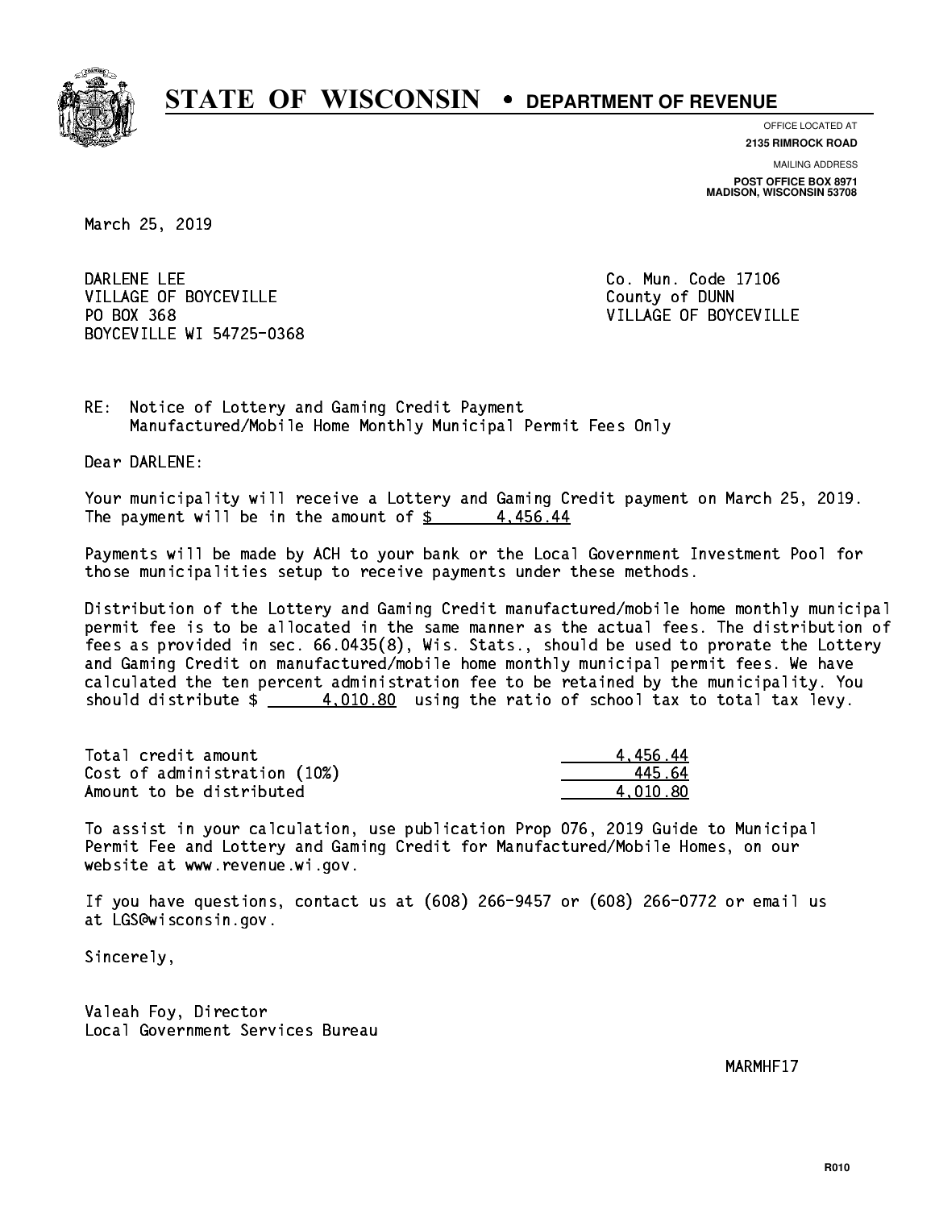# STATE OF WISCONSIN • DEPARTMENT OF REVENUE

OFFICE LOCATED AT
**2135 RIMROCK ROAD**

MAILING ADDRESS
**POST OFFICE BOX 8971**
**MADISON, WISCONSIN 53708**

March 25, 2019

DARLENE LEE
VILLAGE OF BOYCEVILLE
PO BOX 368
BOYCEVILLE WI 54725-0368

Co. Mun. Code 17106
County of DUNN
VILLAGE OF BOYCEVILLE

RE: Notice of Lottery and Gaming Credit Payment
Manufactured/Mobile Home Monthly Municipal Permit Fees Only

Dear DARLENE:

Your municipality will receive a Lottery and Gaming Credit payment on March 25, 2019. The payment will be in the amount of $ 4,456.44

Payments will be made by ACH to your bank or the Local Government Investment Pool for those municipalities setup to receive payments under these methods.

Distribution of the Lottery and Gaming Credit manufactured/mobile home monthly municipal permit fee is to be allocated in the same manner as the actual fees. The distribution of fees as provided in sec. 66.0435(8), Wis. Stats., should be used to prorate the Lottery and Gaming Credit on manufactured/mobile home monthly municipal permit fees. We have calculated the ten percent administration fee to be retained by the municipality. You should distribute $ 4,010.80 using the ratio of school tax to total tax levy.

| | |
|---|---|
| Total credit amount | 4,456.44 |
| Cost of administration (10%) | 445.64 |
| Amount to be distributed | 4,010.80 |

To assist in your calculation, use publication Prop 076, 2019 Guide to Municipal Permit Fee and Lottery and Gaming Credit for Manufactured/Mobile Homes, on our website at www.revenue.wi.gov.

If you have questions, contact us at (608) 266-9457 or (608) 266-0772 or email us at LGS@wisconsin.gov.

Sincerely,

Valeah Foy, Director
Local Government Services Bureau

MARMHF17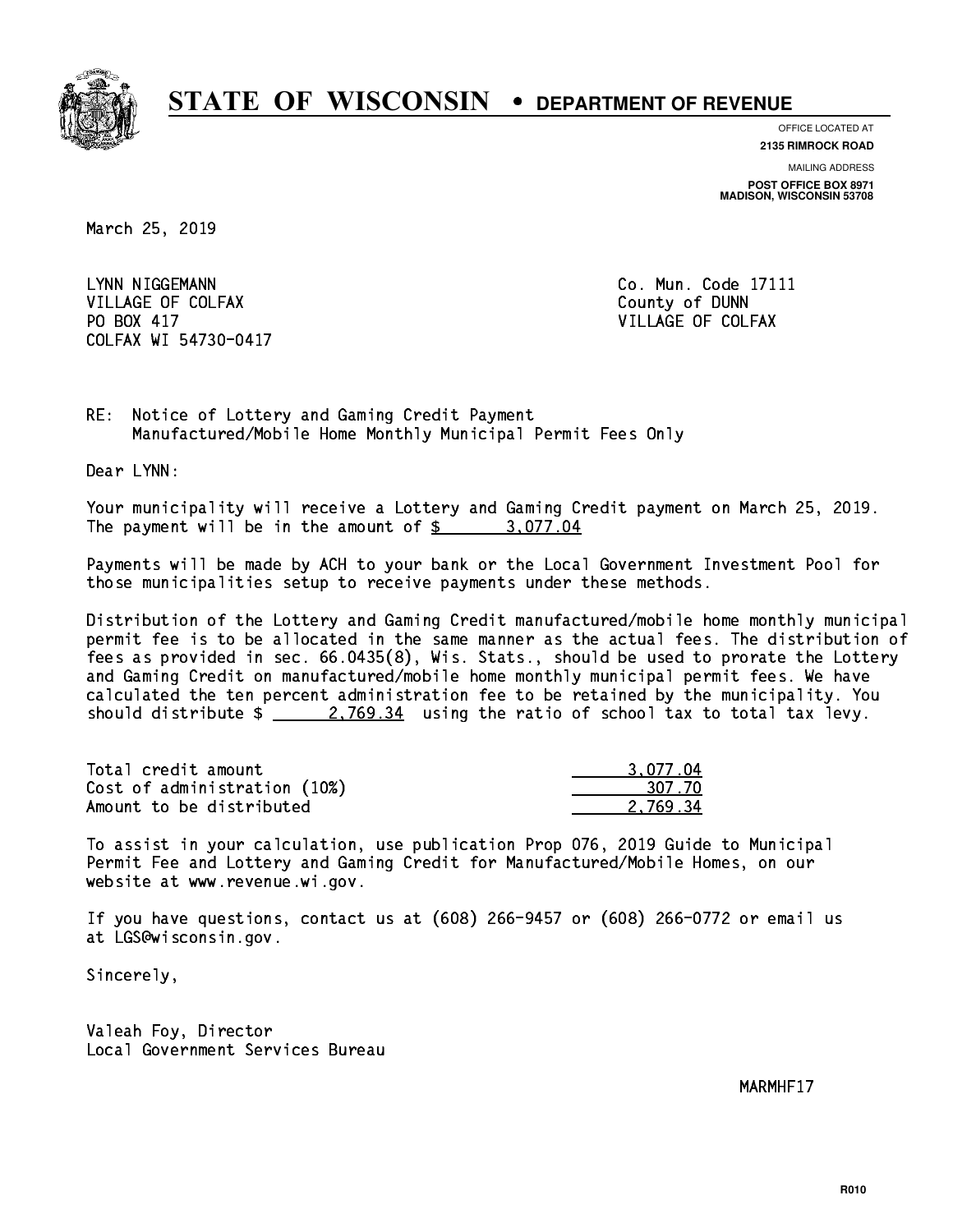# STATE OF WISCONSIN • DEPARTMENT OF REVENUE

OFFICE LOCATED AT
**2135 RIMROCK ROAD**

MAILING ADDRESS
**POST OFFICE BOX 8971**
**MADISON, WISCONSIN 53708**

March 25, 2019

LYNN NIGGEMANN
VILLAGE OF COLFAX
PO BOX 417
COLFAX WI 54730-0417

Co. Mun. Code 17111
County of DUNN
VILLAGE OF COLFAX

RE: Notice of Lottery and Gaming Credit Payment
Manufactured/Mobile Home Monthly Municipal Permit Fees Only

Dear LYNN:

Your municipality will receive a Lottery and Gaming Credit payment on March 25, 2019. The payment will be in the amount of $ 3,077.04

Payments will be made by ACH to your bank or the Local Government Investment Pool for those municipalities setup to receive payments under these methods.

Distribution of the Lottery and Gaming Credit manufactured/mobile home monthly municipal permit fee is to be allocated in the same manner as the actual fees. The distribution of fees as provided in sec. 66.0435(8), Wis. Stats., should be used to prorate the Lottery and Gaming Credit on manufactured/mobile home monthly municipal permit fees. We have calculated the ten percent administration fee to be retained by the municipality. You should distribute $ 2,769.34 using the ratio of school tax to total tax levy.

| | |
|---|---|
| Total credit amount | 3,077.04 |
| Cost of administration (10%) | 307.70 |
| Amount to be distributed | 2,769.34 |

To assist in your calculation, use publication Prop 076, 2019 Guide to Municipal Permit Fee and Lottery and Gaming Credit for Manufactured/Mobile Homes, on our website at www.revenue.wi.gov.

If you have questions, contact us at (608) 266-9457 or (608) 266-0772 or email us at LGS@wisconsin.gov.

Sincerely,

Valeah Foy, Director
Local Government Services Bureau

MARMHF17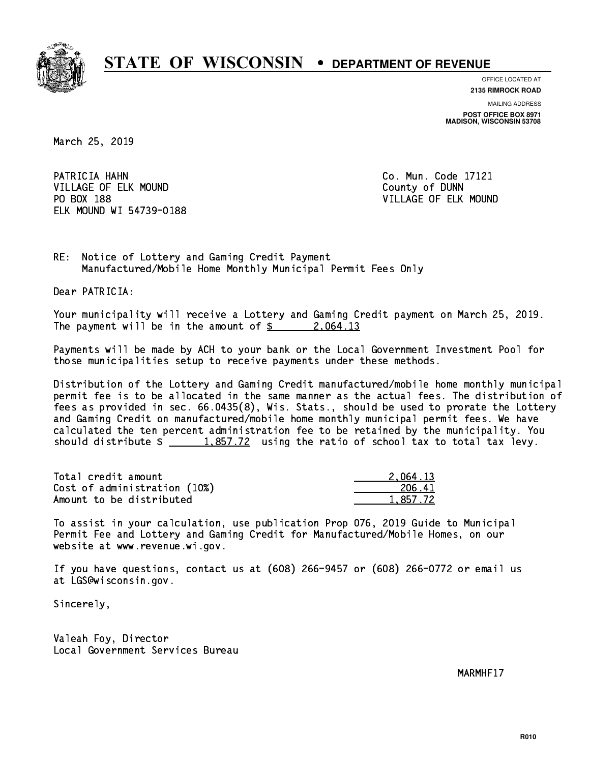# STATE OF WISCONSIN • DEPARTMENT OF REVENUE

OFFICE LOCATED AT
**2135 RIMROCK ROAD**

MAILING ADDRESS
**POST OFFICE BOX 8971**
**MADISON, WISCONSIN 53708**

March 25, 2019

PATRICIA HAHN
VILLAGE OF ELK MOUND
PO BOX 188
ELK MOUND WI 54739-0188

Co. Mun. Code 17121
County of DUNN
VILLAGE OF ELK MOUND

RE: Notice of Lottery and Gaming Credit Payment
Manufactured/Mobile Home Monthly Municipal Permit Fees Only

Dear PATRICIA:

Your municipality will receive a Lottery and Gaming Credit payment on March 25, 2019. The payment will be in the amount of $ 2,064.13

Payments will be made by ACH to your bank or the Local Government Investment Pool for those municipalities setup to receive payments under these methods.

Distribution of the Lottery and Gaming Credit manufactured/mobile home monthly municipal permit fee is to be allocated in the same manner as the actual fees. The distribution of fees as provided in sec. 66.0435(8), Wis. Stats., should be used to prorate the Lottery and Gaming Credit on manufactured/mobile home monthly municipal permit fees. We have calculated the ten percent administration fee to be retained by the municipality. You should distribute $ 1,857.72 using the ratio of school tax to total tax levy.

| | |
|---|---|
| Total credit amount | 2,064.13 |
| Cost of administration (10%) | 206.41 |
| Amount to be distributed | 1,857.72 |

To assist in your calculation, use publication Prop 076, 2019 Guide to Municipal Permit Fee and Lottery and Gaming Credit for Manufactured/Mobile Homes, on our website at www.revenue.wi.gov.

If you have questions, contact us at (608) 266-9457 or (608) 266-0772 or email us at LGS@wisconsin.gov.

Sincerely,

Valeah Foy, Director
Local Government Services Bureau

MARMHF17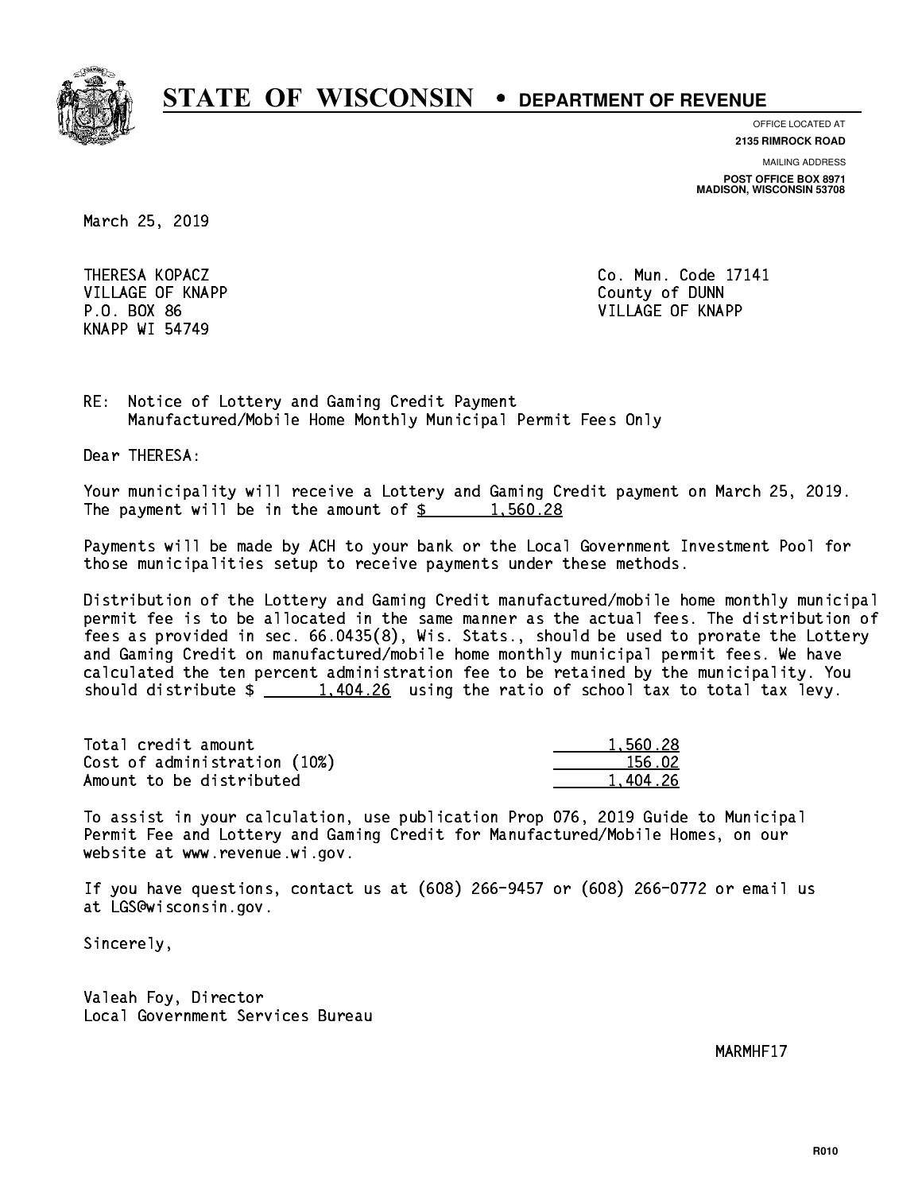# STATE OF WISCONSIN • DEPARTMENT OF REVENUE

OFFICE LOCATED AT
**2135 RIMROCK ROAD**

MAILING ADDRESS
**POST OFFICE BOX 8971**
**MADISON, WISCONSIN 53708**

March 25, 2019

THERESA KOPACZ
VILLAGE OF KNAPP
P.O. BOX 86
KNAPP WI 54749

Co. Mun. Code 17141
County of DUNN
VILLAGE OF KNAPP

RE: Notice of Lottery and Gaming Credit Payment
Manufactured/Mobile Home Monthly Municipal Permit Fees Only

Dear THERESA:

Your municipality will receive a Lottery and Gaming Credit payment on March 25, 2019. The payment will be in the amount of $ 1,560.28

Payments will be made by ACH to your bank or the Local Government Investment Pool for those municipalities setup to receive payments under these methods.

Distribution of the Lottery and Gaming Credit manufactured/mobile home monthly municipal permit fee is to be allocated in the same manner as the actual fees. The distribution of fees as provided in sec. 66.0435(8), Wis. Stats., should be used to prorate the Lottery and Gaming Credit on manufactured/mobile home monthly municipal permit fees. We have calculated the ten percent administration fee to be retained by the municipality. You should distribute $ 1,404.26 using the ratio of school tax to total tax levy.

| | |
|---|---|
| Total credit amount | 1,560.28 |
| Cost of administration (10%) | 156.02 |
| Amount to be distributed | 1,404.26 |

To assist in your calculation, use publication Prop 076, 2019 Guide to Municipal Permit Fee and Lottery and Gaming Credit for Manufactured/Mobile Homes, on our website at www.revenue.wi.gov.

If you have questions, contact us at (608) 266-9457 or (608) 266-0772 or email us at LGS@wisconsin.gov.

Sincerely,

Valeah Foy, Director
Local Government Services Bureau

MARMHF17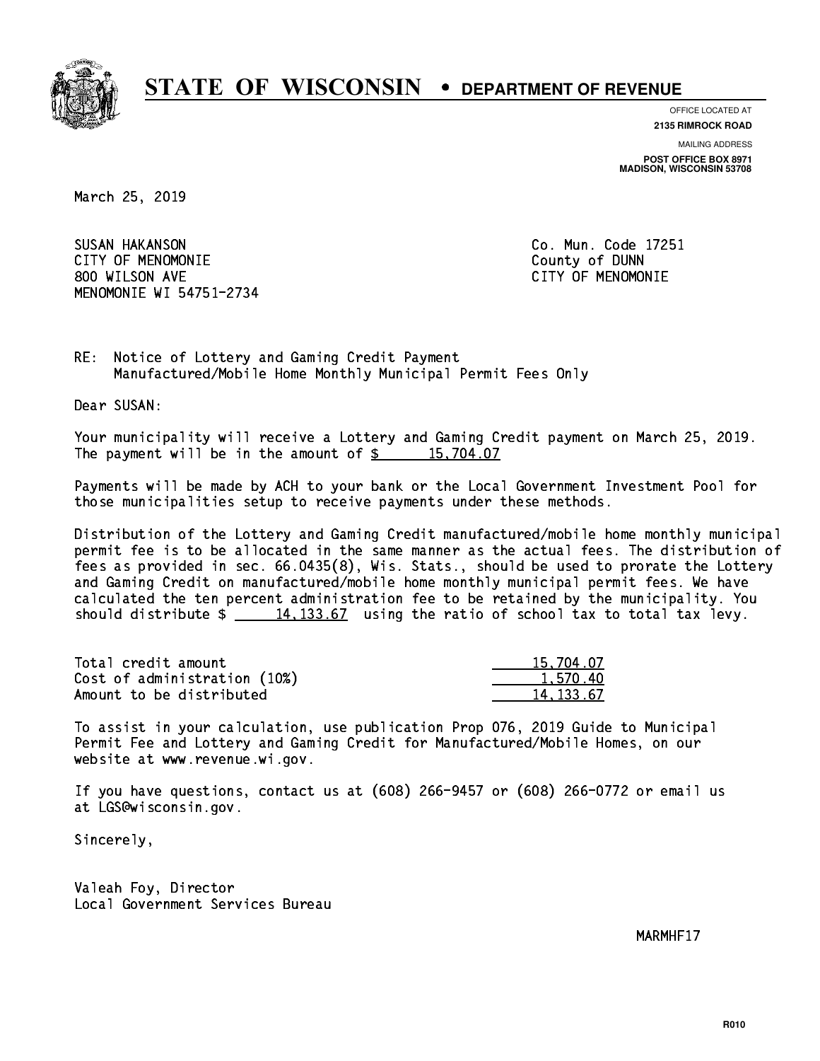# STATE OF WISCONSIN • DEPARTMENT OF REVENUE

OFFICE LOCATED AT
**2135 RIMROCK ROAD**

MAILING ADDRESS
**POST OFFICE BOX 8971**
**MADISON, WISCONSIN 53708**

March 25, 2019

SUSAN HAKANSON
CITY OF MENOMONIE
800 WILSON AVE
MENOMONIE WI 54751-2734

Co. Mun. Code 17251
County of DUNN
CITY OF MENOMONIE

RE: Notice of Lottery and Gaming Credit Payment
Manufactured/Mobile Home Monthly Municipal Permit Fees Only

Dear SUSAN:

Your municipality will receive a Lottery and Gaming Credit payment on March 25, 2019. The payment will be in the amount of $ 15,704.07

Payments will be made by ACH to your bank or the Local Government Investment Pool for those municipalities setup to receive payments under these methods.

Distribution of the Lottery and Gaming Credit manufactured/mobile home monthly municipal permit fee is to be allocated in the same manner as the actual fees. The distribution of fees as provided in sec. 66.0435(8), Wis. Stats., should be used to prorate the Lottery and Gaming Credit on manufactured/mobile home monthly municipal permit fees. We have calculated the ten percent administration fee to be retained by the municipality. You should distribute $ 14,133.67 using the ratio of school tax to total tax levy.

| | |
|---|---|
| Total credit amount | 15,704.07 |
| Cost of administration (10%) | 1,570.40 |
| Amount to be distributed | 14,133.67 |

To assist in your calculation, use publication Prop 076, 2019 Guide to Municipal Permit Fee and Lottery and Gaming Credit for Manufactured/Mobile Homes, on our website at www.revenue.wi.gov.

If you have questions, contact us at (608) 266-9457 or (608) 266-0772 or email us at LGS@wisconsin.gov.

Sincerely,

Valeah Foy, Director
Local Government Services Bureau

MARMHF17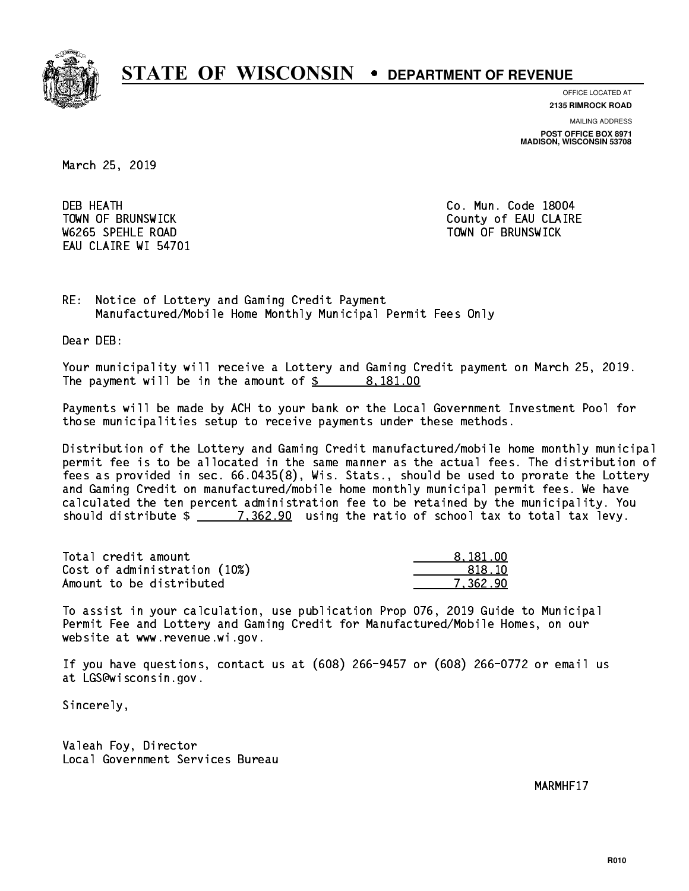# STATE OF WISCONSIN • DEPARTMENT OF REVENUE

OFFICE LOCATED AT
**2135 RIMROCK ROAD**

MAILING ADDRESS
**POST OFFICE BOX 8971**
**MADISON, WISCONSIN 53708**

March 25, 2019

DEB HEATH
TOWN OF BRUNSWICK
W6265 SPEHLE ROAD
EAU CLAIRE WI 54701

Co. Mun. Code 18004
County of EAU CLAIRE
TOWN OF BRUNSWICK

RE: Notice of Lottery and Gaming Credit Payment
Manufactured/Mobile Home Monthly Municipal Permit Fees Only

Dear DEB:

Your municipality will receive a Lottery and Gaming Credit payment on March 25, 2019. The payment will be in the amount of $ 8,181.00

Payments will be made by ACH to your bank or the Local Government Investment Pool for those municipalities setup to receive payments under these methods.

Distribution of the Lottery and Gaming Credit manufactured/mobile home monthly municipal permit fee is to be allocated in the same manner as the actual fees. The distribution of fees as provided in sec. 66.0435(8), Wis. Stats., should be used to prorate the Lottery and Gaming Credit on manufactured/mobile home monthly municipal permit fees. We have calculated the ten percent administration fee to be retained by the municipality. You should distribute $ 7,362.90 using the ratio of school tax to total tax levy.

| | |
|---|---|
| Total credit amount | 8,181.00 |
| Cost of administration (10%) | 818.10 |
| Amount to be distributed | 7,362.90 |

To assist in your calculation, use publication Prop 076, 2019 Guide to Municipal Permit Fee and Lottery and Gaming Credit for Manufactured/Mobile Homes, on our website at www.revenue.wi.gov.

If you have questions, contact us at (608) 266-9457 or (608) 266-0772 or email us at LGS@wisconsin.gov.

Sincerely,

Valeah Foy, Director
Local Government Services Bureau

MARMHF17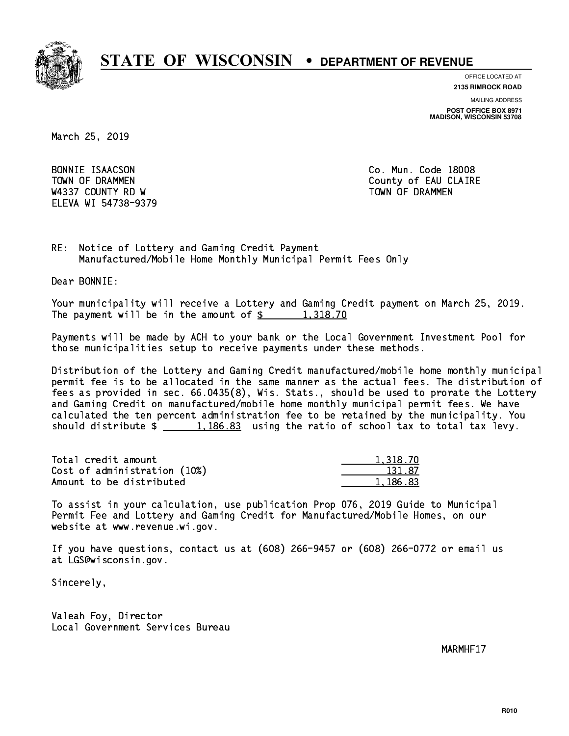# STATE OF WISCONSIN • DEPARTMENT OF REVENUE

OFFICE LOCATED AT
**2135 RIMROCK ROAD**

MAILING ADDRESS
**POST OFFICE BOX 8971**
**MADISON, WISCONSIN 53708**

March 25, 2019

BONNIE ISAACSON
TOWN OF DRAMMEN
W4337 COUNTY RD W
ELEVA WI 54738-9379

Co. Mun. Code 18008
County of EAU CLAIRE
TOWN OF DRAMMEN

RE: Notice of Lottery and Gaming Credit Payment
Manufactured/Mobile Home Monthly Municipal Permit Fees Only

Dear BONNIE:

Your municipality will receive a Lottery and Gaming Credit payment on March 25, 2019. The payment will be in the amount of $ 1,318.70

Payments will be made by ACH to your bank or the Local Government Investment Pool for those municipalities setup to receive payments under these methods.

Distribution of the Lottery and Gaming Credit manufactured/mobile home monthly municipal permit fee is to be allocated in the same manner as the actual fees. The distribution of fees as provided in sec. 66.0435(8), Wis. Stats., should be used to prorate the Lottery and Gaming Credit on manufactured/mobile home monthly municipal permit fees. We have calculated the ten percent administration fee to be retained by the municipality. You should distribute $ 1,186.83 using the ratio of school tax to total tax levy.

| | |
|---|---|
| Total credit amount | 1,318.70 |
| Cost of administration (10%) | 131.87 |
| Amount to be distributed | 1,186.83 |

To assist in your calculation, use publication Prop 076, 2019 Guide to Municipal Permit Fee and Lottery and Gaming Credit for Manufactured/Mobile Homes, on our website at www.revenue.wi.gov.

If you have questions, contact us at (608) 266-9457 or (608) 266-0772 or email us at LGS@wisconsin.gov.

Sincerely,

Valeah Foy, Director
Local Government Services Bureau

MARMHF17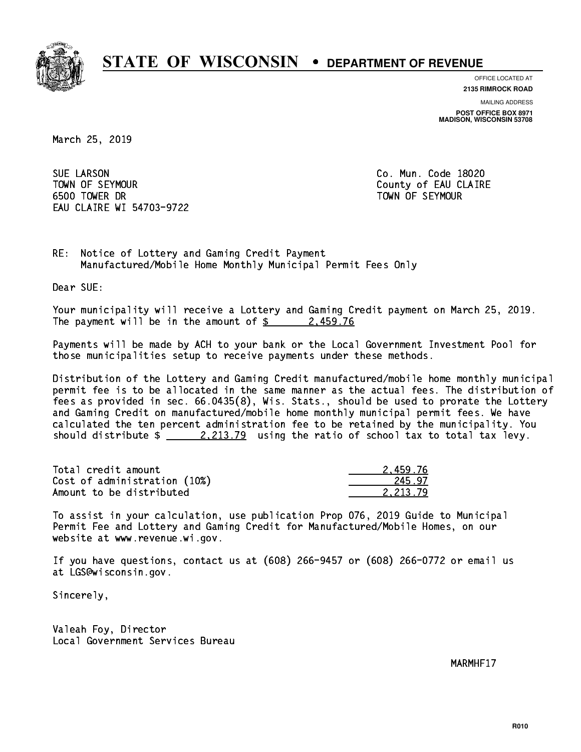# STATE OF WISCONSIN • DEPARTMENT OF REVENUE

OFFICE LOCATED AT
**2135 RIMROCK ROAD**

MAILING ADDRESS
**POST OFFICE BOX 8971**
**MADISON, WISCONSIN 53708**

March 25, 2019

SUE LARSON
TOWN OF SEYMOUR
6500 TOWER DR
EAU CLAIRE WI 54703-9722

Co. Mun. Code 18020
County of EAU CLAIRE
TOWN OF SEYMOUR

RE: Notice of Lottery and Gaming Credit Payment
Manufactured/Mobile Home Monthly Municipal Permit Fees Only

Dear SUE:

Your municipality will receive a Lottery and Gaming Credit payment on March 25, 2019. The payment will be in the amount of $ 2,459.76

Payments will be made by ACH to your bank or the Local Government Investment Pool for those municipalities setup to receive payments under these methods.

Distribution of the Lottery and Gaming Credit manufactured/mobile home monthly municipal permit fee is to be allocated in the same manner as the actual fees. The distribution of fees as provided in sec. 66.0435(8), Wis. Stats., should be used to prorate the Lottery and Gaming Credit on manufactured/mobile home monthly municipal permit fees. We have calculated the ten percent administration fee to be retained by the municipality. You should distribute $ 2,213.79 using the ratio of school tax to total tax levy.

| | |
|---|---|
| Total credit amount | 2,459.76 |
| Cost of administration (10%) | 245.97 |
| Amount to be distributed | 2,213.79 |

To assist in your calculation, use publication Prop 076, 2019 Guide to Municipal Permit Fee and Lottery and Gaming Credit for Manufactured/Mobile Homes, on our website at www.revenue.wi.gov.

If you have questions, contact us at (608) 266-9457 or (608) 266-0772 or email us at LGS@wisconsin.gov.

Sincerely,

Valeah Foy, Director
Local Government Services Bureau

MARMHF17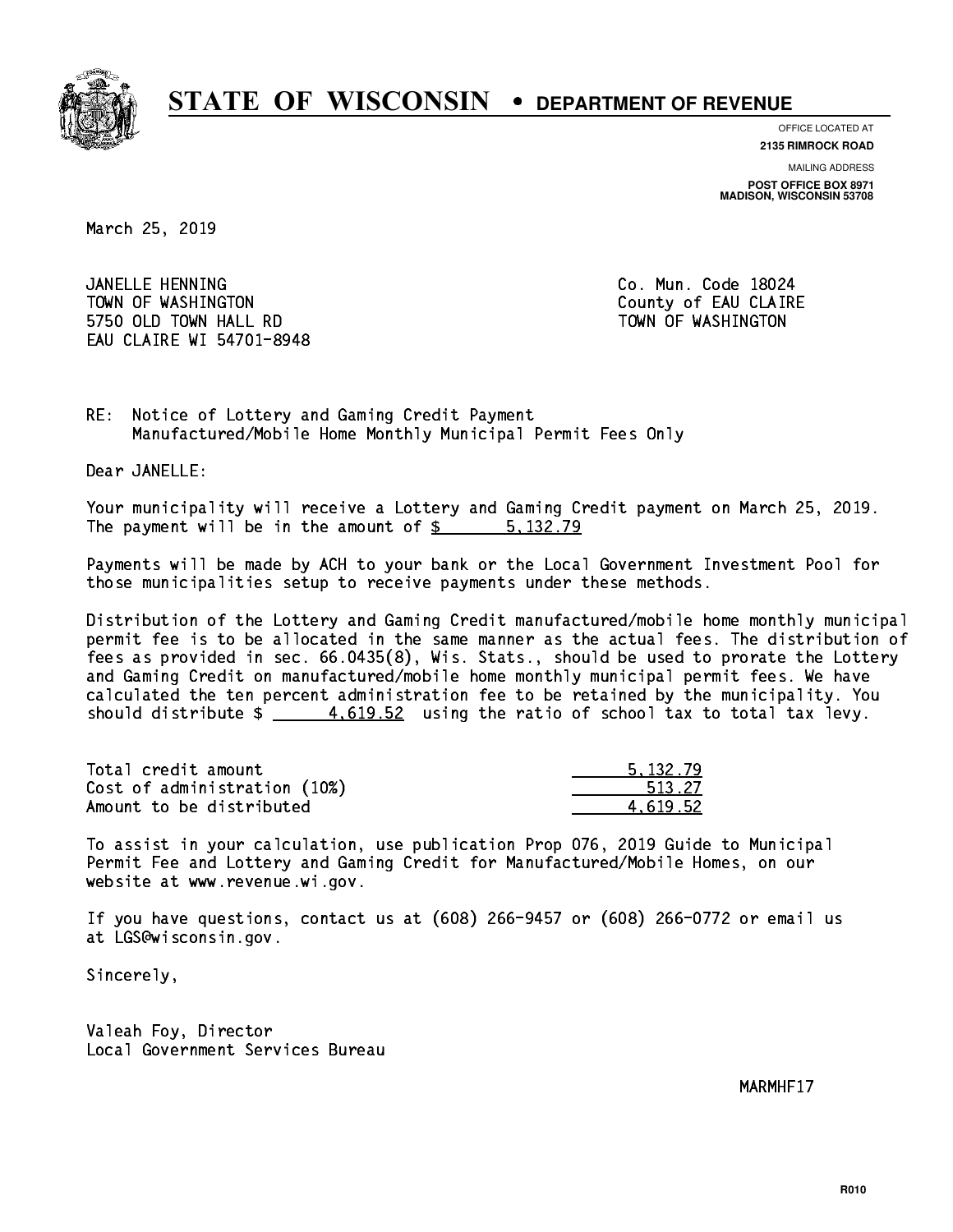# STATE OF WISCONSIN • DEPARTMENT OF REVENUE

OFFICE LOCATED AT
**2135 RIMROCK ROAD**

MAILING ADDRESS
**POST OFFICE BOX 8971**
**MADISON, WISCONSIN 53708**

March 25, 2019

JANELLE HENNING
TOWN OF WASHINGTON
5750 OLD TOWN HALL RD
EAU CLAIRE WI 54701-8948

Co. Mun. Code 18024
County of EAU CLAIRE
TOWN OF WASHINGTON

RE: Notice of Lottery and Gaming Credit Payment
Manufactured/Mobile Home Monthly Municipal Permit Fees Only

Dear JANELLE:

Your municipality will receive a Lottery and Gaming Credit payment on March 25, 2019. The payment will be in the amount of $ 5,132.79

Payments will be made by ACH to your bank or the Local Government Investment Pool for those municipalities setup to receive payments under these methods.

Distribution of the Lottery and Gaming Credit manufactured/mobile home monthly municipal permit fee is to be allocated in the same manner as the actual fees. The distribution of fees as provided in sec. 66.0435(8), Wis. Stats., should be used to prorate the Lottery and Gaming Credit on manufactured/mobile home monthly municipal permit fees. We have calculated the ten percent administration fee to be retained by the municipality. You should distribute $ 4,619.52 using the ratio of school tax to total tax levy.

| | |
|---|---|
| Total credit amount | 5,132.79 |
| Cost of administration (10%) | 513.27 |
| Amount to be distributed | 4,619.52 |

To assist in your calculation, use publication Prop 076, 2019 Guide to Municipal Permit Fee and Lottery and Gaming Credit for Manufactured/Mobile Homes, on our website at www.revenue.wi.gov.

If you have questions, contact us at (608) 266-9457 or (608) 266-0772 or email us at LGS@wisconsin.gov.

Sincerely,

Valeah Foy, Director
Local Government Services Bureau

MARMHF17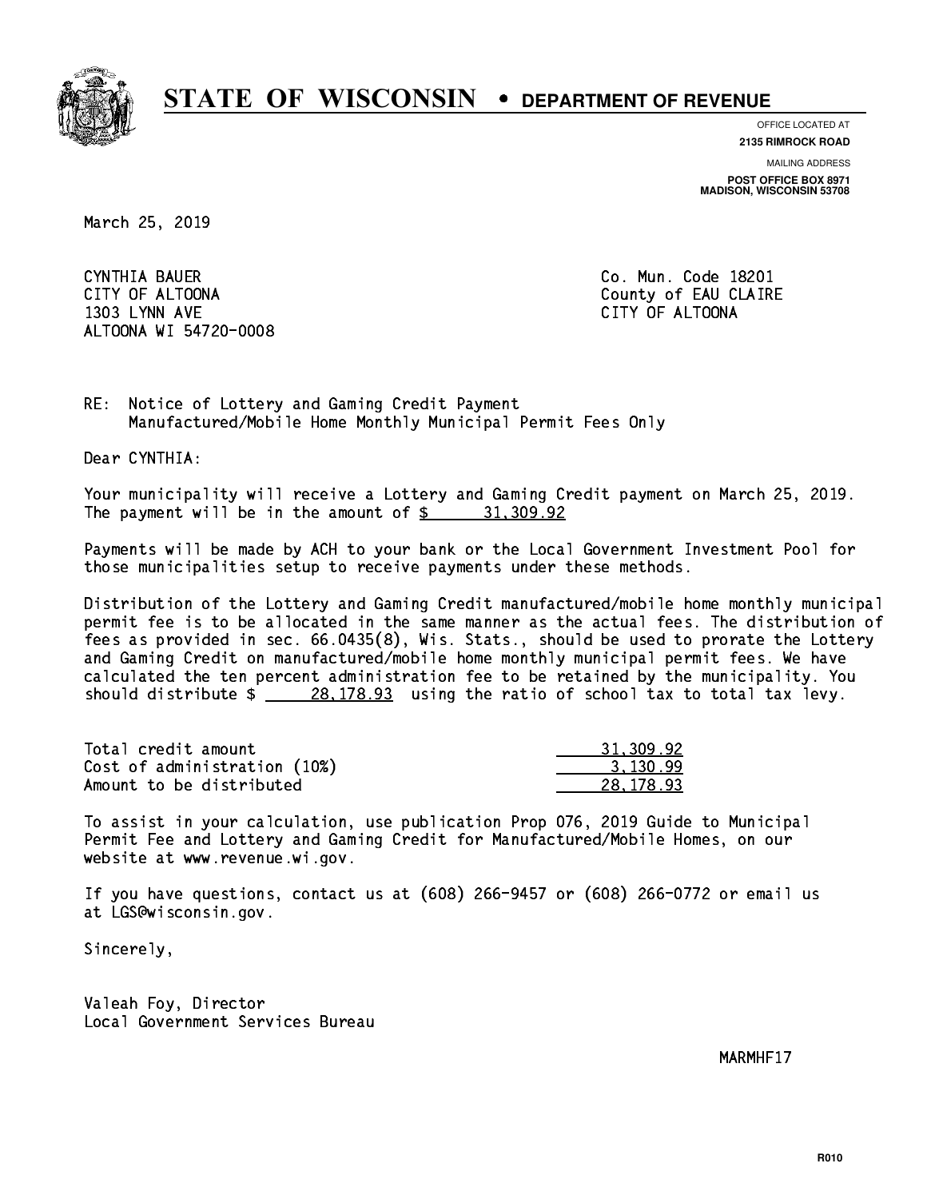# STATE OF WISCONSIN • DEPARTMENT OF REVENUE

OFFICE LOCATED AT
**2135 RIMROCK ROAD**

MAILING ADDRESS
**POST OFFICE BOX 8971**
**MADISON, WISCONSIN 53708**

March 25, 2019

CYNTHIA BAUER
CITY OF ALTOONA
1303 LYNN AVE
ALTOONA WI 54720-0008

Co. Mun. Code 18201
County of EAU CLAIRE
CITY OF ALTOONA

RE: Notice of Lottery and Gaming Credit Payment
Manufactured/Mobile Home Monthly Municipal Permit Fees Only

Dear CYNTHIA:

Your municipality will receive a Lottery and Gaming Credit payment on March 25, 2019. The payment will be in the amount of $ 31,309.92

Payments will be made by ACH to your bank or the Local Government Investment Pool for those municipalities setup to receive payments under these methods.

Distribution of the Lottery and Gaming Credit manufactured/mobile home monthly municipal permit fee is to be allocated in the same manner as the actual fees. The distribution of fees as provided in sec. 66.0435(8), Wis. Stats., should be used to prorate the Lottery and Gaming Credit on manufactured/mobile home monthly municipal permit fees. We have calculated the ten percent administration fee to be retained by the municipality. You should distribute $ 28,178.93 using the ratio of school tax to total tax levy.

| | |
|---|---|
| Total credit amount | 31,309.92 |
| Cost of administration (10%) | 3,130.99 |
| Amount to be distributed | 28,178.93 |

To assist in your calculation, use publication Prop 076, 2019 Guide to Municipal Permit Fee and Lottery and Gaming Credit for Manufactured/Mobile Homes, on our website at www.revenue.wi.gov.

If you have questions, contact us at (608) 266-9457 or (608) 266-0772 or email us at LGS@wisconsin.gov.

Sincerely,

Valeah Foy, Director
Local Government Services Bureau

MARMHF17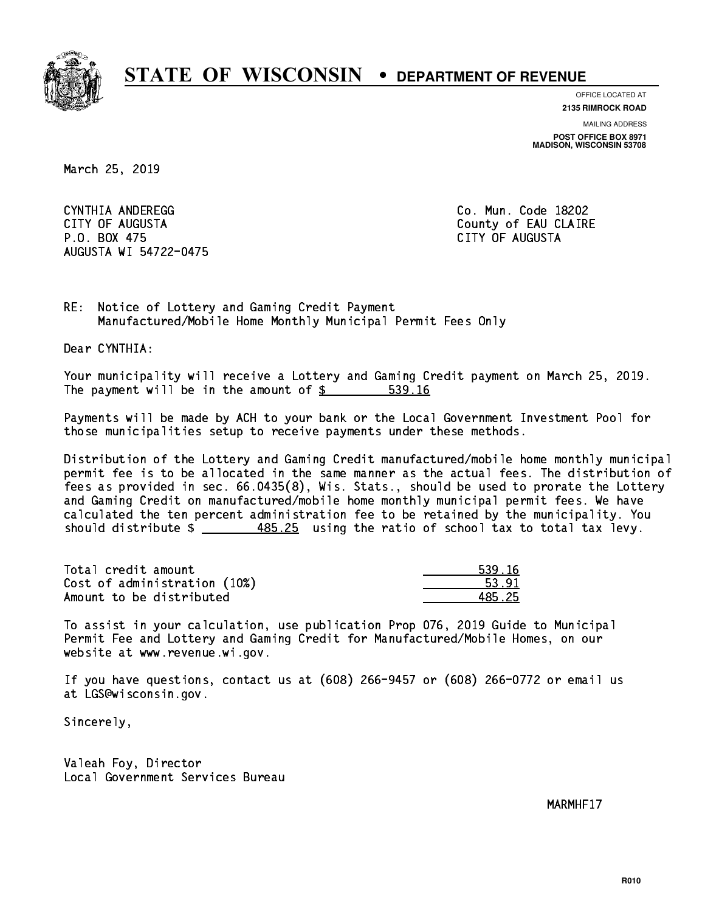# STATE OF WISCONSIN • DEPARTMENT OF REVENUE

OFFICE LOCATED AT
**2135 RIMROCK ROAD**

MAILING ADDRESS
**POST OFFICE BOX 8971**
**MADISON, WISCONSIN 53708**

March 25, 2019

CYNTHIA ANDEREGG
CITY OF AUGUSTA
P.O. BOX 475
AUGUSTA WI 54722-0475

Co. Mun. Code 18202
County of EAU CLAIRE
CITY OF AUGUSTA

RE: Notice of Lottery and Gaming Credit Payment
Manufactured/Mobile Home Monthly Municipal Permit Fees Only

Dear CYNTHIA:

Your municipality will receive a Lottery and Gaming Credit payment on March 25, 2019. The payment will be in the amount of $ 539.16

Payments will be made by ACH to your bank or the Local Government Investment Pool for those municipalities setup to receive payments under these methods.

Distribution of the Lottery and Gaming Credit manufactured/mobile home monthly municipal permit fee is to be allocated in the same manner as the actual fees. The distribution of fees as provided in sec. 66.0435(8), Wis. Stats., should be used to prorate the Lottery and Gaming Credit on manufactured/mobile home monthly municipal permit fees. We have calculated the ten percent administration fee to be retained by the municipality. You should distribute $ 485.25 using the ratio of school tax to total tax levy.

| | |
|---|---|
| Total credit amount | 539.16 |
| Cost of administration (10%) | 53.91 |
| Amount to be distributed | 485.25 |

To assist in your calculation, use publication Prop 076, 2019 Guide to Municipal Permit Fee and Lottery and Gaming Credit for Manufactured/Mobile Homes, on our website at www.revenue.wi.gov.

If you have questions, contact us at (608) 266-9457 or (608) 266-0772 or email us at LGS@wisconsin.gov.

Sincerely,

Valeah Foy, Director
Local Government Services Bureau

MARMHF17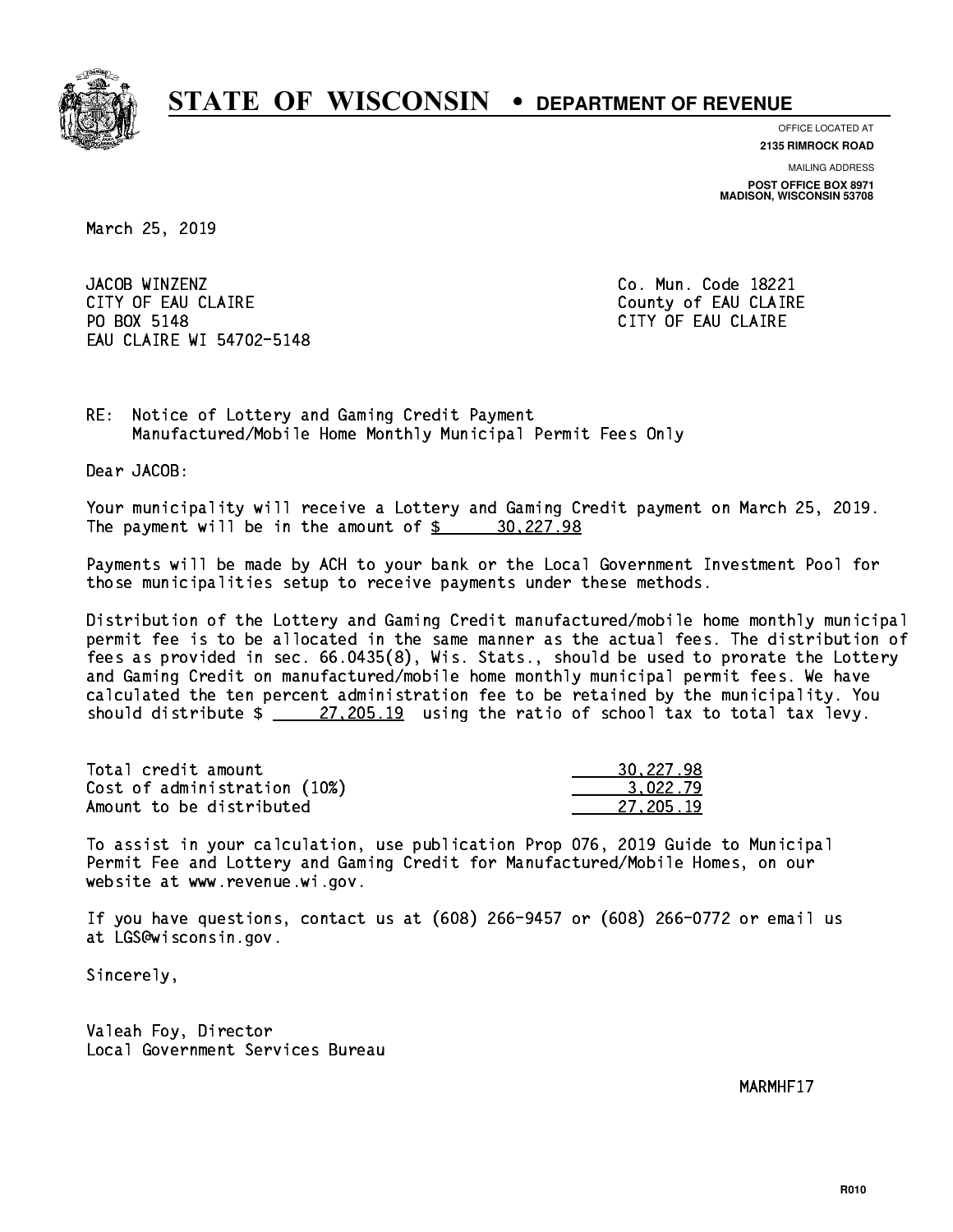# STATE OF WISCONSIN • DEPARTMENT OF REVENUE

OFFICE LOCATED AT
**2135 RIMROCK ROAD**

MAILING ADDRESS
**POST OFFICE BOX 8971**
**MADISON, WISCONSIN 53708**

March 25, 2019

JACOB WINZENZ
CITY OF EAU CLAIRE
PO BOX 5148
EAU CLAIRE WI 54702-5148

Co. Mun. Code 18221
County of EAU CLAIRE
CITY OF EAU CLAIRE

RE: Notice of Lottery and Gaming Credit Payment
Manufactured/Mobile Home Monthly Municipal Permit Fees Only

Dear JACOB:

Your municipality will receive a Lottery and Gaming Credit payment on March 25, 2019. The payment will be in the amount of $ 30,227.98

Payments will be made by ACH to your bank or the Local Government Investment Pool for those municipalities setup to receive payments under these methods.

Distribution of the Lottery and Gaming Credit manufactured/mobile home monthly municipal permit fee is to be allocated in the same manner as the actual fees. The distribution of fees as provided in sec. 66.0435(8), Wis. Stats., should be used to prorate the Lottery and Gaming Credit on manufactured/mobile home monthly municipal permit fees. We have calculated the ten percent administration fee to be retained by the municipality. You should distribute $ 27,205.19 using the ratio of school tax to total tax levy.

| | |
|---|---|
| Total credit amount | 30,227.98 |
| Cost of administration (10%) | 3,022.79 |
| Amount to be distributed | 27,205.19 |

To assist in your calculation, use publication Prop 076, 2019 Guide to Municipal Permit Fee and Lottery and Gaming Credit for Manufactured/Mobile Homes, on our website at www.revenue.wi.gov.

If you have questions, contact us at (608) 266-9457 or (608) 266-0772 or email us at LGS@wisconsin.gov.

Sincerely,

Valeah Foy, Director
Local Government Services Bureau

MARMHF17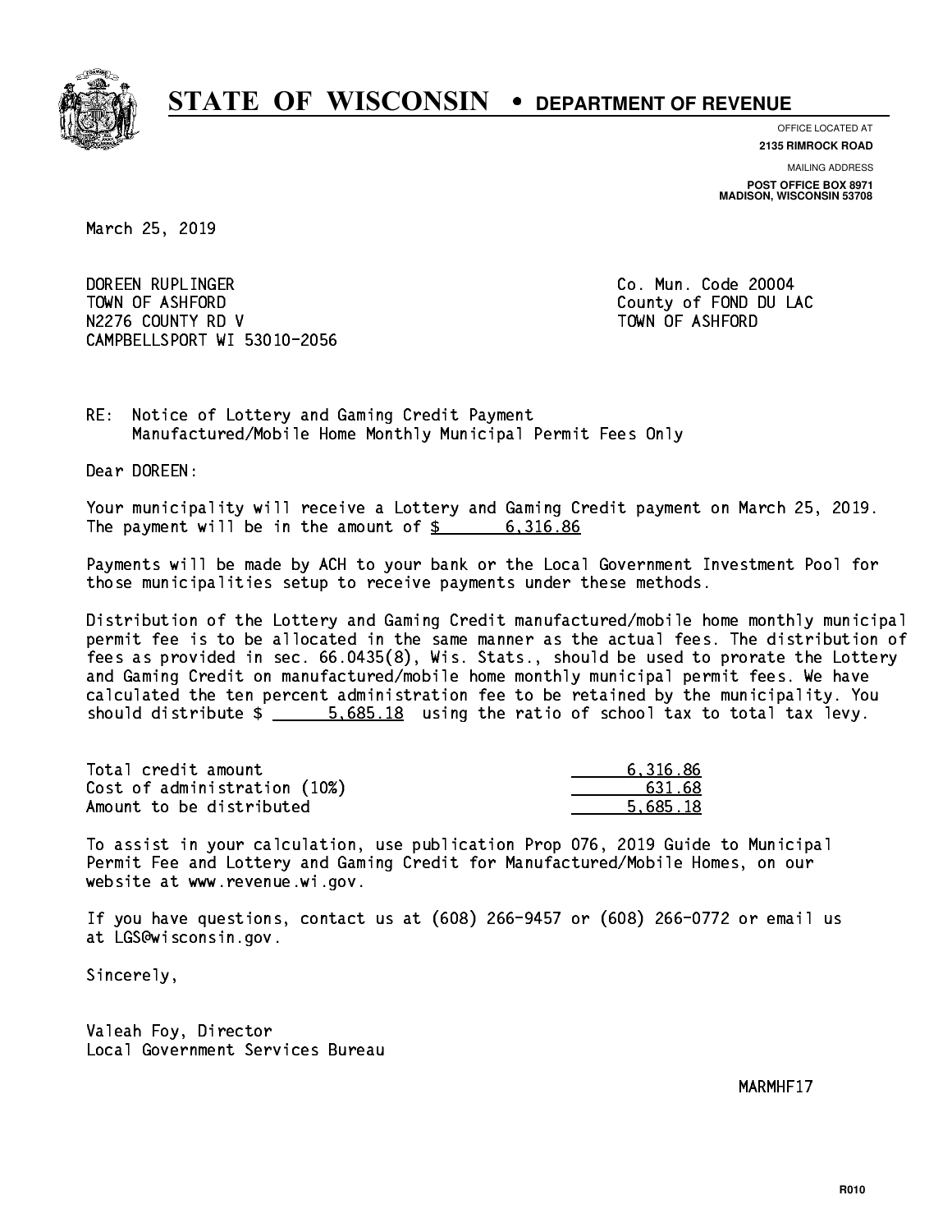# STATE OF WISCONSIN • DEPARTMENT OF REVENUE

OFFICE LOCATED AT
**2135 RIMROCK ROAD**

MAILING ADDRESS
**POST OFFICE BOX 8971**
**MADISON, WISCONSIN 53708**

March 25, 2019

DOREEN RUPLINGER
TOWN OF ASHFORD
N2276 COUNTY RD V
CAMPBELLSPORT WI 53010-2056

Co. Mun. Code 20004
County of FOND DU LAC
TOWN OF ASHFORD

RE: Notice of Lottery and Gaming Credit Payment
Manufactured/Mobile Home Monthly Municipal Permit Fees Only

Dear DOREEN:

Your municipality will receive a Lottery and Gaming Credit payment on March 25, 2019. The payment will be in the amount of $ 6,316.86

Payments will be made by ACH to your bank or the Local Government Investment Pool for those municipalities setup to receive payments under these methods.

Distribution of the Lottery and Gaming Credit manufactured/mobile home monthly municipal permit fee is to be allocated in the same manner as the actual fees. The distribution of fees as provided in sec. 66.0435(8), Wis. Stats., should be used to prorate the Lottery and Gaming Credit on manufactured/mobile home monthly municipal permit fees. We have calculated the ten percent administration fee to be retained by the municipality. You should distribute $ 5,685.18 using the ratio of school tax to total tax levy.

| | |
|---|---|
| Total credit amount | 6,316.86 |
| Cost of administration (10%) | 631.68 |
| Amount to be distributed | 5,685.18 |

To assist in your calculation, use publication Prop 076, 2019 Guide to Municipal Permit Fee and Lottery and Gaming Credit for Manufactured/Mobile Homes, on our website at www.revenue.wi.gov.

If you have questions, contact us at (608) 266-9457 or (608) 266-0772 or email us at LGS@wisconsin.gov.

Sincerely,

Valeah Foy, Director
Local Government Services Bureau

MARMHF17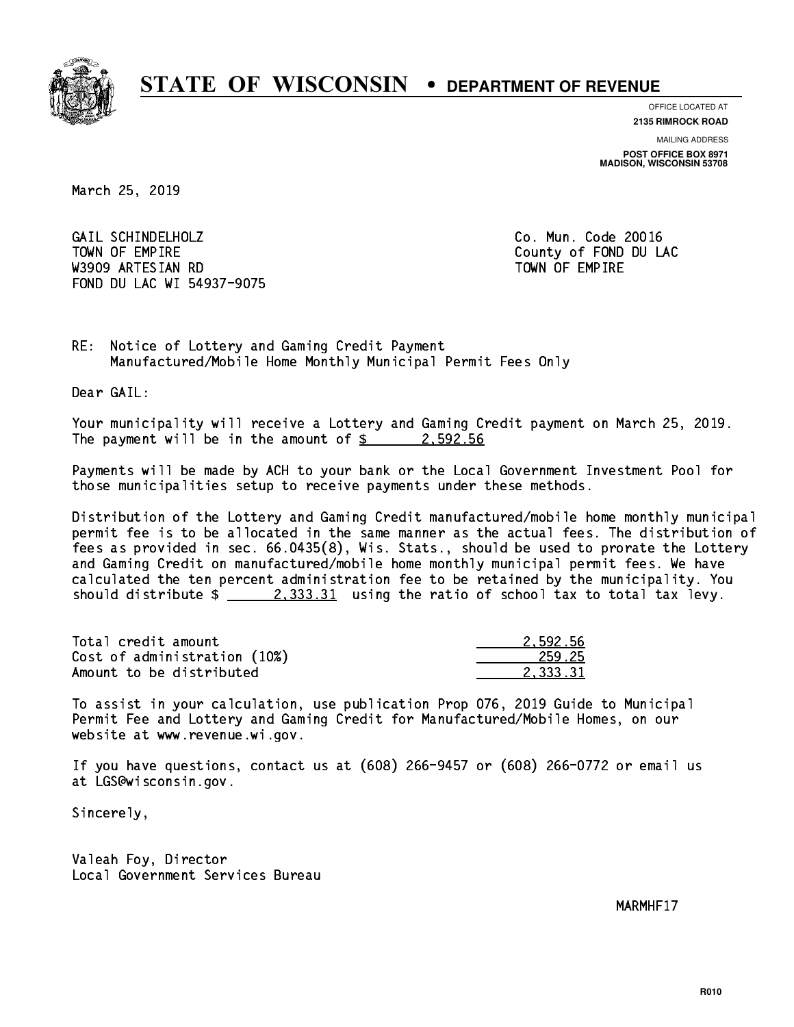# STATE OF WISCONSIN • DEPARTMENT OF REVENUE

OFFICE LOCATED AT
**2135 RIMROCK ROAD**

MAILING ADDRESS
**POST OFFICE BOX 8971**
**MADISON, WISCONSIN 53708**

March 25, 2019

GAIL SCHINDELHOLZ
TOWN OF EMPIRE
W3909 ARTESIAN RD
FOND DU LAC WI 54937-9075

Co. Mun. Code 20016
County of FOND DU LAC
TOWN OF EMPIRE

RE: Notice of Lottery and Gaming Credit Payment
Manufactured/Mobile Home Monthly Municipal Permit Fees Only

Dear GAIL:

Your municipality will receive a Lottery and Gaming Credit payment on March 25, 2019. The payment will be in the amount of $ 2,592.56

Payments will be made by ACH to your bank or the Local Government Investment Pool for those municipalities setup to receive payments under these methods.

Distribution of the Lottery and Gaming Credit manufactured/mobile home monthly municipal permit fee is to be allocated in the same manner as the actual fees. The distribution of fees as provided in sec. 66.0435(8), Wis. Stats., should be used to prorate the Lottery and Gaming Credit on manufactured/mobile home monthly municipal permit fees. We have calculated the ten percent administration fee to be retained by the municipality. You should distribute $ 2,333.31 using the ratio of school tax to total tax levy.

| | |
|---|---|
| Total credit amount | 2,592.56 |
| Cost of administration (10%) | 259.25 |
| Amount to be distributed | 2,333.31 |

To assist in your calculation, use publication Prop 076, 2019 Guide to Municipal Permit Fee and Lottery and Gaming Credit for Manufactured/Mobile Homes, on our website at www.revenue.wi.gov.

If you have questions, contact us at (608) 266-9457 or (608) 266-0772 or email us at LGS@wisconsin.gov.

Sincerely,

Valeah Foy, Director
Local Government Services Bureau

MARMHF17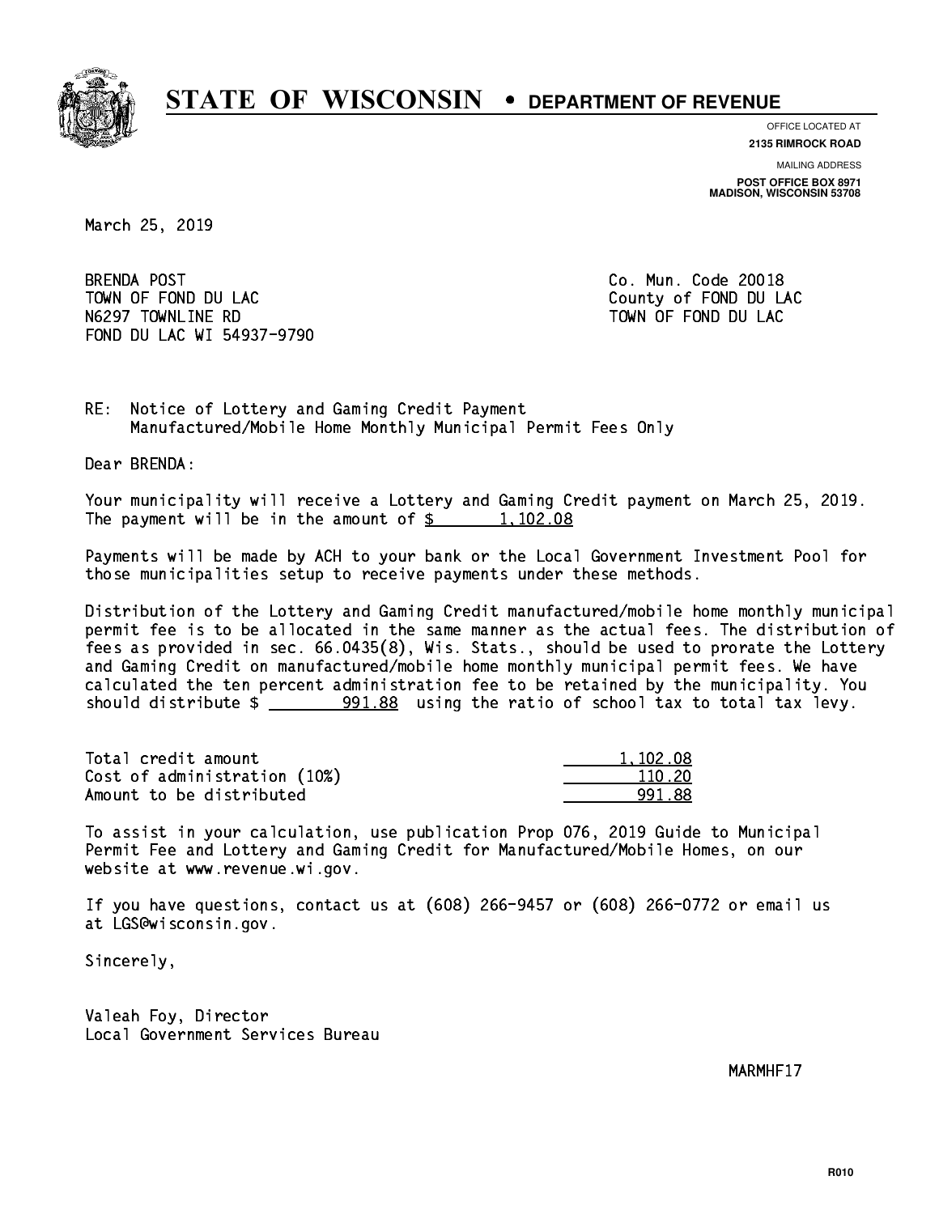# STATE OF WISCONSIN • DEPARTMENT OF REVENUE

OFFICE LOCATED AT
**2135 RIMROCK ROAD**

MAILING ADDRESS
**POST OFFICE BOX 8971**
**MADISON, WISCONSIN 53708**

March 25, 2019

BRENDA POST
TOWN OF FOND DU LAC
N6297 TOWNLINE RD
FOND DU LAC WI 54937-9790

Co. Mun. Code 20018
County of FOND DU LAC
TOWN OF FOND DU LAC

RE: Notice of Lottery and Gaming Credit Payment
Manufactured/Mobile Home Monthly Municipal Permit Fees Only

Dear BRENDA:

Your municipality will receive a Lottery and Gaming Credit payment on March 25, 2019. The payment will be in the amount of $ 1,102.08

Payments will be made by ACH to your bank or the Local Government Investment Pool for those municipalities setup to receive payments under these methods.

Distribution of the Lottery and Gaming Credit manufactured/mobile home monthly municipal permit fee is to be allocated in the same manner as the actual fees. The distribution of fees as provided in sec. 66.0435(8), Wis. Stats., should be used to prorate the Lottery and Gaming Credit on manufactured/mobile home monthly municipal permit fees. We have calculated the ten percent administration fee to be retained by the municipality. You should distribute $ 991.88 using the ratio of school tax to total tax levy.

| | |
|---|---|
| Total credit amount | 1,102.08 |
| Cost of administration (10%) | 110.20 |
| Amount to be distributed | 991.88 |

To assist in your calculation, use publication Prop 076, 2019 Guide to Municipal Permit Fee and Lottery and Gaming Credit for Manufactured/Mobile Homes, on our website at www.revenue.wi.gov.

If you have questions, contact us at (608) 266-9457 or (608) 266-0772 or email us at LGS@wisconsin.gov.

Sincerely,

Valeah Foy, Director
Local Government Services Bureau

MARMHF17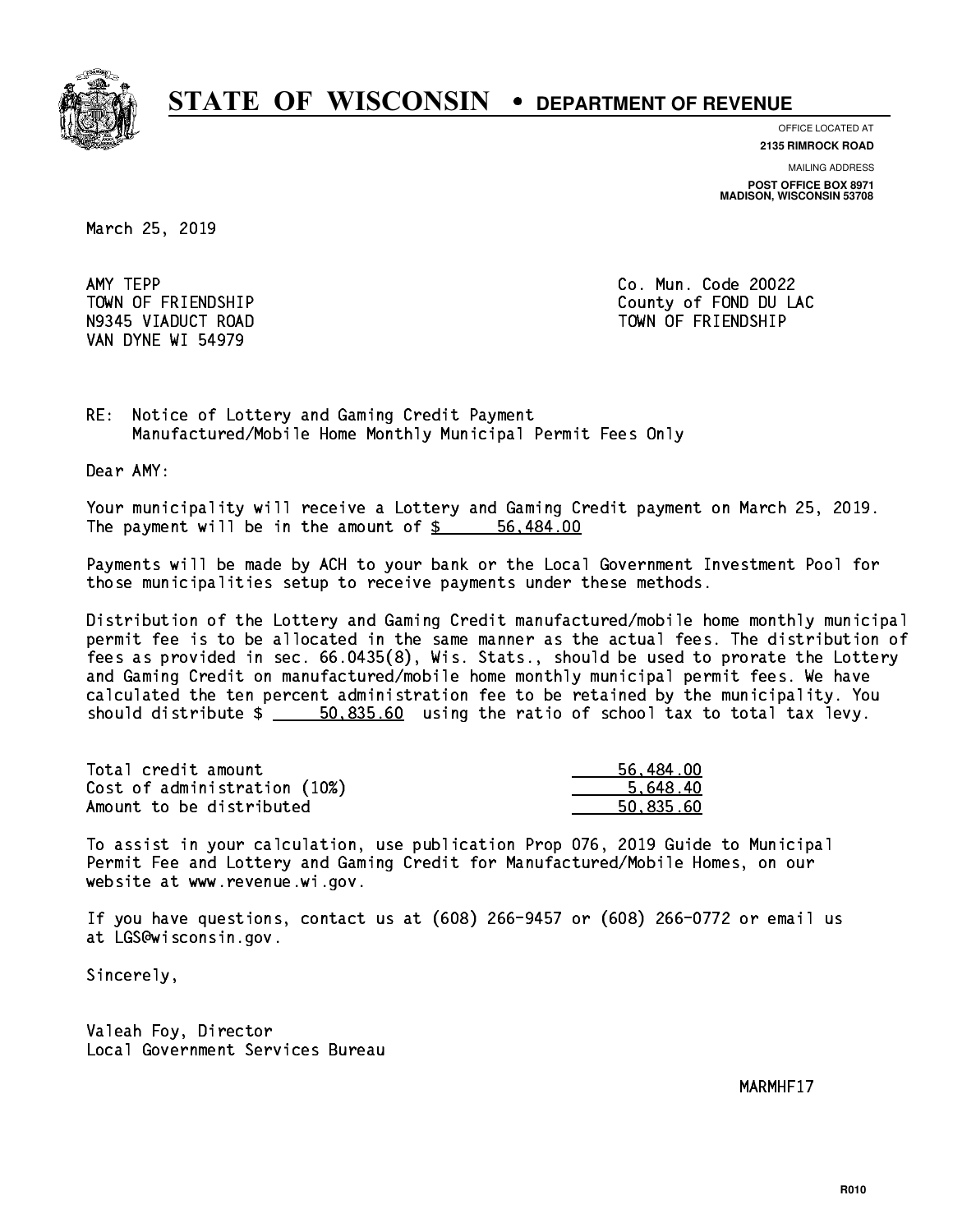# STATE OF WISCONSIN • DEPARTMENT OF REVENUE

OFFICE LOCATED AT
**2135 RIMROCK ROAD**

MAILING ADDRESS
**POST OFFICE BOX 8971**
**MADISON, WISCONSIN 53708**

March 25, 2019

AMY TEPP
TOWN OF FRIENDSHIP
N9345 VIADUCT ROAD
VAN DYNE WI 54979

Co. Mun. Code 20022
County of FOND DU LAC
TOWN OF FRIENDSHIP

RE: Notice of Lottery and Gaming Credit Payment
Manufactured/Mobile Home Monthly Municipal Permit Fees Only

Dear AMY:

Your municipality will receive a Lottery and Gaming Credit payment on March 25, 2019. The payment will be in the amount of $ 56,484.00

Payments will be made by ACH to your bank or the Local Government Investment Pool for those municipalities setup to receive payments under these methods.

Distribution of the Lottery and Gaming Credit manufactured/mobile home monthly municipal permit fee is to be allocated in the same manner as the actual fees. The distribution of fees as provided in sec. 66.0435(8), Wis. Stats., should be used to prorate the Lottery and Gaming Credit on manufactured/mobile home monthly municipal permit fees. We have calculated the ten percent administration fee to be retained by the municipality. You should distribute $ 50,835.60 using the ratio of school tax to total tax levy.

| | |
|---|---|
| Total credit amount | 56,484.00 |
| Cost of administration (10%) | 5,648.40 |
| Amount to be distributed | 50,835.60 |

To assist in your calculation, use publication Prop 076, 2019 Guide to Municipal Permit Fee and Lottery and Gaming Credit for Manufactured/Mobile Homes, on our website at www.revenue.wi.gov.

If you have questions, contact us at (608) 266-9457 or (608) 266-0772 or email us at LGS@wisconsin.gov.

Sincerely,

Valeah Foy, Director
Local Government Services Bureau

MARMHF17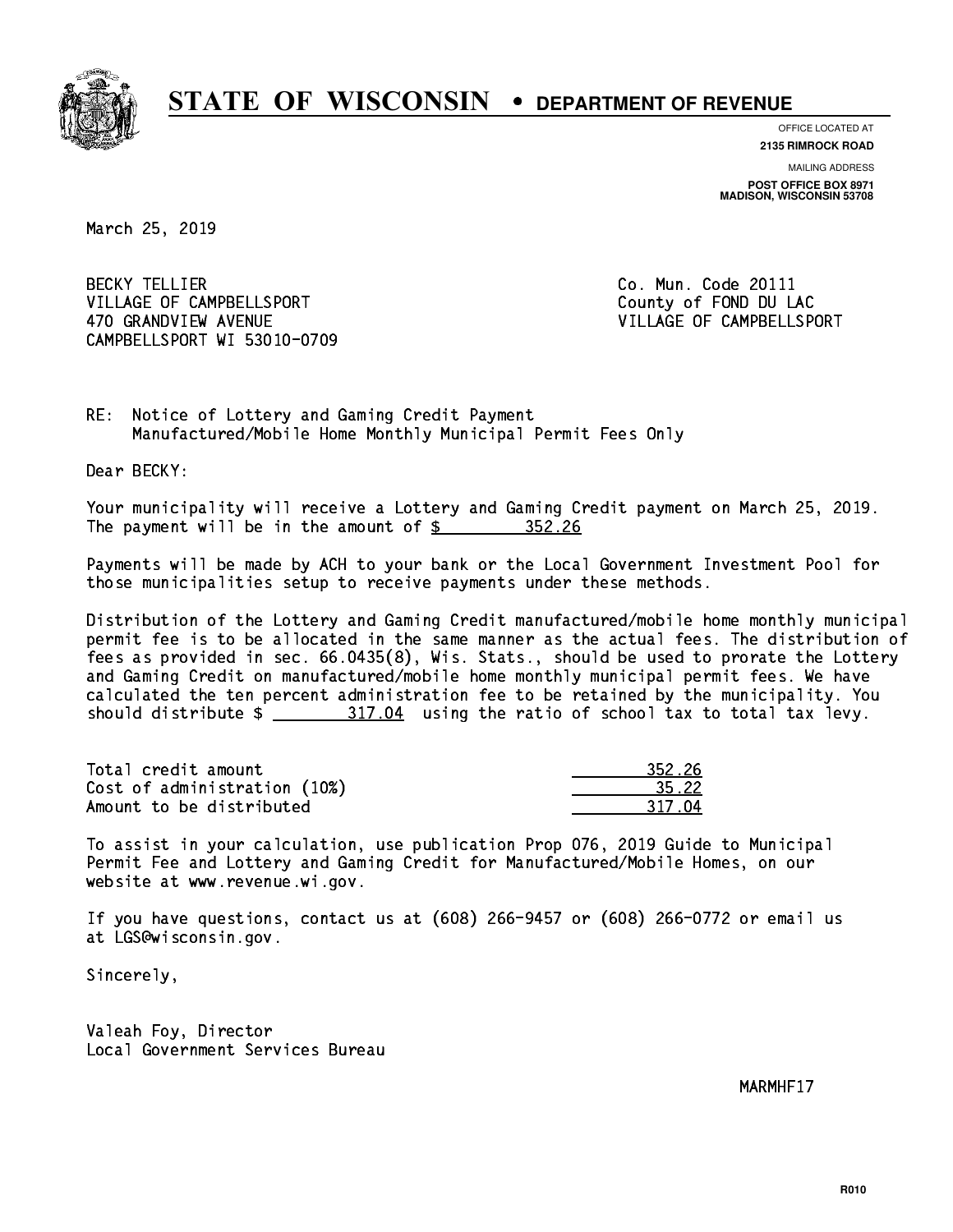# STATE OF WISCONSIN • DEPARTMENT OF REVENUE

OFFICE LOCATED AT
**2135 RIMROCK ROAD**

MAILING ADDRESS
**POST OFFICE BOX 8971**
**MADISON, WISCONSIN 53708**

March 25, 2019

BECKY TELLIER
VILLAGE OF CAMPBELLSPORT
470 GRANDVIEW AVENUE
CAMPBELLSPORT WI 53010-0709

Co. Mun. Code 20111
County of FOND DU LAC
VILLAGE OF CAMPBELLSPORT

RE: Notice of Lottery and Gaming Credit Payment
Manufactured/Mobile Home Monthly Municipal Permit Fees Only

Dear BECKY:

Your municipality will receive a Lottery and Gaming Credit payment on March 25, 2019. The payment will be in the amount of $ 352.26

Payments will be made by ACH to your bank or the Local Government Investment Pool for those municipalities setup to receive payments under these methods.

Distribution of the Lottery and Gaming Credit manufactured/mobile home monthly municipal permit fee is to be allocated in the same manner as the actual fees. The distribution of fees as provided in sec. 66.0435(8), Wis. Stats., should be used to prorate the Lottery and Gaming Credit on manufactured/mobile home monthly municipal permit fees. We have calculated the ten percent administration fee to be retained by the municipality. You should distribute $ 317.04 using the ratio of school tax to total tax levy.

| | |
|---|---|
| Total credit amount | 352.26 |
| Cost of administration (10%) | 35.22 |
| Amount to be distributed | 317.04 |

To assist in your calculation, use publication Prop 076, 2019 Guide to Municipal Permit Fee and Lottery and Gaming Credit for Manufactured/Mobile Homes, on our website at www.revenue.wi.gov.

If you have questions, contact us at (608) 266-9457 or (608) 266-0772 or email us at LGS@wisconsin.gov.

Sincerely,

Valeah Foy, Director
Local Government Services Bureau

MARMHF17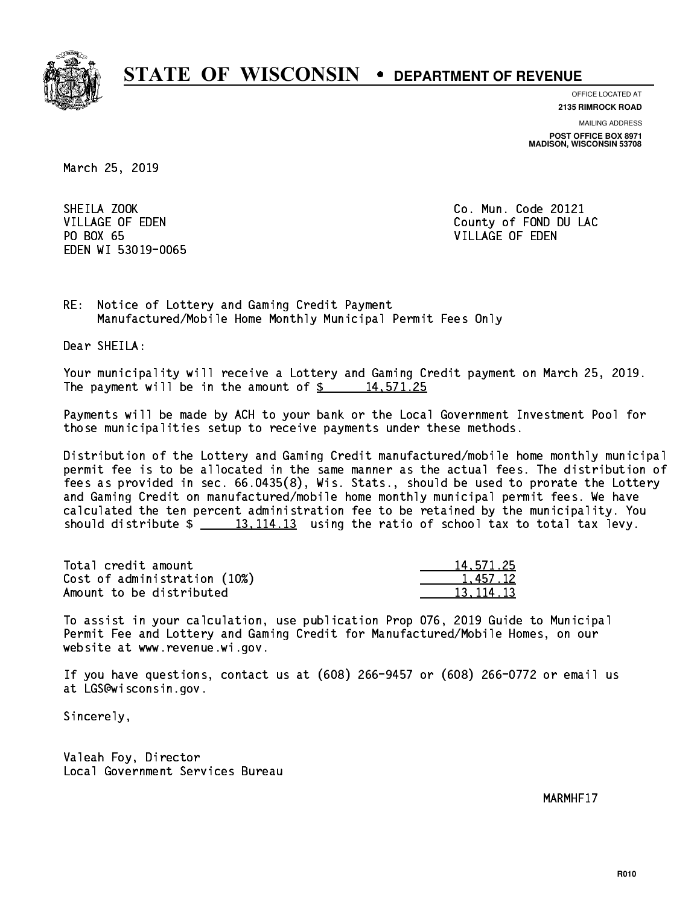# STATE OF WISCONSIN • DEPARTMENT OF REVENUE

OFFICE LOCATED AT
**2135 RIMROCK ROAD**

MAILING ADDRESS
**POST OFFICE BOX 8971**
**MADISON, WISCONSIN 53708**

March 25, 2019

SHEILA ZOOK
VILLAGE OF EDEN
PO BOX 65
EDEN WI 53019-0065

Co. Mun. Code 20121
County of FOND DU LAC
VILLAGE OF EDEN

RE: Notice of Lottery and Gaming Credit Payment
Manufactured/Mobile Home Monthly Municipal Permit Fees Only

Dear SHEILA:

Your municipality will receive a Lottery and Gaming Credit payment on March 25, 2019. The payment will be in the amount of $ 14,571.25

Payments will be made by ACH to your bank or the Local Government Investment Pool for those municipalities setup to receive payments under these methods.

Distribution of the Lottery and Gaming Credit manufactured/mobile home monthly municipal permit fee is to be allocated in the same manner as the actual fees. The distribution of fees as provided in sec. 66.0435(8), Wis. Stats., should be used to prorate the Lottery and Gaming Credit on manufactured/mobile home monthly municipal permit fees. We have calculated the ten percent administration fee to be retained by the municipality. You should distribute $ 13,114.13 using the ratio of school tax to total tax levy.

| | |
|---|---|
| Total credit amount | 14,571.25 |
| Cost of administration (10%) | 1,457.12 |
| Amount to be distributed | 13,114.13 |

To assist in your calculation, use publication Prop 076, 2019 Guide to Municipal Permit Fee and Lottery and Gaming Credit for Manufactured/Mobile Homes, on our website at www.revenue.wi.gov.

If you have questions, contact us at (608) 266-9457 or (608) 266-0772 or email us at LGS@wisconsin.gov.

Sincerely,

Valeah Foy, Director
Local Government Services Bureau

MARMHF17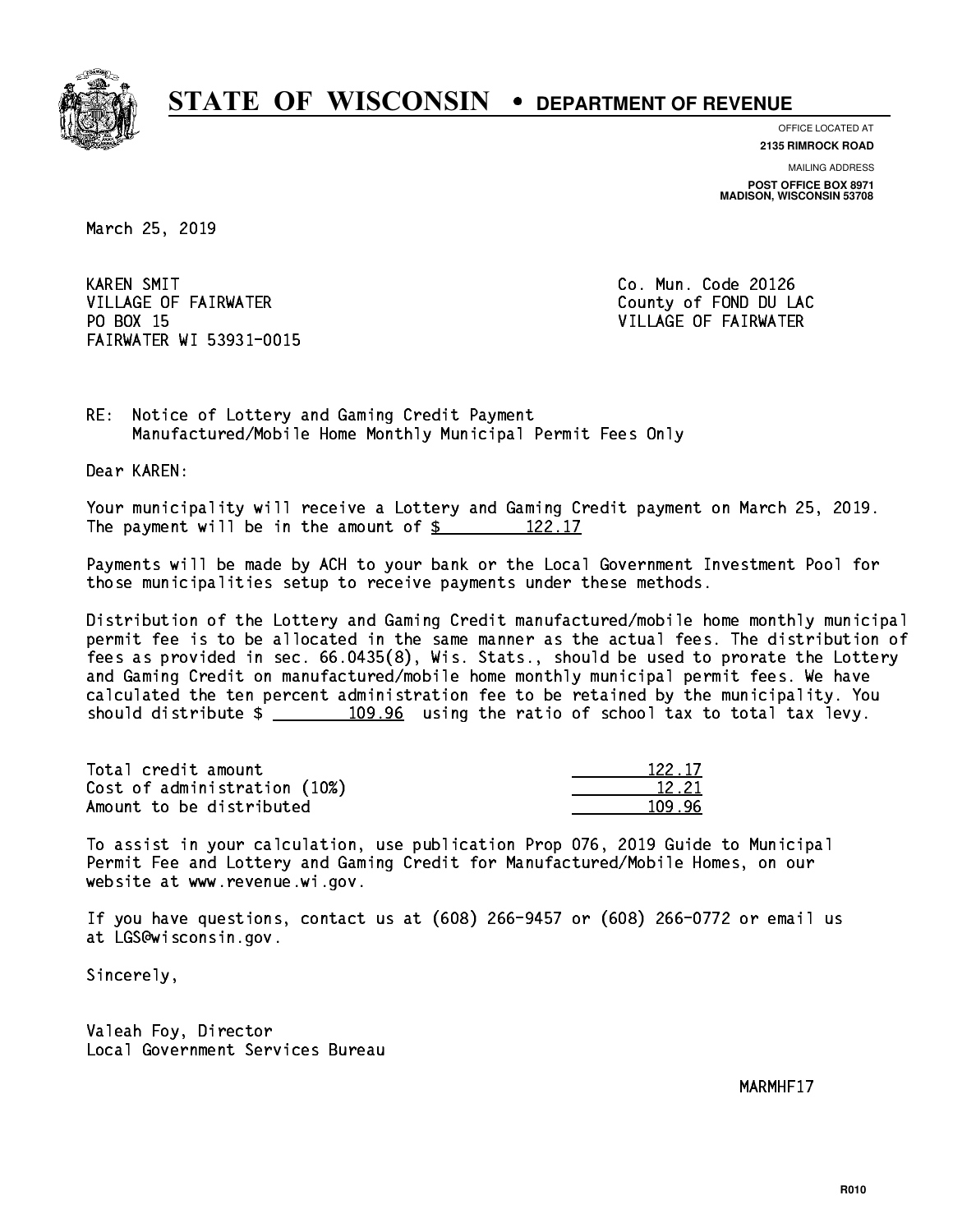# STATE OF WISCONSIN • DEPARTMENT OF REVENUE

OFFICE LOCATED AT
**2135 RIMROCK ROAD**

MAILING ADDRESS
**POST OFFICE BOX 8971**
**MADISON, WISCONSIN 53708**

March 25, 2019

KAREN SMIT
VILLAGE OF FAIRWATER
PO BOX 15
FAIRWATER WI 53931-0015

Co. Mun. Code 20126
County of FOND DU LAC
VILLAGE OF FAIRWATER

RE: Notice of Lottery and Gaming Credit Payment
Manufactured/Mobile Home Monthly Municipal Permit Fees Only

Dear KAREN:

Your municipality will receive a Lottery and Gaming Credit payment on March 25, 2019. The payment will be in the amount of $ 122.17

Payments will be made by ACH to your bank or the Local Government Investment Pool for those municipalities setup to receive payments under these methods.

Distribution of the Lottery and Gaming Credit manufactured/mobile home monthly municipal permit fee is to be allocated in the same manner as the actual fees. The distribution of fees as provided in sec. 66.0435(8), Wis. Stats., should be used to prorate the Lottery and Gaming Credit on manufactured/mobile home monthly municipal permit fees. We have calculated the ten percent administration fee to be retained by the municipality. You should distribute $ 109.96 using the ratio of school tax to total tax levy.

| | |
|---|---|
| Total credit amount | 122.17 |
| Cost of administration (10%) | 12.21 |
| Amount to be distributed | 109.96 |

To assist in your calculation, use publication Prop 076, 2019 Guide to Municipal Permit Fee and Lottery and Gaming Credit for Manufactured/Mobile Homes, on our website at www.revenue.wi.gov.

If you have questions, contact us at (608) 266-9457 or (608) 266-0772 or email us at LGS@wisconsin.gov.

Sincerely,

Valeah Foy, Director
Local Government Services Bureau

MARMHF17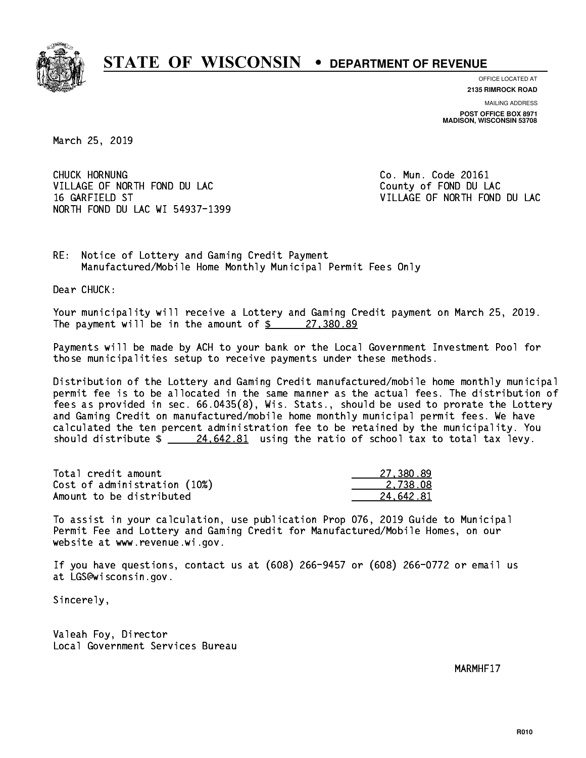# STATE OF WISCONSIN • DEPARTMENT OF REVENUE

OFFICE LOCATED AT
**2135 RIMROCK ROAD**

MAILING ADDRESS
**POST OFFICE BOX 8971**
**MADISON, WISCONSIN 53708**

March 25, 2019

CHUCK HORNUNG
VILLAGE OF NORTH FOND DU LAC
16 GARFIELD ST
NORTH FOND DU LAC WI 54937-1399

Co. Mun. Code 20161
County of FOND DU LAC
VILLAGE OF NORTH FOND DU LAC

RE: Notice of Lottery and Gaming Credit Payment
Manufactured/Mobile Home Monthly Municipal Permit Fees Only

Dear CHUCK:

Your municipality will receive a Lottery and Gaming Credit payment on March 25, 2019. The payment will be in the amount of $ 27,380.89

Payments will be made by ACH to your bank or the Local Government Investment Pool for those municipalities setup to receive payments under these methods.

Distribution of the Lottery and Gaming Credit manufactured/mobile home monthly municipal permit fee is to be allocated in the same manner as the actual fees. The distribution of fees as provided in sec. 66.0435(8), Wis. Stats., should be used to prorate the Lottery and Gaming Credit on manufactured/mobile home monthly municipal permit fees. We have calculated the ten percent administration fee to be retained by the municipality. You should distribute $ 24,642.81 using the ratio of school tax to total tax levy.

| | |
|---|---|
| Total credit amount | 27,380.89 |
| Cost of administration (10%) | 2,738.08 |
| Amount to be distributed | 24,642.81 |

To assist in your calculation, use publication Prop 076, 2019 Guide to Municipal Permit Fee and Lottery and Gaming Credit for Manufactured/Mobile Homes, on our website at www.revenue.wi.gov.

If you have questions, contact us at (608) 266-9457 or (608) 266-0772 or email us at LGS@wisconsin.gov.

Sincerely,

Valeah Foy, Director
Local Government Services Bureau

MARMHF17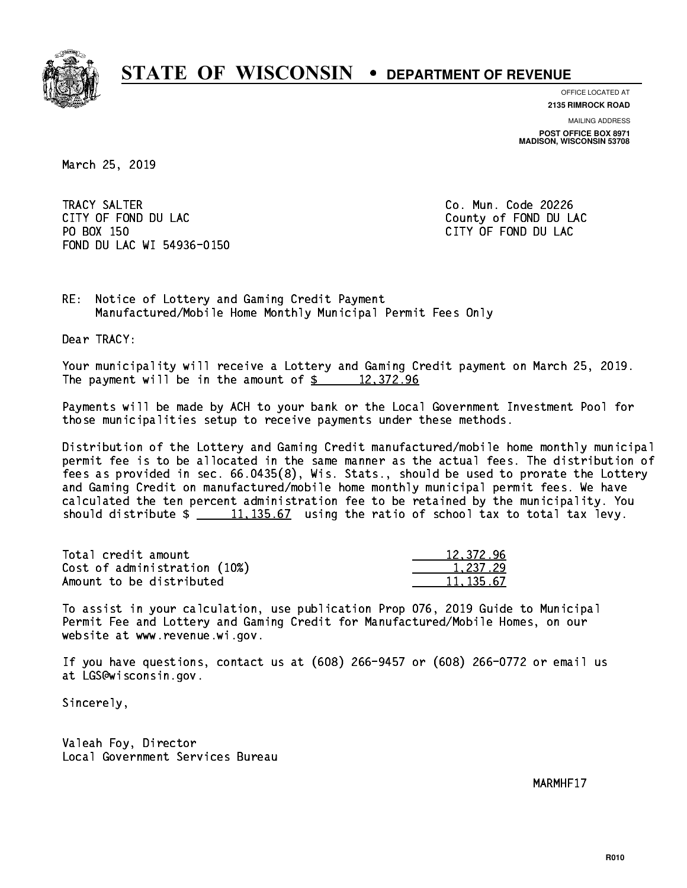# STATE OF WISCONSIN • DEPARTMENT OF REVENUE

OFFICE LOCATED AT
**2135 RIMROCK ROAD**

MAILING ADDRESS
**POST OFFICE BOX 8971**
**MADISON, WISCONSIN 53708**

March 25, 2019

TRACY SALTER
CITY OF FOND DU LAC
PO BOX 150
FOND DU LAC WI 54936-0150

Co. Mun. Code 20226
County of FOND DU LAC
CITY OF FOND DU LAC

RE: Notice of Lottery and Gaming Credit Payment
Manufactured/Mobile Home Monthly Municipal Permit Fees Only

Dear TRACY:

Your municipality will receive a Lottery and Gaming Credit payment on March 25, 2019. The payment will be in the amount of $ 12,372.96

Payments will be made by ACH to your bank or the Local Government Investment Pool for those municipalities setup to receive payments under these methods.

Distribution of the Lottery and Gaming Credit manufactured/mobile home monthly municipal permit fee is to be allocated in the same manner as the actual fees. The distribution of fees as provided in sec. 66.0435(8), Wis. Stats., should be used to prorate the Lottery and Gaming Credit on manufactured/mobile home monthly municipal permit fees. We have calculated the ten percent administration fee to be retained by the municipality. You should distribute $ 11,135.67 using the ratio of school tax to total tax levy.

| | |
|---|---|
| Total credit amount | 12,372.96 |
| Cost of administration (10%) | 1,237.29 |
| Amount to be distributed | 11,135.67 |

To assist in your calculation, use publication Prop 076, 2019 Guide to Municipal Permit Fee and Lottery and Gaming Credit for Manufactured/Mobile Homes, on our website at www.revenue.wi.gov.

If you have questions, contact us at (608) 266-9457 or (608) 266-0772 or email us at LGS@wisconsin.gov.

Sincerely,

Valeah Foy, Director
Local Government Services Bureau

MARMHF17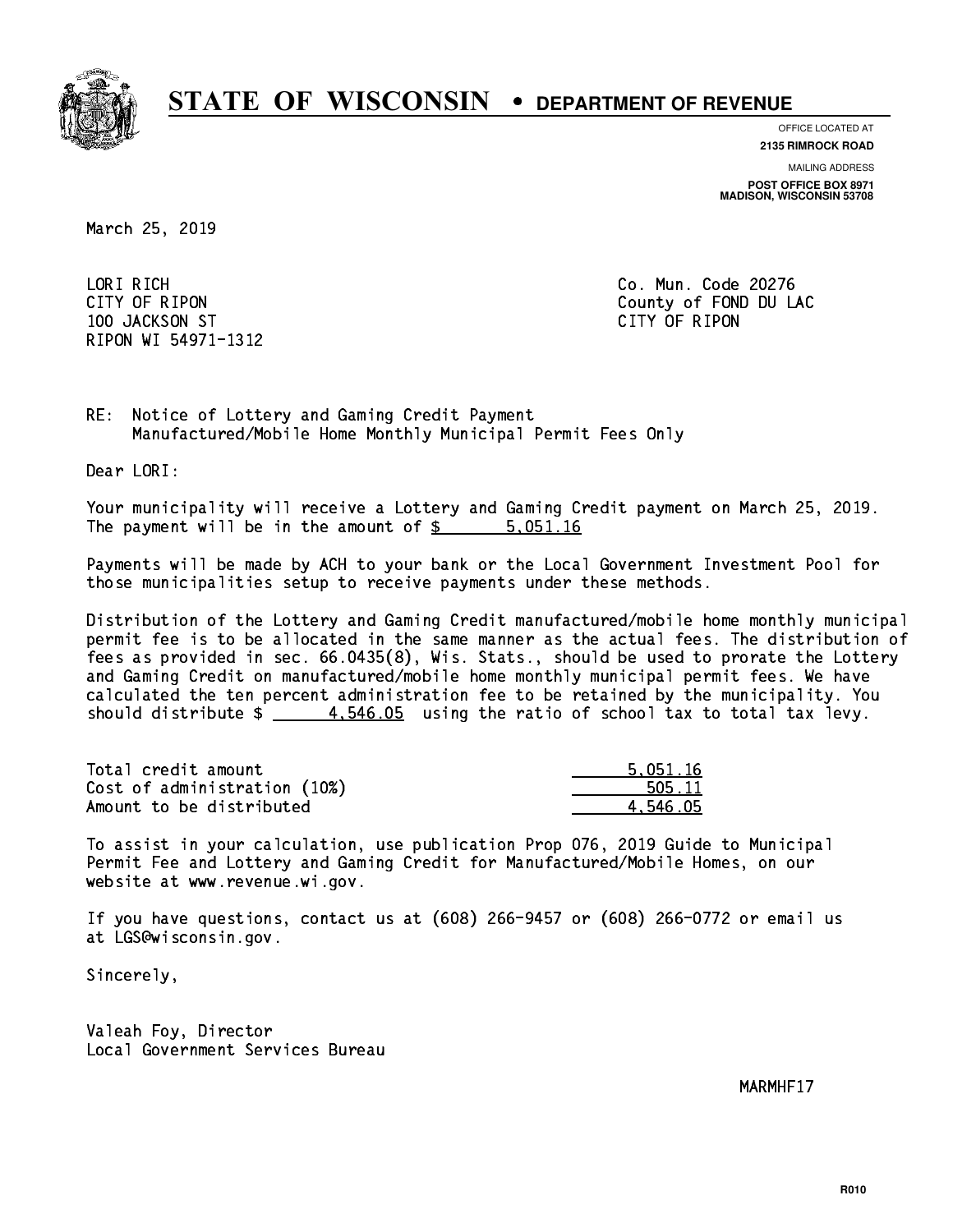# STATE OF WISCONSIN • DEPARTMENT OF REVENUE

OFFICE LOCATED AT
**2135 RIMROCK ROAD**

MAILING ADDRESS
**POST OFFICE BOX 8971**
**MADISON, WISCONSIN 53708**

March 25, 2019

LORI RICH
CITY OF RIPON
100 JACKSON ST
RIPON WI 54971-1312

Co. Mun. Code 20276
County of FOND DU LAC
CITY OF RIPON

RE: Notice of Lottery and Gaming Credit Payment
Manufactured/Mobile Home Monthly Municipal Permit Fees Only

Dear LORI:

Your municipality will receive a Lottery and Gaming Credit payment on March 25, 2019. The payment will be in the amount of $ 5,051.16

Payments will be made by ACH to your bank or the Local Government Investment Pool for those municipalities setup to receive payments under these methods.

Distribution of the Lottery and Gaming Credit manufactured/mobile home monthly municipal permit fee is to be allocated in the same manner as the actual fees. The distribution of fees as provided in sec. 66.0435(8), Wis. Stats., should be used to prorate the Lottery and Gaming Credit on manufactured/mobile home monthly municipal permit fees. We have calculated the ten percent administration fee to be retained by the municipality. You should distribute $ 4,546.05 using the ratio of school tax to total tax levy.

| | |
|---|---|
| Total credit amount | 5,051.16 |
| Cost of administration (10%) | 505.11 |
| Amount to be distributed | 4,546.05 |

To assist in your calculation, use publication Prop 076, 2019 Guide to Municipal Permit Fee and Lottery and Gaming Credit for Manufactured/Mobile Homes, on our website at www.revenue.wi.gov.

If you have questions, contact us at (608) 266-9457 or (608) 266-0772 or email us at LGS@wisconsin.gov.

Sincerely,

Valeah Foy, Director
Local Government Services Bureau

MARMHF17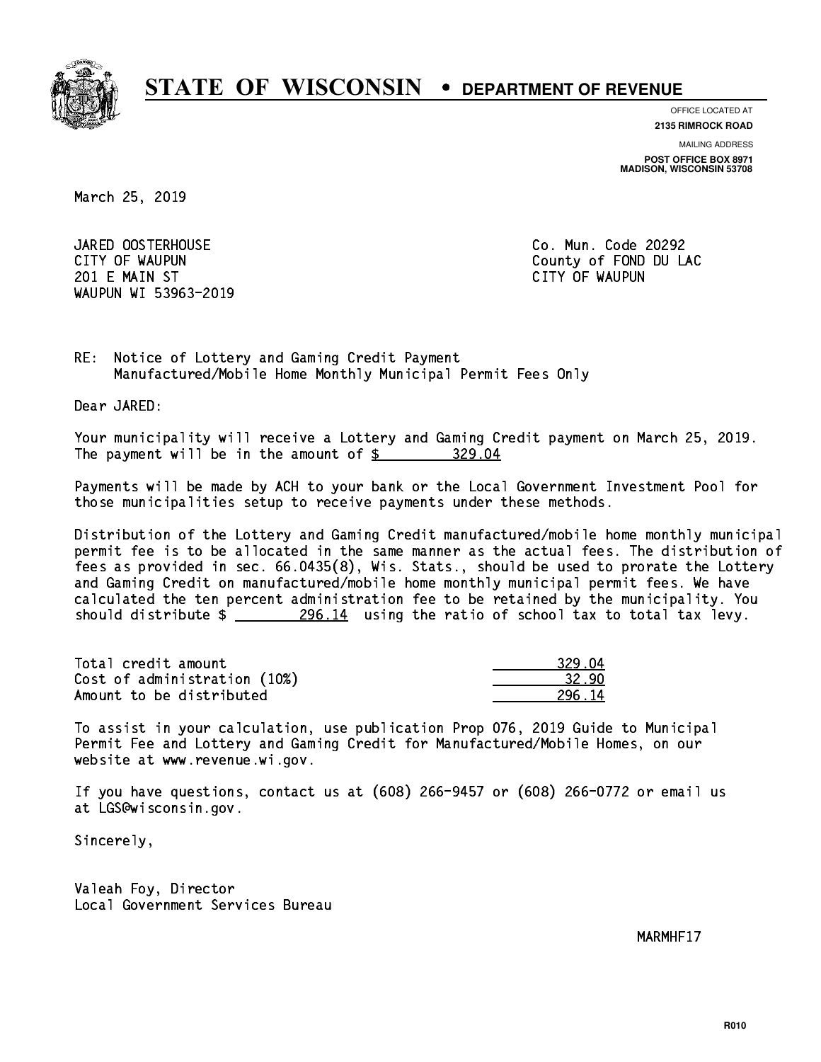# STATE OF WISCONSIN • DEPARTMENT OF REVENUE

OFFICE LOCATED AT
**2135 RIMROCK ROAD**

MAILING ADDRESS
**POST OFFICE BOX 8971**
**MADISON, WISCONSIN 53708**

March 25, 2019

JARED OOSTERHOUSE
CITY OF WAUPUN
201 E MAIN ST
WAUPUN WI 53963-2019

Co. Mun. Code 20292
County of FOND DU LAC
CITY OF WAUPUN

RE: Notice of Lottery and Gaming Credit Payment
Manufactured/Mobile Home Monthly Municipal Permit Fees Only

Dear JARED:

Your municipality will receive a Lottery and Gaming Credit payment on March 25, 2019. The payment will be in the amount of $ 329.04

Payments will be made by ACH to your bank or the Local Government Investment Pool for those municipalities setup to receive payments under these methods.

Distribution of the Lottery and Gaming Credit manufactured/mobile home monthly municipal permit fee is to be allocated in the same manner as the actual fees. The distribution of fees as provided in sec. 66.0435(8), Wis. Stats., should be used to prorate the Lottery and Gaming Credit on manufactured/mobile home monthly municipal permit fees. We have calculated the ten percent administration fee to be retained by the municipality. You should distribute $ 296.14 using the ratio of school tax to total tax levy.

| | |
|---|---|
| Total credit amount | 329.04 |
| Cost of administration (10%) | 32.90 |
| Amount to be distributed | 296.14 |

To assist in your calculation, use publication Prop 076, 2019 Guide to Municipal Permit Fee and Lottery and Gaming Credit for Manufactured/Mobile Homes, on our website at www.revenue.wi.gov.

If you have questions, contact us at (608) 266-9457 or (608) 266-0772 or email us at LGS@wisconsin.gov.

Sincerely,

Valeah Foy, Director
Local Government Services Bureau

MARMHF17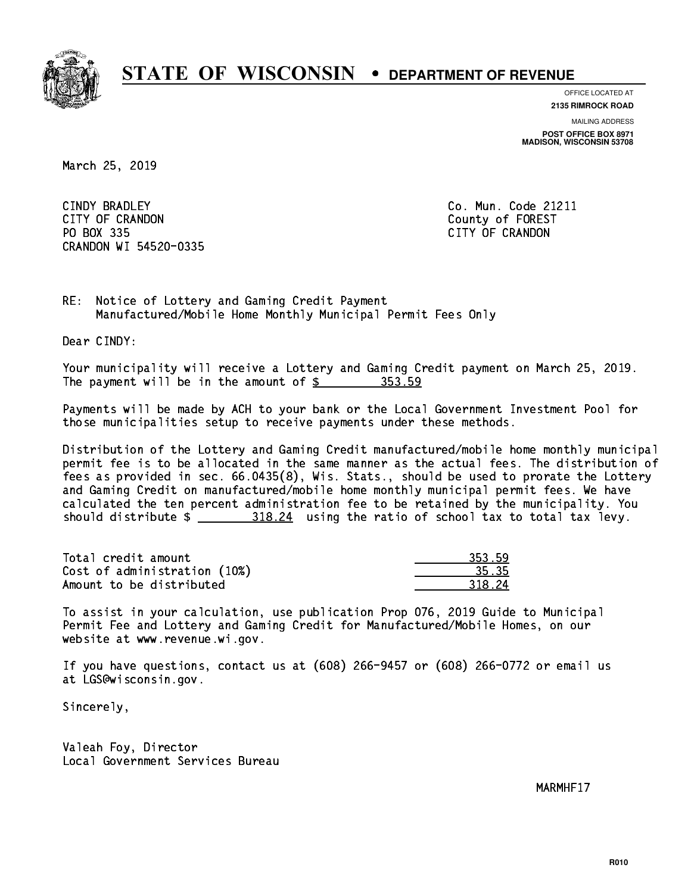# STATE OF WISCONSIN • DEPARTMENT OF REVENUE

OFFICE LOCATED AT
**2135 RIMROCK ROAD**

MAILING ADDRESS
**POST OFFICE BOX 8971**
**MADISON, WISCONSIN 53708**

March 25, 2019

CINDY BRADLEY
CITY OF CRANDON
PO BOX 335
CRANDON WI 54520-0335

Co. Mun. Code 21211
County of FOREST
CITY OF CRANDON

RE: Notice of Lottery and Gaming Credit Payment
Manufactured/Mobile Home Monthly Municipal Permit Fees Only

Dear CINDY:

Your municipality will receive a Lottery and Gaming Credit payment on March 25, 2019. The payment will be in the amount of $ 353.59

Payments will be made by ACH to your bank or the Local Government Investment Pool for those municipalities setup to receive payments under these methods.

Distribution of the Lottery and Gaming Credit manufactured/mobile home monthly municipal permit fee is to be allocated in the same manner as the actual fees. The distribution of fees as provided in sec. 66.0435(8), Wis. Stats., should be used to prorate the Lottery and Gaming Credit on manufactured/mobile home monthly municipal permit fees. We have calculated the ten percent administration fee to be retained by the municipality. You should distribute $ 318.24 using the ratio of school tax to total tax levy.

| | |
|---|---|
| Total credit amount | 353.59 |
| Cost of administration (10%) | 35.35 |
| Amount to be distributed | 318.24 |

To assist in your calculation, use publication Prop 076, 2019 Guide to Municipal Permit Fee and Lottery and Gaming Credit for Manufactured/Mobile Homes, on our website at www.revenue.wi.gov.

If you have questions, contact us at (608) 266-9457 or (608) 266-0772 or email us at LGS@wisconsin.gov.

Sincerely,

Valeah Foy, Director
Local Government Services Bureau

MARMHF17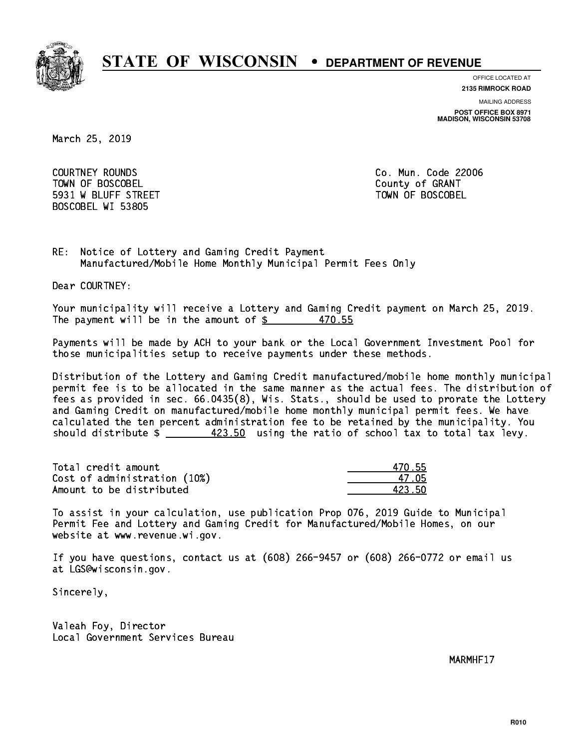# STATE OF WISCONSIN • DEPARTMENT OF REVENUE

OFFICE LOCATED AT
**2135 RIMROCK ROAD**

MAILING ADDRESS
**POST OFFICE BOX 8971**
**MADISON, WISCONSIN 53708**

March 25, 2019

COURTNEY ROUNDS
TOWN OF BOSCOBEL
5931 W BLUFF STREET
BOSCOBEL WI 53805

Co. Mun. Code 22006
County of GRANT
TOWN OF BOSCOBEL

RE: Notice of Lottery and Gaming Credit Payment
Manufactured/Mobile Home Monthly Municipal Permit Fees Only

Dear COURTNEY:

Your municipality will receive a Lottery and Gaming Credit payment on March 25, 2019. The payment will be in the amount of $ 470.55

Payments will be made by ACH to your bank or the Local Government Investment Pool for those municipalities setup to receive payments under these methods.

Distribution of the Lottery and Gaming Credit manufactured/mobile home monthly municipal permit fee is to be allocated in the same manner as the actual fees. The distribution of fees as provided in sec. 66.0435(8), Wis. Stats., should be used to prorate the Lottery and Gaming Credit on manufactured/mobile home monthly municipal permit fees. We have calculated the ten percent administration fee to be retained by the municipality. You should distribute $ 423.50 using the ratio of school tax to total tax levy.

| | |
|---|---|
| Total credit amount | 470.55 |
| Cost of administration (10%) | 47.05 |
| Amount to be distributed | 423.50 |

To assist in your calculation, use publication Prop 076, 2019 Guide to Municipal Permit Fee and Lottery and Gaming Credit for Manufactured/Mobile Homes, on our website at www.revenue.wi.gov.

If you have questions, contact us at (608) 266-9457 or (608) 266-0772 or email us at LGS@wisconsin.gov.

Sincerely,

Valeah Foy, Director
Local Government Services Bureau

MARMHF17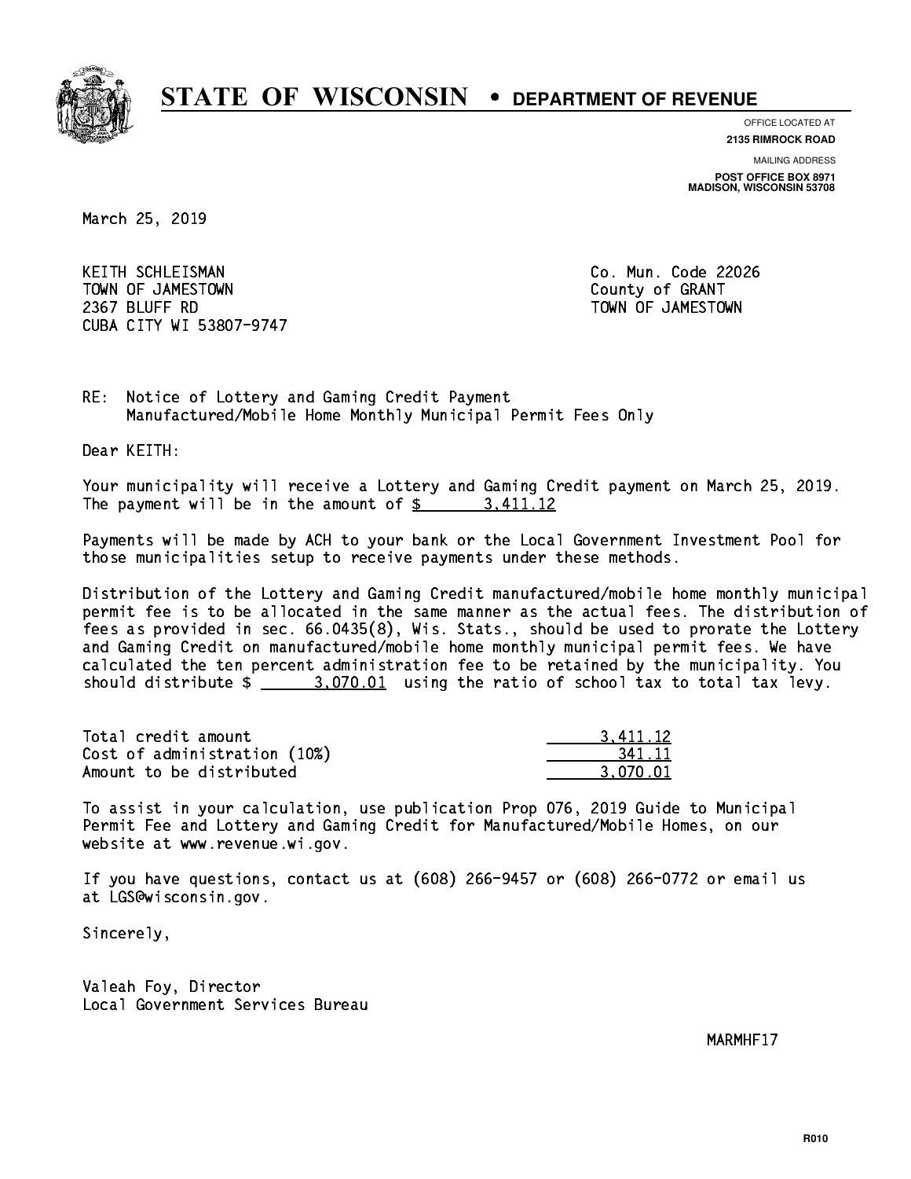# STATE OF WISCONSIN • DEPARTMENT OF REVENUE

OFFICE LOCATED AT
**2135 RIMROCK ROAD**

MAILING ADDRESS
**POST OFFICE BOX 8971**
**MADISON, WISCONSIN 53708**

March 25, 2019

KEITH SCHLEISMAN
TOWN OF JAMESTOWN
2367 BLUFF RD
CUBA CITY WI 53807-9747

Co. Mun. Code 22026
County of GRANT
TOWN OF JAMESTOWN

RE: Notice of Lottery and Gaming Credit Payment
Manufactured/Mobile Home Monthly Municipal Permit Fees Only

Dear KEITH:

Your municipality will receive a Lottery and Gaming Credit payment on March 25, 2019. The payment will be in the amount of $ 3,411.12

Payments will be made by ACH to your bank or the Local Government Investment Pool for those municipalities setup to receive payments under these methods.

Distribution of the Lottery and Gaming Credit manufactured/mobile home monthly municipal permit fee is to be allocated in the same manner as the actual fees. The distribution of fees as provided in sec. 66.0435(8), Wis. Stats., should be used to prorate the Lottery and Gaming Credit on manufactured/mobile home monthly municipal permit fees. We have calculated the ten percent administration fee to be retained by the municipality. You should distribute $ 3,070.01 using the ratio of school tax to total tax levy.

| | |
|---|---|
| Total credit amount | 3,411.12 |
| Cost of administration (10%) | 341.11 |
| Amount to be distributed | 3,070.01 |

To assist in your calculation, use publication Prop 076, 2019 Guide to Municipal Permit Fee and Lottery and Gaming Credit for Manufactured/Mobile Homes, on our website at www.revenue.wi.gov.

If you have questions, contact us at (608) 266-9457 or (608) 266-0772 or email us at LGS@wisconsin.gov.

Sincerely,

Valeah Foy, Director
Local Government Services Bureau

MARMHF17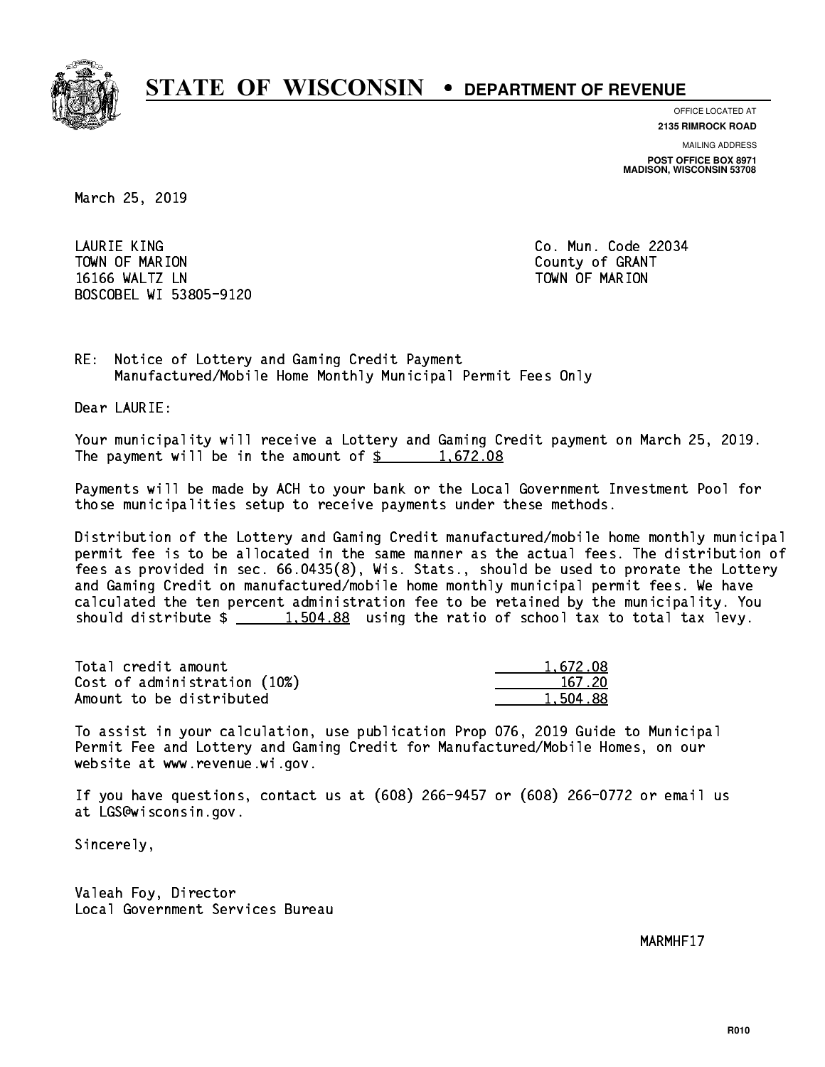# STATE OF WISCONSIN • DEPARTMENT OF REVENUE

OFFICE LOCATED AT
**2135 RIMROCK ROAD**

MAILING ADDRESS
**POST OFFICE BOX 8971**
**MADISON, WISCONSIN 53708**

March 25, 2019

LAURIE KING
TOWN OF MARION
16166 WALTZ LN
BOSCOBEL WI 53805-9120

Co. Mun. Code 22034
County of GRANT
TOWN OF MARION

RE: Notice of Lottery and Gaming Credit Payment
Manufactured/Mobile Home Monthly Municipal Permit Fees Only

Dear LAURIE:

Your municipality will receive a Lottery and Gaming Credit payment on March 25, 2019. The payment will be in the amount of $ 1,672.08

Payments will be made by ACH to your bank or the Local Government Investment Pool for those municipalities setup to receive payments under these methods.

Distribution of the Lottery and Gaming Credit manufactured/mobile home monthly municipal permit fee is to be allocated in the same manner as the actual fees. The distribution of fees as provided in sec. 66.0435(8), Wis. Stats., should be used to prorate the Lottery and Gaming Credit on manufactured/mobile home monthly municipal permit fees. We have calculated the ten percent administration fee to be retained by the municipality. You should distribute $ 1,504.88 using the ratio of school tax to total tax levy.

| | |
|---|---|
| Total credit amount | 1,672.08 |
| Cost of administration (10%) | 167.20 |
| Amount to be distributed | 1,504.88 |

To assist in your calculation, use publication Prop 076, 2019 Guide to Municipal Permit Fee and Lottery and Gaming Credit for Manufactured/Mobile Homes, on our website at www.revenue.wi.gov.

If you have questions, contact us at (608) 266-9457 or (608) 266-0772 or email us at LGS@wisconsin.gov.

Sincerely,

Valeah Foy, Director
Local Government Services Bureau

MARMHF17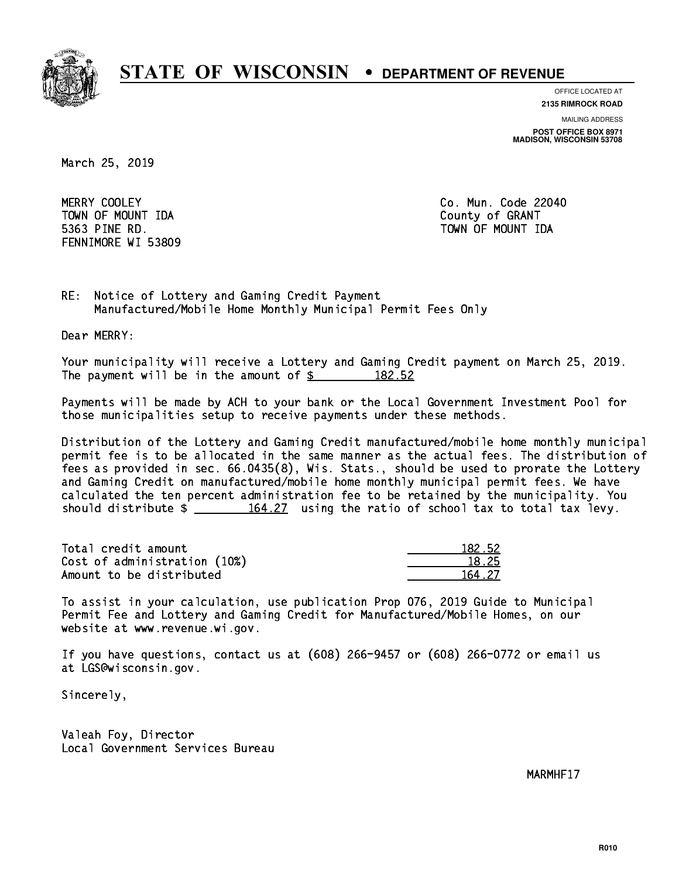# STATE OF WISCONSIN • DEPARTMENT OF REVENUE

OFFICE LOCATED AT
**2135 RIMROCK ROAD**

MAILING ADDRESS
**POST OFFICE BOX 8971**
**MADISON, WISCONSIN 53708**

March 25, 2019

MERRY COOLEY
TOWN OF MOUNT IDA
5363 PINE RD.
FENNIMORE WI 53809

Co. Mun. Code 22040
County of GRANT
TOWN OF MOUNT IDA

RE: Notice of Lottery and Gaming Credit Payment
Manufactured/Mobile Home Monthly Municipal Permit Fees Only

Dear MERRY:

Your municipality will receive a Lottery and Gaming Credit payment on March 25, 2019. The payment will be in the amount of $ 182.52

Payments will be made by ACH to your bank or the Local Government Investment Pool for those municipalities setup to receive payments under these methods.

Distribution of the Lottery and Gaming Credit manufactured/mobile home monthly municipal permit fee is to be allocated in the same manner as the actual fees. The distribution of fees as provided in sec. 66.0435(8), Wis. Stats., should be used to prorate the Lottery and Gaming Credit on manufactured/mobile home monthly municipal permit fees. We have calculated the ten percent administration fee to be retained by the municipality. You should distribute $ 164.27 using the ratio of school tax to total tax levy.

| | |
|---|---|
| Total credit amount | 182.52 |
| Cost of administration (10%) | 18.25 |
| Amount to be distributed | 164.27 |

To assist in your calculation, use publication Prop 076, 2019 Guide to Municipal Permit Fee and Lottery and Gaming Credit for Manufactured/Mobile Homes, on our website at www.revenue.wi.gov.

If you have questions, contact us at (608) 266-9457 or (608) 266-0772 or email us at LGS@wisconsin.gov.

Sincerely,

Valeah Foy, Director
Local Government Services Bureau

MARMHF17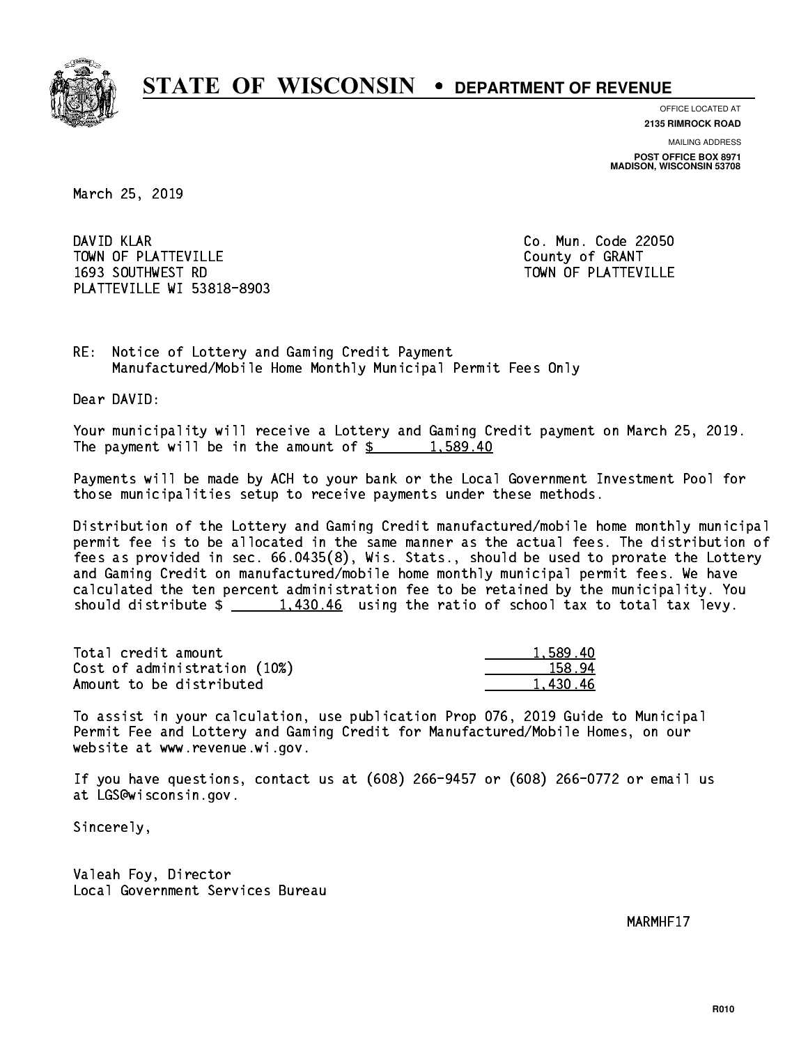# STATE OF WISCONSIN • DEPARTMENT OF REVENUE

OFFICE LOCATED AT
**2135 RIMROCK ROAD**

MAILING ADDRESS
**POST OFFICE BOX 8971**
**MADISON, WISCONSIN 53708**

March 25, 2019

DAVID KLAR
TOWN OF PLATTEVILLE
1693 SOUTHWEST RD
PLATTEVILLE WI 53818-8903

Co. Mun. Code 22050
County of GRANT
TOWN OF PLATTEVILLE

RE: Notice of Lottery and Gaming Credit Payment
Manufactured/Mobile Home Monthly Municipal Permit Fees Only

Dear DAVID:

Your municipality will receive a Lottery and Gaming Credit payment on March 25, 2019. The payment will be in the amount of $ 1,589.40

Payments will be made by ACH to your bank or the Local Government Investment Pool for those municipalities setup to receive payments under these methods.

Distribution of the Lottery and Gaming Credit manufactured/mobile home monthly municipal permit fee is to be allocated in the same manner as the actual fees. The distribution of fees as provided in sec. 66.0435(8), Wis. Stats., should be used to prorate the Lottery and Gaming Credit on manufactured/mobile home monthly municipal permit fees. We have calculated the ten percent administration fee to be retained by the municipality. You should distribute $ 1,430.46 using the ratio of school tax to total tax levy.

| | |
|---|---|
| Total credit amount | 1,589.40 |
| Cost of administration (10%) | 158.94 |
| Amount to be distributed | 1,430.46 |

To assist in your calculation, use publication Prop 076, 2019 Guide to Municipal Permit Fee and Lottery and Gaming Credit for Manufactured/Mobile Homes, on our website at www.revenue.wi.gov.

If you have questions, contact us at (608) 266-9457 or (608) 266-0772 or email us at LGS@wisconsin.gov.

Sincerely,

Valeah Foy, Director
Local Government Services Bureau

MARMHF17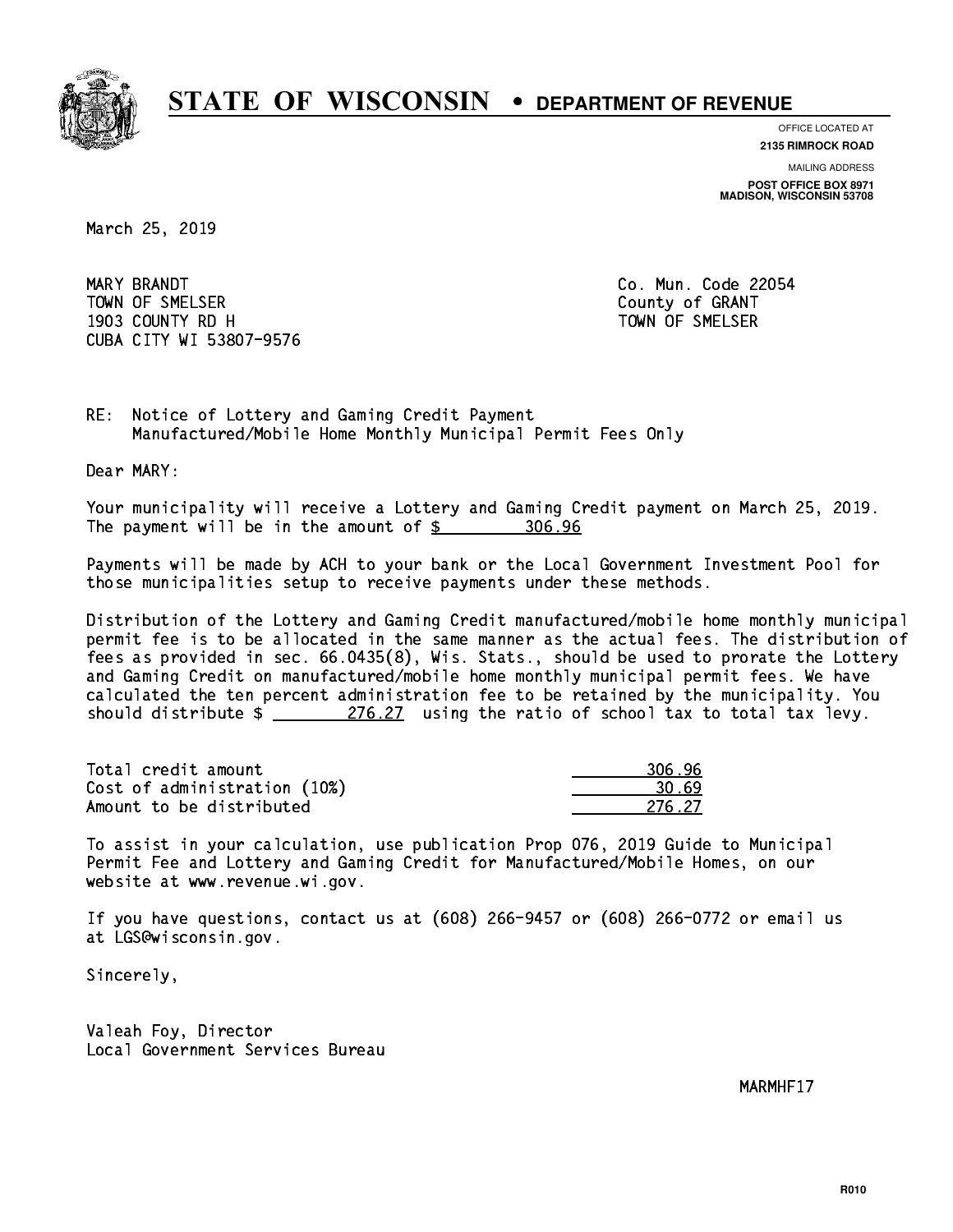# STATE OF WISCONSIN • DEPARTMENT OF REVENUE

OFFICE LOCATED AT
**2135 RIMROCK ROAD**

MAILING ADDRESS
**POST OFFICE BOX 8971**
**MADISON, WISCONSIN 53708**

March 25, 2019

MARY BRANDT
TOWN OF SMELSER
1903 COUNTY RD H
CUBA CITY WI 53807-9576

Co. Mun. Code 22054
County of GRANT
TOWN OF SMELSER

RE: Notice of Lottery and Gaming Credit Payment
Manufactured/Mobile Home Monthly Municipal Permit Fees Only

Dear MARY:

Your municipality will receive a Lottery and Gaming Credit payment on March 25, 2019. The payment will be in the amount of $ 306.96

Payments will be made by ACH to your bank or the Local Government Investment Pool for those municipalities setup to receive payments under these methods.

Distribution of the Lottery and Gaming Credit manufactured/mobile home monthly municipal permit fee is to be allocated in the same manner as the actual fees. The distribution of fees as provided in sec. 66.0435(8), Wis. Stats., should be used to prorate the Lottery and Gaming Credit on manufactured/mobile home monthly municipal permit fees. We have calculated the ten percent administration fee to be retained by the municipality. You should distribute $ 276.27 using the ratio of school tax to total tax levy.

| | |
|---|---|
| Total credit amount | 306.96 |
| Cost of administration (10%) | 30.69 |
| Amount to be distributed | 276.27 |

To assist in your calculation, use publication Prop 076, 2019 Guide to Municipal Permit Fee and Lottery and Gaming Credit for Manufactured/Mobile Homes, on our website at www.revenue.wi.gov.

If you have questions, contact us at (608) 266-9457 or (608) 266-0772 or email us at LGS@wisconsin.gov.

Sincerely,

Valeah Foy, Director
Local Government Services Bureau

MARMHF17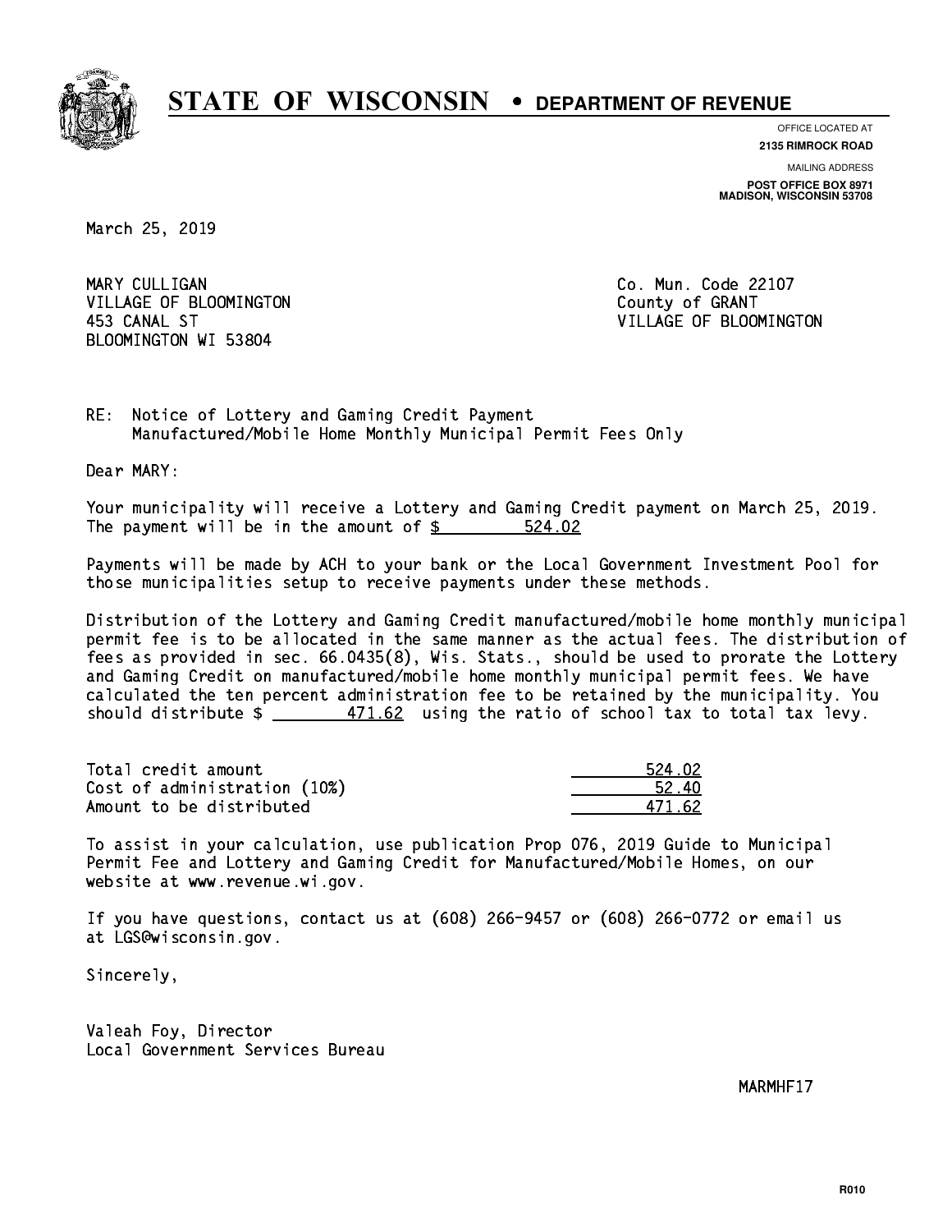# STATE OF WISCONSIN • DEPARTMENT OF REVENUE

OFFICE LOCATED AT
**2135 RIMROCK ROAD**

MAILING ADDRESS
**POST OFFICE BOX 8971**
**MADISON, WISCONSIN 53708**

March 25, 2019

MARY CULLIGAN
VILLAGE OF BLOOMINGTON
453 CANAL ST
BLOOMINGTON WI 53804

Co. Mun. Code 22107
County of GRANT
VILLAGE OF BLOOMINGTON

RE: Notice of Lottery and Gaming Credit Payment
Manufactured/Mobile Home Monthly Municipal Permit Fees Only

Dear MARY:

Your municipality will receive a Lottery and Gaming Credit payment on March 25, 2019. The payment will be in the amount of $ 524.02

Payments will be made by ACH to your bank or the Local Government Investment Pool for those municipalities setup to receive payments under these methods.

Distribution of the Lottery and Gaming Credit manufactured/mobile home monthly municipal permit fee is to be allocated in the same manner as the actual fees. The distribution of fees as provided in sec. 66.0435(8), Wis. Stats., should be used to prorate the Lottery and Gaming Credit on manufactured/mobile home monthly municipal permit fees. We have calculated the ten percent administration fee to be retained by the municipality. You should distribute $ 471.62 using the ratio of school tax to total tax levy.

| | |
|---|---|
| Total credit amount | 524.02 |
| Cost of administration (10%) | 52.40 |
| Amount to be distributed | 471.62 |

To assist in your calculation, use publication Prop 076, 2019 Guide to Municipal Permit Fee and Lottery and Gaming Credit for Manufactured/Mobile Homes, on our website at www.revenue.wi.gov.

If you have questions, contact us at (608) 266-9457 or (608) 266-0772 or email us at LGS@wisconsin.gov.

Sincerely,

Valeah Foy, Director
Local Government Services Bureau

MARMHF17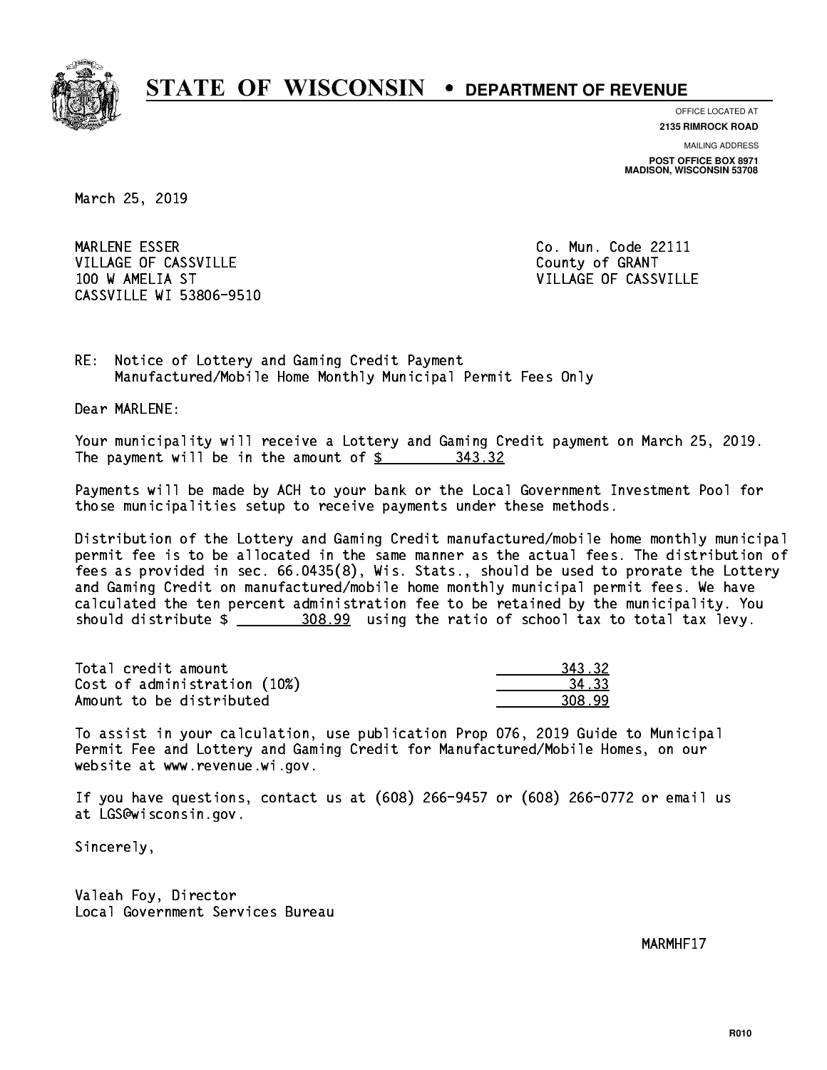# STATE OF WISCONSIN • DEPARTMENT OF REVENUE

OFFICE LOCATED AT
**2135 RIMROCK ROAD**

MAILING ADDRESS
**POST OFFICE BOX 8971**
**MADISON, WISCONSIN 53708**

March 25, 2019

MARLENE ESSER
VILLAGE OF CASSVILLE
100 W AMELIA ST
CASSVILLE WI 53806-9510

Co. Mun. Code 22111
County of GRANT
VILLAGE OF CASSVILLE

RE: Notice of Lottery and Gaming Credit Payment
Manufactured/Mobile Home Monthly Municipal Permit Fees Only

Dear MARLENE:

Your municipality will receive a Lottery and Gaming Credit payment on March 25, 2019. The payment will be in the amount of $ 343.32

Payments will be made by ACH to your bank or the Local Government Investment Pool for those municipalities setup to receive payments under these methods.

Distribution of the Lottery and Gaming Credit manufactured/mobile home monthly municipal permit fee is to be allocated in the same manner as the actual fees. The distribution of fees as provided in sec. 66.0435(8), Wis. Stats., should be used to prorate the Lottery and Gaming Credit on manufactured/mobile home monthly municipal permit fees. We have calculated the ten percent administration fee to be retained by the municipality. You should distribute $ 308.99 using the ratio of school tax to total tax levy.

| | |
|---|---|
| Total credit amount | 343.32 |
| Cost of administration (10%) | 34.33 |
| Amount to be distributed | 308.99 |

To assist in your calculation, use publication Prop 076, 2019 Guide to Municipal Permit Fee and Lottery and Gaming Credit for Manufactured/Mobile Homes, on our website at www.revenue.wi.gov.

If you have questions, contact us at (608) 266-9457 or (608) 266-0772 or email us at LGS@wisconsin.gov.

Sincerely,

Valeah Foy, Director
Local Government Services Bureau

MARMHF17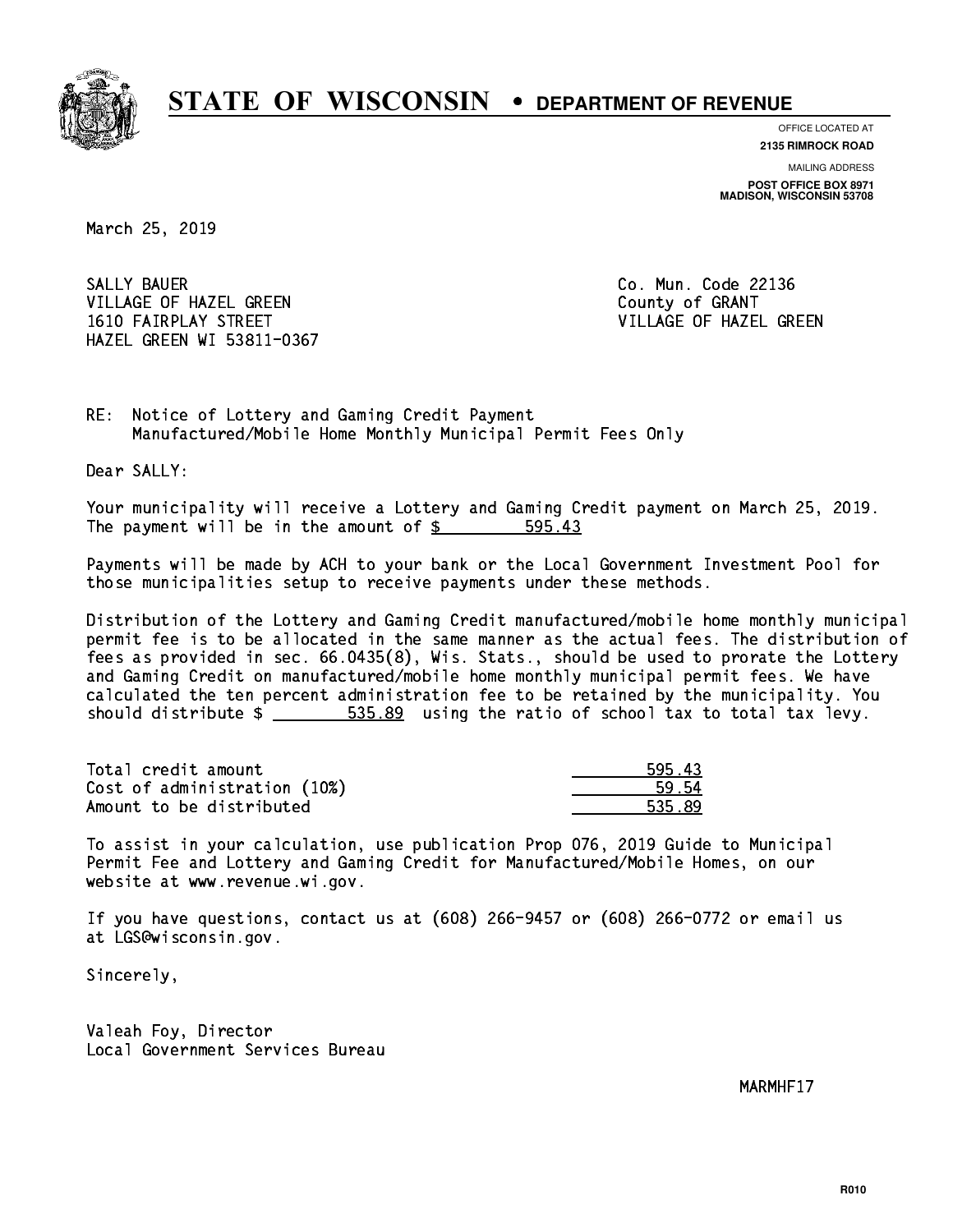# STATE OF WISCONSIN • DEPARTMENT OF REVENUE

OFFICE LOCATED AT
**2135 RIMROCK ROAD**

MAILING ADDRESS
**POST OFFICE BOX 8971**
**MADISON, WISCONSIN 53708**

March 25, 2019

SALLY BAUER
VILLAGE OF HAZEL GREEN
1610 FAIRPLAY STREET
HAZEL GREEN WI 53811-0367

Co. Mun. Code 22136
County of GRANT
VILLAGE OF HAZEL GREEN

RE: Notice of Lottery and Gaming Credit Payment
Manufactured/Mobile Home Monthly Municipal Permit Fees Only

Dear SALLY:

Your municipality will receive a Lottery and Gaming Credit payment on March 25, 2019. The payment will be in the amount of $ 595.43

Payments will be made by ACH to your bank or the Local Government Investment Pool for those municipalities setup to receive payments under these methods.

Distribution of the Lottery and Gaming Credit manufactured/mobile home monthly municipal permit fee is to be allocated in the same manner as the actual fees. The distribution of fees as provided in sec. 66.0435(8), Wis. Stats., should be used to prorate the Lottery and Gaming Credit on manufactured/mobile home monthly municipal permit fees. We have calculated the ten percent administration fee to be retained by the municipality. You should distribute $ 535.89 using the ratio of school tax to total tax levy.

| | |
|---|---|
| Total credit amount | 595.43 |
| Cost of administration (10%) | 59.54 |
| Amount to be distributed | 535.89 |

To assist in your calculation, use publication Prop 076, 2019 Guide to Municipal Permit Fee and Lottery and Gaming Credit for Manufactured/Mobile Homes, on our website at www.revenue.wi.gov.

If you have questions, contact us at (608) 266-9457 or (608) 266-0772 or email us at LGS@wisconsin.gov.

Sincerely,

Valeah Foy, Director
Local Government Services Bureau

MARMHF17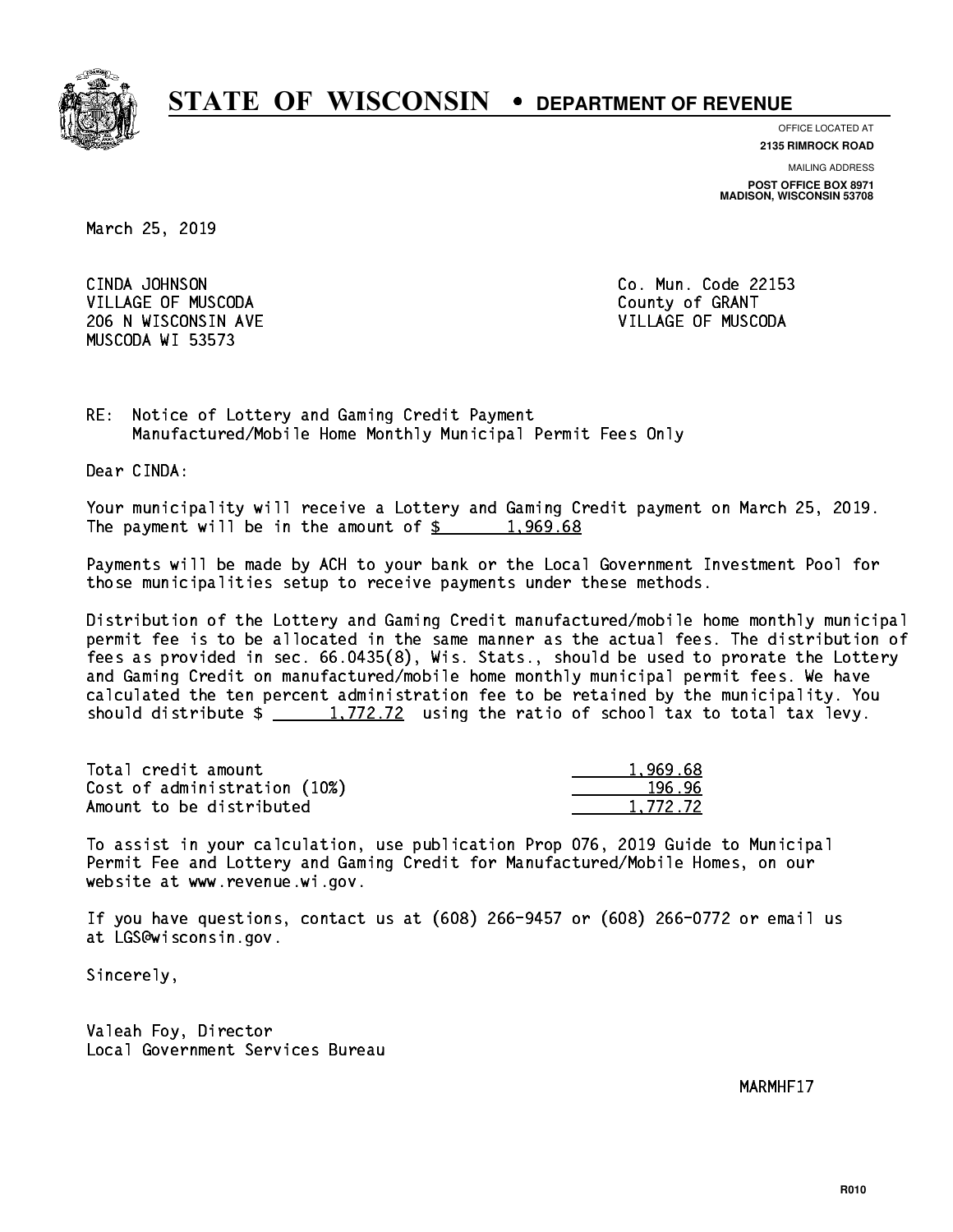# STATE OF WISCONSIN • DEPARTMENT OF REVENUE

OFFICE LOCATED AT
**2135 RIMROCK ROAD**

MAILING ADDRESS
**POST OFFICE BOX 8971**
**MADISON, WISCONSIN 53708**

March 25, 2019

CINDA JOHNSON
VILLAGE OF MUSCODA
206 N WISCONSIN AVE
MUSCODA WI 53573

Co. Mun. Code 22153
County of GRANT
VILLAGE OF MUSCODA

RE: Notice of Lottery and Gaming Credit Payment
Manufactured/Mobile Home Monthly Municipal Permit Fees Only

Dear CINDA:

Your municipality will receive a Lottery and Gaming Credit payment on March 25, 2019. The payment will be in the amount of $ 1,969.68

Payments will be made by ACH to your bank or the Local Government Investment Pool for those municipalities setup to receive payments under these methods.

Distribution of the Lottery and Gaming Credit manufactured/mobile home monthly municipal permit fee is to be allocated in the same manner as the actual fees. The distribution of fees as provided in sec. 66.0435(8), Wis. Stats., should be used to prorate the Lottery and Gaming Credit on manufactured/mobile home monthly municipal permit fees. We have calculated the ten percent administration fee to be retained by the municipality. You should distribute $ 1,772.72 using the ratio of school tax to total tax levy.

| | |
|---|---|
| Total credit amount | 1,969.68 |
| Cost of administration (10%) | 196.96 |
| Amount to be distributed | 1,772.72 |

To assist in your calculation, use publication Prop 076, 2019 Guide to Municipal Permit Fee and Lottery and Gaming Credit for Manufactured/Mobile Homes, on our website at www.revenue.wi.gov.

If you have questions, contact us at (608) 266-9457 or (608) 266-0772 or email us at LGS@wisconsin.gov.

Sincerely,

Valeah Foy, Director
Local Government Services Bureau

MARMHF17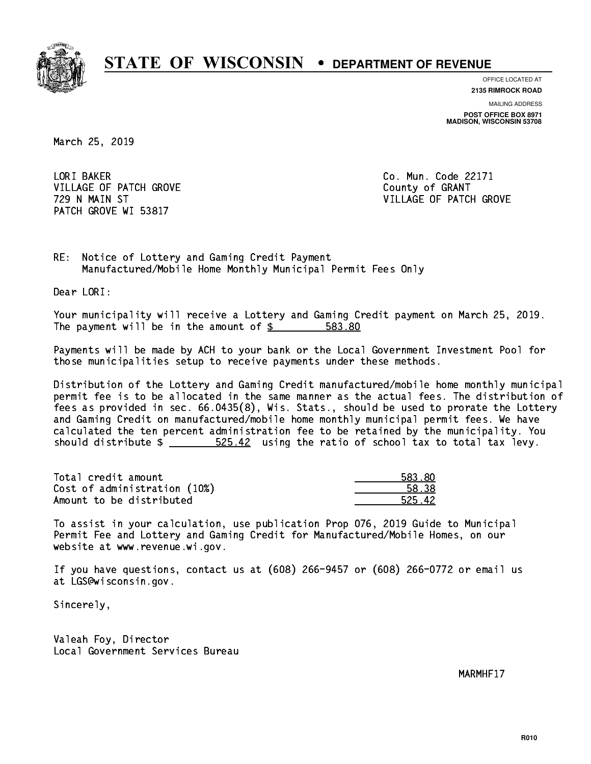# STATE OF WISCONSIN • DEPARTMENT OF REVENUE

OFFICE LOCATED AT
**2135 RIMROCK ROAD**

MAILING ADDRESS
**POST OFFICE BOX 8971**
**MADISON, WISCONSIN 53708**

March 25, 2019

LORI BAKER
VILLAGE OF PATCH GROVE
729 N MAIN ST
PATCH GROVE WI 53817

Co. Mun. Code 22171
County of GRANT
VILLAGE OF PATCH GROVE

RE: Notice of Lottery and Gaming Credit Payment
Manufactured/Mobile Home Monthly Municipal Permit Fees Only

Dear LORI:

Your municipality will receive a Lottery and Gaming Credit payment on March 25, 2019. The payment will be in the amount of $ 583.80

Payments will be made by ACH to your bank or the Local Government Investment Pool for those municipalities setup to receive payments under these methods.

Distribution of the Lottery and Gaming Credit manufactured/mobile home monthly municipal permit fee is to be allocated in the same manner as the actual fees. The distribution of fees as provided in sec. 66.0435(8), Wis. Stats., should be used to prorate the Lottery and Gaming Credit on manufactured/mobile home monthly municipal permit fees. We have calculated the ten percent administration fee to be retained by the municipality. You should distribute $ 525.42 using the ratio of school tax to total tax levy.

| | |
|---|---|
| Total credit amount | 583.80 |
| Cost of administration (10%) | 58.38 |
| Amount to be distributed | 525.42 |

To assist in your calculation, use publication Prop 076, 2019 Guide to Municipal Permit Fee and Lottery and Gaming Credit for Manufactured/Mobile Homes, on our website at www.revenue.wi.gov.

If you have questions, contact us at (608) 266-9457 or (608) 266-0772 or email us at LGS@wisconsin.gov.

Sincerely,

Valeah Foy, Director
Local Government Services Bureau

MARMHF17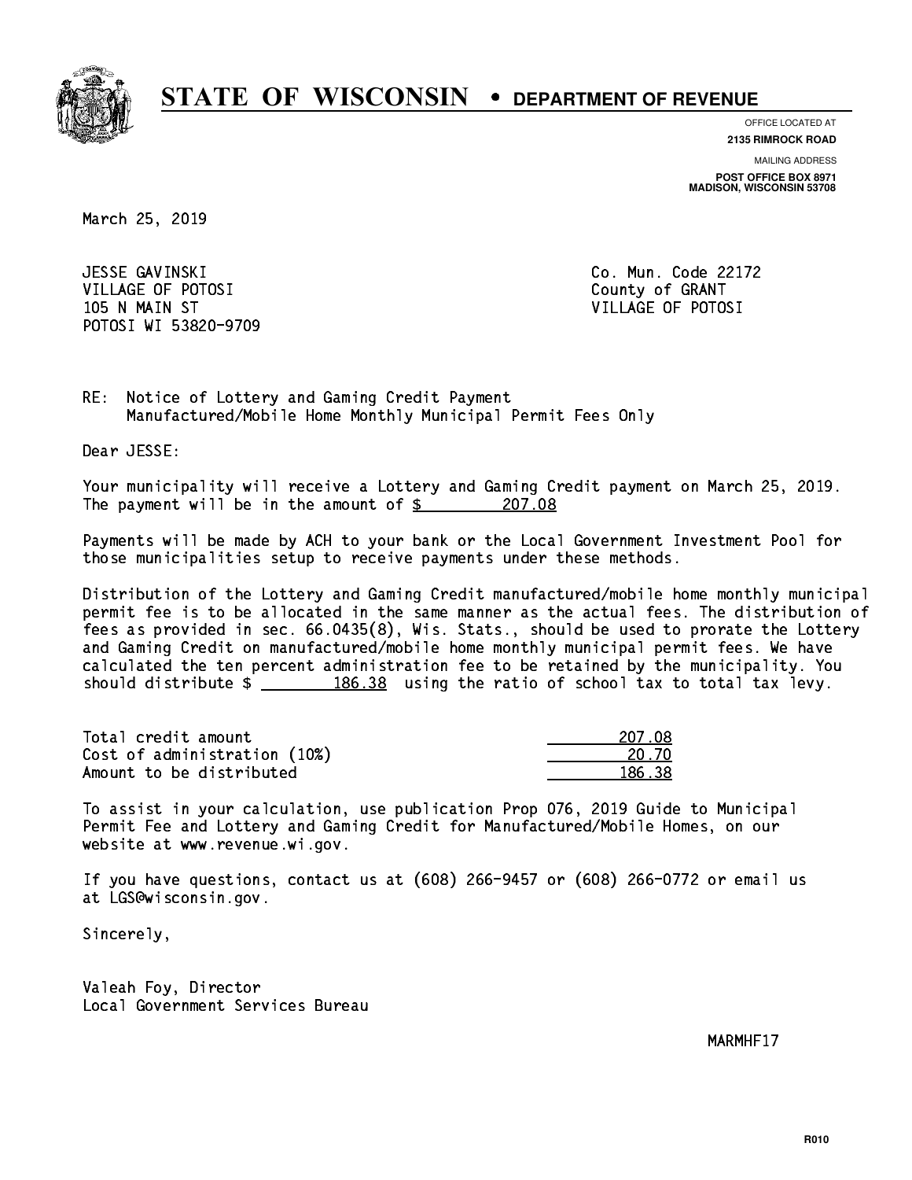# STATE OF WISCONSIN • DEPARTMENT OF REVENUE

OFFICE LOCATED AT
**2135 RIMROCK ROAD**

MAILING ADDRESS
**POST OFFICE BOX 8971**
**MADISON, WISCONSIN 53708**

March 25, 2019

JESSE GAVINSKI
VILLAGE OF POTOSI
105 N MAIN ST
POTOSI WI 53820-9709

Co. Mun. Code 22172
County of GRANT
VILLAGE OF POTOSI

RE: Notice of Lottery and Gaming Credit Payment
Manufactured/Mobile Home Monthly Municipal Permit Fees Only

Dear JESSE:

Your municipality will receive a Lottery and Gaming Credit payment on March 25, 2019. The payment will be in the amount of $ 207.08

Payments will be made by ACH to your bank or the Local Government Investment Pool for those municipalities setup to receive payments under these methods.

Distribution of the Lottery and Gaming Credit manufactured/mobile home monthly municipal permit fee is to be allocated in the same manner as the actual fees. The distribution of fees as provided in sec. 66.0435(8), Wis. Stats., should be used to prorate the Lottery and Gaming Credit on manufactured/mobile home monthly municipal permit fees. We have calculated the ten percent administration fee to be retained by the municipality. You should distribute $ 186.38 using the ratio of school tax to total tax levy.

| | |
|---|---|
| Total credit amount | 207.08 |
| Cost of administration (10%) | 20.70 |
| Amount to be distributed | 186.38 |

To assist in your calculation, use publication Prop 076, 2019 Guide to Municipal Permit Fee and Lottery and Gaming Credit for Manufactured/Mobile Homes, on our website at www.revenue.wi.gov.

If you have questions, contact us at (608) 266-9457 or (608) 266-0772 or email us at LGS@wisconsin.gov.

Sincerely,

Valeah Foy, Director
Local Government Services Bureau

MARMHF17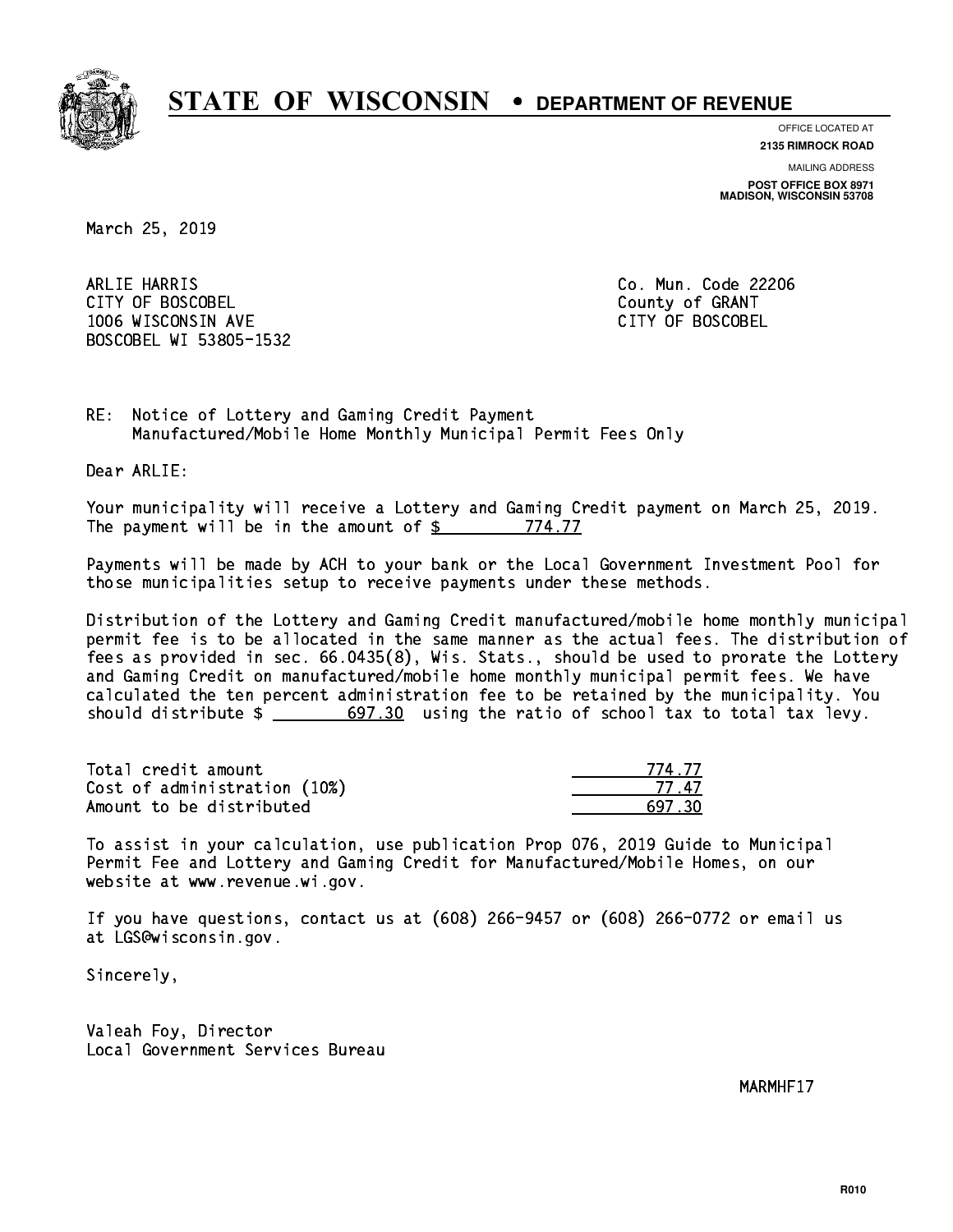# STATE OF WISCONSIN • DEPARTMENT OF REVENUE

OFFICE LOCATED AT
**2135 RIMROCK ROAD**

MAILING ADDRESS
**POST OFFICE BOX 8971**
**MADISON, WISCONSIN 53708**

March 25, 2019

ARLIE HARRIS
CITY OF BOSCOBEL
1006 WISCONSIN AVE
BOSCOBEL WI 53805-1532

Co. Mun. Code 22206
County of GRANT
CITY OF BOSCOBEL

RE: Notice of Lottery and Gaming Credit Payment
Manufactured/Mobile Home Monthly Municipal Permit Fees Only

Dear ARLIE:

Your municipality will receive a Lottery and Gaming Credit payment on March 25, 2019. The payment will be in the amount of $ 774.77

Payments will be made by ACH to your bank or the Local Government Investment Pool for those municipalities setup to receive payments under these methods.

Distribution of the Lottery and Gaming Credit manufactured/mobile home monthly municipal permit fee is to be allocated in the same manner as the actual fees. The distribution of fees as provided in sec. 66.0435(8), Wis. Stats., should be used to prorate the Lottery and Gaming Credit on manufactured/mobile home monthly municipal permit fees. We have calculated the ten percent administration fee to be retained by the municipality. You should distribute $ 697.30 using the ratio of school tax to total tax levy.

| | |
|---|---|
| Total credit amount | 774.77 |
| Cost of administration (10%) | 77.47 |
| Amount to be distributed | 697.30 |

To assist in your calculation, use publication Prop 076, 2019 Guide to Municipal Permit Fee and Lottery and Gaming Credit for Manufactured/Mobile Homes, on our website at www.revenue.wi.gov.

If you have questions, contact us at (608) 266-9457 or (608) 266-0772 or email us at LGS@wisconsin.gov.

Sincerely,

Valeah Foy, Director
Local Government Services Bureau

MARMHF17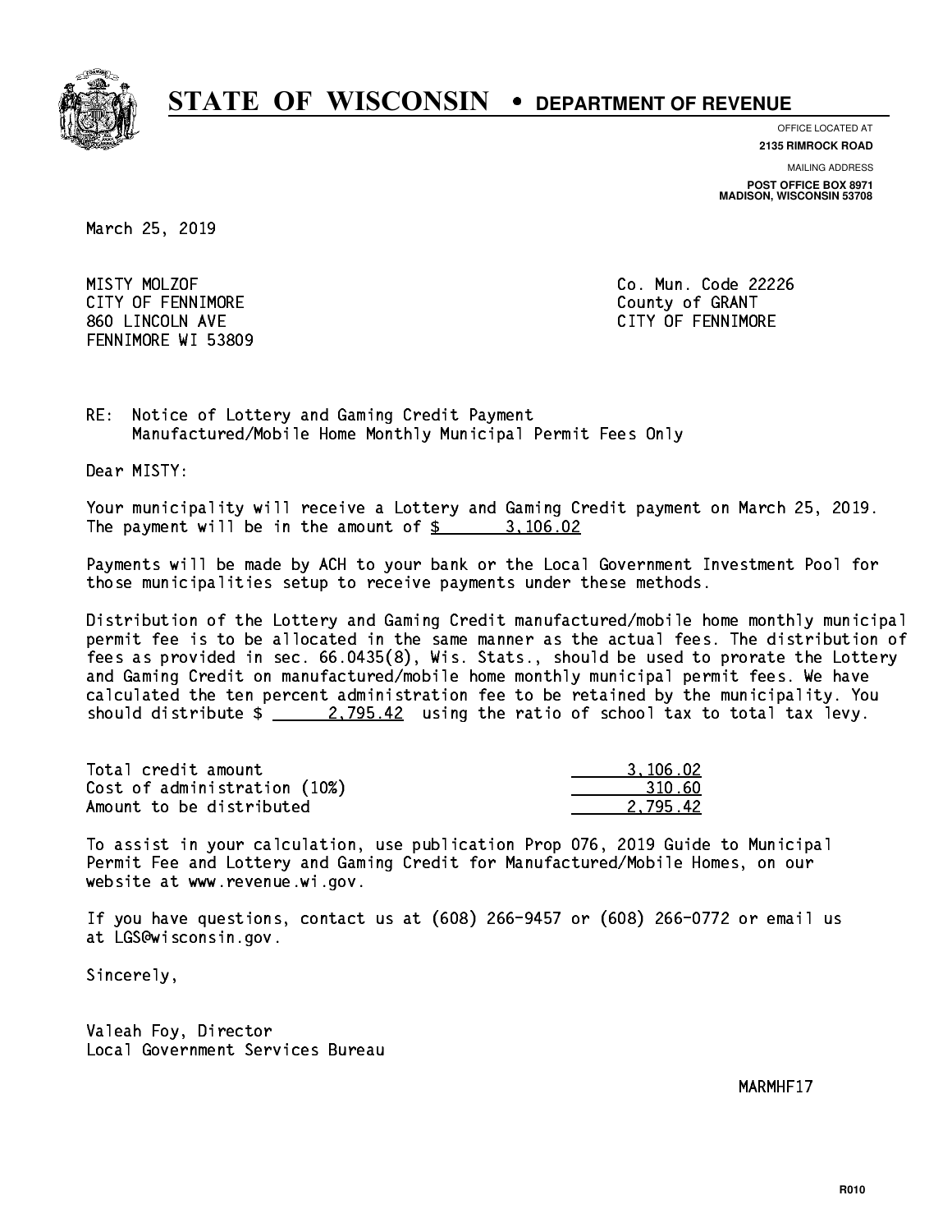# STATE OF WISCONSIN • DEPARTMENT OF REVENUE

OFFICE LOCATED AT
**2135 RIMROCK ROAD**

MAILING ADDRESS
**POST OFFICE BOX 8971**
**MADISON, WISCONSIN 53708**

March 25, 2019

MISTY MOLZOF
CITY OF FENNIMORE
860 LINCOLN AVE
FENNIMORE WI 53809

Co. Mun. Code 22226
County of GRANT
CITY OF FENNIMORE

RE: Notice of Lottery and Gaming Credit Payment
Manufactured/Mobile Home Monthly Municipal Permit Fees Only

Dear MISTY:

Your municipality will receive a Lottery and Gaming Credit payment on March 25, 2019. The payment will be in the amount of $ 3,106.02

Payments will be made by ACH to your bank or the Local Government Investment Pool for those municipalities setup to receive payments under these methods.

Distribution of the Lottery and Gaming Credit manufactured/mobile home monthly municipal permit fee is to be allocated in the same manner as the actual fees. The distribution of fees as provided in sec. 66.0435(8), Wis. Stats., should be used to prorate the Lottery and Gaming Credit on manufactured/mobile home monthly municipal permit fees. We have calculated the ten percent administration fee to be retained by the municipality. You should distribute $ 2,795.42 using the ratio of school tax to total tax levy.

| | |
|---|---|
| Total credit amount | 3,106.02 |
| Cost of administration (10%) | 310.60 |
| Amount to be distributed | 2,795.42 |

To assist in your calculation, use publication Prop 076, 2019 Guide to Municipal Permit Fee and Lottery and Gaming Credit for Manufactured/Mobile Homes, on our website at www.revenue.wi.gov.

If you have questions, contact us at (608) 266-9457 or (608) 266-0772 or email us at LGS@wisconsin.gov.

Sincerely,

Valeah Foy, Director
Local Government Services Bureau

MARMHF17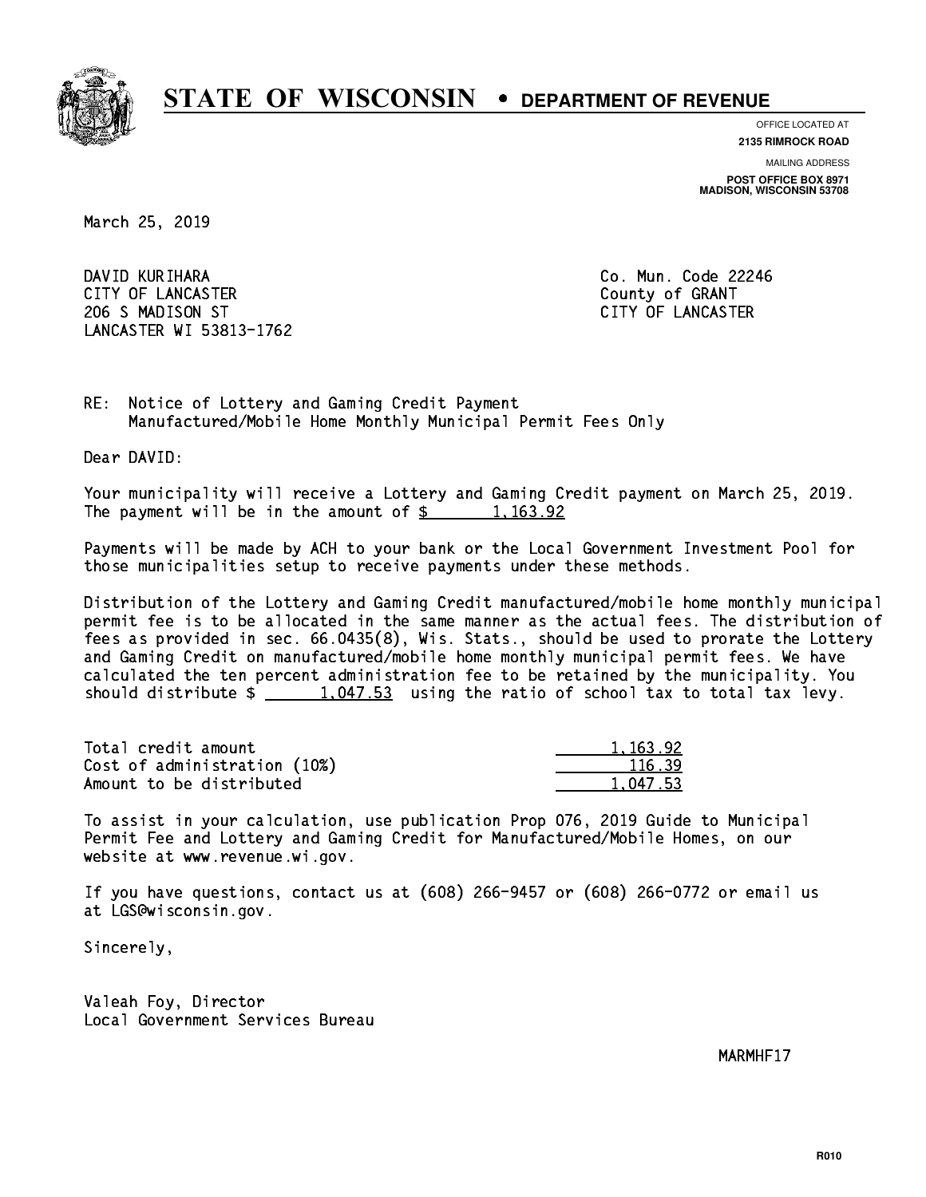# STATE OF WISCONSIN • DEPARTMENT OF REVENUE

OFFICE LOCATED AT
**2135 RIMROCK ROAD**

MAILING ADDRESS
**POST OFFICE BOX 8971**
**MADISON, WISCONSIN 53708**

March 25, 2019

DAVID KURIHARA
CITY OF LANCASTER
206 S MADISON ST
LANCASTER WI 53813-1762

Co. Mun. Code 22246
County of GRANT
CITY OF LANCASTER

RE: Notice of Lottery and Gaming Credit Payment
Manufactured/Mobile Home Monthly Municipal Permit Fees Only

Dear DAVID:

Your municipality will receive a Lottery and Gaming Credit payment on March 25, 2019. The payment will be in the amount of $ 1,163.92

Payments will be made by ACH to your bank or the Local Government Investment Pool for those municipalities setup to receive payments under these methods.

Distribution of the Lottery and Gaming Credit manufactured/mobile home monthly municipal permit fee is to be allocated in the same manner as the actual fees. The distribution of fees as provided in sec. 66.0435(8), Wis. Stats., should be used to prorate the Lottery and Gaming Credit on manufactured/mobile home monthly municipal permit fees. We have calculated the ten percent administration fee to be retained by the municipality. You should distribute $ 1,047.53 using the ratio of school tax to total tax levy.

| | |
|---|---|
| Total credit amount | 1,163.92 |
| Cost of administration (10%) | 116.39 |
| Amount to be distributed | 1,047.53 |

To assist in your calculation, use publication Prop 076, 2019 Guide to Municipal Permit Fee and Lottery and Gaming Credit for Manufactured/Mobile Homes, on our website at www.revenue.wi.gov.

If you have questions, contact us at (608) 266-9457 or (608) 266-0772 or email us at LGS@wisconsin.gov.

Sincerely,

Valeah Foy, Director
Local Government Services Bureau

MARMHF17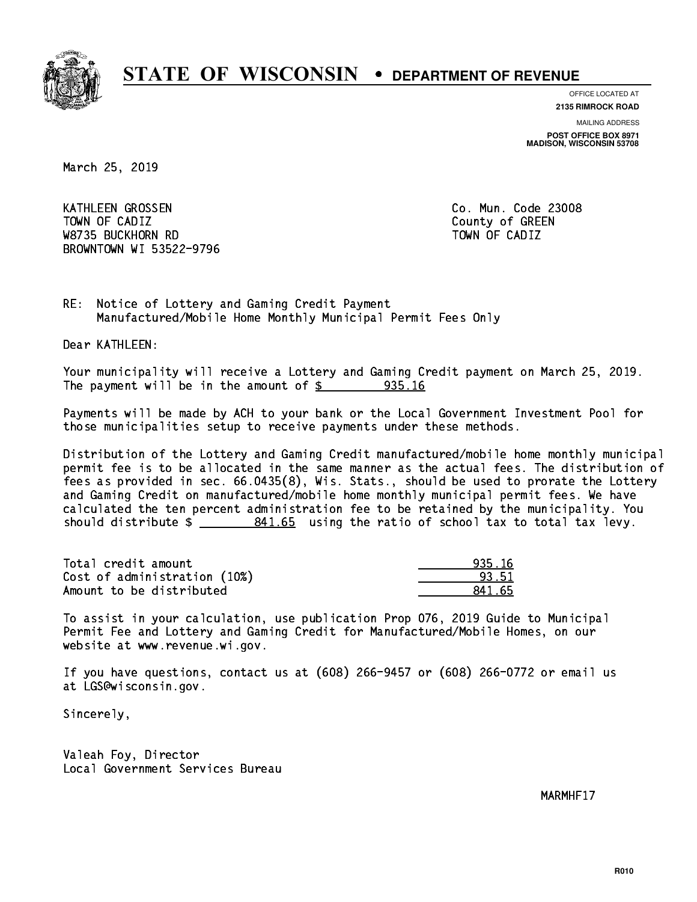# STATE OF WISCONSIN • DEPARTMENT OF REVENUE

OFFICE LOCATED AT
**2135 RIMROCK ROAD**

MAILING ADDRESS
**POST OFFICE BOX 8971**
**MADISON, WISCONSIN 53708**

March 25, 2019

KATHLEEN GROSSEN
TOWN OF CADIZ
W8735 BUCKHORN RD
BROWNTOWN WI 53522-9796

Co. Mun. Code 23008
County of GREEN
TOWN OF CADIZ

RE: Notice of Lottery and Gaming Credit Payment
Manufactured/Mobile Home Monthly Municipal Permit Fees Only

Dear KATHLEEN:

Your municipality will receive a Lottery and Gaming Credit payment on March 25, 2019. The payment will be in the amount of $ 935.16

Payments will be made by ACH to your bank or the Local Government Investment Pool for those municipalities setup to receive payments under these methods.

Distribution of the Lottery and Gaming Credit manufactured/mobile home monthly municipal permit fee is to be allocated in the same manner as the actual fees. The distribution of fees as provided in sec. 66.0435(8), Wis. Stats., should be used to prorate the Lottery and Gaming Credit on manufactured/mobile home monthly municipal permit fees. We have calculated the ten percent administration fee to be retained by the municipality. You should distribute $ 841.65 using the ratio of school tax to total tax levy.

| | |
|---|---|
| Total credit amount | 935.16 |
| Cost of administration (10%) | 93.51 |
| Amount to be distributed | 841.65 |

To assist in your calculation, use publication Prop 076, 2019 Guide to Municipal Permit Fee and Lottery and Gaming Credit for Manufactured/Mobile Homes, on our website at www.revenue.wi.gov.

If you have questions, contact us at (608) 266-9457 or (608) 266-0772 or email us at LGS@wisconsin.gov.

Sincerely,

Valeah Foy, Director
Local Government Services Bureau

MARMHF17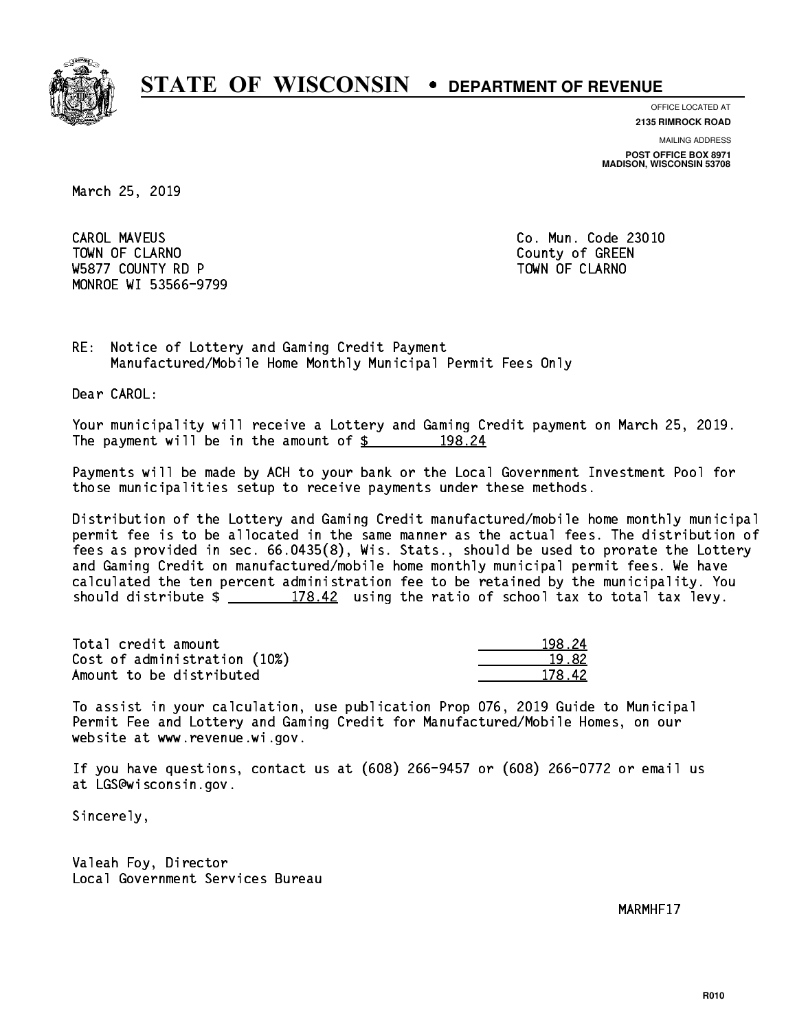# STATE OF WISCONSIN • DEPARTMENT OF REVENUE

OFFICE LOCATED AT
**2135 RIMROCK ROAD**

MAILING ADDRESS
**POST OFFICE BOX 8971**
**MADISON, WISCONSIN 53708**

March 25, 2019

CAROL MAVEUS
TOWN OF CLARNO
W5877 COUNTY RD P
MONROE WI 53566-9799

Co. Mun. Code 23010
County of GREEN
TOWN OF CLARNO

RE: Notice of Lottery and Gaming Credit Payment
Manufactured/Mobile Home Monthly Municipal Permit Fees Only

Dear CAROL:

Your municipality will receive a Lottery and Gaming Credit payment on March 25, 2019. The payment will be in the amount of $ 198.24

Payments will be made by ACH to your bank or the Local Government Investment Pool for those municipalities setup to receive payments under these methods.

Distribution of the Lottery and Gaming Credit manufactured/mobile home monthly municipal permit fee is to be allocated in the same manner as the actual fees. The distribution of fees as provided in sec. 66.0435(8), Wis. Stats., should be used to prorate the Lottery and Gaming Credit on manufactured/mobile home monthly municipal permit fees. We have calculated the ten percent administration fee to be retained by the municipality. You should distribute $ 178.42 using the ratio of school tax to total tax levy.

| | |
|---|---|
| Total credit amount | 198.24 |
| Cost of administration (10%) | 19.82 |
| Amount to be distributed | 178.42 |

To assist in your calculation, use publication Prop 076, 2019 Guide to Municipal Permit Fee and Lottery and Gaming Credit for Manufactured/Mobile Homes, on our website at www.revenue.wi.gov.

If you have questions, contact us at (608) 266-9457 or (608) 266-0772 or email us at LGS@wisconsin.gov.

Sincerely,

Valeah Foy, Director
Local Government Services Bureau

MARMHF17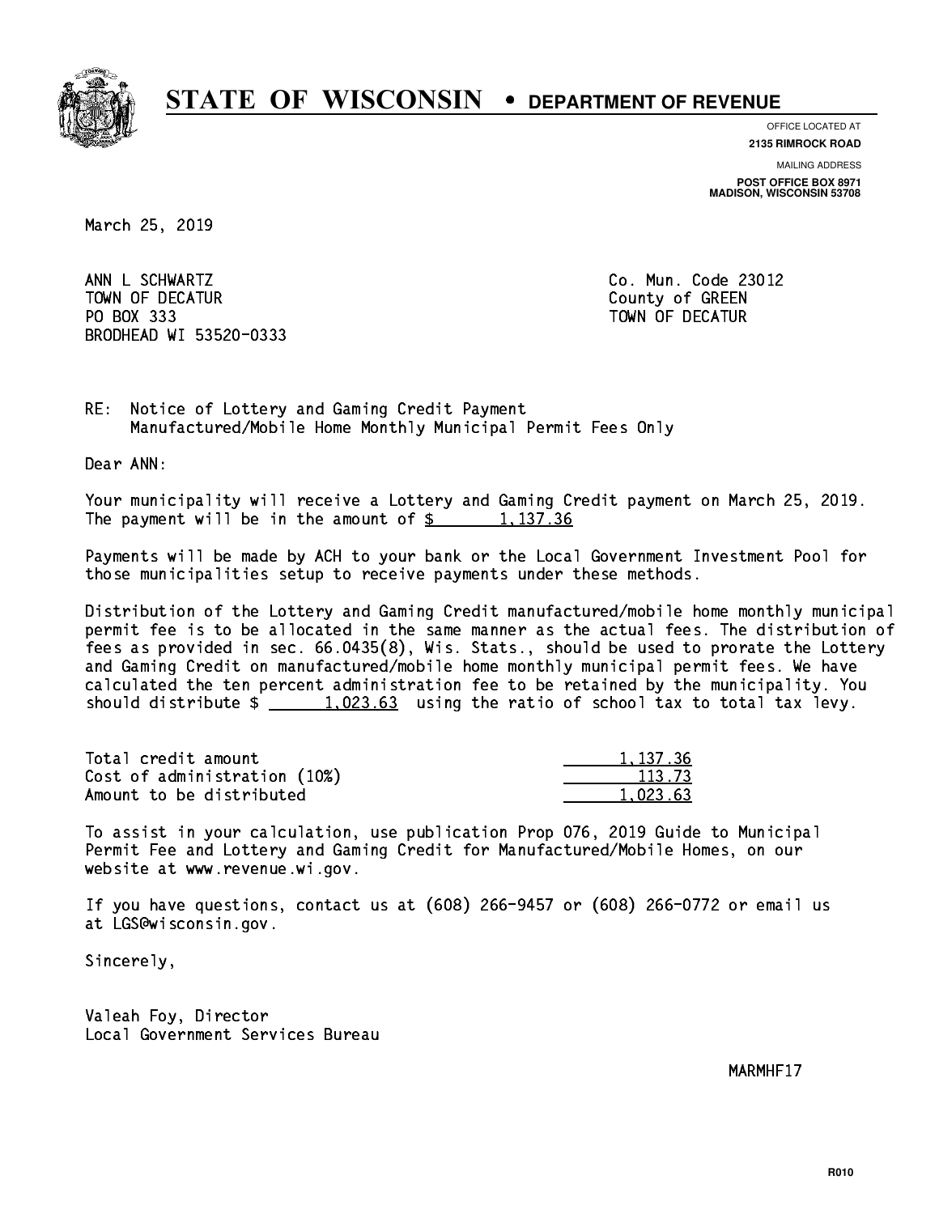# STATE OF WISCONSIN • DEPARTMENT OF REVENUE

OFFICE LOCATED AT
**2135 RIMROCK ROAD**

MAILING ADDRESS
**POST OFFICE BOX 8971**
**MADISON, WISCONSIN 53708**

March 25, 2019

ANN L SCHWARTZ
TOWN OF DECATUR
PO BOX 333
BRODHEAD WI 53520-0333

Co. Mun. Code 23012
County of GREEN
TOWN OF DECATUR

RE: Notice of Lottery and Gaming Credit Payment
Manufactured/Mobile Home Monthly Municipal Permit Fees Only

Dear ANN:

Your municipality will receive a Lottery and Gaming Credit payment on March 25, 2019. The payment will be in the amount of $ 1,137.36

Payments will be made by ACH to your bank or the Local Government Investment Pool for those municipalities setup to receive payments under these methods.

Distribution of the Lottery and Gaming Credit manufactured/mobile home monthly municipal permit fee is to be allocated in the same manner as the actual fees. The distribution of fees as provided in sec. 66.0435(8), Wis. Stats., should be used to prorate the Lottery and Gaming Credit on manufactured/mobile home monthly municipal permit fees. We have calculated the ten percent administration fee to be retained by the municipality. You should distribute $ 1,023.63 using the ratio of school tax to total tax levy.

| | |
|---|---|
| Total credit amount | 1,137.36 |
| Cost of administration (10%) | 113.73 |
| Amount to be distributed | 1,023.63 |

To assist in your calculation, use publication Prop 076, 2019 Guide to Municipal Permit Fee and Lottery and Gaming Credit for Manufactured/Mobile Homes, on our website at www.revenue.wi.gov.

If you have questions, contact us at (608) 266-9457 or (608) 266-0772 or email us at LGS@wisconsin.gov.

Sincerely,

Valeah Foy, Director
Local Government Services Bureau

MARMHF17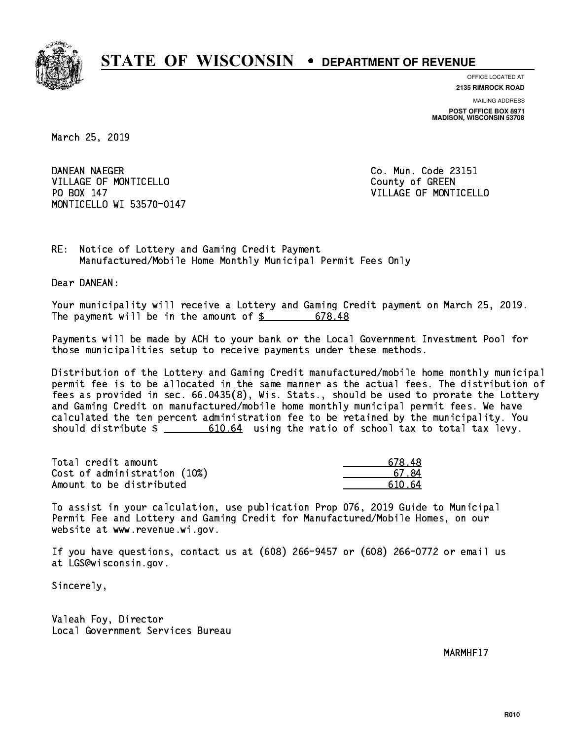# STATE OF WISCONSIN • DEPARTMENT OF REVENUE

OFFICE LOCATED AT
**2135 RIMROCK ROAD**

MAILING ADDRESS
**POST OFFICE BOX 8971**
**MADISON, WISCONSIN 53708**

March 25, 2019

DANEAN NAEGER
VILLAGE OF MONTICELLO
PO BOX 147
MONTICELLO WI 53570-0147

Co. Mun. Code 23151
County of GREEN
VILLAGE OF MONTICELLO

RE: Notice of Lottery and Gaming Credit Payment
Manufactured/Mobile Home Monthly Municipal Permit Fees Only

Dear DANEAN:

Your municipality will receive a Lottery and Gaming Credit payment on March 25, 2019. The payment will be in the amount of $ 678.48

Payments will be made by ACH to your bank or the Local Government Investment Pool for those municipalities setup to receive payments under these methods.

Distribution of the Lottery and Gaming Credit manufactured/mobile home monthly municipal permit fee is to be allocated in the same manner as the actual fees. The distribution of fees as provided in sec. 66.0435(8), Wis. Stats., should be used to prorate the Lottery and Gaming Credit on manufactured/mobile home monthly municipal permit fees. We have calculated the ten percent administration fee to be retained by the municipality. You should distribute $ 610.64 using the ratio of school tax to total tax levy.

| | |
|---|---|
| Total credit amount | 678.48 |
| Cost of administration (10%) | 67.84 |
| Amount to be distributed | 610.64 |

To assist in your calculation, use publication Prop 076, 2019 Guide to Municipal Permit Fee and Lottery and Gaming Credit for Manufactured/Mobile Homes, on our website at www.revenue.wi.gov.

If you have questions, contact us at (608) 266-9457 or (608) 266-0772 or email us at LGS@wisconsin.gov.

Sincerely,

Valeah Foy, Director
Local Government Services Bureau

MARMHF17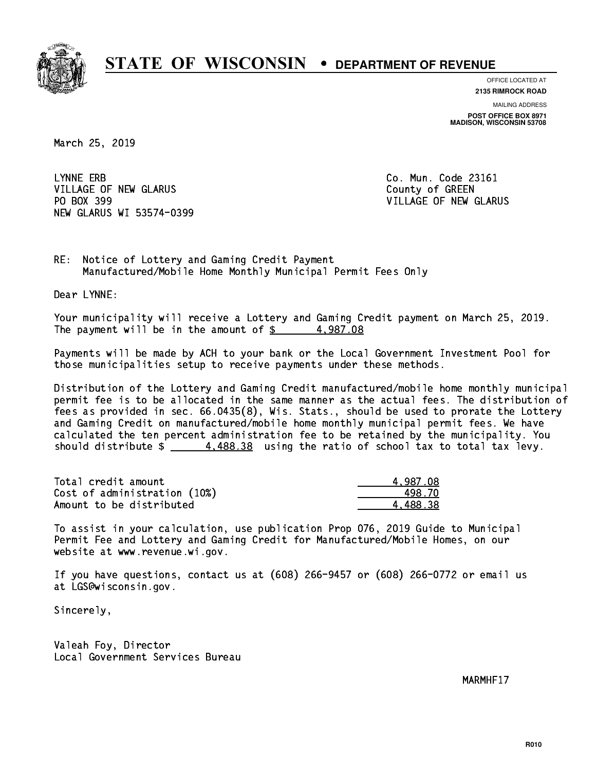# STATE OF WISCONSIN • DEPARTMENT OF REVENUE

OFFICE LOCATED AT
**2135 RIMROCK ROAD**

MAILING ADDRESS
**POST OFFICE BOX 8971**
**MADISON, WISCONSIN 53708**

March 25, 2019

LYNNE ERB
VILLAGE OF NEW GLARUS
PO BOX 399
NEW GLARUS WI 53574-0399

Co. Mun. Code 23161
County of GREEN
VILLAGE OF NEW GLARUS

RE: Notice of Lottery and Gaming Credit Payment
Manufactured/Mobile Home Monthly Municipal Permit Fees Only

Dear LYNNE:

Your municipality will receive a Lottery and Gaming Credit payment on March 25, 2019. The payment will be in the amount of $ 4,987.08

Payments will be made by ACH to your bank or the Local Government Investment Pool for those municipalities setup to receive payments under these methods.

Distribution of the Lottery and Gaming Credit manufactured/mobile home monthly municipal permit fee is to be allocated in the same manner as the actual fees. The distribution of fees as provided in sec. 66.0435(8), Wis. Stats., should be used to prorate the Lottery and Gaming Credit on manufactured/mobile home monthly municipal permit fees. We have calculated the ten percent administration fee to be retained by the municipality. You should distribute $ 4,488.38 using the ratio of school tax to total tax levy.

| | |
|---|---|
| Total credit amount | 4,987.08 |
| Cost of administration (10%) | 498.70 |
| Amount to be distributed | 4,488.38 |

To assist in your calculation, use publication Prop 076, 2019 Guide to Municipal Permit Fee and Lottery and Gaming Credit for Manufactured/Mobile Homes, on our website at www.revenue.wi.gov.

If you have questions, contact us at (608) 266-9457 or (608) 266-0772 or email us at LGS@wisconsin.gov.

Sincerely,

Valeah Foy, Director
Local Government Services Bureau

MARMHF17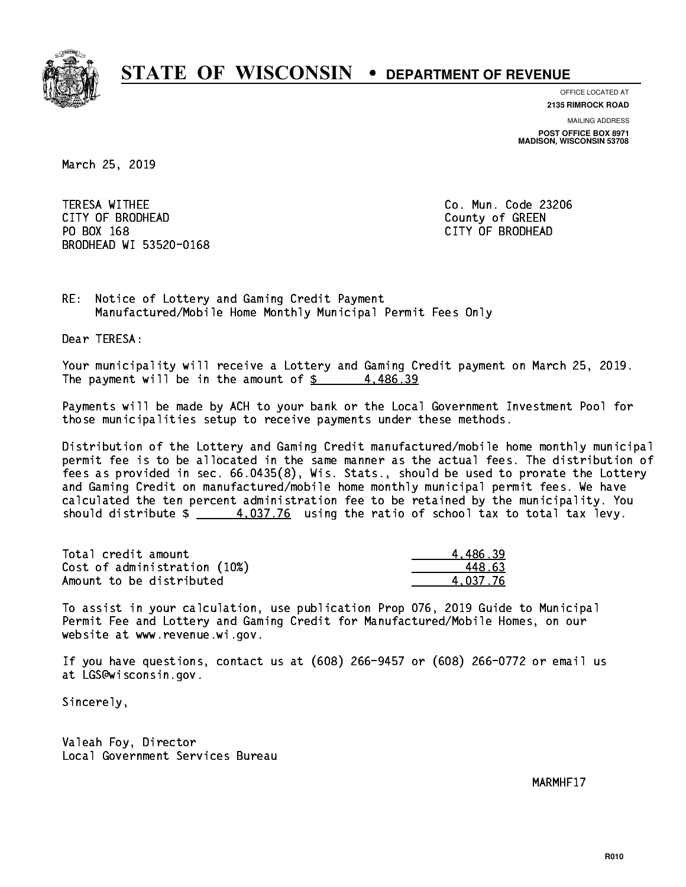# STATE OF WISCONSIN • DEPARTMENT OF REVENUE

OFFICE LOCATED AT
**2135 RIMROCK ROAD**

MAILING ADDRESS
**POST OFFICE BOX 8971**
**MADISON, WISCONSIN 53708**

March 25, 2019

TERESA WITHEE
CITY OF BRODHEAD
PO BOX 168
BRODHEAD WI 53520-0168

Co. Mun. Code 23206
County of GREEN
CITY OF BRODHEAD

RE: Notice of Lottery and Gaming Credit Payment
Manufactured/Mobile Home Monthly Municipal Permit Fees Only

Dear TERESA:

Your municipality will receive a Lottery and Gaming Credit payment on March 25, 2019. The payment will be in the amount of $ 4,486.39

Payments will be made by ACH to your bank or the Local Government Investment Pool for those municipalities setup to receive payments under these methods.

Distribution of the Lottery and Gaming Credit manufactured/mobile home monthly municipal permit fee is to be allocated in the same manner as the actual fees. The distribution of fees as provided in sec. 66.0435(8), Wis. Stats., should be used to prorate the Lottery and Gaming Credit on manufactured/mobile home monthly municipal permit fees. We have calculated the ten percent administration fee to be retained by the municipality. You should distribute $ 4,037.76 using the ratio of school tax to total tax levy.

| | |
|---|---|
| Total credit amount | 4,486.39 |
| Cost of administration (10%) | 448.63 |
| Amount to be distributed | 4,037.76 |

To assist in your calculation, use publication Prop 076, 2019 Guide to Municipal Permit Fee and Lottery and Gaming Credit for Manufactured/Mobile Homes, on our website at www.revenue.wi.gov.

If you have questions, contact us at (608) 266-9457 or (608) 266-0772 or email us at LGS@wisconsin.gov.

Sincerely,

Valeah Foy, Director
Local Government Services Bureau

MARMHF17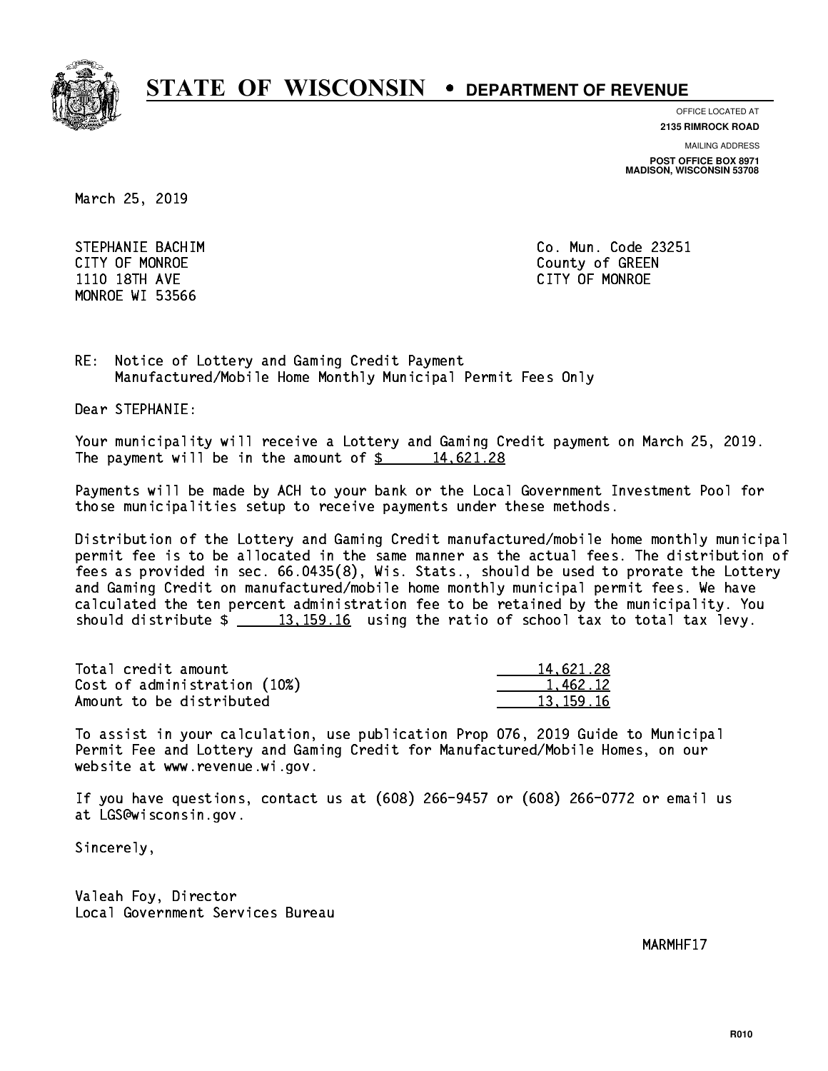# STATE OF WISCONSIN • DEPARTMENT OF REVENUE

OFFICE LOCATED AT
**2135 RIMROCK ROAD**

MAILING ADDRESS
**POST OFFICE BOX 8971**
**MADISON, WISCONSIN 53708**

March 25, 2019

STEPHANIE BACHIM
CITY OF MONROE
1110 18TH AVE
MONROE WI 53566

Co. Mun. Code 23251
County of GREEN
CITY OF MONROE

RE: Notice of Lottery and Gaming Credit Payment
Manufactured/Mobile Home Monthly Municipal Permit Fees Only

Dear STEPHANIE:

Your municipality will receive a Lottery and Gaming Credit payment on March 25, 2019. The payment will be in the amount of $ 14,621.28

Payments will be made by ACH to your bank or the Local Government Investment Pool for those municipalities setup to receive payments under these methods.

Distribution of the Lottery and Gaming Credit manufactured/mobile home monthly municipal permit fee is to be allocated in the same manner as the actual fees. The distribution of fees as provided in sec. 66.0435(8), Wis. Stats., should be used to prorate the Lottery and Gaming Credit on manufactured/mobile home monthly municipal permit fees. We have calculated the ten percent administration fee to be retained by the municipality. You should distribute $ 13,159.16 using the ratio of school tax to total tax levy.

| | |
|---|---|
| Total credit amount | 14,621.28 |
| Cost of administration (10%) | 1,462.12 |
| Amount to be distributed | 13,159.16 |

To assist in your calculation, use publication Prop 076, 2019 Guide to Municipal Permit Fee and Lottery and Gaming Credit for Manufactured/Mobile Homes, on our website at www.revenue.wi.gov.

If you have questions, contact us at (608) 266-9457 or (608) 266-0772 or email us at LGS@wisconsin.gov.

Sincerely,

Valeah Foy, Director
Local Government Services Bureau

MARMHF17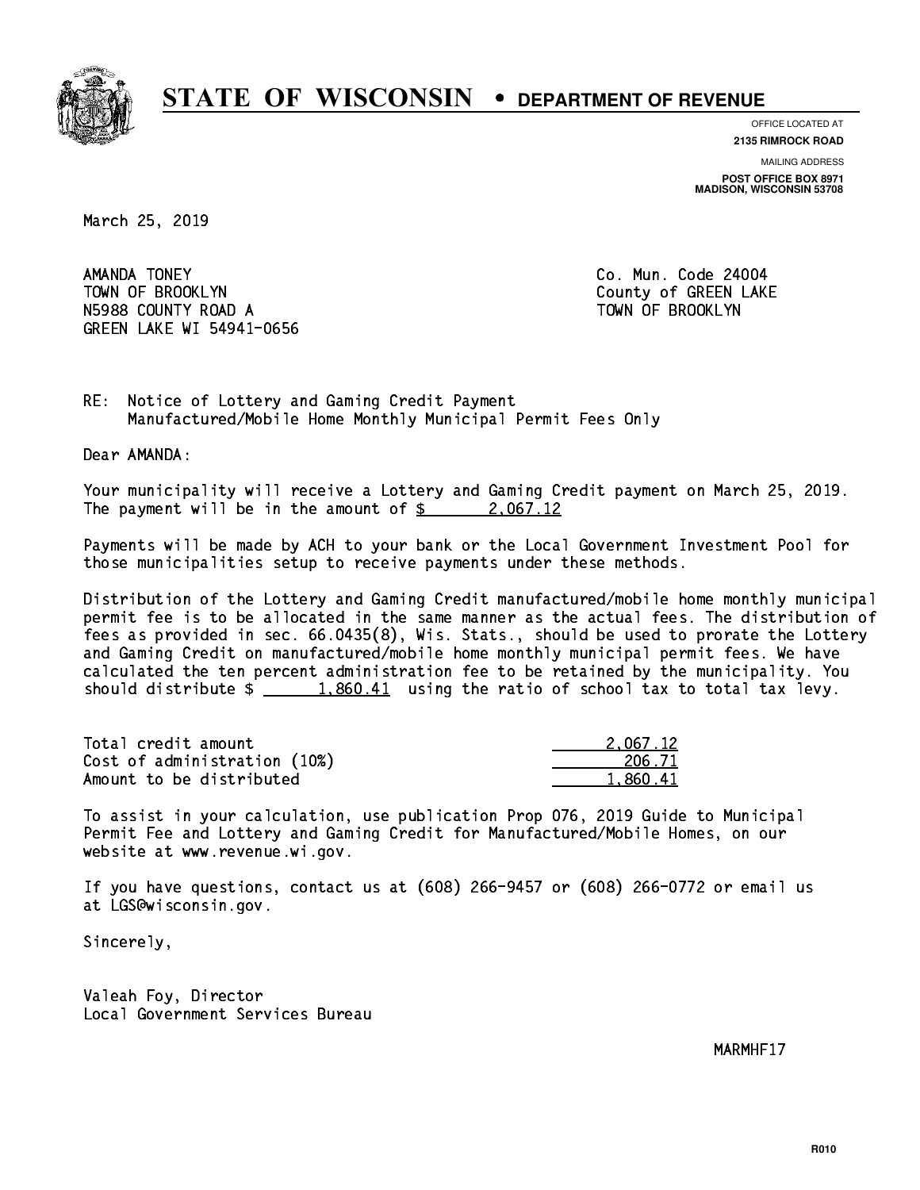# STATE OF WISCONSIN • DEPARTMENT OF REVENUE

OFFICE LOCATED AT
**2135 RIMROCK ROAD**

MAILING ADDRESS
**POST OFFICE BOX 8971**
**MADISON, WISCONSIN 53708**

March 25, 2019

AMANDA TONEY
TOWN OF BROOKLYN
N5988 COUNTY ROAD A
GREEN LAKE WI 54941-0656

Co. Mun. Code 24004
County of GREEN LAKE
TOWN OF BROOKLYN

RE: Notice of Lottery and Gaming Credit Payment
Manufactured/Mobile Home Monthly Municipal Permit Fees Only

Dear AMANDA:

Your municipality will receive a Lottery and Gaming Credit payment on March 25, 2019. The payment will be in the amount of $ 2,067.12

Payments will be made by ACH to your bank or the Local Government Investment Pool for those municipalities setup to receive payments under these methods.

Distribution of the Lottery and Gaming Credit manufactured/mobile home monthly municipal permit fee is to be allocated in the same manner as the actual fees. The distribution of fees as provided in sec. 66.0435(8), Wis. Stats., should be used to prorate the Lottery and Gaming Credit on manufactured/mobile home monthly municipal permit fees. We have calculated the ten percent administration fee to be retained by the municipality. You should distribute $ 1,860.41 using the ratio of school tax to total tax levy.

| | |
|---|---|
| Total credit amount | 2,067.12 |
| Cost of administration (10%) | 206.71 |
| Amount to be distributed | 1,860.41 |

To assist in your calculation, use publication Prop 076, 2019 Guide to Municipal Permit Fee and Lottery and Gaming Credit for Manufactured/Mobile Homes, on our website at www.revenue.wi.gov.

If you have questions, contact us at (608) 266-9457 or (608) 266-0772 or email us at LGS@wisconsin.gov.

Sincerely,

Valeah Foy, Director
Local Government Services Bureau

MARMHF17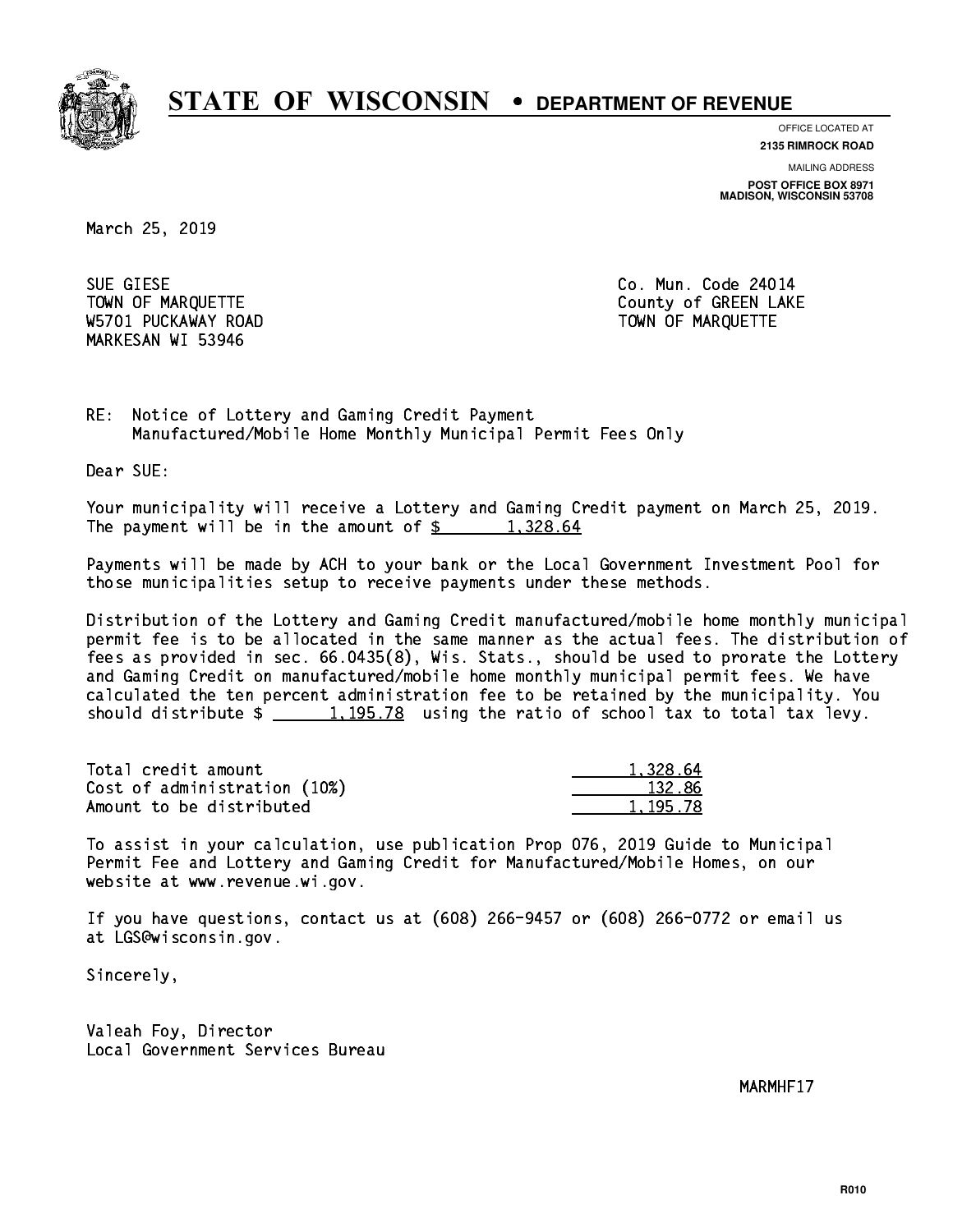# STATE OF WISCONSIN • DEPARTMENT OF REVENUE

OFFICE LOCATED AT
**2135 RIMROCK ROAD**

MAILING ADDRESS
**POST OFFICE BOX 8971**
**MADISON, WISCONSIN 53708**

March 25, 2019

SUE GIESE
TOWN OF MARQUETTE
W5701 PUCKAWAY ROAD
MARKESAN WI 53946

Co. Mun. Code 24014
County of GREEN LAKE
TOWN OF MARQUETTE

RE: Notice of Lottery and Gaming Credit Payment
Manufactured/Mobile Home Monthly Municipal Permit Fees Only

Dear SUE:

Your municipality will receive a Lottery and Gaming Credit payment on March 25, 2019. The payment will be in the amount of $ 1,328.64

Payments will be made by ACH to your bank or the Local Government Investment Pool for those municipalities setup to receive payments under these methods.

Distribution of the Lottery and Gaming Credit manufactured/mobile home monthly municipal permit fee is to be allocated in the same manner as the actual fees. The distribution of fees as provided in sec. 66.0435(8), Wis. Stats., should be used to prorate the Lottery and Gaming Credit on manufactured/mobile home monthly municipal permit fees. We have calculated the ten percent administration fee to be retained by the municipality. You should distribute $ 1,195.78 using the ratio of school tax to total tax levy.

| | |
|---|---:|
| Total credit amount | 1,328.64 |
| Cost of administration (10%) | 132.86 |
| Amount to be distributed | 1,195.78 |

To assist in your calculation, use publication Prop 076, 2019 Guide to Municipal Permit Fee and Lottery and Gaming Credit for Manufactured/Mobile Homes, on our website at www.revenue.wi.gov.

If you have questions, contact us at (608) 266-9457 or (608) 266-0772 or email us at LGS@wisconsin.gov.

Sincerely,

Valeah Foy, Director
Local Government Services Bureau

MARMHF17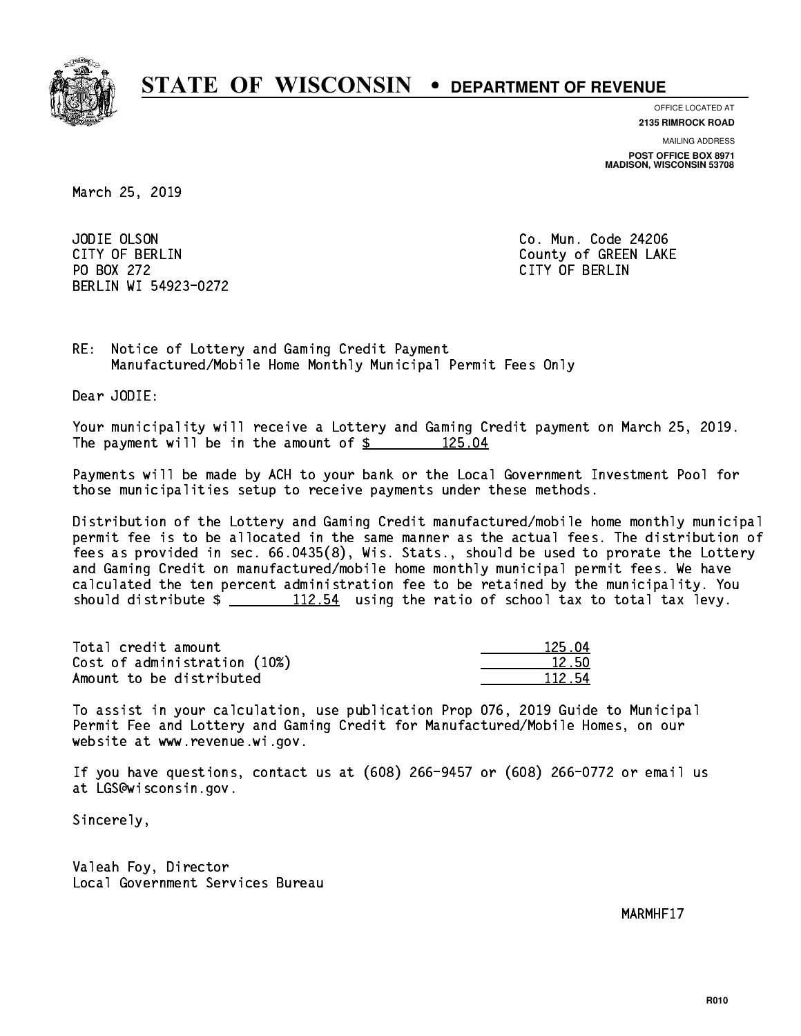# STATE OF WISCONSIN • DEPARTMENT OF REVENUE

OFFICE LOCATED AT
**2135 RIMROCK ROAD**

MAILING ADDRESS
**POST OFFICE BOX 8971**
**MADISON, WISCONSIN 53708**

March 25, 2019

JODIE OLSON
CITY OF BERLIN
PO BOX 272
BERLIN WI 54923-0272

Co. Mun. Code 24206
County of GREEN LAKE
CITY OF BERLIN

RE: Notice of Lottery and Gaming Credit Payment
Manufactured/Mobile Home Monthly Municipal Permit Fees Only

Dear JODIE:

Your municipality will receive a Lottery and Gaming Credit payment on March 25, 2019. The payment will be in the amount of $ 125.04

Payments will be made by ACH to your bank or the Local Government Investment Pool for those municipalities setup to receive payments under these methods.

Distribution of the Lottery and Gaming Credit manufactured/mobile home monthly municipal permit fee is to be allocated in the same manner as the actual fees. The distribution of fees as provided in sec. 66.0435(8), Wis. Stats., should be used to prorate the Lottery and Gaming Credit on manufactured/mobile home monthly municipal permit fees. We have calculated the ten percent administration fee to be retained by the municipality. You should distribute $ 112.54 using the ratio of school tax to total tax levy.

| | |
|---|---|
| Total credit amount | 125.04 |
| Cost of administration (10%) | 12.50 |
| Amount to be distributed | 112.54 |

To assist in your calculation, use publication Prop 076, 2019 Guide to Municipal Permit Fee and Lottery and Gaming Credit for Manufactured/Mobile Homes, on our website at www.revenue.wi.gov.

If you have questions, contact us at (608) 266-9457 or (608) 266-0772 or email us at LGS@wisconsin.gov.

Sincerely,

Valeah Foy, Director
Local Government Services Bureau

MARMHF17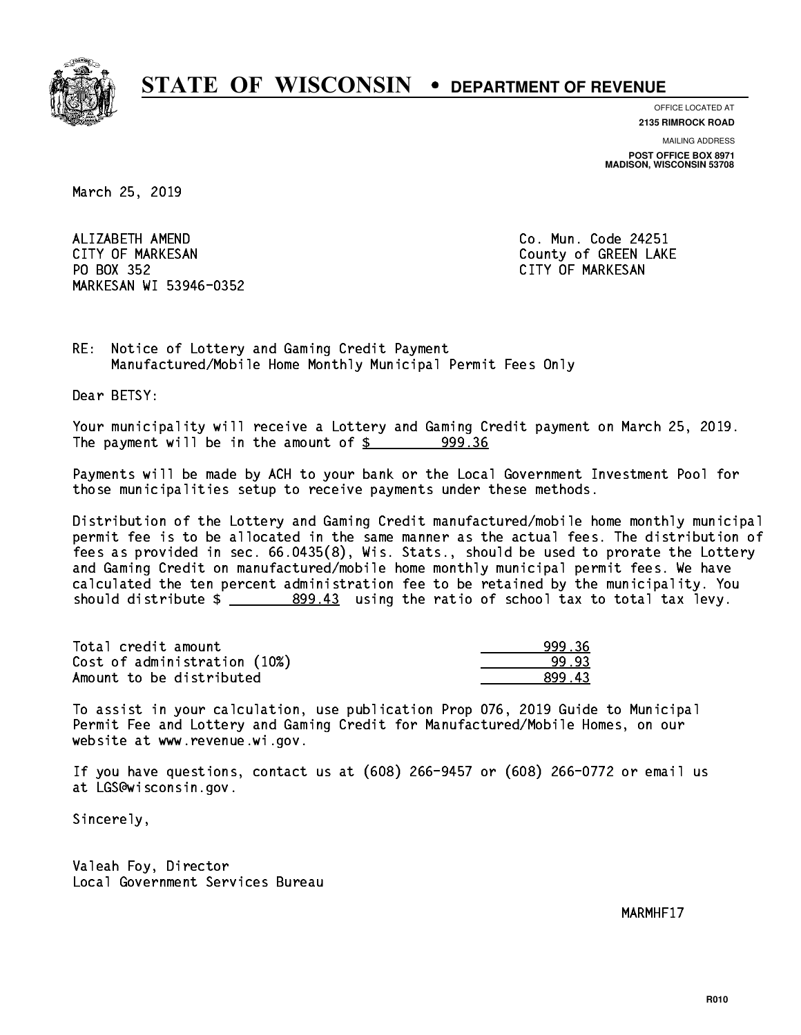# STATE OF WISCONSIN • DEPARTMENT OF REVENUE

OFFICE LOCATED AT
**2135 RIMROCK ROAD**

MAILING ADDRESS
**POST OFFICE BOX 8971**
**MADISON, WISCONSIN 53708**

March 25, 2019

ALIZABETH AMEND
CITY OF MARKESAN
PO BOX 352
MARKESAN WI 53946-0352

Co. Mun. Code 24251
County of GREEN LAKE
CITY OF MARKESAN

RE: Notice of Lottery and Gaming Credit Payment
Manufactured/Mobile Home Monthly Municipal Permit Fees Only

Dear BETSY:

Your municipality will receive a Lottery and Gaming Credit payment on March 25, 2019. The payment will be in the amount of $ 999.36

Payments will be made by ACH to your bank or the Local Government Investment Pool for those municipalities setup to receive payments under these methods.

Distribution of the Lottery and Gaming Credit manufactured/mobile home monthly municipal permit fee is to be allocated in the same manner as the actual fees. The distribution of fees as provided in sec. 66.0435(8), Wis. Stats., should be used to prorate the Lottery and Gaming Credit on manufactured/mobile home monthly municipal permit fees. We have calculated the ten percent administration fee to be retained by the municipality. You should distribute $ 899.43 using the ratio of school tax to total tax levy.

| | |
|---|---|
| Total credit amount | 999.36 |
| Cost of administration (10%) | 99.93 |
| Amount to be distributed | 899.43 |

To assist in your calculation, use publication Prop 076, 2019 Guide to Municipal Permit Fee and Lottery and Gaming Credit for Manufactured/Mobile Homes, on our website at www.revenue.wi.gov.

If you have questions, contact us at (608) 266-9457 or (608) 266-0772 or email us at LGS@wisconsin.gov.

Sincerely,

Valeah Foy, Director
Local Government Services Bureau

MARMHF17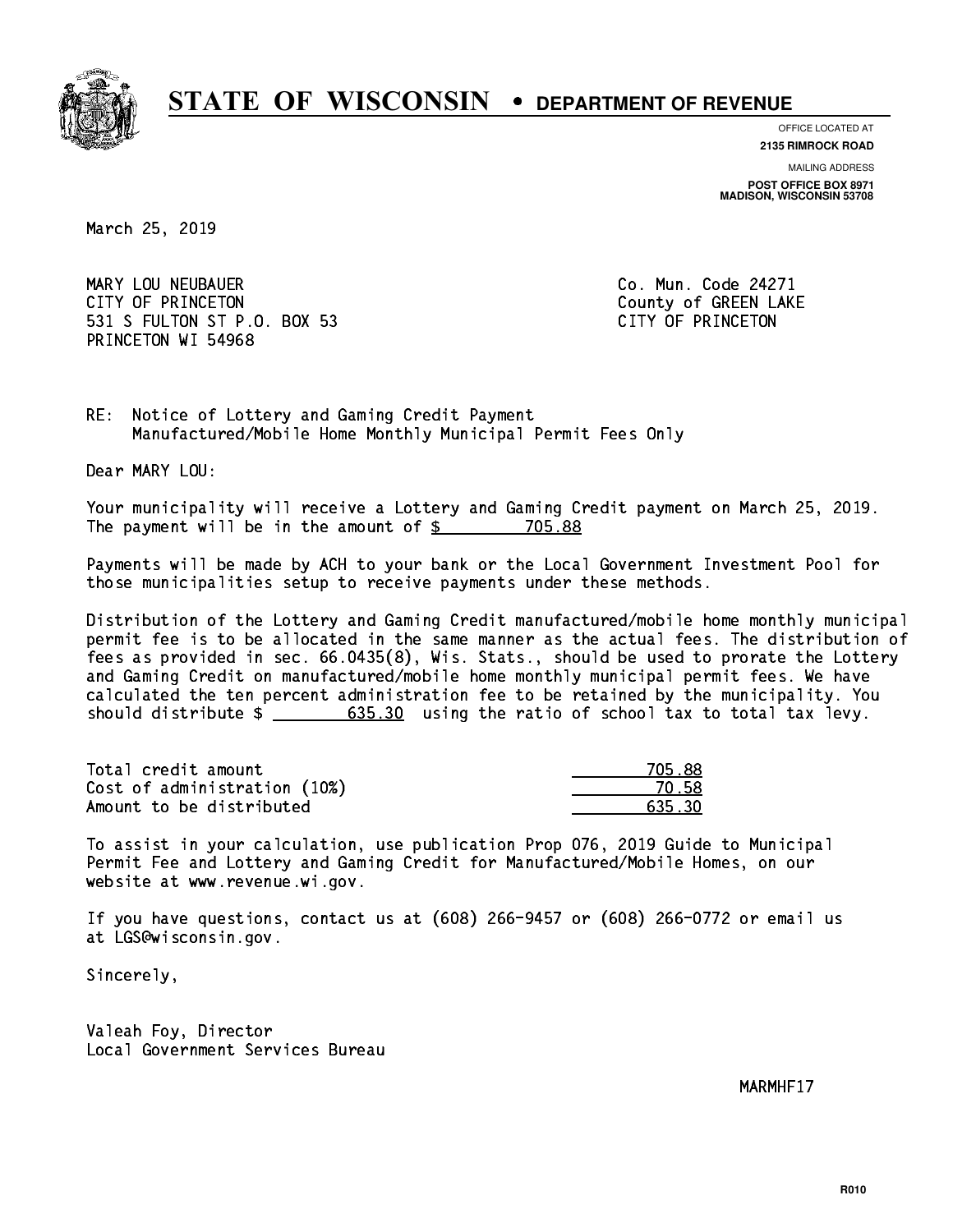# STATE OF WISCONSIN • DEPARTMENT OF REVENUE

OFFICE LOCATED AT
**2135 RIMROCK ROAD**

MAILING ADDRESS
**POST OFFICE BOX 8971**
**MADISON, WISCONSIN 53708**

March 25, 2019

MARY LOU NEUBAUER
CITY OF PRINCETON
531 S FULTON ST P.O. BOX 53
PRINCETON WI 54968

Co. Mun. Code 24271
County of GREEN LAKE
CITY OF PRINCETON

RE: Notice of Lottery and Gaming Credit Payment
Manufactured/Mobile Home Monthly Municipal Permit Fees Only

Dear MARY LOU:

Your municipality will receive a Lottery and Gaming Credit payment on March 25, 2019. The payment will be in the amount of $ 705.88

Payments will be made by ACH to your bank or the Local Government Investment Pool for those municipalities setup to receive payments under these methods.

Distribution of the Lottery and Gaming Credit manufactured/mobile home monthly municipal permit fee is to be allocated in the same manner as the actual fees. The distribution of fees as provided in sec. 66.0435(8), Wis. Stats., should be used to prorate the Lottery and Gaming Credit on manufactured/mobile home monthly municipal permit fees. We have calculated the ten percent administration fee to be retained by the municipality. You should distribute $ 635.30 using the ratio of school tax to total tax levy.

| | |
|---|---|
| Total credit amount | 705.88 |
| Cost of administration (10%) | 70.58 |
| Amount to be distributed | 635.30 |

To assist in your calculation, use publication Prop 076, 2019 Guide to Municipal Permit Fee and Lottery and Gaming Credit for Manufactured/Mobile Homes, on our website at www.revenue.wi.gov.

If you have questions, contact us at (608) 266-9457 or (608) 266-0772 or email us at LGS@wisconsin.gov.

Sincerely,

Valeah Foy, Director
Local Government Services Bureau

MARMHF17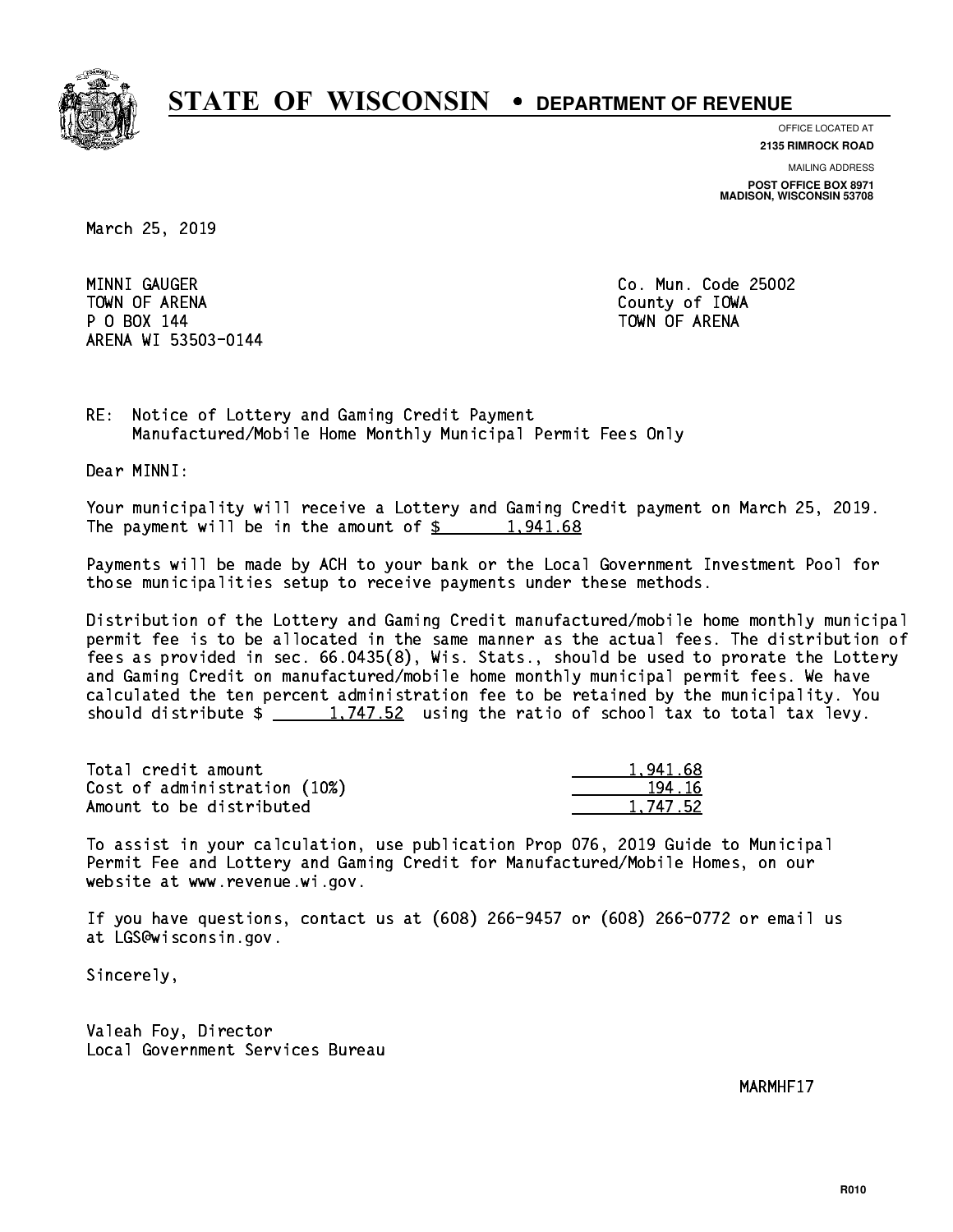# STATE OF WISCONSIN • DEPARTMENT OF REVENUE

OFFICE LOCATED AT
**2135 RIMROCK ROAD**

MAILING ADDRESS
**POST OFFICE BOX 8971**
**MADISON, WISCONSIN 53708**

March 25, 2019

MINNI GAUGER
TOWN OF ARENA
P O BOX 144
ARENA WI 53503-0144

Co. Mun. Code 25002
County of IOWA
TOWN OF ARENA

RE: Notice of Lottery and Gaming Credit Payment
Manufactured/Mobile Home Monthly Municipal Permit Fees Only

Dear MINNI:

Your municipality will receive a Lottery and Gaming Credit payment on March 25, 2019. The payment will be in the amount of $ 1,941.68

Payments will be made by ACH to your bank or the Local Government Investment Pool for those municipalities setup to receive payments under these methods.

Distribution of the Lottery and Gaming Credit manufactured/mobile home monthly municipal permit fee is to be allocated in the same manner as the actual fees. The distribution of fees as provided in sec. 66.0435(8), Wis. Stats., should be used to prorate the Lottery and Gaming Credit on manufactured/mobile home monthly municipal permit fees. We have calculated the ten percent administration fee to be retained by the municipality. You should distribute $ 1,747.52 using the ratio of school tax to total tax levy.

| | |
|---|---|
| Total credit amount | 1,941.68 |
| Cost of administration (10%) | 194.16 |
| Amount to be distributed | 1,747.52 |

To assist in your calculation, use publication Prop 076, 2019 Guide to Municipal Permit Fee and Lottery and Gaming Credit for Manufactured/Mobile Homes, on our website at www.revenue.wi.gov.

If you have questions, contact us at (608) 266-9457 or (608) 266-0772 or email us at LGS@wisconsin.gov.

Sincerely,

Valeah Foy, Director
Local Government Services Bureau

MARMHF17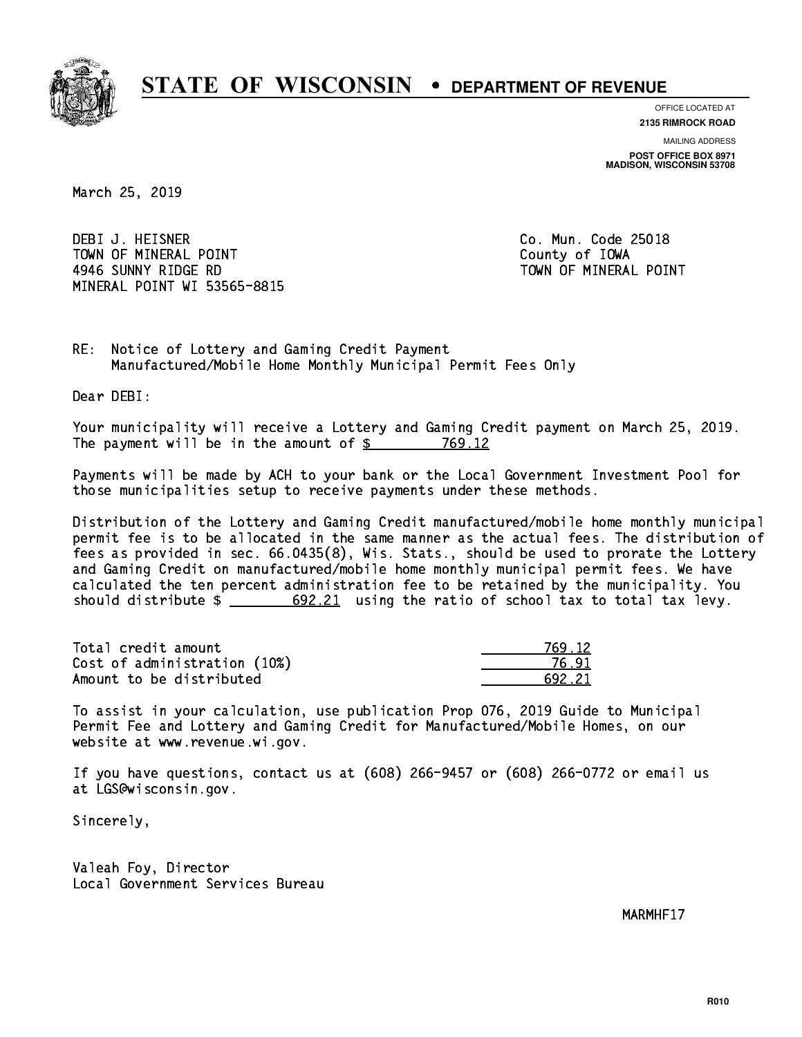# STATE OF WISCONSIN • DEPARTMENT OF REVENUE

OFFICE LOCATED AT
**2135 RIMROCK ROAD**

MAILING ADDRESS
**POST OFFICE BOX 8971**
**MADISON, WISCONSIN 53708**

March 25, 2019

DEBI J. HEISNER
TOWN OF MINERAL POINT
4946 SUNNY RIDGE RD
MINERAL POINT WI 53565-8815

Co. Mun. Code 25018
County of IOWA
TOWN OF MINERAL POINT

RE: Notice of Lottery and Gaming Credit Payment
Manufactured/Mobile Home Monthly Municipal Permit Fees Only

Dear DEBI:

Your municipality will receive a Lottery and Gaming Credit payment on March 25, 2019. The payment will be in the amount of $ 769.12

Payments will be made by ACH to your bank or the Local Government Investment Pool for those municipalities setup to receive payments under these methods.

Distribution of the Lottery and Gaming Credit manufactured/mobile home monthly municipal permit fee is to be allocated in the same manner as the actual fees. The distribution of fees as provided in sec. 66.0435(8), Wis. Stats., should be used to prorate the Lottery and Gaming Credit on manufactured/mobile home monthly municipal permit fees. We have calculated the ten percent administration fee to be retained by the municipality. You should distribute $ 692.21 using the ratio of school tax to total tax levy.

| | |
|---|---|
| Total credit amount | 769.12 |
| Cost of administration (10%) | 76.91 |
| Amount to be distributed | 692.21 |

To assist in your calculation, use publication Prop 076, 2019 Guide to Municipal Permit Fee and Lottery and Gaming Credit for Manufactured/Mobile Homes, on our website at www.revenue.wi.gov.

If you have questions, contact us at (608) 266-9457 or (608) 266-0772 or email us at LGS@wisconsin.gov.

Sincerely,

Valeah Foy, Director
Local Government Services Bureau

MARMHF17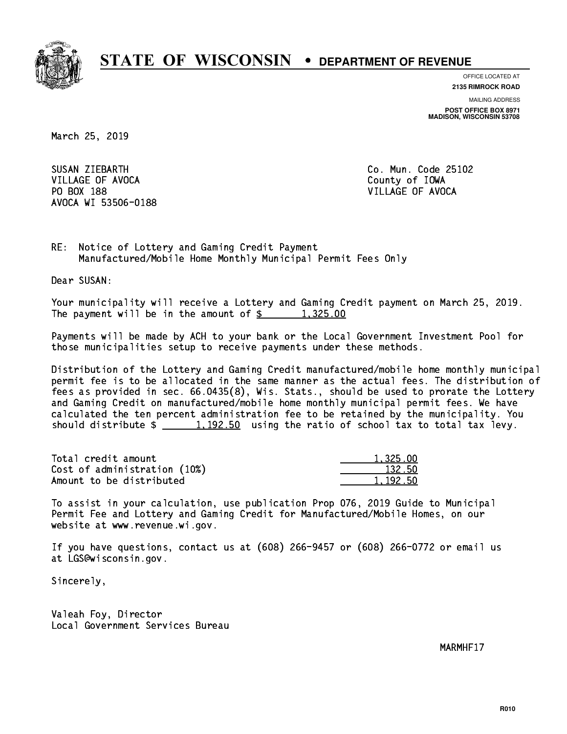# STATE OF WISCONSIN • DEPARTMENT OF REVENUE

OFFICE LOCATED AT
**2135 RIMROCK ROAD**

MAILING ADDRESS
**POST OFFICE BOX 8971**
**MADISON, WISCONSIN 53708**

March 25, 2019

SUSAN ZIEBARTH
VILLAGE OF AVOCA
PO BOX 188
AVOCA WI 53506-0188

Co. Mun. Code 25102
County of IOWA
VILLAGE OF AVOCA

RE: Notice of Lottery and Gaming Credit Payment
Manufactured/Mobile Home Monthly Municipal Permit Fees Only

Dear SUSAN:

Your municipality will receive a Lottery and Gaming Credit payment on March 25, 2019. The payment will be in the amount of $ 1,325.00

Payments will be made by ACH to your bank or the Local Government Investment Pool for those municipalities setup to receive payments under these methods.

Distribution of the Lottery and Gaming Credit manufactured/mobile home monthly municipal permit fee is to be allocated in the same manner as the actual fees. The distribution of fees as provided in sec. 66.0435(8), Wis. Stats., should be used to prorate the Lottery and Gaming Credit on manufactured/mobile home monthly municipal permit fees. We have calculated the ten percent administration fee to be retained by the municipality. You should distribute $ 1,192.50 using the ratio of school tax to total tax levy.

| | |
|---|---|
| Total credit amount | 1,325.00 |
| Cost of administration (10%) | 132.50 |
| Amount to be distributed | 1,192.50 |

To assist in your calculation, use publication Prop 076, 2019 Guide to Municipal Permit Fee and Lottery and Gaming Credit for Manufactured/Mobile Homes, on our website at www.revenue.wi.gov.

If you have questions, contact us at (608) 266-9457 or (608) 266-0772 or email us at LGS@wisconsin.gov.

Sincerely,

Valeah Foy, Director
Local Government Services Bureau

MARMHF17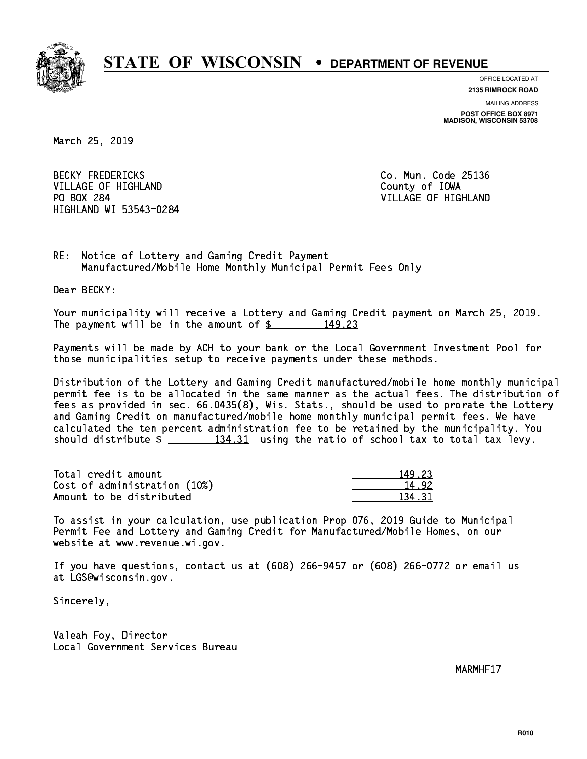# STATE OF WISCONSIN • DEPARTMENT OF REVENUE

OFFICE LOCATED AT
**2135 RIMROCK ROAD**

MAILING ADDRESS
**POST OFFICE BOX 8971**
**MADISON, WISCONSIN 53708**

March 25, 2019

BECKY FREDERICKS
VILLAGE OF HIGHLAND
PO BOX 284
HIGHLAND WI 53543-0284

Co. Mun. Code 25136
County of IOWA
VILLAGE OF HIGHLAND

RE: Notice of Lottery and Gaming Credit Payment
Manufactured/Mobile Home Monthly Municipal Permit Fees Only

Dear BECKY:

Your municipality will receive a Lottery and Gaming Credit payment on March 25, 2019. The payment will be in the amount of $ 149.23

Payments will be made by ACH to your bank or the Local Government Investment Pool for those municipalities setup to receive payments under these methods.

Distribution of the Lottery and Gaming Credit manufactured/mobile home monthly municipal permit fee is to be allocated in the same manner as the actual fees. The distribution of fees as provided in sec. 66.0435(8), Wis. Stats., should be used to prorate the Lottery and Gaming Credit on manufactured/mobile home monthly municipal permit fees. We have calculated the ten percent administration fee to be retained by the municipality. You should distribute $ 134.31 using the ratio of school tax to total tax levy.

| | |
|---|---|
| Total credit amount | 149.23 |
| Cost of administration (10%) | 14.92 |
| Amount to be distributed | 134.31 |

To assist in your calculation, use publication Prop 076, 2019 Guide to Municipal Permit Fee and Lottery and Gaming Credit for Manufactured/Mobile Homes, on our website at www.revenue.wi.gov.

If you have questions, contact us at (608) 266-9457 or (608) 266-0772 or email us at LGS@wisconsin.gov.

Sincerely,

Valeah Foy, Director
Local Government Services Bureau

MARMHF17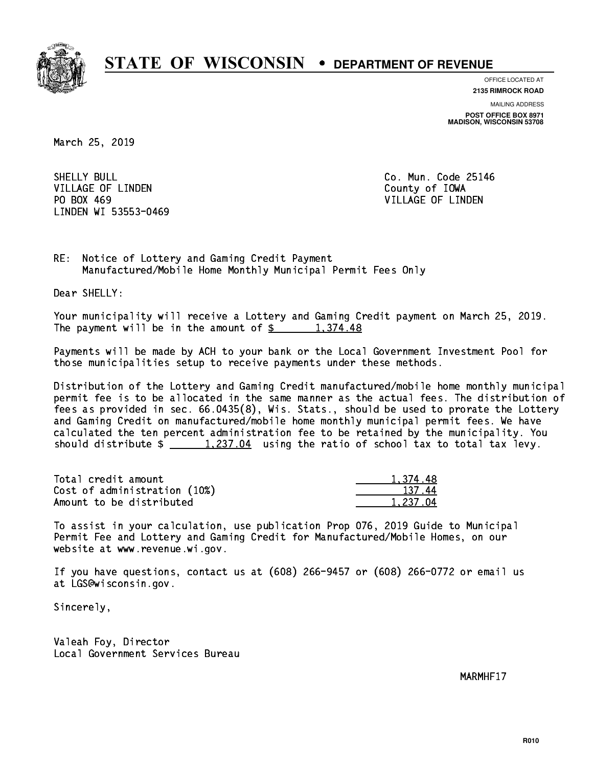# STATE OF WISCONSIN • DEPARTMENT OF REVENUE

OFFICE LOCATED AT
**2135 RIMROCK ROAD**

MAILING ADDRESS
**POST OFFICE BOX 8971**
**MADISON, WISCONSIN 53708**

March 25, 2019

SHELLY BULL
VILLAGE OF LINDEN
PO BOX 469
LINDEN WI 53553-0469

Co. Mun. Code 25146
County of IOWA
VILLAGE OF LINDEN

RE: Notice of Lottery and Gaming Credit Payment
Manufactured/Mobile Home Monthly Municipal Permit Fees Only

Dear SHELLY:

Your municipality will receive a Lottery and Gaming Credit payment on March 25, 2019. The payment will be in the amount of $ 1,374.48

Payments will be made by ACH to your bank or the Local Government Investment Pool for those municipalities setup to receive payments under these methods.

Distribution of the Lottery and Gaming Credit manufactured/mobile home monthly municipal permit fee is to be allocated in the same manner as the actual fees. The distribution of fees as provided in sec. 66.0435(8), Wis. Stats., should be used to prorate the Lottery and Gaming Credit on manufactured/mobile home monthly municipal permit fees. We have calculated the ten percent administration fee to be retained by the municipality. You should distribute $ 1,237.04 using the ratio of school tax to total tax levy.

| | |
|---|---:|
| Total credit amount | 1,374.48 |
| Cost of administration (10%) | 137.44 |
| Amount to be distributed | 1,237.04 |

To assist in your calculation, use publication Prop 076, 2019 Guide to Municipal Permit Fee and Lottery and Gaming Credit for Manufactured/Mobile Homes, on our website at www.revenue.wi.gov.

If you have questions, contact us at (608) 266-9457 or (608) 266-0772 or email us at LGS@wisconsin.gov.

Sincerely,

Valeah Foy, Director
Local Government Services Bureau

MARMHF17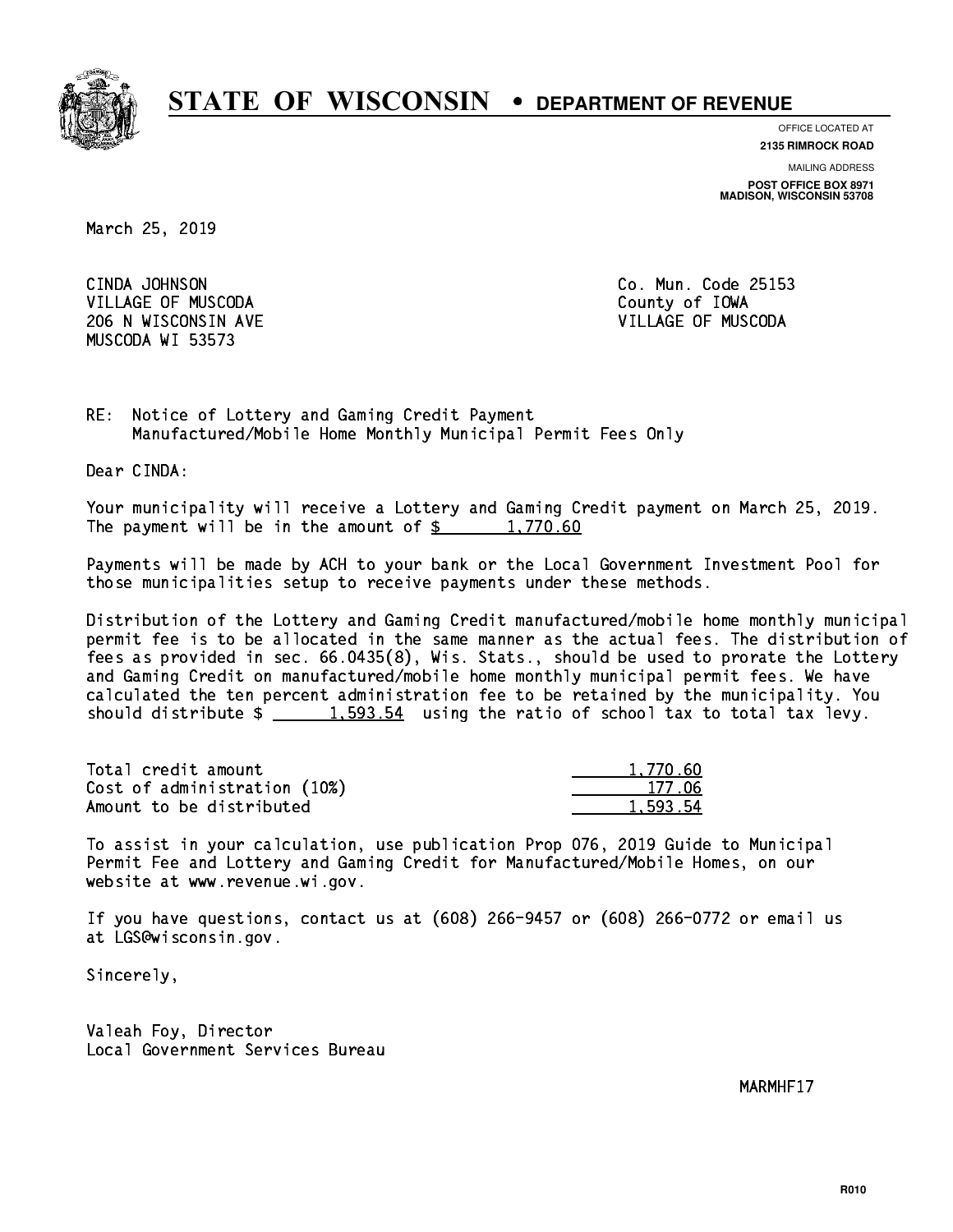# STATE OF WISCONSIN • DEPARTMENT OF REVENUE

OFFICE LOCATED AT
**2135 RIMROCK ROAD**

MAILING ADDRESS
**POST OFFICE BOX 8971**
**MADISON, WISCONSIN 53708**

March 25, 2019

CINDA JOHNSON
VILLAGE OF MUSCODA
206 N WISCONSIN AVE
MUSCODA WI 53573

Co. Mun. Code 25153
County of IOWA
VILLAGE OF MUSCODA

RE: Notice of Lottery and Gaming Credit Payment
Manufactured/Mobile Home Monthly Municipal Permit Fees Only

Dear CINDA:

Your municipality will receive a Lottery and Gaming Credit payment on March 25, 2019. The payment will be in the amount of $ 1,770.60

Payments will be made by ACH to your bank or the Local Government Investment Pool for those municipalities setup to receive payments under these methods.

Distribution of the Lottery and Gaming Credit manufactured/mobile home monthly municipal permit fee is to be allocated in the same manner as the actual fees. The distribution of fees as provided in sec. 66.0435(8), Wis. Stats., should be used to prorate the Lottery and Gaming Credit on manufactured/mobile home monthly municipal permit fees. We have calculated the ten percent administration fee to be retained by the municipality. You should distribute $ 1,593.54 using the ratio of school tax to total tax levy.

| | |
|---|---|
| Total credit amount | 1,770.60 |
| Cost of administration (10%) | 177.06 |
| Amount to be distributed | 1,593.54 |

To assist in your calculation, use publication Prop 076, 2019 Guide to Municipal Permit Fee and Lottery and Gaming Credit for Manufactured/Mobile Homes, on our website at www.revenue.wi.gov.

If you have questions, contact us at (608) 266-9457 or (608) 266-0772 or email us at LGS@wisconsin.gov.

Sincerely,

Valeah Foy, Director
Local Government Services Bureau

MARMHF17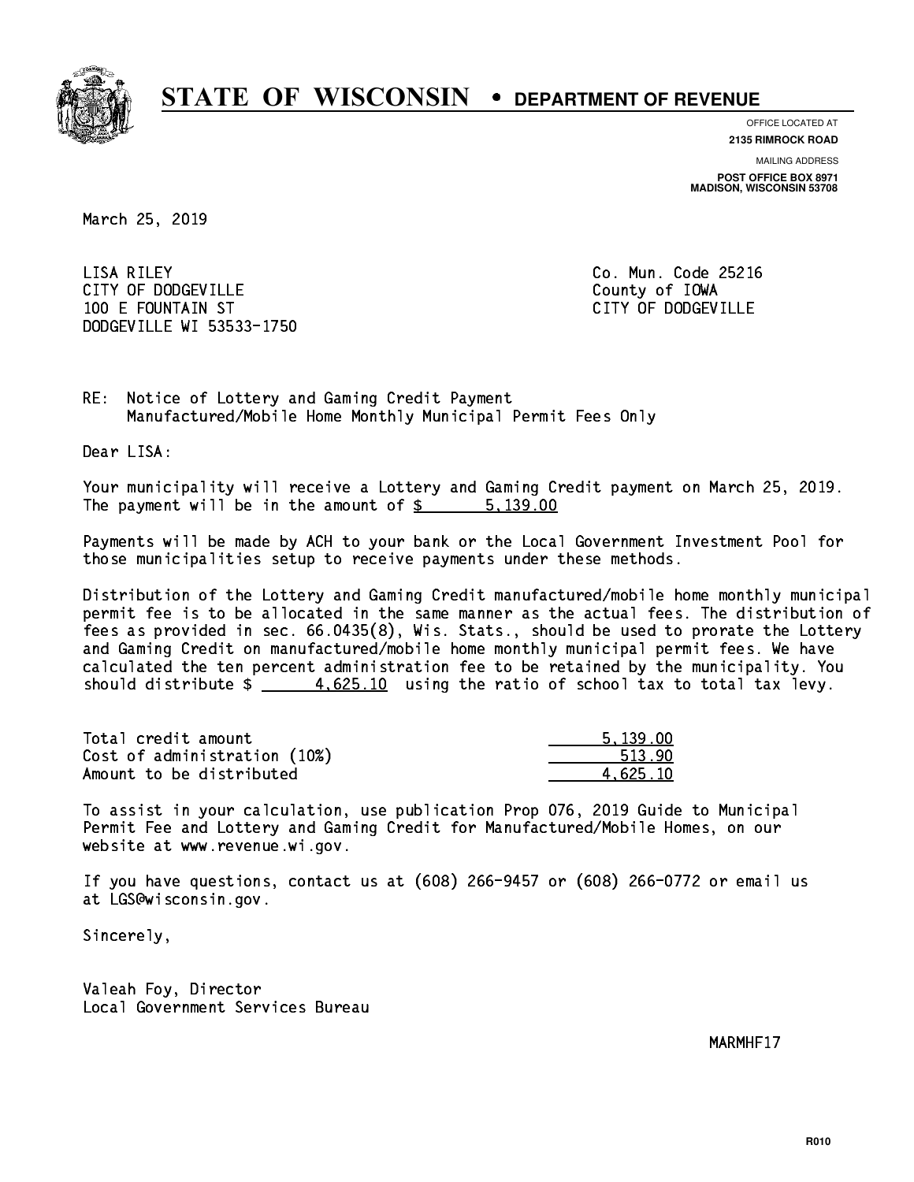# STATE OF WISCONSIN • DEPARTMENT OF REVENUE

OFFICE LOCATED AT
**2135 RIMROCK ROAD**

MAILING ADDRESS
**POST OFFICE BOX 8971**
**MADISON, WISCONSIN 53708**

March 25, 2019

LISA RILEY
CITY OF DODGEVILLE
100 E FOUNTAIN ST
DODGEVILLE WI 53533-1750

Co. Mun. Code 25216
County of IOWA
CITY OF DODGEVILLE

RE: Notice of Lottery and Gaming Credit Payment
Manufactured/Mobile Home Monthly Municipal Permit Fees Only

Dear LISA:

Your municipality will receive a Lottery and Gaming Credit payment on March 25, 2019. The payment will be in the amount of $ 5,139.00

Payments will be made by ACH to your bank or the Local Government Investment Pool for those municipalities setup to receive payments under these methods.

Distribution of the Lottery and Gaming Credit manufactured/mobile home monthly municipal permit fee is to be allocated in the same manner as the actual fees. The distribution of fees as provided in sec. 66.0435(8), Wis. Stats., should be used to prorate the Lottery and Gaming Credit on manufactured/mobile home monthly municipal permit fees. We have calculated the ten percent administration fee to be retained by the municipality. You should distribute $ 4,625.10 using the ratio of school tax to total tax levy.

| | |
|---|---|
| Total credit amount | 5,139.00 |
| Cost of administration (10%) | 513.90 |
| Amount to be distributed | 4,625.10 |

To assist in your calculation, use publication Prop 076, 2019 Guide to Municipal Permit Fee and Lottery and Gaming Credit for Manufactured/Mobile Homes, on our website at www.revenue.wi.gov.

If you have questions, contact us at (608) 266-9457 or (608) 266-0772 or email us at LGS@wisconsin.gov.

Sincerely,

Valeah Foy, Director
Local Government Services Bureau

MARMHF17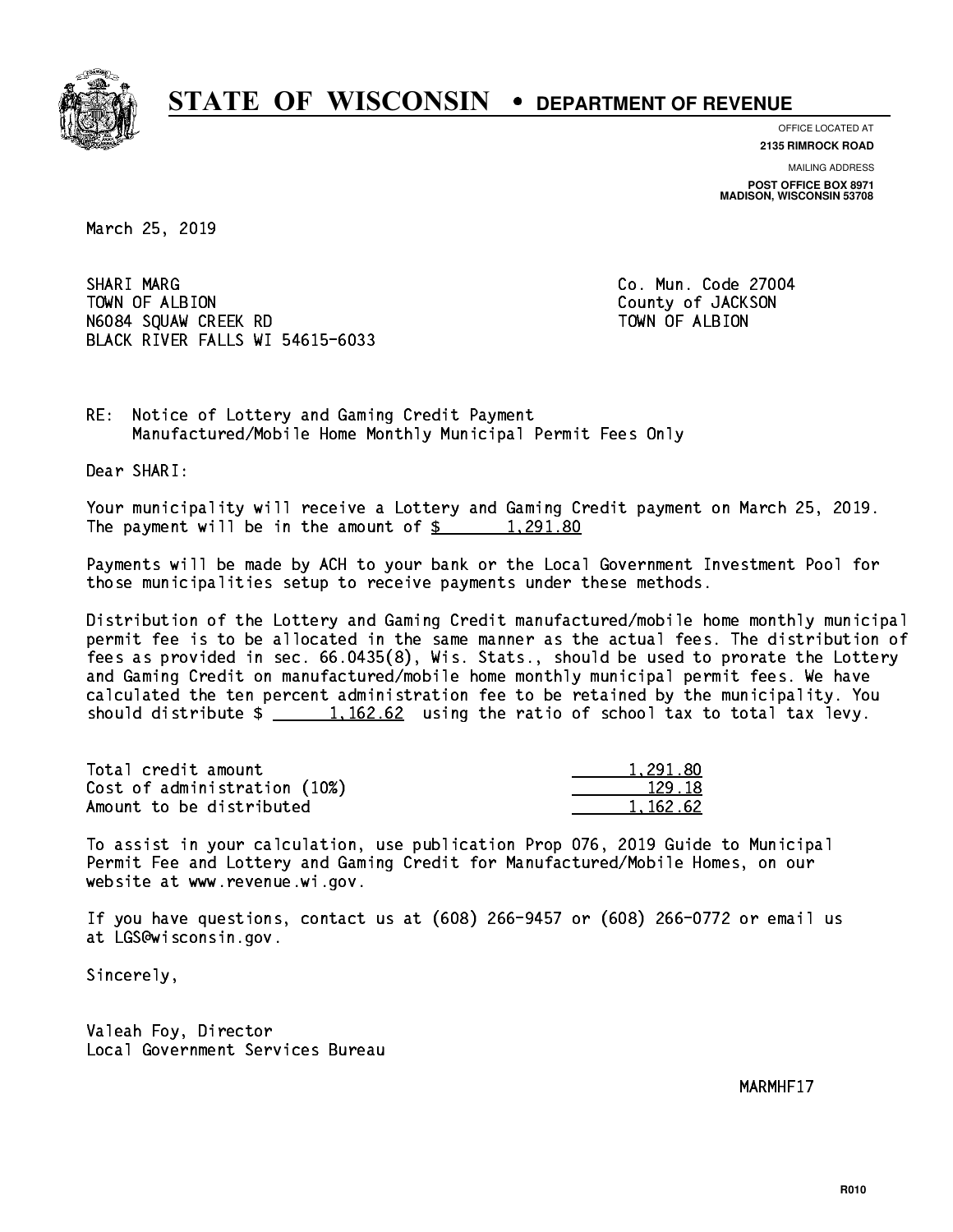# STATE OF WISCONSIN • DEPARTMENT OF REVENUE

OFFICE LOCATED AT
**2135 RIMROCK ROAD**

MAILING ADDRESS
**POST OFFICE BOX 8971**
**MADISON, WISCONSIN 53708**

March 25, 2019

SHARI MARG
TOWN OF ALBION
N6084 SQUAW CREEK RD
BLACK RIVER FALLS WI 54615-6033

Co. Mun. Code 27004
County of JACKSON
TOWN OF ALBION

RE: Notice of Lottery and Gaming Credit Payment
Manufactured/Mobile Home Monthly Municipal Permit Fees Only

Dear SHARI:

Your municipality will receive a Lottery and Gaming Credit payment on March 25, 2019. The payment will be in the amount of $ 1,291.80

Payments will be made by ACH to your bank or the Local Government Investment Pool for those municipalities setup to receive payments under these methods.

Distribution of the Lottery and Gaming Credit manufactured/mobile home monthly municipal permit fee is to be allocated in the same manner as the actual fees. The distribution of fees as provided in sec. 66.0435(8), Wis. Stats., should be used to prorate the Lottery and Gaming Credit on manufactured/mobile home monthly municipal permit fees. We have calculated the ten percent administration fee to be retained by the municipality. You should distribute $ 1,162.62 using the ratio of school tax to total tax levy.

| | |
|---|---|
| Total credit amount | 1,291.80 |
| Cost of administration (10%) | 129.18 |
| Amount to be distributed | 1,162.62 |

To assist in your calculation, use publication Prop 076, 2019 Guide to Municipal Permit Fee and Lottery and Gaming Credit for Manufactured/Mobile Homes, on our website at www.revenue.wi.gov.

If you have questions, contact us at (608) 266-9457 or (608) 266-0772 or email us at LGS@wisconsin.gov.

Sincerely,

Valeah Foy, Director
Local Government Services Bureau

MARMHF17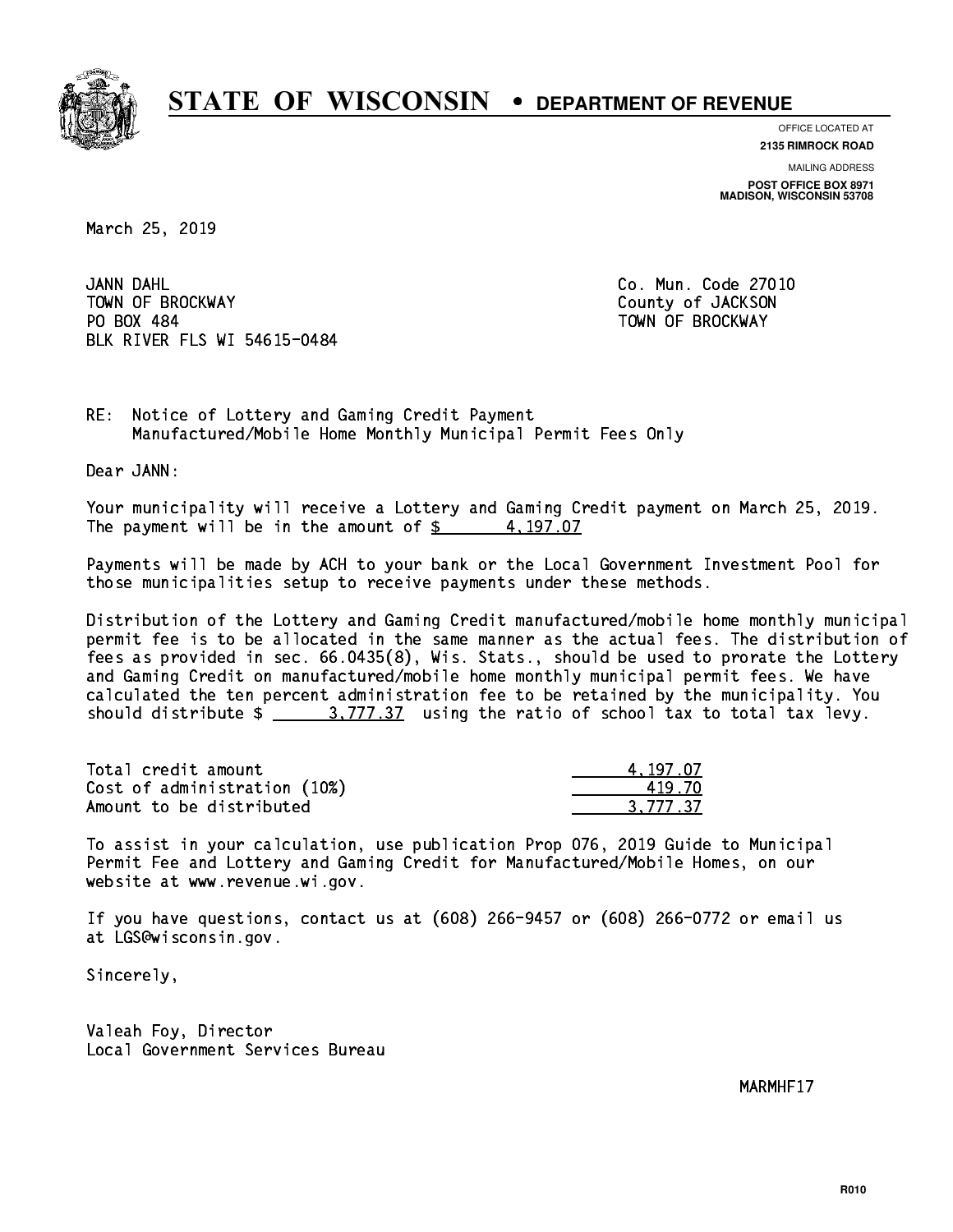# STATE OF WISCONSIN • DEPARTMENT OF REVENUE

OFFICE LOCATED AT
**2135 RIMROCK ROAD**

MAILING ADDRESS
**POST OFFICE BOX 8971**
**MADISON, WISCONSIN 53708**

March 25, 2019

JANN DAHL
TOWN OF BROCKWAY
PO BOX 484
BLK RIVER FLS WI 54615-0484

Co. Mun. Code 27010
County of JACKSON
TOWN OF BROCKWAY

RE: Notice of Lottery and Gaming Credit Payment
Manufactured/Mobile Home Monthly Municipal Permit Fees Only

Dear JANN:

Your municipality will receive a Lottery and Gaming Credit payment on March 25, 2019. The payment will be in the amount of $ 4,197.07

Payments will be made by ACH to your bank or the Local Government Investment Pool for those municipalities setup to receive payments under these methods.

Distribution of the Lottery and Gaming Credit manufactured/mobile home monthly municipal permit fee is to be allocated in the same manner as the actual fees. The distribution of fees as provided in sec. 66.0435(8), Wis. Stats., should be used to prorate the Lottery and Gaming Credit on manufactured/mobile home monthly municipal permit fees. We have calculated the ten percent administration fee to be retained by the municipality. You should distribute $ 3,777.37 using the ratio of school tax to total tax levy.

| | |
|---|---|
| Total credit amount | 4,197.07 |
| Cost of administration (10%) | 419.70 |
| Amount to be distributed | 3,777.37 |

To assist in your calculation, use publication Prop 076, 2019 Guide to Municipal Permit Fee and Lottery and Gaming Credit for Manufactured/Mobile Homes, on our website at www.revenue.wi.gov.

If you have questions, contact us at (608) 266-9457 or (608) 266-0772 or email us at LGS@wisconsin.gov.

Sincerely,

Valeah Foy, Director
Local Government Services Bureau

MARMHF17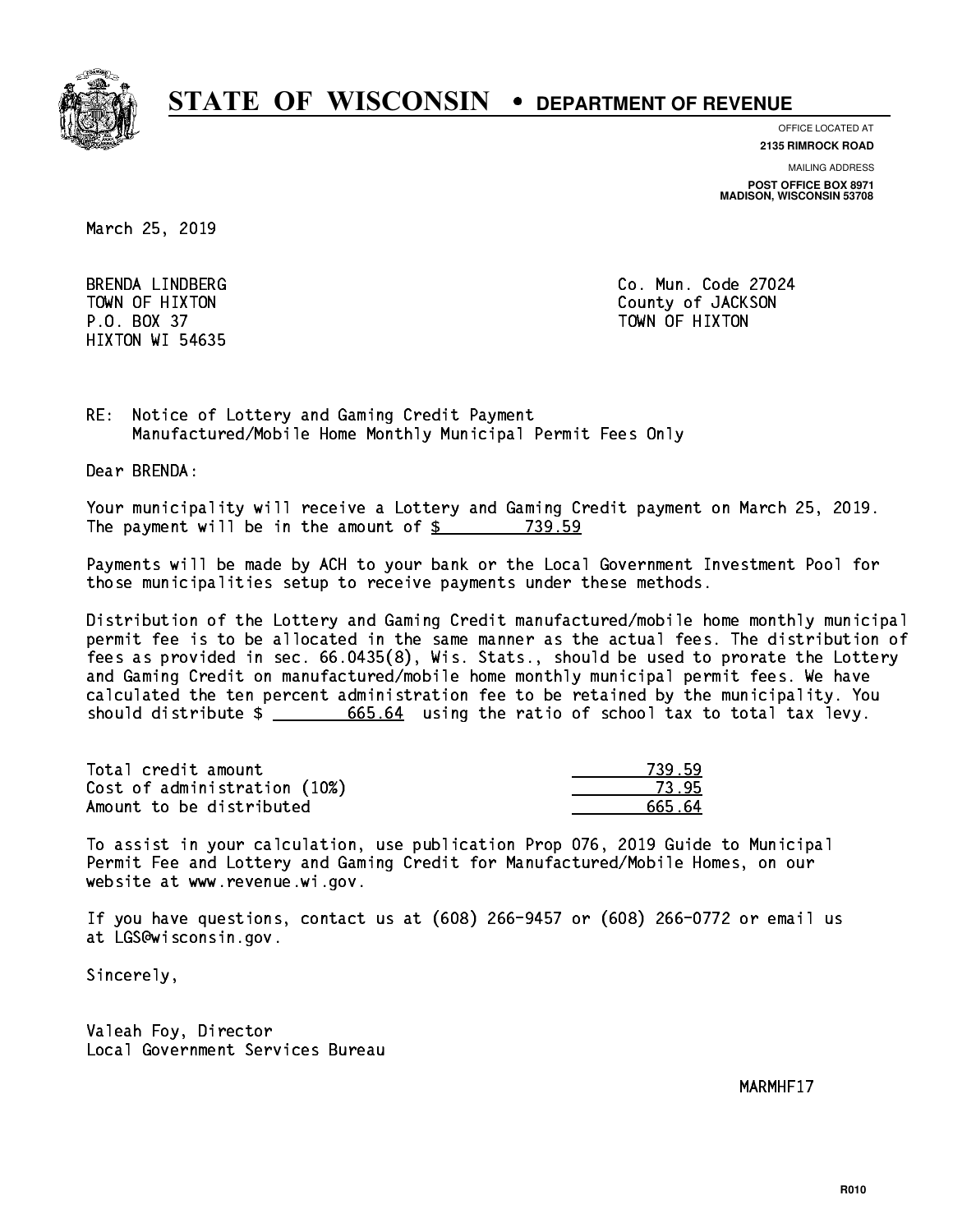# STATE OF WISCONSIN • DEPARTMENT OF REVENUE

OFFICE LOCATED AT
**2135 RIMROCK ROAD**

MAILING ADDRESS
**POST OFFICE BOX 8971**
**MADISON, WISCONSIN 53708**

March 25, 2019

BRENDA LINDBERG
TOWN OF HIXTON
P.O. BOX 37
HIXTON WI 54635

Co. Mun. Code 27024
County of JACKSON
TOWN OF HIXTON

RE: Notice of Lottery and Gaming Credit Payment
Manufactured/Mobile Home Monthly Municipal Permit Fees Only

Dear BRENDA:

Your municipality will receive a Lottery and Gaming Credit payment on March 25, 2019. The payment will be in the amount of $ 739.59

Payments will be made by ACH to your bank or the Local Government Investment Pool for those municipalities setup to receive payments under these methods.

Distribution of the Lottery and Gaming Credit manufactured/mobile home monthly municipal permit fee is to be allocated in the same manner as the actual fees. The distribution of fees as provided in sec. 66.0435(8), Wis. Stats., should be used to prorate the Lottery and Gaming Credit on manufactured/mobile home monthly municipal permit fees. We have calculated the ten percent administration fee to be retained by the municipality. You should distribute $ 665.64 using the ratio of school tax to total tax levy.

| | |
|---|---|
| Total credit amount | 739.59 |
| Cost of administration (10%) | 73.95 |
| Amount to be distributed | 665.64 |

To assist in your calculation, use publication Prop 076, 2019 Guide to Municipal Permit Fee and Lottery and Gaming Credit for Manufactured/Mobile Homes, on our website at www.revenue.wi.gov.

If you have questions, contact us at (608) 266-9457 or (608) 266-0772 or email us at LGS@wisconsin.gov.

Sincerely,

Valeah Foy, Director
Local Government Services Bureau

MARMHF17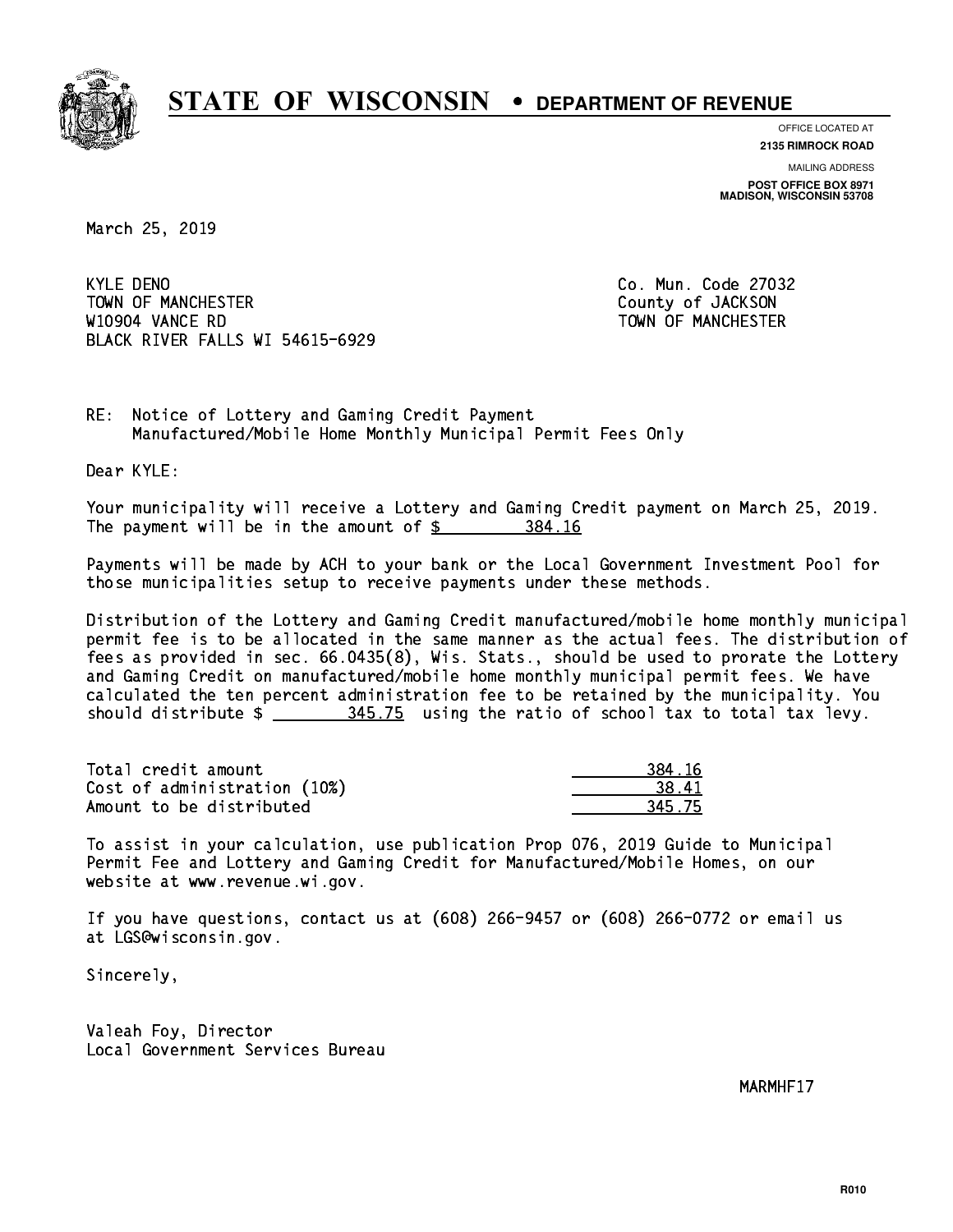# STATE OF WISCONSIN • DEPARTMENT OF REVENUE

OFFICE LOCATED AT
**2135 RIMROCK ROAD**

MAILING ADDRESS
**POST OFFICE BOX 8971**
**MADISON, WISCONSIN 53708**

March 25, 2019

KYLE DENO
TOWN OF MANCHESTER
W10904 VANCE RD
BLACK RIVER FALLS WI 54615-6929

Co. Mun. Code 27032
County of JACKSON
TOWN OF MANCHESTER

RE: Notice of Lottery and Gaming Credit Payment
Manufactured/Mobile Home Monthly Municipal Permit Fees Only

Dear KYLE:

Your municipality will receive a Lottery and Gaming Credit payment on March 25, 2019. The payment will be in the amount of $ 384.16

Payments will be made by ACH to your bank or the Local Government Investment Pool for those municipalities setup to receive payments under these methods.

Distribution of the Lottery and Gaming Credit manufactured/mobile home monthly municipal permit fee is to be allocated in the same manner as the actual fees. The distribution of fees as provided in sec. 66.0435(8), Wis. Stats., should be used to prorate the Lottery and Gaming Credit on manufactured/mobile home monthly municipal permit fees. We have calculated the ten percent administration fee to be retained by the municipality. You should distribute $ 345.75 using the ratio of school tax to total tax levy.

| | |
|---|---|
| Total credit amount | 384.16 |
| Cost of administration (10%) | 38.41 |
| Amount to be distributed | 345.75 |

To assist in your calculation, use publication Prop 076, 2019 Guide to Municipal Permit Fee and Lottery and Gaming Credit for Manufactured/Mobile Homes, on our website at www.revenue.wi.gov.

If you have questions, contact us at (608) 266-9457 or (608) 266-0772 or email us at LGS@wisconsin.gov.

Sincerely,

Valeah Foy, Director
Local Government Services Bureau

MARMHF17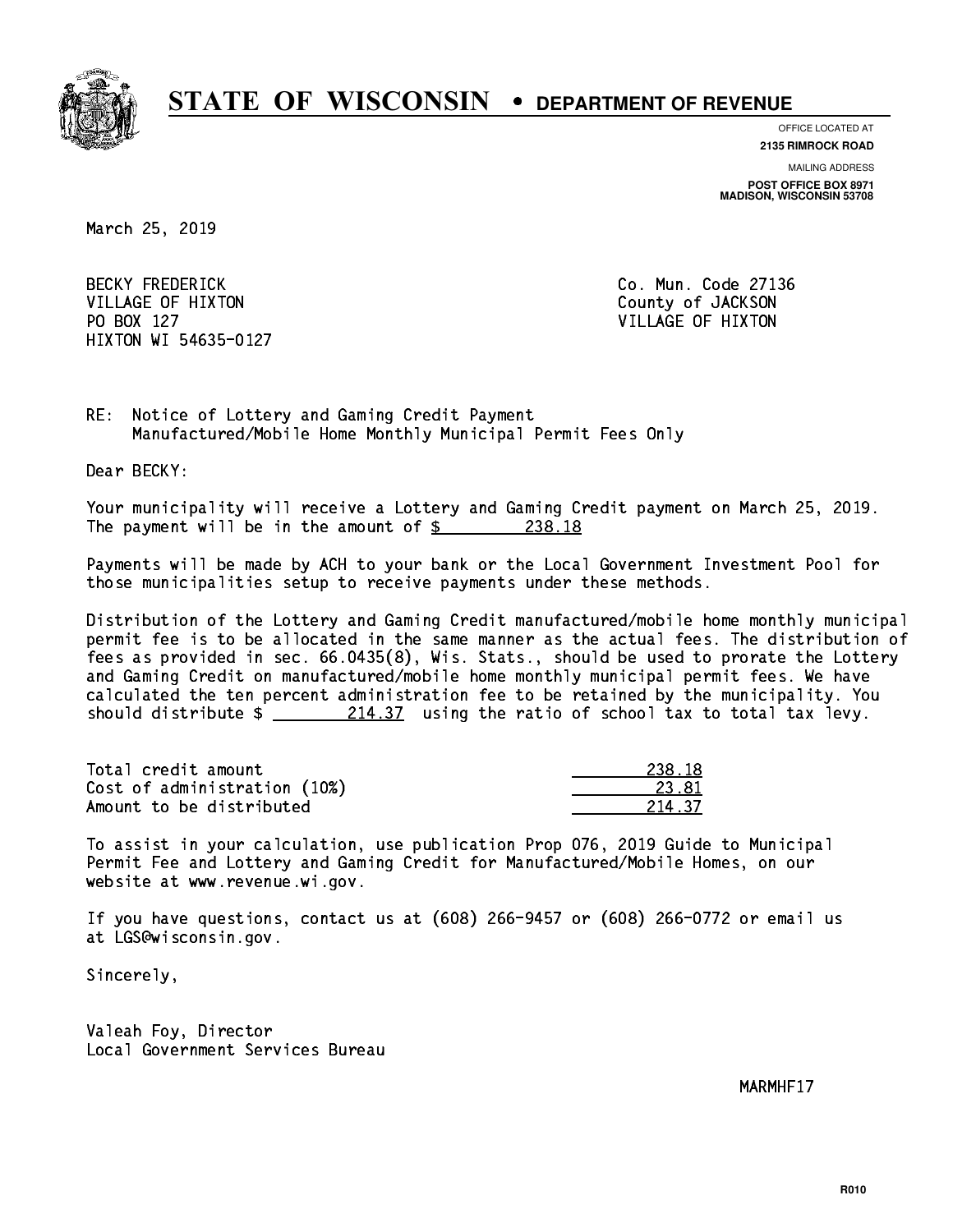# STATE OF WISCONSIN • DEPARTMENT OF REVENUE

OFFICE LOCATED AT
**2135 RIMROCK ROAD**

MAILING ADDRESS
**POST OFFICE BOX 8971**
**MADISON, WISCONSIN 53708**

March 25, 2019

BECKY FREDERICK
VILLAGE OF HIXTON
PO BOX 127
HIXTON WI 54635-0127

Co. Mun. Code 27136
County of JACKSON
VILLAGE OF HIXTON

RE: Notice of Lottery and Gaming Credit Payment
Manufactured/Mobile Home Monthly Municipal Permit Fees Only

Dear BECKY:

Your municipality will receive a Lottery and Gaming Credit payment on March 25, 2019. The payment will be in the amount of $ 238.18

Payments will be made by ACH to your bank or the Local Government Investment Pool for those municipalities setup to receive payments under these methods.

Distribution of the Lottery and Gaming Credit manufactured/mobile home monthly municipal permit fee is to be allocated in the same manner as the actual fees. The distribution of fees as provided in sec. 66.0435(8), Wis. Stats., should be used to prorate the Lottery and Gaming Credit on manufactured/mobile home monthly municipal permit fees. We have calculated the ten percent administration fee to be retained by the municipality. You should distribute $ 214.37 using the ratio of school tax to total tax levy.

| | |
|---|---|
| Total credit amount | 238.18 |
| Cost of administration (10%) | 23.81 |
| Amount to be distributed | 214.37 |

To assist in your calculation, use publication Prop 076, 2019 Guide to Municipal Permit Fee and Lottery and Gaming Credit for Manufactured/Mobile Homes, on our website at www.revenue.wi.gov.

If you have questions, contact us at (608) 266-9457 or (608) 266-0772 or email us at LGS@wisconsin.gov.

Sincerely,

Valeah Foy, Director
Local Government Services Bureau

MARMHF17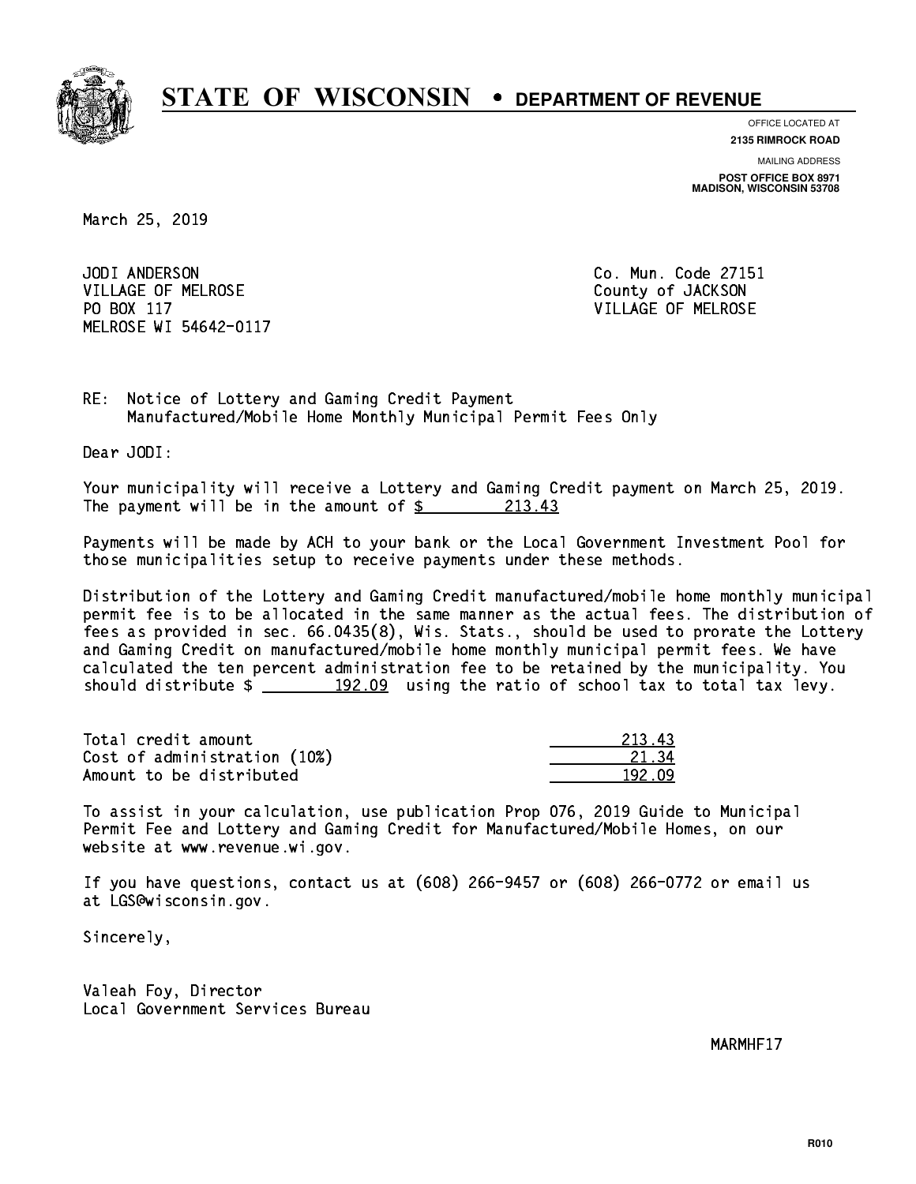# STATE OF WISCONSIN • DEPARTMENT OF REVENUE

OFFICE LOCATED AT
**2135 RIMROCK ROAD**

MAILING ADDRESS
**POST OFFICE BOX 8971**
**MADISON, WISCONSIN 53708**

March 25, 2019

JODI ANDERSON
VILLAGE OF MELROSE
PO BOX 117
MELROSE WI 54642-0117

Co. Mun. Code 27151
County of JACKSON
VILLAGE OF MELROSE

RE: Notice of Lottery and Gaming Credit Payment
Manufactured/Mobile Home Monthly Municipal Permit Fees Only

Dear JODI:

Your municipality will receive a Lottery and Gaming Credit payment on March 25, 2019. The payment will be in the amount of $ 213.43

Payments will be made by ACH to your bank or the Local Government Investment Pool for those municipalities setup to receive payments under these methods.

Distribution of the Lottery and Gaming Credit manufactured/mobile home monthly municipal permit fee is to be allocated in the same manner as the actual fees. The distribution of fees as provided in sec. 66.0435(8), Wis. Stats., should be used to prorate the Lottery and Gaming Credit on manufactured/mobile home monthly municipal permit fees. We have calculated the ten percent administration fee to be retained by the municipality. You should distribute $ 192.09 using the ratio of school tax to total tax levy.

| | |
|---|---|
| Total credit amount | 213.43 |
| Cost of administration (10%) | 21.34 |
| Amount to be distributed | 192.09 |

To assist in your calculation, use publication Prop 076, 2019 Guide to Municipal Permit Fee and Lottery and Gaming Credit for Manufactured/Mobile Homes, on our website at www.revenue.wi.gov.

If you have questions, contact us at (608) 266-9457 or (608) 266-0772 or email us at LGS@wisconsin.gov.

Sincerely,

Valeah Foy, Director
Local Government Services Bureau

MARMHF17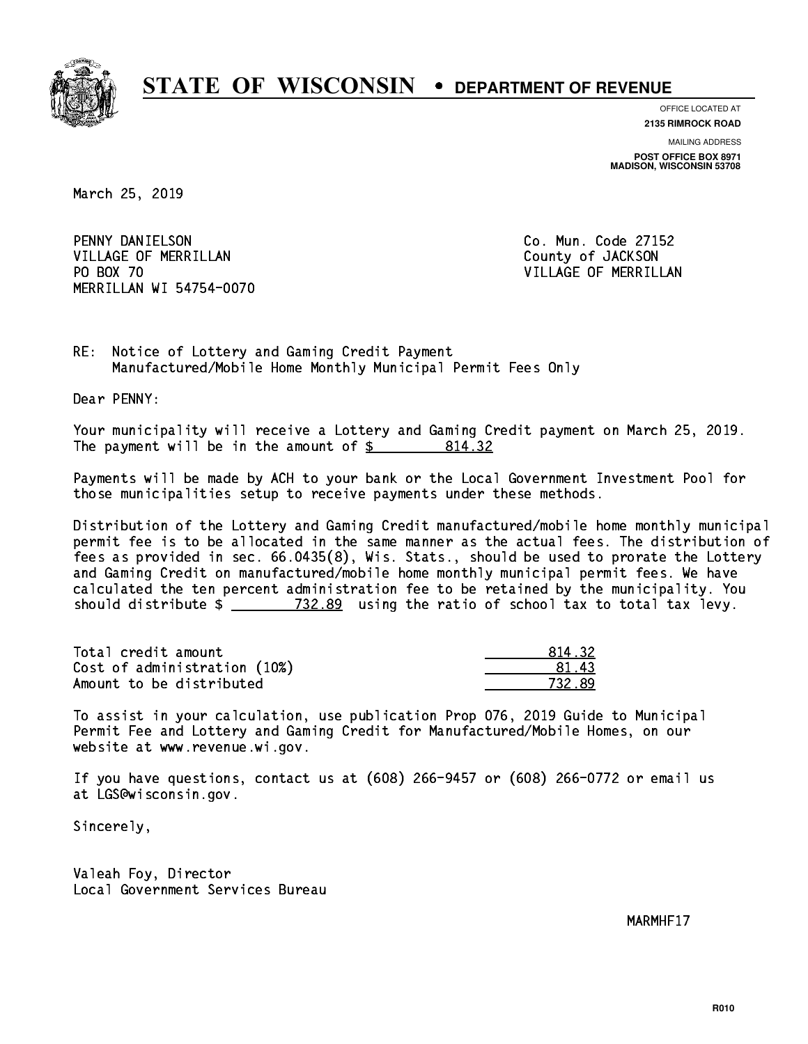# STATE OF WISCONSIN • DEPARTMENT OF REVENUE

OFFICE LOCATED AT
**2135 RIMROCK ROAD**

MAILING ADDRESS
**POST OFFICE BOX 8971**
**MADISON, WISCONSIN 53708**

March 25, 2019

PENNY DANIELSON
VILLAGE OF MERRILLAN
PO BOX 70
MERRILLAN WI 54754-0070

Co. Mun. Code 27152
County of JACKSON
VILLAGE OF MERRILLAN

RE: Notice of Lottery and Gaming Credit Payment
Manufactured/Mobile Home Monthly Municipal Permit Fees Only

Dear PENNY:

Your municipality will receive a Lottery and Gaming Credit payment on March 25, 2019. The payment will be in the amount of $ 814.32

Payments will be made by ACH to your bank or the Local Government Investment Pool for those municipalities setup to receive payments under these methods.

Distribution of the Lottery and Gaming Credit manufactured/mobile home monthly municipal permit fee is to be allocated in the same manner as the actual fees. The distribution of fees as provided in sec. 66.0435(8), Wis. Stats., should be used to prorate the Lottery and Gaming Credit on manufactured/mobile home monthly municipal permit fees. We have calculated the ten percent administration fee to be retained by the municipality. You should distribute $ 732.89 using the ratio of school tax to total tax levy.

| | |
|---|---:|
| Total credit amount | 814.32 |
| Cost of administration (10%) | 81.43 |
| Amount to be distributed | 732.89 |

To assist in your calculation, use publication Prop 076, 2019 Guide to Municipal Permit Fee and Lottery and Gaming Credit for Manufactured/Mobile Homes, on our website at www.revenue.wi.gov.

If you have questions, contact us at (608) 266-9457 or (608) 266-0772 or email us at LGS@wisconsin.gov.

Sincerely,

Valeah Foy, Director
Local Government Services Bureau

MARMHF17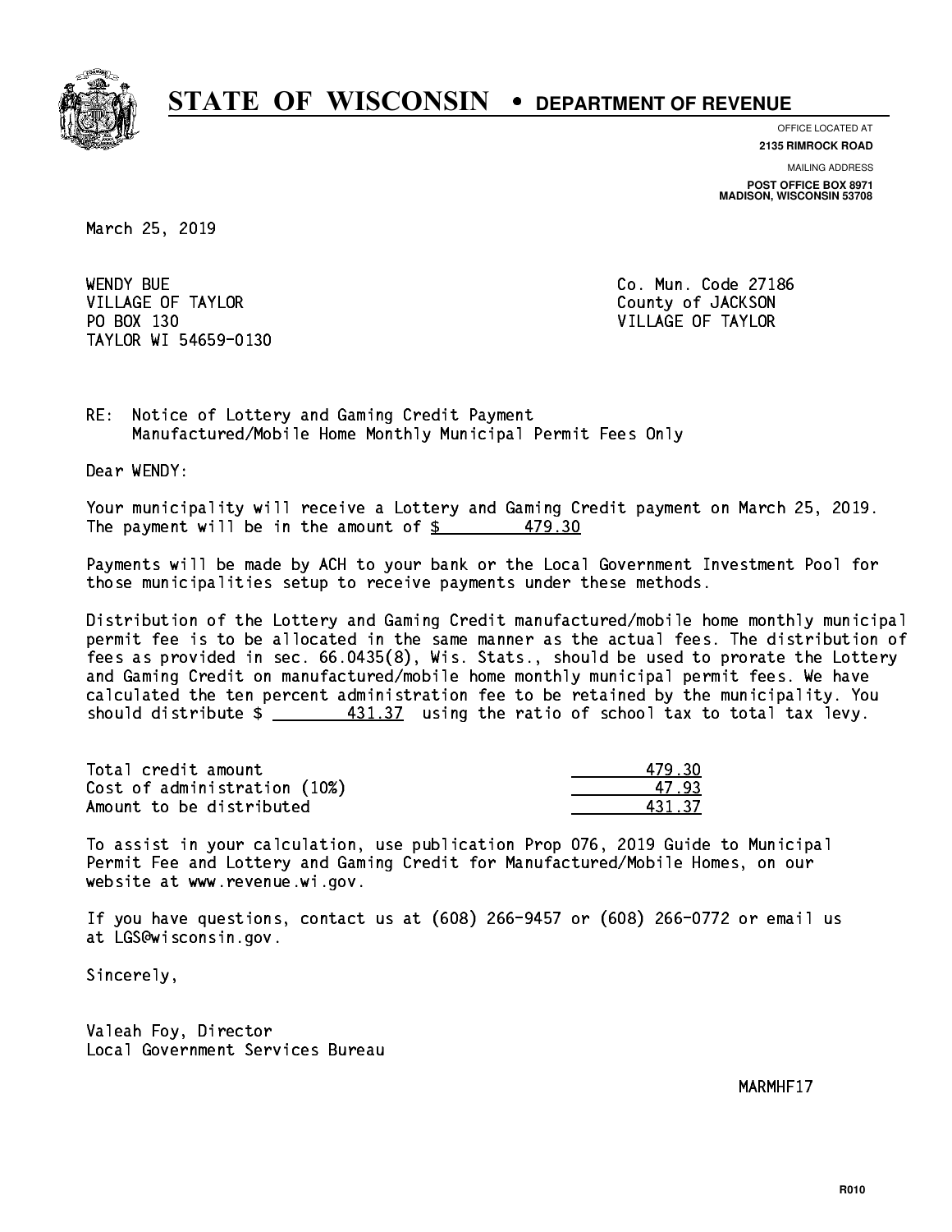# STATE OF WISCONSIN • DEPARTMENT OF REVENUE

OFFICE LOCATED AT
**2135 RIMROCK ROAD**

MAILING ADDRESS
**POST OFFICE BOX 8971**
**MADISON, WISCONSIN 53708**

March 25, 2019

WENDY BUE
VILLAGE OF TAYLOR
PO BOX 130
TAYLOR WI 54659-0130

Co. Mun. Code 27186
County of JACKSON
VILLAGE OF TAYLOR

RE: Notice of Lottery and Gaming Credit Payment
Manufactured/Mobile Home Monthly Municipal Permit Fees Only

Dear WENDY:

Your municipality will receive a Lottery and Gaming Credit payment on March 25, 2019. The payment will be in the amount of $ 479.30

Payments will be made by ACH to your bank or the Local Government Investment Pool for those municipalities setup to receive payments under these methods.

Distribution of the Lottery and Gaming Credit manufactured/mobile home monthly municipal permit fee is to be allocated in the same manner as the actual fees. The distribution of fees as provided in sec. 66.0435(8), Wis. Stats., should be used to prorate the Lottery and Gaming Credit on manufactured/mobile home monthly municipal permit fees. We have calculated the ten percent administration fee to be retained by the municipality. You should distribute $ 431.37 using the ratio of school tax to total tax levy.

| | |
|---|---|
| Total credit amount | 479.30 |
| Cost of administration (10%) | 47.93 |
| Amount to be distributed | 431.37 |

To assist in your calculation, use publication Prop 076, 2019 Guide to Municipal Permit Fee and Lottery and Gaming Credit for Manufactured/Mobile Homes, on our website at www.revenue.wi.gov.

If you have questions, contact us at (608) 266-9457 or (608) 266-0772 or email us at LGS@wisconsin.gov.

Sincerely,

Valeah Foy, Director
Local Government Services Bureau

MARMHF17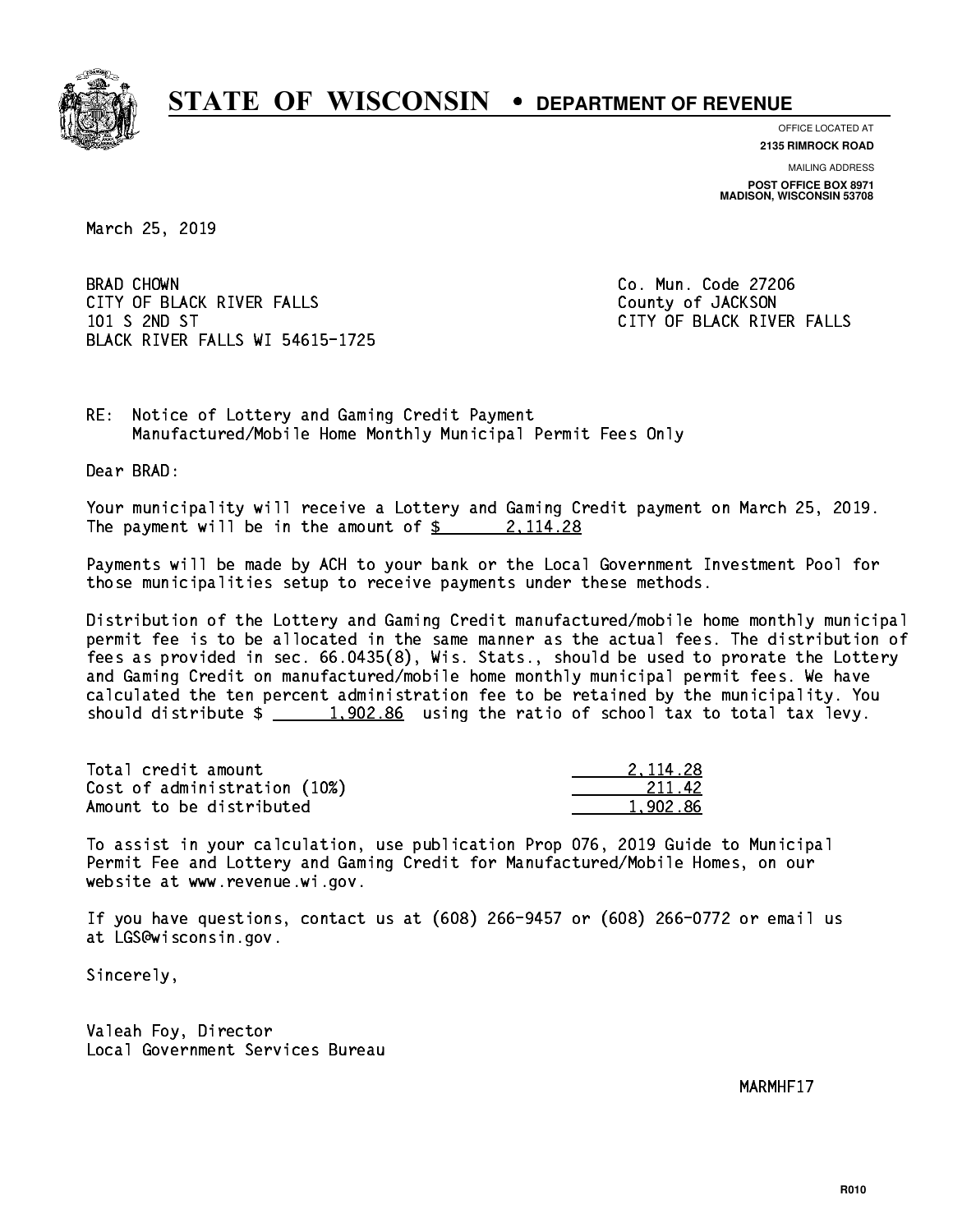# STATE OF WISCONSIN • DEPARTMENT OF REVENUE

OFFICE LOCATED AT
**2135 RIMROCK ROAD**

MAILING ADDRESS
**POST OFFICE BOX 8971**
**MADISON, WISCONSIN 53708**

March 25, 2019

BRAD CHOWN
CITY OF BLACK RIVER FALLS
101 S 2ND ST
BLACK RIVER FALLS WI 54615-1725

Co. Mun. Code 27206
County of JACKSON
CITY OF BLACK RIVER FALLS

RE: Notice of Lottery and Gaming Credit Payment
Manufactured/Mobile Home Monthly Municipal Permit Fees Only

Dear BRAD:

Your municipality will receive a Lottery and Gaming Credit payment on March 25, 2019. The payment will be in the amount of $ 2,114.28

Payments will be made by ACH to your bank or the Local Government Investment Pool for those municipalities setup to receive payments under these methods.

Distribution of the Lottery and Gaming Credit manufactured/mobile home monthly municipal permit fee is to be allocated in the same manner as the actual fees. The distribution of fees as provided in sec. 66.0435(8), Wis. Stats., should be used to prorate the Lottery and Gaming Credit on manufactured/mobile home monthly municipal permit fees. We have calculated the ten percent administration fee to be retained by the municipality. You should distribute $ 1,902.86 using the ratio of school tax to total tax levy.

| | |
|---|---|
| Total credit amount | 2,114.28 |
| Cost of administration (10%) | 211.42 |
| Amount to be distributed | 1,902.86 |

To assist in your calculation, use publication Prop 076, 2019 Guide to Municipal Permit Fee and Lottery and Gaming Credit for Manufactured/Mobile Homes, on our website at www.revenue.wi.gov.

If you have questions, contact us at (608) 266-9457 or (608) 266-0772 or email us at LGS@wisconsin.gov.

Sincerely,

Valeah Foy, Director
Local Government Services Bureau

MARMHF17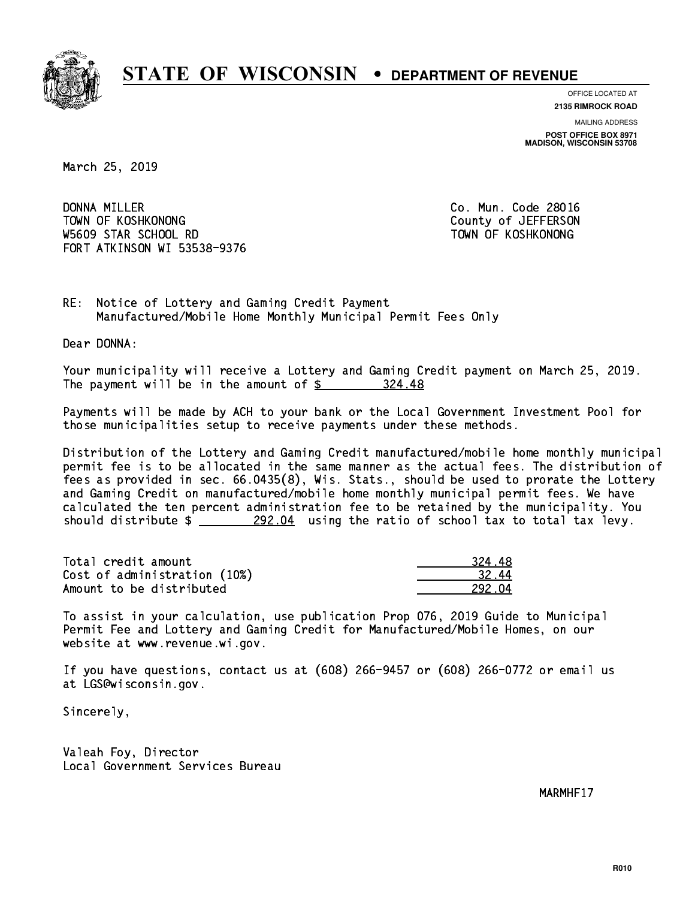# STATE OF WISCONSIN • DEPARTMENT OF REVENUE

OFFICE LOCATED AT
**2135 RIMROCK ROAD**

MAILING ADDRESS
**POST OFFICE BOX 8971**
**MADISON, WISCONSIN 53708**

March 25, 2019

DONNA MILLER
TOWN OF KOSHKONONG
W5609 STAR SCHOOL RD
FORT ATKINSON WI 53538-9376

Co. Mun. Code 28016
County of JEFFERSON
TOWN OF KOSHKONONG

RE: Notice of Lottery and Gaming Credit Payment
Manufactured/Mobile Home Monthly Municipal Permit Fees Only

Dear DONNA:

Your municipality will receive a Lottery and Gaming Credit payment on March 25, 2019. The payment will be in the amount of $ 324.48

Payments will be made by ACH to your bank or the Local Government Investment Pool for those municipalities setup to receive payments under these methods.

Distribution of the Lottery and Gaming Credit manufactured/mobile home monthly municipal permit fee is to be allocated in the same manner as the actual fees. The distribution of fees as provided in sec. 66.0435(8), Wis. Stats., should be used to prorate the Lottery and Gaming Credit on manufactured/mobile home monthly municipal permit fees. We have calculated the ten percent administration fee to be retained by the municipality. You should distribute $ 292.04 using the ratio of school tax to total tax levy.

| | |
|---|---|
| Total credit amount | 324.48 |
| Cost of administration (10%) | 32.44 |
| Amount to be distributed | 292.04 |

To assist in your calculation, use publication Prop 076, 2019 Guide to Municipal Permit Fee and Lottery and Gaming Credit for Manufactured/Mobile Homes, on our website at www.revenue.wi.gov.

If you have questions, contact us at (608) 266-9457 or (608) 266-0772 or email us at LGS@wisconsin.gov.

Sincerely,

Valeah Foy, Director
Local Government Services Bureau

MARMHF17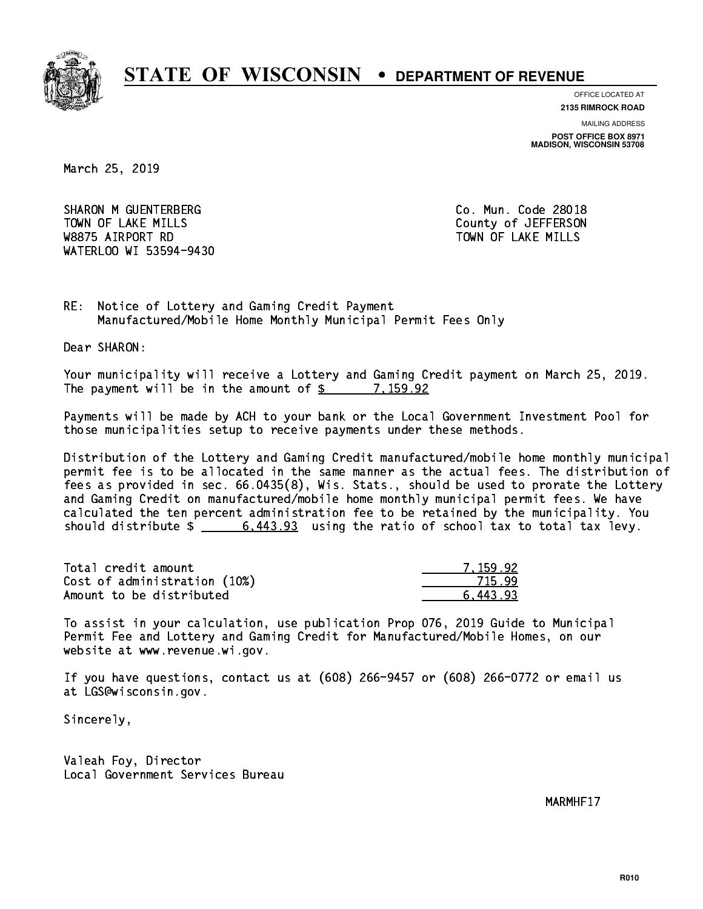# STATE OF WISCONSIN • DEPARTMENT OF REVENUE

OFFICE LOCATED AT
**2135 RIMROCK ROAD**

MAILING ADDRESS
**POST OFFICE BOX 8971**
**MADISON, WISCONSIN 53708**

March 25, 2019

SHARON M GUENTERBERG
TOWN OF LAKE MILLS
W8875 AIRPORT RD
WATERLOO WI 53594-9430

Co. Mun. Code 28018
County of JEFFERSON
TOWN OF LAKE MILLS

RE: Notice of Lottery and Gaming Credit Payment
Manufactured/Mobile Home Monthly Municipal Permit Fees Only

Dear SHARON:

Your municipality will receive a Lottery and Gaming Credit payment on March 25, 2019. The payment will be in the amount of $ 7,159.92

Payments will be made by ACH to your bank or the Local Government Investment Pool for those municipalities setup to receive payments under these methods.

Distribution of the Lottery and Gaming Credit manufactured/mobile home monthly municipal permit fee is to be allocated in the same manner as the actual fees. The distribution of fees as provided in sec. 66.0435(8), Wis. Stats., should be used to prorate the Lottery and Gaming Credit on manufactured/mobile home monthly municipal permit fees. We have calculated the ten percent administration fee to be retained by the municipality. You should distribute $ 6,443.93 using the ratio of school tax to total tax levy.

| | |
|---|---|
| Total credit amount | 7,159.92 |
| Cost of administration (10%) | 715.99 |
| Amount to be distributed | 6,443.93 |

To assist in your calculation, use publication Prop 076, 2019 Guide to Municipal Permit Fee and Lottery and Gaming Credit for Manufactured/Mobile Homes, on our website at www.revenue.wi.gov.

If you have questions, contact us at (608) 266-9457 or (608) 266-0772 or email us at LGS@wisconsin.gov.

Sincerely,

Valeah Foy, Director
Local Government Services Bureau

MARMHF17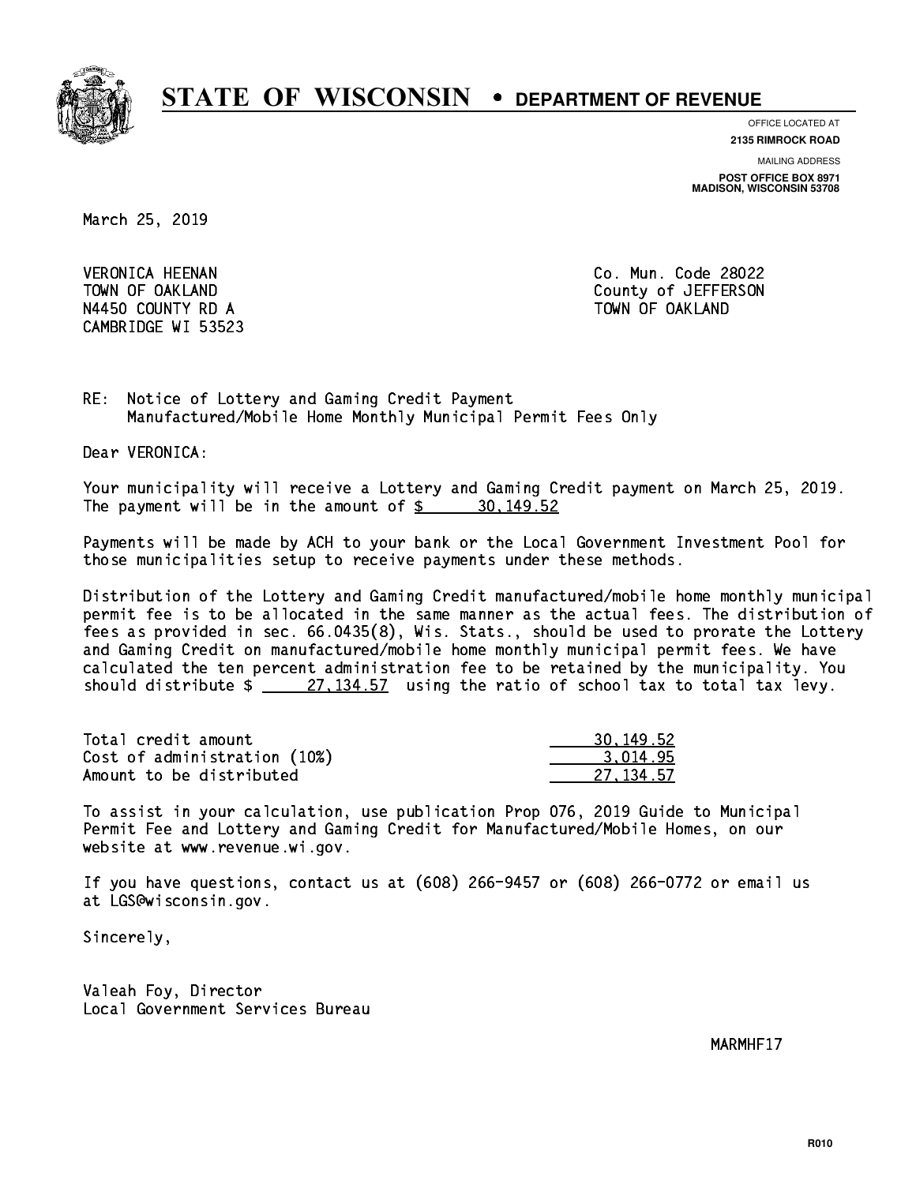# STATE OF WISCONSIN • DEPARTMENT OF REVENUE

OFFICE LOCATED AT
**2135 RIMROCK ROAD**

MAILING ADDRESS
**POST OFFICE BOX 8971**
**MADISON, WISCONSIN 53708**

March 25, 2019

VERONICA HEENAN
TOWN OF OAKLAND
N4450 COUNTY RD A
CAMBRIDGE WI 53523

Co. Mun. Code 28022
County of JEFFERSON
TOWN OF OAKLAND

RE: Notice of Lottery and Gaming Credit Payment
Manufactured/Mobile Home Monthly Municipal Permit Fees Only

Dear VERONICA:

Your municipality will receive a Lottery and Gaming Credit payment on March 25, 2019. The payment will be in the amount of $ 30,149.52

Payments will be made by ACH to your bank or the Local Government Investment Pool for those municipalities setup to receive payments under these methods.

Distribution of the Lottery and Gaming Credit manufactured/mobile home monthly municipal permit fee is to be allocated in the same manner as the actual fees. The distribution of fees as provided in sec. 66.0435(8), Wis. Stats., should be used to prorate the Lottery and Gaming Credit on manufactured/mobile home monthly municipal permit fees. We have calculated the ten percent administration fee to be retained by the municipality. You should distribute $ 27,134.57 using the ratio of school tax to total tax levy.

| | |
|---|---|
| Total credit amount | 30,149.52 |
| Cost of administration (10%) | 3,014.95 |
| Amount to be distributed | 27,134.57 |

To assist in your calculation, use publication Prop 076, 2019 Guide to Municipal Permit Fee and Lottery and Gaming Credit for Manufactured/Mobile Homes, on our website at www.revenue.wi.gov.

If you have questions, contact us at (608) 266-9457 or (608) 266-0772 or email us at LGS@wisconsin.gov.

Sincerely,

Valeah Foy, Director
Local Government Services Bureau

MARMHF17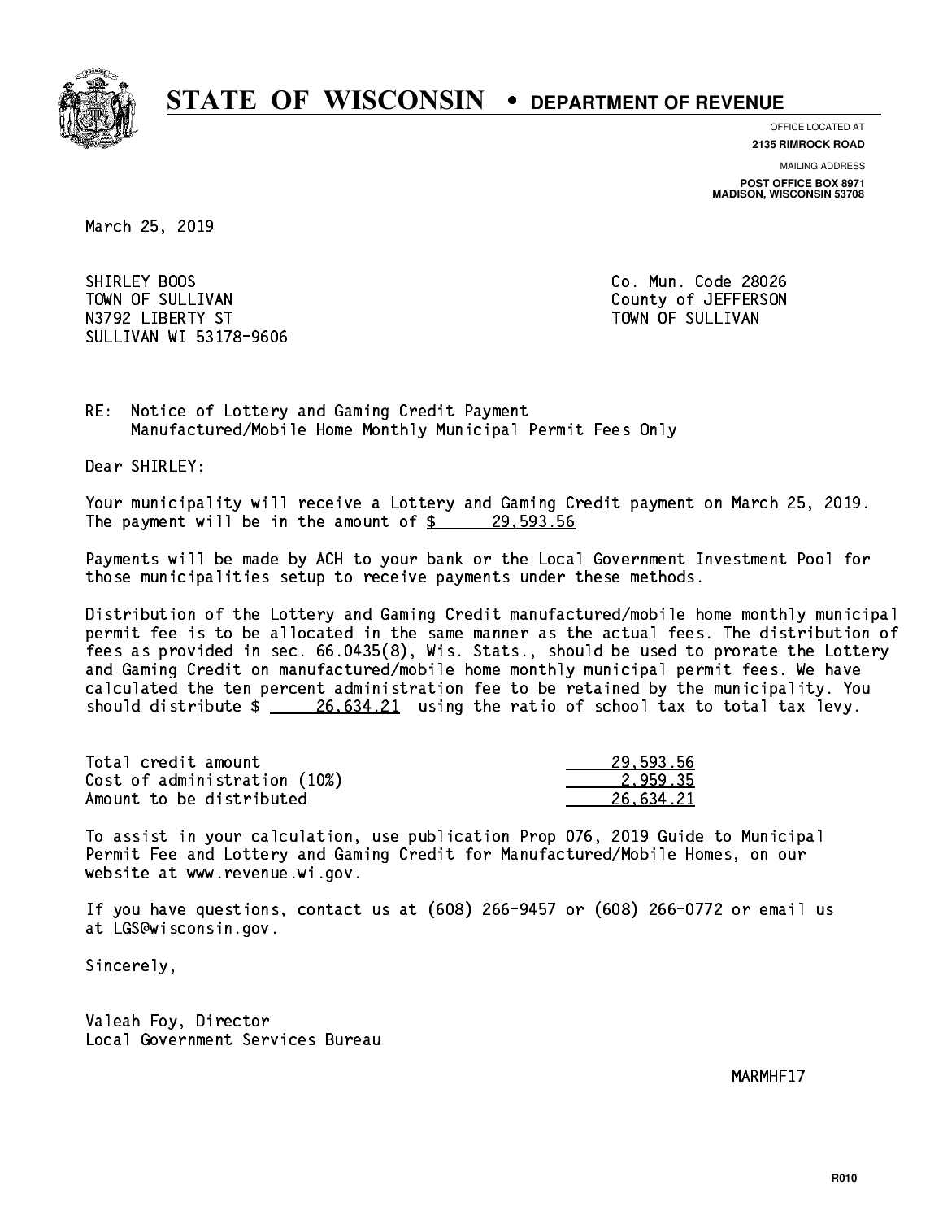# STATE OF WISCONSIN • DEPARTMENT OF REVENUE

OFFICE LOCATED AT
**2135 RIMROCK ROAD**

MAILING ADDRESS
**POST OFFICE BOX 8971**
**MADISON, WISCONSIN 53708**

March 25, 2019

SHIRLEY BOOS
TOWN OF SULLIVAN
N3792 LIBERTY ST
SULLIVAN WI 53178-9606

Co. Mun. Code 28026
County of JEFFERSON
TOWN OF SULLIVAN

RE: Notice of Lottery and Gaming Credit Payment
Manufactured/Mobile Home Monthly Municipal Permit Fees Only

Dear SHIRLEY:

Your municipality will receive a Lottery and Gaming Credit payment on March 25, 2019. The payment will be in the amount of $ 29,593.56

Payments will be made by ACH to your bank or the Local Government Investment Pool for those municipalities setup to receive payments under these methods.

Distribution of the Lottery and Gaming Credit manufactured/mobile home monthly municipal permit fee is to be allocated in the same manner as the actual fees. The distribution of fees as provided in sec. 66.0435(8), Wis. Stats., should be used to prorate the Lottery and Gaming Credit on manufactured/mobile home monthly municipal permit fees. We have calculated the ten percent administration fee to be retained by the municipality. You should distribute $ 26,634.21 using the ratio of school tax to total tax levy.

| | |
|---|---|
| Total credit amount | 29,593.56 |
| Cost of administration (10%) | 2,959.35 |
| Amount to be distributed | 26,634.21 |

To assist in your calculation, use publication Prop 076, 2019 Guide to Municipal Permit Fee and Lottery and Gaming Credit for Manufactured/Mobile Homes, on our website at www.revenue.wi.gov.

If you have questions, contact us at (608) 266-9457 or (608) 266-0772 or email us at LGS@wisconsin.gov.

Sincerely,

Valeah Foy, Director
Local Government Services Bureau

MARMHF17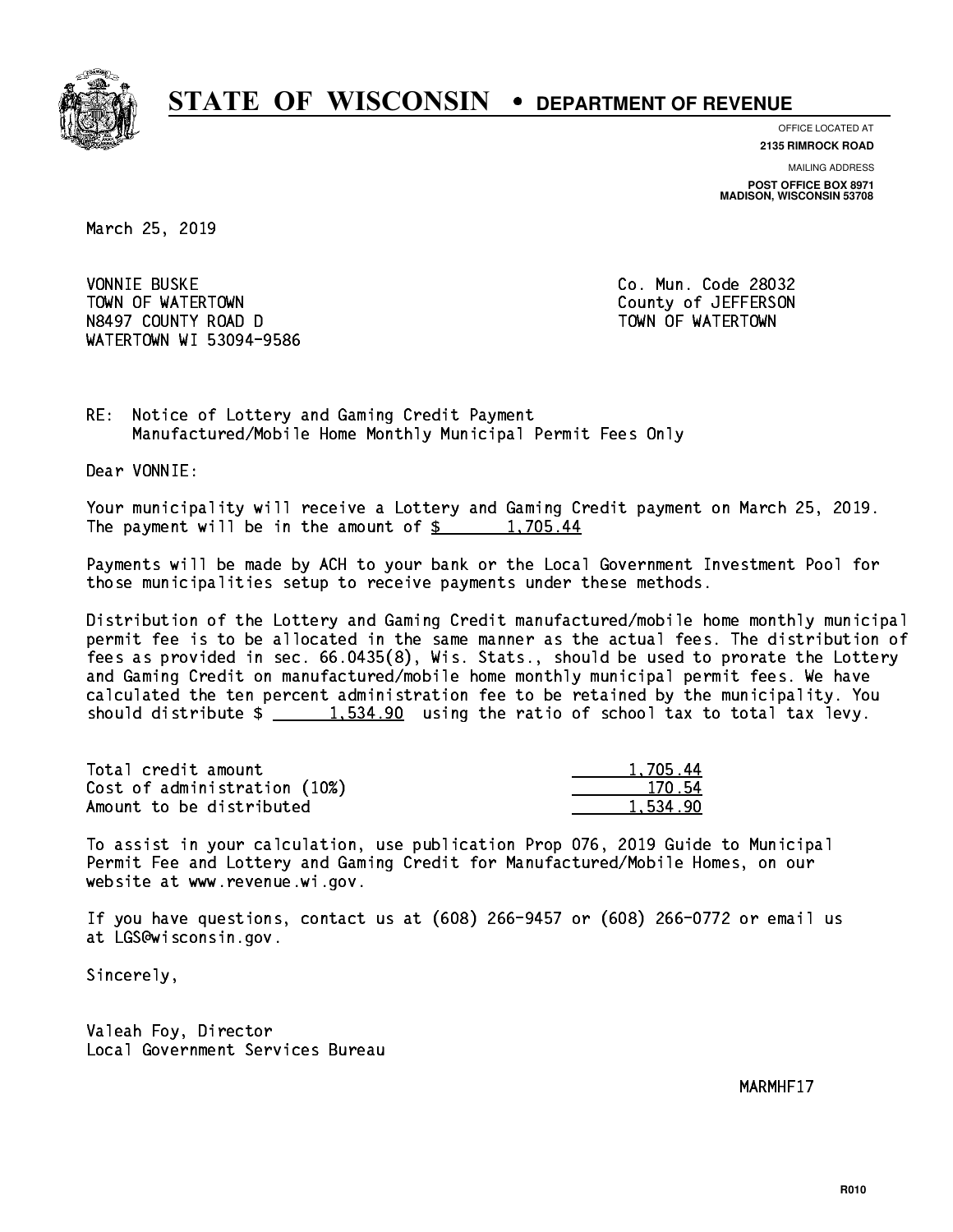# STATE OF WISCONSIN • DEPARTMENT OF REVENUE

OFFICE LOCATED AT
**2135 RIMROCK ROAD**

MAILING ADDRESS
**POST OFFICE BOX 8971**
**MADISON, WISCONSIN 53708**

March 25, 2019

VONNIE BUSKE
TOWN OF WATERTOWN
N8497 COUNTY ROAD D
WATERTOWN WI 53094-9586

Co. Mun. Code 28032
County of JEFFERSON
TOWN OF WATERTOWN

RE: Notice of Lottery and Gaming Credit Payment
Manufactured/Mobile Home Monthly Municipal Permit Fees Only

Dear VONNIE:

Your municipality will receive a Lottery and Gaming Credit payment on March 25, 2019. The payment will be in the amount of $ 1,705.44

Payments will be made by ACH to your bank or the Local Government Investment Pool for those municipalities setup to receive payments under these methods.

Distribution of the Lottery and Gaming Credit manufactured/mobile home monthly municipal permit fee is to be allocated in the same manner as the actual fees. The distribution of fees as provided in sec. 66.0435(8), Wis. Stats., should be used to prorate the Lottery and Gaming Credit on manufactured/mobile home monthly municipal permit fees. We have calculated the ten percent administration fee to be retained by the municipality. You should distribute $ 1,534.90 using the ratio of school tax to total tax levy.

| | |
|---|---|
| Total credit amount | 1,705.44 |
| Cost of administration (10%) | 170.54 |
| Amount to be distributed | 1,534.90 |

To assist in your calculation, use publication Prop 076, 2019 Guide to Municipal Permit Fee and Lottery and Gaming Credit for Manufactured/Mobile Homes, on our website at www.revenue.wi.gov.

If you have questions, contact us at (608) 266-9457 or (608) 266-0772 or email us at LGS@wisconsin.gov.

Sincerely,

Valeah Foy, Director
Local Government Services Bureau

MARMHF17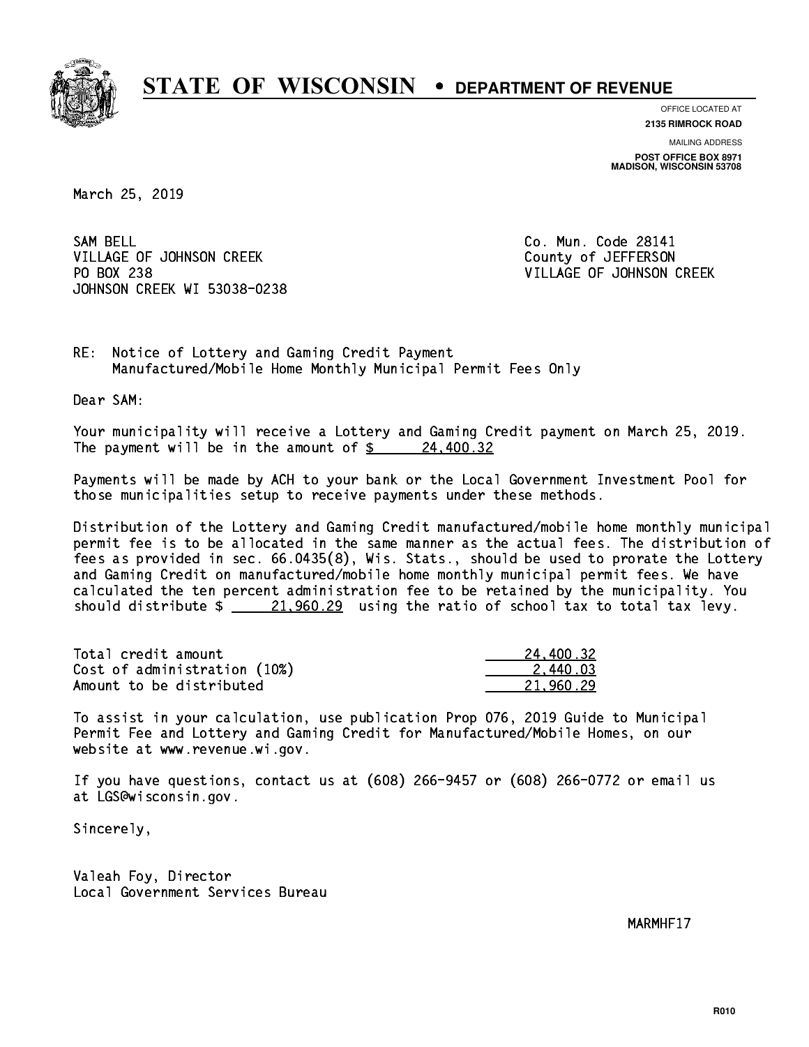# STATE OF WISCONSIN • DEPARTMENT OF REVENUE

OFFICE LOCATED AT
**2135 RIMROCK ROAD**

MAILING ADDRESS
**POST OFFICE BOX 8971**
**MADISON, WISCONSIN 53708**

March 25, 2019

SAM BELL
VILLAGE OF JOHNSON CREEK
PO BOX 238
JOHNSON CREEK WI 53038-0238

Co. Mun. Code 28141
County of JEFFERSON
VILLAGE OF JOHNSON CREEK

RE: Notice of Lottery and Gaming Credit Payment
Manufactured/Mobile Home Monthly Municipal Permit Fees Only

Dear SAM:

Your municipality will receive a Lottery and Gaming Credit payment on March 25, 2019. The payment will be in the amount of $ 24,400.32

Payments will be made by ACH to your bank or the Local Government Investment Pool for those municipalities setup to receive payments under these methods.

Distribution of the Lottery and Gaming Credit manufactured/mobile home monthly municipal permit fee is to be allocated in the same manner as the actual fees. The distribution of fees as provided in sec. 66.0435(8), Wis. Stats., should be used to prorate the Lottery and Gaming Credit on manufactured/mobile home monthly municipal permit fees. We have calculated the ten percent administration fee to be retained by the municipality. You should distribute $ 21,960.29 using the ratio of school tax to total tax levy.

| | |
|---|---|
| Total credit amount | 24,400.32 |
| Cost of administration (10%) | 2,440.03 |
| Amount to be distributed | 21,960.29 |

To assist in your calculation, use publication Prop 076, 2019 Guide to Municipal Permit Fee and Lottery and Gaming Credit for Manufactured/Mobile Homes, on our website at www.revenue.wi.gov.

If you have questions, contact us at (608) 266-9457 or (608) 266-0772 or email us at LGS@wisconsin.gov.

Sincerely,

Valeah Foy, Director
Local Government Services Bureau

MARMHF17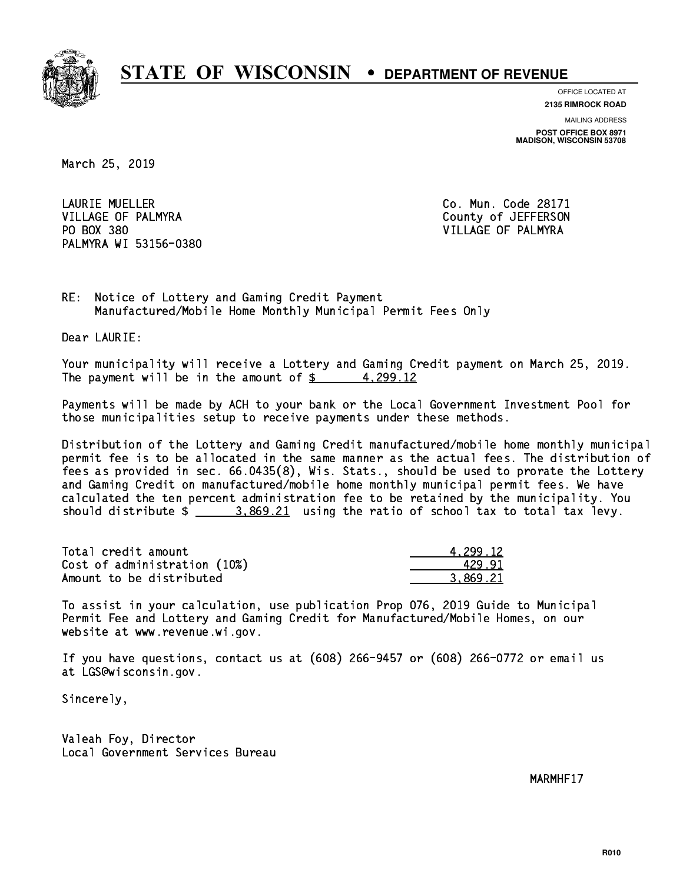# STATE OF WISCONSIN • DEPARTMENT OF REVENUE

OFFICE LOCATED AT
**2135 RIMROCK ROAD**

MAILING ADDRESS
**POST OFFICE BOX 8971**
**MADISON, WISCONSIN 53708**

March 25, 2019

LAURIE MUELLER
VILLAGE OF PALMYRA
PO BOX 380
PALMYRA WI 53156-0380

Co. Mun. Code 28171
County of JEFFERSON
VILLAGE OF PALMYRA

RE: Notice of Lottery and Gaming Credit Payment
Manufactured/Mobile Home Monthly Municipal Permit Fees Only

Dear LAURIE:

Your municipality will receive a Lottery and Gaming Credit payment on March 25, 2019. The payment will be in the amount of $ 4,299.12

Payments will be made by ACH to your bank or the Local Government Investment Pool for those municipalities setup to receive payments under these methods.

Distribution of the Lottery and Gaming Credit manufactured/mobile home monthly municipal permit fee is to be allocated in the same manner as the actual fees. The distribution of fees as provided in sec. 66.0435(8), Wis. Stats., should be used to prorate the Lottery and Gaming Credit on manufactured/mobile home monthly municipal permit fees. We have calculated the ten percent administration fee to be retained by the municipality. You should distribute $ 3,869.21 using the ratio of school tax to total tax levy.

| | |
|---|---|
| Total credit amount | 4,299.12 |
| Cost of administration (10%) | 429.91 |
| Amount to be distributed | 3,869.21 |

To assist in your calculation, use publication Prop 076, 2019 Guide to Municipal Permit Fee and Lottery and Gaming Credit for Manufactured/Mobile Homes, on our website at www.revenue.wi.gov.

If you have questions, contact us at (608) 266-9457 or (608) 266-0772 or email us at LGS@wisconsin.gov.

Sincerely,

Valeah Foy, Director
Local Government Services Bureau

MARMHF17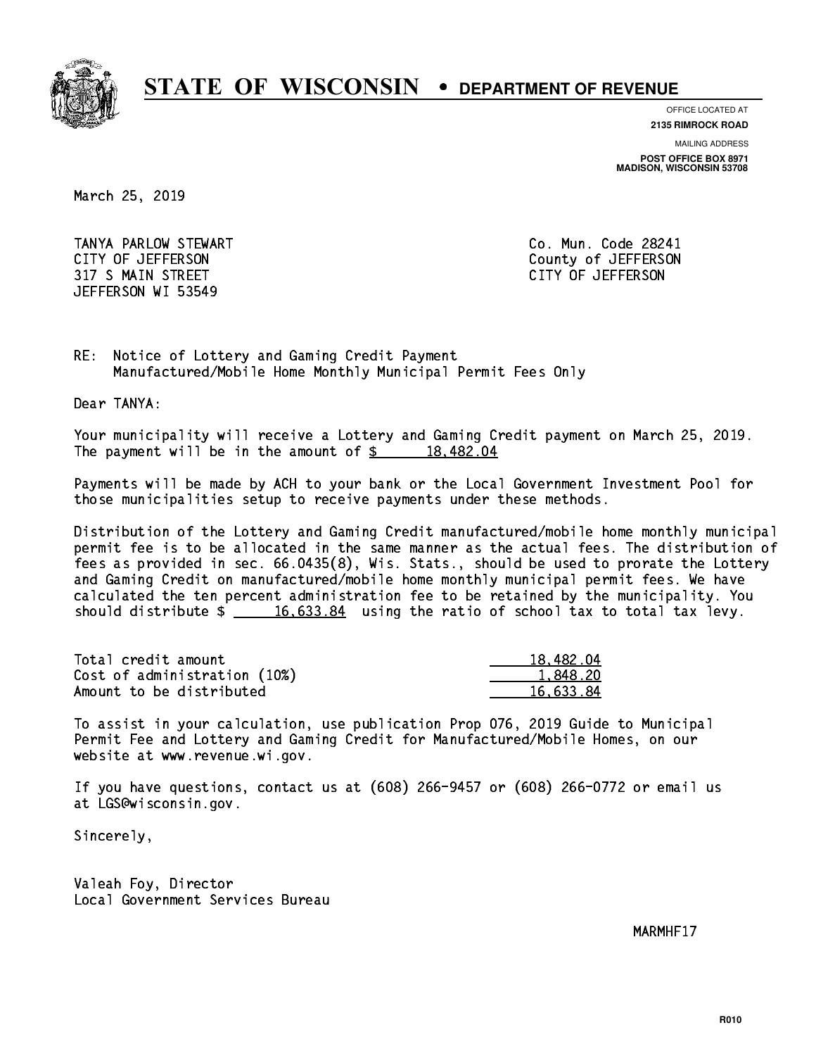# STATE OF WISCONSIN • DEPARTMENT OF REVENUE

OFFICE LOCATED AT
**2135 RIMROCK ROAD**

MAILING ADDRESS
**POST OFFICE BOX 8971**
**MADISON, WISCONSIN 53708**

March 25, 2019

TANYA PARLOW STEWART
CITY OF JEFFERSON
317 S MAIN STREET
JEFFERSON WI 53549

Co. Mun. Code 28241
County of JEFFERSON
CITY OF JEFFERSON

RE: Notice of Lottery and Gaming Credit Payment
Manufactured/Mobile Home Monthly Municipal Permit Fees Only

Dear TANYA:

Your municipality will receive a Lottery and Gaming Credit payment on March 25, 2019. The payment will be in the amount of $ 18,482.04

Payments will be made by ACH to your bank or the Local Government Investment Pool for those municipalities setup to receive payments under these methods.

Distribution of the Lottery and Gaming Credit manufactured/mobile home monthly municipal permit fee is to be allocated in the same manner as the actual fees. The distribution of fees as provided in sec. 66.0435(8), Wis. Stats., should be used to prorate the Lottery and Gaming Credit on manufactured/mobile home monthly municipal permit fees. We have calculated the ten percent administration fee to be retained by the municipality. You should distribute $ 16,633.84 using the ratio of school tax to total tax levy.

| | |
|---|---|
| Total credit amount | 18,482.04 |
| Cost of administration (10%) | 1,848.20 |
| Amount to be distributed | 16,633.84 |

To assist in your calculation, use publication Prop 076, 2019 Guide to Municipal Permit Fee and Lottery and Gaming Credit for Manufactured/Mobile Homes, on our website at www.revenue.wi.gov.

If you have questions, contact us at (608) 266-9457 or (608) 266-0772 or email us at LGS@wisconsin.gov.

Sincerely,

Valeah Foy, Director
Local Government Services Bureau

MARMHF17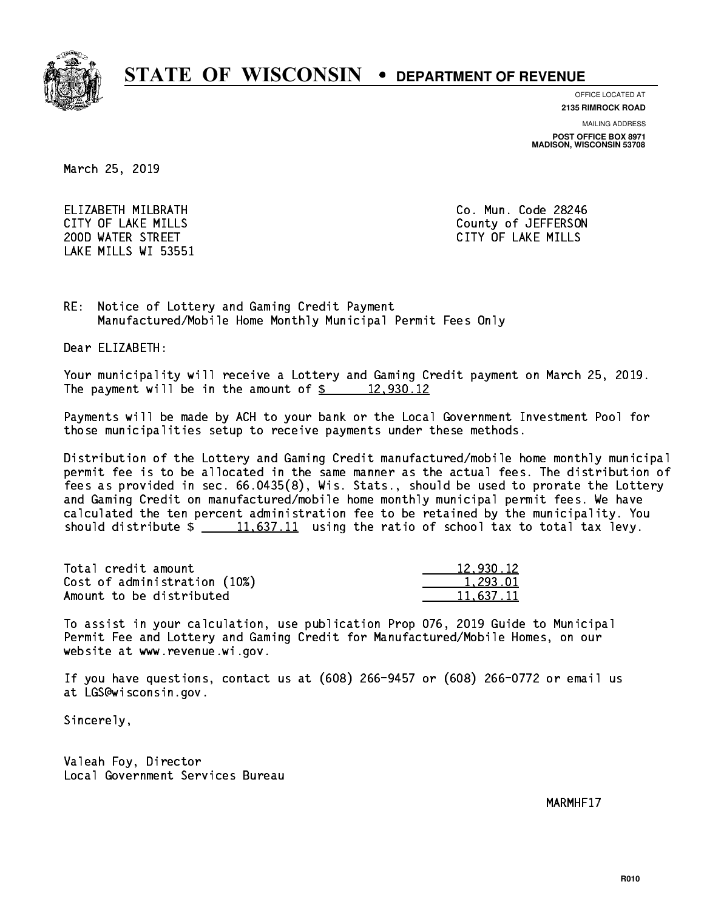# STATE OF WISCONSIN • DEPARTMENT OF REVENUE

OFFICE LOCATED AT
**2135 RIMROCK ROAD**

MAILING ADDRESS
**POST OFFICE BOX 8971**
**MADISON, WISCONSIN 53708**

March 25, 2019

ELIZABETH MILBRATH
CITY OF LAKE MILLS
200D WATER STREET
LAKE MILLS WI 53551

Co. Mun. Code 28246
County of JEFFERSON
CITY OF LAKE MILLS

RE: Notice of Lottery and Gaming Credit Payment
Manufactured/Mobile Home Monthly Municipal Permit Fees Only

Dear ELIZABETH:

Your municipality will receive a Lottery and Gaming Credit payment on March 25, 2019. The payment will be in the amount of $ 12,930.12

Payments will be made by ACH to your bank or the Local Government Investment Pool for those municipalities setup to receive payments under these methods.

Distribution of the Lottery and Gaming Credit manufactured/mobile home monthly municipal permit fee is to be allocated in the same manner as the actual fees. The distribution of fees as provided in sec. 66.0435(8), Wis. Stats., should be used to prorate the Lottery and Gaming Credit on manufactured/mobile home monthly municipal permit fees. We have calculated the ten percent administration fee to be retained by the municipality. You should distribute $ 11,637.11 using the ratio of school tax to total tax levy.

| | |
|---|---|
| Total credit amount | 12,930.12 |
| Cost of administration (10%) | 1,293.01 |
| Amount to be distributed | 11,637.11 |

To assist in your calculation, use publication Prop 076, 2019 Guide to Municipal Permit Fee and Lottery and Gaming Credit for Manufactured/Mobile Homes, on our website at www.revenue.wi.gov.

If you have questions, contact us at (608) 266-9457 or (608) 266-0772 or email us at LGS@wisconsin.gov.

Sincerely,

Valeah Foy, Director
Local Government Services Bureau

MARMHF17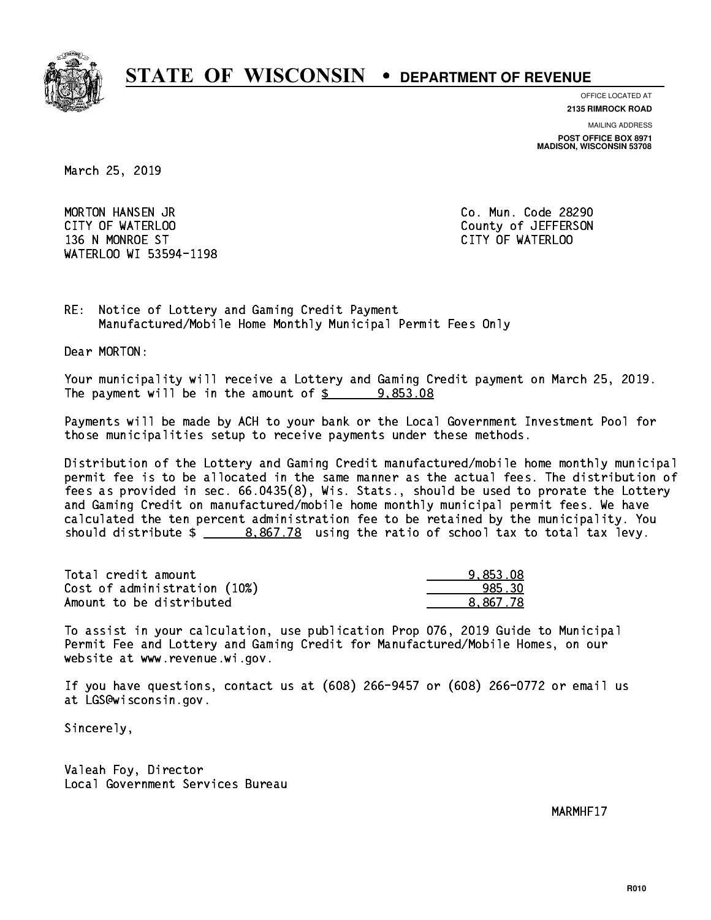# STATE OF WISCONSIN • DEPARTMENT OF REVENUE

OFFICE LOCATED AT
**2135 RIMROCK ROAD**

MAILING ADDRESS
**POST OFFICE BOX 8971**
**MADISON, WISCONSIN 53708**

March 25, 2019

MORTON HANSEN JR
CITY OF WATERLOO
136 N MONROE ST
WATERLOO WI 53594-1198

Co. Mun. Code 28290
County of JEFFERSON
CITY OF WATERLOO

RE: Notice of Lottery and Gaming Credit Payment
Manufactured/Mobile Home Monthly Municipal Permit Fees Only

Dear MORTON:

Your municipality will receive a Lottery and Gaming Credit payment on March 25, 2019. The payment will be in the amount of $ 9,853.08

Payments will be made by ACH to your bank or the Local Government Investment Pool for those municipalities setup to receive payments under these methods.

Distribution of the Lottery and Gaming Credit manufactured/mobile home monthly municipal permit fee is to be allocated in the same manner as the actual fees. The distribution of fees as provided in sec. 66.0435(8), Wis. Stats., should be used to prorate the Lottery and Gaming Credit on manufactured/mobile home monthly municipal permit fees. We have calculated the ten percent administration fee to be retained by the municipality. You should distribute $ 8,867.78 using the ratio of school tax to total tax levy.

| | |
|---|---|
| Total credit amount | 9,853.08 |
| Cost of administration (10%) | 985.30 |
| Amount to be distributed | 8,867.78 |

To assist in your calculation, use publication Prop 076, 2019 Guide to Municipal Permit Fee and Lottery and Gaming Credit for Manufactured/Mobile Homes, on our website at www.revenue.wi.gov.

If you have questions, contact us at (608) 266-9457 or (608) 266-0772 or email us at LGS@wisconsin.gov.

Sincerely,

Valeah Foy, Director
Local Government Services Bureau

MARMHF17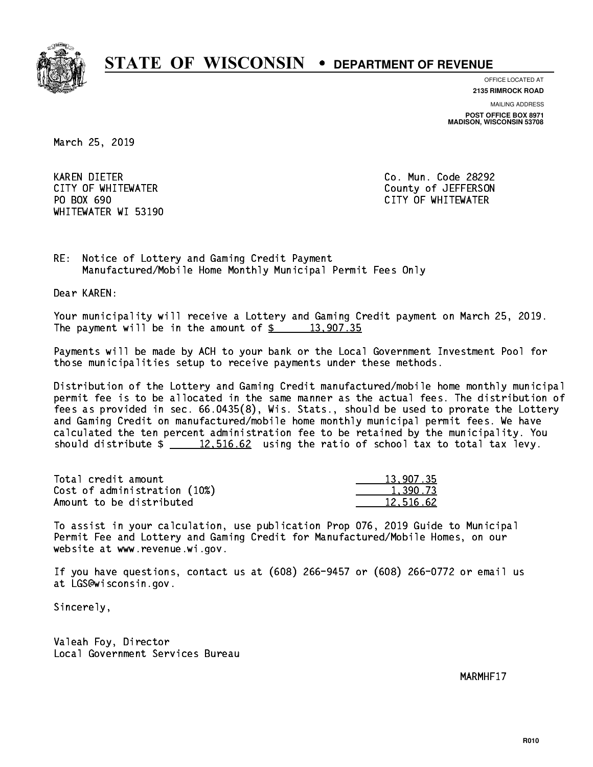# STATE OF WISCONSIN • DEPARTMENT OF REVENUE

OFFICE LOCATED AT
**2135 RIMROCK ROAD**

MAILING ADDRESS
**POST OFFICE BOX 8971**
**MADISON, WISCONSIN 53708**

March 25, 2019

KAREN DIETER
CITY OF WHITEWATER
PO BOX 690
WHITEWATER WI 53190

Co. Mun. Code 28292
County of JEFFERSON
CITY OF WHITEWATER

RE: Notice of Lottery and Gaming Credit Payment
Manufactured/Mobile Home Monthly Municipal Permit Fees Only

Dear KAREN:

Your municipality will receive a Lottery and Gaming Credit payment on March 25, 2019. The payment will be in the amount of $ 13,907.35

Payments will be made by ACH to your bank or the Local Government Investment Pool for those municipalities setup to receive payments under these methods.

Distribution of the Lottery and Gaming Credit manufactured/mobile home monthly municipal permit fee is to be allocated in the same manner as the actual fees. The distribution of fees as provided in sec. 66.0435(8), Wis. Stats., should be used to prorate the Lottery and Gaming Credit on manufactured/mobile home monthly municipal permit fees. We have calculated the ten percent administration fee to be retained by the municipality. You should distribute $ 12,516.62 using the ratio of school tax to total tax levy.

| | |
|---|---|
| Total credit amount | 13,907.35 |
| Cost of administration (10%) | 1,390.73 |
| Amount to be distributed | 12,516.62 |

To assist in your calculation, use publication Prop 076, 2019 Guide to Municipal Permit Fee and Lottery and Gaming Credit for Manufactured/Mobile Homes, on our website at www.revenue.wi.gov.

If you have questions, contact us at (608) 266-9457 or (608) 266-0772 or email us at LGS@wisconsin.gov.

Sincerely,

Valeah Foy, Director
Local Government Services Bureau

MARMHF17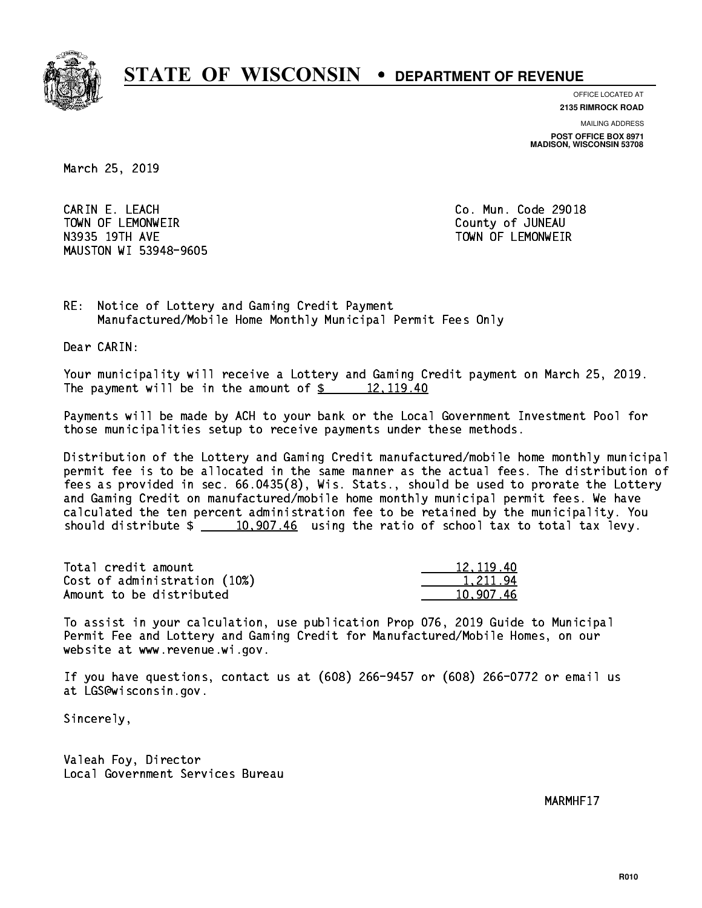# STATE OF WISCONSIN • DEPARTMENT OF REVENUE

OFFICE LOCATED AT
**2135 RIMROCK ROAD**

MAILING ADDRESS
**POST OFFICE BOX 8971**
**MADISON, WISCONSIN 53708**

March 25, 2019

CARIN E. LEACH
TOWN OF LEMONWEIR
N3935 19TH AVE
MAUSTON WI 53948-9605

Co. Mun. Code 29018
County of JUNEAU
TOWN OF LEMONWEIR

RE: Notice of Lottery and Gaming Credit Payment
Manufactured/Mobile Home Monthly Municipal Permit Fees Only

Dear CARIN:

Your municipality will receive a Lottery and Gaming Credit payment on March 25, 2019. The payment will be in the amount of $ 12,119.40

Payments will be made by ACH to your bank or the Local Government Investment Pool for those municipalities setup to receive payments under these methods.

Distribution of the Lottery and Gaming Credit manufactured/mobile home monthly municipal permit fee is to be allocated in the same manner as the actual fees. The distribution of fees as provided in sec. 66.0435(8), Wis. Stats., should be used to prorate the Lottery and Gaming Credit on manufactured/mobile home monthly municipal permit fees. We have calculated the ten percent administration fee to be retained by the municipality. You should distribute $ 10,907.46 using the ratio of school tax to total tax levy.

| | |
|---|---|
| Total credit amount | 12,119.40 |
| Cost of administration (10%) | 1,211.94 |
| Amount to be distributed | 10,907.46 |

To assist in your calculation, use publication Prop 076, 2019 Guide to Municipal Permit Fee and Lottery and Gaming Credit for Manufactured/Mobile Homes, on our website at www.revenue.wi.gov.

If you have questions, contact us at (608) 266-9457 or (608) 266-0772 or email us at LGS@wisconsin.gov.

Sincerely,

Valeah Foy, Director
Local Government Services Bureau

MARMHF17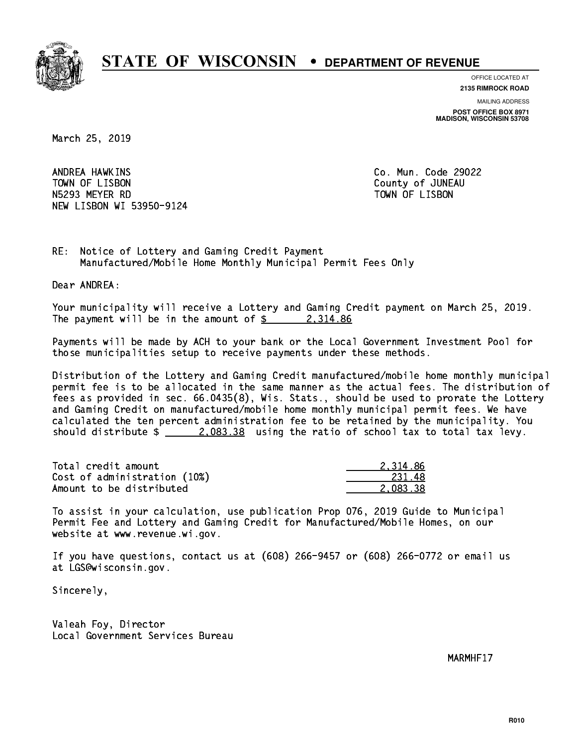# STATE OF WISCONSIN • DEPARTMENT OF REVENUE

OFFICE LOCATED AT
**2135 RIMROCK ROAD**

MAILING ADDRESS
**POST OFFICE BOX 8971**
**MADISON, WISCONSIN 53708**

March 25, 2019

ANDREA HAWKINS
TOWN OF LISBON
N5293 MEYER RD
NEW LISBON WI 53950-9124

Co. Mun. Code 29022
County of JUNEAU
TOWN OF LISBON

RE: Notice of Lottery and Gaming Credit Payment
Manufactured/Mobile Home Monthly Municipal Permit Fees Only

Dear ANDREA:

Your municipality will receive a Lottery and Gaming Credit payment on March 25, 2019. The payment will be in the amount of $ 2,314.86

Payments will be made by ACH to your bank or the Local Government Investment Pool for those municipalities setup to receive payments under these methods.

Distribution of the Lottery and Gaming Credit manufactured/mobile home monthly municipal permit fee is to be allocated in the same manner as the actual fees. The distribution of fees as provided in sec. 66.0435(8), Wis. Stats., should be used to prorate the Lottery and Gaming Credit on manufactured/mobile home monthly municipal permit fees. We have calculated the ten percent administration fee to be retained by the municipality. You should distribute $ 2,083.38 using the ratio of school tax to total tax levy.

| | |
|---|---|
| Total credit amount | 2,314.86 |
| Cost of administration (10%) | 231.48 |
| Amount to be distributed | 2,083.38 |

To assist in your calculation, use publication Prop 076, 2019 Guide to Municipal Permit Fee and Lottery and Gaming Credit for Manufactured/Mobile Homes, on our website at www.revenue.wi.gov.

If you have questions, contact us at (608) 266-9457 or (608) 266-0772 or email us at LGS@wisconsin.gov.

Sincerely,

Valeah Foy, Director
Local Government Services Bureau

MARMHF17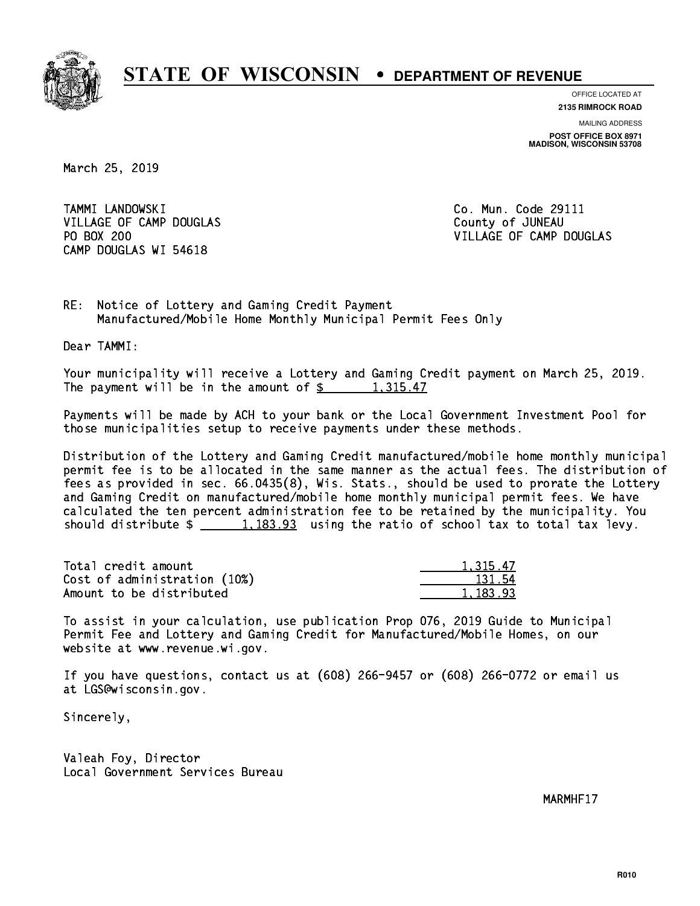# STATE OF WISCONSIN • DEPARTMENT OF REVENUE

OFFICE LOCATED AT
**2135 RIMROCK ROAD**

MAILING ADDRESS
**POST OFFICE BOX 8971**
**MADISON, WISCONSIN 53708**

March 25, 2019

TAMMI LANDOWSKI
VILLAGE OF CAMP DOUGLAS
PO BOX 200
CAMP DOUGLAS WI 54618

Co. Mun. Code 29111
County of JUNEAU
VILLAGE OF CAMP DOUGLAS

RE: Notice of Lottery and Gaming Credit Payment
Manufactured/Mobile Home Monthly Municipal Permit Fees Only

Dear TAMMI:

Your municipality will receive a Lottery and Gaming Credit payment on March 25, 2019. The payment will be in the amount of $ 1,315.47

Payments will be made by ACH to your bank or the Local Government Investment Pool for those municipalities setup to receive payments under these methods.

Distribution of the Lottery and Gaming Credit manufactured/mobile home monthly municipal permit fee is to be allocated in the same manner as the actual fees. The distribution of fees as provided in sec. 66.0435(8), Wis. Stats., should be used to prorate the Lottery and Gaming Credit on manufactured/mobile home monthly municipal permit fees. We have calculated the ten percent administration fee to be retained by the municipality. You should distribute $ 1,183.93 using the ratio of school tax to total tax levy.

| | |
|---|---|
| Total credit amount | 1,315.47 |
| Cost of administration (10%) | 131.54 |
| Amount to be distributed | 1,183.93 |

To assist in your calculation, use publication Prop 076, 2019 Guide to Municipal Permit Fee and Lottery and Gaming Credit for Manufactured/Mobile Homes, on our website at www.revenue.wi.gov.

If you have questions, contact us at (608) 266-9457 or (608) 266-0772 or email us at LGS@wisconsin.gov.

Sincerely,

Valeah Foy, Director
Local Government Services Bureau

MARMHF17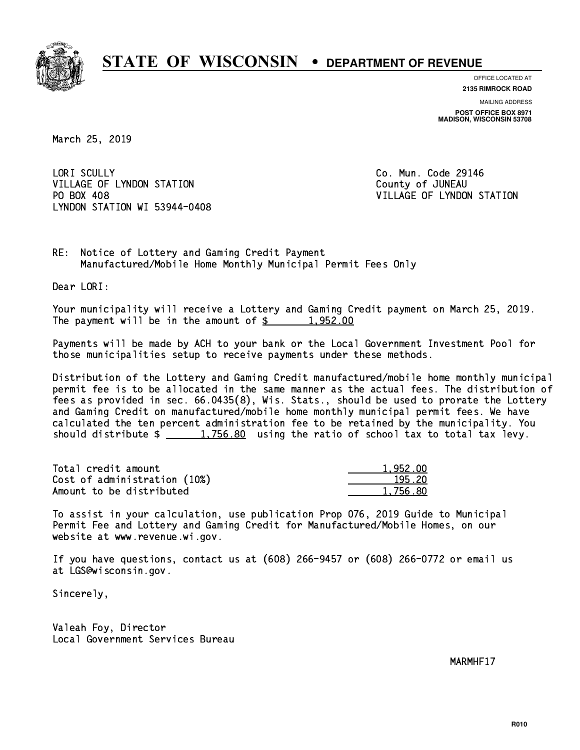# STATE OF WISCONSIN • DEPARTMENT OF REVENUE

OFFICE LOCATED AT
**2135 RIMROCK ROAD**

MAILING ADDRESS
**POST OFFICE BOX 8971**
**MADISON, WISCONSIN 53708**

March 25, 2019

LORI SCULLY
VILLAGE OF LYNDON STATION
PO BOX 408
LYNDON STATION WI 53944-0408

Co. Mun. Code 29146
County of JUNEAU
VILLAGE OF LYNDON STATION

RE: Notice of Lottery and Gaming Credit Payment
Manufactured/Mobile Home Monthly Municipal Permit Fees Only

Dear LORI:

Your municipality will receive a Lottery and Gaming Credit payment on March 25, 2019. The payment will be in the amount of $ 1,952.00

Payments will be made by ACH to your bank or the Local Government Investment Pool for those municipalities setup to receive payments under these methods.

Distribution of the Lottery and Gaming Credit manufactured/mobile home monthly municipal permit fee is to be allocated in the same manner as the actual fees. The distribution of fees as provided in sec. 66.0435(8), Wis. Stats., should be used to prorate the Lottery and Gaming Credit on manufactured/mobile home monthly municipal permit fees. We have calculated the ten percent administration fee to be retained by the municipality. You should distribute $ 1,756.80 using the ratio of school tax to total tax levy.

| | |
|---|---|
| Total credit amount | 1,952.00 |
| Cost of administration (10%) | 195.20 |
| Amount to be distributed | 1,756.80 |

To assist in your calculation, use publication Prop 076, 2019 Guide to Municipal Permit Fee and Lottery and Gaming Credit for Manufactured/Mobile Homes, on our website at www.revenue.wi.gov.

If you have questions, contact us at (608) 266-9457 or (608) 266-0772 or email us at LGS@wisconsin.gov.

Sincerely,

Valeah Foy, Director
Local Government Services Bureau

MARMHF17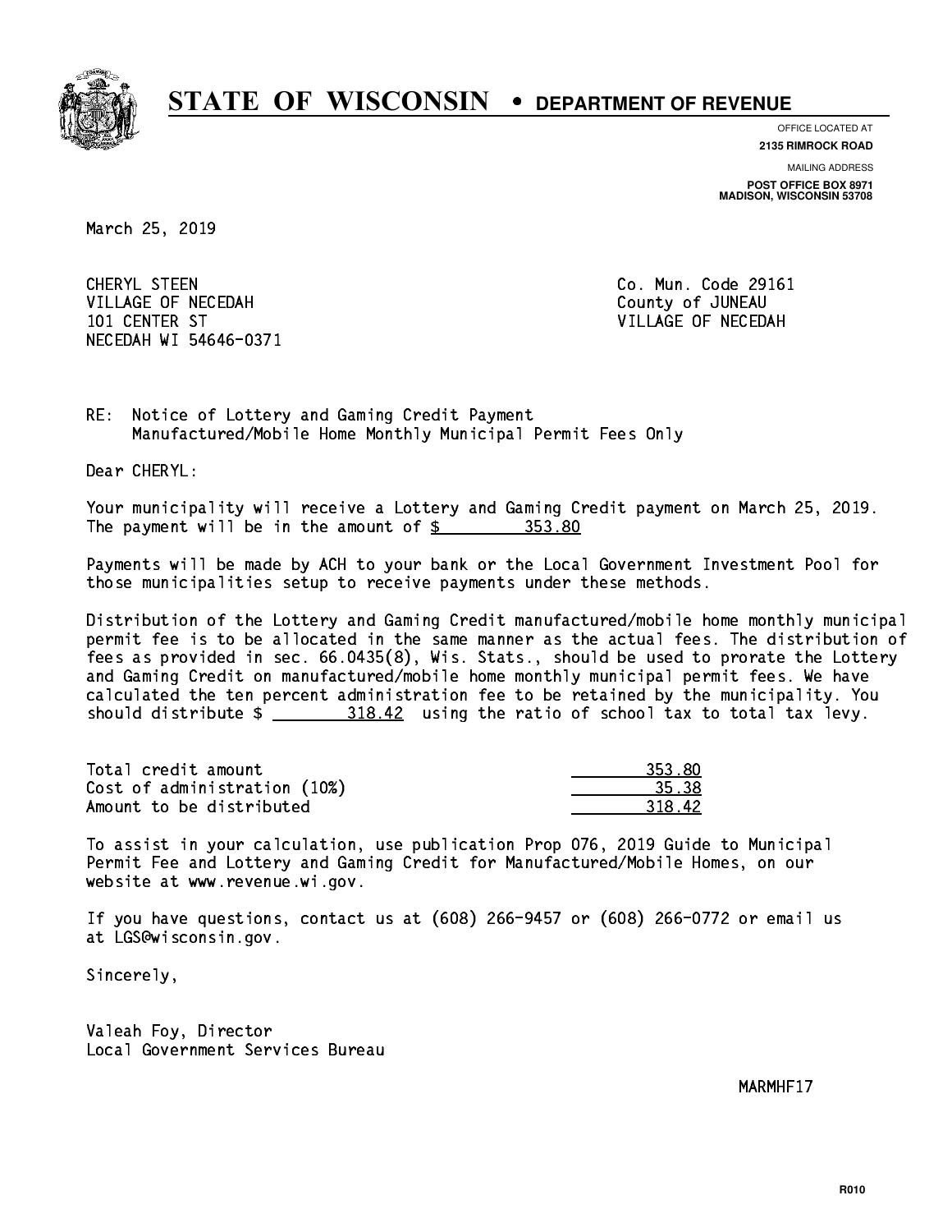# STATE OF WISCONSIN • DEPARTMENT OF REVENUE

OFFICE LOCATED AT
**2135 RIMROCK ROAD**

MAILING ADDRESS
**POST OFFICE BOX 8971**
**MADISON, WISCONSIN 53708**

March 25, 2019

CHERYL STEEN
VILLAGE OF NECEDAH
101 CENTER ST
NECEDAH WI 54646-0371

Co. Mun. Code 29161
County of JUNEAU
VILLAGE OF NECEDAH

RE: Notice of Lottery and Gaming Credit Payment
Manufactured/Mobile Home Monthly Municipal Permit Fees Only

Dear CHERYL:

Your municipality will receive a Lottery and Gaming Credit payment on March 25, 2019. The payment will be in the amount of $ 353.80

Payments will be made by ACH to your bank or the Local Government Investment Pool for those municipalities setup to receive payments under these methods.

Distribution of the Lottery and Gaming Credit manufactured/mobile home monthly municipal permit fee is to be allocated in the same manner as the actual fees. The distribution of fees as provided in sec. 66.0435(8), Wis. Stats., should be used to prorate the Lottery and Gaming Credit on manufactured/mobile home monthly municipal permit fees. We have calculated the ten percent administration fee to be retained by the municipality. You should distribute $ 318.42 using the ratio of school tax to total tax levy.

| | |
|---|---|
| Total credit amount | 353.80 |
| Cost of administration (10%) | 35.38 |
| Amount to be distributed | 318.42 |

To assist in your calculation, use publication Prop 076, 2019 Guide to Municipal Permit Fee and Lottery and Gaming Credit for Manufactured/Mobile Homes, on our website at www.revenue.wi.gov.

If you have questions, contact us at (608) 266-9457 or (608) 266-0772 or email us at LGS@wisconsin.gov.

Sincerely,

Valeah Foy, Director
Local Government Services Bureau

MARMHF17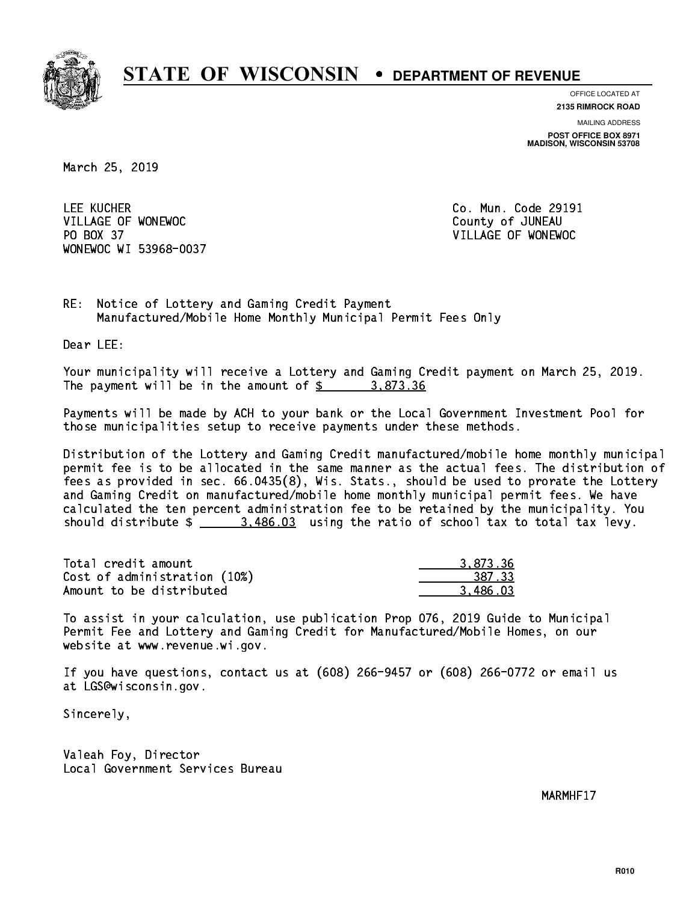# STATE OF WISCONSIN • DEPARTMENT OF REVENUE

OFFICE LOCATED AT
**2135 RIMROCK ROAD**

MAILING ADDRESS
**POST OFFICE BOX 8971**
**MADISON, WISCONSIN 53708**

March 25, 2019

LEE KUCHER
VILLAGE OF WONEWOC
PO BOX 37
WONEWOC WI 53968-0037

Co. Mun. Code 29191
County of JUNEAU
VILLAGE OF WONEWOC

RE: Notice of Lottery and Gaming Credit Payment
Manufactured/Mobile Home Monthly Municipal Permit Fees Only

Dear LEE:

Your municipality will receive a Lottery and Gaming Credit payment on March 25, 2019. The payment will be in the amount of $ 3,873.36

Payments will be made by ACH to your bank or the Local Government Investment Pool for those municipalities setup to receive payments under these methods.

Distribution of the Lottery and Gaming Credit manufactured/mobile home monthly municipal permit fee is to be allocated in the same manner as the actual fees. The distribution of fees as provided in sec. 66.0435(8), Wis. Stats., should be used to prorate the Lottery and Gaming Credit on manufactured/mobile home monthly municipal permit fees. We have calculated the ten percent administration fee to be retained by the municipality. You should distribute $ 3,486.03 using the ratio of school tax to total tax levy.

| | |
|---|---|
| Total credit amount | 3,873.36 |
| Cost of administration (10%) | 387.33 |
| Amount to be distributed | 3,486.03 |

To assist in your calculation, use publication Prop 076, 2019 Guide to Municipal Permit Fee and Lottery and Gaming Credit for Manufactured/Mobile Homes, on our website at www.revenue.wi.gov.

If you have questions, contact us at (608) 266-9457 or (608) 266-0772 or email us at LGS@wisconsin.gov.

Sincerely,

Valeah Foy, Director
Local Government Services Bureau

MARMHF17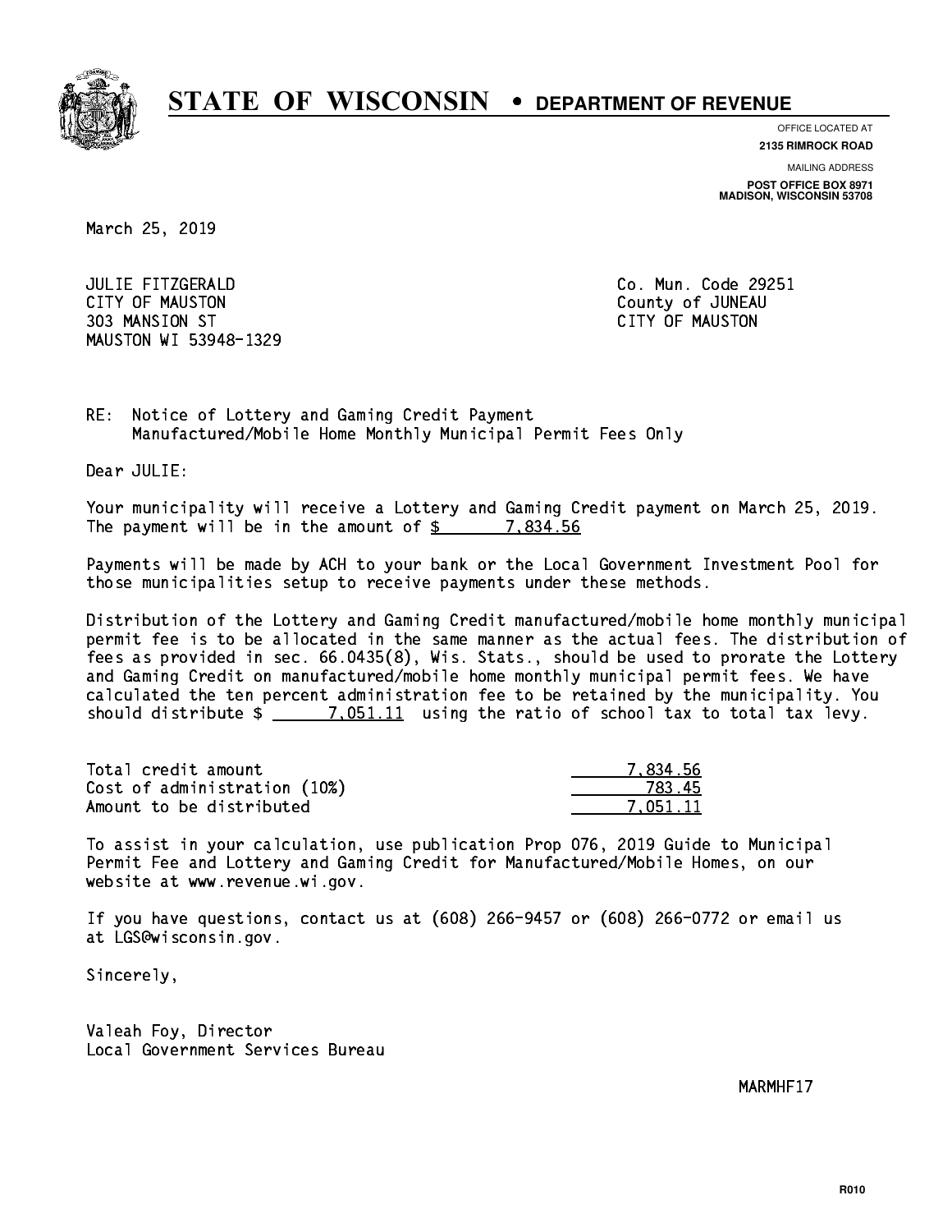# STATE OF WISCONSIN • DEPARTMENT OF REVENUE

OFFICE LOCATED AT
**2135 RIMROCK ROAD**

MAILING ADDRESS
**POST OFFICE BOX 8971**
**MADISON, WISCONSIN 53708**

March 25, 2019

JULIE FITZGERALD
CITY OF MAUSTON
303 MANSION ST
MAUSTON WI 53948-1329

Co. Mun. Code 29251
County of JUNEAU
CITY OF MAUSTON

RE: Notice of Lottery and Gaming Credit Payment
Manufactured/Mobile Home Monthly Municipal Permit Fees Only

Dear JULIE:

Your municipality will receive a Lottery and Gaming Credit payment on March 25, 2019. The payment will be in the amount of $ 7,834.56

Payments will be made by ACH to your bank or the Local Government Investment Pool for those municipalities setup to receive payments under these methods.

Distribution of the Lottery and Gaming Credit manufactured/mobile home monthly municipal permit fee is to be allocated in the same manner as the actual fees. The distribution of fees as provided in sec. 66.0435(8), Wis. Stats., should be used to prorate the Lottery and Gaming Credit on manufactured/mobile home monthly municipal permit fees. We have calculated the ten percent administration fee to be retained by the municipality. You should distribute $ 7,051.11 using the ratio of school tax to total tax levy.

| | |
|---|---|
| Total credit amount | 7,834.56 |
| Cost of administration (10%) | 783.45 |
| Amount to be distributed | 7,051.11 |

To assist in your calculation, use publication Prop 076, 2019 Guide to Municipal Permit Fee and Lottery and Gaming Credit for Manufactured/Mobile Homes, on our website at www.revenue.wi.gov.

If you have questions, contact us at (608) 266-9457 or (608) 266-0772 or email us at LGS@wisconsin.gov.

Sincerely,

Valeah Foy, Director
Local Government Services Bureau

MARMHF17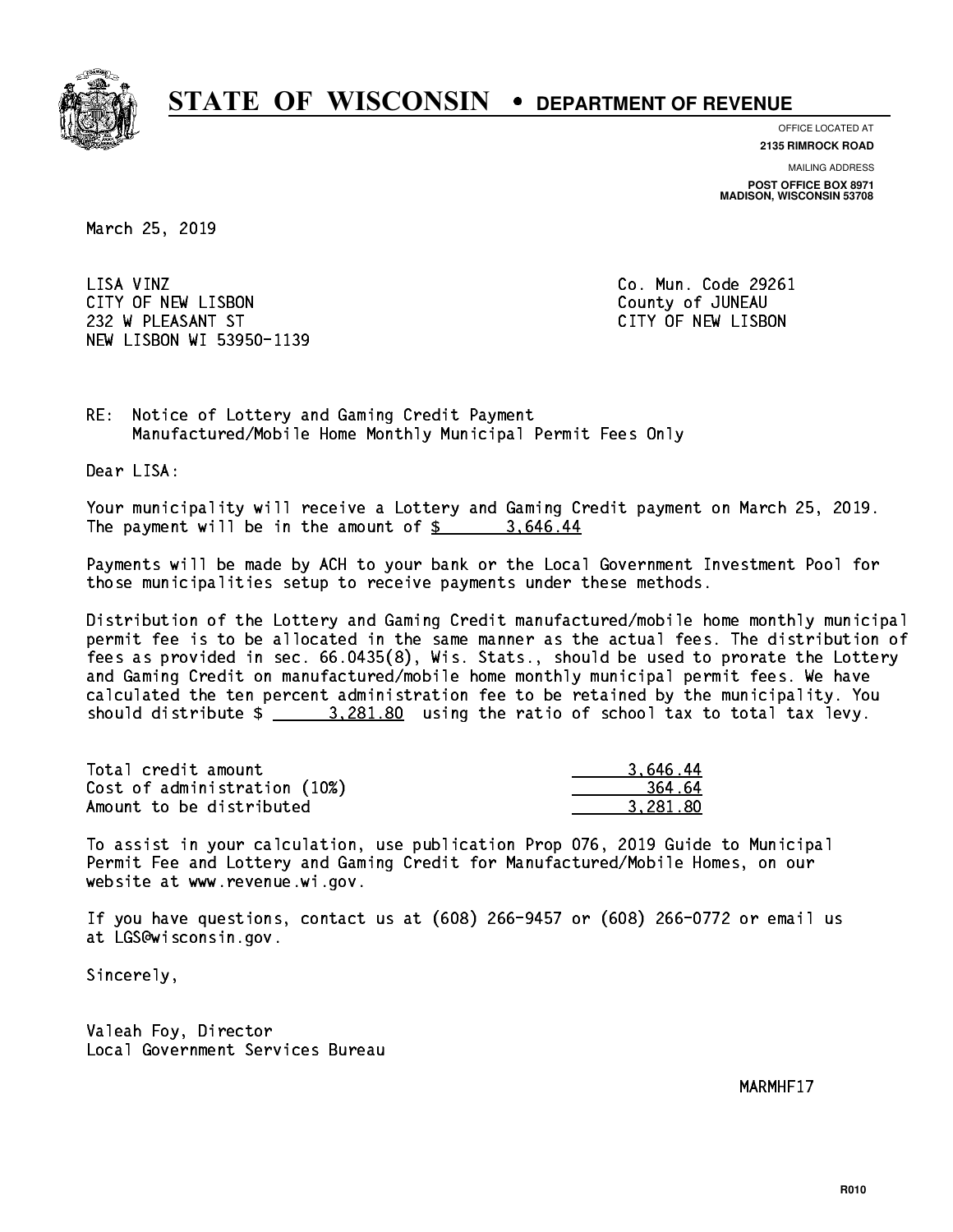# STATE OF WISCONSIN • DEPARTMENT OF REVENUE

OFFICE LOCATED AT
**2135 RIMROCK ROAD**

MAILING ADDRESS
**POST OFFICE BOX 8971**
**MADISON, WISCONSIN 53708**

March 25, 2019

LISA VINZ
CITY OF NEW LISBON
232 W PLEASANT ST
NEW LISBON WI 53950-1139

Co. Mun. Code 29261
County of JUNEAU
CITY OF NEW LISBON

RE: Notice of Lottery and Gaming Credit Payment
Manufactured/Mobile Home Monthly Municipal Permit Fees Only

Dear LISA:

Your municipality will receive a Lottery and Gaming Credit payment on March 25, 2019. The payment will be in the amount of $ 3,646.44

Payments will be made by ACH to your bank or the Local Government Investment Pool for those municipalities setup to receive payments under these methods.

Distribution of the Lottery and Gaming Credit manufactured/mobile home monthly municipal permit fee is to be allocated in the same manner as the actual fees. The distribution of fees as provided in sec. 66.0435(8), Wis. Stats., should be used to prorate the Lottery and Gaming Credit on manufactured/mobile home monthly municipal permit fees. We have calculated the ten percent administration fee to be retained by the municipality. You should distribute $ 3,281.80 using the ratio of school tax to total tax levy.

| | |
|---|---|
| Total credit amount | 3,646.44 |
| Cost of administration (10%) | 364.64 |
| Amount to be distributed | 3,281.80 |

To assist in your calculation, use publication Prop 076, 2019 Guide to Municipal Permit Fee and Lottery and Gaming Credit for Manufactured/Mobile Homes, on our website at www.revenue.wi.gov.

If you have questions, contact us at (608) 266-9457 or (608) 266-0772 or email us at LGS@wisconsin.gov.

Sincerely,

Valeah Foy, Director
Local Government Services Bureau

MARMHF17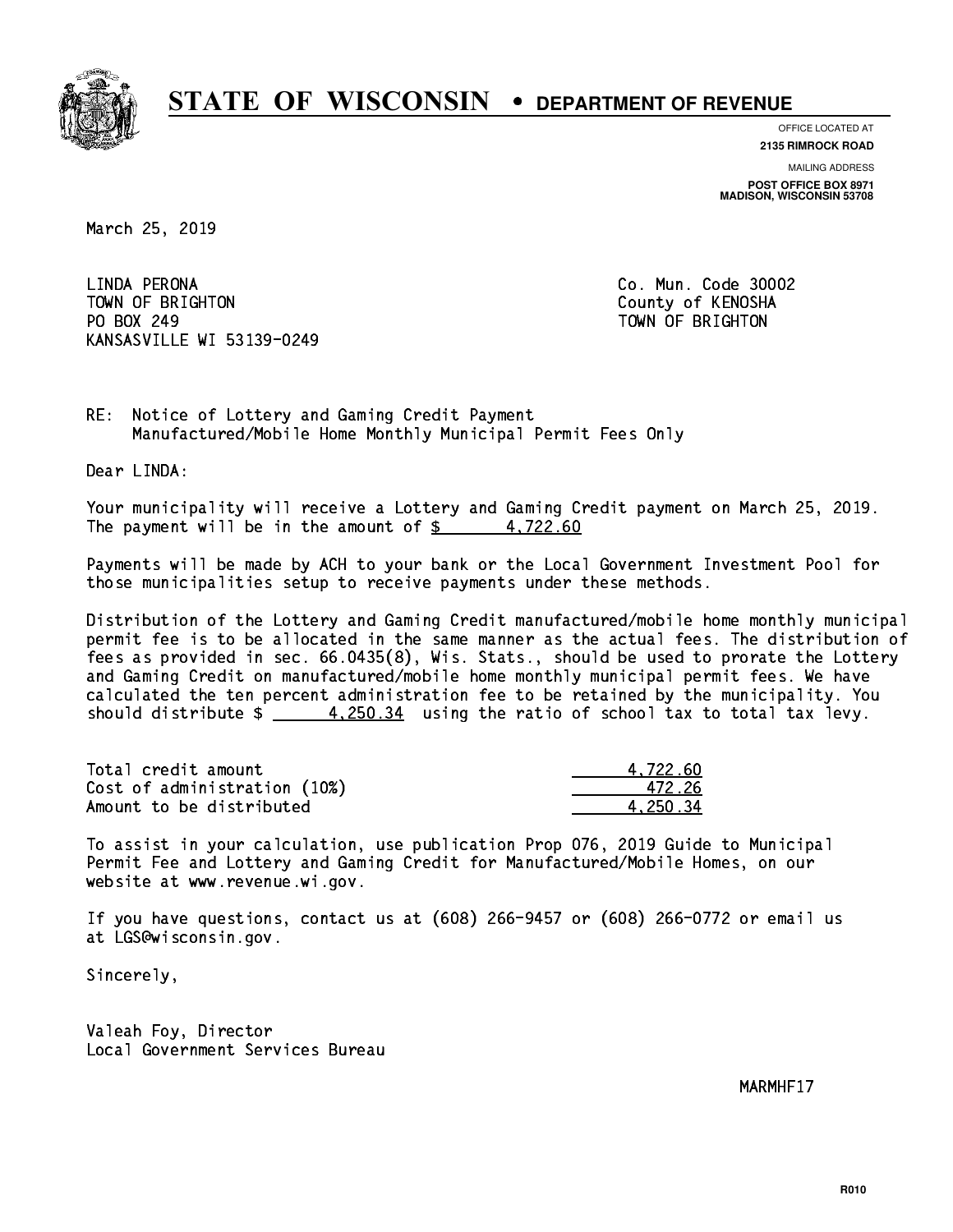# STATE OF WISCONSIN • DEPARTMENT OF REVENUE

OFFICE LOCATED AT
**2135 RIMROCK ROAD**

MAILING ADDRESS
**POST OFFICE BOX 8971**
**MADISON, WISCONSIN 53708**

March 25, 2019

LINDA PERONA
TOWN OF BRIGHTON
PO BOX 249
KANSASVILLE WI 53139-0249

Co. Mun. Code 30002
County of KENOSHA
TOWN OF BRIGHTON

RE: Notice of Lottery and Gaming Credit Payment
Manufactured/Mobile Home Monthly Municipal Permit Fees Only

Dear LINDA:

Your municipality will receive a Lottery and Gaming Credit payment on March 25, 2019. The payment will be in the amount of $ 4,722.60

Payments will be made by ACH to your bank or the Local Government Investment Pool for those municipalities setup to receive payments under these methods.

Distribution of the Lottery and Gaming Credit manufactured/mobile home monthly municipal permit fee is to be allocated in the same manner as the actual fees. The distribution of fees as provided in sec. 66.0435(8), Wis. Stats., should be used to prorate the Lottery and Gaming Credit on manufactured/mobile home monthly municipal permit fees. We have calculated the ten percent administration fee to be retained by the municipality. You should distribute $ 4,250.34 using the ratio of school tax to total tax levy.

| | |
|---|---|
| Total credit amount | 4,722.60 |
| Cost of administration (10%) | 472.26 |
| Amount to be distributed | 4,250.34 |

To assist in your calculation, use publication Prop 076, 2019 Guide to Municipal Permit Fee and Lottery and Gaming Credit for Manufactured/Mobile Homes, on our website at www.revenue.wi.gov.

If you have questions, contact us at (608) 266-9457 or (608) 266-0772 or email us at LGS@wisconsin.gov.

Sincerely,

Valeah Foy, Director
Local Government Services Bureau

MARMHF17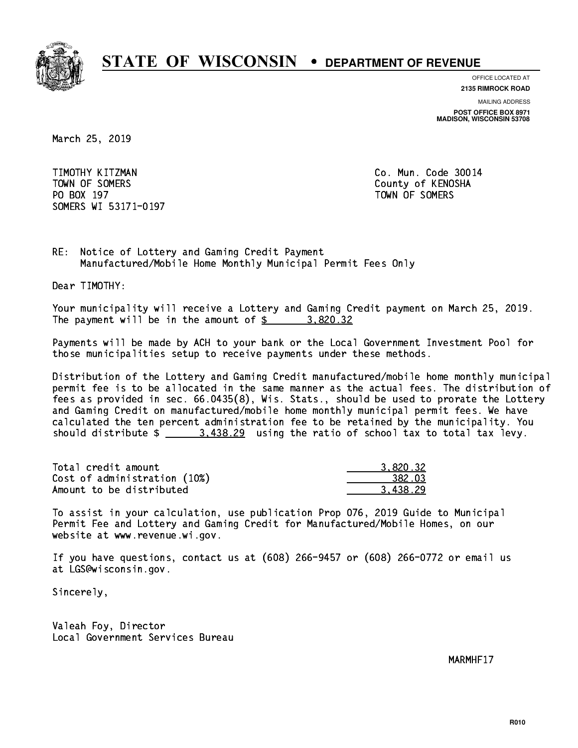# STATE OF WISCONSIN • DEPARTMENT OF REVENUE

OFFICE LOCATED AT
**2135 RIMROCK ROAD**

MAILING ADDRESS
**POST OFFICE BOX 8971**
**MADISON, WISCONSIN 53708**

March 25, 2019

TIMOTHY KITZMAN
TOWN OF SOMERS
PO BOX 197
SOMERS WI 53171-0197

Co. Mun. Code 30014
County of KENOSHA
TOWN OF SOMERS

RE: Notice of Lottery and Gaming Credit Payment
Manufactured/Mobile Home Monthly Municipal Permit Fees Only

Dear TIMOTHY:

Your municipality will receive a Lottery and Gaming Credit payment on March 25, 2019. The payment will be in the amount of $ 3,820.32

Payments will be made by ACH to your bank or the Local Government Investment Pool for those municipalities setup to receive payments under these methods.

Distribution of the Lottery and Gaming Credit manufactured/mobile home monthly municipal permit fee is to be allocated in the same manner as the actual fees. The distribution of fees as provided in sec. 66.0435(8), Wis. Stats., should be used to prorate the Lottery and Gaming Credit on manufactured/mobile home monthly municipal permit fees. We have calculated the ten percent administration fee to be retained by the municipality. You should distribute $ 3,438.29 using the ratio of school tax to total tax levy.

| | |
|---|---|
| Total credit amount | 3,820.32 |
| Cost of administration (10%) | 382.03 |
| Amount to be distributed | 3,438.29 |

To assist in your calculation, use publication Prop 076, 2019 Guide to Municipal Permit Fee and Lottery and Gaming Credit for Manufactured/Mobile Homes, on our website at www.revenue.wi.gov.

If you have questions, contact us at (608) 266-9457 or (608) 266-0772 or email us at LGS@wisconsin.gov.

Sincerely,

Valeah Foy, Director
Local Government Services Bureau

MARMHF17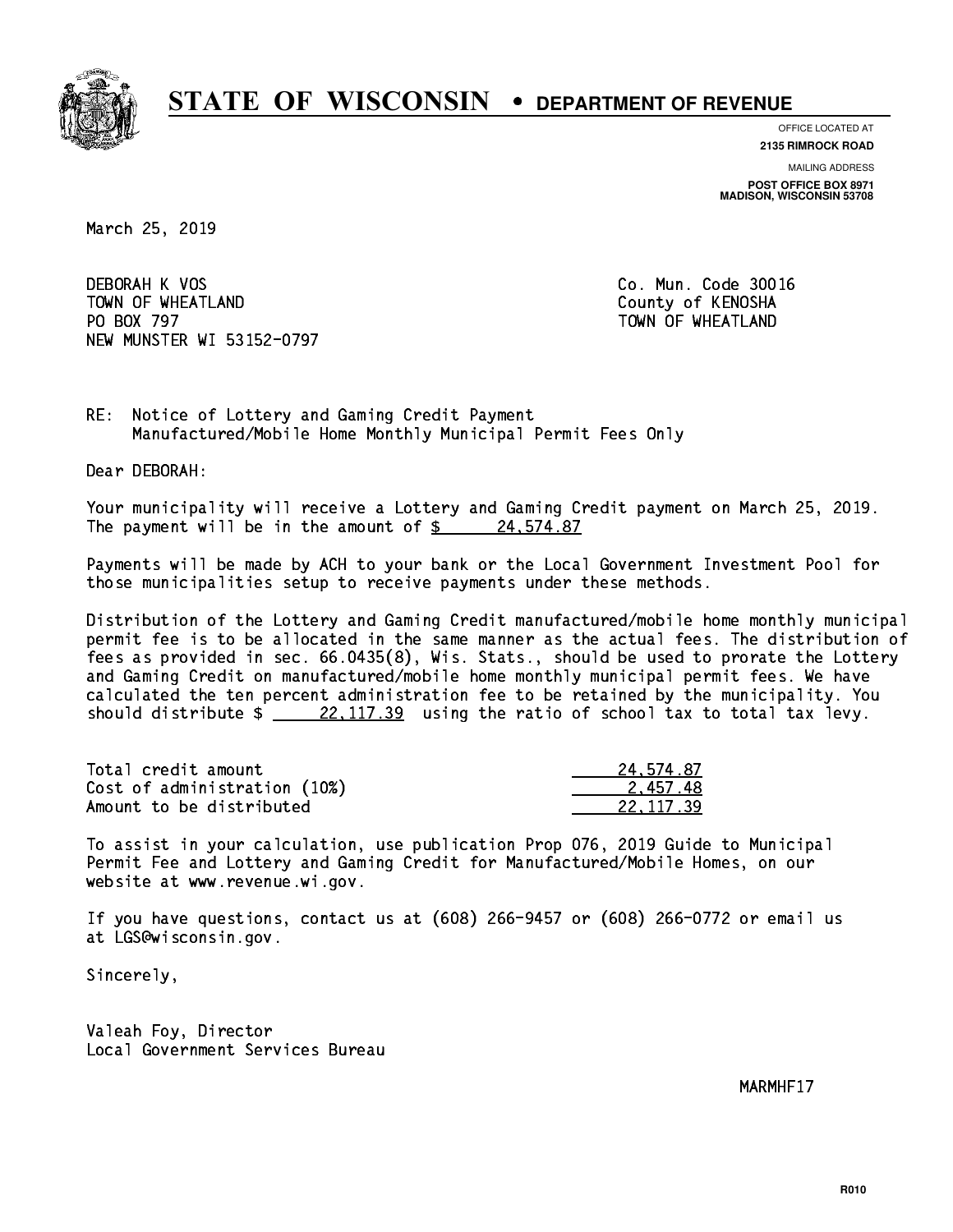# STATE OF WISCONSIN • DEPARTMENT OF REVENUE

OFFICE LOCATED AT
**2135 RIMROCK ROAD**

MAILING ADDRESS
**POST OFFICE BOX 8971**
**MADISON, WISCONSIN 53708**

March 25, 2019

DEBORAH K VOS
TOWN OF WHEATLAND
PO BOX 797
NEW MUNSTER WI 53152-0797

Co. Mun. Code 30016
County of KENOSHA
TOWN OF WHEATLAND

RE: Notice of Lottery and Gaming Credit Payment
Manufactured/Mobile Home Monthly Municipal Permit Fees Only

Dear DEBORAH:

Your municipality will receive a Lottery and Gaming Credit payment on March 25, 2019. The payment will be in the amount of $ 24,574.87

Payments will be made by ACH to your bank or the Local Government Investment Pool for those municipalities setup to receive payments under these methods.

Distribution of the Lottery and Gaming Credit manufactured/mobile home monthly municipal permit fee is to be allocated in the same manner as the actual fees. The distribution of fees as provided in sec. 66.0435(8), Wis. Stats., should be used to prorate the Lottery and Gaming Credit on manufactured/mobile home monthly municipal permit fees. We have calculated the ten percent administration fee to be retained by the municipality. You should distribute $ 22,117.39 using the ratio of school tax to total tax levy.

| | |
|---|---|
| Total credit amount | 24,574.87 |
| Cost of administration (10%) | 2,457.48 |
| Amount to be distributed | 22,117.39 |

To assist in your calculation, use publication Prop 076, 2019 Guide to Municipal Permit Fee and Lottery and Gaming Credit for Manufactured/Mobile Homes, on our website at www.revenue.wi.gov.

If you have questions, contact us at (608) 266-9457 or (608) 266-0772 or email us at LGS@wisconsin.gov.

Sincerely,

Valeah Foy, Director
Local Government Services Bureau

MARMHF17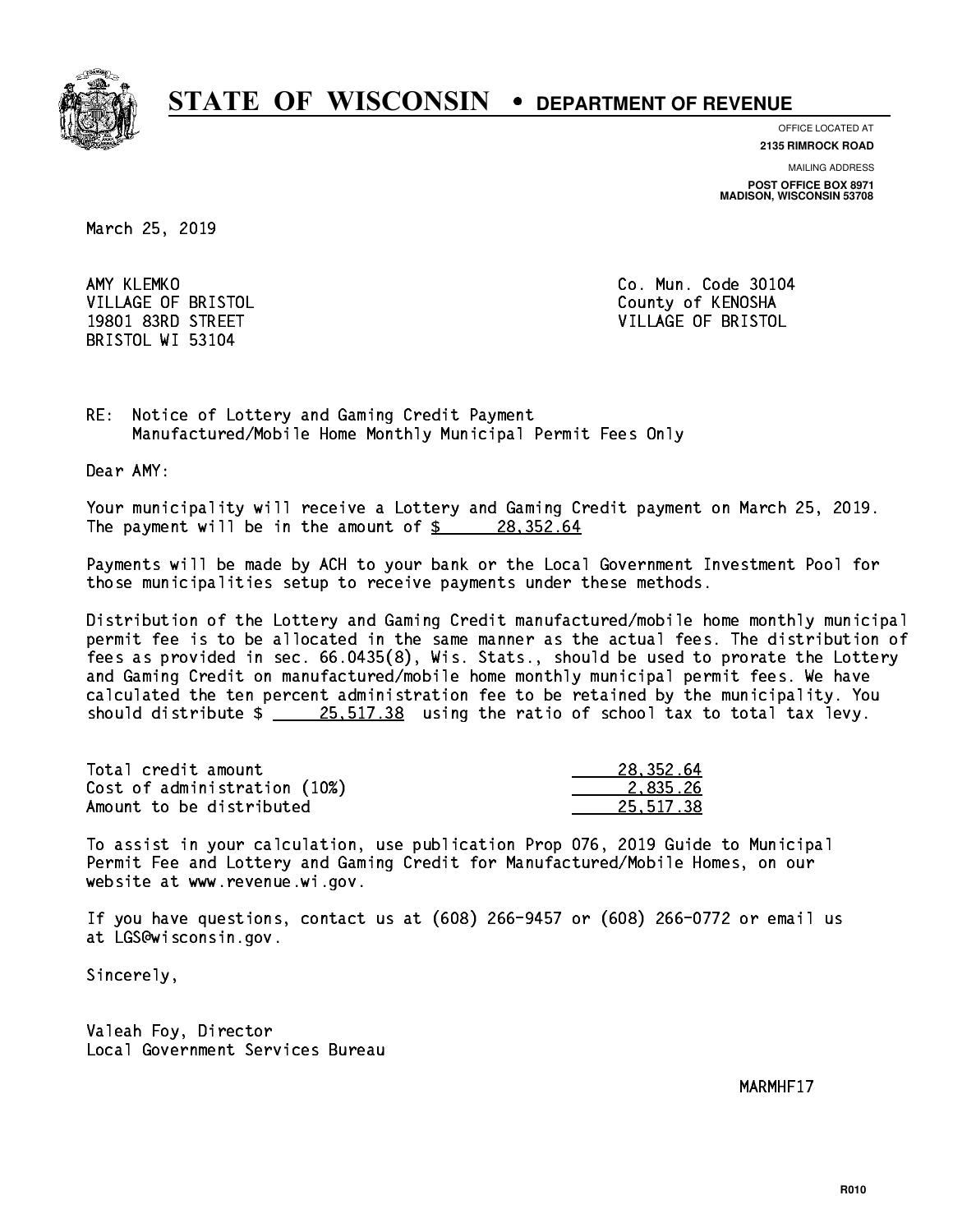**STATE OF WISCONSIN • DEPARTMENT OF REVENUE**

OFFICE LOCATED AT
**2135 RIMROCK ROAD**

MAILING ADDRESS
**POST OFFICE BOX 8971**
**MADISON, WISCONSIN 53708**

March 25, 2019

AMY KLEMKO
VILLAGE OF BRISTOL
19801 83RD STREET
BRISTOL WI 53104

Co. Mun. Code 30104
County of KENOSHA
VILLAGE OF BRISTOL

RE: Notice of Lottery and Gaming Credit Payment
Manufactured/Mobile Home Monthly Municipal Permit Fees Only

Dear AMY:

Your municipality will receive a Lottery and Gaming Credit payment on March 25, 2019. The payment will be in the amount of $ 28,352.64

Payments will be made by ACH to your bank or the Local Government Investment Pool for those municipalities setup to receive payments under these methods.

Distribution of the Lottery and Gaming Credit manufactured/mobile home monthly municipal permit fee is to be allocated in the same manner as the actual fees. The distribution of fees as provided in sec. 66.0435(8), Wis. Stats., should be used to prorate the Lottery and Gaming Credit on manufactured/mobile home monthly municipal permit fees. We have calculated the ten percent administration fee to be retained by the municipality. You should distribute $ 25,517.38 using the ratio of school tax to total tax levy.

| | |
|---|---|
| Total credit amount | 28,352.64 |
| Cost of administration (10%) | 2,835.26 |
| Amount to be distributed | 25,517.38 |

To assist in your calculation, use publication Prop 076, 2019 Guide to Municipal Permit Fee and Lottery and Gaming Credit for Manufactured/Mobile Homes, on our website at www.revenue.wi.gov.

If you have questions, contact us at (608) 266-9457 or (608) 266-0772 or email us at LGS@wisconsin.gov.

Sincerely,

Valeah Foy, Director
Local Government Services Bureau

MARMHF17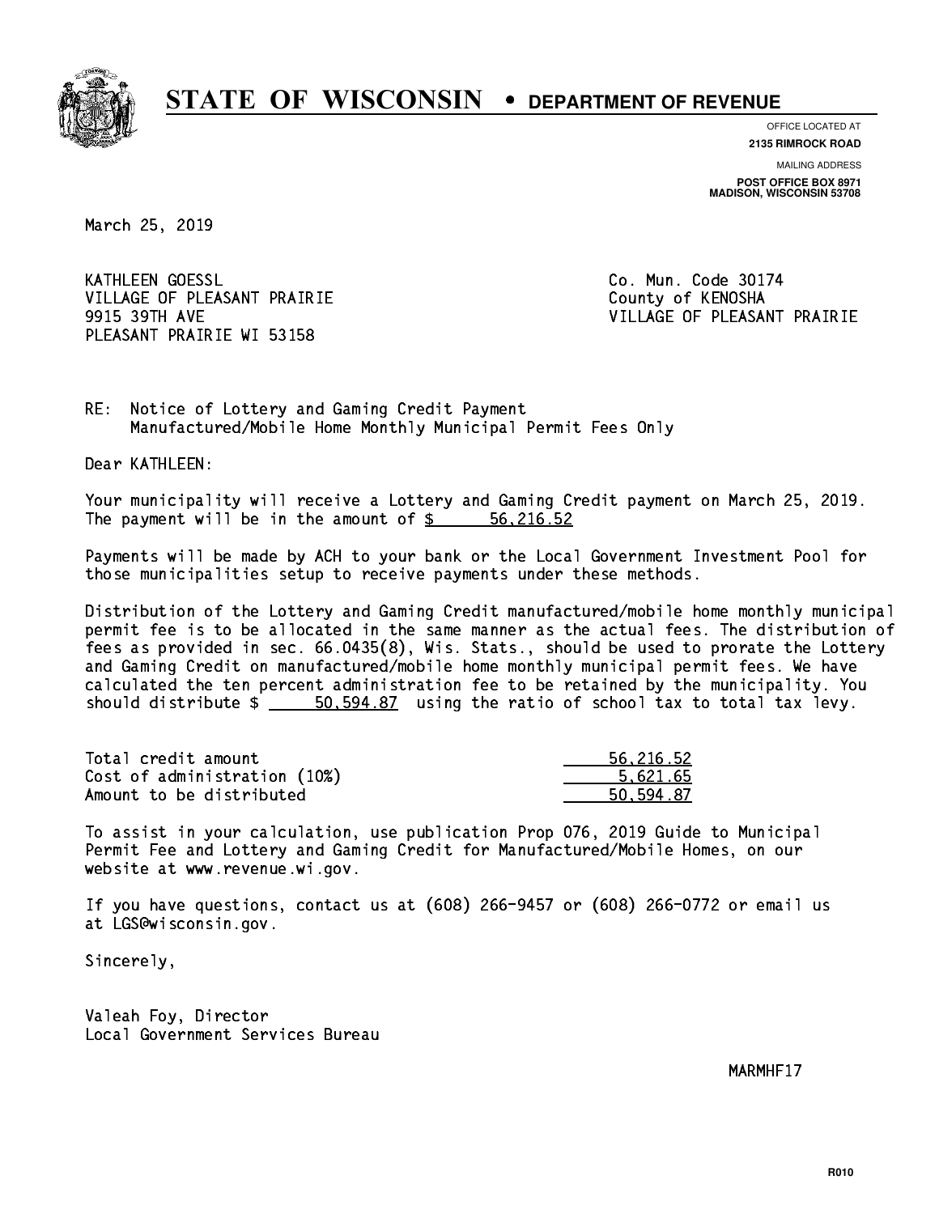# STATE OF WISCONSIN • DEPARTMENT OF REVENUE

OFFICE LOCATED AT
**2135 RIMROCK ROAD**

MAILING ADDRESS
**POST OFFICE BOX 8971**
**MADISON, WISCONSIN 53708**

March 25, 2019

KATHLEEN GOESSL
VILLAGE OF PLEASANT PRAIRIE
9915 39TH AVE
PLEASANT PRAIRIE WI 53158

Co. Mun. Code 30174
County of KENOSHA
VILLAGE OF PLEASANT PRAIRIE

RE: Notice of Lottery and Gaming Credit Payment
Manufactured/Mobile Home Monthly Municipal Permit Fees Only

Dear KATHLEEN:

Your municipality will receive a Lottery and Gaming Credit payment on March 25, 2019. The payment will be in the amount of $ 56,216.52

Payments will be made by ACH to your bank or the Local Government Investment Pool for those municipalities setup to receive payments under these methods.

Distribution of the Lottery and Gaming Credit manufactured/mobile home monthly municipal permit fee is to be allocated in the same manner as the actual fees. The distribution of fees as provided in sec. 66.0435(8), Wis. Stats., should be used to prorate the Lottery and Gaming Credit on manufactured/mobile home monthly municipal permit fees. We have calculated the ten percent administration fee to be retained by the municipality. You should distribute $ 50,594.87 using the ratio of school tax to total tax levy.

| | |
|---|---|
| Total credit amount | 56,216.52 |
| Cost of administration (10%) | 5,621.65 |
| Amount to be distributed | 50,594.87 |

To assist in your calculation, use publication Prop 076, 2019 Guide to Municipal Permit Fee and Lottery and Gaming Credit for Manufactured/Mobile Homes, on our website at www.revenue.wi.gov.

If you have questions, contact us at (608) 266-9457 or (608) 266-0772 or email us at LGS@wisconsin.gov.

Sincerely,

Valeah Foy, Director
Local Government Services Bureau

MARMHF17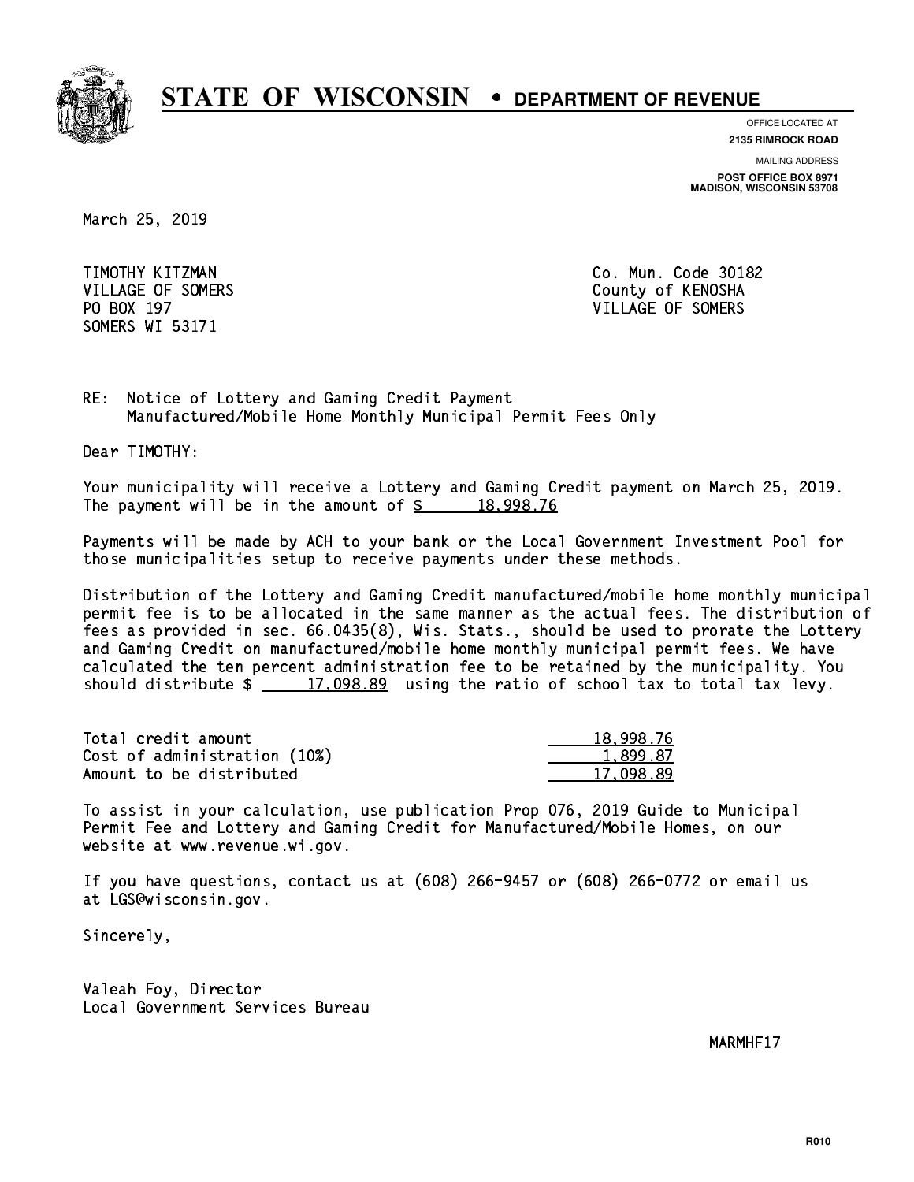# STATE OF WISCONSIN • DEPARTMENT OF REVENUE

OFFICE LOCATED AT
**2135 RIMROCK ROAD**

MAILING ADDRESS
**POST OFFICE BOX 8971**
**MADISON, WISCONSIN 53708**

March 25, 2019

TIMOTHY KITZMAN
VILLAGE OF SOMERS
PO BOX 197
SOMERS WI 53171

Co. Mun. Code 30182
County of KENOSHA
VILLAGE OF SOMERS

RE: Notice of Lottery and Gaming Credit Payment
Manufactured/Mobile Home Monthly Municipal Permit Fees Only

Dear TIMOTHY:

Your municipality will receive a Lottery and Gaming Credit payment on March 25, 2019. The payment will be in the amount of $ 18,998.76

Payments will be made by ACH to your bank or the Local Government Investment Pool for those municipalities setup to receive payments under these methods.

Distribution of the Lottery and Gaming Credit manufactured/mobile home monthly municipal permit fee is to be allocated in the same manner as the actual fees. The distribution of fees as provided in sec. 66.0435(8), Wis. Stats., should be used to prorate the Lottery and Gaming Credit on manufactured/mobile home monthly municipal permit fees. We have calculated the ten percent administration fee to be retained by the municipality. You should distribute $ 17,098.89 using the ratio of school tax to total tax levy.

| | |
|---|---|
| Total credit amount | 18,998.76 |
| Cost of administration (10%) | 1,899.87 |
| Amount to be distributed | 17,098.89 |

To assist in your calculation, use publication Prop 076, 2019 Guide to Municipal Permit Fee and Lottery and Gaming Credit for Manufactured/Mobile Homes, on our website at www.revenue.wi.gov.

If you have questions, contact us at (608) 266-9457 or (608) 266-0772 or email us at LGS@wisconsin.gov.

Sincerely,

Valeah Foy, Director
Local Government Services Bureau

MARMHF17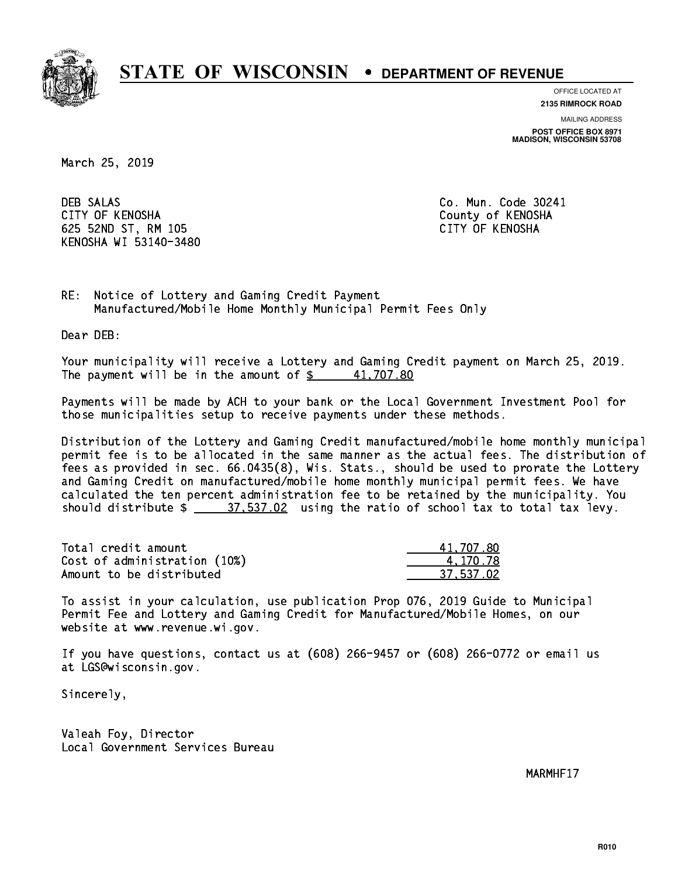# STATE OF WISCONSIN • DEPARTMENT OF REVENUE

OFFICE LOCATED AT
**2135 RIMROCK ROAD**

MAILING ADDRESS
**POST OFFICE BOX 8971**
**MADISON, WISCONSIN 53708**

March 25, 2019

DEB SALAS
CITY OF KENOSHA
625 52ND ST, RM 105
KENOSHA WI 53140-3480

Co. Mun. Code 30241
County of KENOSHA
CITY OF KENOSHA

RE: Notice of Lottery and Gaming Credit Payment
Manufactured/Mobile Home Monthly Municipal Permit Fees Only

Dear DEB:

Your municipality will receive a Lottery and Gaming Credit payment on March 25, 2019. The payment will be in the amount of $ 41,707.80

Payments will be made by ACH to your bank or the Local Government Investment Pool for those municipalities setup to receive payments under these methods.

Distribution of the Lottery and Gaming Credit manufactured/mobile home monthly municipal permit fee is to be allocated in the same manner as the actual fees. The distribution of fees as provided in sec. 66.0435(8), Wis. Stats., should be used to prorate the Lottery and Gaming Credit on manufactured/mobile home monthly municipal permit fees. We have calculated the ten percent administration fee to be retained by the municipality. You should distribute $ 37,537.02 using the ratio of school tax to total tax levy.

| | |
|---|---|
| Total credit amount | 41,707.80 |
| Cost of administration (10%) | 4,170.78 |
| Amount to be distributed | 37,537.02 |

To assist in your calculation, use publication Prop 076, 2019 Guide to Municipal Permit Fee and Lottery and Gaming Credit for Manufactured/Mobile Homes, on our website at www.revenue.wi.gov.

If you have questions, contact us at (608) 266-9457 or (608) 266-0772 or email us at LGS@wisconsin.gov.

Sincerely,

Valeah Foy, Director
Local Government Services Bureau

MARMHF17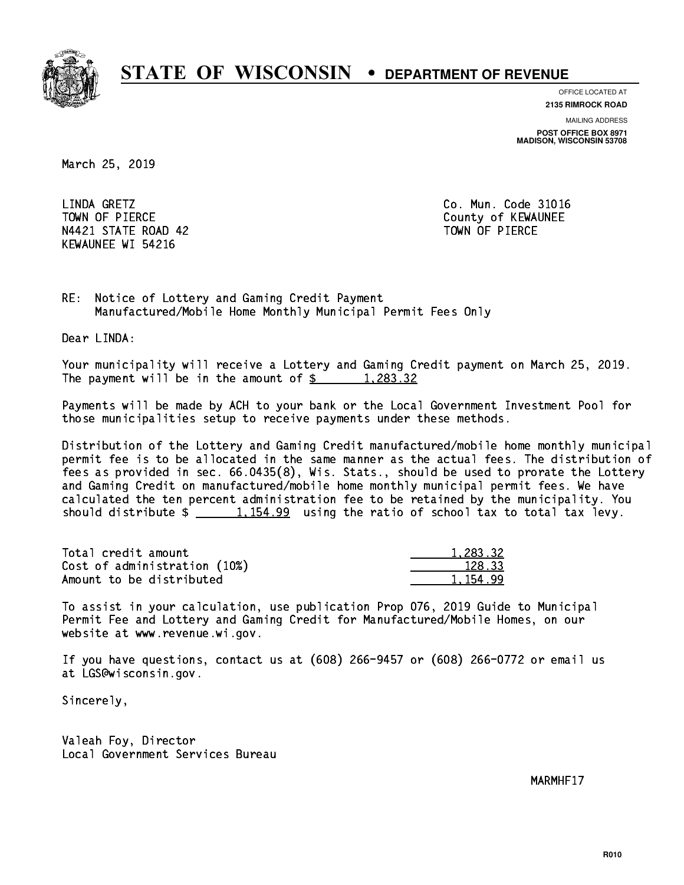# STATE OF WISCONSIN • DEPARTMENT OF REVENUE

OFFICE LOCATED AT
**2135 RIMROCK ROAD**

MAILING ADDRESS
**POST OFFICE BOX 8971**
**MADISON, WISCONSIN 53708**

March 25, 2019

LINDA GRETZ
TOWN OF PIERCE
N4421 STATE ROAD 42
KEWAUNEE WI 54216

Co. Mun. Code 31016
County of KEWAUNEE
TOWN OF PIERCE

RE: Notice of Lottery and Gaming Credit Payment
Manufactured/Mobile Home Monthly Municipal Permit Fees Only

Dear LINDA:

Your municipality will receive a Lottery and Gaming Credit payment on March 25, 2019. The payment will be in the amount of $ 1,283.32

Payments will be made by ACH to your bank or the Local Government Investment Pool for those municipalities setup to receive payments under these methods.

Distribution of the Lottery and Gaming Credit manufactured/mobile home monthly municipal permit fee is to be allocated in the same manner as the actual fees. The distribution of fees as provided in sec. 66.0435(8), Wis. Stats., should be used to prorate the Lottery and Gaming Credit on manufactured/mobile home monthly municipal permit fees. We have calculated the ten percent administration fee to be retained by the municipality. You should distribute $ 1,154.99 using the ratio of school tax to total tax levy.

| | |
|---|---|
| Total credit amount | 1,283.32 |
| Cost of administration (10%) | 128.33 |
| Amount to be distributed | 1,154.99 |

To assist in your calculation, use publication Prop 076, 2019 Guide to Municipal Permit Fee and Lottery and Gaming Credit for Manufactured/Mobile Homes, on our website at www.revenue.wi.gov.

If you have questions, contact us at (608) 266-9457 or (608) 266-0772 or email us at LGS@wisconsin.gov.

Sincerely,

Valeah Foy, Director
Local Government Services Bureau

MARMHF17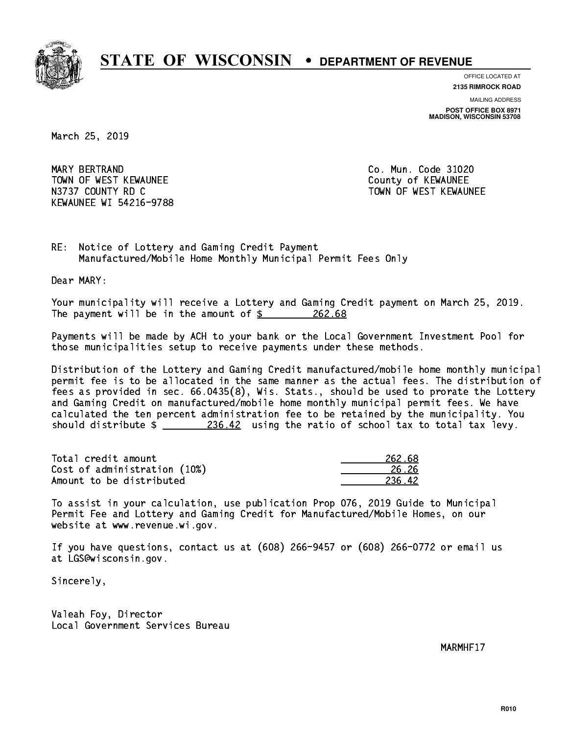# STATE OF WISCONSIN • DEPARTMENT OF REVENUE

OFFICE LOCATED AT
**2135 RIMROCK ROAD**

MAILING ADDRESS
**POST OFFICE BOX 8971**
**MADISON, WISCONSIN 53708**

March 25, 2019

MARY BERTRAND
TOWN OF WEST KEWAUNEE
N3737 COUNTY RD C
KEWAUNEE WI 54216-9788

Co. Mun. Code 31020
County of KEWAUNEE
TOWN OF WEST KEWAUNEE

RE: Notice of Lottery and Gaming Credit Payment
Manufactured/Mobile Home Monthly Municipal Permit Fees Only

Dear MARY:

Your municipality will receive a Lottery and Gaming Credit payment on March 25, 2019. The payment will be in the amount of $ 262.68

Payments will be made by ACH to your bank or the Local Government Investment Pool for those municipalities setup to receive payments under these methods.

Distribution of the Lottery and Gaming Credit manufactured/mobile home monthly municipal permit fee is to be allocated in the same manner as the actual fees. The distribution of fees as provided in sec. 66.0435(8), Wis. Stats., should be used to prorate the Lottery and Gaming Credit on manufactured/mobile home monthly municipal permit fees. We have calculated the ten percent administration fee to be retained by the municipality. You should distribute $ 236.42 using the ratio of school tax to total tax levy.

| | |
|---|---|
| Total credit amount | 262.68 |
| Cost of administration (10%) | 26.26 |
| Amount to be distributed | 236.42 |

To assist in your calculation, use publication Prop 076, 2019 Guide to Municipal Permit Fee and Lottery and Gaming Credit for Manufactured/Mobile Homes, on our website at www.revenue.wi.gov.

If you have questions, contact us at (608) 266-9457 or (608) 266-0772 or email us at LGS@wisconsin.gov.

Sincerely,

Valeah Foy, Director
Local Government Services Bureau

MARMHF17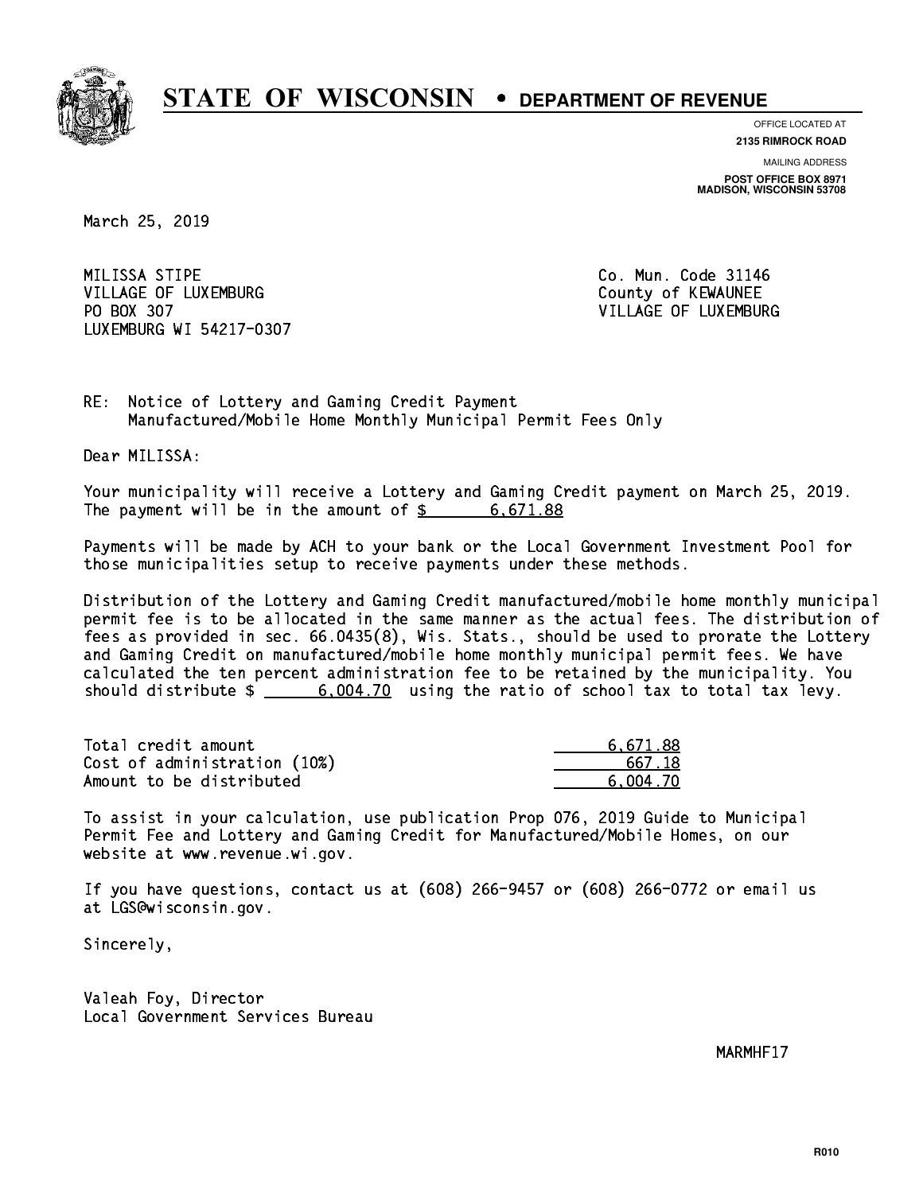# STATE OF WISCONSIN • DEPARTMENT OF REVENUE

OFFICE LOCATED AT
**2135 RIMROCK ROAD**

MAILING ADDRESS
**POST OFFICE BOX 8971**
**MADISON, WISCONSIN 53708**

March 25, 2019

MILISSA STIPE
VILLAGE OF LUXEMBURG
PO BOX 307
LUXEMBURG WI 54217-0307

Co. Mun. Code 31146
County of KEWAUNEE
VILLAGE OF LUXEMBURG

RE: Notice of Lottery and Gaming Credit Payment
Manufactured/Mobile Home Monthly Municipal Permit Fees Only

Dear MILISSA:

Your municipality will receive a Lottery and Gaming Credit payment on March 25, 2019. The payment will be in the amount of $ 6,671.88

Payments will be made by ACH to your bank or the Local Government Investment Pool for those municipalities setup to receive payments under these methods.

Distribution of the Lottery and Gaming Credit manufactured/mobile home monthly municipal permit fee is to be allocated in the same manner as the actual fees. The distribution of fees as provided in sec. 66.0435(8), Wis. Stats., should be used to prorate the Lottery and Gaming Credit on manufactured/mobile home monthly municipal permit fees. We have calculated the ten percent administration fee to be retained by the municipality. You should distribute $ 6,004.70 using the ratio of school tax to total tax levy.

| | |
|---|---|
| Total credit amount | 6,671.88 |
| Cost of administration (10%) | 667.18 |
| Amount to be distributed | 6,004.70 |

To assist in your calculation, use publication Prop 076, 2019 Guide to Municipal Permit Fee and Lottery and Gaming Credit for Manufactured/Mobile Homes, on our website at www.revenue.wi.gov.

If you have questions, contact us at (608) 266-9457 or (608) 266-0772 or email us at LGS@wisconsin.gov.

Sincerely,

Valeah Foy, Director
Local Government Services Bureau

MARMHF17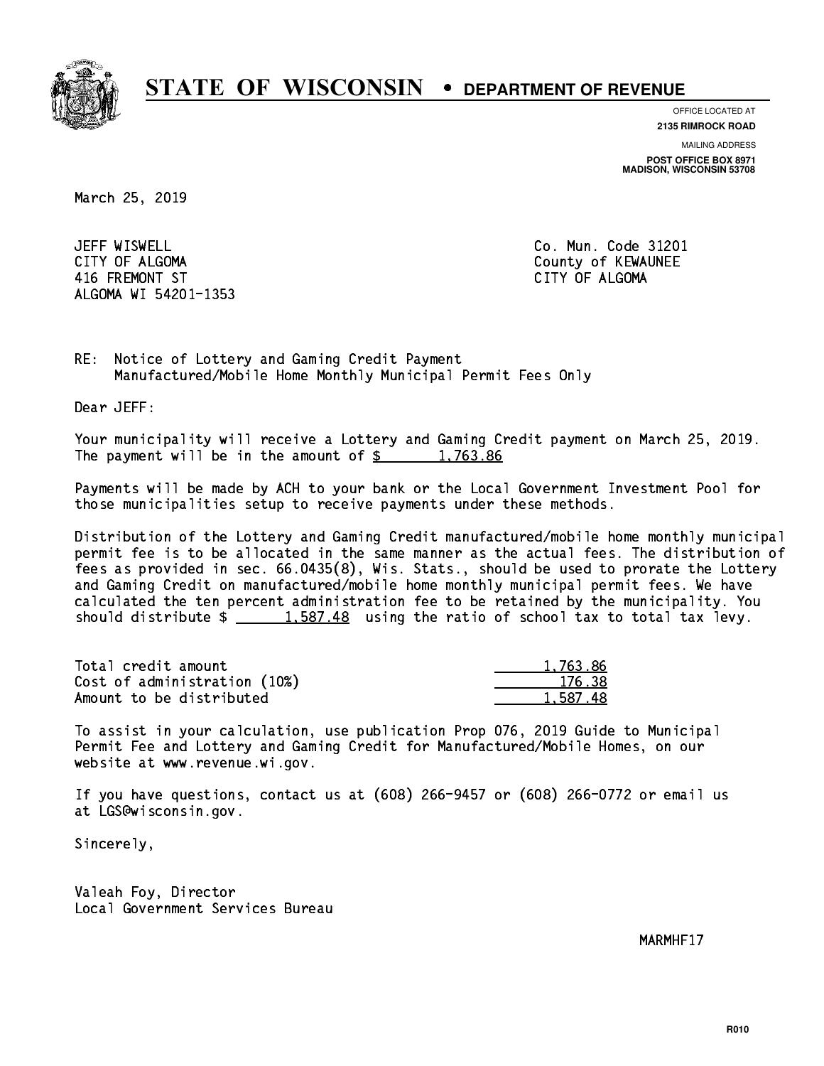# STATE OF WISCONSIN • DEPARTMENT OF REVENUE

OFFICE LOCATED AT
**2135 RIMROCK ROAD**

MAILING ADDRESS
**POST OFFICE BOX 8971**
**MADISON, WISCONSIN 53708**

March 25, 2019

JEFF WISWELL
CITY OF ALGOMA
416 FREMONT ST
ALGOMA WI 54201-1353

Co. Mun. Code 31201
County of KEWAUNEE
CITY OF ALGOMA

RE: Notice of Lottery and Gaming Credit Payment
Manufactured/Mobile Home Monthly Municipal Permit Fees Only

Dear JEFF:

Your municipality will receive a Lottery and Gaming Credit payment on March 25, 2019. The payment will be in the amount of $ 1,763.86

Payments will be made by ACH to your bank or the Local Government Investment Pool for those municipalities setup to receive payments under these methods.

Distribution of the Lottery and Gaming Credit manufactured/mobile home monthly municipal permit fee is to be allocated in the same manner as the actual fees. The distribution of fees as provided in sec. 66.0435(8), Wis. Stats., should be used to prorate the Lottery and Gaming Credit on manufactured/mobile home monthly municipal permit fees. We have calculated the ten percent administration fee to be retained by the municipality. You should distribute $ 1,587.48 using the ratio of school tax to total tax levy.

| | |
|---|---|
| Total credit amount | 1,763.86 |
| Cost of administration (10%) | 176.38 |
| Amount to be distributed | 1,587.48 |

To assist in your calculation, use publication Prop 076, 2019 Guide to Municipal Permit Fee and Lottery and Gaming Credit for Manufactured/Mobile Homes, on our website at www.revenue.wi.gov.

If you have questions, contact us at (608) 266-9457 or (608) 266-0772 or email us at LGS@wisconsin.gov.

Sincerely,

Valeah Foy, Director
Local Government Services Bureau

MARMHF17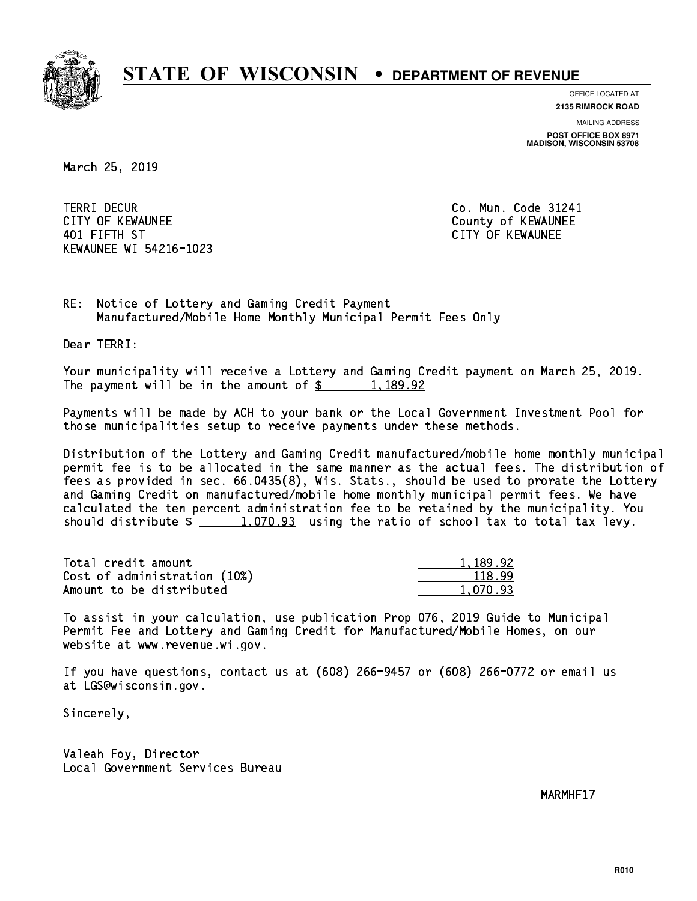# STATE OF WISCONSIN • DEPARTMENT OF REVENUE

OFFICE LOCATED AT
**2135 RIMROCK ROAD**

MAILING ADDRESS
**POST OFFICE BOX 8971**
**MADISON, WISCONSIN 53708**

March 25, 2019

TERRI DECUR
CITY OF KEWAUNEE
401 FIFTH ST
KEWAUNEE WI 54216-1023

Co. Mun. Code 31241
County of KEWAUNEE
CITY OF KEWAUNEE

RE: Notice of Lottery and Gaming Credit Payment
Manufactured/Mobile Home Monthly Municipal Permit Fees Only

Dear TERRI:

Your municipality will receive a Lottery and Gaming Credit payment on March 25, 2019. The payment will be in the amount of $ 1,189.92

Payments will be made by ACH to your bank or the Local Government Investment Pool for those municipalities setup to receive payments under these methods.

Distribution of the Lottery and Gaming Credit manufactured/mobile home monthly municipal permit fee is to be allocated in the same manner as the actual fees. The distribution of fees as provided in sec. 66.0435(8), Wis. Stats., should be used to prorate the Lottery and Gaming Credit on manufactured/mobile home monthly municipal permit fees. We have calculated the ten percent administration fee to be retained by the municipality. You should distribute $ 1,070.93 using the ratio of school tax to total tax levy.

| | |
|---|---|
| Total credit amount | 1,189.92 |
| Cost of administration (10%) | 118.99 |
| Amount to be distributed | 1,070.93 |

To assist in your calculation, use publication Prop 076, 2019 Guide to Municipal Permit Fee and Lottery and Gaming Credit for Manufactured/Mobile Homes, on our website at www.revenue.wi.gov.

If you have questions, contact us at (608) 266-9457 or (608) 266-0772 or email us at LGS@wisconsin.gov.

Sincerely,

Valeah Foy, Director
Local Government Services Bureau

MARMHF17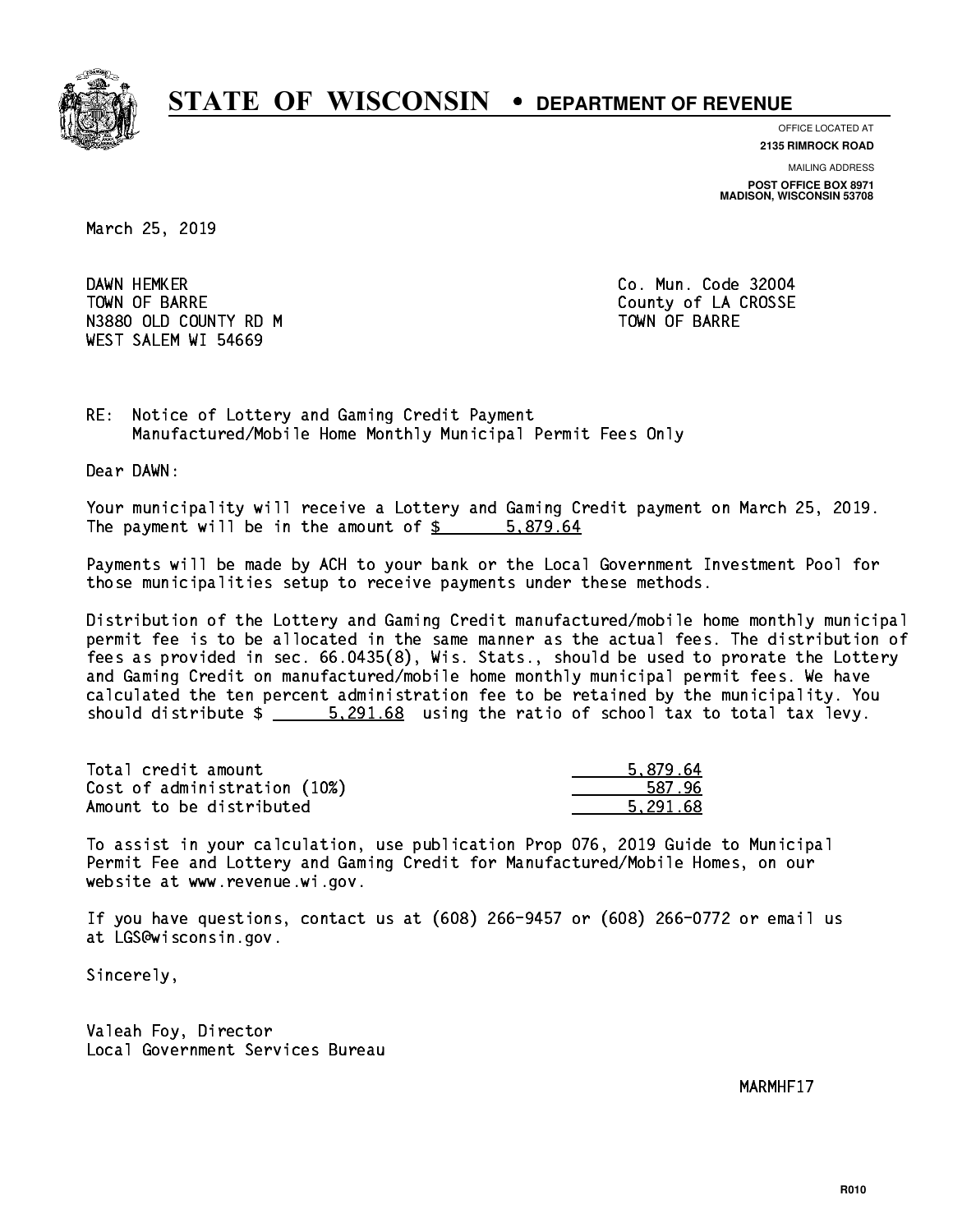# STATE OF WISCONSIN • DEPARTMENT OF REVENUE

OFFICE LOCATED AT
**2135 RIMROCK ROAD**

MAILING ADDRESS
**POST OFFICE BOX 8971**
**MADISON, WISCONSIN 53708**

March 25, 2019

DAWN HEMKER
TOWN OF BARRE
N3880 OLD COUNTY RD M
WEST SALEM WI 54669

Co. Mun. Code 32004
County of LA CROSSE
TOWN OF BARRE

RE: Notice of Lottery and Gaming Credit Payment
Manufactured/Mobile Home Monthly Municipal Permit Fees Only

Dear DAWN:

Your municipality will receive a Lottery and Gaming Credit payment on March 25, 2019. The payment will be in the amount of $ 5,879.64

Payments will be made by ACH to your bank or the Local Government Investment Pool for those municipalities setup to receive payments under these methods.

Distribution of the Lottery and Gaming Credit manufactured/mobile home monthly municipal permit fee is to be allocated in the same manner as the actual fees. The distribution of fees as provided in sec. 66.0435(8), Wis. Stats., should be used to prorate the Lottery and Gaming Credit on manufactured/mobile home monthly municipal permit fees. We have calculated the ten percent administration fee to be retained by the municipality. You should distribute $ 5,291.68 using the ratio of school tax to total tax levy.

| | |
|---|---|
| Total credit amount | 5,879.64 |
| Cost of administration (10%) | 587.96 |
| Amount to be distributed | 5,291.68 |

To assist in your calculation, use publication Prop 076, 2019 Guide to Municipal Permit Fee and Lottery and Gaming Credit for Manufactured/Mobile Homes, on our website at www.revenue.wi.gov.

If you have questions, contact us at (608) 266-9457 or (608) 266-0772 or email us at LGS@wisconsin.gov.

Sincerely,

Valeah Foy, Director
Local Government Services Bureau

MARMHF17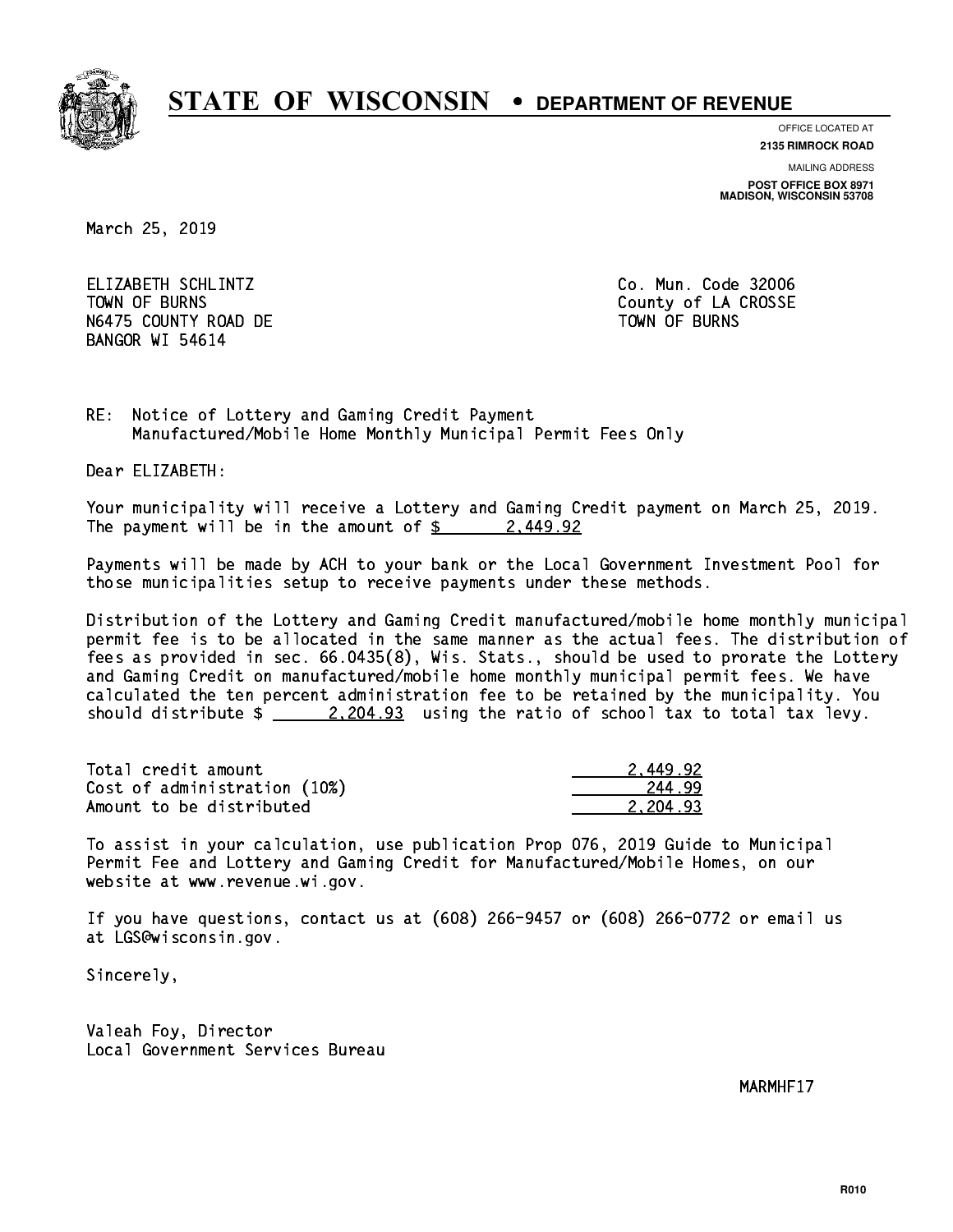# STATE OF WISCONSIN • DEPARTMENT OF REVENUE

OFFICE LOCATED AT
**2135 RIMROCK ROAD**

MAILING ADDRESS
**POST OFFICE BOX 8971**
**MADISON, WISCONSIN 53708**

March 25, 2019

ELIZABETH SCHLINTZ
TOWN OF BURNS
N6475 COUNTY ROAD DE
BANGOR WI 54614

Co. Mun. Code 32006
County of LA CROSSE
TOWN OF BURNS

RE: Notice of Lottery and Gaming Credit Payment
Manufactured/Mobile Home Monthly Municipal Permit Fees Only

Dear ELIZABETH:

Your municipality will receive a Lottery and Gaming Credit payment on March 25, 2019. The payment will be in the amount of $ 2,449.92

Payments will be made by ACH to your bank or the Local Government Investment Pool for those municipalities setup to receive payments under these methods.

Distribution of the Lottery and Gaming Credit manufactured/mobile home monthly municipal permit fee is to be allocated in the same manner as the actual fees. The distribution of fees as provided in sec. 66.0435(8), Wis. Stats., should be used to prorate the Lottery and Gaming Credit on manufactured/mobile home monthly municipal permit fees. We have calculated the ten percent administration fee to be retained by the municipality. You should distribute $ 2,204.93 using the ratio of school tax to total tax levy.

| | |
|---|---|
| Total credit amount | 2,449.92 |
| Cost of administration (10%) | 244.99 |
| Amount to be distributed | 2,204.93 |

To assist in your calculation, use publication Prop 076, 2019 Guide to Municipal Permit Fee and Lottery and Gaming Credit for Manufactured/Mobile Homes, on our website at www.revenue.wi.gov.

If you have questions, contact us at (608) 266-9457 or (608) 266-0772 or email us at LGS@wisconsin.gov.

Sincerely,

Valeah Foy, Director
Local Government Services Bureau

MARMHF17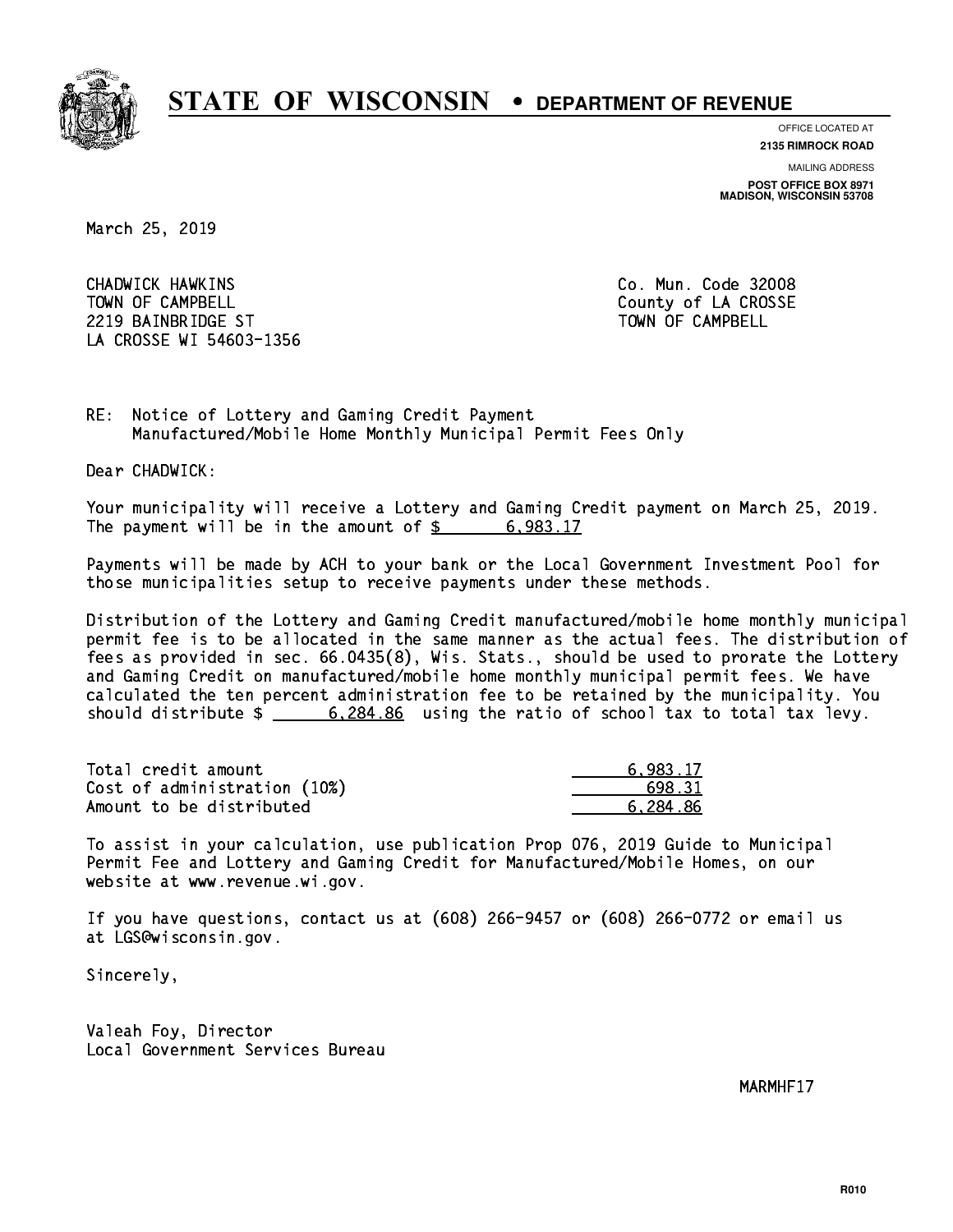# STATE OF WISCONSIN • DEPARTMENT OF REVENUE

OFFICE LOCATED AT
**2135 RIMROCK ROAD**

MAILING ADDRESS
**POST OFFICE BOX 8971**
**MADISON, WISCONSIN 53708**

March 25, 2019

CHADWICK HAWKINS
TOWN OF CAMPBELL
2219 BAINBRIDGE ST
LA CROSSE WI 54603-1356

Co. Mun. Code 32008
County of LA CROSSE
TOWN OF CAMPBELL

RE: Notice of Lottery and Gaming Credit Payment
Manufactured/Mobile Home Monthly Municipal Permit Fees Only

Dear CHADWICK:

Your municipality will receive a Lottery and Gaming Credit payment on March 25, 2019. The payment will be in the amount of $ 6,983.17

Payments will be made by ACH to your bank or the Local Government Investment Pool for those municipalities setup to receive payments under these methods.

Distribution of the Lottery and Gaming Credit manufactured/mobile home monthly municipal permit fee is to be allocated in the same manner as the actual fees. The distribution of fees as provided in sec. 66.0435(8), Wis. Stats., should be used to prorate the Lottery and Gaming Credit on manufactured/mobile home monthly municipal permit fees. We have calculated the ten percent administration fee to be retained by the municipality. You should distribute $ 6,284.86 using the ratio of school tax to total tax levy.

| | |
|---|---|
| Total credit amount | 6,983.17 |
| Cost of administration (10%) | 698.31 |
| Amount to be distributed | 6,284.86 |

To assist in your calculation, use publication Prop 076, 2019 Guide to Municipal Permit Fee and Lottery and Gaming Credit for Manufactured/Mobile Homes, on our website at www.revenue.wi.gov.

If you have questions, contact us at (608) 266-9457 or (608) 266-0772 or email us at LGS@wisconsin.gov.

Sincerely,

Valeah Foy, Director
Local Government Services Bureau

MARMHF17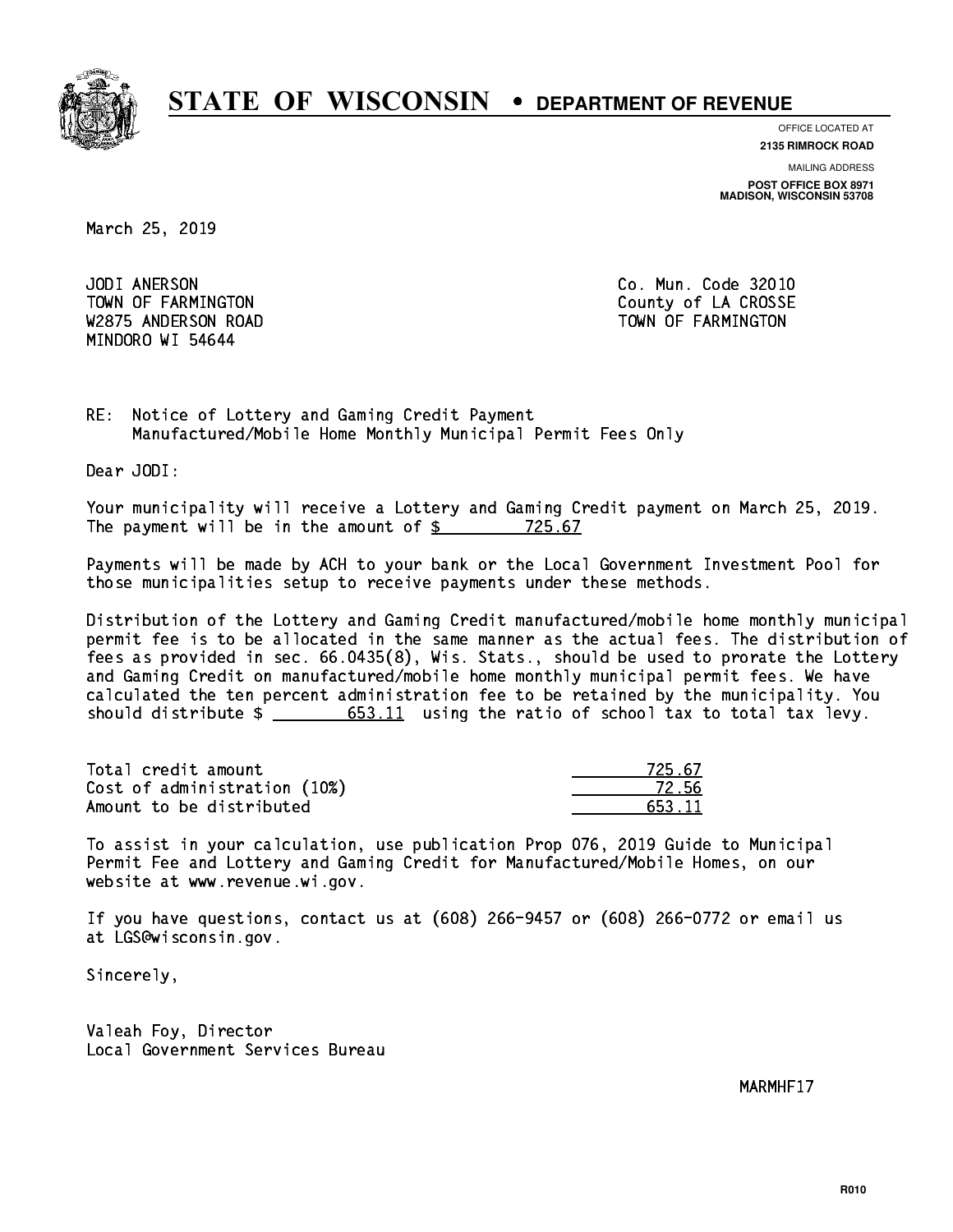# STATE OF WISCONSIN • DEPARTMENT OF REVENUE

OFFICE LOCATED AT
**2135 RIMROCK ROAD**

MAILING ADDRESS
**POST OFFICE BOX 8971**
**MADISON, WISCONSIN 53708**

March 25, 2019

JODI ANERSON
TOWN OF FARMINGTON
W2875 ANDERSON ROAD
MINDORO WI 54644

Co. Mun. Code 32010
County of LA CROSSE
TOWN OF FARMINGTON

RE: Notice of Lottery and Gaming Credit Payment
Manufactured/Mobile Home Monthly Municipal Permit Fees Only

Dear JODI:

Your municipality will receive a Lottery and Gaming Credit payment on March 25, 2019. The payment will be in the amount of $ 725.67

Payments will be made by ACH to your bank or the Local Government Investment Pool for those municipalities setup to receive payments under these methods.

Distribution of the Lottery and Gaming Credit manufactured/mobile home monthly municipal permit fee is to be allocated in the same manner as the actual fees. The distribution of fees as provided in sec. 66.0435(8), Wis. Stats., should be used to prorate the Lottery and Gaming Credit on manufactured/mobile home monthly municipal permit fees. We have calculated the ten percent administration fee to be retained by the municipality. You should distribute $ 653.11 using the ratio of school tax to total tax levy.

| | |
|---|---|
| Total credit amount | 725.67 |
| Cost of administration (10%) | 72.56 |
| Amount to be distributed | 653.11 |

To assist in your calculation, use publication Prop 076, 2019 Guide to Municipal Permit Fee and Lottery and Gaming Credit for Manufactured/Mobile Homes, on our website at www.revenue.wi.gov.

If you have questions, contact us at (608) 266-9457 or (608) 266-0772 or email us at LGS@wisconsin.gov.

Sincerely,

Valeah Foy, Director
Local Government Services Bureau

MARMHF17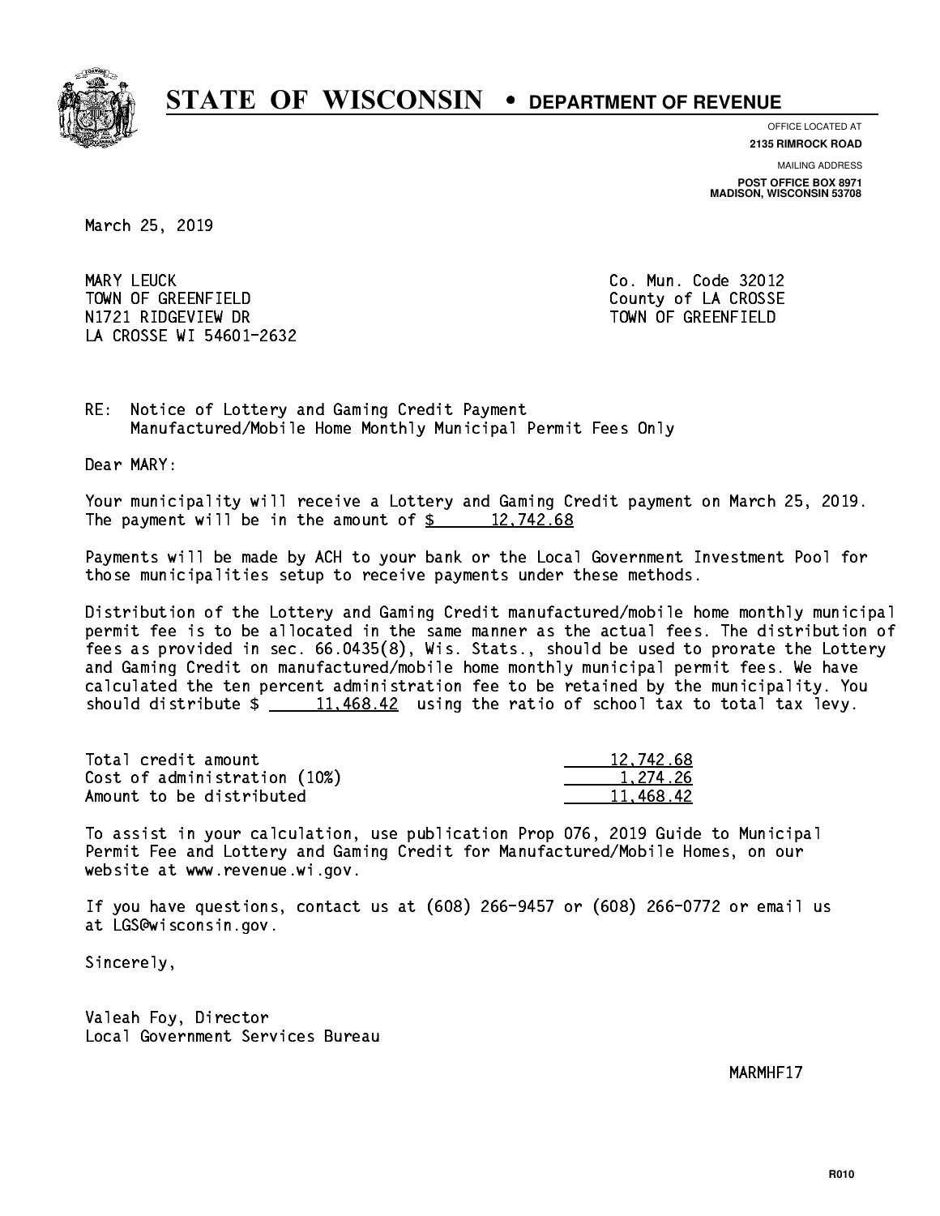# STATE OF WISCONSIN • DEPARTMENT OF REVENUE

OFFICE LOCATED AT
**2135 RIMROCK ROAD**

MAILING ADDRESS
**POST OFFICE BOX 8971**
**MADISON, WISCONSIN 53708**

March 25, 2019

MARY LEUCK
TOWN OF GREENFIELD
N1721 RIDGEVIEW DR
LA CROSSE WI 54601-2632

Co. Mun. Code 32012
County of LA CROSSE
TOWN OF GREENFIELD

RE: Notice of Lottery and Gaming Credit Payment
Manufactured/Mobile Home Monthly Municipal Permit Fees Only

Dear MARY:

Your municipality will receive a Lottery and Gaming Credit payment on March 25, 2019. The payment will be in the amount of $ 12,742.68

Payments will be made by ACH to your bank or the Local Government Investment Pool for those municipalities setup to receive payments under these methods.

Distribution of the Lottery and Gaming Credit manufactured/mobile home monthly municipal permit fee is to be allocated in the same manner as the actual fees. The distribution of fees as provided in sec. 66.0435(8), Wis. Stats., should be used to prorate the Lottery and Gaming Credit on manufactured/mobile home monthly municipal permit fees. We have calculated the ten percent administration fee to be retained by the municipality. You should distribute $ 11,468.42 using the ratio of school tax to total tax levy.

| | |
|---|---|
| Total credit amount | 12,742.68 |
| Cost of administration (10%) | 1,274.26 |
| Amount to be distributed | 11,468.42 |

To assist in your calculation, use publication Prop 076, 2019 Guide to Municipal Permit Fee and Lottery and Gaming Credit for Manufactured/Mobile Homes, on our website at www.revenue.wi.gov.

If you have questions, contact us at (608) 266-9457 or (608) 266-0772 or email us at LGS@wisconsin.gov.

Sincerely,

Valeah Foy, Director
Local Government Services Bureau

MARMHF17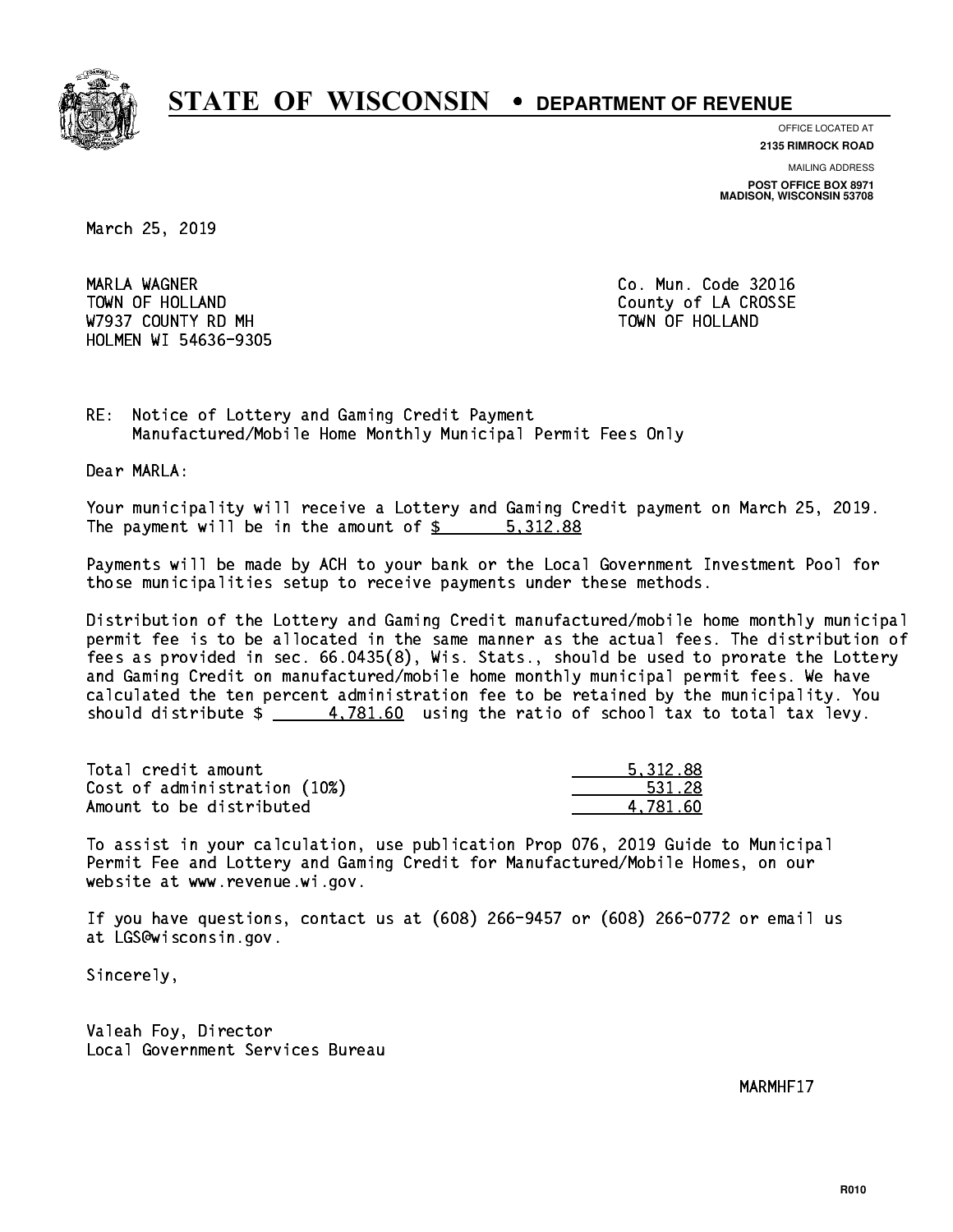# STATE OF WISCONSIN • DEPARTMENT OF REVENUE

OFFICE LOCATED AT
**2135 RIMROCK ROAD**

MAILING ADDRESS
**POST OFFICE BOX 8971
MADISON, WISCONSIN 53708**

March 25, 2019

MARLA WAGNER
TOWN OF HOLLAND
W7937 COUNTY RD MH
HOLMEN WI 54636-9305

Co. Mun. Code 32016
County of LA CROSSE
TOWN OF HOLLAND

RE: Notice of Lottery and Gaming Credit Payment
Manufactured/Mobile Home Monthly Municipal Permit Fees Only

Dear MARLA:

Your municipality will receive a Lottery and Gaming Credit payment on March 25, 2019. The payment will be in the amount of $ 5,312.88

Payments will be made by ACH to your bank or the Local Government Investment Pool for those municipalities setup to receive payments under these methods.

Distribution of the Lottery and Gaming Credit manufactured/mobile home monthly municipal permit fee is to be allocated in the same manner as the actual fees. The distribution of fees as provided in sec. 66.0435(8), Wis. Stats., should be used to prorate the Lottery and Gaming Credit on manufactured/mobile home monthly municipal permit fees. We have calculated the ten percent administration fee to be retained by the municipality. You should distribute $ 4,781.60 using the ratio of school tax to total tax levy.

| | |
|---|---|
| Total credit amount | 5,312.88 |
| Cost of administration (10%) | 531.28 |
| Amount to be distributed | 4,781.60 |

To assist in your calculation, use publication Prop 076, 2019 Guide to Municipal Permit Fee and Lottery and Gaming Credit for Manufactured/Mobile Homes, on our website at www.revenue.wi.gov.

If you have questions, contact us at (608) 266-9457 or (608) 266-0772 or email us at LGS@wisconsin.gov.

Sincerely,

Valeah Foy, Director
Local Government Services Bureau

MARMHF17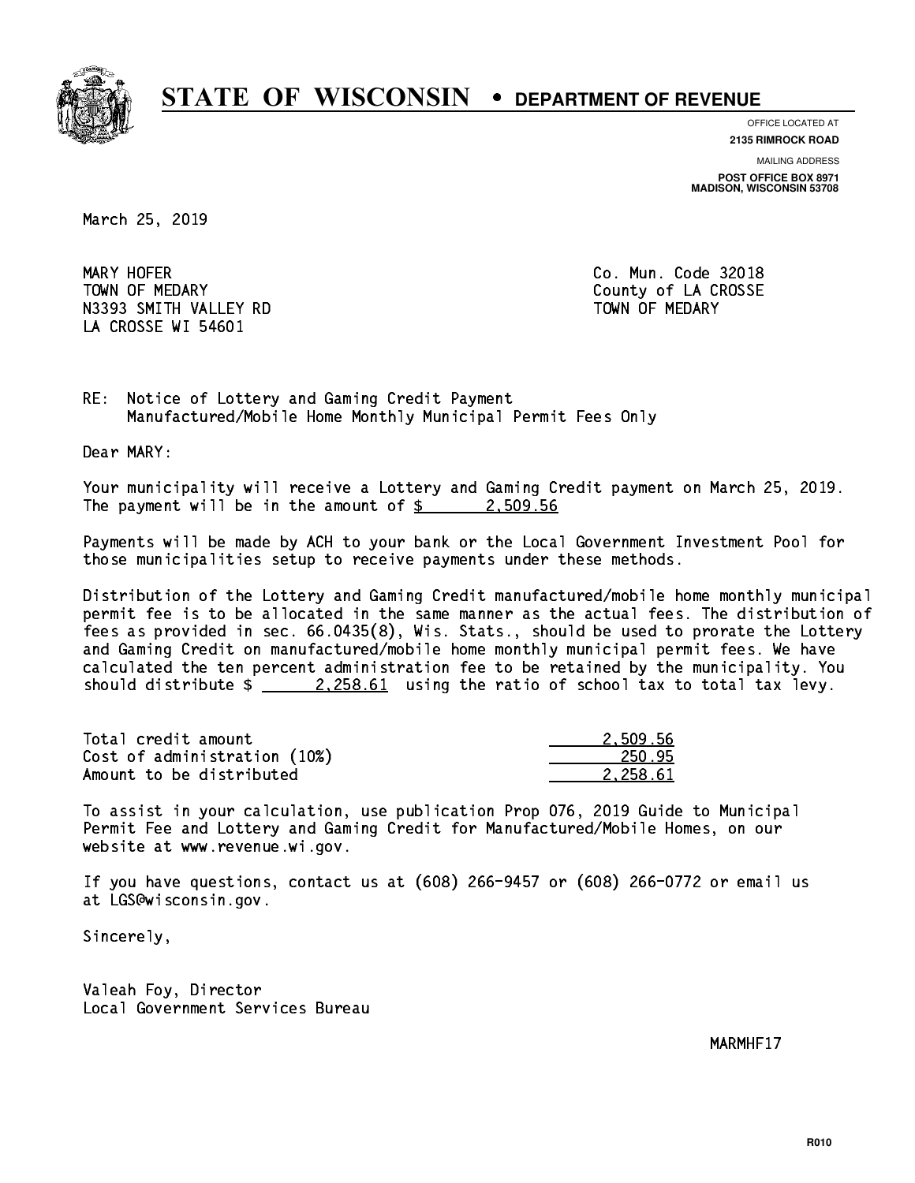# STATE OF WISCONSIN • DEPARTMENT OF REVENUE

OFFICE LOCATED AT
**2135 RIMROCK ROAD**

MAILING ADDRESS
**POST OFFICE BOX 8971**
**MADISON, WISCONSIN 53708**

March 25, 2019

MARY HOFER
TOWN OF MEDARY
N3393 SMITH VALLEY RD
LA CROSSE WI 54601

Co. Mun. Code 32018
County of LA CROSSE
TOWN OF MEDARY

RE: Notice of Lottery and Gaming Credit Payment
Manufactured/Mobile Home Monthly Municipal Permit Fees Only

Dear MARY:

Your municipality will receive a Lottery and Gaming Credit payment on March 25, 2019. The payment will be in the amount of $ 2,509.56

Payments will be made by ACH to your bank or the Local Government Investment Pool for those municipalities setup to receive payments under these methods.

Distribution of the Lottery and Gaming Credit manufactured/mobile home monthly municipal permit fee is to be allocated in the same manner as the actual fees. The distribution of fees as provided in sec. 66.0435(8), Wis. Stats., should be used to prorate the Lottery and Gaming Credit on manufactured/mobile home monthly municipal permit fees. We have calculated the ten percent administration fee to be retained by the municipality. You should distribute $ 2,258.61 using the ratio of school tax to total tax levy.

| | |
|---|---|
| Total credit amount | 2,509.56 |
| Cost of administration (10%) | 250.95 |
| Amount to be distributed | 2,258.61 |

To assist in your calculation, use publication Prop 076, 2019 Guide to Municipal Permit Fee and Lottery and Gaming Credit for Manufactured/Mobile Homes, on our website at www.revenue.wi.gov.

If you have questions, contact us at (608) 266-9457 or (608) 266-0772 or email us at LGS@wisconsin.gov.

Sincerely,

Valeah Foy, Director
Local Government Services Bureau

MARMHF17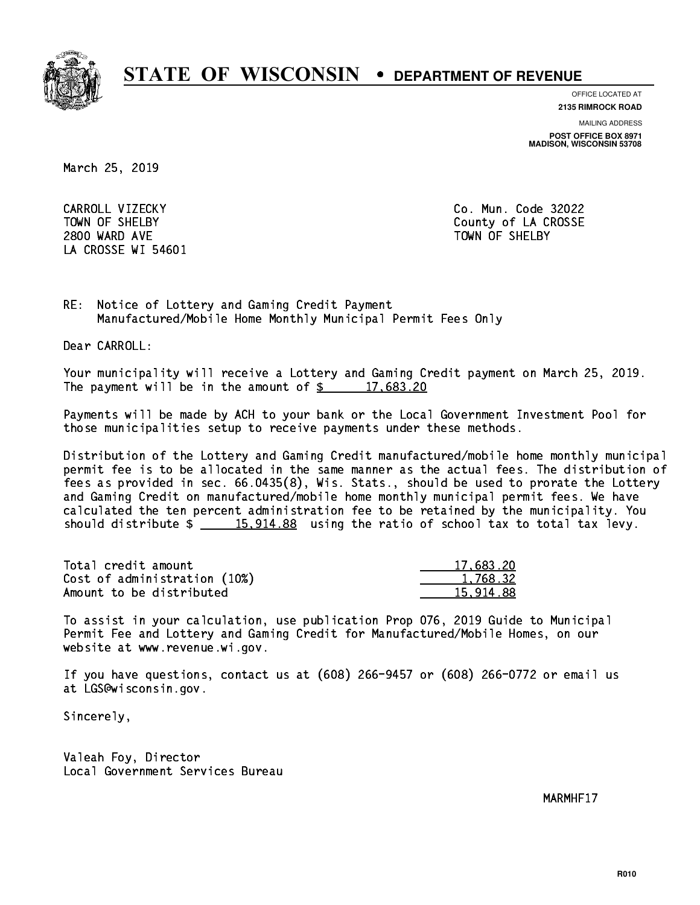# STATE OF WISCONSIN • DEPARTMENT OF REVENUE

OFFICE LOCATED AT
**2135 RIMROCK ROAD**

MAILING ADDRESS
**POST OFFICE BOX 8971**
**MADISON, WISCONSIN 53708**

March 25, 2019

CARROLL VIZECKY
TOWN OF SHELBY
2800 WARD AVE
LA CROSSE WI 54601

Co. Mun. Code 32022
County of LA CROSSE
TOWN OF SHELBY

RE: Notice of Lottery and Gaming Credit Payment
Manufactured/Mobile Home Monthly Municipal Permit Fees Only

Dear CARROLL:

Your municipality will receive a Lottery and Gaming Credit payment on March 25, 2019. The payment will be in the amount of $ 17,683.20

Payments will be made by ACH to your bank or the Local Government Investment Pool for those municipalities setup to receive payments under these methods.

Distribution of the Lottery and Gaming Credit manufactured/mobile home monthly municipal permit fee is to be allocated in the same manner as the actual fees. The distribution of fees as provided in sec. 66.0435(8), Wis. Stats., should be used to prorate the Lottery and Gaming Credit on manufactured/mobile home monthly municipal permit fees. We have calculated the ten percent administration fee to be retained by the municipality. You should distribute $ 15,914.88 using the ratio of school tax to total tax levy.

| | |
|---|---|
| Total credit amount | 17,683.20 |
| Cost of administration (10%) | 1,768.32 |
| Amount to be distributed | 15,914.88 |

To assist in your calculation, use publication Prop 076, 2019 Guide to Municipal Permit Fee and Lottery and Gaming Credit for Manufactured/Mobile Homes, on our website at www.revenue.wi.gov.

If you have questions, contact us at (608) 266-9457 or (608) 266-0772 or email us at LGS@wisconsin.gov.

Sincerely,

Valeah Foy, Director
Local Government Services Bureau

MARMHF17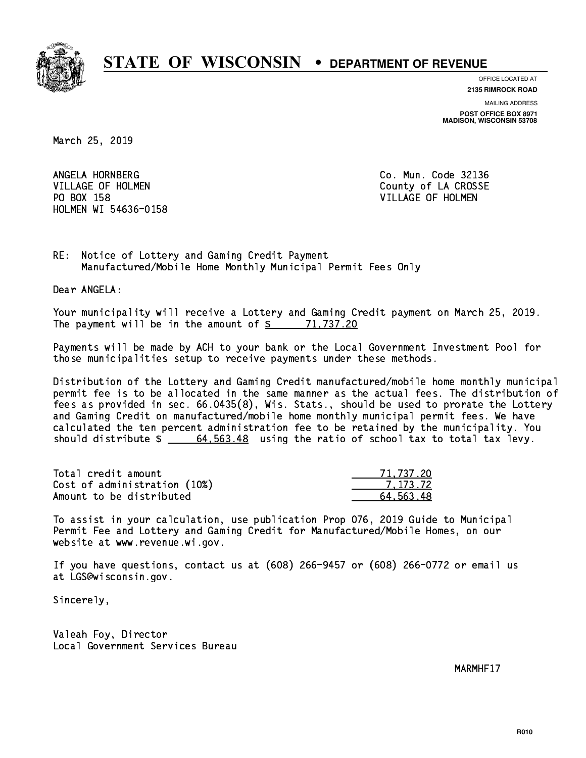# STATE OF WISCONSIN • DEPARTMENT OF REVENUE

OFFICE LOCATED AT
**2135 RIMROCK ROAD**

MAILING ADDRESS
**POST OFFICE BOX 8971**
**MADISON, WISCONSIN 53708**

March 25, 2019

ANGELA HORNBERG
VILLAGE OF HOLMEN
PO BOX 158
HOLMEN WI 54636-0158

Co. Mun. Code 32136
County of LA CROSSE
VILLAGE OF HOLMEN

RE: Notice of Lottery and Gaming Credit Payment
Manufactured/Mobile Home Monthly Municipal Permit Fees Only

Dear ANGELA:

Your municipality will receive a Lottery and Gaming Credit payment on March 25, 2019. The payment will be in the amount of $ 71,737.20

Payments will be made by ACH to your bank or the Local Government Investment Pool for those municipalities setup to receive payments under these methods.

Distribution of the Lottery and Gaming Credit manufactured/mobile home monthly municipal permit fee is to be allocated in the same manner as the actual fees. The distribution of fees as provided in sec. 66.0435(8), Wis. Stats., should be used to prorate the Lottery and Gaming Credit on manufactured/mobile home monthly municipal permit fees. We have calculated the ten percent administration fee to be retained by the municipality. You should distribute $ 64,563.48 using the ratio of school tax to total tax levy.

| | |
|---|---|
| Total credit amount | 71,737.20 |
| Cost of administration (10%) | 7,173.72 |
| Amount to be distributed | 64,563.48 |

To assist in your calculation, use publication Prop 076, 2019 Guide to Municipal Permit Fee and Lottery and Gaming Credit for Manufactured/Mobile Homes, on our website at www.revenue.wi.gov.

If you have questions, contact us at (608) 266-9457 or (608) 266-0772 or email us at LGS@wisconsin.gov.

Sincerely,

Valeah Foy, Director
Local Government Services Bureau

MARMHF17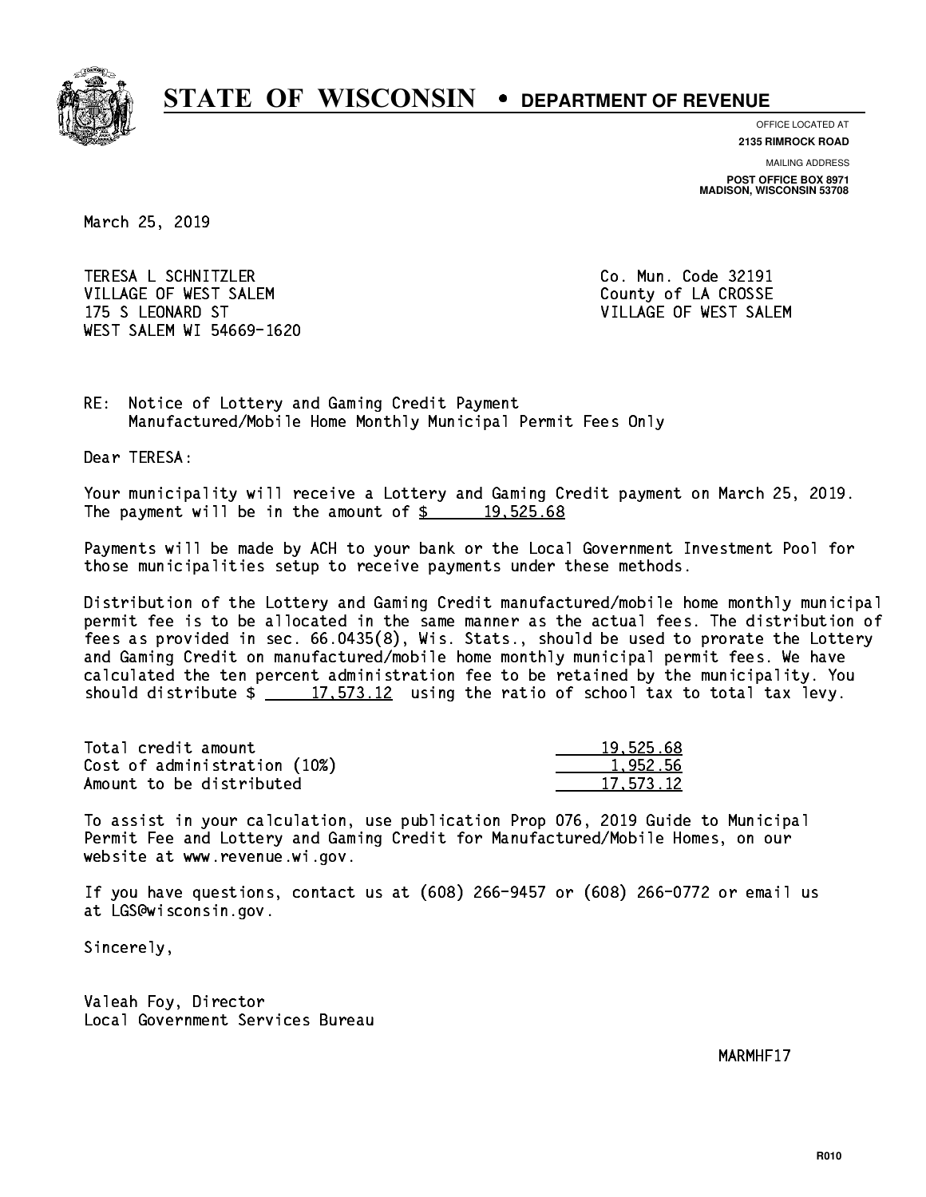# STATE OF WISCONSIN • DEPARTMENT OF REVENUE

OFFICE LOCATED AT
**2135 RIMROCK ROAD**

MAILING ADDRESS
**POST OFFICE BOX 8971**
**MADISON, WISCONSIN 53708**

March 25, 2019

TERESA L SCHNITZLER
VILLAGE OF WEST SALEM
175 S LEONARD ST
WEST SALEM WI 54669-1620

Co. Mun. Code 32191
County of LA CROSSE
VILLAGE OF WEST SALEM

RE: Notice of Lottery and Gaming Credit Payment
Manufactured/Mobile Home Monthly Municipal Permit Fees Only

Dear TERESA:

Your municipality will receive a Lottery and Gaming Credit payment on March 25, 2019. The payment will be in the amount of $ 19,525.68

Payments will be made by ACH to your bank or the Local Government Investment Pool for those municipalities setup to receive payments under these methods.

Distribution of the Lottery and Gaming Credit manufactured/mobile home monthly municipal permit fee is to be allocated in the same manner as the actual fees. The distribution of fees as provided in sec. 66.0435(8), Wis. Stats., should be used to prorate the Lottery and Gaming Credit on manufactured/mobile home monthly municipal permit fees. We have calculated the ten percent administration fee to be retained by the municipality. You should distribute $ 17,573.12 using the ratio of school tax to total tax levy.

| | |
|---|---|
| Total credit amount | 19,525.68 |
| Cost of administration (10%) | 1,952.56 |
| Amount to be distributed | 17,573.12 |

To assist in your calculation, use publication Prop 076, 2019 Guide to Municipal Permit Fee and Lottery and Gaming Credit for Manufactured/Mobile Homes, on our website at www.revenue.wi.gov.

If you have questions, contact us at (608) 266-9457 or (608) 266-0772 or email us at LGS@wisconsin.gov.

Sincerely,

Valeah Foy, Director
Local Government Services Bureau

MARMHF17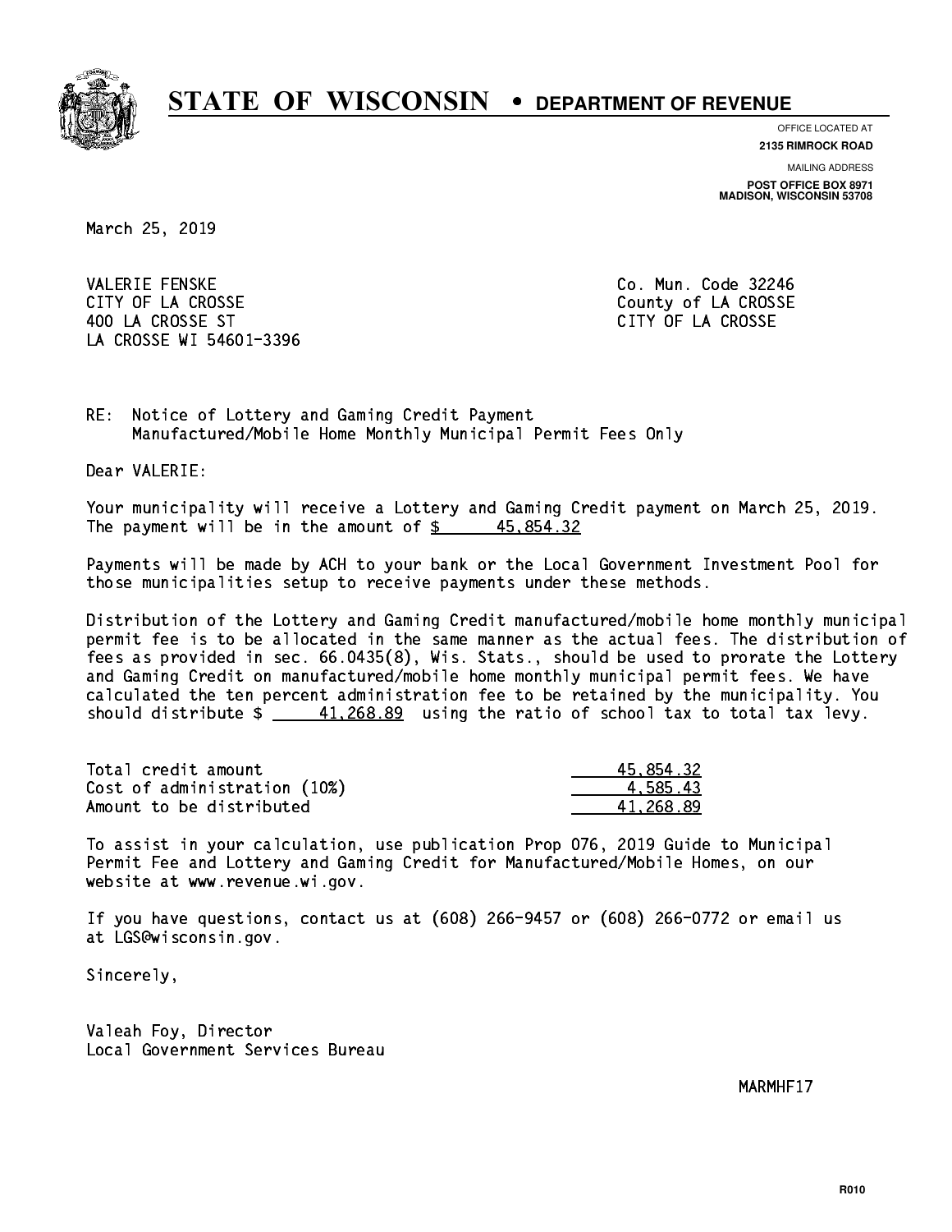# STATE OF WISCONSIN • DEPARTMENT OF REVENUE

OFFICE LOCATED AT
**2135 RIMROCK ROAD**

MAILING ADDRESS
**POST OFFICE BOX 8971**
**MADISON, WISCONSIN 53708**

March 25, 2019

VALERIE FENSKE
CITY OF LA CROSSE
400 LA CROSSE ST
LA CROSSE WI 54601-3396

Co. Mun. Code 32246
County of LA CROSSE
CITY OF LA CROSSE

RE: Notice of Lottery and Gaming Credit Payment
Manufactured/Mobile Home Monthly Municipal Permit Fees Only

Dear VALERIE:

Your municipality will receive a Lottery and Gaming Credit payment on March 25, 2019. The payment will be in the amount of $ 45,854.32

Payments will be made by ACH to your bank or the Local Government Investment Pool for those municipalities setup to receive payments under these methods.

Distribution of the Lottery and Gaming Credit manufactured/mobile home monthly municipal permit fee is to be allocated in the same manner as the actual fees. The distribution of fees as provided in sec. 66.0435(8), Wis. Stats., should be used to prorate the Lottery and Gaming Credit on manufactured/mobile home monthly municipal permit fees. We have calculated the ten percent administration fee to be retained by the municipality. You should distribute $ 41,268.89 using the ratio of school tax to total tax levy.

| | |
|---|---|
| Total credit amount | 45,854.32 |
| Cost of administration (10%) | 4,585.43 |
| Amount to be distributed | 41,268.89 |

To assist in your calculation, use publication Prop 076, 2019 Guide to Municipal Permit Fee and Lottery and Gaming Credit for Manufactured/Mobile Homes, on our website at www.revenue.wi.gov.

If you have questions, contact us at (608) 266-9457 or (608) 266-0772 or email us at LGS@wisconsin.gov.

Sincerely,

Valeah Foy, Director
Local Government Services Bureau

MARMHF17

R010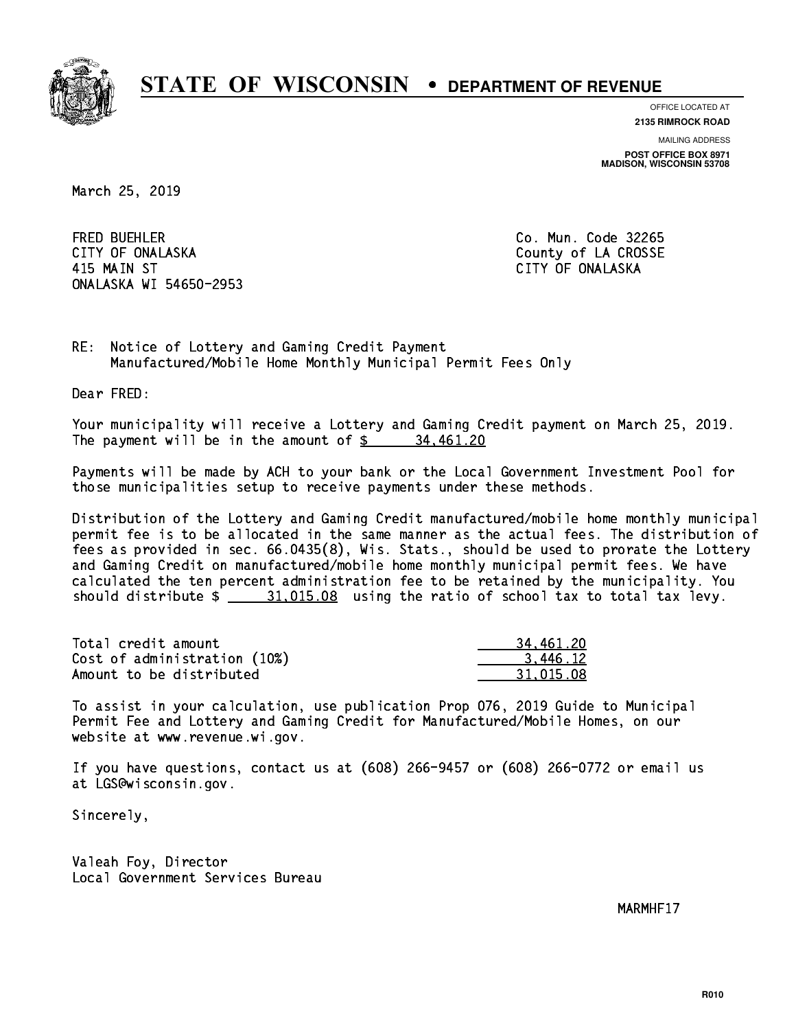# STATE OF WISCONSIN • DEPARTMENT OF REVENUE

OFFICE LOCATED AT
**2135 RIMROCK ROAD**

MAILING ADDRESS
**POST OFFICE BOX 8971**
**MADISON, WISCONSIN 53708**

March 25, 2019

FRED BUEHLER
CITY OF ONALASKA
415 MAIN ST
ONALASKA WI 54650-2953

Co. Mun. Code 32265
County of LA CROSSE
CITY OF ONALASKA

RE: Notice of Lottery and Gaming Credit Payment
Manufactured/Mobile Home Monthly Municipal Permit Fees Only

Dear FRED:

Your municipality will receive a Lottery and Gaming Credit payment on March 25, 2019. The payment will be in the amount of $ 34,461.20

Payments will be made by ACH to your bank or the Local Government Investment Pool for those municipalities setup to receive payments under these methods.

Distribution of the Lottery and Gaming Credit manufactured/mobile home monthly municipal permit fee is to be allocated in the same manner as the actual fees. The distribution of fees as provided in sec. 66.0435(8), Wis. Stats., should be used to prorate the Lottery and Gaming Credit on manufactured/mobile home monthly municipal permit fees. We have calculated the ten percent administration fee to be retained by the municipality. You should distribute $ 31,015.08 using the ratio of school tax to total tax levy.

| | |
|---|---|
| Total credit amount | 34,461.20 |
| Cost of administration (10%) | 3,446.12 |
| Amount to be distributed | 31,015.08 |

To assist in your calculation, use publication Prop 076, 2019 Guide to Municipal Permit Fee and Lottery and Gaming Credit for Manufactured/Mobile Homes, on our website at www.revenue.wi.gov.

If you have questions, contact us at (608) 266-9457 or (608) 266-0772 or email us at LGS@wisconsin.gov.

Sincerely,

Valeah Foy, Director
Local Government Services Bureau

MARMHF17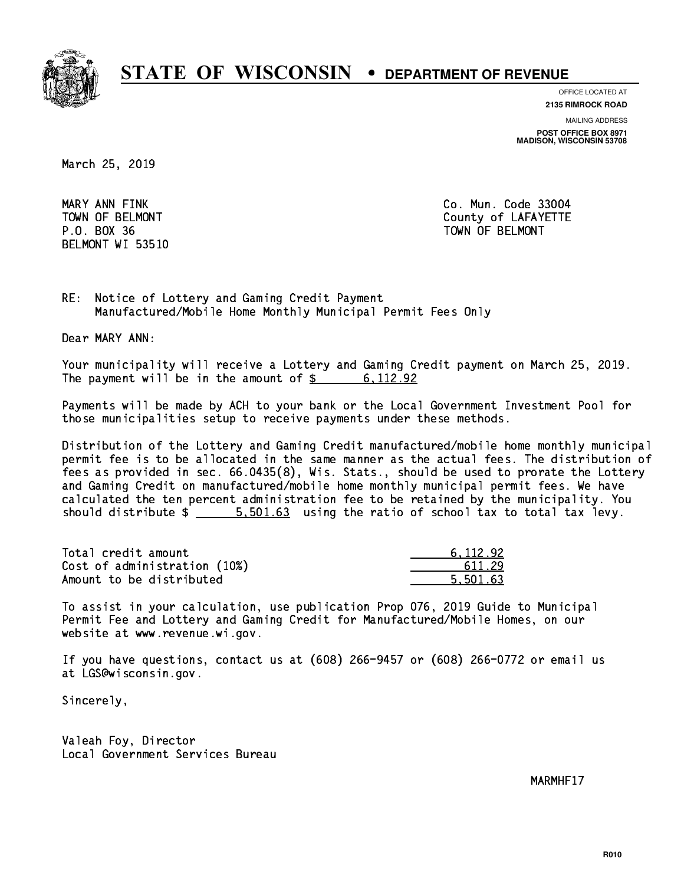# STATE OF WISCONSIN • DEPARTMENT OF REVENUE

OFFICE LOCATED AT
**2135 RIMROCK ROAD**

MAILING ADDRESS
**POST OFFICE BOX 8971**
**MADISON, WISCONSIN 53708**

March 25, 2019

MARY ANN FINK
TOWN OF BELMONT
P.O. BOX 36
BELMONT WI 53510

Co. Mun. Code 33004
County of LAFAYETTE
TOWN OF BELMONT

RE: Notice of Lottery and Gaming Credit Payment
Manufactured/Mobile Home Monthly Municipal Permit Fees Only

Dear MARY ANN:

Your municipality will receive a Lottery and Gaming Credit payment on March 25, 2019. The payment will be in the amount of $ 6,112.92

Payments will be made by ACH to your bank or the Local Government Investment Pool for those municipalities setup to receive payments under these methods.

Distribution of the Lottery and Gaming Credit manufactured/mobile home monthly municipal permit fee is to be allocated in the same manner as the actual fees. The distribution of fees as provided in sec. 66.0435(8), Wis. Stats., should be used to prorate the Lottery and Gaming Credit on manufactured/mobile home monthly municipal permit fees. We have calculated the ten percent administration fee to be retained by the municipality. You should distribute $ 5,501.63 using the ratio of school tax to total tax levy.

| | |
|---|---|
| Total credit amount | 6,112.92 |
| Cost of administration (10%) | 611.29 |
| Amount to be distributed | 5,501.63 |

To assist in your calculation, use publication Prop 076, 2019 Guide to Municipal Permit Fee and Lottery and Gaming Credit for Manufactured/Mobile Homes, on our website at www.revenue.wi.gov.

If you have questions, contact us at (608) 266-9457 or (608) 266-0772 or email us at LGS@wisconsin.gov.

Sincerely,

Valeah Foy, Director
Local Government Services Bureau

MARMHF17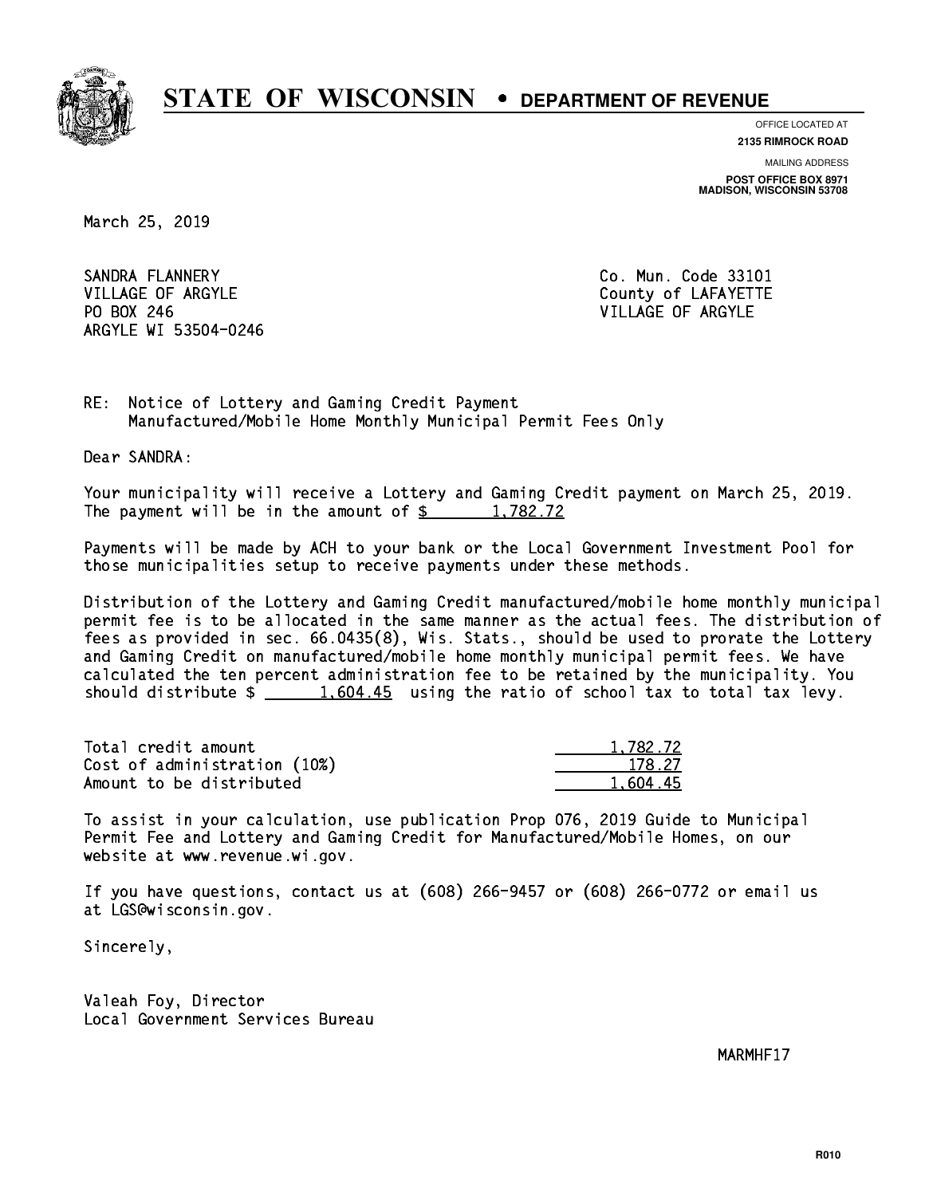# STATE OF WISCONSIN • DEPARTMENT OF REVENUE

OFFICE LOCATED AT
**2135 RIMROCK ROAD**

MAILING ADDRESS
**POST OFFICE BOX 8971**
**MADISON, WISCONSIN 53708**

March 25, 2019

SANDRA FLANNERY
VILLAGE OF ARGYLE
PO BOX 246
ARGYLE WI 53504-0246

Co. Mun. Code 33101
County of LAFAYETTE
VILLAGE OF ARGYLE

RE: Notice of Lottery and Gaming Credit Payment
Manufactured/Mobile Home Monthly Municipal Permit Fees Only

Dear SANDRA:

Your municipality will receive a Lottery and Gaming Credit payment on March 25, 2019. The payment will be in the amount of $ 1,782.72

Payments will be made by ACH to your bank or the Local Government Investment Pool for those municipalities setup to receive payments under these methods.

Distribution of the Lottery and Gaming Credit manufactured/mobile home monthly municipal permit fee is to be allocated in the same manner as the actual fees. The distribution of fees as provided in sec. 66.0435(8), Wis. Stats., should be used to prorate the Lottery and Gaming Credit on manufactured/mobile home monthly municipal permit fees. We have calculated the ten percent administration fee to be retained by the municipality. You should distribute $ 1,604.45 using the ratio of school tax to total tax levy.

| | |
|---|---:|
| Total credit amount | 1,782.72 |
| Cost of administration (10%) | 178.27 |
| Amount to be distributed | 1,604.45 |

To assist in your calculation, use publication Prop 076, 2019 Guide to Municipal Permit Fee and Lottery and Gaming Credit for Manufactured/Mobile Homes, on our website at www.revenue.wi.gov.

If you have questions, contact us at (608) 266-9457 or (608) 266-0772 or email us at LGS@wisconsin.gov.

Sincerely,

Valeah Foy, Director
Local Government Services Bureau

MARMHF17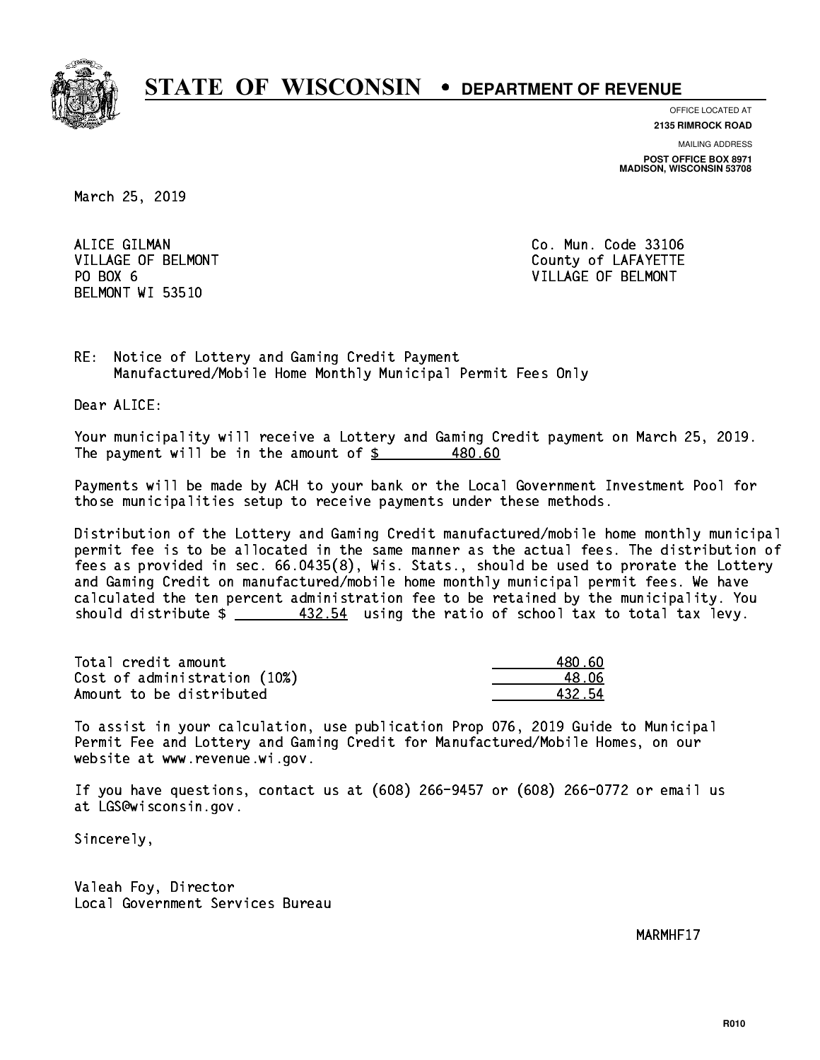# STATE OF WISCONSIN • DEPARTMENT OF REVENUE

OFFICE LOCATED AT
**2135 RIMROCK ROAD**

MAILING ADDRESS
**POST OFFICE BOX 8971**
**MADISON, WISCONSIN 53708**

March 25, 2019

ALICE GILMAN
VILLAGE OF BELMONT
PO BOX 6
BELMONT WI 53510

Co. Mun. Code 33106
County of LAFAYETTE
VILLAGE OF BELMONT

RE: Notice of Lottery and Gaming Credit Payment
Manufactured/Mobile Home Monthly Municipal Permit Fees Only

Dear ALICE:

Your municipality will receive a Lottery and Gaming Credit payment on March 25, 2019. The payment will be in the amount of $ 480.60

Payments will be made by ACH to your bank or the Local Government Investment Pool for those municipalities setup to receive payments under these methods.

Distribution of the Lottery and Gaming Credit manufactured/mobile home monthly municipal permit fee is to be allocated in the same manner as the actual fees. The distribution of fees as provided in sec. 66.0435(8), Wis. Stats., should be used to prorate the Lottery and Gaming Credit on manufactured/mobile home monthly municipal permit fees. We have calculated the ten percent administration fee to be retained by the municipality. You should distribute $ 432.54 using the ratio of school tax to total tax levy.

| | |
|---|---|
| Total credit amount | 480.60 |
| Cost of administration (10%) | 48.06 |
| Amount to be distributed | 432.54 |

To assist in your calculation, use publication Prop 076, 2019 Guide to Municipal Permit Fee and Lottery and Gaming Credit for Manufactured/Mobile Homes, on our website at www.revenue.wi.gov.

If you have questions, contact us at (608) 266-9457 or (608) 266-0772 or email us at LGS@wisconsin.gov.

Sincerely,

Valeah Foy, Director
Local Government Services Bureau

MARMHF17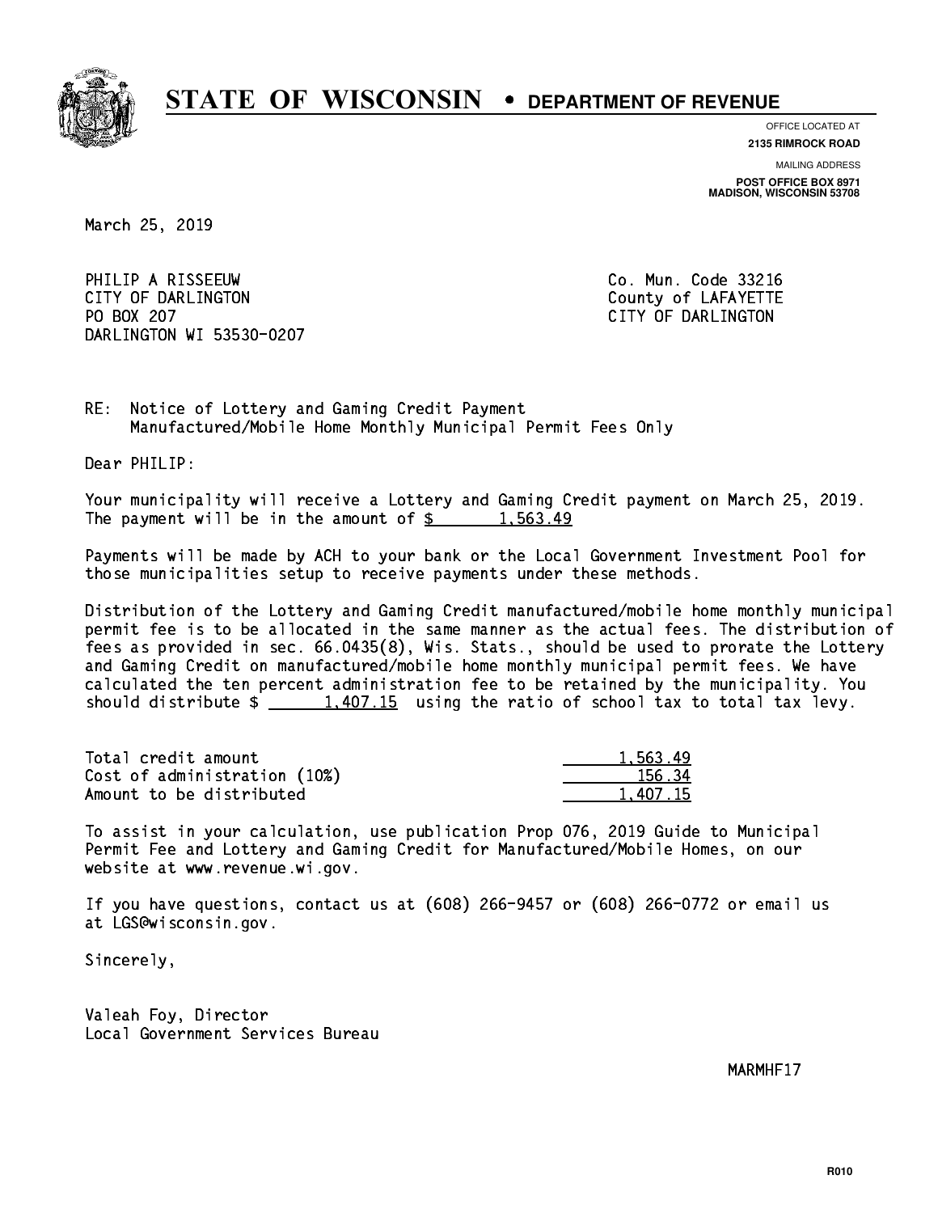# STATE OF WISCONSIN • DEPARTMENT OF REVENUE

OFFICE LOCATED AT
**2135 RIMROCK ROAD**

MAILING ADDRESS
**POST OFFICE BOX 8971**
**MADISON, WISCONSIN 53708**

March 25, 2019

PHILIP A RISSEEUW
CITY OF DARLINGTON
PO BOX 207
DARLINGTON WI 53530-0207

Co. Mun. Code 33216
County of LAFAYETTE
CITY OF DARLINGTON

RE: Notice of Lottery and Gaming Credit Payment
Manufactured/Mobile Home Monthly Municipal Permit Fees Only

Dear PHILIP:

Your municipality will receive a Lottery and Gaming Credit payment on March 25, 2019. The payment will be in the amount of $ 1,563.49

Payments will be made by ACH to your bank or the Local Government Investment Pool for those municipalities setup to receive payments under these methods.

Distribution of the Lottery and Gaming Credit manufactured/mobile home monthly municipal permit fee is to be allocated in the same manner as the actual fees. The distribution of fees as provided in sec. 66.0435(8), Wis. Stats., should be used to prorate the Lottery and Gaming Credit on manufactured/mobile home monthly municipal permit fees. We have calculated the ten percent administration fee to be retained by the municipality. You should distribute $ 1,407.15 using the ratio of school tax to total tax levy.

| | |
|---|---|
| Total credit amount | 1,563.49 |
| Cost of administration (10%) | 156.34 |
| Amount to be distributed | 1,407.15 |

To assist in your calculation, use publication Prop 076, 2019 Guide to Municipal Permit Fee and Lottery and Gaming Credit for Manufactured/Mobile Homes, on our website at www.revenue.wi.gov.

If you have questions, contact us at (608) 266-9457 or (608) 266-0772 or email us at LGS@wisconsin.gov.

Sincerely,

Valeah Foy, Director
Local Government Services Bureau

MARMHF17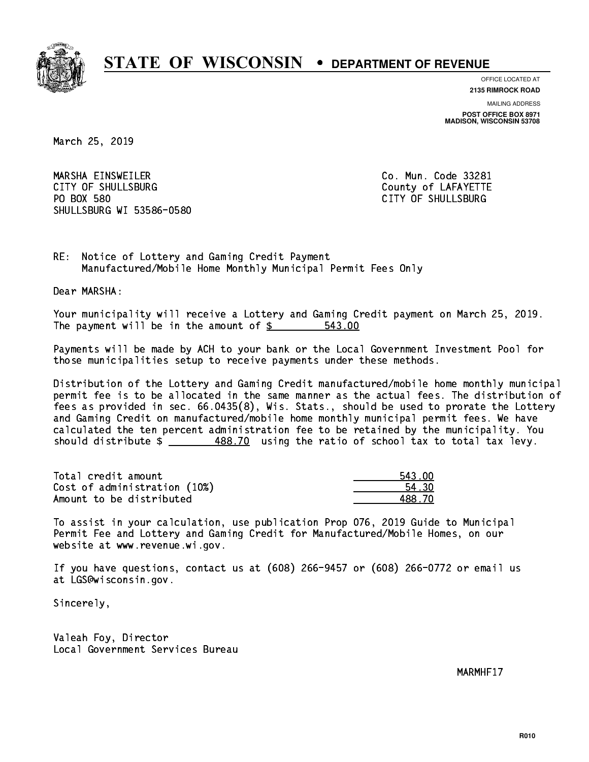# STATE OF WISCONSIN • DEPARTMENT OF REVENUE

OFFICE LOCATED AT
**2135 RIMROCK ROAD**

MAILING ADDRESS
**POST OFFICE BOX 8971**
**MADISON, WISCONSIN 53708**

March 25, 2019

MARSHA EINSWEILER
CITY OF SHULLSBURG
PO BOX 580
SHULLSBURG WI 53586-0580

Co. Mun. Code 33281
County of LAFAYETTE
CITY OF SHULLSBURG

RE: Notice of Lottery and Gaming Credit Payment
Manufactured/Mobile Home Monthly Municipal Permit Fees Only

Dear MARSHA:

Your municipality will receive a Lottery and Gaming Credit payment on March 25, 2019. The payment will be in the amount of $ 543.00

Payments will be made by ACH to your bank or the Local Government Investment Pool for those municipalities setup to receive payments under these methods.

Distribution of the Lottery and Gaming Credit manufactured/mobile home monthly municipal permit fee is to be allocated in the same manner as the actual fees. The distribution of fees as provided in sec. 66.0435(8), Wis. Stats., should be used to prorate the Lottery and Gaming Credit on manufactured/mobile home monthly municipal permit fees. We have calculated the ten percent administration fee to be retained by the municipality. You should distribute $ 488.70 using the ratio of school tax to total tax levy.

| | |
|---|---|
| Total credit amount | 543.00 |
| Cost of administration (10%) | 54.30 |
| Amount to be distributed | 488.70 |

To assist in your calculation, use publication Prop 076, 2019 Guide to Municipal Permit Fee and Lottery and Gaming Credit for Manufactured/Mobile Homes, on our website at www.revenue.wi.gov.

If you have questions, contact us at (608) 266-9457 or (608) 266-0772 or email us at LGS@wisconsin.gov.

Sincerely,

Valeah Foy, Director
Local Government Services Bureau

MARMHF17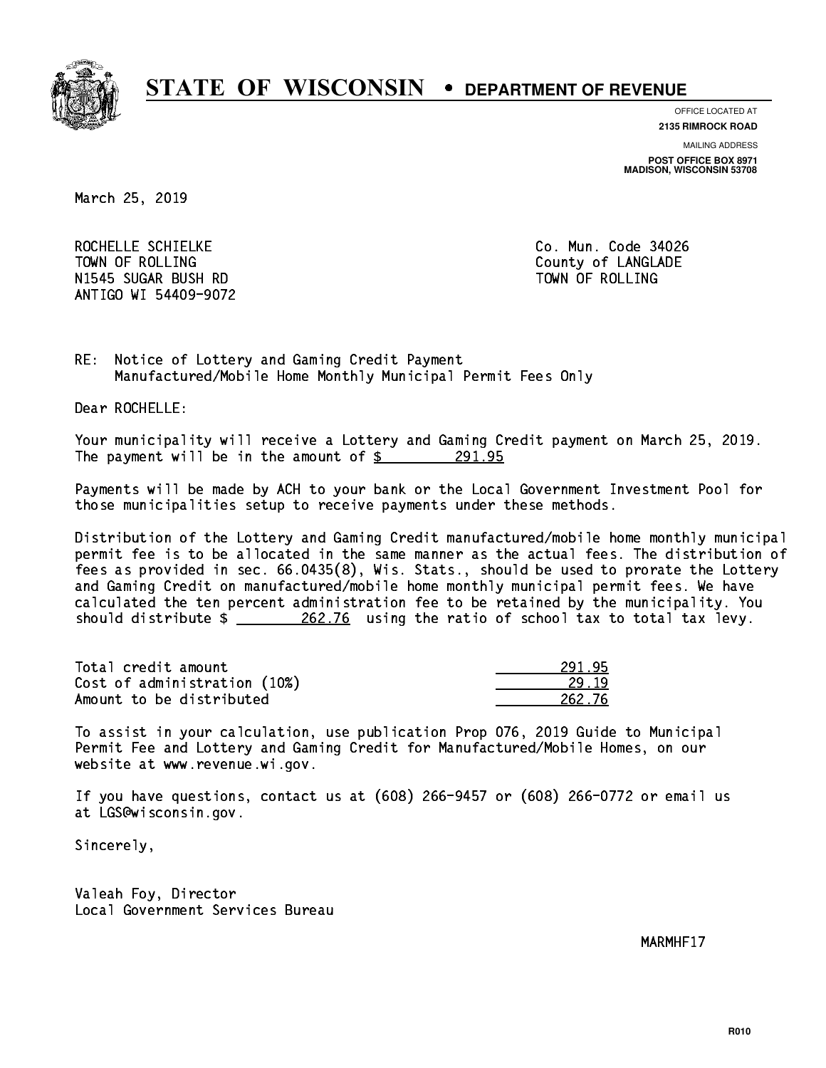# STATE OF WISCONSIN • DEPARTMENT OF REVENUE

OFFICE LOCATED AT
**2135 RIMROCK ROAD**

MAILING ADDRESS
**POST OFFICE BOX 8971**
**MADISON, WISCONSIN 53708**

March 25, 2019

ROCHELLE SCHIELKE
TOWN OF ROLLING
N1545 SUGAR BUSH RD
ANTIGO WI 54409-9072

Co. Mun. Code 34026
County of LANGLADE
TOWN OF ROLLING

RE: Notice of Lottery and Gaming Credit Payment
Manufactured/Mobile Home Monthly Municipal Permit Fees Only

Dear ROCHELLE:

Your municipality will receive a Lottery and Gaming Credit payment on March 25, 2019. The payment will be in the amount of $ 291.95

Payments will be made by ACH to your bank or the Local Government Investment Pool for those municipalities setup to receive payments under these methods.

Distribution of the Lottery and Gaming Credit manufactured/mobile home monthly municipal permit fee is to be allocated in the same manner as the actual fees. The distribution of fees as provided in sec. 66.0435(8), Wis. Stats., should be used to prorate the Lottery and Gaming Credit on manufactured/mobile home monthly municipal permit fees. We have calculated the ten percent administration fee to be retained by the municipality. You should distribute $ 262.76 using the ratio of school tax to total tax levy.

| | |
|---|---|
| Total credit amount | 291.95 |
| Cost of administration (10%) | 29.19 |
| Amount to be distributed | 262.76 |

To assist in your calculation, use publication Prop 076, 2019 Guide to Municipal Permit Fee and Lottery and Gaming Credit for Manufactured/Mobile Homes, on our website at www.revenue.wi.gov.

If you have questions, contact us at (608) 266-9457 or (608) 266-0772 or email us at LGS@wisconsin.gov.

Sincerely,

Valeah Foy, Director
Local Government Services Bureau

MARMHF17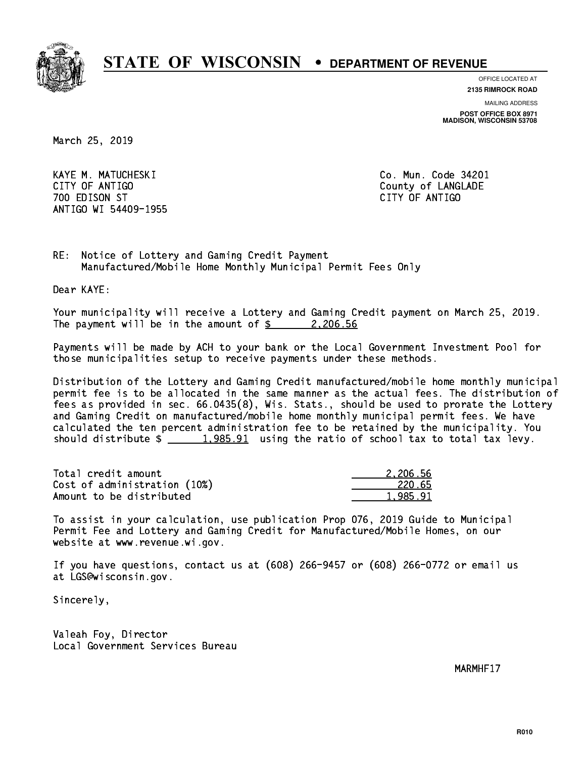# STATE OF WISCONSIN • DEPARTMENT OF REVENUE

OFFICE LOCATED AT
**2135 RIMROCK ROAD**

MAILING ADDRESS
**POST OFFICE BOX 8971**
**MADISON, WISCONSIN 53708**

March 25, 2019

KAYE M. MATUCHESKI
CITY OF ANTIGO
700 EDISON ST
ANTIGO WI 54409-1955

Co. Mun. Code 34201
County of LANGLADE
CITY OF ANTIGO

RE: Notice of Lottery and Gaming Credit Payment
Manufactured/Mobile Home Monthly Municipal Permit Fees Only

Dear KAYE:

Your municipality will receive a Lottery and Gaming Credit payment on March 25, 2019. The payment will be in the amount of $ 2,206.56

Payments will be made by ACH to your bank or the Local Government Investment Pool for those municipalities setup to receive payments under these methods.

Distribution of the Lottery and Gaming Credit manufactured/mobile home monthly municipal permit fee is to be allocated in the same manner as the actual fees. The distribution of fees as provided in sec. 66.0435(8), Wis. Stats., should be used to prorate the Lottery and Gaming Credit on manufactured/mobile home monthly municipal permit fees. We have calculated the ten percent administration fee to be retained by the municipality. You should distribute $ 1,985.91 using the ratio of school tax to total tax levy.

| | |
|---|---|
| Total credit amount | 2,206.56 |
| Cost of administration (10%) | 220.65 |
| Amount to be distributed | 1,985.91 |

To assist in your calculation, use publication Prop 076, 2019 Guide to Municipal Permit Fee and Lottery and Gaming Credit for Manufactured/Mobile Homes, on our website at www.revenue.wi.gov.

If you have questions, contact us at (608) 266-9457 or (608) 266-0772 or email us at LGS@wisconsin.gov.

Sincerely,

Valeah Foy, Director
Local Government Services Bureau

MARMHF17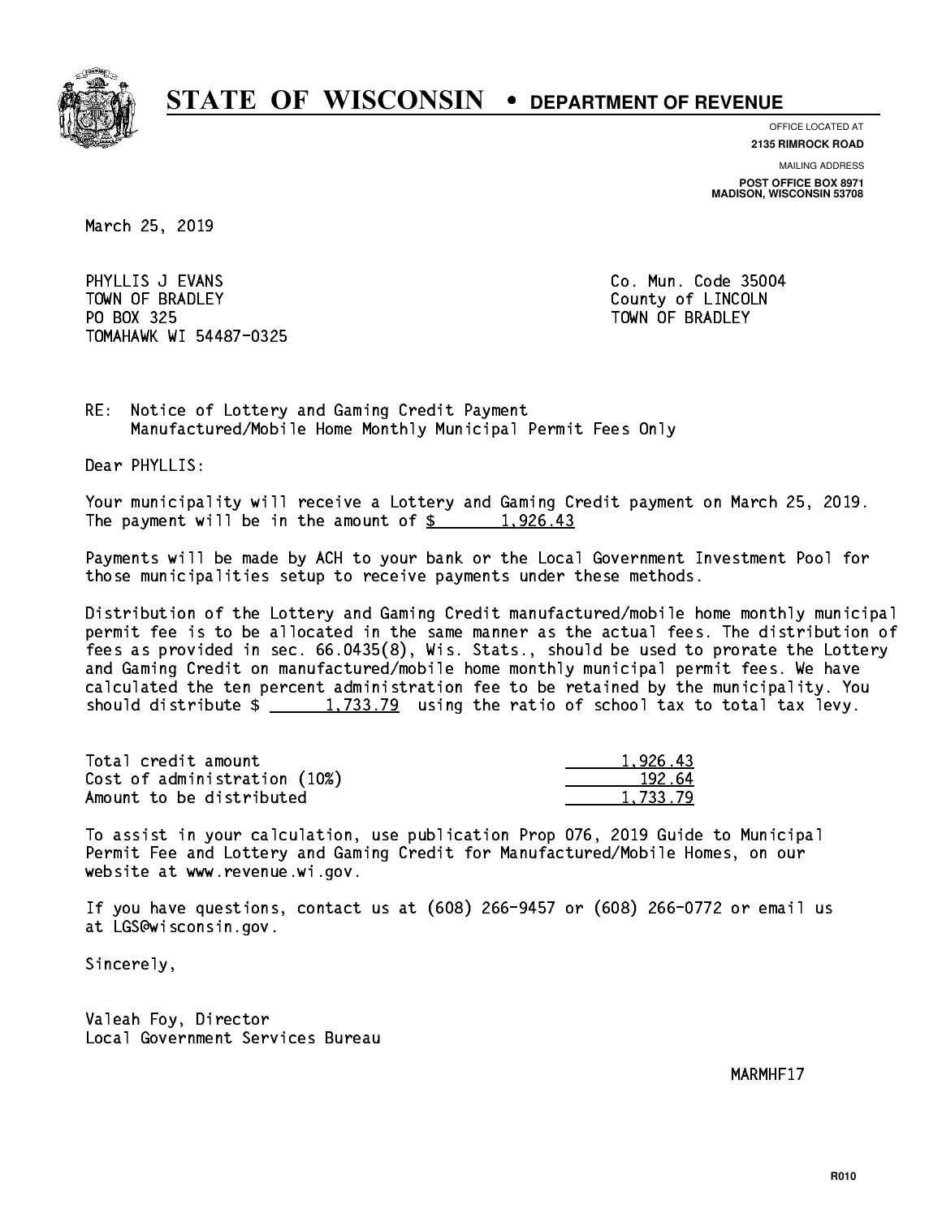# STATE OF WISCONSIN • DEPARTMENT OF REVENUE

OFFICE LOCATED AT
**2135 RIMROCK ROAD**

MAILING ADDRESS
**POST OFFICE BOX 8971**
**MADISON, WISCONSIN 53708**

March 25, 2019

PHYLLIS J EVANS
TOWN OF BRADLEY
PO BOX 325
TOMAHAWK WI 54487-0325

Co. Mun. Code 35004
County of LINCOLN
TOWN OF BRADLEY

RE: Notice of Lottery and Gaming Credit Payment
Manufactured/Mobile Home Monthly Municipal Permit Fees Only

Dear PHYLLIS:

Your municipality will receive a Lottery and Gaming Credit payment on March 25, 2019. The payment will be in the amount of $ 1,926.43

Payments will be made by ACH to your bank or the Local Government Investment Pool for those municipalities setup to receive payments under these methods.

Distribution of the Lottery and Gaming Credit manufactured/mobile home monthly municipal permit fee is to be allocated in the same manner as the actual fees. The distribution of fees as provided in sec. 66.0435(8), Wis. Stats., should be used to prorate the Lottery and Gaming Credit on manufactured/mobile home monthly municipal permit fees. We have calculated the ten percent administration fee to be retained by the municipality. You should distribute $ 1,733.79 using the ratio of school tax to total tax levy.

| | |
|---|---|
| Total credit amount | 1,926.43 |
| Cost of administration (10%) | 192.64 |
| Amount to be distributed | 1,733.79 |

To assist in your calculation, use publication Prop 076, 2019 Guide to Municipal Permit Fee and Lottery and Gaming Credit for Manufactured/Mobile Homes, on our website at www.revenue.wi.gov.

If you have questions, contact us at (608) 266-9457 or (608) 266-0772 or email us at LGS@wisconsin.gov.

Sincerely,

Valeah Foy, Director
Local Government Services Bureau

MARMHF17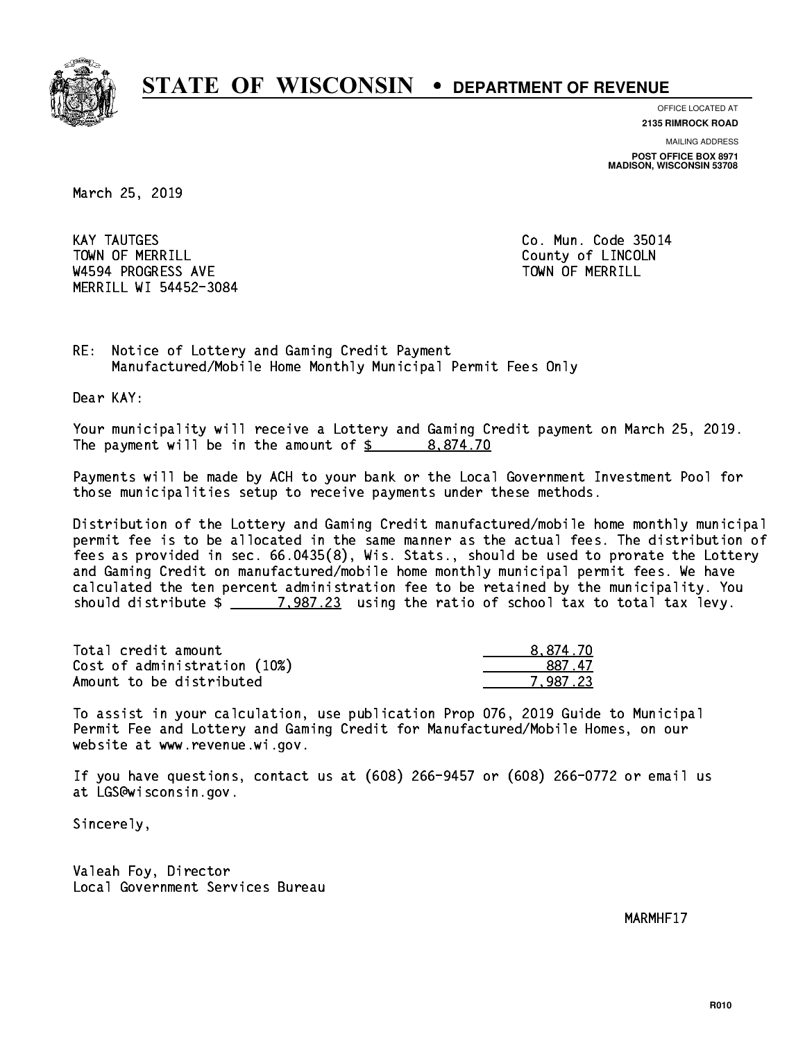# STATE OF WISCONSIN • DEPARTMENT OF REVENUE

OFFICE LOCATED AT
**2135 RIMROCK ROAD**

MAILING ADDRESS
**POST OFFICE BOX 8971**
**MADISON, WISCONSIN 53708**

March 25, 2019

KAY TAUTGES
TOWN OF MERRILL
W4594 PROGRESS AVE
MERRILL WI 54452-3084

Co. Mun. Code 35014
County of LINCOLN
TOWN OF MERRILL

RE: Notice of Lottery and Gaming Credit Payment
Manufactured/Mobile Home Monthly Municipal Permit Fees Only

Dear KAY:

Your municipality will receive a Lottery and Gaming Credit payment on March 25, 2019. The payment will be in the amount of $ 8,874.70

Payments will be made by ACH to your bank or the Local Government Investment Pool for those municipalities setup to receive payments under these methods.

Distribution of the Lottery and Gaming Credit manufactured/mobile home monthly municipal permit fee is to be allocated in the same manner as the actual fees. The distribution of fees as provided in sec. 66.0435(8), Wis. Stats., should be used to prorate the Lottery and Gaming Credit on manufactured/mobile home monthly municipal permit fees. We have calculated the ten percent administration fee to be retained by the municipality. You should distribute $ 7,987.23 using the ratio of school tax to total tax levy.

| | |
|---|---|
| Total credit amount | 8,874.70 |
| Cost of administration (10%) | 887.47 |
| Amount to be distributed | 7,987.23 |

To assist in your calculation, use publication Prop 076, 2019 Guide to Municipal Permit Fee and Lottery and Gaming Credit for Manufactured/Mobile Homes, on our website at www.revenue.wi.gov.

If you have questions, contact us at (608) 266-9457 or (608) 266-0772 or email us at LGS@wisconsin.gov.

Sincerely,

Valeah Foy, Director
Local Government Services Bureau

MARMHF17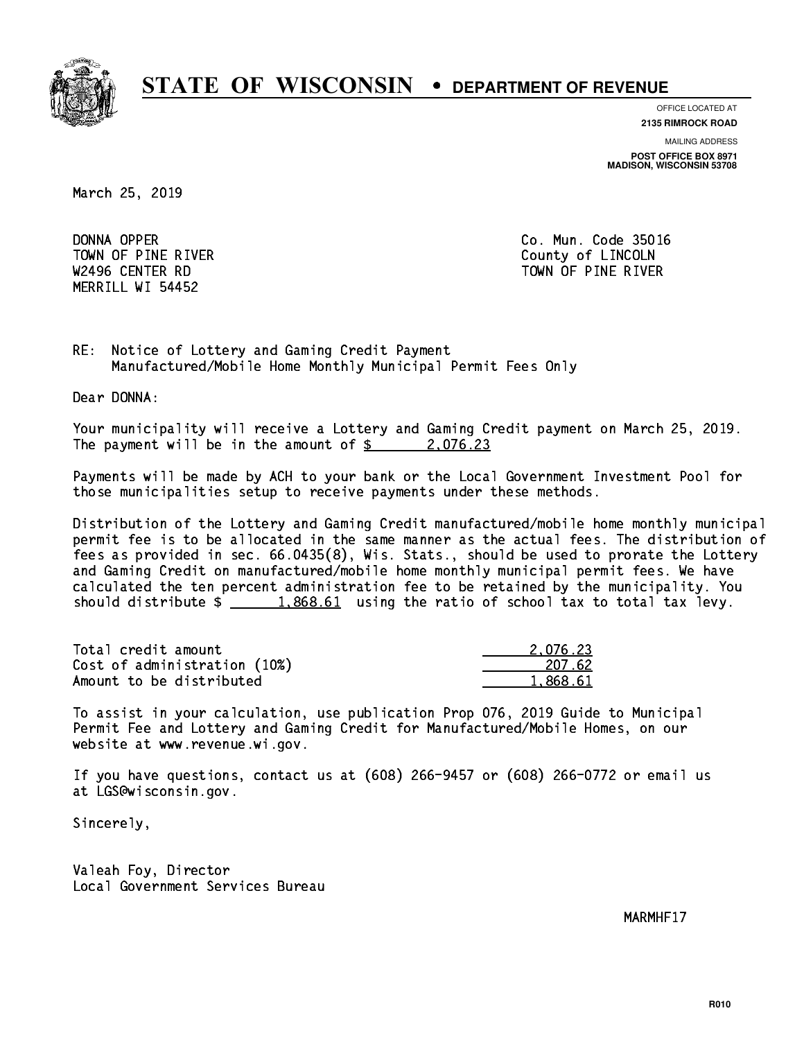# STATE OF WISCONSIN • DEPARTMENT OF REVENUE

OFFICE LOCATED AT
**2135 RIMROCK ROAD**

MAILING ADDRESS
**POST OFFICE BOX 8971**
**MADISON, WISCONSIN 53708**

March 25, 2019

DONNA OPPER
TOWN OF PINE RIVER
W2496 CENTER RD
MERRILL WI 54452

Co. Mun. Code 35016
County of LINCOLN
TOWN OF PINE RIVER

RE: Notice of Lottery and Gaming Credit Payment
Manufactured/Mobile Home Monthly Municipal Permit Fees Only

Dear DONNA:

Your municipality will receive a Lottery and Gaming Credit payment on March 25, 2019. The payment will be in the amount of $ 2,076.23

Payments will be made by ACH to your bank or the Local Government Investment Pool for those municipalities setup to receive payments under these methods.

Distribution of the Lottery and Gaming Credit manufactured/mobile home monthly municipal permit fee is to be allocated in the same manner as the actual fees. The distribution of fees as provided in sec. 66.0435(8), Wis. Stats., should be used to prorate the Lottery and Gaming Credit on manufactured/mobile home monthly municipal permit fees. We have calculated the ten percent administration fee to be retained by the municipality. You should distribute $ 1,868.61 using the ratio of school tax to total tax levy.

| | |
|---|---|
| Total credit amount | 2,076.23 |
| Cost of administration (10%) | 207.62 |
| Amount to be distributed | 1,868.61 |

To assist in your calculation, use publication Prop 076, 2019 Guide to Municipal Permit Fee and Lottery and Gaming Credit for Manufactured/Mobile Homes, on our website at www.revenue.wi.gov.

If you have questions, contact us at (608) 266-9457 or (608) 266-0772 or email us at LGS@wisconsin.gov.

Sincerely,

Valeah Foy, Director
Local Government Services Bureau

MARMHF17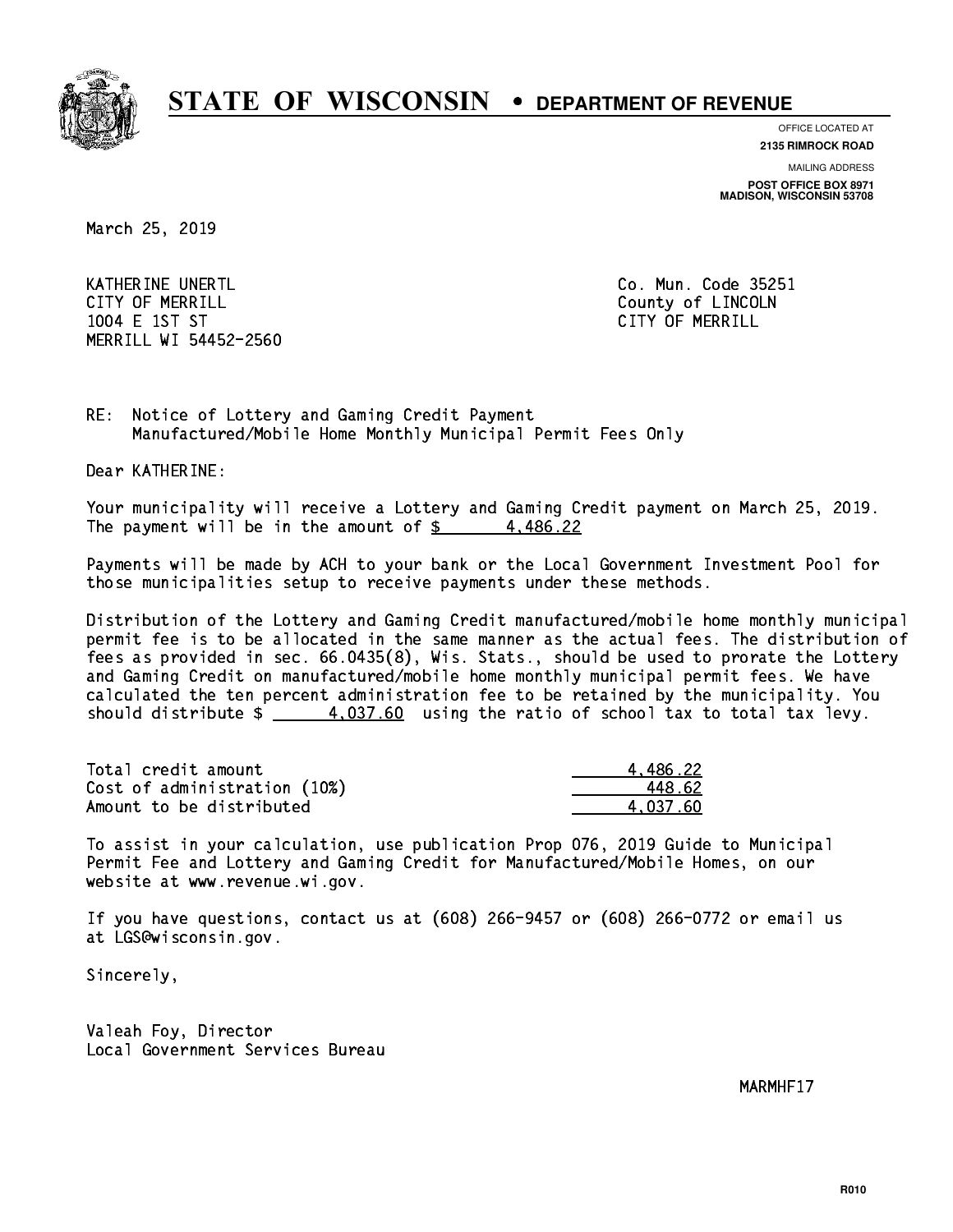# STATE OF WISCONSIN • DEPARTMENT OF REVENUE

OFFICE LOCATED AT
**2135 RIMROCK ROAD**

MAILING ADDRESS
**POST OFFICE BOX 8971**
**MADISON, WISCONSIN 53708**

March 25, 2019

KATHERINE UNERTL
CITY OF MERRILL
1004 E 1ST ST
MERRILL WI 54452-2560

Co. Mun. Code 35251
County of LINCOLN
CITY OF MERRILL

RE: Notice of Lottery and Gaming Credit Payment
Manufactured/Mobile Home Monthly Municipal Permit Fees Only

Dear KATHERINE:

Your municipality will receive a Lottery and Gaming Credit payment on March 25, 2019. The payment will be in the amount of $ 4,486.22

Payments will be made by ACH to your bank or the Local Government Investment Pool for those municipalities setup to receive payments under these methods.

Distribution of the Lottery and Gaming Credit manufactured/mobile home monthly municipal permit fee is to be allocated in the same manner as the actual fees. The distribution of fees as provided in sec. 66.0435(8), Wis. Stats., should be used to prorate the Lottery and Gaming Credit on manufactured/mobile home monthly municipal permit fees. We have calculated the ten percent administration fee to be retained by the municipality. You should distribute $ 4,037.60 using the ratio of school tax to total tax levy.

| | |
|---|---|
| Total credit amount | 4,486.22 |
| Cost of administration (10%) | 448.62 |
| Amount to be distributed | 4,037.60 |

To assist in your calculation, use publication Prop 076, 2019 Guide to Municipal Permit Fee and Lottery and Gaming Credit for Manufactured/Mobile Homes, on our website at www.revenue.wi.gov.

If you have questions, contact us at (608) 266-9457 or (608) 266-0772 or email us at LGS@wisconsin.gov.

Sincerely,

Valeah Foy, Director
Local Government Services Bureau

MARMHF17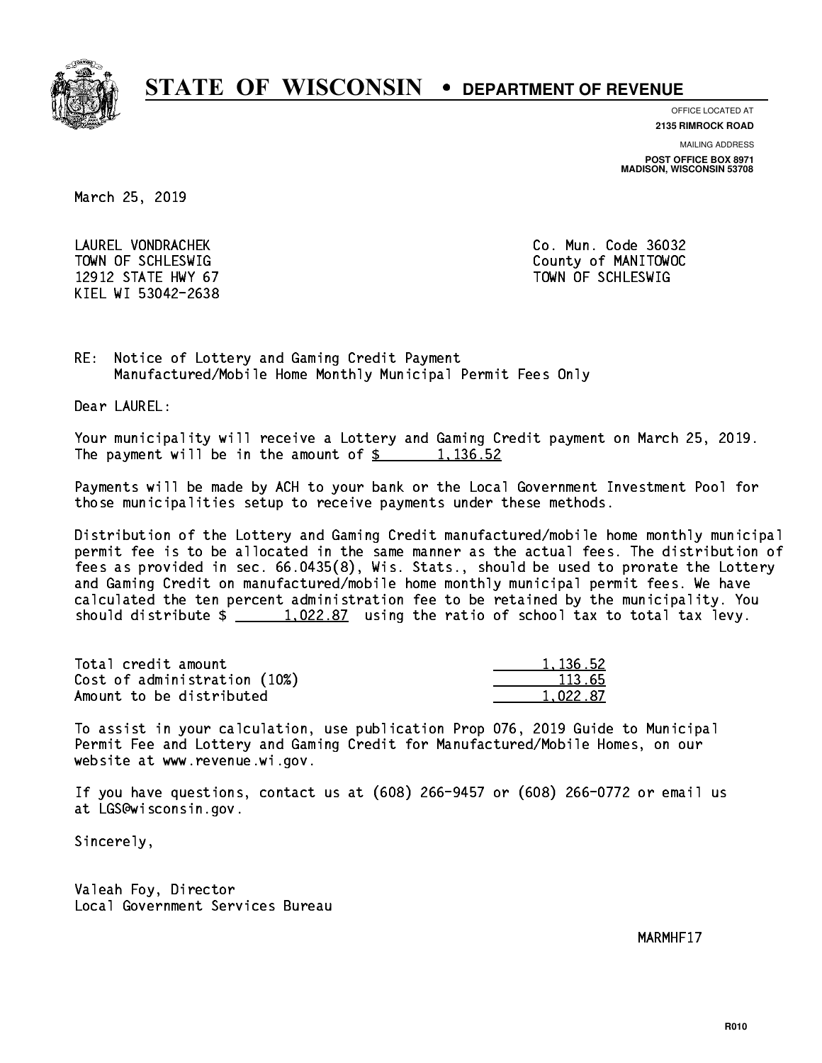# STATE OF WISCONSIN • DEPARTMENT OF REVENUE

OFFICE LOCATED AT
**2135 RIMROCK ROAD**

MAILING ADDRESS
**POST OFFICE BOX 8971**
**MADISON, WISCONSIN 53708**

March 25, 2019

LAUREL VONDRACHEK
TOWN OF SCHLESWIG
12912 STATE HWY 67
KIEL WI 53042-2638

Co. Mun. Code 36032
County of MANITOWOC
TOWN OF SCHLESWIG

RE: Notice of Lottery and Gaming Credit Payment
Manufactured/Mobile Home Monthly Municipal Permit Fees Only

Dear LAUREL:

Your municipality will receive a Lottery and Gaming Credit payment on March 25, 2019. The payment will be in the amount of $ 1,136.52

Payments will be made by ACH to your bank or the Local Government Investment Pool for those municipalities setup to receive payments under these methods.

Distribution of the Lottery and Gaming Credit manufactured/mobile home monthly municipal permit fee is to be allocated in the same manner as the actual fees. The distribution of fees as provided in sec. 66.0435(8), Wis. Stats., should be used to prorate the Lottery and Gaming Credit on manufactured/mobile home monthly municipal permit fees. We have calculated the ten percent administration fee to be retained by the municipality. You should distribute $ 1,022.87 using the ratio of school tax to total tax levy.

| | |
|---|---|
| Total credit amount | 1,136.52 |
| Cost of administration (10%) | 113.65 |
| Amount to be distributed | 1,022.87 |

To assist in your calculation, use publication Prop 076, 2019 Guide to Municipal Permit Fee and Lottery and Gaming Credit for Manufactured/Mobile Homes, on our website at www.revenue.wi.gov.

If you have questions, contact us at (608) 266-9457 or (608) 266-0772 or email us at LGS@wisconsin.gov.

Sincerely,

Valeah Foy, Director
Local Government Services Bureau

MARMHF17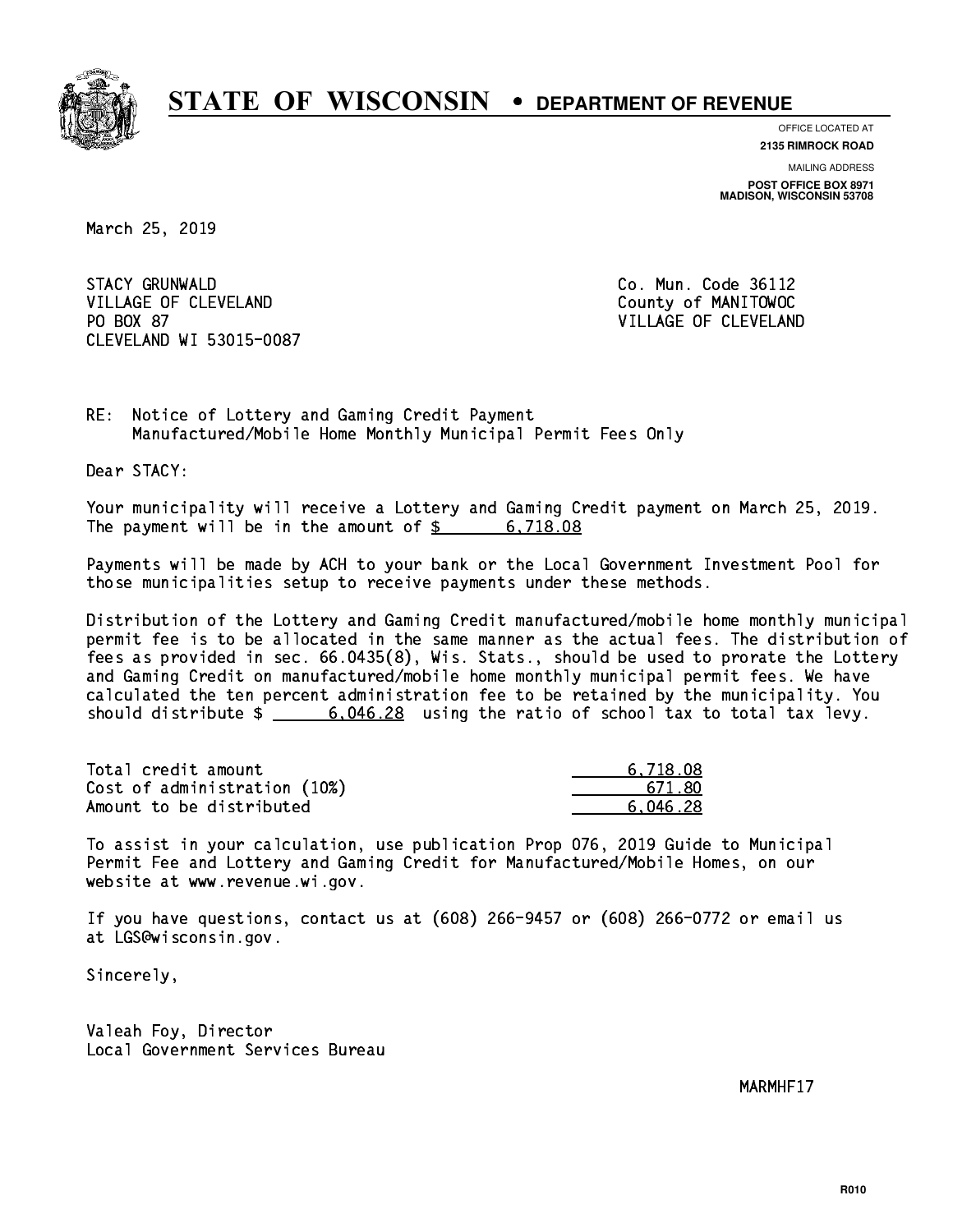# STATE OF WISCONSIN • DEPARTMENT OF REVENUE

OFFICE LOCATED AT
**2135 RIMROCK ROAD**

MAILING ADDRESS
**POST OFFICE BOX 8971**
**MADISON, WISCONSIN 53708**

March 25, 2019

STACY GRUNWALD
VILLAGE OF CLEVELAND
PO BOX 87
CLEVELAND WI 53015-0087

Co. Mun. Code 36112
County of MANITOWOC
VILLAGE OF CLEVELAND

RE: Notice of Lottery and Gaming Credit Payment
Manufactured/Mobile Home Monthly Municipal Permit Fees Only

Dear STACY:

Your municipality will receive a Lottery and Gaming Credit payment on March 25, 2019. The payment will be in the amount of $ 6,718.08

Payments will be made by ACH to your bank or the Local Government Investment Pool for those municipalities setup to receive payments under these methods.

Distribution of the Lottery and Gaming Credit manufactured/mobile home monthly municipal permit fee is to be allocated in the same manner as the actual fees. The distribution of fees as provided in sec. 66.0435(8), Wis. Stats., should be used to prorate the Lottery and Gaming Credit on manufactured/mobile home monthly municipal permit fees. We have calculated the ten percent administration fee to be retained by the municipality. You should distribute $ 6,046.28 using the ratio of school tax to total tax levy.

| | |
|---|---|
| Total credit amount | 6,718.08 |
| Cost of administration (10%) | 671.80 |
| Amount to be distributed | 6,046.28 |

To assist in your calculation, use publication Prop 076, 2019 Guide to Municipal Permit Fee and Lottery and Gaming Credit for Manufactured/Mobile Homes, on our website at www.revenue.wi.gov.

If you have questions, contact us at (608) 266-9457 or (608) 266-0772 or email us at LGS@wisconsin.gov.

Sincerely,

Valeah Foy, Director
Local Government Services Bureau

MARMHF17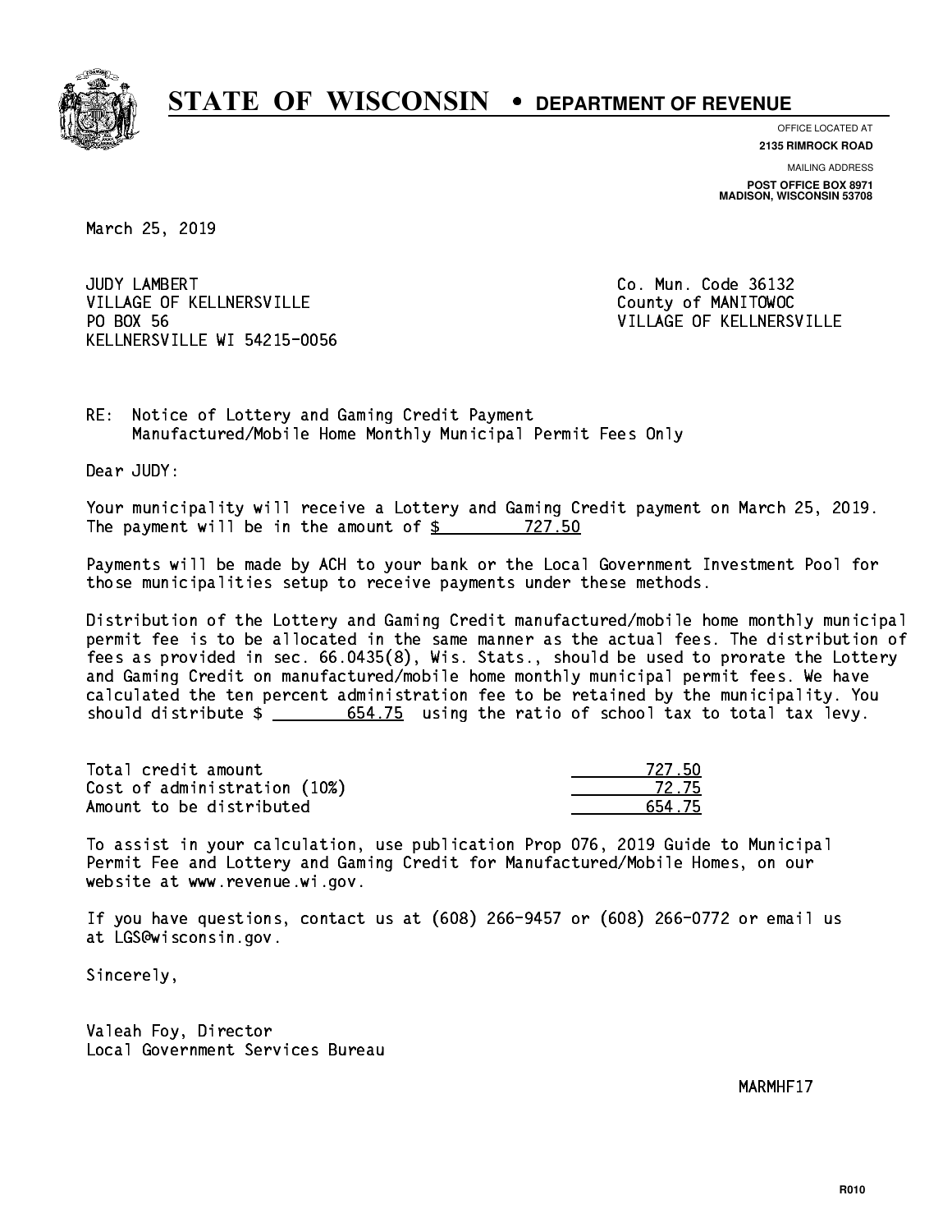# STATE OF WISCONSIN • DEPARTMENT OF REVENUE

OFFICE LOCATED AT
**2135 RIMROCK ROAD**

MAILING ADDRESS
**POST OFFICE BOX 8971**
**MADISON, WISCONSIN 53708**

March 25, 2019

JUDY LAMBERT
VILLAGE OF KELLNERSVILLE
PO BOX 56
KELLNERSVILLE WI 54215-0056

Co. Mun. Code 36132
County of MANITOWOC
VILLAGE OF KELLNERSVILLE

RE: Notice of Lottery and Gaming Credit Payment
Manufactured/Mobile Home Monthly Municipal Permit Fees Only

Dear JUDY:

Your municipality will receive a Lottery and Gaming Credit payment on March 25, 2019. The payment will be in the amount of $ 727.50

Payments will be made by ACH to your bank or the Local Government Investment Pool for those municipalities setup to receive payments under these methods.

Distribution of the Lottery and Gaming Credit manufactured/mobile home monthly municipal permit fee is to be allocated in the same manner as the actual fees. The distribution of fees as provided in sec. 66.0435(8), Wis. Stats., should be used to prorate the Lottery and Gaming Credit on manufactured/mobile home monthly municipal permit fees. We have calculated the ten percent administration fee to be retained by the municipality. You should distribute $ 654.75 using the ratio of school tax to total tax levy.

| | |
|---|---|
| Total credit amount | 727.50 |
| Cost of administration (10%) | 72.75 |
| Amount to be distributed | 654.75 |

To assist in your calculation, use publication Prop 076, 2019 Guide to Municipal Permit Fee and Lottery and Gaming Credit for Manufactured/Mobile Homes, on our website at www.revenue.wi.gov.

If you have questions, contact us at (608) 266-9457 or (608) 266-0772 or email us at LGS@wisconsin.gov.

Sincerely,

Valeah Foy, Director
Local Government Services Bureau

MARMHF17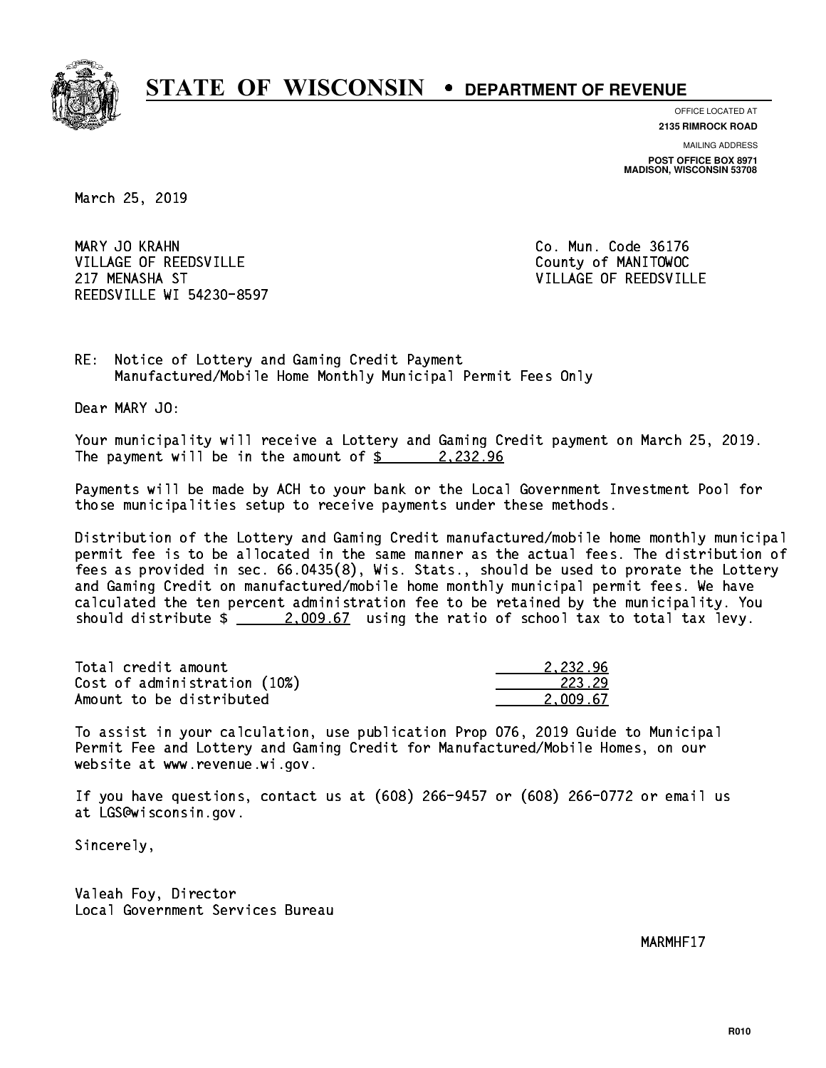# STATE OF WISCONSIN • DEPARTMENT OF REVENUE

OFFICE LOCATED AT
**2135 RIMROCK ROAD**

MAILING ADDRESS
**POST OFFICE BOX 8971**
**MADISON, WISCONSIN 53708**

March 25, 2019

MARY JO KRAHN
VILLAGE OF REEDSVILLE
217 MENASHA ST
REEDSVILLE WI 54230-8597

Co. Mun. Code 36176
County of MANITOWOC
VILLAGE OF REEDSVILLE

RE: Notice of Lottery and Gaming Credit Payment
Manufactured/Mobile Home Monthly Municipal Permit Fees Only

Dear MARY JO:

Your municipality will receive a Lottery and Gaming Credit payment on March 25, 2019. The payment will be in the amount of $ 2,232.96

Payments will be made by ACH to your bank or the Local Government Investment Pool for those municipalities setup to receive payments under these methods.

Distribution of the Lottery and Gaming Credit manufactured/mobile home monthly municipal permit fee is to be allocated in the same manner as the actual fees. The distribution of fees as provided in sec. 66.0435(8), Wis. Stats., should be used to prorate the Lottery and Gaming Credit on manufactured/mobile home monthly municipal permit fees. We have calculated the ten percent administration fee to be retained by the municipality. You should distribute $ 2,009.67 using the ratio of school tax to total tax levy.

| | |
|---|---|
| Total credit amount | 2,232.96 |
| Cost of administration (10%) | 223.29 |
| Amount to be distributed | 2,009.67 |

To assist in your calculation, use publication Prop 076, 2019 Guide to Municipal Permit Fee and Lottery and Gaming Credit for Manufactured/Mobile Homes, on our website at www.revenue.wi.gov.

If you have questions, contact us at (608) 266-9457 or (608) 266-0772 or email us at LGS@wisconsin.gov.

Sincerely,

Valeah Foy, Director
Local Government Services Bureau

MARMHF17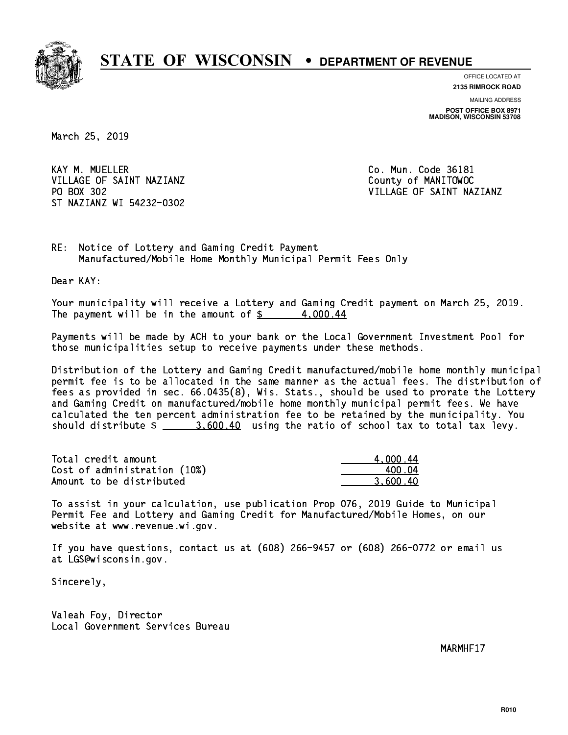# STATE OF WISCONSIN • DEPARTMENT OF REVENUE

OFFICE LOCATED AT
**2135 RIMROCK ROAD**

MAILING ADDRESS
**POST OFFICE BOX 8971**
**MADISON, WISCONSIN 53708**

March 25, 2019

KAY M. MUELLER
VILLAGE OF SAINT NAZIANZ
PO BOX 302
ST NAZIANZ WI 54232-0302

Co. Mun. Code 36181
County of MANITOWOC
VILLAGE OF SAINT NAZIANZ

RE: Notice of Lottery and Gaming Credit Payment
Manufactured/Mobile Home Monthly Municipal Permit Fees Only

Dear KAY:

Your municipality will receive a Lottery and Gaming Credit payment on March 25, 2019. The payment will be in the amount of $ 4,000.44

Payments will be made by ACH to your bank or the Local Government Investment Pool for those municipalities setup to receive payments under these methods.

Distribution of the Lottery and Gaming Credit manufactured/mobile home monthly municipal permit fee is to be allocated in the same manner as the actual fees. The distribution of fees as provided in sec. 66.0435(8), Wis. Stats., should be used to prorate the Lottery and Gaming Credit on manufactured/mobile home monthly municipal permit fees. We have calculated the ten percent administration fee to be retained by the municipality. You should distribute $ 3,600.40 using the ratio of school tax to total tax levy.

| | |
|---|---|
| Total credit amount | 4,000.44 |
| Cost of administration (10%) | 400.04 |
| Amount to be distributed | 3,600.40 |

To assist in your calculation, use publication Prop 076, 2019 Guide to Municipal Permit Fee and Lottery and Gaming Credit for Manufactured/Mobile Homes, on our website at www.revenue.wi.gov.

If you have questions, contact us at (608) 266-9457 or (608) 266-0772 or email us at LGS@wisconsin.gov.

Sincerely,

Valeah Foy, Director
Local Government Services Bureau

MARMHF17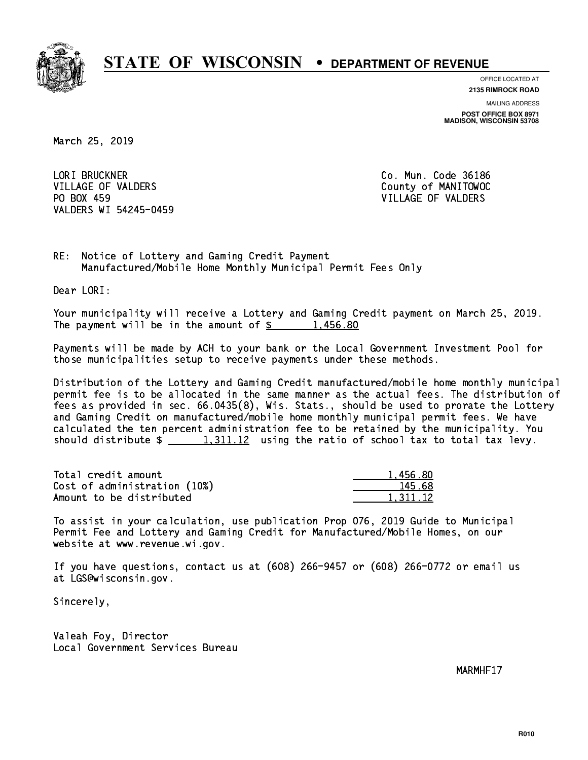# STATE OF WISCONSIN • DEPARTMENT OF REVENUE

OFFICE LOCATED AT
**2135 RIMROCK ROAD**

MAILING ADDRESS
**POST OFFICE BOX 8971**
**MADISON, WISCONSIN 53708**

March 25, 2019

LORI BRUCKNER
VILLAGE OF VALDERS
PO BOX 459
VALDERS WI 54245-0459

Co. Mun. Code 36186
County of MANITOWOC
VILLAGE OF VALDERS

RE: Notice of Lottery and Gaming Credit Payment
Manufactured/Mobile Home Monthly Municipal Permit Fees Only

Dear LORI:

Your municipality will receive a Lottery and Gaming Credit payment on March 25, 2019. The payment will be in the amount of $ 1,456.80

Payments will be made by ACH to your bank or the Local Government Investment Pool for those municipalities setup to receive payments under these methods.

Distribution of the Lottery and Gaming Credit manufactured/mobile home monthly municipal permit fee is to be allocated in the same manner as the actual fees. The distribution of fees as provided in sec. 66.0435(8), Wis. Stats., should be used to prorate the Lottery and Gaming Credit on manufactured/mobile home monthly municipal permit fees. We have calculated the ten percent administration fee to be retained by the municipality. You should distribute $ 1,311.12 using the ratio of school tax to total tax levy.

| | |
|---|---|
| Total credit amount | 1,456.80 |
| Cost of administration (10%) | 145.68 |
| Amount to be distributed | 1,311.12 |

To assist in your calculation, use publication Prop 076, 2019 Guide to Municipal Permit Fee and Lottery and Gaming Credit for Manufactured/Mobile Homes, on our website at www.revenue.wi.gov.

If you have questions, contact us at (608) 266-9457 or (608) 266-0772 or email us at LGS@wisconsin.gov.

Sincerely,

Valeah Foy, Director
Local Government Services Bureau

MARMHF17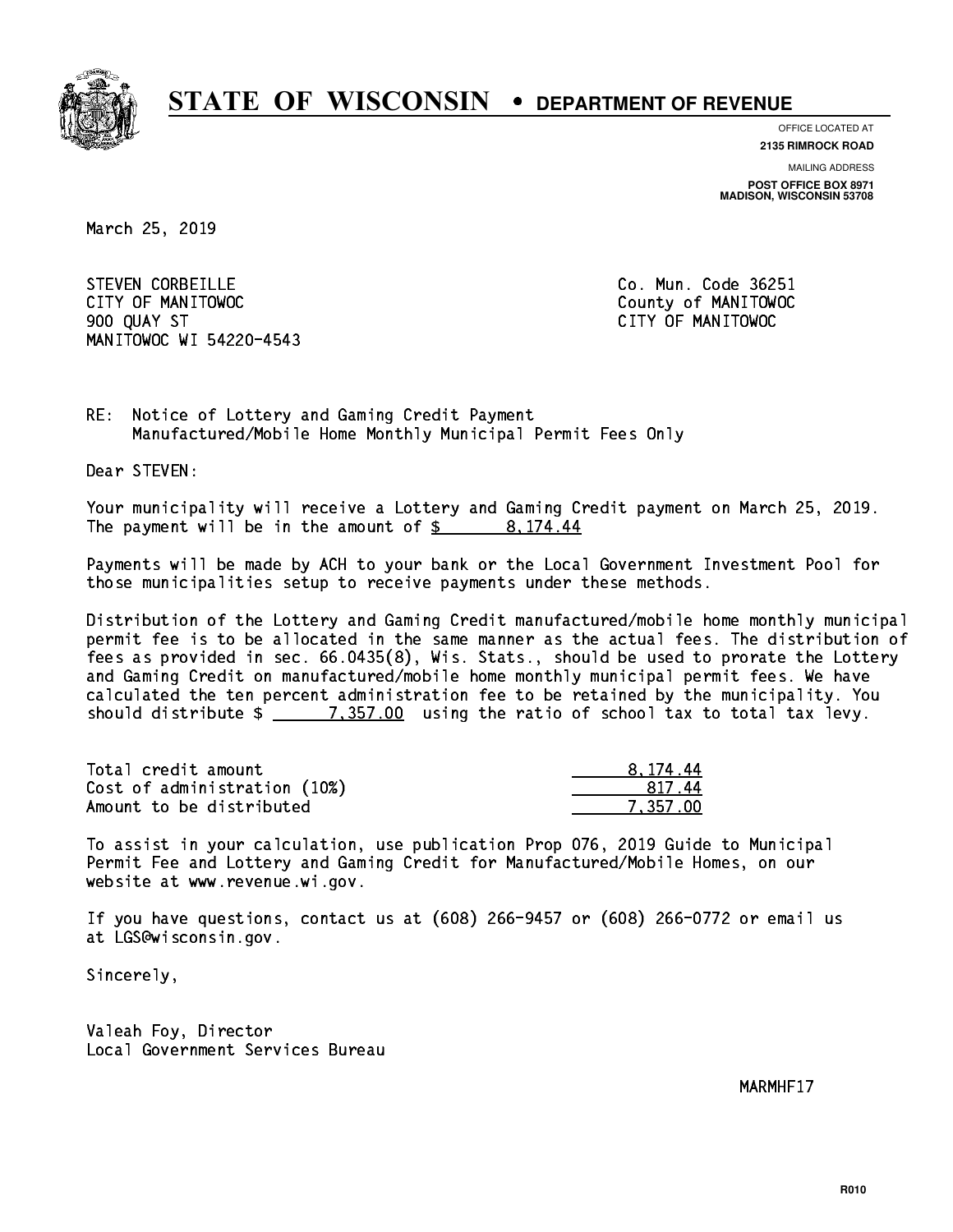# STATE OF WISCONSIN • DEPARTMENT OF REVENUE

OFFICE LOCATED AT
**2135 RIMROCK ROAD**

MAILING ADDRESS
**POST OFFICE BOX 8971**
**MADISON, WISCONSIN 53708**

March 25, 2019

STEVEN CORBEILLE
CITY OF MANITOWOC
900 QUAY ST
MANITOWOC WI 54220-4543

Co. Mun. Code 36251
County of MANITOWOC
CITY OF MANITOWOC

RE: Notice of Lottery and Gaming Credit Payment
Manufactured/Mobile Home Monthly Municipal Permit Fees Only

Dear STEVEN:

Your municipality will receive a Lottery and Gaming Credit payment on March 25, 2019. The payment will be in the amount of $ 8,174.44

Payments will be made by ACH to your bank or the Local Government Investment Pool for those municipalities setup to receive payments under these methods.

Distribution of the Lottery and Gaming Credit manufactured/mobile home monthly municipal permit fee is to be allocated in the same manner as the actual fees. The distribution of fees as provided in sec. 66.0435(8), Wis. Stats., should be used to prorate the Lottery and Gaming Credit on manufactured/mobile home monthly municipal permit fees. We have calculated the ten percent administration fee to be retained by the municipality. You should distribute $ 7,357.00 using the ratio of school tax to total tax levy.

| | |
|---|---|
| Total credit amount | 8,174.44 |
| Cost of administration (10%) | 817.44 |
| Amount to be distributed | 7,357.00 |

To assist in your calculation, use publication Prop 076, 2019 Guide to Municipal Permit Fee and Lottery and Gaming Credit for Manufactured/Mobile Homes, on our website at www.revenue.wi.gov.

If you have questions, contact us at (608) 266-9457 or (608) 266-0772 or email us at LGS@wisconsin.gov.

Sincerely,

Valeah Foy, Director
Local Government Services Bureau

MARMHF17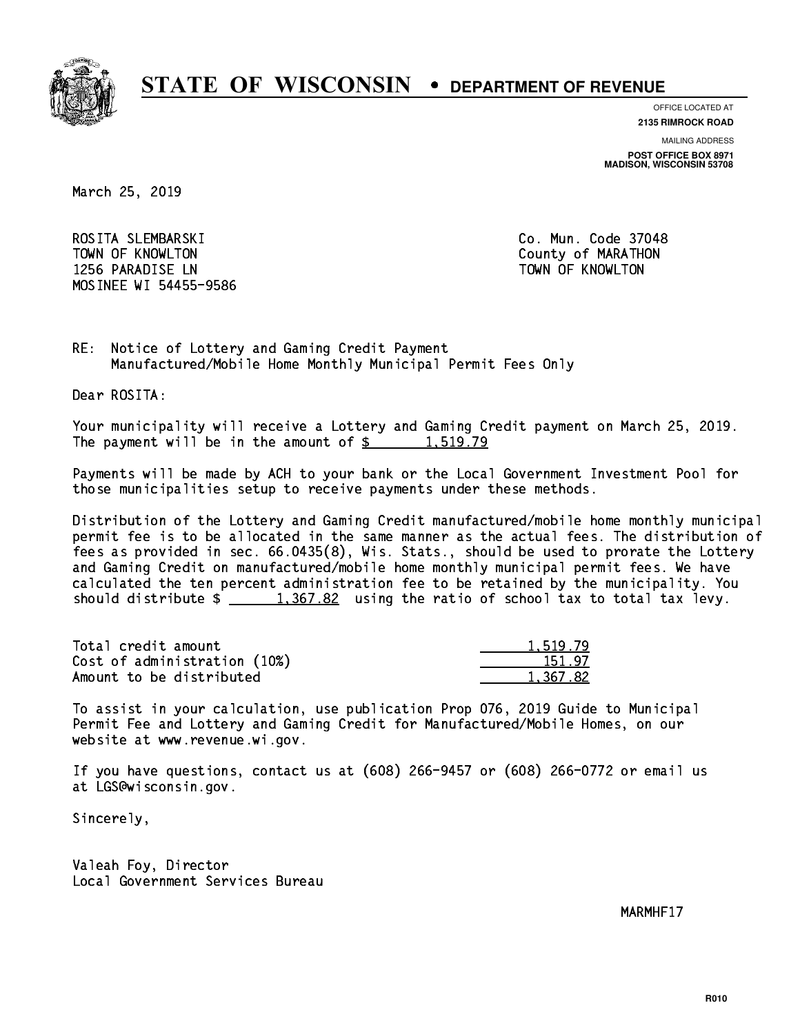# STATE OF WISCONSIN • DEPARTMENT OF REVENUE

OFFICE LOCATED AT
**2135 RIMROCK ROAD**

MAILING ADDRESS
**POST OFFICE BOX 8971**
**MADISON, WISCONSIN 53708**

March 25, 2019

ROSITA SLEMBARSKI
TOWN OF KNOWLTON
1256 PARADISE LN
MOSINEE WI 54455-9586

Co. Mun. Code 37048
County of MARATHON
TOWN OF KNOWLTON

RE: Notice of Lottery and Gaming Credit Payment
Manufactured/Mobile Home Monthly Municipal Permit Fees Only

Dear ROSITA:

Your municipality will receive a Lottery and Gaming Credit payment on March 25, 2019. The payment will be in the amount of $ 1,519.79

Payments will be made by ACH to your bank or the Local Government Investment Pool for those municipalities setup to receive payments under these methods.

Distribution of the Lottery and Gaming Credit manufactured/mobile home monthly municipal permit fee is to be allocated in the same manner as the actual fees. The distribution of fees as provided in sec. 66.0435(8), Wis. Stats., should be used to prorate the Lottery and Gaming Credit on manufactured/mobile home monthly municipal permit fees. We have calculated the ten percent administration fee to be retained by the municipality. You should distribute $ 1,367.82 using the ratio of school tax to total tax levy.

| | |
|---|---|
| Total credit amount | 1,519.79 |
| Cost of administration (10%) | 151.97 |
| Amount to be distributed | 1,367.82 |

To assist in your calculation, use publication Prop 076, 2019 Guide to Municipal Permit Fee and Lottery and Gaming Credit for Manufactured/Mobile Homes, on our website at www.revenue.wi.gov.

If you have questions, contact us at (608) 266-9457 or (608) 266-0772 or email us at LGS@wisconsin.gov.

Sincerely,

Valeah Foy, Director
Local Government Services Bureau

MARMHF17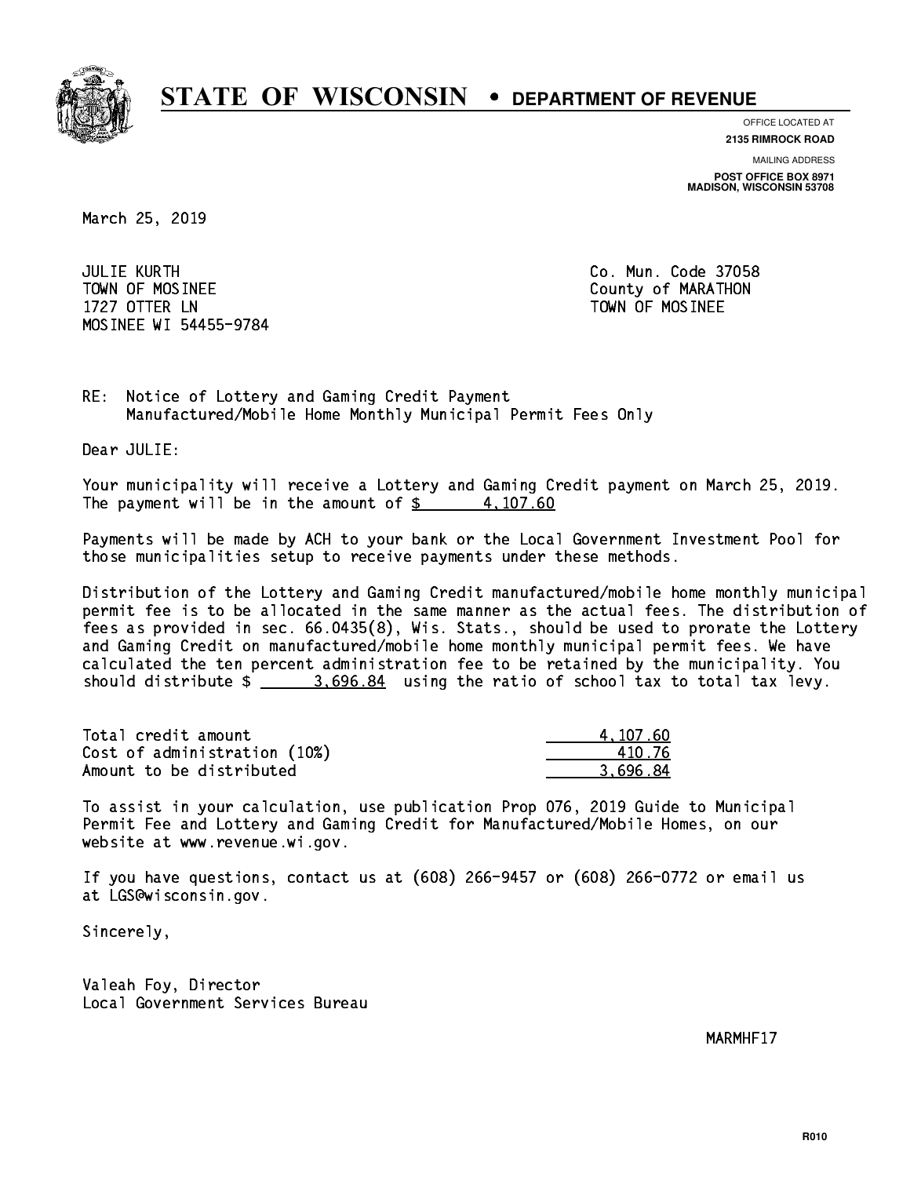# STATE OF WISCONSIN • DEPARTMENT OF REVENUE

OFFICE LOCATED AT
**2135 RIMROCK ROAD**

MAILING ADDRESS
**POST OFFICE BOX 8971**
**MADISON, WISCONSIN 53708**

March 25, 2019

JULIE KURTH
TOWN OF MOSINEE
1727 OTTER LN
MOSINEE WI 54455-9784

Co. Mun. Code 37058
County of MARATHON
TOWN OF MOSINEE

RE: Notice of Lottery and Gaming Credit Payment
Manufactured/Mobile Home Monthly Municipal Permit Fees Only

Dear JULIE:

Your municipality will receive a Lottery and Gaming Credit payment on March 25, 2019. The payment will be in the amount of $ 4,107.60

Payments will be made by ACH to your bank or the Local Government Investment Pool for those municipalities setup to receive payments under these methods.

Distribution of the Lottery and Gaming Credit manufactured/mobile home monthly municipal permit fee is to be allocated in the same manner as the actual fees. The distribution of fees as provided in sec. 66.0435(8), Wis. Stats., should be used to prorate the Lottery and Gaming Credit on manufactured/mobile home monthly municipal permit fees. We have calculated the ten percent administration fee to be retained by the municipality. You should distribute $ 3,696.84 using the ratio of school tax to total tax levy.

| | |
|---|---|
| Total credit amount | 4,107.60 |
| Cost of administration (10%) | 410.76 |
| Amount to be distributed | 3,696.84 |

To assist in your calculation, use publication Prop 076, 2019 Guide to Municipal Permit Fee and Lottery and Gaming Credit for Manufactured/Mobile Homes, on our website at www.revenue.wi.gov.

If you have questions, contact us at (608) 266-9457 or (608) 266-0772 or email us at LGS@wisconsin.gov.

Sincerely,

Valeah Foy, Director
Local Government Services Bureau

MARMHF17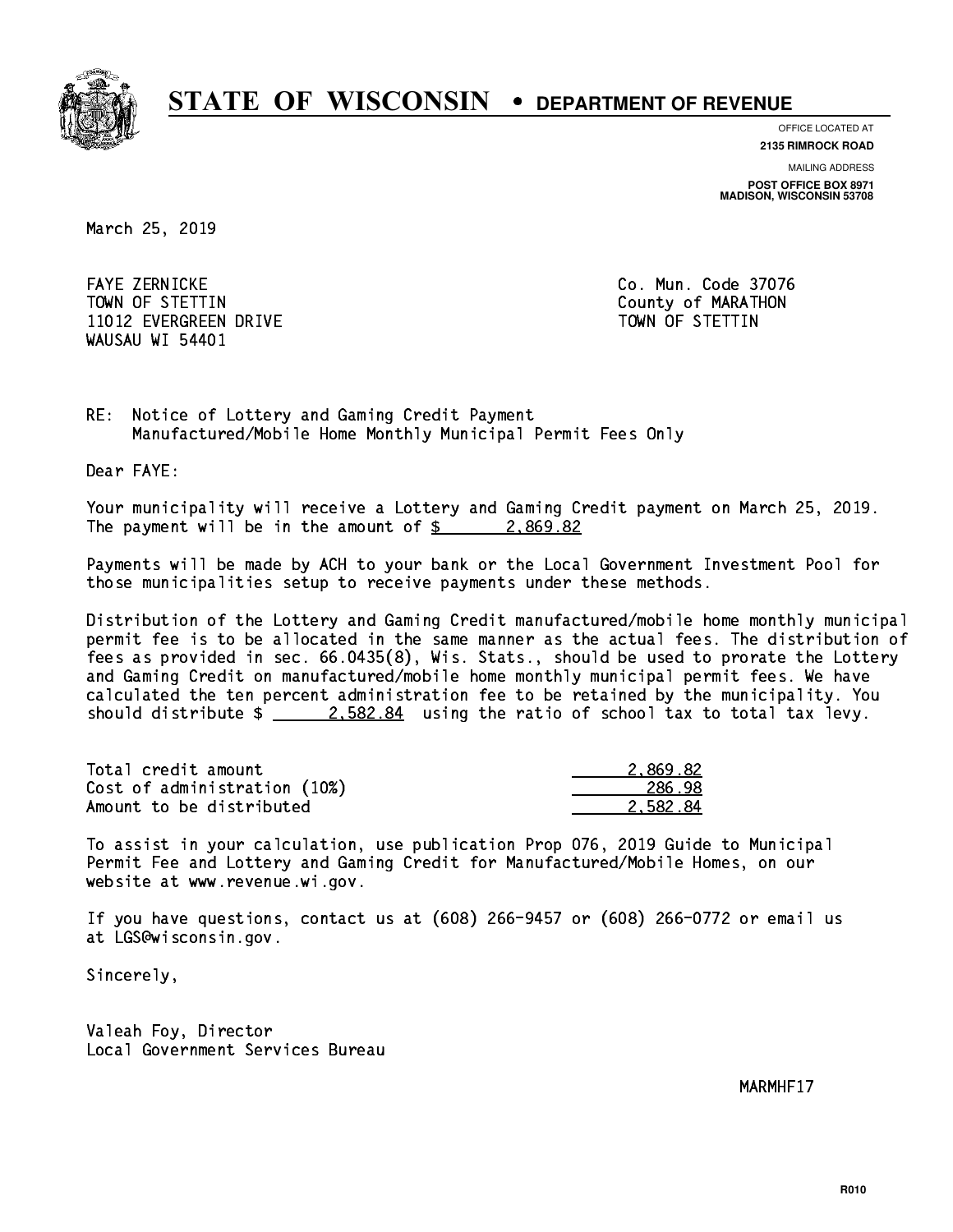# STATE OF WISCONSIN • DEPARTMENT OF REVENUE

OFFICE LOCATED AT
**2135 RIMROCK ROAD**

MAILING ADDRESS
**POST OFFICE BOX 8971**
**MADISON, WISCONSIN 53708**

March 25, 2019

FAYE ZERNICKE
TOWN OF STETTIN
11012 EVERGREEN DRIVE
WAUSAU WI 54401

Co. Mun. Code 37076
County of MARATHON
TOWN OF STETTIN

RE: Notice of Lottery and Gaming Credit Payment
Manufactured/Mobile Home Monthly Municipal Permit Fees Only

Dear FAYE:

Your municipality will receive a Lottery and Gaming Credit payment on March 25, 2019. The payment will be in the amount of $ 2,869.82

Payments will be made by ACH to your bank or the Local Government Investment Pool for those municipalities setup to receive payments under these methods.

Distribution of the Lottery and Gaming Credit manufactured/mobile home monthly municipal permit fee is to be allocated in the same manner as the actual fees. The distribution of fees as provided in sec. 66.0435(8), Wis. Stats., should be used to prorate the Lottery and Gaming Credit on manufactured/mobile home monthly municipal permit fees. We have calculated the ten percent administration fee to be retained by the municipality. You should distribute $ 2,582.84 using the ratio of school tax to total tax levy.

| | |
|---|---|
| Total credit amount | 2,869.82 |
| Cost of administration (10%) | 286.98 |
| Amount to be distributed | 2,582.84 |

To assist in your calculation, use publication Prop 076, 2019 Guide to Municipal Permit Fee and Lottery and Gaming Credit for Manufactured/Mobile Homes, on our website at www.revenue.wi.gov.

If you have questions, contact us at (608) 266-9457 or (608) 266-0772 or email us at LGS@wisconsin.gov.

Sincerely,

Valeah Foy, Director
Local Government Services Bureau

MARMHF17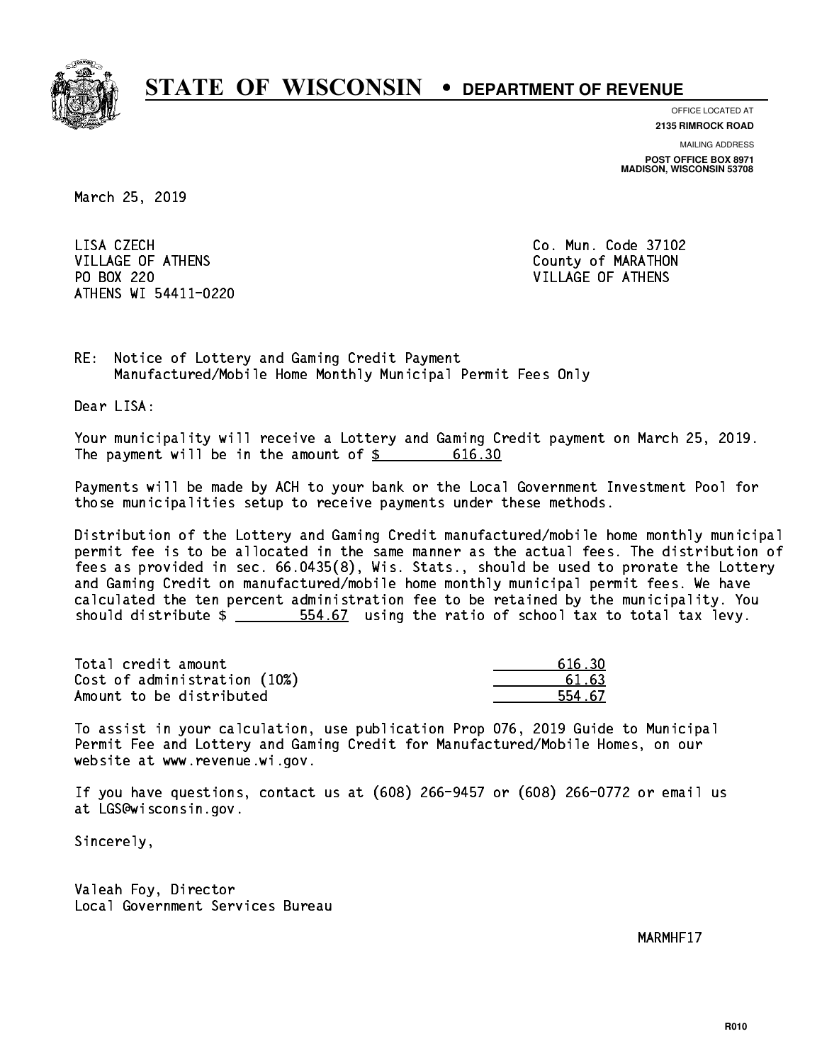# STATE OF WISCONSIN • DEPARTMENT OF REVENUE

OFFICE LOCATED AT
**2135 RIMROCK ROAD**

MAILING ADDRESS
**POST OFFICE BOX 8971**
**MADISON, WISCONSIN 53708**

March 25, 2019

LISA CZECH
VILLAGE OF ATHENS
PO BOX 220
ATHENS WI 54411-0220

Co. Mun. Code 37102
County of MARATHON
VILLAGE OF ATHENS

RE: Notice of Lottery and Gaming Credit Payment
Manufactured/Mobile Home Monthly Municipal Permit Fees Only

Dear LISA:

Your municipality will receive a Lottery and Gaming Credit payment on March 25, 2019. The payment will be in the amount of $ 616.30

Payments will be made by ACH to your bank or the Local Government Investment Pool for those municipalities setup to receive payments under these methods.

Distribution of the Lottery and Gaming Credit manufactured/mobile home monthly municipal permit fee is to be allocated in the same manner as the actual fees. The distribution of fees as provided in sec. 66.0435(8), Wis. Stats., should be used to prorate the Lottery and Gaming Credit on manufactured/mobile home monthly municipal permit fees. We have calculated the ten percent administration fee to be retained by the municipality. You should distribute $ 554.67 using the ratio of school tax to total tax levy.

| | |
|---|---|
| Total credit amount | 616.30 |
| Cost of administration (10%) | 61.63 |
| Amount to be distributed | 554.67 |

To assist in your calculation, use publication Prop 076, 2019 Guide to Municipal Permit Fee and Lottery and Gaming Credit for Manufactured/Mobile Homes, on our website at www.revenue.wi.gov.

If you have questions, contact us at (608) 266-9457 or (608) 266-0772 or email us at LGS@wisconsin.gov.

Sincerely,

Valeah Foy, Director
Local Government Services Bureau

MARMHF17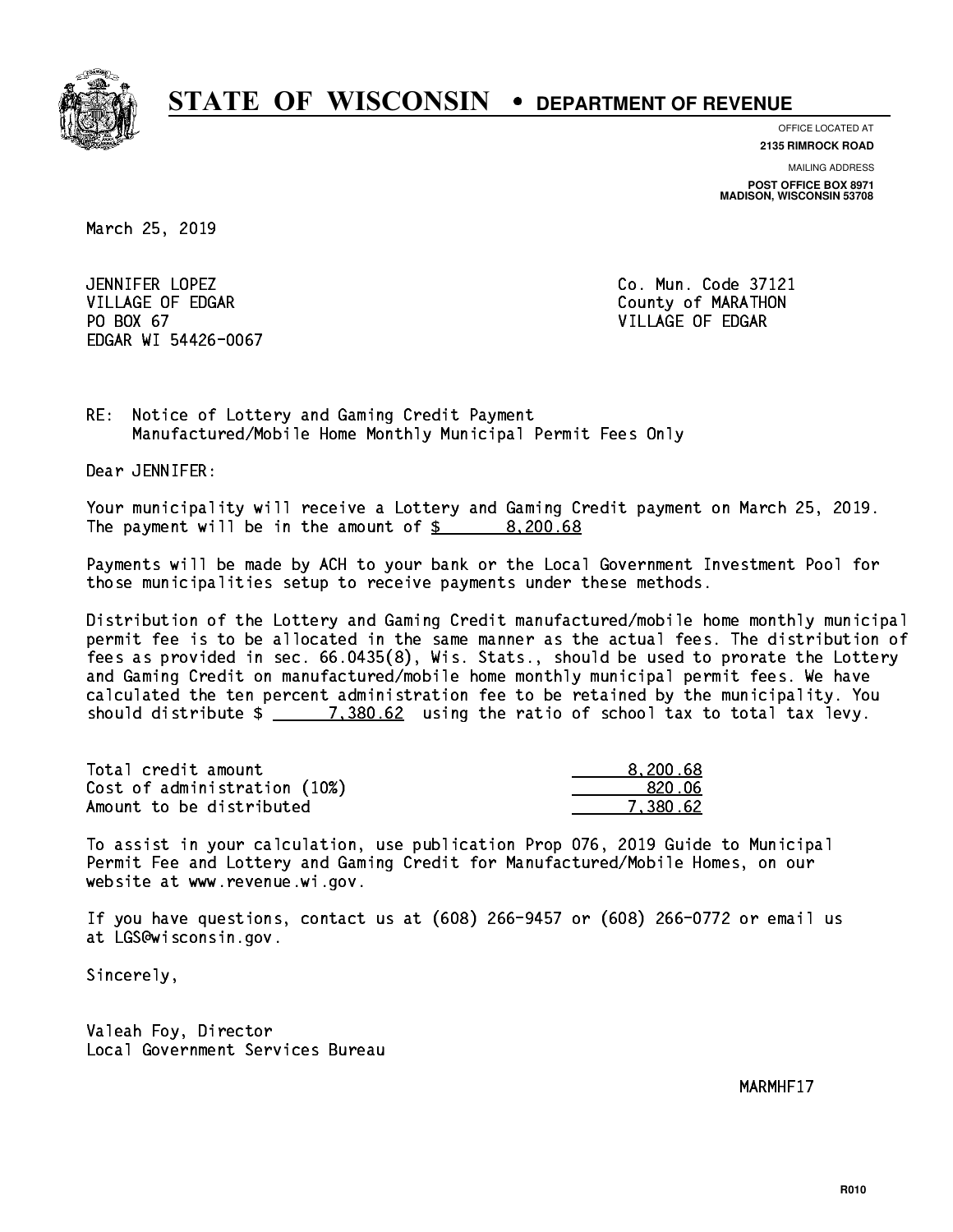# STATE OF WISCONSIN • DEPARTMENT OF REVENUE

OFFICE LOCATED AT
**2135 RIMROCK ROAD**

MAILING ADDRESS
**POST OFFICE BOX 8971**
**MADISON, WISCONSIN 53708**

March 25, 2019

JENNIFER LOPEZ
VILLAGE OF EDGAR
PO BOX 67
EDGAR WI 54426-0067

Co. Mun. Code 37121
County of MARATHON
VILLAGE OF EDGAR

RE: Notice of Lottery and Gaming Credit Payment
Manufactured/Mobile Home Monthly Municipal Permit Fees Only

Dear JENNIFER:

Your municipality will receive a Lottery and Gaming Credit payment on March 25, 2019. The payment will be in the amount of $ 8,200.68

Payments will be made by ACH to your bank or the Local Government Investment Pool for those municipalities setup to receive payments under these methods.

Distribution of the Lottery and Gaming Credit manufactured/mobile home monthly municipal permit fee is to be allocated in the same manner as the actual fees. The distribution of fees as provided in sec. 66.0435(8), Wis. Stats., should be used to prorate the Lottery and Gaming Credit on manufactured/mobile home monthly municipal permit fees. We have calculated the ten percent administration fee to be retained by the municipality. You should distribute $ 7,380.62 using the ratio of school tax to total tax levy.

| | |
|---|---|
| Total credit amount | 8,200.68 |
| Cost of administration (10%) | 820.06 |
| Amount to be distributed | 7,380.62 |

To assist in your calculation, use publication Prop 076, 2019 Guide to Municipal Permit Fee and Lottery and Gaming Credit for Manufactured/Mobile Homes, on our website at www.revenue.wi.gov.

If you have questions, contact us at (608) 266-9457 or (608) 266-0772 or email us at LGS@wisconsin.gov.

Sincerely,

Valeah Foy, Director
Local Government Services Bureau

MARMHF17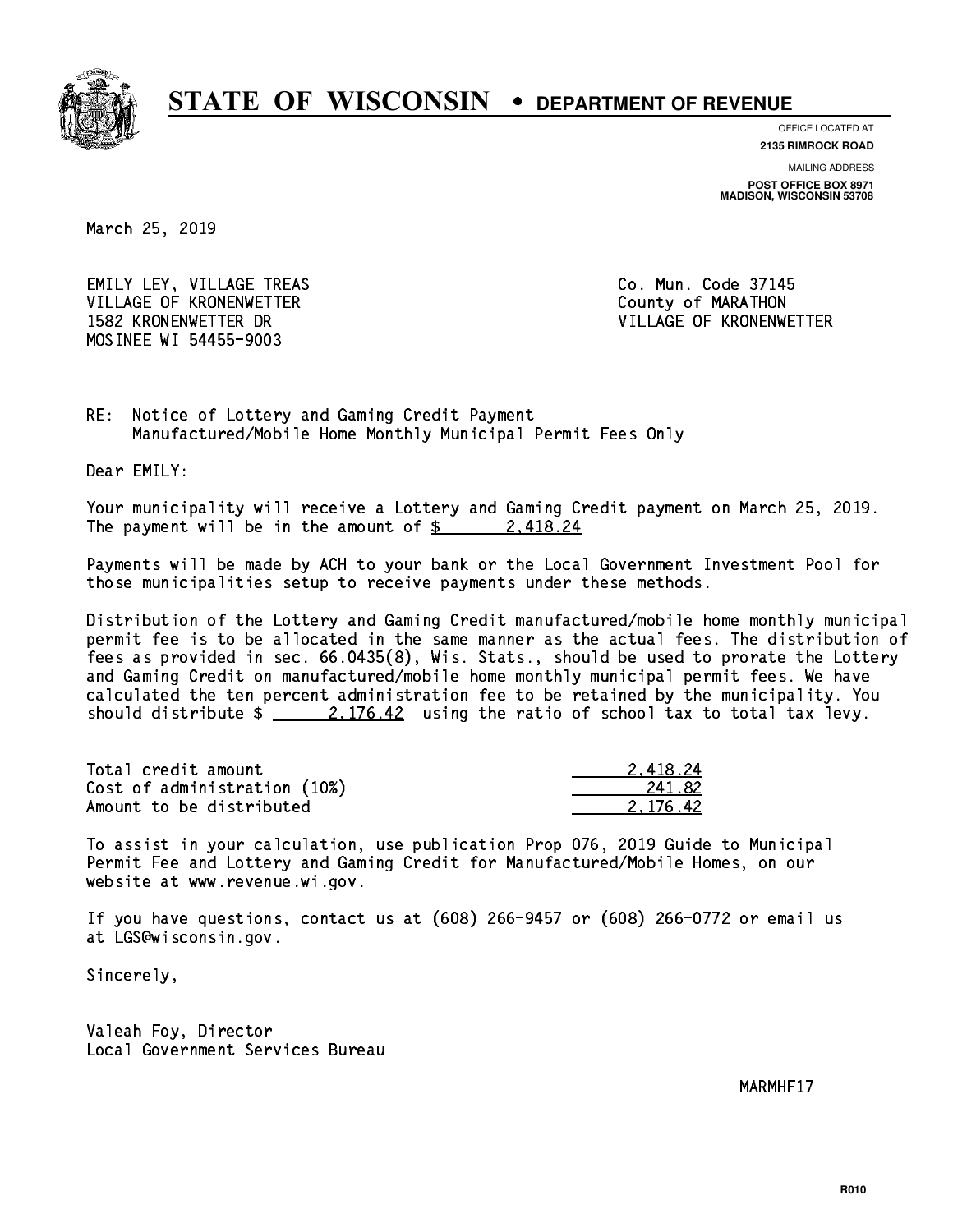# STATE OF WISCONSIN • DEPARTMENT OF REVENUE

OFFICE LOCATED AT
**2135 RIMROCK ROAD**

MAILING ADDRESS
**POST OFFICE BOX 8971**
**MADISON, WISCONSIN 53708**

March 25, 2019

EMILY LEY, VILLAGE TREAS
VILLAGE OF KRONENWETTER
1582 KRONENWETTER DR
MOSINEE WI 54455-9003

Co. Mun. Code 37145
County of MARATHON
VILLAGE OF KRONENWETTER

RE: Notice of Lottery and Gaming Credit Payment
Manufactured/Mobile Home Monthly Municipal Permit Fees Only

Dear EMILY:

Your municipality will receive a Lottery and Gaming Credit payment on March 25, 2019. The payment will be in the amount of $ 2,418.24

Payments will be made by ACH to your bank or the Local Government Investment Pool for those municipalities setup to receive payments under these methods.

Distribution of the Lottery and Gaming Credit manufactured/mobile home monthly municipal permit fee is to be allocated in the same manner as the actual fees. The distribution of fees as provided in sec. 66.0435(8), Wis. Stats., should be used to prorate the Lottery and Gaming Credit on manufactured/mobile home monthly municipal permit fees. We have calculated the ten percent administration fee to be retained by the municipality. You should distribute $ 2,176.42 using the ratio of school tax to total tax levy.

| | |
|---|---:|
| Total credit amount | 2,418.24 |
| Cost of administration (10%) | 241.82 |
| Amount to be distributed | 2,176.42 |

To assist in your calculation, use publication Prop 076, 2019 Guide to Municipal Permit Fee and Lottery and Gaming Credit for Manufactured/Mobile Homes, on our website at www.revenue.wi.gov.

If you have questions, contact us at (608) 266-9457 or (608) 266-0772 or email us at LGS@wisconsin.gov.

Sincerely,

Valeah Foy, Director
Local Government Services Bureau

MARMHF17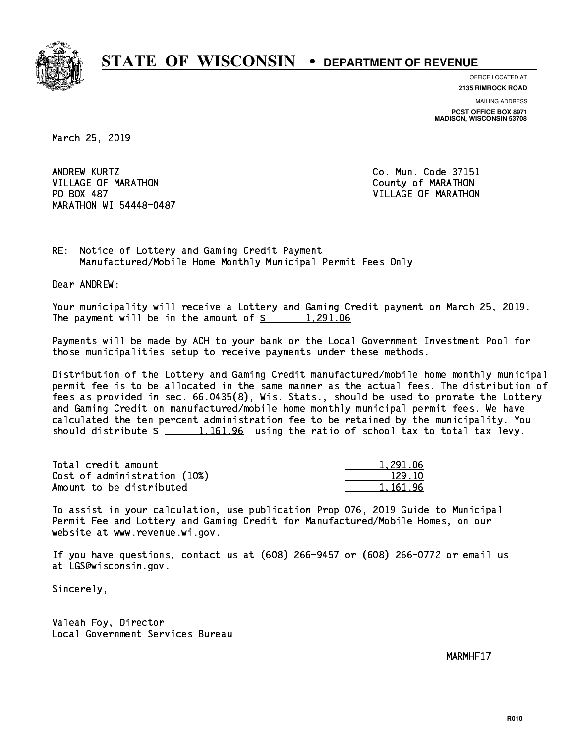**STATE OF WISCONSIN • DEPARTMENT OF REVENUE**

OFFICE LOCATED AT
**2135 RIMROCK ROAD**

MAILING ADDRESS
**POST OFFICE BOX 8971**
**MADISON, WISCONSIN 53708**

March 25, 2019

ANDREW KURTZ
VILLAGE OF MARATHON
PO BOX 487
MARATHON WI 54448-0487

Co. Mun. Code 37151
County of MARATHON
VILLAGE OF MARATHON

RE: Notice of Lottery and Gaming Credit Payment
Manufactured/Mobile Home Monthly Municipal Permit Fees Only

Dear ANDREW:

Your municipality will receive a Lottery and Gaming Credit payment on March 25, 2019. The payment will be in the amount of $ 1,291.06

Payments will be made by ACH to your bank or the Local Government Investment Pool for those municipalities setup to receive payments under these methods.

Distribution of the Lottery and Gaming Credit manufactured/mobile home monthly municipal permit fee is to be allocated in the same manner as the actual fees. The distribution of fees as provided in sec. 66.0435(8), Wis. Stats., should be used to prorate the Lottery and Gaming Credit on manufactured/mobile home monthly municipal permit fees. We have calculated the ten percent administration fee to be retained by the municipality. You should distribute $ 1,161.96 using the ratio of school tax to total tax levy.

| | |
|---|---|
| Total credit amount | 1,291.06 |
| Cost of administration (10%) | 129.10 |
| Amount to be distributed | 1,161.96 |

To assist in your calculation, use publication Prop 076, 2019 Guide to Municipal Permit Fee and Lottery and Gaming Credit for Manufactured/Mobile Homes, on our website at www.revenue.wi.gov.

If you have questions, contact us at (608) 266-9457 or (608) 266-0772 or email us at LGS@wisconsin.gov.

Sincerely,

Valeah Foy, Director
Local Government Services Bureau

MARMHF17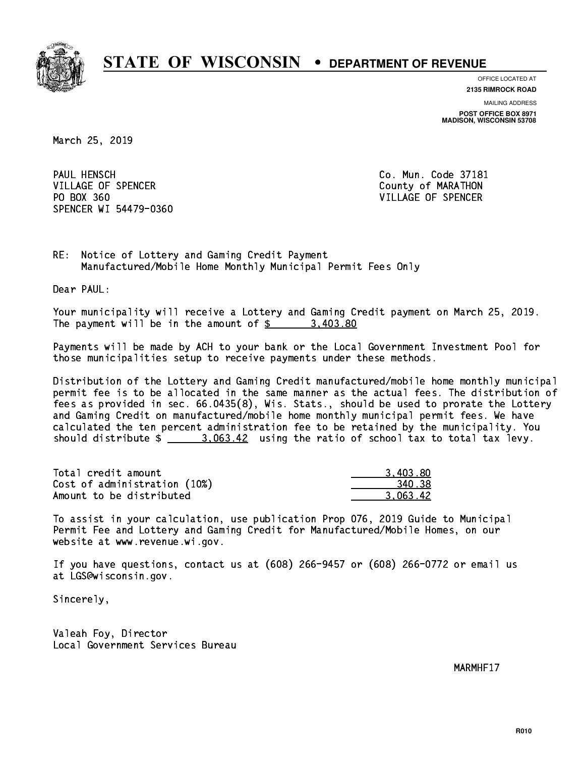# STATE OF WISCONSIN • DEPARTMENT OF REVENUE

OFFICE LOCATED AT
**2135 RIMROCK ROAD**

MAILING ADDRESS
**POST OFFICE BOX 8971**
**MADISON, WISCONSIN 53708**

March 25, 2019

PAUL HENSCH
VILLAGE OF SPENCER
PO BOX 360
SPENCER WI 54479-0360

Co. Mun. Code 37181
County of MARATHON
VILLAGE OF SPENCER

RE: Notice of Lottery and Gaming Credit Payment
Manufactured/Mobile Home Monthly Municipal Permit Fees Only

Dear PAUL:

Your municipality will receive a Lottery and Gaming Credit payment on March 25, 2019. The payment will be in the amount of $ 3,403.80

Payments will be made by ACH to your bank or the Local Government Investment Pool for those municipalities setup to receive payments under these methods.

Distribution of the Lottery and Gaming Credit manufactured/mobile home monthly municipal permit fee is to be allocated in the same manner as the actual fees. The distribution of fees as provided in sec. 66.0435(8), Wis. Stats., should be used to prorate the Lottery and Gaming Credit on manufactured/mobile home monthly municipal permit fees. We have calculated the ten percent administration fee to be retained by the municipality. You should distribute $ 3,063.42 using the ratio of school tax to total tax levy.

| | |
|---|---|
| Total credit amount | 3,403.80 |
| Cost of administration (10%) | 340.38 |
| Amount to be distributed | 3,063.42 |

To assist in your calculation, use publication Prop 076, 2019 Guide to Municipal Permit Fee and Lottery and Gaming Credit for Manufactured/Mobile Homes, on our website at www.revenue.wi.gov.

If you have questions, contact us at (608) 266-9457 or (608) 266-0772 or email us at LGS@wisconsin.gov.

Sincerely,

Valeah Foy, Director
Local Government Services Bureau

MARMHF17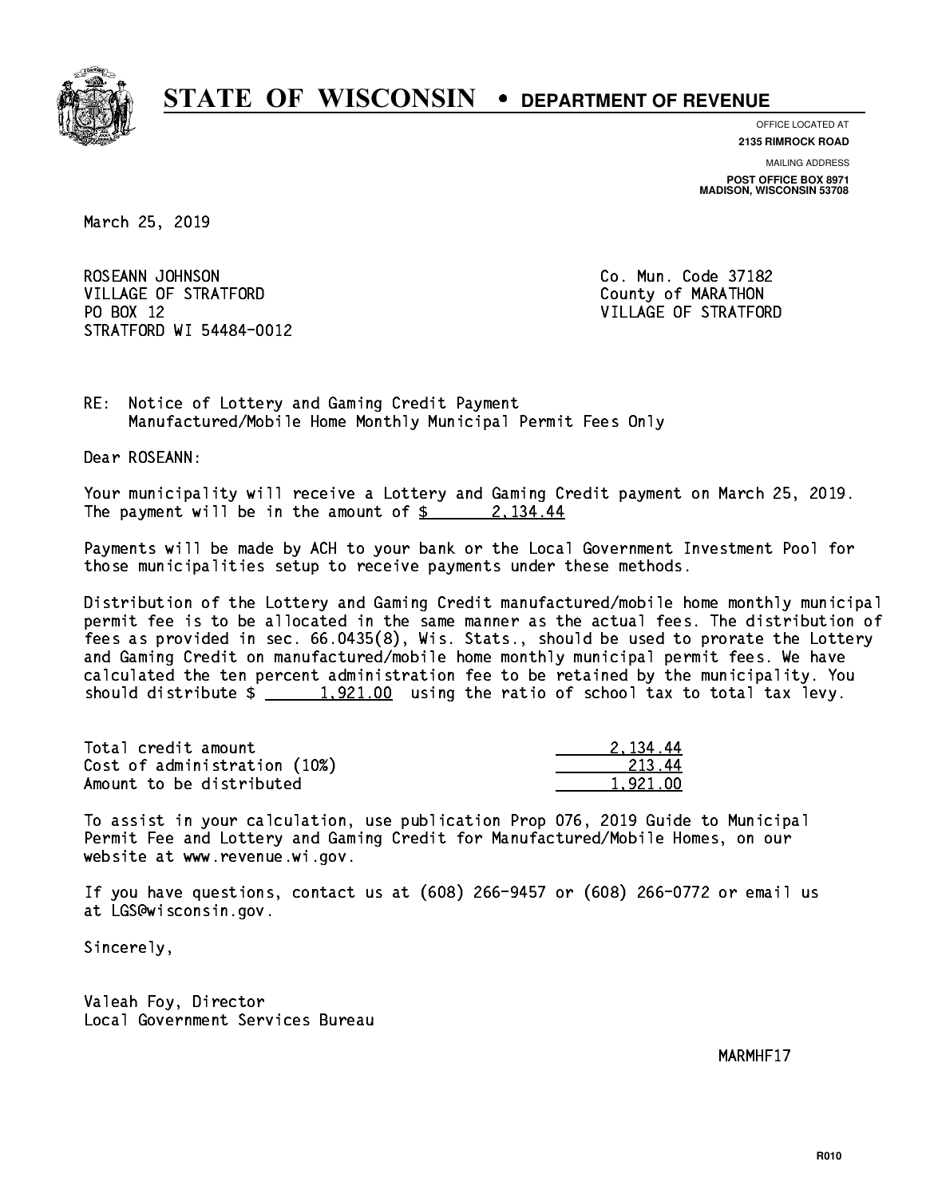# STATE OF WISCONSIN • DEPARTMENT OF REVENUE

OFFICE LOCATED AT
**2135 RIMROCK ROAD**

MAILING ADDRESS
**POST OFFICE BOX 8971**
**MADISON, WISCONSIN 53708**

March 25, 2019

ROSEANN JOHNSON
VILLAGE OF STRATFORD
PO BOX 12
STRATFORD WI 54484-0012

Co. Mun. Code 37182
County of MARATHON
VILLAGE OF STRATFORD

RE: Notice of Lottery and Gaming Credit Payment
Manufactured/Mobile Home Monthly Municipal Permit Fees Only

Dear ROSEANN:

Your municipality will receive a Lottery and Gaming Credit payment on March 25, 2019. The payment will be in the amount of $ 2,134.44

Payments will be made by ACH to your bank or the Local Government Investment Pool for those municipalities setup to receive payments under these methods.

Distribution of the Lottery and Gaming Credit manufactured/mobile home monthly municipal permit fee is to be allocated in the same manner as the actual fees. The distribution of fees as provided in sec. 66.0435(8), Wis. Stats., should be used to prorate the Lottery and Gaming Credit on manufactured/mobile home monthly municipal permit fees. We have calculated the ten percent administration fee to be retained by the municipality. You should distribute $ 1,921.00 using the ratio of school tax to total tax levy.

| | |
|---|---|
| Total credit amount | 2,134.44 |
| Cost of administration (10%) | 213.44 |
| Amount to be distributed | 1,921.00 |

To assist in your calculation, use publication Prop 076, 2019 Guide to Municipal Permit Fee and Lottery and Gaming Credit for Manufactured/Mobile Homes, on our website at www.revenue.wi.gov.

If you have questions, contact us at (608) 266-9457 or (608) 266-0772 or email us at LGS@wisconsin.gov.

Sincerely,

Valeah Foy, Director
Local Government Services Bureau

MARMHF17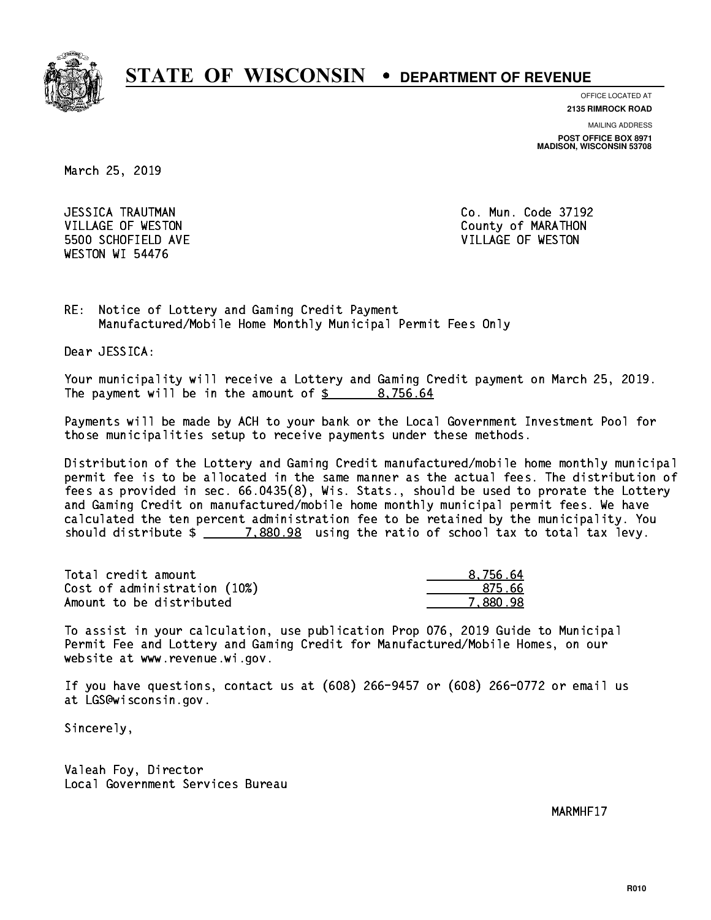# STATE OF WISCONSIN • DEPARTMENT OF REVENUE

OFFICE LOCATED AT
**2135 RIMROCK ROAD**

MAILING ADDRESS
**POST OFFICE BOX 8971**
**MADISON, WISCONSIN 53708**

March 25, 2019

JESSICA TRAUTMAN
VILLAGE OF WESTON
5500 SCHOFIELD AVE
WESTON WI 54476

Co. Mun. Code 37192
County of MARATHON
VILLAGE OF WESTON

RE: Notice of Lottery and Gaming Credit Payment
Manufactured/Mobile Home Monthly Municipal Permit Fees Only

Dear JESSICA:

Your municipality will receive a Lottery and Gaming Credit payment on March 25, 2019. The payment will be in the amount of $ 8,756.64

Payments will be made by ACH to your bank or the Local Government Investment Pool for those municipalities setup to receive payments under these methods.

Distribution of the Lottery and Gaming Credit manufactured/mobile home monthly municipal permit fee is to be allocated in the same manner as the actual fees. The distribution of fees as provided in sec. 66.0435(8), Wis. Stats., should be used to prorate the Lottery and Gaming Credit on manufactured/mobile home monthly municipal permit fees. We have calculated the ten percent administration fee to be retained by the municipality. You should distribute $ 7,880.98 using the ratio of school tax to total tax levy.

| | |
|---|---|
| Total credit amount | 8,756.64 |
| Cost of administration (10%) | 875.66 |
| Amount to be distributed | 7,880.98 |

To assist in your calculation, use publication Prop 076, 2019 Guide to Municipal Permit Fee and Lottery and Gaming Credit for Manufactured/Mobile Homes, on our website at www.revenue.wi.gov.

If you have questions, contact us at (608) 266-9457 or (608) 266-0772 or email us at LGS@wisconsin.gov.

Sincerely,

Valeah Foy, Director
Local Government Services Bureau

MARMHF17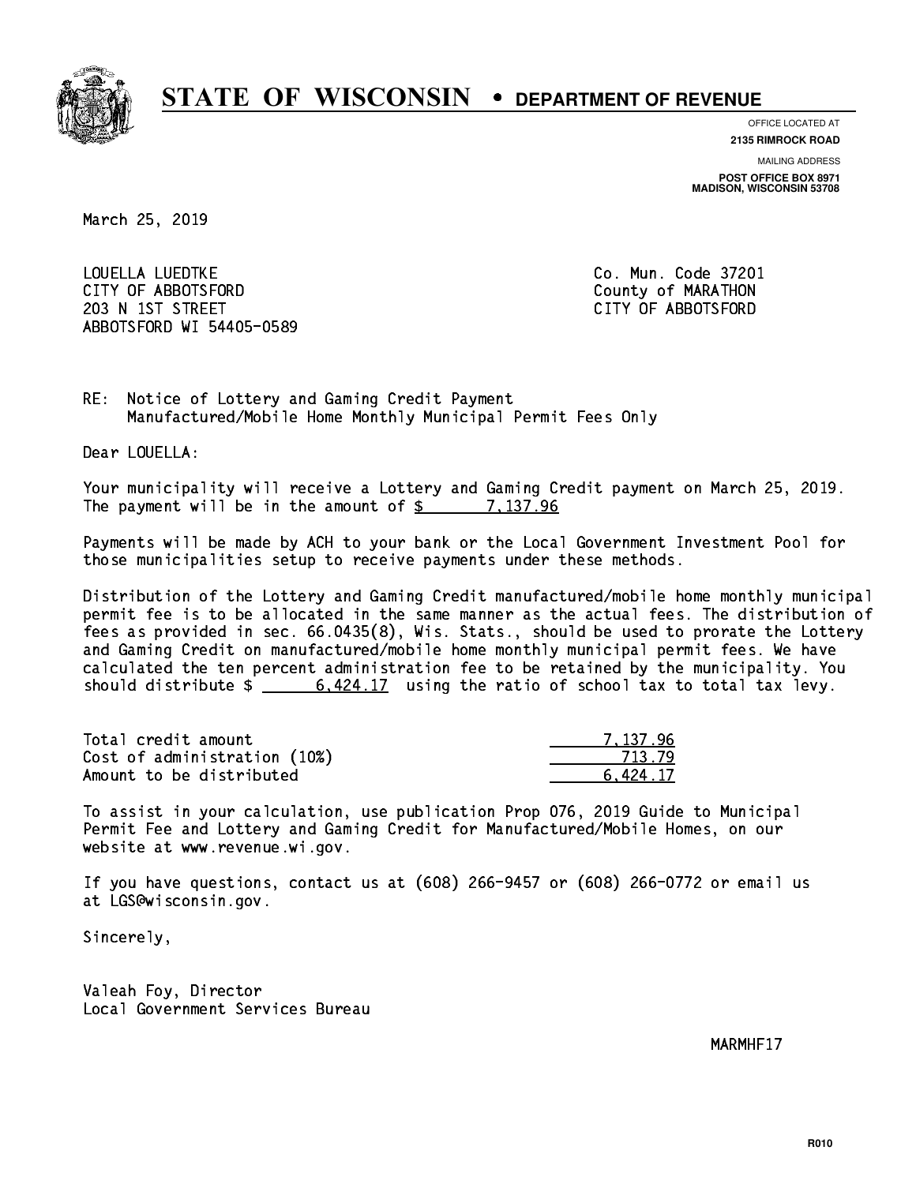# STATE OF WISCONSIN • DEPARTMENT OF REVENUE

OFFICE LOCATED AT
**2135 RIMROCK ROAD**

MAILING ADDRESS
**POST OFFICE BOX 8971**
**MADISON, WISCONSIN 53708**

March 25, 2019

LOUELLA LUEDTKE
CITY OF ABBOTSFORD
203 N 1ST STREET
ABBOTSFORD WI 54405-0589

Co. Mun. Code 37201
County of MARATHON
CITY OF ABBOTSFORD

RE: Notice of Lottery and Gaming Credit Payment
Manufactured/Mobile Home Monthly Municipal Permit Fees Only

Dear LOUELLA:

Your municipality will receive a Lottery and Gaming Credit payment on March 25, 2019. The payment will be in the amount of $ 7,137.96

Payments will be made by ACH to your bank or the Local Government Investment Pool for those municipalities setup to receive payments under these methods.

Distribution of the Lottery and Gaming Credit manufactured/mobile home monthly municipal permit fee is to be allocated in the same manner as the actual fees. The distribution of fees as provided in sec. 66.0435(8), Wis. Stats., should be used to prorate the Lottery and Gaming Credit on manufactured/mobile home monthly municipal permit fees. We have calculated the ten percent administration fee to be retained by the municipality. You should distribute $ 6,424.17 using the ratio of school tax to total tax levy.

| | |
|---|---|
| Total credit amount | 7,137.96 |
| Cost of administration (10%) | 713.79 |
| Amount to be distributed | 6,424.17 |

To assist in your calculation, use publication Prop 076, 2019 Guide to Municipal Permit Fee and Lottery and Gaming Credit for Manufactured/Mobile Homes, on our website at www.revenue.wi.gov.

If you have questions, contact us at (608) 266-9457 or (608) 266-0772 or email us at LGS@wisconsin.gov.

Sincerely,

Valeah Foy, Director
Local Government Services Bureau

MARMHF17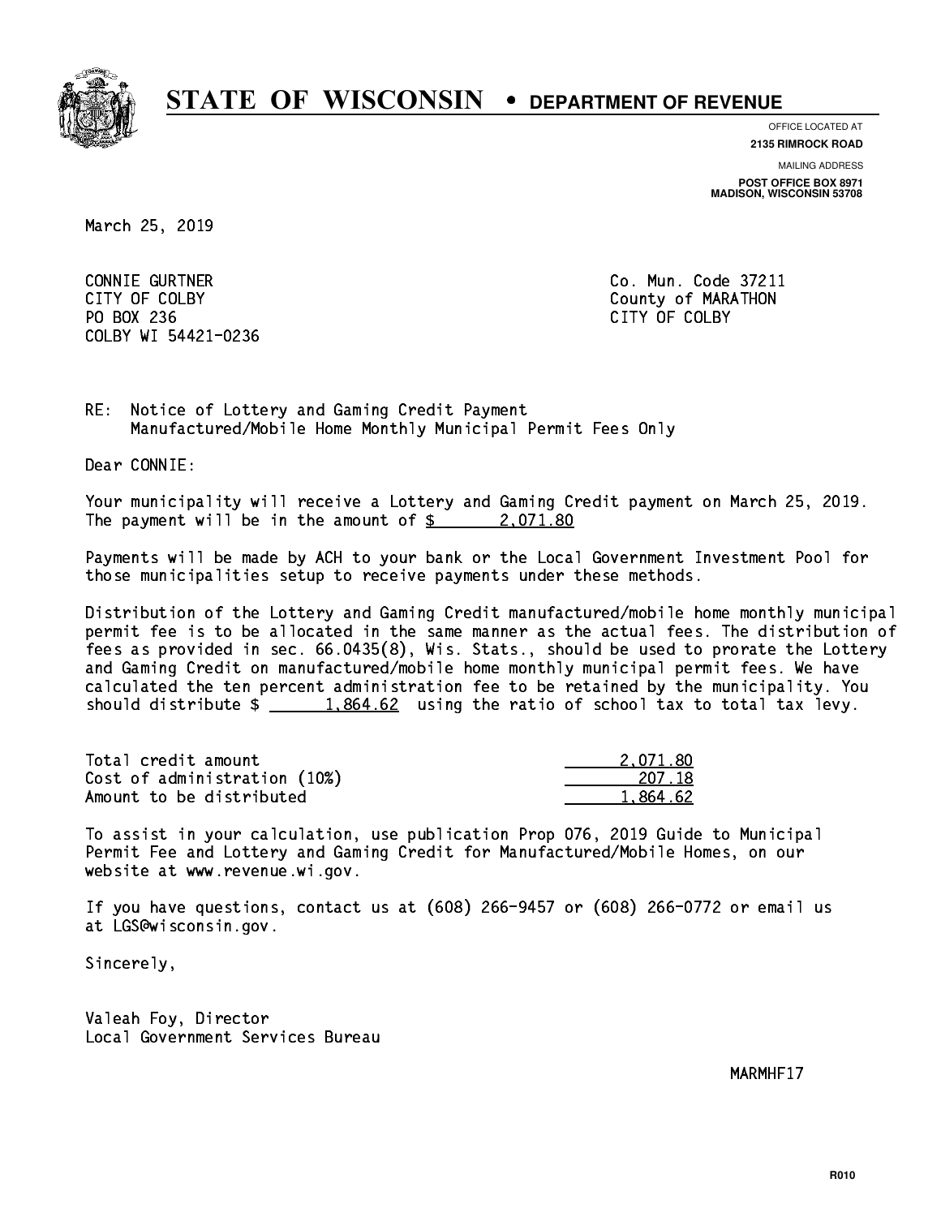# STATE OF WISCONSIN • DEPARTMENT OF REVENUE

OFFICE LOCATED AT
**2135 RIMROCK ROAD**

MAILING ADDRESS
**POST OFFICE BOX 8971**
**MADISON, WISCONSIN 53708**

March 25, 2019

CONNIE GURTNER
CITY OF COLBY
PO BOX 236
COLBY WI 54421-0236

Co. Mun. Code 37211
County of MARATHON
CITY OF COLBY

RE: Notice of Lottery and Gaming Credit Payment
Manufactured/Mobile Home Monthly Municipal Permit Fees Only

Dear CONNIE:

Your municipality will receive a Lottery and Gaming Credit payment on March 25, 2019. The payment will be in the amount of $ 2,071.80

Payments will be made by ACH to your bank or the Local Government Investment Pool for those municipalities setup to receive payments under these methods.

Distribution of the Lottery and Gaming Credit manufactured/mobile home monthly municipal permit fee is to be allocated in the same manner as the actual fees. The distribution of fees as provided in sec. 66.0435(8), Wis. Stats., should be used to prorate the Lottery and Gaming Credit on manufactured/mobile home monthly municipal permit fees. We have calculated the ten percent administration fee to be retained by the municipality. You should distribute $ 1,864.62 using the ratio of school tax to total tax levy.

| | |
|---|---|
| Total credit amount | 2,071.80 |
| Cost of administration (10%) | 207.18 |
| Amount to be distributed | 1,864.62 |

To assist in your calculation, use publication Prop 076, 2019 Guide to Municipal Permit Fee and Lottery and Gaming Credit for Manufactured/Mobile Homes, on our website at www.revenue.wi.gov.

If you have questions, contact us at (608) 266-9457 or (608) 266-0772 or email us at LGS@wisconsin.gov.

Sincerely,

Valeah Foy, Director
Local Government Services Bureau

MARMHF17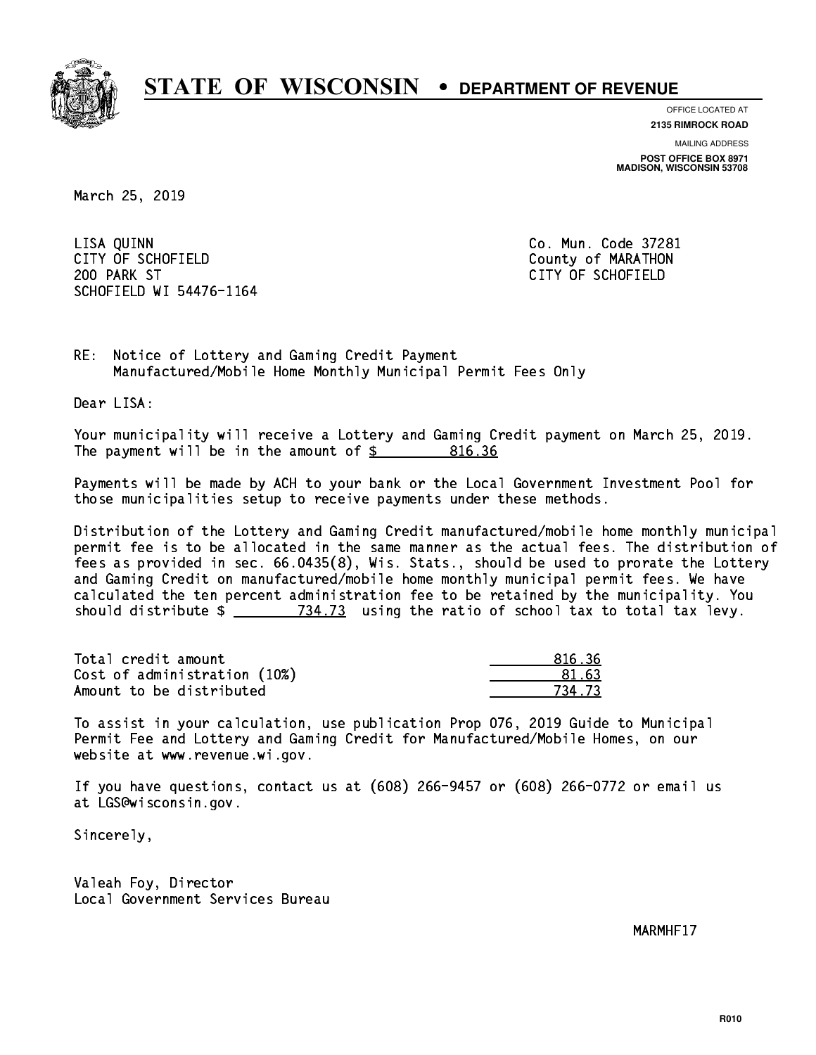# STATE OF WISCONSIN • DEPARTMENT OF REVENUE

OFFICE LOCATED AT
**2135 RIMROCK ROAD**

MAILING ADDRESS
**POST OFFICE BOX 8971**
**MADISON, WISCONSIN 53708**

March 25, 2019

LISA QUINN
CITY OF SCHOFIELD
200 PARK ST
SCHOFIELD WI 54476-1164

Co. Mun. Code 37281
County of MARATHON
CITY OF SCHOFIELD

RE: Notice of Lottery and Gaming Credit Payment
Manufactured/Mobile Home Monthly Municipal Permit Fees Only

Dear LISA:

Your municipality will receive a Lottery and Gaming Credit payment on March 25, 2019. The payment will be in the amount of $ 816.36

Payments will be made by ACH to your bank or the Local Government Investment Pool for those municipalities setup to receive payments under these methods.

Distribution of the Lottery and Gaming Credit manufactured/mobile home monthly municipal permit fee is to be allocated in the same manner as the actual fees. The distribution of fees as provided in sec. 66.0435(8), Wis. Stats., should be used to prorate the Lottery and Gaming Credit on manufactured/mobile home monthly municipal permit fees. We have calculated the ten percent administration fee to be retained by the municipality. You should distribute $ 734.73 using the ratio of school tax to total tax levy.

| | |
|---|---|
| Total credit amount | 816.36 |
| Cost of administration (10%) | 81.63 |
| Amount to be distributed | 734.73 |

To assist in your calculation, use publication Prop 076, 2019 Guide to Municipal Permit Fee and Lottery and Gaming Credit for Manufactured/Mobile Homes, on our website at www.revenue.wi.gov.

If you have questions, contact us at (608) 266-9457 or (608) 266-0772 or email us at LGS@wisconsin.gov.

Sincerely,

Valeah Foy, Director
Local Government Services Bureau

MARMHF17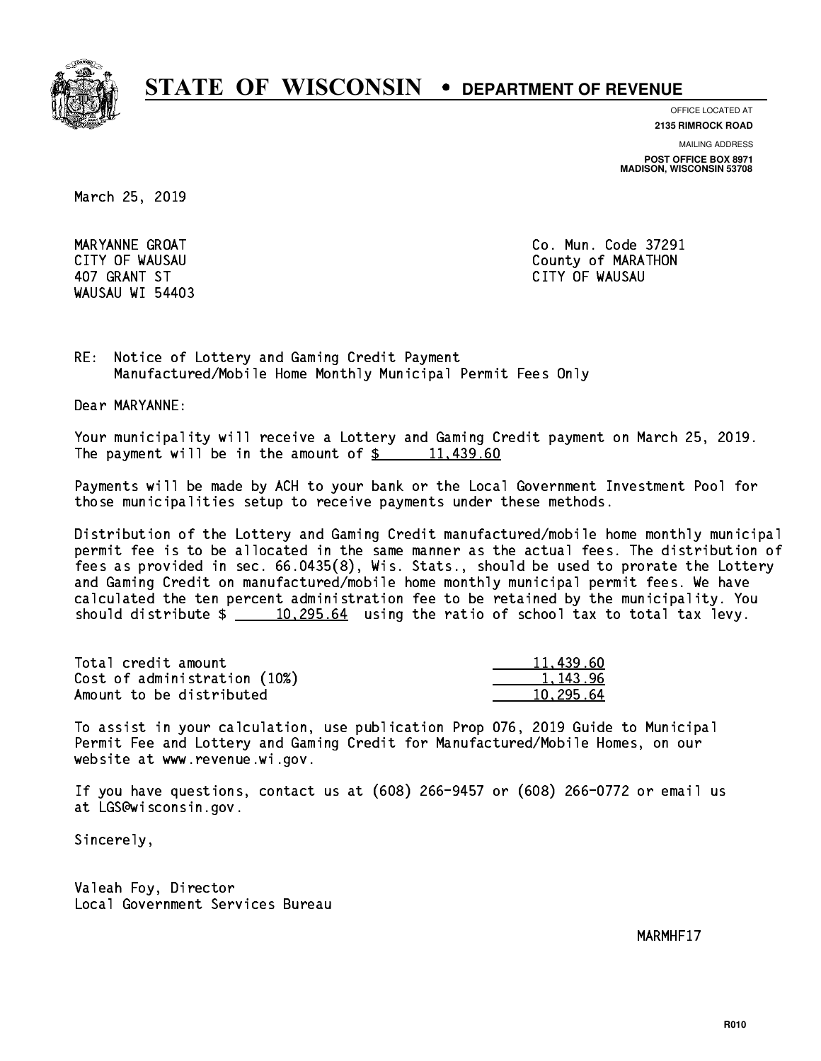# STATE OF WISCONSIN • DEPARTMENT OF REVENUE

OFFICE LOCATED AT
**2135 RIMROCK ROAD**

MAILING ADDRESS
**POST OFFICE BOX 8971**
**MADISON, WISCONSIN 53708**

March 25, 2019

MARYANNE GROAT
CITY OF WAUSAU
407 GRANT ST
WAUSAU WI 54403

Co. Mun. Code 37291
County of MARATHON
CITY OF WAUSAU

RE: Notice of Lottery and Gaming Credit Payment
Manufactured/Mobile Home Monthly Municipal Permit Fees Only

Dear MARYANNE:

Your municipality will receive a Lottery and Gaming Credit payment on March 25, 2019. The payment will be in the amount of $ 11,439.60

Payments will be made by ACH to your bank or the Local Government Investment Pool for those municipalities setup to receive payments under these methods.

Distribution of the Lottery and Gaming Credit manufactured/mobile home monthly municipal permit fee is to be allocated in the same manner as the actual fees. The distribution of fees as provided in sec. 66.0435(8), Wis. Stats., should be used to prorate the Lottery and Gaming Credit on manufactured/mobile home monthly municipal permit fees. We have calculated the ten percent administration fee to be retained by the municipality. You should distribute $ 10,295.64 using the ratio of school tax to total tax levy.

| | |
|---|---|
| Total credit amount | 11,439.60 |
| Cost of administration (10%) | 1,143.96 |
| Amount to be distributed | 10,295.64 |

To assist in your calculation, use publication Prop 076, 2019 Guide to Municipal Permit Fee and Lottery and Gaming Credit for Manufactured/Mobile Homes, on our website at www.revenue.wi.gov.

If you have questions, contact us at (608) 266-9457 or (608) 266-0772 or email us at LGS@wisconsin.gov.

Sincerely,

Valeah Foy, Director
Local Government Services Bureau

MARMHF17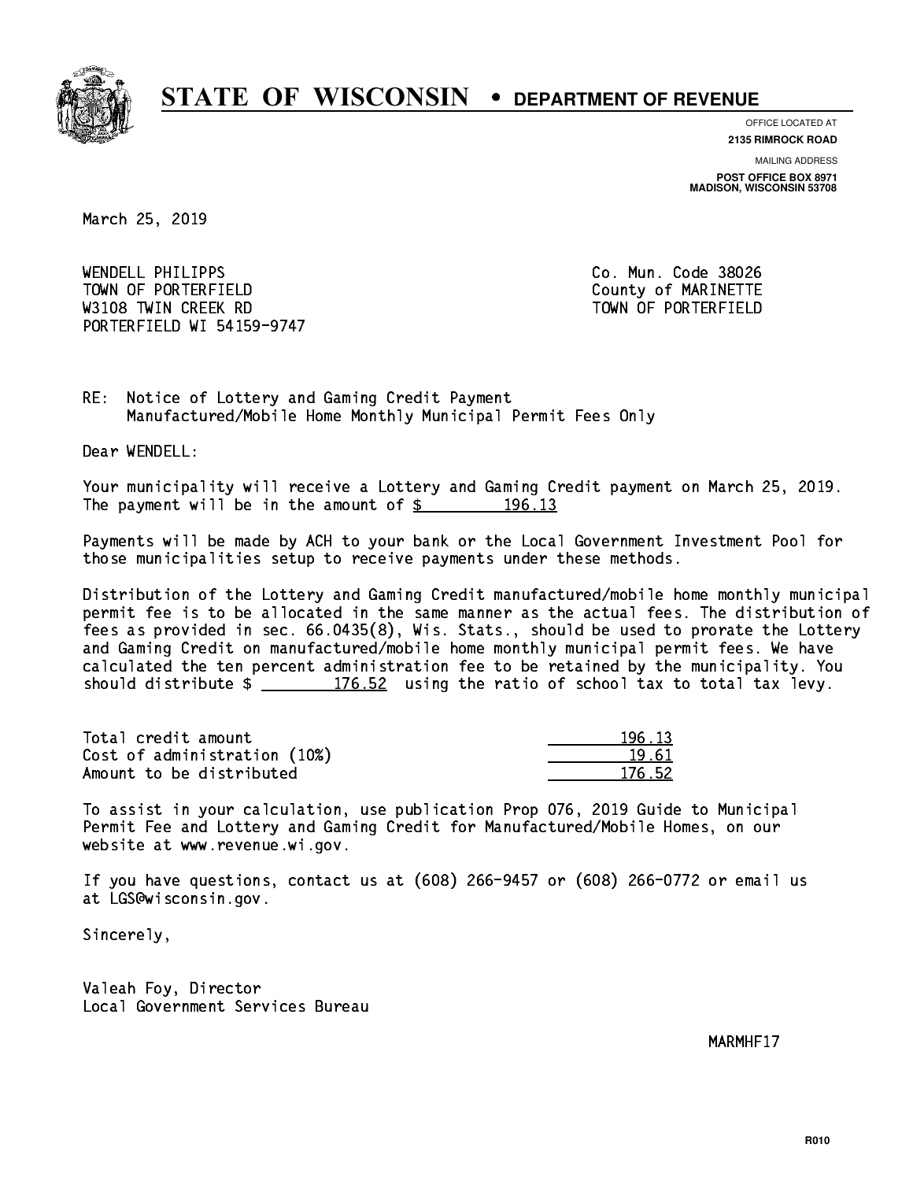# STATE OF WISCONSIN • DEPARTMENT OF REVENUE

OFFICE LOCATED AT
**2135 RIMROCK ROAD**

MAILING ADDRESS
**POST OFFICE BOX 8971**
**MADISON, WISCONSIN 53708**

March 25, 2019

WENDELL PHILIPPS
TOWN OF PORTERFIELD
W3108 TWIN CREEK RD
PORTERFIELD WI 54159-9747

Co. Mun. Code 38026
County of MARINETTE
TOWN OF PORTERFIELD

RE: Notice of Lottery and Gaming Credit Payment
Manufactured/Mobile Home Monthly Municipal Permit Fees Only

Dear WENDELL:

Your municipality will receive a Lottery and Gaming Credit payment on March 25, 2019. The payment will be in the amount of $ 196.13

Payments will be made by ACH to your bank or the Local Government Investment Pool for those municipalities setup to receive payments under these methods.

Distribution of the Lottery and Gaming Credit manufactured/mobile home monthly municipal permit fee is to be allocated in the same manner as the actual fees. The distribution of fees as provided in sec. 66.0435(8), Wis. Stats., should be used to prorate the Lottery and Gaming Credit on manufactured/mobile home monthly municipal permit fees. We have calculated the ten percent administration fee to be retained by the municipality. You should distribute $ 176.52 using the ratio of school tax to total tax levy.

| | |
|---|---|
| Total credit amount | 196.13 |
| Cost of administration (10%) | 19.61 |
| Amount to be distributed | 176.52 |

To assist in your calculation, use publication Prop 076, 2019 Guide to Municipal Permit Fee and Lottery and Gaming Credit for Manufactured/Mobile Homes, on our website at www.revenue.wi.gov.

If you have questions, contact us at (608) 266-9457 or (608) 266-0772 or email us at LGS@wisconsin.gov.

Sincerely,

Valeah Foy, Director
Local Government Services Bureau

MARMHF17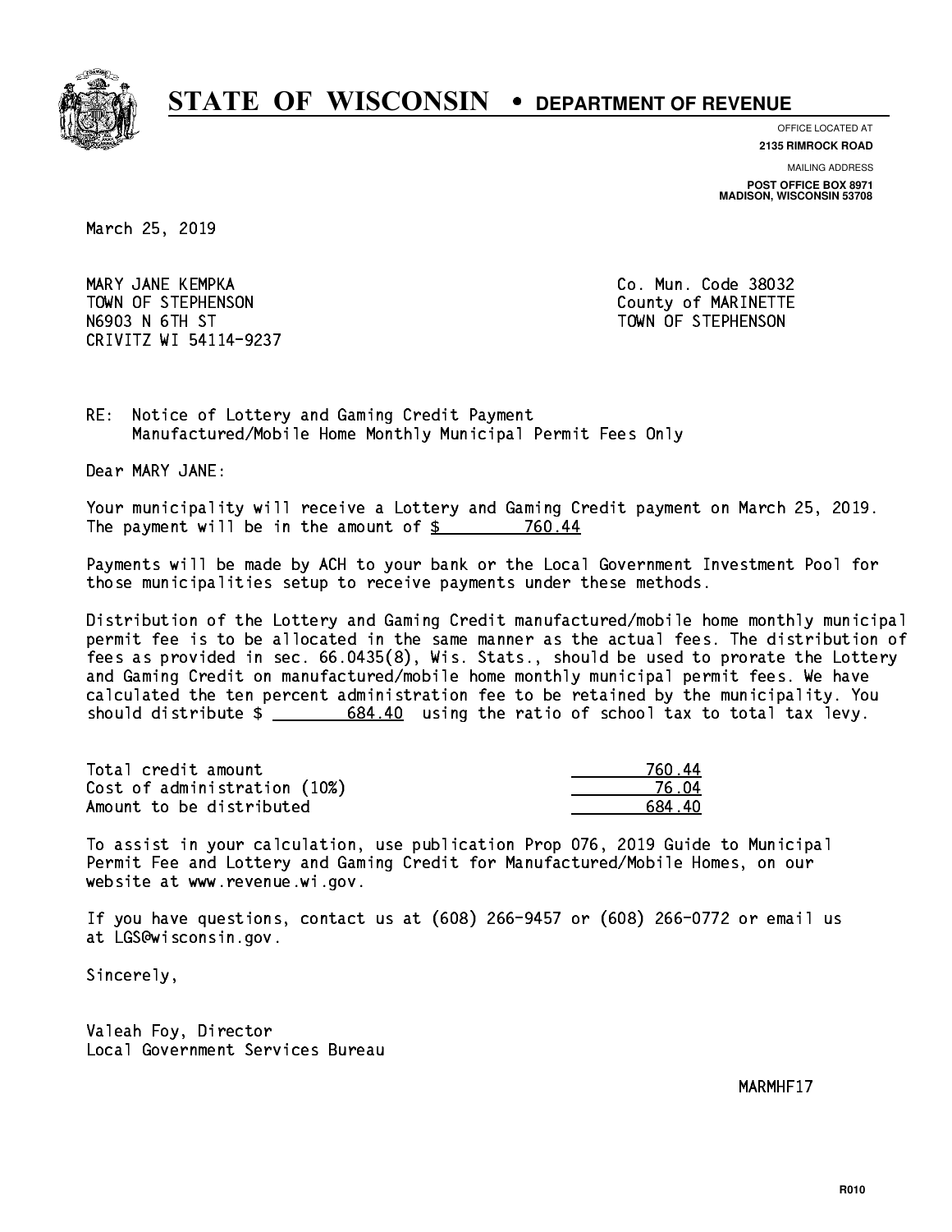# STATE OF WISCONSIN • DEPARTMENT OF REVENUE

OFFICE LOCATED AT
**2135 RIMROCK ROAD**

MAILING ADDRESS
**POST OFFICE BOX 8971**
**MADISON, WISCONSIN 53708**

March 25, 2019

MARY JANE KEMPKA
TOWN OF STEPHENSON
N6903 N 6TH ST
CRIVITZ WI 54114-9237

Co. Mun. Code 38032
County of MARINETTE
TOWN OF STEPHENSON

RE: Notice of Lottery and Gaming Credit Payment
Manufactured/Mobile Home Monthly Municipal Permit Fees Only

Dear MARY JANE:

Your municipality will receive a Lottery and Gaming Credit payment on March 25, 2019. The payment will be in the amount of $ 760.44

Payments will be made by ACH to your bank or the Local Government Investment Pool for those municipalities setup to receive payments under these methods.

Distribution of the Lottery and Gaming Credit manufactured/mobile home monthly municipal permit fee is to be allocated in the same manner as the actual fees. The distribution of fees as provided in sec. 66.0435(8), Wis. Stats., should be used to prorate the Lottery and Gaming Credit on manufactured/mobile home monthly municipal permit fees. We have calculated the ten percent administration fee to be retained by the municipality. You should distribute $ 684.40 using the ratio of school tax to total tax levy.

| | |
|---|---|
| Total credit amount | 760.44 |
| Cost of administration (10%) | 76.04 |
| Amount to be distributed | 684.40 |

To assist in your calculation, use publication Prop 076, 2019 Guide to Municipal Permit Fee and Lottery and Gaming Credit for Manufactured/Mobile Homes, on our website at www.revenue.wi.gov.

If you have questions, contact us at (608) 266-9457 or (608) 266-0772 or email us at LGS@wisconsin.gov.

Sincerely,

Valeah Foy, Director
Local Government Services Bureau

MARMHF17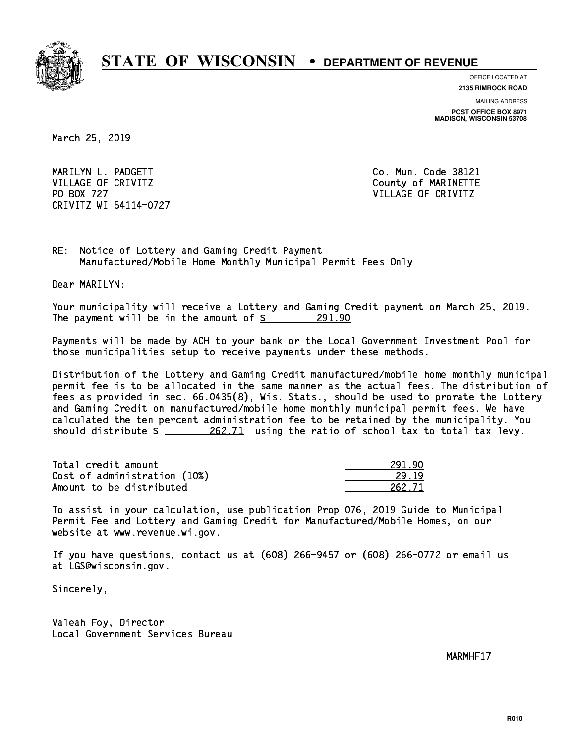# STATE OF WISCONSIN • DEPARTMENT OF REVENUE

OFFICE LOCATED AT
**2135 RIMROCK ROAD**

MAILING ADDRESS
**POST OFFICE BOX 8971**
**MADISON, WISCONSIN 53708**

March 25, 2019

MARILYN L. PADGETT
VILLAGE OF CRIVITZ
PO BOX 727
CRIVITZ WI 54114-0727

Co. Mun. Code 38121
County of MARINETTE
VILLAGE OF CRIVITZ

RE: Notice of Lottery and Gaming Credit Payment
Manufactured/Mobile Home Monthly Municipal Permit Fees Only

Dear MARILYN:

Your municipality will receive a Lottery and Gaming Credit payment on March 25, 2019. The payment will be in the amount of $ 291.90

Payments will be made by ACH to your bank or the Local Government Investment Pool for those municipalities setup to receive payments under these methods.

Distribution of the Lottery and Gaming Credit manufactured/mobile home monthly municipal permit fee is to be allocated in the same manner as the actual fees. The distribution of fees as provided in sec. 66.0435(8), Wis. Stats., should be used to prorate the Lottery and Gaming Credit on manufactured/mobile home monthly municipal permit fees. We have calculated the ten percent administration fee to be retained by the municipality. You should distribute $ 262.71 using the ratio of school tax to total tax levy.

| | |
|---|---|
| Total credit amount | 291.90 |
| Cost of administration (10%) | 29.19 |
| Amount to be distributed | 262.71 |

To assist in your calculation, use publication Prop 076, 2019 Guide to Municipal Permit Fee and Lottery and Gaming Credit for Manufactured/Mobile Homes, on our website at www.revenue.wi.gov.

If you have questions, contact us at (608) 266-9457 or (608) 266-0772 or email us at LGS@wisconsin.gov.

Sincerely,

Valeah Foy, Director
Local Government Services Bureau

MARMHF17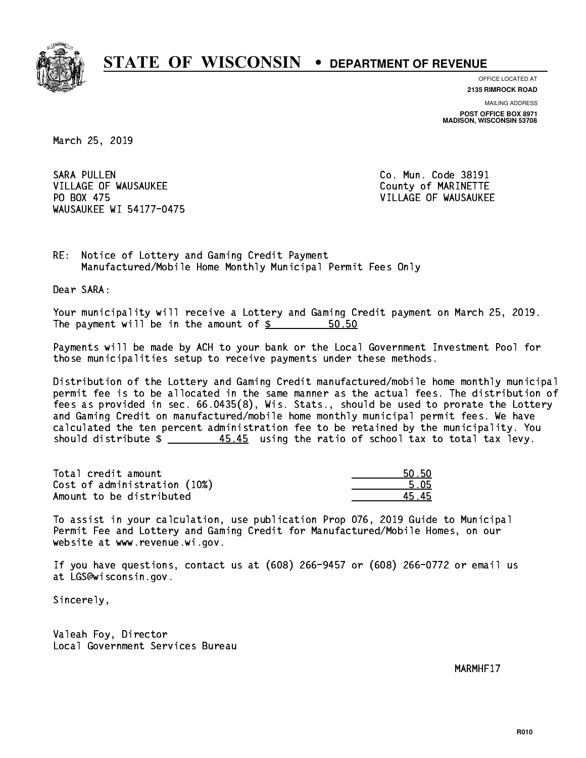# STATE OF WISCONSIN • DEPARTMENT OF REVENUE

OFFICE LOCATED AT
**2135 RIMROCK ROAD**

MAILING ADDRESS
**POST OFFICE BOX 8971**
**MADISON, WISCONSIN 53708**

March 25, 2019

SARA PULLEN
VILLAGE OF WAUSAUKEE
PO BOX 475
WAUSAUKEE WI 54177-0475

Co. Mun. Code 38191
County of MARINETTE
VILLAGE OF WAUSAUKEE

RE: Notice of Lottery and Gaming Credit Payment
Manufactured/Mobile Home Monthly Municipal Permit Fees Only

Dear SARA:

Your municipality will receive a Lottery and Gaming Credit payment on March 25, 2019. The payment will be in the amount of $ 50.50

Payments will be made by ACH to your bank or the Local Government Investment Pool for those municipalities setup to receive payments under these methods.

Distribution of the Lottery and Gaming Credit manufactured/mobile home monthly municipal permit fee is to be allocated in the same manner as the actual fees. The distribution of fees as provided in sec. 66.0435(8), Wis. Stats., should be used to prorate the Lottery and Gaming Credit on manufactured/mobile home monthly municipal permit fees. We have calculated the ten percent administration fee to be retained by the municipality. You should distribute $ 45.45 using the ratio of school tax to total tax levy.

| | |
|---|---|
| Total credit amount | 50.50 |
| Cost of administration (10%) | 5.05 |
| Amount to be distributed | 45.45 |

To assist in your calculation, use publication Prop 076, 2019 Guide to Municipal Permit Fee and Lottery and Gaming Credit for Manufactured/Mobile Homes, on our website at www.revenue.wi.gov.

If you have questions, contact us at (608) 266-9457 or (608) 266-0772 or email us at LGS@wisconsin.gov.

Sincerely,

Valeah Foy, Director
Local Government Services Bureau

MARMHF17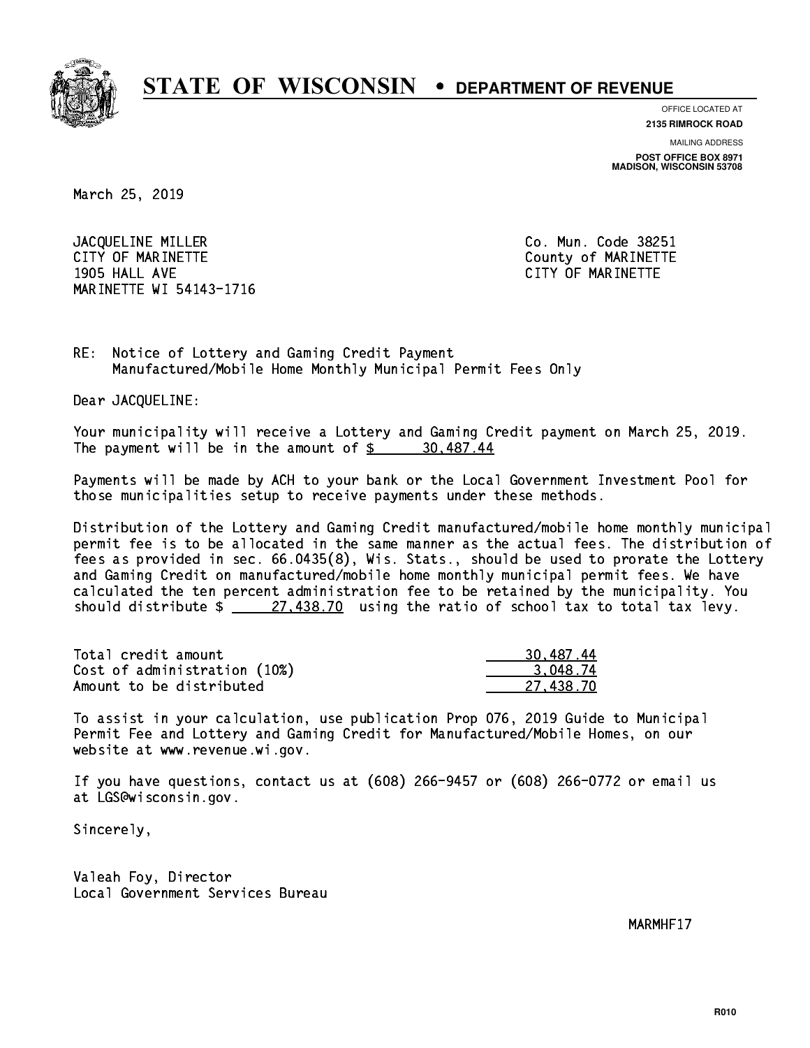# STATE OF WISCONSIN • DEPARTMENT OF REVENUE

OFFICE LOCATED AT
**2135 RIMROCK ROAD**

MAILING ADDRESS
**POST OFFICE BOX 8971**
**MADISON, WISCONSIN 53708**

March 25, 2019

JACQUELINE MILLER
CITY OF MARINETTE
1905 HALL AVE
MARINETTE WI 54143-1716

Co. Mun. Code 38251
County of MARINETTE
CITY OF MARINETTE

RE: Notice of Lottery and Gaming Credit Payment
Manufactured/Mobile Home Monthly Municipal Permit Fees Only

Dear JACQUELINE:

Your municipality will receive a Lottery and Gaming Credit payment on March 25, 2019. The payment will be in the amount of $ 30,487.44

Payments will be made by ACH to your bank or the Local Government Investment Pool for those municipalities setup to receive payments under these methods.

Distribution of the Lottery and Gaming Credit manufactured/mobile home monthly municipal permit fee is to be allocated in the same manner as the actual fees. The distribution of fees as provided in sec. 66.0435(8), Wis. Stats., should be used to prorate the Lottery and Gaming Credit on manufactured/mobile home monthly municipal permit fees. We have calculated the ten percent administration fee to be retained by the municipality. You should distribute $ 27,438.70 using the ratio of school tax to total tax levy.

| | |
|---|---|
| Total credit amount | 30,487.44 |
| Cost of administration (10%) | 3,048.74 |
| Amount to be distributed | 27,438.70 |

To assist in your calculation, use publication Prop 076, 2019 Guide to Municipal Permit Fee and Lottery and Gaming Credit for Manufactured/Mobile Homes, on our website at www.revenue.wi.gov.

If you have questions, contact us at (608) 266-9457 or (608) 266-0772 or email us at LGS@wisconsin.gov.

Sincerely,

Valeah Foy, Director
Local Government Services Bureau

MARMHF17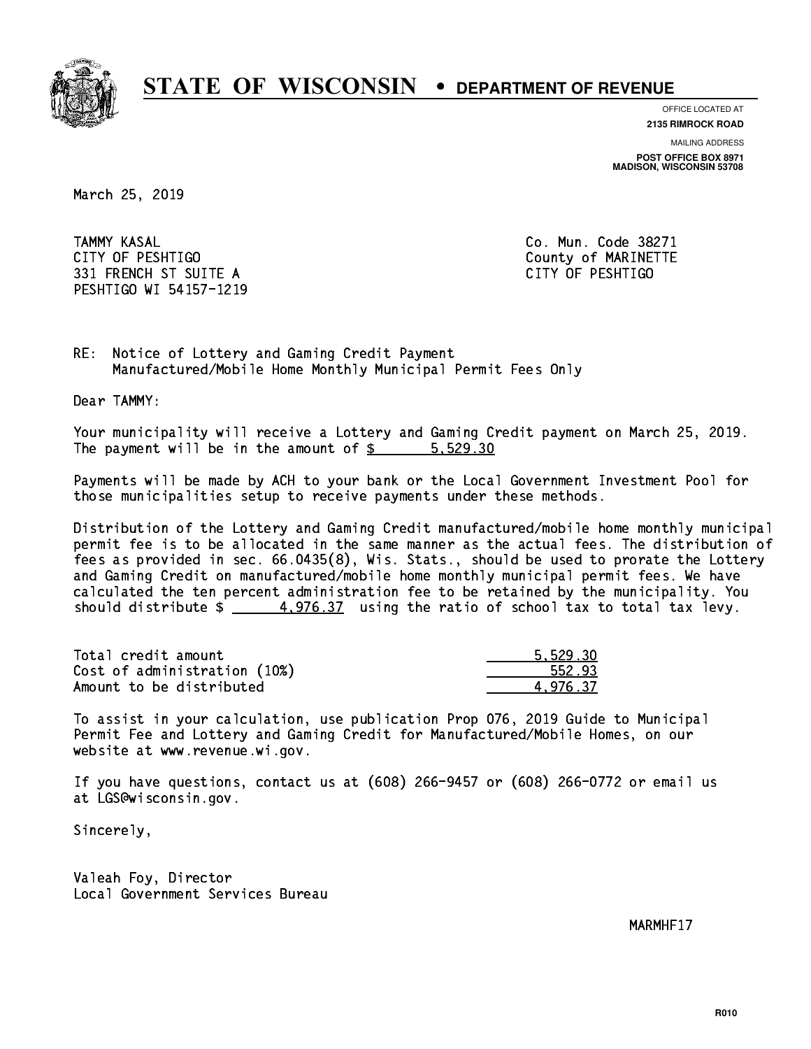# STATE OF WISCONSIN • DEPARTMENT OF REVENUE

OFFICE LOCATED AT
**2135 RIMROCK ROAD**

MAILING ADDRESS
**POST OFFICE BOX 8971**
**MADISON, WISCONSIN 53708**

March 25, 2019

TAMMY KASAL
CITY OF PESHTIGO
331 FRENCH ST SUITE A
PESHTIGO WI 54157-1219

Co. Mun. Code 38271
County of MARINETTE
CITY OF PESHTIGO

RE: Notice of Lottery and Gaming Credit Payment
Manufactured/Mobile Home Monthly Municipal Permit Fees Only

Dear TAMMY:

Your municipality will receive a Lottery and Gaming Credit payment on March 25, 2019. The payment will be in the amount of $ 5,529.30

Payments will be made by ACH to your bank or the Local Government Investment Pool for those municipalities setup to receive payments under these methods.

Distribution of the Lottery and Gaming Credit manufactured/mobile home monthly municipal permit fee is to be allocated in the same manner as the actual fees. The distribution of fees as provided in sec. 66.0435(8), Wis. Stats., should be used to prorate the Lottery and Gaming Credit on manufactured/mobile home monthly municipal permit fees. We have calculated the ten percent administration fee to be retained by the municipality. You should distribute $ 4,976.37 using the ratio of school tax to total tax levy.

| | |
|---|---|
| Total credit amount | 5,529.30 |
| Cost of administration (10%) | 552.93 |
| Amount to be distributed | 4,976.37 |

To assist in your calculation, use publication Prop 076, 2019 Guide to Municipal Permit Fee and Lottery and Gaming Credit for Manufactured/Mobile Homes, on our website at www.revenue.wi.gov.

If you have questions, contact us at (608) 266-9457 or (608) 266-0772 or email us at LGS@wisconsin.gov.

Sincerely,

Valeah Foy, Director
Local Government Services Bureau

MARMHF17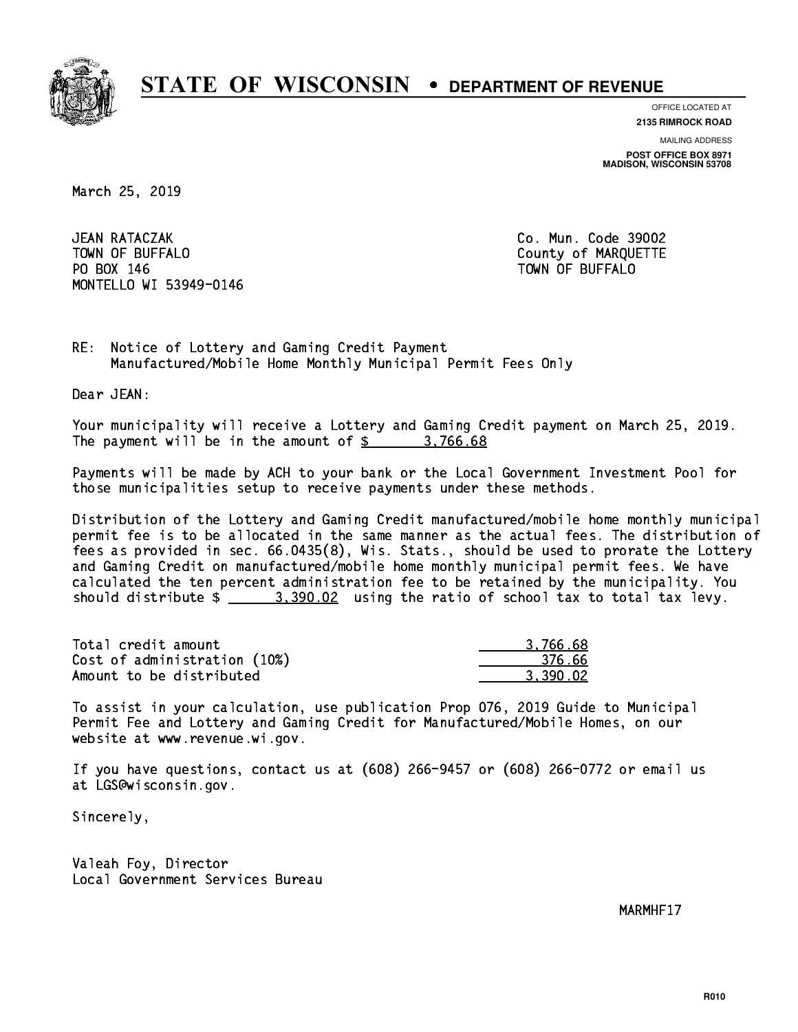# STATE OF WISCONSIN • DEPARTMENT OF REVENUE

OFFICE LOCATED AT
**2135 RIMROCK ROAD**

MAILING ADDRESS
**POST OFFICE BOX 8971**
**MADISON, WISCONSIN 53708**

March 25, 2019

JEAN RATACZAK
TOWN OF BUFFALO
PO BOX 146
MONTELLO WI 53949-0146

Co. Mun. Code 39002
County of MARQUETTE
TOWN OF BUFFALO

RE: Notice of Lottery and Gaming Credit Payment
Manufactured/Mobile Home Monthly Municipal Permit Fees Only

Dear JEAN:

Your municipality will receive a Lottery and Gaming Credit payment on March 25, 2019. The payment will be in the amount of $ 3,766.68

Payments will be made by ACH to your bank or the Local Government Investment Pool for those municipalities setup to receive payments under these methods.

Distribution of the Lottery and Gaming Credit manufactured/mobile home monthly municipal permit fee is to be allocated in the same manner as the actual fees. The distribution of fees as provided in sec. 66.0435(8), Wis. Stats., should be used to prorate the Lottery and Gaming Credit on manufactured/mobile home monthly municipal permit fees. We have calculated the ten percent administration fee to be retained by the municipality. You should distribute $ 3,390.02 using the ratio of school tax to total tax levy.

| | |
|---|---|
| Total credit amount | 3,766.68 |
| Cost of administration (10%) | 376.66 |
| Amount to be distributed | 3,390.02 |

To assist in your calculation, use publication Prop 076, 2019 Guide to Municipal Permit Fee and Lottery and Gaming Credit for Manufactured/Mobile Homes, on our website at www.revenue.wi.gov.

If you have questions, contact us at (608) 266-9457 or (608) 266-0772 or email us at LGS@wisconsin.gov.

Sincerely,

Valeah Foy, Director
Local Government Services Bureau

MARMHF17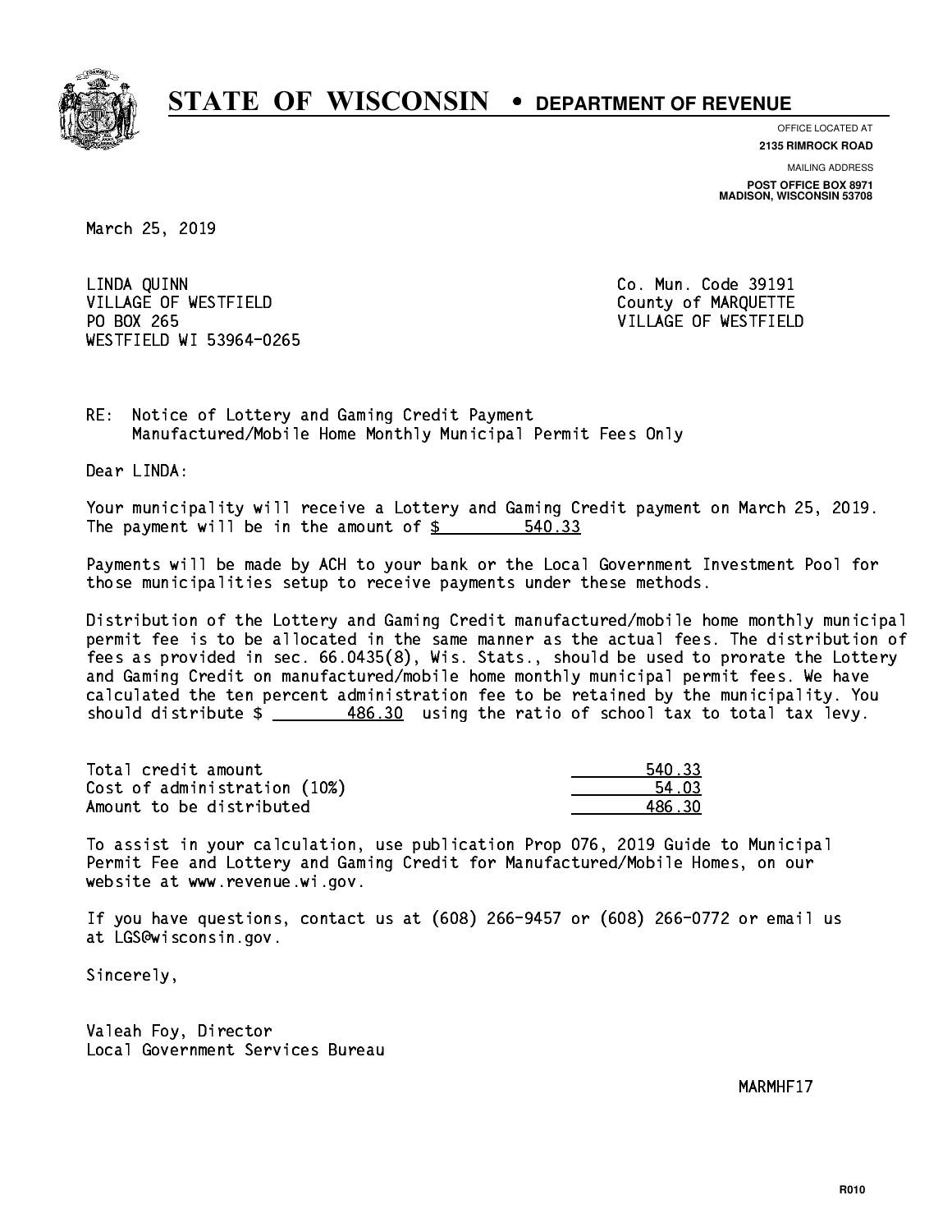# STATE OF WISCONSIN • DEPARTMENT OF REVENUE

OFFICE LOCATED AT
**2135 RIMROCK ROAD**

MAILING ADDRESS
**POST OFFICE BOX 8971**
**MADISON, WISCONSIN 53708**

March 25, 2019

LINDA QUINN
VILLAGE OF WESTFIELD
PO BOX 265
WESTFIELD WI 53964-0265

Co. Mun. Code 39191
County of MARQUETTE
VILLAGE OF WESTFIELD

RE: Notice of Lottery and Gaming Credit Payment
Manufactured/Mobile Home Monthly Municipal Permit Fees Only

Dear LINDA:

Your municipality will receive a Lottery and Gaming Credit payment on March 25, 2019. The payment will be in the amount of $ 540.33

Payments will be made by ACH to your bank or the Local Government Investment Pool for those municipalities setup to receive payments under these methods.

Distribution of the Lottery and Gaming Credit manufactured/mobile home monthly municipal permit fee is to be allocated in the same manner as the actual fees. The distribution of fees as provided in sec. 66.0435(8), Wis. Stats., should be used to prorate the Lottery and Gaming Credit on manufactured/mobile home monthly municipal permit fees. We have calculated the ten percent administration fee to be retained by the municipality. You should distribute $ 486.30 using the ratio of school tax to total tax levy.

| | |
|---|---|
| Total credit amount | 540.33 |
| Cost of administration (10%) | 54.03 |
| Amount to be distributed | 486.30 |

To assist in your calculation, use publication Prop 076, 2019 Guide to Municipal Permit Fee and Lottery and Gaming Credit for Manufactured/Mobile Homes, on our website at www.revenue.wi.gov.

If you have questions, contact us at (608) 266-9457 or (608) 266-0772 or email us at LGS@wisconsin.gov.

Sincerely,

Valeah Foy, Director
Local Government Services Bureau

MARMHF17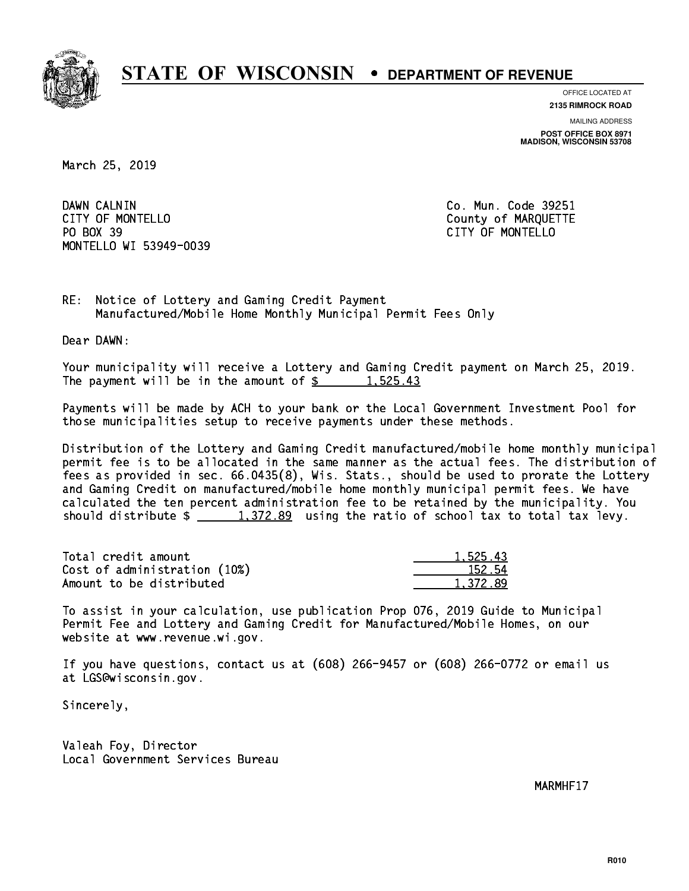# STATE OF WISCONSIN • DEPARTMENT OF REVENUE

OFFICE LOCATED AT
**2135 RIMROCK ROAD**

MAILING ADDRESS
**POST OFFICE BOX 8971**
**MADISON, WISCONSIN 53708**

March 25, 2019

DAWN CALNIN
CITY OF MONTELLO
PO BOX 39
MONTELLO WI 53949-0039

Co. Mun. Code 39251
County of MARQUETTE
CITY OF MONTELLO

RE: Notice of Lottery and Gaming Credit Payment
Manufactured/Mobile Home Monthly Municipal Permit Fees Only

Dear DAWN:

Your municipality will receive a Lottery and Gaming Credit payment on March 25, 2019. The payment will be in the amount of $ 1,525.43

Payments will be made by ACH to your bank or the Local Government Investment Pool for those municipalities setup to receive payments under these methods.

Distribution of the Lottery and Gaming Credit manufactured/mobile home monthly municipal permit fee is to be allocated in the same manner as the actual fees. The distribution of fees as provided in sec. 66.0435(8), Wis. Stats., should be used to prorate the Lottery and Gaming Credit on manufactured/mobile home monthly municipal permit fees. We have calculated the ten percent administration fee to be retained by the municipality. You should distribute $ 1,372.89 using the ratio of school tax to total tax levy.

| | |
|---|---|
| Total credit amount | 1,525.43 |
| Cost of administration (10%) | 152.54 |
| Amount to be distributed | 1,372.89 |

To assist in your calculation, use publication Prop 076, 2019 Guide to Municipal Permit Fee and Lottery and Gaming Credit for Manufactured/Mobile Homes, on our website at www.revenue.wi.gov.

If you have questions, contact us at (608) 266-9457 or (608) 266-0772 or email us at LGS@wisconsin.gov.

Sincerely,

Valeah Foy, Director
Local Government Services Bureau

MARMHF17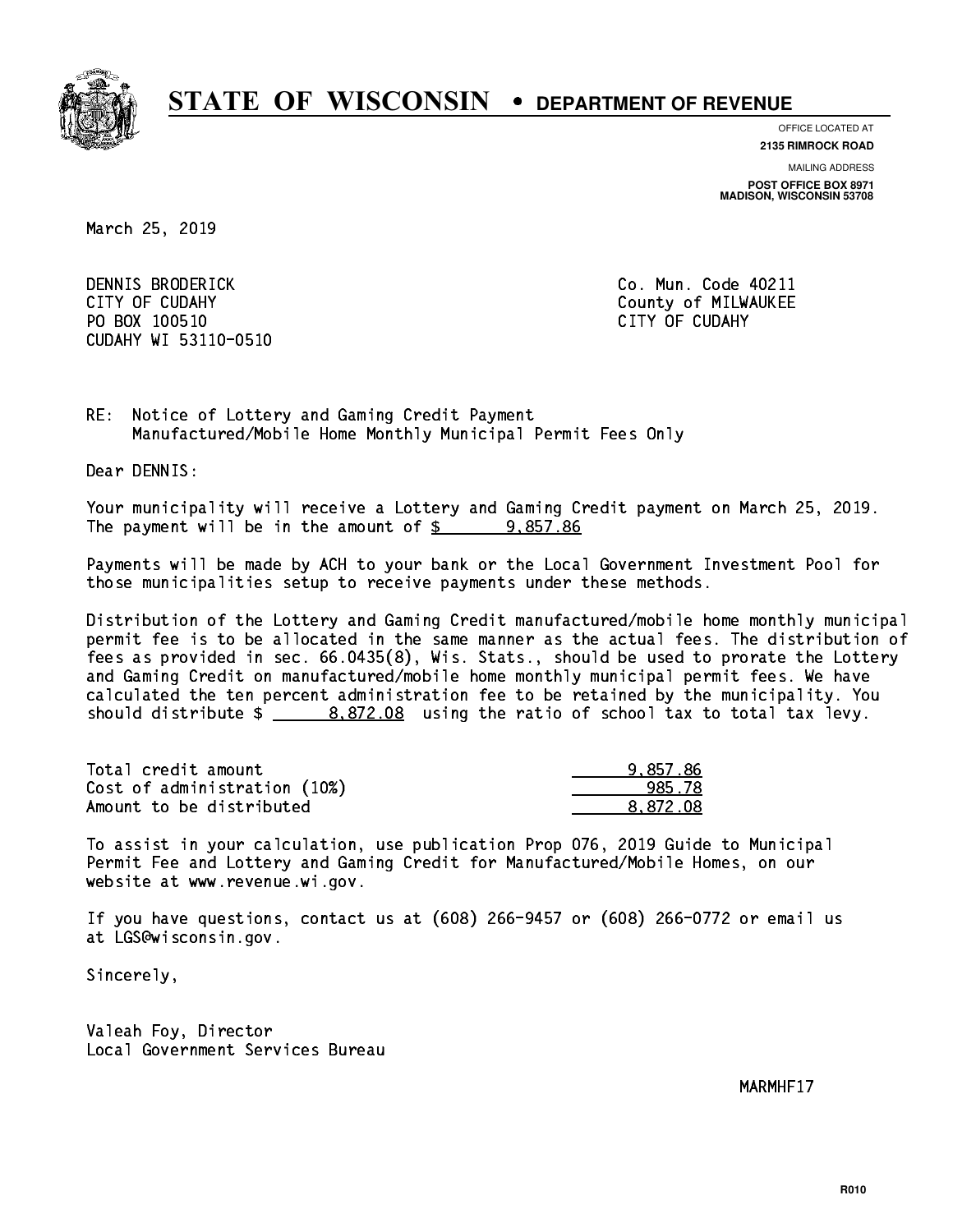# STATE OF WISCONSIN • DEPARTMENT OF REVENUE

OFFICE LOCATED AT
**2135 RIMROCK ROAD**

MAILING ADDRESS
**POST OFFICE BOX 8971**
**MADISON, WISCONSIN 53708**

March 25, 2019

DENNIS BRODERICK
CITY OF CUDAHY
PO BOX 100510
CUDAHY WI 53110-0510

Co. Mun. Code 40211
County of MILWAUKEE
CITY OF CUDAHY

RE: Notice of Lottery and Gaming Credit Payment
Manufactured/Mobile Home Monthly Municipal Permit Fees Only

Dear DENNIS:

Your municipality will receive a Lottery and Gaming Credit payment on March 25, 2019. The payment will be in the amount of $ 9,857.86

Payments will be made by ACH to your bank or the Local Government Investment Pool for those municipalities setup to receive payments under these methods.

Distribution of the Lottery and Gaming Credit manufactured/mobile home monthly municipal permit fee is to be allocated in the same manner as the actual fees. The distribution of fees as provided in sec. 66.0435(8), Wis. Stats., should be used to prorate the Lottery and Gaming Credit on manufactured/mobile home monthly municipal permit fees. We have calculated the ten percent administration fee to be retained by the municipality. You should distribute $ 8,872.08 using the ratio of school tax to total tax levy.

| | |
|---|---|
| Total credit amount | 9,857.86 |
| Cost of administration (10%) | 985.78 |
| Amount to be distributed | 8,872.08 |

To assist in your calculation, use publication Prop 076, 2019 Guide to Municipal Permit Fee and Lottery and Gaming Credit for Manufactured/Mobile Homes, on our website at www.revenue.wi.gov.

If you have questions, contact us at (608) 266-9457 or (608) 266-0772 or email us at LGS@wisconsin.gov.

Sincerely,

Valeah Foy, Director
Local Government Services Bureau

MARMHF17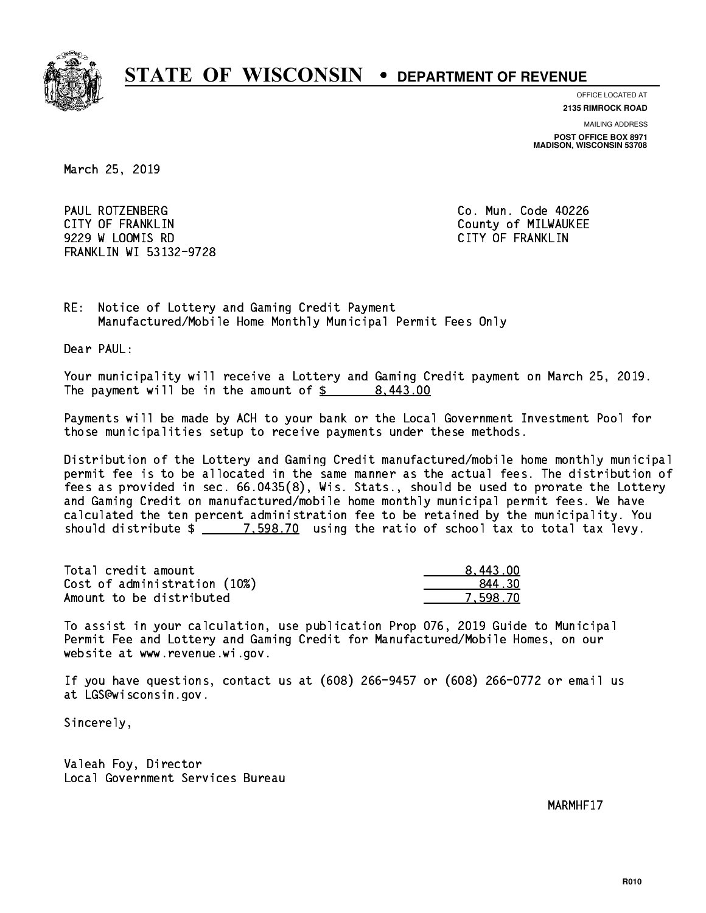# STATE OF WISCONSIN • DEPARTMENT OF REVENUE

OFFICE LOCATED AT
**2135 RIMROCK ROAD**

MAILING ADDRESS
**POST OFFICE BOX 8971**
**MADISON, WISCONSIN 53708**

March 25, 2019

PAUL ROTZENBERG
CITY OF FRANKLIN
9229 W LOOMIS RD
FRANKLIN WI 53132-9728

Co. Mun. Code 40226
County of MILWAUKEE
CITY OF FRANKLIN

RE: Notice of Lottery and Gaming Credit Payment
Manufactured/Mobile Home Monthly Municipal Permit Fees Only

Dear PAUL:

Your municipality will receive a Lottery and Gaming Credit payment on March 25, 2019. The payment will be in the amount of $ 8,443.00

Payments will be made by ACH to your bank or the Local Government Investment Pool for those municipalities setup to receive payments under these methods.

Distribution of the Lottery and Gaming Credit manufactured/mobile home monthly municipal permit fee is to be allocated in the same manner as the actual fees. The distribution of fees as provided in sec. 66.0435(8), Wis. Stats., should be used to prorate the Lottery and Gaming Credit on manufactured/mobile home monthly municipal permit fees. We have calculated the ten percent administration fee to be retained by the municipality. You should distribute $ 7,598.70 using the ratio of school tax to total tax levy.

| | |
|---|---|
| Total credit amount | 8,443.00 |
| Cost of administration (10%) | 844.30 |
| Amount to be distributed | 7,598.70 |

To assist in your calculation, use publication Prop 076, 2019 Guide to Municipal Permit Fee and Lottery and Gaming Credit for Manufactured/Mobile Homes, on our website at www.revenue.wi.gov.

If you have questions, contact us at (608) 266-9457 or (608) 266-0772 or email us at LGS@wisconsin.gov.

Sincerely,

Valeah Foy, Director
Local Government Services Bureau

MARMHF17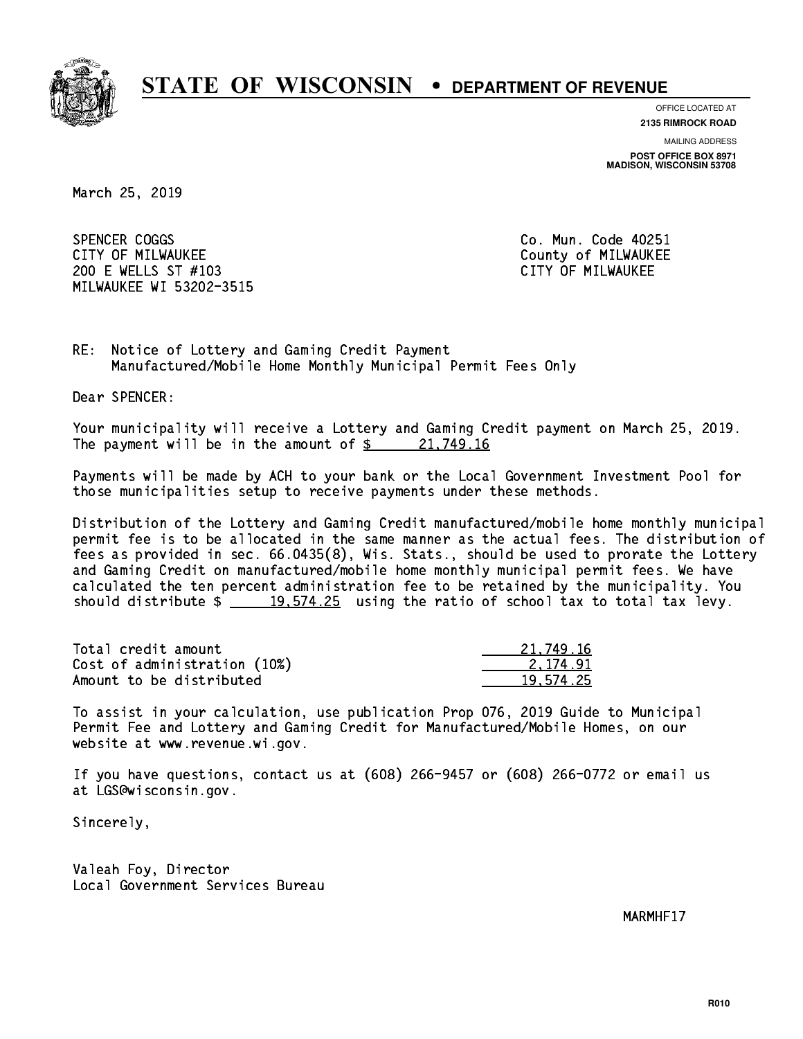# STATE OF WISCONSIN • DEPARTMENT OF REVENUE

OFFICE LOCATED AT
**2135 RIMROCK ROAD**

MAILING ADDRESS
**POST OFFICE BOX 8971**
**MADISON, WISCONSIN 53708**

March 25, 2019

SPENCER COGGS
CITY OF MILWAUKEE
200 E WELLS ST #103
MILWAUKEE WI 53202-3515

Co. Mun. Code 40251
County of MILWAUKEE
CITY OF MILWAUKEE

RE: Notice of Lottery and Gaming Credit Payment
Manufactured/Mobile Home Monthly Municipal Permit Fees Only

Dear SPENCER:

Your municipality will receive a Lottery and Gaming Credit payment on March 25, 2019. The payment will be in the amount of $ 21,749.16

Payments will be made by ACH to your bank or the Local Government Investment Pool for those municipalities setup to receive payments under these methods.

Distribution of the Lottery and Gaming Credit manufactured/mobile home monthly municipal permit fee is to be allocated in the same manner as the actual fees. The distribution of fees as provided in sec. 66.0435(8), Wis. Stats., should be used to prorate the Lottery and Gaming Credit on manufactured/mobile home monthly municipal permit fees. We have calculated the ten percent administration fee to be retained by the municipality. You should distribute $ 19,574.25 using the ratio of school tax to total tax levy.

| | |
|---|---|
| Total credit amount | 21,749.16 |
| Cost of administration (10%) | 2,174.91 |
| Amount to be distributed | 19,574.25 |

To assist in your calculation, use publication Prop 076, 2019 Guide to Municipal Permit Fee and Lottery and Gaming Credit for Manufactured/Mobile Homes, on our website at www.revenue.wi.gov.

If you have questions, contact us at (608) 266-9457 or (608) 266-0772 or email us at LGS@wisconsin.gov.

Sincerely,

Valeah Foy, Director
Local Government Services Bureau

MARMHF17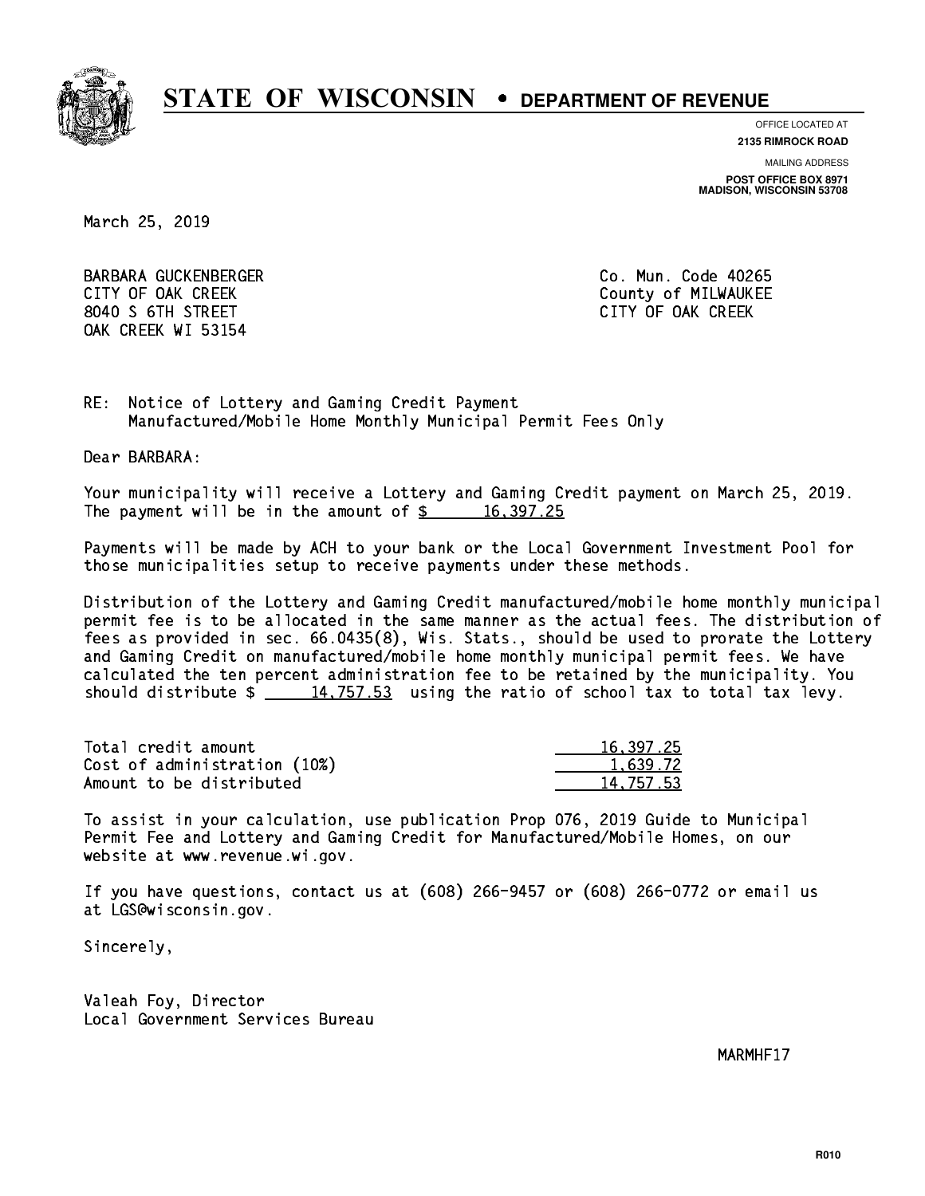# STATE OF WISCONSIN • DEPARTMENT OF REVENUE

OFFICE LOCATED AT
**2135 RIMROCK ROAD**

MAILING ADDRESS
**POST OFFICE BOX 8971**
**MADISON, WISCONSIN 53708**

March 25, 2019

BARBARA GUCKENBERGER
CITY OF OAK CREEK
8040 S 6TH STREET
OAK CREEK WI 53154

Co. Mun. Code 40265
County of MILWAUKEE
CITY OF OAK CREEK

RE: Notice of Lottery and Gaming Credit Payment
Manufactured/Mobile Home Monthly Municipal Permit Fees Only

Dear BARBARA:

Your municipality will receive a Lottery and Gaming Credit payment on March 25, 2019. The payment will be in the amount of $ 16,397.25

Payments will be made by ACH to your bank or the Local Government Investment Pool for those municipalities setup to receive payments under these methods.

Distribution of the Lottery and Gaming Credit manufactured/mobile home monthly municipal permit fee is to be allocated in the same manner as the actual fees. The distribution of fees as provided in sec. 66.0435(8), Wis. Stats., should be used to prorate the Lottery and Gaming Credit on manufactured/mobile home monthly municipal permit fees. We have calculated the ten percent administration fee to be retained by the municipality. You should distribute $ 14,757.53 using the ratio of school tax to total tax levy.

| | |
|---|---|
| Total credit amount | 16,397.25 |
| Cost of administration (10%) | 1,639.72 |
| Amount to be distributed | 14,757.53 |

To assist in your calculation, use publication Prop 076, 2019 Guide to Municipal Permit Fee and Lottery and Gaming Credit for Manufactured/Mobile Homes, on our website at www.revenue.wi.gov.

If you have questions, contact us at (608) 266-9457 or (608) 266-0772 or email us at LGS@wisconsin.gov.

Sincerely,

Valeah Foy, Director
Local Government Services Bureau

MARMHF17

R010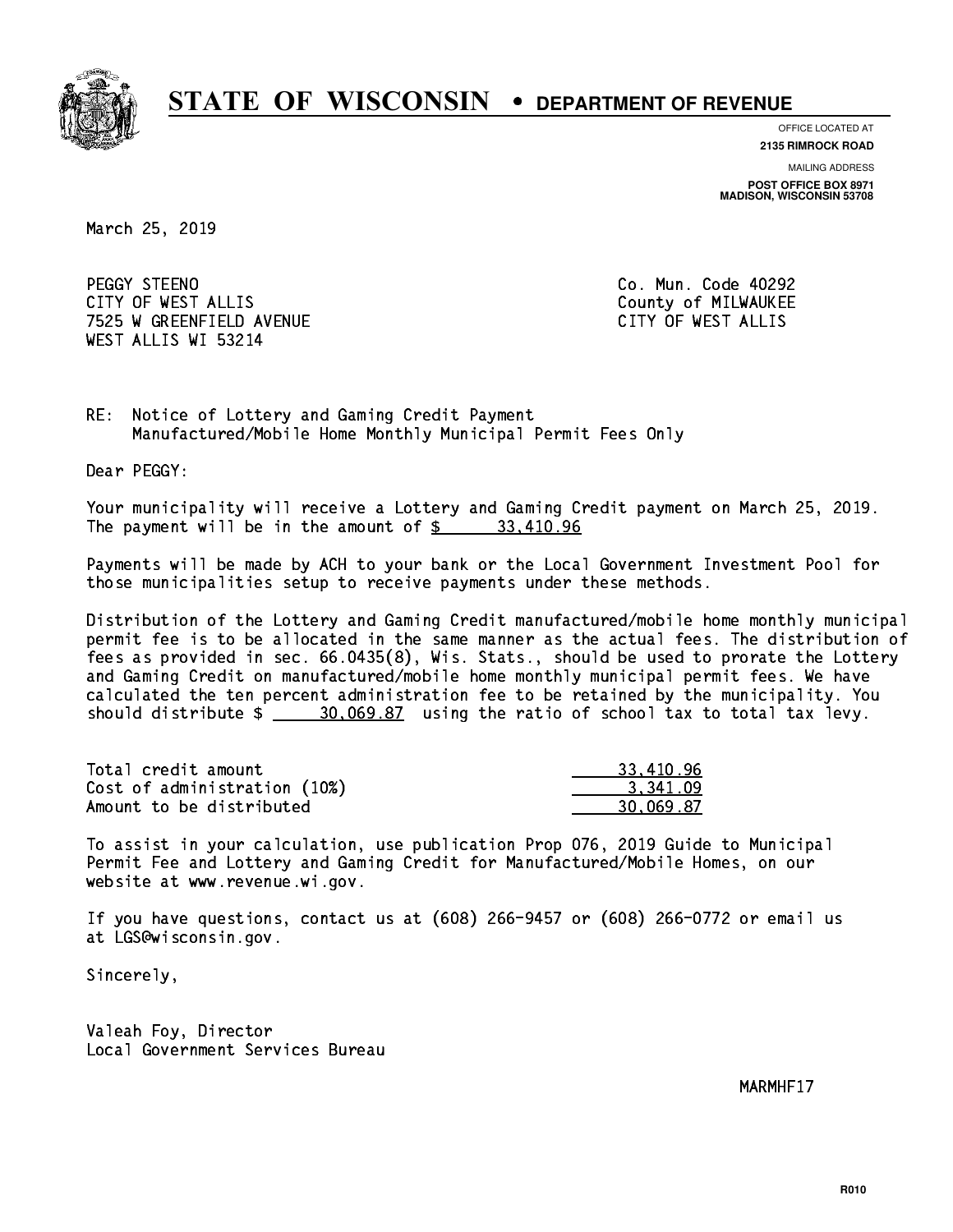# STATE OF WISCONSIN • DEPARTMENT OF REVENUE

OFFICE LOCATED AT
**2135 RIMROCK ROAD**

MAILING ADDRESS
**POST OFFICE BOX 8971**
**MADISON, WISCONSIN 53708**

March 25, 2019

PEGGY STEENO
CITY OF WEST ALLIS
7525 W GREENFIELD AVENUE
WEST ALLIS WI 53214

Co. Mun. Code 40292
County of MILWAUKEE
CITY OF WEST ALLIS

RE: Notice of Lottery and Gaming Credit Payment
Manufactured/Mobile Home Monthly Municipal Permit Fees Only

Dear PEGGY:

Your municipality will receive a Lottery and Gaming Credit payment on March 25, 2019. The payment will be in the amount of $ 33,410.96

Payments will be made by ACH to your bank or the Local Government Investment Pool for those municipalities setup to receive payments under these methods.

Distribution of the Lottery and Gaming Credit manufactured/mobile home monthly municipal permit fee is to be allocated in the same manner as the actual fees. The distribution of fees as provided in sec. 66.0435(8), Wis. Stats., should be used to prorate the Lottery and Gaming Credit on manufactured/mobile home monthly municipal permit fees. We have calculated the ten percent administration fee to be retained by the municipality. You should distribute $ 30,069.87 using the ratio of school tax to total tax levy.

| | |
|---|---|
| Total credit amount | 33,410.96 |
| Cost of administration (10%) | 3,341.09 |
| Amount to be distributed | 30,069.87 |

To assist in your calculation, use publication Prop 076, 2019 Guide to Municipal Permit Fee and Lottery and Gaming Credit for Manufactured/Mobile Homes, on our website at www.revenue.wi.gov.

If you have questions, contact us at (608) 266-9457 or (608) 266-0772 or email us at LGS@wisconsin.gov.

Sincerely,

Valeah Foy, Director
Local Government Services Bureau

MARMHF17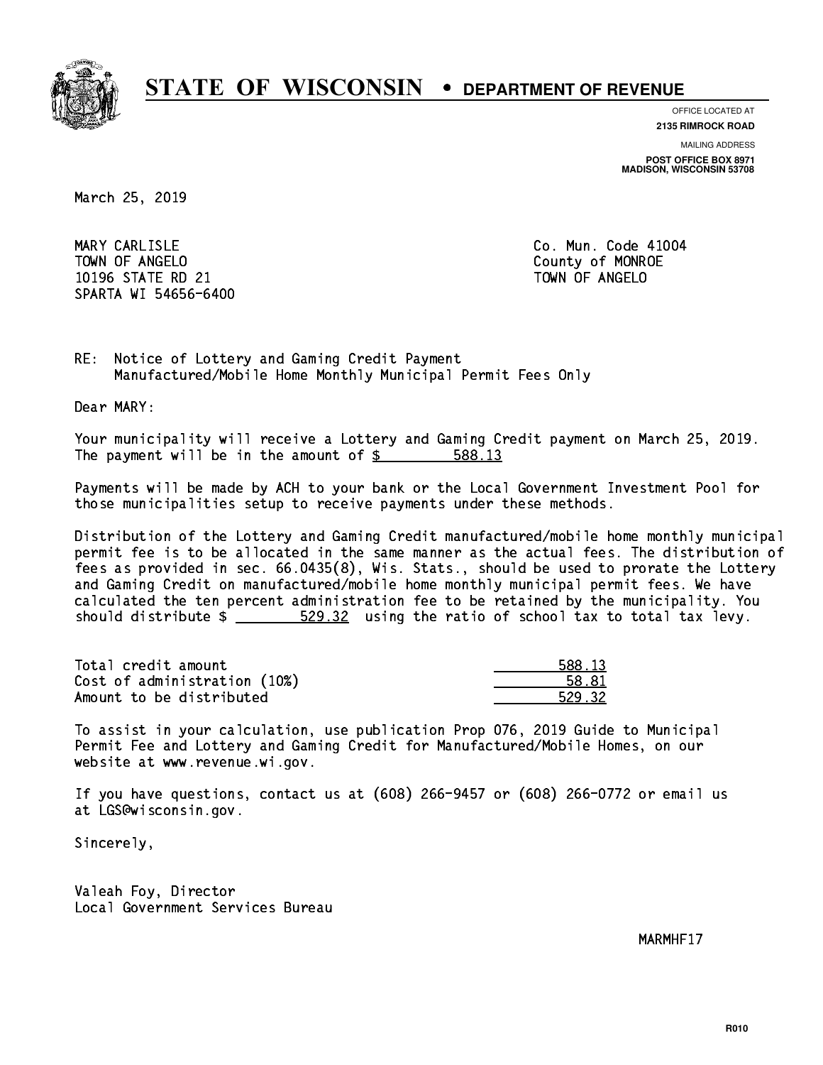# STATE OF WISCONSIN • DEPARTMENT OF REVENUE

OFFICE LOCATED AT
**2135 RIMROCK ROAD**

MAILING ADDRESS
**POST OFFICE BOX 8971**
**MADISON, WISCONSIN 53708**

March 25, 2019

MARY CARLISLE
TOWN OF ANGELO
10196 STATE RD 21
SPARTA WI 54656-6400

Co. Mun. Code 41004
County of MONROE
TOWN OF ANGELO

RE: Notice of Lottery and Gaming Credit Payment
Manufactured/Mobile Home Monthly Municipal Permit Fees Only

Dear MARY:

Your municipality will receive a Lottery and Gaming Credit payment on March 25, 2019. The payment will be in the amount of $ 588.13

Payments will be made by ACH to your bank or the Local Government Investment Pool for those municipalities setup to receive payments under these methods.

Distribution of the Lottery and Gaming Credit manufactured/mobile home monthly municipal permit fee is to be allocated in the same manner as the actual fees. The distribution of fees as provided in sec. 66.0435(8), Wis. Stats., should be used to prorate the Lottery and Gaming Credit on manufactured/mobile home monthly municipal permit fees. We have calculated the ten percent administration fee to be retained by the municipality. You should distribute $ 529.32 using the ratio of school tax to total tax levy.

| | |
|---|---|
| Total credit amount | 588.13 |
| Cost of administration (10%) | 58.81 |
| Amount to be distributed | 529.32 |

To assist in your calculation, use publication Prop 076, 2019 Guide to Municipal Permit Fee and Lottery and Gaming Credit for Manufactured/Mobile Homes, on our website at www.revenue.wi.gov.

If you have questions, contact us at (608) 266-9457 or (608) 266-0772 or email us at LGS@wisconsin.gov.

Sincerely,

Valeah Foy, Director
Local Government Services Bureau

MARMHF17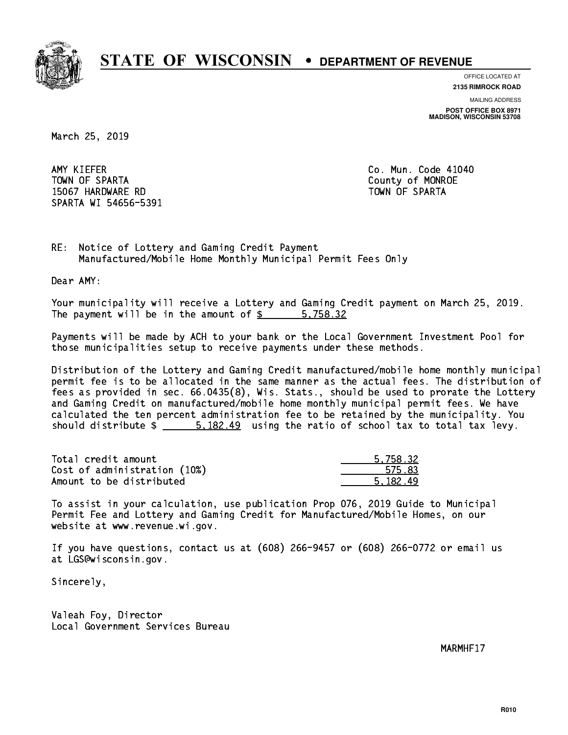# STATE OF WISCONSIN • DEPARTMENT OF REVENUE

OFFICE LOCATED AT
**2135 RIMROCK ROAD**

MAILING ADDRESS
**POST OFFICE BOX 8971**
**MADISON, WISCONSIN 53708**

March 25, 2019

AMY KIEFER
TOWN OF SPARTA
15067 HARDWARE RD
SPARTA WI 54656-5391

Co. Mun. Code 41040
County of MONROE
TOWN OF SPARTA

RE: Notice of Lottery and Gaming Credit Payment
Manufactured/Mobile Home Monthly Municipal Permit Fees Only

Dear AMY:

Your municipality will receive a Lottery and Gaming Credit payment on March 25, 2019. The payment will be in the amount of $ 5,758.32

Payments will be made by ACH to your bank or the Local Government Investment Pool for those municipalities setup to receive payments under these methods.

Distribution of the Lottery and Gaming Credit manufactured/mobile home monthly municipal permit fee is to be allocated in the same manner as the actual fees. The distribution of fees as provided in sec. 66.0435(8), Wis. Stats., should be used to prorate the Lottery and Gaming Credit on manufactured/mobile home monthly municipal permit fees. We have calculated the ten percent administration fee to be retained by the municipality. You should distribute $ 5,182.49 using the ratio of school tax to total tax levy.

| | |
|---|---|
| Total credit amount | 5,758.32 |
| Cost of administration (10%) | 575.83 |
| Amount to be distributed | 5,182.49 |

To assist in your calculation, use publication Prop 076, 2019 Guide to Municipal Permit Fee and Lottery and Gaming Credit for Manufactured/Mobile Homes, on our website at www.revenue.wi.gov.

If you have questions, contact us at (608) 266-9457 or (608) 266-0772 or email us at LGS@wisconsin.gov.

Sincerely,

Valeah Foy, Director
Local Government Services Bureau

MARMHF17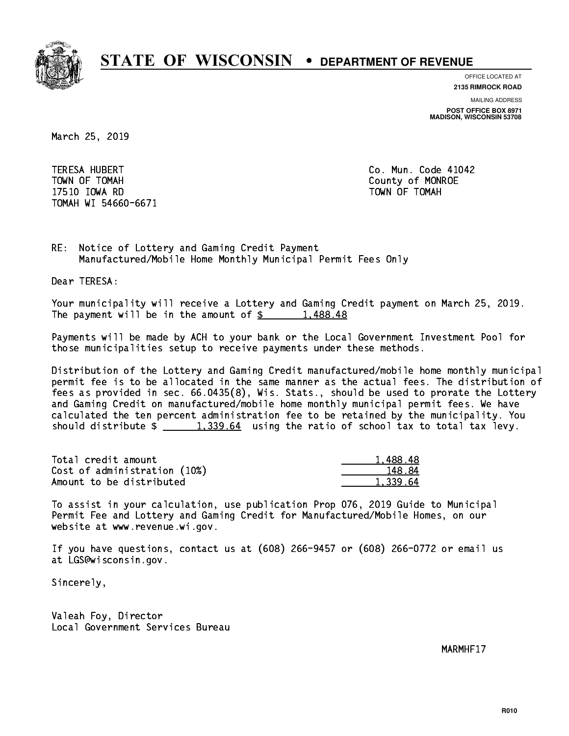# STATE OF WISCONSIN • DEPARTMENT OF REVENUE

OFFICE LOCATED AT
**2135 RIMROCK ROAD**

MAILING ADDRESS
**POST OFFICE BOX 8971**
**MADISON, WISCONSIN 53708**

March 25, 2019

TERESA HUBERT
TOWN OF TOMAH
17510 IOWA RD
TOMAH WI 54660-6671

Co. Mun. Code 41042
County of MONROE
TOWN OF TOMAH

RE: Notice of Lottery and Gaming Credit Payment
Manufactured/Mobile Home Monthly Municipal Permit Fees Only

Dear TERESA:

Your municipality will receive a Lottery and Gaming Credit payment on March 25, 2019. The payment will be in the amount of $ 1,488.48

Payments will be made by ACH to your bank or the Local Government Investment Pool for those municipalities setup to receive payments under these methods.

Distribution of the Lottery and Gaming Credit manufactured/mobile home monthly municipal permit fee is to be allocated in the same manner as the actual fees. The distribution of fees as provided in sec. 66.0435(8), Wis. Stats., should be used to prorate the Lottery and Gaming Credit on manufactured/mobile home monthly municipal permit fees. We have calculated the ten percent administration fee to be retained by the municipality. You should distribute $ 1,339.64 using the ratio of school tax to total tax levy.

| | |
|---|---|
| Total credit amount | 1,488.48 |
| Cost of administration (10%) | 148.84 |
| Amount to be distributed | 1,339.64 |

To assist in your calculation, use publication Prop 076, 2019 Guide to Municipal Permit Fee and Lottery and Gaming Credit for Manufactured/Mobile Homes, on our website at www.revenue.wi.gov.

If you have questions, contact us at (608) 266-9457 or (608) 266-0772 or email us at LGS@wisconsin.gov.

Sincerely,

Valeah Foy, Director
Local Government Services Bureau

MARMHF17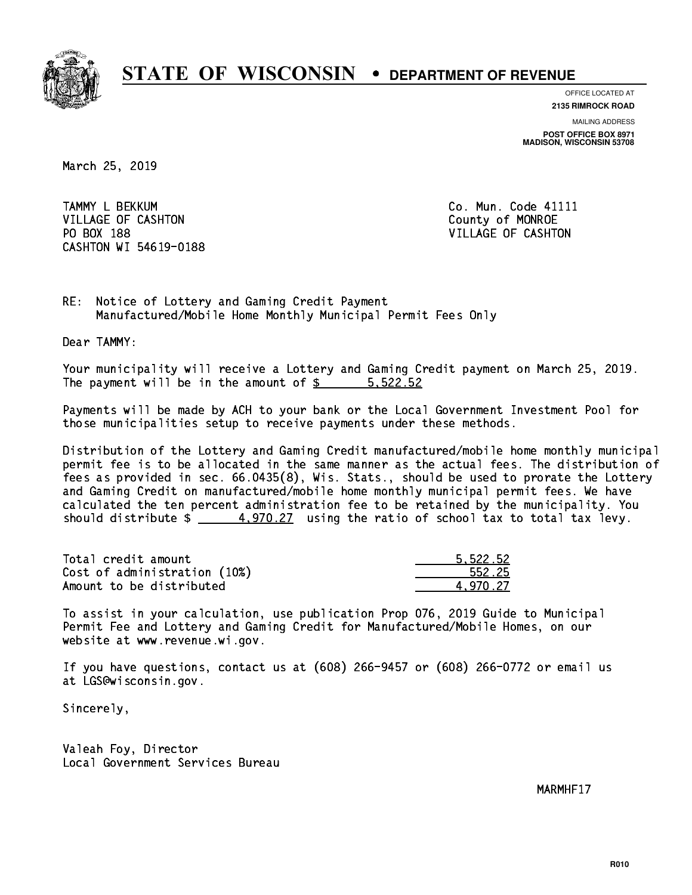# STATE OF WISCONSIN • DEPARTMENT OF REVENUE

OFFICE LOCATED AT
**2135 RIMROCK ROAD**

MAILING ADDRESS
**POST OFFICE BOX 8971**
**MADISON, WISCONSIN 53708**

March 25, 2019

TAMMY L BEKKUM
VILLAGE OF CASHTON
PO BOX 188
CASHTON WI 54619-0188

Co. Mun. Code 41111
County of MONROE
VILLAGE OF CASHTON

RE: Notice of Lottery and Gaming Credit Payment
Manufactured/Mobile Home Monthly Municipal Permit Fees Only

Dear TAMMY:

Your municipality will receive a Lottery and Gaming Credit payment on March 25, 2019. The payment will be in the amount of $ 5,522.52

Payments will be made by ACH to your bank or the Local Government Investment Pool for those municipalities setup to receive payments under these methods.

Distribution of the Lottery and Gaming Credit manufactured/mobile home monthly municipal permit fee is to be allocated in the same manner as the actual fees. The distribution of fees as provided in sec. 66.0435(8), Wis. Stats., should be used to prorate the Lottery and Gaming Credit on manufactured/mobile home monthly municipal permit fees. We have calculated the ten percent administration fee to be retained by the municipality. You should distribute $ 4,970.27 using the ratio of school tax to total tax levy.

| | |
|---|---|
| Total credit amount | 5,522.52 |
| Cost of administration (10%) | 552.25 |
| Amount to be distributed | 4,970.27 |

To assist in your calculation, use publication Prop 076, 2019 Guide to Municipal Permit Fee and Lottery and Gaming Credit for Manufactured/Mobile Homes, on our website at www.revenue.wi.gov.

If you have questions, contact us at (608) 266-9457 or (608) 266-0772 or email us at LGS@wisconsin.gov.

Sincerely,

Valeah Foy, Director
Local Government Services Bureau

MARMHF17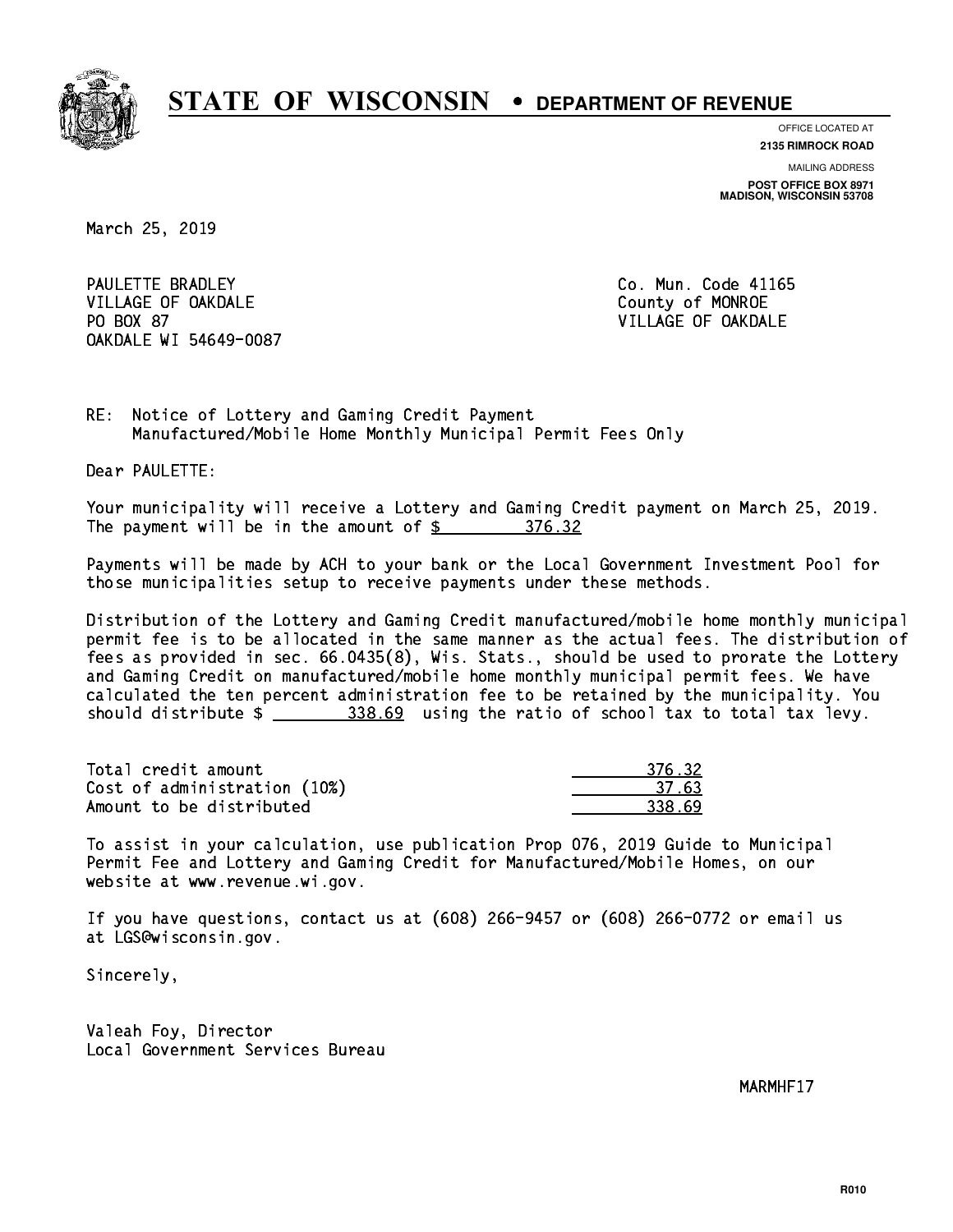# STATE OF WISCONSIN • DEPARTMENT OF REVENUE

OFFICE LOCATED AT
**2135 RIMROCK ROAD**

MAILING ADDRESS
**POST OFFICE BOX 8971**
**MADISON, WISCONSIN 53708**

March 25, 2019

PAULETTE BRADLEY
VILLAGE OF OAKDALE
PO BOX 87
OAKDALE WI 54649-0087

Co. Mun. Code 41165
County of MONROE
VILLAGE OF OAKDALE

RE: Notice of Lottery and Gaming Credit Payment
Manufactured/Mobile Home Monthly Municipal Permit Fees Only

Dear PAULETTE:

Your municipality will receive a Lottery and Gaming Credit payment on March 25, 2019. The payment will be in the amount of $ 376.32

Payments will be made by ACH to your bank or the Local Government Investment Pool for those municipalities setup to receive payments under these methods.

Distribution of the Lottery and Gaming Credit manufactured/mobile home monthly municipal permit fee is to be allocated in the same manner as the actual fees. The distribution of fees as provided in sec. 66.0435(8), Wis. Stats., should be used to prorate the Lottery and Gaming Credit on manufactured/mobile home monthly municipal permit fees. We have calculated the ten percent administration fee to be retained by the municipality. You should distribute $ 338.69 using the ratio of school tax to total tax levy.

| | |
|---|---|
| Total credit amount | 376.32 |
| Cost of administration (10%) | 37.63 |
| Amount to be distributed | 338.69 |

To assist in your calculation, use publication Prop 076, 2019 Guide to Municipal Permit Fee and Lottery and Gaming Credit for Manufactured/Mobile Homes, on our website at www.revenue.wi.gov.

If you have questions, contact us at (608) 266-9457 or (608) 266-0772 or email us at LGS@wisconsin.gov.

Sincerely,

Valeah Foy, Director
Local Government Services Bureau

MARMHF17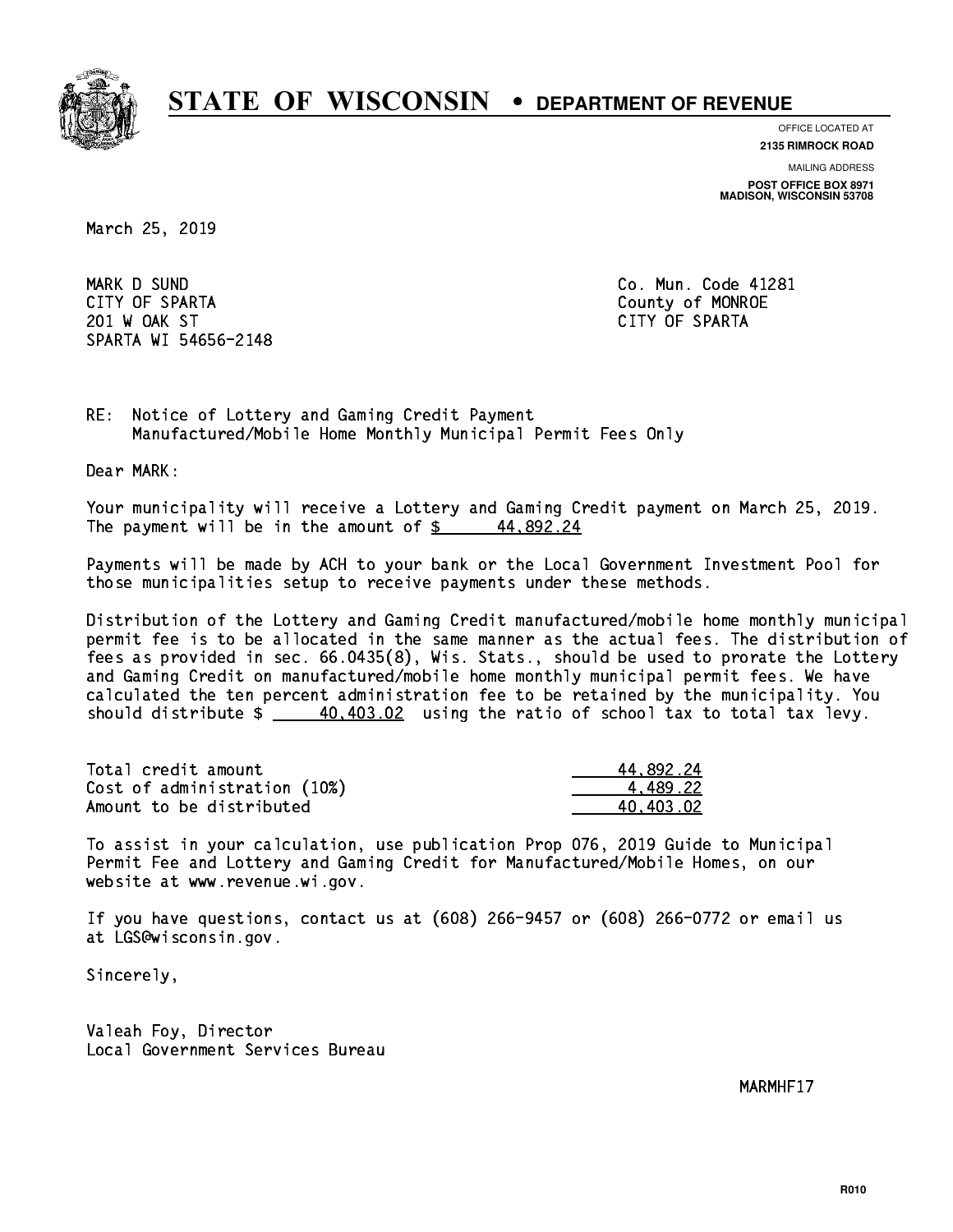# STATE OF WISCONSIN • DEPARTMENT OF REVENUE

OFFICE LOCATED AT
**2135 RIMROCK ROAD**

MAILING ADDRESS
**POST OFFICE BOX 8971**
**MADISON, WISCONSIN 53708**

March 25, 2019

MARK D SUND
CITY OF SPARTA
201 W OAK ST
SPARTA WI 54656-2148

Co. Mun. Code 41281
County of MONROE
CITY OF SPARTA

RE: Notice of Lottery and Gaming Credit Payment
Manufactured/Mobile Home Monthly Municipal Permit Fees Only

Dear MARK:

Your municipality will receive a Lottery and Gaming Credit payment on March 25, 2019. The payment will be in the amount of $ 44,892.24

Payments will be made by ACH to your bank or the Local Government Investment Pool for those municipalities setup to receive payments under these methods.

Distribution of the Lottery and Gaming Credit manufactured/mobile home monthly municipal permit fee is to be allocated in the same manner as the actual fees. The distribution of fees as provided in sec. 66.0435(8), Wis. Stats., should be used to prorate the Lottery and Gaming Credit on manufactured/mobile home monthly municipal permit fees. We have calculated the ten percent administration fee to be retained by the municipality. You should distribute $ 40,403.02 using the ratio of school tax to total tax levy.

| | |
|---|---|
| Total credit amount | 44,892.24 |
| Cost of administration (10%) | 4,489.22 |
| Amount to be distributed | 40,403.02 |

To assist in your calculation, use publication Prop 076, 2019 Guide to Municipal Permit Fee and Lottery and Gaming Credit for Manufactured/Mobile Homes, on our website at www.revenue.wi.gov.

If you have questions, contact us at (608) 266-9457 or (608) 266-0772 or email us at LGS@wisconsin.gov.

Sincerely,

Valeah Foy, Director
Local Government Services Bureau

MARMHF17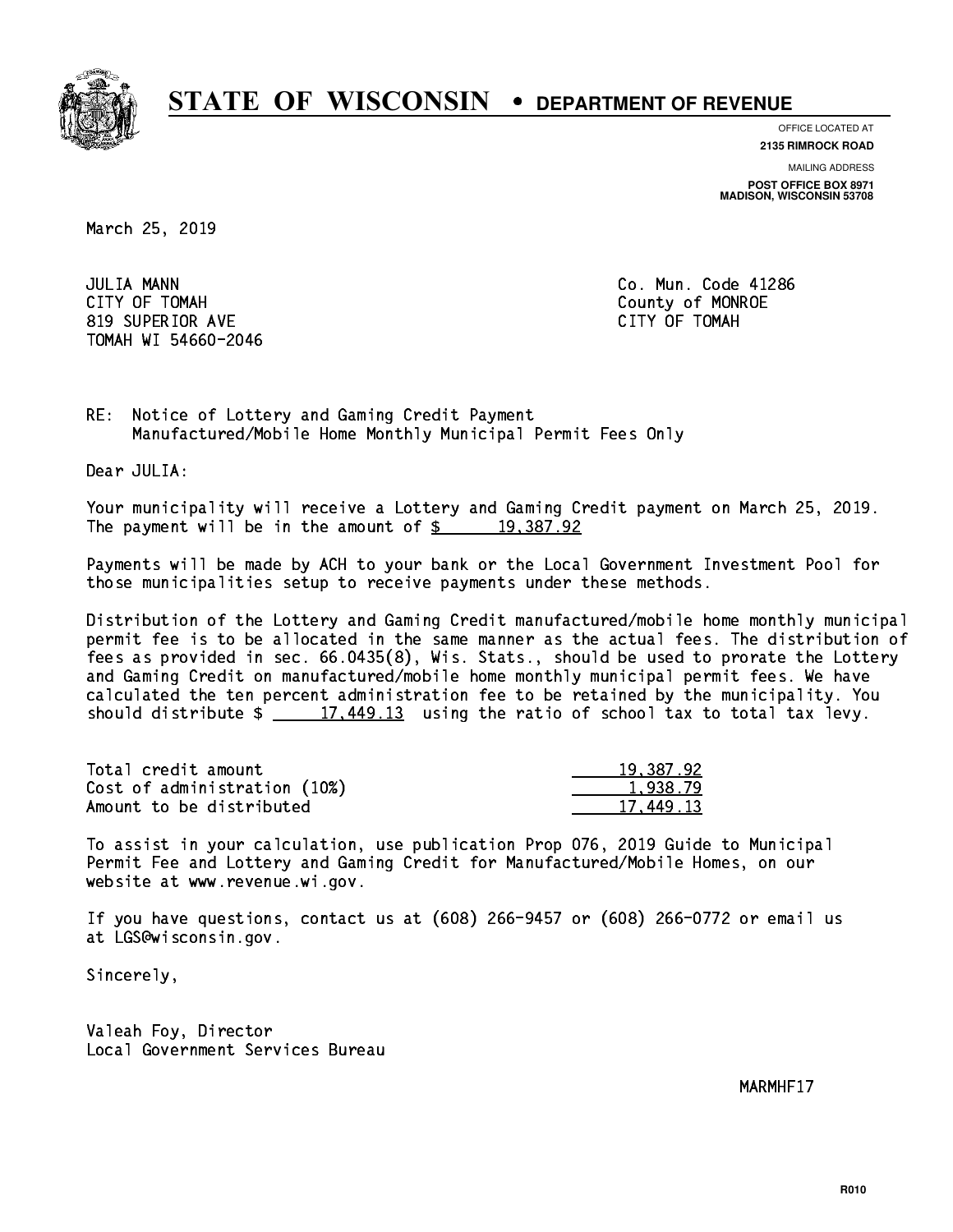# STATE OF WISCONSIN • DEPARTMENT OF REVENUE

OFFICE LOCATED AT
**2135 RIMROCK ROAD**

MAILING ADDRESS
**POST OFFICE BOX 8971**
**MADISON, WISCONSIN 53708**

March 25, 2019

JULIA MANN
CITY OF TOMAH
819 SUPERIOR AVE
TOMAH WI 54660-2046

Co. Mun. Code 41286
County of MONROE
CITY OF TOMAH

RE: Notice of Lottery and Gaming Credit Payment
Manufactured/Mobile Home Monthly Municipal Permit Fees Only

Dear JULIA:

Your municipality will receive a Lottery and Gaming Credit payment on March 25, 2019. The payment will be in the amount of $ 19,387.92

Payments will be made by ACH to your bank or the Local Government Investment Pool for those municipalities setup to receive payments under these methods.

Distribution of the Lottery and Gaming Credit manufactured/mobile home monthly municipal permit fee is to be allocated in the same manner as the actual fees. The distribution of fees as provided in sec. 66.0435(8), Wis. Stats., should be used to prorate the Lottery and Gaming Credit on manufactured/mobile home monthly municipal permit fees. We have calculated the ten percent administration fee to be retained by the municipality. You should distribute $ 17,449.13 using the ratio of school tax to total tax levy.

| | |
|---|---|
| Total credit amount | 19,387.92 |
| Cost of administration (10%) | 1,938.79 |
| Amount to be distributed | 17,449.13 |

To assist in your calculation, use publication Prop 076, 2019 Guide to Municipal Permit Fee and Lottery and Gaming Credit for Manufactured/Mobile Homes, on our website at www.revenue.wi.gov.

If you have questions, contact us at (608) 266-9457 or (608) 266-0772 or email us at LGS@wisconsin.gov.

Sincerely,

Valeah Foy, Director
Local Government Services Bureau

MARMHF17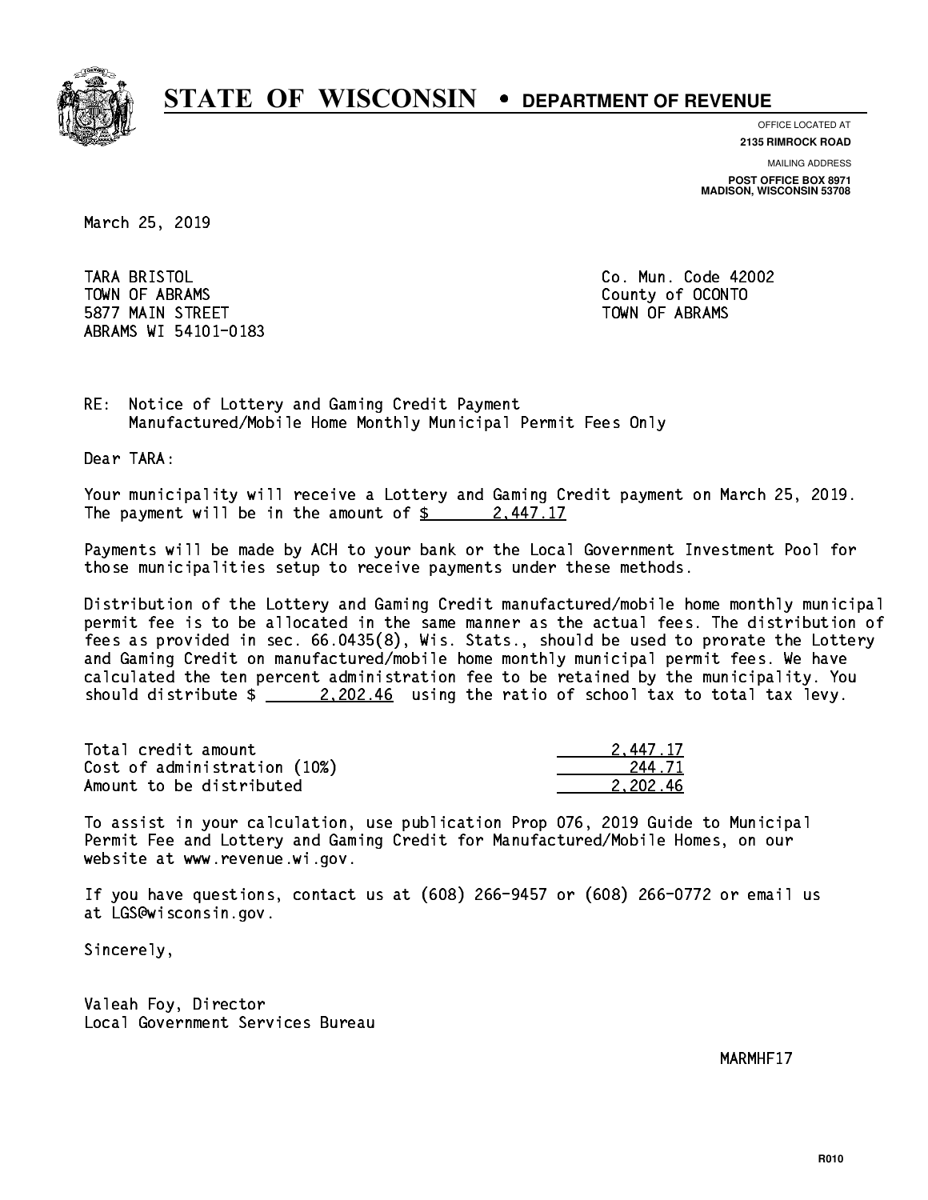# STATE OF WISCONSIN • DEPARTMENT OF REVENUE

OFFICE LOCATED AT
**2135 RIMROCK ROAD**

MAILING ADDRESS
**POST OFFICE BOX 8971**
**MADISON, WISCONSIN 53708**

March 25, 2019

TARA BRISTOL
TOWN OF ABRAMS
5877 MAIN STREET
ABRAMS WI 54101-0183

Co. Mun. Code 42002
County of OCONTO
TOWN OF ABRAMS

RE: Notice of Lottery and Gaming Credit Payment
Manufactured/Mobile Home Monthly Municipal Permit Fees Only

Dear TARA:

Your municipality will receive a Lottery and Gaming Credit payment on March 25, 2019. The payment will be in the amount of $ 2,447.17

Payments will be made by ACH to your bank or the Local Government Investment Pool for those municipalities setup to receive payments under these methods.

Distribution of the Lottery and Gaming Credit manufactured/mobile home monthly municipal permit fee is to be allocated in the same manner as the actual fees. The distribution of fees as provided in sec. 66.0435(8), Wis. Stats., should be used to prorate the Lottery and Gaming Credit on manufactured/mobile home monthly municipal permit fees. We have calculated the ten percent administration fee to be retained by the municipality. You should distribute $ 2,202.46 using the ratio of school tax to total tax levy.

| | |
|---|---|
| Total credit amount | 2,447.17 |
| Cost of administration (10%) | 244.71 |
| Amount to be distributed | 2,202.46 |

To assist in your calculation, use publication Prop 076, 2019 Guide to Municipal Permit Fee and Lottery and Gaming Credit for Manufactured/Mobile Homes, on our website at www.revenue.wi.gov.

If you have questions, contact us at (608) 266-9457 or (608) 266-0772 or email us at LGS@wisconsin.gov.

Sincerely,

Valeah Foy, Director
Local Government Services Bureau

MARMHF17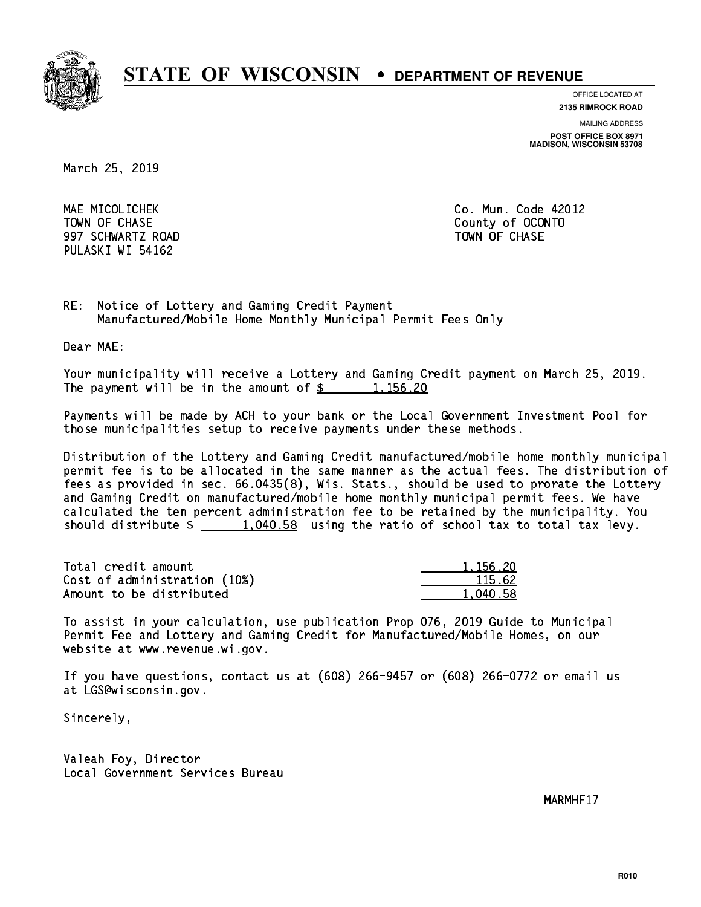# STATE OF WISCONSIN • DEPARTMENT OF REVENUE

OFFICE LOCATED AT
**2135 RIMROCK ROAD**

MAILING ADDRESS
**POST OFFICE BOX 8971**
**MADISON, WISCONSIN 53708**

March 25, 2019

MAE MICOLICHEK
TOWN OF CHASE
997 SCHWARTZ ROAD
PULASKI WI 54162

Co. Mun. Code 42012
County of OCONTO
TOWN OF CHASE

RE: Notice of Lottery and Gaming Credit Payment
Manufactured/Mobile Home Monthly Municipal Permit Fees Only

Dear MAE:

Your municipality will receive a Lottery and Gaming Credit payment on March 25, 2019. The payment will be in the amount of $ 1,156.20

Payments will be made by ACH to your bank or the Local Government Investment Pool for those municipalities setup to receive payments under these methods.

Distribution of the Lottery and Gaming Credit manufactured/mobile home monthly municipal permit fee is to be allocated in the same manner as the actual fees. The distribution of fees as provided in sec. 66.0435(8), Wis. Stats., should be used to prorate the Lottery and Gaming Credit on manufactured/mobile home monthly municipal permit fees. We have calculated the ten percent administration fee to be retained by the municipality. You should distribute $ 1,040.58 using the ratio of school tax to total tax levy.

| | |
|---|---|
| Total credit amount | 1,156.20 |
| Cost of administration (10%) | 115.62 |
| Amount to be distributed | 1,040.58 |

To assist in your calculation, use publication Prop 076, 2019 Guide to Municipal Permit Fee and Lottery and Gaming Credit for Manufactured/Mobile Homes, on our website at www.revenue.wi.gov.

If you have questions, contact us at (608) 266-9457 or (608) 266-0772 or email us at LGS@wisconsin.gov.

Sincerely,

Valeah Foy, Director
Local Government Services Bureau

MARMHF17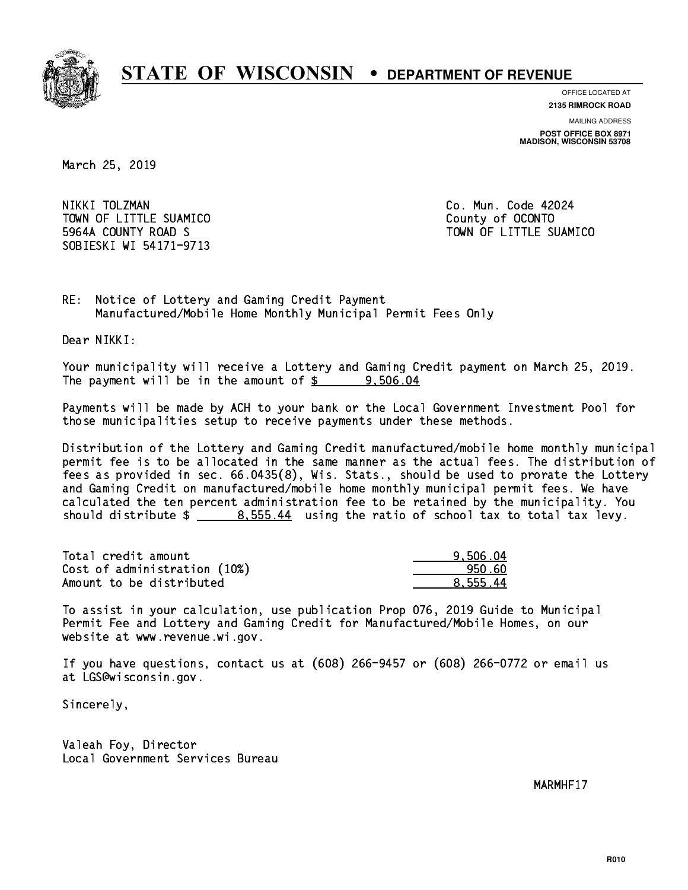# STATE OF WISCONSIN • DEPARTMENT OF REVENUE

OFFICE LOCATED AT
**2135 RIMROCK ROAD**

MAILING ADDRESS
**POST OFFICE BOX 8971**
**MADISON, WISCONSIN 53708**

March 25, 2019

NIKKI TOLZMAN
TOWN OF LITTLE SUAMICO
5964A COUNTY ROAD S
SOBIESKI WI 54171-9713

Co. Mun. Code 42024
County of OCONTO
TOWN OF LITTLE SUAMICO

RE: Notice of Lottery and Gaming Credit Payment
Manufactured/Mobile Home Monthly Municipal Permit Fees Only

Dear NIKKI:

Your municipality will receive a Lottery and Gaming Credit payment on March 25, 2019. The payment will be in the amount of $ 9,506.04

Payments will be made by ACH to your bank or the Local Government Investment Pool for those municipalities setup to receive payments under these methods.

Distribution of the Lottery and Gaming Credit manufactured/mobile home monthly municipal permit fee is to be allocated in the same manner as the actual fees. The distribution of fees as provided in sec. 66.0435(8), Wis. Stats., should be used to prorate the Lottery and Gaming Credit on manufactured/mobile home monthly municipal permit fees. We have calculated the ten percent administration fee to be retained by the municipality. You should distribute $ 8,555.44 using the ratio of school tax to total tax levy.

| | |
|---|---|
| Total credit amount | 9,506.04 |
| Cost of administration (10%) | 950.60 |
| Amount to be distributed | 8,555.44 |

To assist in your calculation, use publication Prop 076, 2019 Guide to Municipal Permit Fee and Lottery and Gaming Credit for Manufactured/Mobile Homes, on our website at www.revenue.wi.gov.

If you have questions, contact us at (608) 266-9457 or (608) 266-0772 or email us at LGS@wisconsin.gov.

Sincerely,

Valeah Foy, Director
Local Government Services Bureau

MARMHF17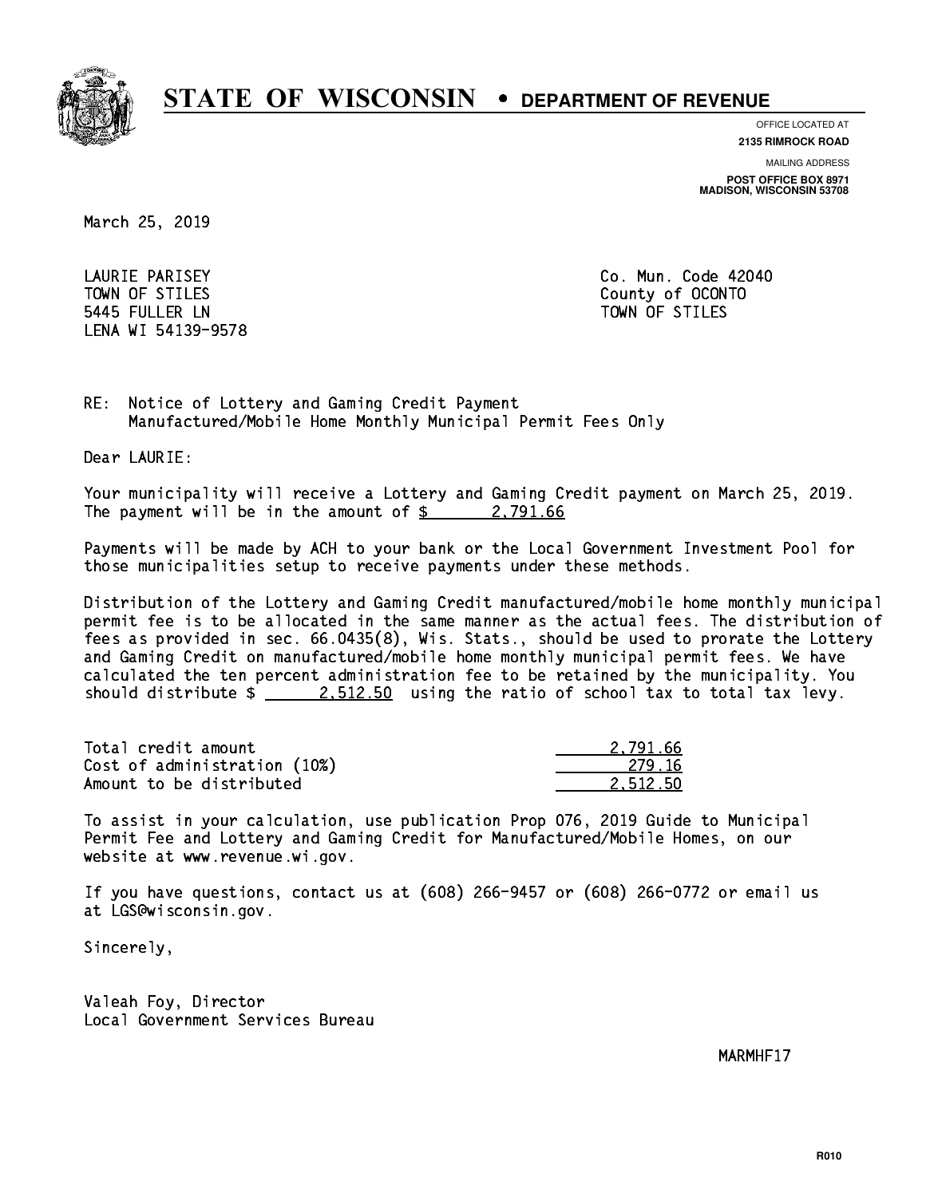# STATE OF WISCONSIN • DEPARTMENT OF REVENUE

OFFICE LOCATED AT
**2135 RIMROCK ROAD**

MAILING ADDRESS
**POST OFFICE BOX 8971**
**MADISON, WISCONSIN 53708**

March 25, 2019

LAURIE PARISEY
TOWN OF STILES
5445 FULLER LN
LENA WI 54139-9578

Co. Mun. Code 42040
County of OCONTO
TOWN OF STILES

RE: Notice of Lottery and Gaming Credit Payment
Manufactured/Mobile Home Monthly Municipal Permit Fees Only

Dear LAURIE:

Your municipality will receive a Lottery and Gaming Credit payment on March 25, 2019. The payment will be in the amount of $ 2,791.66

Payments will be made by ACH to your bank or the Local Government Investment Pool for those municipalities setup to receive payments under these methods.

Distribution of the Lottery and Gaming Credit manufactured/mobile home monthly municipal permit fee is to be allocated in the same manner as the actual fees. The distribution of fees as provided in sec. 66.0435(8), Wis. Stats., should be used to prorate the Lottery and Gaming Credit on manufactured/mobile home monthly municipal permit fees. We have calculated the ten percent administration fee to be retained by the municipality. You should distribute $ 2,512.50 using the ratio of school tax to total tax levy.

| | |
|---|---|
| Total credit amount | 2,791.66 |
| Cost of administration (10%) | 279.16 |
| Amount to be distributed | 2,512.50 |

To assist in your calculation, use publication Prop 076, 2019 Guide to Municipal Permit Fee and Lottery and Gaming Credit for Manufactured/Mobile Homes, on our website at www.revenue.wi.gov.

If you have questions, contact us at (608) 266-9457 or (608) 266-0772 or email us at LGS@wisconsin.gov.

Sincerely,

Valeah Foy, Director
Local Government Services Bureau

MARMHF17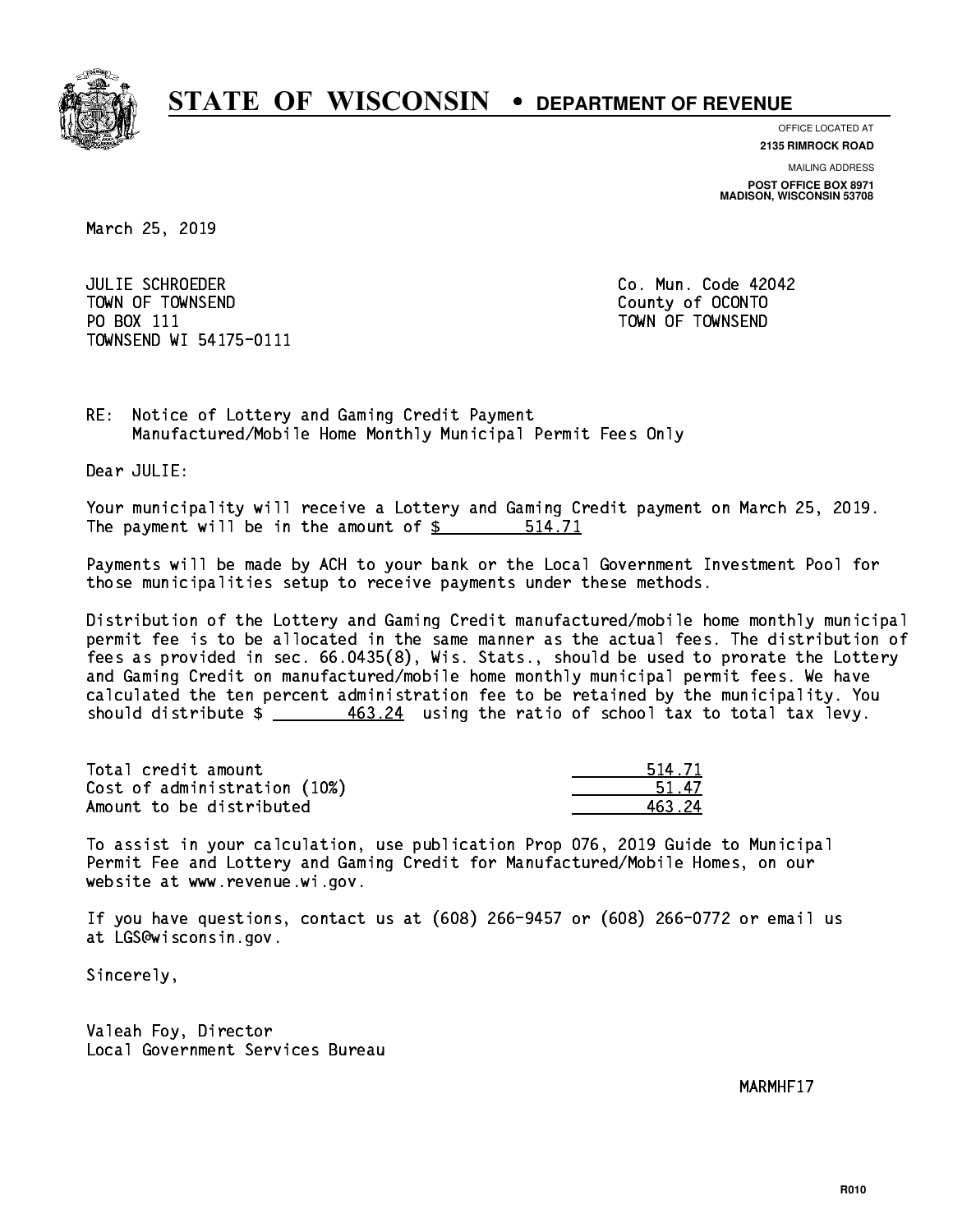# STATE OF WISCONSIN • DEPARTMENT OF REVENUE

OFFICE LOCATED AT
**2135 RIMROCK ROAD**

MAILING ADDRESS
**POST OFFICE BOX 8971**
**MADISON, WISCONSIN 53708**

March 25, 2019

JULIE SCHROEDER
TOWN OF TOWNSEND
PO BOX 111
TOWNSEND WI 54175-0111

Co. Mun. Code 42042
County of OCONTO
TOWN OF TOWNSEND

RE: Notice of Lottery and Gaming Credit Payment
Manufactured/Mobile Home Monthly Municipal Permit Fees Only

Dear JULIE:

Your municipality will receive a Lottery and Gaming Credit payment on March 25, 2019. The payment will be in the amount of $ 514.71

Payments will be made by ACH to your bank or the Local Government Investment Pool for those municipalities setup to receive payments under these methods.

Distribution of the Lottery and Gaming Credit manufactured/mobile home monthly municipal permit fee is to be allocated in the same manner as the actual fees. The distribution of fees as provided in sec. 66.0435(8), Wis. Stats., should be used to prorate the Lottery and Gaming Credit on manufactured/mobile home monthly municipal permit fees. We have calculated the ten percent administration fee to be retained by the municipality. You should distribute $ 463.24 using the ratio of school tax to total tax levy.

| | |
|---|---|
| Total credit amount | 514.71 |
| Cost of administration (10%) | 51.47 |
| Amount to be distributed | 463.24 |

To assist in your calculation, use publication Prop 076, 2019 Guide to Municipal Permit Fee and Lottery and Gaming Credit for Manufactured/Mobile Homes, on our website at www.revenue.wi.gov.

If you have questions, contact us at (608) 266-9457 or (608) 266-0772 or email us at LGS@wisconsin.gov.

Sincerely,

Valeah Foy, Director
Local Government Services Bureau

MARMHF17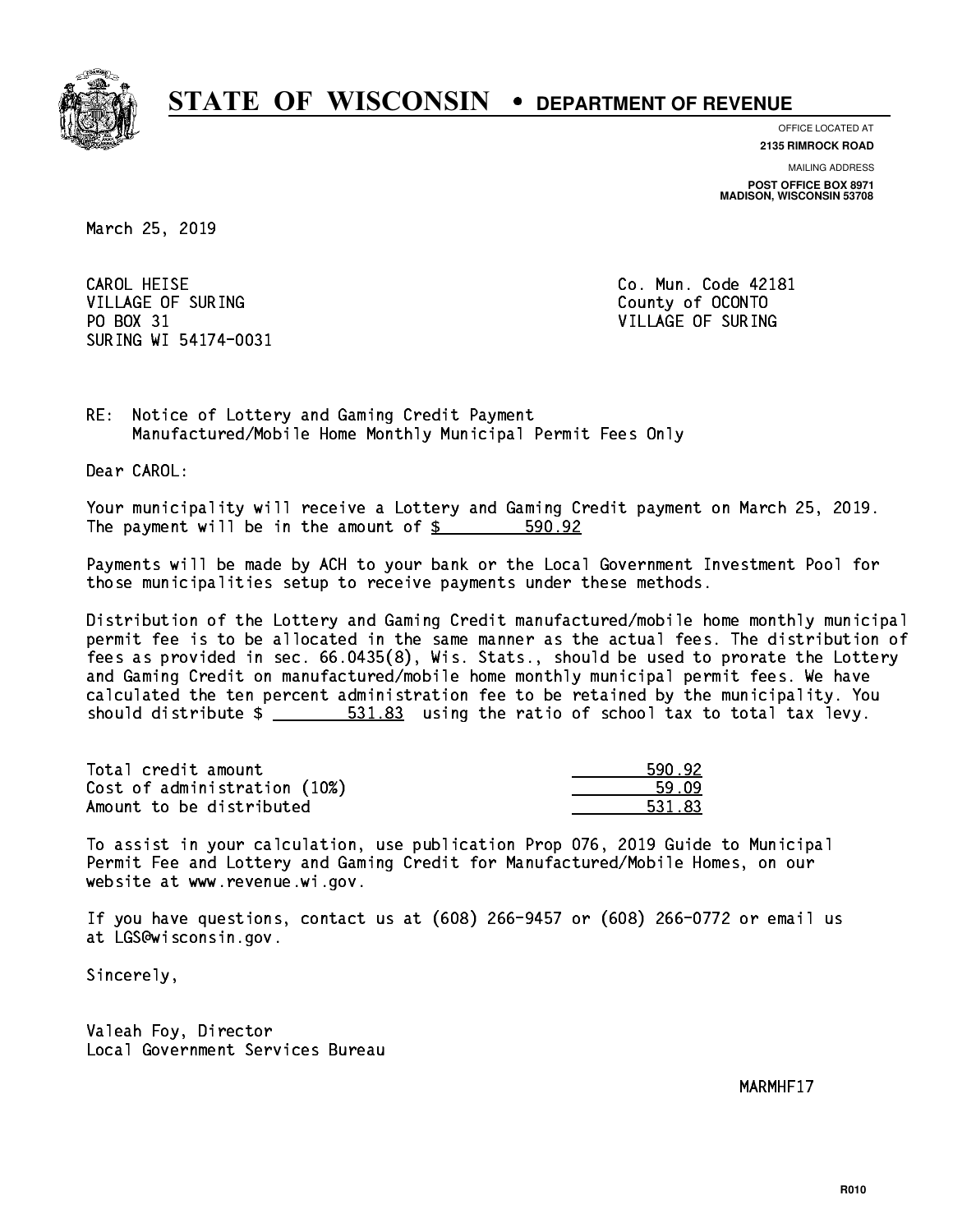# STATE OF WISCONSIN • DEPARTMENT OF REVENUE

OFFICE LOCATED AT
**2135 RIMROCK ROAD**

MAILING ADDRESS
**POST OFFICE BOX 8971**
**MADISON, WISCONSIN 53708**

March 25, 2019

CAROL HEISE
VILLAGE OF SURING
PO BOX 31
SURING WI 54174-0031

Co. Mun. Code 42181
County of OCONTO
VILLAGE OF SURING

RE: Notice of Lottery and Gaming Credit Payment
Manufactured/Mobile Home Monthly Municipal Permit Fees Only

Dear CAROL:

Your municipality will receive a Lottery and Gaming Credit payment on March 25, 2019. The payment will be in the amount of $ 590.92

Payments will be made by ACH to your bank or the Local Government Investment Pool for those municipalities setup to receive payments under these methods.

Distribution of the Lottery and Gaming Credit manufactured/mobile home monthly municipal permit fee is to be allocated in the same manner as the actual fees. The distribution of fees as provided in sec. 66.0435(8), Wis. Stats., should be used to prorate the Lottery and Gaming Credit on manufactured/mobile home monthly municipal permit fees. We have calculated the ten percent administration fee to be retained by the municipality. You should distribute $ 531.83 using the ratio of school tax to total tax levy.

| | |
|---|---|
| Total credit amount | 590.92 |
| Cost of administration (10%) | 59.09 |
| Amount to be distributed | 531.83 |

To assist in your calculation, use publication Prop 076, 2019 Guide to Municipal Permit Fee and Lottery and Gaming Credit for Manufactured/Mobile Homes, on our website at www.revenue.wi.gov.

If you have questions, contact us at (608) 266-9457 or (608) 266-0772 or email us at LGS@wisconsin.gov.

Sincerely,

Valeah Foy, Director
Local Government Services Bureau

MARMHF17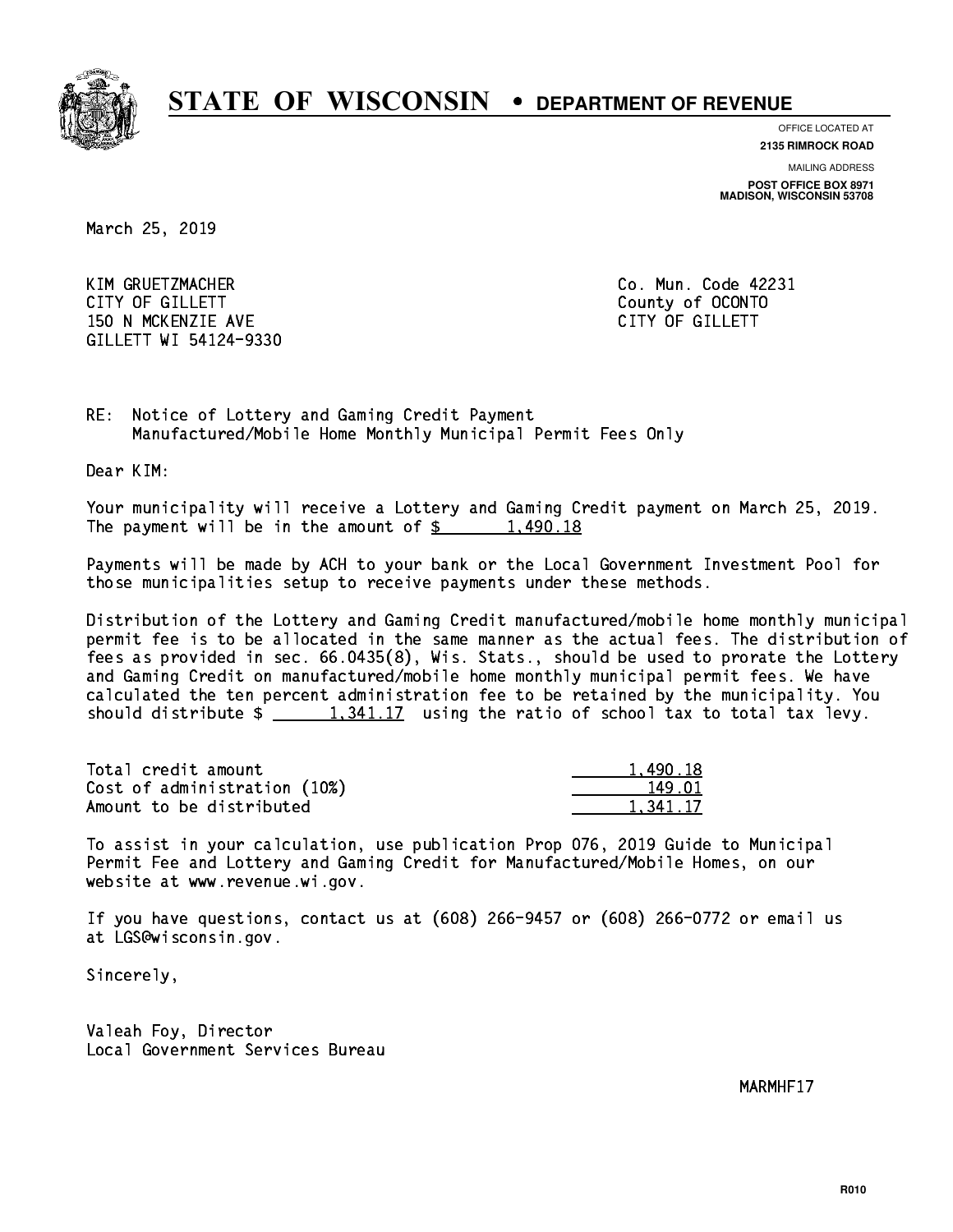# STATE OF WISCONSIN • DEPARTMENT OF REVENUE

OFFICE LOCATED AT
**2135 RIMROCK ROAD**

MAILING ADDRESS
**POST OFFICE BOX 8971**
**MADISON, WISCONSIN 53708**

March 25, 2019

KIM GRUETZMACHER
CITY OF GILLETT
150 N MCKENZIE AVE
GILLETT WI 54124-9330

Co. Mun. Code 42231
County of OCONTO
CITY OF GILLETT

RE: Notice of Lottery and Gaming Credit Payment
Manufactured/Mobile Home Monthly Municipal Permit Fees Only

Dear KIM:

Your municipality will receive a Lottery and Gaming Credit payment on March 25, 2019. The payment will be in the amount of $ 1,490.18

Payments will be made by ACH to your bank or the Local Government Investment Pool for those municipalities setup to receive payments under these methods.

Distribution of the Lottery and Gaming Credit manufactured/mobile home monthly municipal permit fee is to be allocated in the same manner as the actual fees. The distribution of fees as provided in sec. 66.0435(8), Wis. Stats., should be used to prorate the Lottery and Gaming Credit on manufactured/mobile home monthly municipal permit fees. We have calculated the ten percent administration fee to be retained by the municipality. You should distribute $ 1,341.17 using the ratio of school tax to total tax levy.

| | |
|---|---|
| Total credit amount | 1,490.18 |
| Cost of administration (10%) | 149.01 |
| Amount to be distributed | 1,341.17 |

To assist in your calculation, use publication Prop 076, 2019 Guide to Municipal Permit Fee and Lottery and Gaming Credit for Manufactured/Mobile Homes, on our website at www.revenue.wi.gov.

If you have questions, contact us at (608) 266-9457 or (608) 266-0772 or email us at LGS@wisconsin.gov.

Sincerely,

Valeah Foy, Director
Local Government Services Bureau

MARMHF17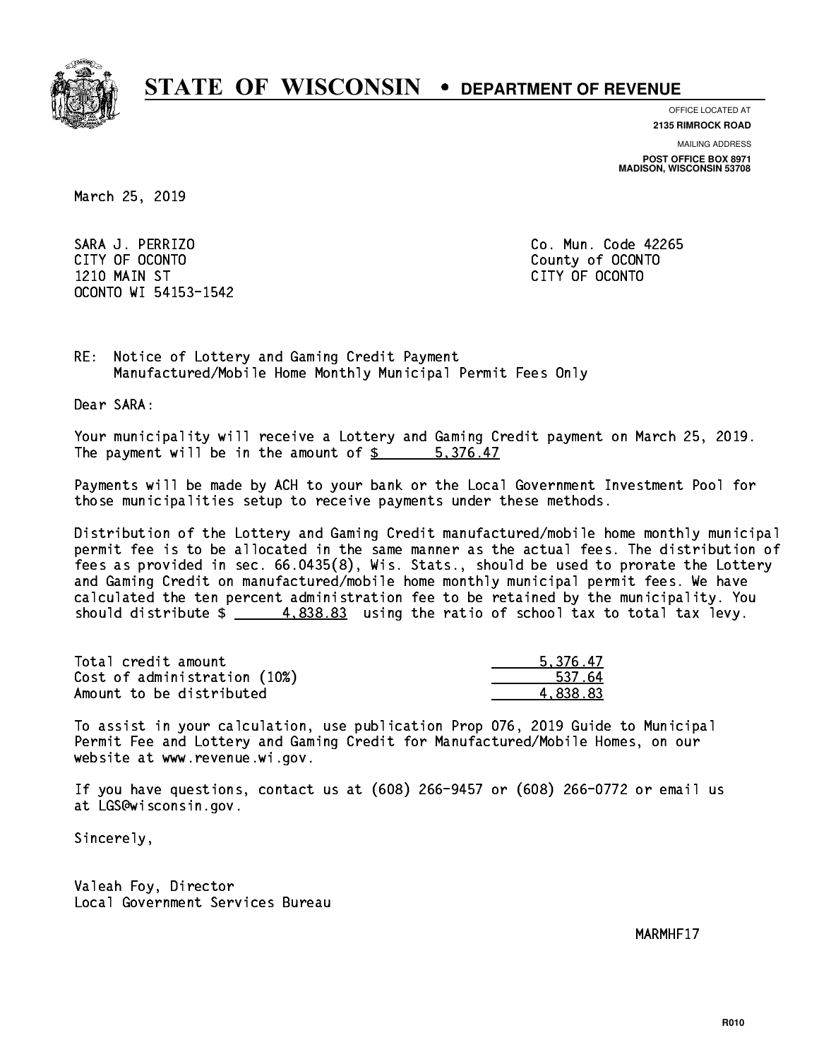# STATE OF WISCONSIN • DEPARTMENT OF REVENUE

OFFICE LOCATED AT
**2135 RIMROCK ROAD**

MAILING ADDRESS
**POST OFFICE BOX 8971**
**MADISON, WISCONSIN 53708**

March 25, 2019

SARA J. PERRIZO
CITY OF OCONTO
1210 MAIN ST
OCONTO WI 54153-1542

Co. Mun. Code 42265
County of OCONTO
CITY OF OCONTO

RE: Notice of Lottery and Gaming Credit Payment
Manufactured/Mobile Home Monthly Municipal Permit Fees Only

Dear SARA:

Your municipality will receive a Lottery and Gaming Credit payment on March 25, 2019. The payment will be in the amount of $ 5,376.47

Payments will be made by ACH to your bank or the Local Government Investment Pool for those municipalities setup to receive payments under these methods.

Distribution of the Lottery and Gaming Credit manufactured/mobile home monthly municipal permit fee is to be allocated in the same manner as the actual fees. The distribution of fees as provided in sec. 66.0435(8), Wis. Stats., should be used to prorate the Lottery and Gaming Credit on manufactured/mobile home monthly municipal permit fees. We have calculated the ten percent administration fee to be retained by the municipality. You should distribute $ 4,838.83 using the ratio of school tax to total tax levy.

| | |
|---|---|
| Total credit amount | 5,376.47 |
| Cost of administration (10%) | 537.64 |
| Amount to be distributed | 4,838.83 |

To assist in your calculation, use publication Prop 076, 2019 Guide to Municipal Permit Fee and Lottery and Gaming Credit for Manufactured/Mobile Homes, on our website at www.revenue.wi.gov.

If you have questions, contact us at (608) 266-9457 or (608) 266-0772 or email us at LGS@wisconsin.gov.

Sincerely,

Valeah Foy, Director
Local Government Services Bureau

MARMHF17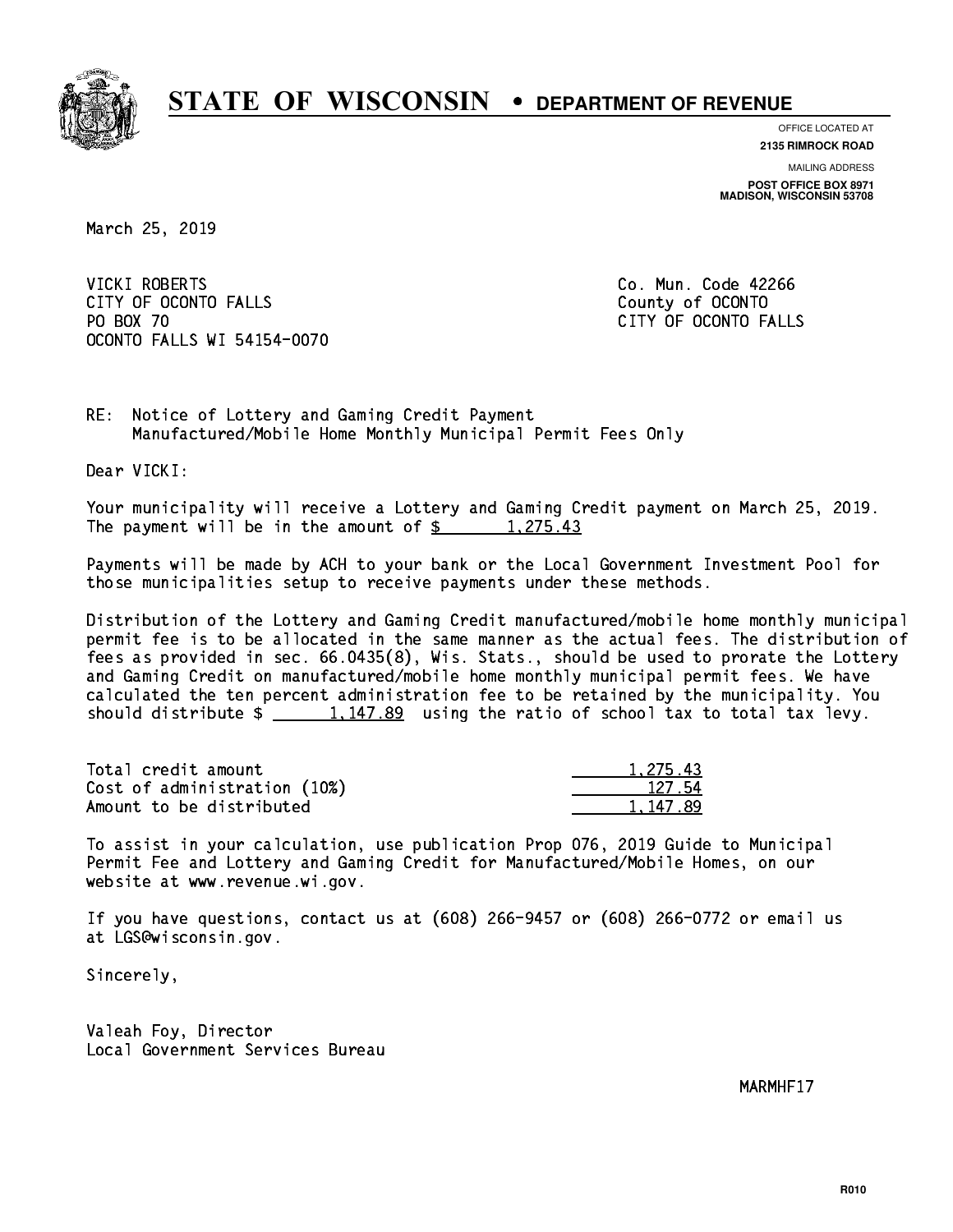# STATE OF WISCONSIN • DEPARTMENT OF REVENUE

OFFICE LOCATED AT
**2135 RIMROCK ROAD**

MAILING ADDRESS
**POST OFFICE BOX 8971**
**MADISON, WISCONSIN 53708**

March 25, 2019

VICKI ROBERTS
CITY OF OCONTO FALLS
PO BOX 70
OCONTO FALLS WI 54154-0070

Co. Mun. Code 42266
County of OCONTO
CITY OF OCONTO FALLS

RE: Notice of Lottery and Gaming Credit Payment
Manufactured/Mobile Home Monthly Municipal Permit Fees Only

Dear VICKI:

Your municipality will receive a Lottery and Gaming Credit payment on March 25, 2019. The payment will be in the amount of $ 1,275.43

Payments will be made by ACH to your bank or the Local Government Investment Pool for those municipalities setup to receive payments under these methods.

Distribution of the Lottery and Gaming Credit manufactured/mobile home monthly municipal permit fee is to be allocated in the same manner as the actual fees. The distribution of fees as provided in sec. 66.0435(8), Wis. Stats., should be used to prorate the Lottery and Gaming Credit on manufactured/mobile home monthly municipal permit fees. We have calculated the ten percent administration fee to be retained by the municipality. You should distribute $ 1,147.89 using the ratio of school tax to total tax levy.

| | |
|---|---|
| Total credit amount | 1,275.43 |
| Cost of administration (10%) | 127.54 |
| Amount to be distributed | 1,147.89 |

To assist in your calculation, use publication Prop 076, 2019 Guide to Municipal Permit Fee and Lottery and Gaming Credit for Manufactured/Mobile Homes, on our website at www.revenue.wi.gov.

If you have questions, contact us at (608) 266-9457 or (608) 266-0772 or email us at LGS@wisconsin.gov.

Sincerely,

Valeah Foy, Director
Local Government Services Bureau

MARMHF17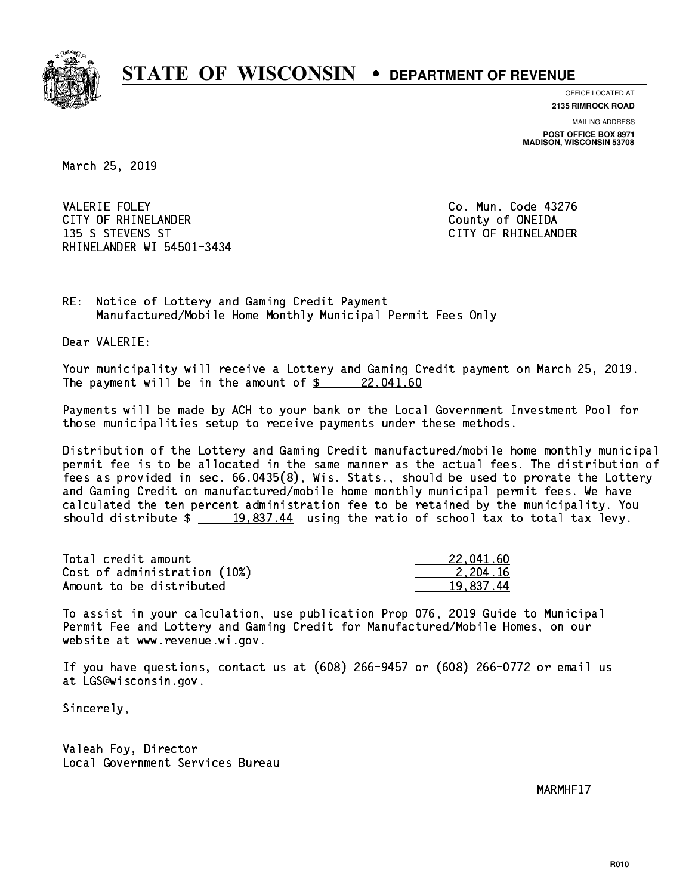# STATE OF WISCONSIN • DEPARTMENT OF REVENUE

OFFICE LOCATED AT
**2135 RIMROCK ROAD**

MAILING ADDRESS
**POST OFFICE BOX 8971**
**MADISON, WISCONSIN 53708**

March 25, 2019

VALERIE FOLEY
CITY OF RHINELANDER
135 S STEVENS ST
RHINELANDER WI 54501-3434

Co. Mun. Code 43276
County of ONEIDA
CITY OF RHINELANDER

RE: Notice of Lottery and Gaming Credit Payment
Manufactured/Mobile Home Monthly Municipal Permit Fees Only

Dear VALERIE:

Your municipality will receive a Lottery and Gaming Credit payment on March 25, 2019. The payment will be in the amount of $ 22,041.60

Payments will be made by ACH to your bank or the Local Government Investment Pool for those municipalities setup to receive payments under these methods.

Distribution of the Lottery and Gaming Credit manufactured/mobile home monthly municipal permit fee is to be allocated in the same manner as the actual fees. The distribution of fees as provided in sec. 66.0435(8), Wis. Stats., should be used to prorate the Lottery and Gaming Credit on manufactured/mobile home monthly municipal permit fees. We have calculated the ten percent administration fee to be retained by the municipality. You should distribute $ 19,837.44 using the ratio of school tax to total tax levy.

| | |
|---|---|
| Total credit amount | 22,041.60 |
| Cost of administration (10%) | 2,204.16 |
| Amount to be distributed | 19,837.44 |

To assist in your calculation, use publication Prop 076, 2019 Guide to Municipal Permit Fee and Lottery and Gaming Credit for Manufactured/Mobile Homes, on our website at www.revenue.wi.gov.

If you have questions, contact us at (608) 266-9457 or (608) 266-0772 or email us at LGS@wisconsin.gov.

Sincerely,

Valeah Foy, Director
Local Government Services Bureau

MARMHF17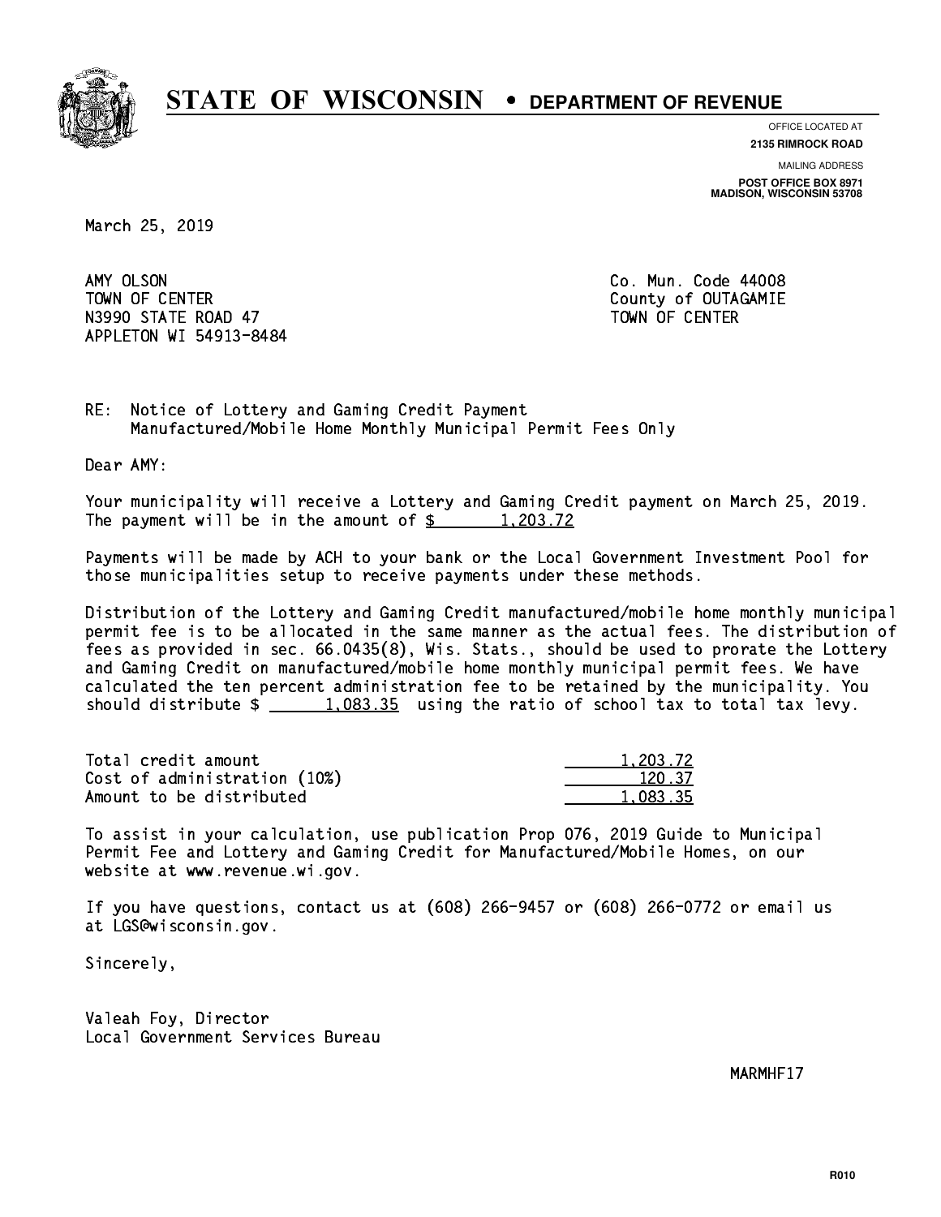# STATE OF WISCONSIN • DEPARTMENT OF REVENUE

OFFICE LOCATED AT
**2135 RIMROCK ROAD**

MAILING ADDRESS
**POST OFFICE BOX 8971**
**MADISON, WISCONSIN 53708**

March 25, 2019

AMY OLSON
TOWN OF CENTER
N3990 STATE ROAD 47
APPLETON WI 54913-8484

Co. Mun. Code 44008
County of OUTAGAMIE
TOWN OF CENTER

RE: Notice of Lottery and Gaming Credit Payment
Manufactured/Mobile Home Monthly Municipal Permit Fees Only

Dear AMY:

Your municipality will receive a Lottery and Gaming Credit payment on March 25, 2019. The payment will be in the amount of $ 1,203.72

Payments will be made by ACH to your bank or the Local Government Investment Pool for those municipalities setup to receive payments under these methods.

Distribution of the Lottery and Gaming Credit manufactured/mobile home monthly municipal permit fee is to be allocated in the same manner as the actual fees. The distribution of fees as provided in sec. 66.0435(8), Wis. Stats., should be used to prorate the Lottery and Gaming Credit on manufactured/mobile home monthly municipal permit fees. We have calculated the ten percent administration fee to be retained by the municipality. You should distribute $ 1,083.35 using the ratio of school tax to total tax levy.

| | |
|---|---|
| Total credit amount | 1,203.72 |
| Cost of administration (10%) | 120.37 |
| Amount to be distributed | 1,083.35 |

To assist in your calculation, use publication Prop 076, 2019 Guide to Municipal Permit Fee and Lottery and Gaming Credit for Manufactured/Mobile Homes, on our website at www.revenue.wi.gov.

If you have questions, contact us at (608) 266-9457 or (608) 266-0772 or email us at LGS@wisconsin.gov.

Sincerely,

Valeah Foy, Director
Local Government Services Bureau

MARMHF17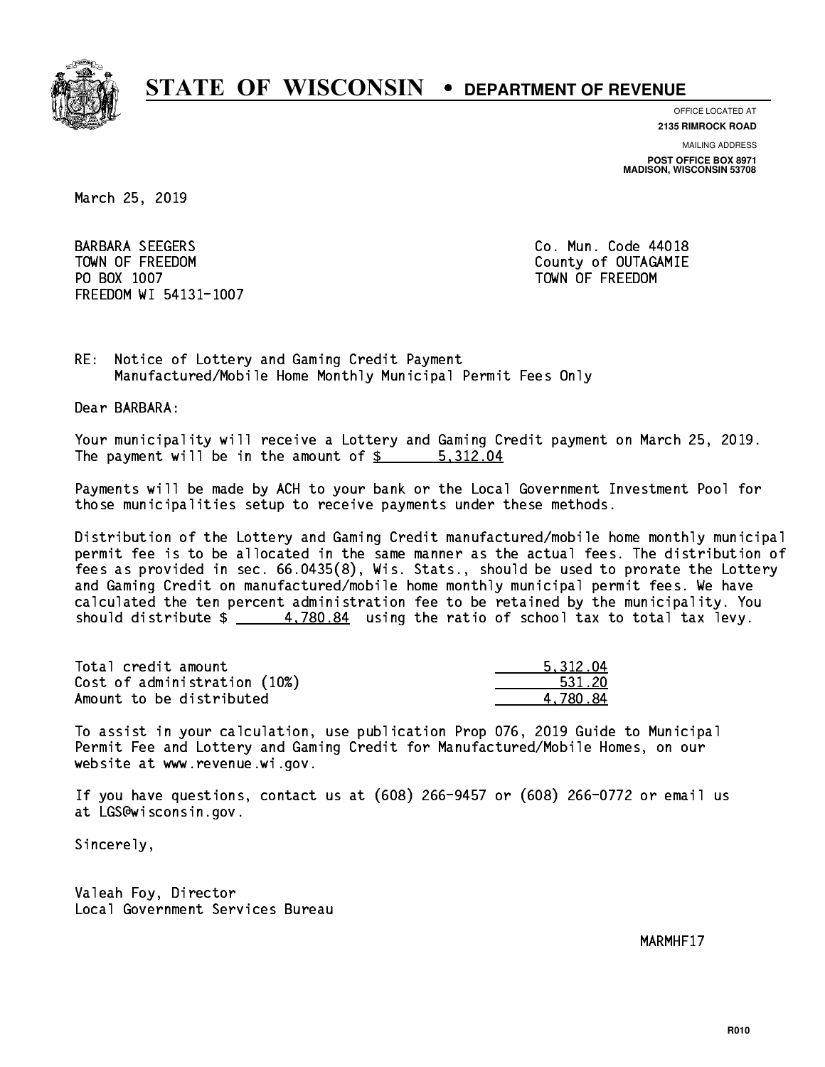# STATE OF WISCONSIN • DEPARTMENT OF REVENUE

OFFICE LOCATED AT
**2135 RIMROCK ROAD**

MAILING ADDRESS
**POST OFFICE BOX 8971**
**MADISON, WISCONSIN 53708**

March 25, 2019

BARBARA SEEGERS
TOWN OF FREEDOM
PO BOX 1007
FREEDOM WI 54131-1007

Co. Mun. Code 44018
County of OUTAGAMIE
TOWN OF FREEDOM

RE: Notice of Lottery and Gaming Credit Payment
Manufactured/Mobile Home Monthly Municipal Permit Fees Only

Dear BARBARA:

Your municipality will receive a Lottery and Gaming Credit payment on March 25, 2019. The payment will be in the amount of $ 5,312.04

Payments will be made by ACH to your bank or the Local Government Investment Pool for those municipalities setup to receive payments under these methods.

Distribution of the Lottery and Gaming Credit manufactured/mobile home monthly municipal permit fee is to be allocated in the same manner as the actual fees. The distribution of fees as provided in sec. 66.0435(8), Wis. Stats., should be used to prorate the Lottery and Gaming Credit on manufactured/mobile home monthly municipal permit fees. We have calculated the ten percent administration fee to be retained by the municipality. You should distribute $ 4,780.84 using the ratio of school tax to total tax levy.

| | |
|---|---|
| Total credit amount | 5,312.04 |
| Cost of administration (10%) | 531.20 |
| Amount to be distributed | 4,780.84 |

To assist in your calculation, use publication Prop 076, 2019 Guide to Municipal Permit Fee and Lottery and Gaming Credit for Manufactured/Mobile Homes, on our website at www.revenue.wi.gov.

If you have questions, contact us at (608) 266-9457 or (608) 266-0772 or email us at LGS@wisconsin.gov.

Sincerely,

Valeah Foy, Director
Local Government Services Bureau

MARMHF17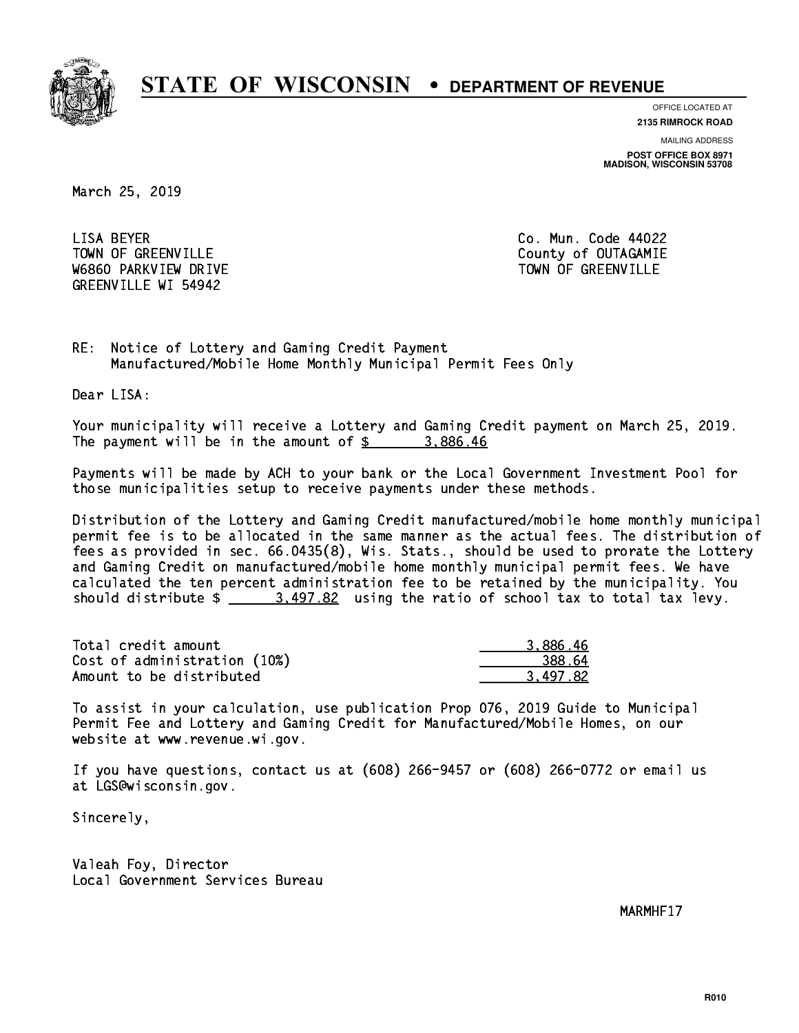# STATE OF WISCONSIN • DEPARTMENT OF REVENUE

OFFICE LOCATED AT
**2135 RIMROCK ROAD**

MAILING ADDRESS
**POST OFFICE BOX 8971**
**MADISON, WISCONSIN 53708**

March 25, 2019

LISA BEYER
TOWN OF GREENVILLE
W6860 PARKVIEW DRIVE
GREENVILLE WI 54942

Co. Mun. Code 44022
County of OUTAGAMIE
TOWN OF GREENVILLE

RE: Notice of Lottery and Gaming Credit Payment
Manufactured/Mobile Home Monthly Municipal Permit Fees Only

Dear LISA:

Your municipality will receive a Lottery and Gaming Credit payment on March 25, 2019. The payment will be in the amount of $ 3,886.46

Payments will be made by ACH to your bank or the Local Government Investment Pool for those municipalities setup to receive payments under these methods.

Distribution of the Lottery and Gaming Credit manufactured/mobile home monthly municipal permit fee is to be allocated in the same manner as the actual fees. The distribution of fees as provided in sec. 66.0435(8), Wis. Stats., should be used to prorate the Lottery and Gaming Credit on manufactured/mobile home monthly municipal permit fees. We have calculated the ten percent administration fee to be retained by the municipality. You should distribute $ 3,497.82 using the ratio of school tax to total tax levy.

| | |
|---|---|
| Total credit amount | 3,886.46 |
| Cost of administration (10%) | 388.64 |
| Amount to be distributed | 3,497.82 |

To assist in your calculation, use publication Prop 076, 2019 Guide to Municipal Permit Fee and Lottery and Gaming Credit for Manufactured/Mobile Homes, on our website at www.revenue.wi.gov.

If you have questions, contact us at (608) 266-9457 or (608) 266-0772 or email us at LGS@wisconsin.gov.

Sincerely,

Valeah Foy, Director
Local Government Services Bureau

MARMHF17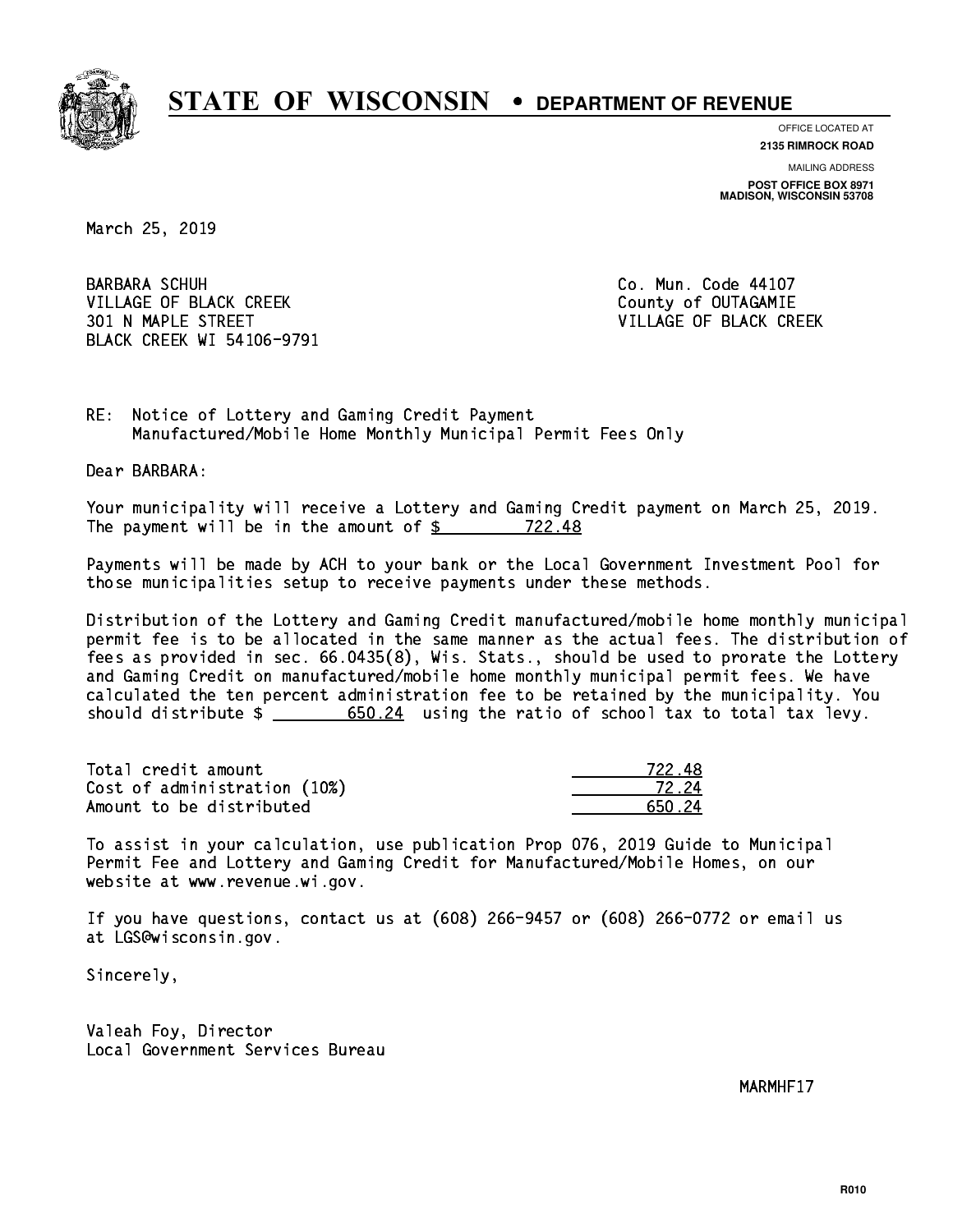# STATE OF WISCONSIN • DEPARTMENT OF REVENUE

OFFICE LOCATED AT
**2135 RIMROCK ROAD**

MAILING ADDRESS
**POST OFFICE BOX 8971**
**MADISON, WISCONSIN 53708**

March 25, 2019

BARBARA SCHUH
VILLAGE OF BLACK CREEK
301 N MAPLE STREET
BLACK CREEK WI 54106-9791

Co. Mun. Code 44107
County of OUTAGAMIE
VILLAGE OF BLACK CREEK

RE: Notice of Lottery and Gaming Credit Payment
Manufactured/Mobile Home Monthly Municipal Permit Fees Only

Dear BARBARA:

Your municipality will receive a Lottery and Gaming Credit payment on March 25, 2019.
The payment will be in the amount of $ 722.48

Payments will be made by ACH to your bank or the Local Government Investment Pool for those municipalities setup to receive payments under these methods.

Distribution of the Lottery and Gaming Credit manufactured/mobile home monthly municipal permit fee is to be allocated in the same manner as the actual fees. The distribution of fees as provided in sec. 66.0435(8), Wis. Stats., should be used to prorate the Lottery and Gaming Credit on manufactured/mobile home monthly municipal permit fees. We have calculated the ten percent administration fee to be retained by the municipality. You should distribute $ 650.24 using the ratio of school tax to total tax levy.

| | |
|---|---|
| Total credit amount | 722.48 |
| Cost of administration (10%) | 72.24 |
| Amount to be distributed | 650.24 |

To assist in your calculation, use publication Prop 076, 2019 Guide to Municipal Permit Fee and Lottery and Gaming Credit for Manufactured/Mobile Homes, on our website at www.revenue.wi.gov.

If you have questions, contact us at (608) 266-9457 or (608) 266-0772 or email us at LGS@wisconsin.gov.

Sincerely,

Valeah Foy, Director
Local Government Services Bureau

MARMHF17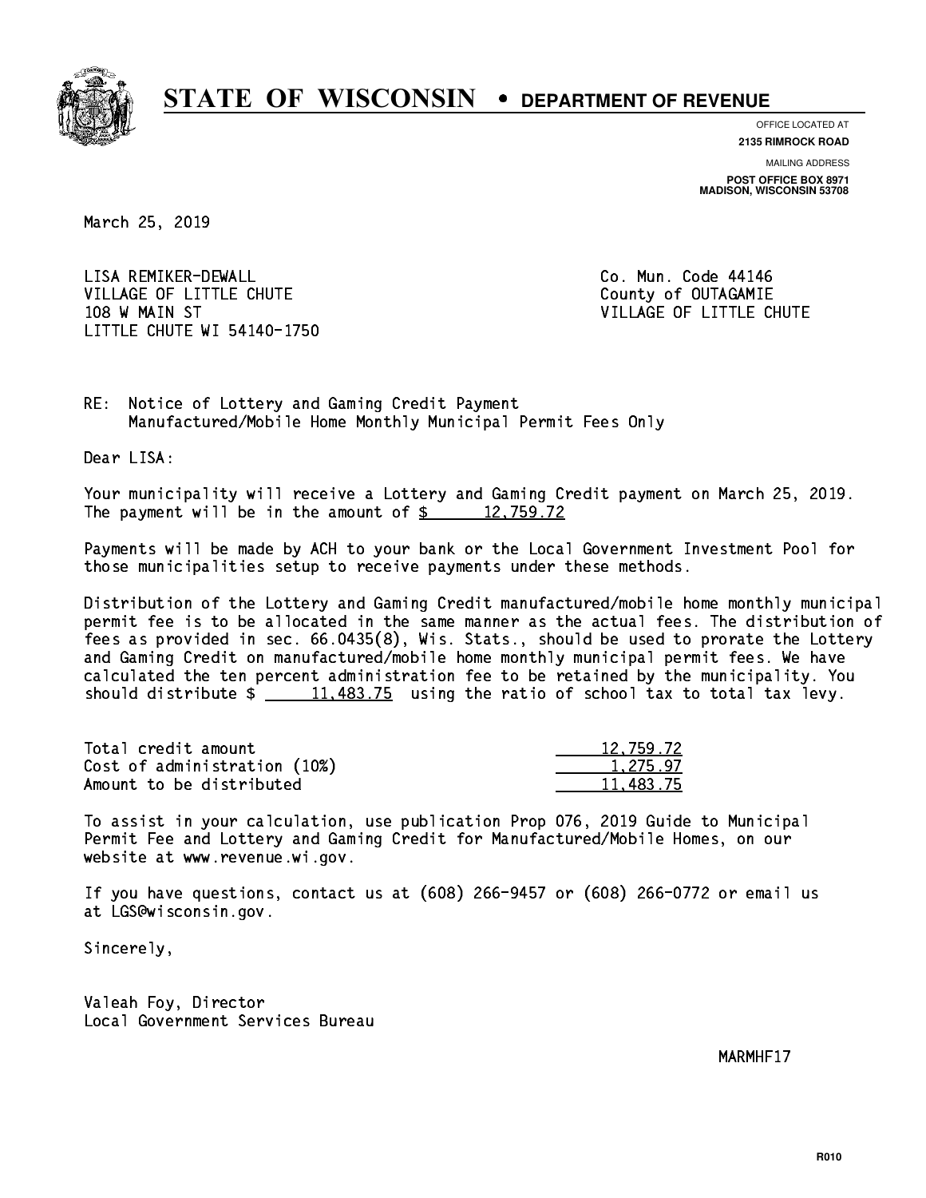# STATE OF WISCONSIN • DEPARTMENT OF REVENUE

OFFICE LOCATED AT
**2135 RIMROCK ROAD**

MAILING ADDRESS
**POST OFFICE BOX 8971**
**MADISON, WISCONSIN 53708**

March 25, 2019

LISA REMIKER-DEWALL
VILLAGE OF LITTLE CHUTE
108 W MAIN ST
LITTLE CHUTE WI 54140-1750

Co. Mun. Code 44146
County of OUTAGAMIE
VILLAGE OF LITTLE CHUTE

RE: Notice of Lottery and Gaming Credit Payment
Manufactured/Mobile Home Monthly Municipal Permit Fees Only

Dear LISA:

Your municipality will receive a Lottery and Gaming Credit payment on March 25, 2019. The payment will be in the amount of $ 12,759.72

Payments will be made by ACH to your bank or the Local Government Investment Pool for those municipalities setup to receive payments under these methods.

Distribution of the Lottery and Gaming Credit manufactured/mobile home monthly municipal permit fee is to be allocated in the same manner as the actual fees. The distribution of fees as provided in sec. 66.0435(8), Wis. Stats., should be used to prorate the Lottery and Gaming Credit on manufactured/mobile home monthly municipal permit fees. We have calculated the ten percent administration fee to be retained by the municipality. You should distribute $ 11,483.75 using the ratio of school tax to total tax levy.

| | |
|---|---|
| Total credit amount | 12,759.72 |
| Cost of administration (10%) | 1,275.97 |
| Amount to be distributed | 11,483.75 |

To assist in your calculation, use publication Prop 076, 2019 Guide to Municipal Permit Fee and Lottery and Gaming Credit for Manufactured/Mobile Homes, on our website at www.revenue.wi.gov.

If you have questions, contact us at (608) 266-9457 or (608) 266-0772 or email us at LGS@wisconsin.gov.

Sincerely,

Valeah Foy, Director
Local Government Services Bureau

MARMHF17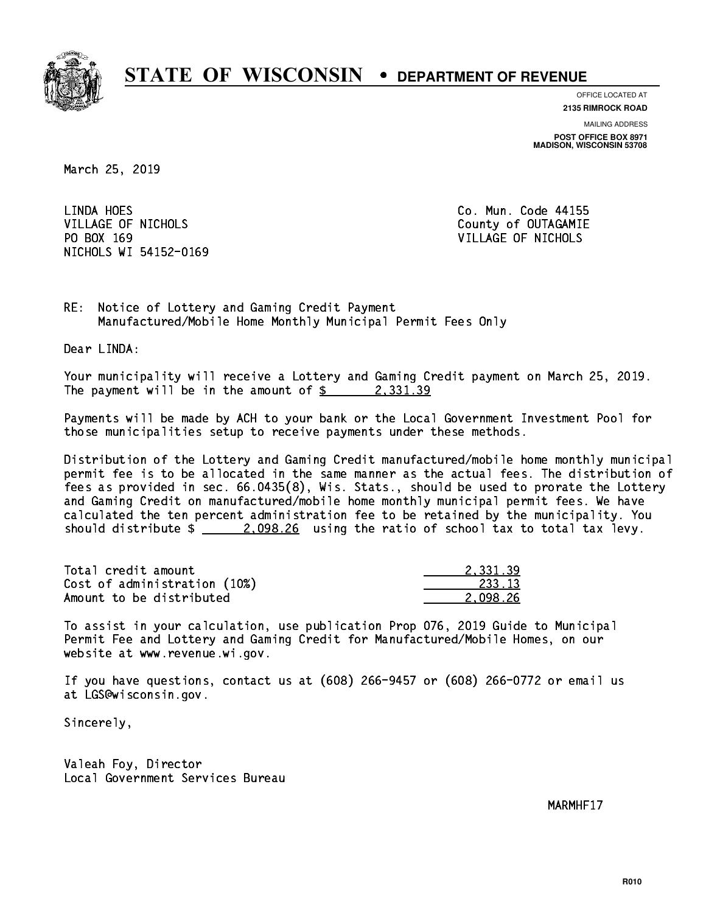# STATE OF WISCONSIN • DEPARTMENT OF REVENUE

OFFICE LOCATED AT
**2135 RIMROCK ROAD**

MAILING ADDRESS
**POST OFFICE BOX 8971**
**MADISON, WISCONSIN 53708**

March 25, 2019

LINDA HOES
VILLAGE OF NICHOLS
PO BOX 169
NICHOLS WI 54152-0169

Co. Mun. Code 44155
County of OUTAGAMIE
VILLAGE OF NICHOLS

RE: Notice of Lottery and Gaming Credit Payment
Manufactured/Mobile Home Monthly Municipal Permit Fees Only

Dear LINDA:

Your municipality will receive a Lottery and Gaming Credit payment on March 25, 2019. The payment will be in the amount of $ 2,331.39

Payments will be made by ACH to your bank or the Local Government Investment Pool for those municipalities setup to receive payments under these methods.

Distribution of the Lottery and Gaming Credit manufactured/mobile home monthly municipal permit fee is to be allocated in the same manner as the actual fees. The distribution of fees as provided in sec. 66.0435(8), Wis. Stats., should be used to prorate the Lottery and Gaming Credit on manufactured/mobile home monthly municipal permit fees. We have calculated the ten percent administration fee to be retained by the municipality. You should distribute $ 2,098.26 using the ratio of school tax to total tax levy.

| | |
|---|---:|
| Total credit amount | 2,331.39 |
| Cost of administration (10%) | 233.13 |
| Amount to be distributed | 2,098.26 |

To assist in your calculation, use publication Prop 076, 2019 Guide to Municipal Permit Fee and Lottery and Gaming Credit for Manufactured/Mobile Homes, on our website at www.revenue.wi.gov.

If you have questions, contact us at (608) 266-9457 or (608) 266-0772 or email us at LGS@wisconsin.gov.

Sincerely,

Valeah Foy, Director
Local Government Services Bureau

MARMHF17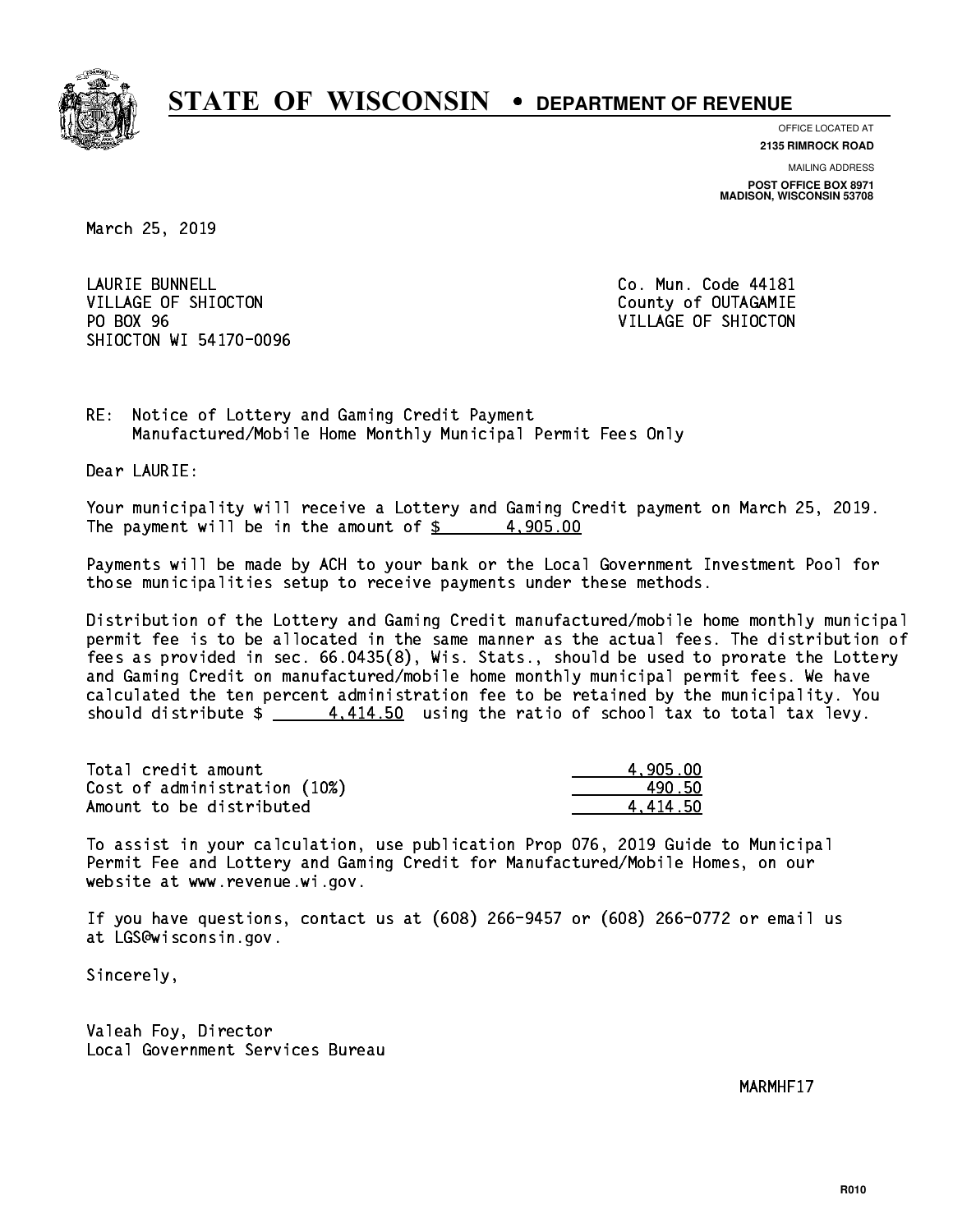# STATE OF WISCONSIN • DEPARTMENT OF REVENUE

OFFICE LOCATED AT
**2135 RIMROCK ROAD**

MAILING ADDRESS
**POST OFFICE BOX 8971**
**MADISON, WISCONSIN 53708**

March 25, 2019

LAURIE BUNNELL
VILLAGE OF SHIOCTON
PO BOX 96
SHIOCTON WI 54170-0096

Co. Mun. Code 44181
County of OUTAGAMIE
VILLAGE OF SHIOCTON

RE: Notice of Lottery and Gaming Credit Payment
Manufactured/Mobile Home Monthly Municipal Permit Fees Only

Dear LAURIE:

Your municipality will receive a Lottery and Gaming Credit payment on March 25, 2019. The payment will be in the amount of $ 4,905.00

Payments will be made by ACH to your bank or the Local Government Investment Pool for those municipalities setup to receive payments under these methods.

Distribution of the Lottery and Gaming Credit manufactured/mobile home monthly municipal permit fee is to be allocated in the same manner as the actual fees. The distribution of fees as provided in sec. 66.0435(8), Wis. Stats., should be used to prorate the Lottery and Gaming Credit on manufactured/mobile home monthly municipal permit fees. We have calculated the ten percent administration fee to be retained by the municipality. You should distribute $ 4,414.50 using the ratio of school tax to total tax levy.

| | |
|---|---|
| Total credit amount | 4,905.00 |
| Cost of administration (10%) | 490.50 |
| Amount to be distributed | 4,414.50 |

To assist in your calculation, use publication Prop 076, 2019 Guide to Municipal Permit Fee and Lottery and Gaming Credit for Manufactured/Mobile Homes, on our website at www.revenue.wi.gov.

If you have questions, contact us at (608) 266-9457 or (608) 266-0772 or email us at LGS@wisconsin.gov.

Sincerely,

Valeah Foy, Director
Local Government Services Bureau

MARMHF17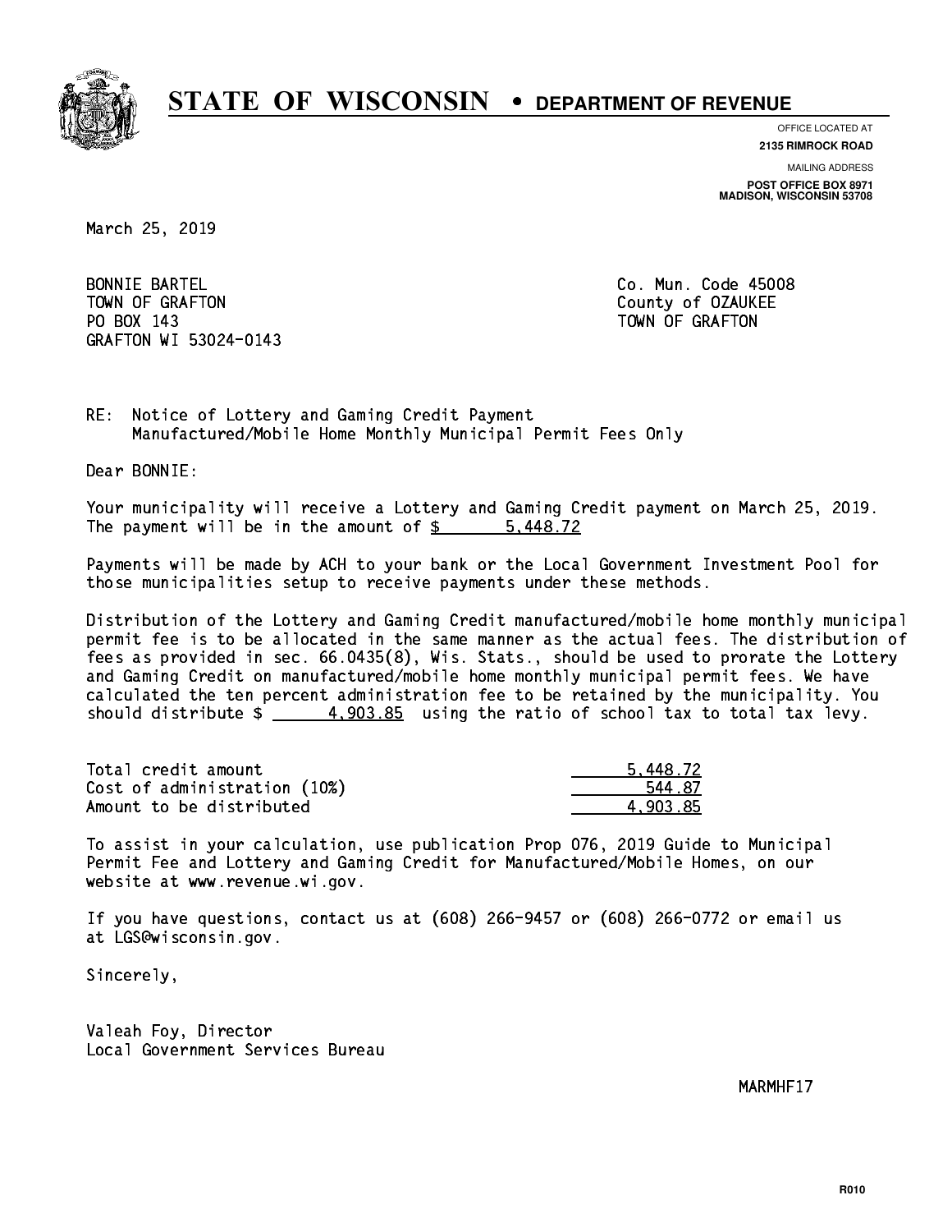# STATE OF WISCONSIN • DEPARTMENT OF REVENUE

OFFICE LOCATED AT
**2135 RIMROCK ROAD**

MAILING ADDRESS
**POST OFFICE BOX 8971**
**MADISON, WISCONSIN 53708**

March 25, 2019

BONNIE BARTEL
TOWN OF GRAFTON
PO BOX 143
GRAFTON WI 53024-0143

Co. Mun. Code 45008
County of OZAUKEE
TOWN OF GRAFTON

RE: Notice of Lottery and Gaming Credit Payment
Manufactured/Mobile Home Monthly Municipal Permit Fees Only

Dear BONNIE:

Your municipality will receive a Lottery and Gaming Credit payment on March 25, 2019. The payment will be in the amount of $ 5,448.72

Payments will be made by ACH to your bank or the Local Government Investment Pool for those municipalities setup to receive payments under these methods.

Distribution of the Lottery and Gaming Credit manufactured/mobile home monthly municipal permit fee is to be allocated in the same manner as the actual fees. The distribution of fees as provided in sec. 66.0435(8), Wis. Stats., should be used to prorate the Lottery and Gaming Credit on manufactured/mobile home monthly municipal permit fees. We have calculated the ten percent administration fee to be retained by the municipality. You should distribute $ 4,903.85 using the ratio of school tax to total tax levy.

| | |
|---|---|
| Total credit amount | 5,448.72 |
| Cost of administration (10%) | 544.87 |
| Amount to be distributed | 4,903.85 |

To assist in your calculation, use publication Prop 076, 2019 Guide to Municipal Permit Fee and Lottery and Gaming Credit for Manufactured/Mobile Homes, on our website at www.revenue.wi.gov.

If you have questions, contact us at (608) 266-9457 or (608) 266-0772 or email us at LGS@wisconsin.gov.

Sincerely,

Valeah Foy, Director
Local Government Services Bureau

MARMHF17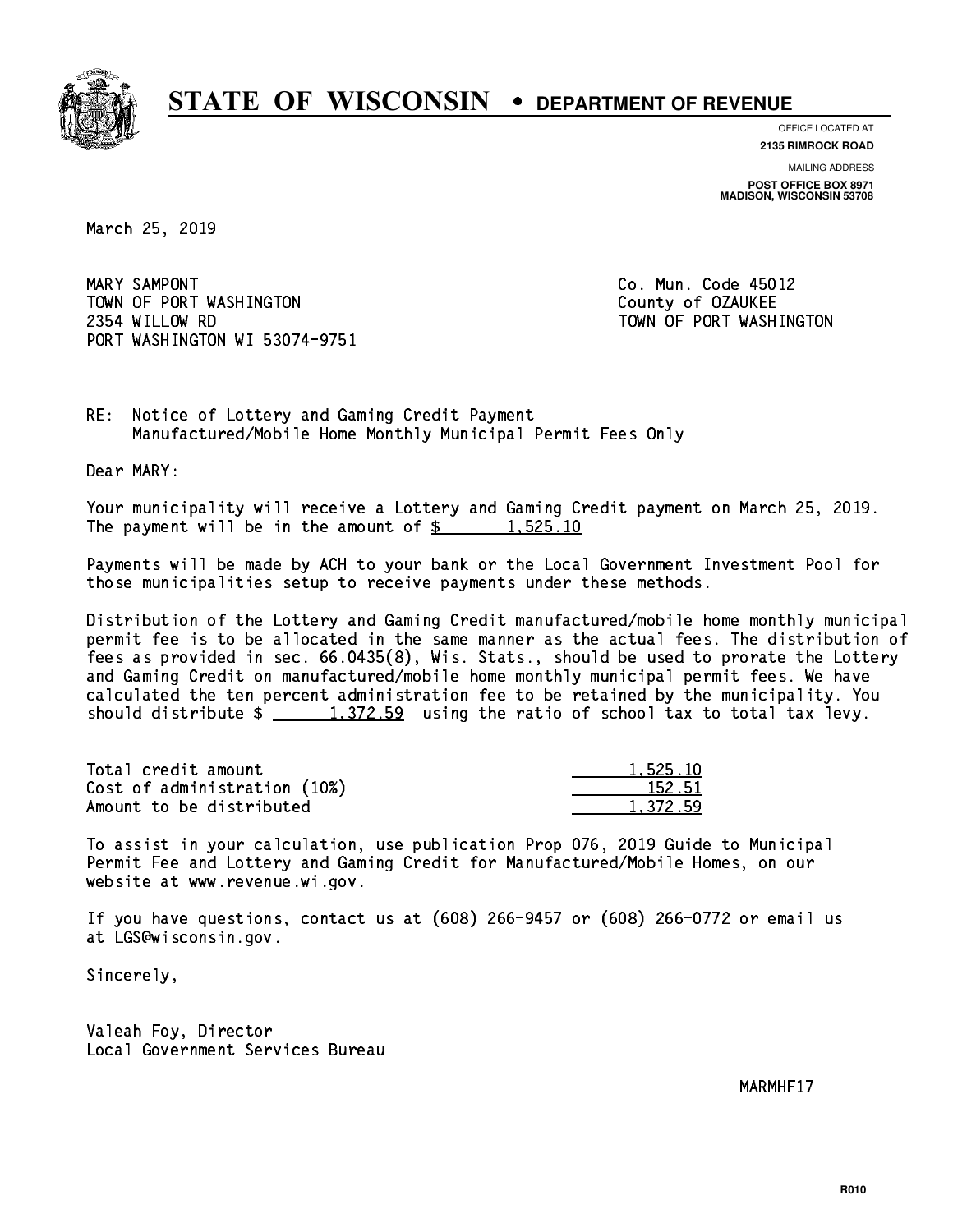# STATE OF WISCONSIN • DEPARTMENT OF REVENUE

OFFICE LOCATED AT
**2135 RIMROCK ROAD**

MAILING ADDRESS
**POST OFFICE BOX 8971**
**MADISON, WISCONSIN 53708**

March 25, 2019

MARY SAMPONT
TOWN OF PORT WASHINGTON
2354 WILLOW RD
PORT WASHINGTON WI 53074-9751

Co. Mun. Code 45012
County of OZAUKEE
TOWN OF PORT WASHINGTON

RE: Notice of Lottery and Gaming Credit Payment
Manufactured/Mobile Home Monthly Municipal Permit Fees Only

Dear MARY:

Your municipality will receive a Lottery and Gaming Credit payment on March 25, 2019. The payment will be in the amount of $ 1,525.10

Payments will be made by ACH to your bank or the Local Government Investment Pool for those municipalities setup to receive payments under these methods.

Distribution of the Lottery and Gaming Credit manufactured/mobile home monthly municipal permit fee is to be allocated in the same manner as the actual fees. The distribution of fees as provided in sec. 66.0435(8), Wis. Stats., should be used to prorate the Lottery and Gaming Credit on manufactured/mobile home monthly municipal permit fees. We have calculated the ten percent administration fee to be retained by the municipality. You should distribute $ 1,372.59 using the ratio of school tax to total tax levy.

| | |
|---|---|
| Total credit amount | 1,525.10 |
| Cost of administration (10%) | 152.51 |
| Amount to be distributed | 1,372.59 |

To assist in your calculation, use publication Prop 076, 2019 Guide to Municipal Permit Fee and Lottery and Gaming Credit for Manufactured/Mobile Homes, on our website at www.revenue.wi.gov.

If you have questions, contact us at (608) 266-9457 or (608) 266-0772 or email us at LGS@wisconsin.gov.

Sincerely,

Valeah Foy, Director
Local Government Services Bureau

MARMHF17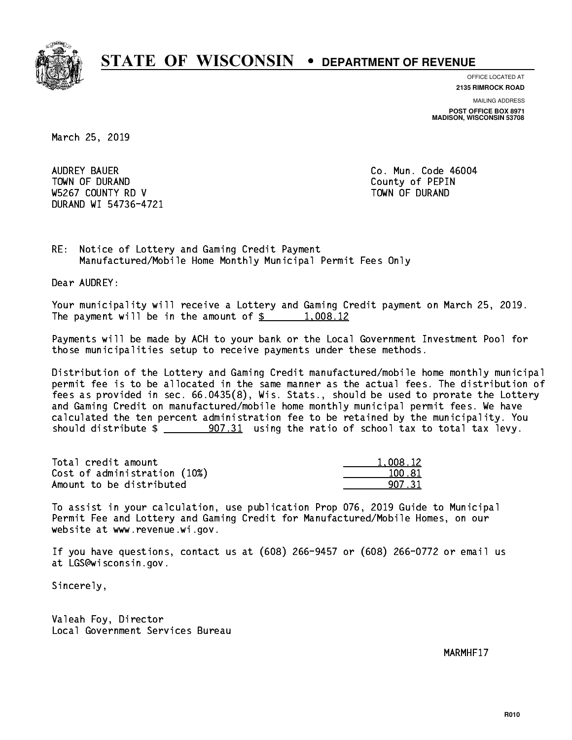# STATE OF WISCONSIN • DEPARTMENT OF REVENUE

OFFICE LOCATED AT
**2135 RIMROCK ROAD**

MAILING ADDRESS
**POST OFFICE BOX 8971**
**MADISON, WISCONSIN 53708**

March 25, 2019

AUDREY BAUER
TOWN OF DURAND
W5267 COUNTY RD V
DURAND WI 54736-4721

Co. Mun. Code 46004
County of PEPIN
TOWN OF DURAND

RE: Notice of Lottery and Gaming Credit Payment
Manufactured/Mobile Home Monthly Municipal Permit Fees Only

Dear AUDREY:

Your municipality will receive a Lottery and Gaming Credit payment on March 25, 2019. The payment will be in the amount of $ 1,008.12

Payments will be made by ACH to your bank or the Local Government Investment Pool for those municipalities setup to receive payments under these methods.

Distribution of the Lottery and Gaming Credit manufactured/mobile home monthly municipal permit fee is to be allocated in the same manner as the actual fees. The distribution of fees as provided in sec. 66.0435(8), Wis. Stats., should be used to prorate the Lottery and Gaming Credit on manufactured/mobile home monthly municipal permit fees. We have calculated the ten percent administration fee to be retained by the municipality. You should distribute $ 907.31 using the ratio of school tax to total tax levy.

| | |
|---|---|
| Total credit amount | 1,008.12 |
| Cost of administration (10%) | 100.81 |
| Amount to be distributed | 907.31 |

To assist in your calculation, use publication Prop 076, 2019 Guide to Municipal Permit Fee and Lottery and Gaming Credit for Manufactured/Mobile Homes, on our website at www.revenue.wi.gov.

If you have questions, contact us at (608) 266-9457 or (608) 266-0772 or email us at LGS@wisconsin.gov.

Sincerely,

Valeah Foy, Director
Local Government Services Bureau

MARMHF17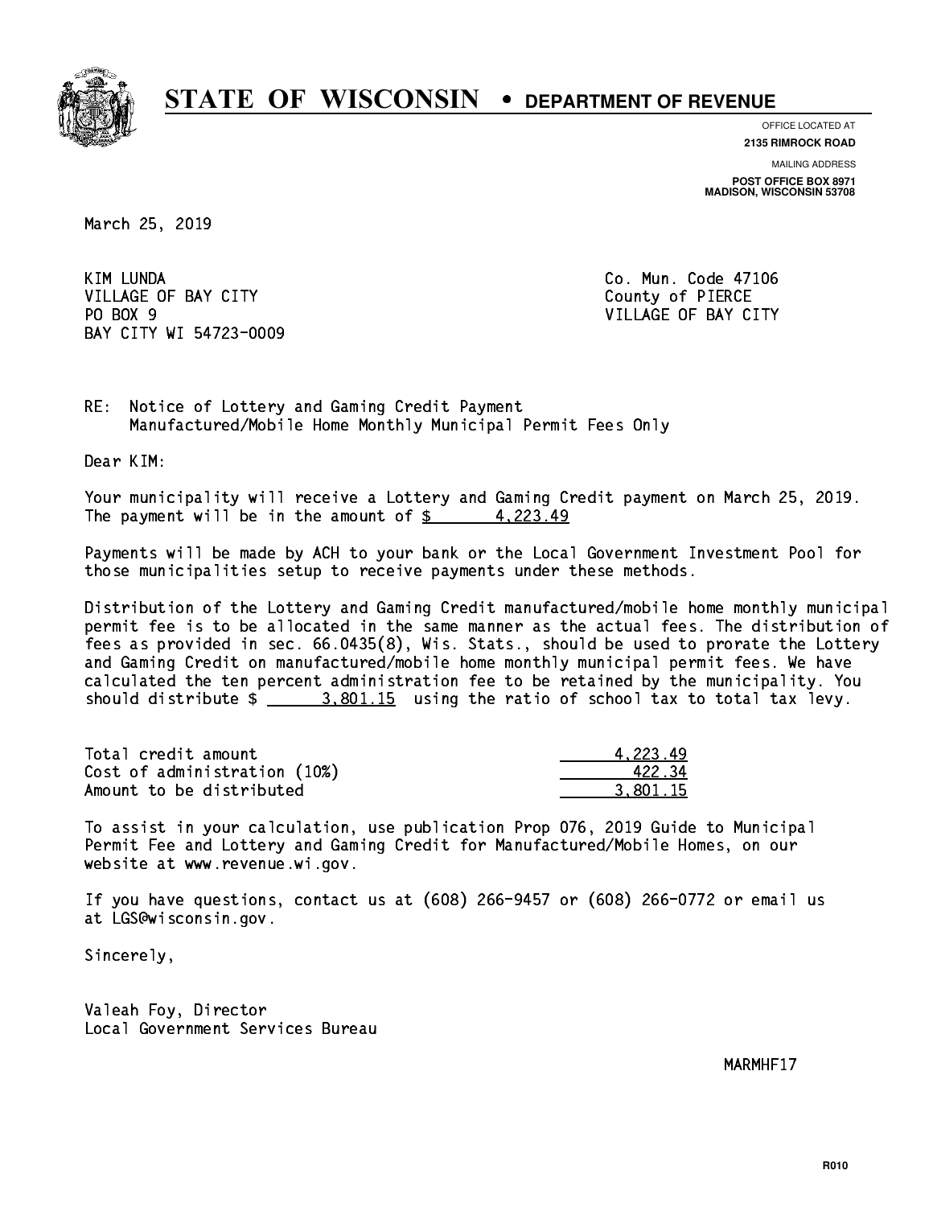# STATE OF WISCONSIN • DEPARTMENT OF REVENUE

OFFICE LOCATED AT
**2135 RIMROCK ROAD**

MAILING ADDRESS
**POST OFFICE BOX 8971**
**MADISON, WISCONSIN 53708**

March 25, 2019

KIM LUNDA
VILLAGE OF BAY CITY
PO BOX 9
BAY CITY WI 54723-0009

Co. Mun. Code 47106
County of PIERCE
VILLAGE OF BAY CITY

RE: Notice of Lottery and Gaming Credit Payment
Manufactured/Mobile Home Monthly Municipal Permit Fees Only

Dear KIM:

Your municipality will receive a Lottery and Gaming Credit payment on March 25, 2019. The payment will be in the amount of $ 4,223.49

Payments will be made by ACH to your bank or the Local Government Investment Pool for those municipalities setup to receive payments under these methods.

Distribution of the Lottery and Gaming Credit manufactured/mobile home monthly municipal permit fee is to be allocated in the same manner as the actual fees. The distribution of fees as provided in sec. 66.0435(8), Wis. Stats., should be used to prorate the Lottery and Gaming Credit on manufactured/mobile home monthly municipal permit fees. We have calculated the ten percent administration fee to be retained by the municipality. You should distribute $ 3,801.15 using the ratio of school tax to total tax levy.

| | |
|---|---|
| Total credit amount | 4,223.49 |
| Cost of administration (10%) | 422.34 |
| Amount to be distributed | 3,801.15 |

To assist in your calculation, use publication Prop 076, 2019 Guide to Municipal Permit Fee and Lottery and Gaming Credit for Manufactured/Mobile Homes, on our website at www.revenue.wi.gov.

If you have questions, contact us at (608) 266-9457 or (608) 266-0772 or email us at LGS@wisconsin.gov.

Sincerely,

Valeah Foy, Director
Local Government Services Bureau

MARMHF17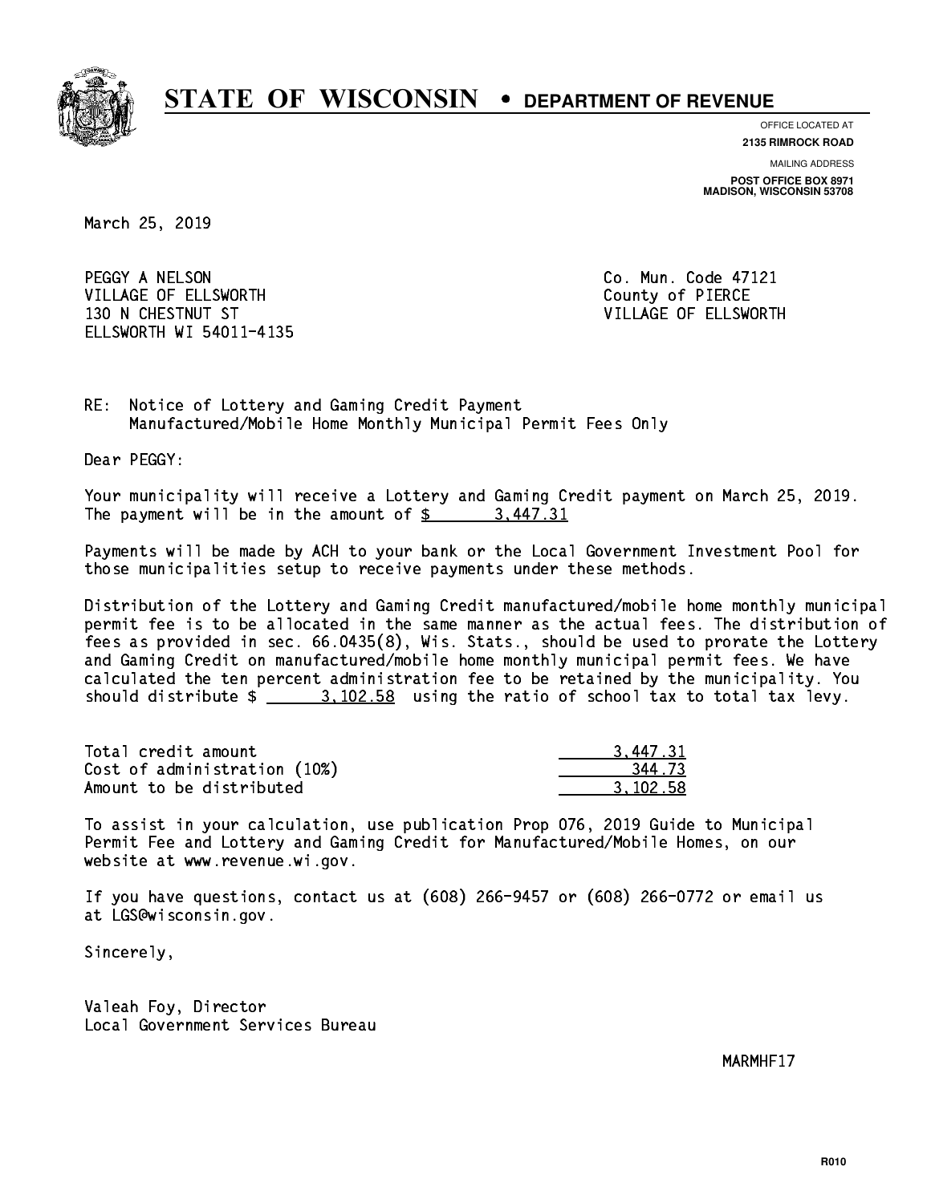# STATE OF WISCONSIN • DEPARTMENT OF REVENUE

OFFICE LOCATED AT
**2135 RIMROCK ROAD**

MAILING ADDRESS
**POST OFFICE BOX 8971**
**MADISON, WISCONSIN 53708**

March 25, 2019

PEGGY A NELSON
VILLAGE OF ELLSWORTH
130 N CHESTNUT ST
ELLSWORTH WI 54011-4135

Co. Mun. Code 47121
County of PIERCE
VILLAGE OF ELLSWORTH

RE: Notice of Lottery and Gaming Credit Payment
Manufactured/Mobile Home Monthly Municipal Permit Fees Only

Dear PEGGY:

Your municipality will receive a Lottery and Gaming Credit payment on March 25, 2019. The payment will be in the amount of $ 3,447.31

Payments will be made by ACH to your bank or the Local Government Investment Pool for those municipalities setup to receive payments under these methods.

Distribution of the Lottery and Gaming Credit manufactured/mobile home monthly municipal permit fee is to be allocated in the same manner as the actual fees. The distribution of fees as provided in sec. 66.0435(8), Wis. Stats., should be used to prorate the Lottery and Gaming Credit on manufactured/mobile home monthly municipal permit fees. We have calculated the ten percent administration fee to be retained by the municipality. You should distribute $ 3,102.58 using the ratio of school tax to total tax levy.

| | |
|---|---|
| Total credit amount | 3,447.31 |
| Cost of administration (10%) | 344.73 |
| Amount to be distributed | 3,102.58 |

To assist in your calculation, use publication Prop 076, 2019 Guide to Municipal Permit Fee and Lottery and Gaming Credit for Manufactured/Mobile Homes, on our website at www.revenue.wi.gov.

If you have questions, contact us at (608) 266-9457 or (608) 266-0772 or email us at LGS@wisconsin.gov.

Sincerely,

Valeah Foy, Director
Local Government Services Bureau

MARMHF17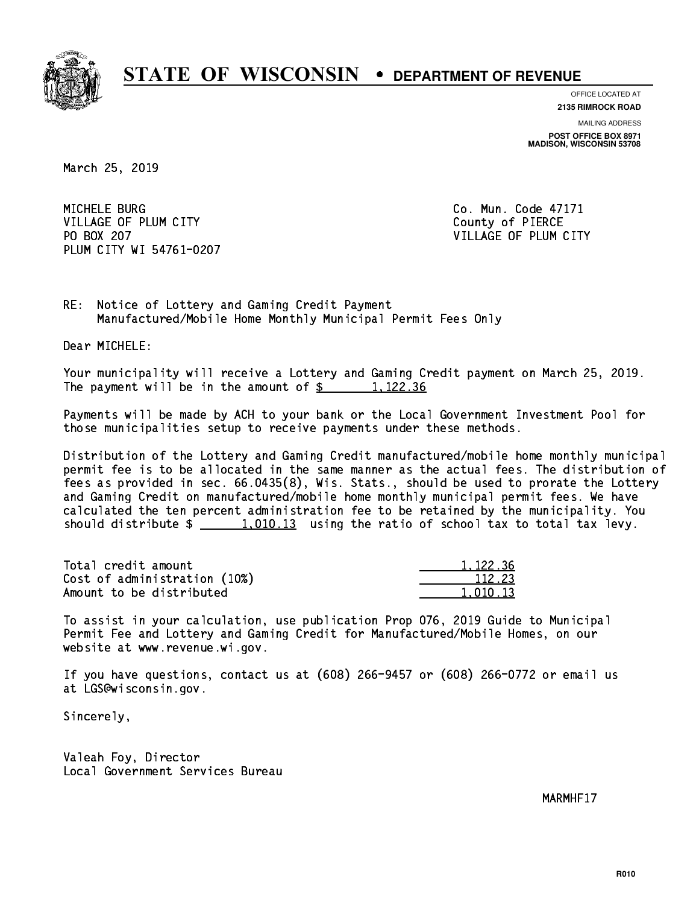# STATE OF WISCONSIN • DEPARTMENT OF REVENUE

OFFICE LOCATED AT
**2135 RIMROCK ROAD**

MAILING ADDRESS
**POST OFFICE BOX 8971**
**MADISON, WISCONSIN 53708**

March 25, 2019

MICHELE BURG
VILLAGE OF PLUM CITY
PO BOX 207
PLUM CITY WI 54761-0207

Co. Mun. Code 47171
County of PIERCE
VILLAGE OF PLUM CITY

RE: Notice of Lottery and Gaming Credit Payment
Manufactured/Mobile Home Monthly Municipal Permit Fees Only

Dear MICHELE:

Your municipality will receive a Lottery and Gaming Credit payment on March 25, 2019. The payment will be in the amount of $ 1,122.36

Payments will be made by ACH to your bank or the Local Government Investment Pool for those municipalities setup to receive payments under these methods.

Distribution of the Lottery and Gaming Credit manufactured/mobile home monthly municipal permit fee is to be allocated in the same manner as the actual fees. The distribution of fees as provided in sec. 66.0435(8), Wis. Stats., should be used to prorate the Lottery and Gaming Credit on manufactured/mobile home monthly municipal permit fees. We have calculated the ten percent administration fee to be retained by the municipality. You should distribute $ 1,010.13 using the ratio of school tax to total tax levy.

| | |
|---|---|
| Total credit amount | 1,122.36 |
| Cost of administration (10%) | 112.23 |
| Amount to be distributed | 1,010.13 |

To assist in your calculation, use publication Prop 076, 2019 Guide to Municipal Permit Fee and Lottery and Gaming Credit for Manufactured/Mobile Homes, on our website at www.revenue.wi.gov.

If you have questions, contact us at (608) 266-9457 or (608) 266-0772 or email us at LGS@wisconsin.gov.

Sincerely,

Valeah Foy, Director
Local Government Services Bureau

MARMHF17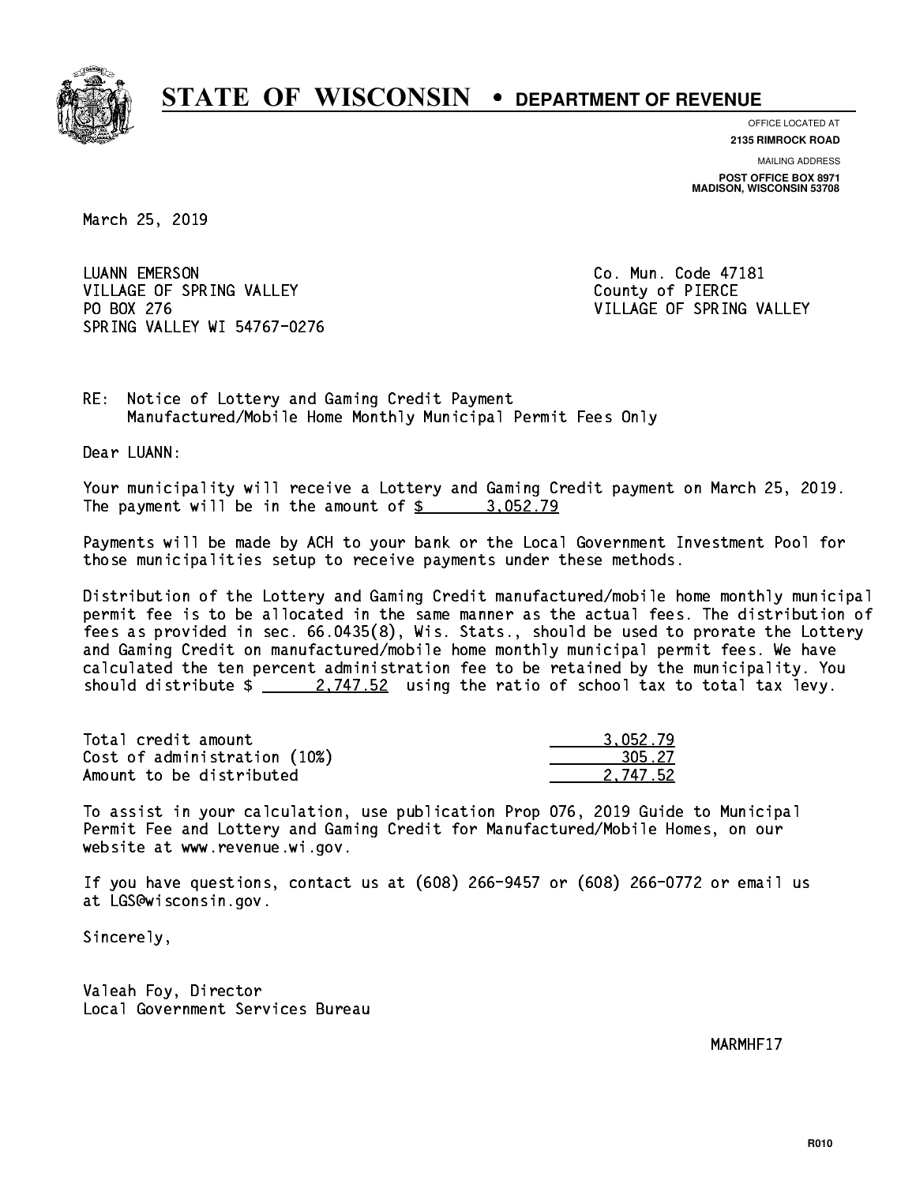# STATE OF WISCONSIN • DEPARTMENT OF REVENUE

OFFICE LOCATED AT
**2135 RIMROCK ROAD**

MAILING ADDRESS
**POST OFFICE BOX 8971**
**MADISON, WISCONSIN 53708**

March 25, 2019

LUANN EMERSON
VILLAGE OF SPRING VALLEY
PO BOX 276
SPRING VALLEY WI 54767-0276

Co. Mun. Code 47181
County of PIERCE
VILLAGE OF SPRING VALLEY

RE: Notice of Lottery and Gaming Credit Payment
Manufactured/Mobile Home Monthly Municipal Permit Fees Only

Dear LUANN:

Your municipality will receive a Lottery and Gaming Credit payment on March 25, 2019. The payment will be in the amount of $ 3,052.79

Payments will be made by ACH to your bank or the Local Government Investment Pool for those municipalities setup to receive payments under these methods.

Distribution of the Lottery and Gaming Credit manufactured/mobile home monthly municipal permit fee is to be allocated in the same manner as the actual fees. The distribution of fees as provided in sec. 66.0435(8), Wis. Stats., should be used to prorate the Lottery and Gaming Credit on manufactured/mobile home monthly municipal permit fees. We have calculated the ten percent administration fee to be retained by the municipality. You should distribute $ 2,747.52 using the ratio of school tax to total tax levy.

| | |
|---|---|
| Total credit amount | 3,052.79 |
| Cost of administration (10%) | 305.27 |
| Amount to be distributed | 2,747.52 |

To assist in your calculation, use publication Prop 076, 2019 Guide to Municipal Permit Fee and Lottery and Gaming Credit for Manufactured/Mobile Homes, on our website at www.revenue.wi.gov.

If you have questions, contact us at (608) 266-9457 or (608) 266-0772 or email us at LGS@wisconsin.gov.

Sincerely,

Valeah Foy, Director
Local Government Services Bureau

MARMHF17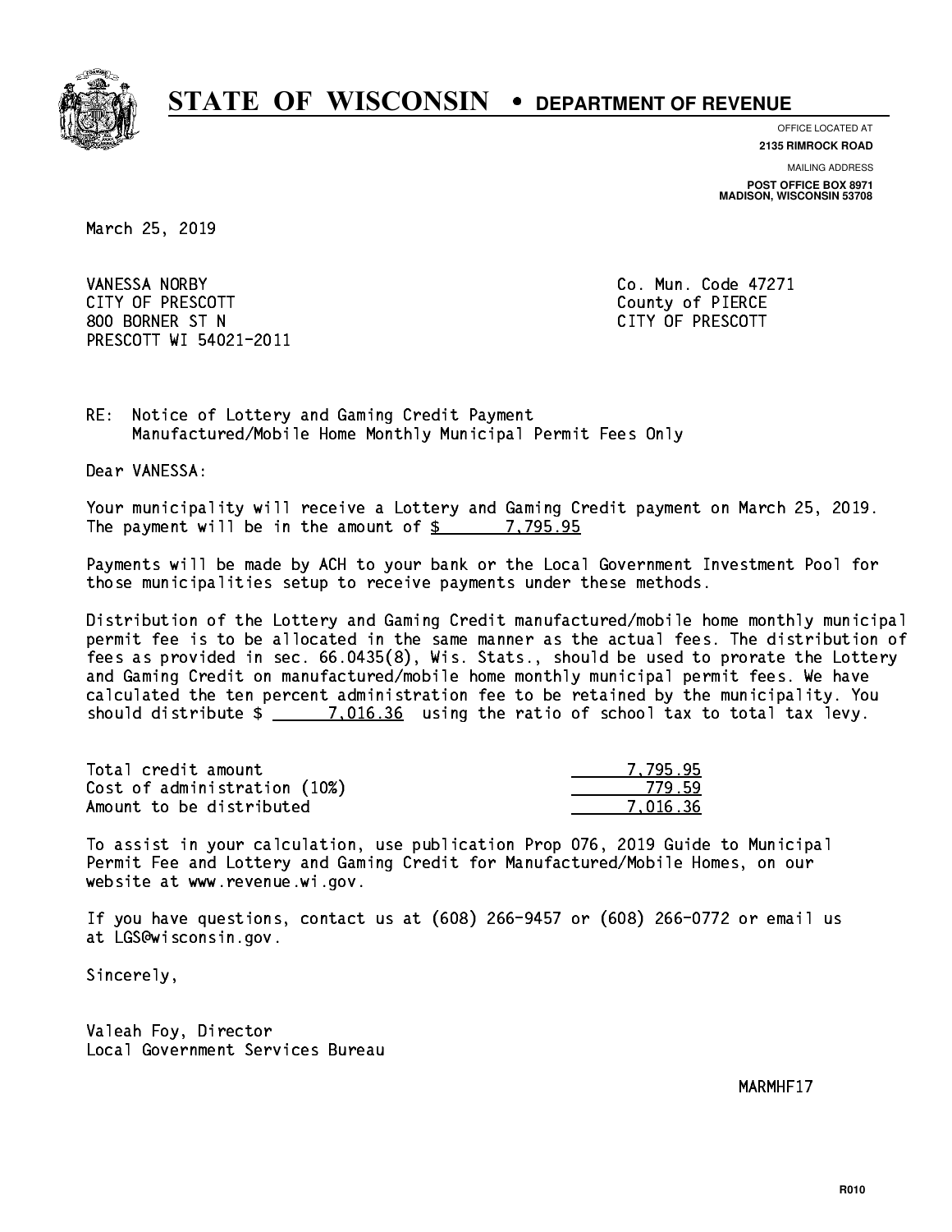# STATE OF WISCONSIN • DEPARTMENT OF REVENUE

OFFICE LOCATED AT
**2135 RIMROCK ROAD**

MAILING ADDRESS
**POST OFFICE BOX 8971**
**MADISON, WISCONSIN 53708**

March 25, 2019

VANESSA NORBY
CITY OF PRESCOTT
800 BORNER ST N
PRESCOTT WI 54021-2011

Co. Mun. Code 47271
County of PIERCE
CITY OF PRESCOTT

RE: Notice of Lottery and Gaming Credit Payment
Manufactured/Mobile Home Monthly Municipal Permit Fees Only

Dear VANESSA:

Your municipality will receive a Lottery and Gaming Credit payment on March 25, 2019. The payment will be in the amount of $ 7,795.95

Payments will be made by ACH to your bank or the Local Government Investment Pool for those municipalities setup to receive payments under these methods.

Distribution of the Lottery and Gaming Credit manufactured/mobile home monthly municipal permit fee is to be allocated in the same manner as the actual fees. The distribution of fees as provided in sec. 66.0435(8), Wis. Stats., should be used to prorate the Lottery and Gaming Credit on manufactured/mobile home monthly municipal permit fees. We have calculated the ten percent administration fee to be retained by the municipality. You should distribute $ 7,016.36 using the ratio of school tax to total tax levy.

| | |
|---|---|
| Total credit amount | 7,795.95 |
| Cost of administration (10%) | 779.59 |
| Amount to be distributed | 7,016.36 |

To assist in your calculation, use publication Prop 076, 2019 Guide to Municipal Permit Fee and Lottery and Gaming Credit for Manufactured/Mobile Homes, on our website at www.revenue.wi.gov.

If you have questions, contact us at (608) 266-9457 or (608) 266-0772 or email us at LGS@wisconsin.gov.

Sincerely,

Valeah Foy, Director
Local Government Services Bureau

MARMHF17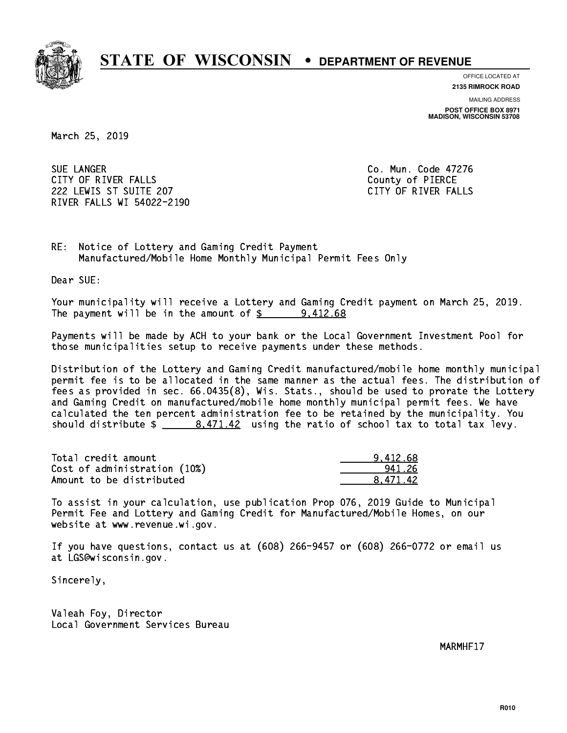# STATE OF WISCONSIN • DEPARTMENT OF REVENUE

OFFICE LOCATED AT
**2135 RIMROCK ROAD**

MAILING ADDRESS
**POST OFFICE BOX 8971**
**MADISON, WISCONSIN 53708**

March 25, 2019

SUE LANGER
CITY OF RIVER FALLS
222 LEWIS ST SUITE 207
RIVER FALLS WI 54022-2190

Co. Mun. Code 47276
County of PIERCE
CITY OF RIVER FALLS

RE: Notice of Lottery and Gaming Credit Payment
Manufactured/Mobile Home Monthly Municipal Permit Fees Only

Dear SUE:

Your municipality will receive a Lottery and Gaming Credit payment on March 25, 2019. The payment will be in the amount of $ 9,412.68

Payments will be made by ACH to your bank or the Local Government Investment Pool for those municipalities setup to receive payments under these methods.

Distribution of the Lottery and Gaming Credit manufactured/mobile home monthly municipal permit fee is to be allocated in the same manner as the actual fees. The distribution of fees as provided in sec. 66.0435(8), Wis. Stats., should be used to prorate the Lottery and Gaming Credit on manufactured/mobile home monthly municipal permit fees. We have calculated the ten percent administration fee to be retained by the municipality. You should distribute $ 8,471.42 using the ratio of school tax to total tax levy.

| | |
|---|---|
| Total credit amount | 9,412.68 |
| Cost of administration (10%) | 941.26 |
| Amount to be distributed | 8,471.42 |

To assist in your calculation, use publication Prop 076, 2019 Guide to Municipal Permit Fee and Lottery and Gaming Credit for Manufactured/Mobile Homes, on our website at www.revenue.wi.gov.

If you have questions, contact us at (608) 266-9457 or (608) 266-0772 or email us at LGS@wisconsin.gov.

Sincerely,

Valeah Foy, Director
Local Government Services Bureau

MARMHF17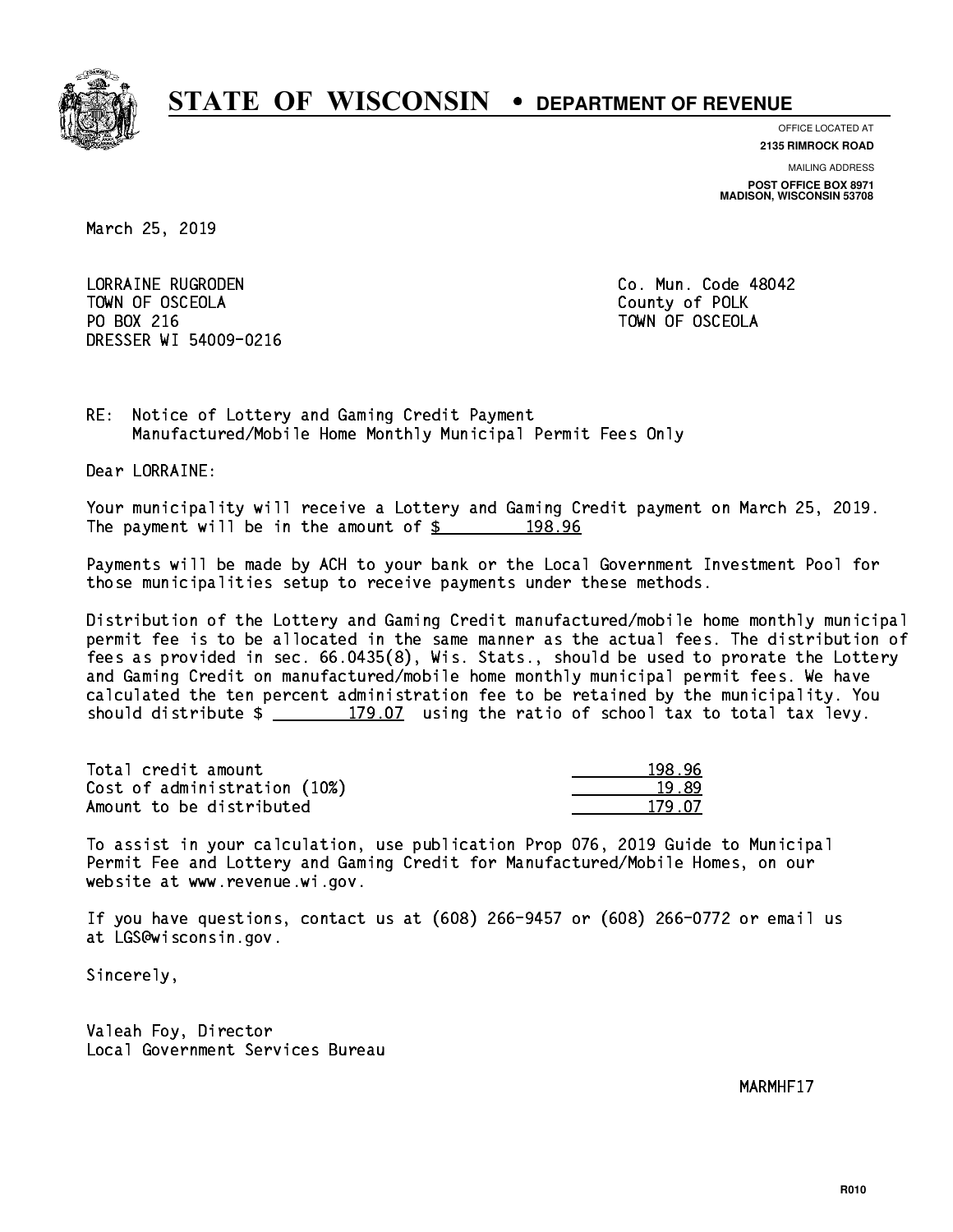# STATE OF WISCONSIN • DEPARTMENT OF REVENUE

OFFICE LOCATED AT
**2135 RIMROCK ROAD**

MAILING ADDRESS
**POST OFFICE BOX 8971**
**MADISON, WISCONSIN 53708**

March 25, 2019

LORRAINE RUGRODEN
TOWN OF OSCEOLA
PO BOX 216
DRESSER WI 54009-0216

Co. Mun. Code 48042
County of POLK
TOWN OF OSCEOLA

RE: Notice of Lottery and Gaming Credit Payment
Manufactured/Mobile Home Monthly Municipal Permit Fees Only

Dear LORRAINE:

Your municipality will receive a Lottery and Gaming Credit payment on March 25, 2019. The payment will be in the amount of $ 198.96

Payments will be made by ACH to your bank or the Local Government Investment Pool for those municipalities setup to receive payments under these methods.

Distribution of the Lottery and Gaming Credit manufactured/mobile home monthly municipal permit fee is to be allocated in the same manner as the actual fees. The distribution of fees as provided in sec. 66.0435(8), Wis. Stats., should be used to prorate the Lottery and Gaming Credit on manufactured/mobile home monthly municipal permit fees. We have calculated the ten percent administration fee to be retained by the municipality. You should distribute $ 179.07 using the ratio of school tax to total tax levy.

| | |
|---|---|
| Total credit amount | 198.96 |
| Cost of administration (10%) | 19.89 |
| Amount to be distributed | 179.07 |

To assist in your calculation, use publication Prop 076, 2019 Guide to Municipal Permit Fee and Lottery and Gaming Credit for Manufactured/Mobile Homes, on our website at www.revenue.wi.gov.

If you have questions, contact us at (608) 266-9457 or (608) 266-0772 or email us at LGS@wisconsin.gov.

Sincerely,

Valeah Foy, Director
Local Government Services Bureau

MARMHF17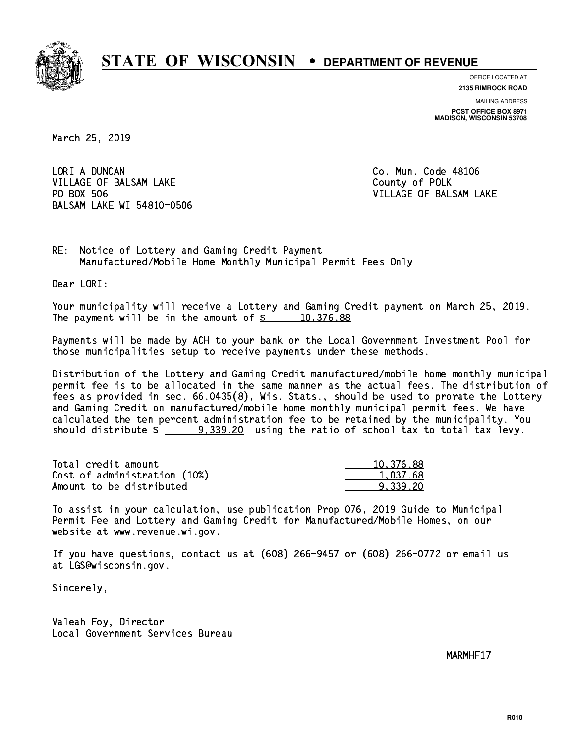# STATE OF WISCONSIN • DEPARTMENT OF REVENUE

OFFICE LOCATED AT
**2135 RIMROCK ROAD**

MAILING ADDRESS
**POST OFFICE BOX 8971**
**MADISON, WISCONSIN 53708**

March 25, 2019

LORI A DUNCAN
VILLAGE OF BALSAM LAKE
PO BOX 506
BALSAM LAKE WI 54810-0506

Co. Mun. Code 48106
County of POLK
VILLAGE OF BALSAM LAKE

RE: Notice of Lottery and Gaming Credit Payment
Manufactured/Mobile Home Monthly Municipal Permit Fees Only

Dear LORI:

Your municipality will receive a Lottery and Gaming Credit payment on March 25, 2019. The payment will be in the amount of $ 10,376.88

Payments will be made by ACH to your bank or the Local Government Investment Pool for those municipalities setup to receive payments under these methods.

Distribution of the Lottery and Gaming Credit manufactured/mobile home monthly municipal permit fee is to be allocated in the same manner as the actual fees. The distribution of fees as provided in sec. 66.0435(8), Wis. Stats., should be used to prorate the Lottery and Gaming Credit on manufactured/mobile home monthly municipal permit fees. We have calculated the ten percent administration fee to be retained by the municipality. You should distribute $ 9,339.20 using the ratio of school tax to total tax levy.

| | |
|---|---|
| Total credit amount | 10,376.88 |
| Cost of administration (10%) | 1,037.68 |
| Amount to be distributed | 9,339.20 |

To assist in your calculation, use publication Prop 076, 2019 Guide to Municipal Permit Fee and Lottery and Gaming Credit for Manufactured/Mobile Homes, on our website at www.revenue.wi.gov.

If you have questions, contact us at (608) 266-9457 or (608) 266-0772 or email us at LGS@wisconsin.gov.

Sincerely,

Valeah Foy, Director
Local Government Services Bureau

MARMHF17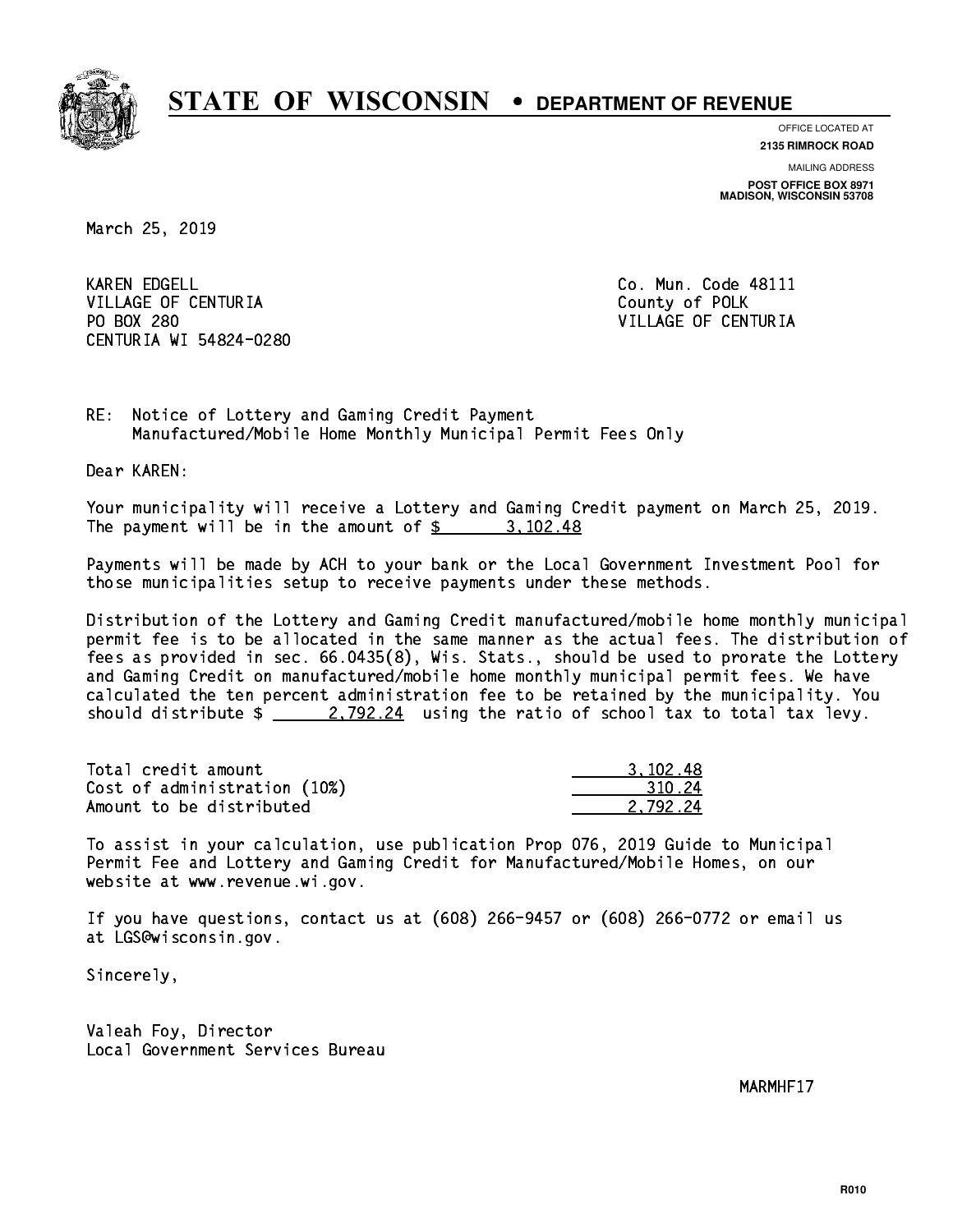# STATE OF WISCONSIN • DEPARTMENT OF REVENUE

OFFICE LOCATED AT
**2135 RIMROCK ROAD**

MAILING ADDRESS
**POST OFFICE BOX 8971**
**MADISON, WISCONSIN 53708**

March 25, 2019

KAREN EDGELL
VILLAGE OF CENTURIA
PO BOX 280
CENTURIA WI 54824-0280

Co. Mun. Code 48111
County of POLK
VILLAGE OF CENTURIA

RE: Notice of Lottery and Gaming Credit Payment
Manufactured/Mobile Home Monthly Municipal Permit Fees Only

Dear KAREN:

Your municipality will receive a Lottery and Gaming Credit payment on March 25, 2019. The payment will be in the amount of $ 3,102.48

Payments will be made by ACH to your bank or the Local Government Investment Pool for those municipalities setup to receive payments under these methods.

Distribution of the Lottery and Gaming Credit manufactured/mobile home monthly municipal permit fee is to be allocated in the same manner as the actual fees. The distribution of fees as provided in sec. 66.0435(8), Wis. Stats., should be used to prorate the Lottery and Gaming Credit on manufactured/mobile home monthly municipal permit fees. We have calculated the ten percent administration fee to be retained by the municipality. You should distribute $ 2,792.24 using the ratio of school tax to total tax levy.

| | |
|---|---|
| Total credit amount | 3,102.48 |
| Cost of administration (10%) | 310.24 |
| Amount to be distributed | 2,792.24 |

To assist in your calculation, use publication Prop 076, 2019 Guide to Municipal Permit Fee and Lottery and Gaming Credit for Manufactured/Mobile Homes, on our website at www.revenue.wi.gov.

If you have questions, contact us at (608) 266-9457 or (608) 266-0772 or email us at LGS@wisconsin.gov.

Sincerely,

Valeah Foy, Director
Local Government Services Bureau

MARMHF17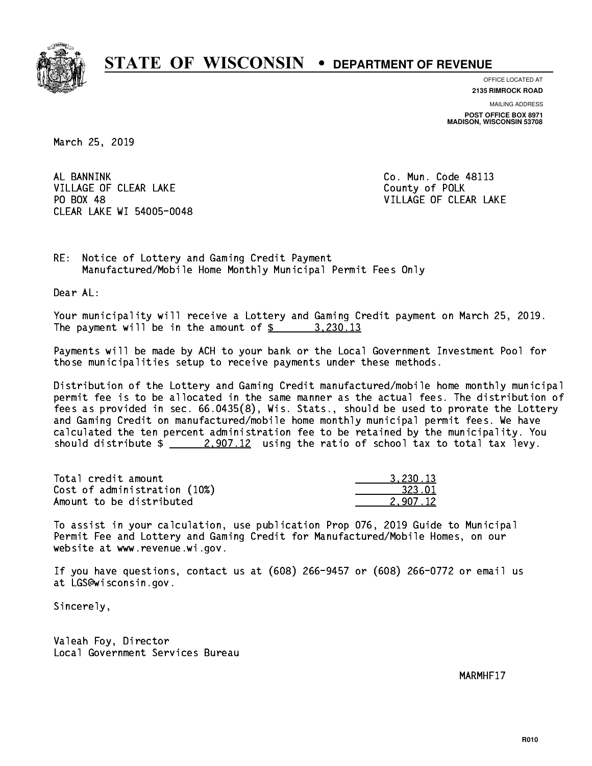# STATE OF WISCONSIN • DEPARTMENT OF REVENUE

OFFICE LOCATED AT
**2135 RIMROCK ROAD**

MAILING ADDRESS
**POST OFFICE BOX 8971**
**MADISON, WISCONSIN 53708**

March 25, 2019

AL BANNINK
VILLAGE OF CLEAR LAKE
PO BOX 48
CLEAR LAKE WI 54005-0048

Co. Mun. Code 48113
County of POLK
VILLAGE OF CLEAR LAKE

RE: Notice of Lottery and Gaming Credit Payment
Manufactured/Mobile Home Monthly Municipal Permit Fees Only

Dear AL:

Your municipality will receive a Lottery and Gaming Credit payment on March 25, 2019. The payment will be in the amount of $ 3,230.13

Payments will be made by ACH to your bank or the Local Government Investment Pool for those municipalities setup to receive payments under these methods.

Distribution of the Lottery and Gaming Credit manufactured/mobile home monthly municipal permit fee is to be allocated in the same manner as the actual fees. The distribution of fees as provided in sec. 66.0435(8), Wis. Stats., should be used to prorate the Lottery and Gaming Credit on manufactured/mobile home monthly municipal permit fees. We have calculated the ten percent administration fee to be retained by the municipality. You should distribute $ 2,907.12 using the ratio of school tax to total tax levy.

| | |
|---|---|
| Total credit amount | 3,230.13 |
| Cost of administration (10%) | 323.01 |
| Amount to be distributed | 2,907.12 |

To assist in your calculation, use publication Prop 076, 2019 Guide to Municipal Permit Fee and Lottery and Gaming Credit for Manufactured/Mobile Homes, on our website at www.revenue.wi.gov.

If you have questions, contact us at (608) 266-9457 or (608) 266-0772 or email us at LGS@wisconsin.gov.

Sincerely,

Valeah Foy, Director
Local Government Services Bureau

MARMHF17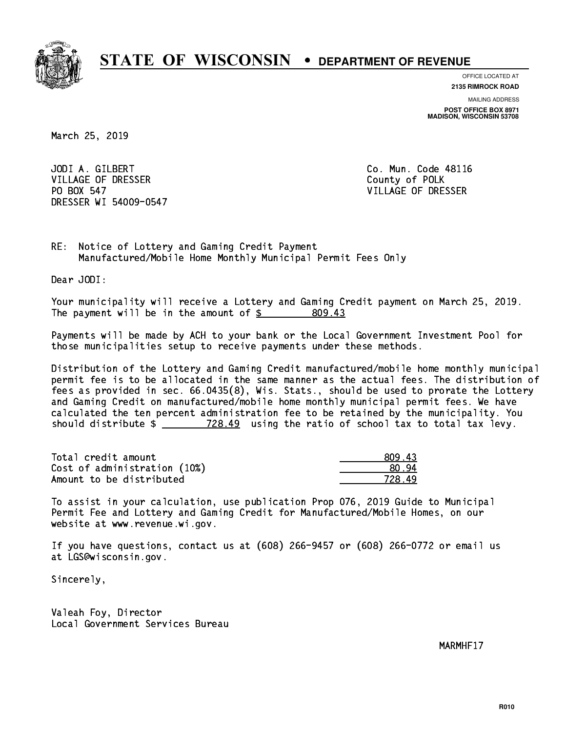# STATE OF WISCONSIN • DEPARTMENT OF REVENUE

OFFICE LOCATED AT
**2135 RIMROCK ROAD**

MAILING ADDRESS
**POST OFFICE BOX 8971**
**MADISON, WISCONSIN 53708**

March 25, 2019

JODI A. GILBERT
VILLAGE OF DRESSER
PO BOX 547
DRESSER WI 54009-0547

Co. Mun. Code 48116
County of POLK
VILLAGE OF DRESSER

RE: Notice of Lottery and Gaming Credit Payment
Manufactured/Mobile Home Monthly Municipal Permit Fees Only

Dear JODI:

Your municipality will receive a Lottery and Gaming Credit payment on March 25, 2019. The payment will be in the amount of $ 809.43

Payments will be made by ACH to your bank or the Local Government Investment Pool for those municipalities setup to receive payments under these methods.

Distribution of the Lottery and Gaming Credit manufactured/mobile home monthly municipal permit fee is to be allocated in the same manner as the actual fees. The distribution of fees as provided in sec. 66.0435(8), Wis. Stats., should be used to prorate the Lottery and Gaming Credit on manufactured/mobile home monthly municipal permit fees. We have calculated the ten percent administration fee to be retained by the municipality. You should distribute $ 728.49 using the ratio of school tax to total tax levy.

| | |
|---|---|
| Total credit amount | 809.43 |
| Cost of administration (10%) | 80.94 |
| Amount to be distributed | 728.49 |

To assist in your calculation, use publication Prop 076, 2019 Guide to Municipal Permit Fee and Lottery and Gaming Credit for Manufactured/Mobile Homes, on our website at www.revenue.wi.gov.

If you have questions, contact us at (608) 266-9457 or (608) 266-0772 or email us at LGS@wisconsin.gov.

Sincerely,

Valeah Foy, Director
Local Government Services Bureau

MARMHF17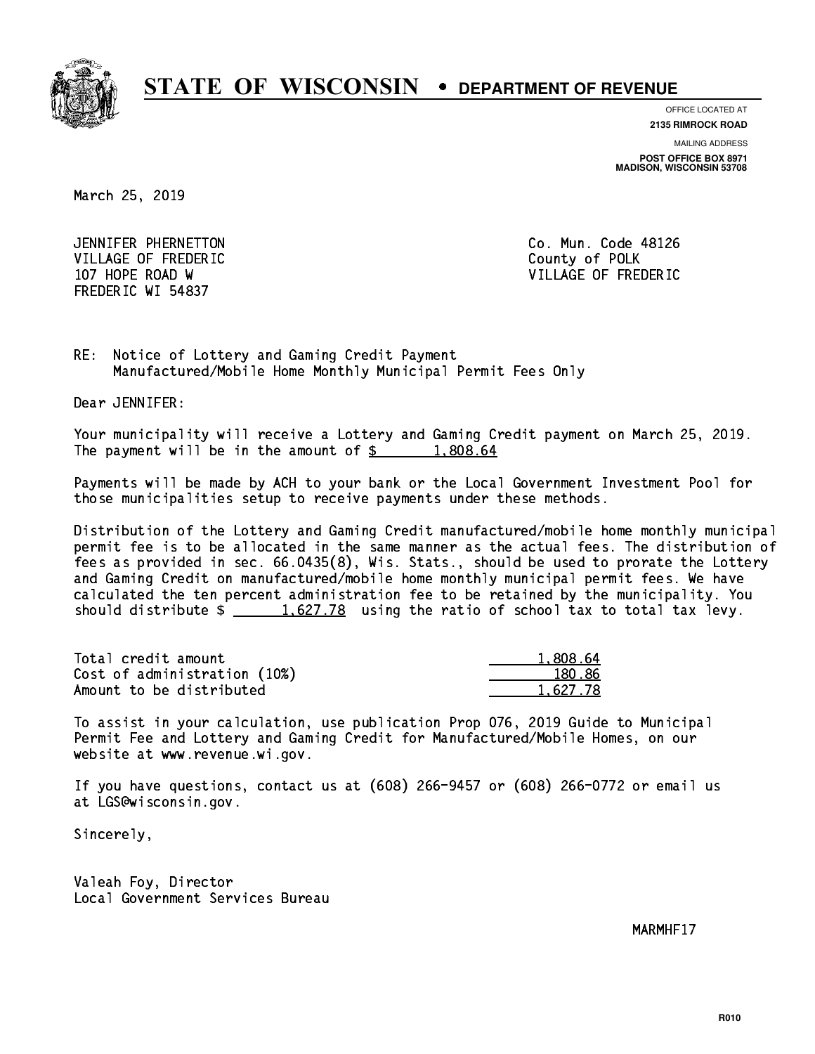# STATE OF WISCONSIN • DEPARTMENT OF REVENUE

OFFICE LOCATED AT
**2135 RIMROCK ROAD**

MAILING ADDRESS
**POST OFFICE BOX 8971**
**MADISON, WISCONSIN 53708**

March 25, 2019

JENNIFER PHERNETTON
VILLAGE OF FREDERIC
107 HOPE ROAD W
FREDERIC WI 54837

Co. Mun. Code 48126
County of POLK
VILLAGE OF FREDERIC

RE: Notice of Lottery and Gaming Credit Payment
Manufactured/Mobile Home Monthly Municipal Permit Fees Only

Dear JENNIFER:

Your municipality will receive a Lottery and Gaming Credit payment on March 25, 2019. The payment will be in the amount of $ 1,808.64

Payments will be made by ACH to your bank or the Local Government Investment Pool for those municipalities setup to receive payments under these methods.

Distribution of the Lottery and Gaming Credit manufactured/mobile home monthly municipal permit fee is to be allocated in the same manner as the actual fees. The distribution of fees as provided in sec. 66.0435(8), Wis. Stats., should be used to prorate the Lottery and Gaming Credit on manufactured/mobile home monthly municipal permit fees. We have calculated the ten percent administration fee to be retained by the municipality. You should distribute $ 1,627.78 using the ratio of school tax to total tax levy.

| | |
|---|---|
| Total credit amount | 1,808.64 |
| Cost of administration (10%) | 180.86 |
| Amount to be distributed | 1,627.78 |

To assist in your calculation, use publication Prop 076, 2019 Guide to Municipal Permit Fee and Lottery and Gaming Credit for Manufactured/Mobile Homes, on our website at www.revenue.wi.gov.

If you have questions, contact us at (608) 266-9457 or (608) 266-0772 or email us at LGS@wisconsin.gov.

Sincerely,

Valeah Foy, Director
Local Government Services Bureau

MARMHF17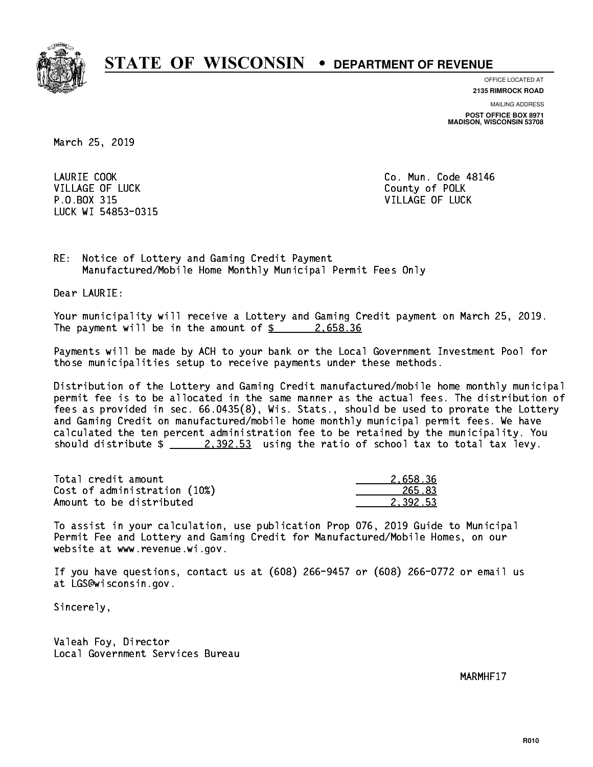# STATE OF WISCONSIN • DEPARTMENT OF REVENUE

OFFICE LOCATED AT
**2135 RIMROCK ROAD**

MAILING ADDRESS
**POST OFFICE BOX 8971**
**MADISON, WISCONSIN 53708**

March 25, 2019

LAURIE COOK
VILLAGE OF LUCK
P.O.BOX 315
LUCK WI 54853-0315

Co. Mun. Code 48146
County of POLK
VILLAGE OF LUCK

RE: Notice of Lottery and Gaming Credit Payment
Manufactured/Mobile Home Monthly Municipal Permit Fees Only

Dear LAURIE:

Your municipality will receive a Lottery and Gaming Credit payment on March 25, 2019. The payment will be in the amount of $ 2,658.36

Payments will be made by ACH to your bank or the Local Government Investment Pool for those municipalities setup to receive payments under these methods.

Distribution of the Lottery and Gaming Credit manufactured/mobile home monthly municipal permit fee is to be allocated in the same manner as the actual fees. The distribution of fees as provided in sec. 66.0435(8), Wis. Stats., should be used to prorate the Lottery and Gaming Credit on manufactured/mobile home monthly municipal permit fees. We have calculated the ten percent administration fee to be retained by the municipality. You should distribute $ 2,392.53 using the ratio of school tax to total tax levy.

| | |
|---|---|
| Total credit amount | 2,658.36 |
| Cost of administration (10%) | 265.83 |
| Amount to be distributed | 2,392.53 |

To assist in your calculation, use publication Prop 076, 2019 Guide to Municipal Permit Fee and Lottery and Gaming Credit for Manufactured/Mobile Homes, on our website at www.revenue.wi.gov.

If you have questions, contact us at (608) 266-9457 or (608) 266-0772 or email us at LGS@wisconsin.gov.

Sincerely,

Valeah Foy, Director
Local Government Services Bureau

MARMHF17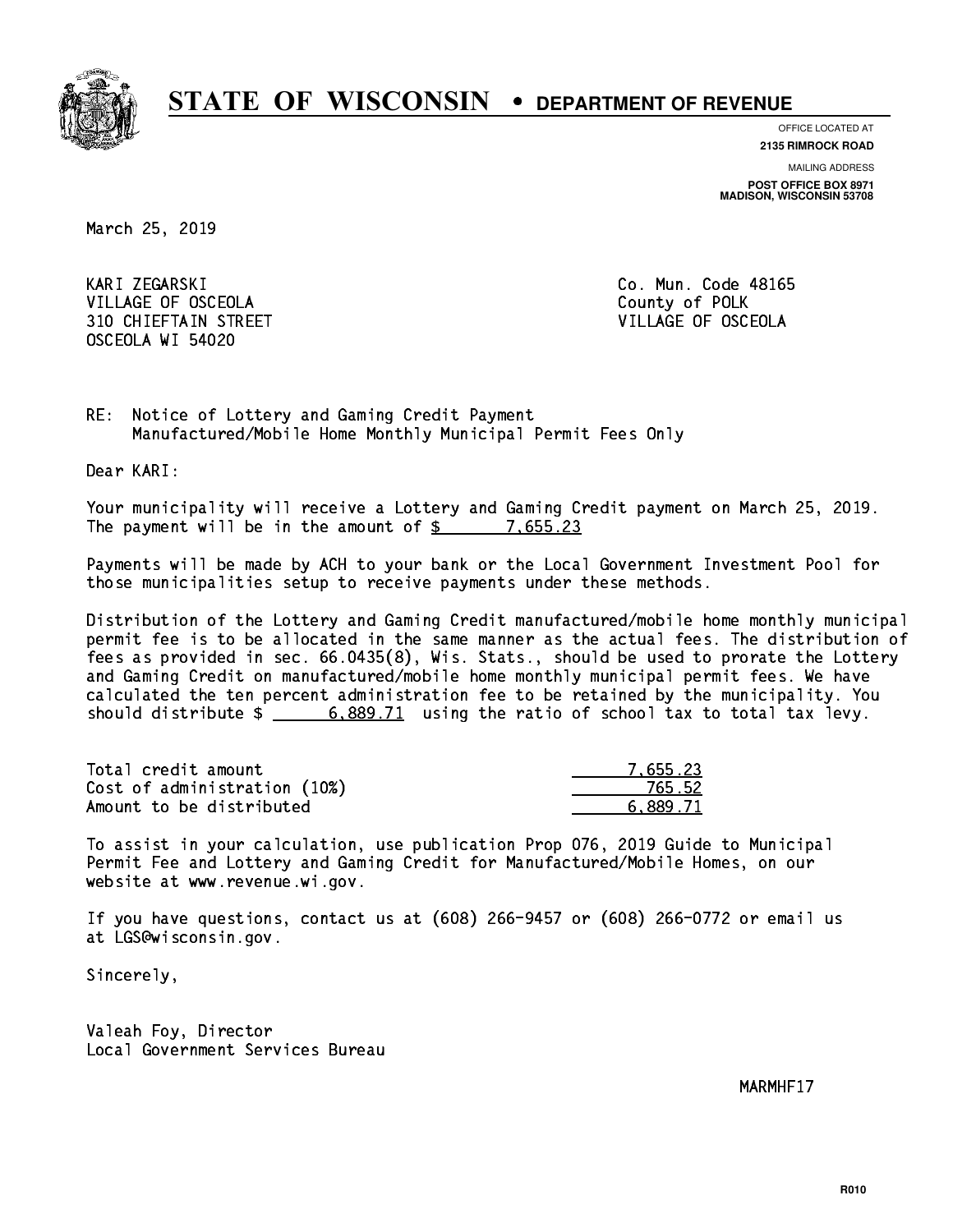# STATE OF WISCONSIN • DEPARTMENT OF REVENUE

OFFICE LOCATED AT
**2135 RIMROCK ROAD**

MAILING ADDRESS
**POST OFFICE BOX 8971**
**MADISON, WISCONSIN 53708**

March 25, 2019

KARI ZEGARSKI
VILLAGE OF OSCEOLA
310 CHIEFTAIN STREET
OSCEOLA WI 54020

Co. Mun. Code 48165
County of POLK
VILLAGE OF OSCEOLA

RE: Notice of Lottery and Gaming Credit Payment
Manufactured/Mobile Home Monthly Municipal Permit Fees Only

Dear KARI:

Your municipality will receive a Lottery and Gaming Credit payment on March 25, 2019. The payment will be in the amount of $ 7,655.23

Payments will be made by ACH to your bank or the Local Government Investment Pool for those municipalities setup to receive payments under these methods.

Distribution of the Lottery and Gaming Credit manufactured/mobile home monthly municipal permit fee is to be allocated in the same manner as the actual fees. The distribution of fees as provided in sec. 66.0435(8), Wis. Stats., should be used to prorate the Lottery and Gaming Credit on manufactured/mobile home monthly municipal permit fees. We have calculated the ten percent administration fee to be retained by the municipality. You should distribute $ 6,889.71 using the ratio of school tax to total tax levy.

| | |
|---|---|
| Total credit amount | 7,655.23 |
| Cost of administration (10%) | 765.52 |
| Amount to be distributed | 6,889.71 |

To assist in your calculation, use publication Prop 076, 2019 Guide to Municipal Permit Fee and Lottery and Gaming Credit for Manufactured/Mobile Homes, on our website at www.revenue.wi.gov.

If you have questions, contact us at (608) 266-9457 or (608) 266-0772 or email us at LGS@wisconsin.gov.

Sincerely,

Valeah Foy, Director
Local Government Services Bureau

MARMHF17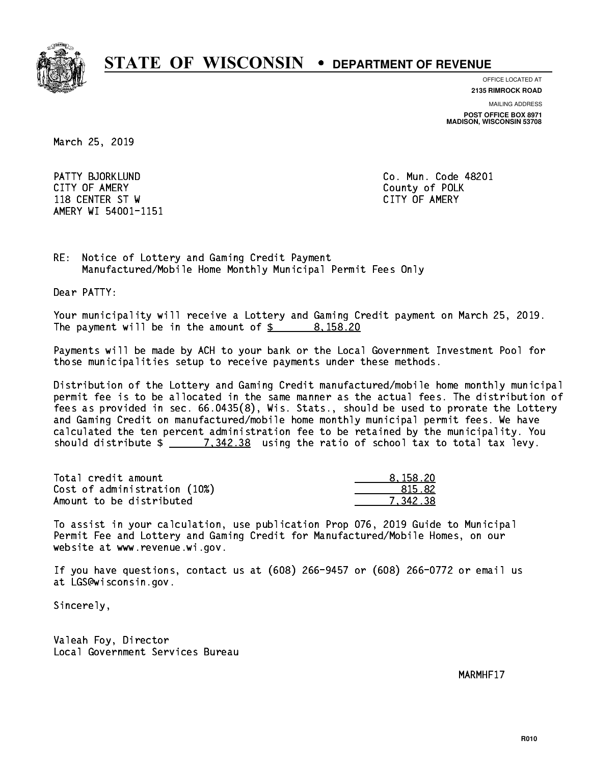# STATE OF WISCONSIN • DEPARTMENT OF REVENUE

OFFICE LOCATED AT
**2135 RIMROCK ROAD**

MAILING ADDRESS
**POST OFFICE BOX 8971**
**MADISON, WISCONSIN 53708**

March 25, 2019

PATTY BJORKLUND
CITY OF AMERY
118 CENTER ST W
AMERY WI 54001-1151

Co. Mun. Code 48201
County of POLK
CITY OF AMERY

RE: Notice of Lottery and Gaming Credit Payment
Manufactured/Mobile Home Monthly Municipal Permit Fees Only

Dear PATTY:

Your municipality will receive a Lottery and Gaming Credit payment on March 25, 2019. The payment will be in the amount of $ 8,158.20

Payments will be made by ACH to your bank or the Local Government Investment Pool for those municipalities setup to receive payments under these methods.

Distribution of the Lottery and Gaming Credit manufactured/mobile home monthly municipal permit fee is to be allocated in the same manner as the actual fees. The distribution of fees as provided in sec. 66.0435(8), Wis. Stats., should be used to prorate the Lottery and Gaming Credit on manufactured/mobile home monthly municipal permit fees. We have calculated the ten percent administration fee to be retained by the municipality. You should distribute $ 7,342.38 using the ratio of school tax to total tax levy.

| | |
|---|---|
| Total credit amount | 8,158.20 |
| Cost of administration (10%) | 815.82 |
| Amount to be distributed | 7,342.38 |

To assist in your calculation, use publication Prop 076, 2019 Guide to Municipal Permit Fee and Lottery and Gaming Credit for Manufactured/Mobile Homes, on our website at www.revenue.wi.gov.

If you have questions, contact us at (608) 266-9457 or (608) 266-0772 or email us at LGS@wisconsin.gov.

Sincerely,

Valeah Foy, Director
Local Government Services Bureau

MARMHF17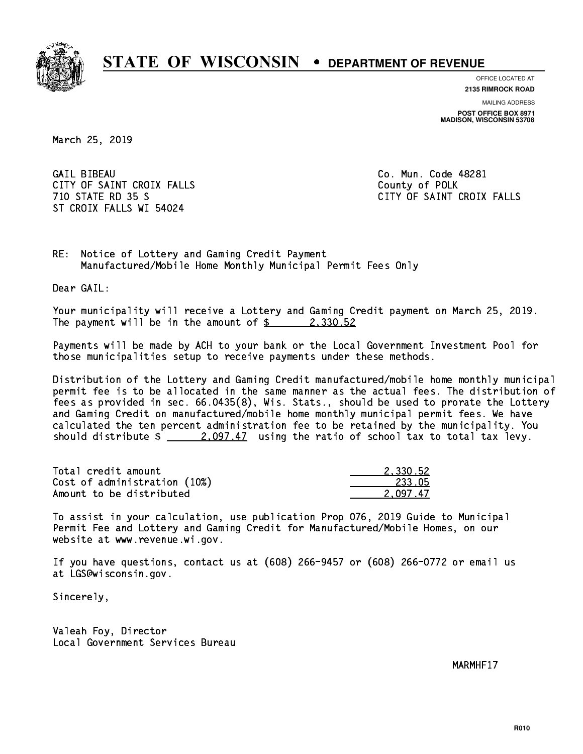# STATE OF WISCONSIN • DEPARTMENT OF REVENUE

OFFICE LOCATED AT
**2135 RIMROCK ROAD**

MAILING ADDRESS
**POST OFFICE BOX 8971**
**MADISON, WISCONSIN 53708**

March 25, 2019

GAIL BIBEAU
CITY OF SAINT CROIX FALLS
710 STATE RD 35 S
ST CROIX FALLS WI 54024

Co. Mun. Code 48281
County of POLK
CITY OF SAINT CROIX FALLS

RE: Notice of Lottery and Gaming Credit Payment
Manufactured/Mobile Home Monthly Municipal Permit Fees Only

Dear GAIL:

Your municipality will receive a Lottery and Gaming Credit payment on March 25, 2019. The payment will be in the amount of $ 2,330.52

Payments will be made by ACH to your bank or the Local Government Investment Pool for those municipalities setup to receive payments under these methods.

Distribution of the Lottery and Gaming Credit manufactured/mobile home monthly municipal permit fee is to be allocated in the same manner as the actual fees. The distribution of fees as provided in sec. 66.0435(8), Wis. Stats., should be used to prorate the Lottery and Gaming Credit on manufactured/mobile home monthly municipal permit fees. We have calculated the ten percent administration fee to be retained by the municipality. You should distribute $ 2,097.47 using the ratio of school tax to total tax levy.

| | |
|---|---|
| Total credit amount | 2,330.52 |
| Cost of administration (10%) | 233.05 |
| Amount to be distributed | 2,097.47 |

To assist in your calculation, use publication Prop 076, 2019 Guide to Municipal Permit Fee and Lottery and Gaming Credit for Manufactured/Mobile Homes, on our website at www.revenue.wi.gov.

If you have questions, contact us at (608) 266-9457 or (608) 266-0772 or email us at LGS@wisconsin.gov.

Sincerely,

Valeah Foy, Director
Local Government Services Bureau

MARMHF17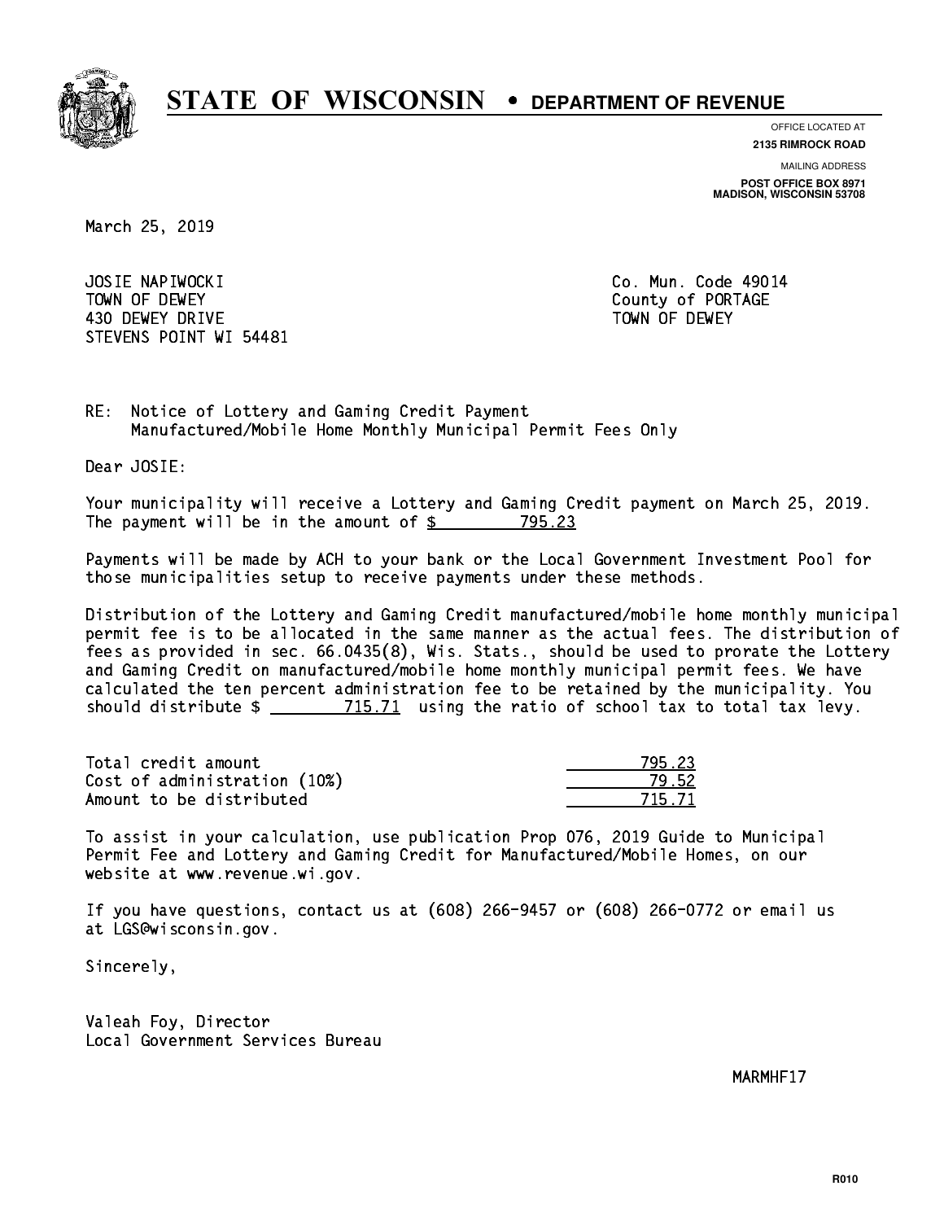# STATE OF WISCONSIN • DEPARTMENT OF REVENUE

OFFICE LOCATED AT
**2135 RIMROCK ROAD**

MAILING ADDRESS
**POST OFFICE BOX 8971**
**MADISON, WISCONSIN 53708**

March 25, 2019

JOSIE NAPIWOCKI
TOWN OF DEWEY
430 DEWEY DRIVE
STEVENS POINT WI 54481

Co. Mun. Code 49014
County of PORTAGE
TOWN OF DEWEY

RE: Notice of Lottery and Gaming Credit Payment
Manufactured/Mobile Home Monthly Municipal Permit Fees Only

Dear JOSIE:

Your municipality will receive a Lottery and Gaming Credit payment on March 25, 2019. The payment will be in the amount of $ 795.23

Payments will be made by ACH to your bank or the Local Government Investment Pool for those municipalities setup to receive payments under these methods.

Distribution of the Lottery and Gaming Credit manufactured/mobile home monthly municipal permit fee is to be allocated in the same manner as the actual fees. The distribution of fees as provided in sec. 66.0435(8), Wis. Stats., should be used to prorate the Lottery and Gaming Credit on manufactured/mobile home monthly municipal permit fees. We have calculated the ten percent administration fee to be retained by the municipality. You should distribute $ 715.71 using the ratio of school tax to total tax levy.

| | |
|---|---|
| Total credit amount | 795.23 |
| Cost of administration (10%) | 79.52 |
| Amount to be distributed | 715.71 |

To assist in your calculation, use publication Prop 076, 2019 Guide to Municipal Permit Fee and Lottery and Gaming Credit for Manufactured/Mobile Homes, on our website at www.revenue.wi.gov.

If you have questions, contact us at (608) 266-9457 or (608) 266-0772 or email us at LGS@wisconsin.gov.

Sincerely,

Valeah Foy, Director
Local Government Services Bureau

MARMHF17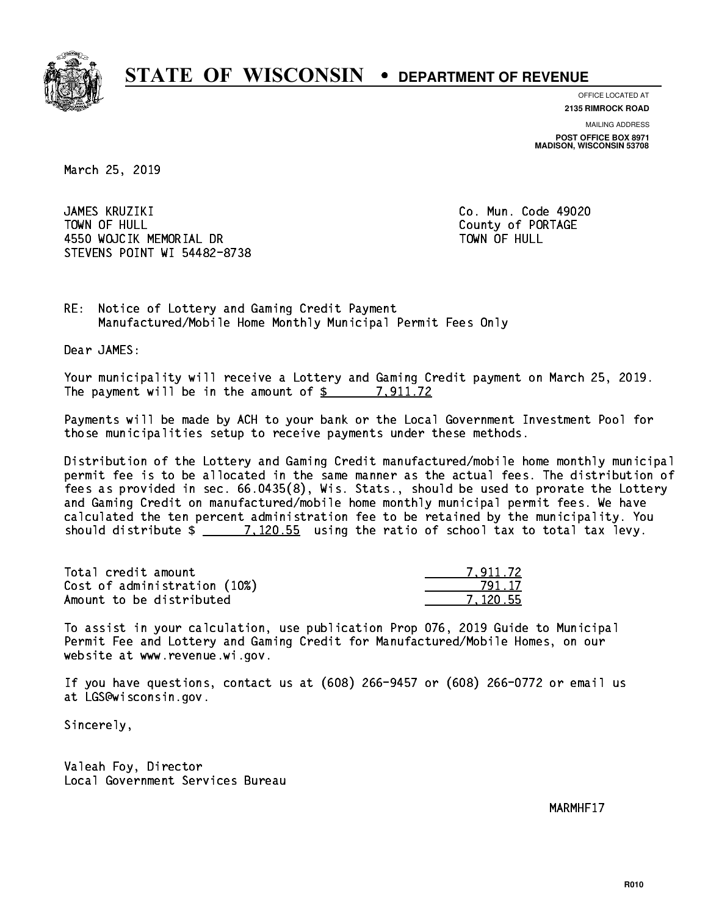# STATE OF WISCONSIN • DEPARTMENT OF REVENUE

OFFICE LOCATED AT
**2135 RIMROCK ROAD**

MAILING ADDRESS
**POST OFFICE BOX 8971**
**MADISON, WISCONSIN 53708**

March 25, 2019

JAMES KRUZIKI
TOWN OF HULL
4550 WOJCIK MEMORIAL DR
STEVENS POINT WI 54482-8738

Co. Mun. Code 49020
County of PORTAGE
TOWN OF HULL

RE: Notice of Lottery and Gaming Credit Payment
Manufactured/Mobile Home Monthly Municipal Permit Fees Only

Dear JAMES:

Your municipality will receive a Lottery and Gaming Credit payment on March 25, 2019. The payment will be in the amount of $ 7,911.72

Payments will be made by ACH to your bank or the Local Government Investment Pool for those municipalities setup to receive payments under these methods.

Distribution of the Lottery and Gaming Credit manufactured/mobile home monthly municipal permit fee is to be allocated in the same manner as the actual fees. The distribution of fees as provided in sec. 66.0435(8), Wis. Stats., should be used to prorate the Lottery and Gaming Credit on manufactured/mobile home monthly municipal permit fees. We have calculated the ten percent administration fee to be retained by the municipality. You should distribute $ 7,120.55 using the ratio of school tax to total tax levy.

| | |
|---|---|
| Total credit amount | 7,911.72 |
| Cost of administration (10%) | 791.17 |
| Amount to be distributed | 7,120.55 |

To assist in your calculation, use publication Prop 076, 2019 Guide to Municipal Permit Fee and Lottery and Gaming Credit for Manufactured/Mobile Homes, on our website at www.revenue.wi.gov.

If you have questions, contact us at (608) 266-9457 or (608) 266-0772 or email us at LGS@wisconsin.gov.

Sincerely,

Valeah Foy, Director
Local Government Services Bureau

MARMHF17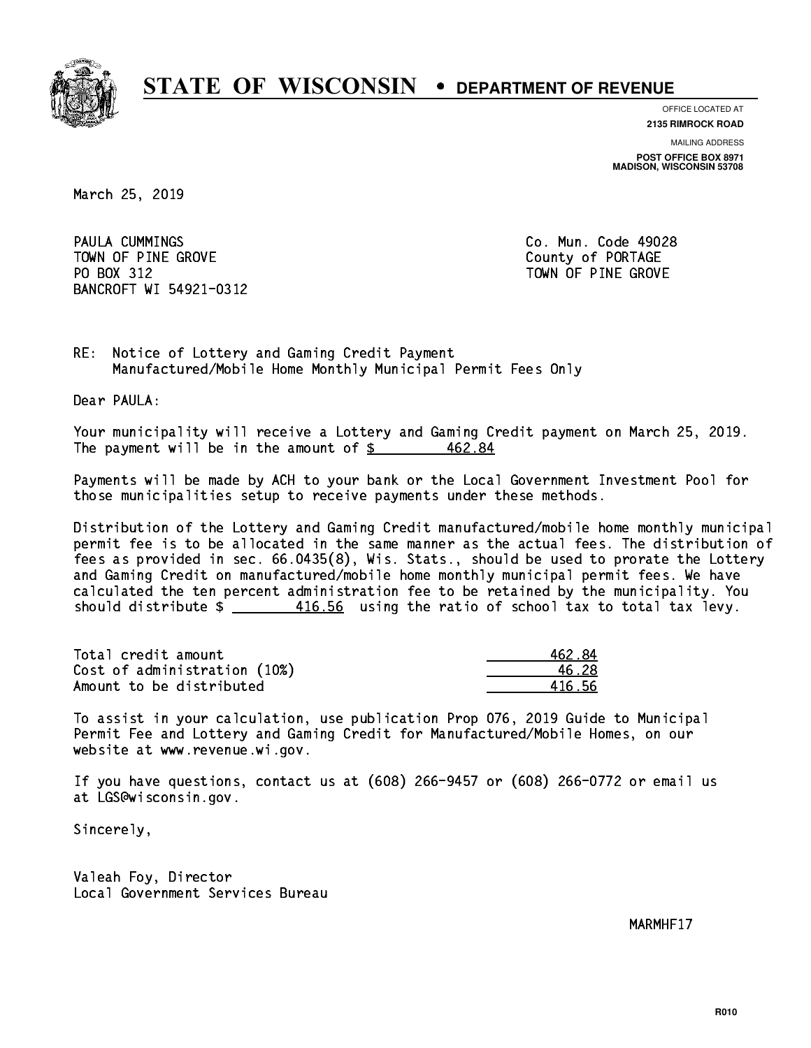# STATE OF WISCONSIN • DEPARTMENT OF REVENUE

OFFICE LOCATED AT
**2135 RIMROCK ROAD**

MAILING ADDRESS
**POST OFFICE BOX 8971**
**MADISON, WISCONSIN 53708**

March 25, 2019

PAULA CUMMINGS
TOWN OF PINE GROVE
PO BOX 312
BANCROFT WI 54921-0312

Co. Mun. Code 49028
County of PORTAGE
TOWN OF PINE GROVE

RE: Notice of Lottery and Gaming Credit Payment
Manufactured/Mobile Home Monthly Municipal Permit Fees Only

Dear PAULA:

Your municipality will receive a Lottery and Gaming Credit payment on March 25, 2019. The payment will be in the amount of $ 462.84

Payments will be made by ACH to your bank or the Local Government Investment Pool for those municipalities setup to receive payments under these methods.

Distribution of the Lottery and Gaming Credit manufactured/mobile home monthly municipal permit fee is to be allocated in the same manner as the actual fees. The distribution of fees as provided in sec. 66.0435(8), Wis. Stats., should be used to prorate the Lottery and Gaming Credit on manufactured/mobile home monthly municipal permit fees. We have calculated the ten percent administration fee to be retained by the municipality. You should distribute $ 416.56 using the ratio of school tax to total tax levy.

| | |
|---|---|
| Total credit amount | 462.84 |
| Cost of administration (10%) | 46.28 |
| Amount to be distributed | 416.56 |

To assist in your calculation, use publication Prop 076, 2019 Guide to Municipal Permit Fee and Lottery and Gaming Credit for Manufactured/Mobile Homes, on our website at www.revenue.wi.gov.

If you have questions, contact us at (608) 266-9457 or (608) 266-0772 or email us at LGS@wisconsin.gov.

Sincerely,

Valeah Foy, Director
Local Government Services Bureau

MARMHF17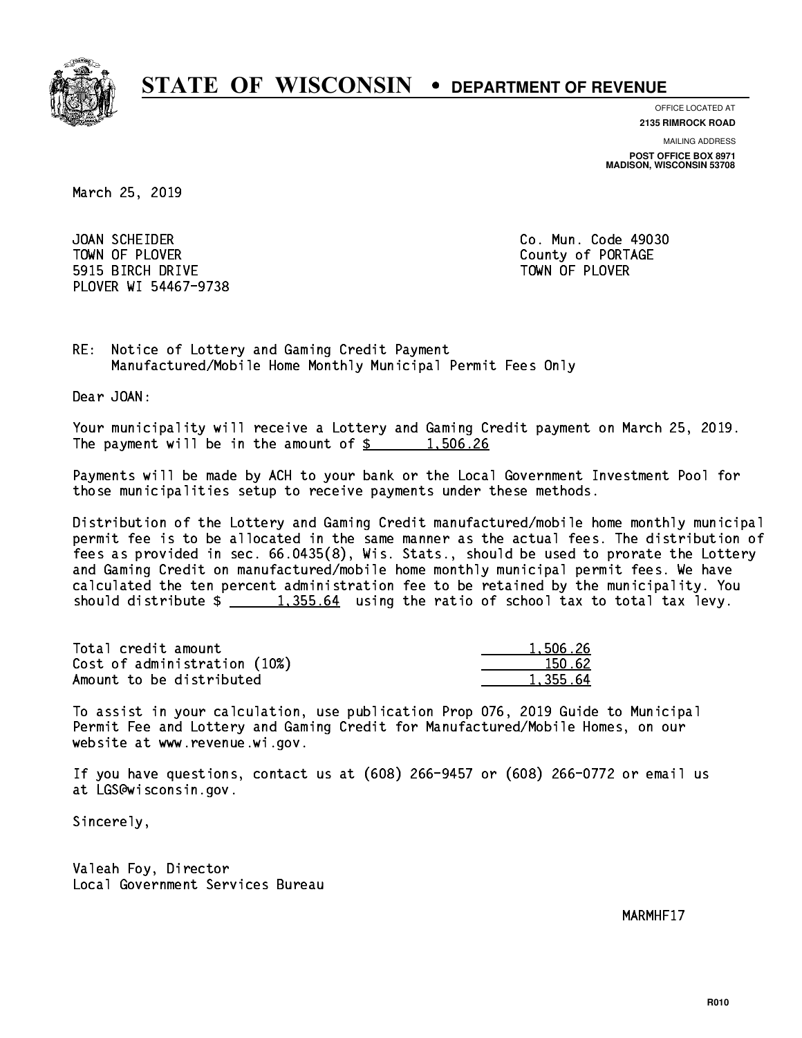# STATE OF WISCONSIN • DEPARTMENT OF REVENUE

OFFICE LOCATED AT
**2135 RIMROCK ROAD**

MAILING ADDRESS
**POST OFFICE BOX 8971**
**MADISON, WISCONSIN 53708**

March 25, 2019

JOAN SCHEIDER
TOWN OF PLOVER
5915 BIRCH DRIVE
PLOVER WI 54467-9738

Co. Mun. Code 49030
County of PORTAGE
TOWN OF PLOVER

RE: Notice of Lottery and Gaming Credit Payment
Manufactured/Mobile Home Monthly Municipal Permit Fees Only

Dear JOAN:

Your municipality will receive a Lottery and Gaming Credit payment on March 25, 2019. The payment will be in the amount of $ 1,506.26

Payments will be made by ACH to your bank or the Local Government Investment Pool for those municipalities setup to receive payments under these methods.

Distribution of the Lottery and Gaming Credit manufactured/mobile home monthly municipal permit fee is to be allocated in the same manner as the actual fees. The distribution of fees as provided in sec. 66.0435(8), Wis. Stats., should be used to prorate the Lottery and Gaming Credit on manufactured/mobile home monthly municipal permit fees. We have calculated the ten percent administration fee to be retained by the municipality. You should distribute $ 1,355.64 using the ratio of school tax to total tax levy.

| | |
|---|---|
| Total credit amount | 1,506.26 |
| Cost of administration (10%) | 150.62 |
| Amount to be distributed | 1,355.64 |

To assist in your calculation, use publication Prop 076, 2019 Guide to Municipal Permit Fee and Lottery and Gaming Credit for Manufactured/Mobile Homes, on our website at www.revenue.wi.gov.

If you have questions, contact us at (608) 266-9457 or (608) 266-0772 or email us at LGS@wisconsin.gov.

Sincerely,

Valeah Foy, Director
Local Government Services Bureau

MARMHF17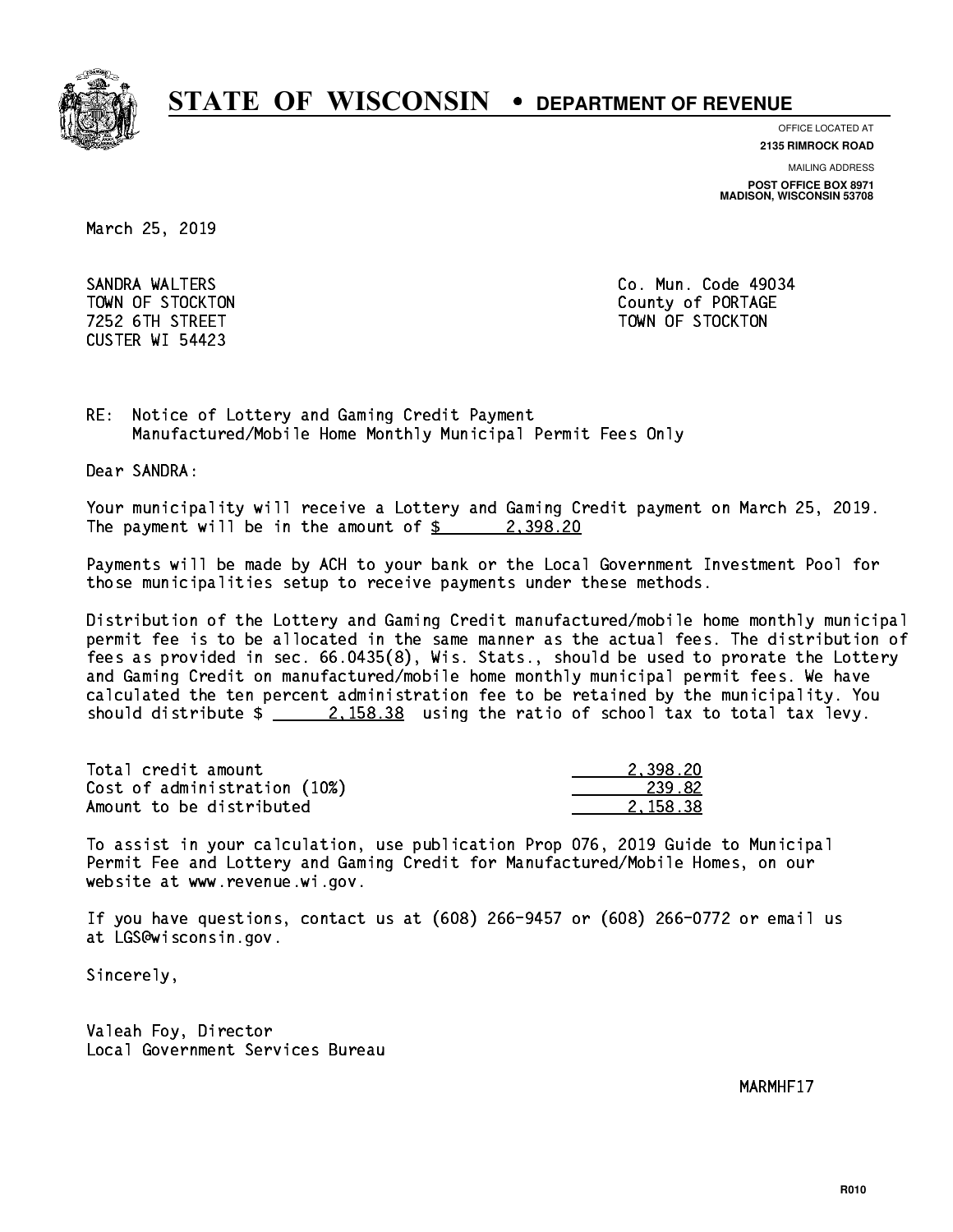# STATE OF WISCONSIN • DEPARTMENT OF REVENUE

OFFICE LOCATED AT
**2135 RIMROCK ROAD**

MAILING ADDRESS
**POST OFFICE BOX 8971**
**MADISON, WISCONSIN 53708**

March 25, 2019

SANDRA WALTERS
TOWN OF STOCKTON
7252 6TH STREET
CUSTER WI 54423

Co. Mun. Code 49034
County of PORTAGE
TOWN OF STOCKTON

RE: Notice of Lottery and Gaming Credit Payment
Manufactured/Mobile Home Monthly Municipal Permit Fees Only

Dear SANDRA:

Your municipality will receive a Lottery and Gaming Credit payment on March 25, 2019. The payment will be in the amount of $ 2,398.20

Payments will be made by ACH to your bank or the Local Government Investment Pool for those municipalities setup to receive payments under these methods.

Distribution of the Lottery and Gaming Credit manufactured/mobile home monthly municipal permit fee is to be allocated in the same manner as the actual fees. The distribution of fees as provided in sec. 66.0435(8), Wis. Stats., should be used to prorate the Lottery and Gaming Credit on manufactured/mobile home monthly municipal permit fees. We have calculated the ten percent administration fee to be retained by the municipality. You should distribute $ 2,158.38 using the ratio of school tax to total tax levy.

| | |
|---|---|
| Total credit amount | 2,398.20 |
| Cost of administration (10%) | 239.82 |
| Amount to be distributed | 2,158.38 |

To assist in your calculation, use publication Prop 076, 2019 Guide to Municipal Permit Fee and Lottery and Gaming Credit for Manufactured/Mobile Homes, on our website at www.revenue.wi.gov.

If you have questions, contact us at (608) 266-9457 or (608) 266-0772 or email us at LGS@wisconsin.gov.

Sincerely,

Valeah Foy, Director
Local Government Services Bureau

MARMHF17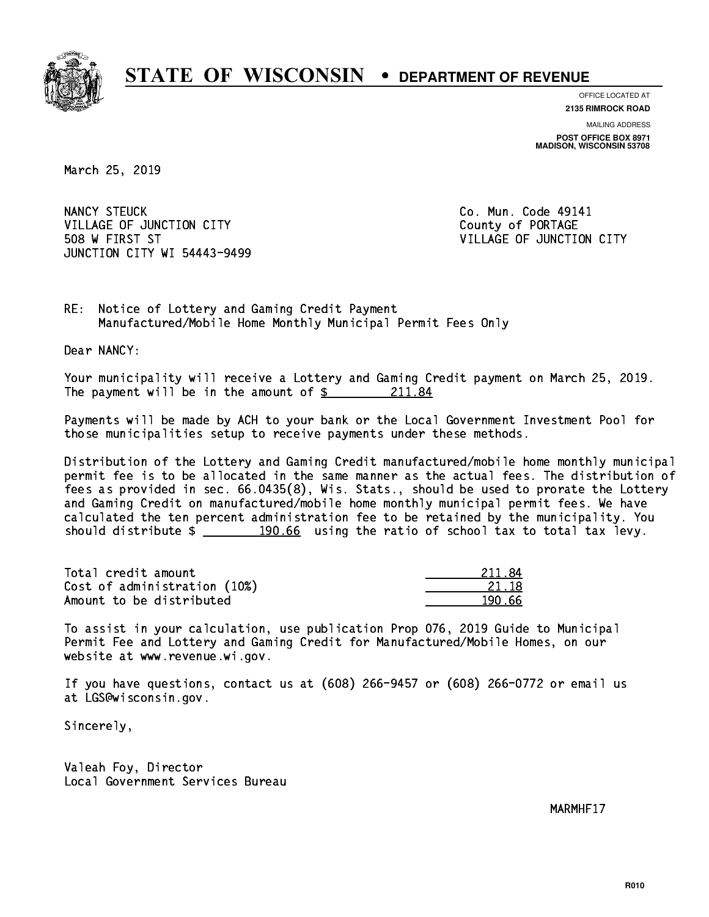# STATE OF WISCONSIN • DEPARTMENT OF REVENUE

OFFICE LOCATED AT
**2135 RIMROCK ROAD**

MAILING ADDRESS
**POST OFFICE BOX 8971**
**MADISON, WISCONSIN 53708**

March 25, 2019

NANCY STEUCK
VILLAGE OF JUNCTION CITY
508 W FIRST ST
JUNCTION CITY WI 54443-9499

Co. Mun. Code 49141
County of PORTAGE
VILLAGE OF JUNCTION CITY

RE: Notice of Lottery and Gaming Credit Payment
Manufactured/Mobile Home Monthly Municipal Permit Fees Only

Dear NANCY:

Your municipality will receive a Lottery and Gaming Credit payment on March 25, 2019. The payment will be in the amount of $ 211.84

Payments will be made by ACH to your bank or the Local Government Investment Pool for those municipalities setup to receive payments under these methods.

Distribution of the Lottery and Gaming Credit manufactured/mobile home monthly municipal permit fee is to be allocated in the same manner as the actual fees. The distribution of fees as provided in sec. 66.0435(8), Wis. Stats., should be used to prorate the Lottery and Gaming Credit on manufactured/mobile home monthly municipal permit fees. We have calculated the ten percent administration fee to be retained by the municipality. You should distribute $ 190.66 using the ratio of school tax to total tax levy.

| | |
|---|---|
| Total credit amount | 211.84 |
| Cost of administration (10%) | 21.18 |
| Amount to be distributed | 190.66 |

To assist in your calculation, use publication Prop 076, 2019 Guide to Municipal Permit Fee and Lottery and Gaming Credit for Manufactured/Mobile Homes, on our website at www.revenue.wi.gov.

If you have questions, contact us at (608) 266-9457 or (608) 266-0772 or email us at LGS@wisconsin.gov.

Sincerely,

Valeah Foy, Director
Local Government Services Bureau

MARMHF17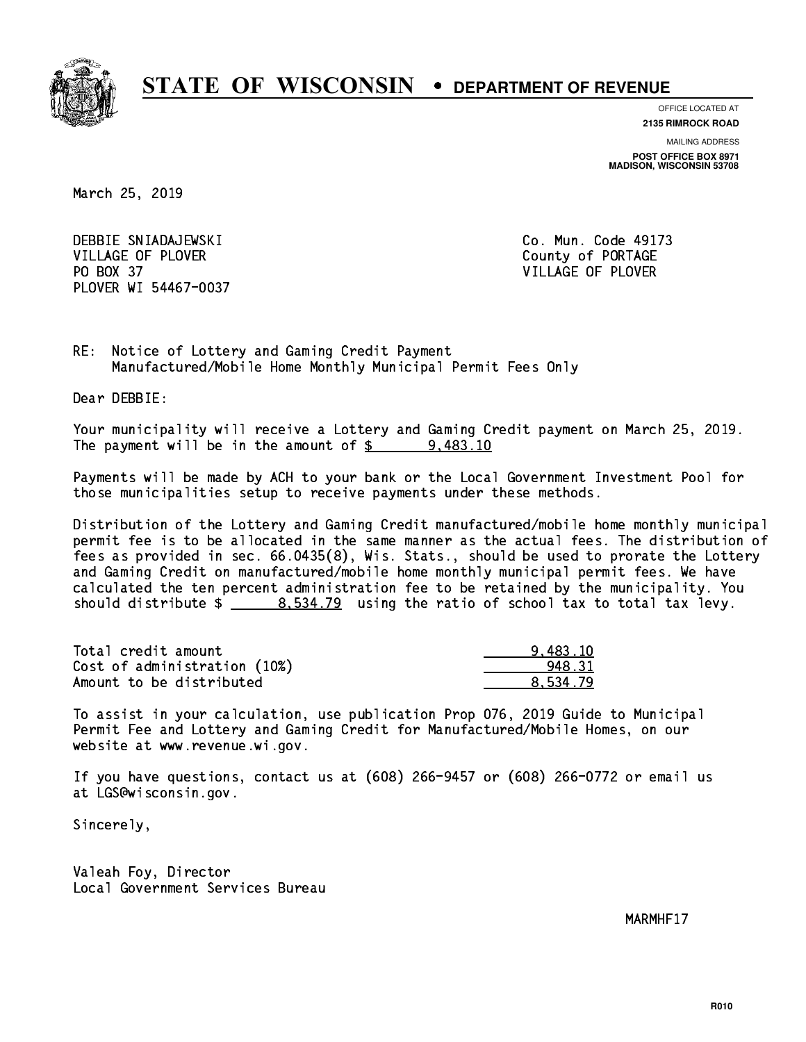# STATE OF WISCONSIN • DEPARTMENT OF REVENUE

OFFICE LOCATED AT
**2135 RIMROCK ROAD**

MAILING ADDRESS
**POST OFFICE BOX 8971**
**MADISON, WISCONSIN 53708**

March 25, 2019

DEBBIE SNIADAJEWSKI
VILLAGE OF PLOVER
PO BOX 37
PLOVER WI 54467-0037

Co. Mun. Code 49173
County of PORTAGE
VILLAGE OF PLOVER

RE: Notice of Lottery and Gaming Credit Payment
Manufactured/Mobile Home Monthly Municipal Permit Fees Only

Dear DEBBIE:

Your municipality will receive a Lottery and Gaming Credit payment on March 25, 2019. The payment will be in the amount of $ 9,483.10

Payments will be made by ACH to your bank or the Local Government Investment Pool for those municipalities setup to receive payments under these methods.

Distribution of the Lottery and Gaming Credit manufactured/mobile home monthly municipal permit fee is to be allocated in the same manner as the actual fees. The distribution of fees as provided in sec. 66.0435(8), Wis. Stats., should be used to prorate the Lottery and Gaming Credit on manufactured/mobile home monthly municipal permit fees. We have calculated the ten percent administration fee to be retained by the municipality. You should distribute $ 8,534.79 using the ratio of school tax to total tax levy.

| | |
|---|---|
| Total credit amount | 9,483.10 |
| Cost of administration (10%) | 948.31 |
| Amount to be distributed | 8,534.79 |

To assist in your calculation, use publication Prop 076, 2019 Guide to Municipal Permit Fee and Lottery and Gaming Credit for Manufactured/Mobile Homes, on our website at www.revenue.wi.gov.

If you have questions, contact us at (608) 266-9457 or (608) 266-0772 or email us at LGS@wisconsin.gov.

Sincerely,

Valeah Foy, Director
Local Government Services Bureau

MARMHF17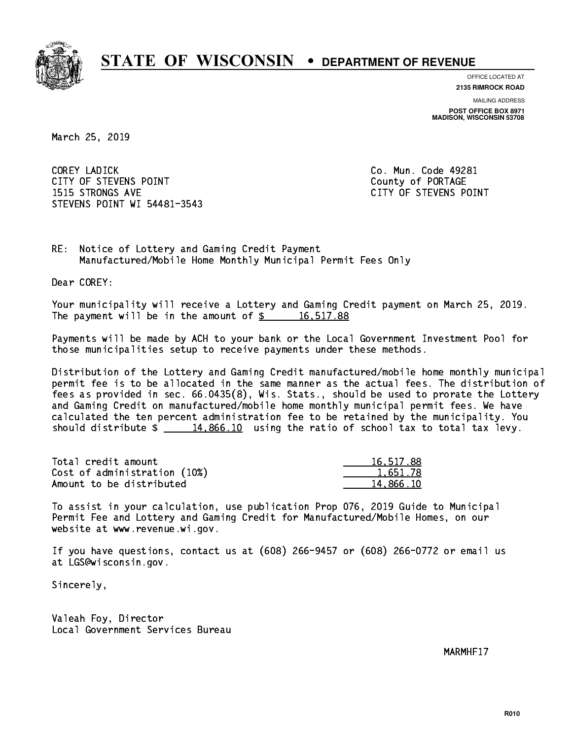# STATE OF WISCONSIN • DEPARTMENT OF REVENUE

OFFICE LOCATED AT
**2135 RIMROCK ROAD**

MAILING ADDRESS
**POST OFFICE BOX 8971**
**MADISON, WISCONSIN 53708**

March 25, 2019

COREY LADICK
CITY OF STEVENS POINT
1515 STRONGS AVE
STEVENS POINT WI 54481-3543

Co. Mun. Code 49281
County of PORTAGE
CITY OF STEVENS POINT

RE: Notice of Lottery and Gaming Credit Payment
Manufactured/Mobile Home Monthly Municipal Permit Fees Only

Dear COREY:

Your municipality will receive a Lottery and Gaming Credit payment on March 25, 2019. The payment will be in the amount of $ 16,517.88

Payments will be made by ACH to your bank or the Local Government Investment Pool for those municipalities setup to receive payments under these methods.

Distribution of the Lottery and Gaming Credit manufactured/mobile home monthly municipal permit fee is to be allocated in the same manner as the actual fees. The distribution of fees as provided in sec. 66.0435(8), Wis. Stats., should be used to prorate the Lottery and Gaming Credit on manufactured/mobile home monthly municipal permit fees. We have calculated the ten percent administration fee to be retained by the municipality. You should distribute $ 14,866.10 using the ratio of school tax to total tax levy.

| | |
|---|---|
| Total credit amount | 16,517.88 |
| Cost of administration (10%) | 1,651.78 |
| Amount to be distributed | 14,866.10 |

To assist in your calculation, use publication Prop 076, 2019 Guide to Municipal Permit Fee and Lottery and Gaming Credit for Manufactured/Mobile Homes, on our website at www.revenue.wi.gov.

If you have questions, contact us at (608) 266-9457 or (608) 266-0772 or email us at LGS@wisconsin.gov.

Sincerely,

Valeah Foy, Director
Local Government Services Bureau

MARMHF17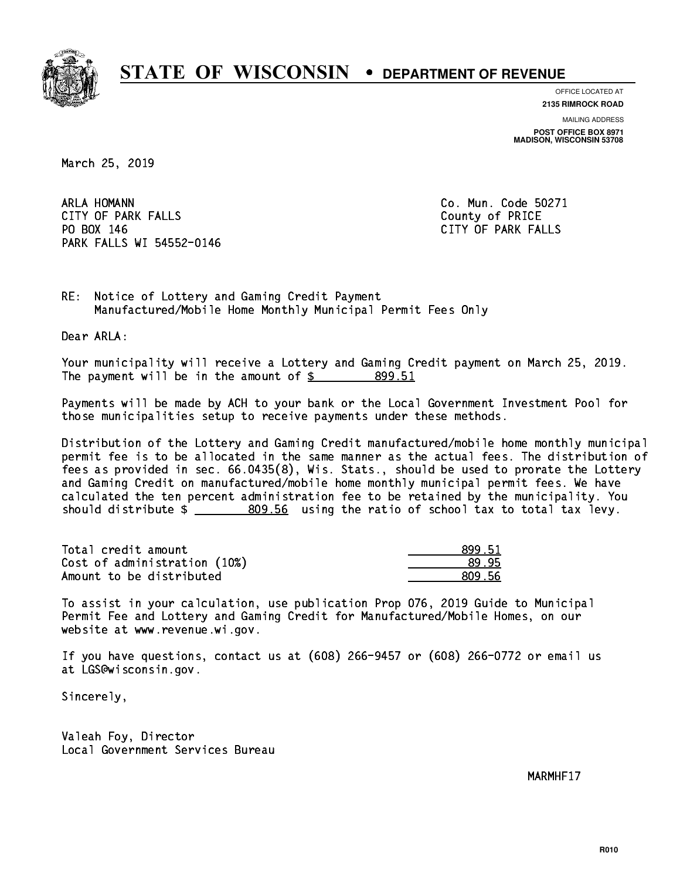# STATE OF WISCONSIN • DEPARTMENT OF REVENUE

OFFICE LOCATED AT
**2135 RIMROCK ROAD**

MAILING ADDRESS
**POST OFFICE BOX 8971**
**MADISON, WISCONSIN 53708**

March 25, 2019

ARLA HOMANN
CITY OF PARK FALLS
PO BOX 146
PARK FALLS WI 54552-0146

Co. Mun. Code 50271
County of PRICE
CITY OF PARK FALLS

RE: Notice of Lottery and Gaming Credit Payment
Manufactured/Mobile Home Monthly Municipal Permit Fees Only

Dear ARLA:

Your municipality will receive a Lottery and Gaming Credit payment on March 25, 2019. The payment will be in the amount of $ 899.51

Payments will be made by ACH to your bank or the Local Government Investment Pool for those municipalities setup to receive payments under these methods.

Distribution of the Lottery and Gaming Credit manufactured/mobile home monthly municipal permit fee is to be allocated in the same manner as the actual fees. The distribution of fees as provided in sec. 66.0435(8), Wis. Stats., should be used to prorate the Lottery and Gaming Credit on manufactured/mobile home monthly municipal permit fees. We have calculated the ten percent administration fee to be retained by the municipality. You should distribute $ 809.56 using the ratio of school tax to total tax levy.

| | |
|---|---|
| Total credit amount | 899.51 |
| Cost of administration (10%) | 89.95 |
| Amount to be distributed | 809.56 |

To assist in your calculation, use publication Prop 076, 2019 Guide to Municipal Permit Fee and Lottery and Gaming Credit for Manufactured/Mobile Homes, on our website at www.revenue.wi.gov.

If you have questions, contact us at (608) 266-9457 or (608) 266-0772 or email us at LGS@wisconsin.gov.

Sincerely,

Valeah Foy, Director
Local Government Services Bureau

MARMHF17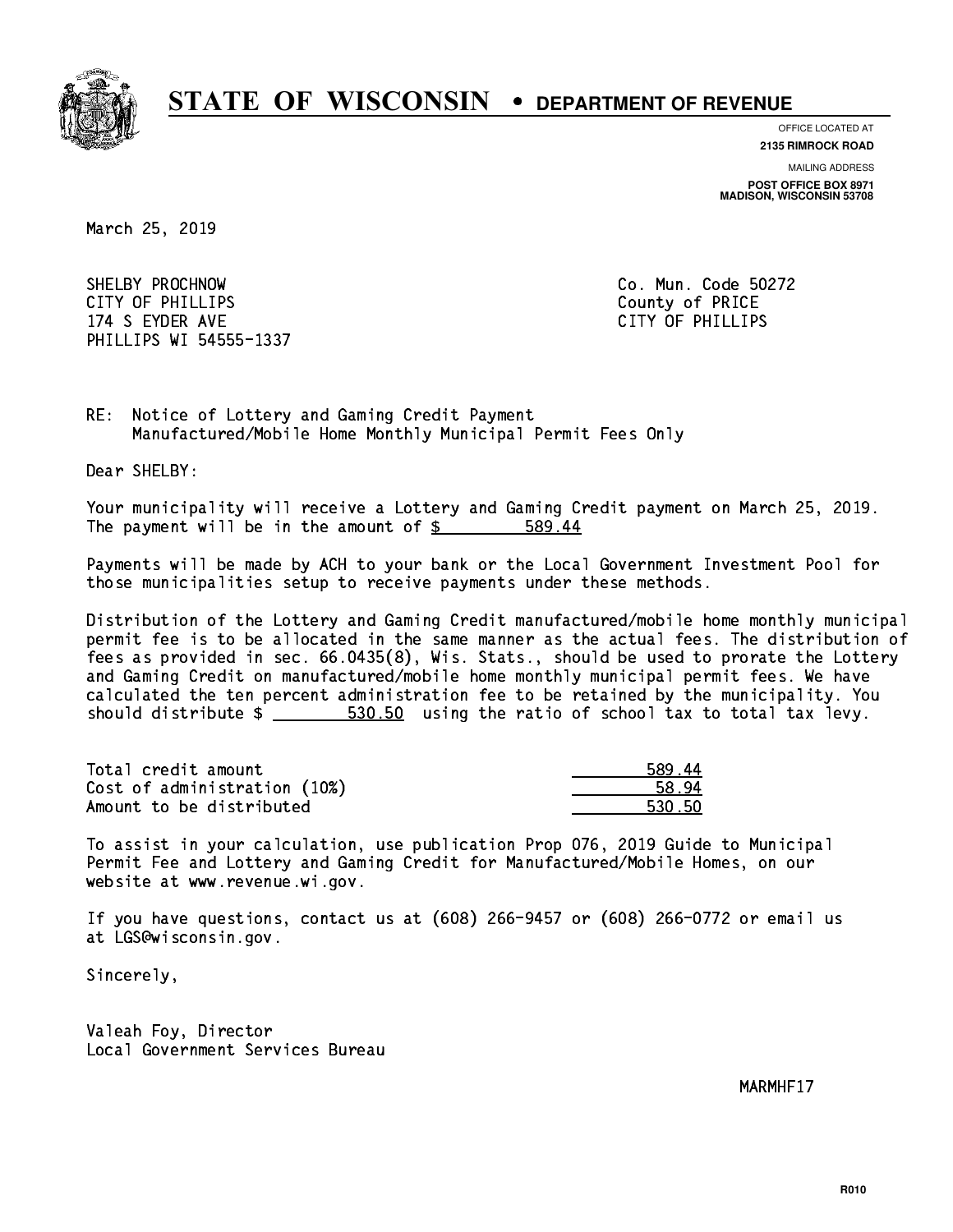# STATE OF WISCONSIN • DEPARTMENT OF REVENUE

OFFICE LOCATED AT
**2135 RIMROCK ROAD**

MAILING ADDRESS
**POST OFFICE BOX 8971**
**MADISON, WISCONSIN 53708**

March 25, 2019

SHELBY PROCHNOW
CITY OF PHILLIPS
174 S EYDER AVE
PHILLIPS WI 54555-1337

Co. Mun. Code 50272
County of PRICE
CITY OF PHILLIPS

RE: Notice of Lottery and Gaming Credit Payment
Manufactured/Mobile Home Monthly Municipal Permit Fees Only

Dear SHELBY:

Your municipality will receive a Lottery and Gaming Credit payment on March 25, 2019. The payment will be in the amount of $ 589.44

Payments will be made by ACH to your bank or the Local Government Investment Pool for those municipalities setup to receive payments under these methods.

Distribution of the Lottery and Gaming Credit manufactured/mobile home monthly municipal permit fee is to be allocated in the same manner as the actual fees. The distribution of fees as provided in sec. 66.0435(8), Wis. Stats., should be used to prorate the Lottery and Gaming Credit on manufactured/mobile home monthly municipal permit fees. We have calculated the ten percent administration fee to be retained by the municipality. You should distribute $ 530.50 using the ratio of school tax to total tax levy.

| | |
|---|---|
| Total credit amount | 589.44 |
| Cost of administration (10%) | 58.94 |
| Amount to be distributed | 530.50 |

To assist in your calculation, use publication Prop 076, 2019 Guide to Municipal Permit Fee and Lottery and Gaming Credit for Manufactured/Mobile Homes, on our website at www.revenue.wi.gov.

If you have questions, contact us at (608) 266-9457 or (608) 266-0772 or email us at LGS@wisconsin.gov.

Sincerely,

Valeah Foy, Director
Local Government Services Bureau

MARMHF17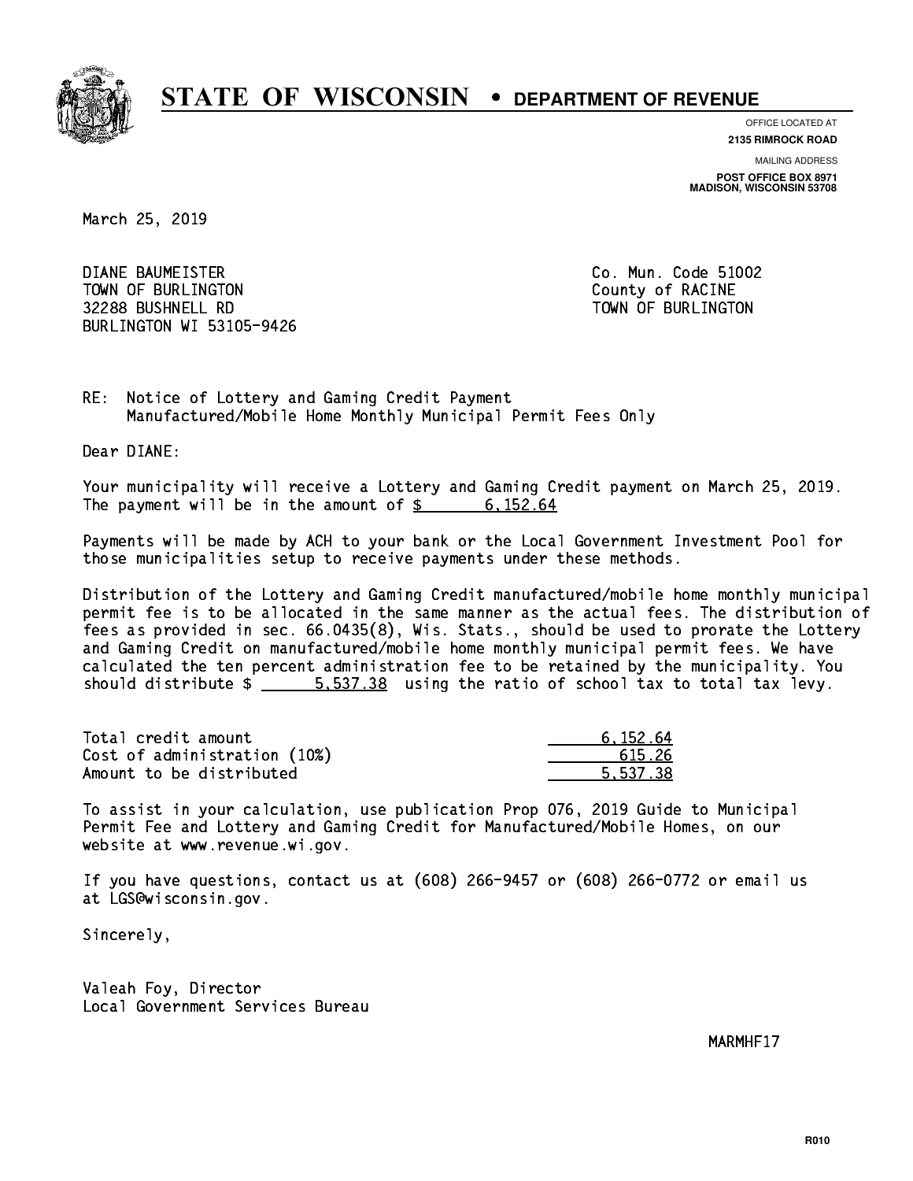# STATE OF WISCONSIN • DEPARTMENT OF REVENUE

OFFICE LOCATED AT
**2135 RIMROCK ROAD**

MAILING ADDRESS
**POST OFFICE BOX 8971**
**MADISON, WISCONSIN 53708**

March 25, 2019

DIANE BAUMEISTER
TOWN OF BURLINGTON
32288 BUSHNELL RD
BURLINGTON WI 53105-9426

Co. Mun. Code 51002
County of RACINE
TOWN OF BURLINGTON

RE: Notice of Lottery and Gaming Credit Payment
Manufactured/Mobile Home Monthly Municipal Permit Fees Only

Dear DIANE:

Your municipality will receive a Lottery and Gaming Credit payment on March 25, 2019. The payment will be in the amount of $ 6,152.64

Payments will be made by ACH to your bank or the Local Government Investment Pool for those municipalities setup to receive payments under these methods.

Distribution of the Lottery and Gaming Credit manufactured/mobile home monthly municipal permit fee is to be allocated in the same manner as the actual fees. The distribution of fees as provided in sec. 66.0435(8), Wis. Stats., should be used to prorate the Lottery and Gaming Credit on manufactured/mobile home monthly municipal permit fees. We have calculated the ten percent administration fee to be retained by the municipality. You should distribute $ 5,537.38 using the ratio of school tax to total tax levy.

| | |
|---|---|
| Total credit amount | 6,152.64 |
| Cost of administration (10%) | 615.26 |
| Amount to be distributed | 5,537.38 |

To assist in your calculation, use publication Prop 076, 2019 Guide to Municipal Permit Fee and Lottery and Gaming Credit for Manufactured/Mobile Homes, on our website at www.revenue.wi.gov.

If you have questions, contact us at (608) 266-9457 or (608) 266-0772 or email us at LGS@wisconsin.gov.

Sincerely,

Valeah Foy, Director
Local Government Services Bureau

MARMHF17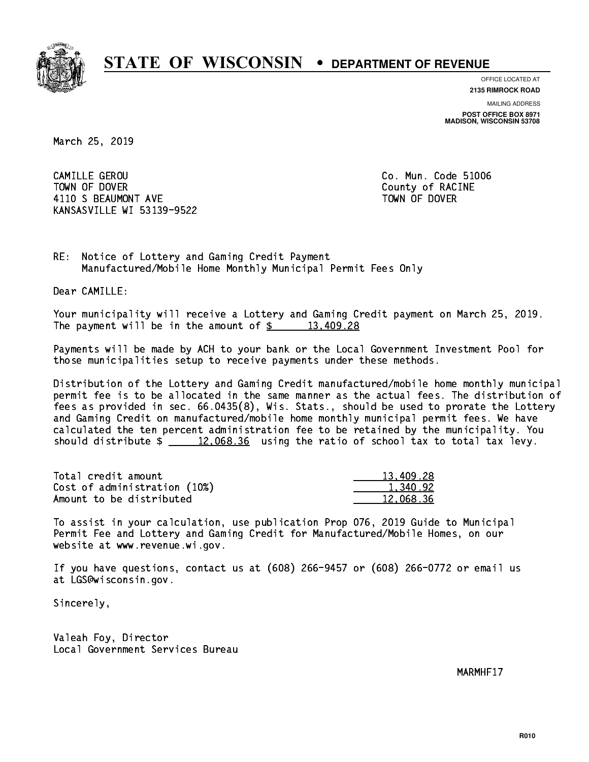# STATE OF WISCONSIN • DEPARTMENT OF REVENUE

OFFICE LOCATED AT
**2135 RIMROCK ROAD**

MAILING ADDRESS
**POST OFFICE BOX 8971**
**MADISON, WISCONSIN 53708**

March 25, 2019

CAMILLE GEROU
TOWN OF DOVER
4110 S BEAUMONT AVE
KANSASVILLE WI 53139-9522

Co. Mun. Code 51006
County of RACINE
TOWN OF DOVER

RE: Notice of Lottery and Gaming Credit Payment
Manufactured/Mobile Home Monthly Municipal Permit Fees Only

Dear CAMILLE:

Your municipality will receive a Lottery and Gaming Credit payment on March 25, 2019. The payment will be in the amount of $ 13,409.28

Payments will be made by ACH to your bank or the Local Government Investment Pool for those municipalities setup to receive payments under these methods.

Distribution of the Lottery and Gaming Credit manufactured/mobile home monthly municipal permit fee is to be allocated in the same manner as the actual fees. The distribution of fees as provided in sec. 66.0435(8), Wis. Stats., should be used to prorate the Lottery and Gaming Credit on manufactured/mobile home monthly municipal permit fees. We have calculated the ten percent administration fee to be retained by the municipality. You should distribute $ 12,068.36 using the ratio of school tax to total tax levy.

| | |
|---|---|
| Total credit amount | 13,409.28 |
| Cost of administration (10%) | 1,340.92 |
| Amount to be distributed | 12,068.36 |

To assist in your calculation, use publication Prop 076, 2019 Guide to Municipal Permit Fee and Lottery and Gaming Credit for Manufactured/Mobile Homes, on our website at www.revenue.wi.gov.

If you have questions, contact us at (608) 266-9457 or (608) 266-0772 or email us at LGS@wisconsin.gov.

Sincerely,

Valeah Foy, Director
Local Government Services Bureau

MARMHF17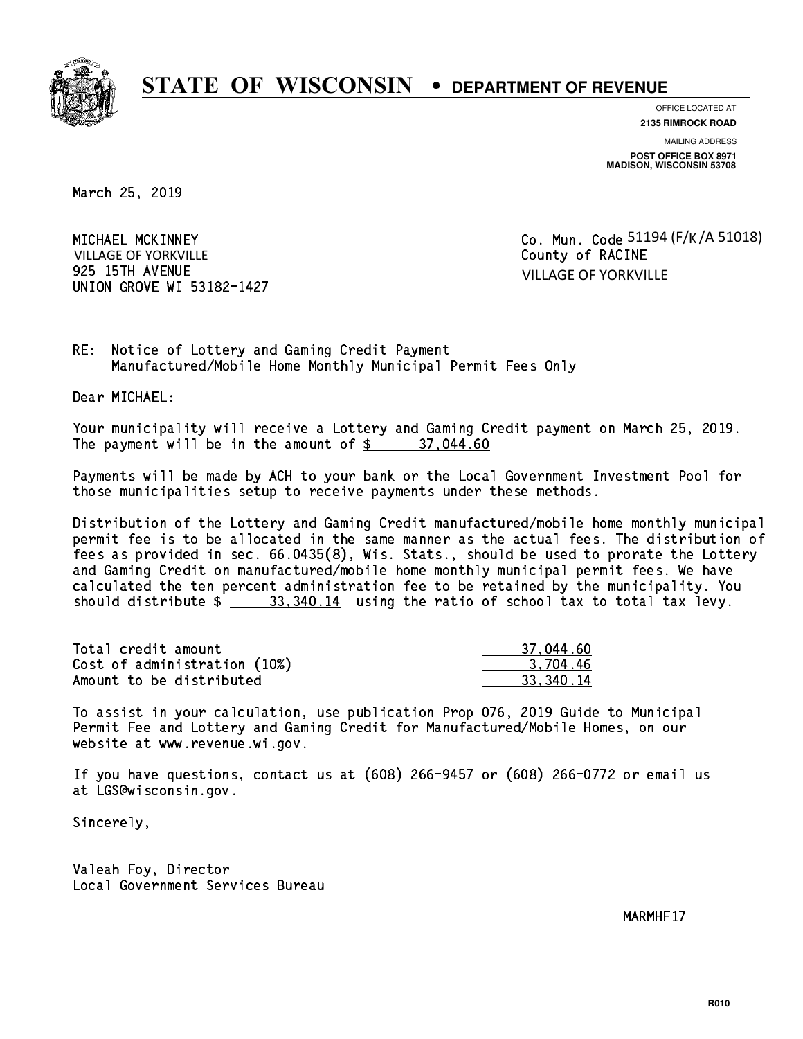# STATE OF WISCONSIN • DEPARTMENT OF REVENUE

OFFICE LOCATED AT
**2135 RIMROCK ROAD**

MAILING ADDRESS
**POST OFFICE BOX 8971**
**MADISON, WISCONSIN 53708**

March 25, 2019

MICHAEL MCKINNEY
VILLAGE OF YORKVILLE
925 15TH AVENUE
UNION GROVE WI 53182-1427

Co. Mun. Code 51194 (F/K/A 51018)
County of RACINE
VILLAGE OF YORKVILLE

RE: Notice of Lottery and Gaming Credit Payment
Manufactured/Mobile Home Monthly Municipal Permit Fees Only

Dear MICHAEL:

Your municipality will receive a Lottery and Gaming Credit payment on March 25, 2019. The payment will be in the amount of $ 37,044.60

Payments will be made by ACH to your bank or the Local Government Investment Pool for those municipalities setup to receive payments under these methods.

Distribution of the Lottery and Gaming Credit manufactured/mobile home monthly municipal permit fee is to be allocated in the same manner as the actual fees. The distribution of fees as provided in sec. 66.0435(8), Wis. Stats., should be used to prorate the Lottery and Gaming Credit on manufactured/mobile home monthly municipal permit fees. We have calculated the ten percent administration fee to be retained by the municipality. You should distribute $ 33,340.14 using the ratio of school tax to total tax levy.

| | |
|---|---|
| Total credit amount | 37,044.60 |
| Cost of administration (10%) | 3,704.46 |
| Amount to be distributed | 33,340.14 |

To assist in your calculation, use publication Prop 076, 2019 Guide to Municipal Permit Fee and Lottery and Gaming Credit for Manufactured/Mobile Homes, on our website at www.revenue.wi.gov.

If you have questions, contact us at (608) 266-9457 or (608) 266-0772 or email us at LGS@wisconsin.gov.

Sincerely,

Valeah Foy, Director
Local Government Services Bureau

MARMHF17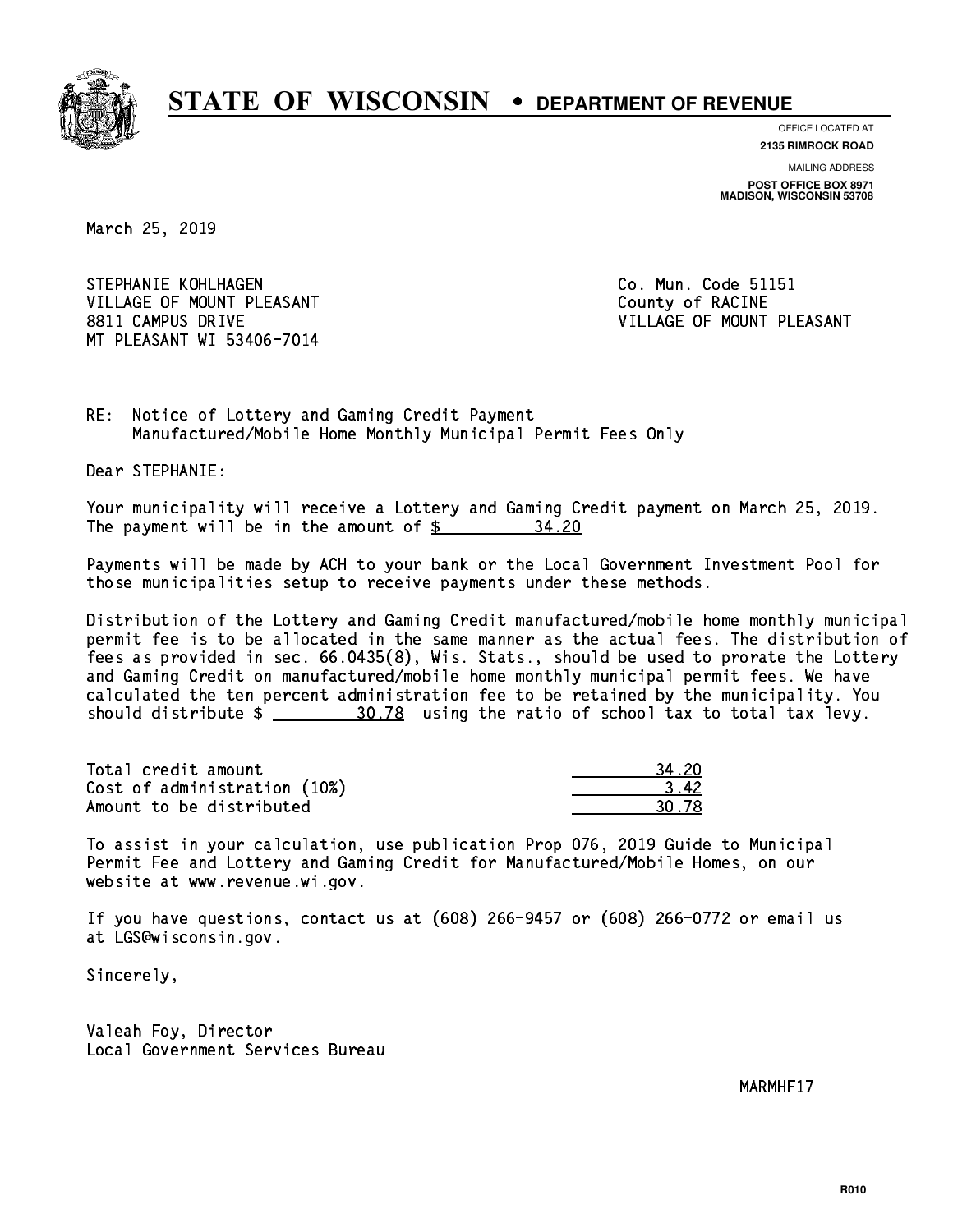# STATE OF WISCONSIN • DEPARTMENT OF REVENUE

OFFICE LOCATED AT
**2135 RIMROCK ROAD**

MAILING ADDRESS
**POST OFFICE BOX 8971**
**MADISON, WISCONSIN 53708**

March 25, 2019

STEPHANIE KOHLHAGEN
VILLAGE OF MOUNT PLEASANT
8811 CAMPUS DRIVE
MT PLEASANT WI 53406-7014

Co. Mun. Code 51151
County of RACINE
VILLAGE OF MOUNT PLEASANT

RE: Notice of Lottery and Gaming Credit Payment
Manufactured/Mobile Home Monthly Municipal Permit Fees Only

Dear STEPHANIE:

Your municipality will receive a Lottery and Gaming Credit payment on March 25, 2019. The payment will be in the amount of $ 34.20

Payments will be made by ACH to your bank or the Local Government Investment Pool for those municipalities setup to receive payments under these methods.

Distribution of the Lottery and Gaming Credit manufactured/mobile home monthly municipal permit fee is to be allocated in the same manner as the actual fees. The distribution of fees as provided in sec. 66.0435(8), Wis. Stats., should be used to prorate the Lottery and Gaming Credit on manufactured/mobile home monthly municipal permit fees. We have calculated the ten percent administration fee to be retained by the municipality. You should distribute $ 30.78 using the ratio of school tax to total tax levy.

| | |
|---|---|
| Total credit amount | 34.20 |
| Cost of administration (10%) | 3.42 |
| Amount to be distributed | 30.78 |

To assist in your calculation, use publication Prop 076, 2019 Guide to Municipal Permit Fee and Lottery and Gaming Credit for Manufactured/Mobile Homes, on our website at www.revenue.wi.gov.

If you have questions, contact us at (608) 266-9457 or (608) 266-0772 or email us at LGS@wisconsin.gov.

Sincerely,

Valeah Foy, Director
Local Government Services Bureau

MARMHF17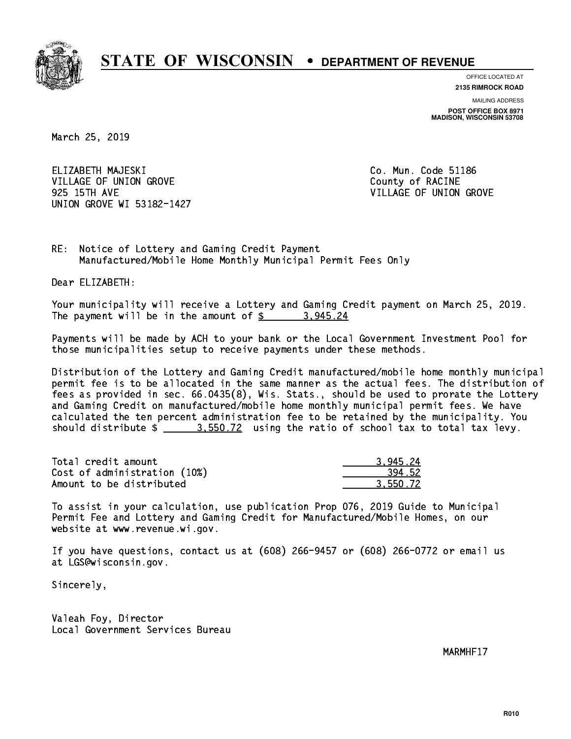# STATE OF WISCONSIN • DEPARTMENT OF REVENUE

OFFICE LOCATED AT
**2135 RIMROCK ROAD**

MAILING ADDRESS
**POST OFFICE BOX 8971**
**MADISON, WISCONSIN 53708**

March 25, 2019

ELIZABETH MAJESKI
VILLAGE OF UNION GROVE
925 15TH AVE
UNION GROVE WI 53182-1427

Co. Mun. Code 51186
County of RACINE
VILLAGE OF UNION GROVE

RE: Notice of Lottery and Gaming Credit Payment
Manufactured/Mobile Home Monthly Municipal Permit Fees Only

Dear ELIZABETH:

Your municipality will receive a Lottery and Gaming Credit payment on March 25, 2019. The payment will be in the amount of $ 3,945.24

Payments will be made by ACH to your bank or the Local Government Investment Pool for those municipalities setup to receive payments under these methods.

Distribution of the Lottery and Gaming Credit manufactured/mobile home monthly municipal permit fee is to be allocated in the same manner as the actual fees. The distribution of fees as provided in sec. 66.0435(8), Wis. Stats., should be used to prorate the Lottery and Gaming Credit on manufactured/mobile home monthly municipal permit fees. We have calculated the ten percent administration fee to be retained by the municipality. You should distribute $ 3,550.72 using the ratio of school tax to total tax levy.

| | |
|---|---|
| Total credit amount | 3,945.24 |
| Cost of administration (10%) | 394.52 |
| Amount to be distributed | 3,550.72 |

To assist in your calculation, use publication Prop 076, 2019 Guide to Municipal Permit Fee and Lottery and Gaming Credit for Manufactured/Mobile Homes, on our website at www.revenue.wi.gov.

If you have questions, contact us at (608) 266-9457 or (608) 266-0772 or email us at LGS@wisconsin.gov.

Sincerely,

Valeah Foy, Director
Local Government Services Bureau

MARMHF17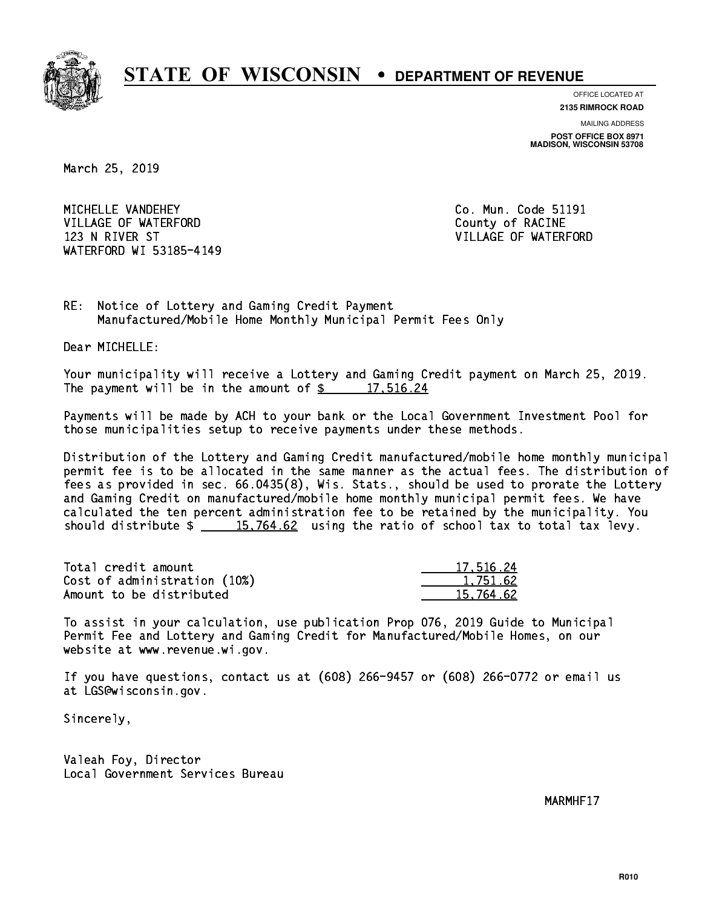# STATE OF WISCONSIN • DEPARTMENT OF REVENUE

OFFICE LOCATED AT
**2135 RIMROCK ROAD**

MAILING ADDRESS
**POST OFFICE BOX 8971**
**MADISON, WISCONSIN 53708**

March 25, 2019

MICHELLE VANDEHEY
VILLAGE OF WATERFORD
123 N RIVER ST
WATERFORD WI 53185-4149

Co. Mun. Code 51191
County of RACINE
VILLAGE OF WATERFORD

RE: Notice of Lottery and Gaming Credit Payment
Manufactured/Mobile Home Monthly Municipal Permit Fees Only

Dear MICHELLE:

Your municipality will receive a Lottery and Gaming Credit payment on March 25, 2019. The payment will be in the amount of $ 17,516.24

Payments will be made by ACH to your bank or the Local Government Investment Pool for those municipalities setup to receive payments under these methods.

Distribution of the Lottery and Gaming Credit manufactured/mobile home monthly municipal permit fee is to be allocated in the same manner as the actual fees. The distribution of fees as provided in sec. 66.0435(8), Wis. Stats., should be used to prorate the Lottery and Gaming Credit on manufactured/mobile home monthly municipal permit fees. We have calculated the ten percent administration fee to be retained by the municipality. You should distribute $ 15,764.62 using the ratio of school tax to total tax levy.

| | |
|---|---|
| Total credit amount | 17,516.24 |
| Cost of administration (10%) | 1,751.62 |
| Amount to be distributed | 15,764.62 |

To assist in your calculation, use publication Prop 076, 2019 Guide to Municipal Permit Fee and Lottery and Gaming Credit for Manufactured/Mobile Homes, on our website at www.revenue.wi.gov.

If you have questions, contact us at (608) 266-9457 or (608) 266-0772 or email us at LGS@wisconsin.gov.

Sincerely,

Valeah Foy, Director
Local Government Services Bureau

MARMHF17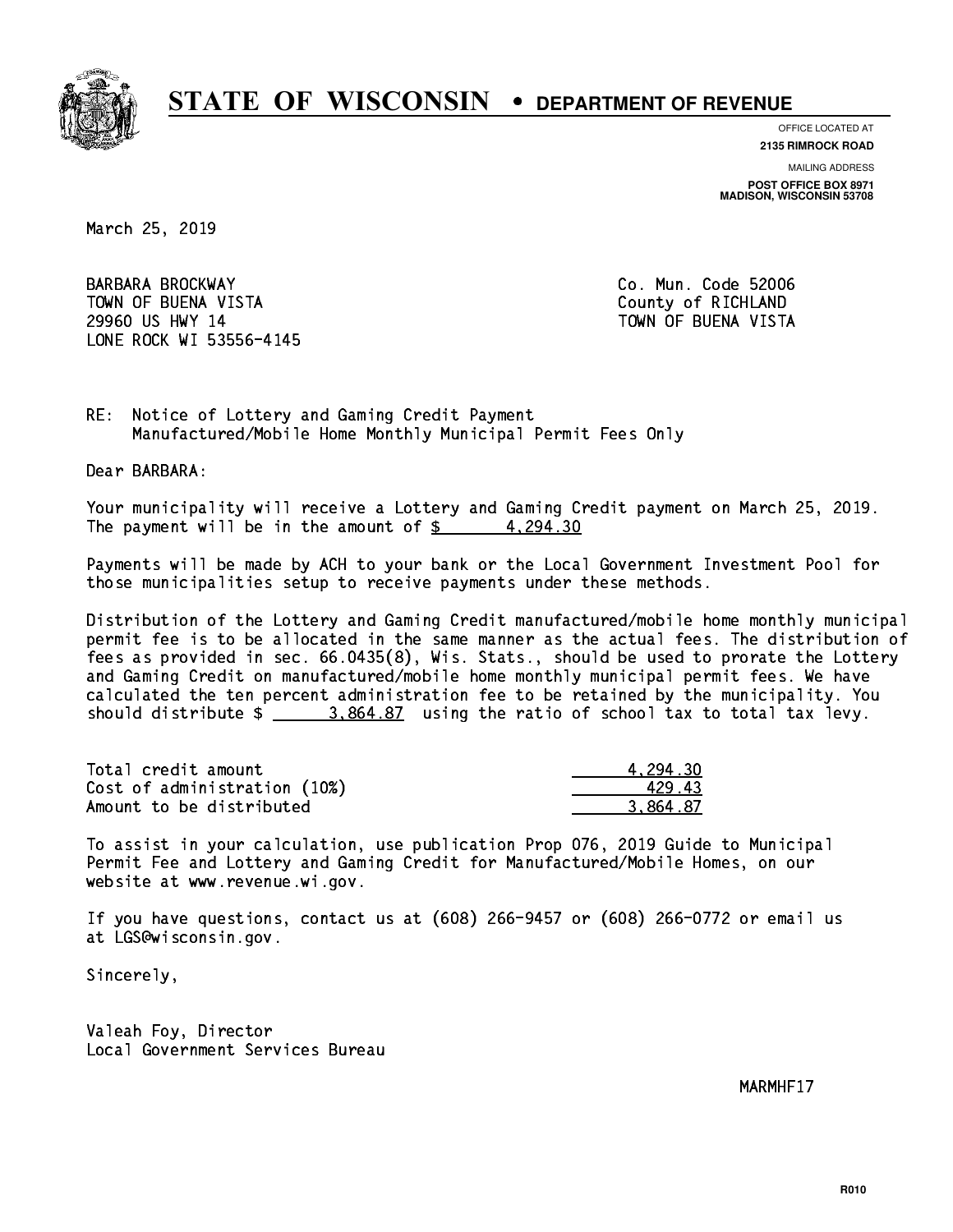# STATE OF WISCONSIN • DEPARTMENT OF REVENUE

OFFICE LOCATED AT
**2135 RIMROCK ROAD**

MAILING ADDRESS
**POST OFFICE BOX 8971**
**MADISON, WISCONSIN 53708**

March 25, 2019

BARBARA BROCKWAY
TOWN OF BUENA VISTA
29960 US HWY 14
LONE ROCK WI 53556-4145

Co. Mun. Code 52006
County of RICHLAND
TOWN OF BUENA VISTA

RE: Notice of Lottery and Gaming Credit Payment
Manufactured/Mobile Home Monthly Municipal Permit Fees Only

Dear BARBARA:

Your municipality will receive a Lottery and Gaming Credit payment on March 25, 2019. The payment will be in the amount of $ 4,294.30

Payments will be made by ACH to your bank or the Local Government Investment Pool for those municipalities setup to receive payments under these methods.

Distribution of the Lottery and Gaming Credit manufactured/mobile home monthly municipal permit fee is to be allocated in the same manner as the actual fees. The distribution of fees as provided in sec. 66.0435(8), Wis. Stats., should be used to prorate the Lottery and Gaming Credit on manufactured/mobile home monthly municipal permit fees. We have calculated the ten percent administration fee to be retained by the municipality. You should distribute $ 3,864.87 using the ratio of school tax to total tax levy.

| | |
|---|---|
| Total credit amount | 4,294.30 |
| Cost of administration (10%) | 429.43 |
| Amount to be distributed | 3,864.87 |

To assist in your calculation, use publication Prop 076, 2019 Guide to Municipal Permit Fee and Lottery and Gaming Credit for Manufactured/Mobile Homes, on our website at www.revenue.wi.gov.

If you have questions, contact us at (608) 266-9457 or (608) 266-0772 or email us at LGS@wisconsin.gov.

Sincerely,

Valeah Foy, Director
Local Government Services Bureau

MARMHF17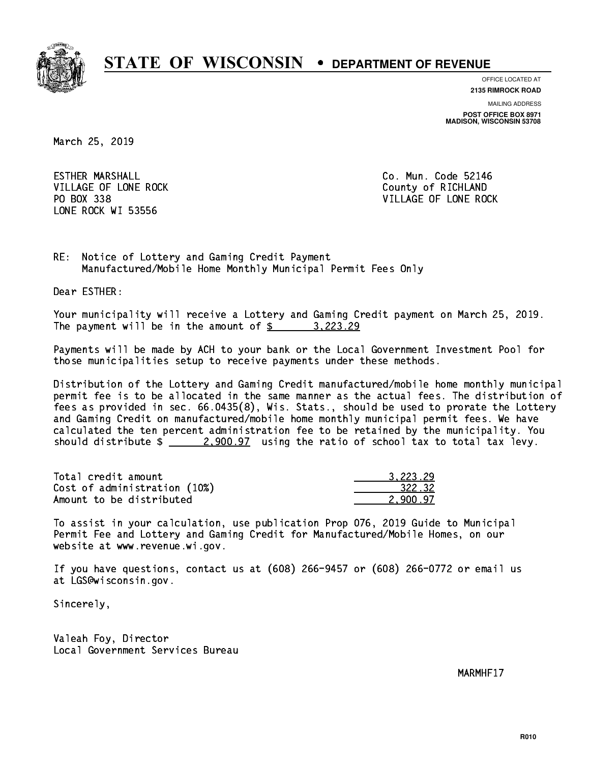# STATE OF WISCONSIN • DEPARTMENT OF REVENUE

OFFICE LOCATED AT
**2135 RIMROCK ROAD**

MAILING ADDRESS
**POST OFFICE BOX 8971**
**MADISON, WISCONSIN 53708**

March 25, 2019

ESTHER MARSHALL
VILLAGE OF LONE ROCK
PO BOX 338
LONE ROCK WI 53556

Co. Mun. Code 52146
County of RICHLAND
VILLAGE OF LONE ROCK

RE: Notice of Lottery and Gaming Credit Payment
Manufactured/Mobile Home Monthly Municipal Permit Fees Only

Dear ESTHER:

Your municipality will receive a Lottery and Gaming Credit payment on March 25, 2019. The payment will be in the amount of $ 3,223.29

Payments will be made by ACH to your bank or the Local Government Investment Pool for those municipalities setup to receive payments under these methods.

Distribution of the Lottery and Gaming Credit manufactured/mobile home monthly municipal permit fee is to be allocated in the same manner as the actual fees. The distribution of fees as provided in sec. 66.0435(8), Wis. Stats., should be used to prorate the Lottery and Gaming Credit on manufactured/mobile home monthly municipal permit fees. We have calculated the ten percent administration fee to be retained by the municipality. You should distribute $ 2,900.97 using the ratio of school tax to total tax levy.

| | |
|---|---:|
| Total credit amount | 3,223.29 |
| Cost of administration (10%) | 322.32 |
| Amount to be distributed | 2,900.97 |

To assist in your calculation, use publication Prop 076, 2019 Guide to Municipal Permit Fee and Lottery and Gaming Credit for Manufactured/Mobile Homes, on our website at www.revenue.wi.gov.

If you have questions, contact us at (608) 266-9457 or (608) 266-0772 or email us at LGS@wisconsin.gov.

Sincerely,

Valeah Foy, Director
Local Government Services Bureau

MARMHF17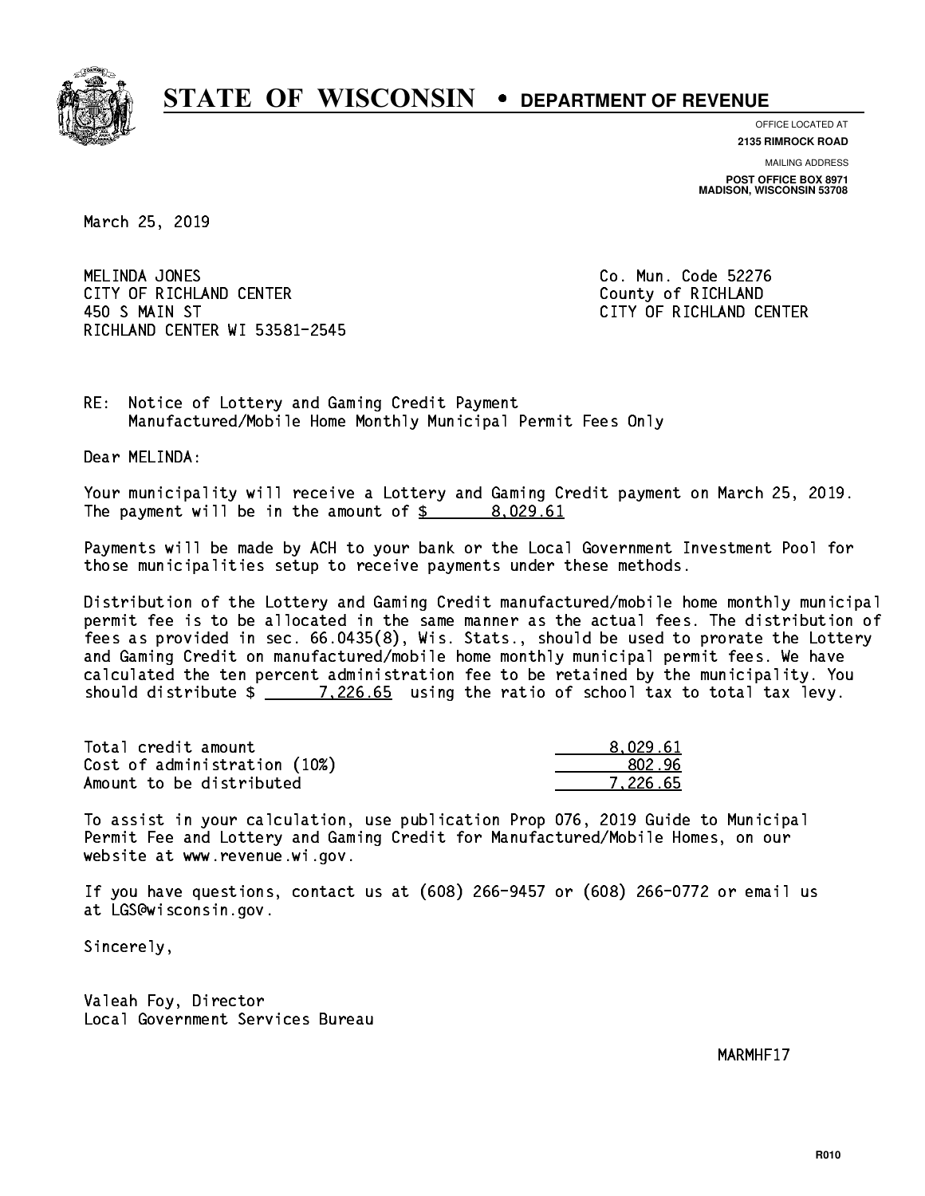# STATE OF WISCONSIN • DEPARTMENT OF REVENUE

OFFICE LOCATED AT
**2135 RIMROCK ROAD**

MAILING ADDRESS
**POST OFFICE BOX 8971**
**MADISON, WISCONSIN 53708**

March 25, 2019

MELINDA JONES
CITY OF RICHLAND CENTER
450 S MAIN ST
RICHLAND CENTER WI 53581-2545

Co. Mun. Code 52276
County of RICHLAND
CITY OF RICHLAND CENTER

RE: Notice of Lottery and Gaming Credit Payment
Manufactured/Mobile Home Monthly Municipal Permit Fees Only

Dear MELINDA:

Your municipality will receive a Lottery and Gaming Credit payment on March 25, 2019. The payment will be in the amount of $ 8,029.61

Payments will be made by ACH to your bank or the Local Government Investment Pool for those municipalities setup to receive payments under these methods.

Distribution of the Lottery and Gaming Credit manufactured/mobile home monthly municipal permit fee is to be allocated in the same manner as the actual fees. The distribution of fees as provided in sec. 66.0435(8), Wis. Stats., should be used to prorate the Lottery and Gaming Credit on manufactured/mobile home monthly municipal permit fees. We have calculated the ten percent administration fee to be retained by the municipality. You should distribute $ 7,226.65 using the ratio of school tax to total tax levy.

| | |
|---|---|
| Total credit amount | 8,029.61 |
| Cost of administration (10%) | 802.96 |
| Amount to be distributed | 7,226.65 |

To assist in your calculation, use publication Prop 076, 2019 Guide to Municipal Permit Fee and Lottery and Gaming Credit for Manufactured/Mobile Homes, on our website at www.revenue.wi.gov.

If you have questions, contact us at (608) 266-9457 or (608) 266-0772 or email us at LGS@wisconsin.gov.

Sincerely,

Valeah Foy, Director
Local Government Services Bureau

MARMHF17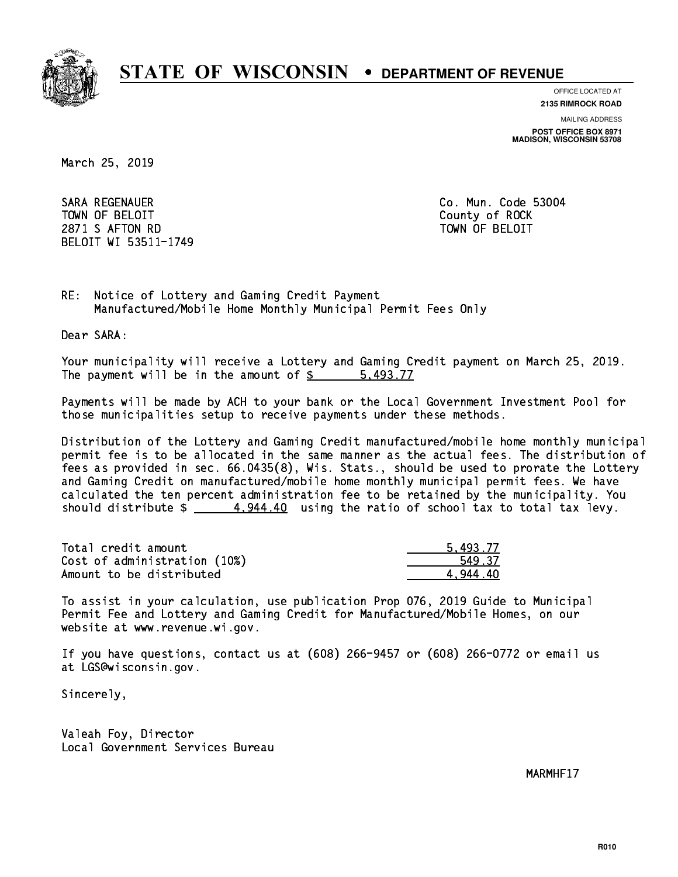# STATE OF WISCONSIN • DEPARTMENT OF REVENUE

OFFICE LOCATED AT
**2135 RIMROCK ROAD**

MAILING ADDRESS
**POST OFFICE BOX 8971**
**MADISON, WISCONSIN 53708**

March 25, 2019

SARA REGENAUER
TOWN OF BELOIT
2871 S AFTON RD
BELOIT WI 53511-1749

Co. Mun. Code 53004
County of ROCK
TOWN OF BELOIT

RE: Notice of Lottery and Gaming Credit Payment
Manufactured/Mobile Home Monthly Municipal Permit Fees Only

Dear SARA:

Your municipality will receive a Lottery and Gaming Credit payment on March 25, 2019. The payment will be in the amount of $ 5,493.77

Payments will be made by ACH to your bank or the Local Government Investment Pool for those municipalities setup to receive payments under these methods.

Distribution of the Lottery and Gaming Credit manufactured/mobile home monthly municipal permit fee is to be allocated in the same manner as the actual fees. The distribution of fees as provided in sec. 66.0435(8), Wis. Stats., should be used to prorate the Lottery and Gaming Credit on manufactured/mobile home monthly municipal permit fees. We have calculated the ten percent administration fee to be retained by the municipality. You should distribute $ 4,944.40 using the ratio of school tax to total tax levy.

| | |
|---|---|
| Total credit amount | 5,493.77 |
| Cost of administration (10%) | 549.37 |
| Amount to be distributed | 4,944.40 |

To assist in your calculation, use publication Prop 076, 2019 Guide to Municipal Permit Fee and Lottery and Gaming Credit for Manufactured/Mobile Homes, on our website at www.revenue.wi.gov.

If you have questions, contact us at (608) 266-9457 or (608) 266-0772 or email us at LGS@wisconsin.gov.

Sincerely,

Valeah Foy, Director
Local Government Services Bureau

MARMHF17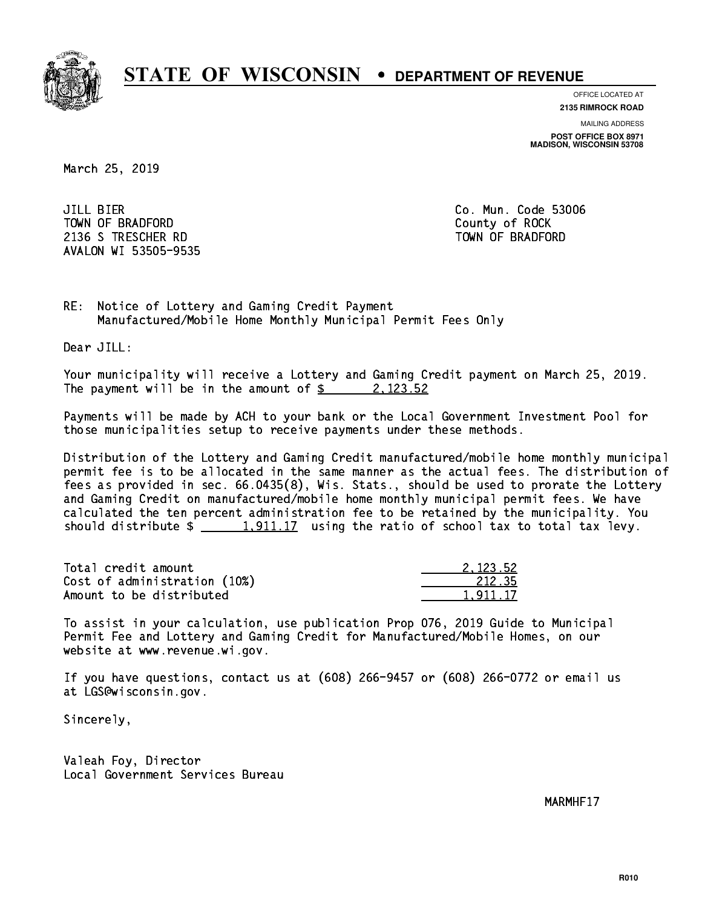# STATE OF WISCONSIN • DEPARTMENT OF REVENUE

OFFICE LOCATED AT
**2135 RIMROCK ROAD**

MAILING ADDRESS
**POST OFFICE BOX 8971**
**MADISON, WISCONSIN 53708**

March 25, 2019

JILL BIER
TOWN OF BRADFORD
2136 S TRESCHER RD
AVALON WI 53505-9535

Co. Mun. Code 53006
County of ROCK
TOWN OF BRADFORD

RE: Notice of Lottery and Gaming Credit Payment
Manufactured/Mobile Home Monthly Municipal Permit Fees Only

Dear JILL:

Your municipality will receive a Lottery and Gaming Credit payment on March 25, 2019. The payment will be in the amount of $ 2,123.52

Payments will be made by ACH to your bank or the Local Government Investment Pool for those municipalities setup to receive payments under these methods.

Distribution of the Lottery and Gaming Credit manufactured/mobile home monthly municipal permit fee is to be allocated in the same manner as the actual fees. The distribution of fees as provided in sec. 66.0435(8), Wis. Stats., should be used to prorate the Lottery and Gaming Credit on manufactured/mobile home monthly municipal permit fees. We have calculated the ten percent administration fee to be retained by the municipality. You should distribute $ 1,911.17 using the ratio of school tax to total tax levy.

| | |
|---|---|
| Total credit amount | 2,123.52 |
| Cost of administration (10%) | 212.35 |
| Amount to be distributed | 1,911.17 |

To assist in your calculation, use publication Prop 076, 2019 Guide to Municipal Permit Fee and Lottery and Gaming Credit for Manufactured/Mobile Homes, on our website at www.revenue.wi.gov.

If you have questions, contact us at (608) 266-9457 or (608) 266-0772 or email us at LGS@wisconsin.gov.

Sincerely,

Valeah Foy, Director
Local Government Services Bureau

MARMHF17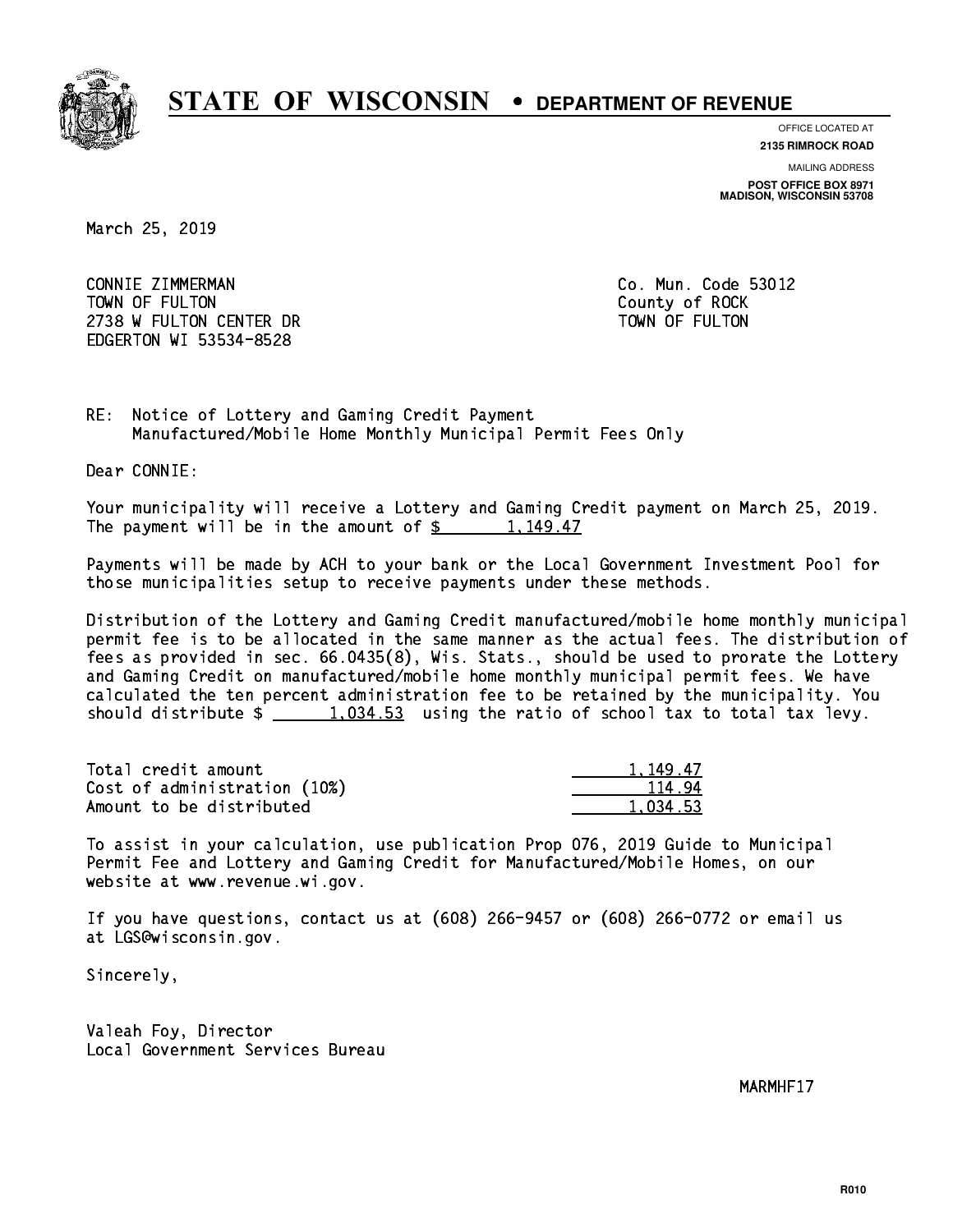# STATE OF WISCONSIN • DEPARTMENT OF REVENUE

OFFICE LOCATED AT
**2135 RIMROCK ROAD**

MAILING ADDRESS
**POST OFFICE BOX 8971**
**MADISON, WISCONSIN 53708**

March 25, 2019

CONNIE ZIMMERMAN
TOWN OF FULTON
2738 W FULTON CENTER DR
EDGERTON WI 53534-8528

Co. Mun. Code 53012
County of ROCK
TOWN OF FULTON

RE: Notice of Lottery and Gaming Credit Payment
Manufactured/Mobile Home Monthly Municipal Permit Fees Only

Dear CONNIE:

Your municipality will receive a Lottery and Gaming Credit payment on March 25, 2019. The payment will be in the amount of $ 1,149.47

Payments will be made by ACH to your bank or the Local Government Investment Pool for those municipalities setup to receive payments under these methods.

Distribution of the Lottery and Gaming Credit manufactured/mobile home monthly municipal permit fee is to be allocated in the same manner as the actual fees. The distribution of fees as provided in sec. 66.0435(8), Wis. Stats., should be used to prorate the Lottery and Gaming Credit on manufactured/mobile home monthly municipal permit fees. We have calculated the ten percent administration fee to be retained by the municipality. You should distribute $ 1,034.53 using the ratio of school tax to total tax levy.

| | |
|---|---|
| Total credit amount | 1,149.47 |
| Cost of administration (10%) | 114.94 |
| Amount to be distributed | 1,034.53 |

To assist in your calculation, use publication Prop 076, 2019 Guide to Municipal Permit Fee and Lottery and Gaming Credit for Manufactured/Mobile Homes, on our website at www.revenue.wi.gov.

If you have questions, contact us at (608) 266-9457 or (608) 266-0772 or email us at LGS@wisconsin.gov.

Sincerely,

Valeah Foy, Director
Local Government Services Bureau

MARMHF17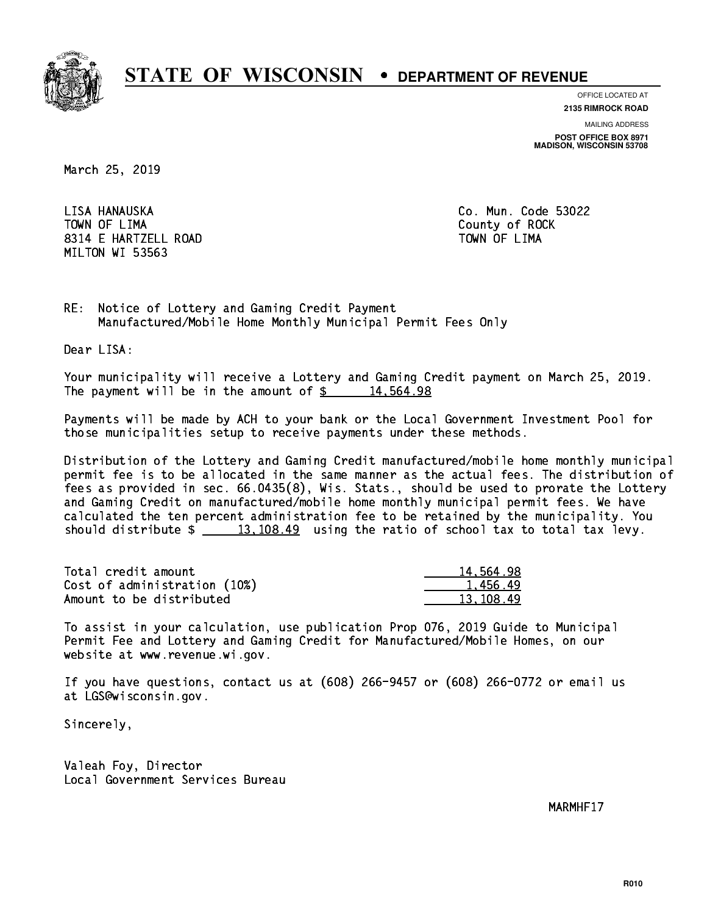# STATE OF WISCONSIN • DEPARTMENT OF REVENUE

OFFICE LOCATED AT
**2135 RIMROCK ROAD**

MAILING ADDRESS
**POST OFFICE BOX 8971
MADISON, WISCONSIN 53708**

March 25, 2019

LISA HANAUSKA
TOWN OF LIMA
8314 E HARTZELL ROAD
MILTON WI 53563

Co. Mun. Code 53022
County of ROCK
TOWN OF LIMA

RE: Notice of Lottery and Gaming Credit Payment
Manufactured/Mobile Home Monthly Municipal Permit Fees Only

Dear LISA:

Your municipality will receive a Lottery and Gaming Credit payment on March 25, 2019. The payment will be in the amount of $ 14,564.98

Payments will be made by ACH to your bank or the Local Government Investment Pool for those municipalities setup to receive payments under these methods.

Distribution of the Lottery and Gaming Credit manufactured/mobile home monthly municipal permit fee is to be allocated in the same manner as the actual fees. The distribution of fees as provided in sec. 66.0435(8), Wis. Stats., should be used to prorate the Lottery and Gaming Credit on manufactured/mobile home monthly municipal permit fees. We have calculated the ten percent administration fee to be retained by the municipality. You should distribute $ 13,108.49 using the ratio of school tax to total tax levy.

| | |
|---|---|
| Total credit amount | 14,564.98 |
| Cost of administration (10%) | 1,456.49 |
| Amount to be distributed | 13,108.49 |

To assist in your calculation, use publication Prop 076, 2019 Guide to Municipal Permit Fee and Lottery and Gaming Credit for Manufactured/Mobile Homes, on our website at www.revenue.wi.gov.

If you have questions, contact us at (608) 266-9457 or (608) 266-0772 or email us at LGS@wisconsin.gov.

Sincerely,

Valeah Foy, Director
Local Government Services Bureau

MARMHF17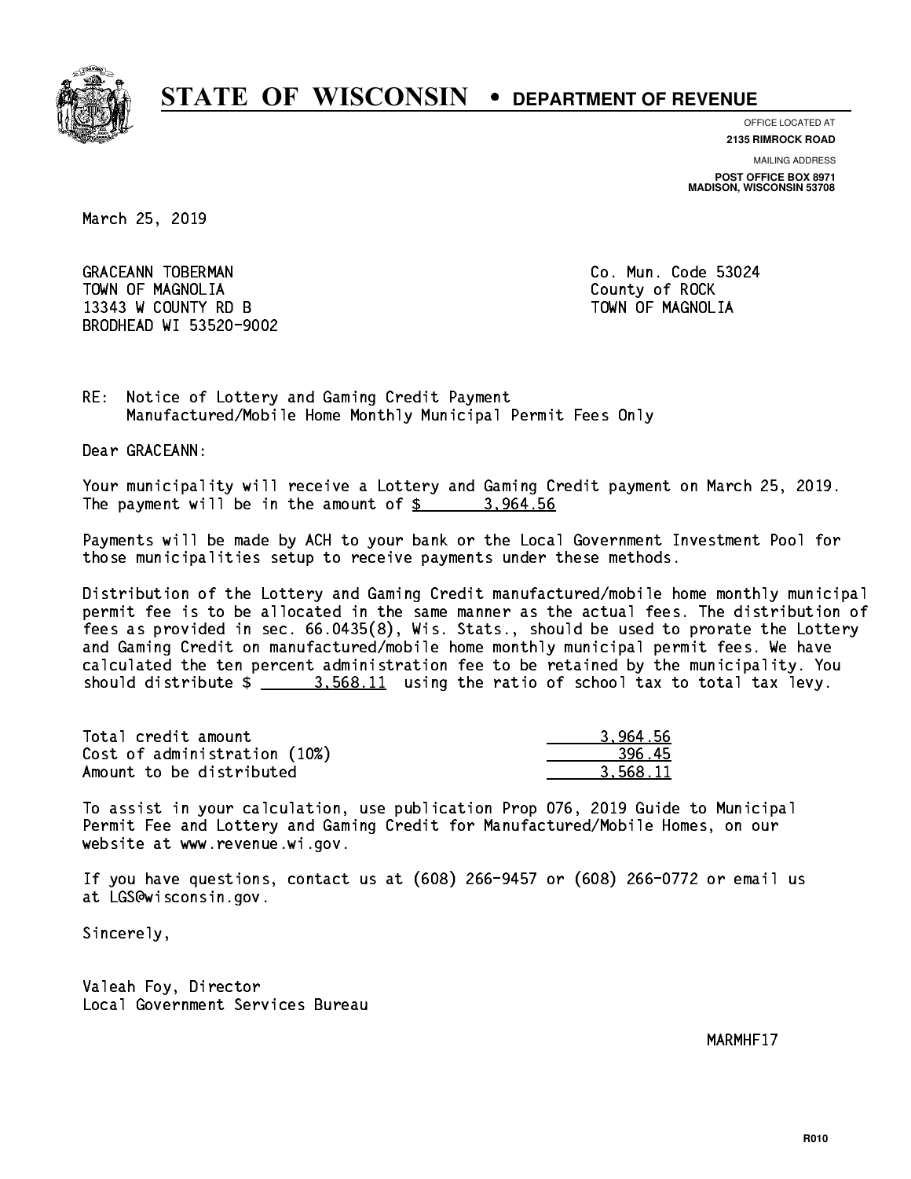# STATE OF WISCONSIN • DEPARTMENT OF REVENUE

OFFICE LOCATED AT
**2135 RIMROCK ROAD**

MAILING ADDRESS
**POST OFFICE BOX 8971**
**MADISON, WISCONSIN 53708**

March 25, 2019

GRACEANN TOBERMAN
TOWN OF MAGNOLIA
13343 W COUNTY RD B
BRODHEAD WI 53520-9002

Co. Mun. Code 53024
County of ROCK
TOWN OF MAGNOLIA

RE: Notice of Lottery and Gaming Credit Payment
Manufactured/Mobile Home Monthly Municipal Permit Fees Only

Dear GRACEANN:

Your municipality will receive a Lottery and Gaming Credit payment on March 25, 2019. The payment will be in the amount of $ 3,964.56

Payments will be made by ACH to your bank or the Local Government Investment Pool for those municipalities setup to receive payments under these methods.

Distribution of the Lottery and Gaming Credit manufactured/mobile home monthly municipal permit fee is to be allocated in the same manner as the actual fees. The distribution of fees as provided in sec. 66.0435(8), Wis. Stats., should be used to prorate the Lottery and Gaming Credit on manufactured/mobile home monthly municipal permit fees. We have calculated the ten percent administration fee to be retained by the municipality. You should distribute $ 3,568.11 using the ratio of school tax to total tax levy.

| | |
|---|---|
| Total credit amount | 3,964.56 |
| Cost of administration (10%) | 396.45 |
| Amount to be distributed | 3,568.11 |

To assist in your calculation, use publication Prop 076, 2019 Guide to Municipal Permit Fee and Lottery and Gaming Credit for Manufactured/Mobile Homes, on our website at www.revenue.wi.gov.

If you have questions, contact us at (608) 266-9457 or (608) 266-0772 or email us at LGS@wisconsin.gov.

Sincerely,

Valeah Foy, Director
Local Government Services Bureau

MARMHF17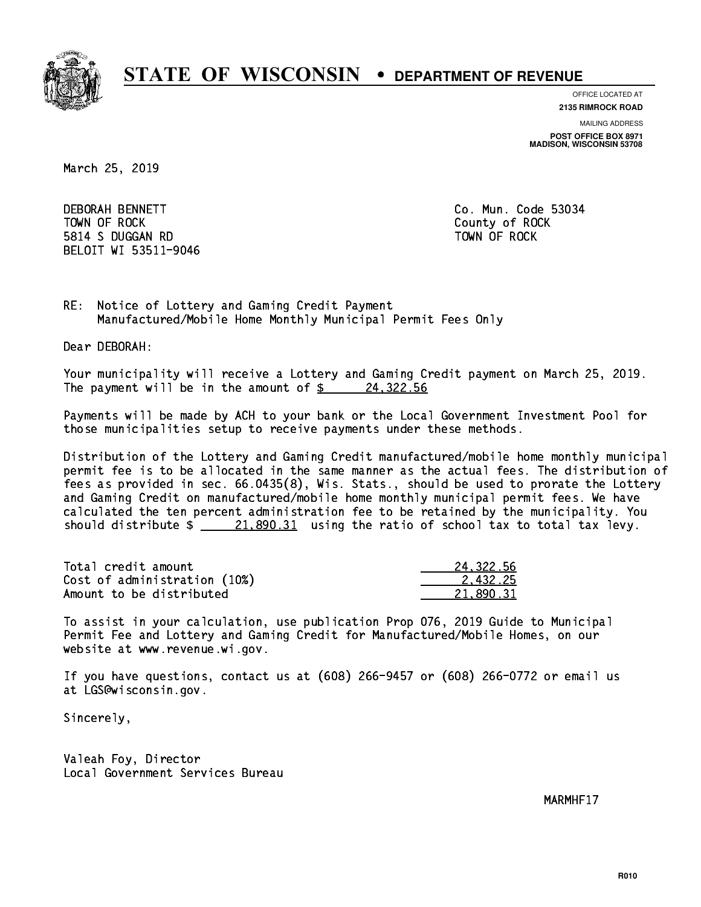# STATE OF WISCONSIN • DEPARTMENT OF REVENUE

OFFICE LOCATED AT
**2135 RIMROCK ROAD**

MAILING ADDRESS
**POST OFFICE BOX 8971**
**MADISON, WISCONSIN 53708**

March 25, 2019

DEBORAH BENNETT
TOWN OF ROCK
5814 S DUGGAN RD
BELOIT WI 53511-9046

Co. Mun. Code 53034
County of ROCK
TOWN OF ROCK

RE: Notice of Lottery and Gaming Credit Payment
Manufactured/Mobile Home Monthly Municipal Permit Fees Only

Dear DEBORAH:

Your municipality will receive a Lottery and Gaming Credit payment on March 25, 2019. The payment will be in the amount of $ 24,322.56

Payments will be made by ACH to your bank or the Local Government Investment Pool for those municipalities setup to receive payments under these methods.

Distribution of the Lottery and Gaming Credit manufactured/mobile home monthly municipal permit fee is to be allocated in the same manner as the actual fees. The distribution of fees as provided in sec. 66.0435(8), Wis. Stats., should be used to prorate the Lottery and Gaming Credit on manufactured/mobile home monthly municipal permit fees. We have calculated the ten percent administration fee to be retained by the municipality. You should distribute $ 21,890.31 using the ratio of school tax to total tax levy.

| | |
|---|---|
| Total credit amount | 24,322.56 |
| Cost of administration (10%) | 2,432.25 |
| Amount to be distributed | 21,890.31 |

To assist in your calculation, use publication Prop 076, 2019 Guide to Municipal Permit Fee and Lottery and Gaming Credit for Manufactured/Mobile Homes, on our website at www.revenue.wi.gov.

If you have questions, contact us at (608) 266-9457 or (608) 266-0772 or email us at LGS@wisconsin.gov.

Sincerely,

Valeah Foy, Director
Local Government Services Bureau

MARMHF17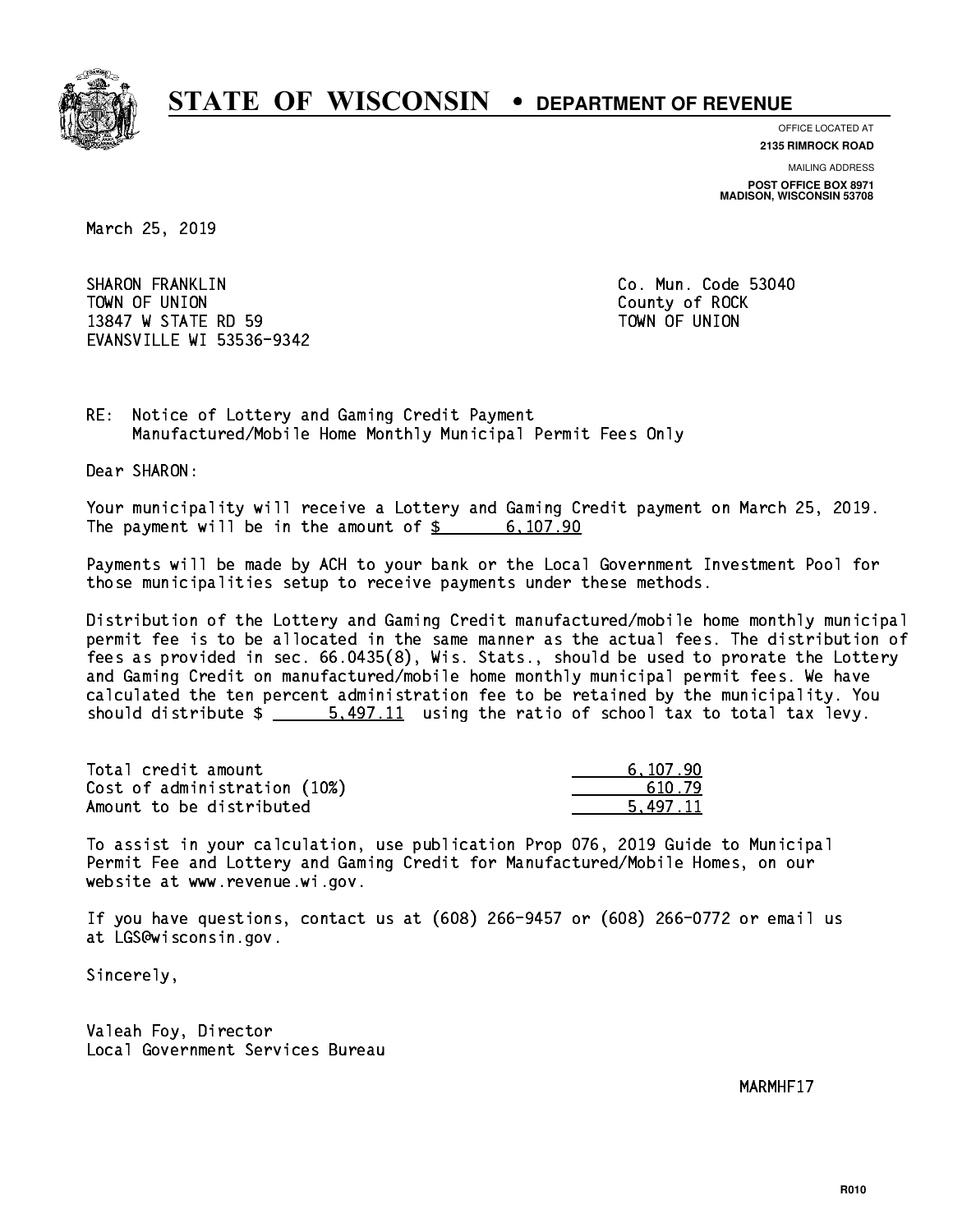# STATE OF WISCONSIN • DEPARTMENT OF REVENUE

OFFICE LOCATED AT
**2135 RIMROCK ROAD**

MAILING ADDRESS
**POST OFFICE BOX 8971**
**MADISON, WISCONSIN 53708**

March 25, 2019

SHARON FRANKLIN
TOWN OF UNION
13847 W STATE RD 59
EVANSVILLE WI 53536-9342

Co. Mun. Code 53040
County of ROCK
TOWN OF UNION

RE: Notice of Lottery and Gaming Credit Payment
Manufactured/Mobile Home Monthly Municipal Permit Fees Only

Dear SHARON:

Your municipality will receive a Lottery and Gaming Credit payment on March 25, 2019. The payment will be in the amount of $ 6,107.90

Payments will be made by ACH to your bank or the Local Government Investment Pool for those municipalities setup to receive payments under these methods.

Distribution of the Lottery and Gaming Credit manufactured/mobile home monthly municipal permit fee is to be allocated in the same manner as the actual fees. The distribution of fees as provided in sec. 66.0435(8), Wis. Stats., should be used to prorate the Lottery and Gaming Credit on manufactured/mobile home monthly municipal permit fees. We have calculated the ten percent administration fee to be retained by the municipality. You should distribute $ 5,497.11 using the ratio of school tax to total tax levy.

| | |
|---|---|
| Total credit amount | 6,107.90 |
| Cost of administration (10%) | 610.79 |
| Amount to be distributed | 5,497.11 |

To assist in your calculation, use publication Prop 076, 2019 Guide to Municipal Permit Fee and Lottery and Gaming Credit for Manufactured/Mobile Homes, on our website at www.revenue.wi.gov.

If you have questions, contact us at (608) 266-9457 or (608) 266-0772 or email us at LGS@wisconsin.gov.

Sincerely,

Valeah Foy, Director
Local Government Services Bureau

MARMHF17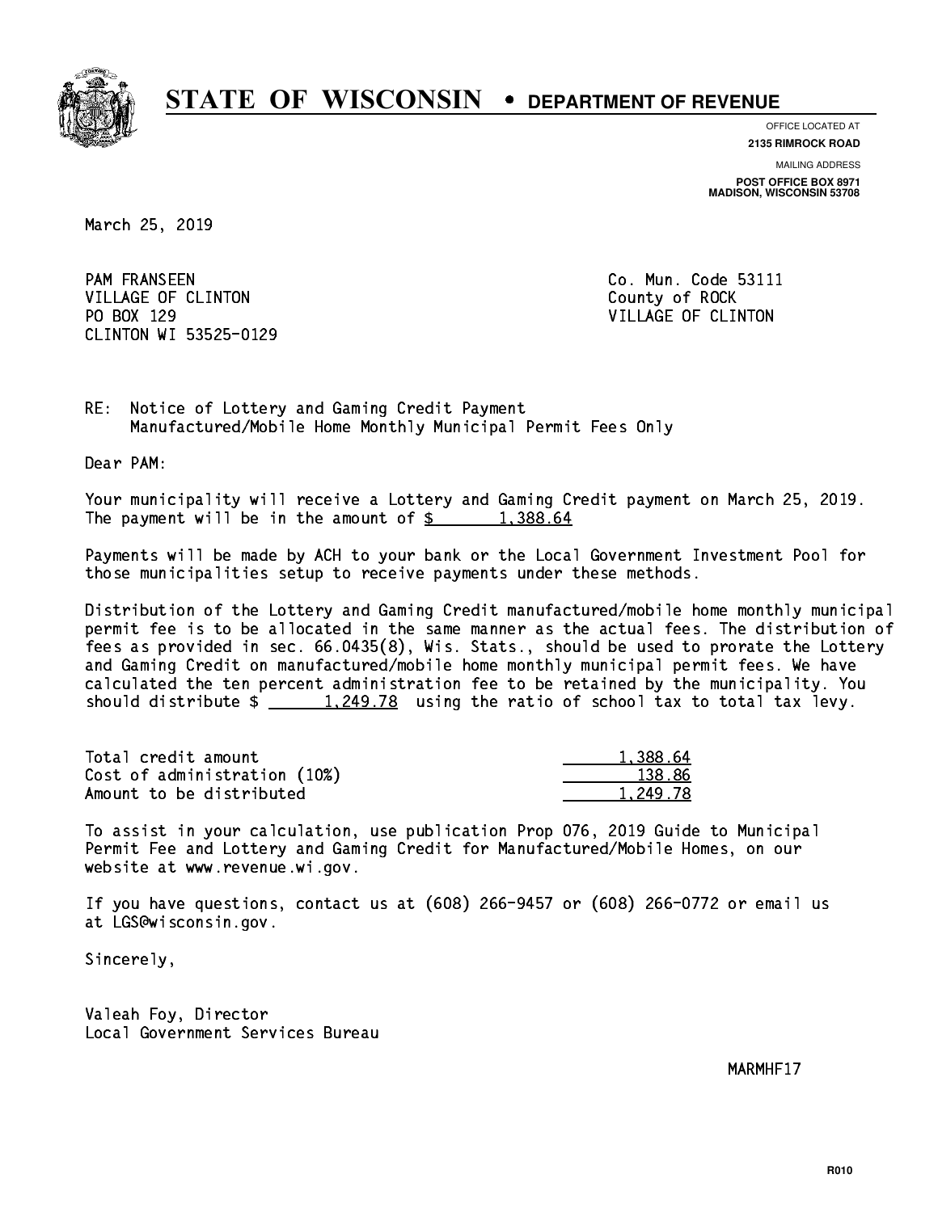# STATE OF WISCONSIN • DEPARTMENT OF REVENUE

OFFICE LOCATED AT
**2135 RIMROCK ROAD**

MAILING ADDRESS
**POST OFFICE BOX 8971**
**MADISON, WISCONSIN 53708**

March 25, 2019

PAM FRANSEEN
VILLAGE OF CLINTON
PO BOX 129
CLINTON WI 53525-0129

Co. Mun. Code 53111
County of ROCK
VILLAGE OF CLINTON

RE: Notice of Lottery and Gaming Credit Payment
Manufactured/Mobile Home Monthly Municipal Permit Fees Only

Dear PAM:

Your municipality will receive a Lottery and Gaming Credit payment on March 25, 2019. The payment will be in the amount of $ 1,388.64

Payments will be made by ACH to your bank or the Local Government Investment Pool for those municipalities setup to receive payments under these methods.

Distribution of the Lottery and Gaming Credit manufactured/mobile home monthly municipal permit fee is to be allocated in the same manner as the actual fees. The distribution of fees as provided in sec. 66.0435(8), Wis. Stats., should be used to prorate the Lottery and Gaming Credit on manufactured/mobile home monthly municipal permit fees. We have calculated the ten percent administration fee to be retained by the municipality. You should distribute $ 1,249.78 using the ratio of school tax to total tax levy.

| | |
|---|---|
| Total credit amount | 1,388.64 |
| Cost of administration (10%) | 138.86 |
| Amount to be distributed | 1,249.78 |

To assist in your calculation, use publication Prop 076, 2019 Guide to Municipal Permit Fee and Lottery and Gaming Credit for Manufactured/Mobile Homes, on our website at www.revenue.wi.gov.

If you have questions, contact us at (608) 266-9457 or (608) 266-0772 or email us at LGS@wisconsin.gov.

Sincerely,

Valeah Foy, Director
Local Government Services Bureau

MARMHF17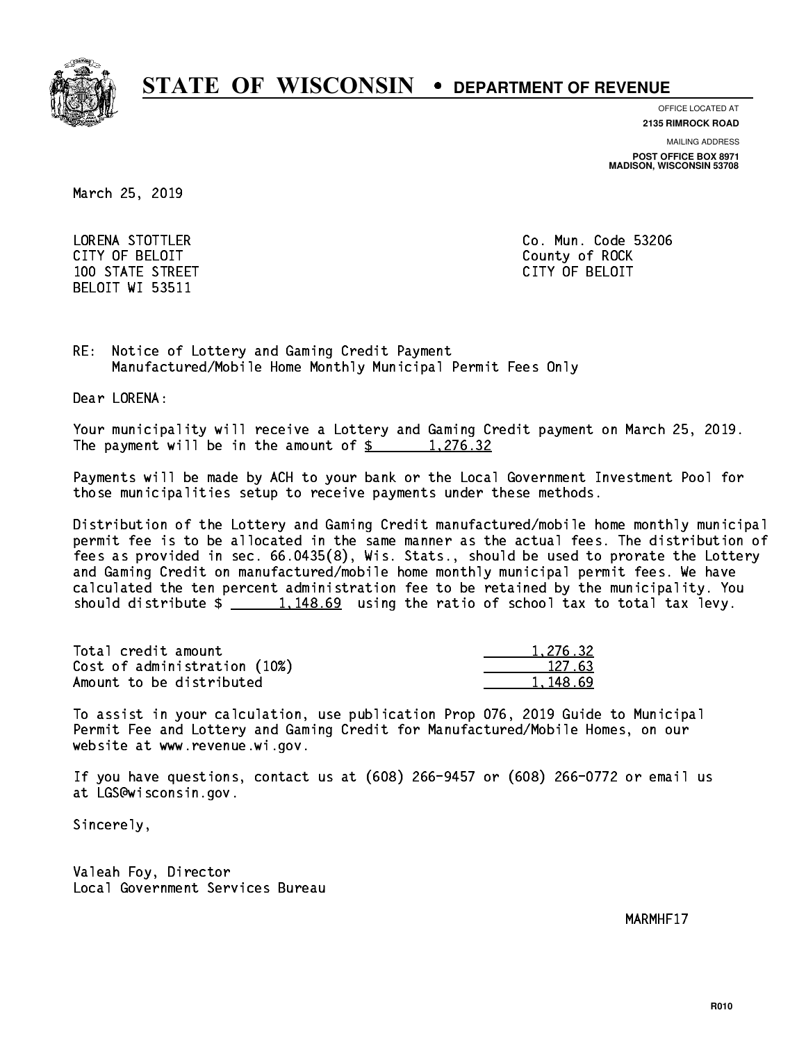# STATE OF WISCONSIN • DEPARTMENT OF REVENUE

OFFICE LOCATED AT
**2135 RIMROCK ROAD**

MAILING ADDRESS
**POST OFFICE BOX 8971**
**MADISON, WISCONSIN 53708**

March 25, 2019

LORENA STOTTLER
CITY OF BELOIT
100 STATE STREET
BELOIT WI 53511

Co. Mun. Code 53206
County of ROCK
CITY OF BELOIT

RE: Notice of Lottery and Gaming Credit Payment
Manufactured/Mobile Home Monthly Municipal Permit Fees Only

Dear LORENA:

Your municipality will receive a Lottery and Gaming Credit payment on March 25, 2019. The payment will be in the amount of $ 1,276.32

Payments will be made by ACH to your bank or the Local Government Investment Pool for those municipalities setup to receive payments under these methods.

Distribution of the Lottery and Gaming Credit manufactured/mobile home monthly municipal permit fee is to be allocated in the same manner as the actual fees. The distribution of fees as provided in sec. 66.0435(8), Wis. Stats., should be used to prorate the Lottery and Gaming Credit on manufactured/mobile home monthly municipal permit fees. We have calculated the ten percent administration fee to be retained by the municipality. You should distribute $ 1,148.69 using the ratio of school tax to total tax levy.

| | |
|---|---|
| Total credit amount | 1,276.32 |
| Cost of administration (10%) | 127.63 |
| Amount to be distributed | 1,148.69 |

To assist in your calculation, use publication Prop 076, 2019 Guide to Municipal Permit Fee and Lottery and Gaming Credit for Manufactured/Mobile Homes, on our website at www.revenue.wi.gov.

If you have questions, contact us at (608) 266-9457 or (608) 266-0772 or email us at LGS@wisconsin.gov.

Sincerely,

Valeah Foy, Director
Local Government Services Bureau

MARMHF17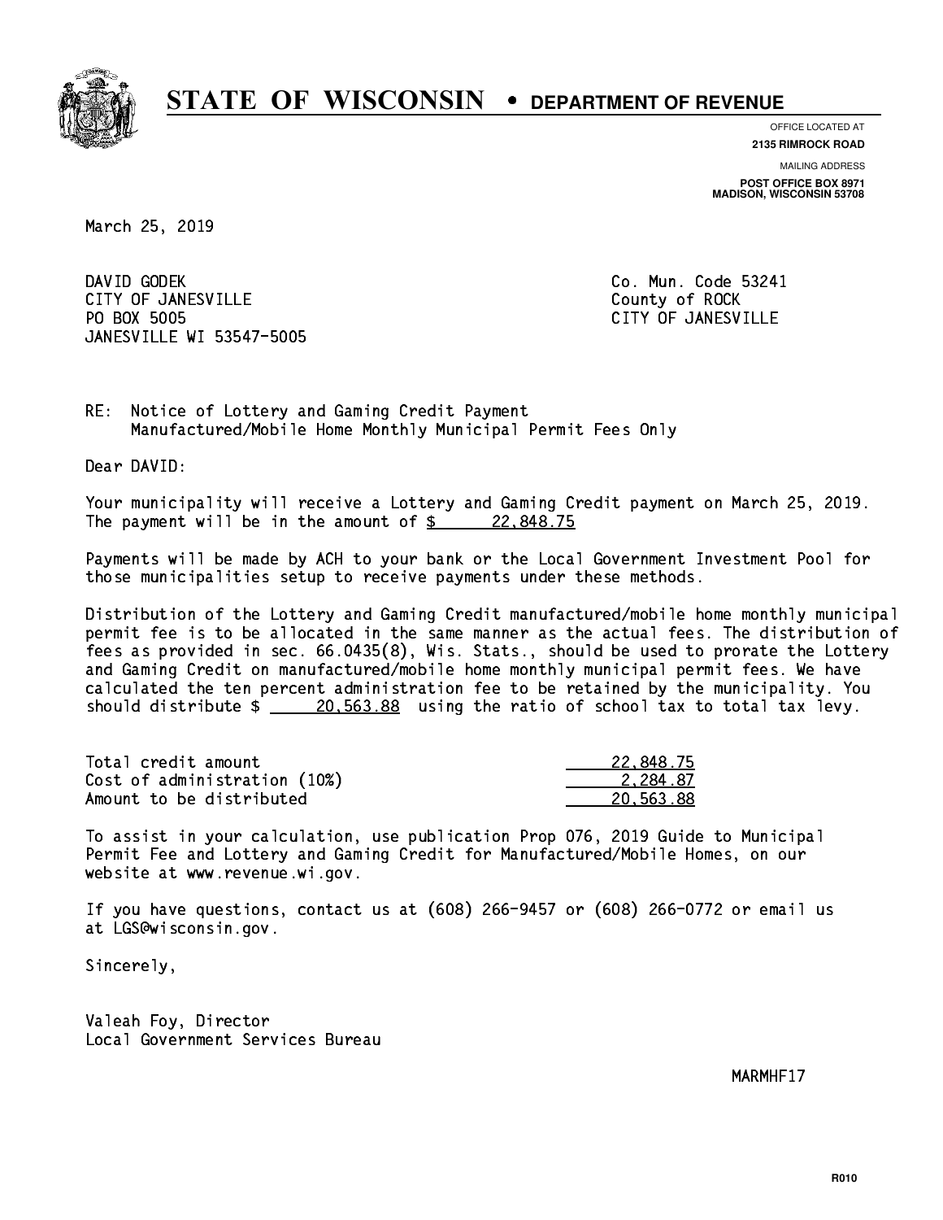# STATE OF WISCONSIN • DEPARTMENT OF REVENUE

OFFICE LOCATED AT
**2135 RIMROCK ROAD**

MAILING ADDRESS
**POST OFFICE BOX 8971**
**MADISON, WISCONSIN 53708**

March 25, 2019

DAVID GODEK
CITY OF JANESVILLE
PO BOX 5005
JANESVILLE WI 53547-5005

Co. Mun. Code 53241
County of ROCK
CITY OF JANESVILLE

RE: Notice of Lottery and Gaming Credit Payment
Manufactured/Mobile Home Monthly Municipal Permit Fees Only

Dear DAVID:

Your municipality will receive a Lottery and Gaming Credit payment on March 25, 2019. The payment will be in the amount of $ 22,848.75

Payments will be made by ACH to your bank or the Local Government Investment Pool for those municipalities setup to receive payments under these methods.

Distribution of the Lottery and Gaming Credit manufactured/mobile home monthly municipal permit fee is to be allocated in the same manner as the actual fees. The distribution of fees as provided in sec. 66.0435(8), Wis. Stats., should be used to prorate the Lottery and Gaming Credit on manufactured/mobile home monthly municipal permit fees. We have calculated the ten percent administration fee to be retained by the municipality. You should distribute $ 20,563.88 using the ratio of school tax to total tax levy.

| | |
|---|---|
| Total credit amount | 22,848.75 |
| Cost of administration (10%) | 2,284.87 |
| Amount to be distributed | 20,563.88 |

To assist in your calculation, use publication Prop 076, 2019 Guide to Municipal Permit Fee and Lottery and Gaming Credit for Manufactured/Mobile Homes, on our website at www.revenue.wi.gov.

If you have questions, contact us at (608) 266-9457 or (608) 266-0772 or email us at LGS@wisconsin.gov.

Sincerely,

Valeah Foy, Director
Local Government Services Bureau

MARMHF17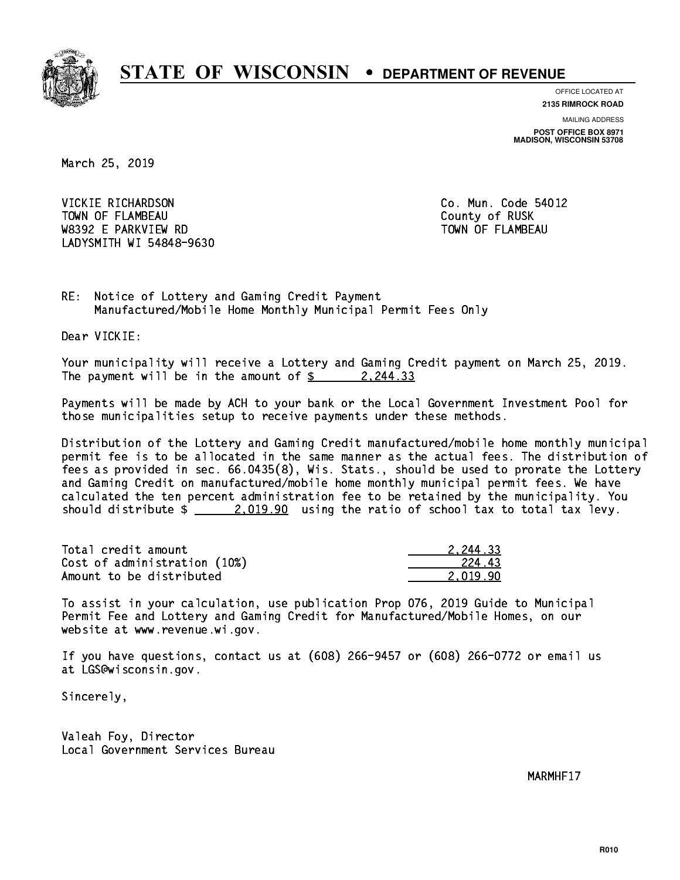# STATE OF WISCONSIN • DEPARTMENT OF REVENUE

OFFICE LOCATED AT
**2135 RIMROCK ROAD**

MAILING ADDRESS
**POST OFFICE BOX 8971**
**MADISON, WISCONSIN 53708**

March 25, 2019

VICKIE RICHARDSON
TOWN OF FLAMBEAU
W8392 E PARKVIEW RD
LADYSMITH WI 54848-9630

Co. Mun. Code 54012
County of RUSK
TOWN OF FLAMBEAU

RE: Notice of Lottery and Gaming Credit Payment
Manufactured/Mobile Home Monthly Municipal Permit Fees Only

Dear VICKIE:

Your municipality will receive a Lottery and Gaming Credit payment on March 25, 2019. The payment will be in the amount of $ 2,244.33

Payments will be made by ACH to your bank or the Local Government Investment Pool for those municipalities setup to receive payments under these methods.

Distribution of the Lottery and Gaming Credit manufactured/mobile home monthly municipal permit fee is to be allocated in the same manner as the actual fees. The distribution of fees as provided in sec. 66.0435(8), Wis. Stats., should be used to prorate the Lottery and Gaming Credit on manufactured/mobile home monthly municipal permit fees. We have calculated the ten percent administration fee to be retained by the municipality. You should distribute $ 2,019.90 using the ratio of school tax to total tax levy.

| | |
|---|---|
| Total credit amount | 2,244.33 |
| Cost of administration (10%) | 224.43 |
| Amount to be distributed | 2,019.90 |

To assist in your calculation, use publication Prop 076, 2019 Guide to Municipal Permit Fee and Lottery and Gaming Credit for Manufactured/Mobile Homes, on our website at www.revenue.wi.gov.

If you have questions, contact us at (608) 266-9457 or (608) 266-0772 or email us at LGS@wisconsin.gov.

Sincerely,

Valeah Foy, Director
Local Government Services Bureau

MARMHF17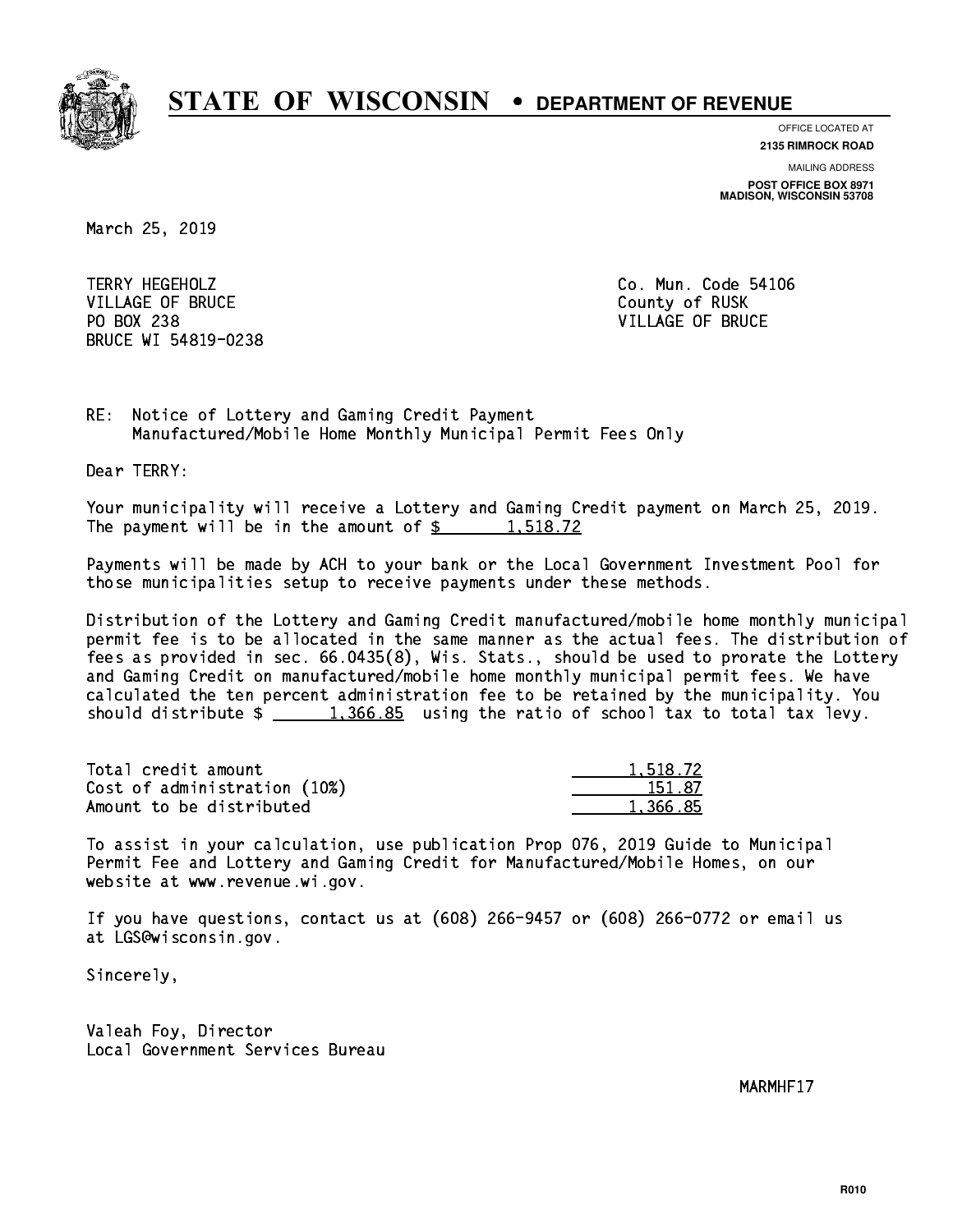# STATE OF WISCONSIN • DEPARTMENT OF REVENUE

OFFICE LOCATED AT
**2135 RIMROCK ROAD**

MAILING ADDRESS
**POST OFFICE BOX 8971**
**MADISON, WISCONSIN 53708**

March 25, 2019

TERRY HEGEHOLZ
VILLAGE OF BRUCE
PO BOX 238
BRUCE WI 54819-0238

Co. Mun. Code 54106
County of RUSK
VILLAGE OF BRUCE

RE: Notice of Lottery and Gaming Credit Payment
Manufactured/Mobile Home Monthly Municipal Permit Fees Only

Dear TERRY:

Your municipality will receive a Lottery and Gaming Credit payment on March 25, 2019. The payment will be in the amount of $ 1,518.72

Payments will be made by ACH to your bank or the Local Government Investment Pool for those municipalities setup to receive payments under these methods.

Distribution of the Lottery and Gaming Credit manufactured/mobile home monthly municipal permit fee is to be allocated in the same manner as the actual fees. The distribution of fees as provided in sec. 66.0435(8), Wis. Stats., should be used to prorate the Lottery and Gaming Credit on manufactured/mobile home monthly municipal permit fees. We have calculated the ten percent administration fee to be retained by the municipality. You should distribute $ 1,366.85 using the ratio of school tax to total tax levy.

| | |
|---|---|
| Total credit amount | 1,518.72 |
| Cost of administration (10%) | 151.87 |
| Amount to be distributed | 1,366.85 |

To assist in your calculation, use publication Prop 076, 2019 Guide to Municipal Permit Fee and Lottery and Gaming Credit for Manufactured/Mobile Homes, on our website at www.revenue.wi.gov.

If you have questions, contact us at (608) 266-9457 or (608) 266-0772 or email us at LGS@wisconsin.gov.

Sincerely,

Valeah Foy, Director
Local Government Services Bureau

MARMHF17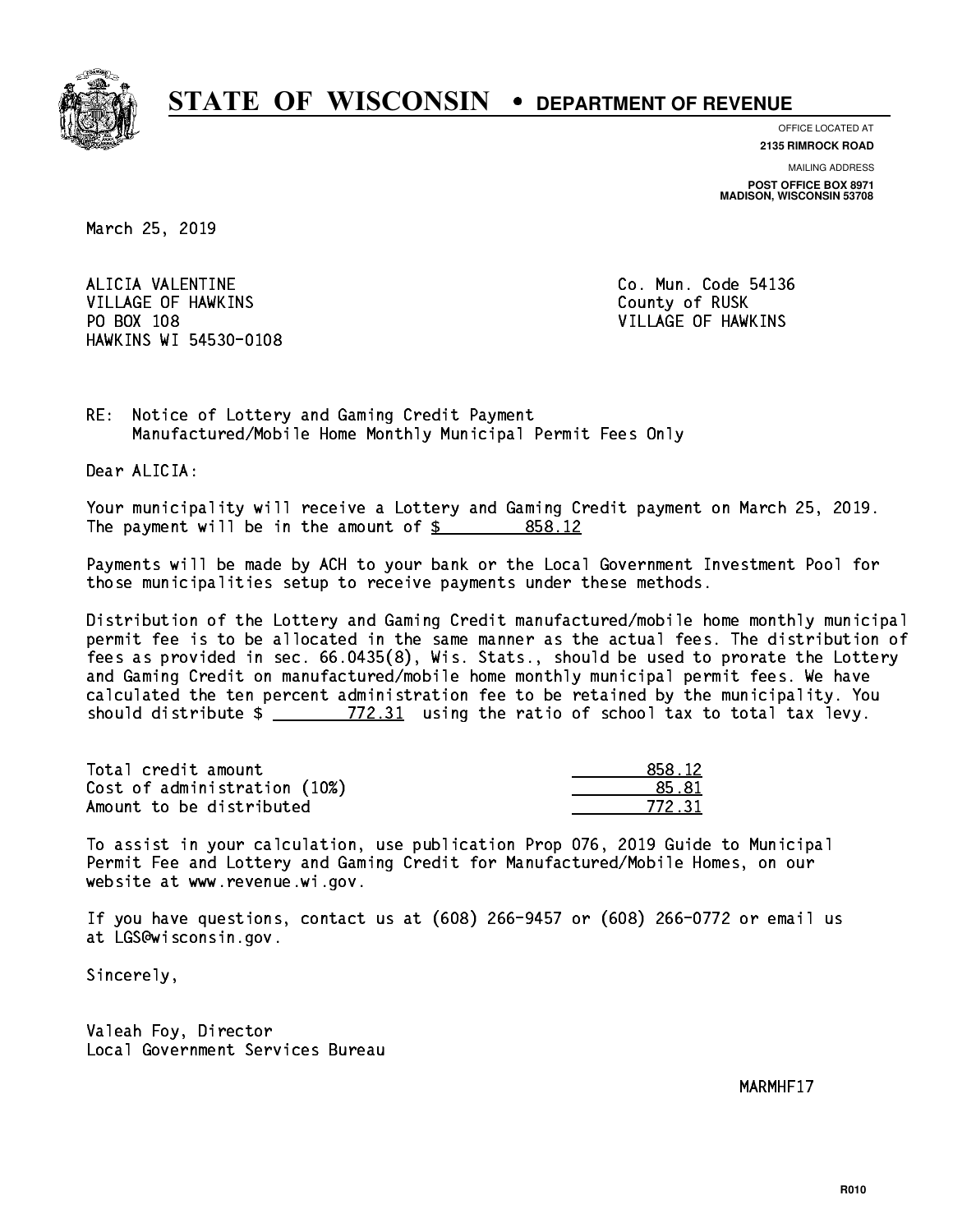# STATE OF WISCONSIN • DEPARTMENT OF REVENUE

OFFICE LOCATED AT
**2135 RIMROCK ROAD**

MAILING ADDRESS
**POST OFFICE BOX 8971**
**MADISON, WISCONSIN 53708**

March 25, 2019

ALICIA VALENTINE
VILLAGE OF HAWKINS
PO BOX 108
HAWKINS WI 54530-0108

Co. Mun. Code 54136
County of RUSK
VILLAGE OF HAWKINS

RE: Notice of Lottery and Gaming Credit Payment
Manufactured/Mobile Home Monthly Municipal Permit Fees Only

Dear ALICIA:

Your municipality will receive a Lottery and Gaming Credit payment on March 25, 2019. The payment will be in the amount of $ 858.12

Payments will be made by ACH to your bank or the Local Government Investment Pool for those municipalities setup to receive payments under these methods.

Distribution of the Lottery and Gaming Credit manufactured/mobile home monthly municipal permit fee is to be allocated in the same manner as the actual fees. The distribution of fees as provided in sec. 66.0435(8), Wis. Stats., should be used to prorate the Lottery and Gaming Credit on manufactured/mobile home monthly municipal permit fees. We have calculated the ten percent administration fee to be retained by the municipality. You should distribute $ 772.31 using the ratio of school tax to total tax levy.

| | |
|---|---|
| Total credit amount | 858.12 |
| Cost of administration (10%) | 85.81 |
| Amount to be distributed | 772.31 |

To assist in your calculation, use publication Prop 076, 2019 Guide to Municipal Permit Fee and Lottery and Gaming Credit for Manufactured/Mobile Homes, on our website at www.revenue.wi.gov.

If you have questions, contact us at (608) 266-9457 or (608) 266-0772 or email us at LGS@wisconsin.gov.

Sincerely,

Valeah Foy, Director
Local Government Services Bureau

MARMHF17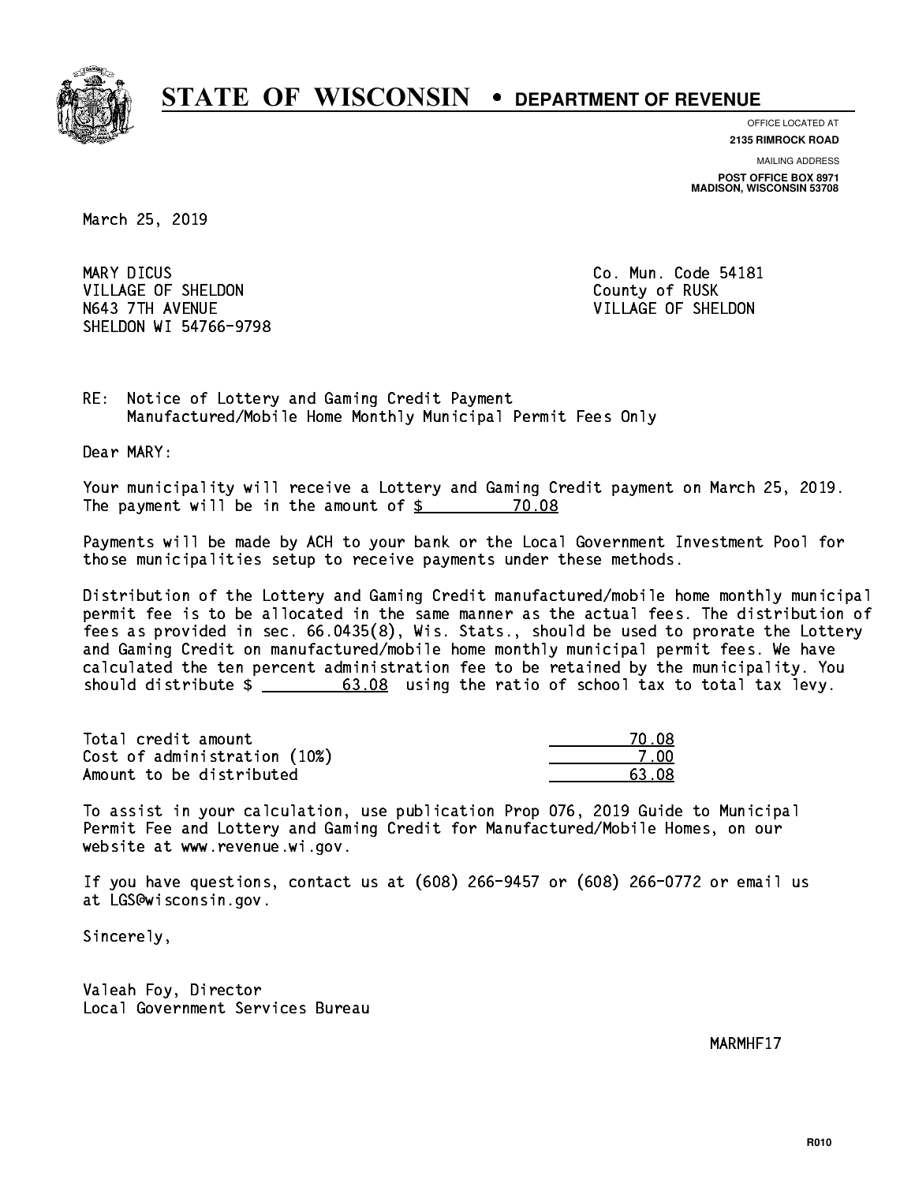# STATE OF WISCONSIN • DEPARTMENT OF REVENUE

OFFICE LOCATED AT
**2135 RIMROCK ROAD**

MAILING ADDRESS
**POST OFFICE BOX 8971**
**MADISON, WISCONSIN 53708**

March 25, 2019

MARY DICUS
VILLAGE OF SHELDON
N643 7TH AVENUE
SHELDON WI 54766-9798

Co. Mun. Code 54181
County of RUSK
VILLAGE OF SHELDON

RE: Notice of Lottery and Gaming Credit Payment
Manufactured/Mobile Home Monthly Municipal Permit Fees Only

Dear MARY:

Your municipality will receive a Lottery and Gaming Credit payment on March 25, 2019. The payment will be in the amount of $ 70.08

Payments will be made by ACH to your bank or the Local Government Investment Pool for those municipalities setup to receive payments under these methods.

Distribution of the Lottery and Gaming Credit manufactured/mobile home monthly municipal permit fee is to be allocated in the same manner as the actual fees. The distribution of fees as provided in sec. 66.0435(8), Wis. Stats., should be used to prorate the Lottery and Gaming Credit on manufactured/mobile home monthly municipal permit fees. We have calculated the ten percent administration fee to be retained by the municipality. You should distribute $ 63.08 using the ratio of school tax to total tax levy.

| | |
|---|---|
| Total credit amount | 70.08 |
| Cost of administration (10%) | 7.00 |
| Amount to be distributed | 63.08 |

To assist in your calculation, use publication Prop 076, 2019 Guide to Municipal Permit Fee and Lottery and Gaming Credit for Manufactured/Mobile Homes, on our website at www.revenue.wi.gov.

If you have questions, contact us at (608) 266-9457 or (608) 266-0772 or email us at LGS@wisconsin.gov.

Sincerely,

Valeah Foy, Director
Local Government Services Bureau

MARMHF17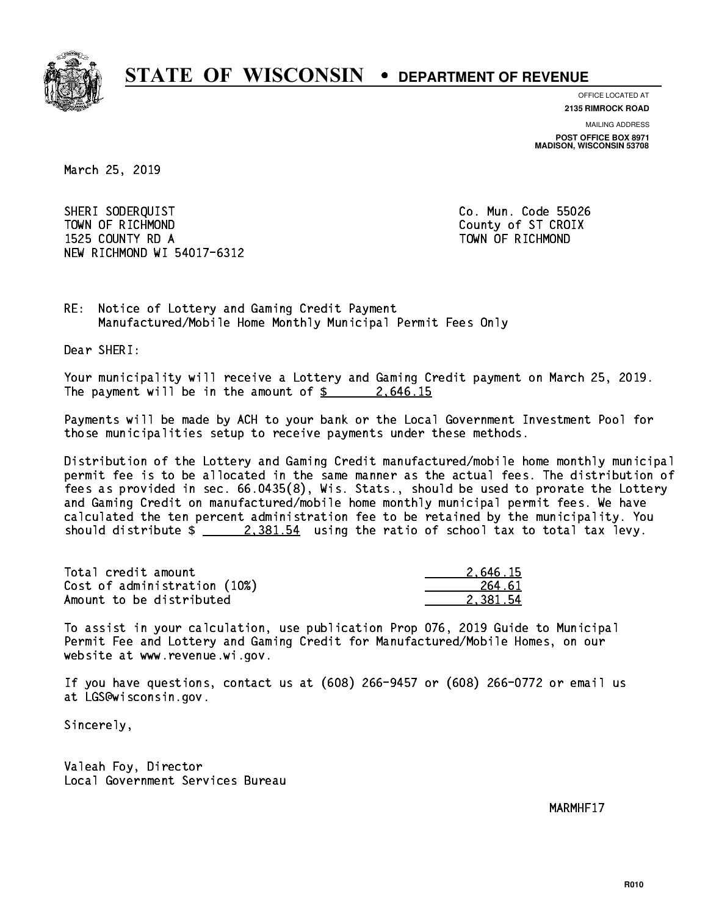# STATE OF WISCONSIN • DEPARTMENT OF REVENUE

OFFICE LOCATED AT
**2135 RIMROCK ROAD**

MAILING ADDRESS
**POST OFFICE BOX 8971**
**MADISON, WISCONSIN 53708**

March 25, 2019

SHERI SODERQUIST
TOWN OF RICHMOND
1525 COUNTY RD A
NEW RICHMOND WI 54017-6312

Co. Mun. Code 55026
County of ST CROIX
TOWN OF RICHMOND

RE: Notice of Lottery and Gaming Credit Payment
Manufactured/Mobile Home Monthly Municipal Permit Fees Only

Dear SHERI:

Your municipality will receive a Lottery and Gaming Credit payment on March 25, 2019. The payment will be in the amount of $ 2,646.15

Payments will be made by ACH to your bank or the Local Government Investment Pool for those municipalities setup to receive payments under these methods.

Distribution of the Lottery and Gaming Credit manufactured/mobile home monthly municipal permit fee is to be allocated in the same manner as the actual fees. The distribution of fees as provided in sec. 66.0435(8), Wis. Stats., should be used to prorate the Lottery and Gaming Credit on manufactured/mobile home monthly municipal permit fees. We have calculated the ten percent administration fee to be retained by the municipality. You should distribute $ 2,381.54 using the ratio of school tax to total tax levy.

| | |
|---|---|
| Total credit amount | 2,646.15 |
| Cost of administration (10%) | 264.61 |
| Amount to be distributed | 2,381.54 |

To assist in your calculation, use publication Prop 076, 2019 Guide to Municipal Permit Fee and Lottery and Gaming Credit for Manufactured/Mobile Homes, on our website at www.revenue.wi.gov.

If you have questions, contact us at (608) 266-9457 or (608) 266-0772 or email us at LGS@wisconsin.gov.

Sincerely,

Valeah Foy, Director
Local Government Services Bureau

MARMHF17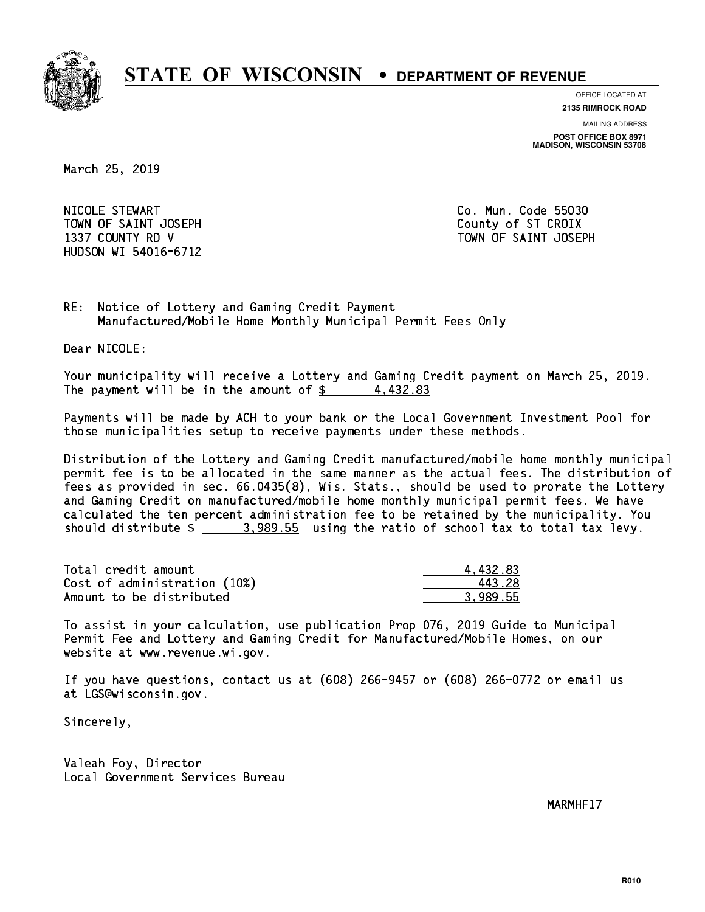# STATE OF WISCONSIN • DEPARTMENT OF REVENUE

OFFICE LOCATED AT
**2135 RIMROCK ROAD**

MAILING ADDRESS
**POST OFFICE BOX 8971**
**MADISON, WISCONSIN 53708**

March 25, 2019

NICOLE STEWART
TOWN OF SAINT JOSEPH
1337 COUNTY RD V
HUDSON WI 54016-6712

Co. Mun. Code 55030
County of ST CROIX
TOWN OF SAINT JOSEPH

RE: Notice of Lottery and Gaming Credit Payment
Manufactured/Mobile Home Monthly Municipal Permit Fees Only

Dear NICOLE:

Your municipality will receive a Lottery and Gaming Credit payment on March 25, 2019. The payment will be in the amount of $ 4,432.83

Payments will be made by ACH to your bank or the Local Government Investment Pool for those municipalities setup to receive payments under these methods.

Distribution of the Lottery and Gaming Credit manufactured/mobile home monthly municipal permit fee is to be allocated in the same manner as the actual fees. The distribution of fees as provided in sec. 66.0435(8), Wis. Stats., should be used to prorate the Lottery and Gaming Credit on manufactured/mobile home monthly municipal permit fees. We have calculated the ten percent administration fee to be retained by the municipality. You should distribute $ 3,989.55 using the ratio of school tax to total tax levy.

| | |
|---|---|
| Total credit amount | 4,432.83 |
| Cost of administration (10%) | 443.28 |
| Amount to be distributed | 3,989.55 |

To assist in your calculation, use publication Prop 076, 2019 Guide to Municipal Permit Fee and Lottery and Gaming Credit for Manufactured/Mobile Homes, on our website at www.revenue.wi.gov.

If you have questions, contact us at (608) 266-9457 or (608) 266-0772 or email us at LGS@wisconsin.gov.

Sincerely,

Valeah Foy, Director
Local Government Services Bureau

MARMHF17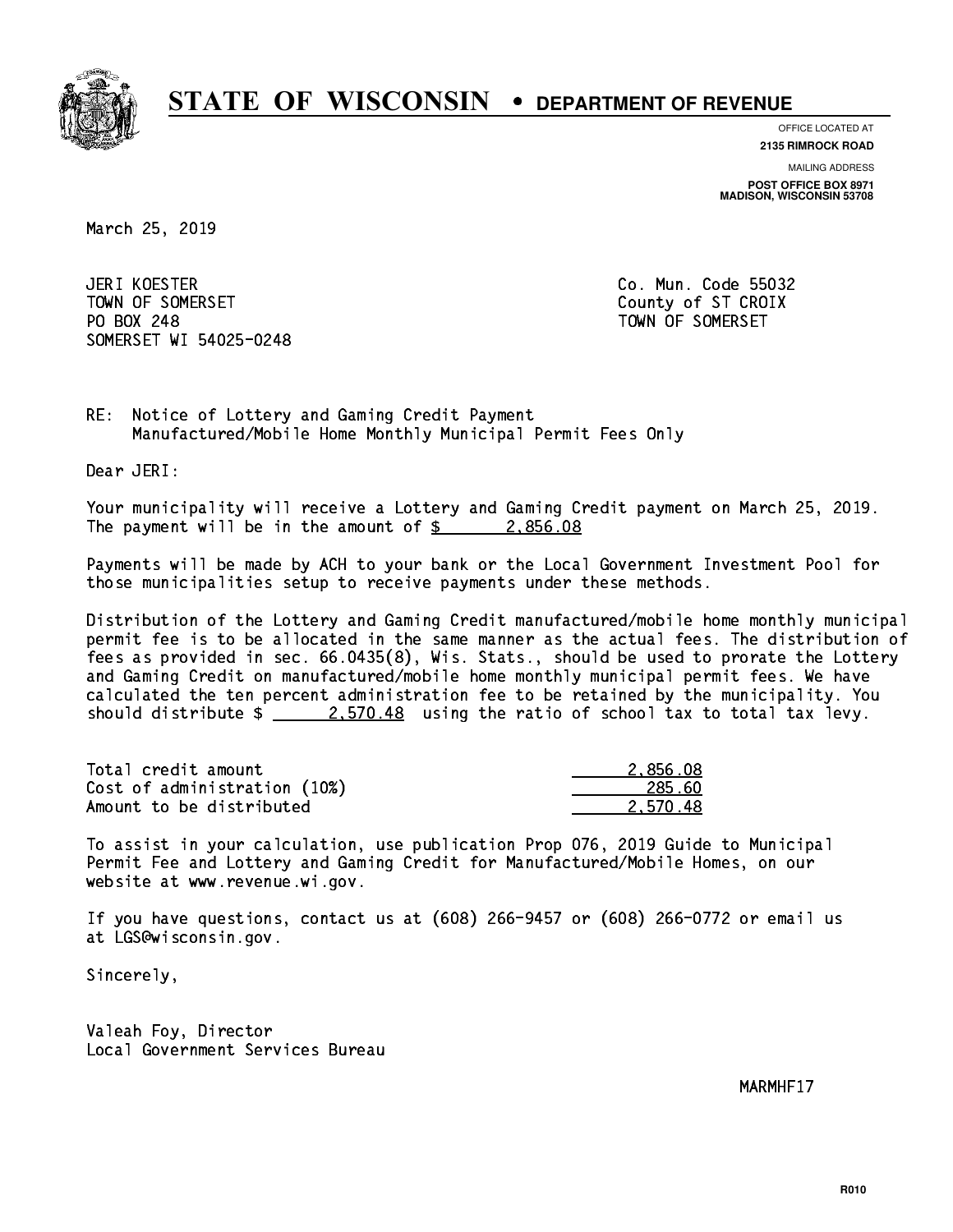# STATE OF WISCONSIN • DEPARTMENT OF REVENUE

OFFICE LOCATED AT
**2135 RIMROCK ROAD**

MAILING ADDRESS
**POST OFFICE BOX 8971**
**MADISON, WISCONSIN 53708**

March 25, 2019

JERI KOESTER
TOWN OF SOMERSET
PO BOX 248
SOMERSET WI 54025-0248

Co. Mun. Code 55032
County of ST CROIX
TOWN OF SOMERSET

RE: Notice of Lottery and Gaming Credit Payment
Manufactured/Mobile Home Monthly Municipal Permit Fees Only

Dear JERI:

Your municipality will receive a Lottery and Gaming Credit payment on March 25, 2019. The payment will be in the amount of $ 2,856.08

Payments will be made by ACH to your bank or the Local Government Investment Pool for those municipalities setup to receive payments under these methods.

Distribution of the Lottery and Gaming Credit manufactured/mobile home monthly municipal permit fee is to be allocated in the same manner as the actual fees. The distribution of fees as provided in sec. 66.0435(8), Wis. Stats., should be used to prorate the Lottery and Gaming Credit on manufactured/mobile home monthly municipal permit fees. We have calculated the ten percent administration fee to be retained by the municipality. You should distribute $ 2,570.48 using the ratio of school tax to total tax levy.

| | |
|---|---|
| Total credit amount | 2,856.08 |
| Cost of administration (10%) | 285.60 |
| Amount to be distributed | 2,570.48 |

To assist in your calculation, use publication Prop 076, 2019 Guide to Municipal Permit Fee and Lottery and Gaming Credit for Manufactured/Mobile Homes, on our website at www.revenue.wi.gov.

If you have questions, contact us at (608) 266-9457 or (608) 266-0772 or email us at LGS@wisconsin.gov.

Sincerely,

Valeah Foy, Director
Local Government Services Bureau

MARMHF17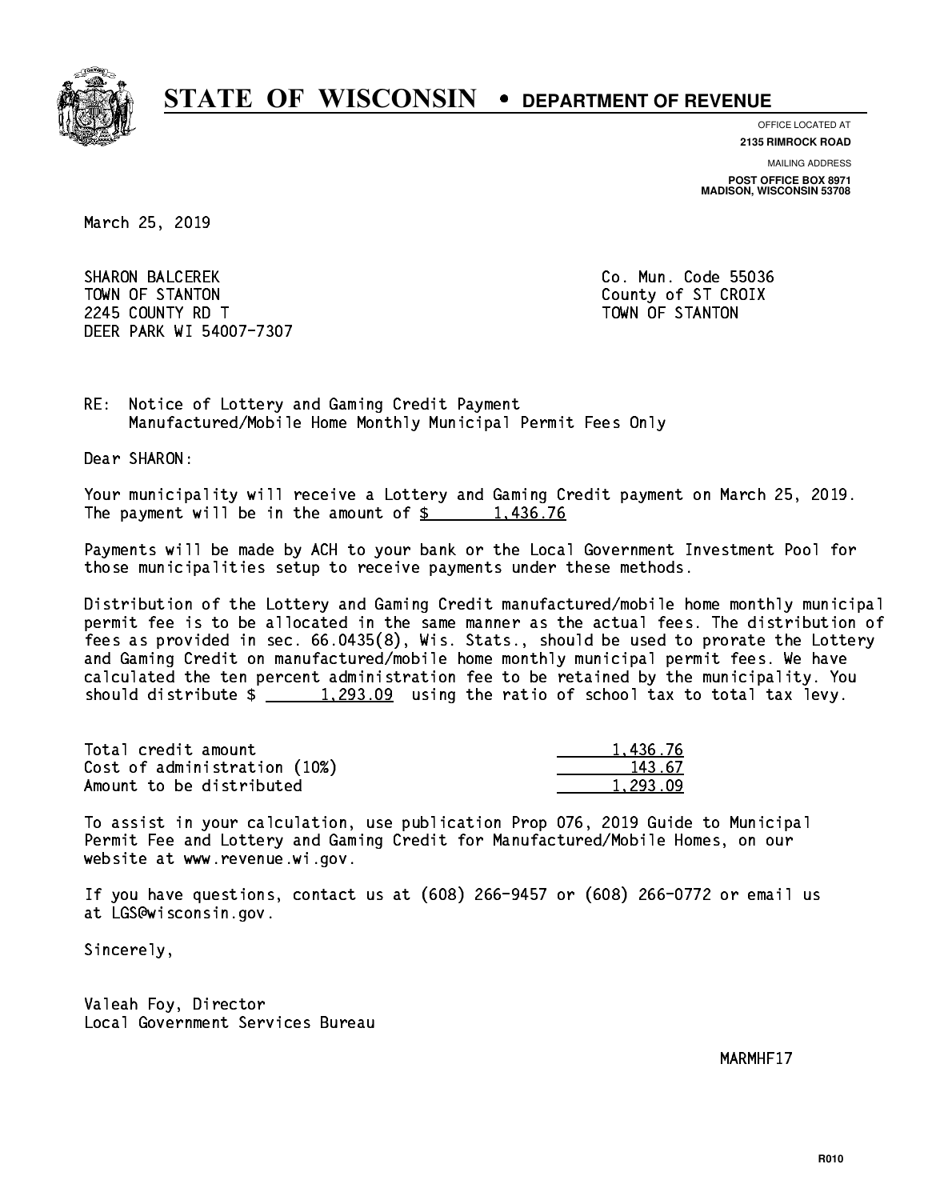# STATE OF WISCONSIN • DEPARTMENT OF REVENUE

OFFICE LOCATED AT
**2135 RIMROCK ROAD**

MAILING ADDRESS
**POST OFFICE BOX 8971**
**MADISON, WISCONSIN 53708**

March 25, 2019

SHARON BALCEREK
TOWN OF STANTON
2245 COUNTY RD T
DEER PARK WI 54007-7307

Co. Mun. Code 55036
County of ST CROIX
TOWN OF STANTON

RE: Notice of Lottery and Gaming Credit Payment
Manufactured/Mobile Home Monthly Municipal Permit Fees Only

Dear SHARON:

Your municipality will receive a Lottery and Gaming Credit payment on March 25, 2019. The payment will be in the amount of $ 1,436.76

Payments will be made by ACH to your bank or the Local Government Investment Pool for those municipalities setup to receive payments under these methods.

Distribution of the Lottery and Gaming Credit manufactured/mobile home monthly municipal permit fee is to be allocated in the same manner as the actual fees. The distribution of fees as provided in sec. 66.0435(8), Wis. Stats., should be used to prorate the Lottery and Gaming Credit on manufactured/mobile home monthly municipal permit fees. We have calculated the ten percent administration fee to be retained by the municipality. You should distribute $ 1,293.09 using the ratio of school tax to total tax levy.

| | |
|---|---|
| Total credit amount | 1,436.76 |
| Cost of administration (10%) | 143.67 |
| Amount to be distributed | 1,293.09 |

To assist in your calculation, use publication Prop 076, 2019 Guide to Municipal Permit Fee and Lottery and Gaming Credit for Manufactured/Mobile Homes, on our website at www.revenue.wi.gov.

If you have questions, contact us at (608) 266-9457 or (608) 266-0772 or email us at LGS@wisconsin.gov.

Sincerely,

Valeah Foy, Director
Local Government Services Bureau

MARMHF17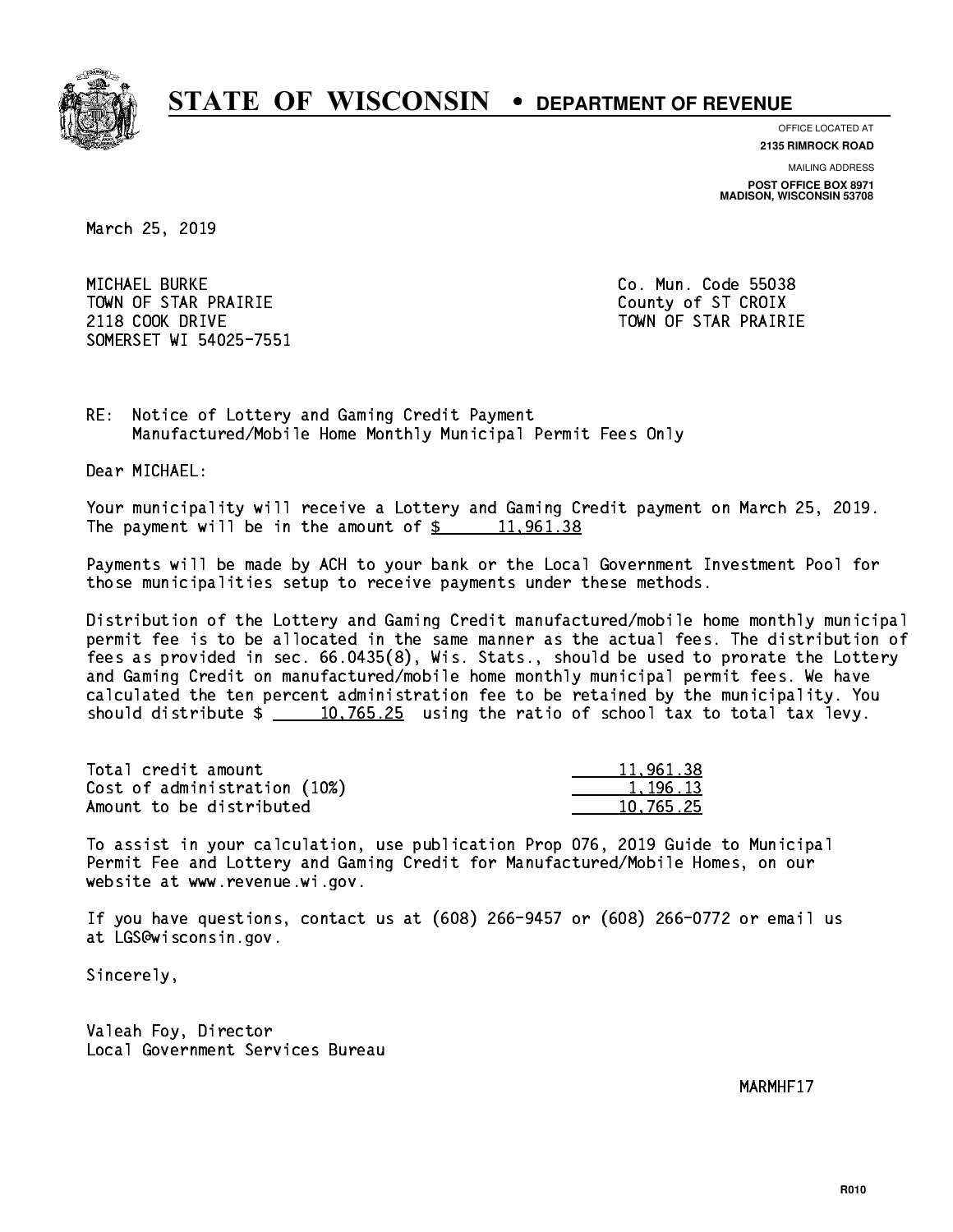# STATE OF WISCONSIN • DEPARTMENT OF REVENUE

OFFICE LOCATED AT
**2135 RIMROCK ROAD**

MAILING ADDRESS
**POST OFFICE BOX 8971**
**MADISON, WISCONSIN 53708**

March 25, 2019

MICHAEL BURKE
TOWN OF STAR PRAIRIE
2118 COOK DRIVE
SOMERSET WI 54025-7551

Co. Mun. Code 55038
County of ST CROIX
TOWN OF STAR PRAIRIE

RE: Notice of Lottery and Gaming Credit Payment
Manufactured/Mobile Home Monthly Municipal Permit Fees Only

Dear MICHAEL:

Your municipality will receive a Lottery and Gaming Credit payment on March 25, 2019. The payment will be in the amount of $ 11,961.38

Payments will be made by ACH to your bank or the Local Government Investment Pool for those municipalities setup to receive payments under these methods.

Distribution of the Lottery and Gaming Credit manufactured/mobile home monthly municipal permit fee is to be allocated in the same manner as the actual fees. The distribution of fees as provided in sec. 66.0435(8), Wis. Stats., should be used to prorate the Lottery and Gaming Credit on manufactured/mobile home monthly municipal permit fees. We have calculated the ten percent administration fee to be retained by the municipality. You should distribute $ 10,765.25 using the ratio of school tax to total tax levy.

| | |
|---|---|
| Total credit amount | 11,961.38 |
| Cost of administration (10%) | 1,196.13 |
| Amount to be distributed | 10,765.25 |

To assist in your calculation, use publication Prop 076, 2019 Guide to Municipal Permit Fee and Lottery and Gaming Credit for Manufactured/Mobile Homes, on our website at www.revenue.wi.gov.

If you have questions, contact us at (608) 266-9457 or (608) 266-0772 or email us at LGS@wisconsin.gov.

Sincerely,

Valeah Foy, Director
Local Government Services Bureau

MARMHF17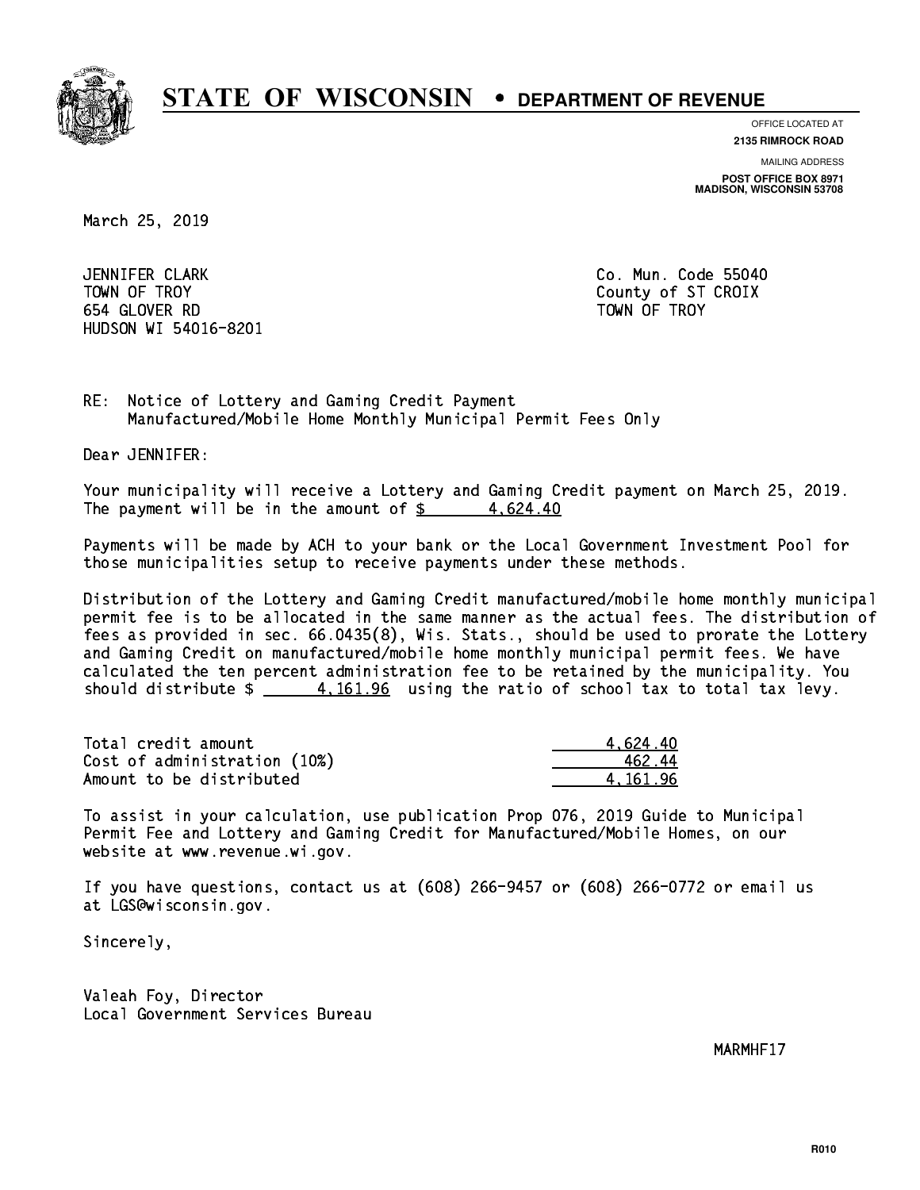# STATE OF WISCONSIN • DEPARTMENT OF REVENUE

OFFICE LOCATED AT
**2135 RIMROCK ROAD**

MAILING ADDRESS
**POST OFFICE BOX 8971**
**MADISON, WISCONSIN 53708**

March 25, 2019

JENNIFER CLARK
TOWN OF TROY
654 GLOVER RD
HUDSON WI 54016-8201

Co. Mun. Code 55040
County of ST CROIX
TOWN OF TROY

RE: Notice of Lottery and Gaming Credit Payment
Manufactured/Mobile Home Monthly Municipal Permit Fees Only

Dear JENNIFER:

Your municipality will receive a Lottery and Gaming Credit payment on March 25, 2019. The payment will be in the amount of $ 4,624.40

Payments will be made by ACH to your bank or the Local Government Investment Pool for those municipalities setup to receive payments under these methods.

Distribution of the Lottery and Gaming Credit manufactured/mobile home monthly municipal permit fee is to be allocated in the same manner as the actual fees. The distribution of fees as provided in sec. 66.0435(8), Wis. Stats., should be used to prorate the Lottery and Gaming Credit on manufactured/mobile home monthly municipal permit fees. We have calculated the ten percent administration fee to be retained by the municipality. You should distribute $ 4,161.96 using the ratio of school tax to total tax levy.

| | |
|---|---|
| Total credit amount | 4,624.40 |
| Cost of administration (10%) | 462.44 |
| Amount to be distributed | 4,161.96 |

To assist in your calculation, use publication Prop 076, 2019 Guide to Municipal Permit Fee and Lottery and Gaming Credit for Manufactured/Mobile Homes, on our website at www.revenue.wi.gov.

If you have questions, contact us at (608) 266-9457 or (608) 266-0772 or email us at LGS@wisconsin.gov.

Sincerely,

Valeah Foy, Director
Local Government Services Bureau

MARMHF17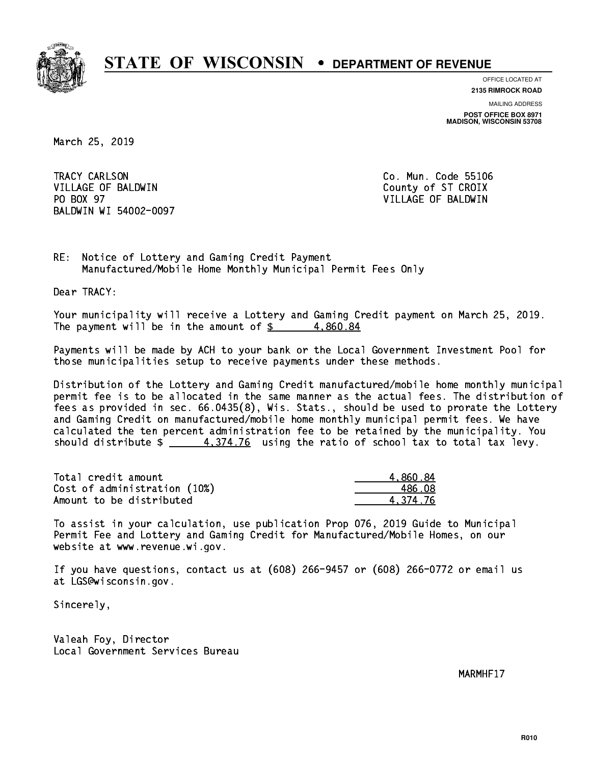# STATE OF WISCONSIN • DEPARTMENT OF REVENUE

OFFICE LOCATED AT
**2135 RIMROCK ROAD**

MAILING ADDRESS
**POST OFFICE BOX 8971**
**MADISON, WISCONSIN 53708**

March 25, 2019

TRACY CARLSON
VILLAGE OF BALDWIN
PO BOX 97
BALDWIN WI 54002-0097

Co. Mun. Code 55106
County of ST CROIX
VILLAGE OF BALDWIN

RE: Notice of Lottery and Gaming Credit Payment
Manufactured/Mobile Home Monthly Municipal Permit Fees Only

Dear TRACY:

Your municipality will receive a Lottery and Gaming Credit payment on March 25, 2019. The payment will be in the amount of $ 4,860.84

Payments will be made by ACH to your bank or the Local Government Investment Pool for those municipalities setup to receive payments under these methods.

Distribution of the Lottery and Gaming Credit manufactured/mobile home monthly municipal permit fee is to be allocated in the same manner as the actual fees. The distribution of fees as provided in sec. 66.0435(8), Wis. Stats., should be used to prorate the Lottery and Gaming Credit on manufactured/mobile home monthly municipal permit fees. We have calculated the ten percent administration fee to be retained by the municipality. You should distribute $ 4,374.76 using the ratio of school tax to total tax levy.

| | |
|---|---|
| Total credit amount | 4,860.84 |
| Cost of administration (10%) | 486.08 |
| Amount to be distributed | 4,374.76 |

To assist in your calculation, use publication Prop 076, 2019 Guide to Municipal Permit Fee and Lottery and Gaming Credit for Manufactured/Mobile Homes, on our website at www.revenue.wi.gov.

If you have questions, contact us at (608) 266-9457 or (608) 266-0772 or email us at LGS@wisconsin.gov.

Sincerely,

Valeah Foy, Director
Local Government Services Bureau

MARMHF17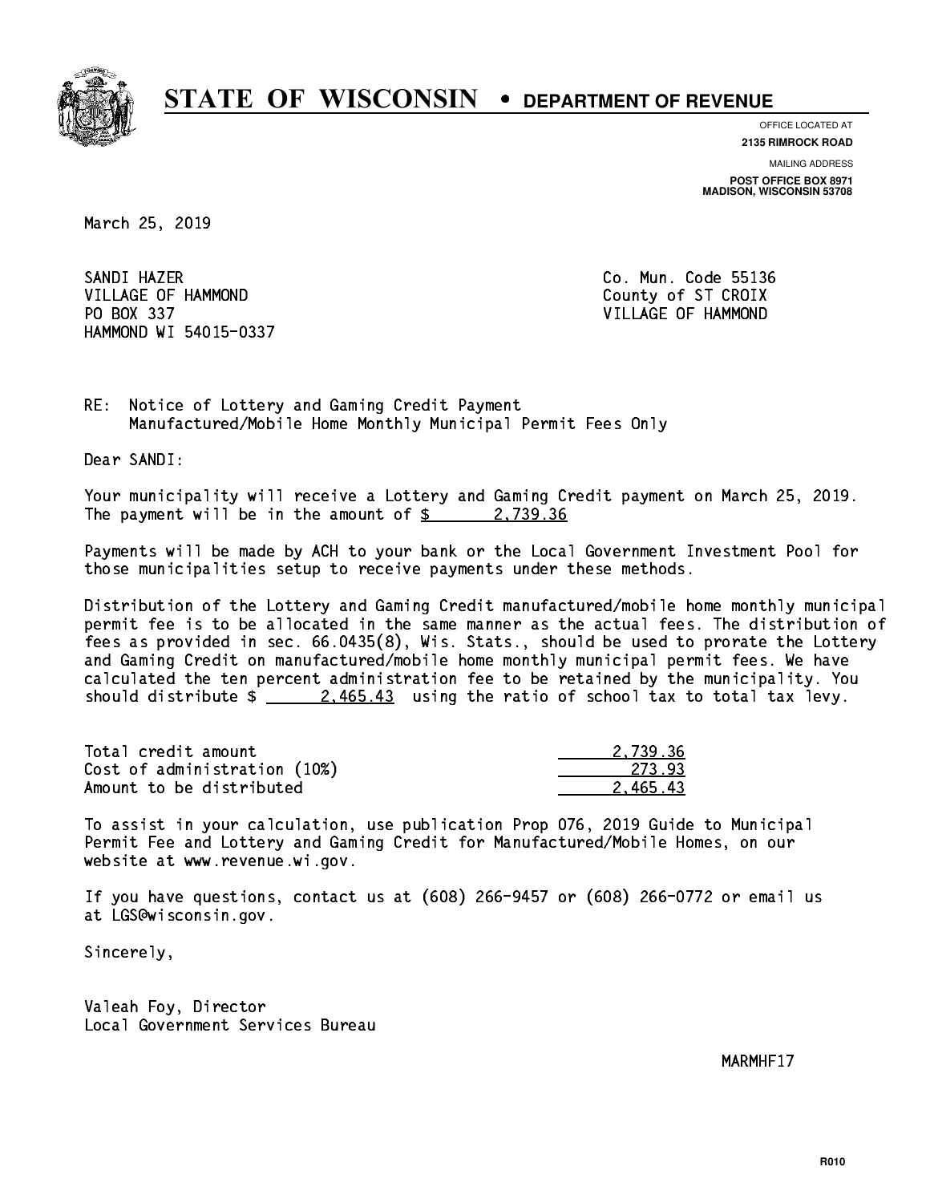# STATE OF WISCONSIN • DEPARTMENT OF REVENUE

OFFICE LOCATED AT
**2135 RIMROCK ROAD**

MAILING ADDRESS
**POST OFFICE BOX 8971**
**MADISON, WISCONSIN 53708**

March 25, 2019

SANDI HAZER
VILLAGE OF HAMMOND
PO BOX 337
HAMMOND WI 54015-0337

Co. Mun. Code 55136
County of ST CROIX
VILLAGE OF HAMMOND

RE: Notice of Lottery and Gaming Credit Payment
Manufactured/Mobile Home Monthly Municipal Permit Fees Only

Dear SANDI:

Your municipality will receive a Lottery and Gaming Credit payment on March 25, 2019. The payment will be in the amount of $ 2,739.36

Payments will be made by ACH to your bank or the Local Government Investment Pool for those municipalities setup to receive payments under these methods.

Distribution of the Lottery and Gaming Credit manufactured/mobile home monthly municipal permit fee is to be allocated in the same manner as the actual fees. The distribution of fees as provided in sec. 66.0435(8), Wis. Stats., should be used to prorate the Lottery and Gaming Credit on manufactured/mobile home monthly municipal permit fees. We have calculated the ten percent administration fee to be retained by the municipality. You should distribute $ 2,465.43 using the ratio of school tax to total tax levy.

| | |
|---|---|
| Total credit amount | 2,739.36 |
| Cost of administration (10%) | 273.93 |
| Amount to be distributed | 2,465.43 |

To assist in your calculation, use publication Prop 076, 2019 Guide to Municipal Permit Fee and Lottery and Gaming Credit for Manufactured/Mobile Homes, on our website at www.revenue.wi.gov.

If you have questions, contact us at (608) 266-9457 or (608) 266-0772 or email us at LGS@wisconsin.gov.

Sincerely,

Valeah Foy, Director
Local Government Services Bureau

MARMHF17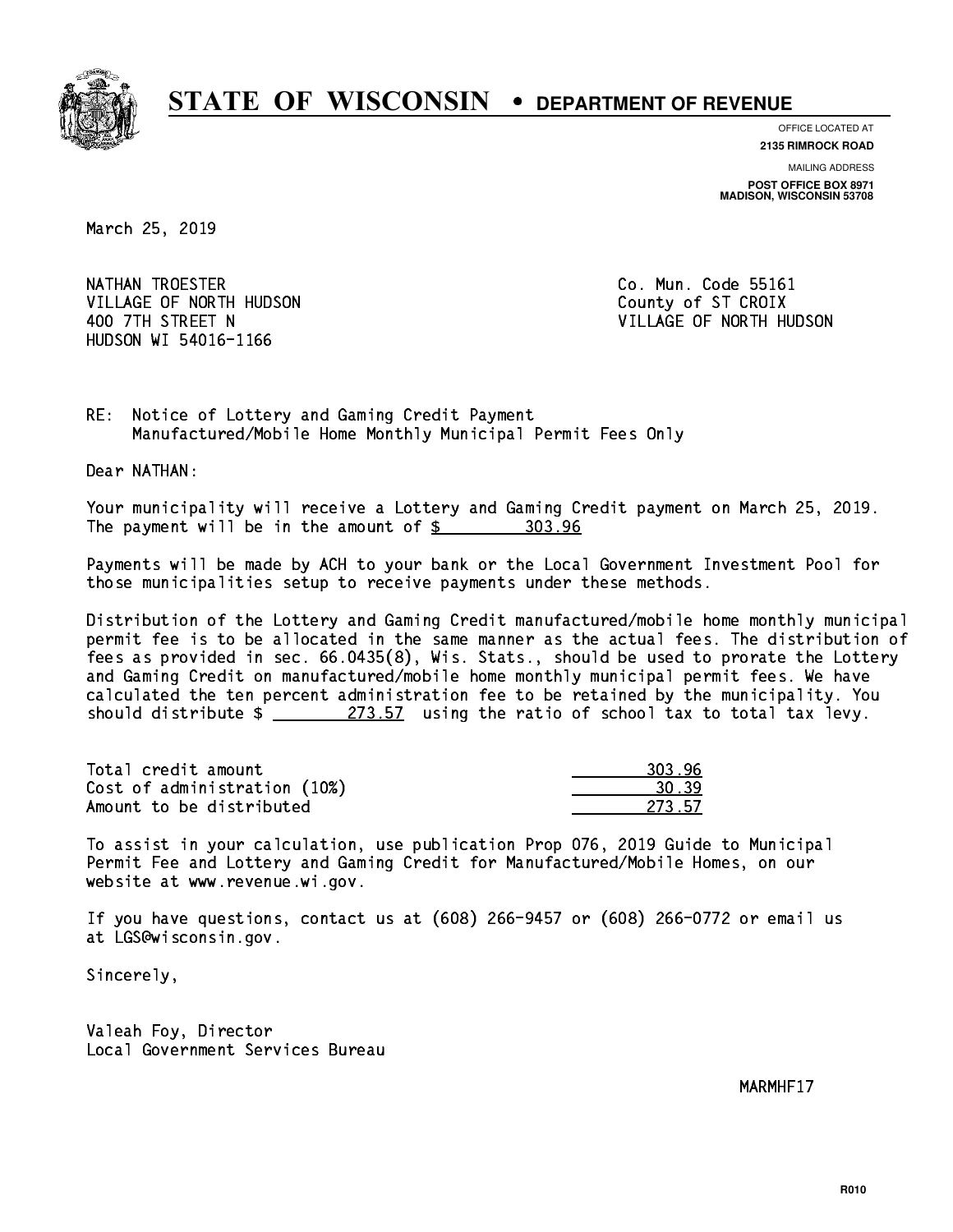# STATE OF WISCONSIN • DEPARTMENT OF REVENUE

OFFICE LOCATED AT
**2135 RIMROCK ROAD**

MAILING ADDRESS
**POST OFFICE BOX 8971**
**MADISON, WISCONSIN 53708**

March 25, 2019

NATHAN TROESTER
VILLAGE OF NORTH HUDSON
400 7TH STREET N
HUDSON WI 54016-1166

Co. Mun. Code 55161
County of ST CROIX
VILLAGE OF NORTH HUDSON

RE: Notice of Lottery and Gaming Credit Payment
Manufactured/Mobile Home Monthly Municipal Permit Fees Only

Dear NATHAN:

Your municipality will receive a Lottery and Gaming Credit payment on March 25, 2019. The payment will be in the amount of $ 303.96

Payments will be made by ACH to your bank or the Local Government Investment Pool for those municipalities setup to receive payments under these methods.

Distribution of the Lottery and Gaming Credit manufactured/mobile home monthly municipal permit fee is to be allocated in the same manner as the actual fees. The distribution of fees as provided in sec. 66.0435(8), Wis. Stats., should be used to prorate the Lottery and Gaming Credit on manufactured/mobile home monthly municipal permit fees. We have calculated the ten percent administration fee to be retained by the municipality. You should distribute $ 273.57 using the ratio of school tax to total tax levy.

| | |
|---|---|
| Total credit amount | 303.96 |
| Cost of administration (10%) | 30.39 |
| Amount to be distributed | 273.57 |

To assist in your calculation, use publication Prop 076, 2019 Guide to Municipal Permit Fee and Lottery and Gaming Credit for Manufactured/Mobile Homes, on our website at www.revenue.wi.gov.

If you have questions, contact us at (608) 266-9457 or (608) 266-0772 or email us at LGS@wisconsin.gov.

Sincerely,

Valeah Foy, Director
Local Government Services Bureau

MARMHF17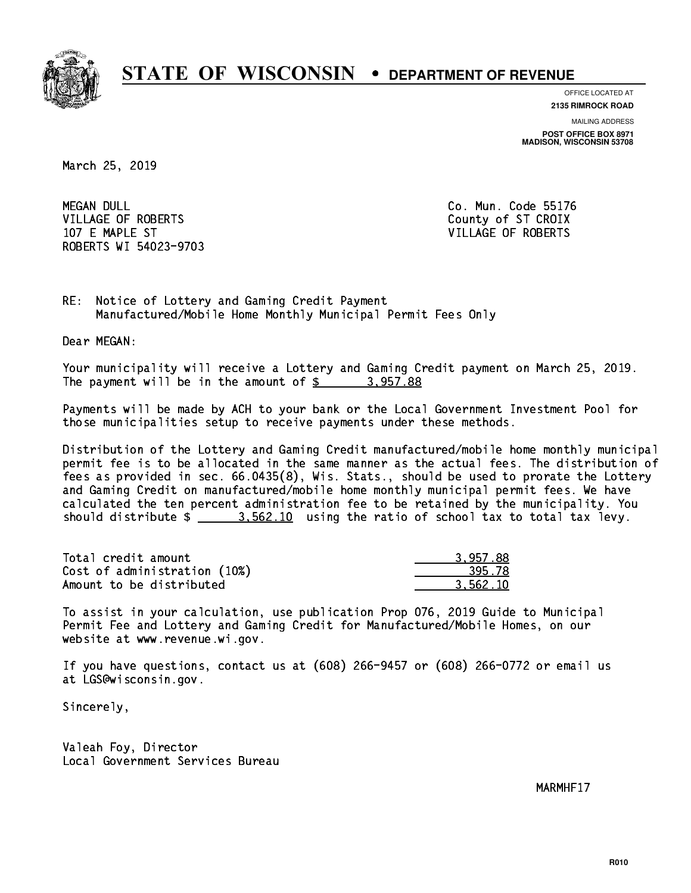# STATE OF WISCONSIN • DEPARTMENT OF REVENUE

OFFICE LOCATED AT
**2135 RIMROCK ROAD**

MAILING ADDRESS
**POST OFFICE BOX 8971**
**MADISON, WISCONSIN 53708**

March 25, 2019

MEGAN DULL
VILLAGE OF ROBERTS
107 E MAPLE ST
ROBERTS WI 54023-9703

Co. Mun. Code 55176
County of ST CROIX
VILLAGE OF ROBERTS

RE: Notice of Lottery and Gaming Credit Payment
Manufactured/Mobile Home Monthly Municipal Permit Fees Only

Dear MEGAN:

Your municipality will receive a Lottery and Gaming Credit payment on March 25, 2019. The payment will be in the amount of $ 3,957.88

Payments will be made by ACH to your bank or the Local Government Investment Pool for those municipalities setup to receive payments under these methods.

Distribution of the Lottery and Gaming Credit manufactured/mobile home monthly municipal permit fee is to be allocated in the same manner as the actual fees. The distribution of fees as provided in sec. 66.0435(8), Wis. Stats., should be used to prorate the Lottery and Gaming Credit on manufactured/mobile home monthly municipal permit fees. We have calculated the ten percent administration fee to be retained by the municipality. You should distribute $ 3,562.10 using the ratio of school tax to total tax levy.

| | |
|---|---|
| Total credit amount | 3,957.88 |
| Cost of administration (10%) | 395.78 |
| Amount to be distributed | 3,562.10 |

To assist in your calculation, use publication Prop 076, 2019 Guide to Municipal Permit Fee and Lottery and Gaming Credit for Manufactured/Mobile Homes, on our website at www.revenue.wi.gov.

If you have questions, contact us at (608) 266-9457 or (608) 266-0772 or email us at LGS@wisconsin.gov.

Sincerely,

Valeah Foy, Director
Local Government Services Bureau

MARMHF17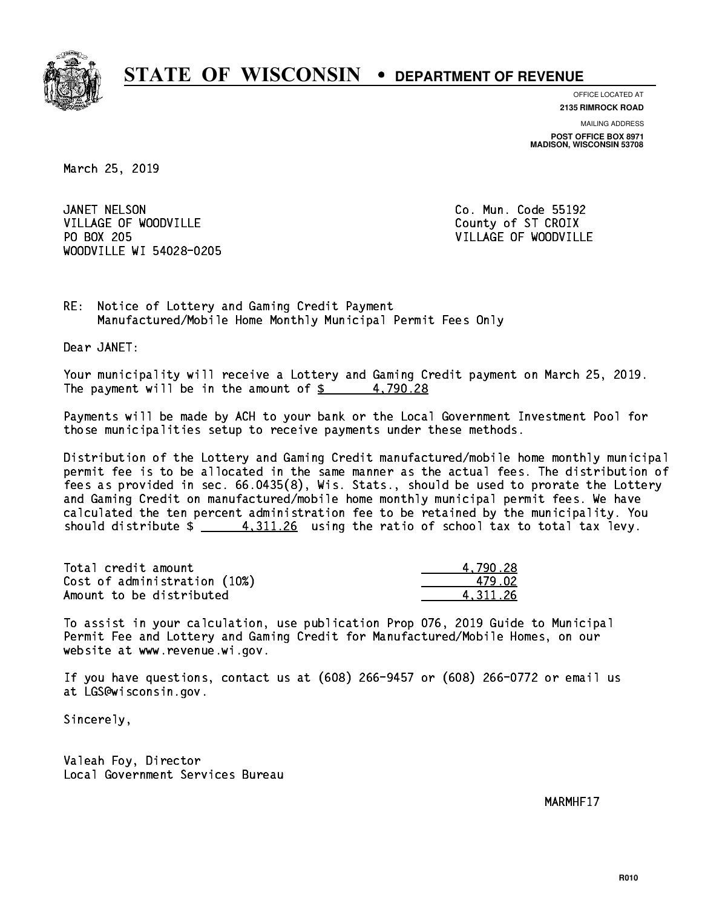# STATE OF WISCONSIN • DEPARTMENT OF REVENUE

OFFICE LOCATED AT
**2135 RIMROCK ROAD**

MAILING ADDRESS
**POST OFFICE BOX 8971**
**MADISON, WISCONSIN 53708**

March 25, 2019

JANET NELSON
VILLAGE OF WOODVILLE
PO BOX 205
WOODVILLE WI 54028-0205

Co. Mun. Code 55192
County of ST CROIX
VILLAGE OF WOODVILLE

RE: Notice of Lottery and Gaming Credit Payment
Manufactured/Mobile Home Monthly Municipal Permit Fees Only

Dear JANET:

Your municipality will receive a Lottery and Gaming Credit payment on March 25, 2019. The payment will be in the amount of $ 4,790.28

Payments will be made by ACH to your bank or the Local Government Investment Pool for those municipalities setup to receive payments under these methods.

Distribution of the Lottery and Gaming Credit manufactured/mobile home monthly municipal permit fee is to be allocated in the same manner as the actual fees. The distribution of fees as provided in sec. 66.0435(8), Wis. Stats., should be used to prorate the Lottery and Gaming Credit on manufactured/mobile home monthly municipal permit fees. We have calculated the ten percent administration fee to be retained by the municipality. You should distribute $ 4,311.26 using the ratio of school tax to total tax levy.

| | |
|---|---|
| Total credit amount | 4,790.28 |
| Cost of administration (10%) | 479.02 |
| Amount to be distributed | 4,311.26 |

To assist in your calculation, use publication Prop 076, 2019 Guide to Municipal Permit Fee and Lottery and Gaming Credit for Manufactured/Mobile Homes, on our website at www.revenue.wi.gov.

If you have questions, contact us at (608) 266-9457 or (608) 266-0772 or email us at LGS@wisconsin.gov.

Sincerely,

Valeah Foy, Director
Local Government Services Bureau

MARMHF17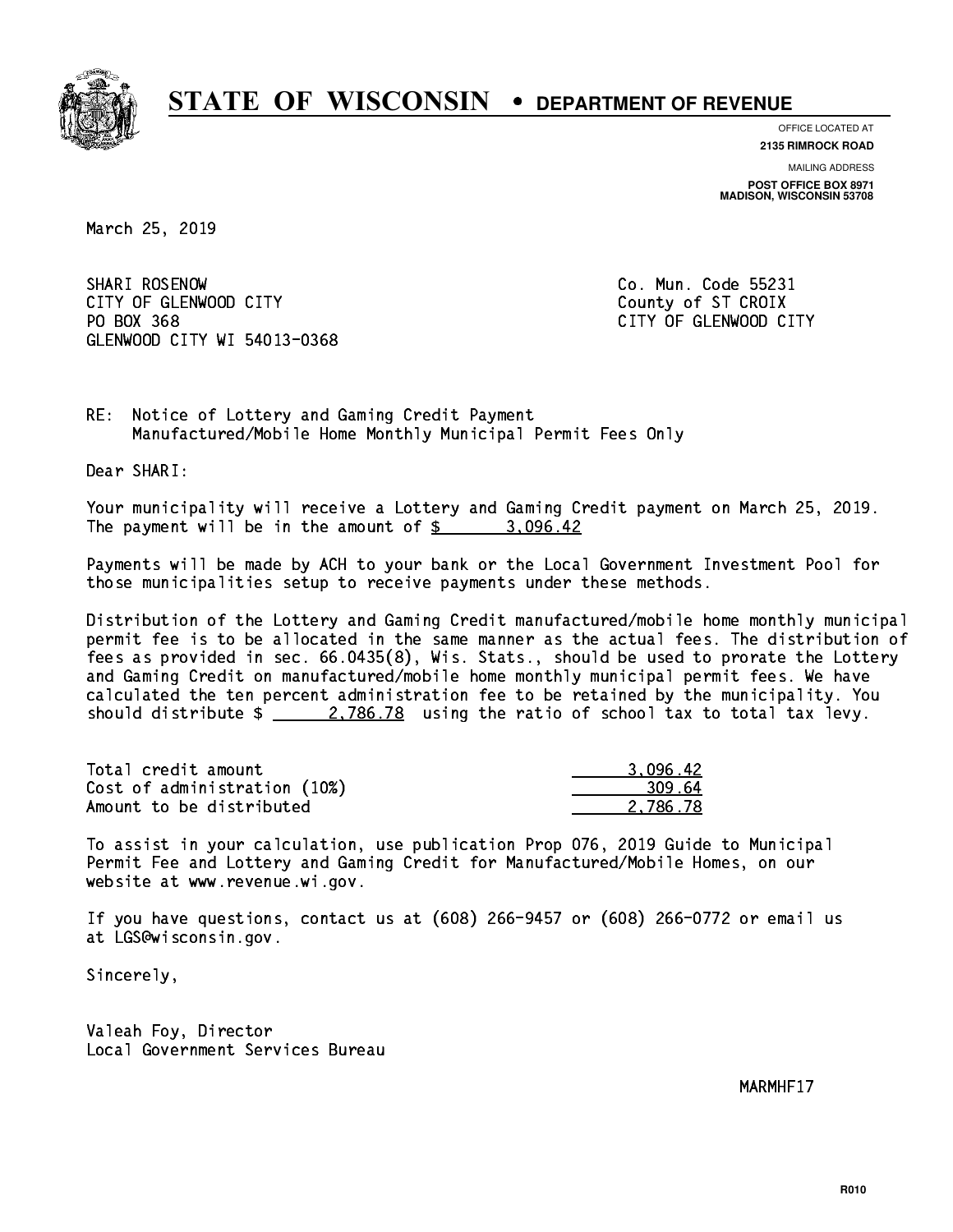# STATE OF WISCONSIN • DEPARTMENT OF REVENUE

OFFICE LOCATED AT
**2135 RIMROCK ROAD**

MAILING ADDRESS
**POST OFFICE BOX 8971**
**MADISON, WISCONSIN 53708**

March 25, 2019

SHARI ROSENOW
CITY OF GLENWOOD CITY
PO BOX 368
GLENWOOD CITY WI 54013-0368

Co. Mun. Code 55231
County of ST CROIX
CITY OF GLENWOOD CITY

RE: Notice of Lottery and Gaming Credit Payment
Manufactured/Mobile Home Monthly Municipal Permit Fees Only

Dear SHARI:

Your municipality will receive a Lottery and Gaming Credit payment on March 25, 2019. The payment will be in the amount of $ 3,096.42

Payments will be made by ACH to your bank or the Local Government Investment Pool for those municipalities setup to receive payments under these methods.

Distribution of the Lottery and Gaming Credit manufactured/mobile home monthly municipal permit fee is to be allocated in the same manner as the actual fees. The distribution of fees as provided in sec. 66.0435(8), Wis. Stats., should be used to prorate the Lottery and Gaming Credit on manufactured/mobile home monthly municipal permit fees. We have calculated the ten percent administration fee to be retained by the municipality. You should distribute $ 2,786.78 using the ratio of school tax to total tax levy.

| | |
|---|---|
| Total credit amount | 3,096.42 |
| Cost of administration (10%) | 309.64 |
| Amount to be distributed | 2,786.78 |

To assist in your calculation, use publication Prop 076, 2019 Guide to Municipal Permit Fee and Lottery and Gaming Credit for Manufactured/Mobile Homes, on our website at www.revenue.wi.gov.

If you have questions, contact us at (608) 266-9457 or (608) 266-0772 or email us at LGS@wisconsin.gov.

Sincerely,

Valeah Foy, Director
Local Government Services Bureau

MARMHF17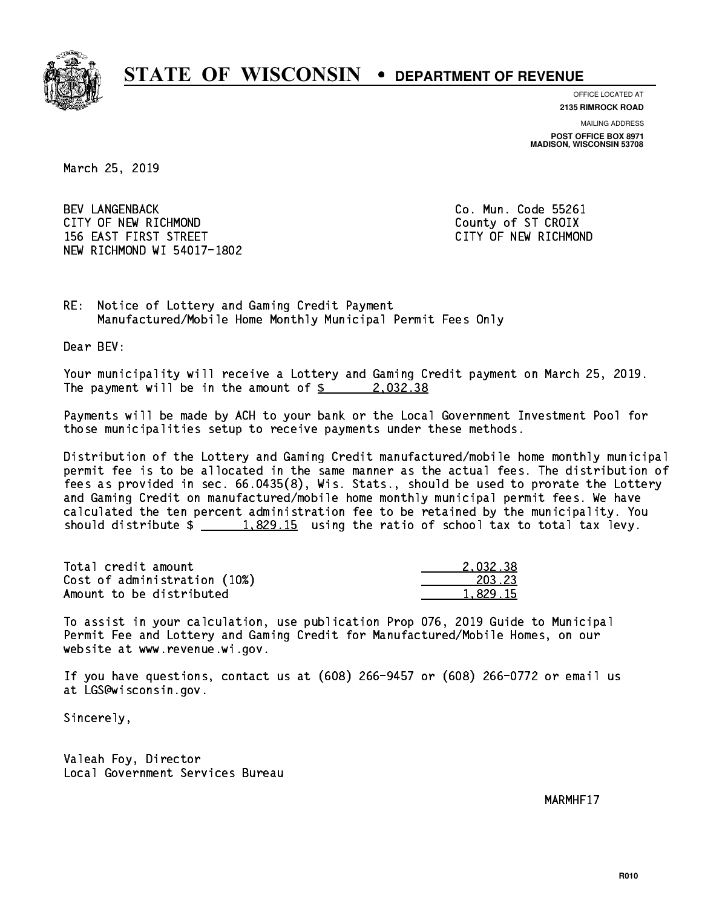# STATE OF WISCONSIN • DEPARTMENT OF REVENUE

OFFICE LOCATED AT
**2135 RIMROCK ROAD**

MAILING ADDRESS
**POST OFFICE BOX 8971**
**MADISON, WISCONSIN 53708**

March 25, 2019

BEV LANGENBACK
CITY OF NEW RICHMOND
156 EAST FIRST STREET
NEW RICHMOND WI 54017-1802

Co. Mun. Code 55261
County of ST CROIX
CITY OF NEW RICHMOND

RE: Notice of Lottery and Gaming Credit Payment
Manufactured/Mobile Home Monthly Municipal Permit Fees Only

Dear BEV:

Your municipality will receive a Lottery and Gaming Credit payment on March 25, 2019. The payment will be in the amount of $ 2,032.38

Payments will be made by ACH to your bank or the Local Government Investment Pool for those municipalities setup to receive payments under these methods.

Distribution of the Lottery and Gaming Credit manufactured/mobile home monthly municipal permit fee is to be allocated in the same manner as the actual fees. The distribution of fees as provided in sec. 66.0435(8), Wis. Stats., should be used to prorate the Lottery and Gaming Credit on manufactured/mobile home monthly municipal permit fees. We have calculated the ten percent administration fee to be retained by the municipality. You should distribute $ 1,829.15 using the ratio of school tax to total tax levy.

| | |
|---|---|
| Total credit amount | 2,032.38 |
| Cost of administration (10%) | 203.23 |
| Amount to be distributed | 1,829.15 |

To assist in your calculation, use publication Prop 076, 2019 Guide to Municipal Permit Fee and Lottery and Gaming Credit for Manufactured/Mobile Homes, on our website at www.revenue.wi.gov.

If you have questions, contact us at (608) 266-9457 or (608) 266-0772 or email us at LGS@wisconsin.gov.

Sincerely,

Valeah Foy, Director
Local Government Services Bureau

MARMHF17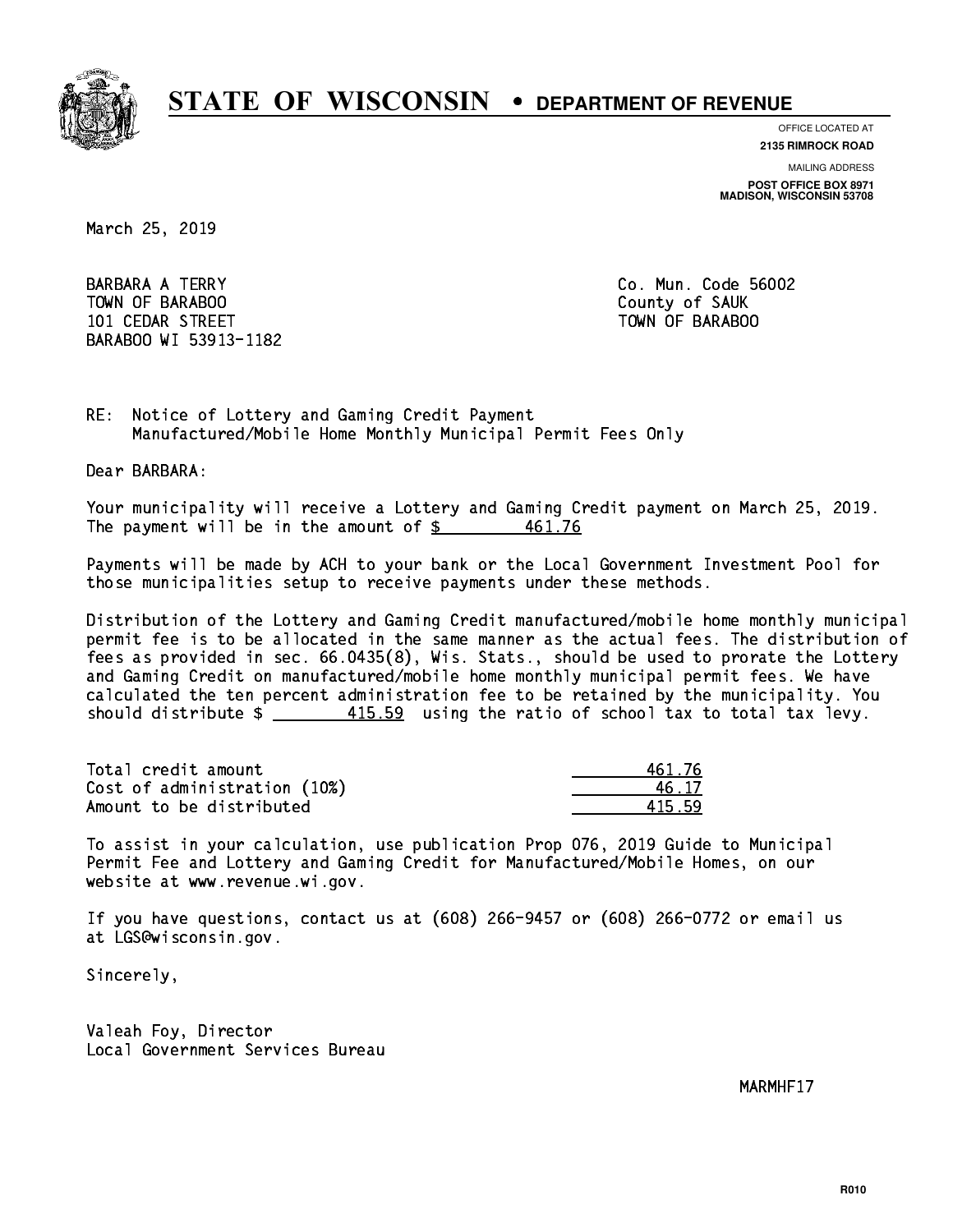# STATE OF WISCONSIN • DEPARTMENT OF REVENUE

OFFICE LOCATED AT
**2135 RIMROCK ROAD**

MAILING ADDRESS
**POST OFFICE BOX 8971**
**MADISON, WISCONSIN 53708**

March 25, 2019

BARBARA A TERRY
TOWN OF BARABOO
101 CEDAR STREET
BARABOO WI 53913-1182

Co. Mun. Code 56002
County of SAUK
TOWN OF BARABOO

RE: Notice of Lottery and Gaming Credit Payment
Manufactured/Mobile Home Monthly Municipal Permit Fees Only

Dear BARBARA:

Your municipality will receive a Lottery and Gaming Credit payment on March 25, 2019. The payment will be in the amount of $ 461.76

Payments will be made by ACH to your bank or the Local Government Investment Pool for those municipalities setup to receive payments under these methods.

Distribution of the Lottery and Gaming Credit manufactured/mobile home monthly municipal permit fee is to be allocated in the same manner as the actual fees. The distribution of fees as provided in sec. 66.0435(8), Wis. Stats., should be used to prorate the Lottery and Gaming Credit on manufactured/mobile home monthly municipal permit fees. We have calculated the ten percent administration fee to be retained by the municipality. You should distribute $ 415.59 using the ratio of school tax to total tax levy.

| | |
|---|---|
| Total credit amount | 461.76 |
| Cost of administration (10%) | 46.17 |
| Amount to be distributed | 415.59 |

To assist in your calculation, use publication Prop 076, 2019 Guide to Municipal Permit Fee and Lottery and Gaming Credit for Manufactured/Mobile Homes, on our website at www.revenue.wi.gov.

If you have questions, contact us at (608) 266-9457 or (608) 266-0772 or email us at LGS@wisconsin.gov.

Sincerely,

Valeah Foy, Director
Local Government Services Bureau

MARMHF17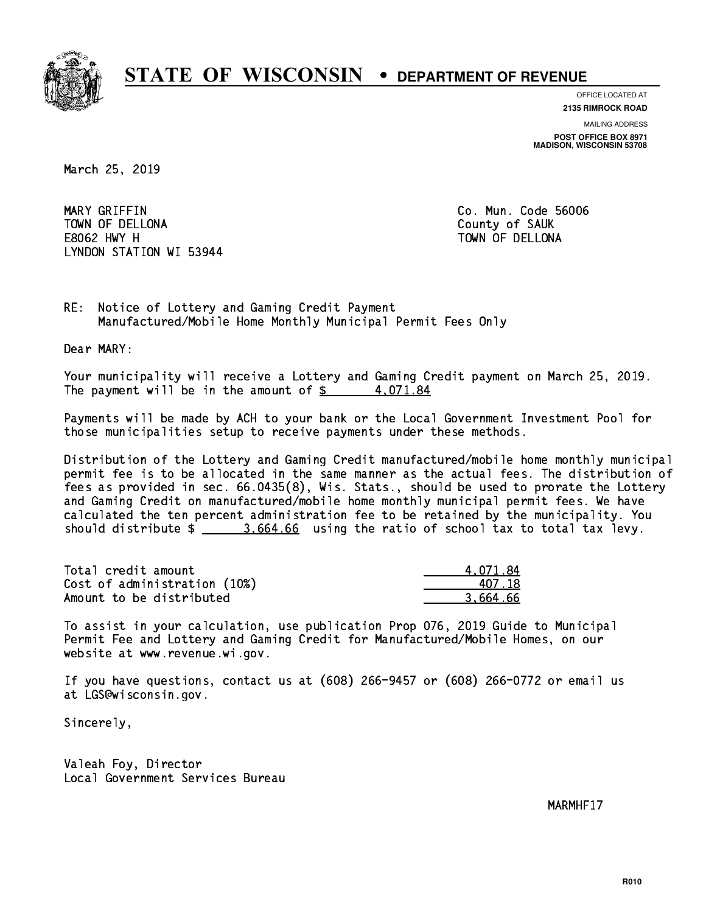# STATE OF WISCONSIN • DEPARTMENT OF REVENUE

OFFICE LOCATED AT
**2135 RIMROCK ROAD**

MAILING ADDRESS
**POST OFFICE BOX 8971**
**MADISON, WISCONSIN 53708**

March 25, 2019

MARY GRIFFIN
TOWN OF DELLONA
E8062 HWY H
LYNDON STATION WI 53944

Co. Mun. Code 56006
County of SAUK
TOWN OF DELLONA

RE: Notice of Lottery and Gaming Credit Payment
Manufactured/Mobile Home Monthly Municipal Permit Fees Only

Dear MARY:

Your municipality will receive a Lottery and Gaming Credit payment on March 25, 2019. The payment will be in the amount of $ 4,071.84

Payments will be made by ACH to your bank or the Local Government Investment Pool for those municipalities setup to receive payments under these methods.

Distribution of the Lottery and Gaming Credit manufactured/mobile home monthly municipal permit fee is to be allocated in the same manner as the actual fees. The distribution of fees as provided in sec. 66.0435(8), Wis. Stats., should be used to prorate the Lottery and Gaming Credit on manufactured/mobile home monthly municipal permit fees. We have calculated the ten percent administration fee to be retained by the municipality. You should distribute $ 3,664.66 using the ratio of school tax to total tax levy.

| | |
|---|---|
| Total credit amount | 4,071.84 |
| Cost of administration (10%) | 407.18 |
| Amount to be distributed | 3,664.66 |

To assist in your calculation, use publication Prop 076, 2019 Guide to Municipal Permit Fee and Lottery and Gaming Credit for Manufactured/Mobile Homes, on our website at www.revenue.wi.gov.

If you have questions, contact us at (608) 266-9457 or (608) 266-0772 or email us at LGS@wisconsin.gov.

Sincerely,

Valeah Foy, Director
Local Government Services Bureau

MARMHF17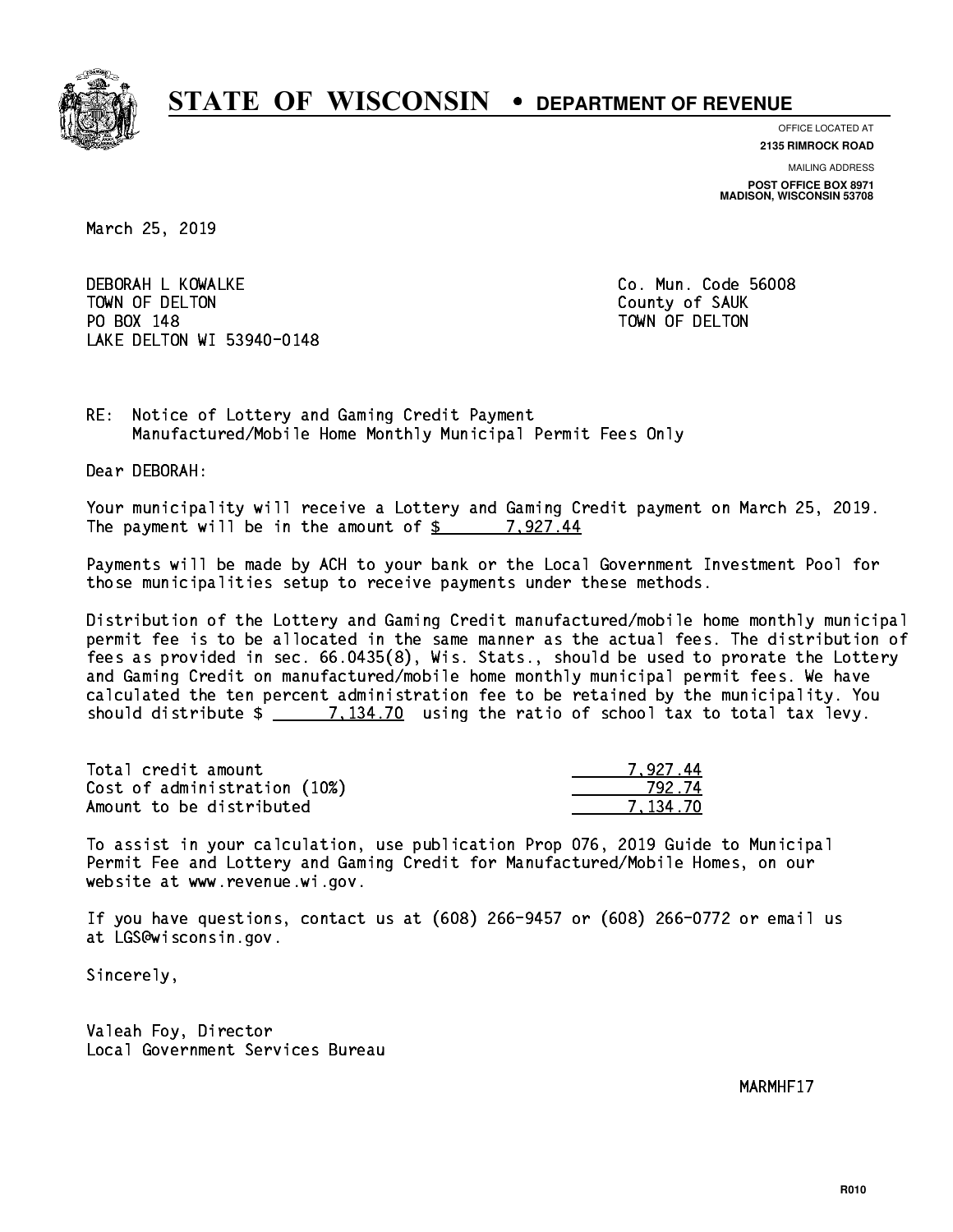# STATE OF WISCONSIN • DEPARTMENT OF REVENUE

OFFICE LOCATED AT
**2135 RIMROCK ROAD**

MAILING ADDRESS
**POST OFFICE BOX 8971**
**MADISON, WISCONSIN 53708**

March 25, 2019

DEBORAH L KOWALKE
TOWN OF DELTON
PO BOX 148
LAKE DELTON WI 53940-0148

Co. Mun. Code 56008
County of SAUK
TOWN OF DELTON

RE: Notice of Lottery and Gaming Credit Payment
Manufactured/Mobile Home Monthly Municipal Permit Fees Only

Dear DEBORAH:

Your municipality will receive a Lottery and Gaming Credit payment on March 25, 2019. The payment will be in the amount of $ 7,927.44

Payments will be made by ACH to your bank or the Local Government Investment Pool for those municipalities setup to receive payments under these methods.

Distribution of the Lottery and Gaming Credit manufactured/mobile home monthly municipal permit fee is to be allocated in the same manner as the actual fees. The distribution of fees as provided in sec. 66.0435(8), Wis. Stats., should be used to prorate the Lottery and Gaming Credit on manufactured/mobile home monthly municipal permit fees. We have calculated the ten percent administration fee to be retained by the municipality. You should distribute $ 7,134.70 using the ratio of school tax to total tax levy.

| | |
|---|---|
| Total credit amount | 7,927.44 |
| Cost of administration (10%) | 792.74 |
| Amount to be distributed | 7,134.70 |

To assist in your calculation, use publication Prop 076, 2019 Guide to Municipal Permit Fee and Lottery and Gaming Credit for Manufactured/Mobile Homes, on our website at www.revenue.wi.gov.

If you have questions, contact us at (608) 266-9457 or (608) 266-0772 or email us at LGS@wisconsin.gov.

Sincerely,

Valeah Foy, Director
Local Government Services Bureau

MARMHF17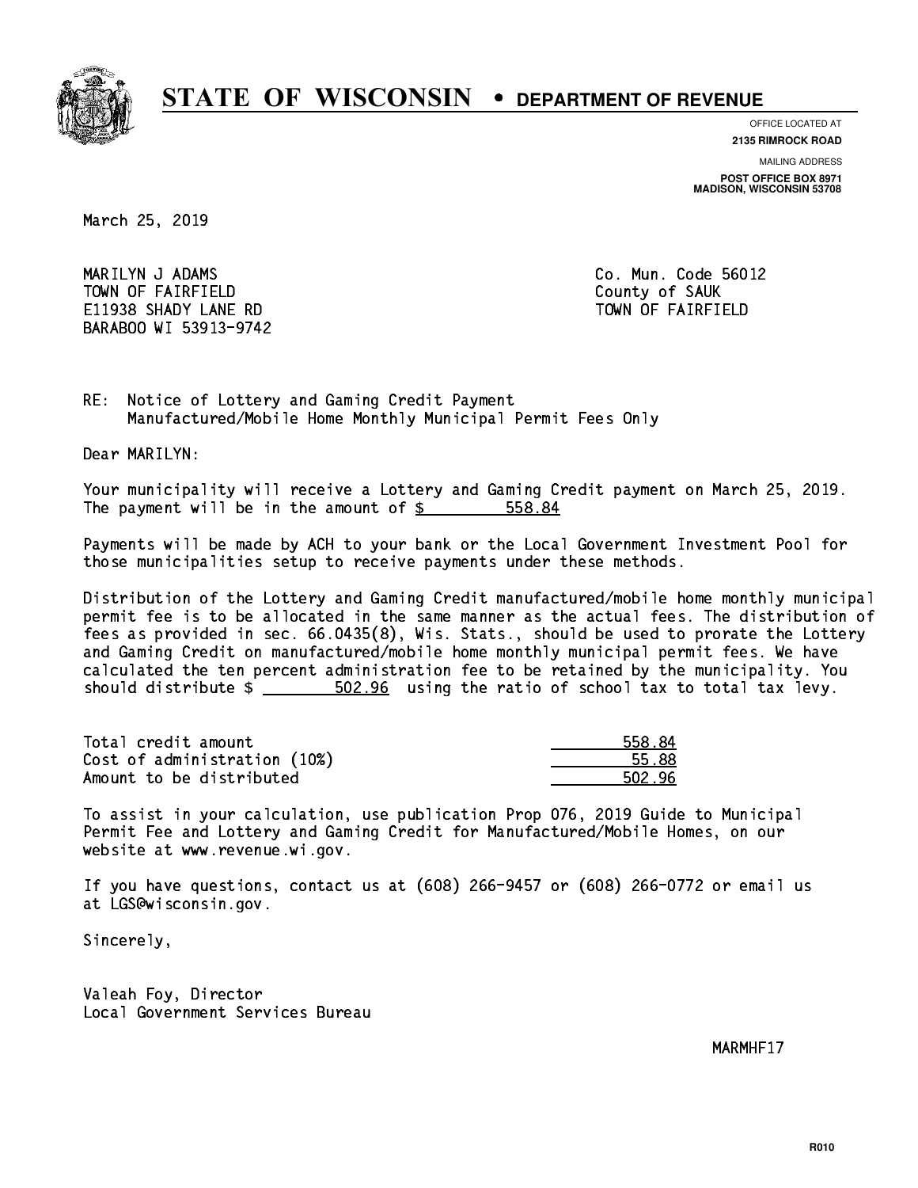# STATE OF WISCONSIN • DEPARTMENT OF REVENUE

OFFICE LOCATED AT
**2135 RIMROCK ROAD**

MAILING ADDRESS
**POST OFFICE BOX 8971**
**MADISON, WISCONSIN 53708**

March 25, 2019

MARILYN J ADAMS
TOWN OF FAIRFIELD
E11938 SHADY LANE RD
BARABOO WI 53913-9742

Co. Mun. Code 56012
County of SAUK
TOWN OF FAIRFIELD

RE: Notice of Lottery and Gaming Credit Payment
Manufactured/Mobile Home Monthly Municipal Permit Fees Only

Dear MARILYN:

Your municipality will receive a Lottery and Gaming Credit payment on March 25, 2019. The payment will be in the amount of $ 558.84

Payments will be made by ACH to your bank or the Local Government Investment Pool for those municipalities setup to receive payments under these methods.

Distribution of the Lottery and Gaming Credit manufactured/mobile home monthly municipal permit fee is to be allocated in the same manner as the actual fees. The distribution of fees as provided in sec. 66.0435(8), Wis. Stats., should be used to prorate the Lottery and Gaming Credit on manufactured/mobile home monthly municipal permit fees. We have calculated the ten percent administration fee to be retained by the municipality. You should distribute $ 502.96 using the ratio of school tax to total tax levy.

| | |
|---|---|
| Total credit amount | 558.84 |
| Cost of administration (10%) | 55.88 |
| Amount to be distributed | 502.96 |

To assist in your calculation, use publication Prop 076, 2019 Guide to Municipal Permit Fee and Lottery and Gaming Credit for Manufactured/Mobile Homes, on our website at www.revenue.wi.gov.

If you have questions, contact us at (608) 266-9457 or (608) 266-0772 or email us at LGS@wisconsin.gov.

Sincerely,

Valeah Foy, Director
Local Government Services Bureau

MARMHF17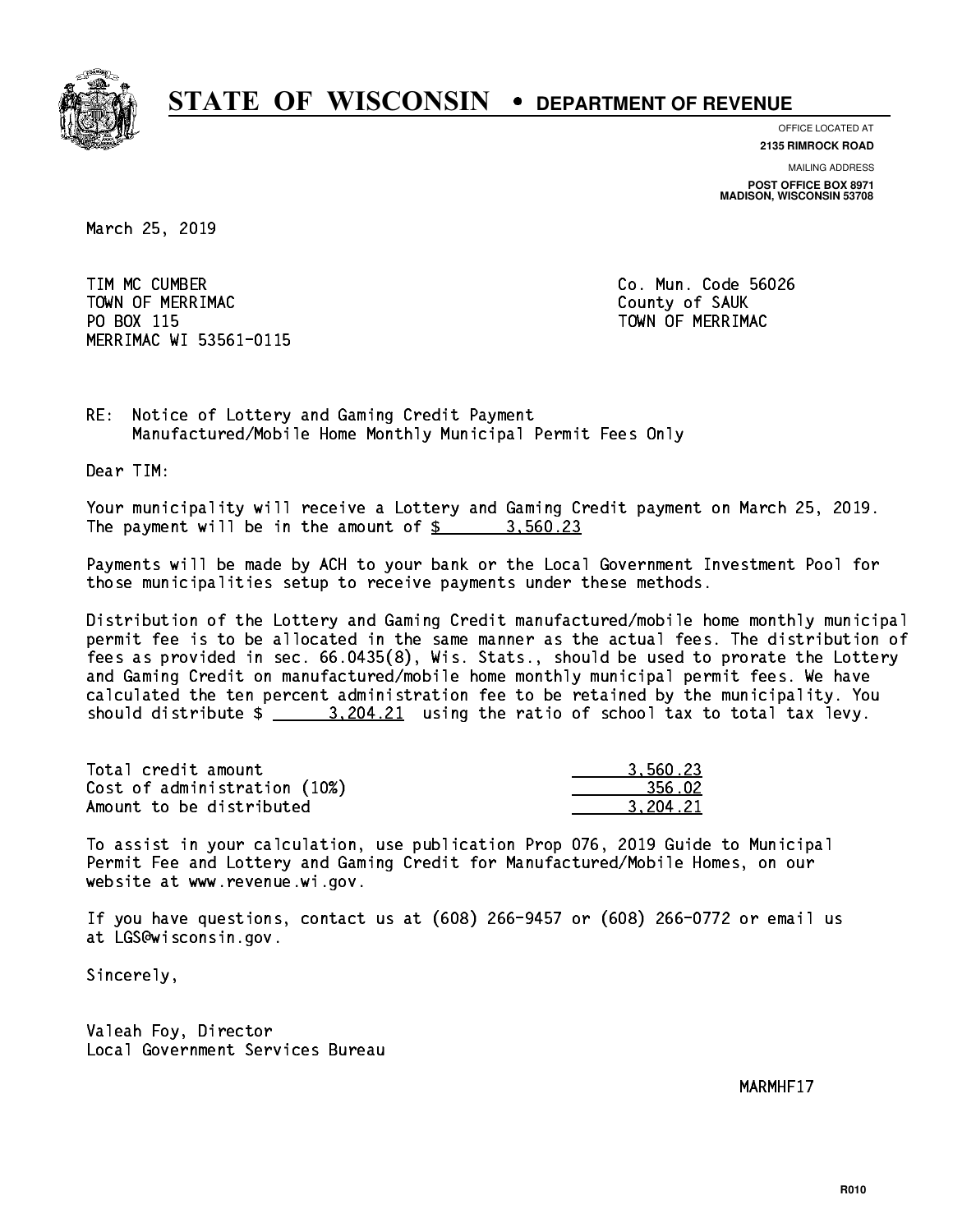# STATE OF WISCONSIN • DEPARTMENT OF REVENUE

OFFICE LOCATED AT
**2135 RIMROCK ROAD**

MAILING ADDRESS
**POST OFFICE BOX 8971**
**MADISON, WISCONSIN 53708**

March 25, 2019

TIM MC CUMBER
TOWN OF MERRIMAC
PO BOX 115
MERRIMAC WI 53561-0115

Co. Mun. Code 56026
County of SAUK
TOWN OF MERRIMAC

RE: Notice of Lottery and Gaming Credit Payment
Manufactured/Mobile Home Monthly Municipal Permit Fees Only

Dear TIM:

Your municipality will receive a Lottery and Gaming Credit payment on March 25, 2019. The payment will be in the amount of $ 3,560.23

Payments will be made by ACH to your bank or the Local Government Investment Pool for those municipalities setup to receive payments under these methods.

Distribution of the Lottery and Gaming Credit manufactured/mobile home monthly municipal permit fee is to be allocated in the same manner as the actual fees. The distribution of fees as provided in sec. 66.0435(8), Wis. Stats., should be used to prorate the Lottery and Gaming Credit on manufactured/mobile home monthly municipal permit fees. We have calculated the ten percent administration fee to be retained by the municipality. You should distribute $ 3,204.21 using the ratio of school tax to total tax levy.

| | |
|---|---|
| Total credit amount | 3,560.23 |
| Cost of administration (10%) | 356.02 |
| Amount to be distributed | 3,204.21 |

To assist in your calculation, use publication Prop 076, 2019 Guide to Municipal Permit Fee and Lottery and Gaming Credit for Manufactured/Mobile Homes, on our website at www.revenue.wi.gov.

If you have questions, contact us at (608) 266-9457 or (608) 266-0772 or email us at LGS@wisconsin.gov.

Sincerely,

Valeah Foy, Director
Local Government Services Bureau

MARMHF17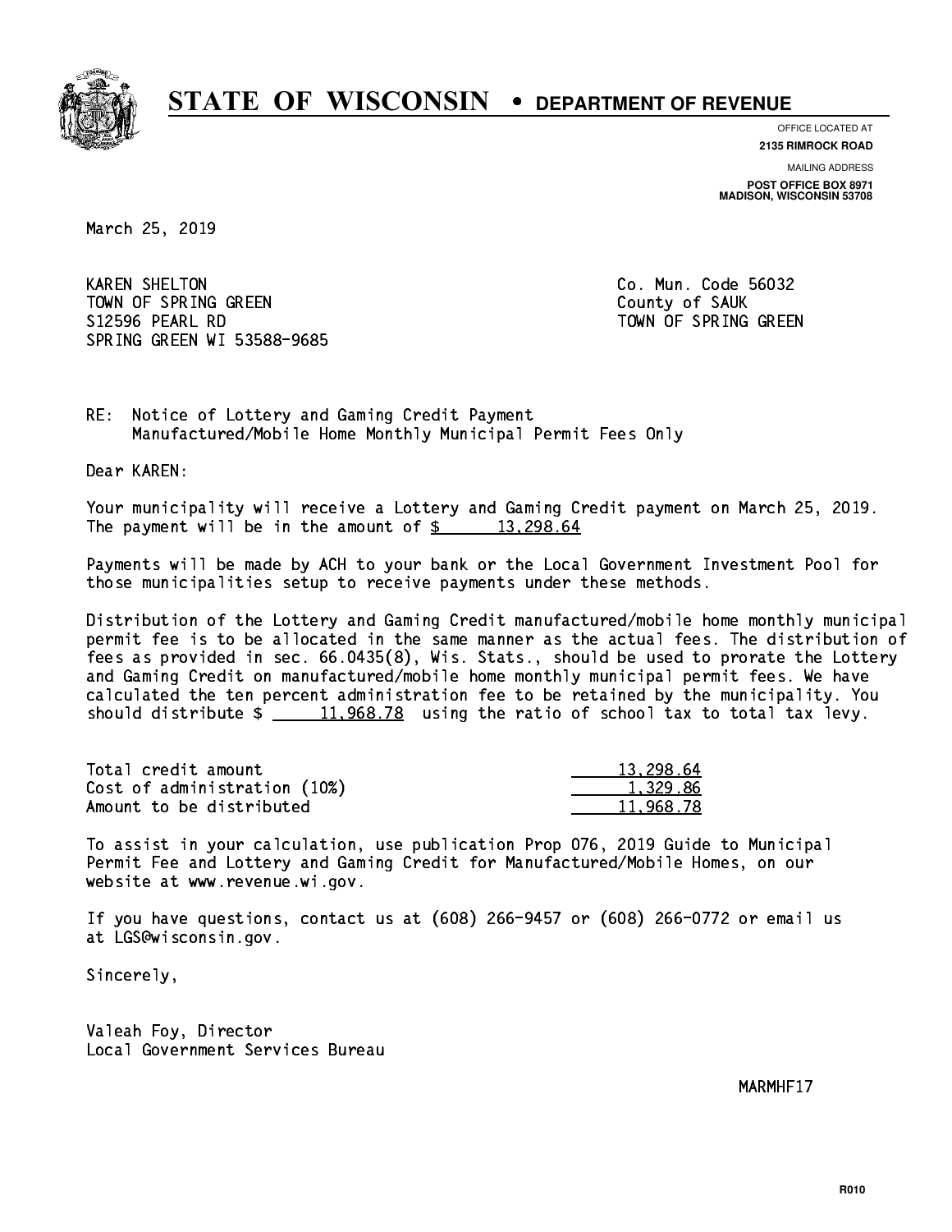# STATE OF WISCONSIN • DEPARTMENT OF REVENUE

OFFICE LOCATED AT
**2135 RIMROCK ROAD**

MAILING ADDRESS
**POST OFFICE BOX 8971**
**MADISON, WISCONSIN 53708**

March 25, 2019

KAREN SHELTON
TOWN OF SPRING GREEN
S12596 PEARL RD
SPRING GREEN WI 53588-9685

Co. Mun. Code 56032
County of SAUK
TOWN OF SPRING GREEN

RE: Notice of Lottery and Gaming Credit Payment
Manufactured/Mobile Home Monthly Municipal Permit Fees Only

Dear KAREN:

Your municipality will receive a Lottery and Gaming Credit payment on March 25, 2019. The payment will be in the amount of $ 13,298.64

Payments will be made by ACH to your bank or the Local Government Investment Pool for those municipalities setup to receive payments under these methods.

Distribution of the Lottery and Gaming Credit manufactured/mobile home monthly municipal permit fee is to be allocated in the same manner as the actual fees. The distribution of fees as provided in sec. 66.0435(8), Wis. Stats., should be used to prorate the Lottery and Gaming Credit on manufactured/mobile home monthly municipal permit fees. We have calculated the ten percent administration fee to be retained by the municipality. You should distribute $ 11,968.78 using the ratio of school tax to total tax levy.

| | |
|---|---|
| Total credit amount | 13,298.64 |
| Cost of administration (10%) | 1,329.86 |
| Amount to be distributed | 11,968.78 |

To assist in your calculation, use publication Prop 076, 2019 Guide to Municipal Permit Fee and Lottery and Gaming Credit for Manufactured/Mobile Homes, on our website at www.revenue.wi.gov.

If you have questions, contact us at (608) 266-9457 or (608) 266-0772 or email us at LGS@wisconsin.gov.

Sincerely,

Valeah Foy, Director
Local Government Services Bureau

MARMHF17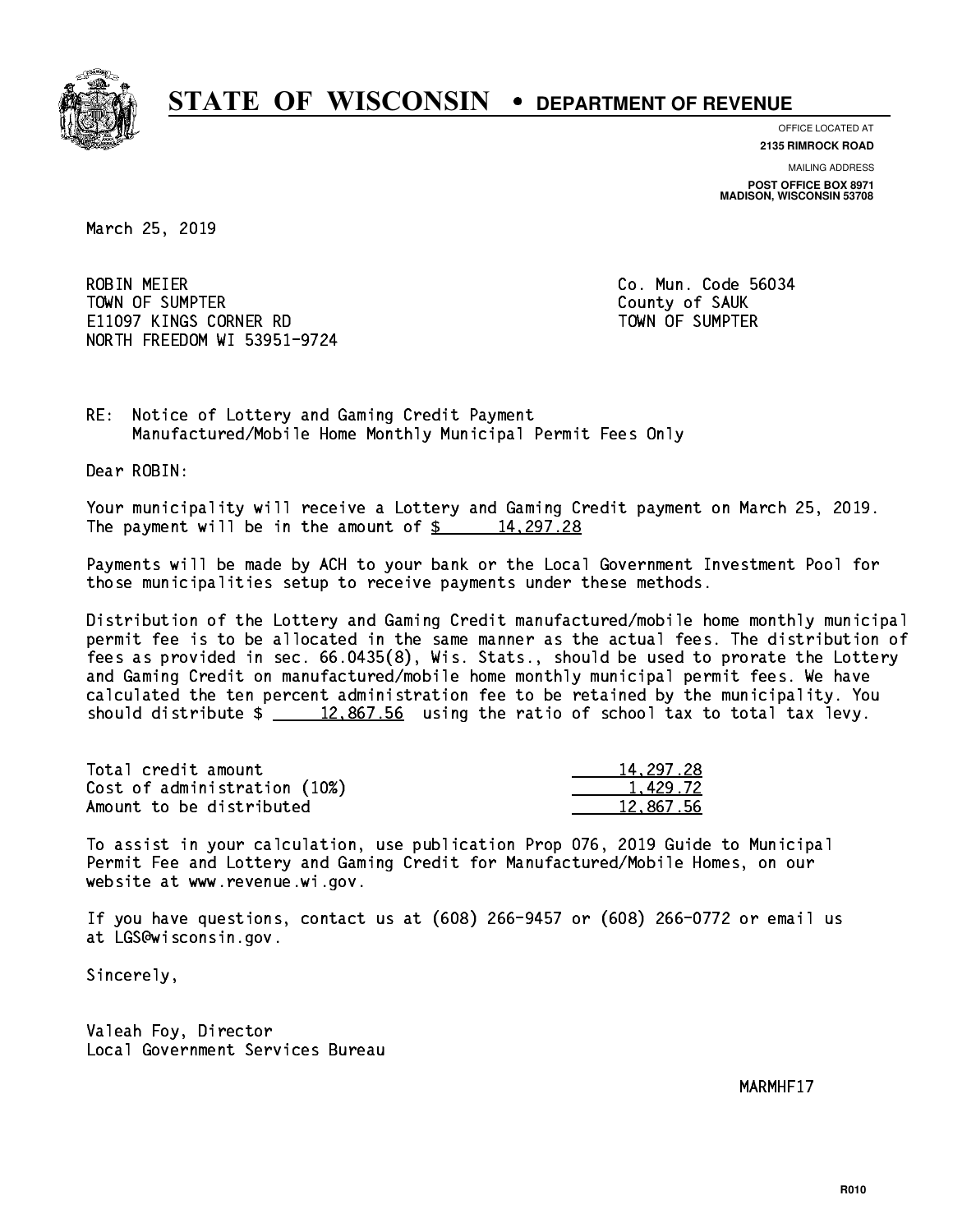# STATE OF WISCONSIN • DEPARTMENT OF REVENUE

OFFICE LOCATED AT
**2135 RIMROCK ROAD**

MAILING ADDRESS
**POST OFFICE BOX 8971**
**MADISON, WISCONSIN 53708**

March 25, 2019

ROBIN MEIER
TOWN OF SUMPTER
E11097 KINGS CORNER RD
NORTH FREEDOM WI 53951-9724

Co. Mun. Code 56034
County of SAUK
TOWN OF SUMPTER

RE: Notice of Lottery and Gaming Credit Payment
Manufactured/Mobile Home Monthly Municipal Permit Fees Only

Dear ROBIN:

Your municipality will receive a Lottery and Gaming Credit payment on March 25, 2019. The payment will be in the amount of $ 14,297.28

Payments will be made by ACH to your bank or the Local Government Investment Pool for those municipalities setup to receive payments under these methods.

Distribution of the Lottery and Gaming Credit manufactured/mobile home monthly municipal permit fee is to be allocated in the same manner as the actual fees. The distribution of fees as provided in sec. 66.0435(8), Wis. Stats., should be used to prorate the Lottery and Gaming Credit on manufactured/mobile home monthly municipal permit fees. We have calculated the ten percent administration fee to be retained by the municipality. You should distribute $ 12,867.56 using the ratio of school tax to total tax levy.

| | |
|---|---|
| Total credit amount | 14,297.28 |
| Cost of administration (10%) | 1,429.72 |
| Amount to be distributed | 12,867.56 |

To assist in your calculation, use publication Prop 076, 2019 Guide to Municipal Permit Fee and Lottery and Gaming Credit for Manufactured/Mobile Homes, on our website at www.revenue.wi.gov.

If you have questions, contact us at (608) 266-9457 or (608) 266-0772 or email us at LGS@wisconsin.gov.

Sincerely,

Valeah Foy, Director
Local Government Services Bureau

MARMHF17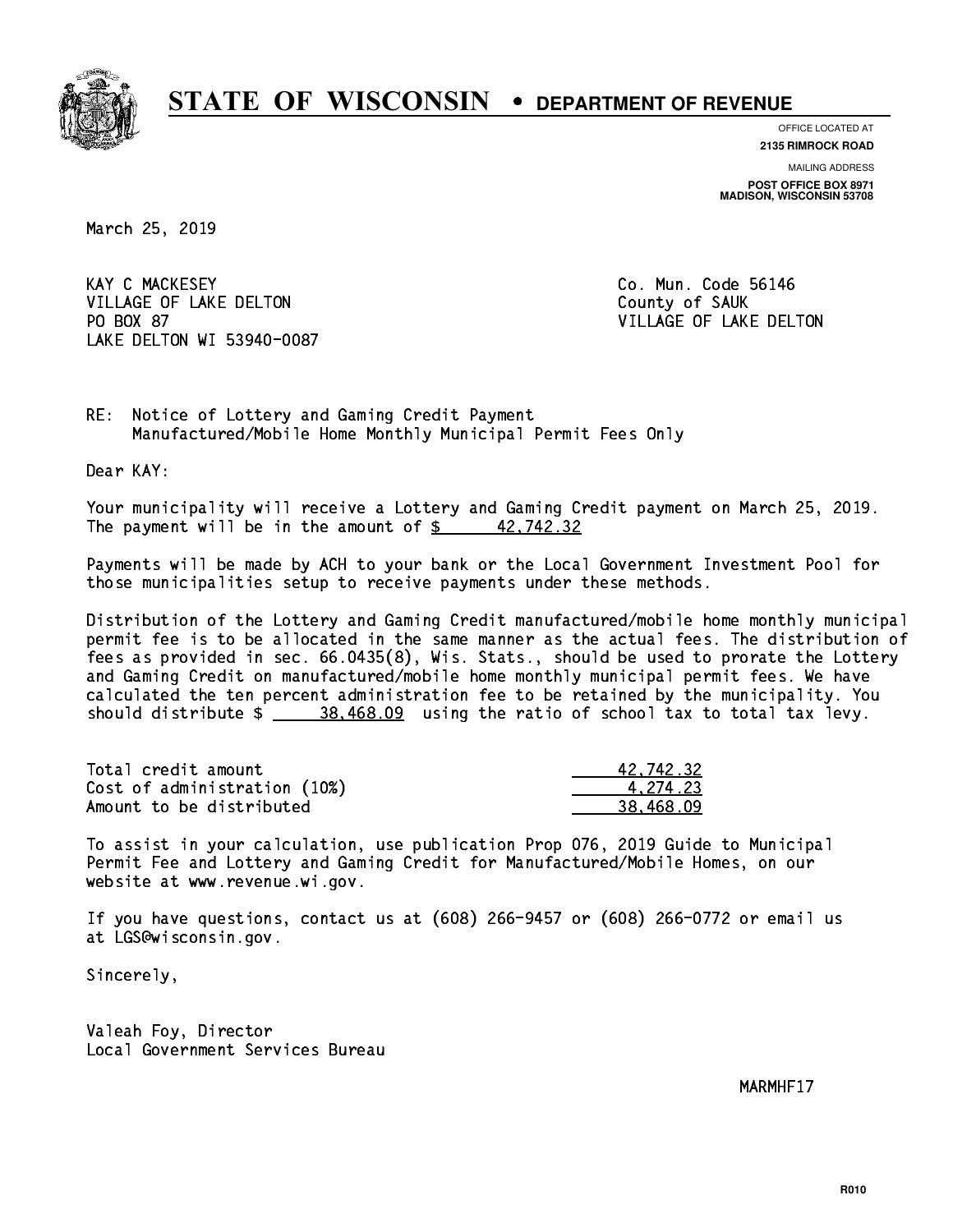# STATE OF WISCONSIN • DEPARTMENT OF REVENUE

OFFICE LOCATED AT
**2135 RIMROCK ROAD**

MAILING ADDRESS
**POST OFFICE BOX 8971**
**MADISON, WISCONSIN 53708**

March 25, 2019

KAY C MACKESEY
VILLAGE OF LAKE DELTON
PO BOX 87
LAKE DELTON WI 53940-0087

Co. Mun. Code 56146
County of SAUK
VILLAGE OF LAKE DELTON

RE: Notice of Lottery and Gaming Credit Payment
Manufactured/Mobile Home Monthly Municipal Permit Fees Only

Dear KAY:

Your municipality will receive a Lottery and Gaming Credit payment on March 25, 2019. The payment will be in the amount of $ 42,742.32

Payments will be made by ACH to your bank or the Local Government Investment Pool for those municipalities setup to receive payments under these methods.

Distribution of the Lottery and Gaming Credit manufactured/mobile home monthly municipal permit fee is to be allocated in the same manner as the actual fees. The distribution of fees as provided in sec. 66.0435(8), Wis. Stats., should be used to prorate the Lottery and Gaming Credit on manufactured/mobile home monthly municipal permit fees. We have calculated the ten percent administration fee to be retained by the municipality. You should distribute $ 38,468.09 using the ratio of school tax to total tax levy.

| | |
|---|---|
| Total credit amount | 42,742.32 |
| Cost of administration (10%) | 4,274.23 |
| Amount to be distributed | 38,468.09 |

To assist in your calculation, use publication Prop 076, 2019 Guide to Municipal Permit Fee and Lottery and Gaming Credit for Manufactured/Mobile Homes, on our website at www.revenue.wi.gov.

If you have questions, contact us at (608) 266-9457 or (608) 266-0772 or email us at LGS@wisconsin.gov.

Sincerely,

Valeah Foy, Director
Local Government Services Bureau

MARMHF17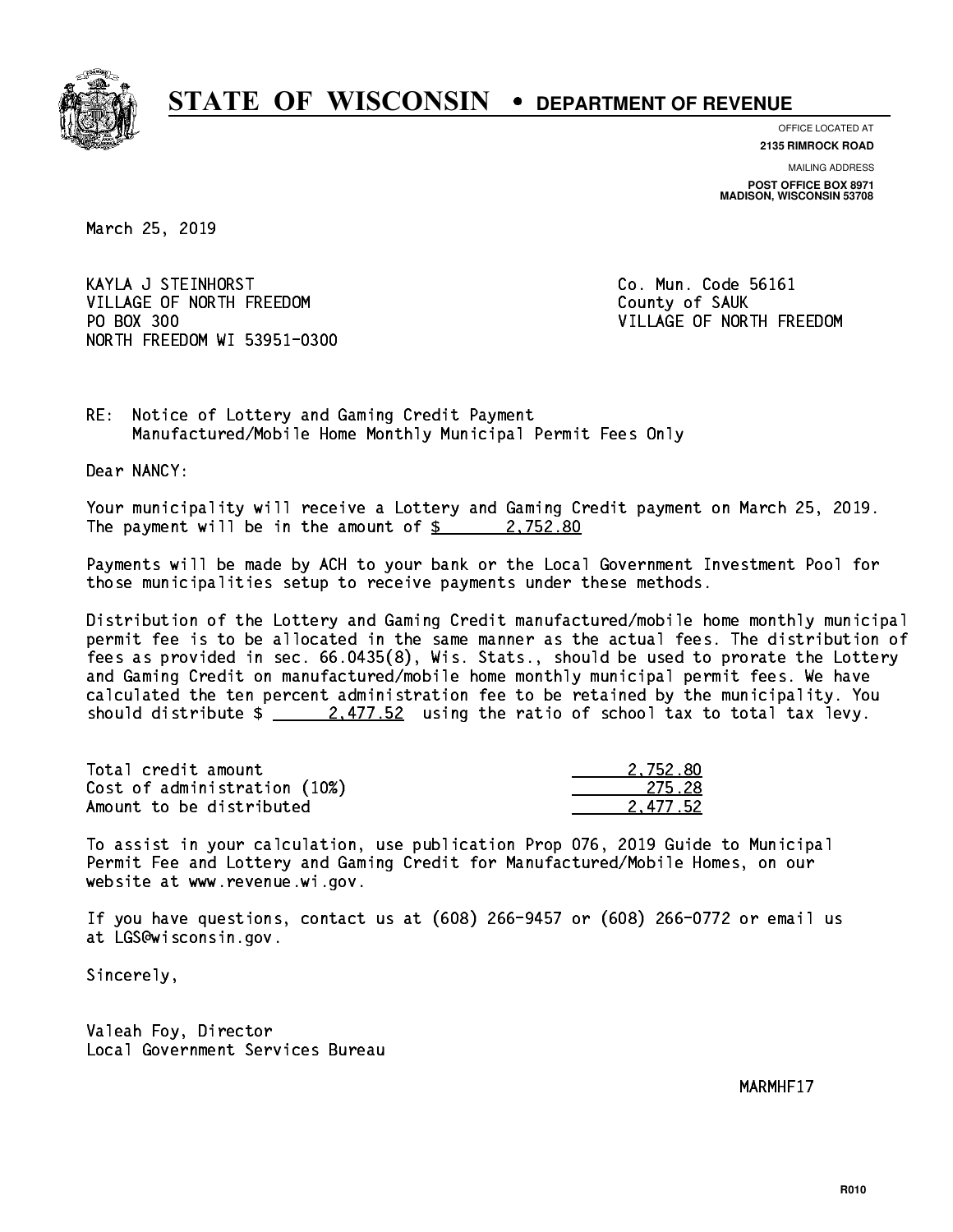# STATE OF WISCONSIN • DEPARTMENT OF REVENUE

OFFICE LOCATED AT
**2135 RIMROCK ROAD**

MAILING ADDRESS
**POST OFFICE BOX 8971**
**MADISON, WISCONSIN 53708**

March 25, 2019

KAYLA J STEINHORST
VILLAGE OF NORTH FREEDOM
PO BOX 300
NORTH FREEDOM WI 53951-0300

Co. Mun. Code 56161
County of SAUK
VILLAGE OF NORTH FREEDOM

RE: Notice of Lottery and Gaming Credit Payment
Manufactured/Mobile Home Monthly Municipal Permit Fees Only

Dear NANCY:

Your municipality will receive a Lottery and Gaming Credit payment on March 25, 2019. The payment will be in the amount of $ 2,752.80

Payments will be made by ACH to your bank or the Local Government Investment Pool for those municipalities setup to receive payments under these methods.

Distribution of the Lottery and Gaming Credit manufactured/mobile home monthly municipal permit fee is to be allocated in the same manner as the actual fees. The distribution of fees as provided in sec. 66.0435(8), Wis. Stats., should be used to prorate the Lottery and Gaming Credit on manufactured/mobile home monthly municipal permit fees. We have calculated the ten percent administration fee to be retained by the municipality. You should distribute $ 2,477.52 using the ratio of school tax to total tax levy.

| | |
|---|---|
| Total credit amount | 2,752.80 |
| Cost of administration (10%) | 275.28 |
| Amount to be distributed | 2,477.52 |

To assist in your calculation, use publication Prop 076, 2019 Guide to Municipal Permit Fee and Lottery and Gaming Credit for Manufactured/Mobile Homes, on our website at www.revenue.wi.gov.

If you have questions, contact us at (608) 266-9457 or (608) 266-0772 or email us at LGS@wisconsin.gov.

Sincerely,

Valeah Foy, Director
Local Government Services Bureau

MARMHF17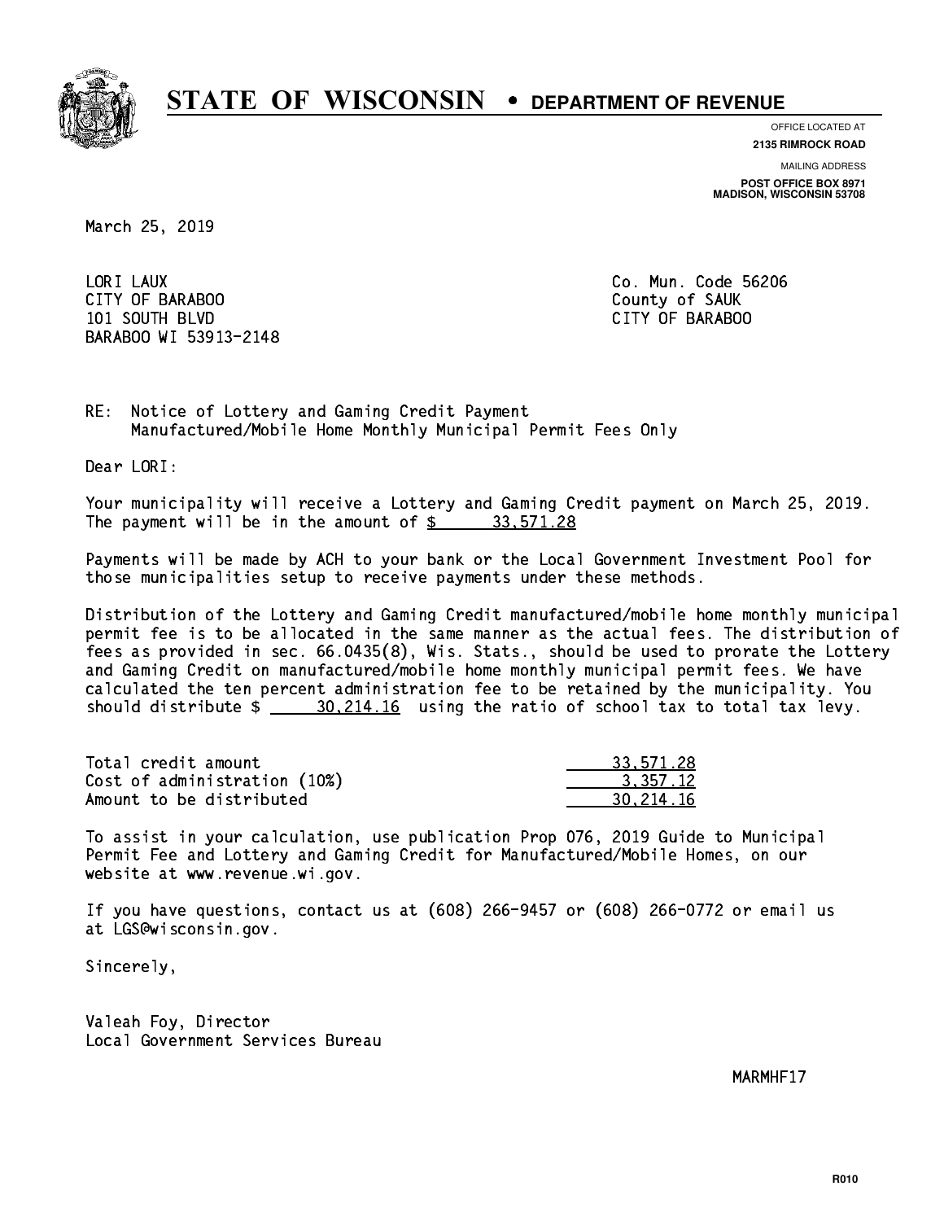# STATE OF WISCONSIN • DEPARTMENT OF REVENUE

OFFICE LOCATED AT
**2135 RIMROCK ROAD**

MAILING ADDRESS
**POST OFFICE BOX 8971**
**MADISON, WISCONSIN 53708**

March 25, 2019

LORI LAUX
CITY OF BARABOO
101 SOUTH BLVD
BARABOO WI 53913-2148

Co. Mun. Code 56206
County of SAUK
CITY OF BARABOO

RE: Notice of Lottery and Gaming Credit Payment
Manufactured/Mobile Home Monthly Municipal Permit Fees Only

Dear LORI:

Your municipality will receive a Lottery and Gaming Credit payment on March 25, 2019. The payment will be in the amount of $ 33,571.28

Payments will be made by ACH to your bank or the Local Government Investment Pool for those municipalities setup to receive payments under these methods.

Distribution of the Lottery and Gaming Credit manufactured/mobile home monthly municipal permit fee is to be allocated in the same manner as the actual fees. The distribution of fees as provided in sec. 66.0435(8), Wis. Stats., should be used to prorate the Lottery and Gaming Credit on manufactured/mobile home monthly municipal permit fees. We have calculated the ten percent administration fee to be retained by the municipality. You should distribute $ 30,214.16 using the ratio of school tax to total tax levy.

| | |
|---|---|
| Total credit amount | 33,571.28 |
| Cost of administration (10%) | 3,357.12 |
| Amount to be distributed | 30,214.16 |

To assist in your calculation, use publication Prop 076, 2019 Guide to Municipal Permit Fee and Lottery and Gaming Credit for Manufactured/Mobile Homes, on our website at www.revenue.wi.gov.

If you have questions, contact us at (608) 266-9457 or (608) 266-0772 or email us at LGS@wisconsin.gov.

Sincerely,

Valeah Foy, Director
Local Government Services Bureau

MARMHF17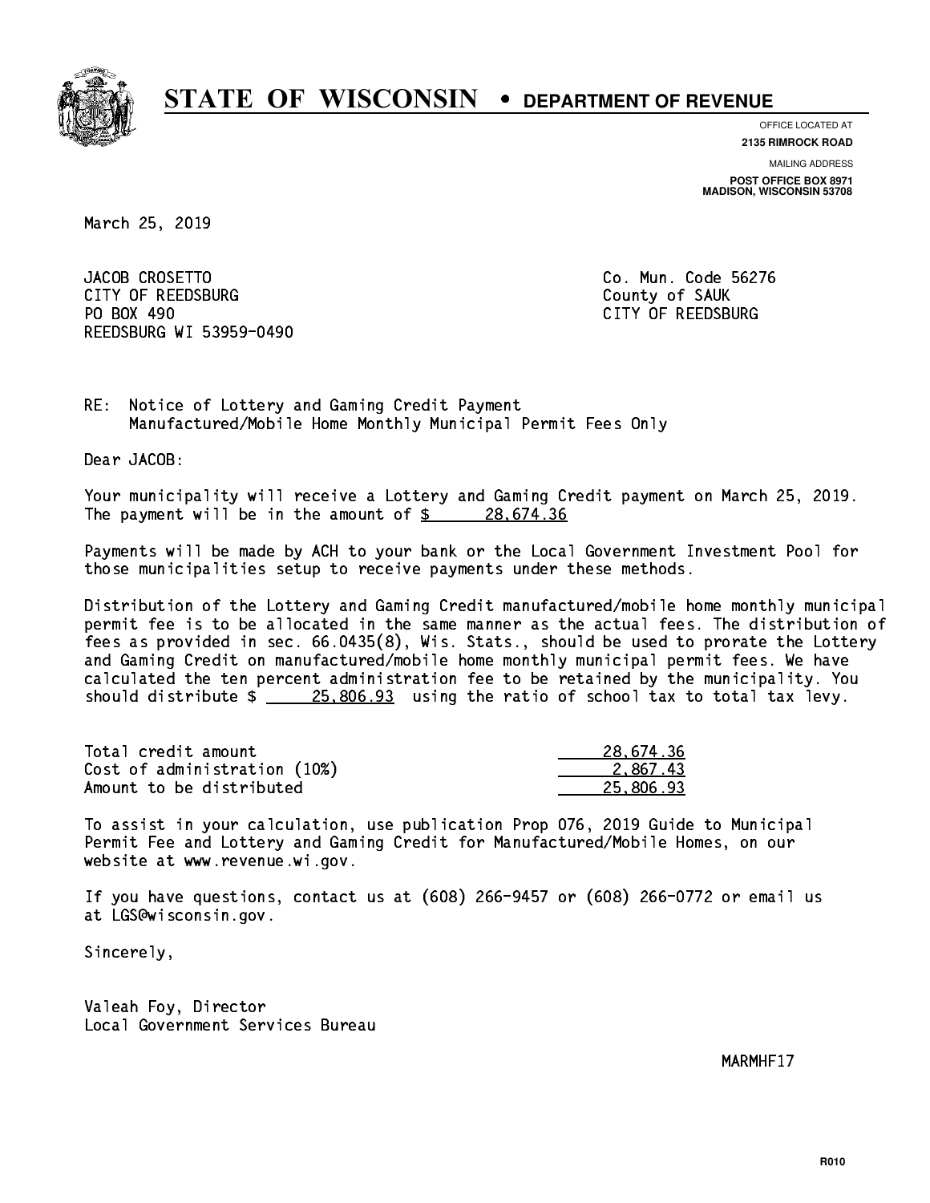# STATE OF WISCONSIN • DEPARTMENT OF REVENUE

OFFICE LOCATED AT
**2135 RIMROCK ROAD**

MAILING ADDRESS
**POST OFFICE BOX 8971**
**MADISON, WISCONSIN 53708**

March 25, 2019

JACOB CROSETTO
CITY OF REEDSBURG
PO BOX 490
REEDSBURG WI 53959-0490

Co. Mun. Code 56276
County of SAUK
CITY OF REEDSBURG

RE: Notice of Lottery and Gaming Credit Payment
Manufactured/Mobile Home Monthly Municipal Permit Fees Only

Dear JACOB:

Your municipality will receive a Lottery and Gaming Credit payment on March 25, 2019. The payment will be in the amount of $ 28,674.36

Payments will be made by ACH to your bank or the Local Government Investment Pool for those municipalities setup to receive payments under these methods.

Distribution of the Lottery and Gaming Credit manufactured/mobile home monthly municipal permit fee is to be allocated in the same manner as the actual fees. The distribution of fees as provided in sec. 66.0435(8), Wis. Stats., should be used to prorate the Lottery and Gaming Credit on manufactured/mobile home monthly municipal permit fees. We have calculated the ten percent administration fee to be retained by the municipality. You should distribute $ 25,806.93 using the ratio of school tax to total tax levy.

| | |
|---|---|
| Total credit amount | 28,674.36 |
| Cost of administration (10%) | 2,867.43 |
| Amount to be distributed | 25,806.93 |

To assist in your calculation, use publication Prop 076, 2019 Guide to Municipal Permit Fee and Lottery and Gaming Credit for Manufactured/Mobile Homes, on our website at www.revenue.wi.gov.

If you have questions, contact us at (608) 266-9457 or (608) 266-0772 or email us at LGS@wisconsin.gov.

Sincerely,

Valeah Foy, Director
Local Government Services Bureau

MARMHF17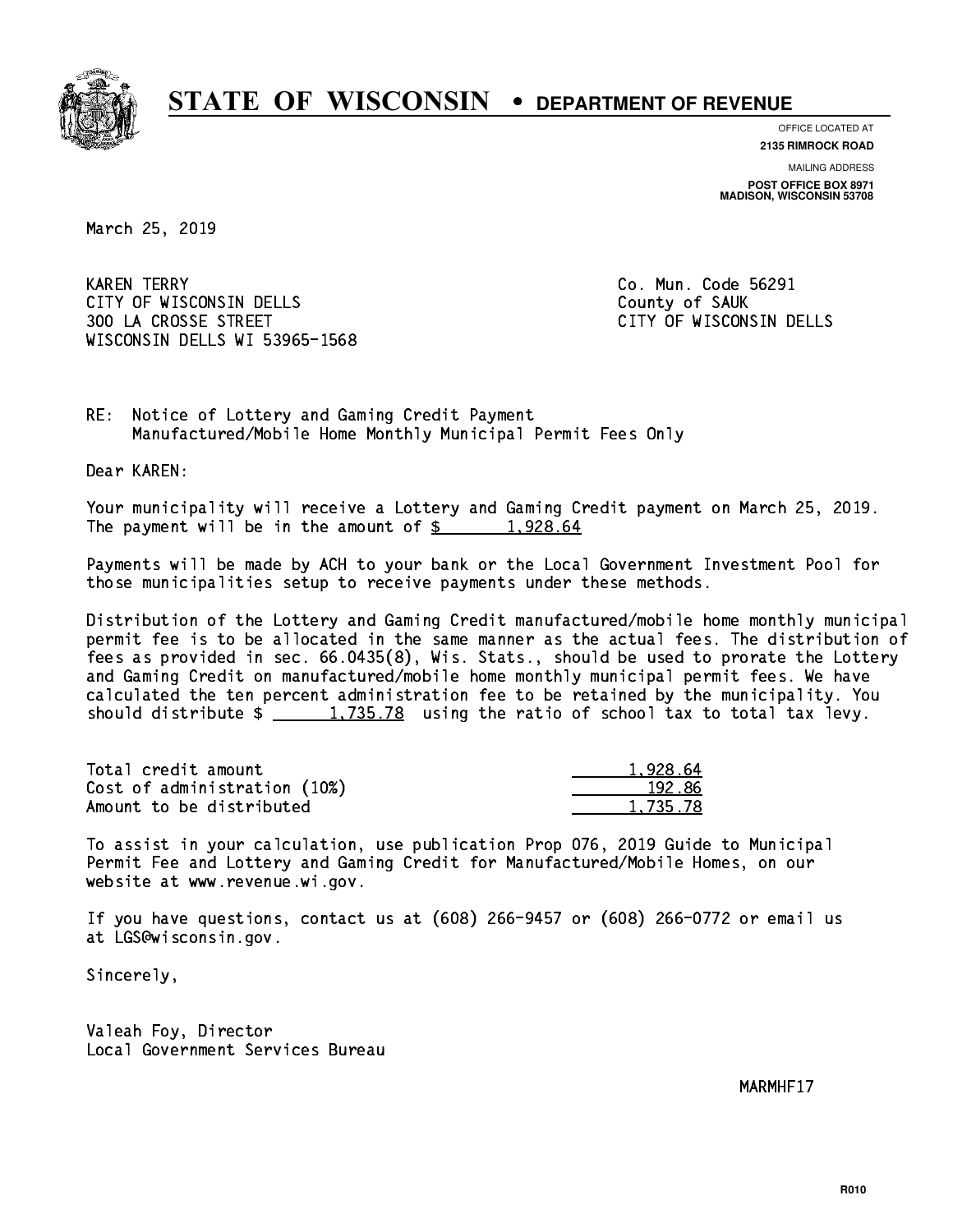# STATE OF WISCONSIN • DEPARTMENT OF REVENUE

OFFICE LOCATED AT
**2135 RIMROCK ROAD**

MAILING ADDRESS
**POST OFFICE BOX 8971**
**MADISON, WISCONSIN 53708**

March 25, 2019

KAREN TERRY
CITY OF WISCONSIN DELLS
300 LA CROSSE STREET
WISCONSIN DELLS WI 53965-1568

Co. Mun. Code 56291
County of SAUK
CITY OF WISCONSIN DELLS

RE: Notice of Lottery and Gaming Credit Payment
Manufactured/Mobile Home Monthly Municipal Permit Fees Only

Dear KAREN:

Your municipality will receive a Lottery and Gaming Credit payment on March 25, 2019. The payment will be in the amount of $ 1,928.64

Payments will be made by ACH to your bank or the Local Government Investment Pool for those municipalities setup to receive payments under these methods.

Distribution of the Lottery and Gaming Credit manufactured/mobile home monthly municipal permit fee is to be allocated in the same manner as the actual fees. The distribution of fees as provided in sec. 66.0435(8), Wis. Stats., should be used to prorate the Lottery and Gaming Credit on manufactured/mobile home monthly municipal permit fees. We have calculated the ten percent administration fee to be retained by the municipality. You should distribute $ 1,735.78 using the ratio of school tax to total tax levy.

| | |
|---|---|
| Total credit amount | 1,928.64 |
| Cost of administration (10%) | 192.86 |
| Amount to be distributed | 1,735.78 |

To assist in your calculation, use publication Prop 076, 2019 Guide to Municipal Permit Fee and Lottery and Gaming Credit for Manufactured/Mobile Homes, on our website at www.revenue.wi.gov.

If you have questions, contact us at (608) 266-9457 or (608) 266-0772 or email us at LGS@wisconsin.gov.

Sincerely,

Valeah Foy, Director
Local Government Services Bureau

MARMHF17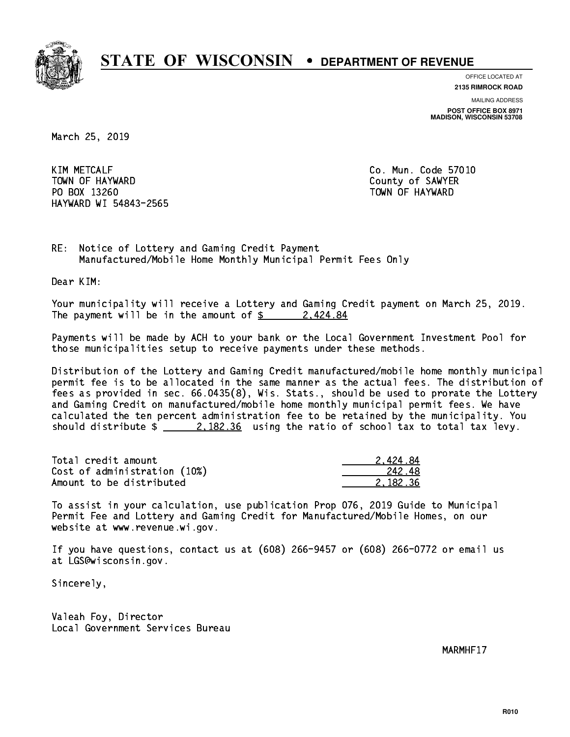# STATE OF WISCONSIN • DEPARTMENT OF REVENUE

OFFICE LOCATED AT
**2135 RIMROCK ROAD**

MAILING ADDRESS
**POST OFFICE BOX 8971**
**MADISON, WISCONSIN 53708**

March 25, 2019

KIM METCALF
TOWN OF HAYWARD
PO BOX 13260
HAYWARD WI 54843-2565

Co. Mun. Code 57010
County of SAWYER
TOWN OF HAYWARD

RE: Notice of Lottery and Gaming Credit Payment
Manufactured/Mobile Home Monthly Municipal Permit Fees Only

Dear KIM:

Your municipality will receive a Lottery and Gaming Credit payment on March 25, 2019. The payment will be in the amount of $ 2,424.84

Payments will be made by ACH to your bank or the Local Government Investment Pool for those municipalities setup to receive payments under these methods.

Distribution of the Lottery and Gaming Credit manufactured/mobile home monthly municipal permit fee is to be allocated in the same manner as the actual fees. The distribution of fees as provided in sec. 66.0435(8), Wis. Stats., should be used to prorate the Lottery and Gaming Credit on manufactured/mobile home monthly municipal permit fees. We have calculated the ten percent administration fee to be retained by the municipality. You should distribute $ 2,182.36 using the ratio of school tax to total tax levy.

| | |
|---|---|
| Total credit amount | 2,424.84 |
| Cost of administration (10%) | 242.48 |
| Amount to be distributed | 2,182.36 |

To assist in your calculation, use publication Prop 076, 2019 Guide to Municipal Permit Fee and Lottery and Gaming Credit for Manufactured/Mobile Homes, on our website at www.revenue.wi.gov.

If you have questions, contact us at (608) 266-9457 or (608) 266-0772 or email us at LGS@wisconsin.gov.

Sincerely,

Valeah Foy, Director
Local Government Services Bureau

MARMHF17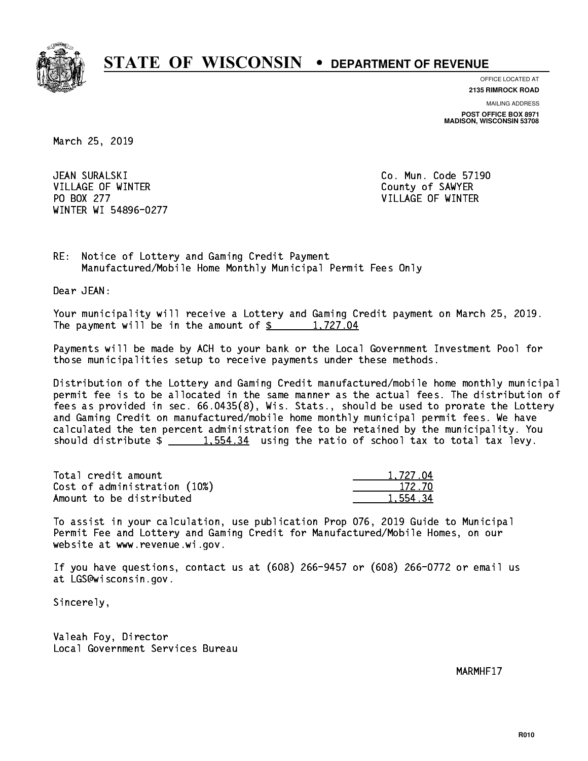# STATE OF WISCONSIN • DEPARTMENT OF REVENUE

OFFICE LOCATED AT
**2135 RIMROCK ROAD**

MAILING ADDRESS
**POST OFFICE BOX 8971**
**MADISON, WISCONSIN 53708**

March 25, 2019

JEAN SURALSKI
VILLAGE OF WINTER
PO BOX 277
WINTER WI 54896-0277

Co. Mun. Code 57190
County of SAWYER
VILLAGE OF WINTER

RE: Notice of Lottery and Gaming Credit Payment
Manufactured/Mobile Home Monthly Municipal Permit Fees Only

Dear JEAN:

Your municipality will receive a Lottery and Gaming Credit payment on March 25, 2019. The payment will be in the amount of $ 1,727.04

Payments will be made by ACH to your bank or the Local Government Investment Pool for those municipalities setup to receive payments under these methods.

Distribution of the Lottery and Gaming Credit manufactured/mobile home monthly municipal permit fee is to be allocated in the same manner as the actual fees. The distribution of fees as provided in sec. 66.0435(8), Wis. Stats., should be used to prorate the Lottery and Gaming Credit on manufactured/mobile home monthly municipal permit fees. We have calculated the ten percent administration fee to be retained by the municipality. You should distribute $ 1,554.34 using the ratio of school tax to total tax levy.

| | |
|---|---|
| Total credit amount | 1,727.04 |
| Cost of administration (10%) | 172.70 |
| Amount to be distributed | 1,554.34 |

To assist in your calculation, use publication Prop 076, 2019 Guide to Municipal Permit Fee and Lottery and Gaming Credit for Manufactured/Mobile Homes, on our website at www.revenue.wi.gov.

If you have questions, contact us at (608) 266-9457 or (608) 266-0772 or email us at LGS@wisconsin.gov.

Sincerely,

Valeah Foy, Director
Local Government Services Bureau

MARMHF17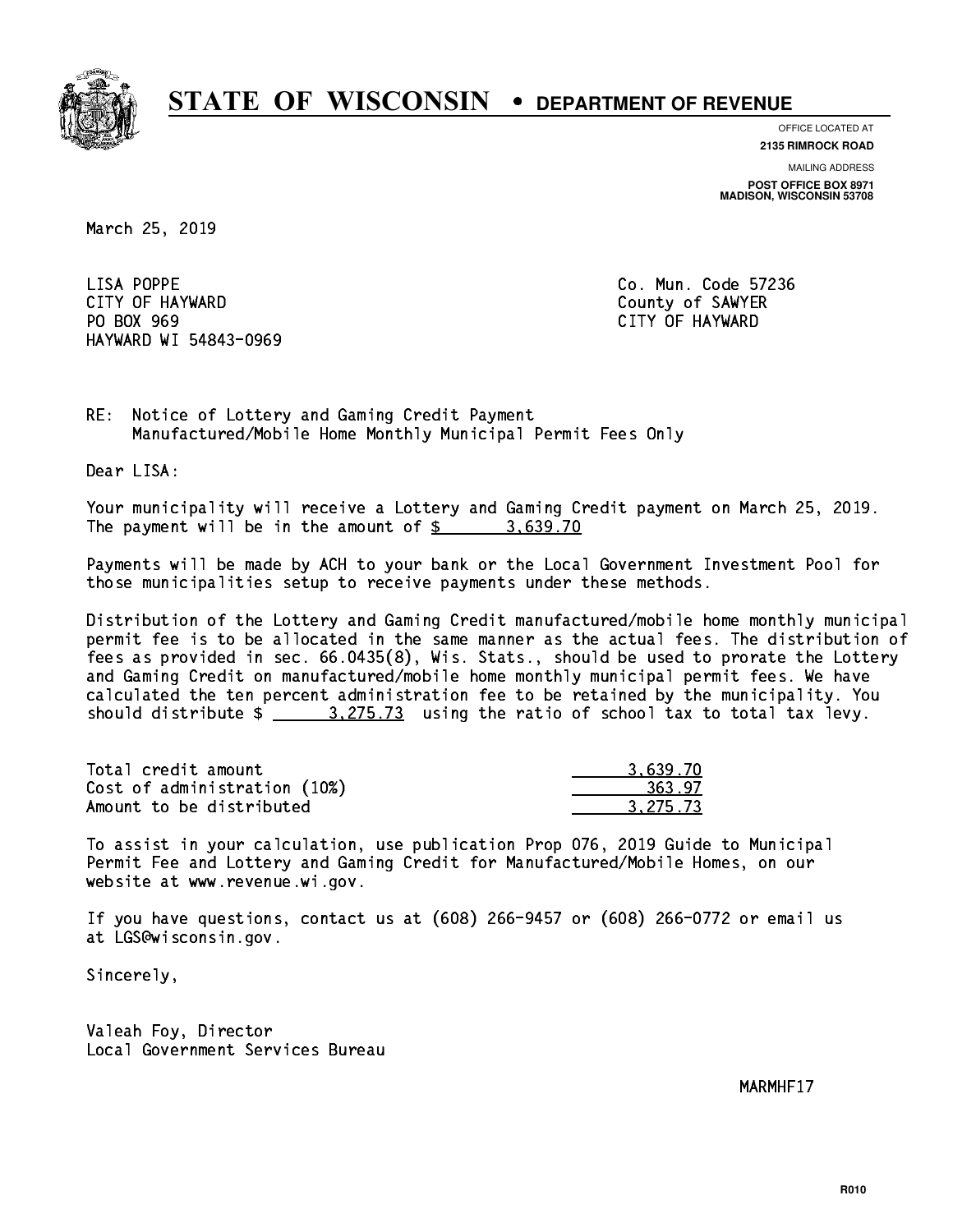# STATE OF WISCONSIN • DEPARTMENT OF REVENUE

OFFICE LOCATED AT
**2135 RIMROCK ROAD**

MAILING ADDRESS
**POST OFFICE BOX 8971**
**MADISON, WISCONSIN 53708**

March 25, 2019

LISA POPPE
CITY OF HAYWARD
PO BOX 969
HAYWARD WI 54843-0969

Co. Mun. Code 57236
County of SAWYER
CITY OF HAYWARD

RE: Notice of Lottery and Gaming Credit Payment
Manufactured/Mobile Home Monthly Municipal Permit Fees Only

Dear LISA:

Your municipality will receive a Lottery and Gaming Credit payment on March 25, 2019. The payment will be in the amount of $ 3,639.70

Payments will be made by ACH to your bank or the Local Government Investment Pool for those municipalities setup to receive payments under these methods.

Distribution of the Lottery and Gaming Credit manufactured/mobile home monthly municipal permit fee is to be allocated in the same manner as the actual fees. The distribution of fees as provided in sec. 66.0435(8), Wis. Stats., should be used to prorate the Lottery and Gaming Credit on manufactured/mobile home monthly municipal permit fees. We have calculated the ten percent administration fee to be retained by the municipality. You should distribute $ 3,275.73 using the ratio of school tax to total tax levy.

| | |
|---|---|
| Total credit amount | 3,639.70 |
| Cost of administration (10%) | 363.97 |
| Amount to be distributed | 3,275.73 |

To assist in your calculation, use publication Prop 076, 2019 Guide to Municipal Permit Fee and Lottery and Gaming Credit for Manufactured/Mobile Homes, on our website at www.revenue.wi.gov.

If you have questions, contact us at (608) 266-9457 or (608) 266-0772 or email us at LGS@wisconsin.gov.

Sincerely,

Valeah Foy, Director
Local Government Services Bureau

MARMHF17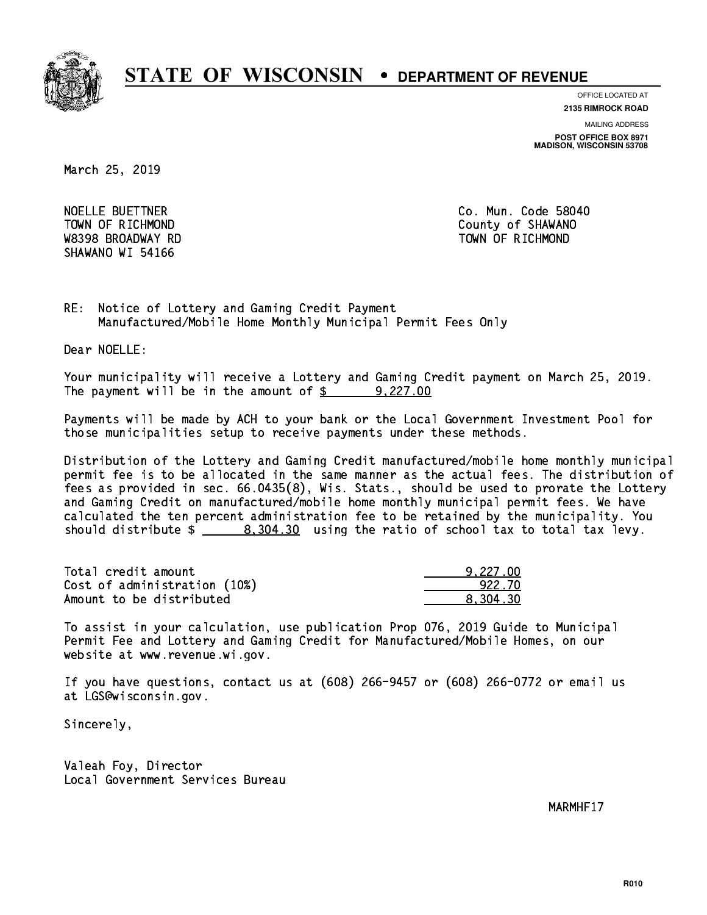# STATE OF WISCONSIN • DEPARTMENT OF REVENUE

OFFICE LOCATED AT
**2135 RIMROCK ROAD**

MAILING ADDRESS
**POST OFFICE BOX 8971**
**MADISON, WISCONSIN 53708**

March 25, 2019

NOELLE BUETTNER
TOWN OF RICHMOND
W8398 BROADWAY RD
SHAWANO WI 54166

Co. Mun. Code 58040
County of SHAWANO
TOWN OF RICHMOND

RE: Notice of Lottery and Gaming Credit Payment
Manufactured/Mobile Home Monthly Municipal Permit Fees Only

Dear NOELLE:

Your municipality will receive a Lottery and Gaming Credit payment on March 25, 2019. The payment will be in the amount of $ 9,227.00

Payments will be made by ACH to your bank or the Local Government Investment Pool for those municipalities setup to receive payments under these methods.

Distribution of the Lottery and Gaming Credit manufactured/mobile home monthly municipal permit fee is to be allocated in the same manner as the actual fees. The distribution of fees as provided in sec. 66.0435(8), Wis. Stats., should be used to prorate the Lottery and Gaming Credit on manufactured/mobile home monthly municipal permit fees. We have calculated the ten percent administration fee to be retained by the municipality. You should distribute $ 8,304.30 using the ratio of school tax to total tax levy.

| | |
|---|---|
| Total credit amount | 9,227.00 |
| Cost of administration (10%) | 922.70 |
| Amount to be distributed | 8,304.30 |

To assist in your calculation, use publication Prop 076, 2019 Guide to Municipal Permit Fee and Lottery and Gaming Credit for Manufactured/Mobile Homes, on our website at www.revenue.wi.gov.

If you have questions, contact us at (608) 266-9457 or (608) 266-0772 or email us at LGS@wisconsin.gov.

Sincerely,

Valeah Foy, Director
Local Government Services Bureau

MARMHF17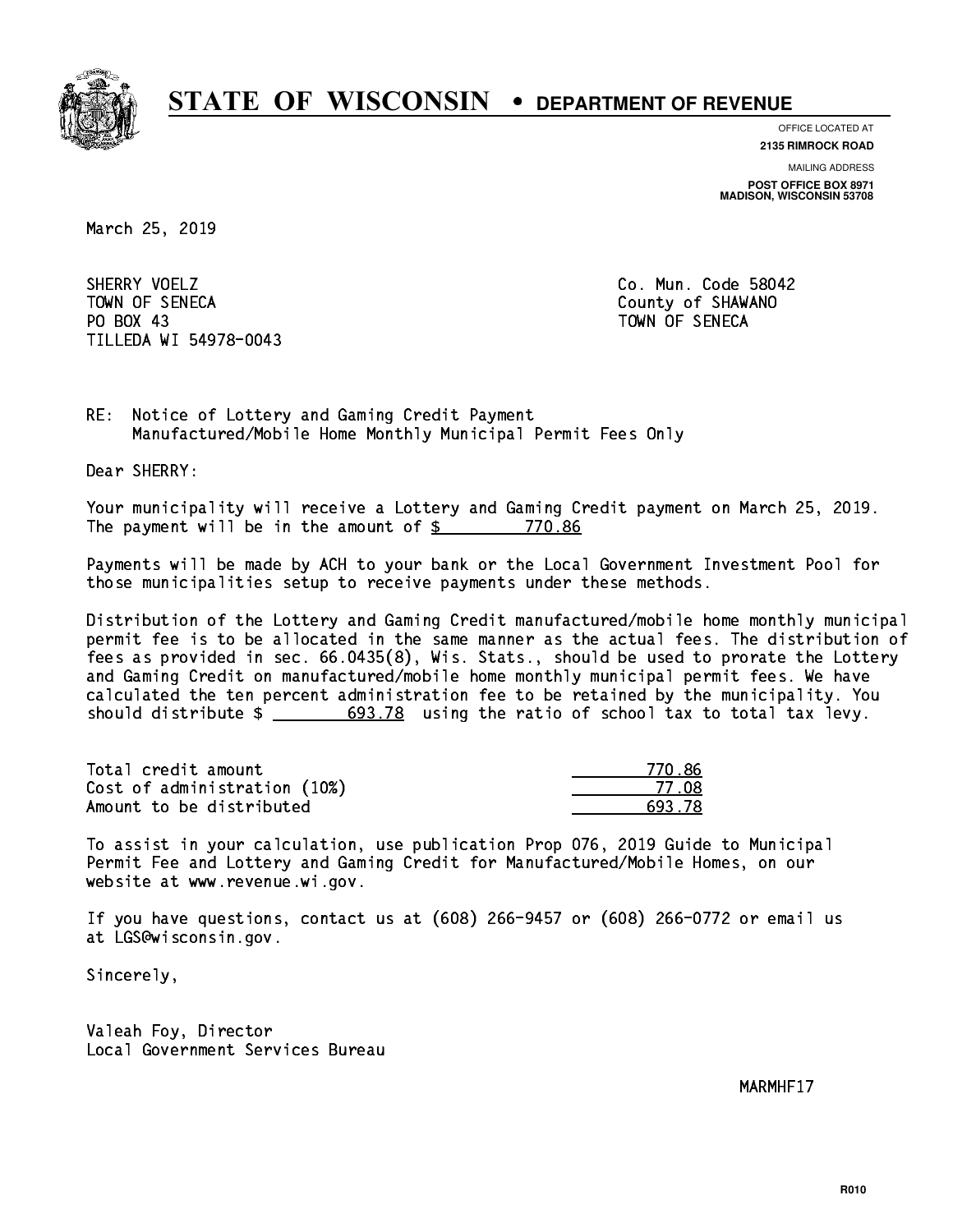# STATE OF WISCONSIN • DEPARTMENT OF REVENUE

OFFICE LOCATED AT
**2135 RIMROCK ROAD**

MAILING ADDRESS
**POST OFFICE BOX 8971**
**MADISON, WISCONSIN 53708**

March 25, 2019

SHERRY VOELZ
TOWN OF SENECA
PO BOX 43
TILLEDA WI 54978-0043

Co. Mun. Code 58042
County of SHAWANO
TOWN OF SENECA

RE: Notice of Lottery and Gaming Credit Payment
Manufactured/Mobile Home Monthly Municipal Permit Fees Only

Dear SHERRY:

Your municipality will receive a Lottery and Gaming Credit payment on March 25, 2019. The payment will be in the amount of $ 770.86

Payments will be made by ACH to your bank or the Local Government Investment Pool for those municipalities setup to receive payments under these methods.

Distribution of the Lottery and Gaming Credit manufactured/mobile home monthly municipal permit fee is to be allocated in the same manner as the actual fees. The distribution of fees as provided in sec. 66.0435(8), Wis. Stats., should be used to prorate the Lottery and Gaming Credit on manufactured/mobile home monthly municipal permit fees. We have calculated the ten percent administration fee to be retained by the municipality. You should distribute $ 693.78 using the ratio of school tax to total tax levy.

| | |
|---|---|
| Total credit amount | 770.86 |
| Cost of administration (10%) | 77.08 |
| Amount to be distributed | 693.78 |

To assist in your calculation, use publication Prop 076, 2019 Guide to Municipal Permit Fee and Lottery and Gaming Credit for Manufactured/Mobile Homes, on our website at www.revenue.wi.gov.

If you have questions, contact us at (608) 266-9457 or (608) 266-0772 or email us at LGS@wisconsin.gov.

Sincerely,

Valeah Foy, Director
Local Government Services Bureau

MARMHF17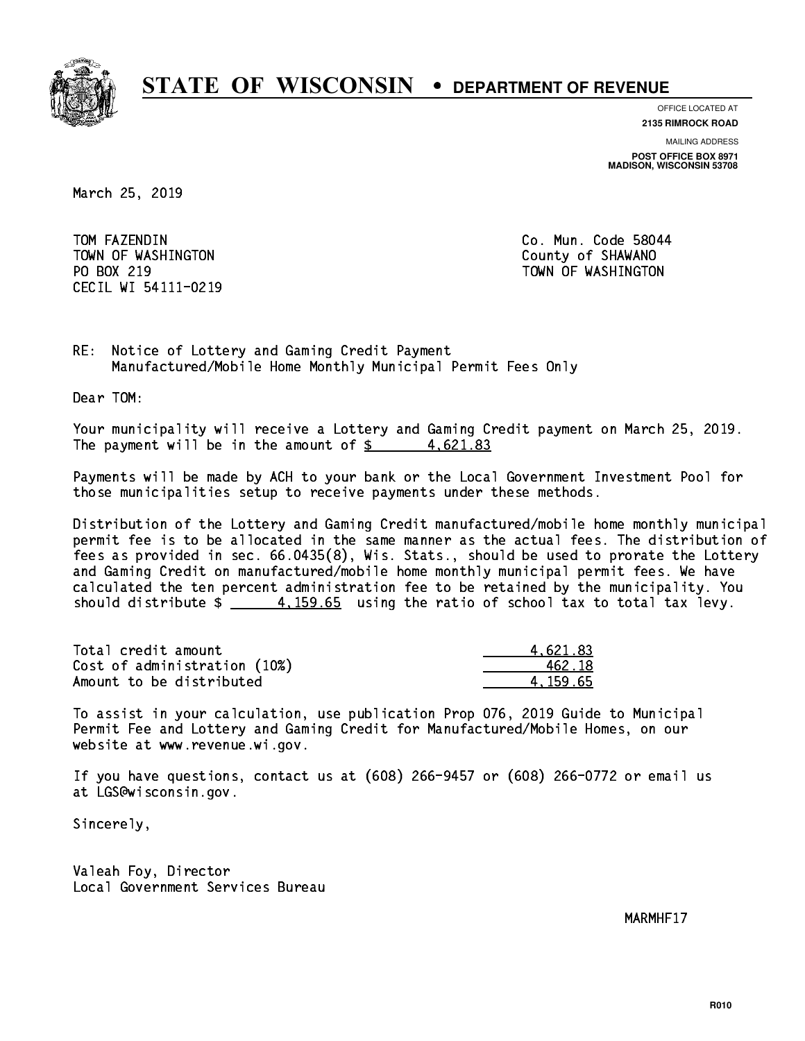# STATE OF WISCONSIN • DEPARTMENT OF REVENUE

OFFICE LOCATED AT
**2135 RIMROCK ROAD**

MAILING ADDRESS
**POST OFFICE BOX 8971**
**MADISON, WISCONSIN 53708**

March 25, 2019

TOM FAZENDIN
TOWN OF WASHINGTON
PO BOX 219
CECIL WI 54111-0219

Co. Mun. Code 58044
County of SHAWANO
TOWN OF WASHINGTON

RE: Notice of Lottery and Gaming Credit Payment
Manufactured/Mobile Home Monthly Municipal Permit Fees Only

Dear TOM:

Your municipality will receive a Lottery and Gaming Credit payment on March 25, 2019. The payment will be in the amount of $ 4,621.83

Payments will be made by ACH to your bank or the Local Government Investment Pool for those municipalities setup to receive payments under these methods.

Distribution of the Lottery and Gaming Credit manufactured/mobile home monthly municipal permit fee is to be allocated in the same manner as the actual fees. The distribution of fees as provided in sec. 66.0435(8), Wis. Stats., should be used to prorate the Lottery and Gaming Credit on manufactured/mobile home monthly municipal permit fees. We have calculated the ten percent administration fee to be retained by the municipality. You should distribute $ 4,159.65 using the ratio of school tax to total tax levy.

| | |
|---|---|
| Total credit amount | 4,621.83 |
| Cost of administration (10%) | 462.18 |
| Amount to be distributed | 4,159.65 |

To assist in your calculation, use publication Prop 076, 2019 Guide to Municipal Permit Fee and Lottery and Gaming Credit for Manufactured/Mobile Homes, on our website at www.revenue.wi.gov.

If you have questions, contact us at (608) 266-9457 or (608) 266-0772 or email us at LGS@wisconsin.gov.

Sincerely,

Valeah Foy, Director
Local Government Services Bureau

MARMHF17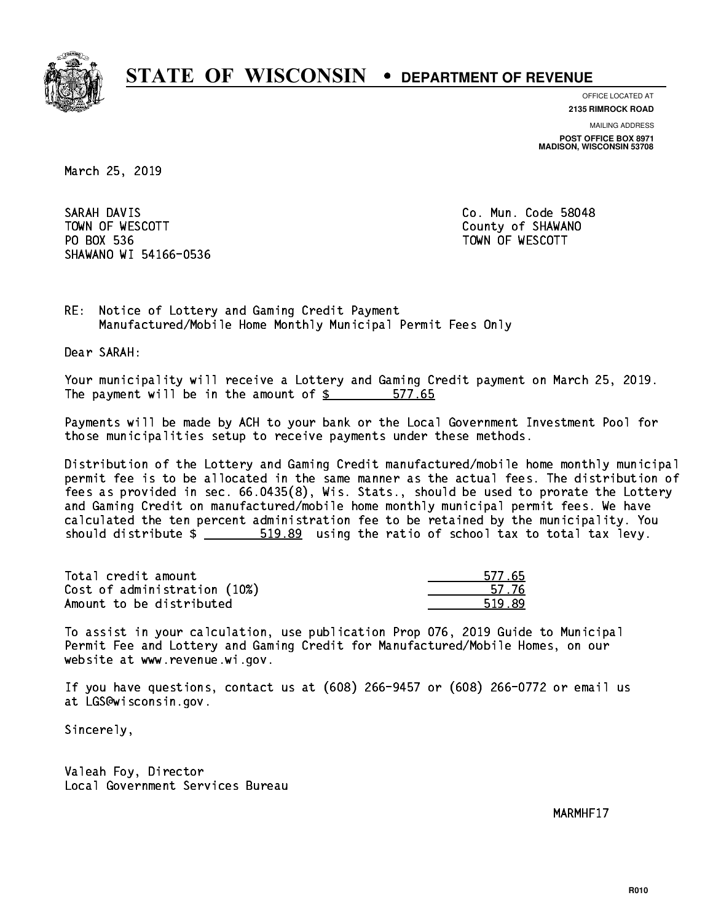# STATE OF WISCONSIN • DEPARTMENT OF REVENUE

OFFICE LOCATED AT
**2135 RIMROCK ROAD**

MAILING ADDRESS
**POST OFFICE BOX 8971**
**MADISON, WISCONSIN 53708**

March 25, 2019

SARAH DAVIS
TOWN OF WESCOTT
PO BOX 536
SHAWANO WI 54166-0536

Co. Mun. Code 58048
County of SHAWANO
TOWN OF WESCOTT

RE: Notice of Lottery and Gaming Credit Payment
Manufactured/Mobile Home Monthly Municipal Permit Fees Only

Dear SARAH:

Your municipality will receive a Lottery and Gaming Credit payment on March 25, 2019. The payment will be in the amount of $ 577.65

Payments will be made by ACH to your bank or the Local Government Investment Pool for those municipalities setup to receive payments under these methods.

Distribution of the Lottery and Gaming Credit manufactured/mobile home monthly municipal permit fee is to be allocated in the same manner as the actual fees. The distribution of fees as provided in sec. 66.0435(8), Wis. Stats., should be used to prorate the Lottery and Gaming Credit on manufactured/mobile home monthly municipal permit fees. We have calculated the ten percent administration fee to be retained by the municipality. You should distribute $ 519.89 using the ratio of school tax to total tax levy.

| | |
|---|---|
| Total credit amount | 577.65 |
| Cost of administration (10%) | 57.76 |
| Amount to be distributed | 519.89 |

To assist in your calculation, use publication Prop 076, 2019 Guide to Municipal Permit Fee and Lottery and Gaming Credit for Manufactured/Mobile Homes, on our website at www.revenue.wi.gov.

If you have questions, contact us at (608) 266-9457 or (608) 266-0772 or email us at LGS@wisconsin.gov.

Sincerely,

Valeah Foy, Director
Local Government Services Bureau

MARMHF17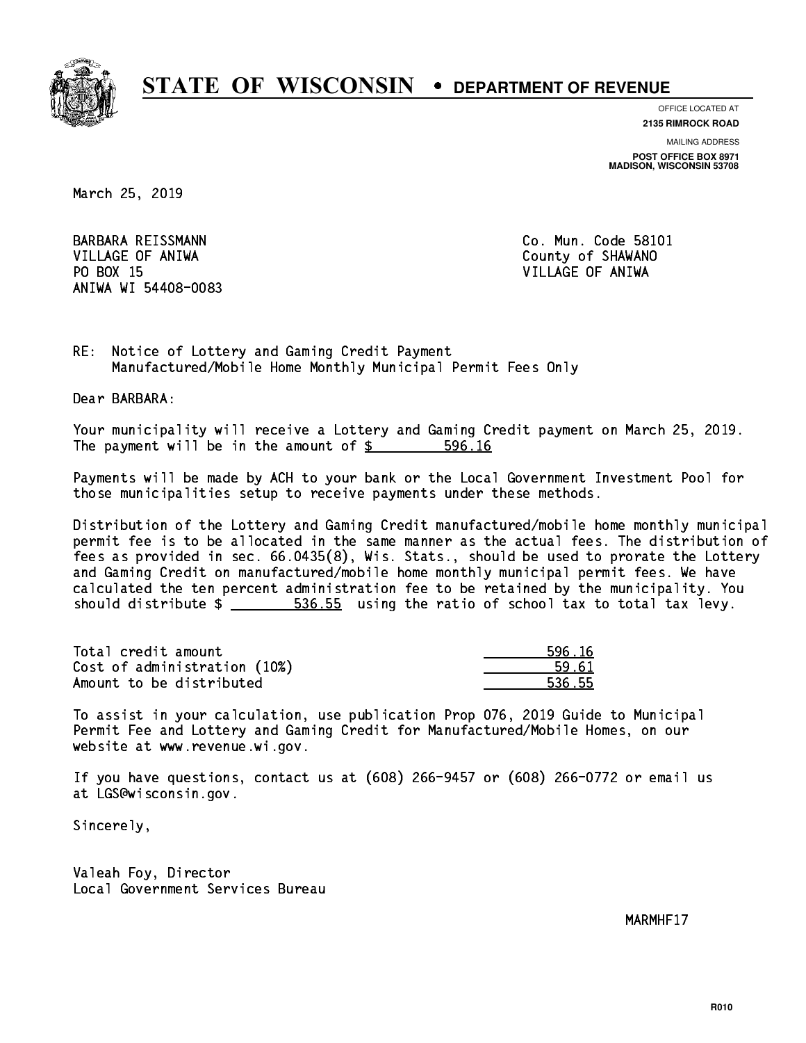# STATE OF WISCONSIN • DEPARTMENT OF REVENUE

OFFICE LOCATED AT
**2135 RIMROCK ROAD**

MAILING ADDRESS
**POST OFFICE BOX 8971**
**MADISON, WISCONSIN 53708**

March 25, 2019

BARBARA REISSMANN
VILLAGE OF ANIWA
PO BOX 15
ANIWA WI 54408-0083

Co. Mun. Code 58101
County of SHAWANO
VILLAGE OF ANIWA

RE: Notice of Lottery and Gaming Credit Payment
Manufactured/Mobile Home Monthly Municipal Permit Fees Only

Dear BARBARA:

Your municipality will receive a Lottery and Gaming Credit payment on March 25, 2019. The payment will be in the amount of $ 596.16

Payments will be made by ACH to your bank or the Local Government Investment Pool for those municipalities setup to receive payments under these methods.

Distribution of the Lottery and Gaming Credit manufactured/mobile home monthly municipal permit fee is to be allocated in the same manner as the actual fees. The distribution of fees as provided in sec. 66.0435(8), Wis. Stats., should be used to prorate the Lottery and Gaming Credit on manufactured/mobile home monthly municipal permit fees. We have calculated the ten percent administration fee to be retained by the municipality. You should distribute $ 536.55 using the ratio of school tax to total tax levy.

| | |
|---|---|
| Total credit amount | 596.16 |
| Cost of administration (10%) | 59.61 |
| Amount to be distributed | 536.55 |

To assist in your calculation, use publication Prop 076, 2019 Guide to Municipal Permit Fee and Lottery and Gaming Credit for Manufactured/Mobile Homes, on our website at www.revenue.wi.gov.

If you have questions, contact us at (608) 266-9457 or (608) 266-0772 or email us at LGS@wisconsin.gov.

Sincerely,

Valeah Foy, Director
Local Government Services Bureau

MARMHF17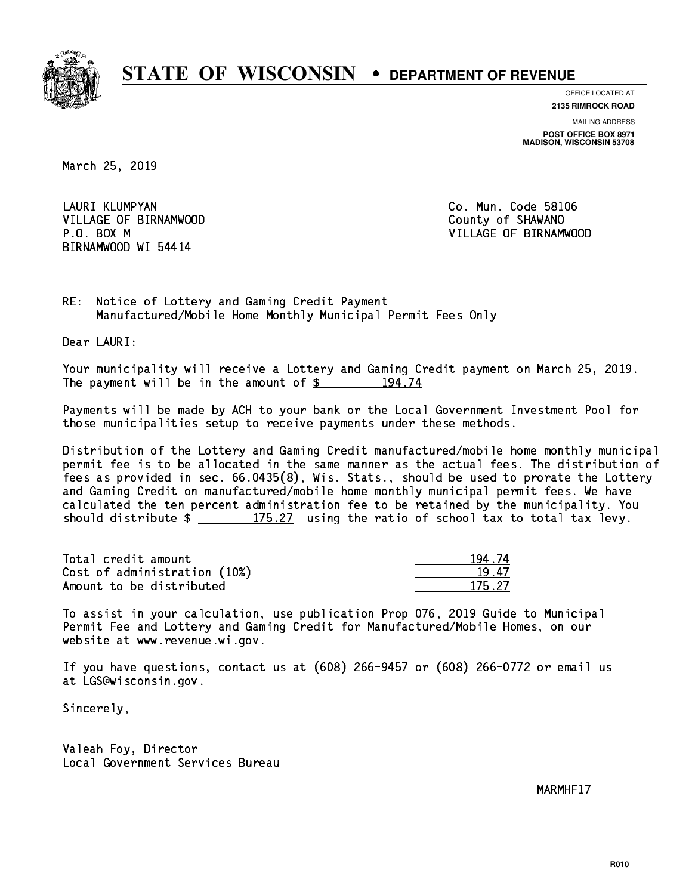# STATE OF WISCONSIN • DEPARTMENT OF REVENUE

OFFICE LOCATED AT
**2135 RIMROCK ROAD**

MAILING ADDRESS
**POST OFFICE BOX 8971**
**MADISON, WISCONSIN 53708**

March 25, 2019

LAURI KLUMPYAN
VILLAGE OF BIRNAMWOOD
P.O. BOX M
BIRNAMWOOD WI 54414

Co. Mun. Code 58106
County of SHAWANO
VILLAGE OF BIRNAMWOOD

RE: Notice of Lottery and Gaming Credit Payment
Manufactured/Mobile Home Monthly Municipal Permit Fees Only

Dear LAURI:

Your municipality will receive a Lottery and Gaming Credit payment on March 25, 2019. The payment will be in the amount of $ 194.74

Payments will be made by ACH to your bank or the Local Government Investment Pool for those municipalities setup to receive payments under these methods.

Distribution of the Lottery and Gaming Credit manufactured/mobile home monthly municipal permit fee is to be allocated in the same manner as the actual fees. The distribution of fees as provided in sec. 66.0435(8), Wis. Stats., should be used to prorate the Lottery and Gaming Credit on manufactured/mobile home monthly municipal permit fees. We have calculated the ten percent administration fee to be retained by the municipality. You should distribute $ 175.27 using the ratio of school tax to total tax levy.

| | |
|---|---|
| Total credit amount | 194.74 |
| Cost of administration (10%) | 19.47 |
| Amount to be distributed | 175.27 |

To assist in your calculation, use publication Prop 076, 2019 Guide to Municipal Permit Fee and Lottery and Gaming Credit for Manufactured/Mobile Homes, on our website at www.revenue.wi.gov.

If you have questions, contact us at (608) 266-9457 or (608) 266-0772 or email us at LGS@wisconsin.gov.

Sincerely,

Valeah Foy, Director
Local Government Services Bureau

MARMHF17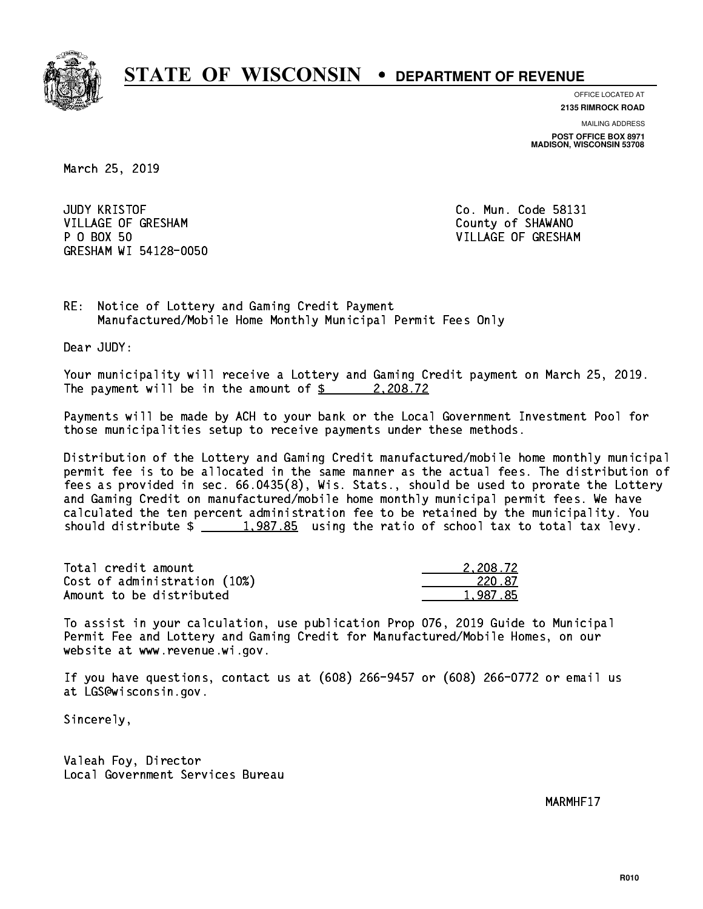# STATE OF WISCONSIN • DEPARTMENT OF REVENUE

OFFICE LOCATED AT
**2135 RIMROCK ROAD**

MAILING ADDRESS
**POST OFFICE BOX 8971**
**MADISON, WISCONSIN 53708**

March 25, 2019

JUDY KRISTOF
VILLAGE OF GRESHAM
P O BOX 50
GRESHAM WI 54128-0050

Co. Mun. Code 58131
County of SHAWANO
VILLAGE OF GRESHAM

RE: Notice of Lottery and Gaming Credit Payment
Manufactured/Mobile Home Monthly Municipal Permit Fees Only

Dear JUDY:

Your municipality will receive a Lottery and Gaming Credit payment on March 25, 2019. The payment will be in the amount of $ 2,208.72

Payments will be made by ACH to your bank or the Local Government Investment Pool for those municipalities setup to receive payments under these methods.

Distribution of the Lottery and Gaming Credit manufactured/mobile home monthly municipal permit fee is to be allocated in the same manner as the actual fees. The distribution of fees as provided in sec. 66.0435(8), Wis. Stats., should be used to prorate the Lottery and Gaming Credit on manufactured/mobile home monthly municipal permit fees. We have calculated the ten percent administration fee to be retained by the municipality. You should distribute $ 1,987.85 using the ratio of school tax to total tax levy.

| | |
|---|---|
| Total credit amount | 2,208.72 |
| Cost of administration (10%) | 220.87 |
| Amount to be distributed | 1,987.85 |

To assist in your calculation, use publication Prop 076, 2019 Guide to Municipal Permit Fee and Lottery and Gaming Credit for Manufactured/Mobile Homes, on our website at www.revenue.wi.gov.

If you have questions, contact us at (608) 266-9457 or (608) 266-0772 or email us at LGS@wisconsin.gov.

Sincerely,

Valeah Foy, Director
Local Government Services Bureau

MARMHF17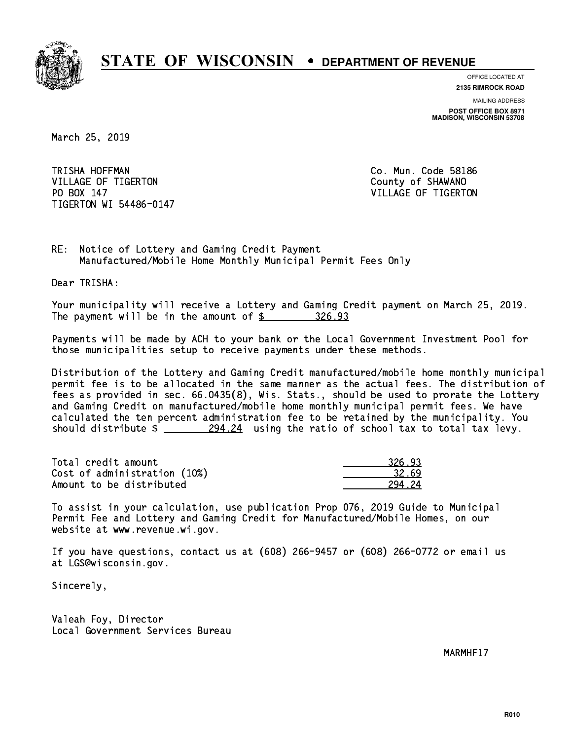# STATE OF WISCONSIN • DEPARTMENT OF REVENUE

OFFICE LOCATED AT
**2135 RIMROCK ROAD**

MAILING ADDRESS
**POST OFFICE BOX 8971**
**MADISON, WISCONSIN 53708**

March 25, 2019

TRISHA HOFFMAN
VILLAGE OF TIGERTON
PO BOX 147
TIGERTON WI 54486-0147

Co. Mun. Code 58186
County of SHAWANO
VILLAGE OF TIGERTON

RE: Notice of Lottery and Gaming Credit Payment
Manufactured/Mobile Home Monthly Municipal Permit Fees Only

Dear TRISHA:

Your municipality will receive a Lottery and Gaming Credit payment on March 25, 2019. The payment will be in the amount of $ 326.93

Payments will be made by ACH to your bank or the Local Government Investment Pool for those municipalities setup to receive payments under these methods.

Distribution of the Lottery and Gaming Credit manufactured/mobile home monthly municipal permit fee is to be allocated in the same manner as the actual fees. The distribution of fees as provided in sec. 66.0435(8), Wis. Stats., should be used to prorate the Lottery and Gaming Credit on manufactured/mobile home monthly municipal permit fees. We have calculated the ten percent administration fee to be retained by the municipality. You should distribute $ 294.24 using the ratio of school tax to total tax levy.

| | |
|---|---|
| Total credit amount | 326.93 |
| Cost of administration (10%) | 32.69 |
| Amount to be distributed | 294.24 |

To assist in your calculation, use publication Prop 076, 2019 Guide to Municipal Permit Fee and Lottery and Gaming Credit for Manufactured/Mobile Homes, on our website at www.revenue.wi.gov.

If you have questions, contact us at (608) 266-9457 or (608) 266-0772 or email us at LGS@wisconsin.gov.

Sincerely,

Valeah Foy, Director
Local Government Services Bureau

MARMHF17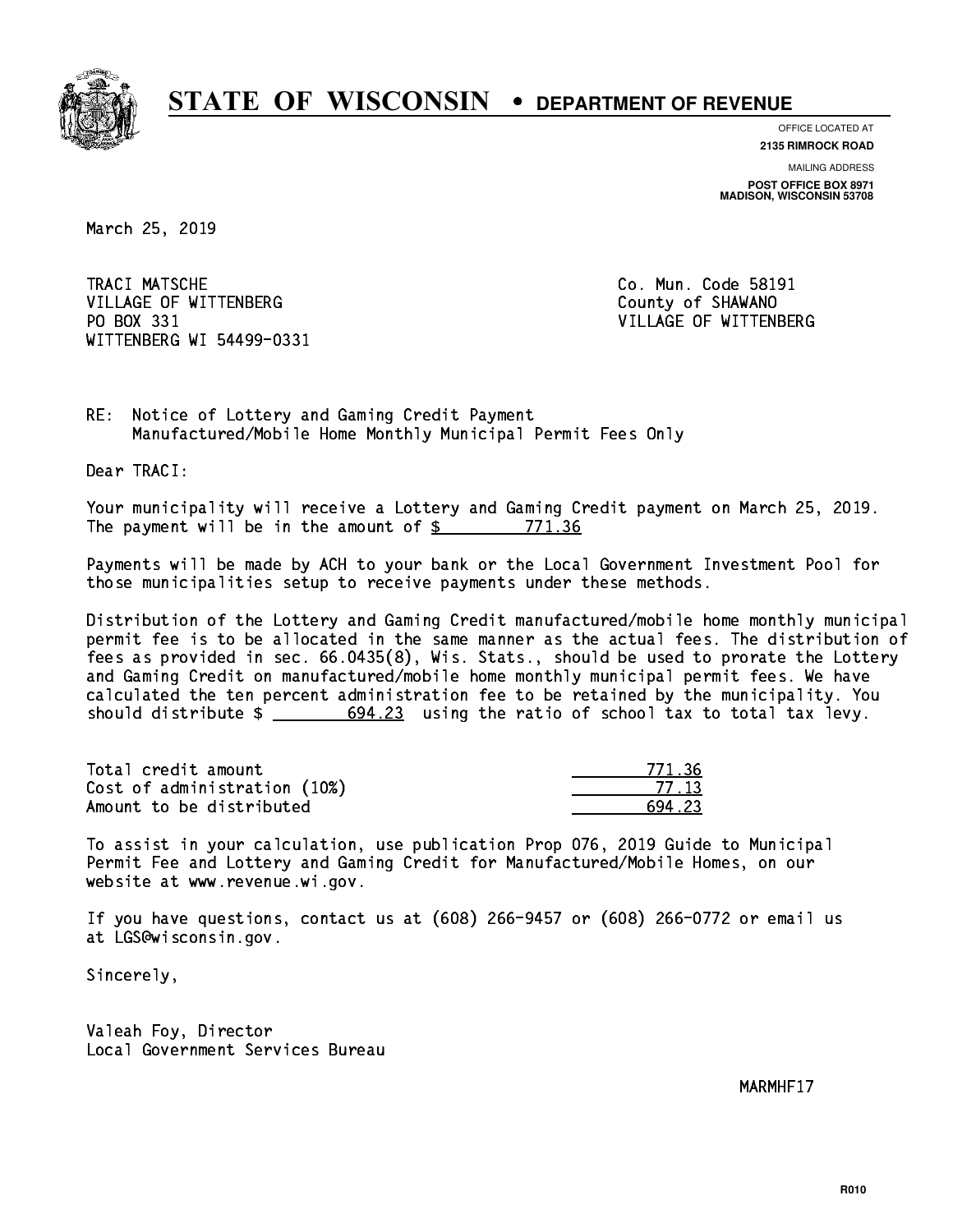# STATE OF WISCONSIN • DEPARTMENT OF REVENUE

OFFICE LOCATED AT
**2135 RIMROCK ROAD**

MAILING ADDRESS
**POST OFFICE BOX 8971**
**MADISON, WISCONSIN 53708**

March 25, 2019

TRACI MATSCHE
VILLAGE OF WITTENBERG
PO BOX 331
WITTENBERG WI 54499-0331

Co. Mun. Code 58191
County of SHAWANO
VILLAGE OF WITTENBERG

RE: Notice of Lottery and Gaming Credit Payment
Manufactured/Mobile Home Monthly Municipal Permit Fees Only

Dear TRACI:

Your municipality will receive a Lottery and Gaming Credit payment on March 25, 2019. The payment will be in the amount of $ 771.36

Payments will be made by ACH to your bank or the Local Government Investment Pool for those municipalities setup to receive payments under these methods.

Distribution of the Lottery and Gaming Credit manufactured/mobile home monthly municipal permit fee is to be allocated in the same manner as the actual fees. The distribution of fees as provided in sec. 66.0435(8), Wis. Stats., should be used to prorate the Lottery and Gaming Credit on manufactured/mobile home monthly municipal permit fees. We have calculated the ten percent administration fee to be retained by the municipality. You should distribute $ 694.23 using the ratio of school tax to total tax levy.

| | |
|---|---|
| Total credit amount | 771.36 |
| Cost of administration (10%) | 77.13 |
| Amount to be distributed | 694.23 |

To assist in your calculation, use publication Prop 076, 2019 Guide to Municipal Permit Fee and Lottery and Gaming Credit for Manufactured/Mobile Homes, on our website at www.revenue.wi.gov.

If you have questions, contact us at (608) 266-9457 or (608) 266-0772 or email us at LGS@wisconsin.gov.

Sincerely,

Valeah Foy, Director
Local Government Services Bureau

MARMHF17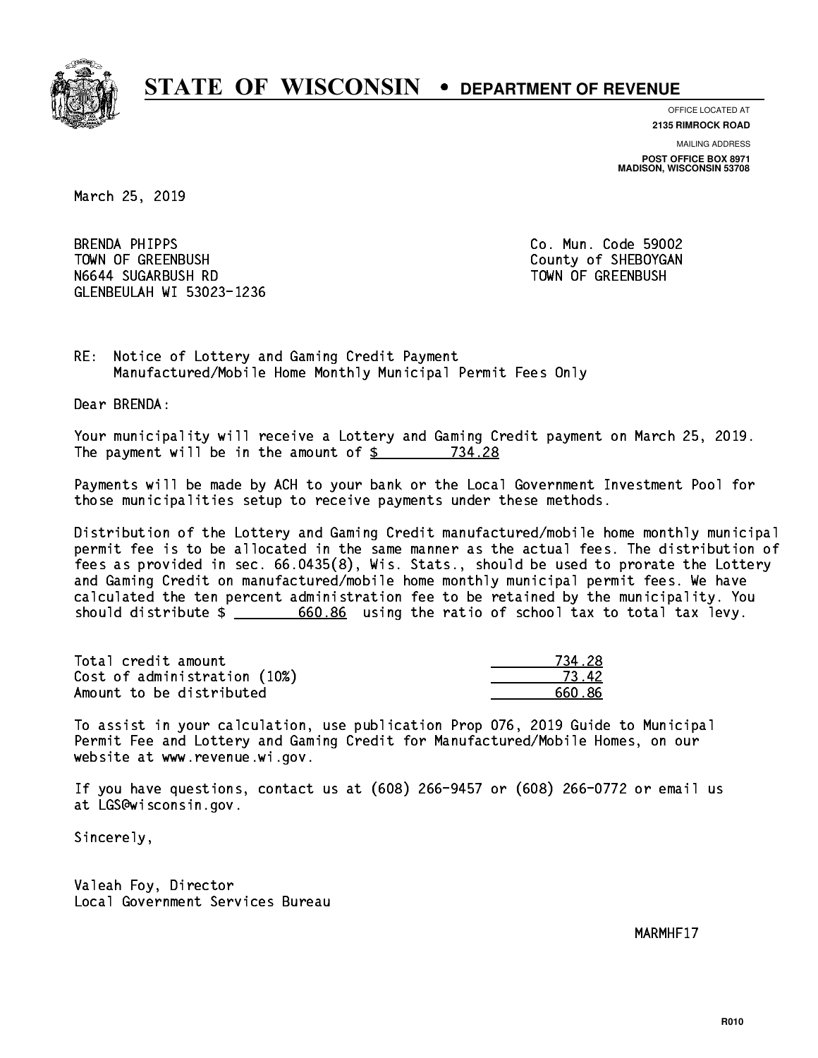# STATE OF WISCONSIN • DEPARTMENT OF REVENUE

OFFICE LOCATED AT
**2135 RIMROCK ROAD**

MAILING ADDRESS
**POST OFFICE BOX 8971**
**MADISON, WISCONSIN 53708**

March 25, 2019

BRENDA PHIPPS
TOWN OF GREENBUSH
N6644 SUGARBUSH RD
GLENBEULAH WI 53023-1236

Co. Mun. Code 59002
County of SHEBOYGAN
TOWN OF GREENBUSH

RE: Notice of Lottery and Gaming Credit Payment
Manufactured/Mobile Home Monthly Municipal Permit Fees Only

Dear BRENDA:

Your municipality will receive a Lottery and Gaming Credit payment on March 25, 2019. The payment will be in the amount of $ 734.28

Payments will be made by ACH to your bank or the Local Government Investment Pool for those municipalities setup to receive payments under these methods.

Distribution of the Lottery and Gaming Credit manufactured/mobile home monthly municipal permit fee is to be allocated in the same manner as the actual fees. The distribution of fees as provided in sec. 66.0435(8), Wis. Stats., should be used to prorate the Lottery and Gaming Credit on manufactured/mobile home monthly municipal permit fees. We have calculated the ten percent administration fee to be retained by the municipality. You should distribute $ 660.86 using the ratio of school tax to total tax levy.

| | |
|---|---|
| Total credit amount | 734.28 |
| Cost of administration (10%) | 73.42 |
| Amount to be distributed | 660.86 |

To assist in your calculation, use publication Prop 076, 2019 Guide to Municipal Permit Fee and Lottery and Gaming Credit for Manufactured/Mobile Homes, on our website at www.revenue.wi.gov.

If you have questions, contact us at (608) 266-9457 or (608) 266-0772 or email us at LGS@wisconsin.gov.

Sincerely,

Valeah Foy, Director
Local Government Services Bureau

MARMHF17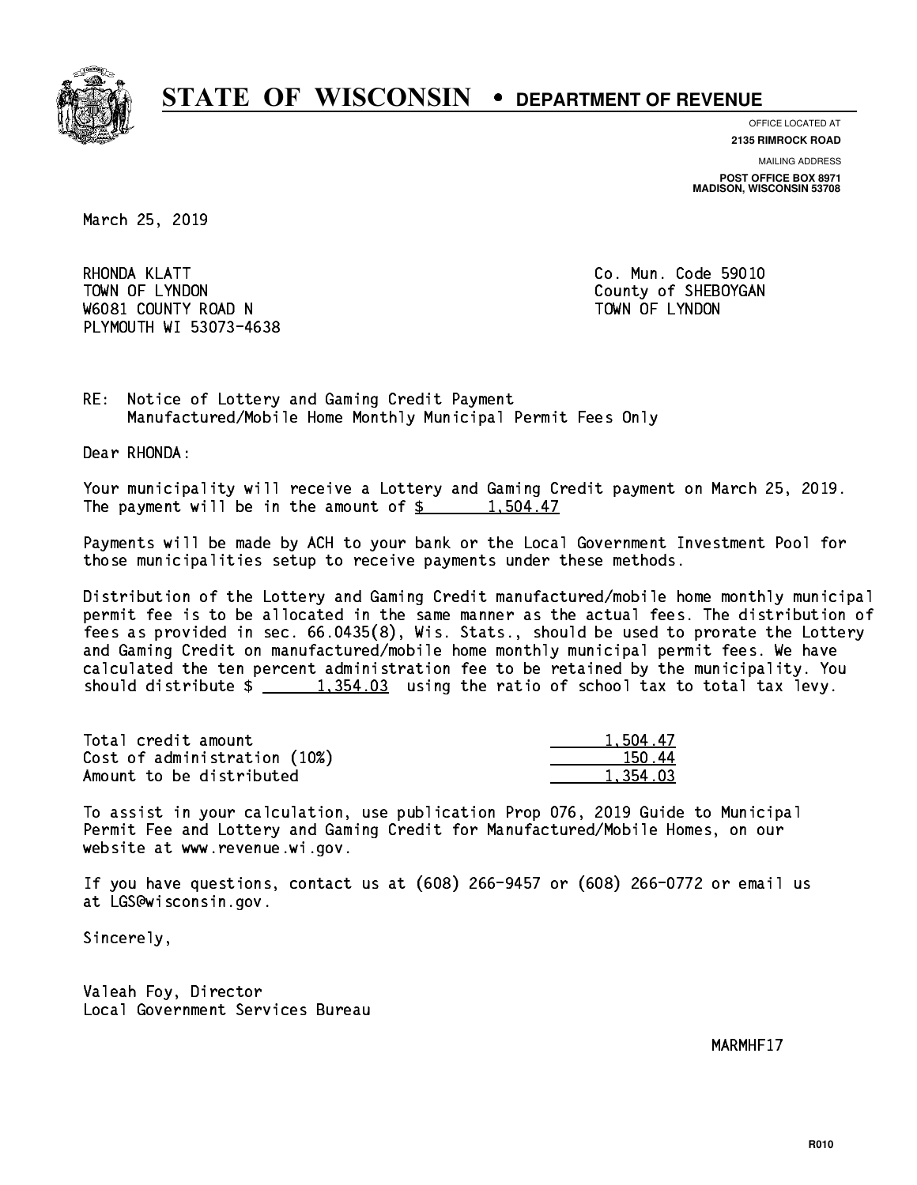# STATE OF WISCONSIN • DEPARTMENT OF REVENUE

OFFICE LOCATED AT
**2135 RIMROCK ROAD**

MAILING ADDRESS
**POST OFFICE BOX 8971**
**MADISON, WISCONSIN 53708**

March 25, 2019

RHONDA KLATT
TOWN OF LYNDON
W6081 COUNTY ROAD N
PLYMOUTH WI 53073-4638

Co. Mun. Code 59010
County of SHEBOYGAN
TOWN OF LYNDON

RE: Notice of Lottery and Gaming Credit Payment
Manufactured/Mobile Home Monthly Municipal Permit Fees Only

Dear RHONDA:

Your municipality will receive a Lottery and Gaming Credit payment on March 25, 2019. The payment will be in the amount of $ 1,504.47

Payments will be made by ACH to your bank or the Local Government Investment Pool for those municipalities setup to receive payments under these methods.

Distribution of the Lottery and Gaming Credit manufactured/mobile home monthly municipal permit fee is to be allocated in the same manner as the actual fees. The distribution of fees as provided in sec. 66.0435(8), Wis. Stats., should be used to prorate the Lottery and Gaming Credit on manufactured/mobile home monthly municipal permit fees. We have calculated the ten percent administration fee to be retained by the municipality. You should distribute $ 1,354.03 using the ratio of school tax to total tax levy.

| | |
|---|---:|
| Total credit amount | 1,504.47 |
| Cost of administration (10%) | 150.44 |
| Amount to be distributed | 1,354.03 |

To assist in your calculation, use publication Prop 076, 2019 Guide to Municipal Permit Fee and Lottery and Gaming Credit for Manufactured/Mobile Homes, on our website at www.revenue.wi.gov.

If you have questions, contact us at (608) 266-9457 or (608) 266-0772 or email us at LGS@wisconsin.gov.

Sincerely,

Valeah Foy, Director
Local Government Services Bureau

MARMHF17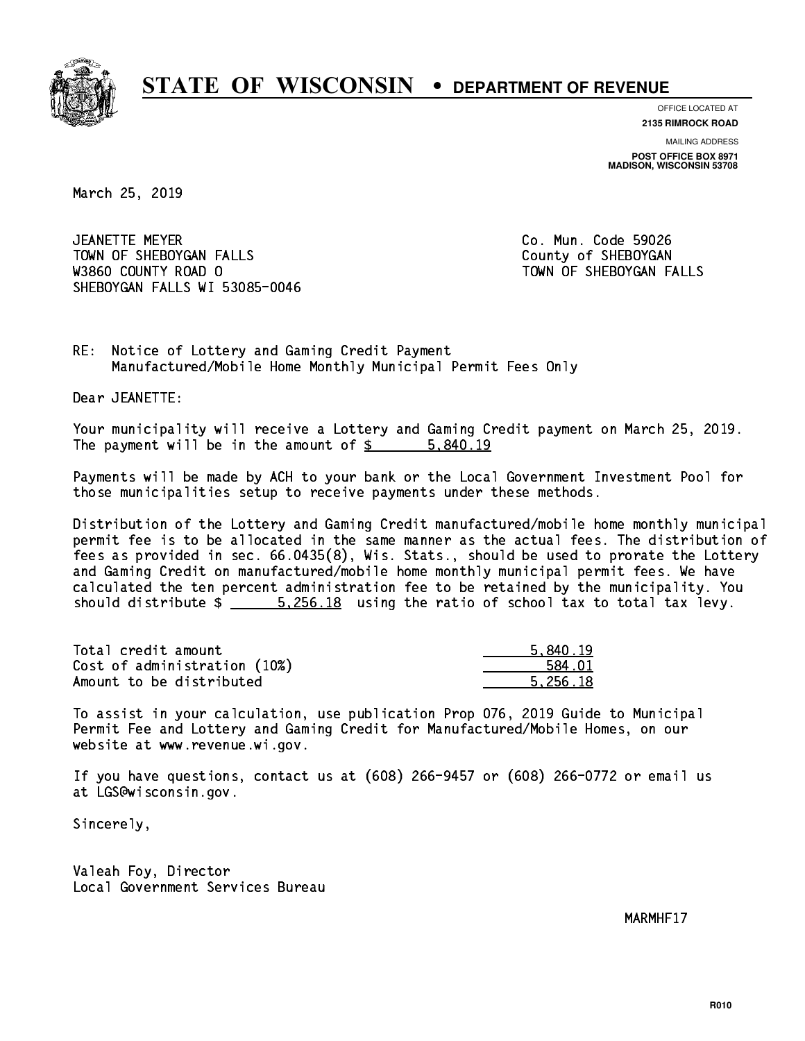# STATE OF WISCONSIN • DEPARTMENT OF REVENUE

OFFICE LOCATED AT
**2135 RIMROCK ROAD**

MAILING ADDRESS
**POST OFFICE BOX 8971**
**MADISON, WISCONSIN 53708**

March 25, 2019

JEANETTE MEYER
TOWN OF SHEBOYGAN FALLS
W3860 COUNTY ROAD O
SHEBOYGAN FALLS WI 53085-0046

Co. Mun. Code 59026
County of SHEBOYGAN
TOWN OF SHEBOYGAN FALLS

RE: Notice of Lottery and Gaming Credit Payment
Manufactured/Mobile Home Monthly Municipal Permit Fees Only

Dear JEANETTE:

Your municipality will receive a Lottery and Gaming Credit payment on March 25, 2019. The payment will be in the amount of $ 5,840.19

Payments will be made by ACH to your bank or the Local Government Investment Pool for those municipalities setup to receive payments under these methods.

Distribution of the Lottery and Gaming Credit manufactured/mobile home monthly municipal permit fee is to be allocated in the same manner as the actual fees. The distribution of fees as provided in sec. 66.0435(8), Wis. Stats., should be used to prorate the Lottery and Gaming Credit on manufactured/mobile home monthly municipal permit fees. We have calculated the ten percent administration fee to be retained by the municipality. You should distribute $ 5,256.18 using the ratio of school tax to total tax levy.

| | |
|---|---|
| Total credit amount | 5,840.19 |
| Cost of administration (10%) | 584.01 |
| Amount to be distributed | 5,256.18 |

To assist in your calculation, use publication Prop 076, 2019 Guide to Municipal Permit Fee and Lottery and Gaming Credit for Manufactured/Mobile Homes, on our website at www.revenue.wi.gov.

If you have questions, contact us at (608) 266-9457 or (608) 266-0772 or email us at LGS@wisconsin.gov.

Sincerely,

Valeah Foy, Director
Local Government Services Bureau

MARMHF17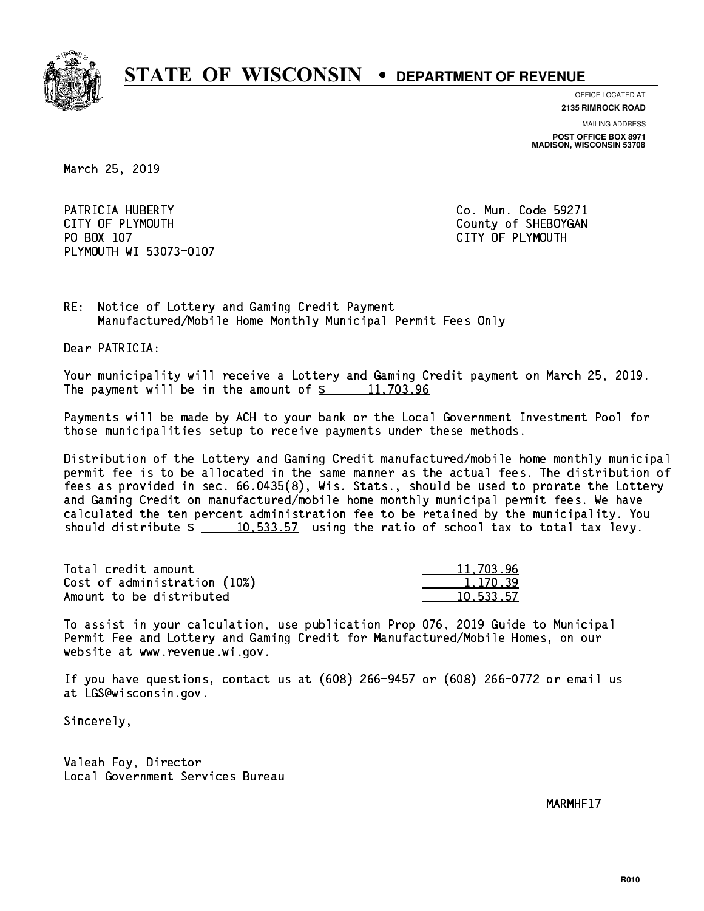# STATE OF WISCONSIN • DEPARTMENT OF REVENUE

OFFICE LOCATED AT
**2135 RIMROCK ROAD**

MAILING ADDRESS
**POST OFFICE BOX 8971**
**MADISON, WISCONSIN 53708**

March 25, 2019

PATRICIA HUBERTY
CITY OF PLYMOUTH
PO BOX 107
PLYMOUTH WI 53073-0107

Co. Mun. Code 59271
County of SHEBOYGAN
CITY OF PLYMOUTH

RE: Notice of Lottery and Gaming Credit Payment
Manufactured/Mobile Home Monthly Municipal Permit Fees Only

Dear PATRICIA:

Your municipality will receive a Lottery and Gaming Credit payment on March 25, 2019. The payment will be in the amount of $ 11,703.96

Payments will be made by ACH to your bank or the Local Government Investment Pool for those municipalities setup to receive payments under these methods.

Distribution of the Lottery and Gaming Credit manufactured/mobile home monthly municipal permit fee is to be allocated in the same manner as the actual fees. The distribution of fees as provided in sec. 66.0435(8), Wis. Stats., should be used to prorate the Lottery and Gaming Credit on manufactured/mobile home monthly municipal permit fees. We have calculated the ten percent administration fee to be retained by the municipality. You should distribute $ 10,533.57 using the ratio of school tax to total tax levy.

| | |
|---|---|
| Total credit amount | 11,703.96 |
| Cost of administration (10%) | 1,170.39 |
| Amount to be distributed | 10,533.57 |

To assist in your calculation, use publication Prop 076, 2019 Guide to Municipal Permit Fee and Lottery and Gaming Credit for Manufactured/Mobile Homes, on our website at www.revenue.wi.gov.

If you have questions, contact us at (608) 266-9457 or (608) 266-0772 or email us at LGS@wisconsin.gov.

Sincerely,

Valeah Foy, Director
Local Government Services Bureau

MARMHF17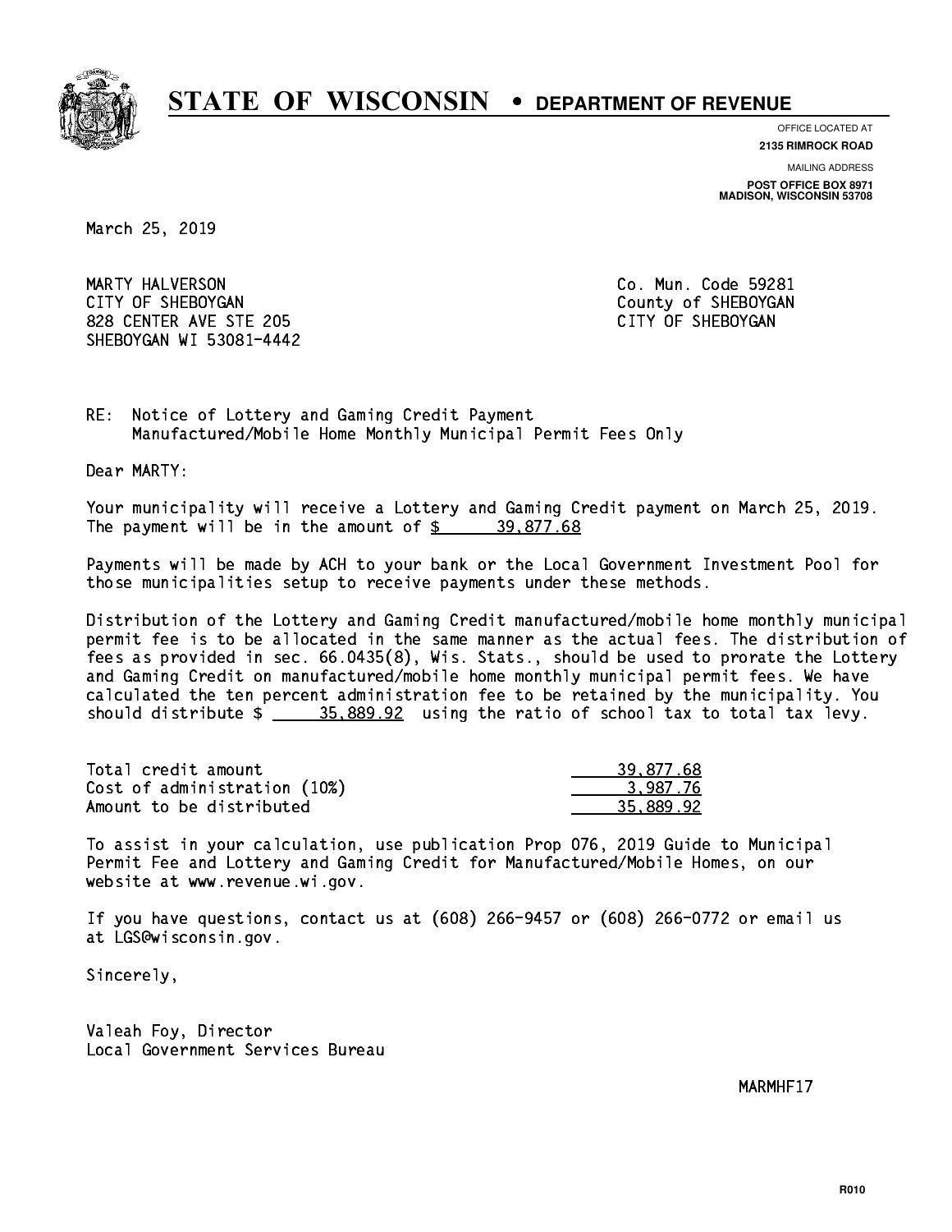# STATE OF WISCONSIN • DEPARTMENT OF REVENUE

OFFICE LOCATED AT
**2135 RIMROCK ROAD**

MAILING ADDRESS
**POST OFFICE BOX 8971**
**MADISON, WISCONSIN 53708**

March 25, 2019

MARTY HALVERSON
CITY OF SHEBOYGAN
828 CENTER AVE STE 205
SHEBOYGAN WI 53081-4442

Co. Mun. Code 59281
County of SHEBOYGAN
CITY OF SHEBOYGAN

RE: Notice of Lottery and Gaming Credit Payment
Manufactured/Mobile Home Monthly Municipal Permit Fees Only

Dear MARTY:

Your municipality will receive a Lottery and Gaming Credit payment on March 25, 2019. The payment will be in the amount of $ 39,877.68

Payments will be made by ACH to your bank or the Local Government Investment Pool for those municipalities setup to receive payments under these methods.

Distribution of the Lottery and Gaming Credit manufactured/mobile home monthly municipal permit fee is to be allocated in the same manner as the actual fees. The distribution of fees as provided in sec. 66.0435(8), Wis. Stats., should be used to prorate the Lottery and Gaming Credit on manufactured/mobile home monthly municipal permit fees. We have calculated the ten percent administration fee to be retained by the municipality. You should distribute $ 35,889.92 using the ratio of school tax to total tax levy.

| | |
|---|---|
| Total credit amount | 39,877.68 |
| Cost of administration (10%) | 3,987.76 |
| Amount to be distributed | 35,889.92 |

To assist in your calculation, use publication Prop 076, 2019 Guide to Municipal Permit Fee and Lottery and Gaming Credit for Manufactured/Mobile Homes, on our website at www.revenue.wi.gov.

If you have questions, contact us at (608) 266-9457 or (608) 266-0772 or email us at LGS@wisconsin.gov.

Sincerely,

Valeah Foy, Director
Local Government Services Bureau

MARMHF17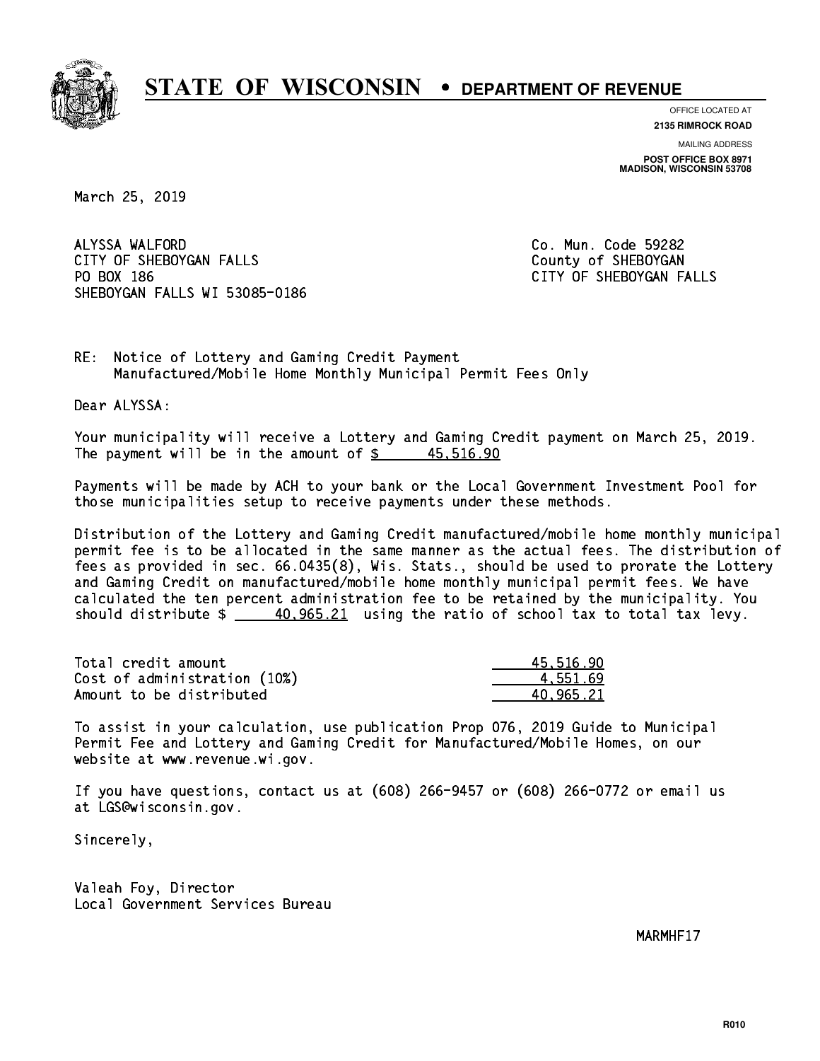# STATE OF WISCONSIN • DEPARTMENT OF REVENUE

OFFICE LOCATED AT
**2135 RIMROCK ROAD**

MAILING ADDRESS
**POST OFFICE BOX 8971**
**MADISON, WISCONSIN 53708**

March 25, 2019

ALYSSA WALFORD
CITY OF SHEBOYGAN FALLS
PO BOX 186
SHEBOYGAN FALLS WI 53085-0186

Co. Mun. Code 59282
County of SHEBOYGAN
CITY OF SHEBOYGAN FALLS

RE: Notice of Lottery and Gaming Credit Payment
Manufactured/Mobile Home Monthly Municipal Permit Fees Only

Dear ALYSSA:

Your municipality will receive a Lottery and Gaming Credit payment on March 25, 2019. The payment will be in the amount of $ 45,516.90

Payments will be made by ACH to your bank or the Local Government Investment Pool for those municipalities setup to receive payments under these methods.

Distribution of the Lottery and Gaming Credit manufactured/mobile home monthly municipal permit fee is to be allocated in the same manner as the actual fees. The distribution of fees as provided in sec. 66.0435(8), Wis. Stats., should be used to prorate the Lottery and Gaming Credit on manufactured/mobile home monthly municipal permit fees. We have calculated the ten percent administration fee to be retained by the municipality. You should distribute $ 40,965.21 using the ratio of school tax to total tax levy.

| | |
|---|---|
| Total credit amount | 45,516.90 |
| Cost of administration (10%) | 4,551.69 |
| Amount to be distributed | 40,965.21 |

To assist in your calculation, use publication Prop 076, 2019 Guide to Municipal Permit Fee and Lottery and Gaming Credit for Manufactured/Mobile Homes, on our website at www.revenue.wi.gov.

If you have questions, contact us at (608) 266-9457 or (608) 266-0772 or email us at LGS@wisconsin.gov.

Sincerely,

Valeah Foy, Director
Local Government Services Bureau

MARMHF17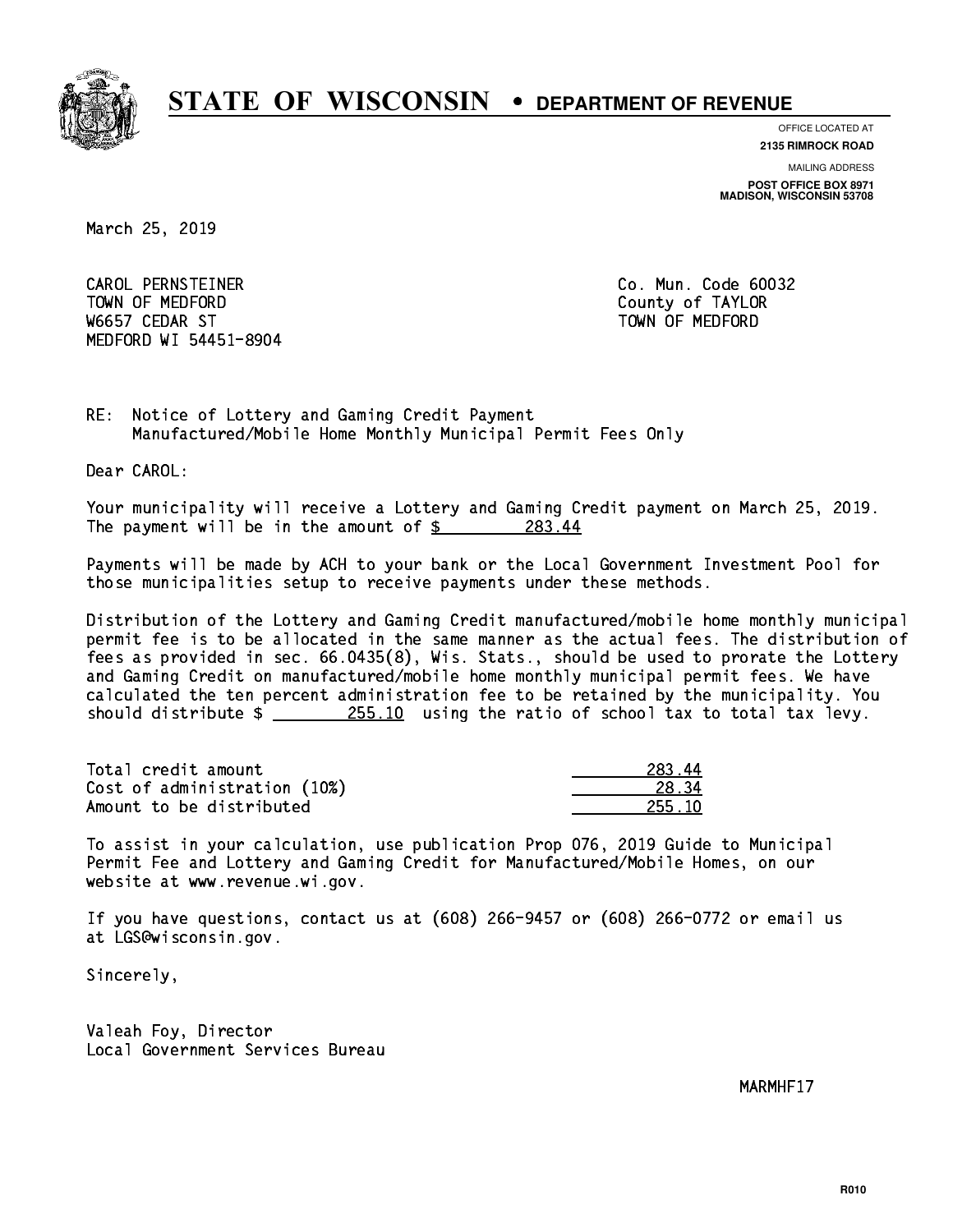# STATE OF WISCONSIN • DEPARTMENT OF REVENUE

OFFICE LOCATED AT
**2135 RIMROCK ROAD**

MAILING ADDRESS
**POST OFFICE BOX 8971**
**MADISON, WISCONSIN 53708**

March 25, 2019

CAROL PERNSTEINER
TOWN OF MEDFORD
W6657 CEDAR ST
MEDFORD WI 54451-8904

Co. Mun. Code 60032
County of TAYLOR
TOWN OF MEDFORD

RE: Notice of Lottery and Gaming Credit Payment
Manufactured/Mobile Home Monthly Municipal Permit Fees Only

Dear CAROL:

Your municipality will receive a Lottery and Gaming Credit payment on March 25, 2019. The payment will be in the amount of $ 283.44

Payments will be made by ACH to your bank or the Local Government Investment Pool for those municipalities setup to receive payments under these methods.

Distribution of the Lottery and Gaming Credit manufactured/mobile home monthly municipal permit fee is to be allocated in the same manner as the actual fees. The distribution of fees as provided in sec. 66.0435(8), Wis. Stats., should be used to prorate the Lottery and Gaming Credit on manufactured/mobile home monthly municipal permit fees. We have calculated the ten percent administration fee to be retained by the municipality. You should distribute $ 255.10 using the ratio of school tax to total tax levy.

| | |
|---|---|
| Total credit amount | 283.44 |
| Cost of administration (10%) | 28.34 |
| Amount to be distributed | 255.10 |

To assist in your calculation, use publication Prop 076, 2019 Guide to Municipal Permit Fee and Lottery and Gaming Credit for Manufactured/Mobile Homes, on our website at www.revenue.wi.gov.

If you have questions, contact us at (608) 266-9457 or (608) 266-0772 or email us at LGS@wisconsin.gov.

Sincerely,

Valeah Foy, Director
Local Government Services Bureau

MARMHF17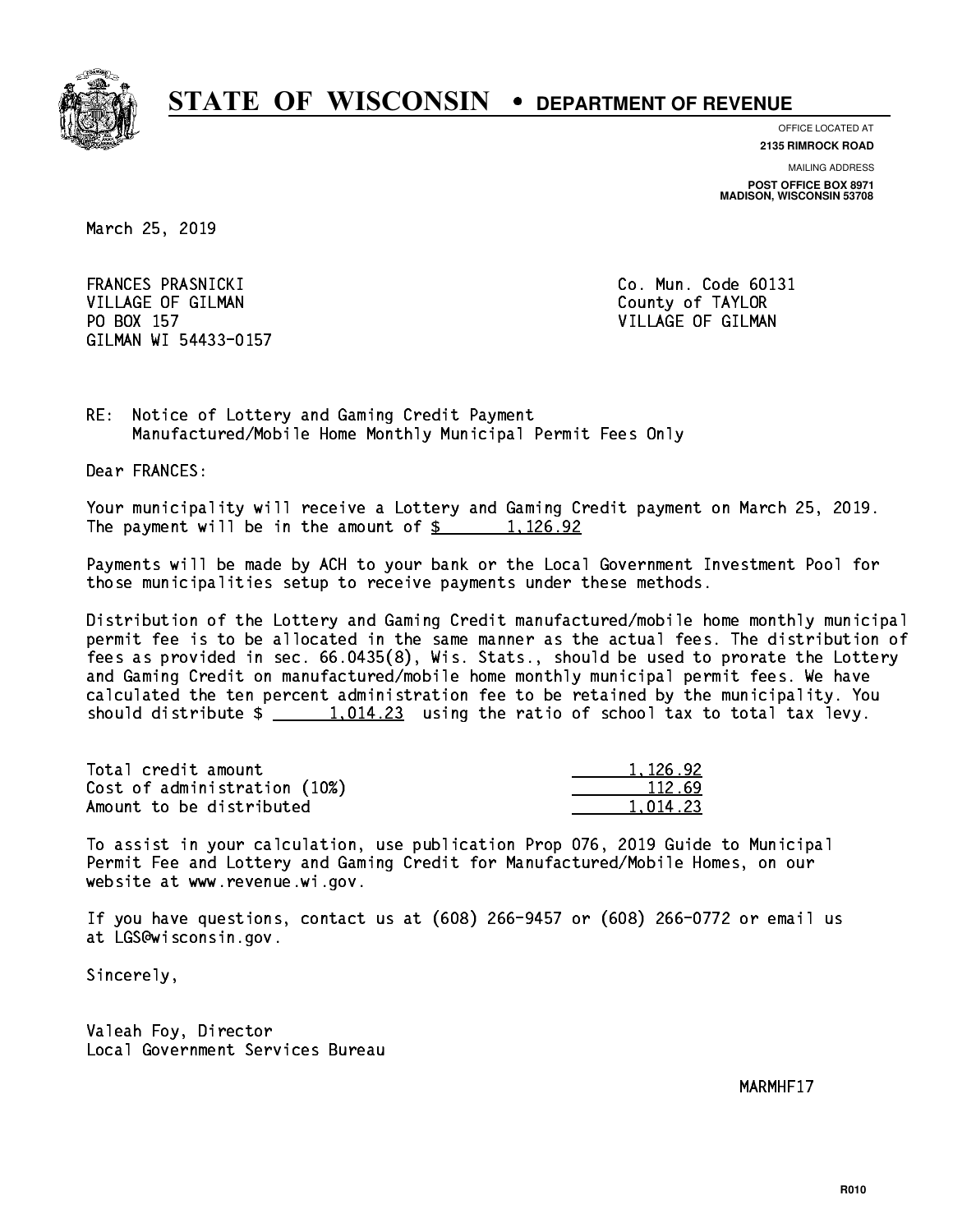# STATE OF WISCONSIN • DEPARTMENT OF REVENUE

OFFICE LOCATED AT
**2135 RIMROCK ROAD**

MAILING ADDRESS
**POST OFFICE BOX 8971**
**MADISON, WISCONSIN 53708**

March 25, 2019

FRANCES PRASNICKI
VILLAGE OF GILMAN
PO BOX 157
GILMAN WI 54433-0157

Co. Mun. Code 60131
County of TAYLOR
VILLAGE OF GILMAN

RE: Notice of Lottery and Gaming Credit Payment
Manufactured/Mobile Home Monthly Municipal Permit Fees Only

Dear FRANCES:

Your municipality will receive a Lottery and Gaming Credit payment on March 25, 2019. The payment will be in the amount of $ 1,126.92

Payments will be made by ACH to your bank or the Local Government Investment Pool for those municipalities setup to receive payments under these methods.

Distribution of the Lottery and Gaming Credit manufactured/mobile home monthly municipal permit fee is to be allocated in the same manner as the actual fees. The distribution of fees as provided in sec. 66.0435(8), Wis. Stats., should be used to prorate the Lottery and Gaming Credit on manufactured/mobile home monthly municipal permit fees. We have calculated the ten percent administration fee to be retained by the municipality. You should distribute $ 1,014.23 using the ratio of school tax to total tax levy.

| | |
|---|---|
| Total credit amount | 1,126.92 |
| Cost of administration (10%) | 112.69 |
| Amount to be distributed | 1,014.23 |

To assist in your calculation, use publication Prop 076, 2019 Guide to Municipal Permit Fee and Lottery and Gaming Credit for Manufactured/Mobile Homes, on our website at www.revenue.wi.gov.

If you have questions, contact us at (608) 266-9457 or (608) 266-0772 or email us at LGS@wisconsin.gov.

Sincerely,

Valeah Foy, Director
Local Government Services Bureau

MARMHF17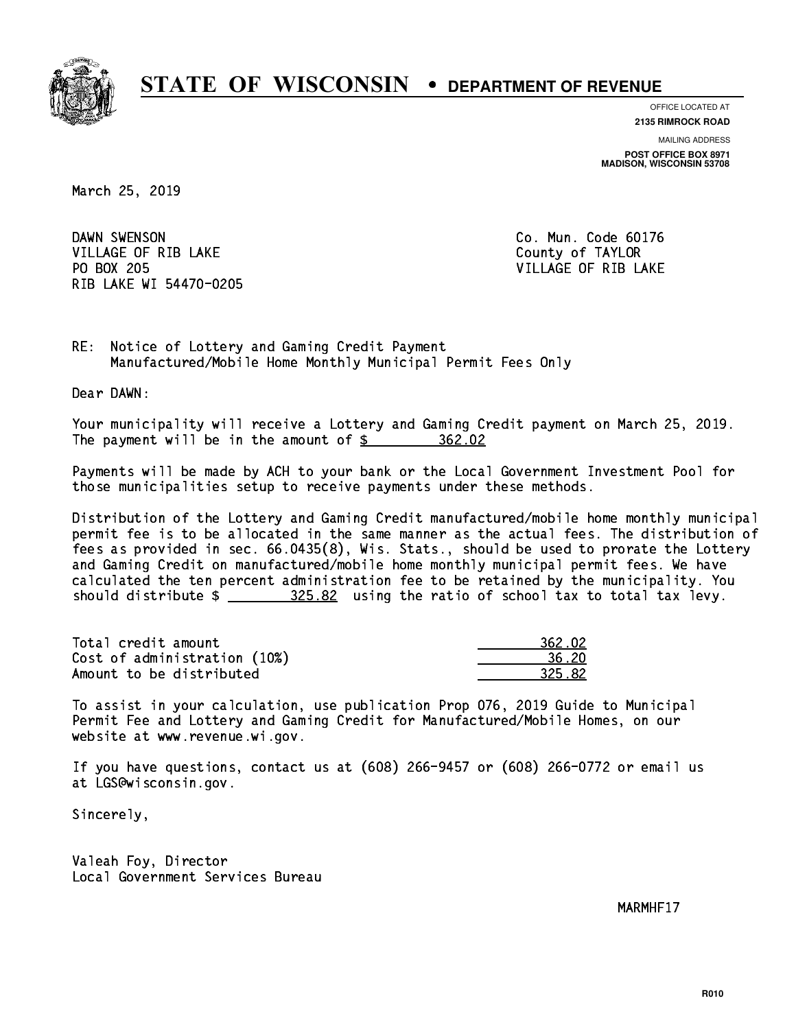# STATE OF WISCONSIN • DEPARTMENT OF REVENUE

OFFICE LOCATED AT
**2135 RIMROCK ROAD**

MAILING ADDRESS
**POST OFFICE BOX 8971**
**MADISON, WISCONSIN 53708**

March 25, 2019

DAWN SWENSON
VILLAGE OF RIB LAKE
PO BOX 205
RIB LAKE WI 54470-0205

Co. Mun. Code 60176
County of TAYLOR
VILLAGE OF RIB LAKE

RE: Notice of Lottery and Gaming Credit Payment
Manufactured/Mobile Home Monthly Municipal Permit Fees Only

Dear DAWN:

Your municipality will receive a Lottery and Gaming Credit payment on March 25, 2019. The payment will be in the amount of $ 362.02

Payments will be made by ACH to your bank or the Local Government Investment Pool for those municipalities setup to receive payments under these methods.

Distribution of the Lottery and Gaming Credit manufactured/mobile home monthly municipal permit fee is to be allocated in the same manner as the actual fees. The distribution of fees as provided in sec. 66.0435(8), Wis. Stats., should be used to prorate the Lottery and Gaming Credit on manufactured/mobile home monthly municipal permit fees. We have calculated the ten percent administration fee to be retained by the municipality. You should distribute $ 325.82 using the ratio of school tax to total tax levy.

| | |
|---|---|
| Total credit amount | 362.02 |
| Cost of administration (10%) | 36.20 |
| Amount to be distributed | 325.82 |

To assist in your calculation, use publication Prop 076, 2019 Guide to Municipal Permit Fee and Lottery and Gaming Credit for Manufactured/Mobile Homes, on our website at www.revenue.wi.gov.

If you have questions, contact us at (608) 266-9457 or (608) 266-0772 or email us at LGS@wisconsin.gov.

Sincerely,

Valeah Foy, Director
Local Government Services Bureau

MARMHF17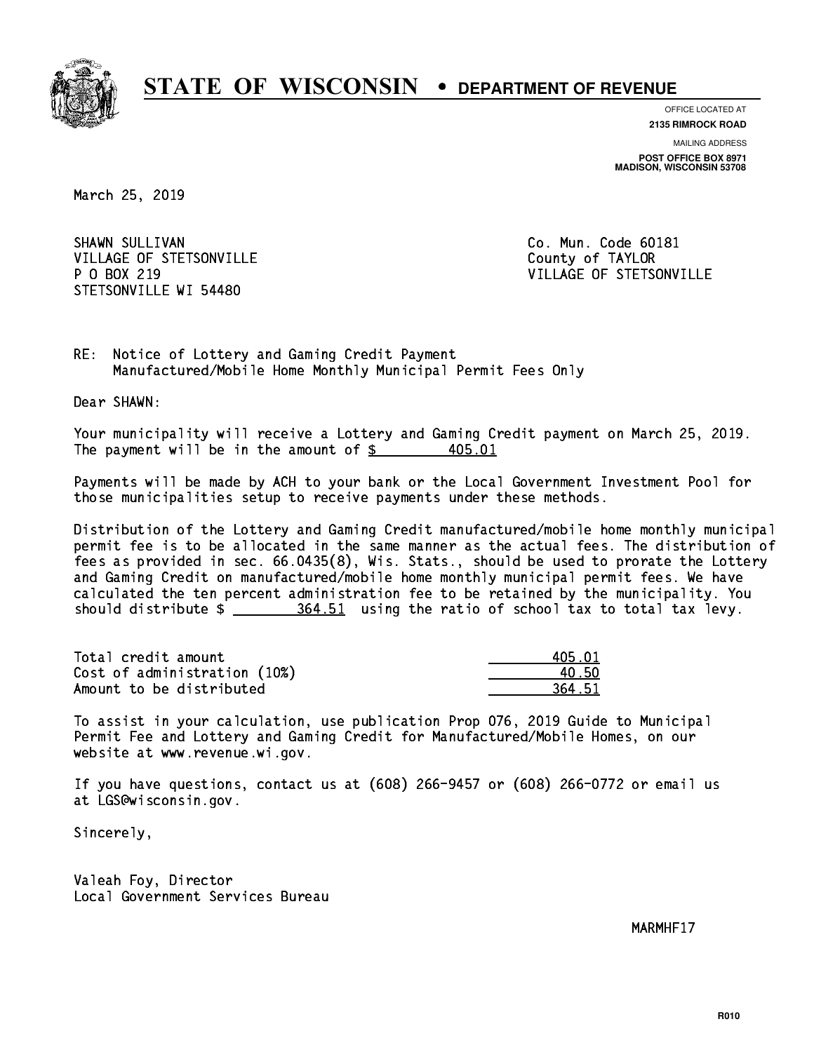# STATE OF WISCONSIN • DEPARTMENT OF REVENUE

OFFICE LOCATED AT
**2135 RIMROCK ROAD**

MAILING ADDRESS
**POST OFFICE BOX 8971**
**MADISON, WISCONSIN 53708**

March 25, 2019

SHAWN SULLIVAN
VILLAGE OF STETSONVILLE
P O BOX 219
STETSONVILLE WI 54480

Co. Mun. Code 60181
County of TAYLOR
VILLAGE OF STETSONVILLE

RE: Notice of Lottery and Gaming Credit Payment
Manufactured/Mobile Home Monthly Municipal Permit Fees Only

Dear SHAWN:

Your municipality will receive a Lottery and Gaming Credit payment on March 25, 2019. The payment will be in the amount of $ 405.01

Payments will be made by ACH to your bank or the Local Government Investment Pool for those municipalities setup to receive payments under these methods.

Distribution of the Lottery and Gaming Credit manufactured/mobile home monthly municipal permit fee is to be allocated in the same manner as the actual fees. The distribution of fees as provided in sec. 66.0435(8), Wis. Stats., should be used to prorate the Lottery and Gaming Credit on manufactured/mobile home monthly municipal permit fees. We have calculated the ten percent administration fee to be retained by the municipality. You should distribute $ 364.51 using the ratio of school tax to total tax levy.

| | |
|---|---|
| Total credit amount | 405.01 |
| Cost of administration (10%) | 40.50 |
| Amount to be distributed | 364.51 |

To assist in your calculation, use publication Prop 076, 2019 Guide to Municipal Permit Fee and Lottery and Gaming Credit for Manufactured/Mobile Homes, on our website at www.revenue.wi.gov.

If you have questions, contact us at (608) 266-9457 or (608) 266-0772 or email us at LGS@wisconsin.gov.

Sincerely,

Valeah Foy, Director
Local Government Services Bureau

MARMHF17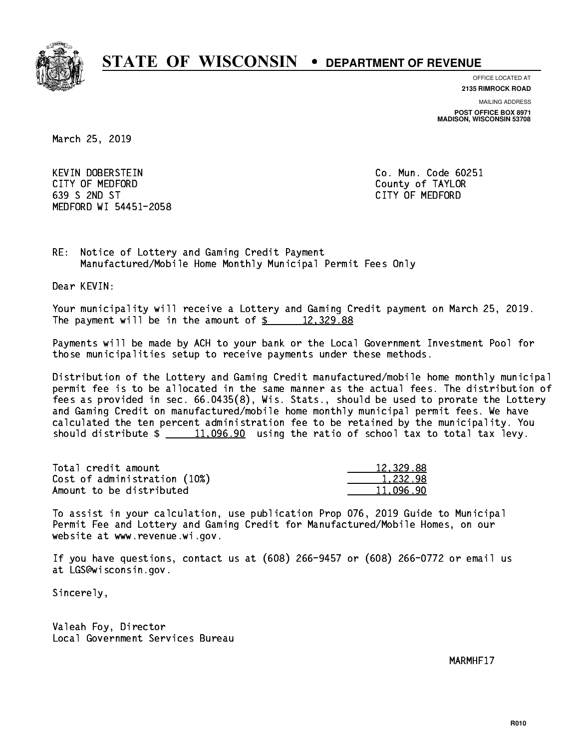# STATE OF WISCONSIN • DEPARTMENT OF REVENUE

OFFICE LOCATED AT
**2135 RIMROCK ROAD**

MAILING ADDRESS
**POST OFFICE BOX 8971**
**MADISON, WISCONSIN 53708**

March 25, 2019

KEVIN DOBERSTEIN
CITY OF MEDFORD
639 S 2ND ST
MEDFORD WI 54451-2058

Co. Mun. Code 60251
County of TAYLOR
CITY OF MEDFORD

RE: Notice of Lottery and Gaming Credit Payment
Manufactured/Mobile Home Monthly Municipal Permit Fees Only

Dear KEVIN:

Your municipality will receive a Lottery and Gaming Credit payment on March 25, 2019. The payment will be in the amount of $ 12,329.88

Payments will be made by ACH to your bank or the Local Government Investment Pool for those municipalities setup to receive payments under these methods.

Distribution of the Lottery and Gaming Credit manufactured/mobile home monthly municipal permit fee is to be allocated in the same manner as the actual fees. The distribution of fees as provided in sec. 66.0435(8), Wis. Stats., should be used to prorate the Lottery and Gaming Credit on manufactured/mobile home monthly municipal permit fees. We have calculated the ten percent administration fee to be retained by the municipality. You should distribute $ 11,096.90 using the ratio of school tax to total tax levy.

| | |
|---|---|
| Total credit amount | 12,329.88 |
| Cost of administration (10%) | 1,232.98 |
| Amount to be distributed | 11,096.90 |

To assist in your calculation, use publication Prop 076, 2019 Guide to Municipal Permit Fee and Lottery and Gaming Credit for Manufactured/Mobile Homes, on our website at www.revenue.wi.gov.

If you have questions, contact us at (608) 266-9457 or (608) 266-0772 or email us at LGS@wisconsin.gov.

Sincerely,

Valeah Foy, Director
Local Government Services Bureau

MARMHF17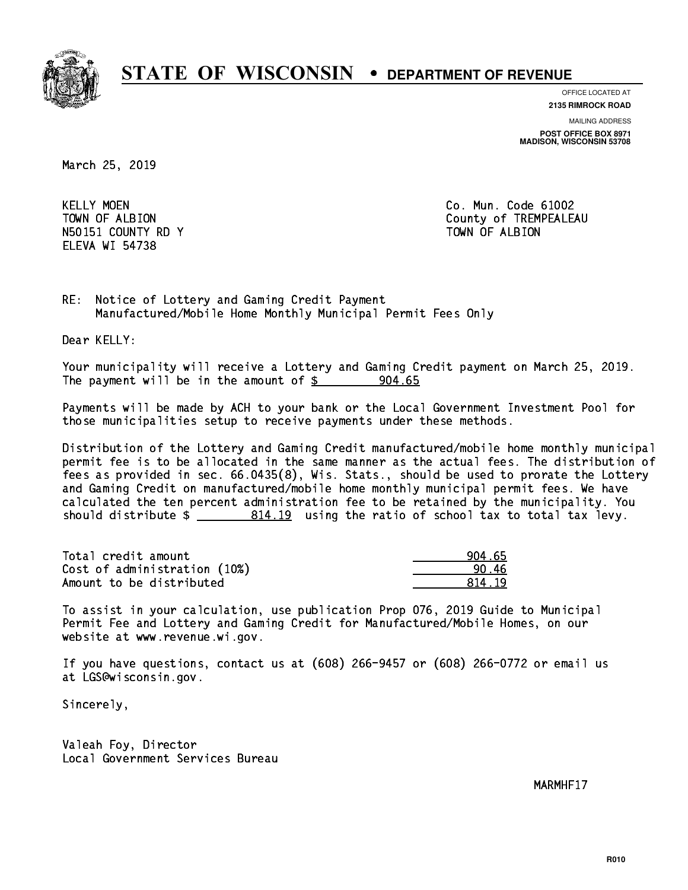# STATE OF WISCONSIN • DEPARTMENT OF REVENUE

OFFICE LOCATED AT
**2135 RIMROCK ROAD**

MAILING ADDRESS
**POST OFFICE BOX 8971**
**MADISON, WISCONSIN 53708**

March 25, 2019

KELLY MOEN
TOWN OF ALBION
N50151 COUNTY RD Y
ELEVA WI 54738

Co. Mun. Code 61002
County of TREMPEALEAU
TOWN OF ALBION

RE: Notice of Lottery and Gaming Credit Payment
Manufactured/Mobile Home Monthly Municipal Permit Fees Only

Dear KELLY:

Your municipality will receive a Lottery and Gaming Credit payment on March 25, 2019. The payment will be in the amount of $ 904.65

Payments will be made by ACH to your bank or the Local Government Investment Pool for those municipalities setup to receive payments under these methods.

Distribution of the Lottery and Gaming Credit manufactured/mobile home monthly municipal permit fee is to be allocated in the same manner as the actual fees. The distribution of fees as provided in sec. 66.0435(8), Wis. Stats., should be used to prorate the Lottery and Gaming Credit on manufactured/mobile home monthly municipal permit fees. We have calculated the ten percent administration fee to be retained by the municipality. You should distribute $ 814.19 using the ratio of school tax to total tax levy.

| | |
|---|---|
| Total credit amount | 904.65 |
| Cost of administration (10%) | 90.46 |
| Amount to be distributed | 814.19 |

To assist in your calculation, use publication Prop 076, 2019 Guide to Municipal Permit Fee and Lottery and Gaming Credit for Manufactured/Mobile Homes, on our website at www.revenue.wi.gov.

If you have questions, contact us at (608) 266-9457 or (608) 266-0772 or email us at LGS@wisconsin.gov.

Sincerely,

Valeah Foy, Director
Local Government Services Bureau

MARMHF17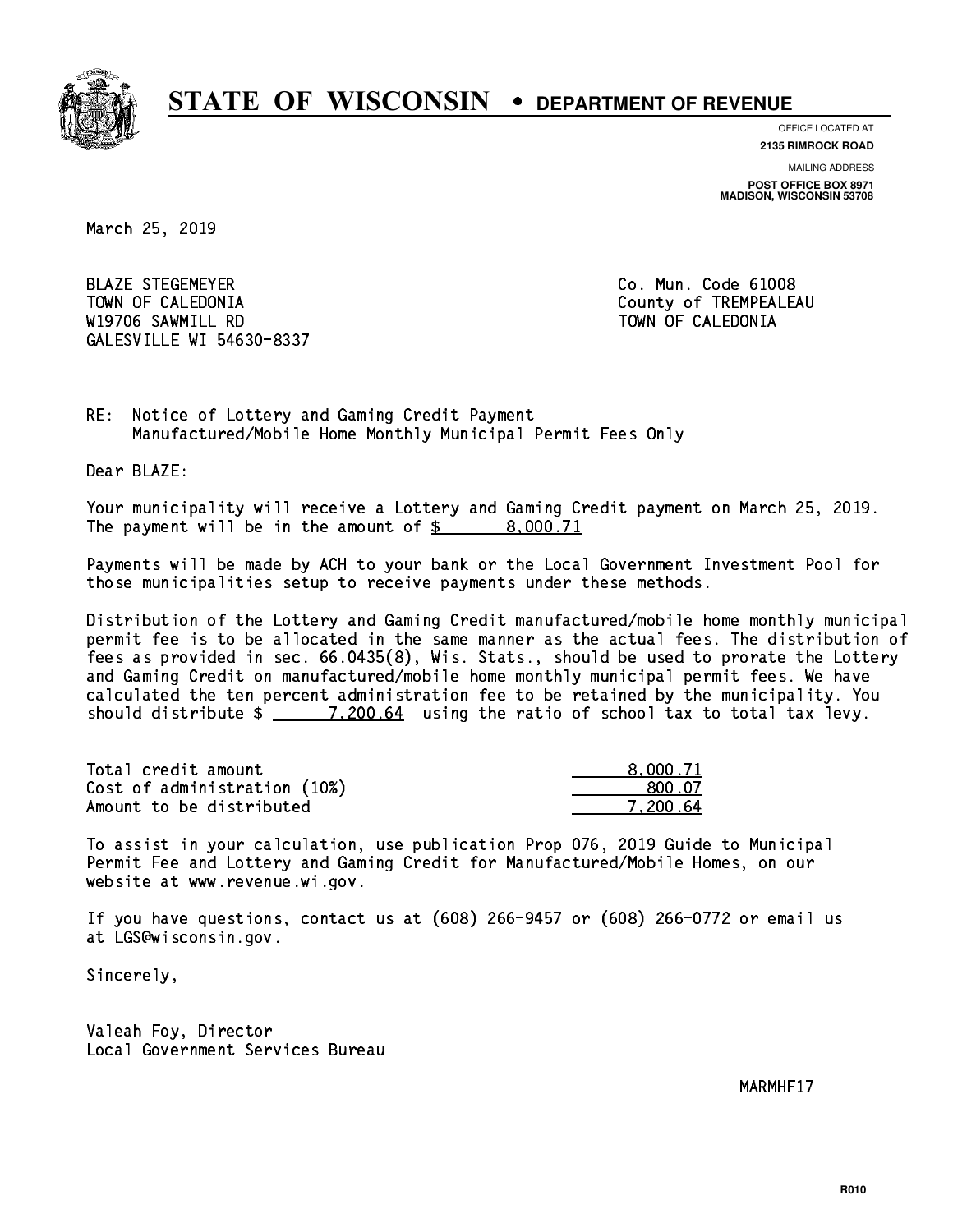# STATE OF WISCONSIN • DEPARTMENT OF REVENUE

OFFICE LOCATED AT
**2135 RIMROCK ROAD**

MAILING ADDRESS
**POST OFFICE BOX 8971**
**MADISON, WISCONSIN 53708**

March 25, 2019

BLAZE STEGEMEYER
TOWN OF CALEDONIA
W19706 SAWMILL RD
GALESVILLE WI 54630-8337

Co. Mun. Code 61008
County of TREMPEALEAU
TOWN OF CALEDONIA

RE: Notice of Lottery and Gaming Credit Payment
Manufactured/Mobile Home Monthly Municipal Permit Fees Only

Dear BLAZE:

Your municipality will receive a Lottery and Gaming Credit payment on March 25, 2019. The payment will be in the amount of $ 8,000.71

Payments will be made by ACH to your bank or the Local Government Investment Pool for those municipalities setup to receive payments under these methods.

Distribution of the Lottery and Gaming Credit manufactured/mobile home monthly municipal permit fee is to be allocated in the same manner as the actual fees. The distribution of fees as provided in sec. 66.0435(8), Wis. Stats., should be used to prorate the Lottery and Gaming Credit on manufactured/mobile home monthly municipal permit fees. We have calculated the ten percent administration fee to be retained by the municipality. You should distribute $ 7,200.64 using the ratio of school tax to total tax levy.

| | |
|---|---|
| Total credit amount | 8,000.71 |
| Cost of administration (10%) | 800.07 |
| Amount to be distributed | 7,200.64 |

To assist in your calculation, use publication Prop 076, 2019 Guide to Municipal Permit Fee and Lottery and Gaming Credit for Manufactured/Mobile Homes, on our website at www.revenue.wi.gov.

If you have questions, contact us at (608) 266-9457 or (608) 266-0772 or email us at LGS@wisconsin.gov.

Sincerely,

Valeah Foy, Director
Local Government Services Bureau

MARMHF17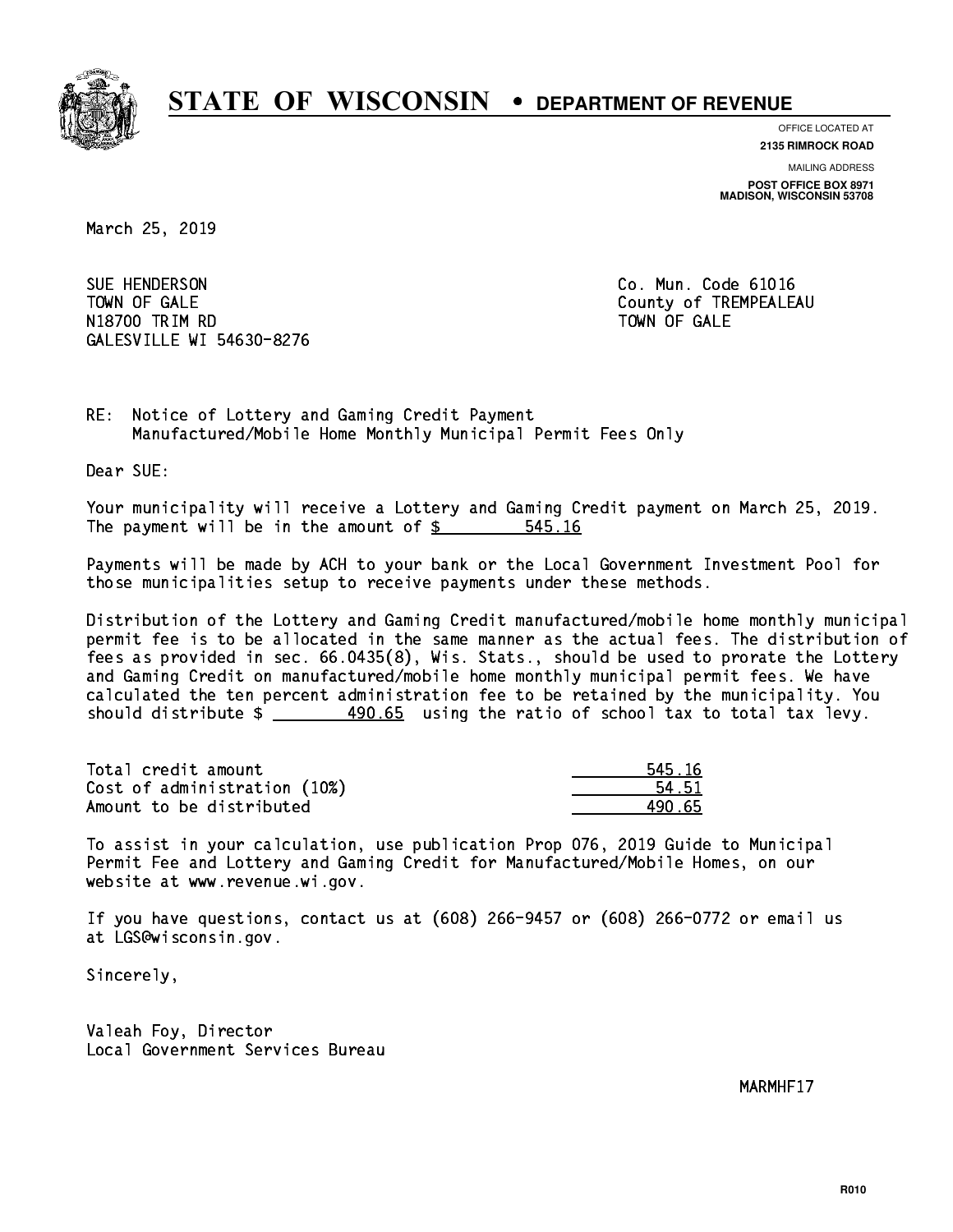# STATE OF WISCONSIN • DEPARTMENT OF REVENUE

OFFICE LOCATED AT
**2135 RIMROCK ROAD**

MAILING ADDRESS
**POST OFFICE BOX 8971**
**MADISON, WISCONSIN 53708**

March 25, 2019

SUE HENDERSON
TOWN OF GALE
N18700 TRIM RD
GALESVILLE WI 54630-8276

Co. Mun. Code 61016
County of TREMPEALEAU
TOWN OF GALE

RE: Notice of Lottery and Gaming Credit Payment
Manufactured/Mobile Home Monthly Municipal Permit Fees Only

Dear SUE:

Your municipality will receive a Lottery and Gaming Credit payment on March 25, 2019. The payment will be in the amount of $ 545.16

Payments will be made by ACH to your bank or the Local Government Investment Pool for those municipalities setup to receive payments under these methods.

Distribution of the Lottery and Gaming Credit manufactured/mobile home monthly municipal permit fee is to be allocated in the same manner as the actual fees. The distribution of fees as provided in sec. 66.0435(8), Wis. Stats., should be used to prorate the Lottery and Gaming Credit on manufactured/mobile home monthly municipal permit fees. We have calculated the ten percent administration fee to be retained by the municipality. You should distribute $ 490.65 using the ratio of school tax to total tax levy.

| | |
|---|---|
| Total credit amount | 545.16 |
| Cost of administration (10%) | 54.51 |
| Amount to be distributed | 490.65 |

To assist in your calculation, use publication Prop 076, 2019 Guide to Municipal Permit Fee and Lottery and Gaming Credit for Manufactured/Mobile Homes, on our website at www.revenue.wi.gov.

If you have questions, contact us at (608) 266-9457 or (608) 266-0772 or email us at LGS@wisconsin.gov.

Sincerely,

Valeah Foy, Director
Local Government Services Bureau

MARMHF17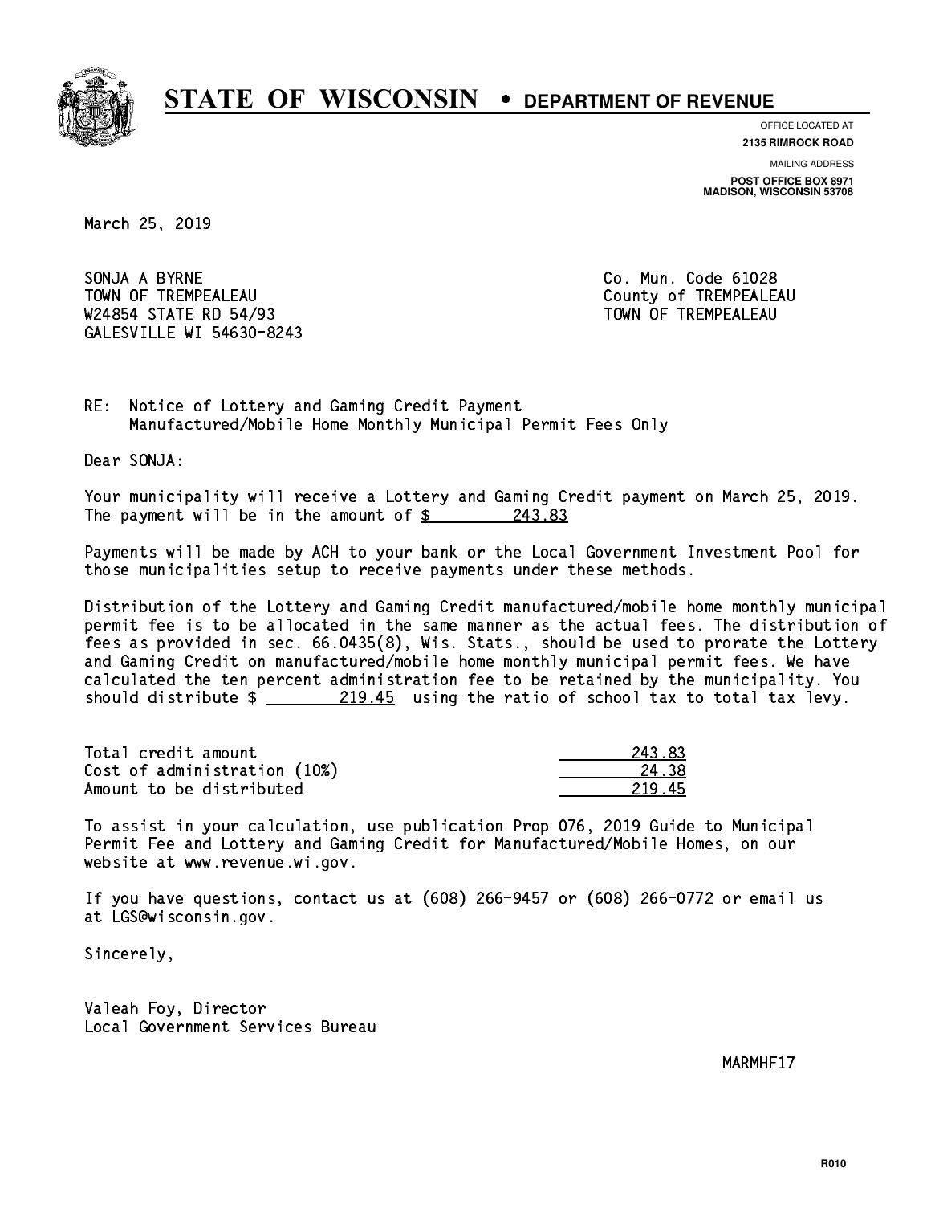# STATE OF WISCONSIN • DEPARTMENT OF REVENUE

OFFICE LOCATED AT
**2135 RIMROCK ROAD**

MAILING ADDRESS
**POST OFFICE BOX 8971**
**MADISON, WISCONSIN 53708**

March 25, 2019

SONJA A BYRNE
TOWN OF TREMPEALEAU
W24854 STATE RD 54/93
GALESVILLE WI 54630-8243

Co. Mun. Code 61028
County of TREMPEALEAU
TOWN OF TREMPEALEAU

RE: Notice of Lottery and Gaming Credit Payment
Manufactured/Mobile Home Monthly Municipal Permit Fees Only

Dear SONJA:

Your municipality will receive a Lottery and Gaming Credit payment on March 25, 2019. The payment will be in the amount of $ 243.83

Payments will be made by ACH to your bank or the Local Government Investment Pool for those municipalities setup to receive payments under these methods.

Distribution of the Lottery and Gaming Credit manufactured/mobile home monthly municipal permit fee is to be allocated in the same manner as the actual fees. The distribution of fees as provided in sec. 66.0435(8), Wis. Stats., should be used to prorate the Lottery and Gaming Credit on manufactured/mobile home monthly municipal permit fees. We have calculated the ten percent administration fee to be retained by the municipality. You should distribute $ 219.45 using the ratio of school tax to total tax levy.

| | |
|---|---|
| Total credit amount | 243.83 |
| Cost of administration (10%) | 24.38 |
| Amount to be distributed | 219.45 |

To assist in your calculation, use publication Prop 076, 2019 Guide to Municipal Permit Fee and Lottery and Gaming Credit for Manufactured/Mobile Homes, on our website at www.revenue.wi.gov.

If you have questions, contact us at (608) 266-9457 or (608) 266-0772 or email us at LGS@wisconsin.gov.

Sincerely,

Valeah Foy, Director
Local Government Services Bureau

MARMHF17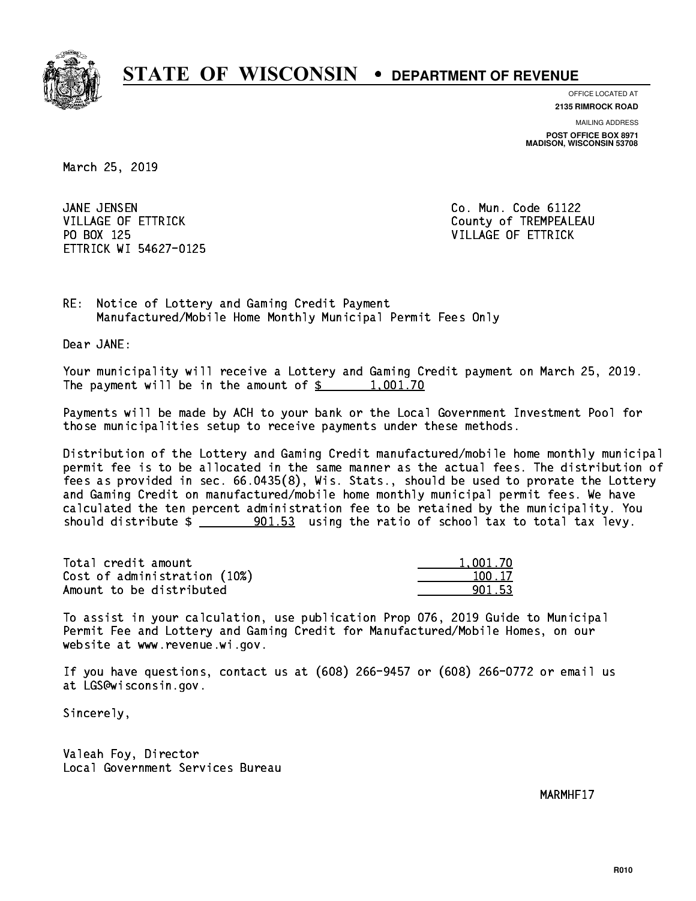# STATE OF WISCONSIN • DEPARTMENT OF REVENUE

OFFICE LOCATED AT
**2135 RIMROCK ROAD**

MAILING ADDRESS
**POST OFFICE BOX 8971**
**MADISON, WISCONSIN 53708**

March 25, 2019

JANE JENSEN
VILLAGE OF ETTRICK
PO BOX 125
ETTRICK WI 54627-0125

Co. Mun. Code 61122
County of TREMPEALEAU
VILLAGE OF ETTRICK

RE: Notice of Lottery and Gaming Credit Payment
Manufactured/Mobile Home Monthly Municipal Permit Fees Only

Dear JANE:

Your municipality will receive a Lottery and Gaming Credit payment on March 25, 2019. The payment will be in the amount of $ 1,001.70

Payments will be made by ACH to your bank or the Local Government Investment Pool for those municipalities setup to receive payments under these methods.

Distribution of the Lottery and Gaming Credit manufactured/mobile home monthly municipal permit fee is to be allocated in the same manner as the actual fees. The distribution of fees as provided in sec. 66.0435(8), Wis. Stats., should be used to prorate the Lottery and Gaming Credit on manufactured/mobile home monthly municipal permit fees. We have calculated the ten percent administration fee to be retained by the municipality. You should distribute $ 901.53 using the ratio of school tax to total tax levy.

| | |
|---|---|
| Total credit amount | 1,001.70 |
| Cost of administration (10%) | 100.17 |
| Amount to be distributed | 901.53 |

To assist in your calculation, use publication Prop 076, 2019 Guide to Municipal Permit Fee and Lottery and Gaming Credit for Manufactured/Mobile Homes, on our website at www.revenue.wi.gov.

If you have questions, contact us at (608) 266-9457 or (608) 266-0772 or email us at LGS@wisconsin.gov.

Sincerely,

Valeah Foy, Director
Local Government Services Bureau

MARMHF17

R010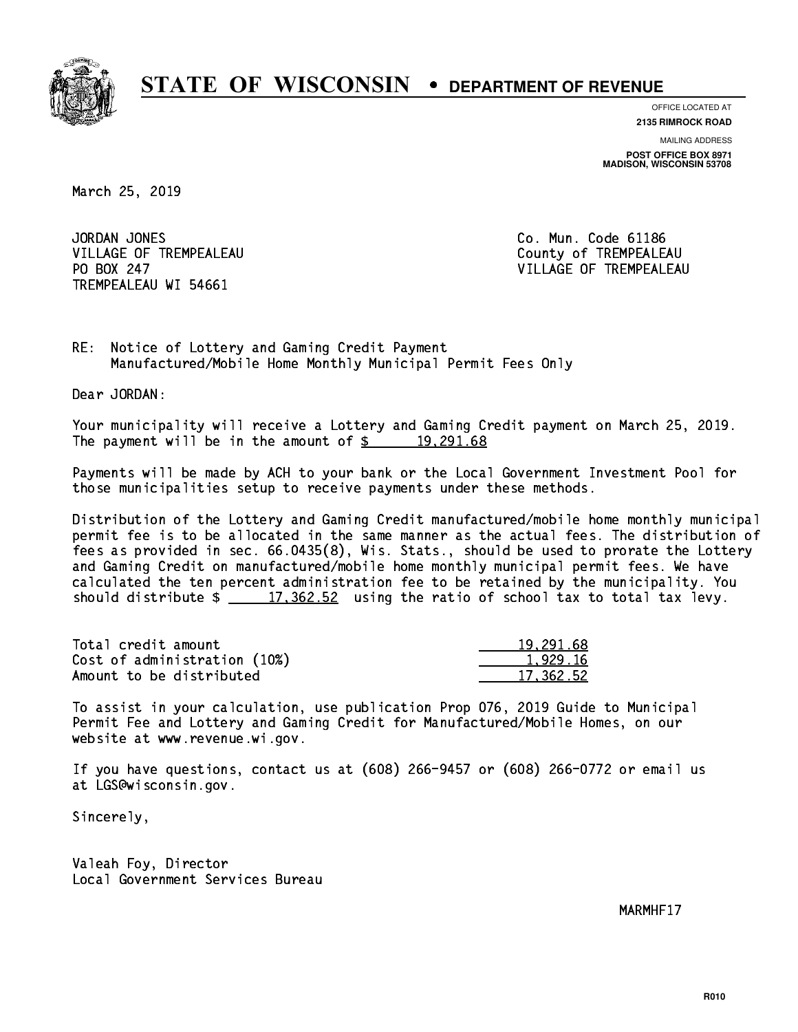# STATE OF WISCONSIN • DEPARTMENT OF REVENUE

OFFICE LOCATED AT
**2135 RIMROCK ROAD**

MAILING ADDRESS
**POST OFFICE BOX 8971**
**MADISON, WISCONSIN 53708**

March 25, 2019

JORDAN JONES
VILLAGE OF TREMPEALEAU
PO BOX 247
TREMPEALEAU WI 54661

Co. Mun. Code 61186
County of TREMPEALEAU
VILLAGE OF TREMPEALEAU

RE: Notice of Lottery and Gaming Credit Payment
Manufactured/Mobile Home Monthly Municipal Permit Fees Only

Dear JORDAN:

Your municipality will receive a Lottery and Gaming Credit payment on March 25, 2019. The payment will be in the amount of $ 19,291.68

Payments will be made by ACH to your bank or the Local Government Investment Pool for those municipalities setup to receive payments under these methods.

Distribution of the Lottery and Gaming Credit manufactured/mobile home monthly municipal permit fee is to be allocated in the same manner as the actual fees. The distribution of fees as provided in sec. 66.0435(8), Wis. Stats., should be used to prorate the Lottery and Gaming Credit on manufactured/mobile home monthly municipal permit fees. We have calculated the ten percent administration fee to be retained by the municipality. You should distribute $ 17,362.52 using the ratio of school tax to total tax levy.

| | |
|---|---|
| Total credit amount | 19,291.68 |
| Cost of administration (10%) | 1,929.16 |
| Amount to be distributed | 17,362.52 |

To assist in your calculation, use publication Prop 076, 2019 Guide to Municipal Permit Fee and Lottery and Gaming Credit for Manufactured/Mobile Homes, on our website at www.revenue.wi.gov.

If you have questions, contact us at (608) 266-9457 or (608) 266-0772 or email us at LGS@wisconsin.gov.

Sincerely,

Valeah Foy, Director
Local Government Services Bureau

MARMHF17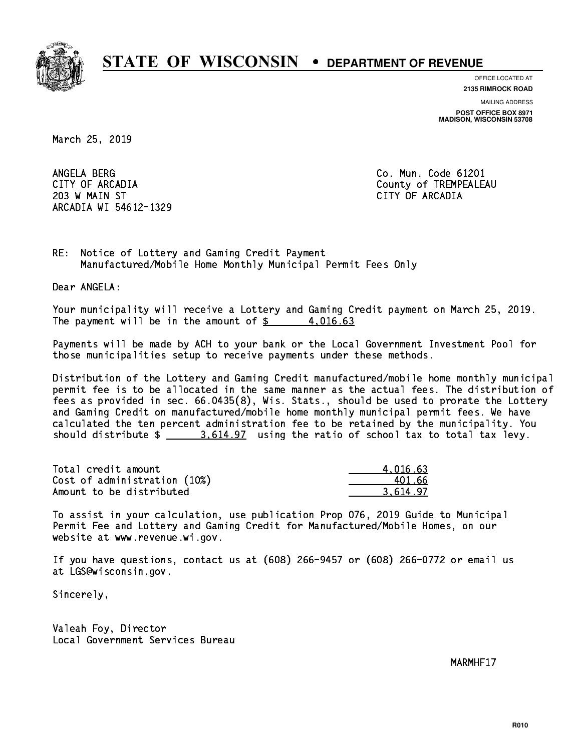# STATE OF WISCONSIN • DEPARTMENT OF REVENUE

OFFICE LOCATED AT
**2135 RIMROCK ROAD**

MAILING ADDRESS
**POST OFFICE BOX 8971**
**MADISON, WISCONSIN 53708**

March 25, 2019

ANGELA BERG
CITY OF ARCADIA
203 W MAIN ST
ARCADIA WI 54612-1329

Co. Mun. Code 61201
County of TREMPEALEAU
CITY OF ARCADIA

RE: Notice of Lottery and Gaming Credit Payment
Manufactured/Mobile Home Monthly Municipal Permit Fees Only

Dear ANGELA:

Your municipality will receive a Lottery and Gaming Credit payment on March 25, 2019. The payment will be in the amount of $ 4,016.63

Payments will be made by ACH to your bank or the Local Government Investment Pool for those municipalities setup to receive payments under these methods.

Distribution of the Lottery and Gaming Credit manufactured/mobile home monthly municipal permit fee is to be allocated in the same manner as the actual fees. The distribution of fees as provided in sec. 66.0435(8), Wis. Stats., should be used to prorate the Lottery and Gaming Credit on manufactured/mobile home monthly municipal permit fees. We have calculated the ten percent administration fee to be retained by the municipality. You should distribute $ 3,614.97 using the ratio of school tax to total tax levy.

| | |
|---|---|
| Total credit amount | 4,016.63 |
| Cost of administration (10%) | 401.66 |
| Amount to be distributed | 3,614.97 |

To assist in your calculation, use publication Prop 076, 2019 Guide to Municipal Permit Fee and Lottery and Gaming Credit for Manufactured/Mobile Homes, on our website at www.revenue.wi.gov.

If you have questions, contact us at (608) 266-9457 or (608) 266-0772 or email us at LGS@wisconsin.gov.

Sincerely,

Valeah Foy, Director
Local Government Services Bureau

MARMHF17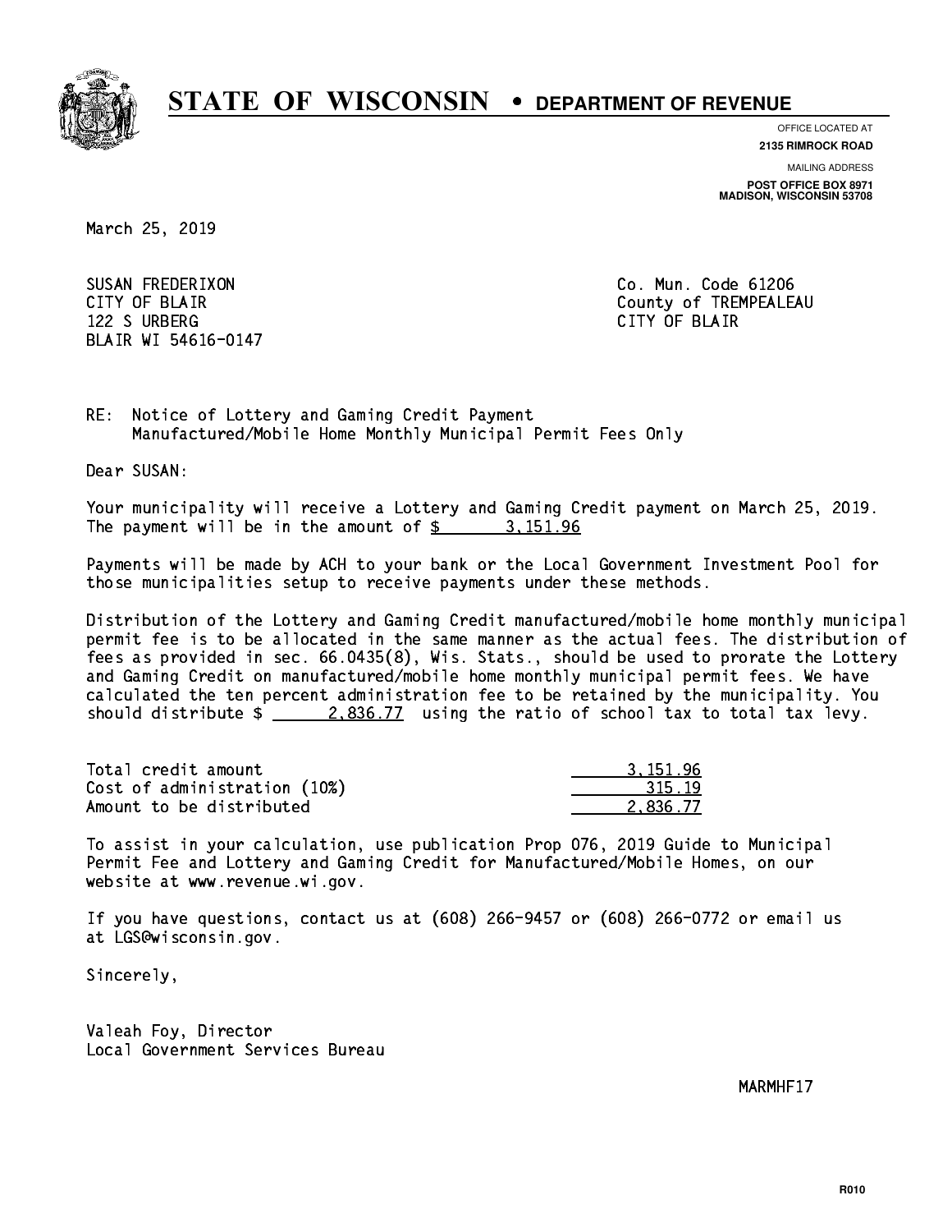# STATE OF WISCONSIN • DEPARTMENT OF REVENUE

OFFICE LOCATED AT
**2135 RIMROCK ROAD**

MAILING ADDRESS
**POST OFFICE BOX 8971**
**MADISON, WISCONSIN 53708**

March 25, 2019

SUSAN FREDERIXON
CITY OF BLAIR
122 S URBERG
BLAIR WI 54616-0147

Co. Mun. Code 61206
County of TREMPEALEAU
CITY OF BLAIR

RE: Notice of Lottery and Gaming Credit Payment
Manufactured/Mobile Home Monthly Municipal Permit Fees Only

Dear SUSAN:

Your municipality will receive a Lottery and Gaming Credit payment on March 25, 2019. The payment will be in the amount of $ 3,151.96

Payments will be made by ACH to your bank or the Local Government Investment Pool for those municipalities setup to receive payments under these methods.

Distribution of the Lottery and Gaming Credit manufactured/mobile home monthly municipal permit fee is to be allocated in the same manner as the actual fees. The distribution of fees as provided in sec. 66.0435(8), Wis. Stats., should be used to prorate the Lottery and Gaming Credit on manufactured/mobile home monthly municipal permit fees. We have calculated the ten percent administration fee to be retained by the municipality. You should distribute $ 2,836.77 using the ratio of school tax to total tax levy.

| | |
|---|---|
| Total credit amount | 3,151.96 |
| Cost of administration (10%) | 315.19 |
| Amount to be distributed | 2,836.77 |

To assist in your calculation, use publication Prop 076, 2019 Guide to Municipal Permit Fee and Lottery and Gaming Credit for Manufactured/Mobile Homes, on our website at www.revenue.wi.gov.

If you have questions, contact us at (608) 266-9457 or (608) 266-0772 or email us at LGS@wisconsin.gov.

Sincerely,

Valeah Foy, Director
Local Government Services Bureau

MARMHF17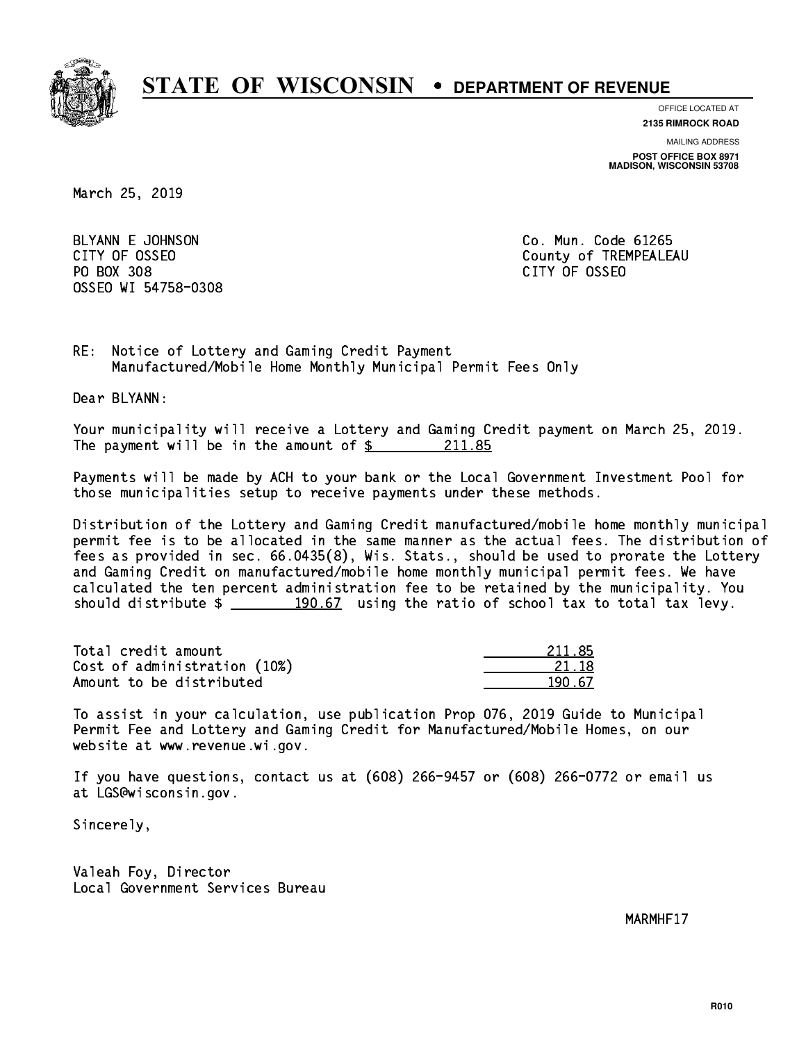# STATE OF WISCONSIN • DEPARTMENT OF REVENUE

OFFICE LOCATED AT
**2135 RIMROCK ROAD**

MAILING ADDRESS
**POST OFFICE BOX 8971**
**MADISON, WISCONSIN 53708**

March 25, 2019

BLYANN E JOHNSON
CITY OF OSSEO
PO BOX 308
OSSEO WI 54758-0308

Co. Mun. Code 61265
County of TREMPEALEAU
CITY OF OSSEO

RE: Notice of Lottery and Gaming Credit Payment
Manufactured/Mobile Home Monthly Municipal Permit Fees Only

Dear BLYANN:

Your municipality will receive a Lottery and Gaming Credit payment on March 25, 2019. The payment will be in the amount of $ 211.85

Payments will be made by ACH to your bank or the Local Government Investment Pool for those municipalities setup to receive payments under these methods.

Distribution of the Lottery and Gaming Credit manufactured/mobile home monthly municipal permit fee is to be allocated in the same manner as the actual fees. The distribution of fees as provided in sec. 66.0435(8), Wis. Stats., should be used to prorate the Lottery and Gaming Credit on manufactured/mobile home monthly municipal permit fees. We have calculated the ten percent administration fee to be retained by the municipality. You should distribute $ 190.67 using the ratio of school tax to total tax levy.

| | |
|---|---|
| Total credit amount | 211.85 |
| Cost of administration (10%) | 21.18 |
| Amount to be distributed | 190.67 |

To assist in your calculation, use publication Prop 076, 2019 Guide to Municipal Permit Fee and Lottery and Gaming Credit for Manufactured/Mobile Homes, on our website at www.revenue.wi.gov.

If you have questions, contact us at (608) 266-9457 or (608) 266-0772 or email us at LGS@wisconsin.gov.

Sincerely,

Valeah Foy, Director
Local Government Services Bureau

MARMHF17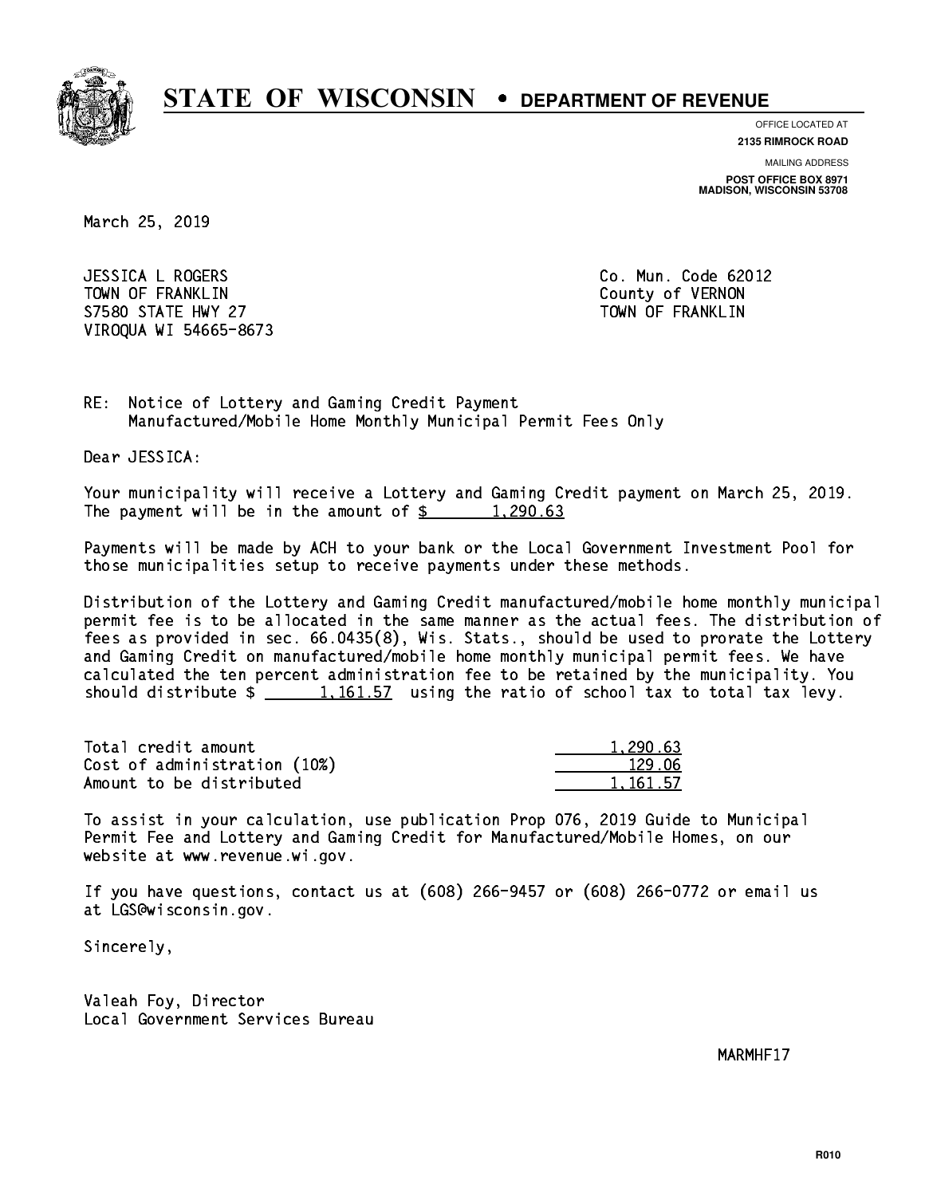# STATE OF WISCONSIN • DEPARTMENT OF REVENUE

OFFICE LOCATED AT
**2135 RIMROCK ROAD**

MAILING ADDRESS
**POST OFFICE BOX 8971**
**MADISON, WISCONSIN 53708**

March 25, 2019

JESSICA L ROGERS
TOWN OF FRANKLIN
S7580 STATE HWY 27
VIROQUA WI 54665-8673

Co. Mun. Code 62012
County of VERNON
TOWN OF FRANKLIN

RE: Notice of Lottery and Gaming Credit Payment
Manufactured/Mobile Home Monthly Municipal Permit Fees Only

Dear JESSICA:

Your municipality will receive a Lottery and Gaming Credit payment on March 25, 2019. The payment will be in the amount of $ 1,290.63

Payments will be made by ACH to your bank or the Local Government Investment Pool for those municipalities setup to receive payments under these methods.

Distribution of the Lottery and Gaming Credit manufactured/mobile home monthly municipal permit fee is to be allocated in the same manner as the actual fees. The distribution of fees as provided in sec. 66.0435(8), Wis. Stats., should be used to prorate the Lottery and Gaming Credit on manufactured/mobile home monthly municipal permit fees. We have calculated the ten percent administration fee to be retained by the municipality. You should distribute $ 1,161.57 using the ratio of school tax to total tax levy.

| | |
|---|---|
| Total credit amount | 1,290.63 |
| Cost of administration (10%) | 129.06 |
| Amount to be distributed | 1,161.57 |

To assist in your calculation, use publication Prop 076, 2019 Guide to Municipal Permit Fee and Lottery and Gaming Credit for Manufactured/Mobile Homes, on our website at www.revenue.wi.gov.

If you have questions, contact us at (608) 266-9457 or (608) 266-0772 or email us at LGS@wisconsin.gov.

Sincerely,

Valeah Foy, Director
Local Government Services Bureau

MARMHF17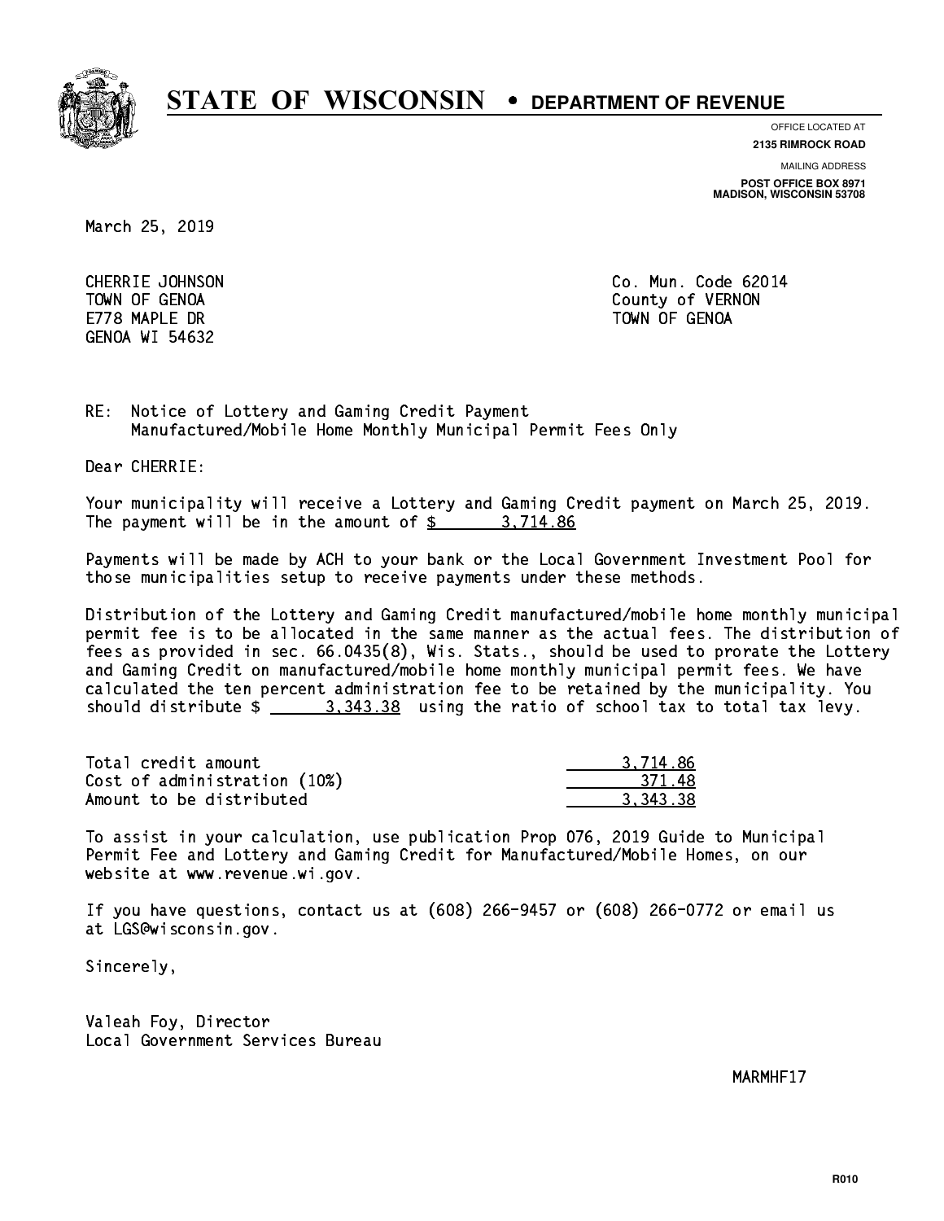# STATE OF WISCONSIN • DEPARTMENT OF REVENUE

OFFICE LOCATED AT
**2135 RIMROCK ROAD**

MAILING ADDRESS
**POST OFFICE BOX 8971**
**MADISON, WISCONSIN 53708**

March 25, 2019

CHERRIE JOHNSON
TOWN OF GENOA
E778 MAPLE DR
GENOA WI 54632

Co. Mun. Code 62014
County of VERNON
TOWN OF GENOA

RE: Notice of Lottery and Gaming Credit Payment
Manufactured/Mobile Home Monthly Municipal Permit Fees Only

Dear CHERRIE:

Your municipality will receive a Lottery and Gaming Credit payment on March 25, 2019. The payment will be in the amount of $ 3,714.86

Payments will be made by ACH to your bank or the Local Government Investment Pool for those municipalities setup to receive payments under these methods.

Distribution of the Lottery and Gaming Credit manufactured/mobile home monthly municipal permit fee is to be allocated in the same manner as the actual fees. The distribution of fees as provided in sec. 66.0435(8), Wis. Stats., should be used to prorate the Lottery and Gaming Credit on manufactured/mobile home monthly municipal permit fees. We have calculated the ten percent administration fee to be retained by the municipality. You should distribute $ 3,343.38 using the ratio of school tax to total tax levy.

| | |
|---|---|
| Total credit amount | 3,714.86 |
| Cost of administration (10%) | 371.48 |
| Amount to be distributed | 3,343.38 |

To assist in your calculation, use publication Prop 076, 2019 Guide to Municipal Permit Fee and Lottery and Gaming Credit for Manufactured/Mobile Homes, on our website at www.revenue.wi.gov.

If you have questions, contact us at (608) 266-9457 or (608) 266-0772 or email us at LGS@wisconsin.gov.

Sincerely,

Valeah Foy, Director
Local Government Services Bureau

MARMHF17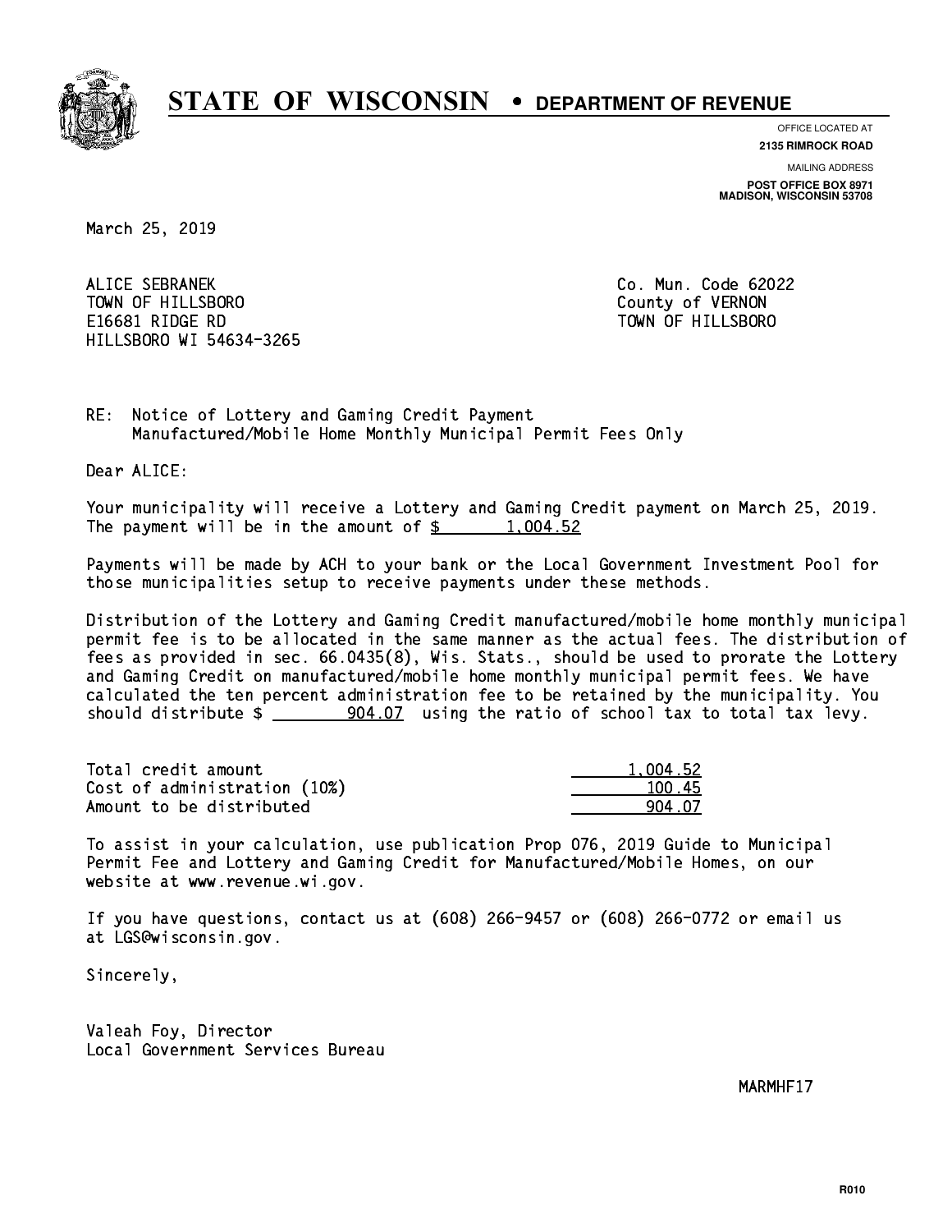# STATE OF WISCONSIN • DEPARTMENT OF REVENUE

OFFICE LOCATED AT
**2135 RIMROCK ROAD**

MAILING ADDRESS
**POST OFFICE BOX 8971**
**MADISON, WISCONSIN 53708**

March 25, 2019

ALICE SEBRANEK
TOWN OF HILLSBORO
E16681 RIDGE RD
HILLSBORO WI 54634-3265

Co. Mun. Code 62022
County of VERNON
TOWN OF HILLSBORO

RE: Notice of Lottery and Gaming Credit Payment
Manufactured/Mobile Home Monthly Municipal Permit Fees Only

Dear ALICE:

Your municipality will receive a Lottery and Gaming Credit payment on March 25, 2019. The payment will be in the amount of $ 1,004.52

Payments will be made by ACH to your bank or the Local Government Investment Pool for those municipalities setup to receive payments under these methods.

Distribution of the Lottery and Gaming Credit manufactured/mobile home monthly municipal permit fee is to be allocated in the same manner as the actual fees. The distribution of fees as provided in sec. 66.0435(8), Wis. Stats., should be used to prorate the Lottery and Gaming Credit on manufactured/mobile home monthly municipal permit fees. We have calculated the ten percent administration fee to be retained by the municipality. You should distribute $ 904.07 using the ratio of school tax to total tax levy.

| | |
|---|---|
| Total credit amount | 1,004.52 |
| Cost of administration (10%) | 100.45 |
| Amount to be distributed | 904.07 |

To assist in your calculation, use publication Prop 076, 2019 Guide to Municipal Permit Fee and Lottery and Gaming Credit for Manufactured/Mobile Homes, on our website at www.revenue.wi.gov.

If you have questions, contact us at (608) 266-9457 or (608) 266-0772 or email us at LGS@wisconsin.gov.

Sincerely,

Valeah Foy, Director
Local Government Services Bureau

MARMHF17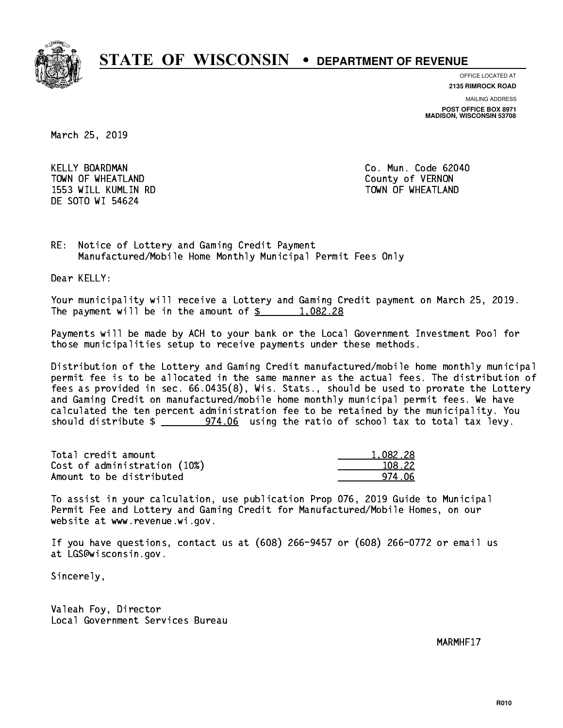# STATE OF WISCONSIN • DEPARTMENT OF REVENUE

OFFICE LOCATED AT
**2135 RIMROCK ROAD**

MAILING ADDRESS
**POST OFFICE BOX 8971**
**MADISON, WISCONSIN 53708**

March 25, 2019

KELLY BOARDMAN
TOWN OF WHEATLAND
1553 WILL KUMLIN RD
DE SOTO WI 54624

Co. Mun. Code 62040
County of VERNON
TOWN OF WHEATLAND

RE: Notice of Lottery and Gaming Credit Payment
Manufactured/Mobile Home Monthly Municipal Permit Fees Only

Dear KELLY:

Your municipality will receive a Lottery and Gaming Credit payment on March 25, 2019. The payment will be in the amount of $ 1,082.28

Payments will be made by ACH to your bank or the Local Government Investment Pool for those municipalities setup to receive payments under these methods.

Distribution of the Lottery and Gaming Credit manufactured/mobile home monthly municipal permit fee is to be allocated in the same manner as the actual fees. The distribution of fees as provided in sec. 66.0435(8), Wis. Stats., should be used to prorate the Lottery and Gaming Credit on manufactured/mobile home monthly municipal permit fees. We have calculated the ten percent administration fee to be retained by the municipality. You should distribute $ 974.06 using the ratio of school tax to total tax levy.

| | |
|---|---|
| Total credit amount | 1,082.28 |
| Cost of administration (10%) | 108.22 |
| Amount to be distributed | 974.06 |

To assist in your calculation, use publication Prop 076, 2019 Guide to Municipal Permit Fee and Lottery and Gaming Credit for Manufactured/Mobile Homes, on our website at www.revenue.wi.gov.

If you have questions, contact us at (608) 266-9457 or (608) 266-0772 or email us at LGS@wisconsin.gov.

Sincerely,

Valeah Foy, Director
Local Government Services Bureau

MARMHF17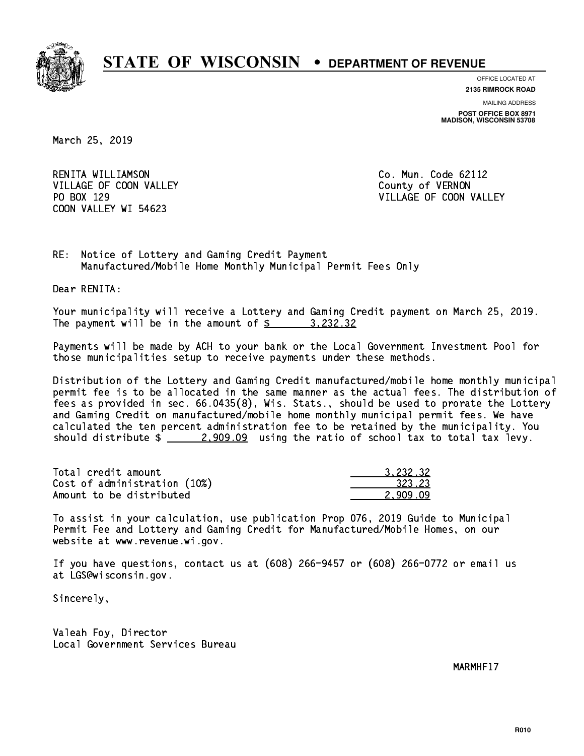# STATE OF WISCONSIN • DEPARTMENT OF REVENUE

OFFICE LOCATED AT
**2135 RIMROCK ROAD**

MAILING ADDRESS
**POST OFFICE BOX 8971**
**MADISON, WISCONSIN 53708**

March 25, 2019

RENITA WILLIAMSON
VILLAGE OF COON VALLEY
PO BOX 129
COON VALLEY WI 54623

Co. Mun. Code 62112
County of VERNON
VILLAGE OF COON VALLEY

RE: Notice of Lottery and Gaming Credit Payment
Manufactured/Mobile Home Monthly Municipal Permit Fees Only

Dear RENITA:

Your municipality will receive a Lottery and Gaming Credit payment on March 25, 2019. The payment will be in the amount of $ 3,232.32

Payments will be made by ACH to your bank or the Local Government Investment Pool for those municipalities setup to receive payments under these methods.

Distribution of the Lottery and Gaming Credit manufactured/mobile home monthly municipal permit fee is to be allocated in the same manner as the actual fees. The distribution of fees as provided in sec. 66.0435(8), Wis. Stats., should be used to prorate the Lottery and Gaming Credit on manufactured/mobile home monthly municipal permit fees. We have calculated the ten percent administration fee to be retained by the municipality. You should distribute $ 2,909.09 using the ratio of school tax to total tax levy.

| | |
|---|---|
| Total credit amount | 3,232.32 |
| Cost of administration (10%) | 323.23 |
| Amount to be distributed | 2,909.09 |

To assist in your calculation, use publication Prop 076, 2019 Guide to Municipal Permit Fee and Lottery and Gaming Credit for Manufactured/Mobile Homes, on our website at www.revenue.wi.gov.

If you have questions, contact us at (608) 266-9457 or (608) 266-0772 or email us at LGS@wisconsin.gov.

Sincerely,

Valeah Foy, Director
Local Government Services Bureau

MARMHF17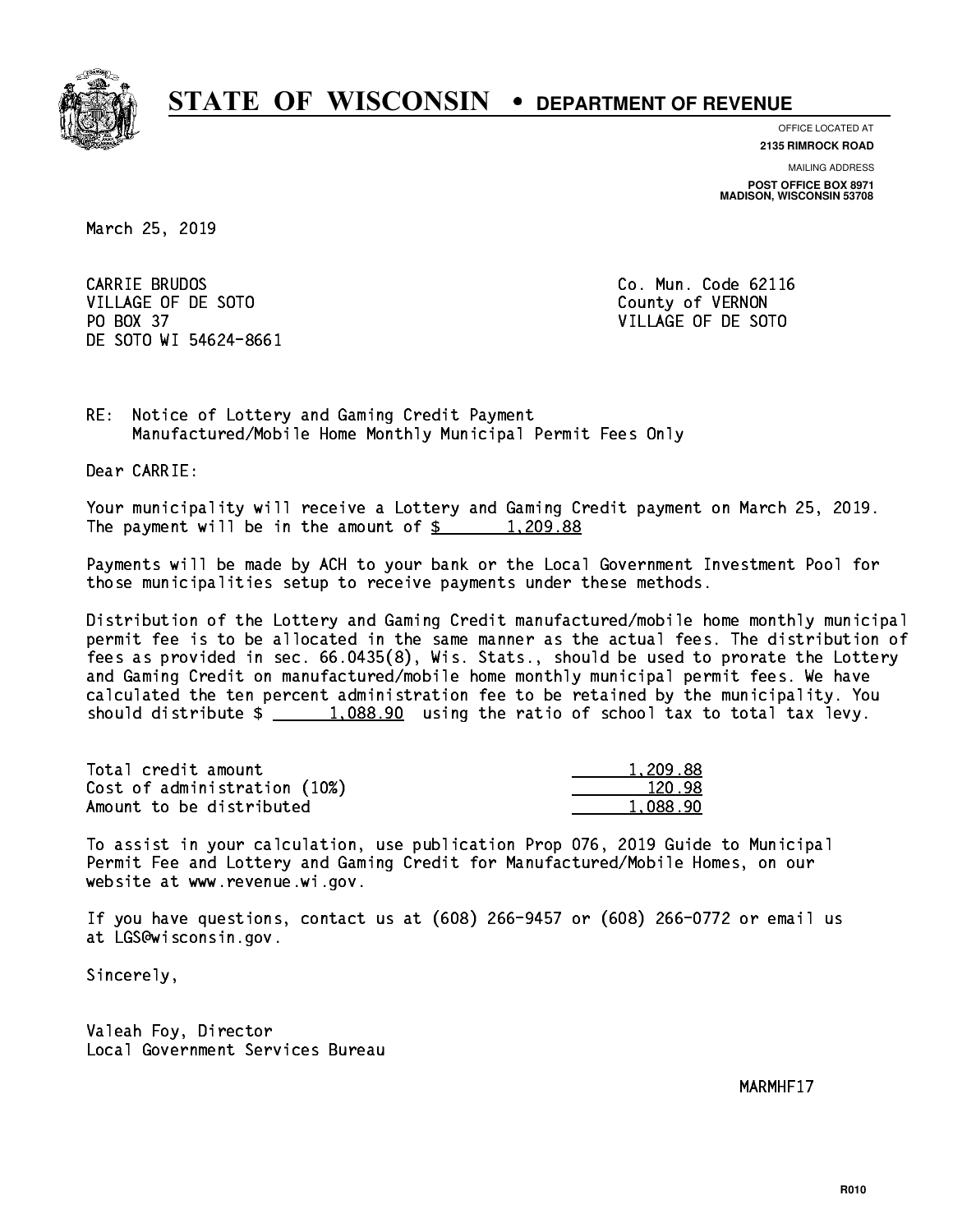# STATE OF WISCONSIN • DEPARTMENT OF REVENUE

OFFICE LOCATED AT
**2135 RIMROCK ROAD**

MAILING ADDRESS
**POST OFFICE BOX 8971**
**MADISON, WISCONSIN 53708**

March 25, 2019

CARRIE BRUDOS
VILLAGE OF DE SOTO
PO BOX 37
DE SOTO WI 54624-8661

Co. Mun. Code 62116
County of VERNON
VILLAGE OF DE SOTO

RE: Notice of Lottery and Gaming Credit Payment
Manufactured/Mobile Home Monthly Municipal Permit Fees Only

Dear CARRIE:

Your municipality will receive a Lottery and Gaming Credit payment on March 25, 2019. The payment will be in the amount of $ 1,209.88

Payments will be made by ACH to your bank or the Local Government Investment Pool for those municipalities setup to receive payments under these methods.

Distribution of the Lottery and Gaming Credit manufactured/mobile home monthly municipal permit fee is to be allocated in the same manner as the actual fees. The distribution of fees as provided in sec. 66.0435(8), Wis. Stats., should be used to prorate the Lottery and Gaming Credit on manufactured/mobile home monthly municipal permit fees. We have calculated the ten percent administration fee to be retained by the municipality. You should distribute $ 1,088.90 using the ratio of school tax to total tax levy.

| | |
|---|---|
| Total credit amount | 1,209.88 |
| Cost of administration (10%) | 120.98 |
| Amount to be distributed | 1,088.90 |

To assist in your calculation, use publication Prop 076, 2019 Guide to Municipal Permit Fee and Lottery and Gaming Credit for Manufactured/Mobile Homes, on our website at www.revenue.wi.gov.

If you have questions, contact us at (608) 266-9457 or (608) 266-0772 or email us at LGS@wisconsin.gov.

Sincerely,

Valeah Foy, Director
Local Government Services Bureau

MARMHF17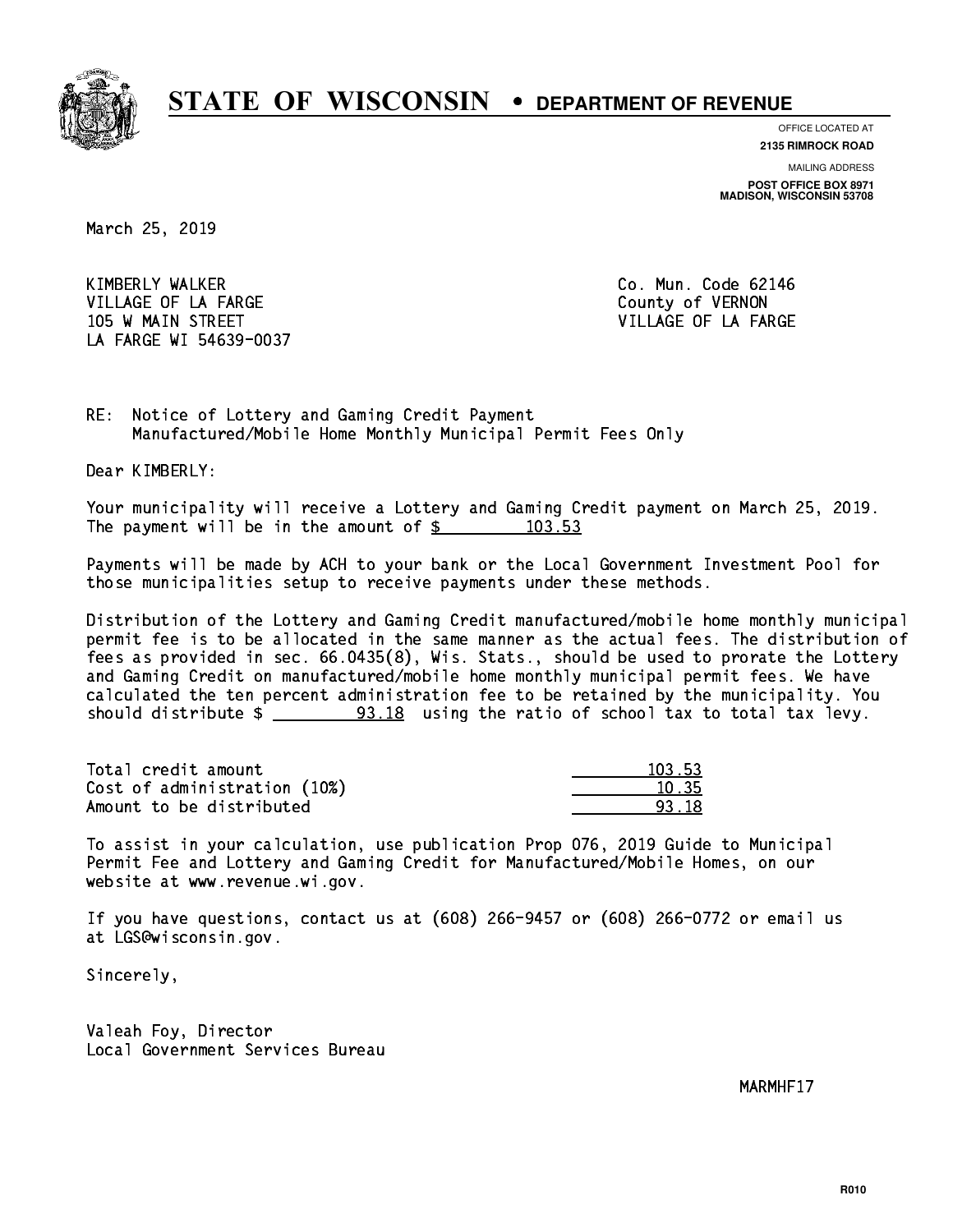# STATE OF WISCONSIN • DEPARTMENT OF REVENUE

OFFICE LOCATED AT
**2135 RIMROCK ROAD**

MAILING ADDRESS
**POST OFFICE BOX 8971**
**MADISON, WISCONSIN 53708**

March 25, 2019

KIMBERLY WALKER
VILLAGE OF LA FARGE
105 W MAIN STREET
LA FARGE WI 54639-0037

Co. Mun. Code 62146
County of VERNON
VILLAGE OF LA FARGE

RE: Notice of Lottery and Gaming Credit Payment
Manufactured/Mobile Home Monthly Municipal Permit Fees Only

Dear KIMBERLY:

Your municipality will receive a Lottery and Gaming Credit payment on March 25, 2019. The payment will be in the amount of $ 103.53

Payments will be made by ACH to your bank or the Local Government Investment Pool for those municipalities setup to receive payments under these methods.

Distribution of the Lottery and Gaming Credit manufactured/mobile home monthly municipal permit fee is to be allocated in the same manner as the actual fees. The distribution of fees as provided in sec. 66.0435(8), Wis. Stats., should be used to prorate the Lottery and Gaming Credit on manufactured/mobile home monthly municipal permit fees. We have calculated the ten percent administration fee to be retained by the municipality. You should distribute $ 93.18 using the ratio of school tax to total tax levy.

| | |
|---|---|
| Total credit amount | 103.53 |
| Cost of administration (10%) | 10.35 |
| Amount to be distributed | 93.18 |

To assist in your calculation, use publication Prop 076, 2019 Guide to Municipal Permit Fee and Lottery and Gaming Credit for Manufactured/Mobile Homes, on our website at www.revenue.wi.gov.

If you have questions, contact us at (608) 266-9457 or (608) 266-0772 or email us at LGS@wisconsin.gov.

Sincerely,

Valeah Foy, Director
Local Government Services Bureau

MARMHF17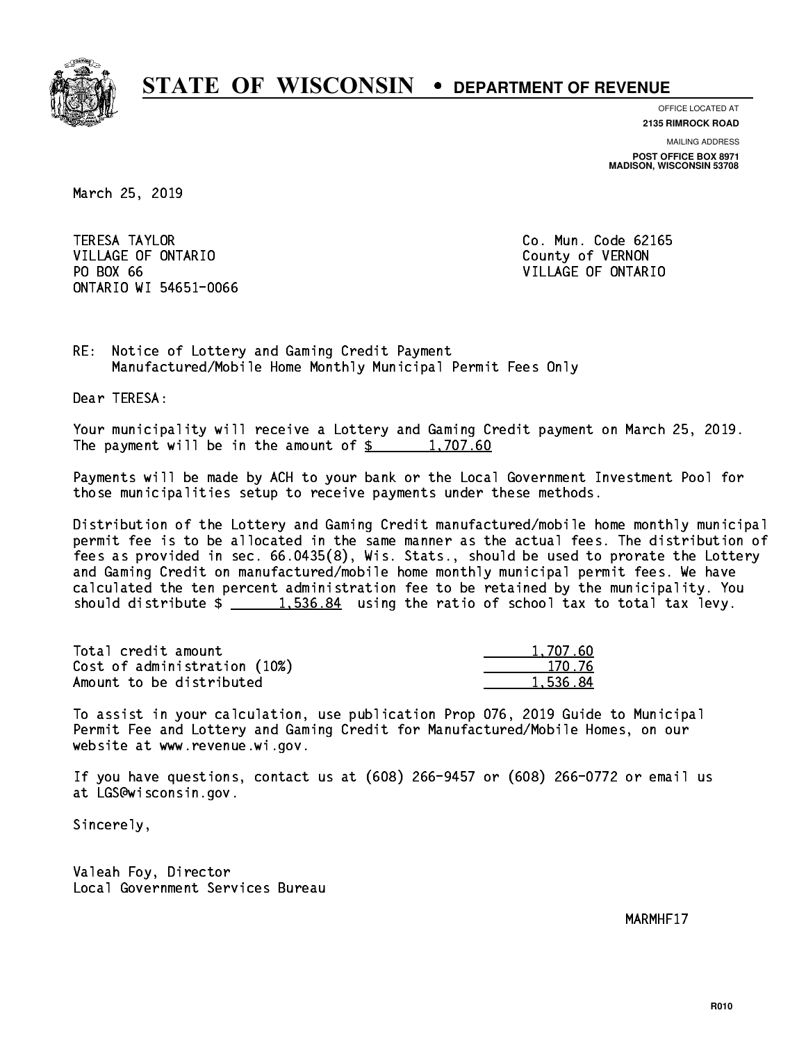# STATE OF WISCONSIN • DEPARTMENT OF REVENUE

OFFICE LOCATED AT
**2135 RIMROCK ROAD**

MAILING ADDRESS
**POST OFFICE BOX 8971**
**MADISON, WISCONSIN 53708**

March 25, 2019

TERESA TAYLOR
VILLAGE OF ONTARIO
PO BOX 66
ONTARIO WI 54651-0066

Co. Mun. Code 62165
County of VERNON
VILLAGE OF ONTARIO

RE: Notice of Lottery and Gaming Credit Payment
Manufactured/Mobile Home Monthly Municipal Permit Fees Only

Dear TERESA:

Your municipality will receive a Lottery and Gaming Credit payment on March 25, 2019. The payment will be in the amount of $ 1,707.60

Payments will be made by ACH to your bank or the Local Government Investment Pool for those municipalities setup to receive payments under these methods.

Distribution of the Lottery and Gaming Credit manufactured/mobile home monthly municipal permit fee is to be allocated in the same manner as the actual fees. The distribution of fees as provided in sec. 66.0435(8), Wis. Stats., should be used to prorate the Lottery and Gaming Credit on manufactured/mobile home monthly municipal permit fees. We have calculated the ten percent administration fee to be retained by the municipality. You should distribute $ 1,536.84 using the ratio of school tax to total tax levy.

| | |
|---|---|
| Total credit amount | 1,707.60 |
| Cost of administration (10%) | 170.76 |
| Amount to be distributed | 1,536.84 |

To assist in your calculation, use publication Prop 076, 2019 Guide to Municipal Permit Fee and Lottery and Gaming Credit for Manufactured/Mobile Homes, on our website at www.revenue.wi.gov.

If you have questions, contact us at (608) 266-9457 or (608) 266-0772 or email us at LGS@wisconsin.gov.

Sincerely,

Valeah Foy, Director
Local Government Services Bureau

MARMHF17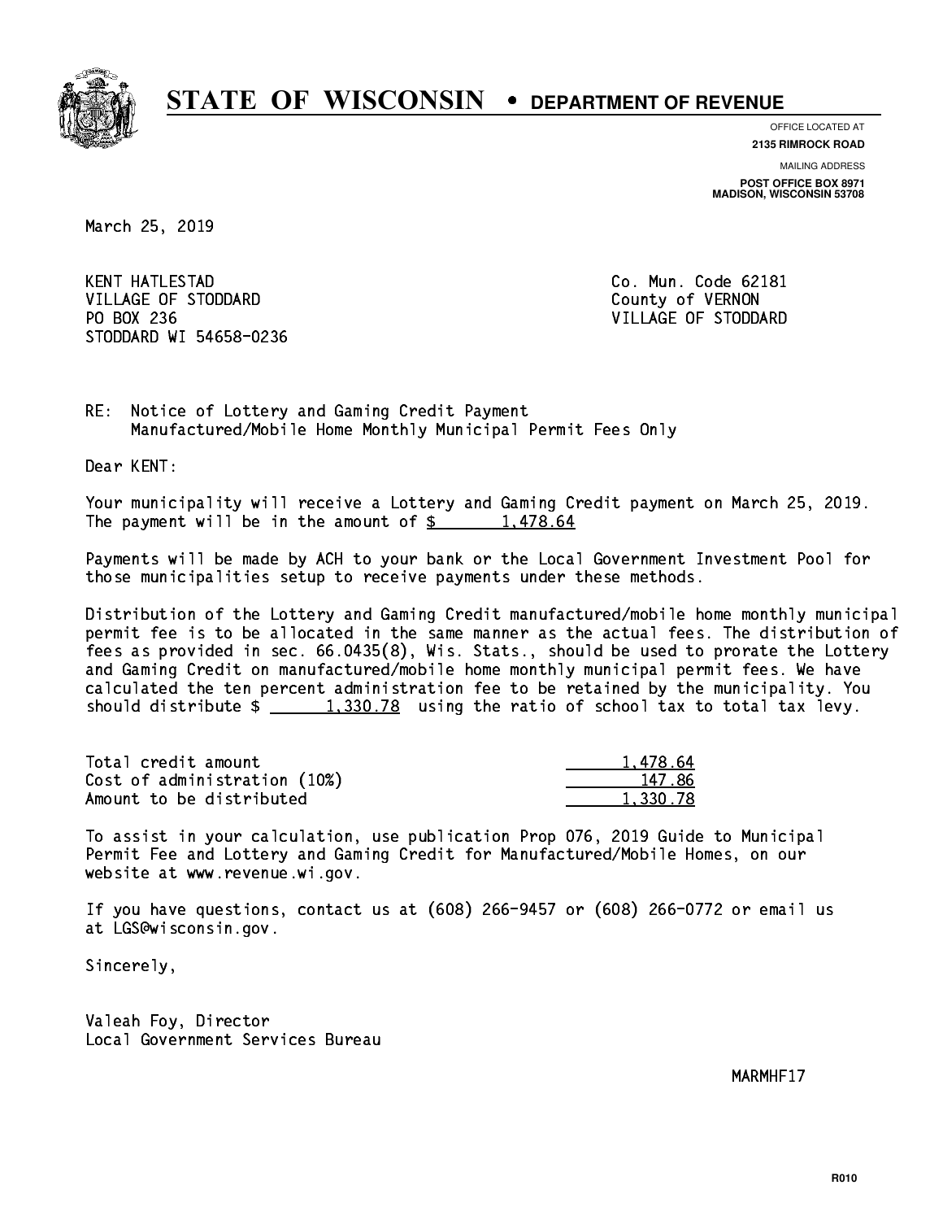# STATE OF WISCONSIN • DEPARTMENT OF REVENUE

OFFICE LOCATED AT
**2135 RIMROCK ROAD**

MAILING ADDRESS
**POST OFFICE BOX 8971**
**MADISON, WISCONSIN 53708**

March 25, 2019

KENT HATLESTAD
VILLAGE OF STODDARD
PO BOX 236
STODDARD WI 54658-0236

Co. Mun. Code 62181
County of VERNON
VILLAGE OF STODDARD

RE: Notice of Lottery and Gaming Credit Payment
Manufactured/Mobile Home Monthly Municipal Permit Fees Only

Dear KENT:

Your municipality will receive a Lottery and Gaming Credit payment on March 25, 2019. The payment will be in the amount of $ 1,478.64

Payments will be made by ACH to your bank or the Local Government Investment Pool for those municipalities setup to receive payments under these methods.

Distribution of the Lottery and Gaming Credit manufactured/mobile home monthly municipal permit fee is to be allocated in the same manner as the actual fees. The distribution of fees as provided in sec. 66.0435(8), Wis. Stats., should be used to prorate the Lottery and Gaming Credit on manufactured/mobile home monthly municipal permit fees. We have calculated the ten percent administration fee to be retained by the municipality. You should distribute $ 1,330.78 using the ratio of school tax to total tax levy.

| | |
|---|---|
| Total credit amount | 1,478.64 |
| Cost of administration (10%) | 147.86 |
| Amount to be distributed | 1,330.78 |

To assist in your calculation, use publication Prop 076, 2019 Guide to Municipal Permit Fee and Lottery and Gaming Credit for Manufactured/Mobile Homes, on our website at www.revenue.wi.gov.

If you have questions, contact us at (608) 266-9457 or (608) 266-0772 or email us at LGS@wisconsin.gov.

Sincerely,

Valeah Foy, Director
Local Government Services Bureau

MARMHF17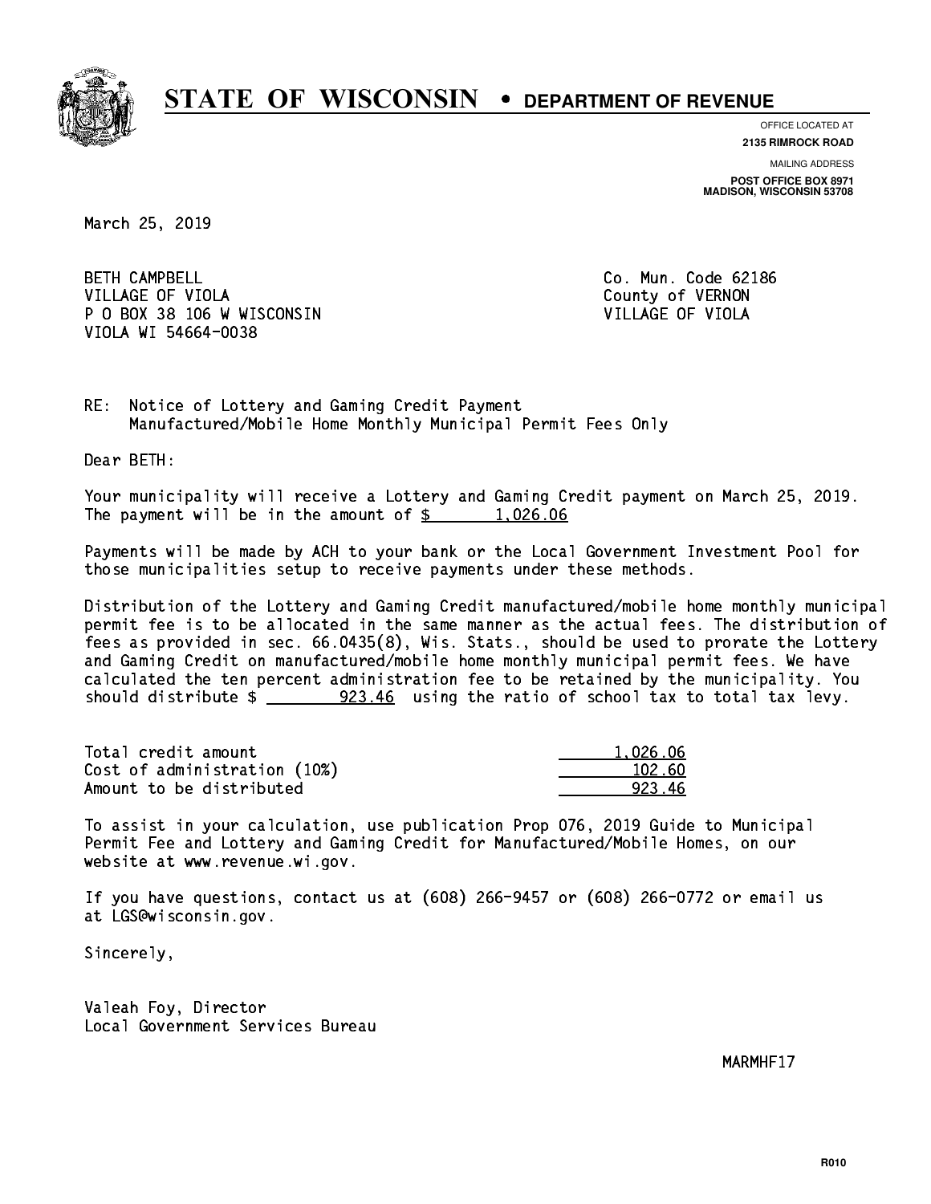# STATE OF WISCONSIN • DEPARTMENT OF REVENUE

OFFICE LOCATED AT
**2135 RIMROCK ROAD**

MAILING ADDRESS
**POST OFFICE BOX 8971**
**MADISON, WISCONSIN 53708**

March 25, 2019

BETH CAMPBELL
VILLAGE OF VIOLA
P O BOX 38 106 W WISCONSIN
VIOLA WI 54664-0038

Co. Mun. Code 62186
County of VERNON
VILLAGE OF VIOLA

RE: Notice of Lottery and Gaming Credit Payment
Manufactured/Mobile Home Monthly Municipal Permit Fees Only

Dear BETH:

Your municipality will receive a Lottery and Gaming Credit payment on March 25, 2019. The payment will be in the amount of $ 1,026.06

Payments will be made by ACH to your bank or the Local Government Investment Pool for those municipalities setup to receive payments under these methods.

Distribution of the Lottery and Gaming Credit manufactured/mobile home monthly municipal permit fee is to be allocated in the same manner as the actual fees. The distribution of fees as provided in sec. 66.0435(8), Wis. Stats., should be used to prorate the Lottery and Gaming Credit on manufactured/mobile home monthly municipal permit fees. We have calculated the ten percent administration fee to be retained by the municipality. You should distribute $ 923.46 using the ratio of school tax to total tax levy.

| | |
|---|---|
| Total credit amount | 1,026.06 |
| Cost of administration (10%) | 102.60 |
| Amount to be distributed | 923.46 |

To assist in your calculation, use publication Prop 076, 2019 Guide to Municipal Permit Fee and Lottery and Gaming Credit for Manufactured/Mobile Homes, on our website at www.revenue.wi.gov.

If you have questions, contact us at (608) 266-9457 or (608) 266-0772 or email us at LGS@wisconsin.gov.

Sincerely,

Valeah Foy, Director
Local Government Services Bureau

MARMHF17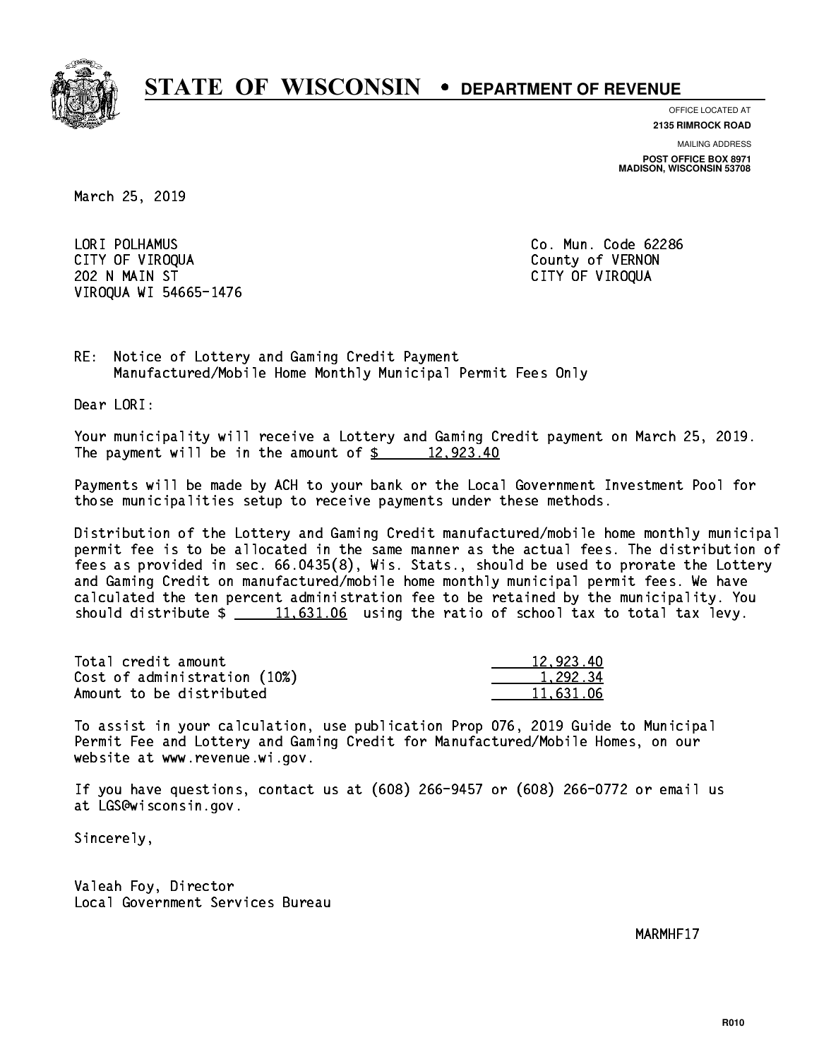# STATE OF WISCONSIN • DEPARTMENT OF REVENUE

OFFICE LOCATED AT
**2135 RIMROCK ROAD**

MAILING ADDRESS
**POST OFFICE BOX 8971**
**MADISON, WISCONSIN 53708**

March 25, 2019

LORI POLHAMUS
CITY OF VIROQUA
202 N MAIN ST
VIROQUA WI 54665-1476

Co. Mun. Code 62286
County of VERNON
CITY OF VIROQUA

RE: Notice of Lottery and Gaming Credit Payment
Manufactured/Mobile Home Monthly Municipal Permit Fees Only

Dear LORI:

Your municipality will receive a Lottery and Gaming Credit payment on March 25, 2019. The payment will be in the amount of $ 12,923.40

Payments will be made by ACH to your bank or the Local Government Investment Pool for those municipalities setup to receive payments under these methods.

Distribution of the Lottery and Gaming Credit manufactured/mobile home monthly municipal permit fee is to be allocated in the same manner as the actual fees. The distribution of fees as provided in sec. 66.0435(8), Wis. Stats., should be used to prorate the Lottery and Gaming Credit on manufactured/mobile home monthly municipal permit fees. We have calculated the ten percent administration fee to be retained by the municipality. You should distribute $ 11,631.06 using the ratio of school tax to total tax levy.

| | |
|---|---|
| Total credit amount | 12,923.40 |
| Cost of administration (10%) | 1,292.34 |
| Amount to be distributed | 11,631.06 |

To assist in your calculation, use publication Prop 076, 2019 Guide to Municipal Permit Fee and Lottery and Gaming Credit for Manufactured/Mobile Homes, on our website at www.revenue.wi.gov.

If you have questions, contact us at (608) 266-9457 or (608) 266-0772 or email us at LGS@wisconsin.gov.

Sincerely,

Valeah Foy, Director
Local Government Services Bureau

MARMHF17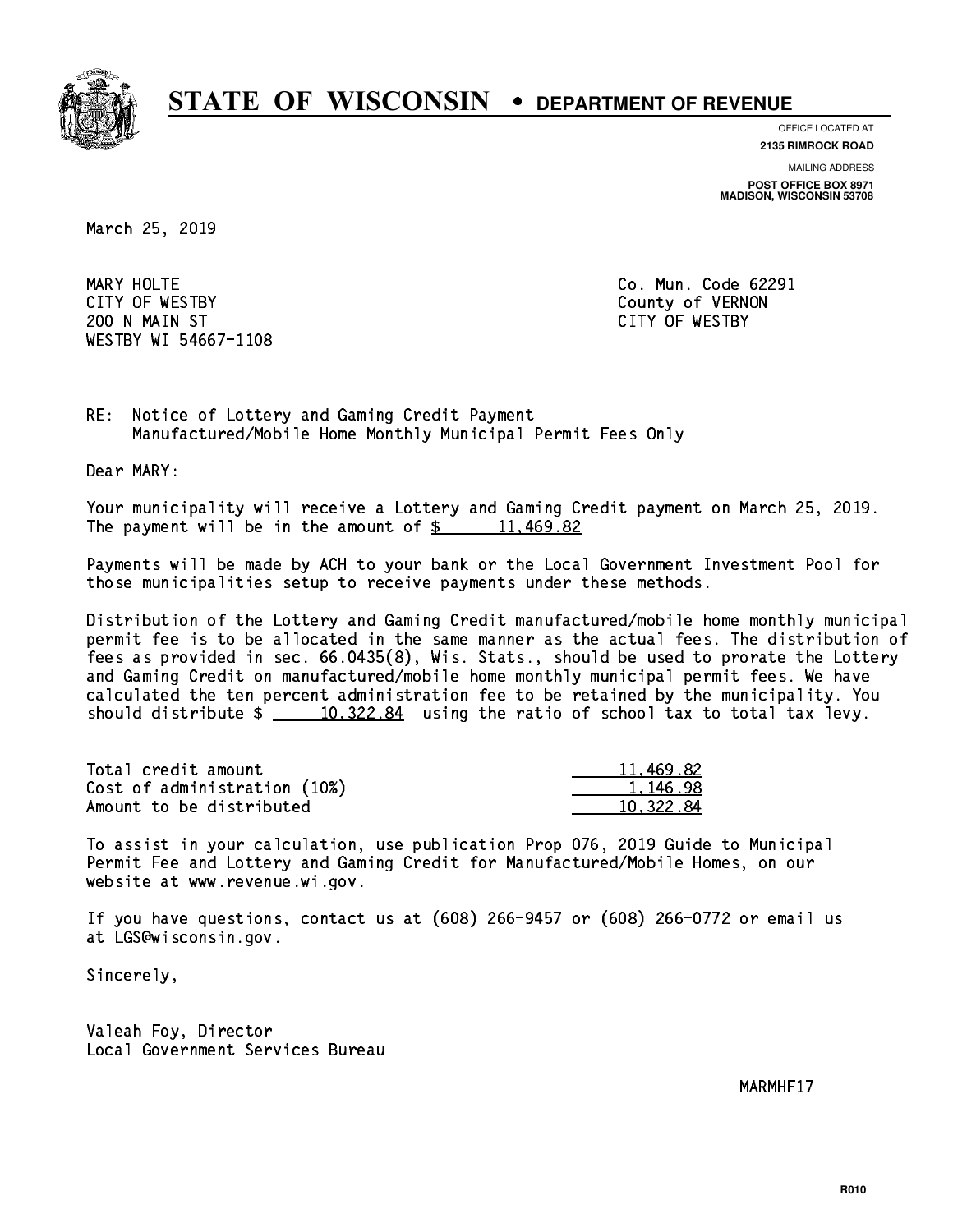# STATE OF WISCONSIN • DEPARTMENT OF REVENUE

OFFICE LOCATED AT
**2135 RIMROCK ROAD**

MAILING ADDRESS
**POST OFFICE BOX 8971**
**MADISON, WISCONSIN 53708**

March 25, 2019

MARY HOLTE
CITY OF WESTBY
200 N MAIN ST
WESTBY WI 54667-1108

Co. Mun. Code 62291
County of VERNON
CITY OF WESTBY

RE: Notice of Lottery and Gaming Credit Payment
Manufactured/Mobile Home Monthly Municipal Permit Fees Only

Dear MARY:

Your municipality will receive a Lottery and Gaming Credit payment on March 25, 2019. The payment will be in the amount of $ 11,469.82

Payments will be made by ACH to your bank or the Local Government Investment Pool for those municipalities setup to receive payments under these methods.

Distribution of the Lottery and Gaming Credit manufactured/mobile home monthly municipal permit fee is to be allocated in the same manner as the actual fees. The distribution of fees as provided in sec. 66.0435(8), Wis. Stats., should be used to prorate the Lottery and Gaming Credit on manufactured/mobile home monthly municipal permit fees. We have calculated the ten percent administration fee to be retained by the municipality. You should distribute $ 10,322.84 using the ratio of school tax to total tax levy.

| | |
|---|---|
| Total credit amount | 11,469.82 |
| Cost of administration (10%) | 1,146.98 |
| Amount to be distributed | 10,322.84 |

To assist in your calculation, use publication Prop 076, 2019 Guide to Municipal Permit Fee and Lottery and Gaming Credit for Manufactured/Mobile Homes, on our website at www.revenue.wi.gov.

If you have questions, contact us at (608) 266-9457 or (608) 266-0772 or email us at LGS@wisconsin.gov.

Sincerely,

Valeah Foy, Director
Local Government Services Bureau

MARMHF17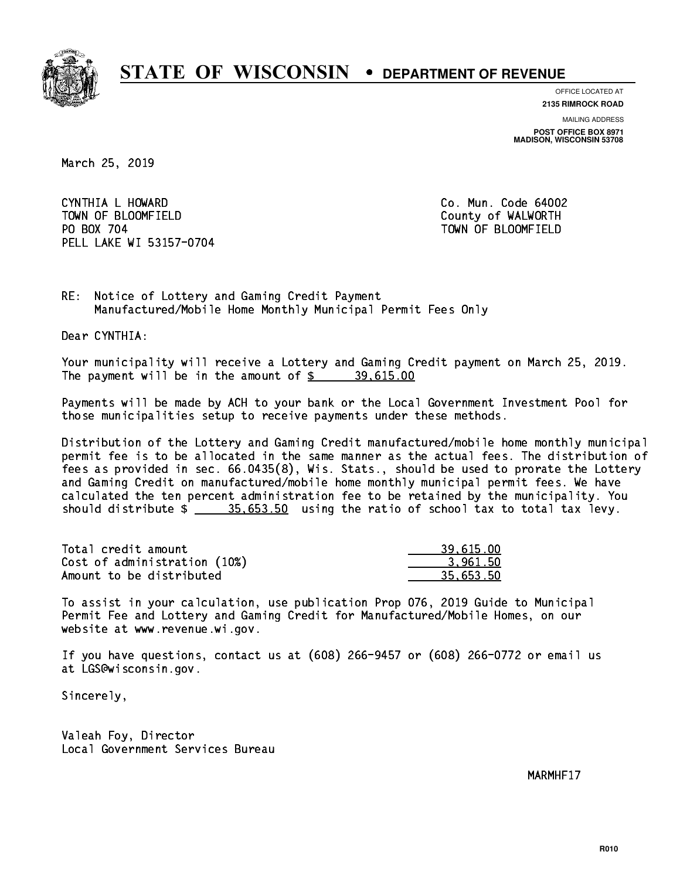# STATE OF WISCONSIN • DEPARTMENT OF REVENUE

OFFICE LOCATED AT
**2135 RIMROCK ROAD**

MAILING ADDRESS
**POST OFFICE BOX 8971**
**MADISON, WISCONSIN 53708**

March 25, 2019

CYNTHIA L HOWARD
TOWN OF BLOOMFIELD
PO BOX 704
PELL LAKE WI 53157-0704

Co. Mun. Code 64002
County of WALWORTH
TOWN OF BLOOMFIELD

RE: Notice of Lottery and Gaming Credit Payment
Manufactured/Mobile Home Monthly Municipal Permit Fees Only

Dear CYNTHIA:

Your municipality will receive a Lottery and Gaming Credit payment on March 25, 2019. The payment will be in the amount of $ 39,615.00

Payments will be made by ACH to your bank or the Local Government Investment Pool for those municipalities setup to receive payments under these methods.

Distribution of the Lottery and Gaming Credit manufactured/mobile home monthly municipal permit fee is to be allocated in the same manner as the actual fees. The distribution of fees as provided in sec. 66.0435(8), Wis. Stats., should be used to prorate the Lottery and Gaming Credit on manufactured/mobile home monthly municipal permit fees. We have calculated the ten percent administration fee to be retained by the municipality. You should distribute $ 35,653.50 using the ratio of school tax to total tax levy.

| | |
|---|---|
| Total credit amount | 39,615.00 |
| Cost of administration (10%) | 3,961.50 |
| Amount to be distributed | 35,653.50 |

To assist in your calculation, use publication Prop 076, 2019 Guide to Municipal Permit Fee and Lottery and Gaming Credit for Manufactured/Mobile Homes, on our website at www.revenue.wi.gov.

If you have questions, contact us at (608) 266-9457 or (608) 266-0772 or email us at LGS@wisconsin.gov.

Sincerely,

Valeah Foy, Director
Local Government Services Bureau

MARMHF17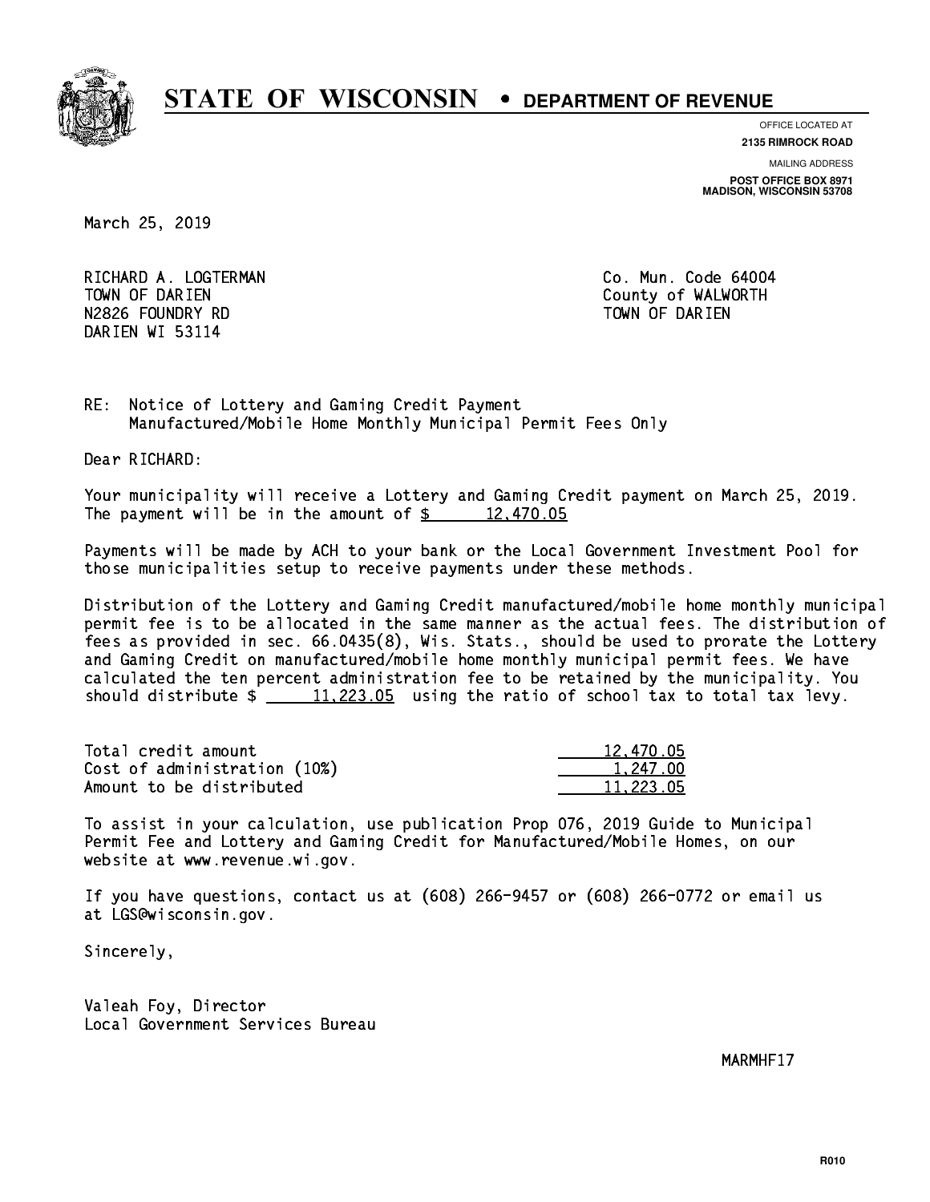# STATE OF WISCONSIN • DEPARTMENT OF REVENUE

OFFICE LOCATED AT
**2135 RIMROCK ROAD**

MAILING ADDRESS
**POST OFFICE BOX 8971**
**MADISON, WISCONSIN 53708**

March 25, 2019

RICHARD A. LOGTERMAN
TOWN OF DARIEN
N2826 FOUNDRY RD
DARIEN WI 53114

Co. Mun. Code 64004
County of WALWORTH
TOWN OF DARIEN

RE: Notice of Lottery and Gaming Credit Payment
Manufactured/Mobile Home Monthly Municipal Permit Fees Only

Dear RICHARD:

Your municipality will receive a Lottery and Gaming Credit payment on March 25, 2019. The payment will be in the amount of $ 12,470.05

Payments will be made by ACH to your bank or the Local Government Investment Pool for those municipalities setup to receive payments under these methods.

Distribution of the Lottery and Gaming Credit manufactured/mobile home monthly municipal permit fee is to be allocated in the same manner as the actual fees. The distribution of fees as provided in sec. 66.0435(8), Wis. Stats., should be used to prorate the Lottery and Gaming Credit on manufactured/mobile home monthly municipal permit fees. We have calculated the ten percent administration fee to be retained by the municipality. You should distribute $ 11,223.05 using the ratio of school tax to total tax levy.

| | |
|---|---|
| Total credit amount | 12,470.05 |
| Cost of administration (10%) | 1,247.00 |
| Amount to be distributed | 11,223.05 |

To assist in your calculation, use publication Prop 076, 2019 Guide to Municipal Permit Fee and Lottery and Gaming Credit for Manufactured/Mobile Homes, on our website at www.revenue.wi.gov.

If you have questions, contact us at (608) 266-9457 or (608) 266-0772 or email us at LGS@wisconsin.gov.

Sincerely,

Valeah Foy, Director
Local Government Services Bureau

MARMHF17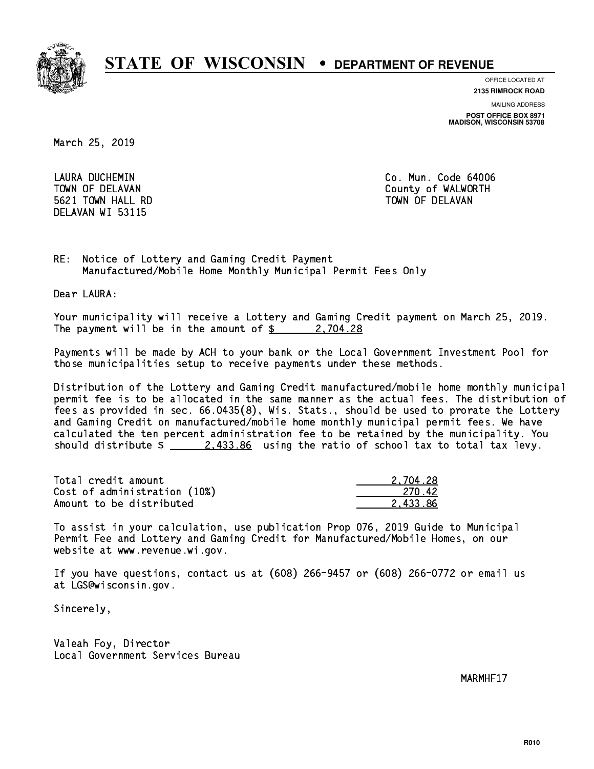# STATE OF WISCONSIN • DEPARTMENT OF REVENUE

OFFICE LOCATED AT
**2135 RIMROCK ROAD**

MAILING ADDRESS
**POST OFFICE BOX 8971**
**MADISON, WISCONSIN 53708**

March 25, 2019

LAURA DUCHEMIN
TOWN OF DELAVAN
5621 TOWN HALL RD
DELAVAN WI 53115

Co. Mun. Code 64006
County of WALWORTH
TOWN OF DELAVAN

RE: Notice of Lottery and Gaming Credit Payment
Manufactured/Mobile Home Monthly Municipal Permit Fees Only

Dear LAURA:

Your municipality will receive a Lottery and Gaming Credit payment on March 25, 2019. The payment will be in the amount of $ 2,704.28

Payments will be made by ACH to your bank or the Local Government Investment Pool for those municipalities setup to receive payments under these methods.

Distribution of the Lottery and Gaming Credit manufactured/mobile home monthly municipal permit fee is to be allocated in the same manner as the actual fees. The distribution of fees as provided in sec. 66.0435(8), Wis. Stats., should be used to prorate the Lottery and Gaming Credit on manufactured/mobile home monthly municipal permit fees. We have calculated the ten percent administration fee to be retained by the municipality. You should distribute $ 2,433.86 using the ratio of school tax to total tax levy.

| | |
|---|---|
| Total credit amount | 2,704.28 |
| Cost of administration (10%) | 270.42 |
| Amount to be distributed | 2,433.86 |

To assist in your calculation, use publication Prop 076, 2019 Guide to Municipal Permit Fee and Lottery and Gaming Credit for Manufactured/Mobile Homes, on our website at www.revenue.wi.gov.

If you have questions, contact us at (608) 266-9457 or (608) 266-0772 or email us at LGS@wisconsin.gov.

Sincerely,

Valeah Foy, Director
Local Government Services Bureau

MARMHF17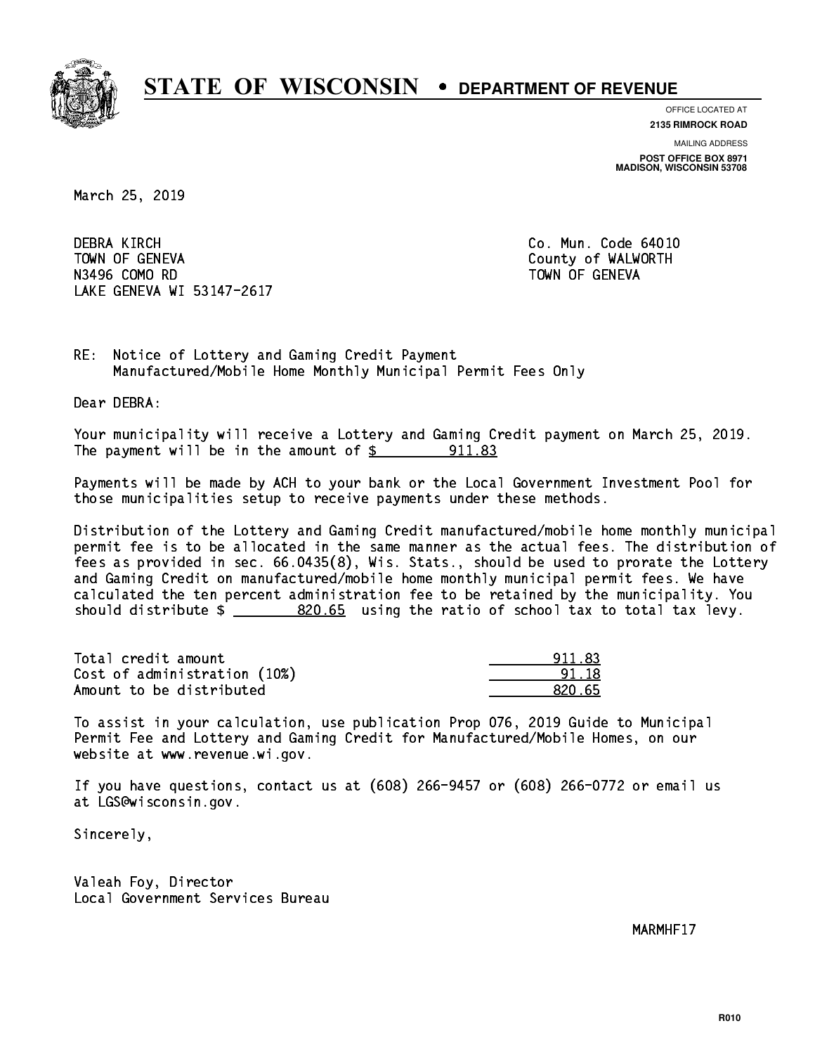# STATE OF WISCONSIN • DEPARTMENT OF REVENUE

OFFICE LOCATED AT
**2135 RIMROCK ROAD**

MAILING ADDRESS
**POST OFFICE BOX 8971**
**MADISON, WISCONSIN 53708**

March 25, 2019

DEBRA KIRCH
TOWN OF GENEVA
N3496 COMO RD
LAKE GENEVA WI 53147-2617

Co. Mun. Code 64010
County of WALWORTH
TOWN OF GENEVA

RE: Notice of Lottery and Gaming Credit Payment
Manufactured/Mobile Home Monthly Municipal Permit Fees Only

Dear DEBRA:

Your municipality will receive a Lottery and Gaming Credit payment on March 25, 2019. The payment will be in the amount of $ 911.83

Payments will be made by ACH to your bank or the Local Government Investment Pool for those municipalities setup to receive payments under these methods.

Distribution of the Lottery and Gaming Credit manufactured/mobile home monthly municipal permit fee is to be allocated in the same manner as the actual fees. The distribution of fees as provided in sec. 66.0435(8), Wis. Stats., should be used to prorate the Lottery and Gaming Credit on manufactured/mobile home monthly municipal permit fees. We have calculated the ten percent administration fee to be retained by the municipality. You should distribute $ 820.65 using the ratio of school tax to total tax levy.

| | |
|---|---|
| Total credit amount | 911.83 |
| Cost of administration (10%) | 91.18 |
| Amount to be distributed | 820.65 |

To assist in your calculation, use publication Prop 076, 2019 Guide to Municipal Permit Fee and Lottery and Gaming Credit for Manufactured/Mobile Homes, on our website at www.revenue.wi.gov.

If you have questions, contact us at (608) 266-9457 or (608) 266-0772 or email us at LGS@wisconsin.gov.

Sincerely,

Valeah Foy, Director
Local Government Services Bureau

MARMHF17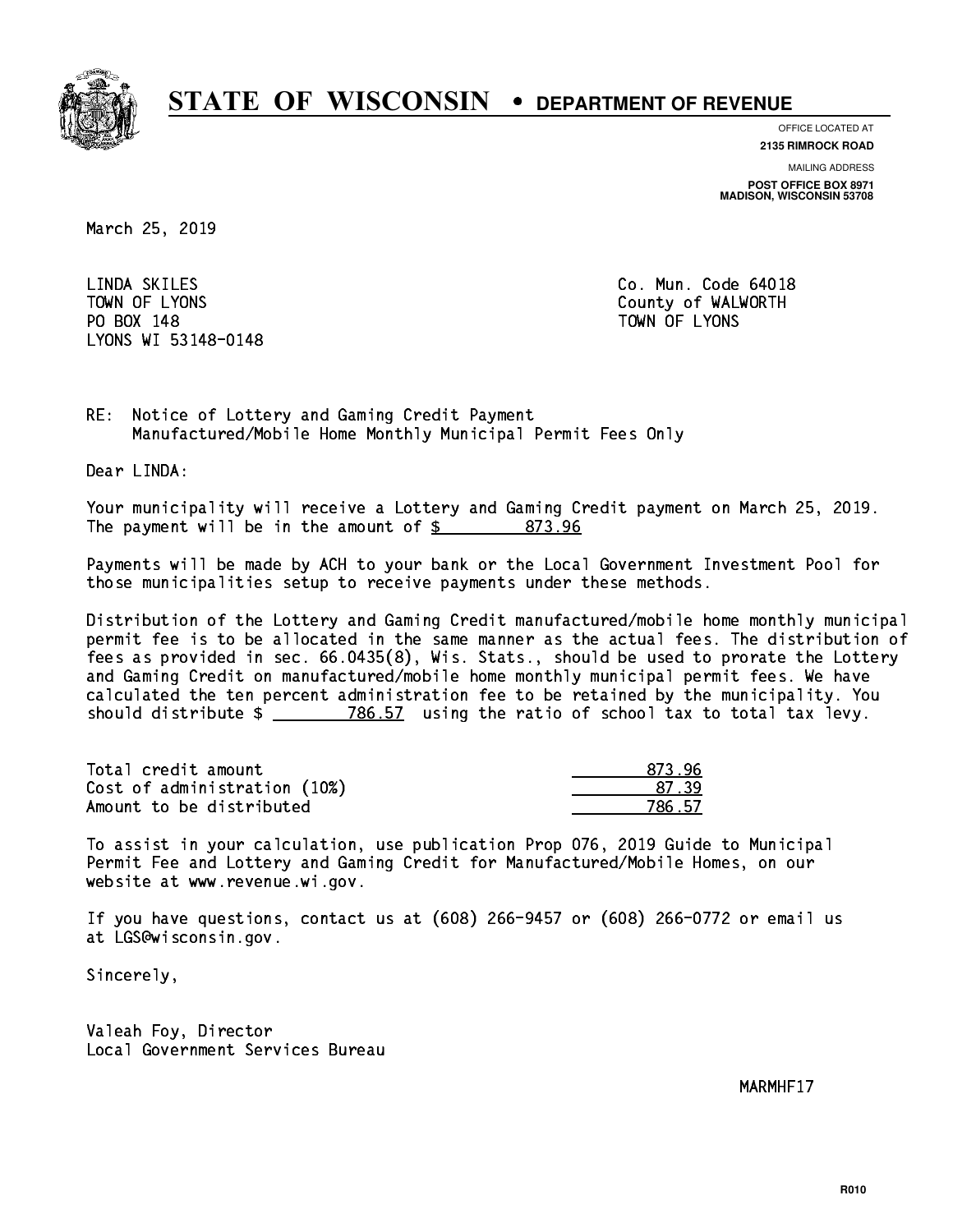# STATE OF WISCONSIN • DEPARTMENT OF REVENUE

OFFICE LOCATED AT
**2135 RIMROCK ROAD**

MAILING ADDRESS
**POST OFFICE BOX 8971**
**MADISON, WISCONSIN 53708**

March 25, 2019

LINDA SKILES
TOWN OF LYONS
PO BOX 148
LYONS WI 53148-0148

Co. Mun. Code 64018
County of WALWORTH
TOWN OF LYONS

RE: Notice of Lottery and Gaming Credit Payment
Manufactured/Mobile Home Monthly Municipal Permit Fees Only

Dear LINDA:

Your municipality will receive a Lottery and Gaming Credit payment on March 25, 2019. The payment will be in the amount of $ 873.96

Payments will be made by ACH to your bank or the Local Government Investment Pool for those municipalities setup to receive payments under these methods.

Distribution of the Lottery and Gaming Credit manufactured/mobile home monthly municipal permit fee is to be allocated in the same manner as the actual fees. The distribution of fees as provided in sec. 66.0435(8), Wis. Stats., should be used to prorate the Lottery and Gaming Credit on manufactured/mobile home monthly municipal permit fees. We have calculated the ten percent administration fee to be retained by the municipality. You should distribute $ 786.57 using the ratio of school tax to total tax levy.

| | |
|---|---|
| Total credit amount | 873.96 |
| Cost of administration (10%) | 87.39 |
| Amount to be distributed | 786.57 |

To assist in your calculation, use publication Prop 076, 2019 Guide to Municipal Permit Fee and Lottery and Gaming Credit for Manufactured/Mobile Homes, on our website at www.revenue.wi.gov.

If you have questions, contact us at (608) 266-9457 or (608) 266-0772 or email us at LGS@wisconsin.gov.

Sincerely,

Valeah Foy, Director
Local Government Services Bureau

MARMHF17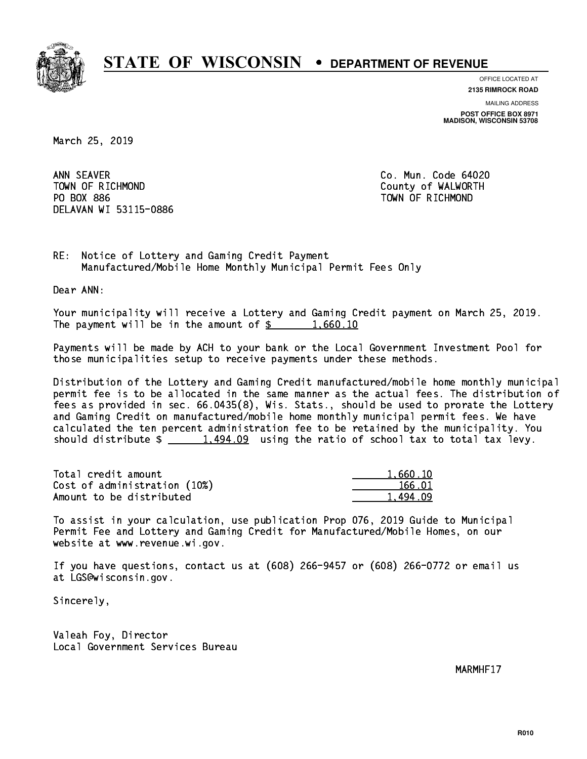# STATE OF WISCONSIN • DEPARTMENT OF REVENUE

OFFICE LOCATED AT
**2135 RIMROCK ROAD**

MAILING ADDRESS
**POST OFFICE BOX 8971**
**MADISON, WISCONSIN 53708**

March 25, 2019

ANN SEAVER
TOWN OF RICHMOND
PO BOX 886
DELAVAN WI 53115-0886

Co. Mun. Code 64020
County of WALWORTH
TOWN OF RICHMOND

RE: Notice of Lottery and Gaming Credit Payment
Manufactured/Mobile Home Monthly Municipal Permit Fees Only

Dear ANN:

Your municipality will receive a Lottery and Gaming Credit payment on March 25, 2019. The payment will be in the amount of $ 1,660.10

Payments will be made by ACH to your bank or the Local Government Investment Pool for those municipalities setup to receive payments under these methods.

Distribution of the Lottery and Gaming Credit manufactured/mobile home monthly municipal permit fee is to be allocated in the same manner as the actual fees. The distribution of fees as provided in sec. 66.0435(8), Wis. Stats., should be used to prorate the Lottery and Gaming Credit on manufactured/mobile home monthly municipal permit fees. We have calculated the ten percent administration fee to be retained by the municipality. You should distribute $ 1,494.09 using the ratio of school tax to total tax levy.

| | |
|---|---|
| Total credit amount | 1,660.10 |
| Cost of administration (10%) | 166.01 |
| Amount to be distributed | 1,494.09 |

To assist in your calculation, use publication Prop 076, 2019 Guide to Municipal Permit Fee and Lottery and Gaming Credit for Manufactured/Mobile Homes, on our website at www.revenue.wi.gov.

If you have questions, contact us at (608) 266-9457 or (608) 266-0772 or email us at LGS@wisconsin.gov.

Sincerely,

Valeah Foy, Director
Local Government Services Bureau

MARMHF17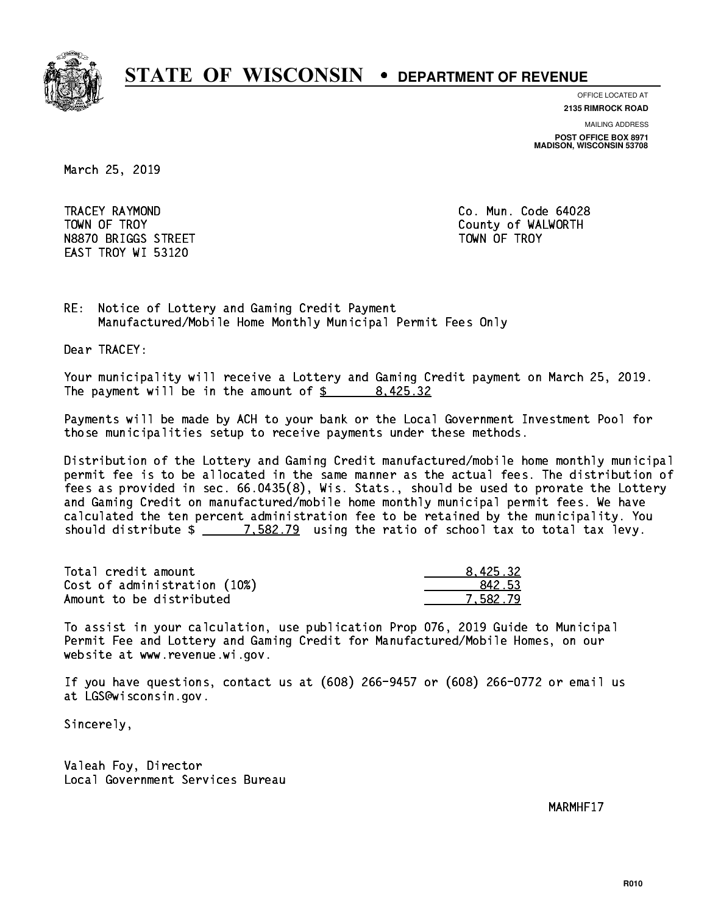# STATE OF WISCONSIN • DEPARTMENT OF REVENUE

OFFICE LOCATED AT
**2135 RIMROCK ROAD**

MAILING ADDRESS
**POST OFFICE BOX 8971**
**MADISON, WISCONSIN 53708**

March 25, 2019

TRACEY RAYMOND
TOWN OF TROY
N8870 BRIGGS STREET
EAST TROY WI 53120

Co. Mun. Code 64028
County of WALWORTH
TOWN OF TROY

RE: Notice of Lottery and Gaming Credit Payment
Manufactured/Mobile Home Monthly Municipal Permit Fees Only

Dear TRACEY:

Your municipality will receive a Lottery and Gaming Credit payment on March 25, 2019. The payment will be in the amount of $ 8,425.32

Payments will be made by ACH to your bank or the Local Government Investment Pool for those municipalities setup to receive payments under these methods.

Distribution of the Lottery and Gaming Credit manufactured/mobile home monthly municipal permit fee is to be allocated in the same manner as the actual fees. The distribution of fees as provided in sec. 66.0435(8), Wis. Stats., should be used to prorate the Lottery and Gaming Credit on manufactured/mobile home monthly municipal permit fees. We have calculated the ten percent administration fee to be retained by the municipality. You should distribute $ 7,582.79 using the ratio of school tax to total tax levy.

| | |
|---|---|
| Total credit amount | 8,425.32 |
| Cost of administration (10%) | 842.53 |
| Amount to be distributed | 7,582.79 |

To assist in your calculation, use publication Prop 076, 2019 Guide to Municipal Permit Fee and Lottery and Gaming Credit for Manufactured/Mobile Homes, on our website at www.revenue.wi.gov.

If you have questions, contact us at (608) 266-9457 or (608) 266-0772 or email us at LGS@wisconsin.gov.

Sincerely,

Valeah Foy, Director
Local Government Services Bureau

MARMHF17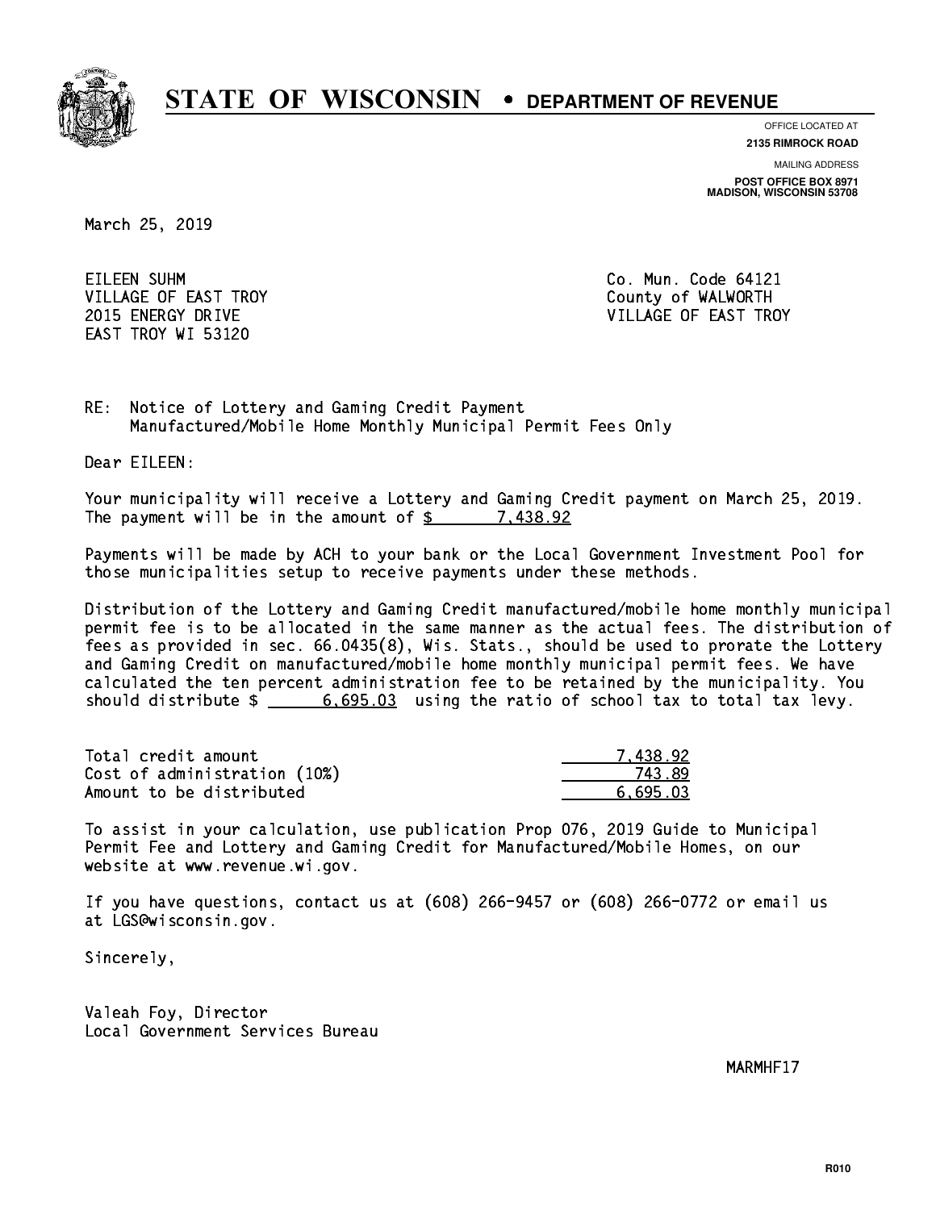# STATE OF WISCONSIN • DEPARTMENT OF REVENUE

OFFICE LOCATED AT
**2135 RIMROCK ROAD**

MAILING ADDRESS
**POST OFFICE BOX 8971**
**MADISON, WISCONSIN 53708**

March 25, 2019

EILEEN SUHM
VILLAGE OF EAST TROY
2015 ENERGY DRIVE
EAST TROY WI 53120

Co. Mun. Code 64121
County of WALWORTH
VILLAGE OF EAST TROY

RE: Notice of Lottery and Gaming Credit Payment
Manufactured/Mobile Home Monthly Municipal Permit Fees Only

Dear EILEEN:

Your municipality will receive a Lottery and Gaming Credit payment on March 25, 2019. The payment will be in the amount of $ 7,438.92

Payments will be made by ACH to your bank or the Local Government Investment Pool for those municipalities setup to receive payments under these methods.

Distribution of the Lottery and Gaming Credit manufactured/mobile home monthly municipal permit fee is to be allocated in the same manner as the actual fees. The distribution of fees as provided in sec. 66.0435(8), Wis. Stats., should be used to prorate the Lottery and Gaming Credit on manufactured/mobile home monthly municipal permit fees. We have calculated the ten percent administration fee to be retained by the municipality. You should distribute $ 6,695.03 using the ratio of school tax to total tax levy.

| | |
|---|---|
| Total credit amount | 7,438.92 |
| Cost of administration (10%) | 743.89 |
| Amount to be distributed | 6,695.03 |

To assist in your calculation, use publication Prop 076, 2019 Guide to Municipal Permit Fee and Lottery and Gaming Credit for Manufactured/Mobile Homes, on our website at www.revenue.wi.gov.

If you have questions, contact us at (608) 266-9457 or (608) 266-0772 or email us at LGS@wisconsin.gov.

Sincerely,

Valeah Foy, Director
Local Government Services Bureau

MARMHF17

R010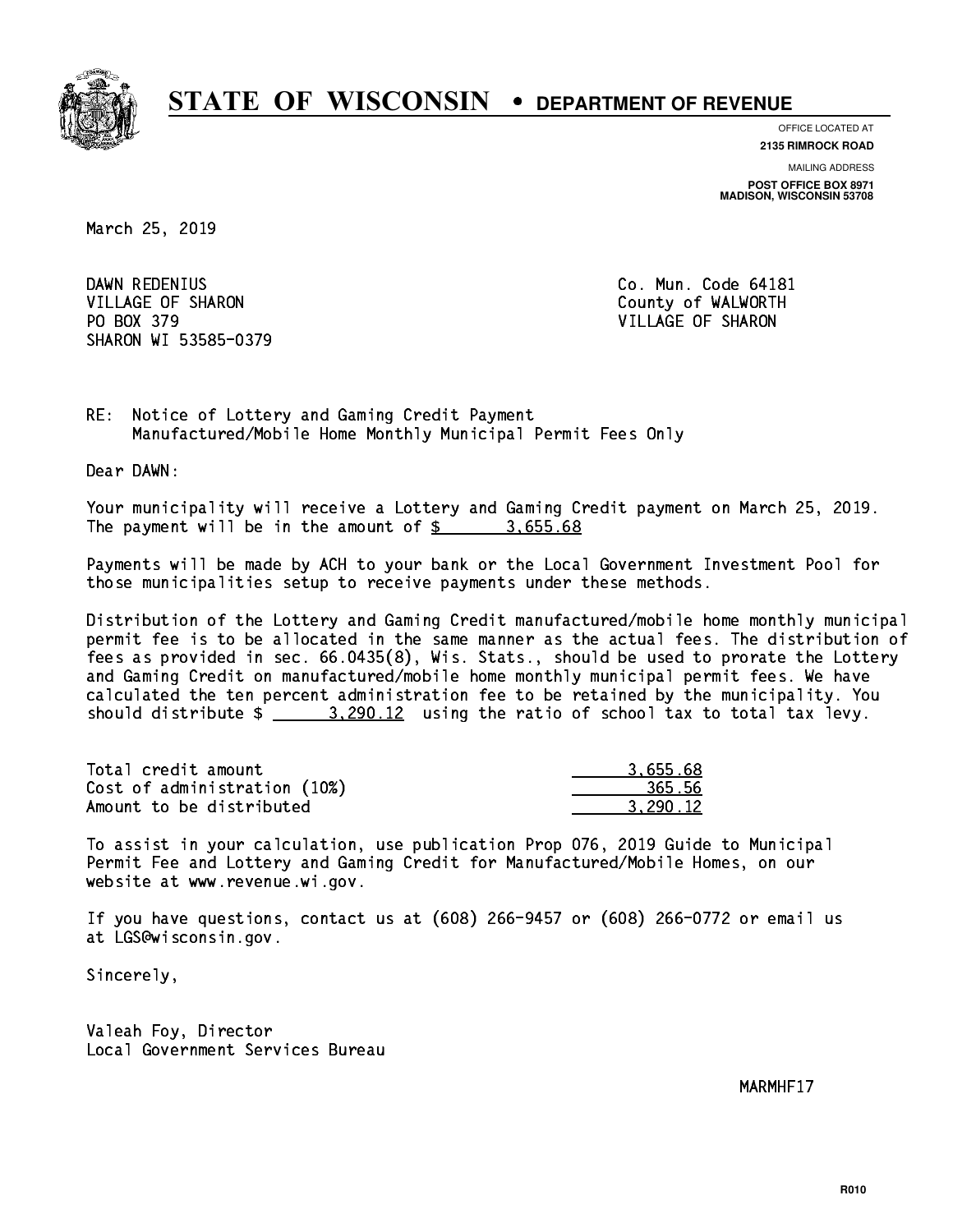# STATE OF WISCONSIN • DEPARTMENT OF REVENUE

OFFICE LOCATED AT
**2135 RIMROCK ROAD**

MAILING ADDRESS
**POST OFFICE BOX 8971**
**MADISON, WISCONSIN 53708**

March 25, 2019

DAWN REDENIUS
VILLAGE OF SHARON
PO BOX 379
SHARON WI 53585-0379

Co. Mun. Code 64181
County of WALWORTH
VILLAGE OF SHARON

RE: Notice of Lottery and Gaming Credit Payment
Manufactured/Mobile Home Monthly Municipal Permit Fees Only

Dear DAWN:

Your municipality will receive a Lottery and Gaming Credit payment on March 25, 2019. The payment will be in the amount of $ 3,655.68

Payments will be made by ACH to your bank or the Local Government Investment Pool for those municipalities setup to receive payments under these methods.

Distribution of the Lottery and Gaming Credit manufactured/mobile home monthly municipal permit fee is to be allocated in the same manner as the actual fees. The distribution of fees as provided in sec. 66.0435(8), Wis. Stats., should be used to prorate the Lottery and Gaming Credit on manufactured/mobile home monthly municipal permit fees. We have calculated the ten percent administration fee to be retained by the municipality. You should distribute $ 3,290.12 using the ratio of school tax to total tax levy.

| | |
|---|---|
| Total credit amount | 3,655.68 |
| Cost of administration (10%) | 365.56 |
| Amount to be distributed | 3,290.12 |

To assist in your calculation, use publication Prop 076, 2019 Guide to Municipal Permit Fee and Lottery and Gaming Credit for Manufactured/Mobile Homes, on our website at www.revenue.wi.gov.

If you have questions, contact us at (608) 266-9457 or (608) 266-0772 or email us at LGS@wisconsin.gov.

Sincerely,

Valeah Foy, Director
Local Government Services Bureau

MARMHF17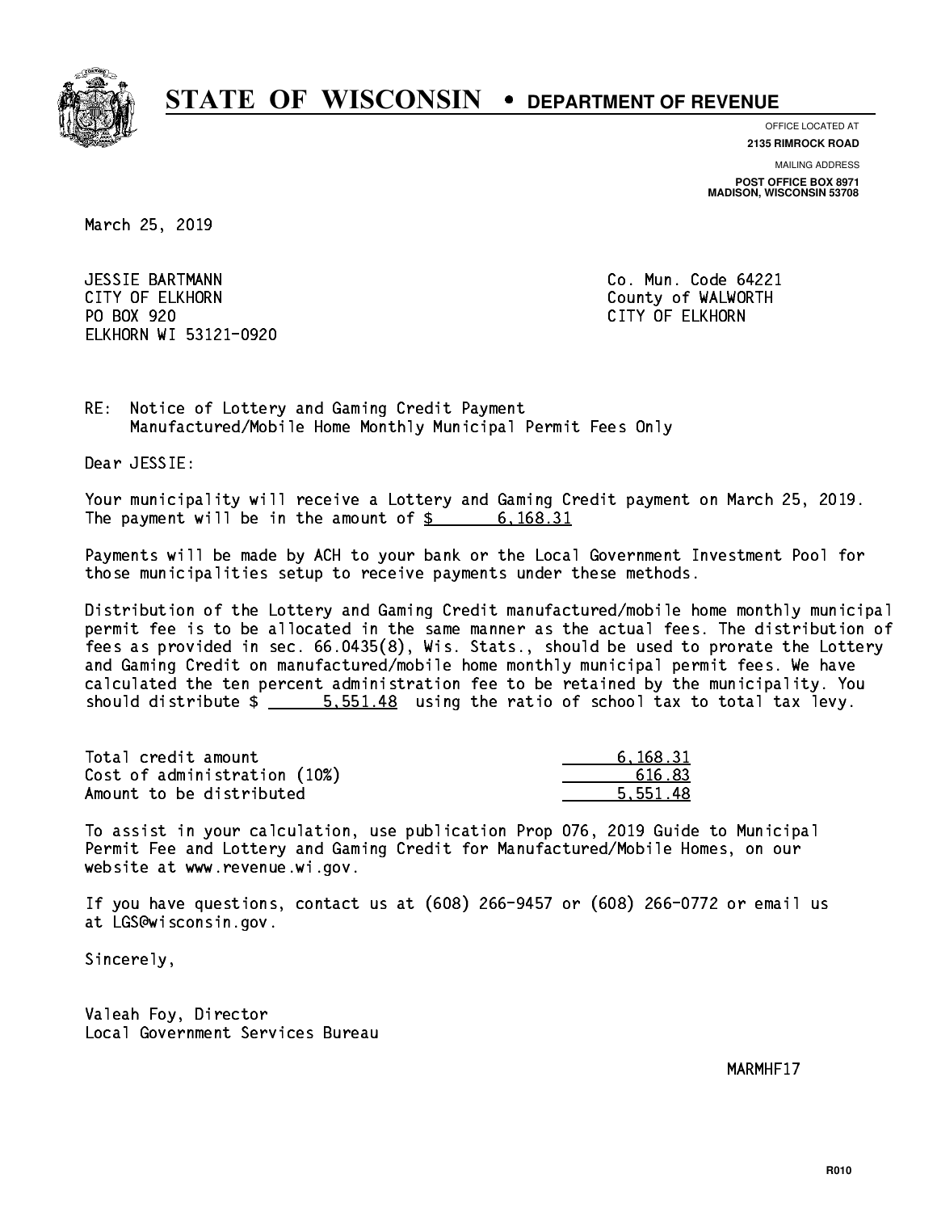# STATE OF WISCONSIN • DEPARTMENT OF REVENUE

OFFICE LOCATED AT
**2135 RIMROCK ROAD**

MAILING ADDRESS
**POST OFFICE BOX 8971**
**MADISON, WISCONSIN 53708**

March 25, 2019

JESSIE BARTMANN
CITY OF ELKHORN
PO BOX 920
ELKHORN WI 53121-0920

Co. Mun. Code 64221
County of WALWORTH
CITY OF ELKHORN

RE: Notice of Lottery and Gaming Credit Payment
Manufactured/Mobile Home Monthly Municipal Permit Fees Only

Dear JESSIE:

Your municipality will receive a Lottery and Gaming Credit payment on March 25, 2019. The payment will be in the amount of $ 6,168.31

Payments will be made by ACH to your bank or the Local Government Investment Pool for those municipalities setup to receive payments under these methods.

Distribution of the Lottery and Gaming Credit manufactured/mobile home monthly municipal permit fee is to be allocated in the same manner as the actual fees. The distribution of fees as provided in sec. 66.0435(8), Wis. Stats., should be used to prorate the Lottery and Gaming Credit on manufactured/mobile home monthly municipal permit fees. We have calculated the ten percent administration fee to be retained by the municipality. You should distribute $ 5,551.48 using the ratio of school tax to total tax levy.

| | |
|---|---|
| Total credit amount | 6,168.31 |
| Cost of administration (10%) | 616.83 |
| Amount to be distributed | 5,551.48 |

To assist in your calculation, use publication Prop 076, 2019 Guide to Municipal Permit Fee and Lottery and Gaming Credit for Manufactured/Mobile Homes, on our website at www.revenue.wi.gov.

If you have questions, contact us at (608) 266-9457 or (608) 266-0772 or email us at LGS@wisconsin.gov.

Sincerely,

Valeah Foy, Director
Local Government Services Bureau

MARMHF17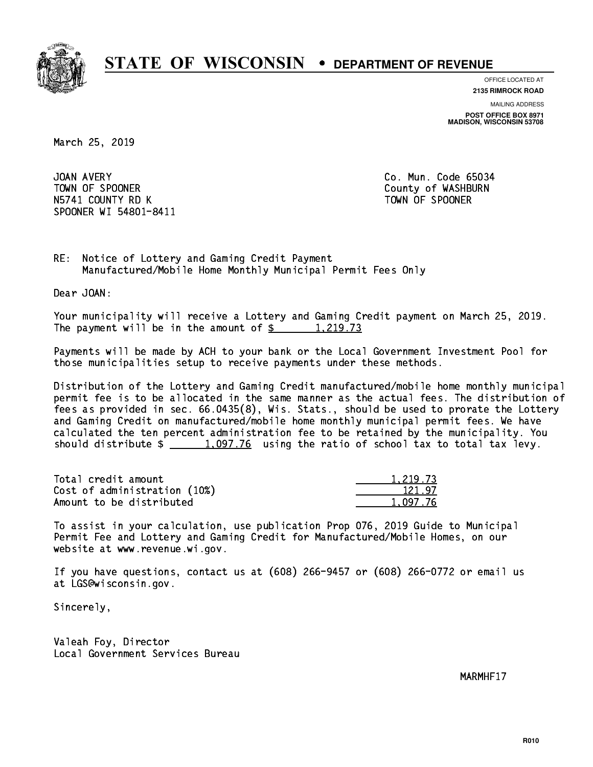# STATE OF WISCONSIN • DEPARTMENT OF REVENUE

OFFICE LOCATED AT
**2135 RIMROCK ROAD**

MAILING ADDRESS
**POST OFFICE BOX 8971**
**MADISON, WISCONSIN 53708**

March 25, 2019

JOAN AVERY
TOWN OF SPOONER
N5741 COUNTY RD K
SPOONER WI 54801-8411

Co. Mun. Code 65034
County of WASHBURN
TOWN OF SPOONER

RE: Notice of Lottery and Gaming Credit Payment
Manufactured/Mobile Home Monthly Municipal Permit Fees Only

Dear JOAN:

Your municipality will receive a Lottery and Gaming Credit payment on March 25, 2019. The payment will be in the amount of $ 1,219.73

Payments will be made by ACH to your bank or the Local Government Investment Pool for those municipalities setup to receive payments under these methods.

Distribution of the Lottery and Gaming Credit manufactured/mobile home monthly municipal permit fee is to be allocated in the same manner as the actual fees. The distribution of fees as provided in sec. 66.0435(8), Wis. Stats., should be used to prorate the Lottery and Gaming Credit on manufactured/mobile home monthly municipal permit fees. We have calculated the ten percent administration fee to be retained by the municipality. You should distribute $ 1,097.76 using the ratio of school tax to total tax levy.

| | |
|---|---|
| Total credit amount | 1,219.73 |
| Cost of administration (10%) | 121.97 |
| Amount to be distributed | 1,097.76 |

To assist in your calculation, use publication Prop 076, 2019 Guide to Municipal Permit Fee and Lottery and Gaming Credit for Manufactured/Mobile Homes, on our website at www.revenue.wi.gov.

If you have questions, contact us at (608) 266-9457 or (608) 266-0772 or email us at LGS@wisconsin.gov.

Sincerely,

Valeah Foy, Director
Local Government Services Bureau

MARMHF17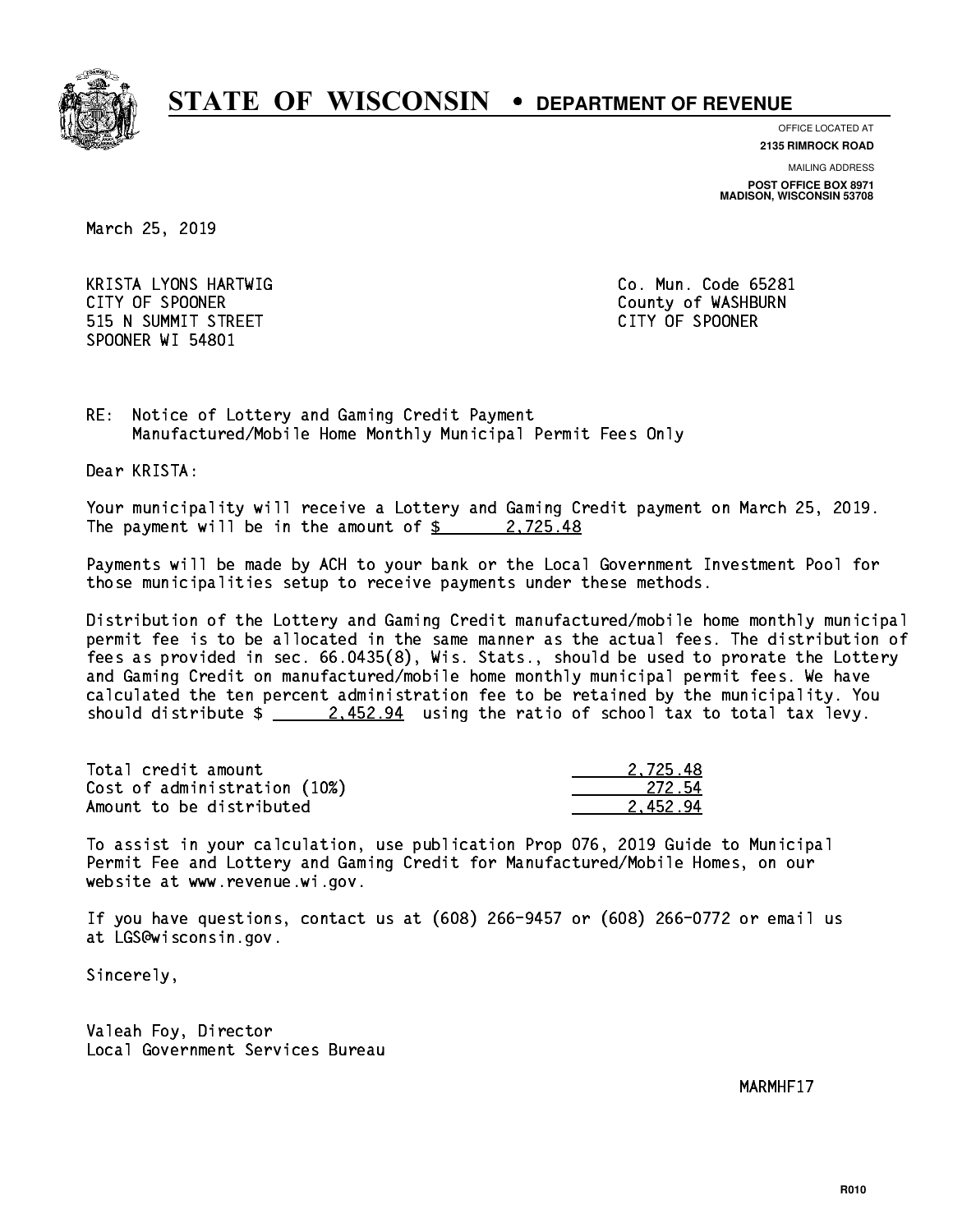# STATE OF WISCONSIN • DEPARTMENT OF REVENUE

OFFICE LOCATED AT
**2135 RIMROCK ROAD**

MAILING ADDRESS
**POST OFFICE BOX 8971**
**MADISON, WISCONSIN 53708**

March 25, 2019

KRISTA LYONS HARTWIG
CITY OF SPOONER
515 N SUMMIT STREET
SPOONER WI 54801

Co. Mun. Code 65281
County of WASHBURN
CITY OF SPOONER

RE: Notice of Lottery and Gaming Credit Payment
Manufactured/Mobile Home Monthly Municipal Permit Fees Only

Dear KRISTA:

Your municipality will receive a Lottery and Gaming Credit payment on March 25, 2019. The payment will be in the amount of $ 2,725.48

Payments will be made by ACH to your bank or the Local Government Investment Pool for those municipalities setup to receive payments under these methods.

Distribution of the Lottery and Gaming Credit manufactured/mobile home monthly municipal permit fee is to be allocated in the same manner as the actual fees. The distribution of fees as provided in sec. 66.0435(8), Wis. Stats., should be used to prorate the Lottery and Gaming Credit on manufactured/mobile home monthly municipal permit fees. We have calculated the ten percent administration fee to be retained by the municipality. You should distribute $ 2,452.94 using the ratio of school tax to total tax levy.

| | |
|---|---|
| Total credit amount | 2,725.48 |
| Cost of administration (10%) | 272.54 |
| Amount to be distributed | 2,452.94 |

To assist in your calculation, use publication Prop 076, 2019 Guide to Municipal Permit Fee and Lottery and Gaming Credit for Manufactured/Mobile Homes, on our website at www.revenue.wi.gov.

If you have questions, contact us at (608) 266-9457 or (608) 266-0772 or email us at LGS@wisconsin.gov.

Sincerely,

Valeah Foy, Director
Local Government Services Bureau

MARMHF17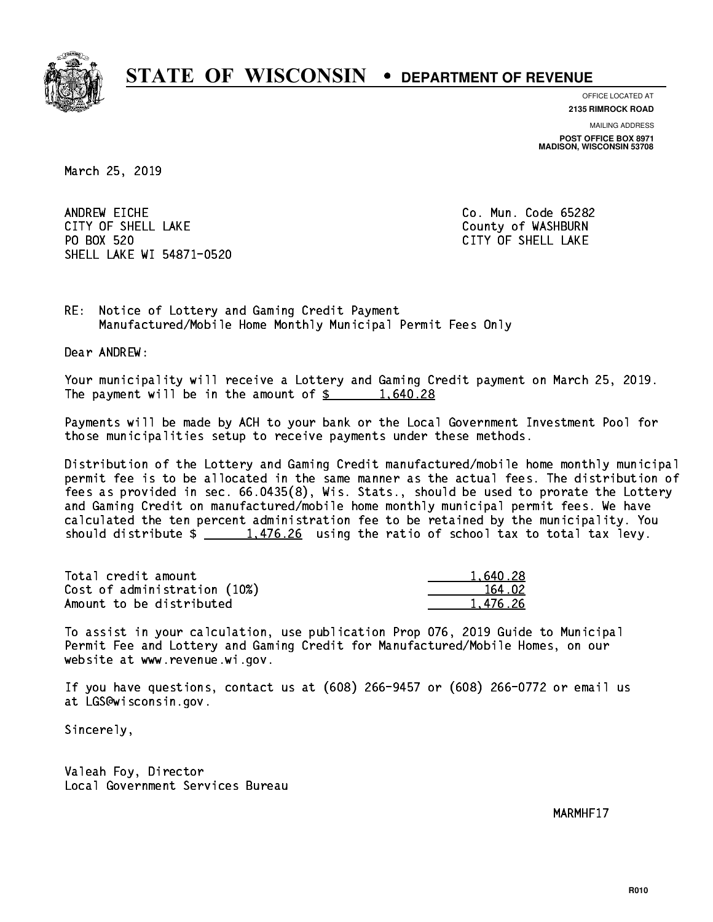# STATE OF WISCONSIN • DEPARTMENT OF REVENUE

OFFICE LOCATED AT
**2135 RIMROCK ROAD**

MAILING ADDRESS
**POST OFFICE BOX 8971**
**MADISON, WISCONSIN 53708**

March 25, 2019

ANDREW EICHE
CITY OF SHELL LAKE
PO BOX 520
SHELL LAKE WI 54871-0520

Co. Mun. Code 65282
County of WASHBURN
CITY OF SHELL LAKE

RE: Notice of Lottery and Gaming Credit Payment
Manufactured/Mobile Home Monthly Municipal Permit Fees Only

Dear ANDREW:

Your municipality will receive a Lottery and Gaming Credit payment on March 25, 2019. The payment will be in the amount of $ 1,640.28

Payments will be made by ACH to your bank or the Local Government Investment Pool for those municipalities setup to receive payments under these methods.

Distribution of the Lottery and Gaming Credit manufactured/mobile home monthly municipal permit fee is to be allocated in the same manner as the actual fees. The distribution of fees as provided in sec. 66.0435(8), Wis. Stats., should be used to prorate the Lottery and Gaming Credit on manufactured/mobile home monthly municipal permit fees. We have calculated the ten percent administration fee to be retained by the municipality. You should distribute $ 1,476.26 using the ratio of school tax to total tax levy.

| | |
|---|---|
| Total credit amount | 1,640.28 |
| Cost of administration (10%) | 164.02 |
| Amount to be distributed | 1,476.26 |

To assist in your calculation, use publication Prop 076, 2019 Guide to Municipal Permit Fee and Lottery and Gaming Credit for Manufactured/Mobile Homes, on our website at www.revenue.wi.gov.

If you have questions, contact us at (608) 266-9457 or (608) 266-0772 or email us at LGS@wisconsin.gov.

Sincerely,

Valeah Foy, Director
Local Government Services Bureau

MARMHF17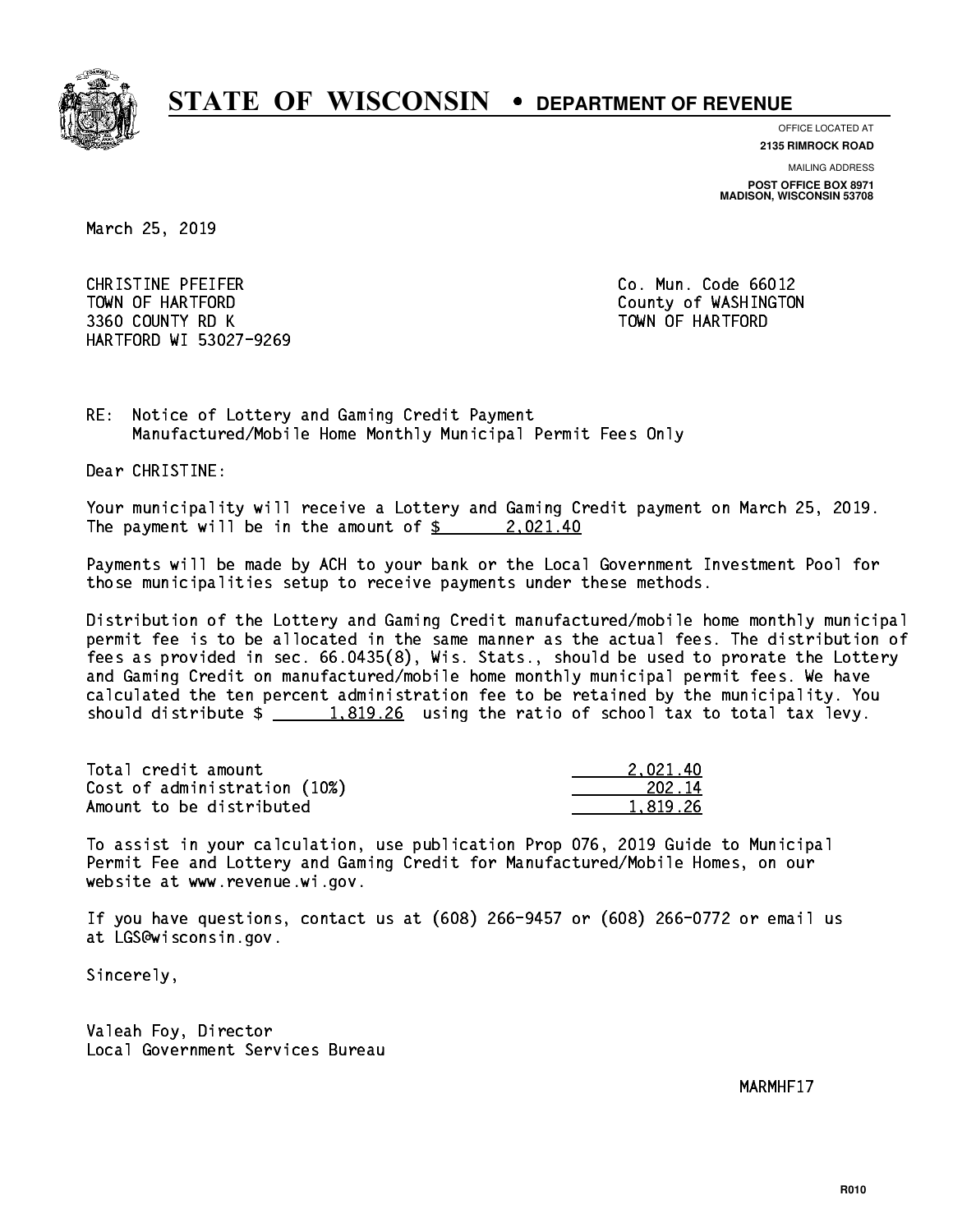# STATE OF WISCONSIN • DEPARTMENT OF REVENUE

OFFICE LOCATED AT
**2135 RIMROCK ROAD**

MAILING ADDRESS
**POST OFFICE BOX 8971**
**MADISON, WISCONSIN 53708**

March 25, 2019

CHRISTINE PFEIFER
TOWN OF HARTFORD
3360 COUNTY RD K
HARTFORD WI 53027-9269

Co. Mun. Code 66012
County of WASHINGTON
TOWN OF HARTFORD

RE: Notice of Lottery and Gaming Credit Payment
Manufactured/Mobile Home Monthly Municipal Permit Fees Only

Dear CHRISTINE:

Your municipality will receive a Lottery and Gaming Credit payment on March 25, 2019. The payment will be in the amount of $ 2,021.40

Payments will be made by ACH to your bank or the Local Government Investment Pool for those municipalities setup to receive payments under these methods.

Distribution of the Lottery and Gaming Credit manufactured/mobile home monthly municipal permit fee is to be allocated in the same manner as the actual fees. The distribution of fees as provided in sec. 66.0435(8), Wis. Stats., should be used to prorate the Lottery and Gaming Credit on manufactured/mobile home monthly municipal permit fees. We have calculated the ten percent administration fee to be retained by the municipality. You should distribute $ 1,819.26 using the ratio of school tax to total tax levy.

| | |
|---|---|
| Total credit amount | 2,021.40 |
| Cost of administration (10%) | 202.14 |
| Amount to be distributed | 1,819.26 |

To assist in your calculation, use publication Prop 076, 2019 Guide to Municipal Permit Fee and Lottery and Gaming Credit for Manufactured/Mobile Homes, on our website at www.revenue.wi.gov.

If you have questions, contact us at (608) 266-9457 or (608) 266-0772 or email us at LGS@wisconsin.gov.

Sincerely,

Valeah Foy, Director
Local Government Services Bureau

MARMHF17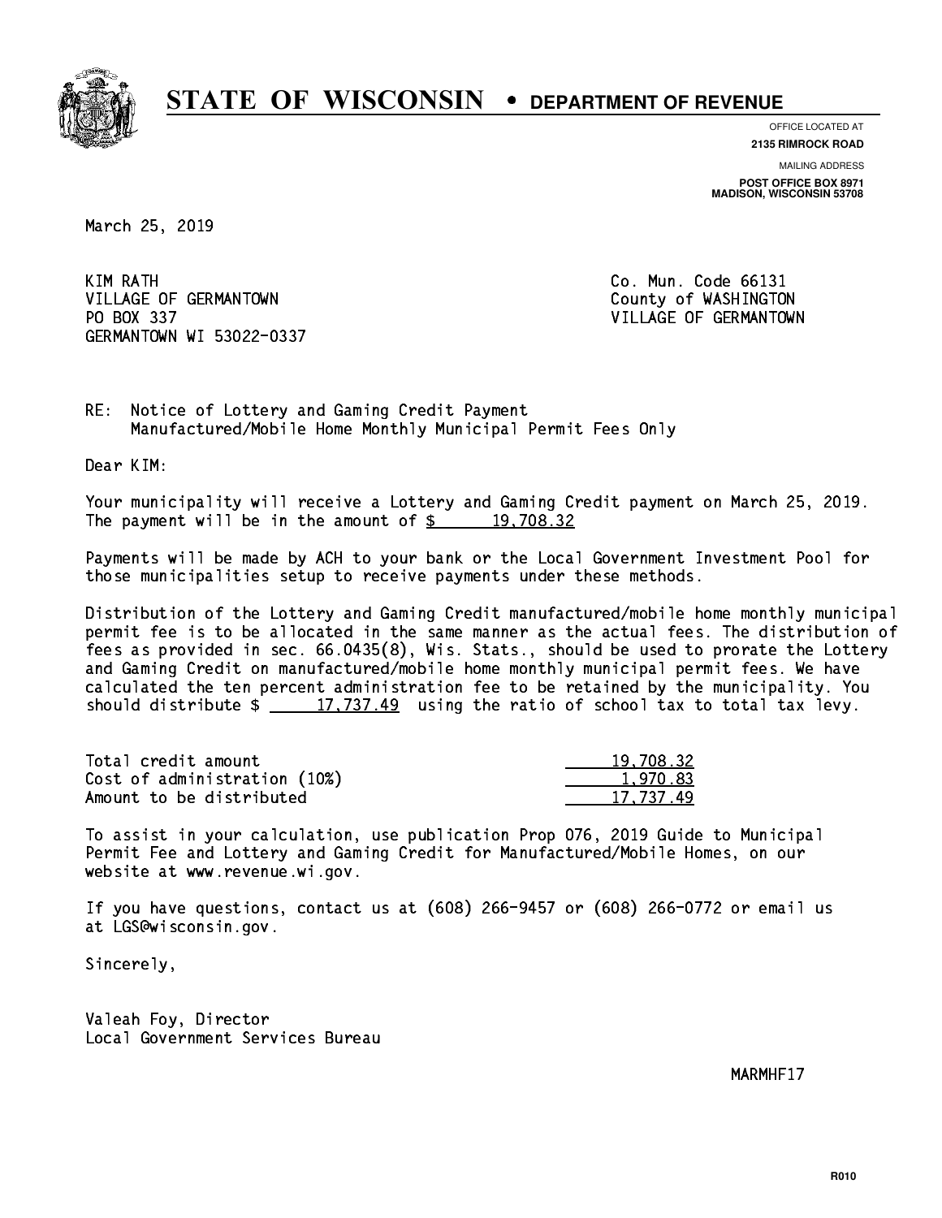# STATE OF WISCONSIN • DEPARTMENT OF REVENUE

OFFICE LOCATED AT
**2135 RIMROCK ROAD**

MAILING ADDRESS
**POST OFFICE BOX 8971**
**MADISON, WISCONSIN 53708**

March 25, 2019

KIM RATH
VILLAGE OF GERMANTOWN
PO BOX 337
GERMANTOWN WI 53022-0337

Co. Mun. Code 66131
County of WASHINGTON
VILLAGE OF GERMANTOWN

RE: Notice of Lottery and Gaming Credit Payment
Manufactured/Mobile Home Monthly Municipal Permit Fees Only

Dear KIM:

Your municipality will receive a Lottery and Gaming Credit payment on March 25, 2019. The payment will be in the amount of $ 19,708.32

Payments will be made by ACH to your bank or the Local Government Investment Pool for those municipalities setup to receive payments under these methods.

Distribution of the Lottery and Gaming Credit manufactured/mobile home monthly municipal permit fee is to be allocated in the same manner as the actual fees. The distribution of fees as provided in sec. 66.0435(8), Wis. Stats., should be used to prorate the Lottery and Gaming Credit on manufactured/mobile home monthly municipal permit fees. We have calculated the ten percent administration fee to be retained by the municipality. You should distribute $ 17,737.49 using the ratio of school tax to total tax levy.

| | |
|---|---|
| Total credit amount | 19,708.32 |
| Cost of administration (10%) | 1,970.83 |
| Amount to be distributed | 17,737.49 |

To assist in your calculation, use publication Prop 076, 2019 Guide to Municipal Permit Fee and Lottery and Gaming Credit for Manufactured/Mobile Homes, on our website at www.revenue.wi.gov.

If you have questions, contact us at (608) 266-9457 or (608) 266-0772 or email us at LGS@wisconsin.gov.

Sincerely,

Valeah Foy, Director
Local Government Services Bureau

MARMHF17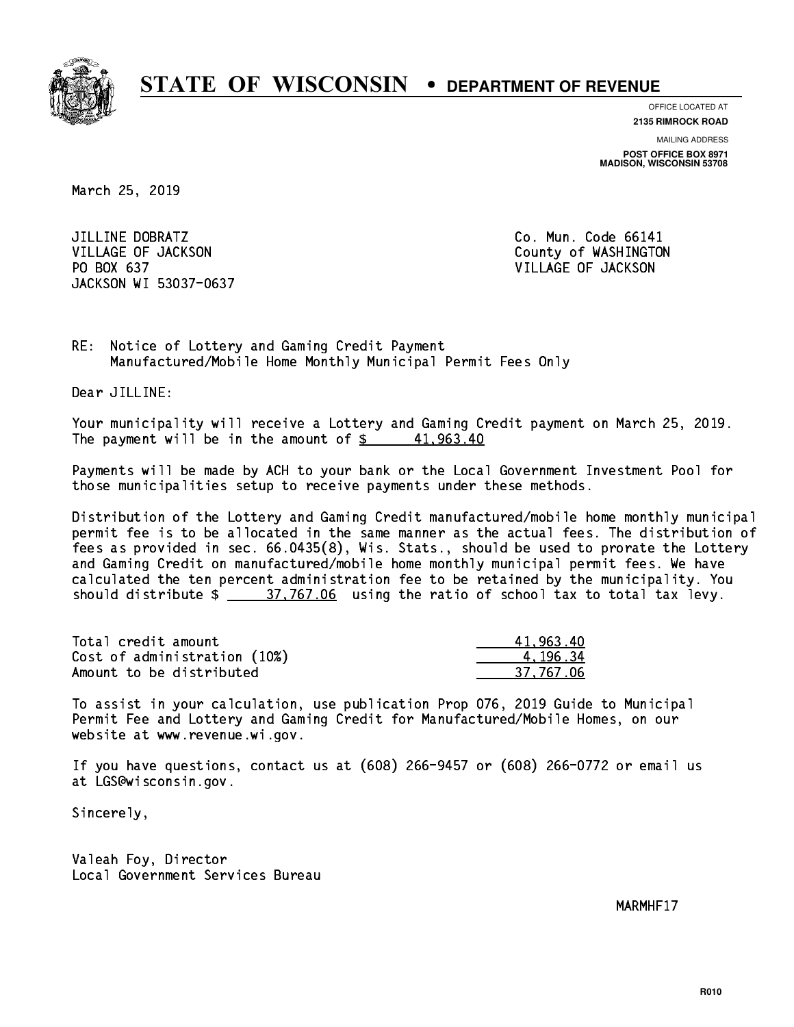# STATE OF WISCONSIN • DEPARTMENT OF REVENUE

OFFICE LOCATED AT
**2135 RIMROCK ROAD**

MAILING ADDRESS
**POST OFFICE BOX 8971**
**MADISON, WISCONSIN 53708**

March 25, 2019

JILLINE DOBRATZ
VILLAGE OF JACKSON
PO BOX 637
JACKSON WI 53037-0637

Co. Mun. Code 66141
County of WASHINGTON
VILLAGE OF JACKSON

RE: Notice of Lottery and Gaming Credit Payment
Manufactured/Mobile Home Monthly Municipal Permit Fees Only

Dear JILLINE:

Your municipality will receive a Lottery and Gaming Credit payment on March 25, 2019. The payment will be in the amount of $ 41,963.40

Payments will be made by ACH to your bank or the Local Government Investment Pool for those municipalities setup to receive payments under these methods.

Distribution of the Lottery and Gaming Credit manufactured/mobile home monthly municipal permit fee is to be allocated in the same manner as the actual fees. The distribution of fees as provided in sec. 66.0435(8), Wis. Stats., should be used to prorate the Lottery and Gaming Credit on manufactured/mobile home monthly municipal permit fees. We have calculated the ten percent administration fee to be retained by the municipality. You should distribute $ 37,767.06 using the ratio of school tax to total tax levy.

| | |
|---|---|
| Total credit amount | 41,963.40 |
| Cost of administration (10%) | 4,196.34 |
| Amount to be distributed | 37,767.06 |

To assist in your calculation, use publication Prop 076, 2019 Guide to Municipal Permit Fee and Lottery and Gaming Credit for Manufactured/Mobile Homes, on our website at www.revenue.wi.gov.

If you have questions, contact us at (608) 266-9457 or (608) 266-0772 or email us at LGS@wisconsin.gov.

Sincerely,

Valeah Foy, Director
Local Government Services Bureau

MARMHF17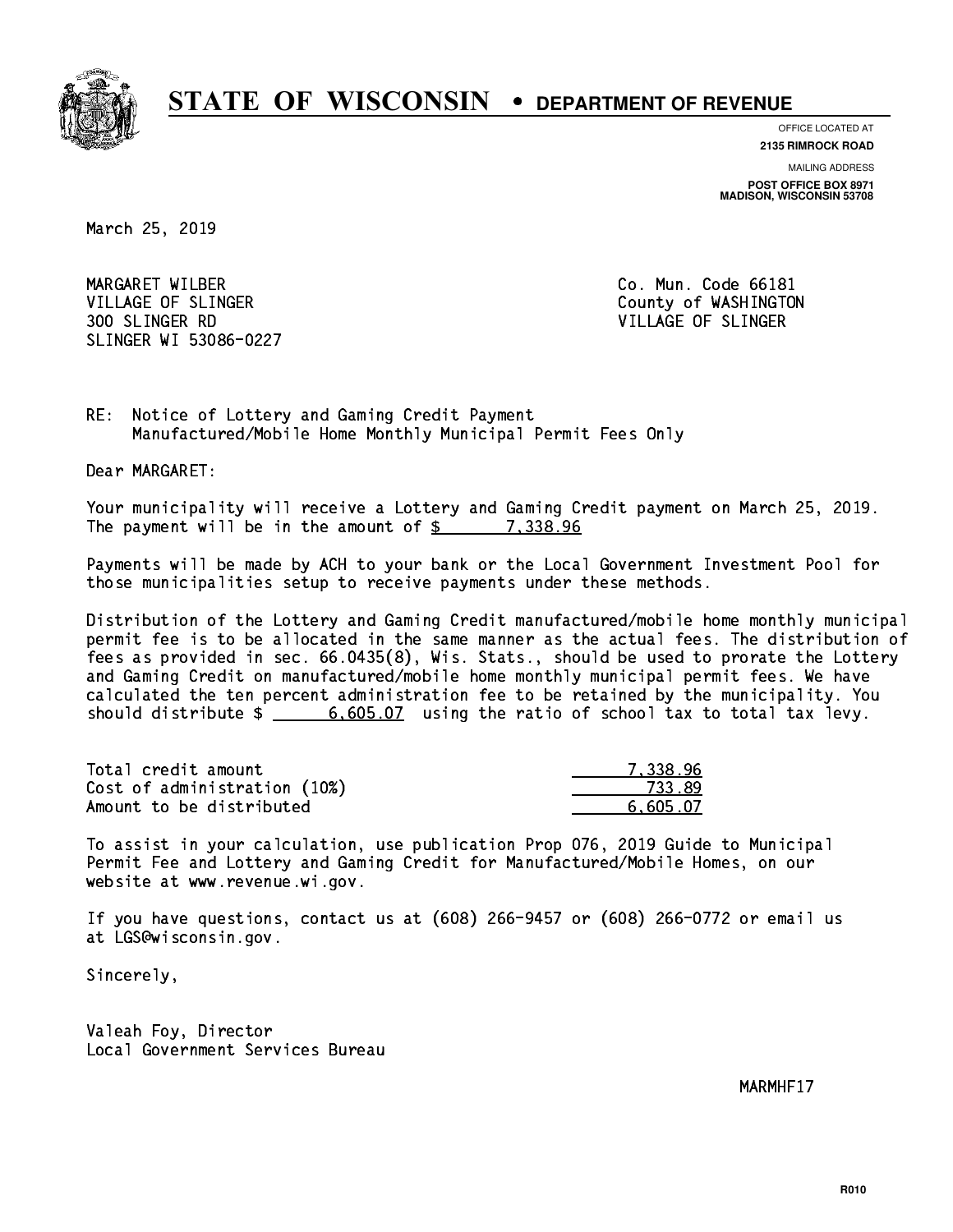# STATE OF WISCONSIN • DEPARTMENT OF REVENUE

OFFICE LOCATED AT
**2135 RIMROCK ROAD**

MAILING ADDRESS
**POST OFFICE BOX 8971**
**MADISON, WISCONSIN 53708**

March 25, 2019

MARGARET WILBER
VILLAGE OF SLINGER
300 SLINGER RD
SLINGER WI 53086-0227

Co. Mun. Code 66181
County of WASHINGTON
VILLAGE OF SLINGER

RE: Notice of Lottery and Gaming Credit Payment
Manufactured/Mobile Home Monthly Municipal Permit Fees Only

Dear MARGARET:

Your municipality will receive a Lottery and Gaming Credit payment on March 25, 2019. The payment will be in the amount of $ 7,338.96

Payments will be made by ACH to your bank or the Local Government Investment Pool for those municipalities setup to receive payments under these methods.

Distribution of the Lottery and Gaming Credit manufactured/mobile home monthly municipal permit fee is to be allocated in the same manner as the actual fees. The distribution of fees as provided in sec. 66.0435(8), Wis. Stats., should be used to prorate the Lottery and Gaming Credit on manufactured/mobile home monthly municipal permit fees. We have calculated the ten percent administration fee to be retained by the municipality. You should distribute $ 6,605.07 using the ratio of school tax to total tax levy.

| | |
|---|---|
| Total credit amount | 7,338.96 |
| Cost of administration (10%) | 733.89 |
| Amount to be distributed | 6,605.07 |

To assist in your calculation, use publication Prop 076, 2019 Guide to Municipal Permit Fee and Lottery and Gaming Credit for Manufactured/Mobile Homes, on our website at www.revenue.wi.gov.

If you have questions, contact us at (608) 266-9457 or (608) 266-0772 or email us at LGS@wisconsin.gov.

Sincerely,

Valeah Foy, Director
Local Government Services Bureau

MARMHF17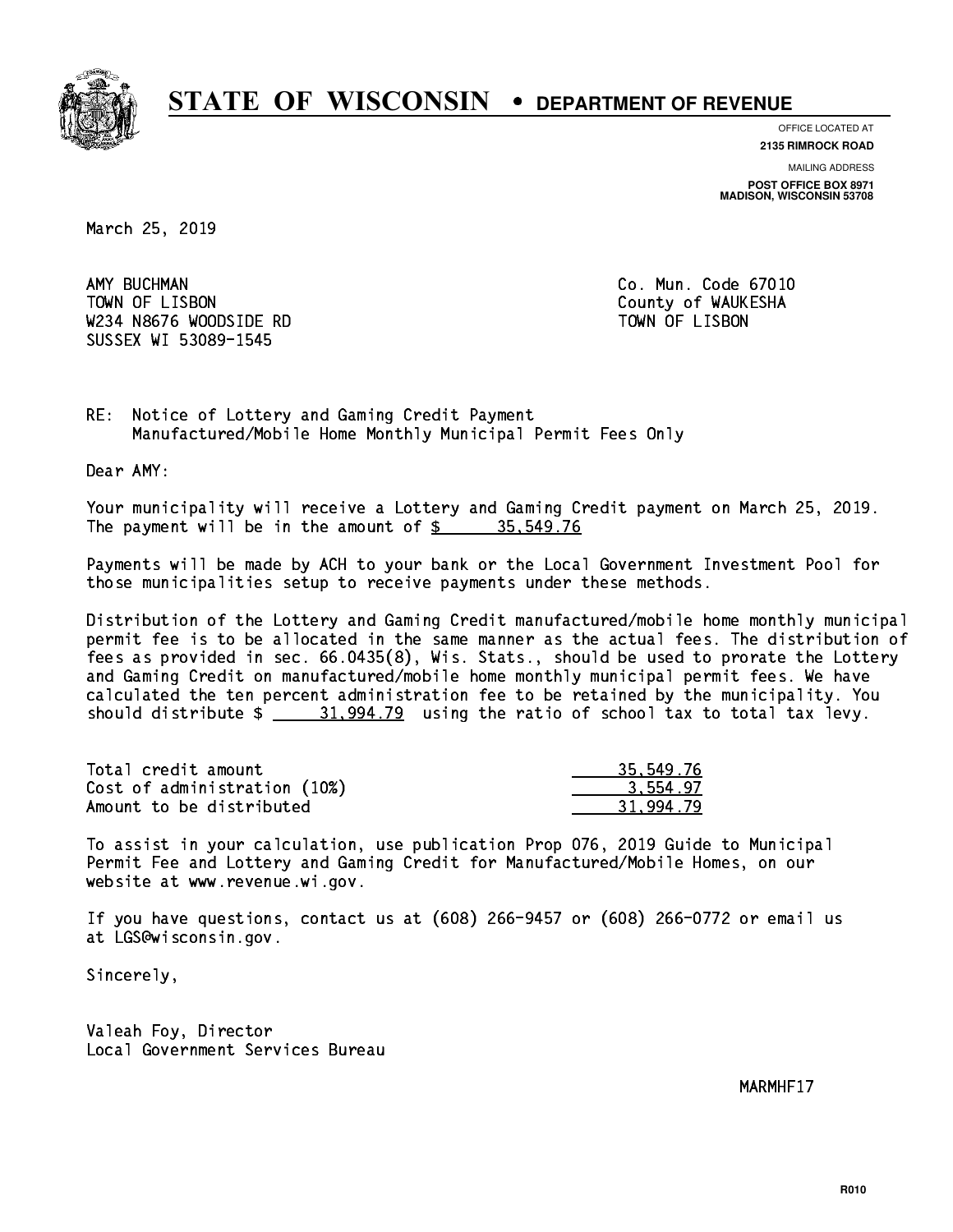# STATE OF WISCONSIN • DEPARTMENT OF REVENUE

OFFICE LOCATED AT
**2135 RIMROCK ROAD**

MAILING ADDRESS
**POST OFFICE BOX 8971**
**MADISON, WISCONSIN 53708**

March 25, 2019

AMY BUCHMAN
TOWN OF LISBON
W234 N8676 WOODSIDE RD
SUSSEX WI 53089-1545

Co. Mun. Code 67010
County of WAUKESHA
TOWN OF LISBON

RE: Notice of Lottery and Gaming Credit Payment
Manufactured/Mobile Home Monthly Municipal Permit Fees Only

Dear AMY:

Your municipality will receive a Lottery and Gaming Credit payment on March 25, 2019. The payment will be in the amount of $ 35,549.76

Payments will be made by ACH to your bank or the Local Government Investment Pool for those municipalities setup to receive payments under these methods.

Distribution of the Lottery and Gaming Credit manufactured/mobile home monthly municipal permit fee is to be allocated in the same manner as the actual fees. The distribution of fees as provided in sec. 66.0435(8), Wis. Stats., should be used to prorate the Lottery and Gaming Credit on manufactured/mobile home monthly municipal permit fees. We have calculated the ten percent administration fee to be retained by the municipality. You should distribute $ 31,994.79 using the ratio of school tax to total tax levy.

| | |
|---|---|
| Total credit amount | 35,549.76 |
| Cost of administration (10%) | 3,554.97 |
| Amount to be distributed | 31,994.79 |

To assist in your calculation, use publication Prop 076, 2019 Guide to Municipal Permit Fee and Lottery and Gaming Credit for Manufactured/Mobile Homes, on our website at www.revenue.wi.gov.

If you have questions, contact us at (608) 266-9457 or (608) 266-0772 or email us at LGS@wisconsin.gov.

Sincerely,

Valeah Foy, Director
Local Government Services Bureau

MARMHF17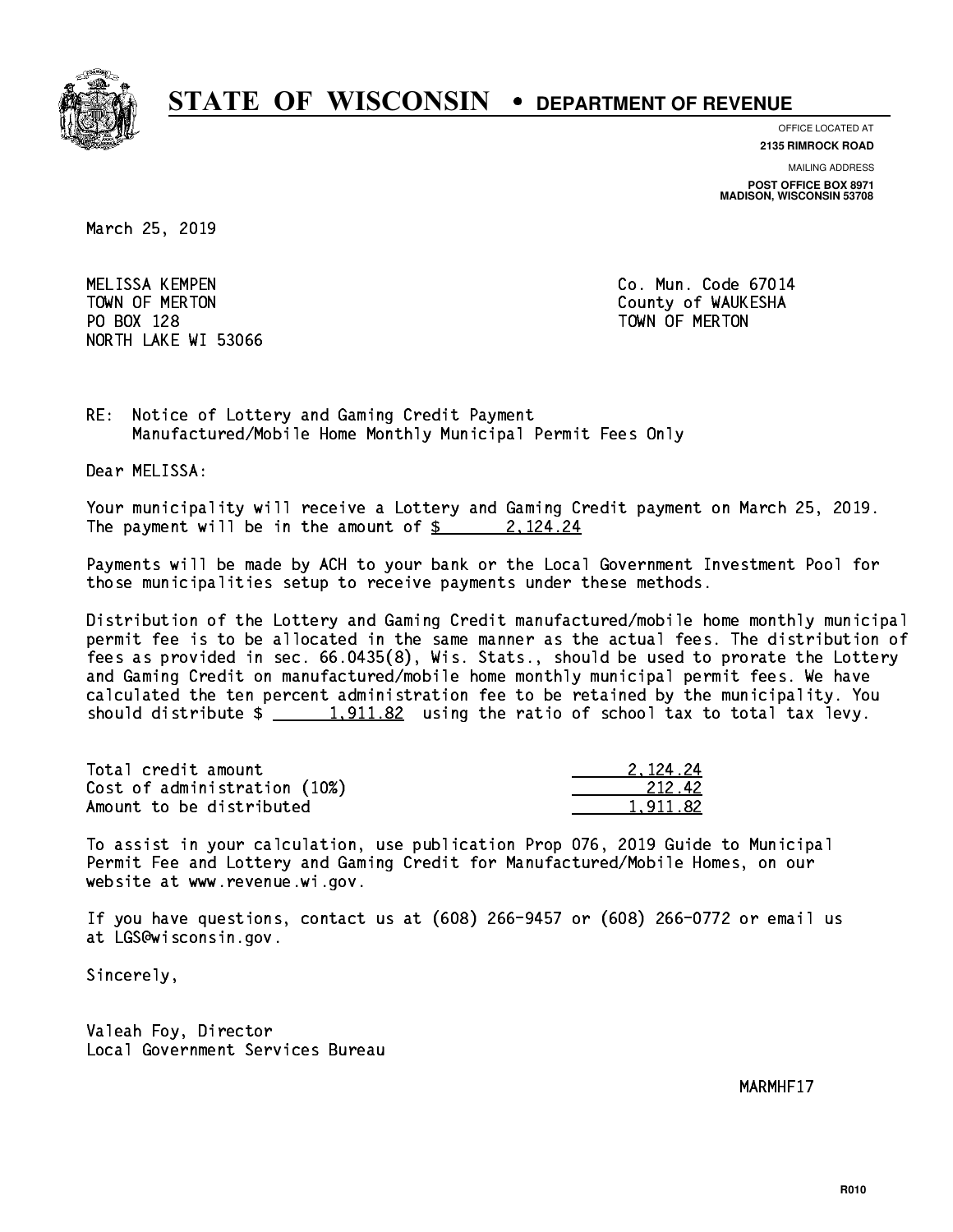# STATE OF WISCONSIN • DEPARTMENT OF REVENUE

OFFICE LOCATED AT
**2135 RIMROCK ROAD**

MAILING ADDRESS
**POST OFFICE BOX 8971**
**MADISON, WISCONSIN 53708**

March 25, 2019

MELISSA KEMPEN
TOWN OF MERTON
PO BOX 128
NORTH LAKE WI 53066

Co. Mun. Code 67014
County of WAUKESHA
TOWN OF MERTON

RE: Notice of Lottery and Gaming Credit Payment
Manufactured/Mobile Home Monthly Municipal Permit Fees Only

Dear MELISSA:

Your municipality will receive a Lottery and Gaming Credit payment on March 25, 2019. The payment will be in the amount of $ 2,124.24

Payments will be made by ACH to your bank or the Local Government Investment Pool for those municipalities setup to receive payments under these methods.

Distribution of the Lottery and Gaming Credit manufactured/mobile home monthly municipal permit fee is to be allocated in the same manner as the actual fees. The distribution of fees as provided in sec. 66.0435(8), Wis. Stats., should be used to prorate the Lottery and Gaming Credit on manufactured/mobile home monthly municipal permit fees. We have calculated the ten percent administration fee to be retained by the municipality. You should distribute $ 1,911.82 using the ratio of school tax to total tax levy.

| | |
|---|---|
| Total credit amount | 2,124.24 |
| Cost of administration (10%) | 212.42 |
| Amount to be distributed | 1,911.82 |

To assist in your calculation, use publication Prop 076, 2019 Guide to Municipal Permit Fee and Lottery and Gaming Credit for Manufactured/Mobile Homes, on our website at www.revenue.wi.gov.

If you have questions, contact us at (608) 266-9457 or (608) 266-0772 or email us at LGS@wisconsin.gov.

Sincerely,

Valeah Foy, Director
Local Government Services Bureau

MARMHF17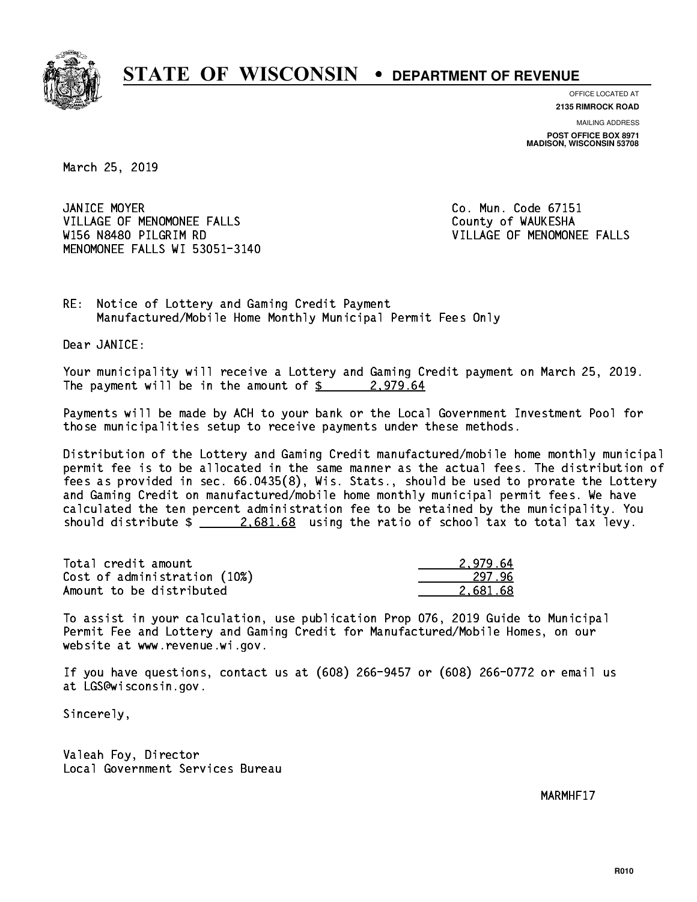# STATE OF WISCONSIN • DEPARTMENT OF REVENUE

OFFICE LOCATED AT
**2135 RIMROCK ROAD**

MAILING ADDRESS
**POST OFFICE BOX 8971**
**MADISON, WISCONSIN 53708**

March 25, 2019

JANICE MOYER
VILLAGE OF MENOMONEE FALLS
W156 N8480 PILGRIM RD
MENOMONEE FALLS WI 53051-3140

Co. Mun. Code 67151
County of WAUKESHA
VILLAGE OF MENOMONEE FALLS

RE: Notice of Lottery and Gaming Credit Payment
Manufactured/Mobile Home Monthly Municipal Permit Fees Only

Dear JANICE:

Your municipality will receive a Lottery and Gaming Credit payment on March 25, 2019. The payment will be in the amount of $ 2,979.64

Payments will be made by ACH to your bank or the Local Government Investment Pool for those municipalities setup to receive payments under these methods.

Distribution of the Lottery and Gaming Credit manufactured/mobile home monthly municipal permit fee is to be allocated in the same manner as the actual fees. The distribution of fees as provided in sec. 66.0435(8), Wis. Stats., should be used to prorate the Lottery and Gaming Credit on manufactured/mobile home monthly municipal permit fees. We have calculated the ten percent administration fee to be retained by the municipality. You should distribute $ 2,681.68 using the ratio of school tax to total tax levy.

| | |
|---|---|
| Total credit amount | 2,979.64 |
| Cost of administration (10%) | 297.96 |
| Amount to be distributed | 2,681.68 |

To assist in your calculation, use publication Prop 076, 2019 Guide to Municipal Permit Fee and Lottery and Gaming Credit for Manufactured/Mobile Homes, on our website at www.revenue.wi.gov.

If you have questions, contact us at (608) 266-9457 or (608) 266-0772 or email us at LGS@wisconsin.gov.

Sincerely,

Valeah Foy, Director
Local Government Services Bureau

MARMHF17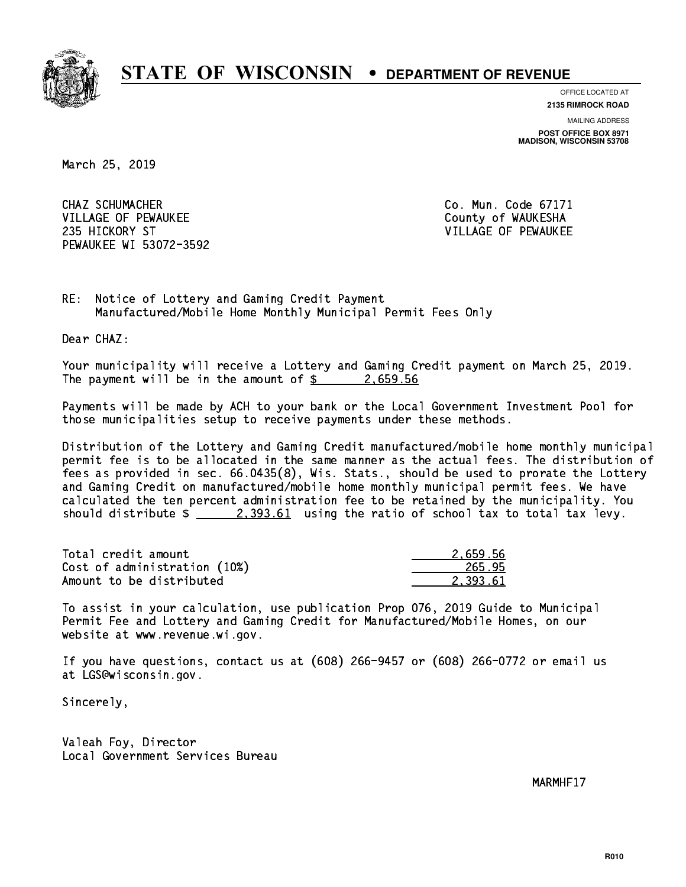# STATE OF WISCONSIN • DEPARTMENT OF REVENUE

OFFICE LOCATED AT
**2135 RIMROCK ROAD**

MAILING ADDRESS
**POST OFFICE BOX 8971**
**MADISON, WISCONSIN 53708**

March 25, 2019

CHAZ SCHUMACHER
VILLAGE OF PEWAUKEE
235 HICKORY ST
PEWAUKEE WI 53072-3592

Co. Mun. Code 67171
County of WAUKESHA
VILLAGE OF PEWAUKEE

RE: Notice of Lottery and Gaming Credit Payment
Manufactured/Mobile Home Monthly Municipal Permit Fees Only

Dear CHAZ:

Your municipality will receive a Lottery and Gaming Credit payment on March 25, 2019. The payment will be in the amount of $ 2,659.56

Payments will be made by ACH to your bank or the Local Government Investment Pool for those municipalities setup to receive payments under these methods.

Distribution of the Lottery and Gaming Credit manufactured/mobile home monthly municipal permit fee is to be allocated in the same manner as the actual fees. The distribution of fees as provided in sec. 66.0435(8), Wis. Stats., should be used to prorate the Lottery and Gaming Credit on manufactured/mobile home monthly municipal permit fees. We have calculated the ten percent administration fee to be retained by the municipality. You should distribute $ 2,393.61 using the ratio of school tax to total tax levy.

| | |
|---|---|
| Total credit amount | 2,659.56 |
| Cost of administration (10%) | 265.95 |
| Amount to be distributed | 2,393.61 |

To assist in your calculation, use publication Prop 076, 2019 Guide to Municipal Permit Fee and Lottery and Gaming Credit for Manufactured/Mobile Homes, on our website at www.revenue.wi.gov.

If you have questions, contact us at (608) 266-9457 or (608) 266-0772 or email us at LGS@wisconsin.gov.

Sincerely,

Valeah Foy, Director
Local Government Services Bureau

MARMHF17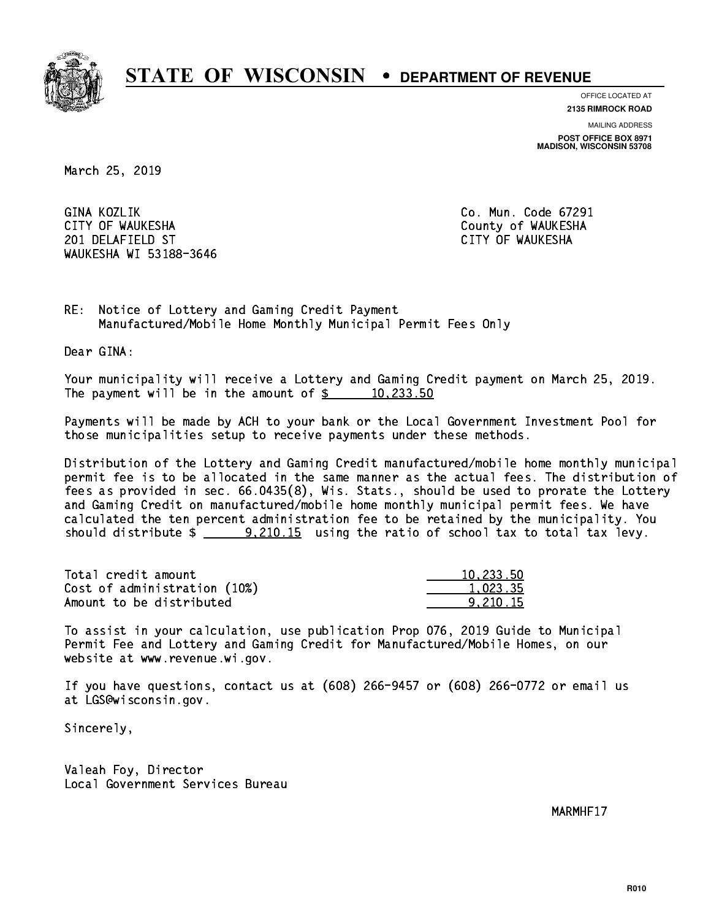# STATE OF WISCONSIN • DEPARTMENT OF REVENUE

OFFICE LOCATED AT
**2135 RIMROCK ROAD**

MAILING ADDRESS
**POST OFFICE BOX 8971**
**MADISON, WISCONSIN 53708**

March 25, 2019

GINA KOZLIK
CITY OF WAUKESHA
201 DELAFIELD ST
WAUKESHA WI 53188-3646

Co. Mun. Code 67291
County of WAUKESHA
CITY OF WAUKESHA

RE: Notice of Lottery and Gaming Credit Payment
Manufactured/Mobile Home Monthly Municipal Permit Fees Only

Dear GINA:

Your municipality will receive a Lottery and Gaming Credit payment on March 25, 2019. The payment will be in the amount of $ 10,233.50

Payments will be made by ACH to your bank or the Local Government Investment Pool for those municipalities setup to receive payments under these methods.

Distribution of the Lottery and Gaming Credit manufactured/mobile home monthly municipal permit fee is to be allocated in the same manner as the actual fees. The distribution of fees as provided in sec. 66.0435(8), Wis. Stats., should be used to prorate the Lottery and Gaming Credit on manufactured/mobile home monthly municipal permit fees. We have calculated the ten percent administration fee to be retained by the municipality. You should distribute $ 9,210.15 using the ratio of school tax to total tax levy.

| | |
|---|---|
| Total credit amount | 10,233.50 |
| Cost of administration (10%) | 1,023.35 |
| Amount to be distributed | 9,210.15 |

To assist in your calculation, use publication Prop 076, 2019 Guide to Municipal Permit Fee and Lottery and Gaming Credit for Manufactured/Mobile Homes, on our website at www.revenue.wi.gov.

If you have questions, contact us at (608) 266-9457 or (608) 266-0772 or email us at LGS@wisconsin.gov.

Sincerely,

Valeah Foy, Director
Local Government Services Bureau

MARMHF17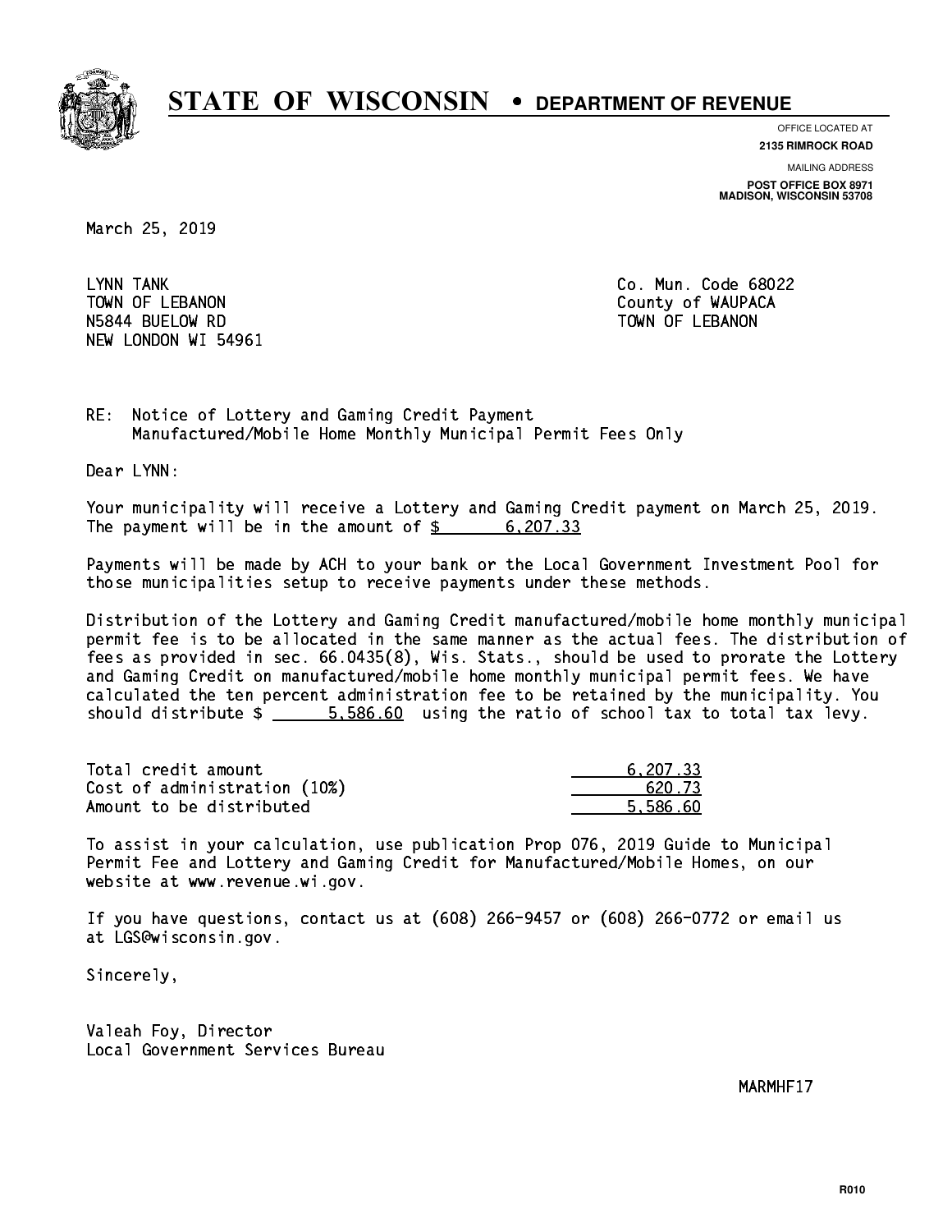# STATE OF WISCONSIN • DEPARTMENT OF REVENUE

OFFICE LOCATED AT
**2135 RIMROCK ROAD**

MAILING ADDRESS
**POST OFFICE BOX 8971**
**MADISON, WISCONSIN 53708**

March 25, 2019

LYNN TANK
TOWN OF LEBANON
N5844 BUELOW RD
NEW LONDON WI 54961

Co. Mun. Code 68022
County of WAUPACA
TOWN OF LEBANON

RE: Notice of Lottery and Gaming Credit Payment
Manufactured/Mobile Home Monthly Municipal Permit Fees Only

Dear LYNN:

Your municipality will receive a Lottery and Gaming Credit payment on March 25, 2019. The payment will be in the amount of $ 6,207.33

Payments will be made by ACH to your bank or the Local Government Investment Pool for those municipalities setup to receive payments under these methods.

Distribution of the Lottery and Gaming Credit manufactured/mobile home monthly municipal permit fee is to be allocated in the same manner as the actual fees. The distribution of fees as provided in sec. 66.0435(8), Wis. Stats., should be used to prorate the Lottery and Gaming Credit on manufactured/mobile home monthly municipal permit fees. We have calculated the ten percent administration fee to be retained by the municipality. You should distribute $ 5,586.60 using the ratio of school tax to total tax levy.

| | |
|---|---|
| Total credit amount | 6,207.33 |
| Cost of administration (10%) | 620.73 |
| Amount to be distributed | 5,586.60 |

To assist in your calculation, use publication Prop 076, 2019 Guide to Municipal Permit Fee and Lottery and Gaming Credit for Manufactured/Mobile Homes, on our website at www.revenue.wi.gov.

If you have questions, contact us at (608) 266-9457 or (608) 266-0772 or email us at LGS@wisconsin.gov.

Sincerely,

Valeah Foy, Director
Local Government Services Bureau

MARMHF17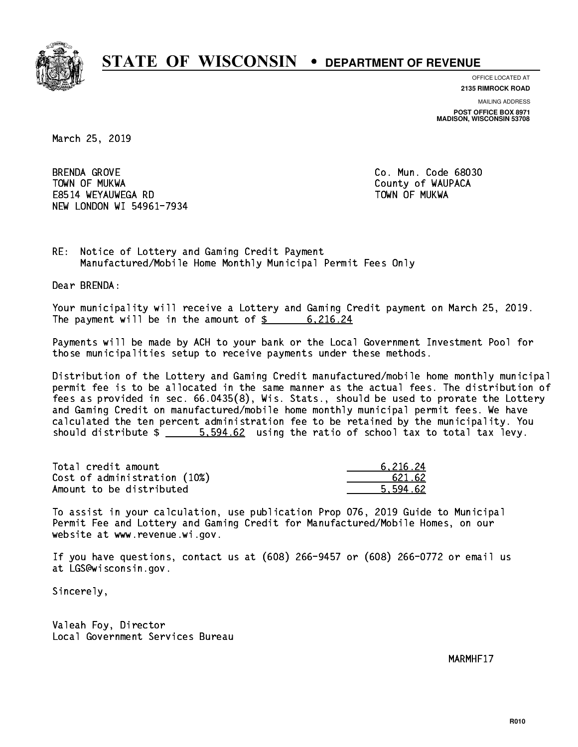# STATE OF WISCONSIN • DEPARTMENT OF REVENUE

OFFICE LOCATED AT
**2135 RIMROCK ROAD**

MAILING ADDRESS
**POST OFFICE BOX 8971**
**MADISON, WISCONSIN 53708**

March 25, 2019

BRENDA GROVE
TOWN OF MUKWA
E8514 WEYAUWEGA RD
NEW LONDON WI 54961-7934

Co. Mun. Code 68030
County of WAUPACA
TOWN OF MUKWA

RE: Notice of Lottery and Gaming Credit Payment
Manufactured/Mobile Home Monthly Municipal Permit Fees Only

Dear BRENDA:

Your municipality will receive a Lottery and Gaming Credit payment on March 25, 2019. The payment will be in the amount of $ 6,216.24

Payments will be made by ACH to your bank or the Local Government Investment Pool for those municipalities setup to receive payments under these methods.

Distribution of the Lottery and Gaming Credit manufactured/mobile home monthly municipal permit fee is to be allocated in the same manner as the actual fees. The distribution of fees as provided in sec. 66.0435(8), Wis. Stats., should be used to prorate the Lottery and Gaming Credit on manufactured/mobile home monthly municipal permit fees. We have calculated the ten percent administration fee to be retained by the municipality. You should distribute $ 5,594.62 using the ratio of school tax to total tax levy.

| | |
|---|---|
| Total credit amount | 6,216.24 |
| Cost of administration (10%) | 621.62 |
| Amount to be distributed | 5,594.62 |

To assist in your calculation, use publication Prop 076, 2019 Guide to Municipal Permit Fee and Lottery and Gaming Credit for Manufactured/Mobile Homes, on our website at www.revenue.wi.gov.

If you have questions, contact us at (608) 266-9457 or (608) 266-0772 or email us at LGS@wisconsin.gov.

Sincerely,

Valeah Foy, Director
Local Government Services Bureau

MARMHF17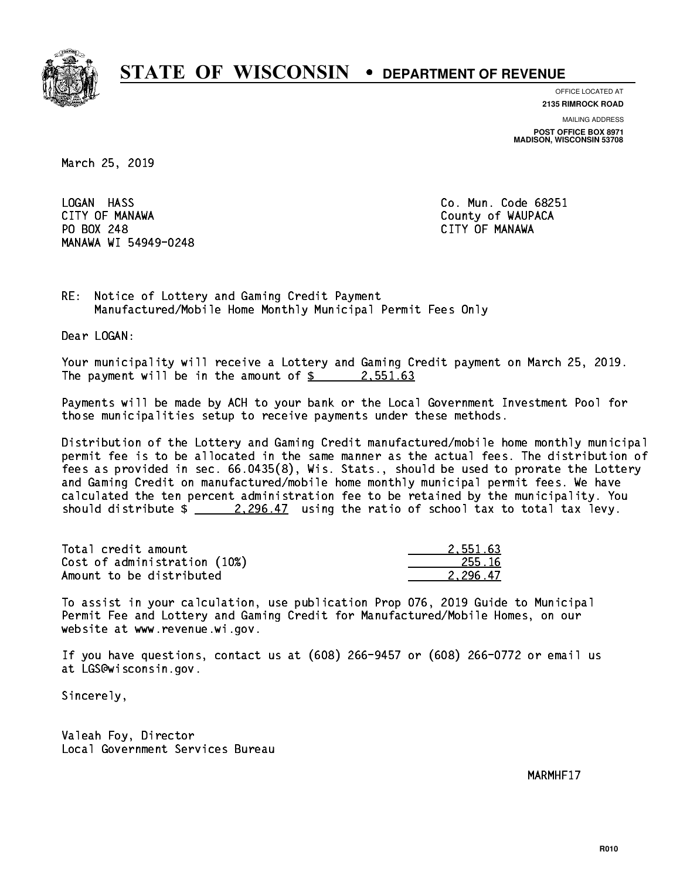# STATE OF WISCONSIN • DEPARTMENT OF REVENUE

OFFICE LOCATED AT
**2135 RIMROCK ROAD**

MAILING ADDRESS
**POST OFFICE BOX 8971**
**MADISON, WISCONSIN 53708**

March 25, 2019

LOGAN HASS
CITY OF MANAWA
PO BOX 248
MANAWA WI 54949-0248

Co. Mun. Code 68251
County of WAUPACA
CITY OF MANAWA

RE: Notice of Lottery and Gaming Credit Payment
Manufactured/Mobile Home Monthly Municipal Permit Fees Only

Dear LOGAN:

Your municipality will receive a Lottery and Gaming Credit payment on March 25, 2019. The payment will be in the amount of $ 2,551.63

Payments will be made by ACH to your bank or the Local Government Investment Pool for those municipalities setup to receive payments under these methods.

Distribution of the Lottery and Gaming Credit manufactured/mobile home monthly municipal permit fee is to be allocated in the same manner as the actual fees. The distribution of fees as provided in sec. 66.0435(8), Wis. Stats., should be used to prorate the Lottery and Gaming Credit on manufactured/mobile home monthly municipal permit fees. We have calculated the ten percent administration fee to be retained by the municipality. You should distribute $ 2,296.47 using the ratio of school tax to total tax levy.

| | |
|---|---:|
| Total credit amount | 2,551.63 |
| Cost of administration (10%) | 255.16 |
| Amount to be distributed | 2,296.47 |

To assist in your calculation, use publication Prop 076, 2019 Guide to Municipal Permit Fee and Lottery and Gaming Credit for Manufactured/Mobile Homes, on our website at www.revenue.wi.gov.

If you have questions, contact us at (608) 266-9457 or (608) 266-0772 or email us at LGS@wisconsin.gov.

Sincerely,

Valeah Foy, Director
Local Government Services Bureau

MARMHF17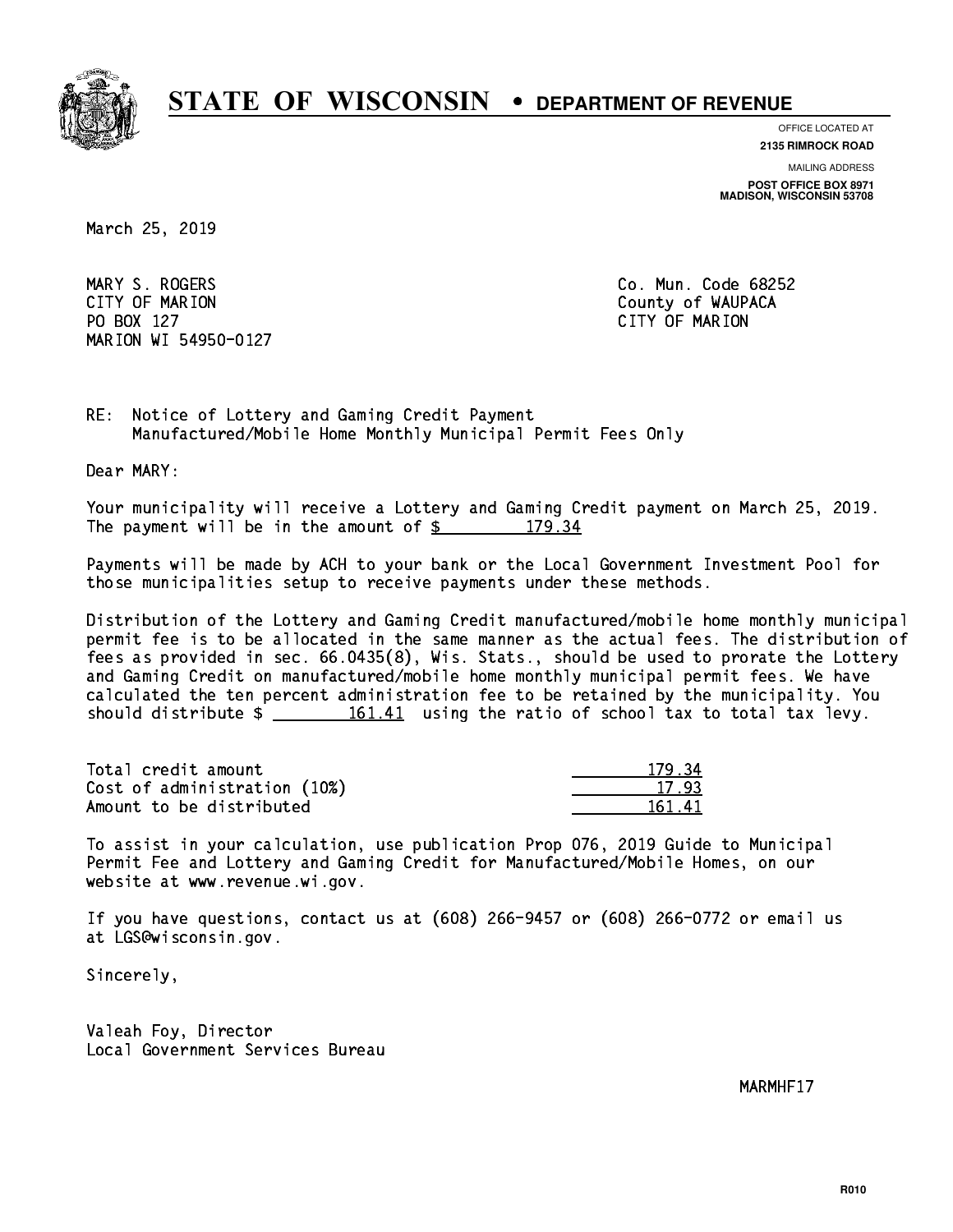# STATE OF WISCONSIN • DEPARTMENT OF REVENUE

OFFICE LOCATED AT
**2135 RIMROCK ROAD**

MAILING ADDRESS
**POST OFFICE BOX 8971**
**MADISON, WISCONSIN 53708**

March 25, 2019

MARY S. ROGERS
CITY OF MARION
PO BOX 127
MARION WI 54950-0127

Co. Mun. Code 68252
County of WAUPACA
CITY OF MARION

RE: Notice of Lottery and Gaming Credit Payment
Manufactured/Mobile Home Monthly Municipal Permit Fees Only

Dear MARY:

Your municipality will receive a Lottery and Gaming Credit payment on March 25, 2019. The payment will be in the amount of $ 179.34

Payments will be made by ACH to your bank or the Local Government Investment Pool for those municipalities setup to receive payments under these methods.

Distribution of the Lottery and Gaming Credit manufactured/mobile home monthly municipal permit fee is to be allocated in the same manner as the actual fees. The distribution of fees as provided in sec. 66.0435(8), Wis. Stats., should be used to prorate the Lottery and Gaming Credit on manufactured/mobile home monthly municipal permit fees. We have calculated the ten percent administration fee to be retained by the municipality. You should distribute $ 161.41 using the ratio of school tax to total tax levy.

| | |
|---|---|
| Total credit amount | 179.34 |
| Cost of administration (10%) | 17.93 |
| Amount to be distributed | 161.41 |

To assist in your calculation, use publication Prop 076, 2019 Guide to Municipal Permit Fee and Lottery and Gaming Credit for Manufactured/Mobile Homes, on our website at www.revenue.wi.gov.

If you have questions, contact us at (608) 266-9457 or (608) 266-0772 or email us at LGS@wisconsin.gov.

Sincerely,

Valeah Foy, Director
Local Government Services Bureau

MARMHF17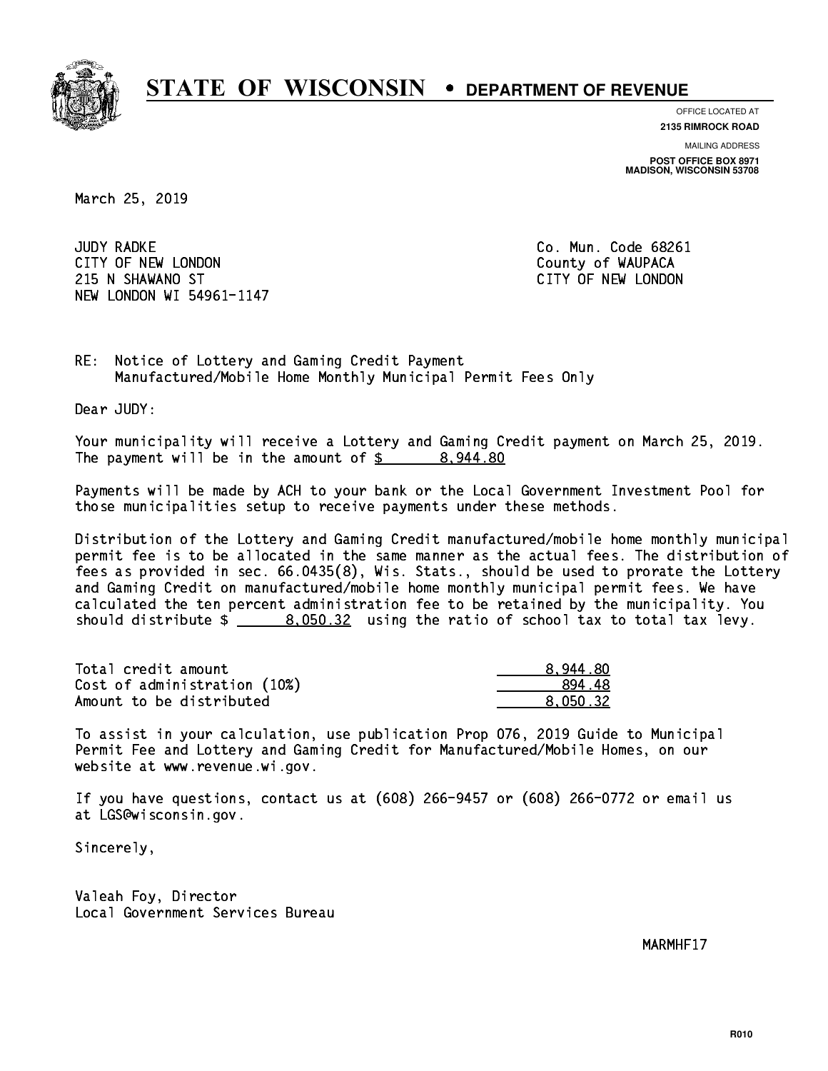# STATE OF WISCONSIN • DEPARTMENT OF REVENUE

OFFICE LOCATED AT
**2135 RIMROCK ROAD**

MAILING ADDRESS
**POST OFFICE BOX 8971**
**MADISON, WISCONSIN 53708**

March 25, 2019

JUDY RADKE
CITY OF NEW LONDON
215 N SHAWANO ST
NEW LONDON WI 54961-1147

Co. Mun. Code 68261
County of WAUPACA
CITY OF NEW LONDON

RE: Notice of Lottery and Gaming Credit Payment
Manufactured/Mobile Home Monthly Municipal Permit Fees Only

Dear JUDY:

Your municipality will receive a Lottery and Gaming Credit payment on March 25, 2019. The payment will be in the amount of $ 8,944.80

Payments will be made by ACH to your bank or the Local Government Investment Pool for those municipalities setup to receive payments under these methods.

Distribution of the Lottery and Gaming Credit manufactured/mobile home monthly municipal permit fee is to be allocated in the same manner as the actual fees. The distribution of fees as provided in sec. 66.0435(8), Wis. Stats., should be used to prorate the Lottery and Gaming Credit on manufactured/mobile home monthly municipal permit fees. We have calculated the ten percent administration fee to be retained by the municipality. You should distribute $ 8,050.32 using the ratio of school tax to total tax levy.

| | |
|---|---|
| Total credit amount | 8,944.80 |
| Cost of administration (10%) | 894.48 |
| Amount to be distributed | 8,050.32 |

To assist in your calculation, use publication Prop 076, 2019 Guide to Municipal Permit Fee and Lottery and Gaming Credit for Manufactured/Mobile Homes, on our website at www.revenue.wi.gov.

If you have questions, contact us at (608) 266-9457 or (608) 266-0772 or email us at LGS@wisconsin.gov.

Sincerely,

Valeah Foy, Director
Local Government Services Bureau

MARMHF17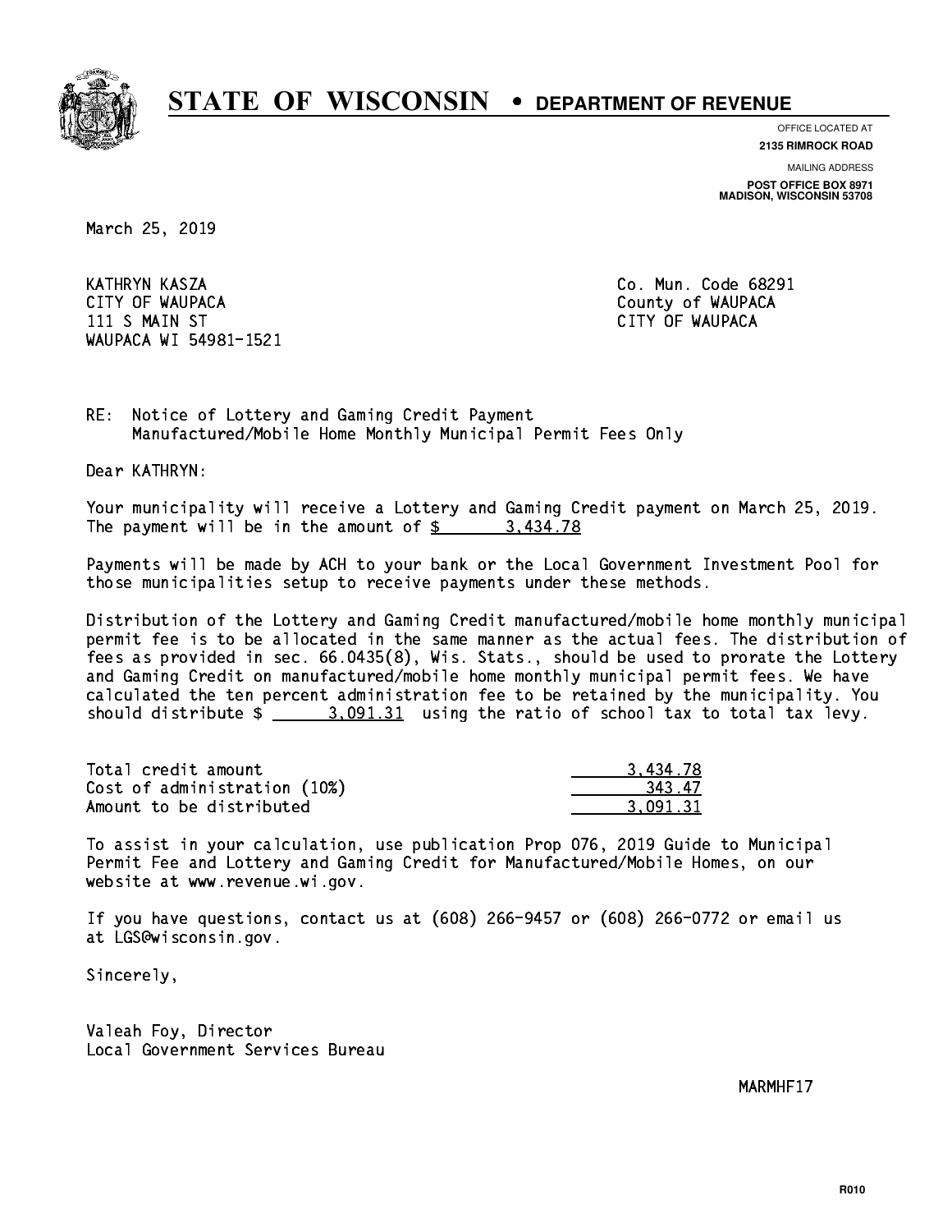# STATE OF WISCONSIN • DEPARTMENT OF REVENUE

OFFICE LOCATED AT
**2135 RIMROCK ROAD**

MAILING ADDRESS
**POST OFFICE BOX 8971**
**MADISON, WISCONSIN 53708**

March 25, 2019

KATHRYN KASZA
CITY OF WAUPACA
111 S MAIN ST
WAUPACA WI 54981-1521

Co. Mun. Code 68291
County of WAUPACA
CITY OF WAUPACA

RE: Notice of Lottery and Gaming Credit Payment
Manufactured/Mobile Home Monthly Municipal Permit Fees Only

Dear KATHRYN:

Your municipality will receive a Lottery and Gaming Credit payment on March 25, 2019. The payment will be in the amount of $ 3,434.78

Payments will be made by ACH to your bank or the Local Government Investment Pool for those municipalities setup to receive payments under these methods.

Distribution of the Lottery and Gaming Credit manufactured/mobile home monthly municipal permit fee is to be allocated in the same manner as the actual fees. The distribution of fees as provided in sec. 66.0435(8), Wis. Stats., should be used to prorate the Lottery and Gaming Credit on manufactured/mobile home monthly municipal permit fees. We have calculated the ten percent administration fee to be retained by the municipality. You should distribute $ 3,091.31 using the ratio of school tax to total tax levy.

| | |
|---|---|
| Total credit amount | 3,434.78 |
| Cost of administration (10%) | 343.47 |
| Amount to be distributed | 3,091.31 |

To assist in your calculation, use publication Prop 076, 2019 Guide to Municipal Permit Fee and Lottery and Gaming Credit for Manufactured/Mobile Homes, on our website at www.revenue.wi.gov.

If you have questions, contact us at (608) 266-9457 or (608) 266-0772 or email us at LGS@wisconsin.gov.

Sincerely,

Valeah Foy, Director
Local Government Services Bureau

MARMHF17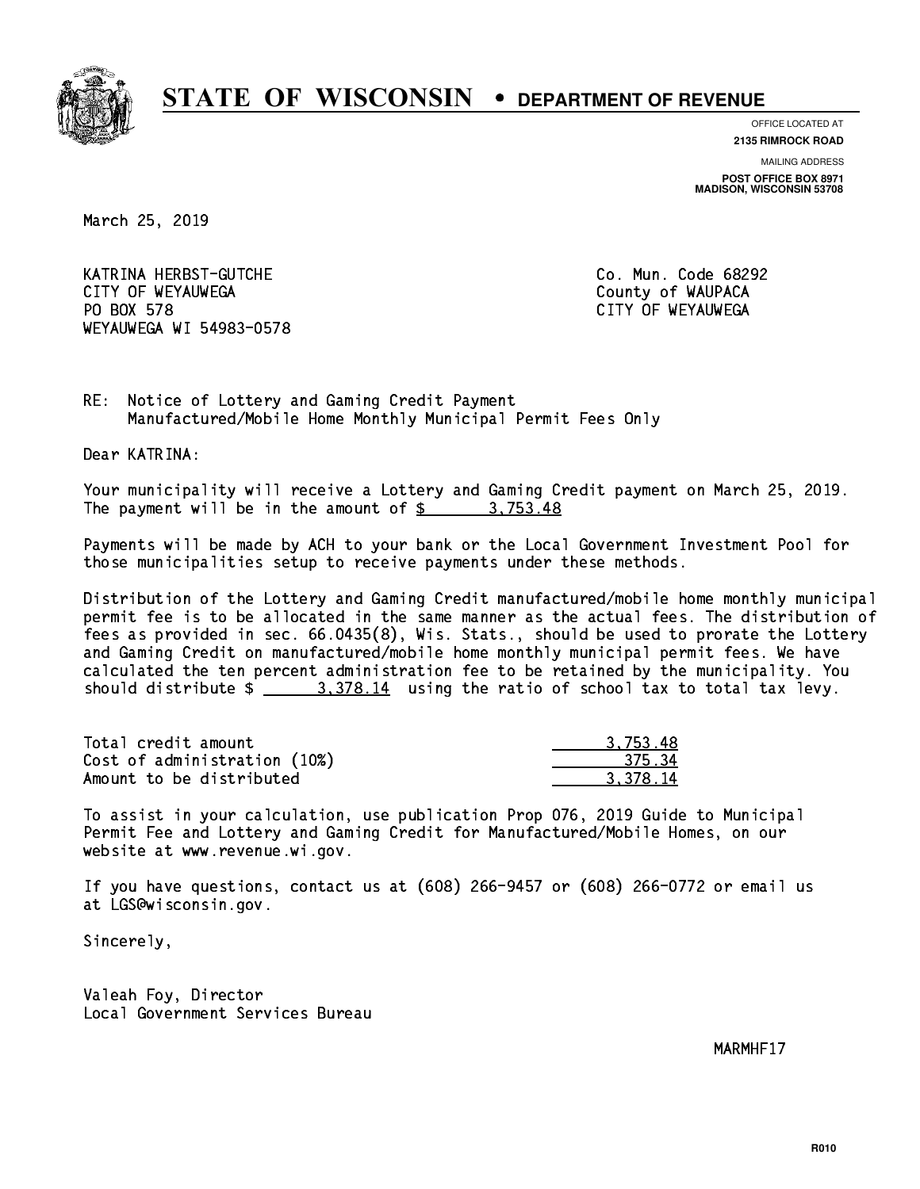# STATE OF WISCONSIN • DEPARTMENT OF REVENUE

OFFICE LOCATED AT
**2135 RIMROCK ROAD**

MAILING ADDRESS
**POST OFFICE BOX 8971**
**MADISON, WISCONSIN 53708**

March 25, 2019

KATRINA HERBST-GUTCHE
CITY OF WEYAUWEGA
PO BOX 578
WEYAUWEGA WI 54983-0578

Co. Mun. Code 68292
County of WAUPACA
CITY OF WEYAUWEGA

RE: Notice of Lottery and Gaming Credit Payment
Manufactured/Mobile Home Monthly Municipal Permit Fees Only

Dear KATRINA:

Your municipality will receive a Lottery and Gaming Credit payment on March 25, 2019. The payment will be in the amount of $ 3,753.48

Payments will be made by ACH to your bank or the Local Government Investment Pool for those municipalities setup to receive payments under these methods.

Distribution of the Lottery and Gaming Credit manufactured/mobile home monthly municipal permit fee is to be allocated in the same manner as the actual fees. The distribution of fees as provided in sec. 66.0435(8), Wis. Stats., should be used to prorate the Lottery and Gaming Credit on manufactured/mobile home monthly municipal permit fees. We have calculated the ten percent administration fee to be retained by the municipality. You should distribute $ 3,378.14 using the ratio of school tax to total tax levy.

| | |
|---|---|
| Total credit amount | 3,753.48 |
| Cost of administration (10%) | 375.34 |
| Amount to be distributed | 3,378.14 |

To assist in your calculation, use publication Prop 076, 2019 Guide to Municipal Permit Fee and Lottery and Gaming Credit for Manufactured/Mobile Homes, on our website at www.revenue.wi.gov.

If you have questions, contact us at (608) 266-9457 or (608) 266-0772 or email us at LGS@wisconsin.gov.

Sincerely,

Valeah Foy, Director
Local Government Services Bureau

MARMHF17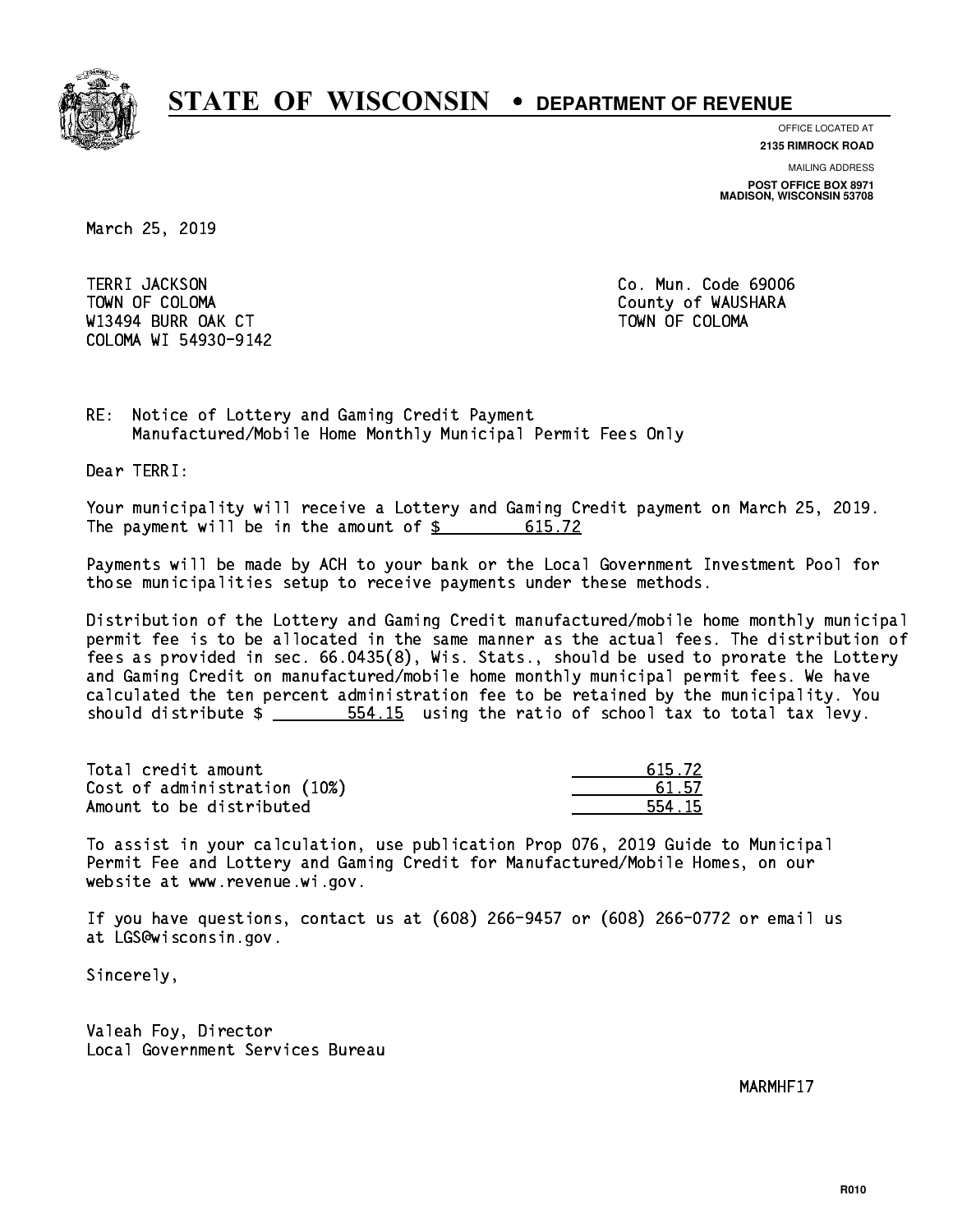# STATE OF WISCONSIN • DEPARTMENT OF REVENUE

OFFICE LOCATED AT
**2135 RIMROCK ROAD**

MAILING ADDRESS
**POST OFFICE BOX 8971**
**MADISON, WISCONSIN 53708**

March 25, 2019

TERRI JACKSON
TOWN OF COLOMA
W13494 BURR OAK CT
COLOMA WI 54930-9142

Co. Mun. Code 69006
County of WAUSHARA
TOWN OF COLOMA

RE: Notice of Lottery and Gaming Credit Payment
Manufactured/Mobile Home Monthly Municipal Permit Fees Only

Dear TERRI:

Your municipality will receive a Lottery and Gaming Credit payment on March 25, 2019. The payment will be in the amount of $ 615.72

Payments will be made by ACH to your bank or the Local Government Investment Pool for those municipalities setup to receive payments under these methods.

Distribution of the Lottery and Gaming Credit manufactured/mobile home monthly municipal permit fee is to be allocated in the same manner as the actual fees. The distribution of fees as provided in sec. 66.0435(8), Wis. Stats., should be used to prorate the Lottery and Gaming Credit on manufactured/mobile home monthly municipal permit fees. We have calculated the ten percent administration fee to be retained by the municipality. You should distribute $ 554.15 using the ratio of school tax to total tax levy.

| | |
|---|---|
| Total credit amount | 615.72 |
| Cost of administration (10%) | 61.57 |
| Amount to be distributed | 554.15 |

To assist in your calculation, use publication Prop 076, 2019 Guide to Municipal Permit Fee and Lottery and Gaming Credit for Manufactured/Mobile Homes, on our website at www.revenue.wi.gov.

If you have questions, contact us at (608) 266-9457 or (608) 266-0772 or email us at LGS@wisconsin.gov.

Sincerely,

Valeah Foy, Director
Local Government Services Bureau

MARMHF17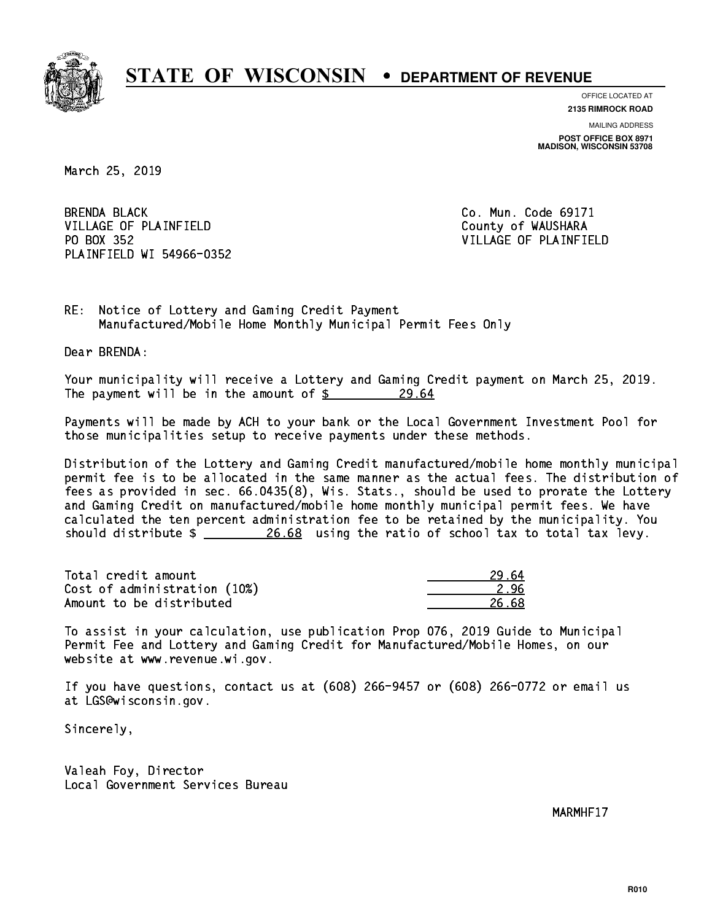# STATE OF WISCONSIN • DEPARTMENT OF REVENUE

OFFICE LOCATED AT
**2135 RIMROCK ROAD**

MAILING ADDRESS
**POST OFFICE BOX 8971**
**MADISON, WISCONSIN 53708**

March 25, 2019

BRENDA BLACK
VILLAGE OF PLAINFIELD
PO BOX 352
PLAINFIELD WI 54966-0352

Co. Mun. Code 69171
County of WAUSHARA
VILLAGE OF PLAINFIELD

RE: Notice of Lottery and Gaming Credit Payment
Manufactured/Mobile Home Monthly Municipal Permit Fees Only

Dear BRENDA:

Your municipality will receive a Lottery and Gaming Credit payment on March 25, 2019. The payment will be in the amount of $ 29.64

Payments will be made by ACH to your bank or the Local Government Investment Pool for those municipalities setup to receive payments under these methods.

Distribution of the Lottery and Gaming Credit manufactured/mobile home monthly municipal permit fee is to be allocated in the same manner as the actual fees. The distribution of fees as provided in sec. 66.0435(8), Wis. Stats., should be used to prorate the Lottery and Gaming Credit on manufactured/mobile home monthly municipal permit fees. We have calculated the ten percent administration fee to be retained by the municipality. You should distribute $ 26.68 using the ratio of school tax to total tax levy.

| | |
|---|---|
| Total credit amount | 29.64 |
| Cost of administration (10%) | 2.96 |
| Amount to be distributed | 26.68 |

To assist in your calculation, use publication Prop 076, 2019 Guide to Municipal Permit Fee and Lottery and Gaming Credit for Manufactured/Mobile Homes, on our website at www.revenue.wi.gov.

If you have questions, contact us at (608) 266-9457 or (608) 266-0772 or email us at LGS@wisconsin.gov.

Sincerely,

Valeah Foy, Director
Local Government Services Bureau

MARMHF17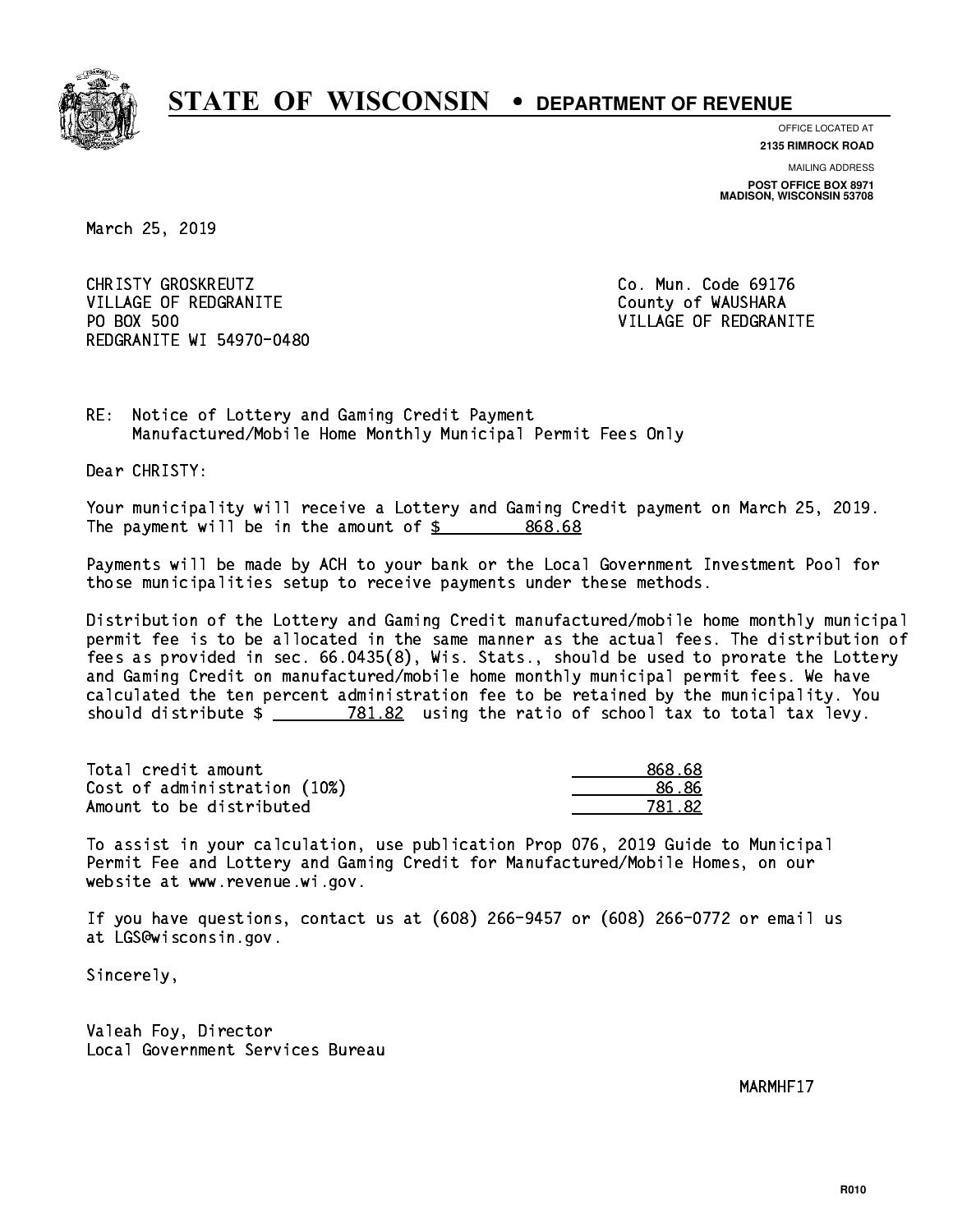# STATE OF WISCONSIN • DEPARTMENT OF REVENUE

OFFICE LOCATED AT
**2135 RIMROCK ROAD**

MAILING ADDRESS
**POST OFFICE BOX 8971**
**MADISON, WISCONSIN 53708**

March 25, 2019

CHRISTY GROSKREUTZ
VILLAGE OF REDGRANITE
PO BOX 500
REDGRANITE WI 54970-0480

Co. Mun. Code 69176
County of WAUSHARA
VILLAGE OF REDGRANITE

RE: Notice of Lottery and Gaming Credit Payment
Manufactured/Mobile Home Monthly Municipal Permit Fees Only

Dear CHRISTY:

Your municipality will receive a Lottery and Gaming Credit payment on March 25, 2019. The payment will be in the amount of $ 868.68

Payments will be made by ACH to your bank or the Local Government Investment Pool for those municipalities setup to receive payments under these methods.

Distribution of the Lottery and Gaming Credit manufactured/mobile home monthly municipal permit fee is to be allocated in the same manner as the actual fees. The distribution of fees as provided in sec. 66.0435(8), Wis. Stats., should be used to prorate the Lottery and Gaming Credit on manufactured/mobile home monthly municipal permit fees. We have calculated the ten percent administration fee to be retained by the municipality. You should distribute $ 781.82 using the ratio of school tax to total tax levy.

| | |
|---|---|
| Total credit amount | 868.68 |
| Cost of administration (10%) | 86.86 |
| Amount to be distributed | 781.82 |

To assist in your calculation, use publication Prop 076, 2019 Guide to Municipal Permit Fee and Lottery and Gaming Credit for Manufactured/Mobile Homes, on our website at www.revenue.wi.gov.

If you have questions, contact us at (608) 266-9457 or (608) 266-0772 or email us at LGS@wisconsin.gov.

Sincerely,

Valeah Foy, Director
Local Government Services Bureau

MARMHF17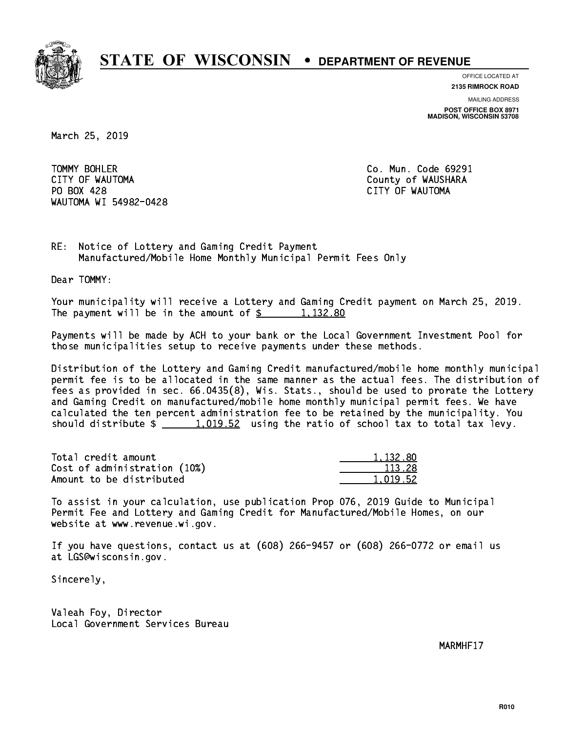# STATE OF WISCONSIN • DEPARTMENT OF REVENUE

OFFICE LOCATED AT
**2135 RIMROCK ROAD**

MAILING ADDRESS
**POST OFFICE BOX 8971**
**MADISON, WISCONSIN 53708**

March 25, 2019

TOMMY BOHLER
CITY OF WAUTOMA
PO BOX 428
WAUTOMA WI 54982-0428

Co. Mun. Code 69291
County of WAUSHARA
CITY OF WAUTOMA

RE: Notice of Lottery and Gaming Credit Payment
Manufactured/Mobile Home Monthly Municipal Permit Fees Only

Dear TOMMY:

Your municipality will receive a Lottery and Gaming Credit payment on March 25, 2019. The payment will be in the amount of $ 1,132.80

Payments will be made by ACH to your bank or the Local Government Investment Pool for those municipalities setup to receive payments under these methods.

Distribution of the Lottery and Gaming Credit manufactured/mobile home monthly municipal permit fee is to be allocated in the same manner as the actual fees. The distribution of fees as provided in sec. 66.0435(8), Wis. Stats., should be used to prorate the Lottery and Gaming Credit on manufactured/mobile home monthly municipal permit fees. We have calculated the ten percent administration fee to be retained by the municipality. You should distribute $ 1,019.52 using the ratio of school tax to total tax levy.

| | |
|---|---|
| Total credit amount | 1,132.80 |
| Cost of administration (10%) | 113.28 |
| Amount to be distributed | 1,019.52 |

To assist in your calculation, use publication Prop 076, 2019 Guide to Municipal Permit Fee and Lottery and Gaming Credit for Manufactured/Mobile Homes, on our website at www.revenue.wi.gov.

If you have questions, contact us at (608) 266-9457 or (608) 266-0772 or email us at LGS@wisconsin.gov.

Sincerely,

Valeah Foy, Director
Local Government Services Bureau

MARMHF17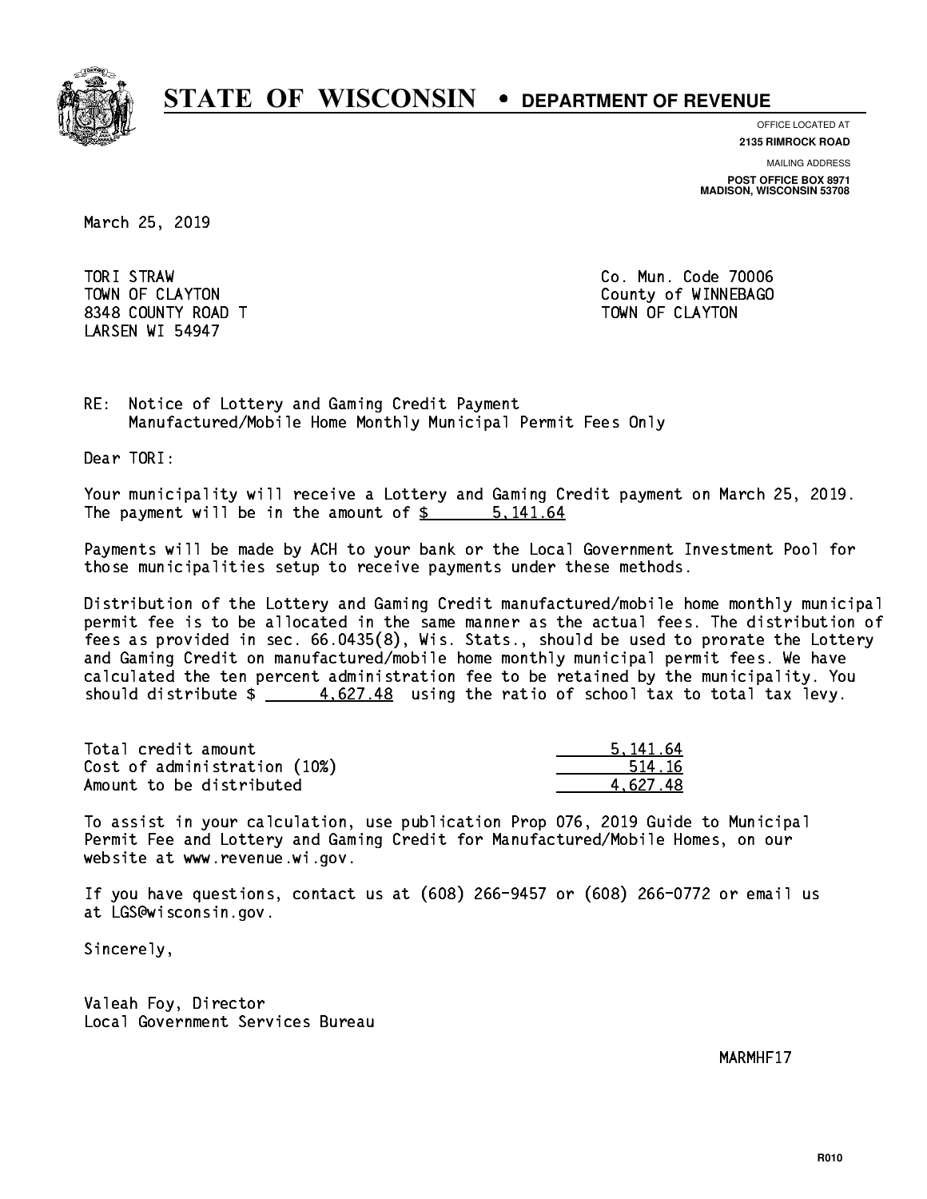# STATE OF WISCONSIN • DEPARTMENT OF REVENUE

OFFICE LOCATED AT
**2135 RIMROCK ROAD**

MAILING ADDRESS
**POST OFFICE BOX 8971**
**MADISON, WISCONSIN 53708**

March 25, 2019

TORI STRAW
TOWN OF CLAYTON
8348 COUNTY ROAD T
LARSEN WI 54947

Co. Mun. Code 70006
County of WINNEBAGO
TOWN OF CLAYTON

RE: Notice of Lottery and Gaming Credit Payment
Manufactured/Mobile Home Monthly Municipal Permit Fees Only

Dear TORI:

Your municipality will receive a Lottery and Gaming Credit payment on March 25, 2019. The payment will be in the amount of $ 5,141.64

Payments will be made by ACH to your bank or the Local Government Investment Pool for those municipalities setup to receive payments under these methods.

Distribution of the Lottery and Gaming Credit manufactured/mobile home monthly municipal permit fee is to be allocated in the same manner as the actual fees. The distribution of fees as provided in sec. 66.0435(8), Wis. Stats., should be used to prorate the Lottery and Gaming Credit on manufactured/mobile home monthly municipal permit fees. We have calculated the ten percent administration fee to be retained by the municipality. You should distribute $ 4,627.48 using the ratio of school tax to total tax levy.

| | |
|---|---|
| Total credit amount | 5,141.64 |
| Cost of administration (10%) | 514.16 |
| Amount to be distributed | 4,627.48 |

To assist in your calculation, use publication Prop 076, 2019 Guide to Municipal Permit Fee and Lottery and Gaming Credit for Manufactured/Mobile Homes, on our website at www.revenue.wi.gov.

If you have questions, contact us at (608) 266-9457 or (608) 266-0772 or email us at LGS@wisconsin.gov.

Sincerely,

Valeah Foy, Director
Local Government Services Bureau

MARMHF17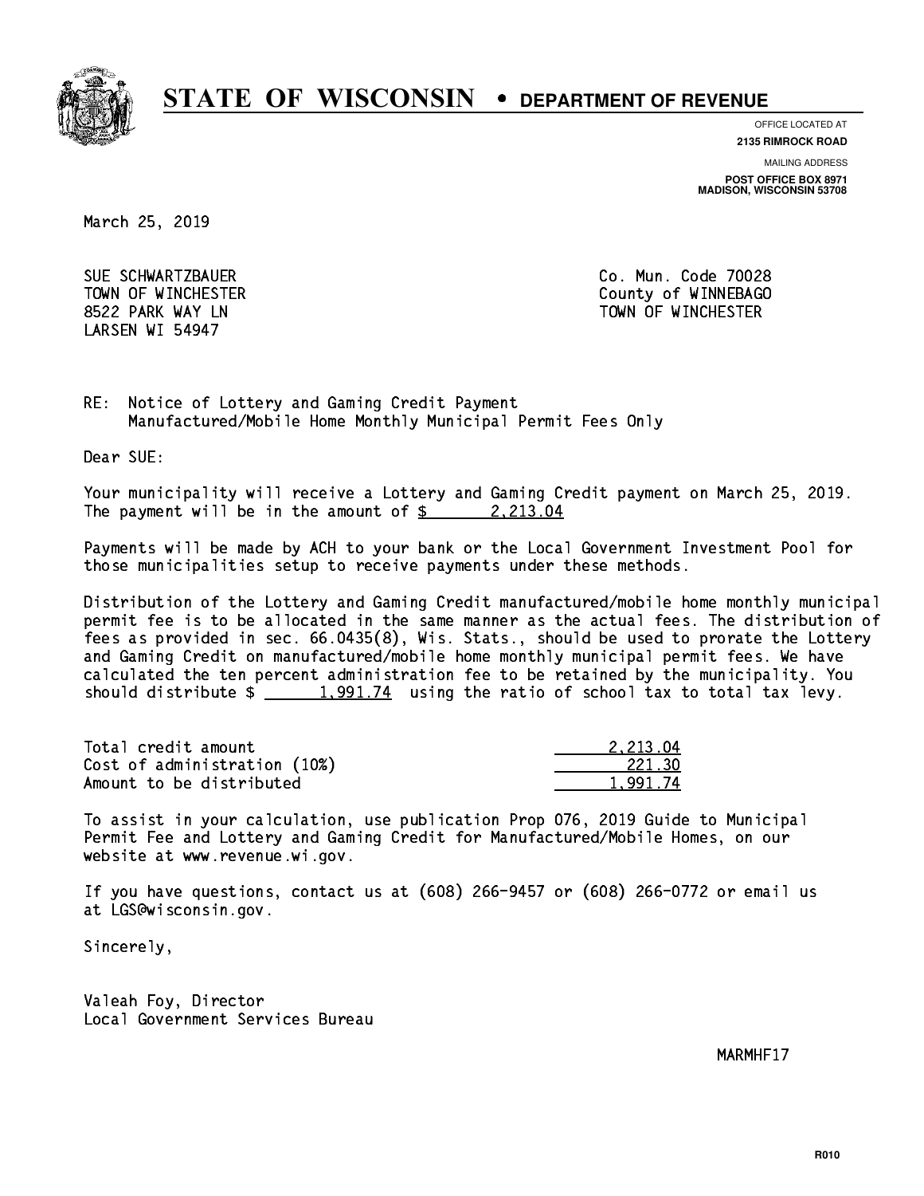# STATE OF WISCONSIN • DEPARTMENT OF REVENUE

OFFICE LOCATED AT
**2135 RIMROCK ROAD**

MAILING ADDRESS
**POST OFFICE BOX 8971**
**MADISON, WISCONSIN 53708**

March 25, 2019

SUE SCHWARTZBAUER
TOWN OF WINCHESTER
8522 PARK WAY LN
LARSEN WI 54947

Co. Mun. Code 70028
County of WINNEBAGO
TOWN OF WINCHESTER

RE: Notice of Lottery and Gaming Credit Payment
Manufactured/Mobile Home Monthly Municipal Permit Fees Only

Dear SUE:

Your municipality will receive a Lottery and Gaming Credit payment on March 25, 2019. The payment will be in the amount of $ 2,213.04

Payments will be made by ACH to your bank or the Local Government Investment Pool for those municipalities setup to receive payments under these methods.

Distribution of the Lottery and Gaming Credit manufactured/mobile home monthly municipal permit fee is to be allocated in the same manner as the actual fees. The distribution of fees as provided in sec. 66.0435(8), Wis. Stats., should be used to prorate the Lottery and Gaming Credit on manufactured/mobile home monthly municipal permit fees. We have calculated the ten percent administration fee to be retained by the municipality. You should distribute $ 1,991.74 using the ratio of school tax to total tax levy.

| | |
|---|---|
| Total credit amount | 2,213.04 |
| Cost of administration (10%) | 221.30 |
| Amount to be distributed | 1,991.74 |

To assist in your calculation, use publication Prop 076, 2019 Guide to Municipal Permit Fee and Lottery and Gaming Credit for Manufactured/Mobile Homes, on our website at www.revenue.wi.gov.

If you have questions, contact us at (608) 266-9457 or (608) 266-0772 or email us at LGS@wisconsin.gov.

Sincerely,

Valeah Foy, Director
Local Government Services Bureau

MARMHF17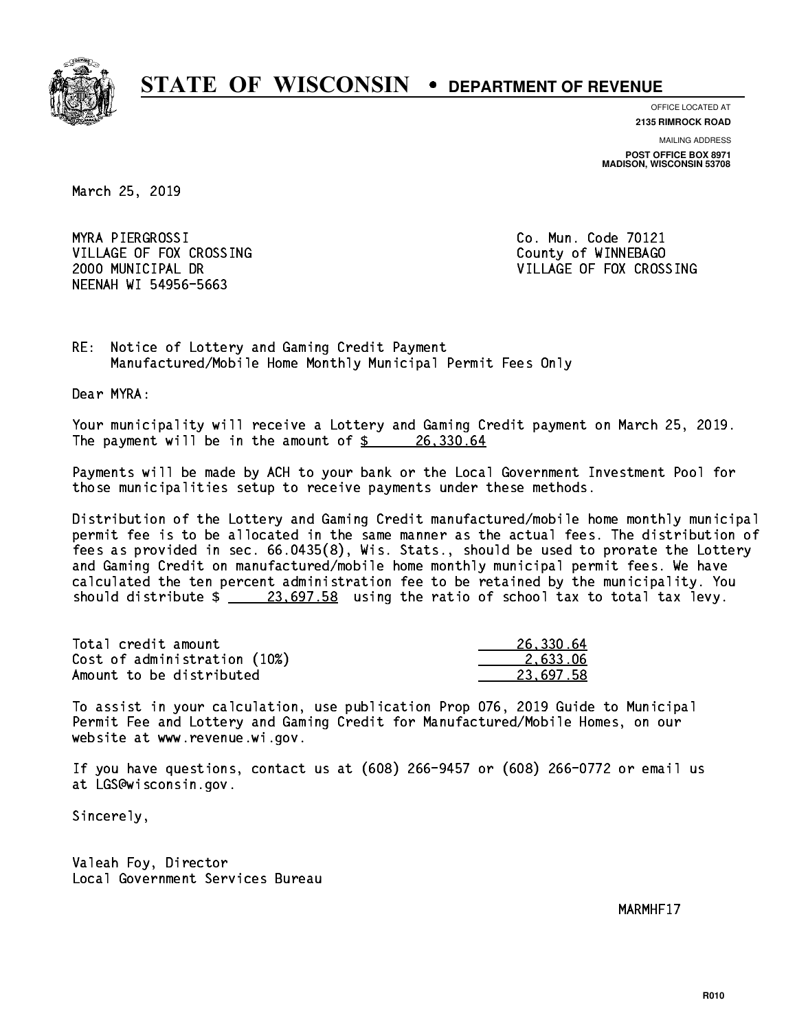# STATE OF WISCONSIN • DEPARTMENT OF REVENUE

OFFICE LOCATED AT
**2135 RIMROCK ROAD**

MAILING ADDRESS
**POST OFFICE BOX 8971**
**MADISON, WISCONSIN 53708**

March 25, 2019

MYRA PIERGROSSI
VILLAGE OF FOX CROSSING
2000 MUNICIPAL DR
NEENAH WI 54956-5663

Co. Mun. Code 70121
County of WINNEBAGO
VILLAGE OF FOX CROSSING

RE: Notice of Lottery and Gaming Credit Payment
Manufactured/Mobile Home Monthly Municipal Permit Fees Only

Dear MYRA:

Your municipality will receive a Lottery and Gaming Credit payment on March 25, 2019. The payment will be in the amount of $ 26,330.64

Payments will be made by ACH to your bank or the Local Government Investment Pool for those municipalities setup to receive payments under these methods.

Distribution of the Lottery and Gaming Credit manufactured/mobile home monthly municipal permit fee is to be allocated in the same manner as the actual fees. The distribution of fees as provided in sec. 66.0435(8), Wis. Stats., should be used to prorate the Lottery and Gaming Credit on manufactured/mobile home monthly municipal permit fees. We have calculated the ten percent administration fee to be retained by the municipality. You should distribute $ 23,697.58 using the ratio of school tax to total tax levy.

| | |
|---|---|
| Total credit amount | 26,330.64 |
| Cost of administration (10%) | 2,633.06 |
| Amount to be distributed | 23,697.58 |

To assist in your calculation, use publication Prop 076, 2019 Guide to Municipal Permit Fee and Lottery and Gaming Credit for Manufactured/Mobile Homes, on our website at www.revenue.wi.gov.

If you have questions, contact us at (608) 266-9457 or (608) 266-0772 or email us at LGS@wisconsin.gov.

Sincerely,

Valeah Foy, Director
Local Government Services Bureau

MARMHF17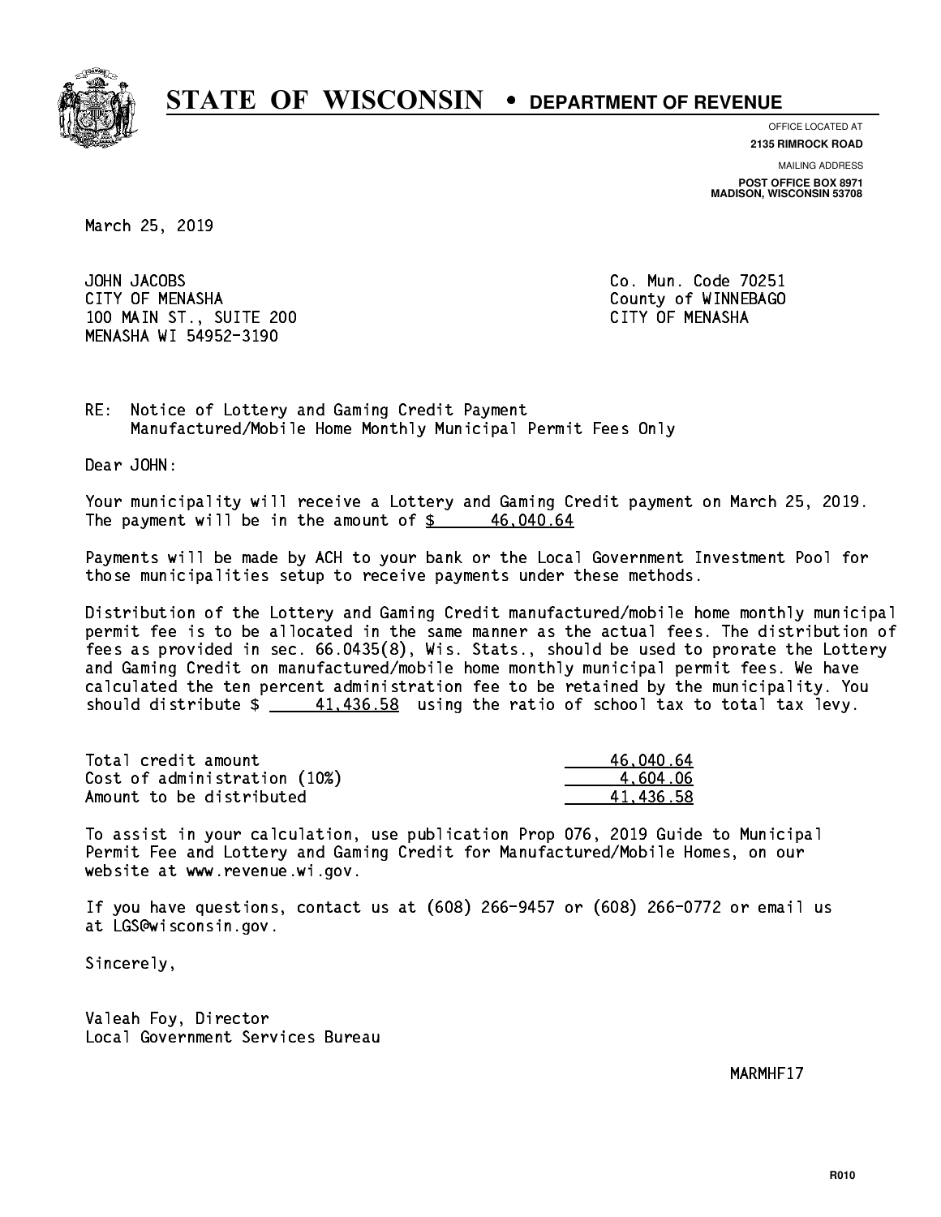# STATE OF WISCONSIN • DEPARTMENT OF REVENUE

OFFICE LOCATED AT
**2135 RIMROCK ROAD**

MAILING ADDRESS
**POST OFFICE BOX 8971**
**MADISON, WISCONSIN 53708**

March 25, 2019

JOHN JACOBS
CITY OF MENASHA
100 MAIN ST., SUITE 200
MENASHA WI 54952-3190

Co. Mun. Code 70251
County of WINNEBAGO
CITY OF MENASHA

RE: Notice of Lottery and Gaming Credit Payment
Manufactured/Mobile Home Monthly Municipal Permit Fees Only

Dear JOHN:

Your municipality will receive a Lottery and Gaming Credit payment on March 25, 2019. The payment will be in the amount of $ 46,040.64

Payments will be made by ACH to your bank or the Local Government Investment Pool for those municipalities setup to receive payments under these methods.

Distribution of the Lottery and Gaming Credit manufactured/mobile home monthly municipal permit fee is to be allocated in the same manner as the actual fees. The distribution of fees as provided in sec. 66.0435(8), Wis. Stats., should be used to prorate the Lottery and Gaming Credit on manufactured/mobile home monthly municipal permit fees. We have calculated the ten percent administration fee to be retained by the municipality. You should distribute $ 41,436.58 using the ratio of school tax to total tax levy.

| | |
|---|---|
| Total credit amount | 46,040.64 |
| Cost of administration (10%) | 4,604.06 |
| Amount to be distributed | 41,436.58 |

To assist in your calculation, use publication Prop 076, 2019 Guide to Municipal Permit Fee and Lottery and Gaming Credit for Manufactured/Mobile Homes, on our website at www.revenue.wi.gov.

If you have questions, contact us at (608) 266-9457 or (608) 266-0772 or email us at LGS@wisconsin.gov.

Sincerely,

Valeah Foy, Director
Local Government Services Bureau

MARMHF17

R010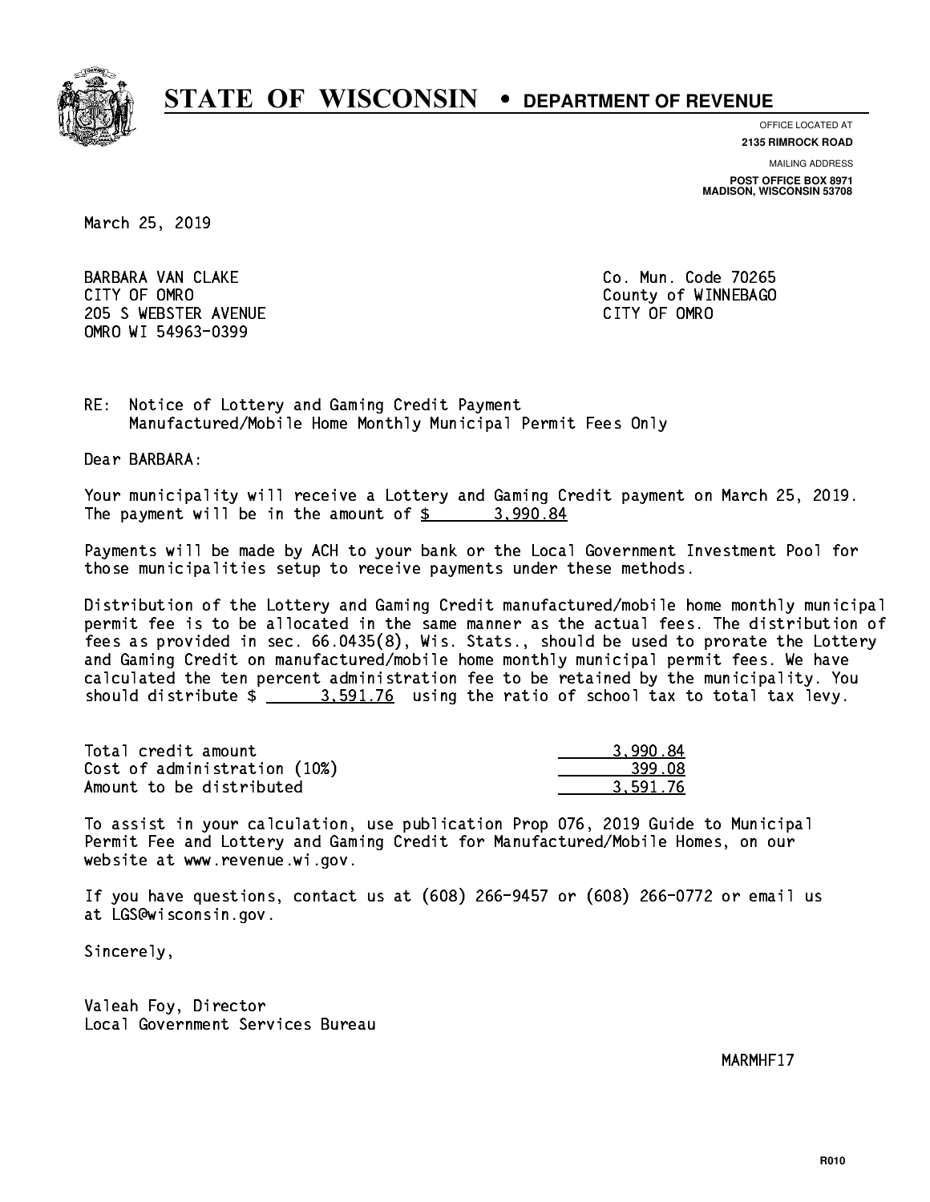# STATE OF WISCONSIN • DEPARTMENT OF REVENUE

OFFICE LOCATED AT
**2135 RIMROCK ROAD**

MAILING ADDRESS
**POST OFFICE BOX 8971**
**MADISON, WISCONSIN 53708**

March 25, 2019

BARBARA VAN CLAKE
CITY OF OMRO
205 S WEBSTER AVENUE
OMRO WI 54963-0399

Co. Mun. Code 70265
County of WINNEBAGO
CITY OF OMRO

RE: Notice of Lottery and Gaming Credit Payment
Manufactured/Mobile Home Monthly Municipal Permit Fees Only

Dear BARBARA:

Your municipality will receive a Lottery and Gaming Credit payment on March 25, 2019. The payment will be in the amount of $ 3,990.84

Payments will be made by ACH to your bank or the Local Government Investment Pool for those municipalities setup to receive payments under these methods.

Distribution of the Lottery and Gaming Credit manufactured/mobile home monthly municipal permit fee is to be allocated in the same manner as the actual fees. The distribution of fees as provided in sec. 66.0435(8), Wis. Stats., should be used to prorate the Lottery and Gaming Credit on manufactured/mobile home monthly municipal permit fees. We have calculated the ten percent administration fee to be retained by the municipality. You should distribute $ 3,591.76 using the ratio of school tax to total tax levy.

| | |
|---|---|
| Total credit amount | 3,990.84 |
| Cost of administration (10%) | 399.08 |
| Amount to be distributed | 3,591.76 |

To assist in your calculation, use publication Prop 076, 2019 Guide to Municipal Permit Fee and Lottery and Gaming Credit for Manufactured/Mobile Homes, on our website at www.revenue.wi.gov.

If you have questions, contact us at (608) 266-9457 or (608) 266-0772 or email us at LGS@wisconsin.gov.

Sincerely,

Valeah Foy, Director
Local Government Services Bureau

MARMHF17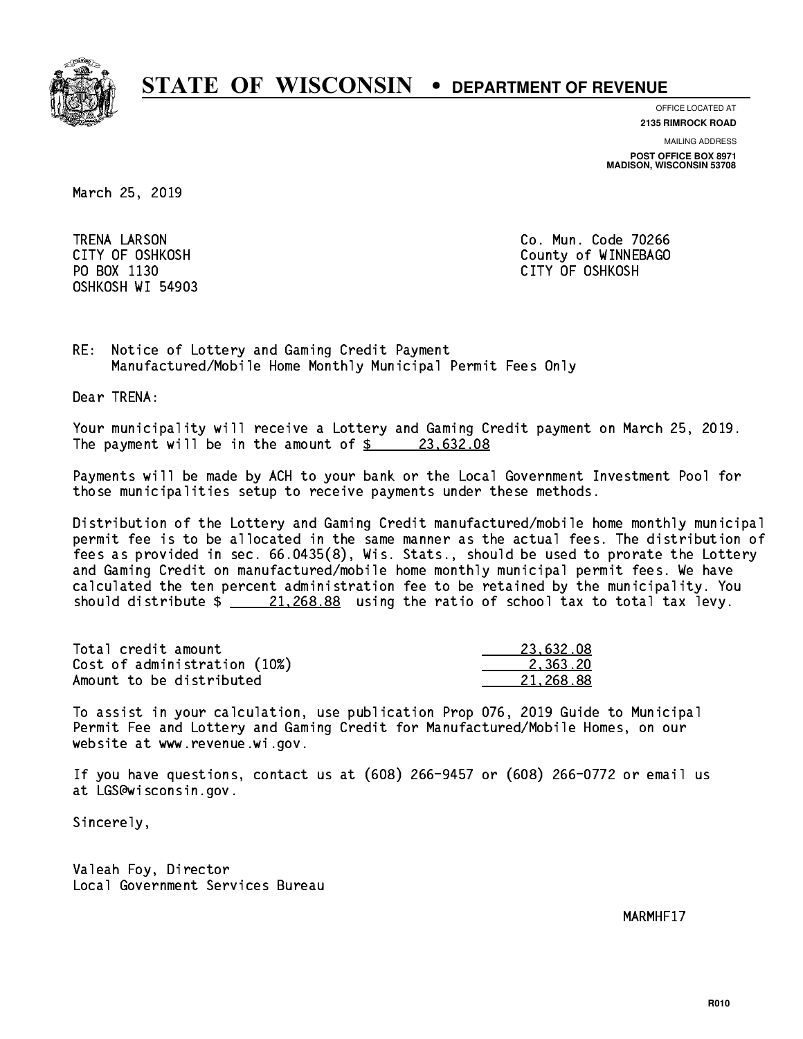# STATE OF WISCONSIN • DEPARTMENT OF REVENUE

OFFICE LOCATED AT
**2135 RIMROCK ROAD**

MAILING ADDRESS
**POST OFFICE BOX 8971**
**MADISON, WISCONSIN 53708**

March 25, 2019

TRENA LARSON
CITY OF OSHKOSH
PO BOX 1130
OSHKOSH WI 54903

Co. Mun. Code 70266
County of WINNEBAGO
CITY OF OSHKOSH

RE: Notice of Lottery and Gaming Credit Payment
Manufactured/Mobile Home Monthly Municipal Permit Fees Only

Dear TRENA:

Your municipality will receive a Lottery and Gaming Credit payment on March 25, 2019. The payment will be in the amount of $ 23,632.08

Payments will be made by ACH to your bank or the Local Government Investment Pool for those municipalities setup to receive payments under these methods.

Distribution of the Lottery and Gaming Credit manufactured/mobile home monthly municipal permit fee is to be allocated in the same manner as the actual fees. The distribution of fees as provided in sec. 66.0435(8), Wis. Stats., should be used to prorate the Lottery and Gaming Credit on manufactured/mobile home monthly municipal permit fees. We have calculated the ten percent administration fee to be retained by the municipality. You should distribute $ 21,268.88 using the ratio of school tax to total tax levy.

| | |
|---|---|
| Total credit amount | 23,632.08 |
| Cost of administration (10%) | 2,363.20 |
| Amount to be distributed | 21,268.88 |

To assist in your calculation, use publication Prop 076, 2019 Guide to Municipal Permit Fee and Lottery and Gaming Credit for Manufactured/Mobile Homes, on our website at www.revenue.wi.gov.

If you have questions, contact us at (608) 266-9457 or (608) 266-0772 or email us at LGS@wisconsin.gov.

Sincerely,

Valeah Foy, Director
Local Government Services Bureau

MARMHF17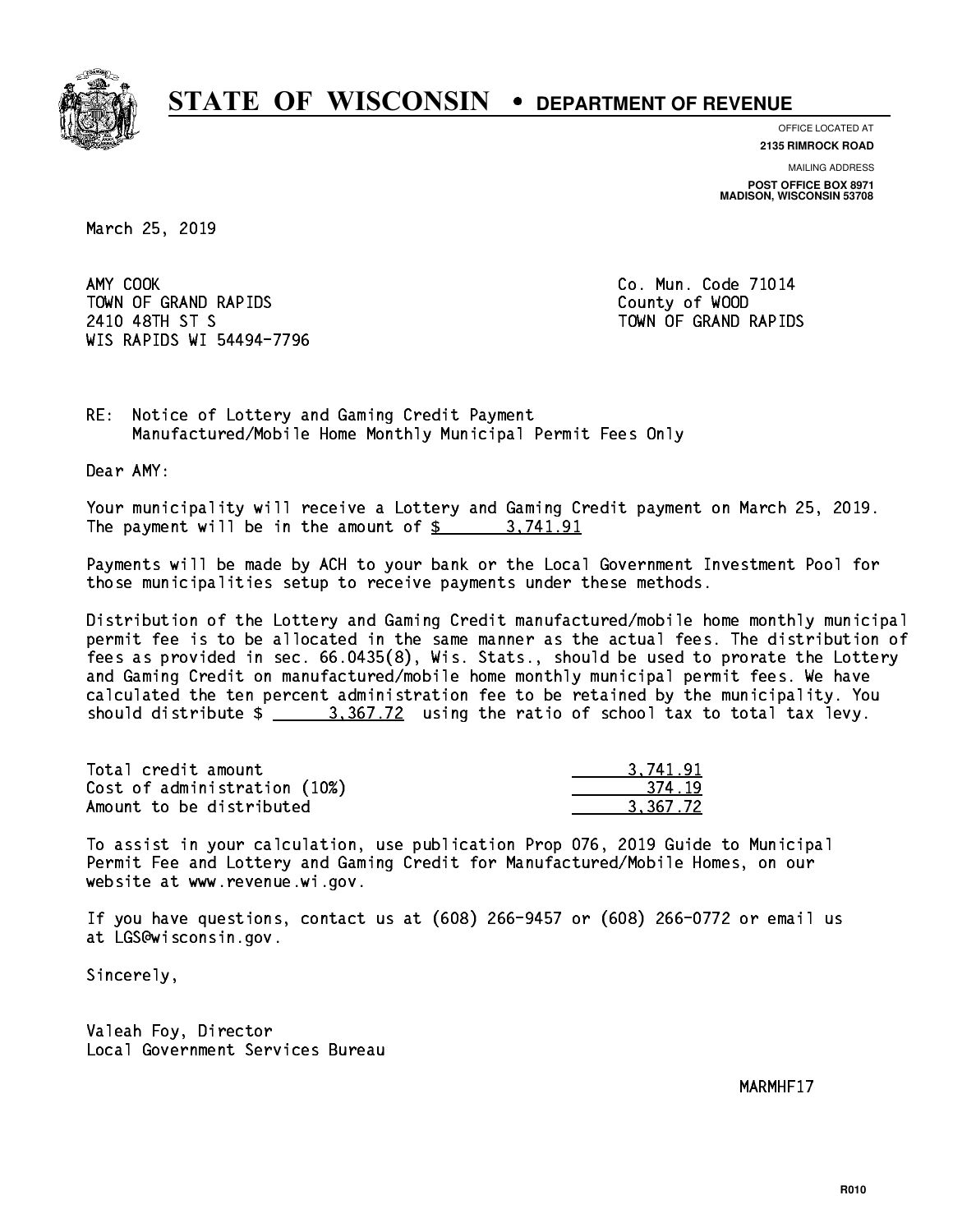# STATE OF WISCONSIN • DEPARTMENT OF REVENUE

OFFICE LOCATED AT
**2135 RIMROCK ROAD**

MAILING ADDRESS
**POST OFFICE BOX 8971**
**MADISON, WISCONSIN 53708**

March 25, 2019

AMY COOK
TOWN OF GRAND RAPIDS
2410 48TH ST S
WIS RAPIDS WI 54494-7796

Co. Mun. Code 71014
County of WOOD
TOWN OF GRAND RAPIDS

RE: Notice of Lottery and Gaming Credit Payment
Manufactured/Mobile Home Monthly Municipal Permit Fees Only

Dear AMY:

Your municipality will receive a Lottery and Gaming Credit payment on March 25, 2019. The payment will be in the amount of $ 3,741.91

Payments will be made by ACH to your bank or the Local Government Investment Pool for those municipalities setup to receive payments under these methods.

Distribution of the Lottery and Gaming Credit manufactured/mobile home monthly municipal permit fee is to be allocated in the same manner as the actual fees. The distribution of fees as provided in sec. 66.0435(8), Wis. Stats., should be used to prorate the Lottery and Gaming Credit on manufactured/mobile home monthly municipal permit fees. We have calculated the ten percent administration fee to be retained by the municipality. You should distribute $ 3,367.72 using the ratio of school tax to total tax levy.

| | |
|---|---|
| Total credit amount | 3,741.91 |
| Cost of administration (10%) | 374.19 |
| Amount to be distributed | 3,367.72 |

To assist in your calculation, use publication Prop 076, 2019 Guide to Municipal Permit Fee and Lottery and Gaming Credit for Manufactured/Mobile Homes, on our website at www.revenue.wi.gov.

If you have questions, contact us at (608) 266-9457 or (608) 266-0772 or email us at LGS@wisconsin.gov.

Sincerely,

Valeah Foy, Director
Local Government Services Bureau

MARMHF17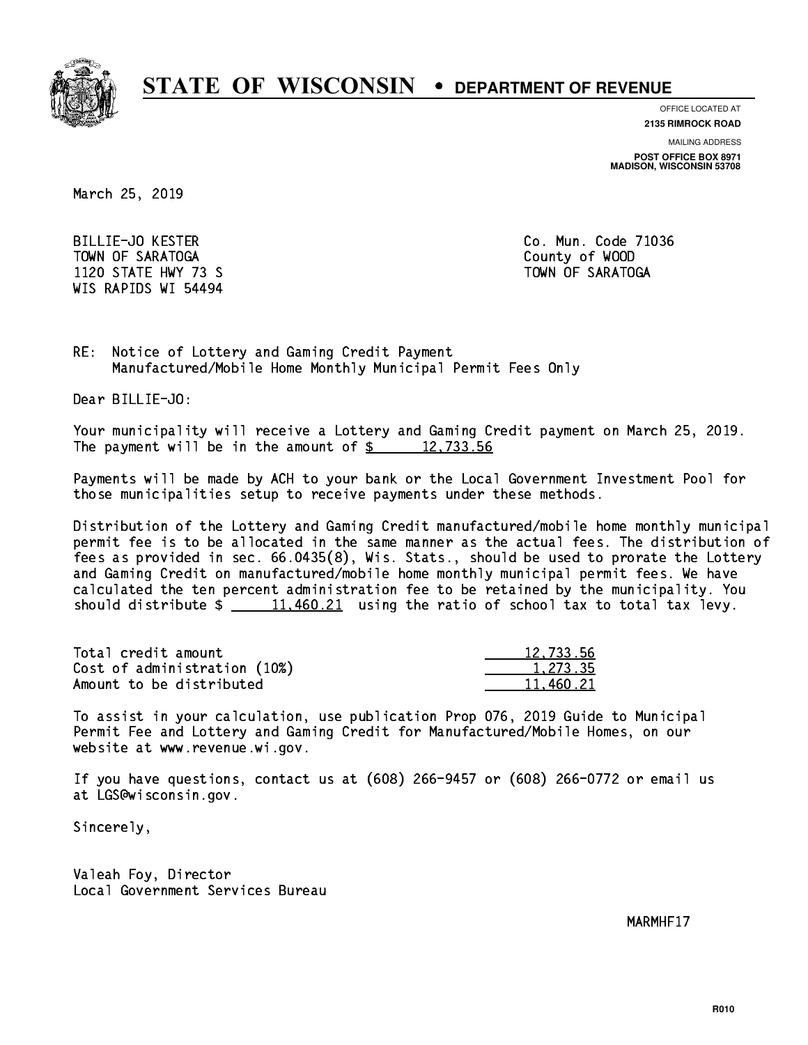# STATE OF WISCONSIN • DEPARTMENT OF REVENUE

OFFICE LOCATED AT
**2135 RIMROCK ROAD**

MAILING ADDRESS
**POST OFFICE BOX 8971**
**MADISON, WISCONSIN 53708**

March 25, 2019

BILLIE-JO KESTER
TOWN OF SARATOGA
1120 STATE HWY 73 S
WIS RAPIDS WI 54494

Co. Mun. Code 71036
County of WOOD
TOWN OF SARATOGA

RE: Notice of Lottery and Gaming Credit Payment
Manufactured/Mobile Home Monthly Municipal Permit Fees Only

Dear BILLIE-JO:

Your municipality will receive a Lottery and Gaming Credit payment on March 25, 2019. The payment will be in the amount of $ 12,733.56

Payments will be made by ACH to your bank or the Local Government Investment Pool for those municipalities setup to receive payments under these methods.

Distribution of the Lottery and Gaming Credit manufactured/mobile home monthly municipal permit fee is to be allocated in the same manner as the actual fees. The distribution of fees as provided in sec. 66.0435(8), Wis. Stats., should be used to prorate the Lottery and Gaming Credit on manufactured/mobile home monthly municipal permit fees. We have calculated the ten percent administration fee to be retained by the municipality. You should distribute $ 11,460.21 using the ratio of school tax to total tax levy.

| | |
|---|---|
| Total credit amount | 12,733.56 |
| Cost of administration (10%) | 1,273.35 |
| Amount to be distributed | 11,460.21 |

To assist in your calculation, use publication Prop 076, 2019 Guide to Municipal Permit Fee and Lottery and Gaming Credit for Manufactured/Mobile Homes, on our website at www.revenue.wi.gov.

If you have questions, contact us at (608) 266-9457 or (608) 266-0772 or email us at LGS@wisconsin.gov.

Sincerely,

Valeah Foy, Director
Local Government Services Bureau

MARMHF17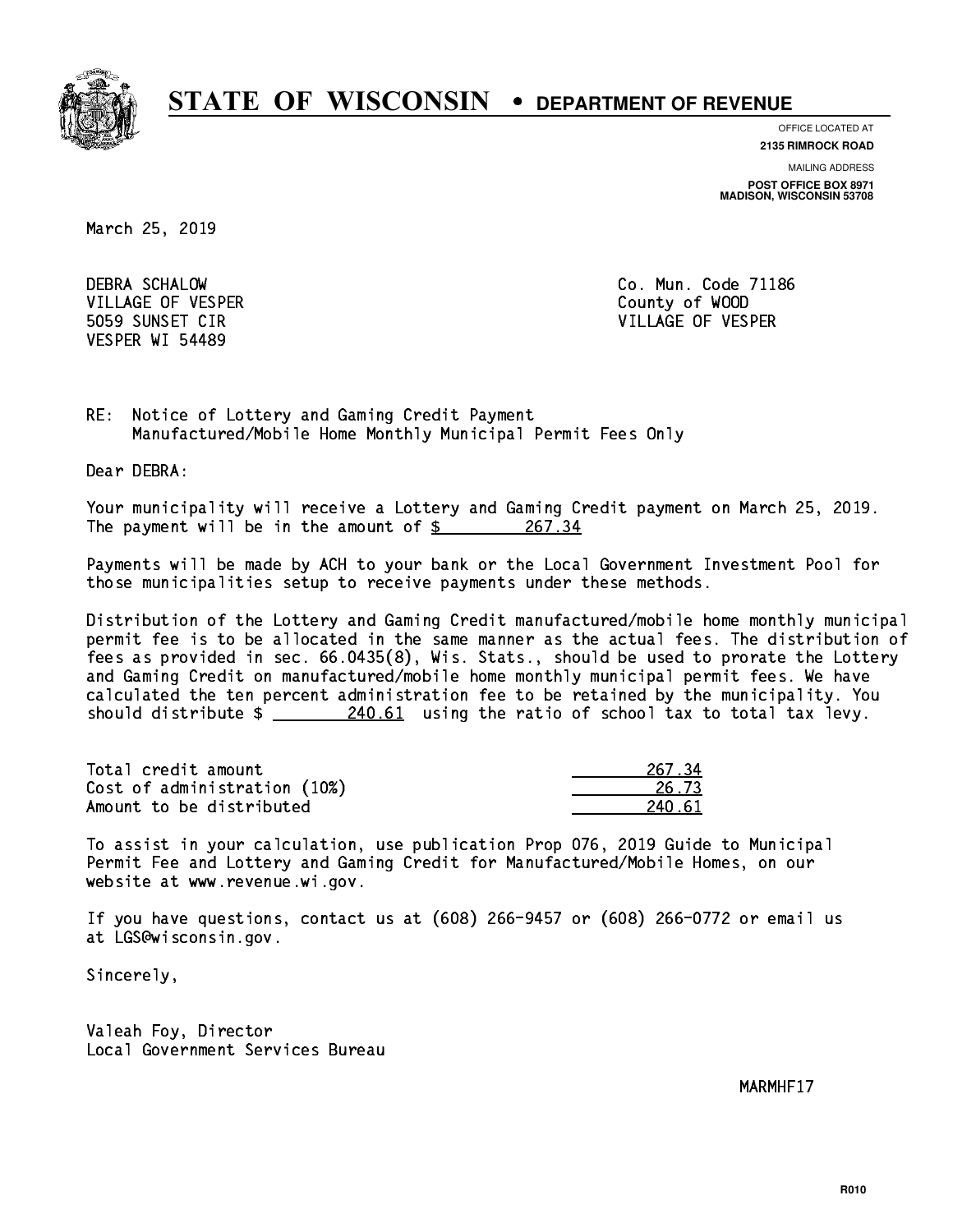# STATE OF WISCONSIN • DEPARTMENT OF REVENUE

OFFICE LOCATED AT
**2135 RIMROCK ROAD**

MAILING ADDRESS
**POST OFFICE BOX 8971**
**MADISON, WISCONSIN 53708**

March 25, 2019

DEBRA SCHALOW
VILLAGE OF VESPER
5059 SUNSET CIR
VESPER WI 54489

Co. Mun. Code 71186
County of WOOD
VILLAGE OF VESPER

RE: Notice of Lottery and Gaming Credit Payment
Manufactured/Mobile Home Monthly Municipal Permit Fees Only

Dear DEBRA:

Your municipality will receive a Lottery and Gaming Credit payment on March 25, 2019. The payment will be in the amount of $ 267.34

Payments will be made by ACH to your bank or the Local Government Investment Pool for those municipalities setup to receive payments under these methods.

Distribution of the Lottery and Gaming Credit manufactured/mobile home monthly municipal permit fee is to be allocated in the same manner as the actual fees. The distribution of fees as provided in sec. 66.0435(8), Wis. Stats., should be used to prorate the Lottery and Gaming Credit on manufactured/mobile home monthly municipal permit fees. We have calculated the ten percent administration fee to be retained by the municipality. You should distribute $ 240.61 using the ratio of school tax to total tax levy.

| | |
|---|---|
| Total credit amount | 267.34 |
| Cost of administration (10%) | 26.73 |
| Amount to be distributed | 240.61 |

To assist in your calculation, use publication Prop 076, 2019 Guide to Municipal Permit Fee and Lottery and Gaming Credit for Manufactured/Mobile Homes, on our website at www.revenue.wi.gov.

If you have questions, contact us at (608) 266-9457 or (608) 266-0772 or email us at LGS@wisconsin.gov.

Sincerely,

Valeah Foy, Director
Local Government Services Bureau

MARMHF17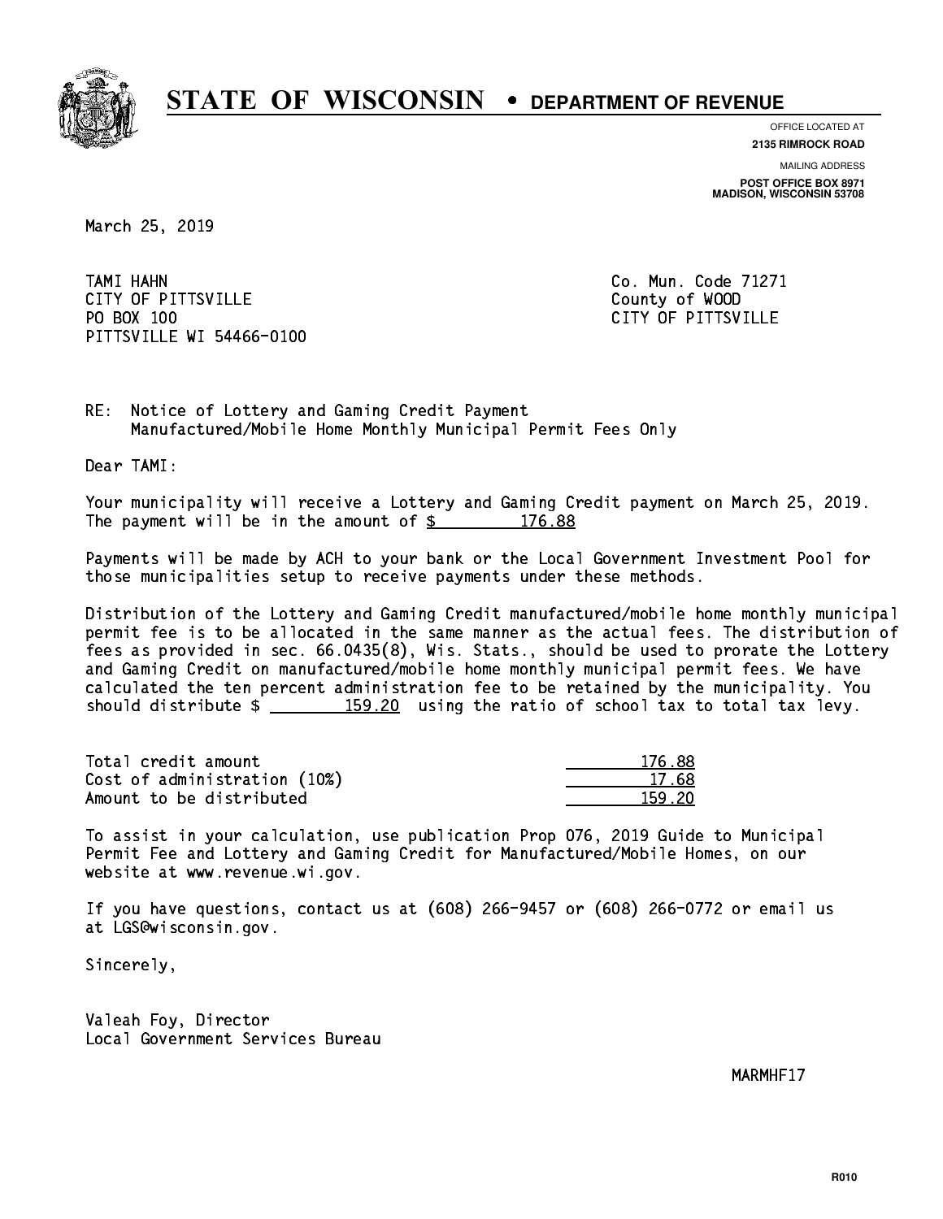**STATE OF WISCONSIN • DEPARTMENT OF REVENUE**

OFFICE LOCATED AT
**2135 RIMROCK ROAD**

MAILING ADDRESS
**POST OFFICE BOX 8971**
**MADISON, WISCONSIN 53708**

March 25, 2019

TAMI HAHN
CITY OF PITTSVILLE
PO BOX 100
PITTSVILLE WI 54466-0100

Co. Mun. Code 71271
County of WOOD
CITY OF PITTSVILLE

RE: Notice of Lottery and Gaming Credit Payment
Manufactured/Mobile Home Monthly Municipal Permit Fees Only

Dear TAMI:

Your municipality will receive a Lottery and Gaming Credit payment on March 25, 2019. The payment will be in the amount of $ 176.88

Payments will be made by ACH to your bank or the Local Government Investment Pool for those municipalities setup to receive payments under these methods.

Distribution of the Lottery and Gaming Credit manufactured/mobile home monthly municipal permit fee is to be allocated in the same manner as the actual fees. The distribution of fees as provided in sec. 66.0435(8), Wis. Stats., should be used to prorate the Lottery and Gaming Credit on manufactured/mobile home monthly municipal permit fees. We have calculated the ten percent administration fee to be retained by the municipality. You should distribute $ 159.20 using the ratio of school tax to total tax levy.

| | |
|---|---|
| Total credit amount | 176.88 |
| Cost of administration (10%) | 17.68 |
| Amount to be distributed | 159.20 |

To assist in your calculation, use publication Prop 076, 2019 Guide to Municipal Permit Fee and Lottery and Gaming Credit for Manufactured/Mobile Homes, on our website at www.revenue.wi.gov.

If you have questions, contact us at (608) 266-9457 or (608) 266-0772 or email us at LGS@wisconsin.gov.

Sincerely,

Valeah Foy, Director
Local Government Services Bureau

MARMHF17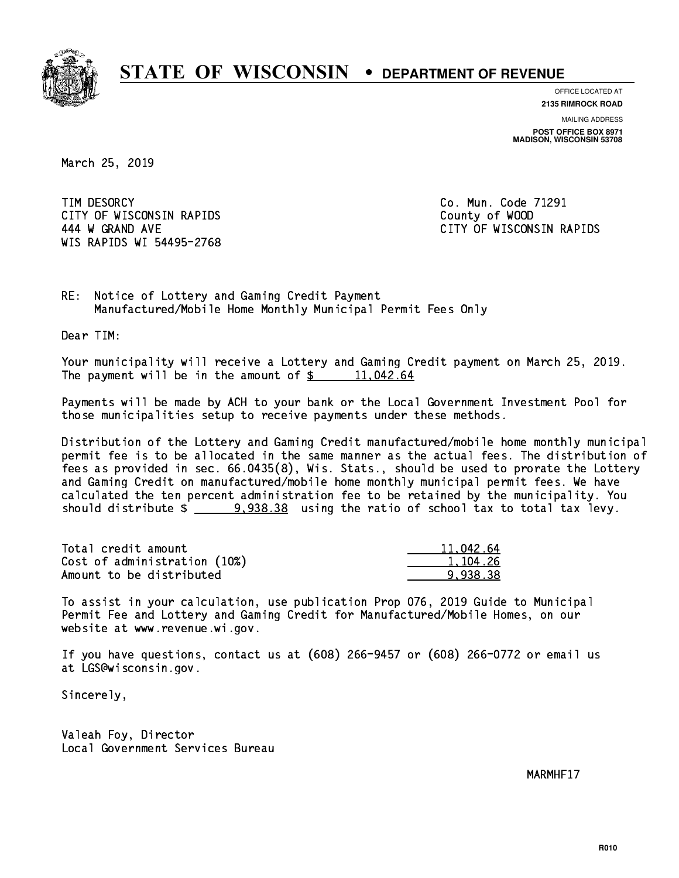# STATE OF WISCONSIN • DEPARTMENT OF REVENUE

OFFICE LOCATED AT
**2135 RIMROCK ROAD**

MAILING ADDRESS
**POST OFFICE BOX 8971**
**MADISON, WISCONSIN 53708**

March 25, 2019

TIM DESORCY
CITY OF WISCONSIN RAPIDS
444 W GRAND AVE
WIS RAPIDS WI 54495-2768

Co. Mun. Code 71291
County of WOOD
CITY OF WISCONSIN RAPIDS

RE: Notice of Lottery and Gaming Credit Payment
Manufactured/Mobile Home Monthly Municipal Permit Fees Only

Dear TIM:

Your municipality will receive a Lottery and Gaming Credit payment on March 25, 2019. The payment will be in the amount of $ 11,042.64

Payments will be made by ACH to your bank or the Local Government Investment Pool for those municipalities setup to receive payments under these methods.

Distribution of the Lottery and Gaming Credit manufactured/mobile home monthly municipal permit fee is to be allocated in the same manner as the actual fees. The distribution of fees as provided in sec. 66.0435(8), Wis. Stats., should be used to prorate the Lottery and Gaming Credit on manufactured/mobile home monthly municipal permit fees. We have calculated the ten percent administration fee to be retained by the municipality. You should distribute $ 9,938.38 using the ratio of school tax to total tax levy.

| | |
|---|---|
| Total credit amount | 11,042.64 |
| Cost of administration (10%) | 1,104.26 |
| Amount to be distributed | 9,938.38 |

To assist in your calculation, use publication Prop 076, 2019 Guide to Municipal Permit Fee and Lottery and Gaming Credit for Manufactured/Mobile Homes, on our website at www.revenue.wi.gov.

If you have questions, contact us at (608) 266-9457 or (608) 266-0772 or email us at LGS@wisconsin.gov.

Sincerely,

Valeah Foy, Director
Local Government Services Bureau

MARMHF17